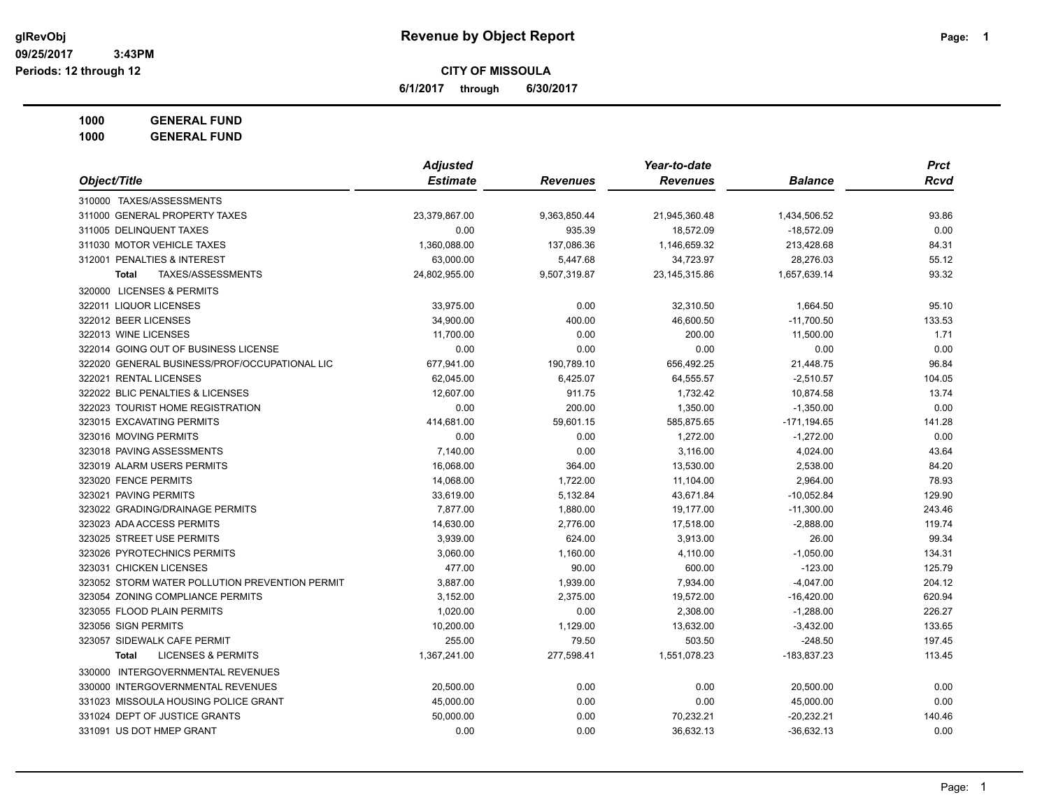**Revenue by Object Report**

glRevObj
09/25/2017 3:43PM
Periods: 12 through 12

**CITY OF MISSOULA**

6/1/2017 through 6/30/2017

**1000 GENERAL FUND**
**1000 GENERAL FUND**

| Object/Title | Adjusted Estimate | Revenues | Year-to-date Revenues | Balance | Prct Rcvd |
|---|---|---|---|---|---|
| 310000 TAXES/ASSESSMENTS | | | | | |
| 311000 GENERAL PROPERTY TAXES | 23,379,867.00 | 9,363,850.44 | 21,945,360.48 | 1,434,506.52 | 93.86 |
| 311005 DELINQUENT TAXES | 0.00 | 935.39 | 18,572.09 | -18,572.09 | 0.00 |
| 311030 MOTOR VEHICLE TAXES | 1,360,088.00 | 137,086.36 | 1,146,659.32 | 213,428.68 | 84.31 |
| 312001 PENALTIES & INTEREST | 63,000.00 | 5,447.68 | 34,723.97 | 28,276.03 | 55.12 |
| **Total** TAXES/ASSESSMENTS | 24,802,955.00 | 9,507,319.87 | 23,145,315.86 | 1,657,639.14 | 93.32 |
| 320000 LICENSES & PERMITS | | | | | |
| 322011 LIQUOR LICENSES | 33,975.00 | 0.00 | 32,310.50 | 1,664.50 | 95.10 |
| 322012 BEER LICENSES | 34,900.00 | 400.00 | 46,600.50 | -11,700.50 | 133.53 |
| 322013 WINE LICENSES | 11,700.00 | 0.00 | 200.00 | 11,500.00 | 1.71 |
| 322014 GOING OUT OF BUSINESS LICENSE | 0.00 | 0.00 | 0.00 | 0.00 | 0.00 |
| 322020 GENERAL BUSINESS/PROF/OCCUPATIONAL LIC | 677,941.00 | 190,789.10 | 656,492.25 | 21,448.75 | 96.84 |
| 322021 RENTAL LICENSES | 62,045.00 | 6,425.07 | 64,555.57 | -2,510.57 | 104.05 |
| 322022 BLIC PENALTIES & LICENSES | 12,607.00 | 911.75 | 1,732.42 | 10,874.58 | 13.74 |
| 322023 TOURIST HOME REGISTRATION | 0.00 | 200.00 | 1,350.00 | -1,350.00 | 0.00 |
| 323015 EXCAVATING PERMITS | 414,681.00 | 59,601.15 | 585,875.65 | -171,194.65 | 141.28 |
| 323016 MOVING PERMITS | 0.00 | 0.00 | 1,272.00 | -1,272.00 | 0.00 |
| 323018 PAVING ASSESSMENTS | 7,140.00 | 0.00 | 3,116.00 | 4,024.00 | 43.64 |
| 323019 ALARM USERS PERMITS | 16,068.00 | 364.00 | 13,530.00 | 2,538.00 | 84.20 |
| 323020 FENCE PERMITS | 14,068.00 | 1,722.00 | 11,104.00 | 2,964.00 | 78.93 |
| 323021 PAVING PERMITS | 33,619.00 | 5,132.84 | 43,671.84 | -10,052.84 | 129.90 |
| 323022 GRADING/DRAINAGE PERMITS | 7,877.00 | 1,880.00 | 19,177.00 | -11,300.00 | 243.46 |
| 323023 ADA ACCESS PERMITS | 14,630.00 | 2,776.00 | 17,518.00 | -2,888.00 | 119.74 |
| 323025 STREET USE PERMITS | 3,939.00 | 624.00 | 3,913.00 | 26.00 | 99.34 |
| 323026 PYROTECHNICS PERMITS | 3,060.00 | 1,160.00 | 4,110.00 | -1,050.00 | 134.31 |
| 323031 CHICKEN LICENSES | 477.00 | 90.00 | 600.00 | -123.00 | 125.79 |
| 323052 STORM WATER POLLUTION PREVENTION PERMIT | 3,887.00 | 1,939.00 | 7,934.00 | -4,047.00 | 204.12 |
| 323054 ZONING COMPLIANCE PERMITS | 3,152.00 | 2,375.00 | 19,572.00 | -16,420.00 | 620.94 |
| 323055 FLOOD PLAIN PERMITS | 1,020.00 | 0.00 | 2,308.00 | -1,288.00 | 226.27 |
| 323056 SIGN PERMITS | 10,200.00 | 1,129.00 | 13,632.00 | -3,432.00 | 133.65 |
| 323057 SIDEWALK CAFE PERMIT | 255.00 | 79.50 | 503.50 | -248.50 | 197.45 |
| **Total** LICENSES & PERMITS | 1,367,241.00 | 277,598.41 | 1,551,078.23 | -183,837.23 | 113.45 |
| 330000 INTERGOVERNMENTAL REVENUES | | | | | |
| 330000 INTERGOVERNMENTAL REVENUES | 20,500.00 | 0.00 | 0.00 | 20,500.00 | 0.00 |
| 331023 MISSOULA HOUSING POLICE GRANT | 45,000.00 | 0.00 | 0.00 | 45,000.00 | 0.00 |
| 331024 DEPT OF JUSTICE GRANTS | 50,000.00 | 0.00 | 70,232.21 | -20,232.21 | 140.46 |
| 331091 US DOT HMEP GRANT | 0.00 | 0.00 | 36,632.13 | -36,632.13 | 0.00 |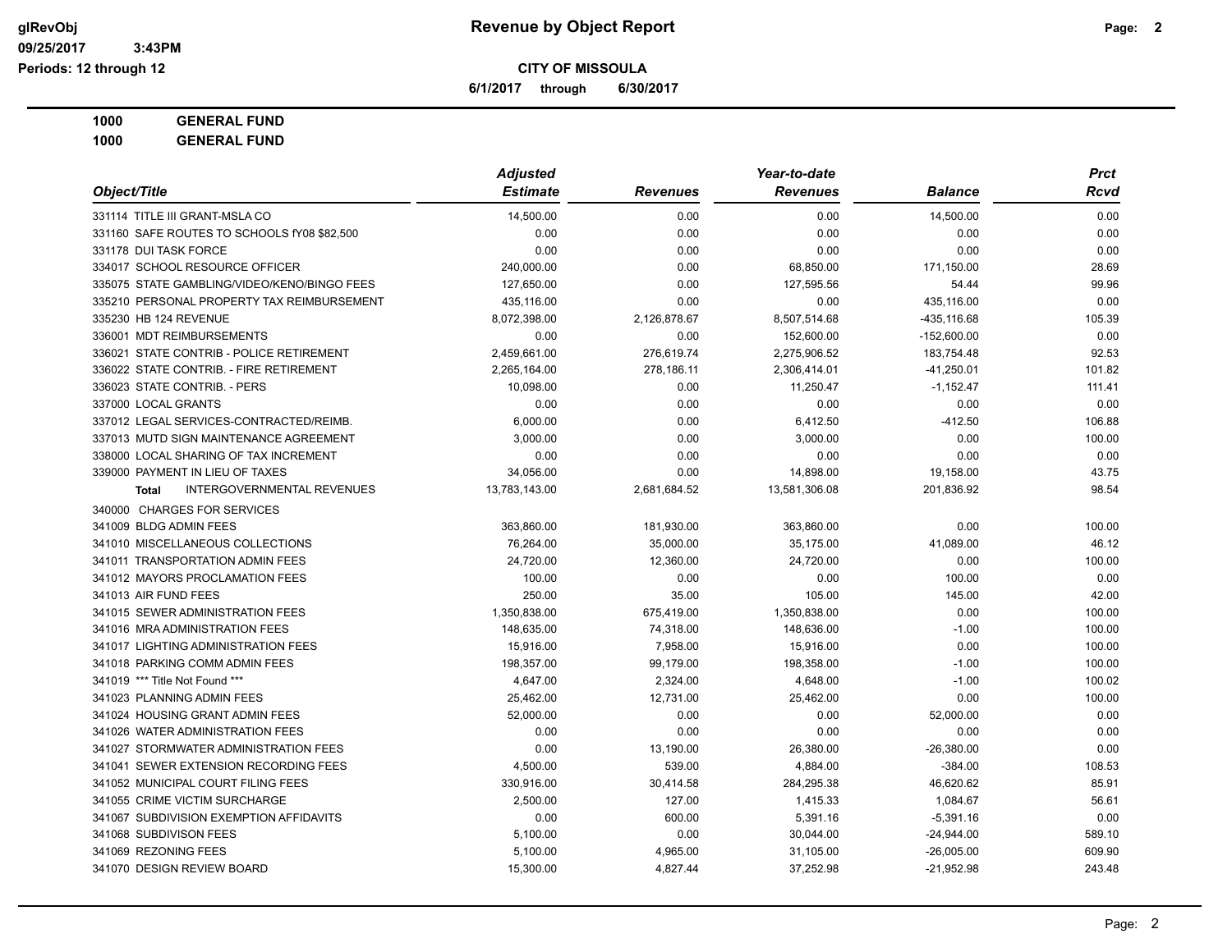**Revenue by Object Report**

glRevObj
09/25/2017 3:43PM
Periods: 12 through 12

**CITY OF MISSOULA**

**6/1/2017 through 6/30/2017**

**1000 GENERAL FUND**

**1000 GENERAL FUND**

| Object/Title | Adjusted Estimate | Revenues | Year-to-date Revenues | Balance | Prct Rcvd |
|---|---|---|---|---|---|
| 331114 TITLE III GRANT-MSLA CO | 14,500.00 | 0.00 | 0.00 | 14,500.00 | 0.00 |
| 331160 SAFE ROUTES TO SCHOOLS fY08 $82,500 | 0.00 | 0.00 | 0.00 | 0.00 | 0.00 |
| 331178 DUI TASK FORCE | 0.00 | 0.00 | 0.00 | 0.00 | 0.00 |
| 334017 SCHOOL RESOURCE OFFICER | 240,000.00 | 0.00 | 68,850.00 | 171,150.00 | 28.69 |
| 335075 STATE GAMBLING/VIDEO/KENO/BINGO FEES | 127,650.00 | 0.00 | 127,595.56 | 54.44 | 99.96 |
| 335210 PERSONAL PROPERTY TAX REIMBURSEMENT | 435,116.00 | 0.00 | 0.00 | 435,116.00 | 0.00 |
| 335230 HB 124 REVENUE | 8,072,398.00 | 2,126,878.67 | 8,507,514.68 | -435,116.68 | 105.39 |
| 336001 MDT REIMBURSEMENTS | 0.00 | 0.00 | 152,600.00 | -152,600.00 | 0.00 |
| 336021 STATE CONTRIB - POLICE RETIREMENT | 2,459,661.00 | 276,619.74 | 2,275,906.52 | 183,754.48 | 92.53 |
| 336022 STATE CONTRIB. - FIRE RETIREMENT | 2,265,164.00 | 278,186.11 | 2,306,414.01 | -41,250.01 | 101.82 |
| 336023 STATE CONTRIB. - PERS | 10,098.00 | 0.00 | 11,250.47 | -1,152.47 | 111.41 |
| 337000 LOCAL GRANTS | 0.00 | 0.00 | 0.00 | 0.00 | 0.00 |
| 337012 LEGAL SERVICES-CONTRACTED/REIMB. | 6,000.00 | 0.00 | 6,412.50 | -412.50 | 106.88 |
| 337013 MUTD SIGN MAINTENANCE AGREEMENT | 3,000.00 | 0.00 | 3,000.00 | 0.00 | 100.00 |
| 338000 LOCAL SHARING OF TAX INCREMENT | 0.00 | 0.00 | 0.00 | 0.00 | 0.00 |
| 339000 PAYMENT IN LIEU OF TAXES | 34,056.00 | 0.00 | 14,898.00 | 19,158.00 | 43.75 |
| **Total** INTERGOVERNMENTAL REVENUES | 13,783,143.00 | 2,681,684.52 | 13,581,306.08 | 201,836.92 | 98.54 |
| 340000 CHARGES FOR SERVICES | | | | | |
| 341009 BLDG ADMIN FEES | 363,860.00 | 181,930.00 | 363,860.00 | 0.00 | 100.00 |
| 341010 MISCELLANEOUS COLLECTIONS | 76,264.00 | 35,000.00 | 35,175.00 | 41,089.00 | 46.12 |
| 341011 TRANSPORTATION ADMIN FEES | 24,720.00 | 12,360.00 | 24,720.00 | 0.00 | 100.00 |
| 341012 MAYORS PROCLAMATION FEES | 100.00 | 0.00 | 0.00 | 100.00 | 0.00 |
| 341013 AIR FUND FEES | 250.00 | 35.00 | 105.00 | 145.00 | 42.00 |
| 341015 SEWER ADMINISTRATION FEES | 1,350,838.00 | 675,419.00 | 1,350,838.00 | 0.00 | 100.00 |
| 341016 MRA ADMINISTRATION FEES | 148,635.00 | 74,318.00 | 148,636.00 | -1.00 | 100.00 |
| 341017 LIGHTING ADMINISTRATION FEES | 15,916.00 | 7,958.00 | 15,916.00 | 0.00 | 100.00 |
| 341018 PARKING COMM ADMIN FEES | 198,357.00 | 99,179.00 | 198,358.00 | -1.00 | 100.00 |
| 341019 *** Title Not Found *** | 4,647.00 | 2,324.00 | 4,648.00 | -1.00 | 100.02 |
| 341023 PLANNING ADMIN FEES | 25,462.00 | 12,731.00 | 25,462.00 | 0.00 | 100.00 |
| 341024 HOUSING GRANT ADMIN FEES | 52,000.00 | 0.00 | 0.00 | 52,000.00 | 0.00 |
| 341026 WATER ADMINISTRATION FEES | 0.00 | 0.00 | 0.00 | 0.00 | 0.00 |
| 341027 STORMWATER ADMINISTRATION FEES | 0.00 | 13,190.00 | 26,380.00 | -26,380.00 | 0.00 |
| 341041 SEWER EXTENSION RECORDING FEES | 4,500.00 | 539.00 | 4,884.00 | -384.00 | 108.53 |
| 341052 MUNICIPAL COURT FILING FEES | 330,916.00 | 30,414.58 | 284,295.38 | 46,620.62 | 85.91 |
| 341055 CRIME VICTIM SURCHARGE | 2,500.00 | 127.00 | 1,415.33 | 1,084.67 | 56.61 |
| 341067 SUBDIVISION EXEMPTION AFFIDAVITS | 0.00 | 600.00 | 5,391.16 | -5,391.16 | 0.00 |
| 341068 SUBDIVISON FEES | 5,100.00 | 0.00 | 30,044.00 | -24,944.00 | 589.10 |
| 341069 REZONING FEES | 5,100.00 | 4,965.00 | 31,105.00 | -26,005.00 | 609.90 |
| 341070 DESIGN REVIEW BOARD | 15,300.00 | 4,827.44 | 37,252.98 | -21,952.98 | 243.48 |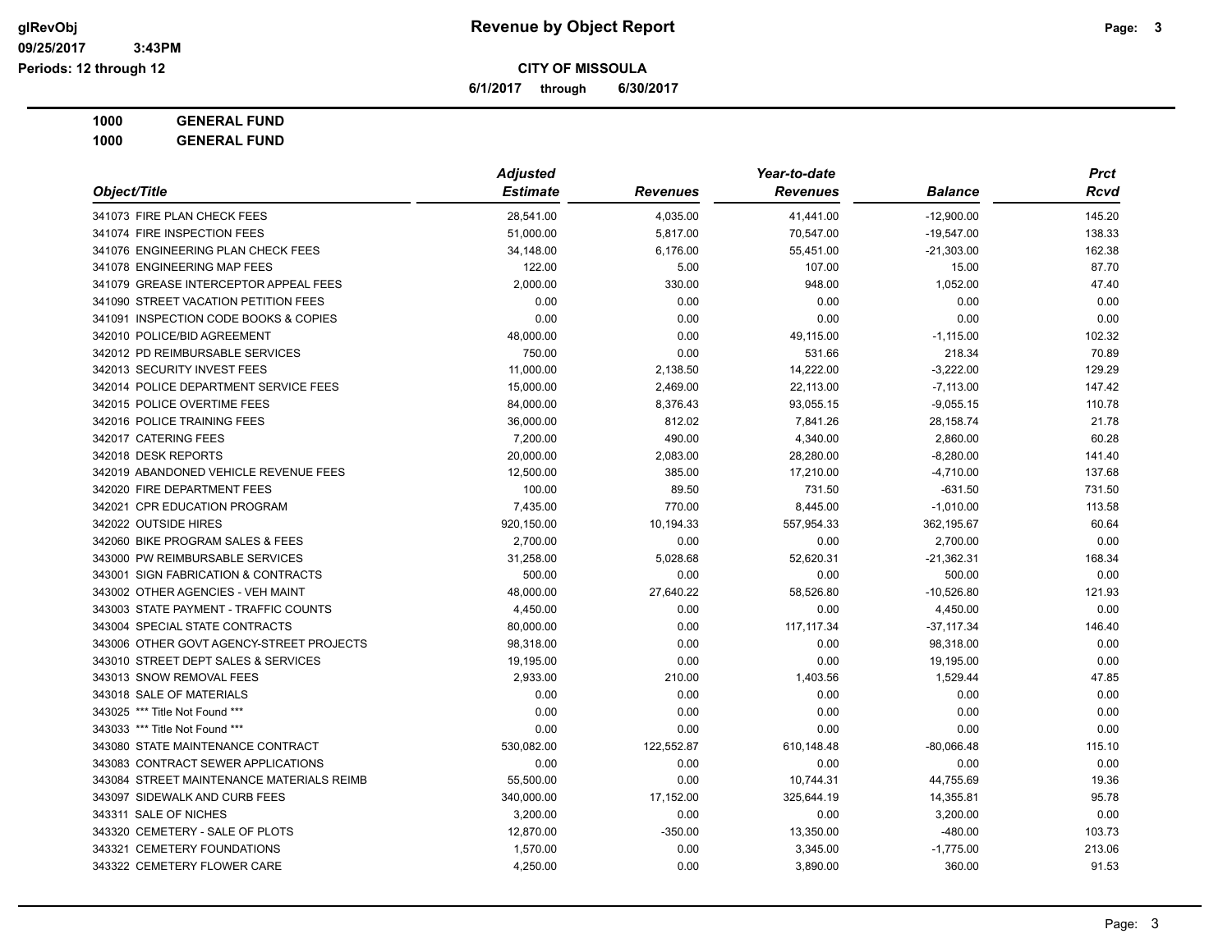**CITY OF MISSOULA**

**6/1/2017 through 6/30/2017**

**1000 GENERAL FUND**

**1000 GENERAL FUND**

| Object/Title | Adjusted Estimate | Revenues | Year-to-date Revenues | Balance | Prct Rcvd |
|---|---|---|---|---|---|
| 341073 FIRE PLAN CHECK FEES | 28,541.00 | 4,035.00 | 41,441.00 | -12,900.00 | 145.20 |
| 341074 FIRE INSPECTION FEES | 51,000.00 | 5,817.00 | 70,547.00 | -19,547.00 | 138.33 |
| 341076 ENGINEERING PLAN CHECK FEES | 34,148.00 | 6,176.00 | 55,451.00 | -21,303.00 | 162.38 |
| 341078 ENGINEERING MAP FEES | 122.00 | 5.00 | 107.00 | 15.00 | 87.70 |
| 341079 GREASE INTERCEPTOR APPEAL FEES | 2,000.00 | 330.00 | 948.00 | 1,052.00 | 47.40 |
| 341090 STREET VACATION PETITION FEES | 0.00 | 0.00 | 0.00 | 0.00 | 0.00 |
| 341091 INSPECTION CODE BOOKS & COPIES | 0.00 | 0.00 | 0.00 | 0.00 | 0.00 |
| 342010 POLICE/BID AGREEMENT | 48,000.00 | 0.00 | 49,115.00 | -1,115.00 | 102.32 |
| 342012 PD REIMBURSABLE SERVICES | 750.00 | 0.00 | 531.66 | 218.34 | 70.89 |
| 342013 SECURITY INVEST FEES | 11,000.00 | 2,138.50 | 14,222.00 | -3,222.00 | 129.29 |
| 342014 POLICE DEPARTMENT SERVICE FEES | 15,000.00 | 2,469.00 | 22,113.00 | -7,113.00 | 147.42 |
| 342015 POLICE OVERTIME FEES | 84,000.00 | 8,376.43 | 93,055.15 | -9,055.15 | 110.78 |
| 342016 POLICE TRAINING FEES | 36,000.00 | 812.02 | 7,841.26 | 28,158.74 | 21.78 |
| 342017 CATERING FEES | 7,200.00 | 490.00 | 4,340.00 | 2,860.00 | 60.28 |
| 342018 DESK REPORTS | 20,000.00 | 2,083.00 | 28,280.00 | -8,280.00 | 141.40 |
| 342019 ABANDONED VEHICLE REVENUE FEES | 12,500.00 | 385.00 | 17,210.00 | -4,710.00 | 137.68 |
| 342020 FIRE DEPARTMENT FEES | 100.00 | 89.50 | 731.50 | -631.50 | 731.50 |
| 342021 CPR EDUCATION PROGRAM | 7,435.00 | 770.00 | 8,445.00 | -1,010.00 | 113.58 |
| 342022 OUTSIDE HIRES | 920,150.00 | 10,194.33 | 557,954.33 | 362,195.67 | 60.64 |
| 342060 BIKE PROGRAM SALES & FEES | 2,700.00 | 0.00 | 0.00 | 2,700.00 | 0.00 |
| 343000 PW REIMBURSABLE SERVICES | 31,258.00 | 5,028.68 | 52,620.31 | -21,362.31 | 168.34 |
| 343001 SIGN FABRICATION & CONTRACTS | 500.00 | 0.00 | 0.00 | 500.00 | 0.00 |
| 343002 OTHER AGENCIES - VEH MAINT | 48,000.00 | 27,640.22 | 58,526.80 | -10,526.80 | 121.93 |
| 343003 STATE PAYMENT - TRAFFIC COUNTS | 4,450.00 | 0.00 | 0.00 | 4,450.00 | 0.00 |
| 343004 SPECIAL STATE CONTRACTS | 80,000.00 | 0.00 | 117,117.34 | -37,117.34 | 146.40 |
| 343006 OTHER GOVT AGENCY-STREET PROJECTS | 98,318.00 | 0.00 | 0.00 | 98,318.00 | 0.00 |
| 343010 STREET DEPT SALES & SERVICES | 19,195.00 | 0.00 | 0.00 | 19,195.00 | 0.00 |
| 343013 SNOW REMOVAL FEES | 2,933.00 | 210.00 | 1,403.56 | 1,529.44 | 47.85 |
| 343018 SALE OF MATERIALS | 0.00 | 0.00 | 0.00 | 0.00 | 0.00 |
| 343025 *** Title Not Found *** | 0.00 | 0.00 | 0.00 | 0.00 | 0.00 |
| 343033 *** Title Not Found *** | 0.00 | 0.00 | 0.00 | 0.00 | 0.00 |
| 343080 STATE MAINTENANCE CONTRACT | 530,082.00 | 122,552.87 | 610,148.48 | -80,066.48 | 115.10 |
| 343083 CONTRACT SEWER APPLICATIONS | 0.00 | 0.00 | 0.00 | 0.00 | 0.00 |
| 343084 STREET MAINTENANCE MATERIALS REIMB | 55,500.00 | 0.00 | 10,744.31 | 44,755.69 | 19.36 |
| 343097 SIDEWALK AND CURB FEES | 340,000.00 | 17,152.00 | 325,644.19 | 14,355.81 | 95.78 |
| 343311 SALE OF NICHES | 3,200.00 | 0.00 | 0.00 | 3,200.00 | 0.00 |
| 343320 CEMETERY - SALE OF PLOTS | 12,870.00 | -350.00 | 13,350.00 | -480.00 | 103.73 |
| 343321 CEMETERY FOUNDATIONS | 1,570.00 | 0.00 | 3,345.00 | -1,775.00 | 213.06 |
| 343322 CEMETERY FLOWER CARE | 4,250.00 | 0.00 | 3,890.00 | 360.00 | 91.53 |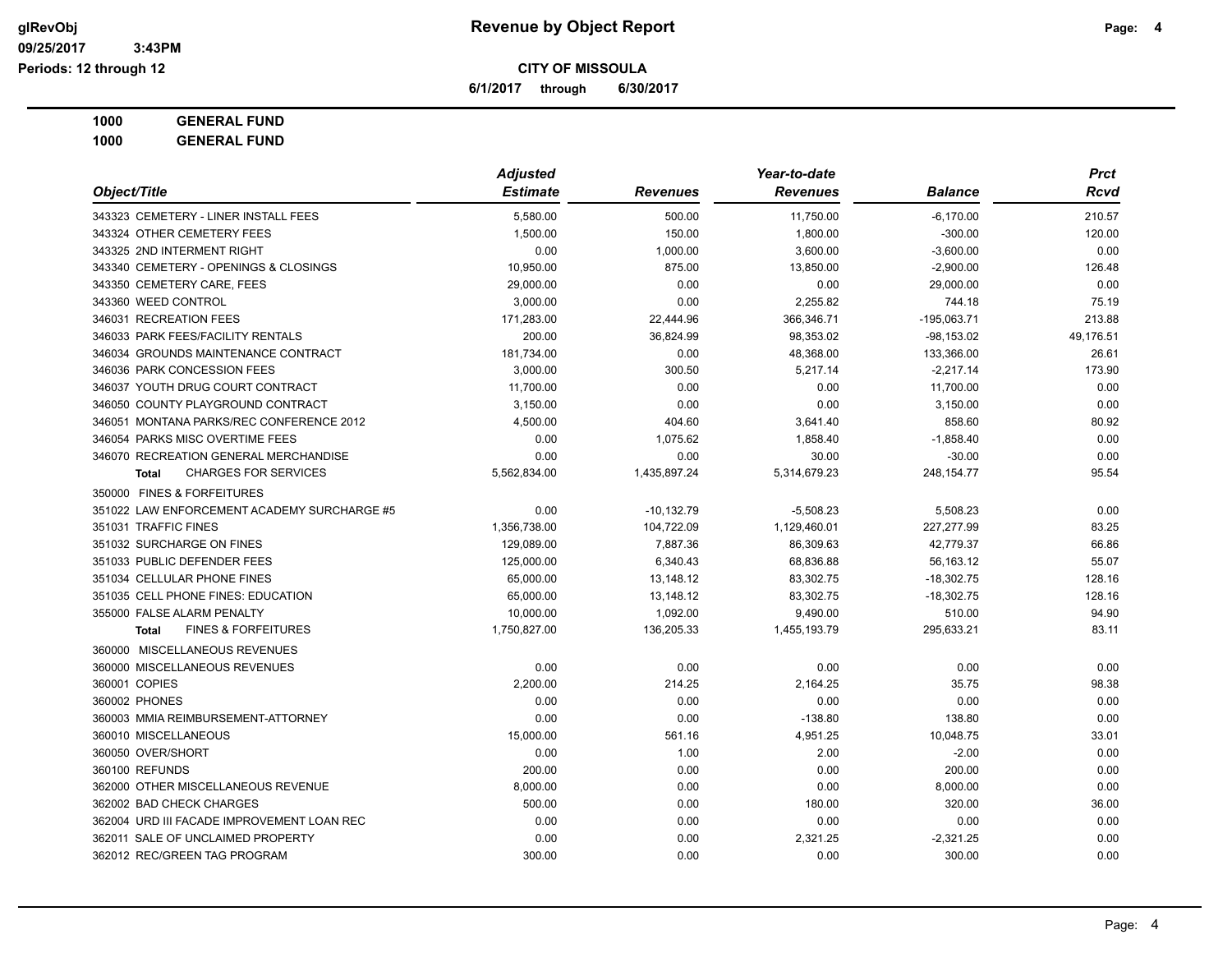**Revenue by Object Report**

**CITY OF MISSOULA**

**6/1/2017 through 6/30/2017**

glRevObj
09/25/2017 3:43PM
Periods: 12 through 12

**1000 GENERAL FUND**

**1000 GENERAL FUND**

| Object/Title | Adjusted Estimate | Revenues | Year-to-date Revenues | Balance | Prct Rcvd |
|---|---|---|---|---|---|
| 343323 CEMETERY - LINER INSTALL FEES | 5,580.00 | 500.00 | 11,750.00 | -6,170.00 | 210.57 |
| 343324 OTHER CEMETERY FEES | 1,500.00 | 150.00 | 1,800.00 | -300.00 | 120.00 |
| 343325 2ND INTERMENT RIGHT | 0.00 | 1,000.00 | 3,600.00 | -3,600.00 | 0.00 |
| 343340 CEMETERY - OPENINGS & CLOSINGS | 10,950.00 | 875.00 | 13,850.00 | -2,900.00 | 126.48 |
| 343350 CEMETERY CARE, FEES | 29,000.00 | 0.00 | 0.00 | 29,000.00 | 0.00 |
| 343360 WEED CONTROL | 3,000.00 | 0.00 | 2,255.82 | 744.18 | 75.19 |
| 346031 RECREATION FEES | 171,283.00 | 22,444.96 | 366,346.71 | -195,063.71 | 213.88 |
| 346033 PARK FEES/FACILITY RENTALS | 200.00 | 36,824.99 | 98,353.02 | -98,153.02 | 49,176.51 |
| 346034 GROUNDS MAINTENANCE CONTRACT | 181,734.00 | 0.00 | 48,368.00 | 133,366.00 | 26.61 |
| 346036 PARK CONCESSION FEES | 3,000.00 | 300.50 | 5,217.14 | -2,217.14 | 173.90 |
| 346037 YOUTH DRUG COURT CONTRACT | 11,700.00 | 0.00 | 0.00 | 11,700.00 | 0.00 |
| 346050 COUNTY PLAYGROUND CONTRACT | 3,150.00 | 0.00 | 0.00 | 3,150.00 | 0.00 |
| 346051 MONTANA PARKS/REC CONFERENCE 2012 | 4,500.00 | 404.60 | 3,641.40 | 858.60 | 80.92 |
| 346054 PARKS MISC OVERTIME FEES | 0.00 | 1,075.62 | 1,858.40 | -1,858.40 | 0.00 |
| 346070 RECREATION GENERAL MERCHANDISE | 0.00 | 0.00 | 30.00 | -30.00 | 0.00 |
| **Total** CHARGES FOR SERVICES | 5,562,834.00 | 1,435,897.24 | 5,314,679.23 | 248,154.77 | 95.54 |
| 350000 FINES & FORFEITURES | | | | | |
| 351022 LAW ENFORCEMENT ACADEMY SURCHARGE #5 | 0.00 | -10,132.79 | -5,508.23 | 5,508.23 | 0.00 |
| 351031 TRAFFIC FINES | 1,356,738.00 | 104,722.09 | 1,129,460.01 | 227,277.99 | 83.25 |
| 351032 SURCHARGE ON FINES | 129,089.00 | 7,887.36 | 86,309.63 | 42,779.37 | 66.86 |
| 351033 PUBLIC DEFENDER FEES | 125,000.00 | 6,340.43 | 68,836.88 | 56,163.12 | 55.07 |
| 351034 CELLULAR PHONE FINES | 65,000.00 | 13,148.12 | 83,302.75 | -18,302.75 | 128.16 |
| 351035 CELL PHONE FINES: EDUCATION | 65,000.00 | 13,148.12 | 83,302.75 | -18,302.75 | 128.16 |
| 355000 FALSE ALARM PENALTY | 10,000.00 | 1,092.00 | 9,490.00 | 510.00 | 94.90 |
| **Total** FINES & FORFEITURES | 1,750,827.00 | 136,205.33 | 1,455,193.79 | 295,633.21 | 83.11 |
| 360000 MISCELLANEOUS REVENUES | | | | | |
| 360000 MISCELLANEOUS REVENUES | 0.00 | 0.00 | 0.00 | 0.00 | 0.00 |
| 360001 COPIES | 2,200.00 | 214.25 | 2,164.25 | 35.75 | 98.38 |
| 360002 PHONES | 0.00 | 0.00 | 0.00 | 0.00 | 0.00 |
| 360003 MMIA REIMBURSEMENT-ATTORNEY | 0.00 | 0.00 | -138.80 | 138.80 | 0.00 |
| 360010 MISCELLANEOUS | 15,000.00 | 561.16 | 4,951.25 | 10,048.75 | 33.01 |
| 360050 OVER/SHORT | 0.00 | 1.00 | 2.00 | -2.00 | 0.00 |
| 360100 REFUNDS | 200.00 | 0.00 | 0.00 | 200.00 | 0.00 |
| 362000 OTHER MISCELLANEOUS REVENUE | 8,000.00 | 0.00 | 0.00 | 8,000.00 | 0.00 |
| 362002 BAD CHECK CHARGES | 500.00 | 0.00 | 180.00 | 320.00 | 36.00 |
| 362004 URD III FACADE IMPROVEMENT LOAN REC | 0.00 | 0.00 | 0.00 | 0.00 | 0.00 |
| 362011 SALE OF UNCLAIMED PROPERTY | 0.00 | 0.00 | 2,321.25 | -2,321.25 | 0.00 |
| 362012 REC/GREEN TAG PROGRAM | 300.00 | 0.00 | 0.00 | 300.00 | 0.00 |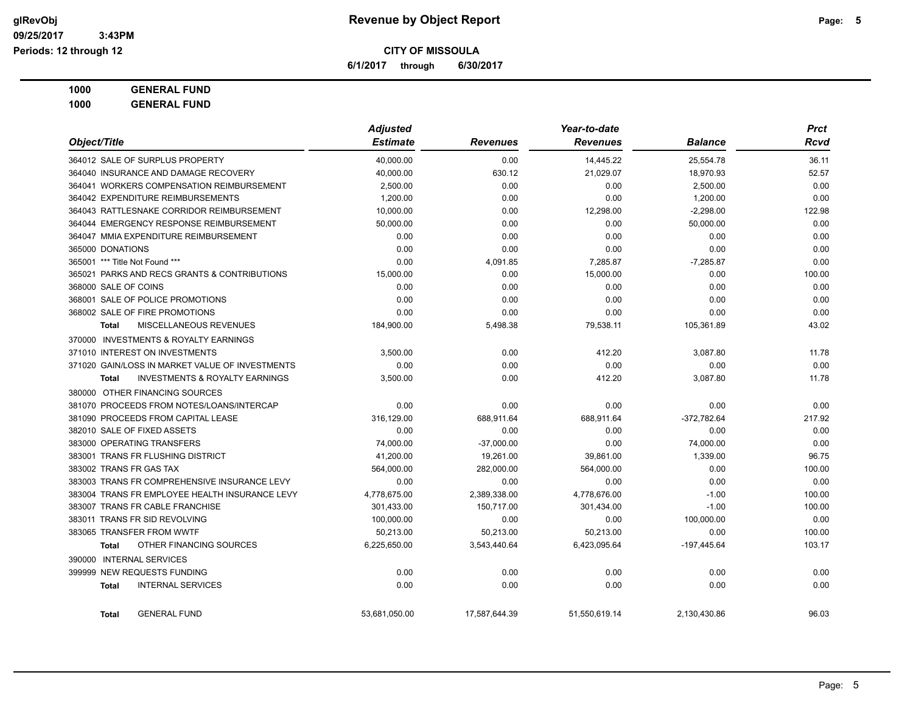**CITY OF MISSOULA**

**6/1/2017 through 6/30/2017**

**Revenue by Object Report**

**1000 GENERAL FUND**

**1000 GENERAL FUND**

| Object/Title | Adjusted Estimate | Revenues | Year-to-date Revenues | Balance | Prct Rcvd |
|---|---|---|---|---|---|
| 364012 SALE OF SURPLUS PROPERTY | 40,000.00 | 0.00 | 14,445.22 | 25,554.78 | 36.11 |
| 364040 INSURANCE AND DAMAGE RECOVERY | 40,000.00 | 630.12 | 21,029.07 | 18,970.93 | 52.57 |
| 364041 WORKERS COMPENSATION REIMBURSEMENT | 2,500.00 | 0.00 | 0.00 | 2,500.00 | 0.00 |
| 364042 EXPENDITURE REIMBURSEMENTS | 1,200.00 | 0.00 | 0.00 | 1,200.00 | 0.00 |
| 364043 RATTLESNAKE CORRIDOR REIMBURSEMENT | 10,000.00 | 0.00 | 12,298.00 | -2,298.00 | 122.98 |
| 364044 EMERGENCY RESPONSE REIMBURSEMENT | 50,000.00 | 0.00 | 0.00 | 50,000.00 | 0.00 |
| 364047 MMIA EXPENDITURE REIMBURSEMENT | 0.00 | 0.00 | 0.00 | 0.00 | 0.00 |
| 365000 DONATIONS | 0.00 | 0.00 | 0.00 | 0.00 | 0.00 |
| 365001 *** Title Not Found *** | 0.00 | 4,091.85 | 7,285.87 | -7,285.87 | 0.00 |
| 365021 PARKS AND RECS GRANTS & CONTRIBUTIONS | 15,000.00 | 0.00 | 15,000.00 | 0.00 | 100.00 |
| 368000 SALE OF COINS | 0.00 | 0.00 | 0.00 | 0.00 | 0.00 |
| 368001 SALE OF POLICE PROMOTIONS | 0.00 | 0.00 | 0.00 | 0.00 | 0.00 |
| 368002 SALE OF FIRE PROMOTIONS | 0.00 | 0.00 | 0.00 | 0.00 | 0.00 |
| **Total** MISCELLANEOUS REVENUES | 184,900.00 | 5,498.38 | 79,538.11 | 105,361.89 | 43.02 |
| 370000 INVESTMENTS & ROYALTY EARNINGS | | | | | |
| 371010 INTEREST ON INVESTMENTS | 3,500.00 | 0.00 | 412.20 | 3,087.80 | 11.78 |
| 371020 GAIN/LOSS IN MARKET VALUE OF INVESTMENTS | 0.00 | 0.00 | 0.00 | 0.00 | 0.00 |
| **Total** INVESTMENTS & ROYALTY EARNINGS | 3,500.00 | 0.00 | 412.20 | 3,087.80 | 11.78 |
| 380000 OTHER FINANCING SOURCES | | | | | |
| 381070 PROCEEDS FROM NOTES/LOANS/INTERCAP | 0.00 | 0.00 | 0.00 | 0.00 | 0.00 |
| 381090 PROCEEDS FROM CAPITAL LEASE | 316,129.00 | 688,911.64 | 688,911.64 | -372,782.64 | 217.92 |
| 382010 SALE OF FIXED ASSETS | 0.00 | 0.00 | 0.00 | 0.00 | 0.00 |
| 383000 OPERATING TRANSFERS | 74,000.00 | -37,000.00 | 0.00 | 74,000.00 | 0.00 |
| 383001 TRANS FR FLUSHING DISTRICT | 41,200.00 | 19,261.00 | 39,861.00 | 1,339.00 | 96.75 |
| 383002 TRANS FR GAS TAX | 564,000.00 | 282,000.00 | 564,000.00 | 0.00 | 100.00 |
| 383003 TRANS FR COMPREHENSIVE INSURANCE LEVY | 0.00 | 0.00 | 0.00 | 0.00 | 0.00 |
| 383004 TRANS FR EMPLOYEE HEALTH INSURANCE LEVY | 4,778,675.00 | 2,389,338.00 | 4,778,676.00 | -1.00 | 100.00 |
| 383007 TRANS FR CABLE FRANCHISE | 301,433.00 | 150,717.00 | 301,434.00 | -1.00 | 100.00 |
| 383011 TRANS FR SID REVOLVING | 100,000.00 | 0.00 | 0.00 | 100,000.00 | 0.00 |
| 383065 TRANSFER FROM WWTF | 50,213.00 | 50,213.00 | 50,213.00 | 0.00 | 100.00 |
| **Total** OTHER FINANCING SOURCES | 6,225,650.00 | 3,543,440.64 | 6,423,095.64 | -197,445.64 | 103.17 |
| 390000 INTERNAL SERVICES | | | | | |
| 399999 NEW REQUESTS FUNDING | 0.00 | 0.00 | 0.00 | 0.00 | 0.00 |
| **Total** INTERNAL SERVICES | 0.00 | 0.00 | 0.00 | 0.00 | 0.00 |
| **Total** GENERAL FUND | 53,681,050.00 | 17,587,644.39 | 51,550,619.14 | 2,130,430.86 | 96.03 |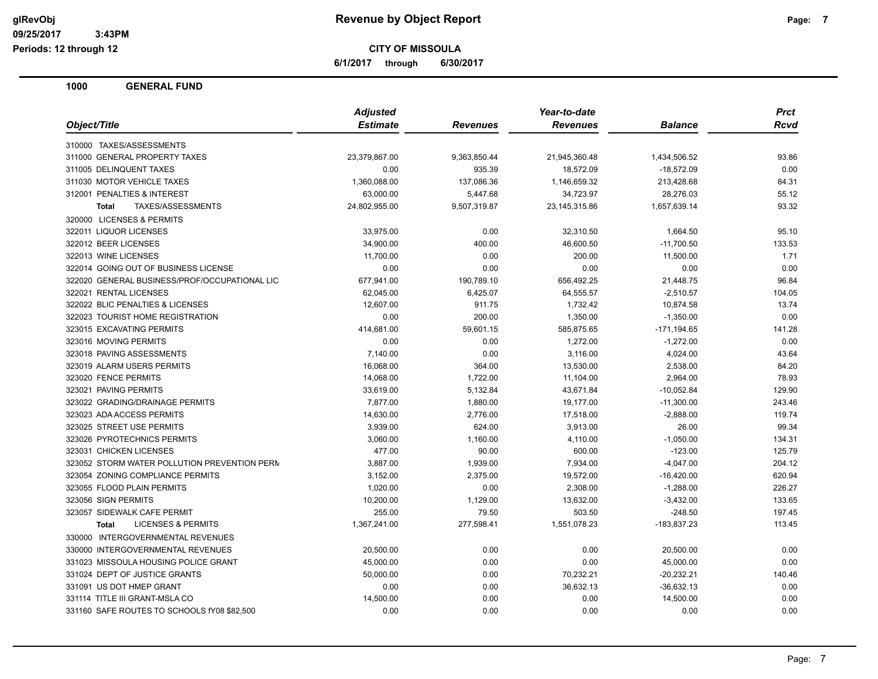**Revenue by Object Report**

**CITY OF MISSOULA**

**6/1/2017 through 6/30/2017**

glRevObj
09/25/2017 3:43PM
Periods: 12 through 12

## 1000 GENERAL FUND

| Object/Title | Adjusted Estimate | Revenues | Year-to-date Revenues | Balance | Prct Rcvd |
|---|---|---|---|---|---|
| 310000 TAXES/ASSESSMENTS | | | | | |
| 311000 GENERAL PROPERTY TAXES | 23,379,867.00 | 9,363,850.44 | 21,945,360.48 | 1,434,506.52 | 93.86 |
| 311005 DELINQUENT TAXES | 0.00 | 935.39 | 18,572.09 | -18,572.09 | 0.00 |
| 311030 MOTOR VEHICLE TAXES | 1,360,088.00 | 137,086.36 | 1,146,659.32 | 213,428.68 | 84.31 |
| 312001 PENALTIES & INTEREST | 63,000.00 | 5,447.68 | 34,723.97 | 28,276.03 | 55.12 |
| **Total** TAXES/ASSESSMENTS | 24,802,955.00 | 9,507,319.87 | 23,145,315.86 | 1,657,639.14 | 93.32 |
| 320000 LICENSES & PERMITS | | | | | |
| 322011 LIQUOR LICENSES | 33,975.00 | 0.00 | 32,310.50 | 1,664.50 | 95.10 |
| 322012 BEER LICENSES | 34,900.00 | 400.00 | 46,600.50 | -11,700.50 | 133.53 |
| 322013 WINE LICENSES | 11,700.00 | 0.00 | 200.00 | 11,500.00 | 1.71 |
| 322014 GOING OUT OF BUSINESS LICENSE | 0.00 | 0.00 | 0.00 | 0.00 | 0.00 |
| 322020 GENERAL BUSINESS/PROF/OCCUPATIONAL LIC | 677,941.00 | 190,789.10 | 656,492.25 | 21,448.75 | 96.84 |
| 322021 RENTAL LICENSES | 62,045.00 | 6,425.07 | 64,555.57 | -2,510.57 | 104.05 |
| 322022 BLIC PENALTIES & LICENSES | 12,607.00 | 911.75 | 1,732.42 | 10,874.58 | 13.74 |
| 322023 TOURIST HOME REGISTRATION | 0.00 | 200.00 | 1,350.00 | -1,350.00 | 0.00 |
| 323015 EXCAVATING PERMITS | 414,681.00 | 59,601.15 | 585,875.65 | -171,194.65 | 141.28 |
| 323016 MOVING PERMITS | 0.00 | 0.00 | 1,272.00 | -1,272.00 | 0.00 |
| 323018 PAVING ASSESSMENTS | 7,140.00 | 0.00 | 3,116.00 | 4,024.00 | 43.64 |
| 323019 ALARM USERS PERMITS | 16,068.00 | 364.00 | 13,530.00 | 2,538.00 | 84.20 |
| 323020 FENCE PERMITS | 14,068.00 | 1,722.00 | 11,104.00 | 2,964.00 | 78.93 |
| 323021 PAVING PERMITS | 33,619.00 | 5,132.84 | 43,671.84 | -10,052.84 | 129.90 |
| 323022 GRADING/DRAINAGE PERMITS | 7,877.00 | 1,880.00 | 19,177.00 | -11,300.00 | 243.46 |
| 323023 ADA ACCESS PERMITS | 14,630.00 | 2,776.00 | 17,518.00 | -2,888.00 | 119.74 |
| 323025 STREET USE PERMITS | 3,939.00 | 624.00 | 3,913.00 | 26.00 | 99.34 |
| 323026 PYROTECHNICS PERMITS | 3,060.00 | 1,160.00 | 4,110.00 | -1,050.00 | 134.31 |
| 323031 CHICKEN LICENSES | 477.00 | 90.00 | 600.00 | -123.00 | 125.79 |
| 323052 STORM WATER POLLUTION PREVENTION PERM | 3,887.00 | 1,939.00 | 7,934.00 | -4,047.00 | 204.12 |
| 323054 ZONING COMPLIANCE PERMITS | 3,152.00 | 2,375.00 | 19,572.00 | -16,420.00 | 620.94 |
| 323055 FLOOD PLAIN PERMITS | 1,020.00 | 0.00 | 2,308.00 | -1,288.00 | 226.27 |
| 323056 SIGN PERMITS | 10,200.00 | 1,129.00 | 13,632.00 | -3,432.00 | 133.65 |
| 323057 SIDEWALK CAFE PERMIT | 255.00 | 79.50 | 503.50 | -248.50 | 197.45 |
| **Total** LICENSES & PERMITS | 1,367,241.00 | 277,598.41 | 1,551,078.23 | -183,837.23 | 113.45 |
| 330000 INTERGOVERNMENTAL REVENUES | | | | | |
| 330000 INTERGOVERNMENTAL REVENUES | 20,500.00 | 0.00 | 0.00 | 20,500.00 | 0.00 |
| 331023 MISSOULA HOUSING POLICE GRANT | 45,000.00 | 0.00 | 0.00 | 45,000.00 | 0.00 |
| 331024 DEPT OF JUSTICE GRANTS | 50,000.00 | 0.00 | 70,232.21 | -20,232.21 | 140.46 |
| 331091 US DOT HMEP GRANT | 0.00 | 0.00 | 36,632.13 | -36,632.13 | 0.00 |
| 331114 TITLE III GRANT-MSLA CO | 14,500.00 | 0.00 | 0.00 | 14,500.00 | 0.00 |
| 331160 SAFE ROUTES TO SCHOOLS fY08 $82,500 | 0.00 | 0.00 | 0.00 | 0.00 | 0.00 |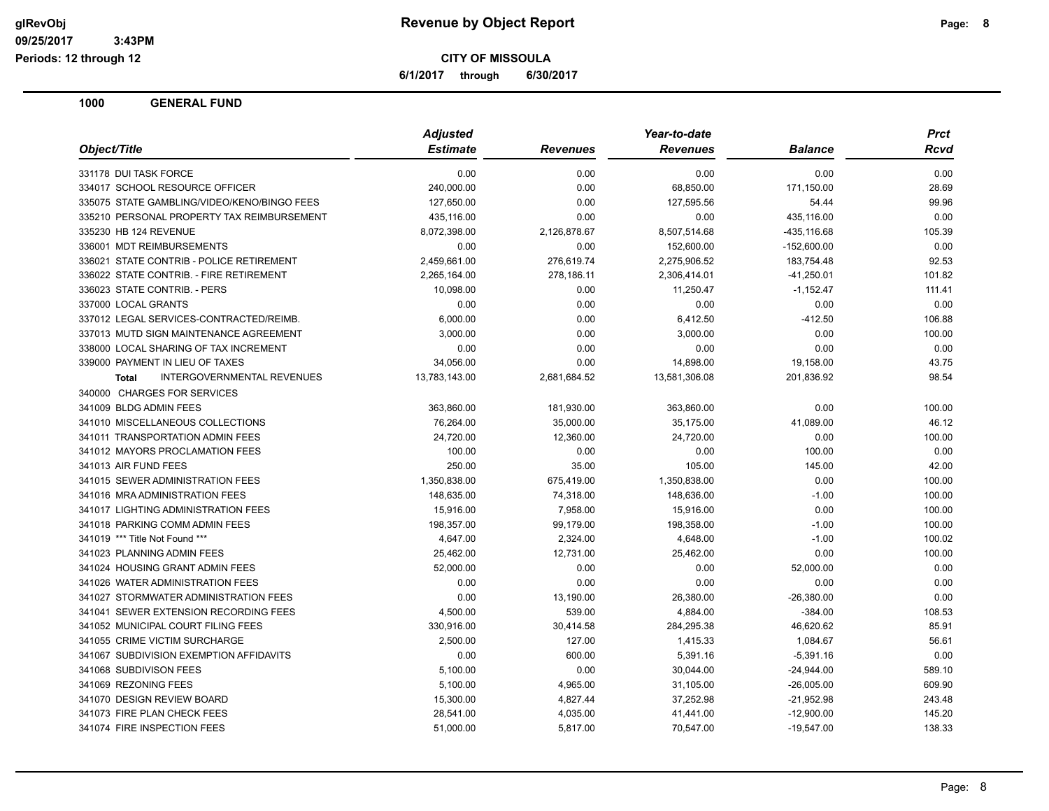**glRevObj**
**09/25/2017 3:43PM**
**Periods: 12 through 12**

# Revenue by Object Report

**CITY OF MISSOULA**

**6/1/2017 through 6/30/2017**

## 1000 GENERAL FUND

| Object/Title | Adjusted Estimate | Revenues | Year-to-date Revenues | Balance | Prct Rcvd |
|---|---|---|---|---|---|
| 331178 DUI TASK FORCE | 0.00 | 0.00 | 0.00 | 0.00 | 0.00 |
| 334017 SCHOOL RESOURCE OFFICER | 240,000.00 | 0.00 | 68,850.00 | 171,150.00 | 28.69 |
| 335075 STATE GAMBLING/VIDEO/KENO/BINGO FEES | 127,650.00 | 0.00 | 127,595.56 | 54.44 | 99.96 |
| 335210 PERSONAL PROPERTY TAX REIMBURSEMENT | 435,116.00 | 0.00 | 0.00 | 435,116.00 | 0.00 |
| 335230 HB 124 REVENUE | 8,072,398.00 | 2,126,878.67 | 8,507,514.68 | -435,116.68 | 105.39 |
| 336001 MDT REIMBURSEMENTS | 0.00 | 0.00 | 152,600.00 | -152,600.00 | 0.00 |
| 336021 STATE CONTRIB - POLICE RETIREMENT | 2,459,661.00 | 276,619.74 | 2,275,906.52 | 183,754.48 | 92.53 |
| 336022 STATE CONTRIB. - FIRE RETIREMENT | 2,265,164.00 | 278,186.11 | 2,306,414.01 | -41,250.01 | 101.82 |
| 336023 STATE CONTRIB. - PERS | 10,098.00 | 0.00 | 11,250.47 | -1,152.47 | 111.41 |
| 337000 LOCAL GRANTS | 0.00 | 0.00 | 0.00 | 0.00 | 0.00 |
| 337012 LEGAL SERVICES-CONTRACTED/REIMB. | 6,000.00 | 0.00 | 6,412.50 | -412.50 | 106.88 |
| 337013 MUTD SIGN MAINTENANCE AGREEMENT | 3,000.00 | 0.00 | 3,000.00 | 0.00 | 100.00 |
| 338000 LOCAL SHARING OF TAX INCREMENT | 0.00 | 0.00 | 0.00 | 0.00 | 0.00 |
| 339000 PAYMENT IN LIEU OF TAXES | 34,056.00 | 0.00 | 14,898.00 | 19,158.00 | 43.75 |
| **Total** INTERGOVERNMENTAL REVENUES | 13,783,143.00 | 2,681,684.52 | 13,581,306.08 | 201,836.92 | 98.54 |
| 340000 CHARGES FOR SERVICES | | | | | |
| 341009 BLDG ADMIN FEES | 363,860.00 | 181,930.00 | 363,860.00 | 0.00 | 100.00 |
| 341010 MISCELLANEOUS COLLECTIONS | 76,264.00 | 35,000.00 | 35,175.00 | 41,089.00 | 46.12 |
| 341011 TRANSPORTATION ADMIN FEES | 24,720.00 | 12,360.00 | 24,720.00 | 0.00 | 100.00 |
| 341012 MAYORS PROCLAMATION FEES | 100.00 | 0.00 | 0.00 | 100.00 | 0.00 |
| 341013 AIR FUND FEES | 250.00 | 35.00 | 105.00 | 145.00 | 42.00 |
| 341015 SEWER ADMINISTRATION FEES | 1,350,838.00 | 675,419.00 | 1,350,838.00 | 0.00 | 100.00 |
| 341016 MRA ADMINISTRATION FEES | 148,635.00 | 74,318.00 | 148,636.00 | -1.00 | 100.00 |
| 341017 LIGHTING ADMINISTRATION FEES | 15,916.00 | 7,958.00 | 15,916.00 | 0.00 | 100.00 |
| 341018 PARKING COMM ADMIN FEES | 198,357.00 | 99,179.00 | 198,358.00 | -1.00 | 100.00 |
| 341019 *** Title Not Found *** | 4,647.00 | 2,324.00 | 4,648.00 | -1.00 | 100.02 |
| 341023 PLANNING ADMIN FEES | 25,462.00 | 12,731.00 | 25,462.00 | 0.00 | 100.00 |
| 341024 HOUSING GRANT ADMIN FEES | 52,000.00 | 0.00 | 0.00 | 52,000.00 | 0.00 |
| 341026 WATER ADMINISTRATION FEES | 0.00 | 0.00 | 0.00 | 0.00 | 0.00 |
| 341027 STORMWATER ADMINISTRATION FEES | 0.00 | 13,190.00 | 26,380.00 | -26,380.00 | 0.00 |
| 341041 SEWER EXTENSION RECORDING FEES | 4,500.00 | 539.00 | 4,884.00 | -384.00 | 108.53 |
| 341052 MUNICIPAL COURT FILING FEES | 330,916.00 | 30,414.58 | 284,295.38 | 46,620.62 | 85.91 |
| 341055 CRIME VICTIM SURCHARGE | 2,500.00 | 127.00 | 1,415.33 | 1,084.67 | 56.61 |
| 341067 SUBDIVISION EXEMPTION AFFIDAVITS | 0.00 | 600.00 | 5,391.16 | -5,391.16 | 0.00 |
| 341068 SUBDIVISON FEES | 5,100.00 | 0.00 | 30,044.00 | -24,944.00 | 589.10 |
| 341069 REZONING FEES | 5,100.00 | 4,965.00 | 31,105.00 | -26,005.00 | 609.90 |
| 341070 DESIGN REVIEW BOARD | 15,300.00 | 4,827.44 | 37,252.98 | -21,952.98 | 243.48 |
| 341073 FIRE PLAN CHECK FEES | 28,541.00 | 4,035.00 | 41,441.00 | -12,900.00 | 145.20 |
| 341074 FIRE INSPECTION FEES | 51,000.00 | 5,817.00 | 70,547.00 | -19,547.00 | 138.33 |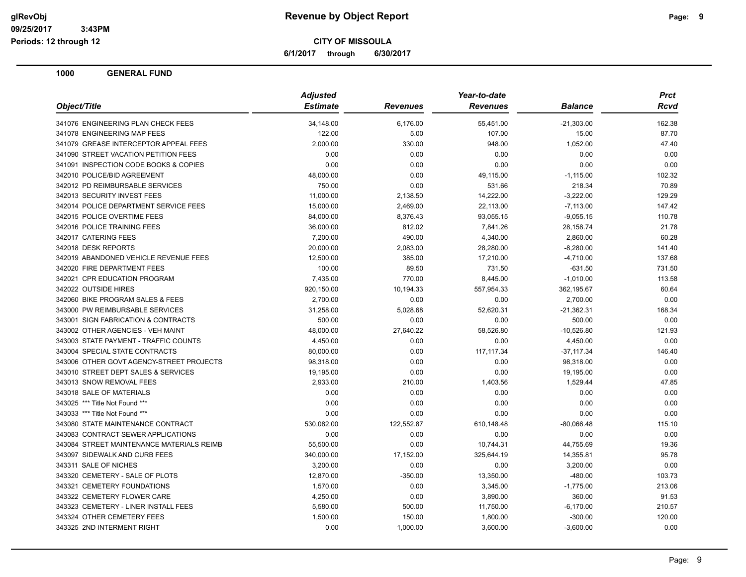# Revenue by Object Report

**CITY OF MISSOULA**

**6/1/2017 through 6/30/2017**

glRevObj
09/25/2017 3:43PM
Periods: 12 through 12

## 1000 GENERAL FUND

| Object/Title | Adjusted Estimate | Revenues | Year-to-date Revenues | Balance | Prct Rcvd |
|---|---|---|---|---|---|
| 341076 ENGINEERING PLAN CHECK FEES | 34,148.00 | 6,176.00 | 55,451.00 | -21,303.00 | 162.38 |
| 341078 ENGINEERING MAP FEES | 122.00 | 5.00 | 107.00 | 15.00 | 87.70 |
| 341079 GREASE INTERCEPTOR APPEAL FEES | 2,000.00 | 330.00 | 948.00 | 1,052.00 | 47.40 |
| 341090 STREET VACATION PETITION FEES | 0.00 | 0.00 | 0.00 | 0.00 | 0.00 |
| 341091 INSPECTION CODE BOOKS & COPIES | 0.00 | 0.00 | 0.00 | 0.00 | 0.00 |
| 342010 POLICE/BID AGREEMENT | 48,000.00 | 0.00 | 49,115.00 | -1,115.00 | 102.32 |
| 342012 PD REIMBURSABLE SERVICES | 750.00 | 0.00 | 531.66 | 218.34 | 70.89 |
| 342013 SECURITY INVEST FEES | 11,000.00 | 2,138.50 | 14,222.00 | -3,222.00 | 129.29 |
| 342014 POLICE DEPARTMENT SERVICE FEES | 15,000.00 | 2,469.00 | 22,113.00 | -7,113.00 | 147.42 |
| 342015 POLICE OVERTIME FEES | 84,000.00 | 8,376.43 | 93,055.15 | -9,055.15 | 110.78 |
| 342016 POLICE TRAINING FEES | 36,000.00 | 812.02 | 7,841.26 | 28,158.74 | 21.78 |
| 342017 CATERING FEES | 7,200.00 | 490.00 | 4,340.00 | 2,860.00 | 60.28 |
| 342018 DESK REPORTS | 20,000.00 | 2,083.00 | 28,280.00 | -8,280.00 | 141.40 |
| 342019 ABANDONED VEHICLE REVENUE FEES | 12,500.00 | 385.00 | 17,210.00 | -4,710.00 | 137.68 |
| 342020 FIRE DEPARTMENT FEES | 100.00 | 89.50 | 731.50 | -631.50 | 731.50 |
| 342021 CPR EDUCATION PROGRAM | 7,435.00 | 770.00 | 8,445.00 | -1,010.00 | 113.58 |
| 342022 OUTSIDE HIRES | 920,150.00 | 10,194.33 | 557,954.33 | 362,195.67 | 60.64 |
| 342060 BIKE PROGRAM SALES & FEES | 2,700.00 | 0.00 | 0.00 | 2,700.00 | 0.00 |
| 343000 PW REIMBURSABLE SERVICES | 31,258.00 | 5,028.68 | 52,620.31 | -21,362.31 | 168.34 |
| 343001 SIGN FABRICATION & CONTRACTS | 500.00 | 0.00 | 0.00 | 500.00 | 0.00 |
| 343002 OTHER AGENCIES - VEH MAINT | 48,000.00 | 27,640.22 | 58,526.80 | -10,526.80 | 121.93 |
| 343003 STATE PAYMENT - TRAFFIC COUNTS | 4,450.00 | 0.00 | 0.00 | 4,450.00 | 0.00 |
| 343004 SPECIAL STATE CONTRACTS | 80,000.00 | 0.00 | 117,117.34 | -37,117.34 | 146.40 |
| 343006 OTHER GOVT AGENCY-STREET PROJECTS | 98,318.00 | 0.00 | 0.00 | 98,318.00 | 0.00 |
| 343010 STREET DEPT SALES & SERVICES | 19,195.00 | 0.00 | 0.00 | 19,195.00 | 0.00 |
| 343013 SNOW REMOVAL FEES | 2,933.00 | 210.00 | 1,403.56 | 1,529.44 | 47.85 |
| 343018 SALE OF MATERIALS | 0.00 | 0.00 | 0.00 | 0.00 | 0.00 |
| 343025 *** Title Not Found *** | 0.00 | 0.00 | 0.00 | 0.00 | 0.00 |
| 343033 *** Title Not Found *** | 0.00 | 0.00 | 0.00 | 0.00 | 0.00 |
| 343080 STATE MAINTENANCE CONTRACT | 530,082.00 | 122,552.87 | 610,148.48 | -80,066.48 | 115.10 |
| 343083 CONTRACT SEWER APPLICATIONS | 0.00 | 0.00 | 0.00 | 0.00 | 0.00 |
| 343084 STREET MAINTENANCE MATERIALS REIMB | 55,500.00 | 0.00 | 10,744.31 | 44,755.69 | 19.36 |
| 343097 SIDEWALK AND CURB FEES | 340,000.00 | 17,152.00 | 325,644.19 | 14,355.81 | 95.78 |
| 343311 SALE OF NICHES | 3,200.00 | 0.00 | 0.00 | 3,200.00 | 0.00 |
| 343320 CEMETERY - SALE OF PLOTS | 12,870.00 | -350.00 | 13,350.00 | -480.00 | 103.73 |
| 343321 CEMETERY FOUNDATIONS | 1,570.00 | 0.00 | 3,345.00 | -1,775.00 | 213.06 |
| 343322 CEMETERY FLOWER CARE | 4,250.00 | 0.00 | 3,890.00 | 360.00 | 91.53 |
| 343323 CEMETERY - LINER INSTALL FEES | 5,580.00 | 500.00 | 11,750.00 | -6,170.00 | 210.57 |
| 343324 OTHER CEMETERY FEES | 1,500.00 | 150.00 | 1,800.00 | -300.00 | 120.00 |
| 343325 2ND INTERMENT RIGHT | 0.00 | 1,000.00 | 3,600.00 | -3,600.00 | 0.00 |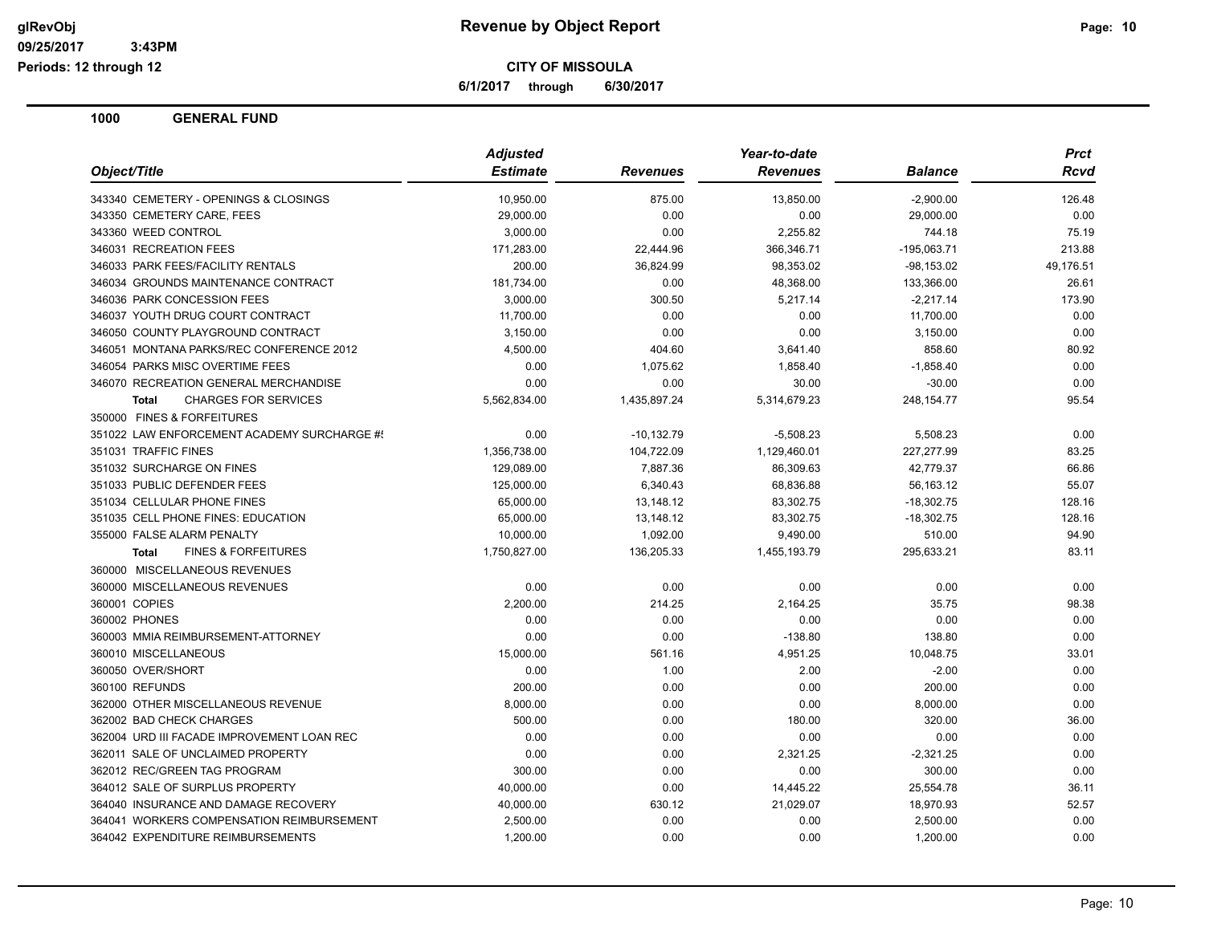**Revenue by Object Report**

**CITY OF MISSOULA**

**6/1/2017 through 6/30/2017**

glRevObj
09/25/2017 3:43PM
Periods: 12 through 12

## 1000 GENERAL FUND

| Object/Title | Adjusted Estimate | Revenues | Year-to-date Revenues | Balance | Prct Rcvd |
|---|---|---|---|---|---|
| 343340 CEMETERY - OPENINGS & CLOSINGS | 10,950.00 | 875.00 | 13,850.00 | -2,900.00 | 126.48 |
| 343350 CEMETERY CARE, FEES | 29,000.00 | 0.00 | 0.00 | 29,000.00 | 0.00 |
| 343360 WEED CONTROL | 3,000.00 | 0.00 | 2,255.82 | 744.18 | 75.19 |
| 346031 RECREATION FEES | 171,283.00 | 22,444.96 | 366,346.71 | -195,063.71 | 213.88 |
| 346033 PARK FEES/FACILITY RENTALS | 200.00 | 36,824.99 | 98,353.02 | -98,153.02 | 49,176.51 |
| 346034 GROUNDS MAINTENANCE CONTRACT | 181,734.00 | 0.00 | 48,368.00 | 133,366.00 | 26.61 |
| 346036 PARK CONCESSION FEES | 3,000.00 | 300.50 | 5,217.14 | -2,217.14 | 173.90 |
| 346037 YOUTH DRUG COURT CONTRACT | 11,700.00 | 0.00 | 0.00 | 11,700.00 | 0.00 |
| 346050 COUNTY PLAYGROUND CONTRACT | 3,150.00 | 0.00 | 0.00 | 3,150.00 | 0.00 |
| 346051 MONTANA PARKS/REC CONFERENCE 2012 | 4,500.00 | 404.60 | 3,641.40 | 858.60 | 80.92 |
| 346054 PARKS MISC OVERTIME FEES | 0.00 | 1,075.62 | 1,858.40 | -1,858.40 | 0.00 |
| 346070 RECREATION GENERAL MERCHANDISE | 0.00 | 0.00 | 30.00 | -30.00 | 0.00 |
| **Total** CHARGES FOR SERVICES | 5,562,834.00 | 1,435,897.24 | 5,314,679.23 | 248,154.77 | 95.54 |
| 350000 FINES & FORFEITURES | | | | | |
| 351022 LAW ENFORCEMENT ACADEMY SURCHARGE #! | 0.00 | -10,132.79 | -5,508.23 | 5,508.23 | 0.00 |
| 351031 TRAFFIC FINES | 1,356,738.00 | 104,722.09 | 1,129,460.01 | 227,277.99 | 83.25 |
| 351032 SURCHARGE ON FINES | 129,089.00 | 7,887.36 | 86,309.63 | 42,779.37 | 66.86 |
| 351033 PUBLIC DEFENDER FEES | 125,000.00 | 6,340.43 | 68,836.88 | 56,163.12 | 55.07 |
| 351034 CELLULAR PHONE FINES | 65,000.00 | 13,148.12 | 83,302.75 | -18,302.75 | 128.16 |
| 351035 CELL PHONE FINES: EDUCATION | 65,000.00 | 13,148.12 | 83,302.75 | -18,302.75 | 128.16 |
| 355000 FALSE ALARM PENALTY | 10,000.00 | 1,092.00 | 9,490.00 | 510.00 | 94.90 |
| **Total** FINES & FORFEITURES | 1,750,827.00 | 136,205.33 | 1,455,193.79 | 295,633.21 | 83.11 |
| 360000 MISCELLANEOUS REVENUES | | | | | |
| 360000 MISCELLANEOUS REVENUES | 0.00 | 0.00 | 0.00 | 0.00 | 0.00 |
| 360001 COPIES | 2,200.00 | 214.25 | 2,164.25 | 35.75 | 98.38 |
| 360002 PHONES | 0.00 | 0.00 | 0.00 | 0.00 | 0.00 |
| 360003 MMIA REIMBURSEMENT-ATTORNEY | 0.00 | 0.00 | -138.80 | 138.80 | 0.00 |
| 360010 MISCELLANEOUS | 15,000.00 | 561.16 | 4,951.25 | 10,048.75 | 33.01 |
| 360050 OVER/SHORT | 0.00 | 1.00 | 2.00 | -2.00 | 0.00 |
| 360100 REFUNDS | 200.00 | 0.00 | 0.00 | 200.00 | 0.00 |
| 362000 OTHER MISCELLANEOUS REVENUE | 8,000.00 | 0.00 | 0.00 | 8,000.00 | 0.00 |
| 362002 BAD CHECK CHARGES | 500.00 | 0.00 | 180.00 | 320.00 | 36.00 |
| 362004 URD III FACADE IMPROVEMENT LOAN REC | 0.00 | 0.00 | 0.00 | 0.00 | 0.00 |
| 362011 SALE OF UNCLAIMED PROPERTY | 0.00 | 0.00 | 2,321.25 | -2,321.25 | 0.00 |
| 362012 REC/GREEN TAG PROGRAM | 300.00 | 0.00 | 0.00 | 300.00 | 0.00 |
| 364012 SALE OF SURPLUS PROPERTY | 40,000.00 | 0.00 | 14,445.22 | 25,554.78 | 36.11 |
| 364040 INSURANCE AND DAMAGE RECOVERY | 40,000.00 | 630.12 | 21,029.07 | 18,970.93 | 52.57 |
| 364041 WORKERS COMPENSATION REIMBURSEMENT | 2,500.00 | 0.00 | 0.00 | 2,500.00 | 0.00 |
| 364042 EXPENDITURE REIMBURSEMENTS | 1,200.00 | 0.00 | 0.00 | 1,200.00 | 0.00 |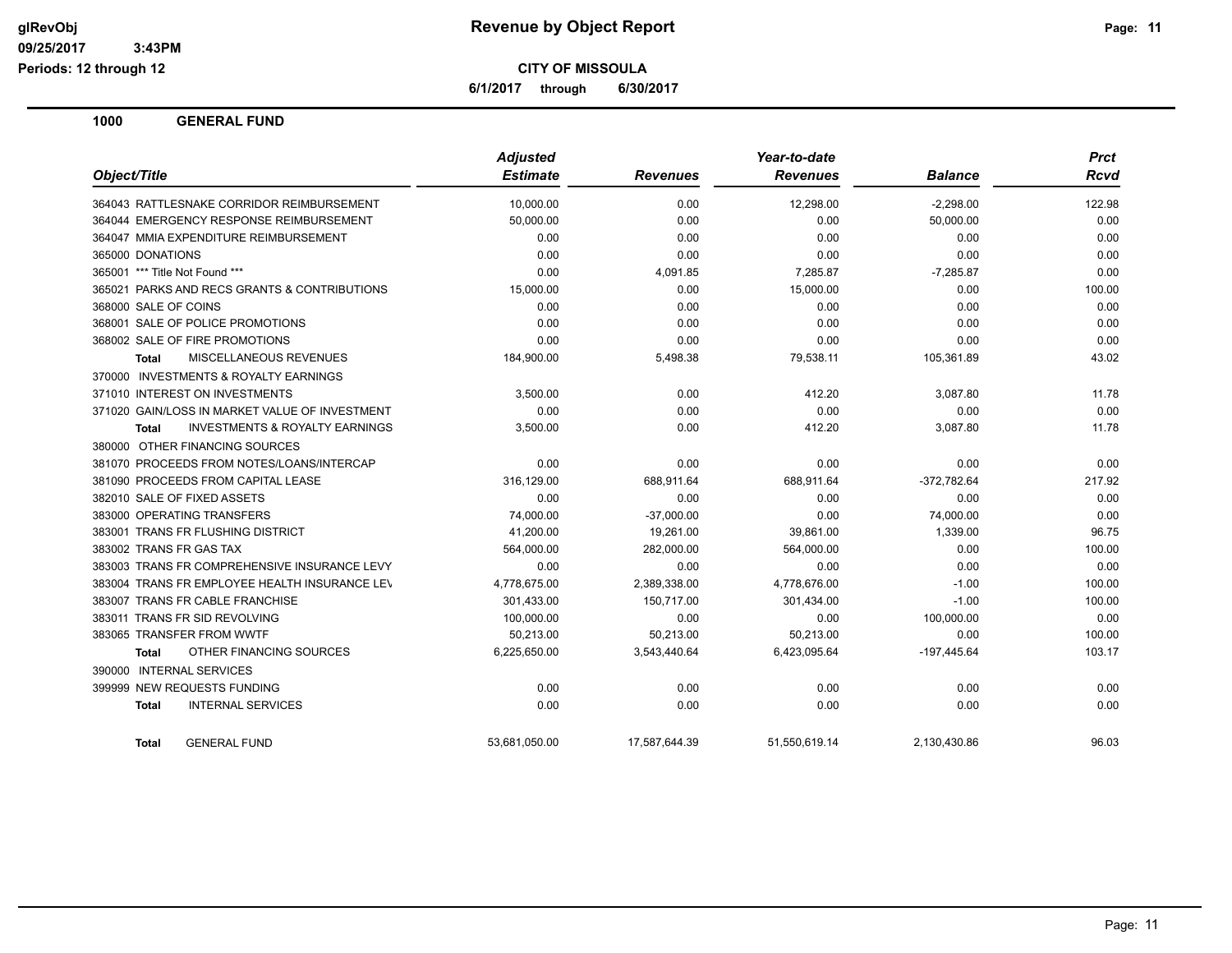**Revenue by Object Report**

**CITY OF MISSOULA**

**6/1/2017 through 6/30/2017**

glRevObj
09/25/2017 3:43PM
Periods: 12 through 12

## 1000 GENERAL FUND

| Object/Title | Adjusted Estimate | Revenues | Year-to-date Revenues | Balance | Prct Rcvd |
|---|---|---|---|---|---|
| 364043 RATTLESNAKE CORRIDOR REIMBURSEMENT | 10,000.00 | 0.00 | 12,298.00 | -2,298.00 | 122.98 |
| 364044 EMERGENCY RESPONSE REIMBURSEMENT | 50,000.00 | 0.00 | 0.00 | 50,000.00 | 0.00 |
| 364047 MMIA EXPENDITURE REIMBURSEMENT | 0.00 | 0.00 | 0.00 | 0.00 | 0.00 |
| 365000 DONATIONS | 0.00 | 0.00 | 0.00 | 0.00 | 0.00 |
| 365001 *** Title Not Found *** | 0.00 | 4,091.85 | 7,285.87 | -7,285.87 | 0.00 |
| 365021 PARKS AND RECS GRANTS & CONTRIBUTIONS | 15,000.00 | 0.00 | 15,000.00 | 0.00 | 100.00 |
| 368000 SALE OF COINS | 0.00 | 0.00 | 0.00 | 0.00 | 0.00 |
| 368001 SALE OF POLICE PROMOTIONS | 0.00 | 0.00 | 0.00 | 0.00 | 0.00 |
| 368002 SALE OF FIRE PROMOTIONS | 0.00 | 0.00 | 0.00 | 0.00 | 0.00 |
| **Total** MISCELLANEOUS REVENUES | 184,900.00 | 5,498.38 | 79,538.11 | 105,361.89 | 43.02 |
| 370000 INVESTMENTS & ROYALTY EARNINGS | | | | | |
| 371010 INTEREST ON INVESTMENTS | 3,500.00 | 0.00 | 412.20 | 3,087.80 | 11.78 |
| 371020 GAIN/LOSS IN MARKET VALUE OF INVESTMENT | 0.00 | 0.00 | 0.00 | 0.00 | 0.00 |
| **Total** INVESTMENTS & ROYALTY EARNINGS | 3,500.00 | 0.00 | 412.20 | 3,087.80 | 11.78 |
| 380000 OTHER FINANCING SOURCES | | | | | |
| 381070 PROCEEDS FROM NOTES/LOANS/INTERCAP | 0.00 | 0.00 | 0.00 | 0.00 | 0.00 |
| 381090 PROCEEDS FROM CAPITAL LEASE | 316,129.00 | 688,911.64 | 688,911.64 | -372,782.64 | 217.92 |
| 382010 SALE OF FIXED ASSETS | 0.00 | 0.00 | 0.00 | 0.00 | 0.00 |
| 383000 OPERATING TRANSFERS | 74,000.00 | -37,000.00 | 0.00 | 74,000.00 | 0.00 |
| 383001 TRANS FR FLUSHING DISTRICT | 41,200.00 | 19,261.00 | 39,861.00 | 1,339.00 | 96.75 |
| 383002 TRANS FR GAS TAX | 564,000.00 | 282,000.00 | 564,000.00 | 0.00 | 100.00 |
| 383003 TRANS FR COMPREHENSIVE INSURANCE LEVY | 0.00 | 0.00 | 0.00 | 0.00 | 0.00 |
| 383004 TRANS FR EMPLOYEE HEALTH INSURANCE LEV | 4,778,675.00 | 2,389,338.00 | 4,778,676.00 | -1.00 | 100.00 |
| 383007 TRANS FR CABLE FRANCHISE | 301,433.00 | 150,717.00 | 301,434.00 | -1.00 | 100.00 |
| 383011 TRANS FR SID REVOLVING | 100,000.00 | 0.00 | 0.00 | 100,000.00 | 0.00 |
| 383065 TRANSFER FROM WWTF | 50,213.00 | 50,213.00 | 50,213.00 | 0.00 | 100.00 |
| **Total** OTHER FINANCING SOURCES | 6,225,650.00 | 3,543,440.64 | 6,423,095.64 | -197,445.64 | 103.17 |
| 390000 INTERNAL SERVICES | | | | | |
| 399999 NEW REQUESTS FUNDING | 0.00 | 0.00 | 0.00 | 0.00 | 0.00 |
| **Total** INTERNAL SERVICES | 0.00 | 0.00 | 0.00 | 0.00 | 0.00 |
| **Total** GENERAL FUND | 53,681,050.00 | 17,587,644.39 | 51,550,619.14 | 2,130,430.86 | 96.03 |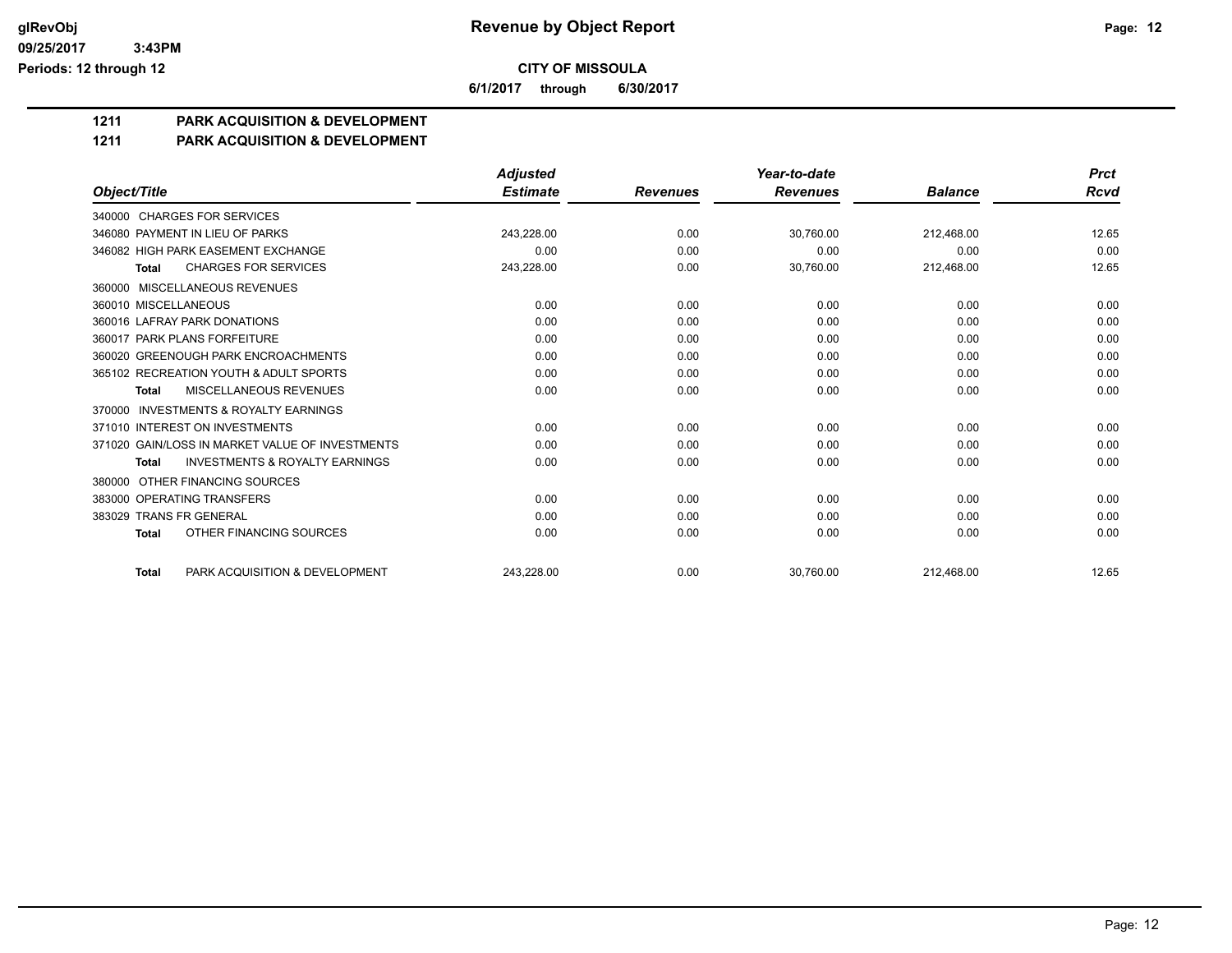**glRevObj** **Revenue by Object Report**

**09/25/2017 3:43PM**

**Periods: 12 through 12**

**CITY OF MISSOULA**

**6/1/2017 through 6/30/2017**

**1211 PARK ACQUISITION & DEVELOPMENT**

**1211 PARK ACQUISITION & DEVELOPMENT**

| Object/Title | Adjusted Estimate | Revenues | Year-to-date Revenues | Balance | Prct Rcvd |
|---|---|---|---|---|---|
| 340000 CHARGES FOR SERVICES | | | | | |
| 346080 PAYMENT IN LIEU OF PARKS | 243,228.00 | 0.00 | 30,760.00 | 212,468.00 | 12.65 |
| 346082 HIGH PARK EASEMENT EXCHANGE | 0.00 | 0.00 | 0.00 | 0.00 | 0.00 |
| **Total** CHARGES FOR SERVICES | 243,228.00 | 0.00 | 30,760.00 | 212,468.00 | 12.65 |
| 360000 MISCELLANEOUS REVENUES | | | | | |
| 360010 MISCELLANEOUS | 0.00 | 0.00 | 0.00 | 0.00 | 0.00 |
| 360016 LAFRAY PARK DONATIONS | 0.00 | 0.00 | 0.00 | 0.00 | 0.00 |
| 360017 PARK PLANS FORFEITURE | 0.00 | 0.00 | 0.00 | 0.00 | 0.00 |
| 360020 GREENOUGH PARK ENCROACHMENTS | 0.00 | 0.00 | 0.00 | 0.00 | 0.00 |
| 365102 RECREATION YOUTH & ADULT SPORTS | 0.00 | 0.00 | 0.00 | 0.00 | 0.00 |
| **Total** MISCELLANEOUS REVENUES | 0.00 | 0.00 | 0.00 | 0.00 | 0.00 |
| 370000 INVESTMENTS & ROYALTY EARNINGS | | | | | |
| 371010 INTEREST ON INVESTMENTS | 0.00 | 0.00 | 0.00 | 0.00 | 0.00 |
| 371020 GAIN/LOSS IN MARKET VALUE OF INVESTMENTS | 0.00 | 0.00 | 0.00 | 0.00 | 0.00 |
| **Total** INVESTMENTS & ROYALTY EARNINGS | 0.00 | 0.00 | 0.00 | 0.00 | 0.00 |
| 380000 OTHER FINANCING SOURCES | | | | | |
| 383000 OPERATING TRANSFERS | 0.00 | 0.00 | 0.00 | 0.00 | 0.00 |
| 383029 TRANS FR GENERAL | 0.00 | 0.00 | 0.00 | 0.00 | 0.00 |
| **Total** OTHER FINANCING SOURCES | 0.00 | 0.00 | 0.00 | 0.00 | 0.00 |
| **Total** PARK ACQUISITION & DEVELOPMENT | 243,228.00 | 0.00 | 30,760.00 | 212,468.00 | 12.65 |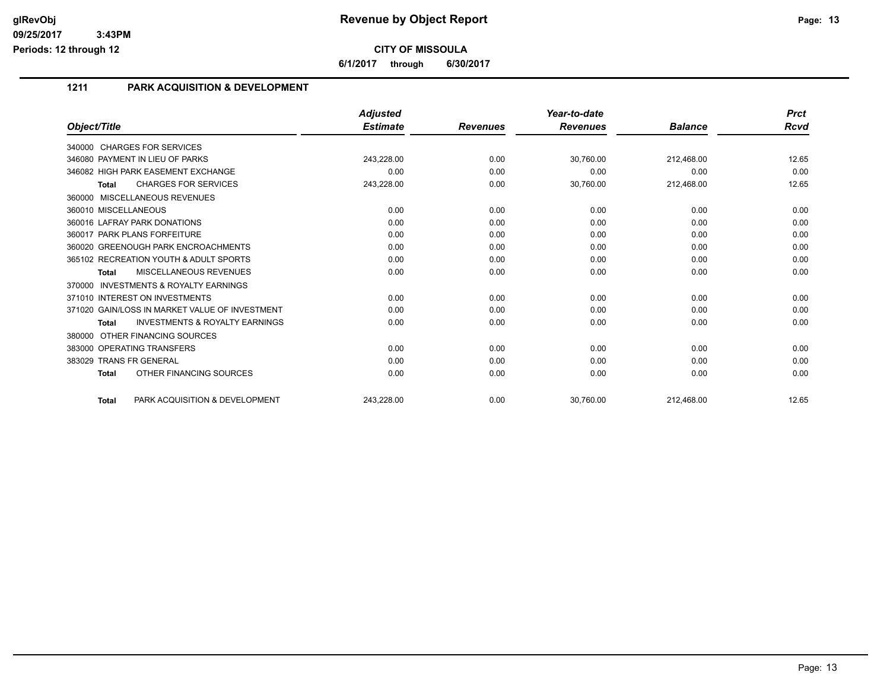# Revenue by Object Report

glRevObj
09/25/2017 3:43PM
Periods: 12 through 12

**CITY OF MISSOULA**

**6/1/2017 through 6/30/2017**

## 1211 PARK ACQUISITION & DEVELOPMENT

| Object/Title | Adjusted Estimate | Revenues | Year-to-date Revenues | Balance | Prct Rcvd |
|---|---|---|---|---|---|
| 340000 CHARGES FOR SERVICES | | | | | |
| 346080 PAYMENT IN LIEU OF PARKS | 243,228.00 | 0.00 | 30,760.00 | 212,468.00 | 12.65 |
| 346082 HIGH PARK EASEMENT EXCHANGE | 0.00 | 0.00 | 0.00 | 0.00 | 0.00 |
| **Total** CHARGES FOR SERVICES | 243,228.00 | 0.00 | 30,760.00 | 212,468.00 | 12.65 |
| 360000 MISCELLANEOUS REVENUES | | | | | |
| 360010 MISCELLANEOUS | 0.00 | 0.00 | 0.00 | 0.00 | 0.00 |
| 360016 LAFRAY PARK DONATIONS | 0.00 | 0.00 | 0.00 | 0.00 | 0.00 |
| 360017 PARK PLANS FORFEITURE | 0.00 | 0.00 | 0.00 | 0.00 | 0.00 |
| 360020 GREENOUGH PARK ENCROACHMENTS | 0.00 | 0.00 | 0.00 | 0.00 | 0.00 |
| 365102 RECREATION YOUTH & ADULT SPORTS | 0.00 | 0.00 | 0.00 | 0.00 | 0.00 |
| **Total** MISCELLANEOUS REVENUES | 0.00 | 0.00 | 0.00 | 0.00 | 0.00 |
| 370000 INVESTMENTS & ROYALTY EARNINGS | | | | | |
| 371010 INTEREST ON INVESTMENTS | 0.00 | 0.00 | 0.00 | 0.00 | 0.00 |
| 371020 GAIN/LOSS IN MARKET VALUE OF INVESTMENT | 0.00 | 0.00 | 0.00 | 0.00 | 0.00 |
| **Total** INVESTMENTS & ROYALTY EARNINGS | 0.00 | 0.00 | 0.00 | 0.00 | 0.00 |
| 380000 OTHER FINANCING SOURCES | | | | | |
| 383000 OPERATING TRANSFERS | 0.00 | 0.00 | 0.00 | 0.00 | 0.00 |
| 383029 TRANS FR GENERAL | 0.00 | 0.00 | 0.00 | 0.00 | 0.00 |
| **Total** OTHER FINANCING SOURCES | 0.00 | 0.00 | 0.00 | 0.00 | 0.00 |
| **Total** PARK ACQUISITION & DEVELOPMENT | 243,228.00 | 0.00 | 30,760.00 | 212,468.00 | 12.65 |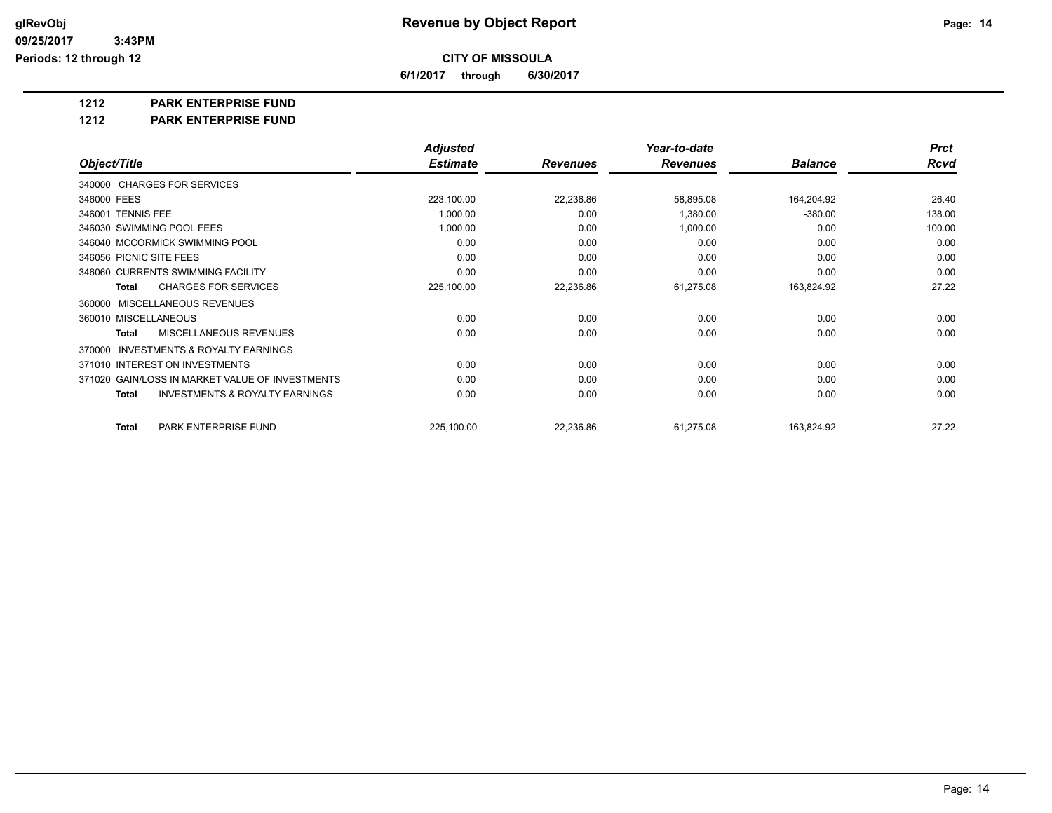# Revenue by Object Report

glRevObj
09/25/2017 3:43PM
Periods: 12 through 12

**CITY OF MISSOULA**

**6/1/2017 through 6/30/2017**

## 1212 PARK ENTERPRISE FUND

## 1212 PARK ENTERPRISE FUND

| Object/Title | Adjusted Estimate | Revenues | Year-to-date Revenues | Balance | Prct Rcvd |
|---|---|---|---|---|---|
| 340000 CHARGES FOR SERVICES | | | | | |
| 346000 FEES | 223,100.00 | 22,236.86 | 58,895.08 | 164,204.92 | 26.40 |
| 346001 TENNIS FEE | 1,000.00 | 0.00 | 1,380.00 | -380.00 | 138.00 |
| 346030 SWIMMING POOL FEES | 1,000.00 | 0.00 | 1,000.00 | 0.00 | 100.00 |
| 346040 MCCORMICK SWIMMING POOL | 0.00 | 0.00 | 0.00 | 0.00 | 0.00 |
| 346056 PICNIC SITE FEES | 0.00 | 0.00 | 0.00 | 0.00 | 0.00 |
| 346060 CURRENTS SWIMMING FACILITY | 0.00 | 0.00 | 0.00 | 0.00 | 0.00 |
| **Total** CHARGES FOR SERVICES | 225,100.00 | 22,236.86 | 61,275.08 | 163,824.92 | 27.22 |
| 360000 MISCELLANEOUS REVENUES | | | | | |
| 360010 MISCELLANEOUS | 0.00 | 0.00 | 0.00 | 0.00 | 0.00 |
| **Total** MISCELLANEOUS REVENUES | 0.00 | 0.00 | 0.00 | 0.00 | 0.00 |
| 370000 INVESTMENTS & ROYALTY EARNINGS | | | | | |
| 371010 INTEREST ON INVESTMENTS | 0.00 | 0.00 | 0.00 | 0.00 | 0.00 |
| 371020 GAIN/LOSS IN MARKET VALUE OF INVESTMENTS | 0.00 | 0.00 | 0.00 | 0.00 | 0.00 |
| **Total** INVESTMENTS & ROYALTY EARNINGS | 0.00 | 0.00 | 0.00 | 0.00 | 0.00 |
| **Total** PARK ENTERPRISE FUND | 225,100.00 | 22,236.86 | 61,275.08 | 163,824.92 | 27.22 |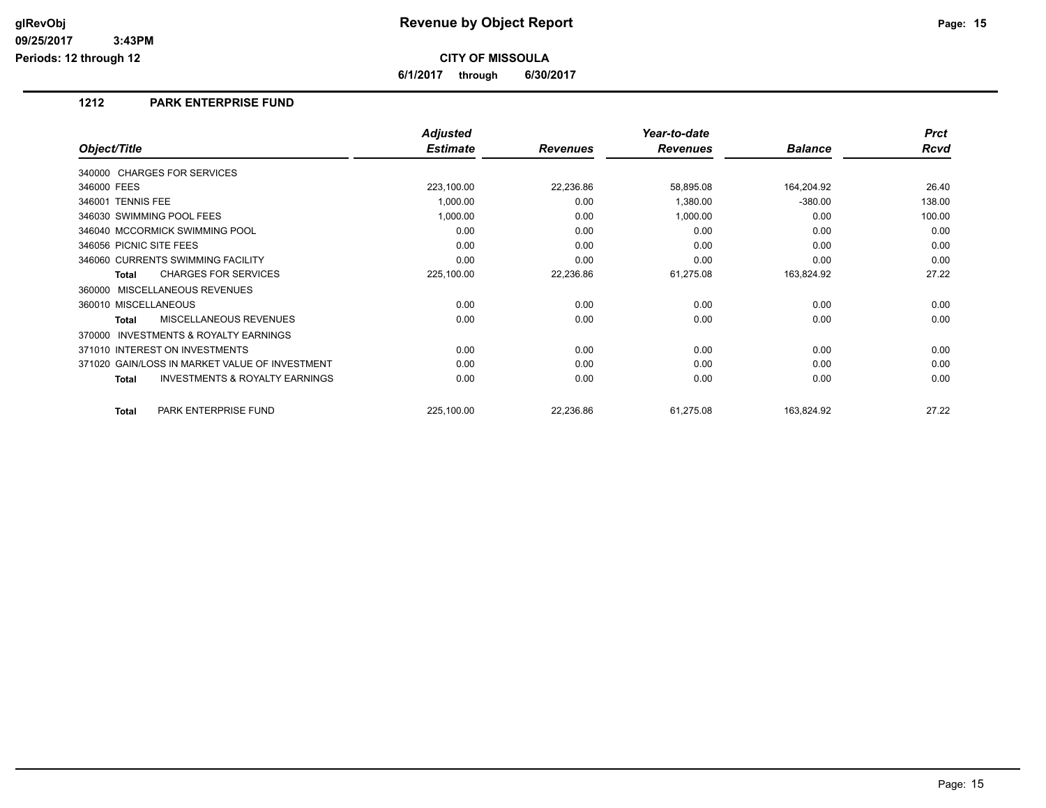# Revenue by Object Report

**CITY OF MISSOULA**

**6/1/2017 through 6/30/2017**

glRevObj
09/25/2017 3:43PM
Periods: 12 through 12

## 1212 PARK ENTERPRISE FUND

| Object/Title | Adjusted Estimate | Revenues | Year-to-date Revenues | Balance | Prct Rcvd |
|---|---|---|---|---|---|
| 340000 CHARGES FOR SERVICES | | | | | |
| 346000 FEES | 223,100.00 | 22,236.86 | 58,895.08 | 164,204.92 | 26.40 |
| 346001 TENNIS FEE | 1,000.00 | 0.00 | 1,380.00 | -380.00 | 138.00 |
| 346030 SWIMMING POOL FEES | 1,000.00 | 0.00 | 1,000.00 | 0.00 | 100.00 |
| 346040 MCCORMICK SWIMMING POOL | 0.00 | 0.00 | 0.00 | 0.00 | 0.00 |
| 346056 PICNIC SITE FEES | 0.00 | 0.00 | 0.00 | 0.00 | 0.00 |
| 346060 CURRENTS SWIMMING FACILITY | 0.00 | 0.00 | 0.00 | 0.00 | 0.00 |
| **Total** CHARGES FOR SERVICES | 225,100.00 | 22,236.86 | 61,275.08 | 163,824.92 | 27.22 |
| 360000 MISCELLANEOUS REVENUES | | | | | |
| 360010 MISCELLANEOUS | 0.00 | 0.00 | 0.00 | 0.00 | 0.00 |
| **Total** MISCELLANEOUS REVENUES | 0.00 | 0.00 | 0.00 | 0.00 | 0.00 |
| 370000 INVESTMENTS & ROYALTY EARNINGS | | | | | |
| 371010 INTEREST ON INVESTMENTS | 0.00 | 0.00 | 0.00 | 0.00 | 0.00 |
| 371020 GAIN/LOSS IN MARKET VALUE OF INVESTMENT | 0.00 | 0.00 | 0.00 | 0.00 | 0.00 |
| **Total** INVESTMENTS & ROYALTY EARNINGS | 0.00 | 0.00 | 0.00 | 0.00 | 0.00 |
| **Total** PARK ENTERPRISE FUND | 225,100.00 | 22,236.86 | 61,275.08 | 163,824.92 | 27.22 |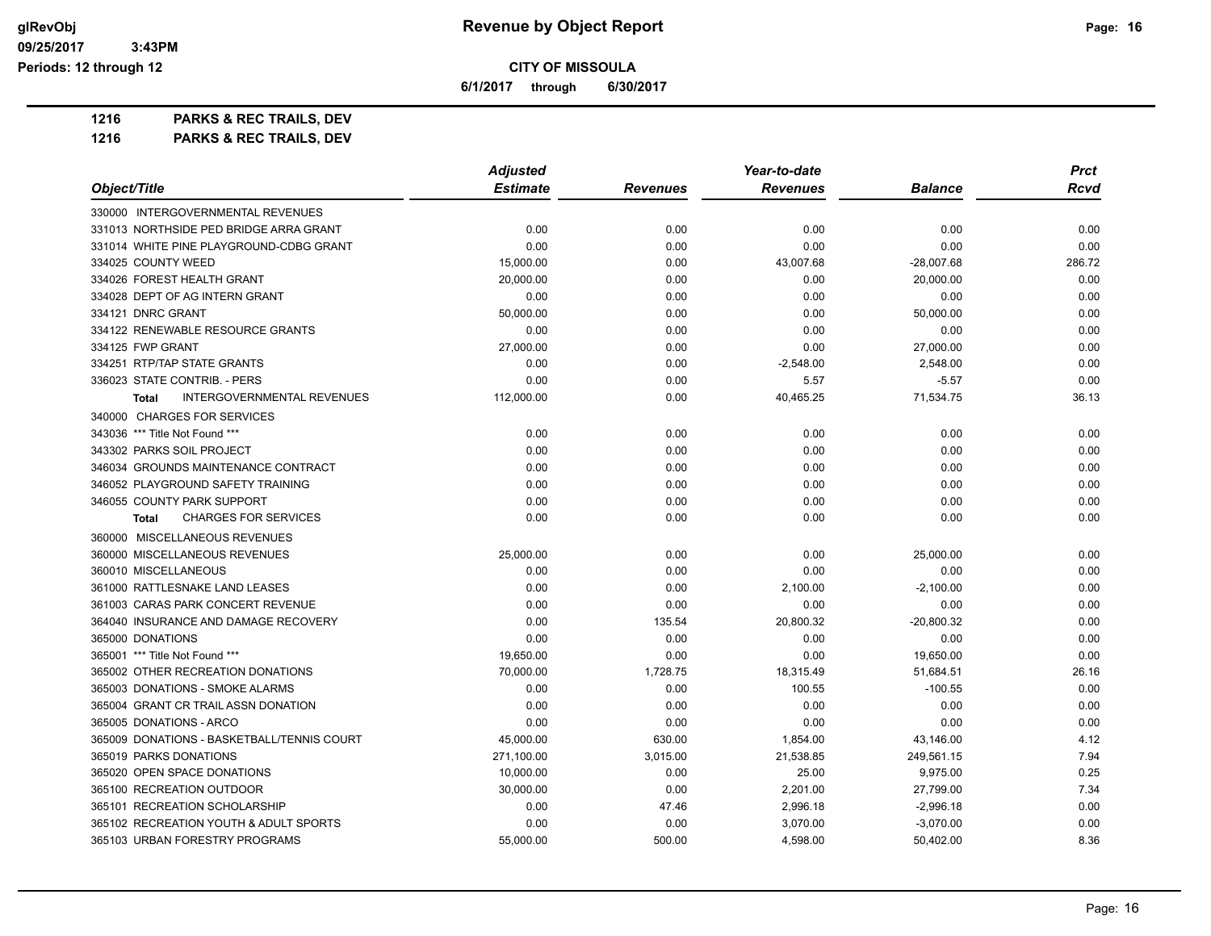# Revenue by Object Report

**CITY OF MISSOULA**

**6/1/2017 through 6/30/2017**

**1216 PARKS & REC TRAILS, DEV**

**1216 PARKS & REC TRAILS, DEV**

| Object/Title | Adjusted Estimate | Revenues | Year-to-date Revenues | Balance | Prct Rcvd |
|---|---|---|---|---|---|
| 330000 INTERGOVERNMENTAL REVENUES | | | | | |
| 331013 NORTHSIDE PED BRIDGE ARRA GRANT | 0.00 | 0.00 | 0.00 | 0.00 | 0.00 |
| 331014 WHITE PINE PLAYGROUND-CDBG GRANT | 0.00 | 0.00 | 0.00 | 0.00 | 0.00 |
| 334025 COUNTY WEED | 15,000.00 | 0.00 | 43,007.68 | -28,007.68 | 286.72 |
| 334026 FOREST HEALTH GRANT | 20,000.00 | 0.00 | 0.00 | 20,000.00 | 0.00 |
| 334028 DEPT OF AG INTERN GRANT | 0.00 | 0.00 | 0.00 | 0.00 | 0.00 |
| 334121 DNRC GRANT | 50,000.00 | 0.00 | 0.00 | 50,000.00 | 0.00 |
| 334122 RENEWABLE RESOURCE GRANTS | 0.00 | 0.00 | 0.00 | 0.00 | 0.00 |
| 334125 FWP GRANT | 27,000.00 | 0.00 | 0.00 | 27,000.00 | 0.00 |
| 334251 RTP/TAP STATE GRANTS | 0.00 | 0.00 | -2,548.00 | 2,548.00 | 0.00 |
| 336023 STATE CONTRIB. - PERS | 0.00 | 0.00 | 5.57 | -5.57 | 0.00 |
| **Total** INTERGOVERNMENTAL REVENUES | 112,000.00 | 0.00 | 40,465.25 | 71,534.75 | 36.13 |
| 340000 CHARGES FOR SERVICES | | | | | |
| 343036 *** Title Not Found *** | 0.00 | 0.00 | 0.00 | 0.00 | 0.00 |
| 343302 PARKS SOIL PROJECT | 0.00 | 0.00 | 0.00 | 0.00 | 0.00 |
| 346034 GROUNDS MAINTENANCE CONTRACT | 0.00 | 0.00 | 0.00 | 0.00 | 0.00 |
| 346052 PLAYGROUND SAFETY TRAINING | 0.00 | 0.00 | 0.00 | 0.00 | 0.00 |
| 346055 COUNTY PARK SUPPORT | 0.00 | 0.00 | 0.00 | 0.00 | 0.00 |
| **Total** CHARGES FOR SERVICES | 0.00 | 0.00 | 0.00 | 0.00 | 0.00 |
| 360000 MISCELLANEOUS REVENUES | | | | | |
| 360000 MISCELLANEOUS REVENUES | 25,000.00 | 0.00 | 0.00 | 25,000.00 | 0.00 |
| 360010 MISCELLANEOUS | 0.00 | 0.00 | 0.00 | 0.00 | 0.00 |
| 361000 RATTLESNAKE LAND LEASES | 0.00 | 0.00 | 2,100.00 | -2,100.00 | 0.00 |
| 361003 CARAS PARK CONCERT REVENUE | 0.00 | 0.00 | 0.00 | 0.00 | 0.00 |
| 364040 INSURANCE AND DAMAGE RECOVERY | 0.00 | 135.54 | 20,800.32 | -20,800.32 | 0.00 |
| 365000 DONATIONS | 0.00 | 0.00 | 0.00 | 0.00 | 0.00 |
| 365001 *** Title Not Found *** | 19,650.00 | 0.00 | 0.00 | 19,650.00 | 0.00 |
| 365002 OTHER RECREATION DONATIONS | 70,000.00 | 1,728.75 | 18,315.49 | 51,684.51 | 26.16 |
| 365003 DONATIONS - SMOKE ALARMS | 0.00 | 0.00 | 100.55 | -100.55 | 0.00 |
| 365004 GRANT CR TRAIL ASSN DONATION | 0.00 | 0.00 | 0.00 | 0.00 | 0.00 |
| 365005 DONATIONS - ARCO | 0.00 | 0.00 | 0.00 | 0.00 | 0.00 |
| 365009 DONATIONS - BASKETBALL/TENNIS COURT | 45,000.00 | 630.00 | 1,854.00 | 43,146.00 | 4.12 |
| 365019 PARKS DONATIONS | 271,100.00 | 3,015.00 | 21,538.85 | 249,561.15 | 7.94 |
| 365020 OPEN SPACE DONATIONS | 10,000.00 | 0.00 | 25.00 | 9,975.00 | 0.25 |
| 365100 RECREATION OUTDOOR | 30,000.00 | 0.00 | 2,201.00 | 27,799.00 | 7.34 |
| 365101 RECREATION SCHOLARSHIP | 0.00 | 47.46 | 2,996.18 | -2,996.18 | 0.00 |
| 365102 RECREATION YOUTH & ADULT SPORTS | 0.00 | 0.00 | 3,070.00 | -3,070.00 | 0.00 |
| 365103 URBAN FORESTRY PROGRAMS | 55,000.00 | 500.00 | 4,598.00 | 50,402.00 | 8.36 |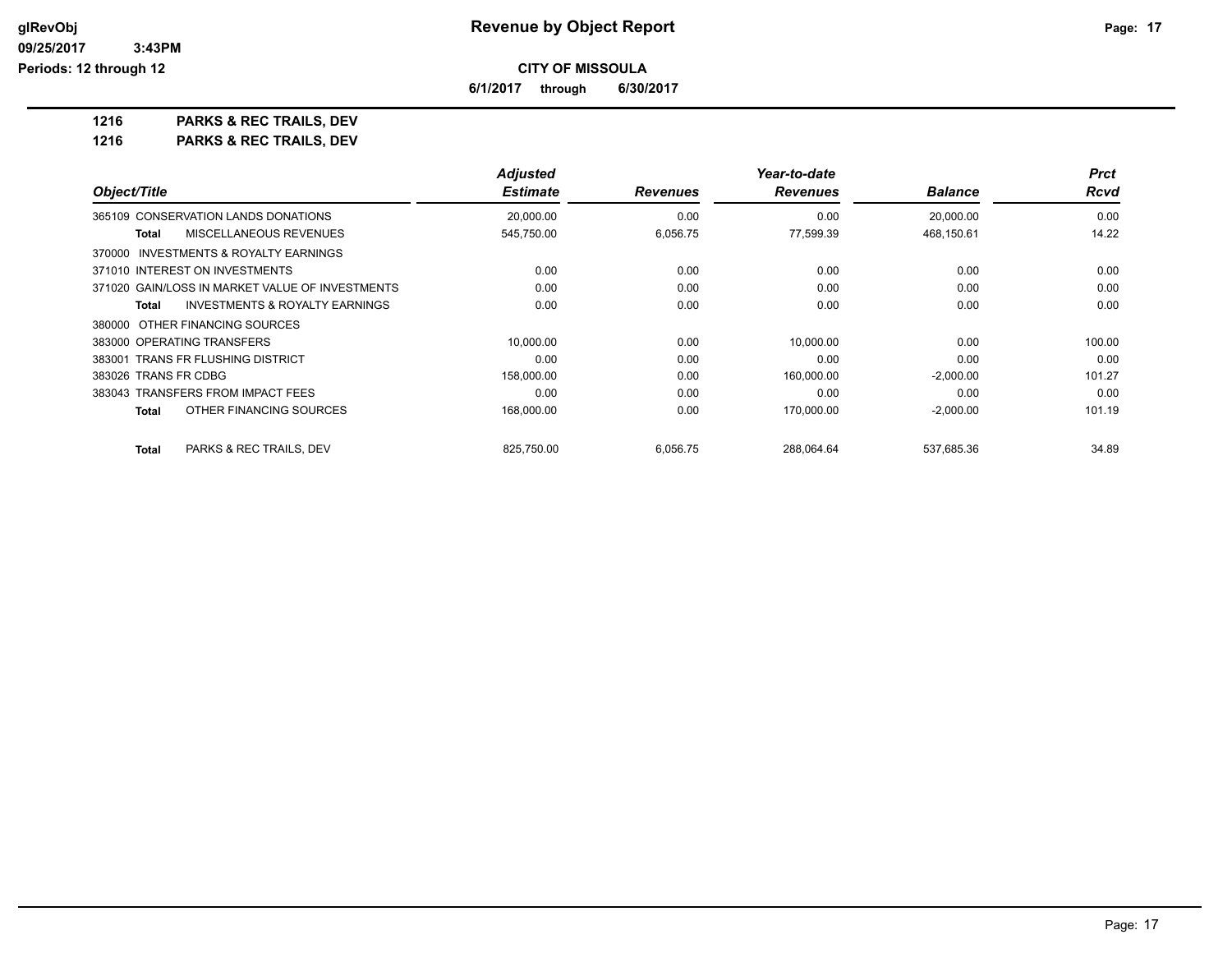# Revenue by Object Report

**CITY OF MISSOULA**

**6/1/2017 through 6/30/2017**

glRevObj
09/25/2017 3:43PM
Periods: 12 through 12

## 1216 PARKS & REC TRAILS, DEV

## 1216 PARKS & REC TRAILS, DEV

| Object/Title | Adjusted Estimate | Revenues | Year-to-date Revenues | Balance | Prct Rcvd |
|---|---|---|---|---|---|
| 365109 CONSERVATION LANDS DONATIONS | 20,000.00 | 0.00 | 0.00 | 20,000.00 | 0.00 |
| **Total** MISCELLANEOUS REVENUES | 545,750.00 | 6,056.75 | 77,599.39 | 468,150.61 | 14.22 |
| 370000 INVESTMENTS & ROYALTY EARNINGS | | | | | |
| 371010 INTEREST ON INVESTMENTS | 0.00 | 0.00 | 0.00 | 0.00 | 0.00 |
| 371020 GAIN/LOSS IN MARKET VALUE OF INVESTMENTS | 0.00 | 0.00 | 0.00 | 0.00 | 0.00 |
| **Total** INVESTMENTS & ROYALTY EARNINGS | 0.00 | 0.00 | 0.00 | 0.00 | 0.00 |
| 380000 OTHER FINANCING SOURCES | | | | | |
| 383000 OPERATING TRANSFERS | 10,000.00 | 0.00 | 10,000.00 | 0.00 | 100.00 |
| 383001 TRANS FR FLUSHING DISTRICT | 0.00 | 0.00 | 0.00 | 0.00 | 0.00 |
| 383026 TRANS FR CDBG | 158,000.00 | 0.00 | 160,000.00 | -2,000.00 | 101.27 |
| 383043 TRANSFERS FROM IMPACT FEES | 0.00 | 0.00 | 0.00 | 0.00 | 0.00 |
| **Total** OTHER FINANCING SOURCES | 168,000.00 | 0.00 | 170,000.00 | -2,000.00 | 101.19 |
| **Total** PARKS & REC TRAILS, DEV | 825,750.00 | 6,056.75 | 288,064.64 | 537,685.36 | 34.89 |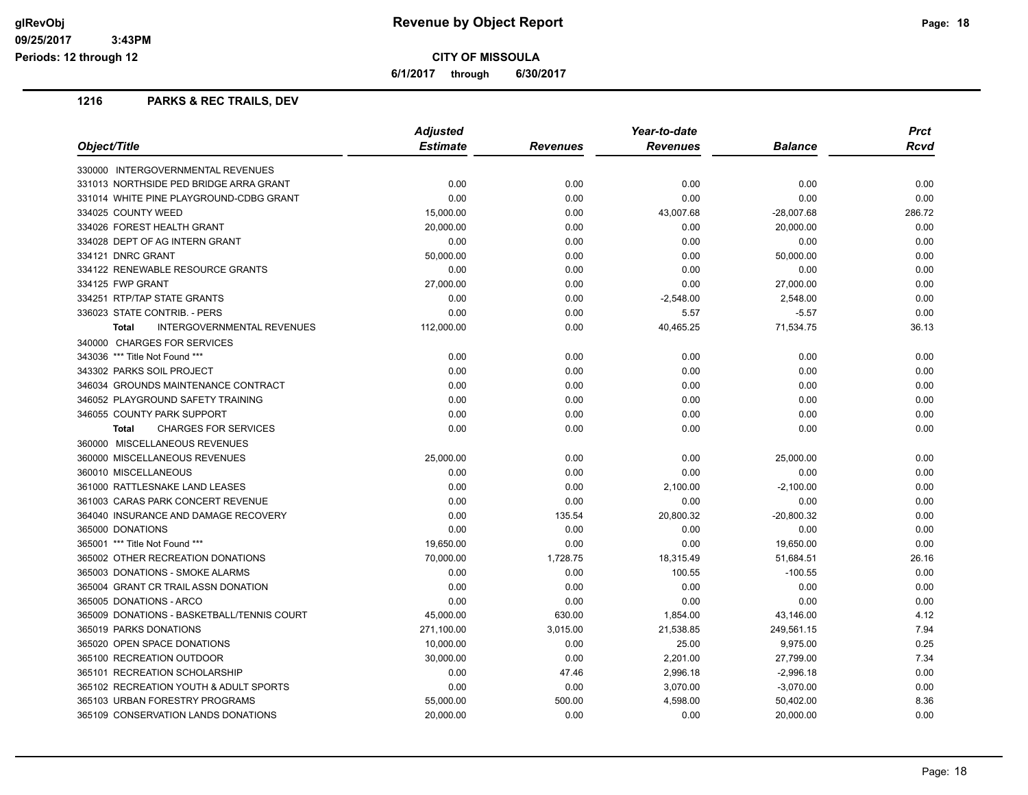# Revenue by Object Report

glRevObj
09/25/2017 3:43PM
Periods: 12 through 12

**CITY OF MISSOULA**

**6/1/2017 through 6/30/2017**

## 1216 PARKS & REC TRAILS, DEV

| Object/Title | Adjusted Estimate | Revenues | Year-to-date Revenues | Balance | Prct Rcvd |
|---|---|---|---|---|---|
| 330000 INTERGOVERNMENTAL REVENUES | | | | | |
| 331013 NORTHSIDE PED BRIDGE ARRA GRANT | 0.00 | 0.00 | 0.00 | 0.00 | 0.00 |
| 331014 WHITE PINE PLAYGROUND-CDBG GRANT | 0.00 | 0.00 | 0.00 | 0.00 | 0.00 |
| 334025 COUNTY WEED | 15,000.00 | 0.00 | 43,007.68 | -28,007.68 | 286.72 |
| 334026 FOREST HEALTH GRANT | 20,000.00 | 0.00 | 0.00 | 20,000.00 | 0.00 |
| 334028 DEPT OF AG INTERN GRANT | 0.00 | 0.00 | 0.00 | 0.00 | 0.00 |
| 334121 DNRC GRANT | 50,000.00 | 0.00 | 0.00 | 50,000.00 | 0.00 |
| 334122 RENEWABLE RESOURCE GRANTS | 0.00 | 0.00 | 0.00 | 0.00 | 0.00 |
| 334125 FWP GRANT | 27,000.00 | 0.00 | 0.00 | 27,000.00 | 0.00 |
| 334251 RTP/TAP STATE GRANTS | 0.00 | 0.00 | -2,548.00 | 2,548.00 | 0.00 |
| 336023 STATE CONTRIB. - PERS | 0.00 | 0.00 | 5.57 | -5.57 | 0.00 |
| **Total** INTERGOVERNMENTAL REVENUES | 112,000.00 | 0.00 | 40,465.25 | 71,534.75 | 36.13 |
| 340000 CHARGES FOR SERVICES | | | | | |
| 343036 *** Title Not Found *** | 0.00 | 0.00 | 0.00 | 0.00 | 0.00 |
| 343302 PARKS SOIL PROJECT | 0.00 | 0.00 | 0.00 | 0.00 | 0.00 |
| 346034 GROUNDS MAINTENANCE CONTRACT | 0.00 | 0.00 | 0.00 | 0.00 | 0.00 |
| 346052 PLAYGROUND SAFETY TRAINING | 0.00 | 0.00 | 0.00 | 0.00 | 0.00 |
| 346055 COUNTY PARK SUPPORT | 0.00 | 0.00 | 0.00 | 0.00 | 0.00 |
| **Total** CHARGES FOR SERVICES | 0.00 | 0.00 | 0.00 | 0.00 | 0.00 |
| 360000 MISCELLANEOUS REVENUES | | | | | |
| 360000 MISCELLANEOUS REVENUES | 25,000.00 | 0.00 | 0.00 | 25,000.00 | 0.00 |
| 360010 MISCELLANEOUS | 0.00 | 0.00 | 0.00 | 0.00 | 0.00 |
| 361000 RATTLESNAKE LAND LEASES | 0.00 | 0.00 | 2,100.00 | -2,100.00 | 0.00 |
| 361003 CARAS PARK CONCERT REVENUE | 0.00 | 0.00 | 0.00 | 0.00 | 0.00 |
| 364040 INSURANCE AND DAMAGE RECOVERY | 0.00 | 135.54 | 20,800.32 | -20,800.32 | 0.00 |
| 365000 DONATIONS | 0.00 | 0.00 | 0.00 | 0.00 | 0.00 |
| 365001 *** Title Not Found *** | 19,650.00 | 0.00 | 0.00 | 19,650.00 | 0.00 |
| 365002 OTHER RECREATION DONATIONS | 70,000.00 | 1,728.75 | 18,315.49 | 51,684.51 | 26.16 |
| 365003 DONATIONS - SMOKE ALARMS | 0.00 | 0.00 | 100.55 | -100.55 | 0.00 |
| 365004 GRANT CR TRAIL ASSN DONATION | 0.00 | 0.00 | 0.00 | 0.00 | 0.00 |
| 365005 DONATIONS - ARCO | 0.00 | 0.00 | 0.00 | 0.00 | 0.00 |
| 365009 DONATIONS - BASKETBALL/TENNIS COURT | 45,000.00 | 630.00 | 1,854.00 | 43,146.00 | 4.12 |
| 365019 PARKS DONATIONS | 271,100.00 | 3,015.00 | 21,538.85 | 249,561.15 | 7.94 |
| 365020 OPEN SPACE DONATIONS | 10,000.00 | 0.00 | 25.00 | 9,975.00 | 0.25 |
| 365100 RECREATION OUTDOOR | 30,000.00 | 0.00 | 2,201.00 | 27,799.00 | 7.34 |
| 365101 RECREATION SCHOLARSHIP | 0.00 | 47.46 | 2,996.18 | -2,996.18 | 0.00 |
| 365102 RECREATION YOUTH & ADULT SPORTS | 0.00 | 0.00 | 3,070.00 | -3,070.00 | 0.00 |
| 365103 URBAN FORESTRY PROGRAMS | 55,000.00 | 500.00 | 4,598.00 | 50,402.00 | 8.36 |
| 365109 CONSERVATION LANDS DONATIONS | 20,000.00 | 0.00 | 0.00 | 20,000.00 | 0.00 |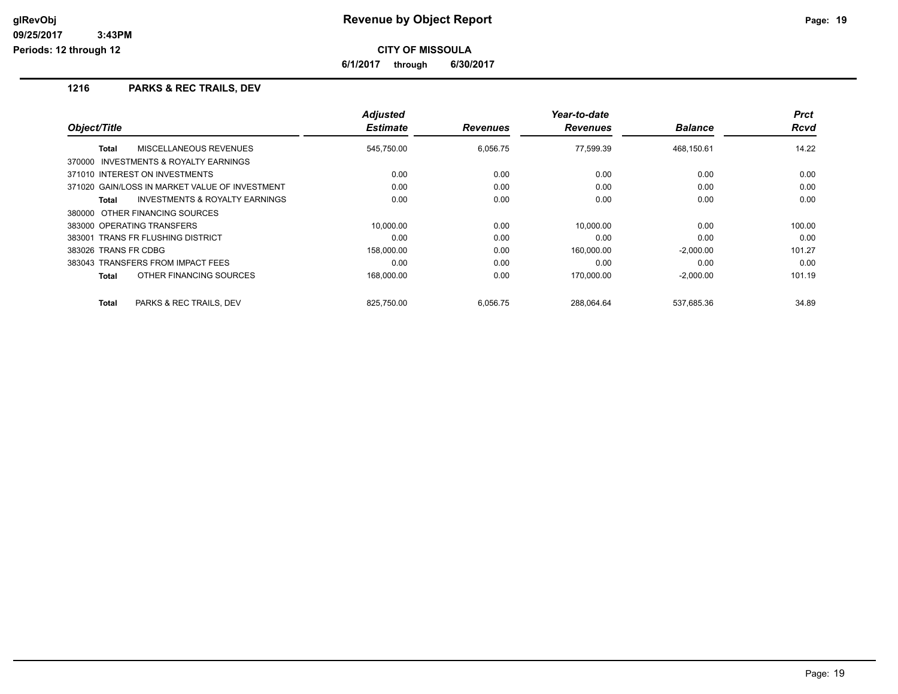**Revenue by Object Report**

**CITY OF MISSOULA**

**6/1/2017 through 6/30/2017**

glRevObj
09/25/2017 3:43PM
Periods: 12 through 12

## 1216 PARKS & REC TRAILS, DEV

| Object/Title | Adjusted Estimate | Revenues | Year-to-date Revenues | Balance | Prct Rcvd |
|---|---|---|---|---|---|
| **Total** MISCELLANEOUS REVENUES | 545,750.00 | 6,056.75 | 77,599.39 | 468,150.61 | 14.22 |
| 370000 INVESTMENTS & ROYALTY EARNINGS | | | | | |
| 371010 INTEREST ON INVESTMENTS | 0.00 | 0.00 | 0.00 | 0.00 | 0.00 |
| 371020 GAIN/LOSS IN MARKET VALUE OF INVESTMENT | 0.00 | 0.00 | 0.00 | 0.00 | 0.00 |
| **Total** INVESTMENTS & ROYALTY EARNINGS | 0.00 | 0.00 | 0.00 | 0.00 | 0.00 |
| 380000 OTHER FINANCING SOURCES | | | | | |
| 383000 OPERATING TRANSFERS | 10,000.00 | 0.00 | 10,000.00 | 0.00 | 100.00 |
| 383001 TRANS FR FLUSHING DISTRICT | 0.00 | 0.00 | 0.00 | 0.00 | 0.00 |
| 383026 TRANS FR CDBG | 158,000.00 | 0.00 | 160,000.00 | -2,000.00 | 101.27 |
| 383043 TRANSFERS FROM IMPACT FEES | 0.00 | 0.00 | 0.00 | 0.00 | 0.00 |
| **Total** OTHER FINANCING SOURCES | 168,000.00 | 0.00 | 170,000.00 | -2,000.00 | 101.19 |
| **Total** PARKS & REC TRAILS, DEV | 825,750.00 | 6,056.75 | 288,064.64 | 537,685.36 | 34.89 |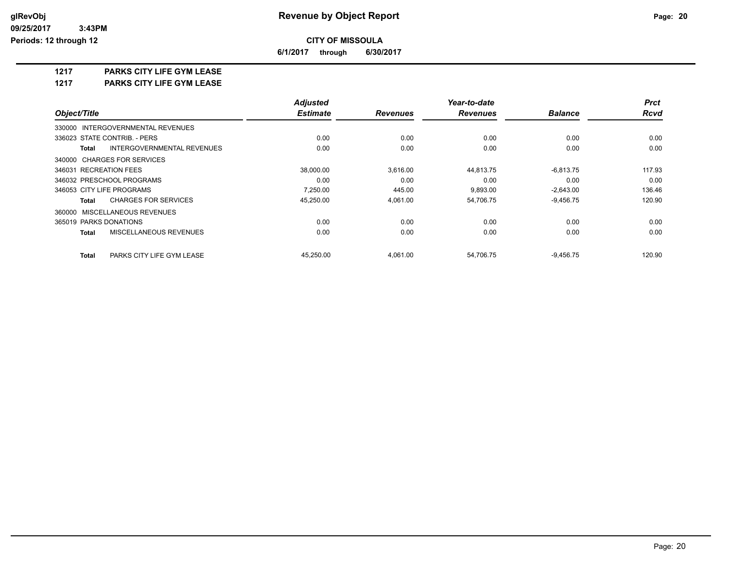**glRevObj**
**09/25/2017 3:43PM**
**Periods: 12 through 12**

# Revenue by Object Report

**CITY OF MISSOULA**

**6/1/2017 through 6/30/2017**

## 1217 PARKS CITY LIFE GYM LEASE
## 1217 PARKS CITY LIFE GYM LEASE

| Object/Title | Adjusted Estimate | Revenues | Year-to-date Revenues | Balance | Prct Rcvd |
|---|---|---|---|---|---|
| 330000 INTERGOVERNMENTAL REVENUES | | | | | |
| 336023 STATE CONTRIB. - PERS | 0.00 | 0.00 | 0.00 | 0.00 | 0.00 |
| **Total** INTERGOVERNMENTAL REVENUES | 0.00 | 0.00 | 0.00 | 0.00 | 0.00 |
| 340000 CHARGES FOR SERVICES | | | | | |
| 346031 RECREATION FEES | 38,000.00 | 3,616.00 | 44,813.75 | -6,813.75 | 117.93 |
| 346032 PRESCHOOL PROGRAMS | 0.00 | 0.00 | 0.00 | 0.00 | 0.00 |
| 346053 CITY LIFE PROGRAMS | 7,250.00 | 445.00 | 9,893.00 | -2,643.00 | 136.46 |
| **Total** CHARGES FOR SERVICES | 45,250.00 | 4,061.00 | 54,706.75 | -9,456.75 | 120.90 |
| 360000 MISCELLANEOUS REVENUES | | | | | |
| 365019 PARKS DONATIONS | 0.00 | 0.00 | 0.00 | 0.00 | 0.00 |
| **Total** MISCELLANEOUS REVENUES | 0.00 | 0.00 | 0.00 | 0.00 | 0.00 |
| **Total** PARKS CITY LIFE GYM LEASE | 45,250.00 | 4,061.00 | 54,706.75 | -9,456.75 | 120.90 |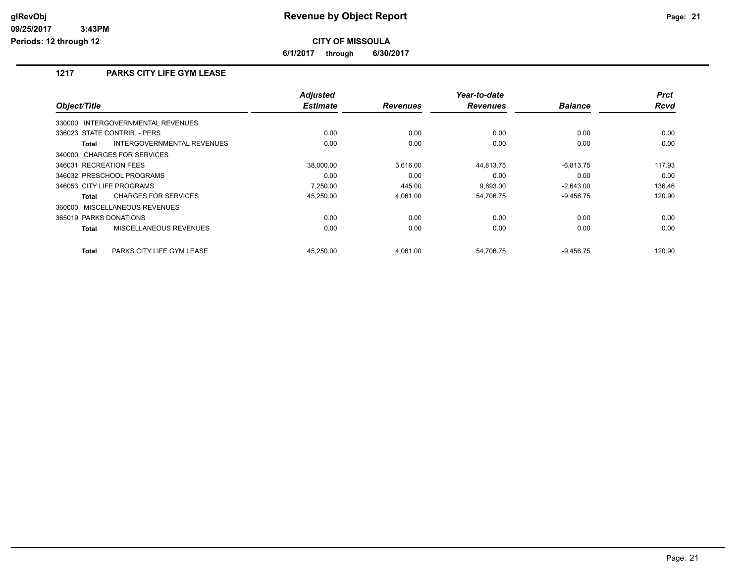# Revenue by Object Report

**CITY OF MISSOULA**

**6/1/2017 through 6/30/2017**

glRevObj
09/25/2017 3:43PM
Periods: 12 through 12

## 1217 PARKS CITY LIFE GYM LEASE

| Object/Title | Adjusted Estimate | Revenues | Year-to-date Revenues | Balance | Prct Rcvd |
|---|---|---|---|---|---|
| 330000 INTERGOVERNMENTAL REVENUES | | | | | |
| 336023 STATE CONTRIB. - PERS | 0.00 | 0.00 | 0.00 | 0.00 | 0.00 |
| **Total** INTERGOVERNMENTAL REVENUES | 0.00 | 0.00 | 0.00 | 0.00 | 0.00 |
| 340000 CHARGES FOR SERVICES | | | | | |
| 346031 RECREATION FEES | 38,000.00 | 3,616.00 | 44,813.75 | -6,813.75 | 117.93 |
| 346032 PRESCHOOL PROGRAMS | 0.00 | 0.00 | 0.00 | 0.00 | 0.00 |
| 346053 CITY LIFE PROGRAMS | 7,250.00 | 445.00 | 9,893.00 | -2,643.00 | 136.46 |
| **Total** CHARGES FOR SERVICES | 45,250.00 | 4,061.00 | 54,706.75 | -9,456.75 | 120.90 |
| 360000 MISCELLANEOUS REVENUES | | | | | |
| 365019 PARKS DONATIONS | 0.00 | 0.00 | 0.00 | 0.00 | 0.00 |
| **Total** MISCELLANEOUS REVENUES | 0.00 | 0.00 | 0.00 | 0.00 | 0.00 |
| **Total** PARKS CITY LIFE GYM LEASE | 45,250.00 | 4,061.00 | 54,706.75 | -9,456.75 | 120.90 |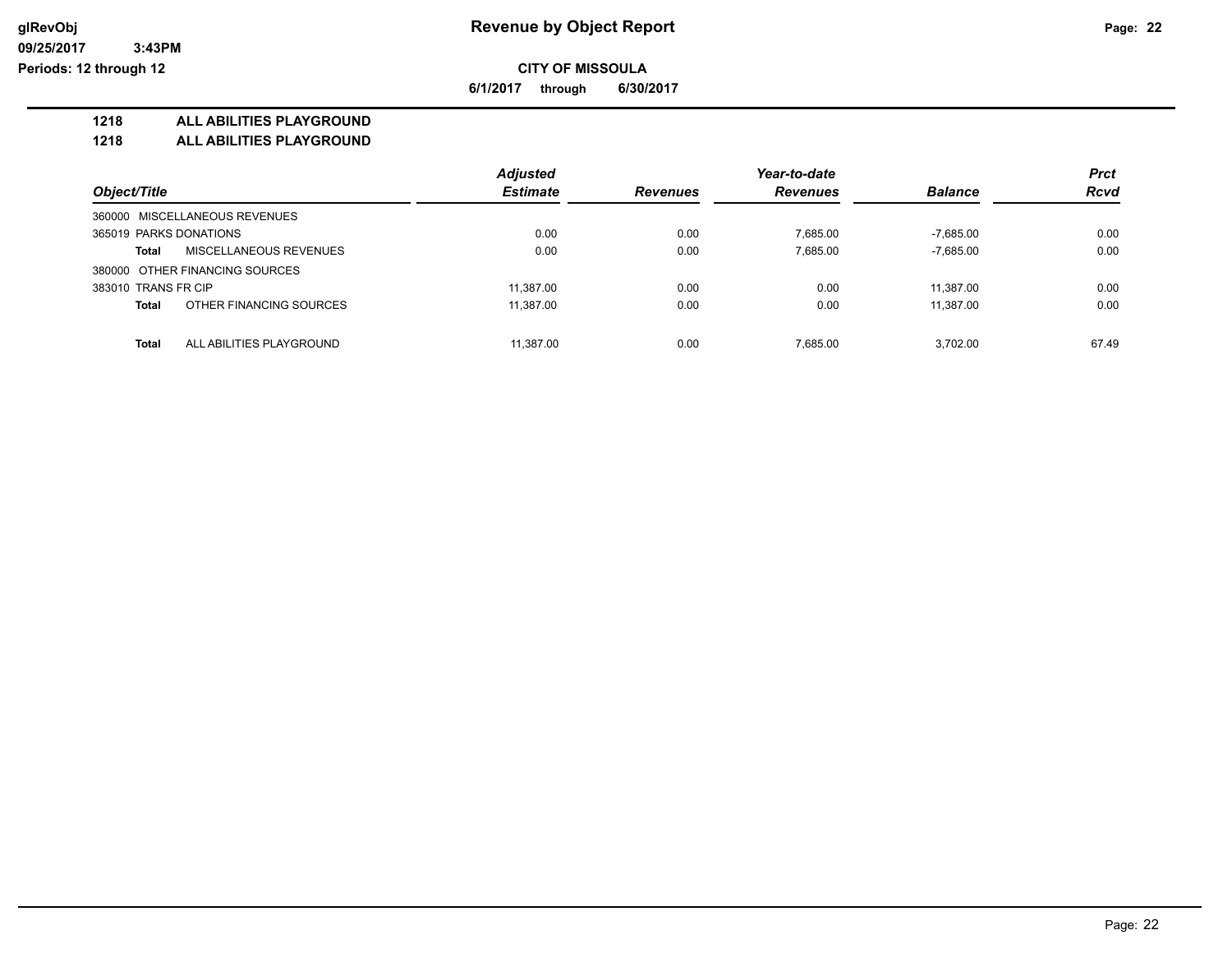# Revenue by Object Report

glRevObj
09/25/2017 3:43PM
Periods: 12 through 12

**CITY OF MISSOULA**

**6/1/2017 through 6/30/2017**

## 1218 ALL ABILITIES PLAYGROUND
## 1218 ALL ABILITIES PLAYGROUND

| Object/Title | Adjusted Estimate | Revenues | Year-to-date Revenues | Balance | Prct Rcvd |
|---|---|---|---|---|---|
| 360000 MISCELLANEOUS REVENUES | | | | | |
| 365019 PARKS DONATIONS | 0.00 | 0.00 | 7,685.00 | -7,685.00 | 0.00 |
| **Total** MISCELLANEOUS REVENUES | 0.00 | 0.00 | 7,685.00 | -7,685.00 | 0.00 |
| 380000 OTHER FINANCING SOURCES | | | | | |
| 383010 TRANS FR CIP | 11,387.00 | 0.00 | 0.00 | 11,387.00 | 0.00 |
| **Total** OTHER FINANCING SOURCES | 11,387.00 | 0.00 | 0.00 | 11,387.00 | 0.00 |
| **Total** ALL ABILITIES PLAYGROUND | 11,387.00 | 0.00 | 7,685.00 | 3,702.00 | 67.49 |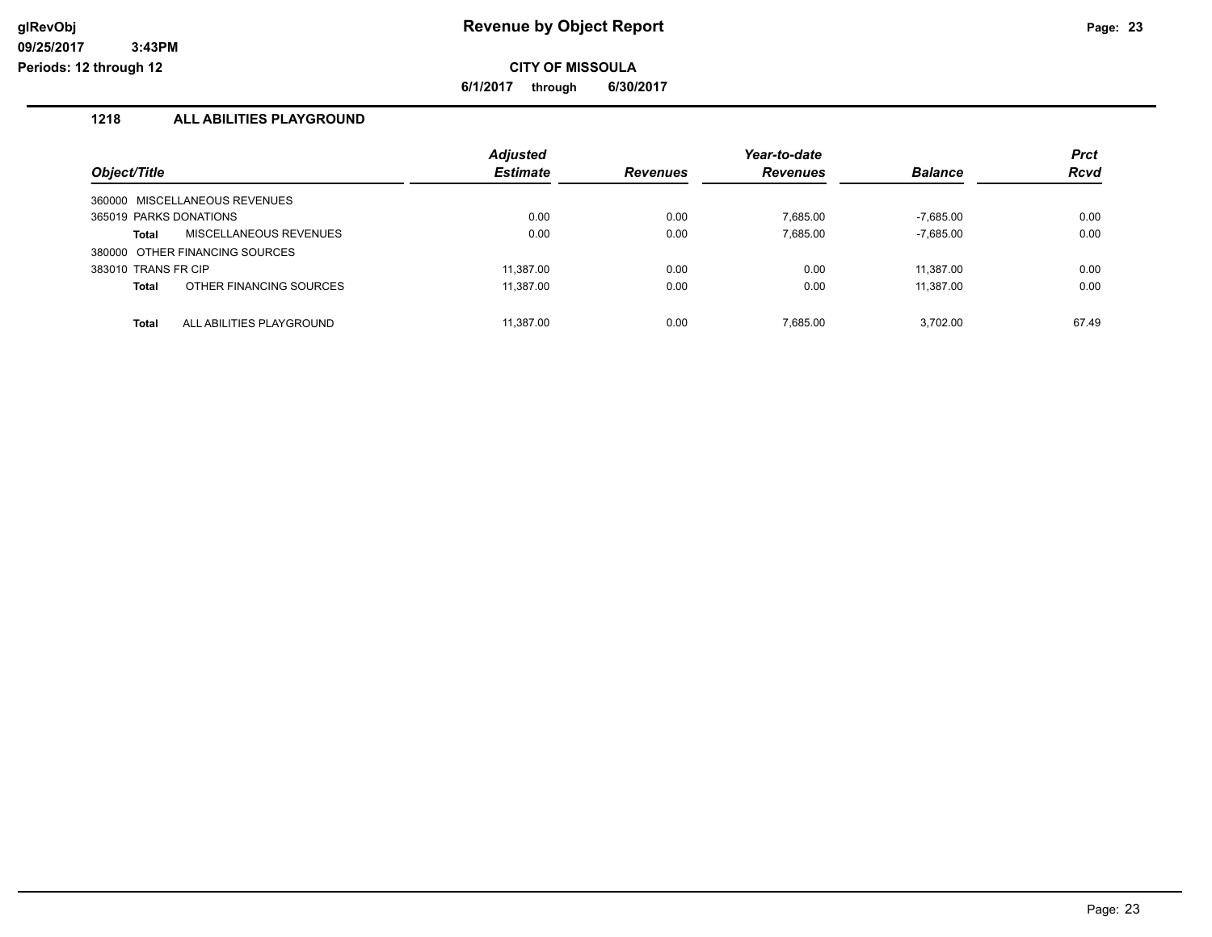glRevObj
09/25/2017 3:43PM
Periods: 12 through 12

# Revenue by Object Report

**CITY OF MISSOULA**

**6/1/2017 through 6/30/2017**

## 1218 ALL ABILITIES PLAYGROUND

| Object/Title | Adjusted Estimate | Revenues | Year-to-date Revenues | Balance | Prct Rcvd |
|---|---|---|---|---|---|
| 360000 MISCELLANEOUS REVENUES | | | | | |
| 365019 PARKS DONATIONS | 0.00 | 0.00 | 7,685.00 | -7,685.00 | 0.00 |
| **Total** MISCELLANEOUS REVENUES | 0.00 | 0.00 | 7,685.00 | -7,685.00 | 0.00 |
| 380000 OTHER FINANCING SOURCES | | | | | |
| 383010 TRANS FR CIP | 11,387.00 | 0.00 | 0.00 | 11,387.00 | 0.00 |
| **Total** OTHER FINANCING SOURCES | 11,387.00 | 0.00 | 0.00 | 11,387.00 | 0.00 |
| **Total** ALL ABILITIES PLAYGROUND | 11,387.00 | 0.00 | 7,685.00 | 3,702.00 | 67.49 |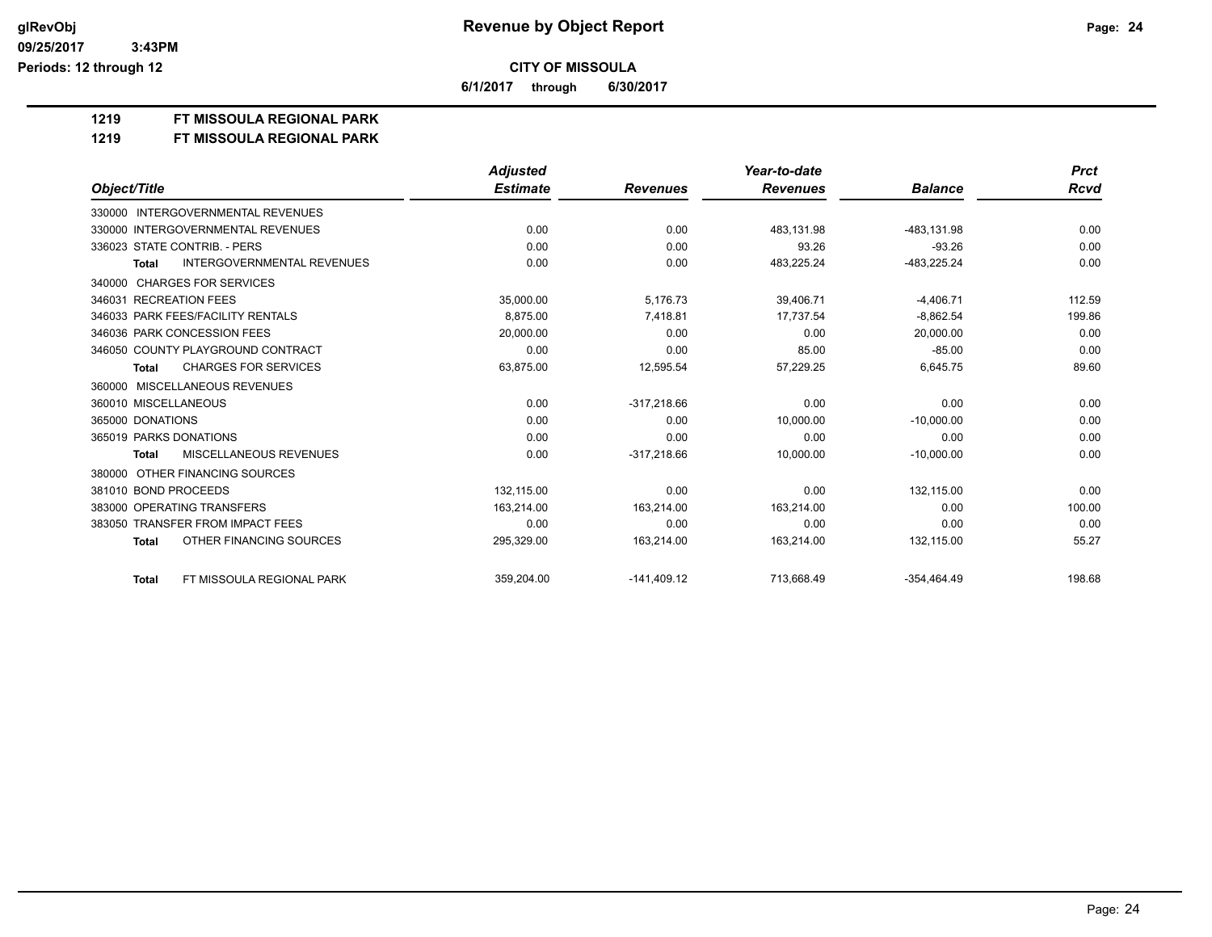# Revenue by Object Report

**CITY OF MISSOULA**

**6/1/2017 through 6/30/2017**

glRevObj
09/25/2017 3:43PM
Periods: 12 through 12

**1219 FT MISSOULA REGIONAL PARK**

**1219 FT MISSOULA REGIONAL PARK**

| Object/Title | Adjusted Estimate | Revenues | Year-to-date Revenues | Balance | Prct Rcvd |
|---|---|---|---|---|---|
| 330000 INTERGOVERNMENTAL REVENUES | | | | | |
| 330000 INTERGOVERNMENTAL REVENUES | 0.00 | 0.00 | 483,131.98 | -483,131.98 | 0.00 |
| 336023 STATE CONTRIB. - PERS | 0.00 | 0.00 | 93.26 | -93.26 | 0.00 |
| **Total** INTERGOVERNMENTAL REVENUES | 0.00 | 0.00 | 483,225.24 | -483,225.24 | 0.00 |
| 340000 CHARGES FOR SERVICES | | | | | |
| 346031 RECREATION FEES | 35,000.00 | 5,176.73 | 39,406.71 | -4,406.71 | 112.59 |
| 346033 PARK FEES/FACILITY RENTALS | 8,875.00 | 7,418.81 | 17,737.54 | -8,862.54 | 199.86 |
| 346036 PARK CONCESSION FEES | 20,000.00 | 0.00 | 0.00 | 20,000.00 | 0.00 |
| 346050 COUNTY PLAYGROUND CONTRACT | 0.00 | 0.00 | 85.00 | -85.00 | 0.00 |
| **Total** CHARGES FOR SERVICES | 63,875.00 | 12,595.54 | 57,229.25 | 6,645.75 | 89.60 |
| 360000 MISCELLANEOUS REVENUES | | | | | |
| 360010 MISCELLANEOUS | 0.00 | -317,218.66 | 0.00 | 0.00 | 0.00 |
| 365000 DONATIONS | 0.00 | 0.00 | 10,000.00 | -10,000.00 | 0.00 |
| 365019 PARKS DONATIONS | 0.00 | 0.00 | 0.00 | 0.00 | 0.00 |
| **Total** MISCELLANEOUS REVENUES | 0.00 | -317,218.66 | 10,000.00 | -10,000.00 | 0.00 |
| 380000 OTHER FINANCING SOURCES | | | | | |
| 381010 BOND PROCEEDS | 132,115.00 | 0.00 | 0.00 | 132,115.00 | 0.00 |
| 383000 OPERATING TRANSFERS | 163,214.00 | 163,214.00 | 163,214.00 | 0.00 | 100.00 |
| 383050 TRANSFER FROM IMPACT FEES | 0.00 | 0.00 | 0.00 | 0.00 | 0.00 |
| **Total** OTHER FINANCING SOURCES | 295,329.00 | 163,214.00 | 163,214.00 | 132,115.00 | 55.27 |
| **Total** FT MISSOULA REGIONAL PARK | 359,204.00 | -141,409.12 | 713,668.49 | -354,464.49 | 198.68 |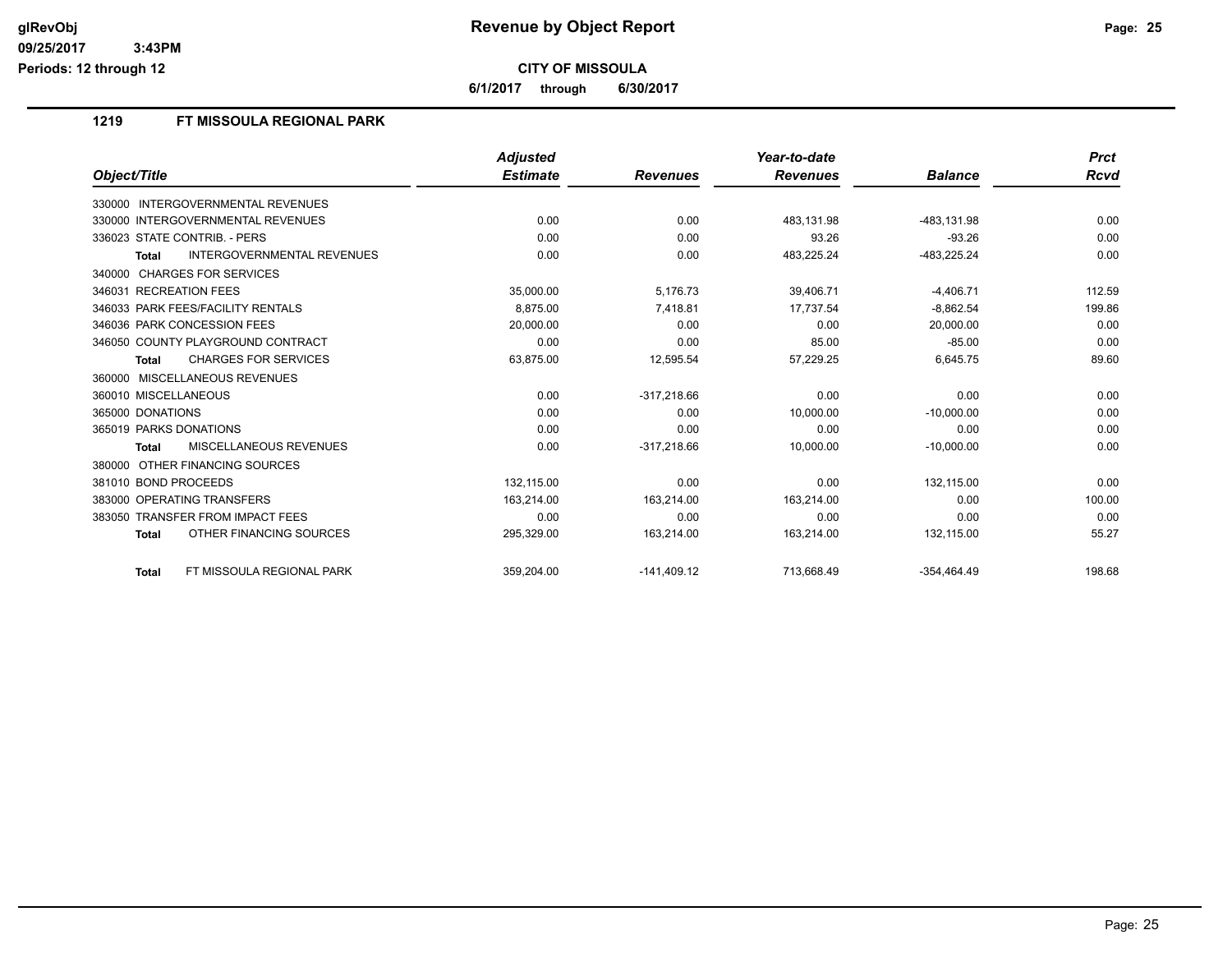# Revenue by Object Report

glRevObj
09/25/2017 3:43PM
Periods: 12 through 12

**CITY OF MISSOULA**

**6/1/2017 through 6/30/2017**

## 1219 FT MISSOULA REGIONAL PARK

| Object/Title | Adjusted Estimate | Revenues | Year-to-date Revenues | Balance | Prct Rcvd |
|---|---|---|---|---|---|
| 330000 INTERGOVERNMENTAL REVENUES | | | | | |
| 330000 INTERGOVERNMENTAL REVENUES | 0.00 | 0.00 | 483,131.98 | -483,131.98 | 0.00 |
| 336023 STATE CONTRIB. - PERS | 0.00 | 0.00 | 93.26 | -93.26 | 0.00 |
| **Total** INTERGOVERNMENTAL REVENUES | 0.00 | 0.00 | 483,225.24 | -483,225.24 | 0.00 |
| 340000 CHARGES FOR SERVICES | | | | | |
| 346031 RECREATION FEES | 35,000.00 | 5,176.73 | 39,406.71 | -4,406.71 | 112.59 |
| 346033 PARK FEES/FACILITY RENTALS | 8,875.00 | 7,418.81 | 17,737.54 | -8,862.54 | 199.86 |
| 346036 PARK CONCESSION FEES | 20,000.00 | 0.00 | 0.00 | 20,000.00 | 0.00 |
| 346050 COUNTY PLAYGROUND CONTRACT | 0.00 | 0.00 | 85.00 | -85.00 | 0.00 |
| **Total** CHARGES FOR SERVICES | 63,875.00 | 12,595.54 | 57,229.25 | 6,645.75 | 89.60 |
| 360000 MISCELLANEOUS REVENUES | | | | | |
| 360010 MISCELLANEOUS | 0.00 | -317,218.66 | 0.00 | 0.00 | 0.00 |
| 365000 DONATIONS | 0.00 | 0.00 | 10,000.00 | -10,000.00 | 0.00 |
| 365019 PARKS DONATIONS | 0.00 | 0.00 | 0.00 | 0.00 | 0.00 |
| **Total** MISCELLANEOUS REVENUES | 0.00 | -317,218.66 | 10,000.00 | -10,000.00 | 0.00 |
| 380000 OTHER FINANCING SOURCES | | | | | |
| 381010 BOND PROCEEDS | 132,115.00 | 0.00 | 0.00 | 132,115.00 | 0.00 |
| 383000 OPERATING TRANSFERS | 163,214.00 | 163,214.00 | 163,214.00 | 0.00 | 100.00 |
| 383050 TRANSFER FROM IMPACT FEES | 0.00 | 0.00 | 0.00 | 0.00 | 0.00 |
| **Total** OTHER FINANCING SOURCES | 295,329.00 | 163,214.00 | 163,214.00 | 132,115.00 | 55.27 |
| **Total** FT MISSOULA REGIONAL PARK | 359,204.00 | -141,409.12 | 713,668.49 | -354,464.49 | 198.68 |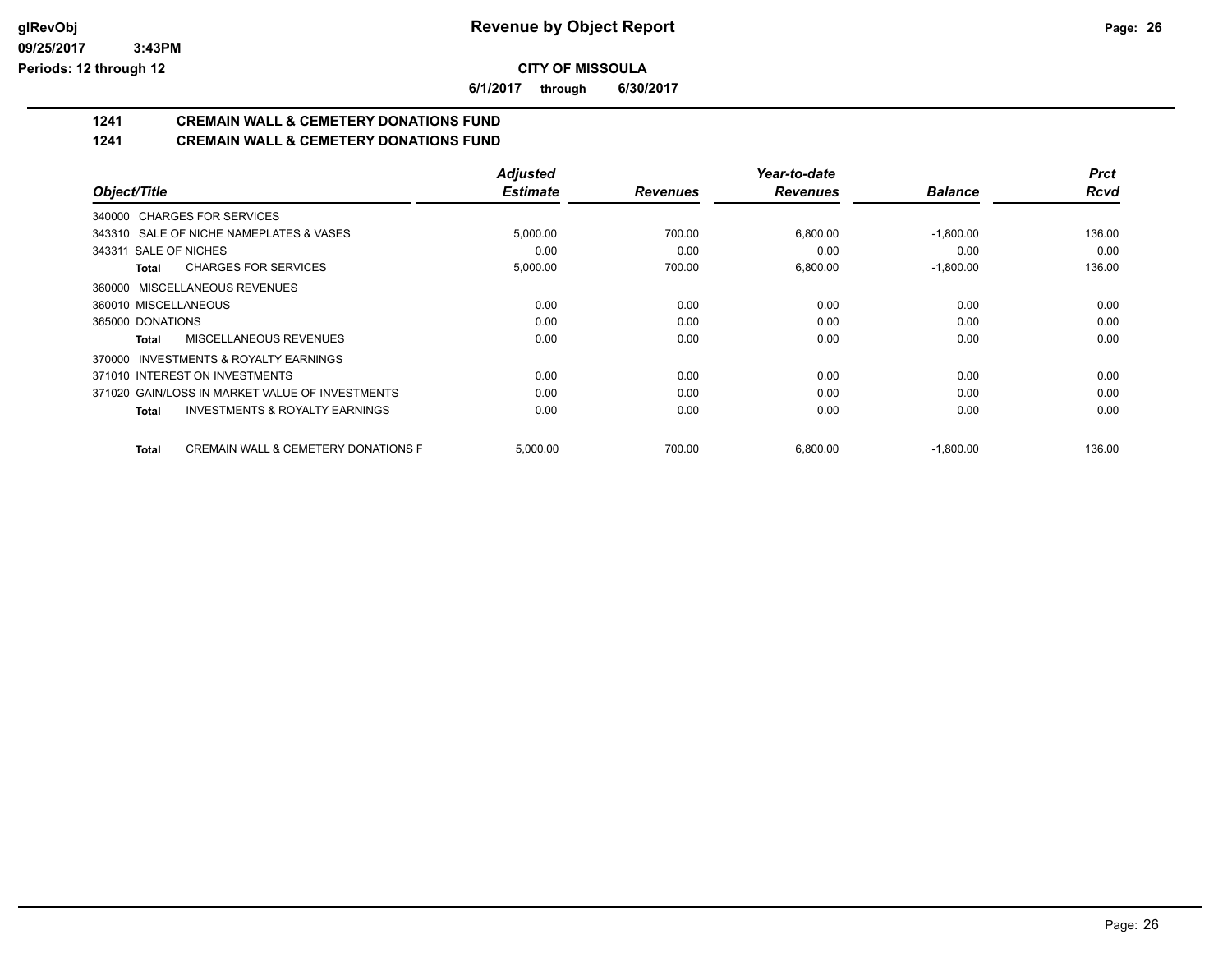# Revenue by Object Report

glRevObj
09/25/2017 3:43PM
Periods: 12 through 12

**CITY OF MISSOULA**

**6/1/2017 through 6/30/2017**

## 1241 CREMAIN WALL & CEMETERY DONATIONS FUND

## 1241 CREMAIN WALL & CEMETERY DONATIONS FUND

| Object/Title | Adjusted Estimate | Revenues | Year-to-date Revenues | Balance | Prct Rcvd |
|---|---|---|---|---|---|
| 340000 CHARGES FOR SERVICES | | | | | |
| 343310 SALE OF NICHE NAMEPLATES & VASES | 5,000.00 | 700.00 | 6,800.00 | -1,800.00 | 136.00 |
| 343311 SALE OF NICHES | 0.00 | 0.00 | 0.00 | 0.00 | 0.00 |
| **Total** CHARGES FOR SERVICES | 5,000.00 | 700.00 | 6,800.00 | -1,800.00 | 136.00 |
| 360000 MISCELLANEOUS REVENUES | | | | | |
| 360010 MISCELLANEOUS | 0.00 | 0.00 | 0.00 | 0.00 | 0.00 |
| 365000 DONATIONS | 0.00 | 0.00 | 0.00 | 0.00 | 0.00 |
| **Total** MISCELLANEOUS REVENUES | 0.00 | 0.00 | 0.00 | 0.00 | 0.00 |
| 370000 INVESTMENTS & ROYALTY EARNINGS | | | | | |
| 371010 INTEREST ON INVESTMENTS | 0.00 | 0.00 | 0.00 | 0.00 | 0.00 |
| 371020 GAIN/LOSS IN MARKET VALUE OF INVESTMENTS | 0.00 | 0.00 | 0.00 | 0.00 | 0.00 |
| **Total** INVESTMENTS & ROYALTY EARNINGS | 0.00 | 0.00 | 0.00 | 0.00 | 0.00 |
| **Total** CREMAIN WALL & CEMETERY DONATIONS F | 5,000.00 | 700.00 | 6,800.00 | -1,800.00 | 136.00 |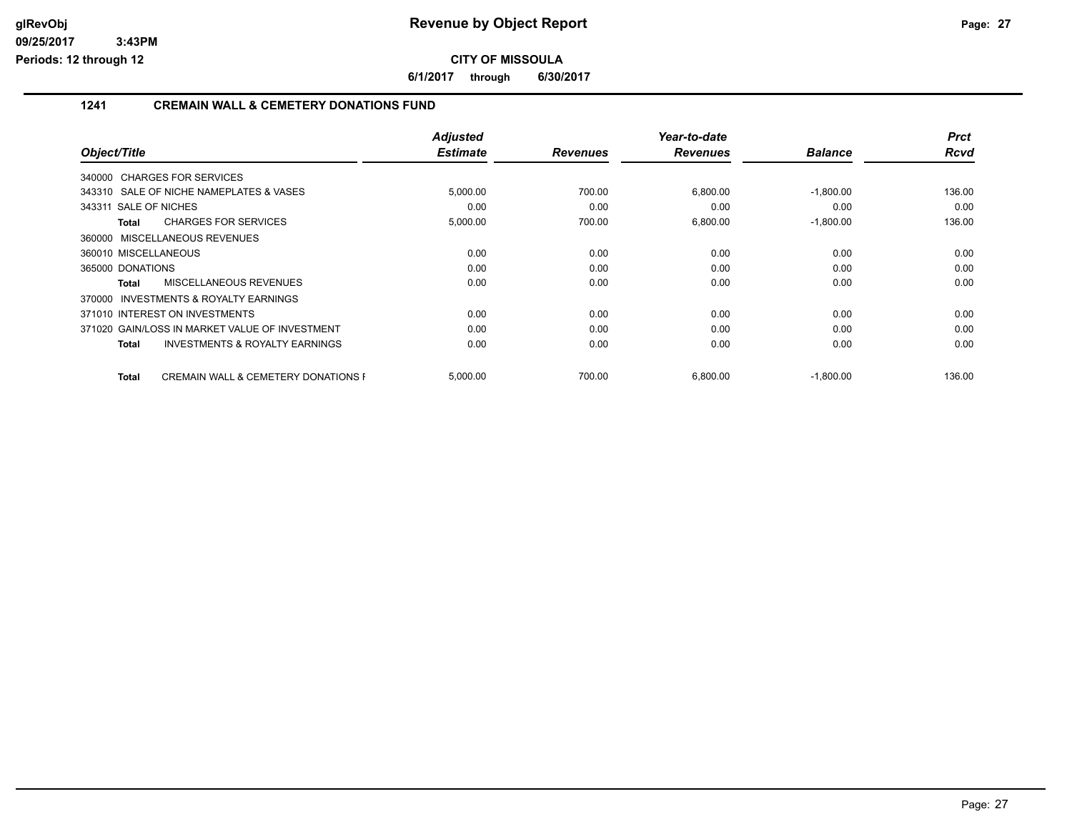**glRevObj**
**09/25/2017 3:43PM**
**Periods: 12 through 12**

# Revenue by Object Report

**CITY OF MISSOULA**

**6/1/2017 through 6/30/2017**

## 1241 CREMAIN WALL & CEMETERY DONATIONS FUND

| Object/Title | Adjusted Estimate | Revenues | Year-to-date Revenues | Balance | Prct Rcvd |
|---|---|---|---|---|---|
| 340000 CHARGES FOR SERVICES | | | | | |
| 343310 SALE OF NICHE NAMEPLATES & VASES | 5,000.00 | 700.00 | 6,800.00 | -1,800.00 | 136.00 |
| 343311 SALE OF NICHES | 0.00 | 0.00 | 0.00 | 0.00 | 0.00 |
| **Total** CHARGES FOR SERVICES | 5,000.00 | 700.00 | 6,800.00 | -1,800.00 | 136.00 |
| 360000 MISCELLANEOUS REVENUES | | | | | |
| 360010 MISCELLANEOUS | 0.00 | 0.00 | 0.00 | 0.00 | 0.00 |
| 365000 DONATIONS | 0.00 | 0.00 | 0.00 | 0.00 | 0.00 |
| **Total** MISCELLANEOUS REVENUES | 0.00 | 0.00 | 0.00 | 0.00 | 0.00 |
| 370000 INVESTMENTS & ROYALTY EARNINGS | | | | | |
| 371010 INTEREST ON INVESTMENTS | 0.00 | 0.00 | 0.00 | 0.00 | 0.00 |
| 371020 GAIN/LOSS IN MARKET VALUE OF INVESTMENT | 0.00 | 0.00 | 0.00 | 0.00 | 0.00 |
| **Total** INVESTMENTS & ROYALTY EARNINGS | 0.00 | 0.00 | 0.00 | 0.00 | 0.00 |
| **Total** CREMAIN WALL & CEMETERY DONATIONS F | 5,000.00 | 700.00 | 6,800.00 | -1,800.00 | 136.00 |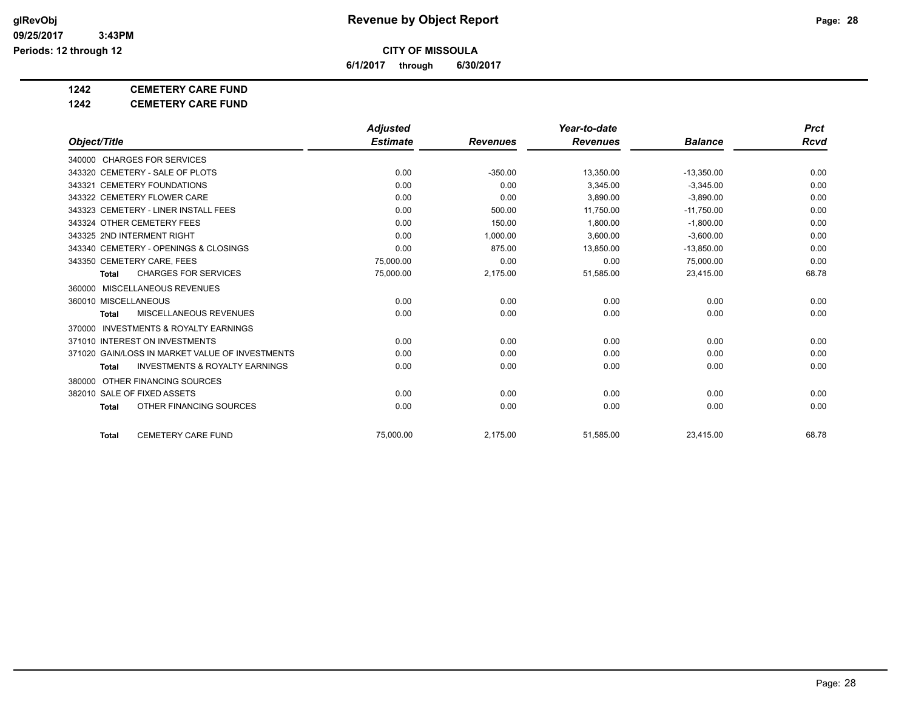**CITY OF MISSOULA**

**6/1/2017 through 6/30/2017**

**Revenue by Object Report**

**1242 CEMETERY CARE FUND**

**1242 CEMETERY CARE FUND**

| Object/Title | Adjusted Estimate | Revenues | Year-to-date Revenues | Balance | Prct Rcvd |
|---|---|---|---|---|---|
| 340000 CHARGES FOR SERVICES | | | | | |
| 343320 CEMETERY - SALE OF PLOTS | 0.00 | -350.00 | 13,350.00 | -13,350.00 | 0.00 |
| 343321 CEMETERY FOUNDATIONS | 0.00 | 0.00 | 3,345.00 | -3,345.00 | 0.00 |
| 343322 CEMETERY FLOWER CARE | 0.00 | 0.00 | 3,890.00 | -3,890.00 | 0.00 |
| 343323 CEMETERY - LINER INSTALL FEES | 0.00 | 500.00 | 11,750.00 | -11,750.00 | 0.00 |
| 343324 OTHER CEMETERY FEES | 0.00 | 150.00 | 1,800.00 | -1,800.00 | 0.00 |
| 343325 2ND INTERMENT RIGHT | 0.00 | 1,000.00 | 3,600.00 | -3,600.00 | 0.00 |
| 343340 CEMETERY - OPENINGS & CLOSINGS | 0.00 | 875.00 | 13,850.00 | -13,850.00 | 0.00 |
| 343350 CEMETERY CARE, FEES | 75,000.00 | 0.00 | 0.00 | 75,000.00 | 0.00 |
| **Total** CHARGES FOR SERVICES | 75,000.00 | 2,175.00 | 51,585.00 | 23,415.00 | 68.78 |
| 360000 MISCELLANEOUS REVENUES | | | | | |
| 360010 MISCELLANEOUS | 0.00 | 0.00 | 0.00 | 0.00 | 0.00 |
| **Total** MISCELLANEOUS REVENUES | 0.00 | 0.00 | 0.00 | 0.00 | 0.00 |
| 370000 INVESTMENTS & ROYALTY EARNINGS | | | | | |
| 371010 INTEREST ON INVESTMENTS | 0.00 | 0.00 | 0.00 | 0.00 | 0.00 |
| 371020 GAIN/LOSS IN MARKET VALUE OF INVESTMENTS | 0.00 | 0.00 | 0.00 | 0.00 | 0.00 |
| **Total** INVESTMENTS & ROYALTY EARNINGS | 0.00 | 0.00 | 0.00 | 0.00 | 0.00 |
| 380000 OTHER FINANCING SOURCES | | | | | |
| 382010 SALE OF FIXED ASSETS | 0.00 | 0.00 | 0.00 | 0.00 | 0.00 |
| **Total** OTHER FINANCING SOURCES | 0.00 | 0.00 | 0.00 | 0.00 | 0.00 |
| **Total** CEMETERY CARE FUND | 75,000.00 | 2,175.00 | 51,585.00 | 23,415.00 | 68.78 |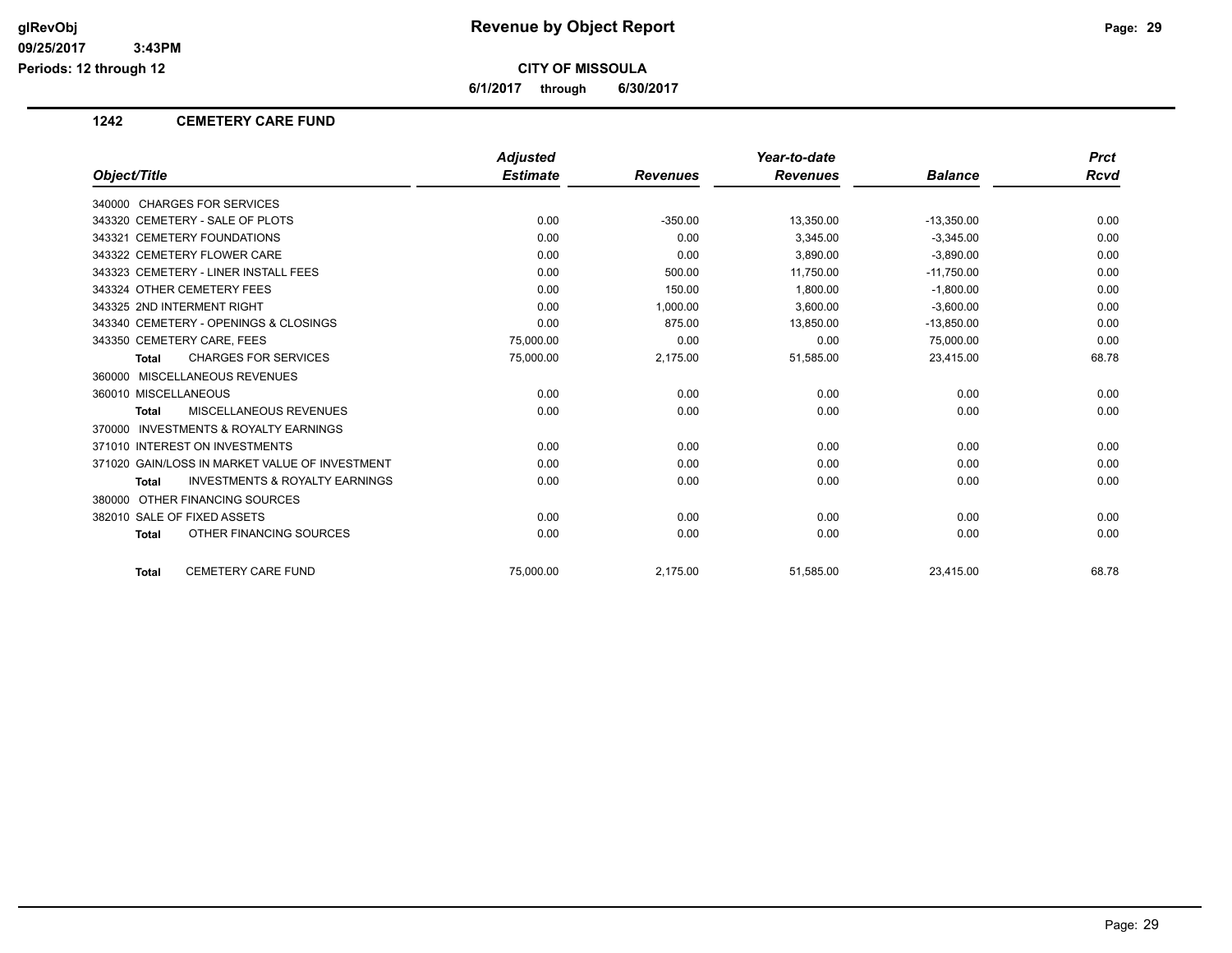# Revenue by Object Report

**CITY OF MISSOULA**

**6/1/2017 through 6/30/2017**

glRevObj
09/25/2017 3:43PM
Periods: 12 through 12

## 1242 CEMETERY CARE FUND

| Object/Title | Adjusted Estimate | Revenues | Year-to-date Revenues | Balance | Prct Rcvd |
|---|---|---|---|---|---|
| 340000 CHARGES FOR SERVICES | | | | | |
| 343320 CEMETERY - SALE OF PLOTS | 0.00 | -350.00 | 13,350.00 | -13,350.00 | 0.00 |
| 343321 CEMETERY FOUNDATIONS | 0.00 | 0.00 | 3,345.00 | -3,345.00 | 0.00 |
| 343322 CEMETERY FLOWER CARE | 0.00 | 0.00 | 3,890.00 | -3,890.00 | 0.00 |
| 343323 CEMETERY - LINER INSTALL FEES | 0.00 | 500.00 | 11,750.00 | -11,750.00 | 0.00 |
| 343324 OTHER CEMETERY FEES | 0.00 | 150.00 | 1,800.00 | -1,800.00 | 0.00 |
| 343325 2ND INTERMENT RIGHT | 0.00 | 1,000.00 | 3,600.00 | -3,600.00 | 0.00 |
| 343340 CEMETERY - OPENINGS & CLOSINGS | 0.00 | 875.00 | 13,850.00 | -13,850.00 | 0.00 |
| 343350 CEMETERY CARE, FEES | 75,000.00 | 0.00 | 0.00 | 75,000.00 | 0.00 |
| **Total** CHARGES FOR SERVICES | 75,000.00 | 2,175.00 | 51,585.00 | 23,415.00 | 68.78 |
| 360000 MISCELLANEOUS REVENUES | | | | | |
| 360010 MISCELLANEOUS | 0.00 | 0.00 | 0.00 | 0.00 | 0.00 |
| **Total** MISCELLANEOUS REVENUES | 0.00 | 0.00 | 0.00 | 0.00 | 0.00 |
| 370000 INVESTMENTS & ROYALTY EARNINGS | | | | | |
| 371010 INTEREST ON INVESTMENTS | 0.00 | 0.00 | 0.00 | 0.00 | 0.00 |
| 371020 GAIN/LOSS IN MARKET VALUE OF INVESTMENT | 0.00 | 0.00 | 0.00 | 0.00 | 0.00 |
| **Total** INVESTMENTS & ROYALTY EARNINGS | 0.00 | 0.00 | 0.00 | 0.00 | 0.00 |
| 380000 OTHER FINANCING SOURCES | | | | | |
| 382010 SALE OF FIXED ASSETS | 0.00 | 0.00 | 0.00 | 0.00 | 0.00 |
| **Total** OTHER FINANCING SOURCES | 0.00 | 0.00 | 0.00 | 0.00 | 0.00 |
| **Total** CEMETERY CARE FUND | 75,000.00 | 2,175.00 | 51,585.00 | 23,415.00 | 68.78 |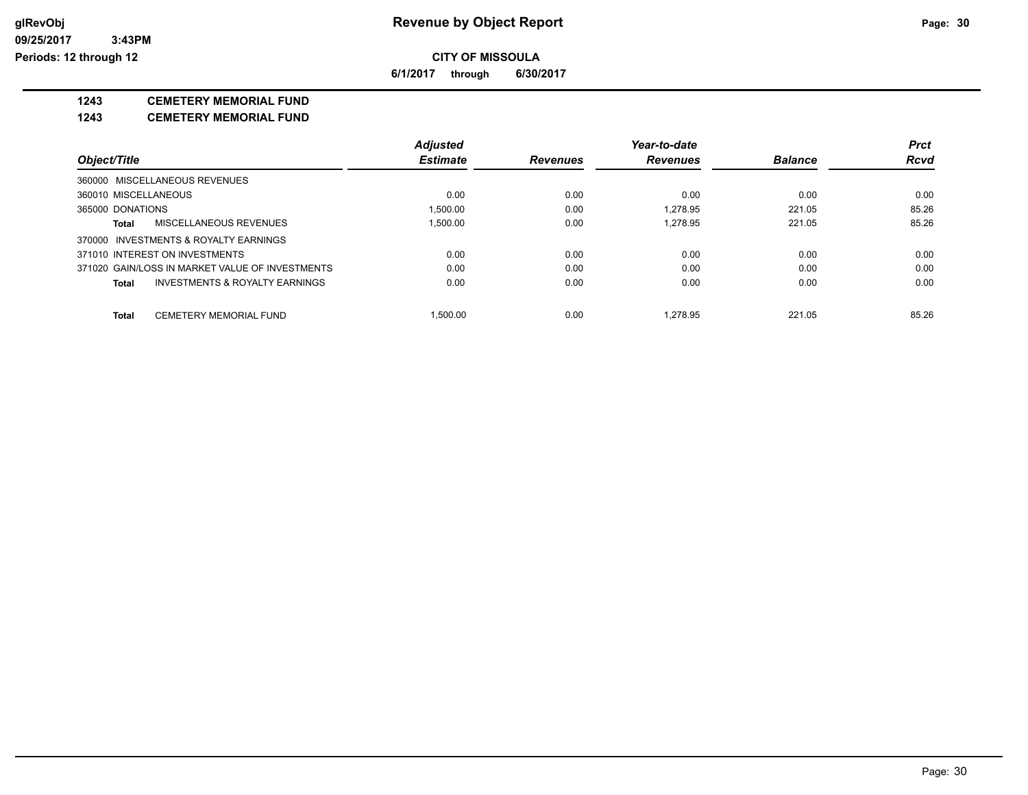# Revenue by Object Report

glRevObj
09/25/2017 3:43PM
Periods: 12 through 12

**CITY OF MISSOULA**

**6/1/2017 through 6/30/2017**

**1243 CEMETERY MEMORIAL FUND**

**1243 CEMETERY MEMORIAL FUND**

| Object/Title | Adjusted Estimate | Revenues | Year-to-date Revenues | Balance | Prct Rcvd |
|---|---|---|---|---|---|
| 360000 MISCELLANEOUS REVENUES | | | | | |
| 360010 MISCELLANEOUS | 0.00 | 0.00 | 0.00 | 0.00 | 0.00 |
| 365000 DONATIONS | 1,500.00 | 0.00 | 1,278.95 | 221.05 | 85.26 |
| **Total** MISCELLANEOUS REVENUES | 1,500.00 | 0.00 | 1,278.95 | 221.05 | 85.26 |
| 370000 INVESTMENTS & ROYALTY EARNINGS | | | | | |
| 371010 INTEREST ON INVESTMENTS | 0.00 | 0.00 | 0.00 | 0.00 | 0.00 |
| 371020 GAIN/LOSS IN MARKET VALUE OF INVESTMENTS | 0.00 | 0.00 | 0.00 | 0.00 | 0.00 |
| **Total** INVESTMENTS & ROYALTY EARNINGS | 0.00 | 0.00 | 0.00 | 0.00 | 0.00 |
| **Total** CEMETERY MEMORIAL FUND | 1,500.00 | 0.00 | 1,278.95 | 221.05 | 85.26 |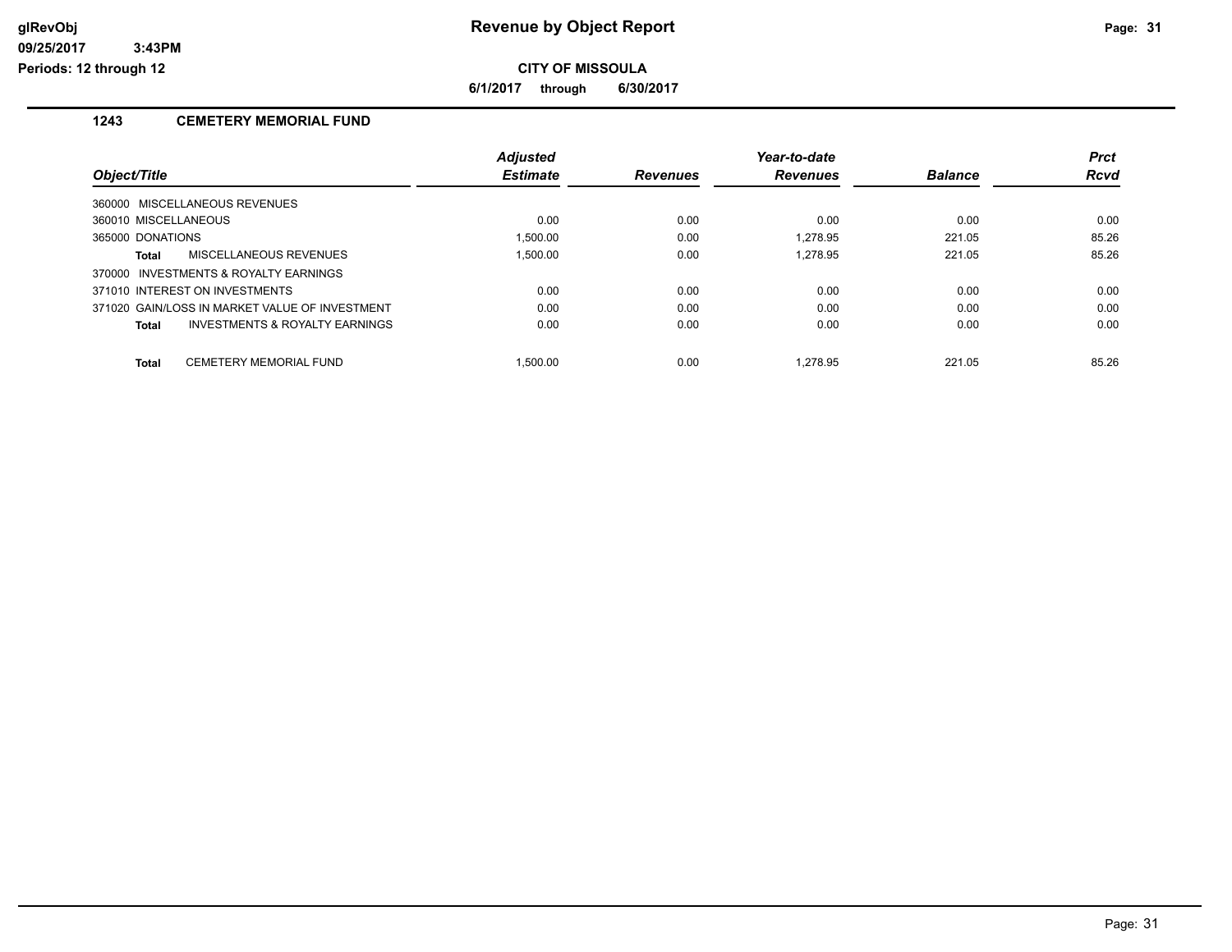# Revenue by Object Report

**CITY OF MISSOULA**

**6/1/2017 through 6/30/2017**

glRevObj
09/25/2017 3:43PM
Periods: 12 through 12

## 1243 CEMETERY MEMORIAL FUND

| Object/Title | Adjusted Estimate | Revenues | Year-to-date Revenues | Balance | Prct Rcvd |
|---|---|---|---|---|---|
| 360000 MISCELLANEOUS REVENUES | | | | | |
| 360010 MISCELLANEOUS | 0.00 | 0.00 | 0.00 | 0.00 | 0.00 |
| 365000 DONATIONS | 1,500.00 | 0.00 | 1,278.95 | 221.05 | 85.26 |
| **Total** MISCELLANEOUS REVENUES | 1,500.00 | 0.00 | 1,278.95 | 221.05 | 85.26 |
| 370000 INVESTMENTS & ROYALTY EARNINGS | | | | | |
| 371010 INTEREST ON INVESTMENTS | 0.00 | 0.00 | 0.00 | 0.00 | 0.00 |
| 371020 GAIN/LOSS IN MARKET VALUE OF INVESTMENT | 0.00 | 0.00 | 0.00 | 0.00 | 0.00 |
| **Total** INVESTMENTS & ROYALTY EARNINGS | 0.00 | 0.00 | 0.00 | 0.00 | 0.00 |
| **Total** CEMETERY MEMORIAL FUND | 1,500.00 | 0.00 | 1,278.95 | 221.05 | 85.26 |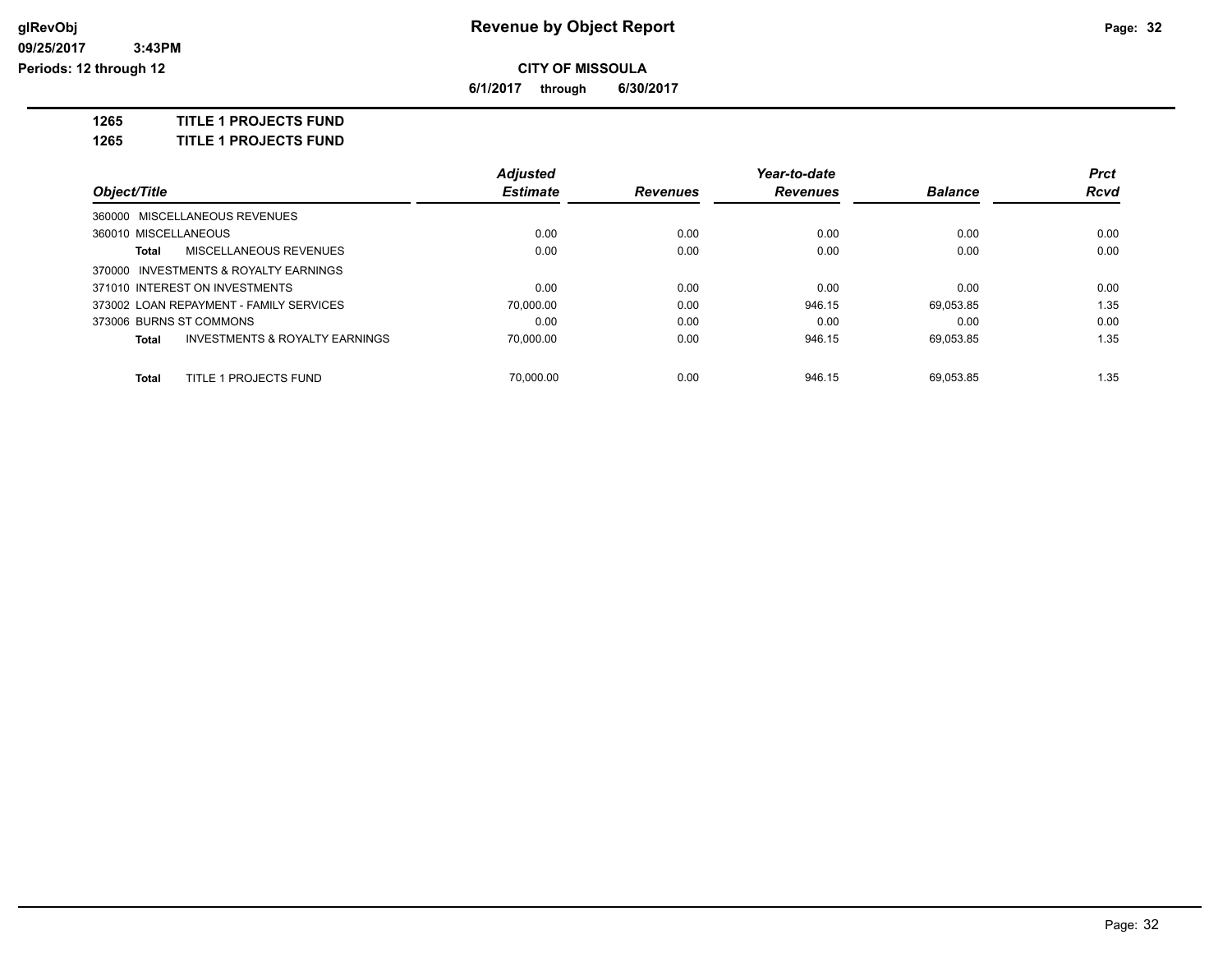# Revenue by Object Report

**CITY OF MISSOULA**

**6/1/2017 through 6/30/2017**

glRevObj
09/25/2017 3:43PM
Periods: 12 through 12

**1265 TITLE 1 PROJECTS FUND**

**1265 TITLE 1 PROJECTS FUND**

| Object/Title | Adjusted Estimate | Revenues | Year-to-date Revenues | Balance | Prct Rcvd |
|---|---|---|---|---|---|
| 360000 MISCELLANEOUS REVENUES | | | | | |
| 360010 MISCELLANEOUS | 0.00 | 0.00 | 0.00 | 0.00 | 0.00 |
| **Total** MISCELLANEOUS REVENUES | 0.00 | 0.00 | 0.00 | 0.00 | 0.00 |
| 370000 INVESTMENTS & ROYALTY EARNINGS | | | | | |
| 371010 INTEREST ON INVESTMENTS | 0.00 | 0.00 | 0.00 | 0.00 | 0.00 |
| 373002 LOAN REPAYMENT - FAMILY SERVICES | 70,000.00 | 0.00 | 946.15 | 69,053.85 | 1.35 |
| 373006 BURNS ST COMMONS | 0.00 | 0.00 | 0.00 | 0.00 | 0.00 |
| **Total** INVESTMENTS & ROYALTY EARNINGS | 70,000.00 | 0.00 | 946.15 | 69,053.85 | 1.35 |
| **Total** TITLE 1 PROJECTS FUND | 70,000.00 | 0.00 | 946.15 | 69,053.85 | 1.35 |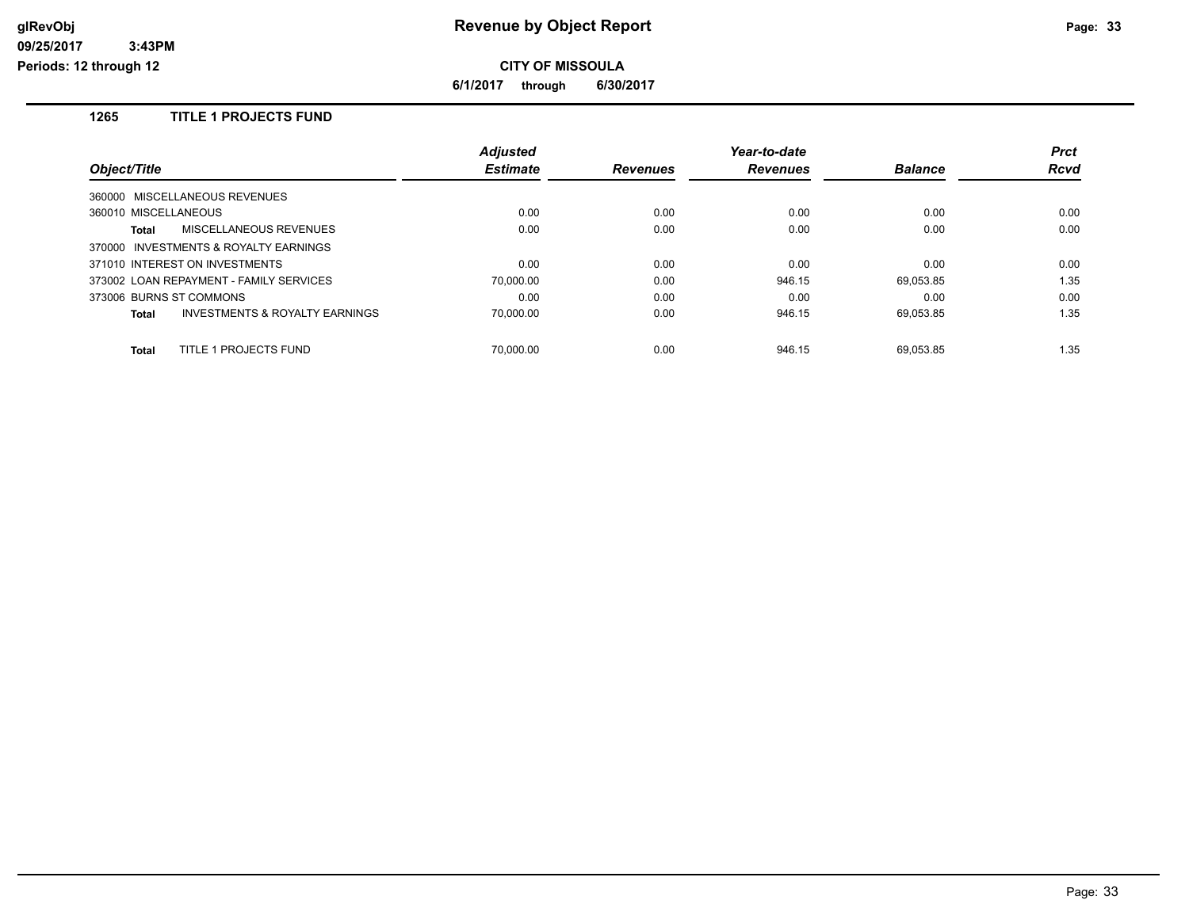# Revenue by Object Report

**CITY OF MISSOULA**

**6/1/2017 through 6/30/2017**

glRevObj
09/25/2017 3:43PM
Periods: 12 through 12

## 1265 TITLE 1 PROJECTS FUND

| Object/Title | Adjusted Estimate | Revenues | Year-to-date Revenues | Balance | Prct Rcvd |
|---|---|---|---|---|---|
| 360000 MISCELLANEOUS REVENUES | | | | | |
| 360010 MISCELLANEOUS | 0.00 | 0.00 | 0.00 | 0.00 | 0.00 |
| **Total** MISCELLANEOUS REVENUES | 0.00 | 0.00 | 0.00 | 0.00 | 0.00 |
| 370000 INVESTMENTS & ROYALTY EARNINGS | | | | | |
| 371010 INTEREST ON INVESTMENTS | 0.00 | 0.00 | 0.00 | 0.00 | 0.00 |
| 373002 LOAN REPAYMENT - FAMILY SERVICES | 70,000.00 | 0.00 | 946.15 | 69,053.85 | 1.35 |
| 373006 BURNS ST COMMONS | 0.00 | 0.00 | 0.00 | 0.00 | 0.00 |
| **Total** INVESTMENTS & ROYALTY EARNINGS | 70,000.00 | 0.00 | 946.15 | 69,053.85 | 1.35 |
| **Total** TITLE 1 PROJECTS FUND | 70,000.00 | 0.00 | 946.15 | 69,053.85 | 1.35 |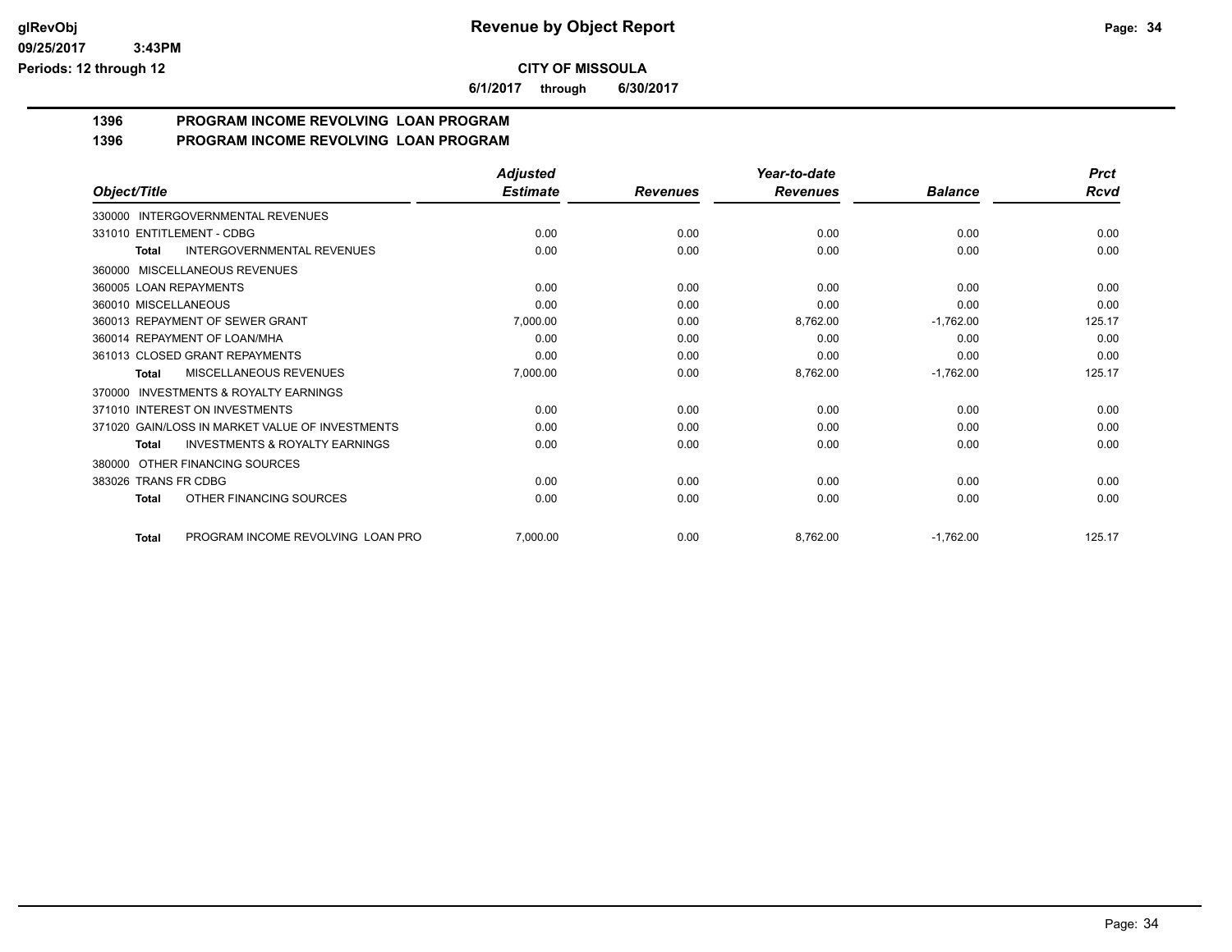# Revenue by Object Report

**CITY OF MISSOULA**

**6/1/2017 through 6/30/2017**

glRevObj
09/25/2017 3:43PM
Periods: 12 through 12

## 1396 PROGRAM INCOME REVOLVING LOAN PROGRAM
## 1396 PROGRAM INCOME REVOLVING LOAN PROGRAM

| Object/Title | Adjusted Estimate | Revenues | Year-to-date Revenues | Balance | Prct Rcvd |
|---|---|---|---|---|---|
| 330000 INTERGOVERNMENTAL REVENUES | | | | | |
| 331010 ENTITLEMENT - CDBG | 0.00 | 0.00 | 0.00 | 0.00 | 0.00 |
| **Total** INTERGOVERNMENTAL REVENUES | 0.00 | 0.00 | 0.00 | 0.00 | 0.00 |
| 360000 MISCELLANEOUS REVENUES | | | | | |
| 360005 LOAN REPAYMENTS | 0.00 | 0.00 | 0.00 | 0.00 | 0.00 |
| 360010 MISCELLANEOUS | 0.00 | 0.00 | 0.00 | 0.00 | 0.00 |
| 360013 REPAYMENT OF SEWER GRANT | 7,000.00 | 0.00 | 8,762.00 | -1,762.00 | 125.17 |
| 360014 REPAYMENT OF LOAN/MHA | 0.00 | 0.00 | 0.00 | 0.00 | 0.00 |
| 361013 CLOSED GRANT REPAYMENTS | 0.00 | 0.00 | 0.00 | 0.00 | 0.00 |
| **Total** MISCELLANEOUS REVENUES | 7,000.00 | 0.00 | 8,762.00 | -1,762.00 | 125.17 |
| 370000 INVESTMENTS & ROYALTY EARNINGS | | | | | |
| 371010 INTEREST ON INVESTMENTS | 0.00 | 0.00 | 0.00 | 0.00 | 0.00 |
| 371020 GAIN/LOSS IN MARKET VALUE OF INVESTMENTS | 0.00 | 0.00 | 0.00 | 0.00 | 0.00 |
| **Total** INVESTMENTS & ROYALTY EARNINGS | 0.00 | 0.00 | 0.00 | 0.00 | 0.00 |
| 380000 OTHER FINANCING SOURCES | | | | | |
| 383026 TRANS FR CDBG | 0.00 | 0.00 | 0.00 | 0.00 | 0.00 |
| **Total** OTHER FINANCING SOURCES | 0.00 | 0.00 | 0.00 | 0.00 | 0.00 |
| **Total** PROGRAM INCOME REVOLVING LOAN PRO | 7,000.00 | 0.00 | 8,762.00 | -1,762.00 | 125.17 |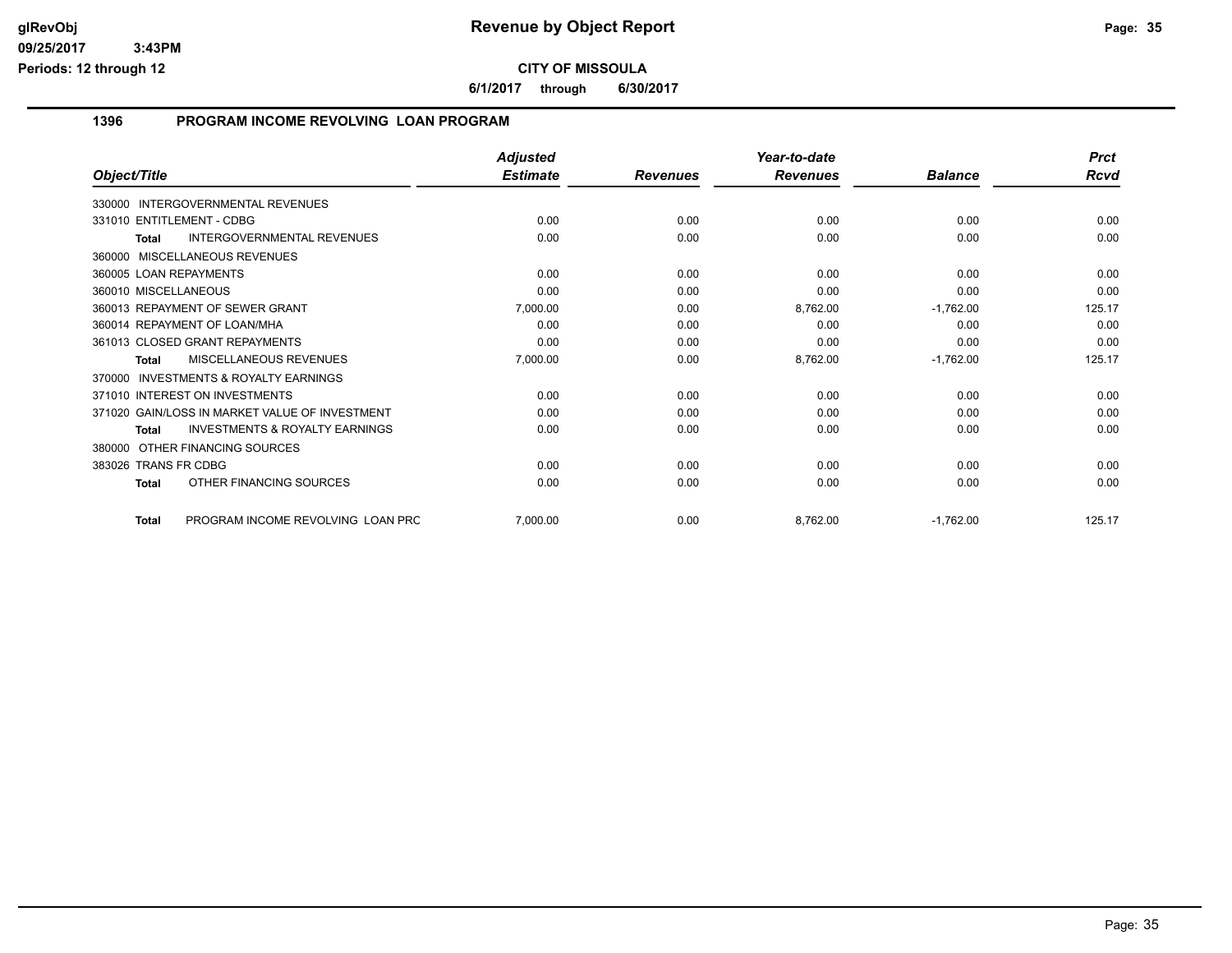# Revenue by Object Report

glRevObj
09/25/2017 3:43PM
Periods: 12 through 12

**CITY OF MISSOULA**

**6/1/2017 through 6/30/2017**

## 1396 PROGRAM INCOME REVOLVING LOAN PROGRAM

| Object/Title | Adjusted Estimate | Revenues | Year-to-date Revenues | Balance | Prct Rcvd |
|---|---|---|---|---|---|
| 330000 INTERGOVERNMENTAL REVENUES | | | | | |
| 331010 ENTITLEMENT - CDBG | 0.00 | 0.00 | 0.00 | 0.00 | 0.00 |
| **Total** INTERGOVERNMENTAL REVENUES | 0.00 | 0.00 | 0.00 | 0.00 | 0.00 |
| 360000 MISCELLANEOUS REVENUES | | | | | |
| 360005 LOAN REPAYMENTS | 0.00 | 0.00 | 0.00 | 0.00 | 0.00 |
| 360010 MISCELLANEOUS | 0.00 | 0.00 | 0.00 | 0.00 | 0.00 |
| 360013 REPAYMENT OF SEWER GRANT | 7,000.00 | 0.00 | 8,762.00 | -1,762.00 | 125.17 |
| 360014 REPAYMENT OF LOAN/MHA | 0.00 | 0.00 | 0.00 | 0.00 | 0.00 |
| 361013 CLOSED GRANT REPAYMENTS | 0.00 | 0.00 | 0.00 | 0.00 | 0.00 |
| **Total** MISCELLANEOUS REVENUES | 7,000.00 | 0.00 | 8,762.00 | -1,762.00 | 125.17 |
| 370000 INVESTMENTS & ROYALTY EARNINGS | | | | | |
| 371010 INTEREST ON INVESTMENTS | 0.00 | 0.00 | 0.00 | 0.00 | 0.00 |
| 371020 GAIN/LOSS IN MARKET VALUE OF INVESTMENT | 0.00 | 0.00 | 0.00 | 0.00 | 0.00 |
| **Total** INVESTMENTS & ROYALTY EARNINGS | 0.00 | 0.00 | 0.00 | 0.00 | 0.00 |
| 380000 OTHER FINANCING SOURCES | | | | | |
| 383026 TRANS FR CDBG | 0.00 | 0.00 | 0.00 | 0.00 | 0.00 |
| **Total** OTHER FINANCING SOURCES | 0.00 | 0.00 | 0.00 | 0.00 | 0.00 |
| **Total** PROGRAM INCOME REVOLVING LOAN PRC | 7,000.00 | 0.00 | 8,762.00 | -1,762.00 | 125.17 |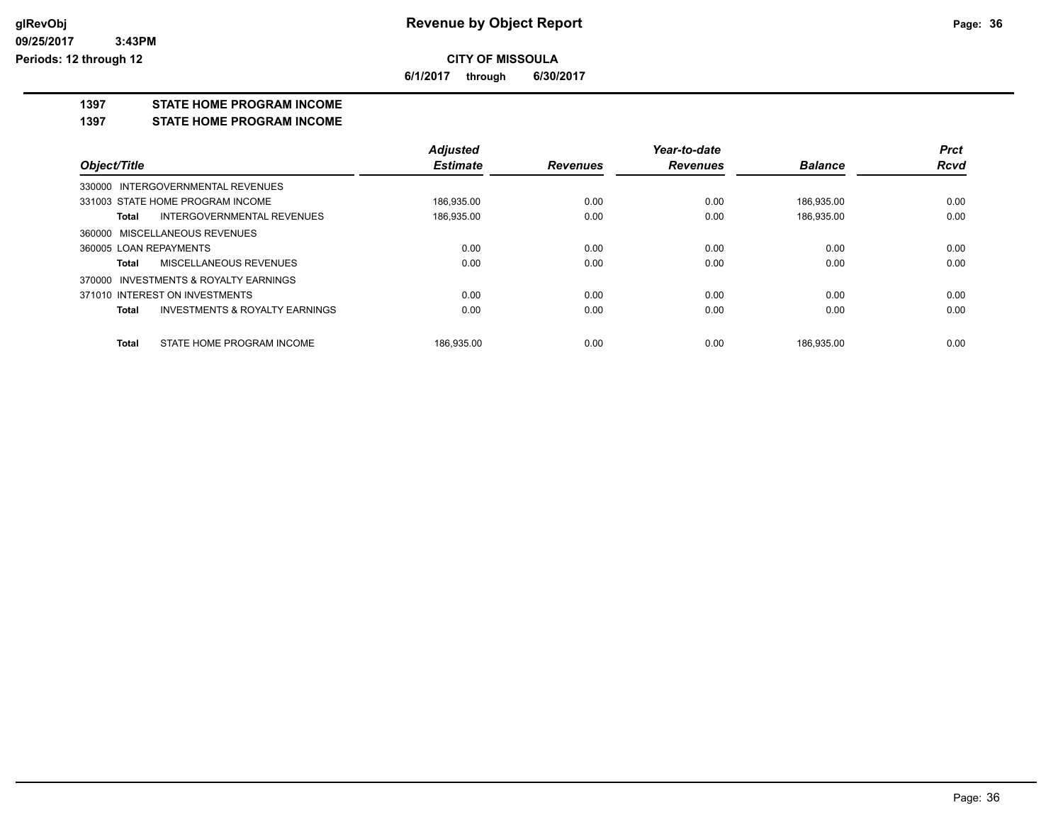**Revenue by Object Report**

**CITY OF MISSOULA**

**6/1/2017 through 6/30/2017**

glRevObj
09/25/2017 3:43PM
Periods: 12 through 12

## 1397 STATE HOME PROGRAM INCOME
## 1397 STATE HOME PROGRAM INCOME

| Object/Title | Adjusted Estimate | Revenues | Year-to-date Revenues | Balance | Prct Rcvd |
|---|---|---|---|---|---|
| 330000 INTERGOVERNMENTAL REVENUES | | | | | |
| 331003 STATE HOME PROGRAM INCOME | 186,935.00 | 0.00 | 0.00 | 186,935.00 | 0.00 |
| **Total** INTERGOVERNMENTAL REVENUES | 186,935.00 | 0.00 | 0.00 | 186,935.00 | 0.00 |
| 360000 MISCELLANEOUS REVENUES | | | | | |
| 360005 LOAN REPAYMENTS | 0.00 | 0.00 | 0.00 | 0.00 | 0.00 |
| **Total** MISCELLANEOUS REVENUES | 0.00 | 0.00 | 0.00 | 0.00 | 0.00 |
| 370000 INVESTMENTS & ROYALTY EARNINGS | | | | | |
| 371010 INTEREST ON INVESTMENTS | 0.00 | 0.00 | 0.00 | 0.00 | 0.00 |
| **Total** INVESTMENTS & ROYALTY EARNINGS | 0.00 | 0.00 | 0.00 | 0.00 | 0.00 |
| **Total** STATE HOME PROGRAM INCOME | 186,935.00 | 0.00 | 0.00 | 186,935.00 | 0.00 |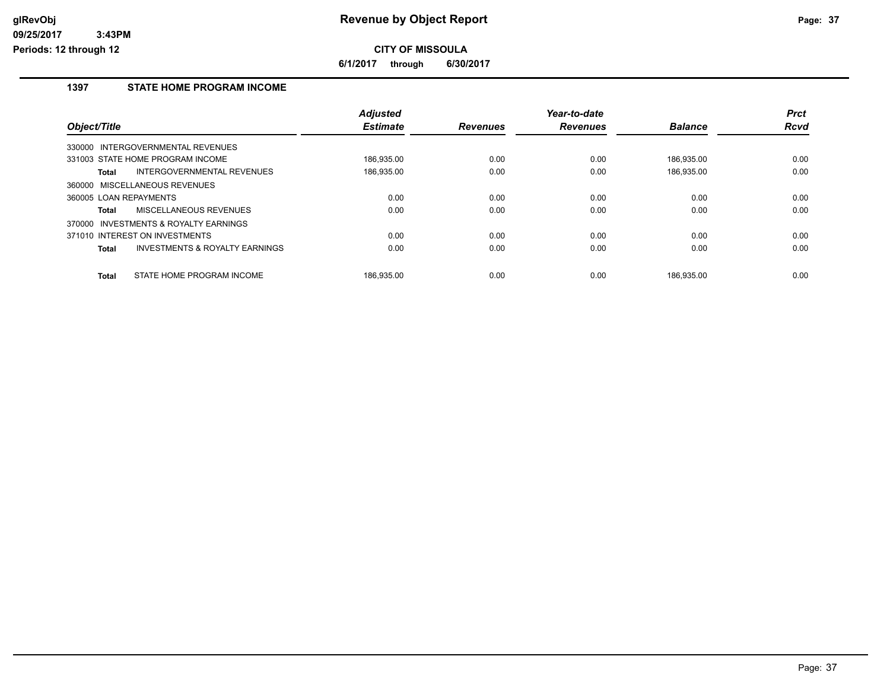# Revenue by Object Report

glRevObj
09/25/2017 3:43PM
Periods: 12 through 12

**CITY OF MISSOULA**

**6/1/2017 through 6/30/2017**

## 1397 STATE HOME PROGRAM INCOME

| Object/Title | Adjusted Estimate | Revenues | Year-to-date Revenues | Balance | Prct Rcvd |
|---|---|---|---|---|---|
| 330000 INTERGOVERNMENTAL REVENUES | | | | | |
| 331003 STATE HOME PROGRAM INCOME | 186,935.00 | 0.00 | 0.00 | 186,935.00 | 0.00 |
| **Total** INTERGOVERNMENTAL REVENUES | 186,935.00 | 0.00 | 0.00 | 186,935.00 | 0.00 |
| 360000 MISCELLANEOUS REVENUES | | | | | |
| 360005 LOAN REPAYMENTS | 0.00 | 0.00 | 0.00 | 0.00 | 0.00 |
| **Total** MISCELLANEOUS REVENUES | 0.00 | 0.00 | 0.00 | 0.00 | 0.00 |
| 370000 INVESTMENTS & ROYALTY EARNINGS | | | | | |
| 371010 INTEREST ON INVESTMENTS | 0.00 | 0.00 | 0.00 | 0.00 | 0.00 |
| **Total** INVESTMENTS & ROYALTY EARNINGS | 0.00 | 0.00 | 0.00 | 0.00 | 0.00 |
| **Total** STATE HOME PROGRAM INCOME | 186,935.00 | 0.00 | 0.00 | 186,935.00 | 0.00 |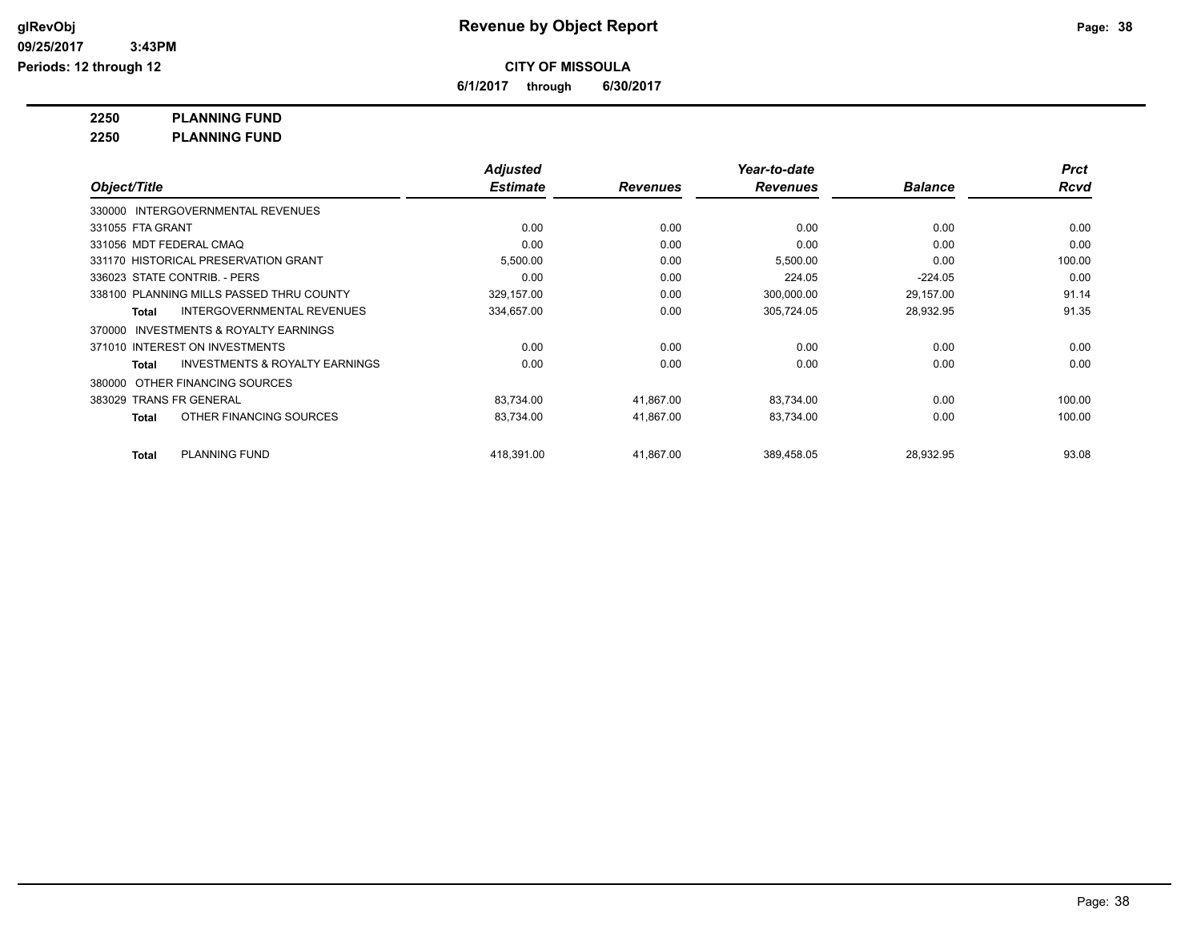# Revenue by Object Report

glRevObj
09/25/2017 3:43PM
Periods: 12 through 12

**CITY OF MISSOULA**

**6/1/2017 through 6/30/2017**

**2250 PLANNING FUND**

**2250 PLANNING FUND**

| Object/Title | Adjusted Estimate | Revenues | Year-to-date Revenues | Balance | Prct Rcvd |
|---|---|---|---|---|---|
| 330000 INTERGOVERNMENTAL REVENUES | | | | | |
| 331055 FTA GRANT | 0.00 | 0.00 | 0.00 | 0.00 | 0.00 |
| 331056 MDT FEDERAL CMAQ | 0.00 | 0.00 | 0.00 | 0.00 | 0.00 |
| 331170 HISTORICAL PRESERVATION GRANT | 5,500.00 | 0.00 | 5,500.00 | 0.00 | 100.00 |
| 336023 STATE CONTRIB. - PERS | 0.00 | 0.00 | 224.05 | -224.05 | 0.00 |
| 338100 PLANNING MILLS PASSED THRU COUNTY | 329,157.00 | 0.00 | 300,000.00 | 29,157.00 | 91.14 |
| **Total** INTERGOVERNMENTAL REVENUES | 334,657.00 | 0.00 | 305,724.05 | 28,932.95 | 91.35 |
| 370000 INVESTMENTS & ROYALTY EARNINGS | | | | | |
| 371010 INTEREST ON INVESTMENTS | 0.00 | 0.00 | 0.00 | 0.00 | 0.00 |
| **Total** INVESTMENTS & ROYALTY EARNINGS | 0.00 | 0.00 | 0.00 | 0.00 | 0.00 |
| 380000 OTHER FINANCING SOURCES | | | | | |
| 383029 TRANS FR GENERAL | 83,734.00 | 41,867.00 | 83,734.00 | 0.00 | 100.00 |
| **Total** OTHER FINANCING SOURCES | 83,734.00 | 41,867.00 | 83,734.00 | 0.00 | 100.00 |
| **Total** PLANNING FUND | 418,391.00 | 41,867.00 | 389,458.05 | 28,932.95 | 93.08 |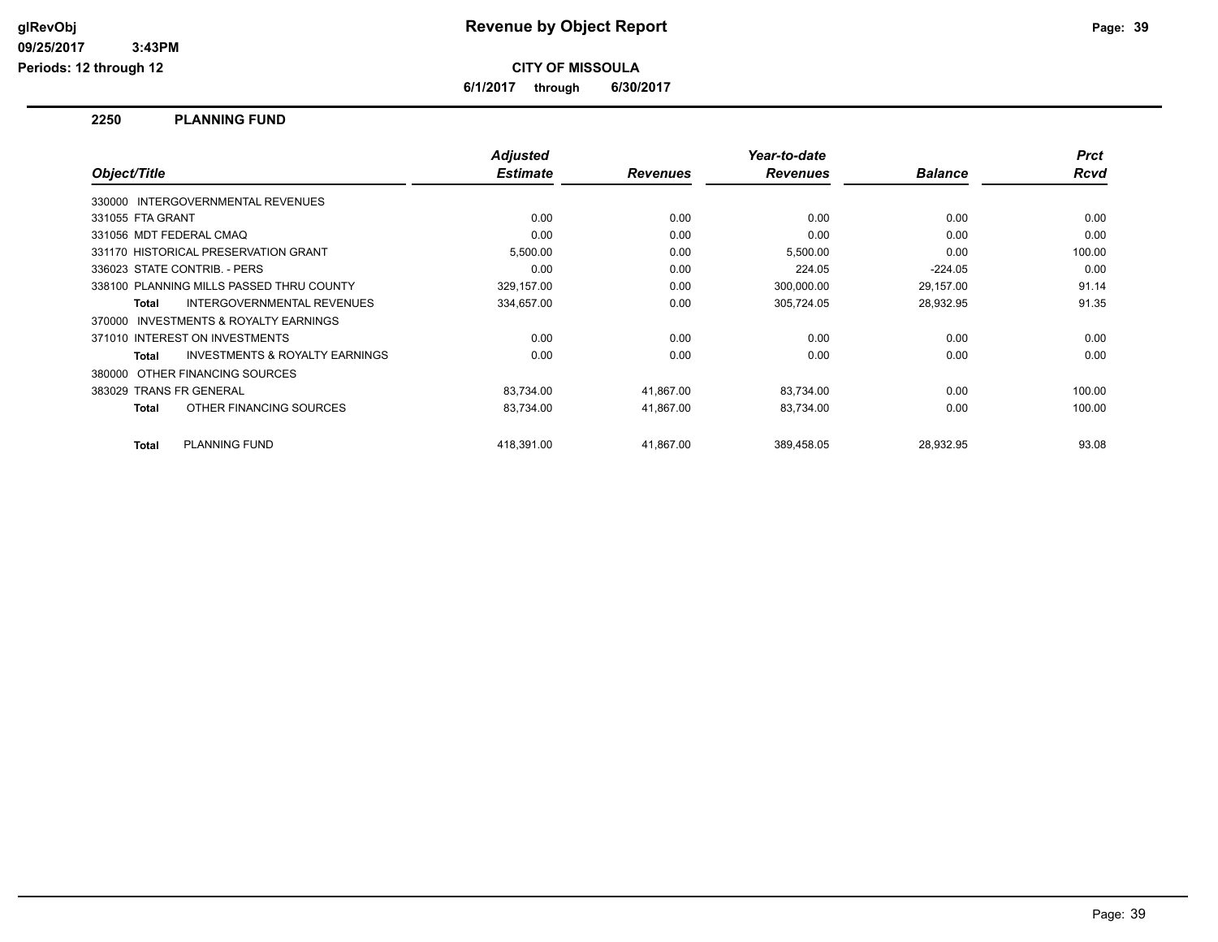# Revenue by Object Report

glRevObj
09/25/2017 3:43PM
Periods: 12 through 12

**CITY OF MISSOULA**

**6/1/2017 through 6/30/2017**

## 2250 PLANNING FUND

| Object/Title | Adjusted Estimate | Revenues | Year-to-date Revenues | Balance | Prct Rcvd |
|---|---|---|---|---|---|
| 330000 INTERGOVERNMENTAL REVENUES | | | | | |
| 331055 FTA GRANT | 0.00 | 0.00 | 0.00 | 0.00 | 0.00 |
| 331056 MDT FEDERAL CMAQ | 0.00 | 0.00 | 0.00 | 0.00 | 0.00 |
| 331170 HISTORICAL PRESERVATION GRANT | 5,500.00 | 0.00 | 5,500.00 | 0.00 | 100.00 |
| 336023 STATE CONTRIB. - PERS | 0.00 | 0.00 | 224.05 | -224.05 | 0.00 |
| 338100 PLANNING MILLS PASSED THRU COUNTY | 329,157.00 | 0.00 | 300,000.00 | 29,157.00 | 91.14 |
| **Total** INTERGOVERNMENTAL REVENUES | 334,657.00 | 0.00 | 305,724.05 | 28,932.95 | 91.35 |
| 370000 INVESTMENTS & ROYALTY EARNINGS | | | | | |
| 371010 INTEREST ON INVESTMENTS | 0.00 | 0.00 | 0.00 | 0.00 | 0.00 |
| **Total** INVESTMENTS & ROYALTY EARNINGS | 0.00 | 0.00 | 0.00 | 0.00 | 0.00 |
| 380000 OTHER FINANCING SOURCES | | | | | |
| 383029 TRANS FR GENERAL | 83,734.00 | 41,867.00 | 83,734.00 | 0.00 | 100.00 |
| **Total** OTHER FINANCING SOURCES | 83,734.00 | 41,867.00 | 83,734.00 | 0.00 | 100.00 |
| **Total** PLANNING FUND | 418,391.00 | 41,867.00 | 389,458.05 | 28,932.95 | 93.08 |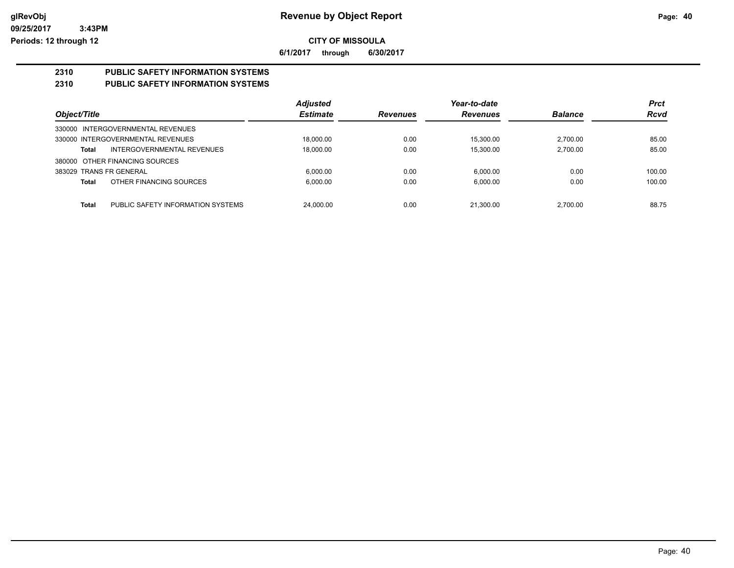**glRevObj** | **Revenue by Object Report**
09/25/2017 3:43PM
Periods: 12 through 12

**CITY OF MISSOULA**

**6/1/2017 through 6/30/2017**

## 2310 PUBLIC SAFETY INFORMATION SYSTEMS
## 2310 PUBLIC SAFETY INFORMATION SYSTEMS

| Object/Title | Adjusted Estimate | Revenues | Year-to-date Revenues | Balance | Prct Rcvd |
|---|---|---|---|---|---|
| 330000 INTERGOVERNMENTAL REVENUES | | | | | |
| 330000 INTERGOVERNMENTAL REVENUES | 18,000.00 | 0.00 | 15,300.00 | 2,700.00 | 85.00 |
| **Total** INTERGOVERNMENTAL REVENUES | 18,000.00 | 0.00 | 15,300.00 | 2,700.00 | 85.00 |
| 380000 OTHER FINANCING SOURCES | | | | | |
| 383029 TRANS FR GENERAL | 6,000.00 | 0.00 | 6,000.00 | 0.00 | 100.00 |
| **Total** OTHER FINANCING SOURCES | 6,000.00 | 0.00 | 6,000.00 | 0.00 | 100.00 |
| **Total** PUBLIC SAFETY INFORMATION SYSTEMS | 24,000.00 | 0.00 | 21,300.00 | 2,700.00 | 88.75 |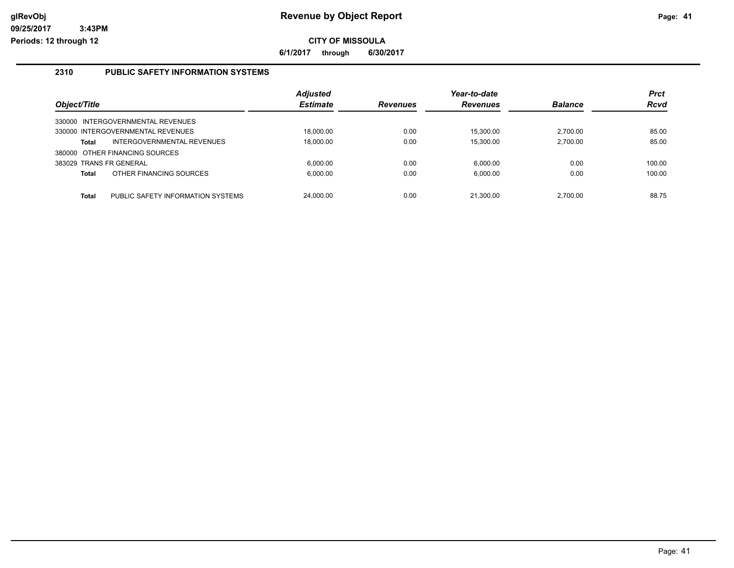# Revenue by Object Report

**CITY OF MISSOULA**

**6/1/2017 through 6/30/2017**

glRevObj
09/25/2017 3:43PM
Periods: 12 through 12

## 2310 PUBLIC SAFETY INFORMATION SYSTEMS

| Object/Title | Adjusted Estimate | Revenues | Year-to-date Revenues | Balance | Prct Rcvd |
|---|---|---|---|---|---|
| 330000 INTERGOVERNMENTAL REVENUES | | | | | |
| 330000 INTERGOVERNMENTAL REVENUES | 18,000.00 | 0.00 | 15,300.00 | 2,700.00 | 85.00 |
| **Total** INTERGOVERNMENTAL REVENUES | 18,000.00 | 0.00 | 15,300.00 | 2,700.00 | 85.00 |
| 380000 OTHER FINANCING SOURCES | | | | | |
| 383029 TRANS FR GENERAL | 6,000.00 | 0.00 | 6,000.00 | 0.00 | 100.00 |
| **Total** OTHER FINANCING SOURCES | 6,000.00 | 0.00 | 6,000.00 | 0.00 | 100.00 |
| **Total** PUBLIC SAFETY INFORMATION SYSTEMS | 24,000.00 | 0.00 | 21,300.00 | 2,700.00 | 88.75 |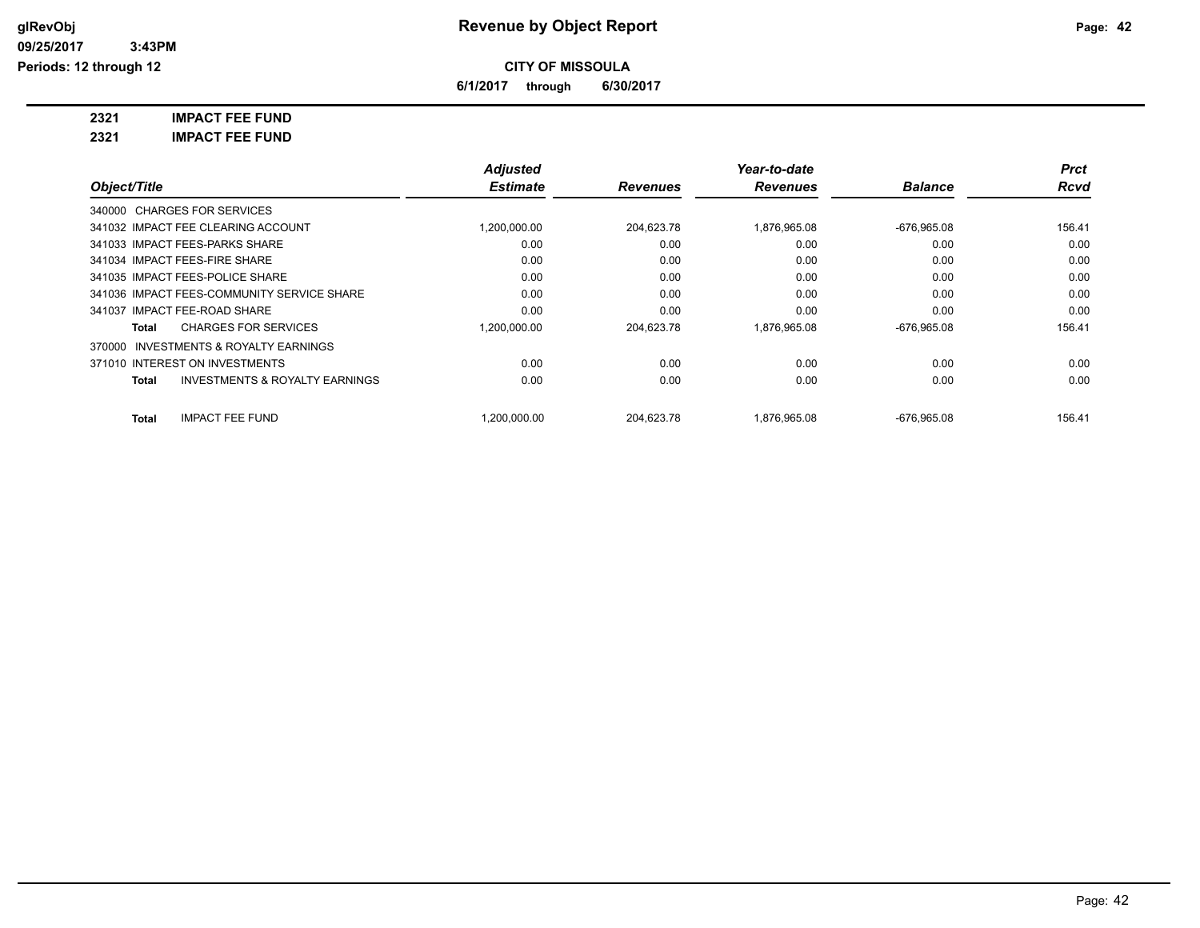**CITY OF MISSOULA**

**6/1/2017 through 6/30/2017**

**2321 IMPACT FEE FUND**

**2321 IMPACT FEE FUND**

| Object/Title | Adjusted Estimate | Revenues | Year-to-date Revenues | Balance | Prct Rcvd |
|---|---|---|---|---|---|
| 340000 CHARGES FOR SERVICES | | | | | |
| 341032 IMPACT FEE CLEARING ACCOUNT | 1,200,000.00 | 204,623.78 | 1,876,965.08 | -676,965.08 | 156.41 |
| 341033 IMPACT FEES-PARKS SHARE | 0.00 | 0.00 | 0.00 | 0.00 | 0.00 |
| 341034 IMPACT FEES-FIRE SHARE | 0.00 | 0.00 | 0.00 | 0.00 | 0.00 |
| 341035 IMPACT FEES-POLICE SHARE | 0.00 | 0.00 | 0.00 | 0.00 | 0.00 |
| 341036 IMPACT FEES-COMMUNITY SERVICE SHARE | 0.00 | 0.00 | 0.00 | 0.00 | 0.00 |
| 341037 IMPACT FEE-ROAD SHARE | 0.00 | 0.00 | 0.00 | 0.00 | 0.00 |
| **Total** CHARGES FOR SERVICES | 1,200,000.00 | 204,623.78 | 1,876,965.08 | -676,965.08 | 156.41 |
| 370000 INVESTMENTS & ROYALTY EARNINGS | | | | | |
| 371010 INTEREST ON INVESTMENTS | 0.00 | 0.00 | 0.00 | 0.00 | 0.00 |
| **Total** INVESTMENTS & ROYALTY EARNINGS | 0.00 | 0.00 | 0.00 | 0.00 | 0.00 |
| **Total** IMPACT FEE FUND | 1,200,000.00 | 204,623.78 | 1,876,965.08 | -676,965.08 | 156.41 |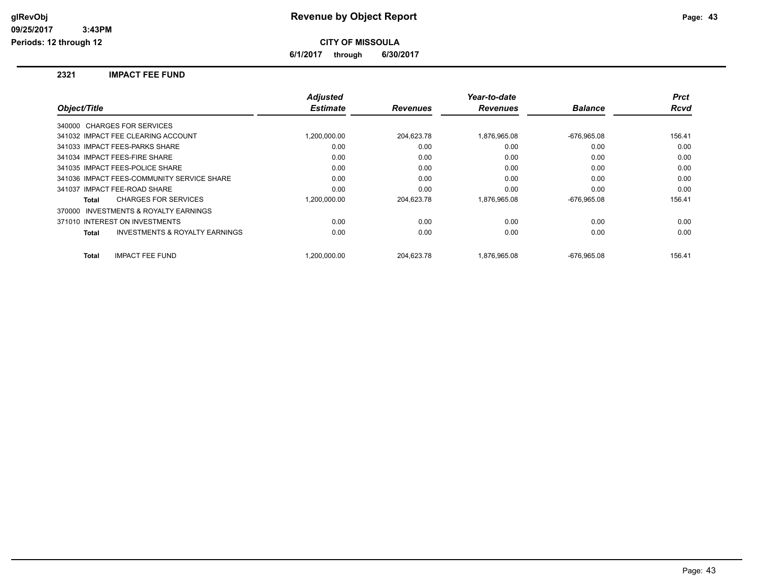**Revenue by Object Report**

**CITY OF MISSOULA**

**6/1/2017 through 6/30/2017**

glRevObj
09/25/2017 3:43PM
Periods: 12 through 12

## 2321 IMPACT FEE FUND

| Object/Title | Adjusted Estimate | Revenues | Year-to-date Revenues | Balance | Prct Rcvd |
|---|---|---|---|---|---|
| 340000 CHARGES FOR SERVICES | | | | | |
| 341032 IMPACT FEE CLEARING ACCOUNT | 1,200,000.00 | 204,623.78 | 1,876,965.08 | -676,965.08 | 156.41 |
| 341033 IMPACT FEES-PARKS SHARE | 0.00 | 0.00 | 0.00 | 0.00 | 0.00 |
| 341034 IMPACT FEES-FIRE SHARE | 0.00 | 0.00 | 0.00 | 0.00 | 0.00 |
| 341035 IMPACT FEES-POLICE SHARE | 0.00 | 0.00 | 0.00 | 0.00 | 0.00 |
| 341036 IMPACT FEES-COMMUNITY SERVICE SHARE | 0.00 | 0.00 | 0.00 | 0.00 | 0.00 |
| 341037 IMPACT FEE-ROAD SHARE | 0.00 | 0.00 | 0.00 | 0.00 | 0.00 |
| **Total** CHARGES FOR SERVICES | 1,200,000.00 | 204,623.78 | 1,876,965.08 | -676,965.08 | 156.41 |
| 370000 INVESTMENTS & ROYALTY EARNINGS | | | | | |
| 371010 INTEREST ON INVESTMENTS | 0.00 | 0.00 | 0.00 | 0.00 | 0.00 |
| **Total** INVESTMENTS & ROYALTY EARNINGS | 0.00 | 0.00 | 0.00 | 0.00 | 0.00 |
| **Total** IMPACT FEE FUND | 1,200,000.00 | 204,623.78 | 1,876,965.08 | -676,965.08 | 156.41 |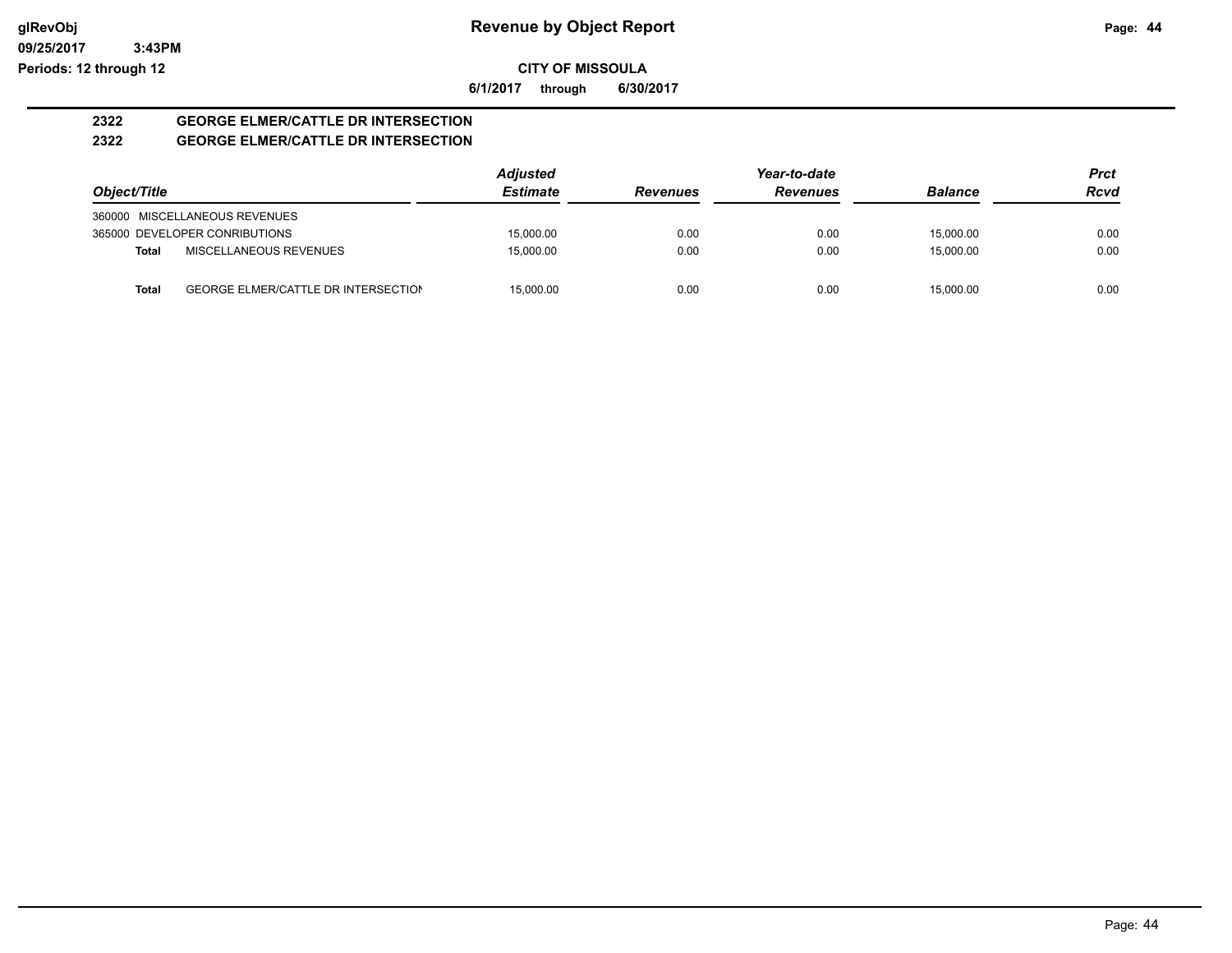**glRevObj**
**09/25/2017 3:43PM**
**Periods: 12 through 12**

# Revenue by Object Report

**CITY OF MISSOULA**

**6/1/2017 through 6/30/2017**

## 2322 GEORGE ELMER/CATTLE DR INTERSECTION
## 2322 GEORGE ELMER/CATTLE DR INTERSECTION

| Object/Title | | Adjusted Estimate | Revenues | Year-to-date Revenues | Balance | Prct Rcvd |
|---|---|---|---|---|---|---|
| 360000 MISCELLANEOUS REVENUES | | | | | | |
| 365000 DEVELOPER CONRIBUTIONS | | 15,000.00 | 0.00 | 0.00 | 15,000.00 | 0.00 |
| **Total** | MISCELLANEOUS REVENUES | 15,000.00 | 0.00 | 0.00 | 15,000.00 | 0.00 |
| **Total** | GEORGE ELMER/CATTLE DR INTERSECTION | 15,000.00 | 0.00 | 0.00 | 15,000.00 | 0.00 |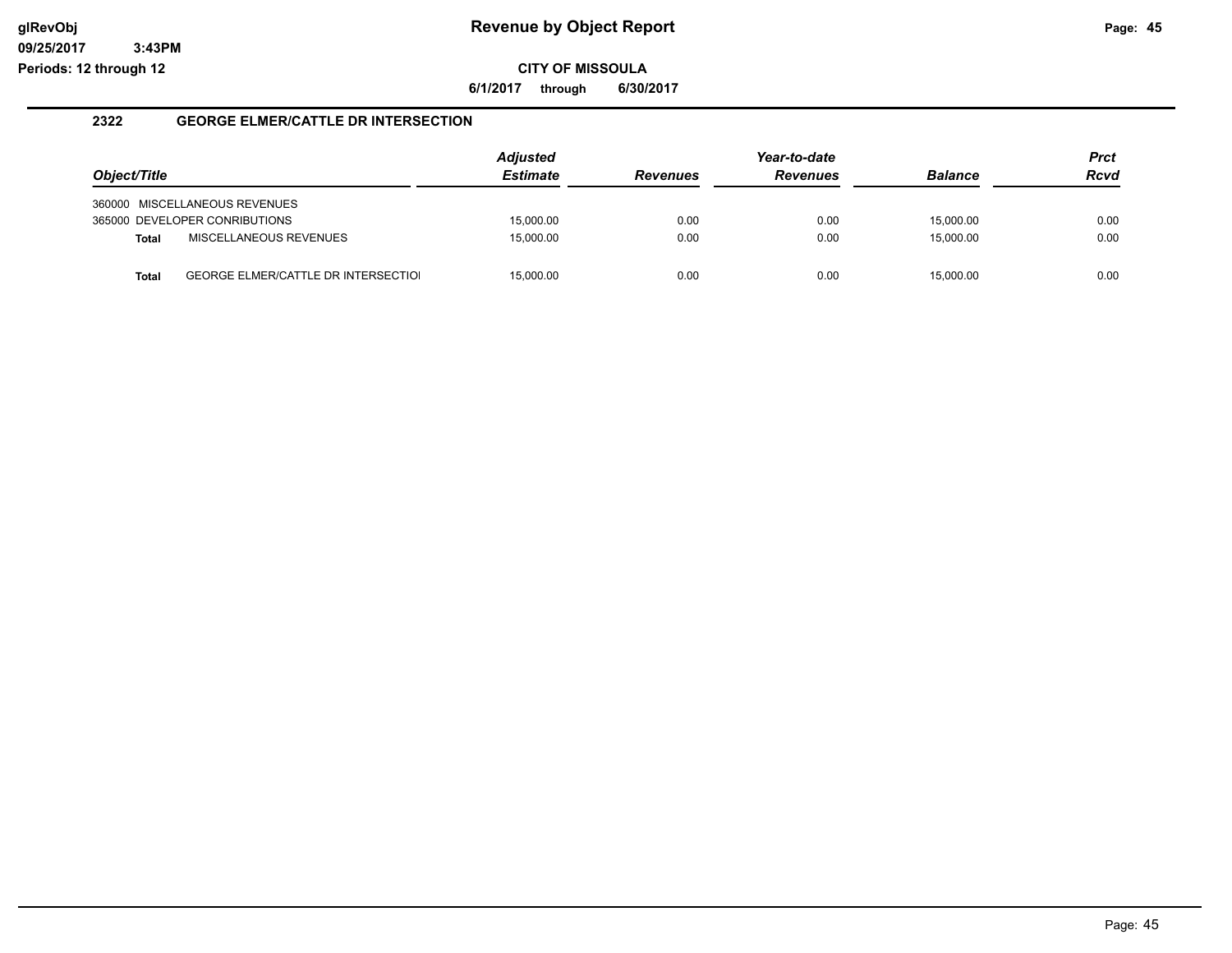**glRevObj**
**09/25/2017 3:43PM**
**Periods: 12 through 12**

# Revenue by Object Report

**CITY OF MISSOULA**

**6/1/2017 through 6/30/2017**

## 2322 GEORGE ELMER/CATTLE DR INTERSECTION

| Object/Title | | Adjusted Estimate | Revenues | Year-to-date Revenues | Balance | Prct Rcvd |
|---|---|---|---|---|---|---|
| 360000 MISCELLANEOUS REVENUES | | | | | | |
| 365000 DEVELOPER CONRIBUTIONS | | 15,000.00 | 0.00 | 0.00 | 15,000.00 | 0.00 |
| **Total** | MISCELLANEOUS REVENUES | 15,000.00 | 0.00 | 0.00 | 15,000.00 | 0.00 |
| **Total** | GEORGE ELMER/CATTLE DR INTERSECTIOI | 15,000.00 | 0.00 | 0.00 | 15,000.00 | 0.00 |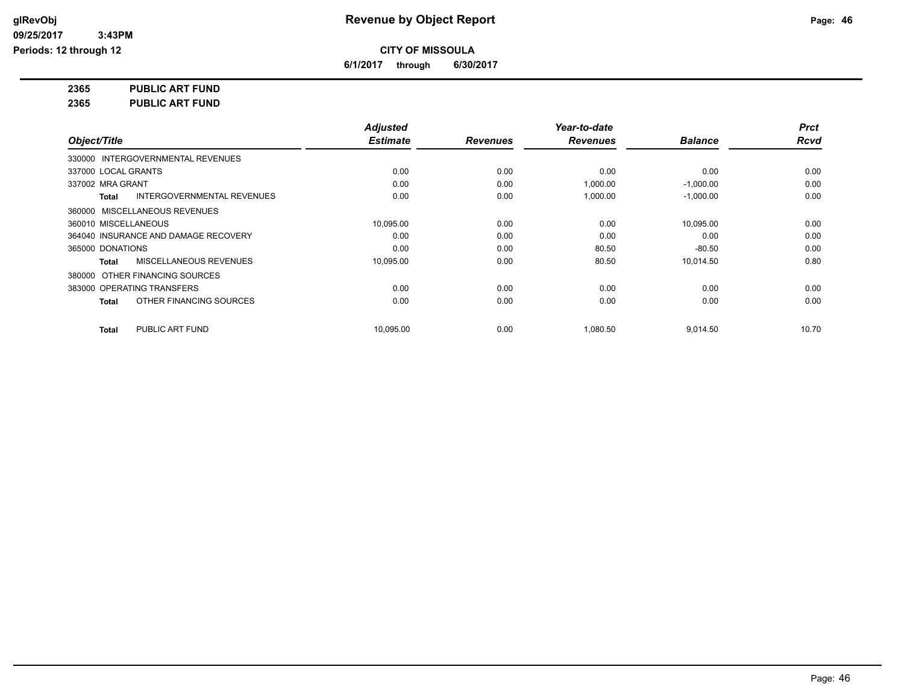**glRevObj**
**09/25/2017 3:43PM**
**Periods: 12 through 12**

# Revenue by Object Report

**CITY OF MISSOULA**

**6/1/2017 through 6/30/2017**

**2365 PUBLIC ART FUND**

**2365 PUBLIC ART FUND**

| Object/Title | Adjusted Estimate | Revenues | Year-to-date Revenues | Balance | Prct Rcvd |
|---|---|---|---|---|---|
| 330000 INTERGOVERNMENTAL REVENUES | | | | | |
| 337000 LOCAL GRANTS | 0.00 | 0.00 | 0.00 | 0.00 | 0.00 |
| 337002 MRA GRANT | 0.00 | 0.00 | 1,000.00 | -1,000.00 | 0.00 |
| **Total** INTERGOVERNMENTAL REVENUES | 0.00 | 0.00 | 1,000.00 | -1,000.00 | 0.00 |
| 360000 MISCELLANEOUS REVENUES | | | | | |
| 360010 MISCELLANEOUS | 10,095.00 | 0.00 | 0.00 | 10,095.00 | 0.00 |
| 364040 INSURANCE AND DAMAGE RECOVERY | 0.00 | 0.00 | 0.00 | 0.00 | 0.00 |
| 365000 DONATIONS | 0.00 | 0.00 | 80.50 | -80.50 | 0.00 |
| **Total** MISCELLANEOUS REVENUES | 10,095.00 | 0.00 | 80.50 | 10,014.50 | 0.80 |
| 380000 OTHER FINANCING SOURCES | | | | | |
| 383000 OPERATING TRANSFERS | 0.00 | 0.00 | 0.00 | 0.00 | 0.00 |
| **Total** OTHER FINANCING SOURCES | 0.00 | 0.00 | 0.00 | 0.00 | 0.00 |
| **Total** PUBLIC ART FUND | 10,095.00 | 0.00 | 1,080.50 | 9,014.50 | 10.70 |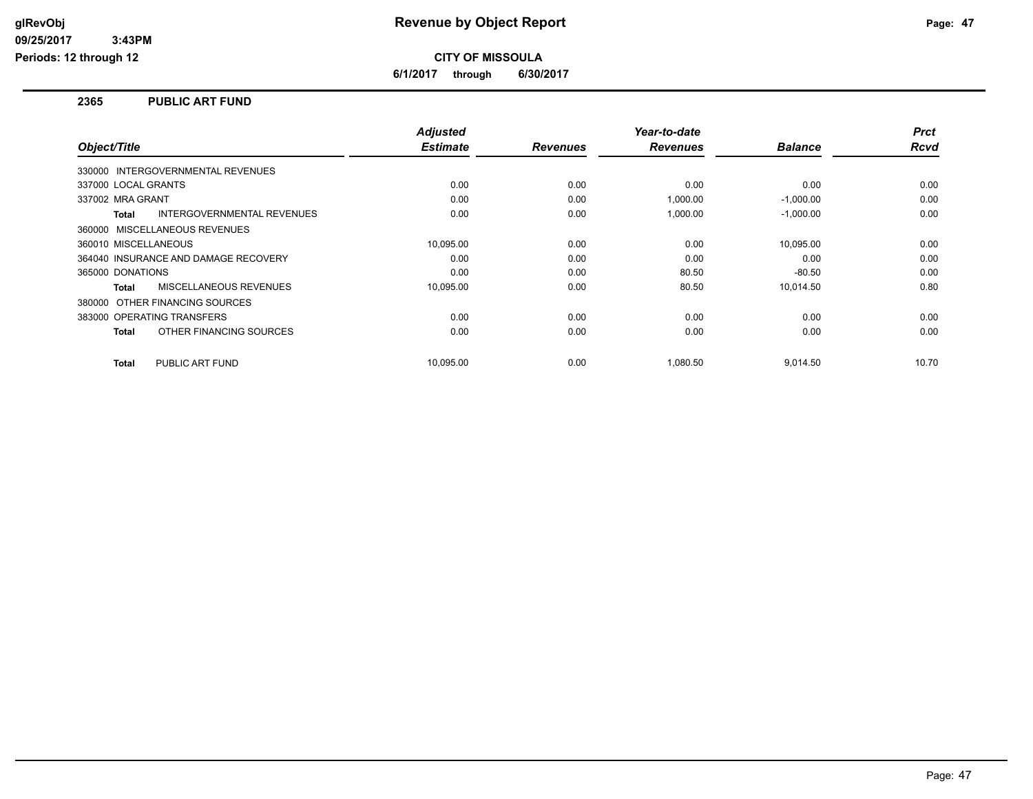# Revenue by Object Report

**CITY OF MISSOULA**

**6/1/2017 through 6/30/2017**

glRevObj
09/25/2017 3:43PM
Periods: 12 through 12

## 2365 PUBLIC ART FUND

| Object/Title | Adjusted Estimate | Revenues | Year-to-date Revenues | Balance | Prct Rcvd |
|---|---|---|---|---|---|
| 330000 INTERGOVERNMENTAL REVENUES | | | | | |
| 337000 LOCAL GRANTS | 0.00 | 0.00 | 0.00 | 0.00 | 0.00 |
| 337002 MRA GRANT | 0.00 | 0.00 | 1,000.00 | -1,000.00 | 0.00 |
| **Total** INTERGOVERNMENTAL REVENUES | 0.00 | 0.00 | 1,000.00 | -1,000.00 | 0.00 |
| 360000 MISCELLANEOUS REVENUES | | | | | |
| 360010 MISCELLANEOUS | 10,095.00 | 0.00 | 0.00 | 10,095.00 | 0.00 |
| 364040 INSURANCE AND DAMAGE RECOVERY | 0.00 | 0.00 | 0.00 | 0.00 | 0.00 |
| 365000 DONATIONS | 0.00 | 0.00 | 80.50 | -80.50 | 0.00 |
| **Total** MISCELLANEOUS REVENUES | 10,095.00 | 0.00 | 80.50 | 10,014.50 | 0.80 |
| 380000 OTHER FINANCING SOURCES | | | | | |
| 383000 OPERATING TRANSFERS | 0.00 | 0.00 | 0.00 | 0.00 | 0.00 |
| **Total** OTHER FINANCING SOURCES | 0.00 | 0.00 | 0.00 | 0.00 | 0.00 |
| **Total** PUBLIC ART FUND | 10,095.00 | 0.00 | 1,080.50 | 9,014.50 | 10.70 |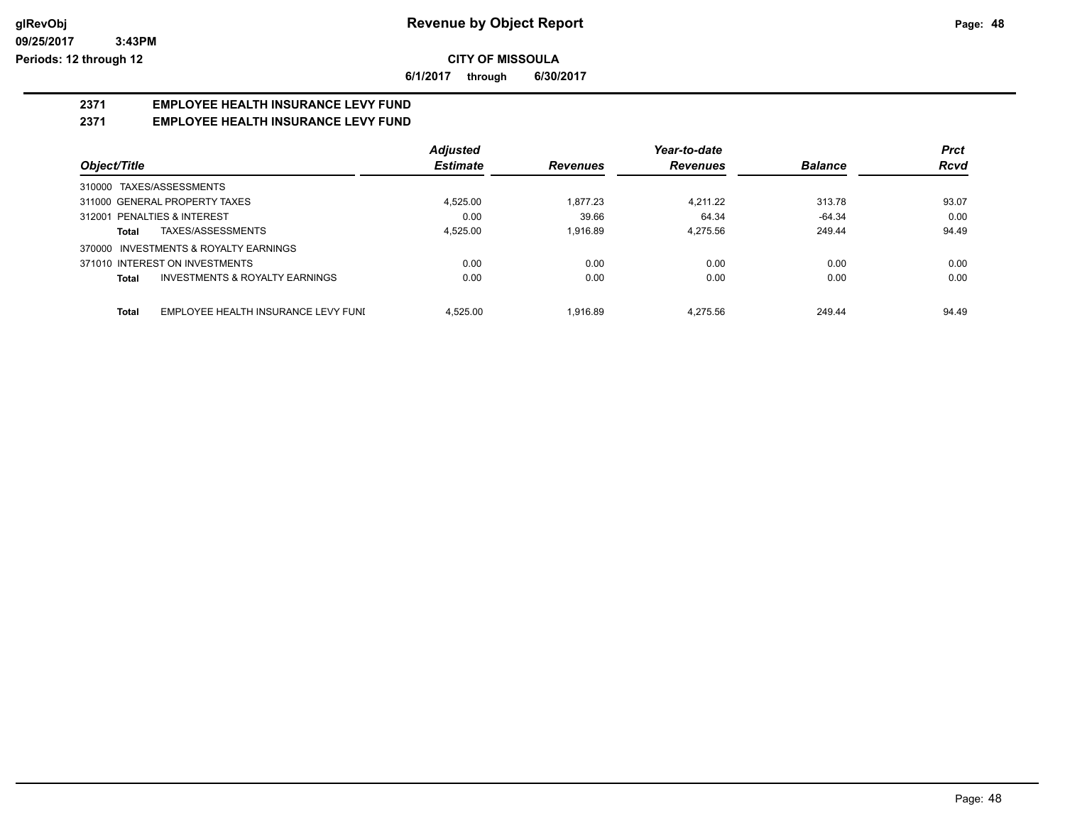**glRevObj** | **Revenue by Object Report**

**09/25/2017 3:43PM**

**Periods: 12 through 12**

**CITY OF MISSOULA**

**6/1/2017 through 6/30/2017**

## 2371 EMPLOYEE HEALTH INSURANCE LEVY FUND

## 2371 EMPLOYEE HEALTH INSURANCE LEVY FUND

| Object/Title | Adjusted Estimate | Revenues | Year-to-date Revenues | Balance | Prct Rcvd |
|---|---|---|---|---|---|
| 310000 TAXES/ASSESSMENTS | | | | | |
| 311000 GENERAL PROPERTY TAXES | 4,525.00 | 1,877.23 | 4,211.22 | 313.78 | 93.07 |
| 312001 PENALTIES & INTEREST | 0.00 | 39.66 | 64.34 | -64.34 | 0.00 |
| **Total** TAXES/ASSESSMENTS | 4,525.00 | 1,916.89 | 4,275.56 | 249.44 | 94.49 |
| 370000 INVESTMENTS & ROYALTY EARNINGS | | | | | |
| 371010 INTEREST ON INVESTMENTS | 0.00 | 0.00 | 0.00 | 0.00 | 0.00 |
| **Total** INVESTMENTS & ROYALTY EARNINGS | 0.00 | 0.00 | 0.00 | 0.00 | 0.00 |
| **Total** EMPLOYEE HEALTH INSURANCE LEVY FUNI | 4,525.00 | 1,916.89 | 4,275.56 | 249.44 | 94.49 |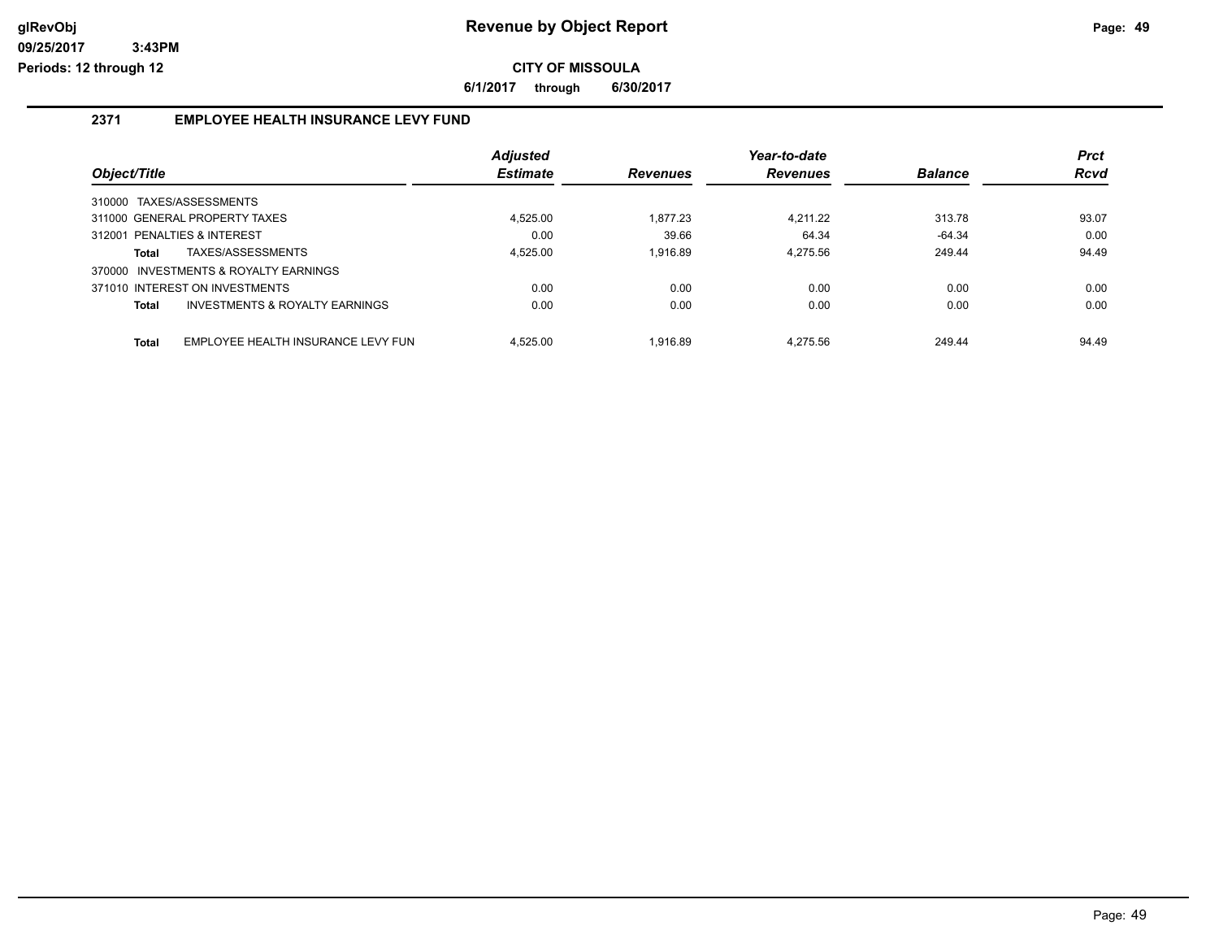# Revenue by Object Report

**CITY OF MISSOULA**

**6/1/2017 through 6/30/2017**

glRevObj
09/25/2017 3:43PM
Periods: 12 through 12

## 2371 EMPLOYEE HEALTH INSURANCE LEVY FUND

| Object/Title | Adjusted Estimate | Revenues | Year-to-date Revenues | Balance | Prct Rcvd |
|---|---|---|---|---|---|
| 310000 TAXES/ASSESSMENTS | | | | | |
| 311000 GENERAL PROPERTY TAXES | 4,525.00 | 1,877.23 | 4,211.22 | 313.78 | 93.07 |
| 312001 PENALTIES & INTEREST | 0.00 | 39.66 | 64.34 | -64.34 | 0.00 |
| **Total** TAXES/ASSESSMENTS | 4,525.00 | 1,916.89 | 4,275.56 | 249.44 | 94.49 |
| 370000 INVESTMENTS & ROYALTY EARNINGS | | | | | |
| 371010 INTEREST ON INVESTMENTS | 0.00 | 0.00 | 0.00 | 0.00 | 0.00 |
| **Total** INVESTMENTS & ROYALTY EARNINGS | 0.00 | 0.00 | 0.00 | 0.00 | 0.00 |
| **Total** EMPLOYEE HEALTH INSURANCE LEVY FUN | 4,525.00 | 1,916.89 | 4,275.56 | 249.44 | 94.49 |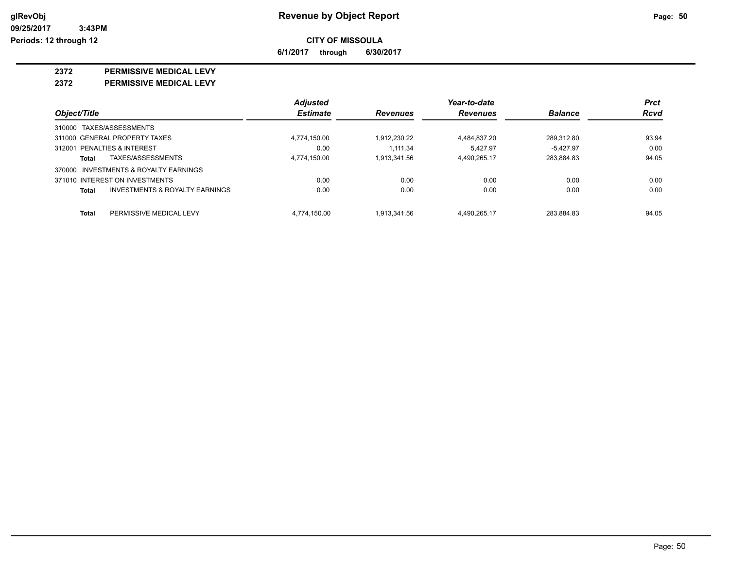glRevObj
09/25/2017 3:43PM
Periods: 12 through 12

# Revenue by Object Report

**CITY OF MISSOULA**

**6/1/2017 through 6/30/2017**

## 2372 PERMISSIVE MEDICAL LEVY

### 2372 PERMISSIVE MEDICAL LEVY

| Object/Title | Adjusted Estimate | Revenues | Year-to-date Revenues | Balance | Prct Rcvd |
|---|---|---|---|---|---|
| 310000 TAXES/ASSESSMENTS | | | | | |
| 311000 GENERAL PROPERTY TAXES | 4,774,150.00 | 1,912,230.22 | 4,484,837.20 | 289,312.80 | 93.94 |
| 312001 PENALTIES & INTEREST | 0.00 | 1,111.34 | 5,427.97 | -5,427.97 | 0.00 |
| **Total** TAXES/ASSESSMENTS | 4,774,150.00 | 1,913,341.56 | 4,490,265.17 | 283,884.83 | 94.05 |
| 370000 INVESTMENTS & ROYALTY EARNINGS | | | | | |
| 371010 INTEREST ON INVESTMENTS | 0.00 | 0.00 | 0.00 | 0.00 | 0.00 |
| **Total** INVESTMENTS & ROYALTY EARNINGS | 0.00 | 0.00 | 0.00 | 0.00 | 0.00 |
| **Total** PERMISSIVE MEDICAL LEVY | 4,774,150.00 | 1,913,341.56 | 4,490,265.17 | 283,884.83 | 94.05 |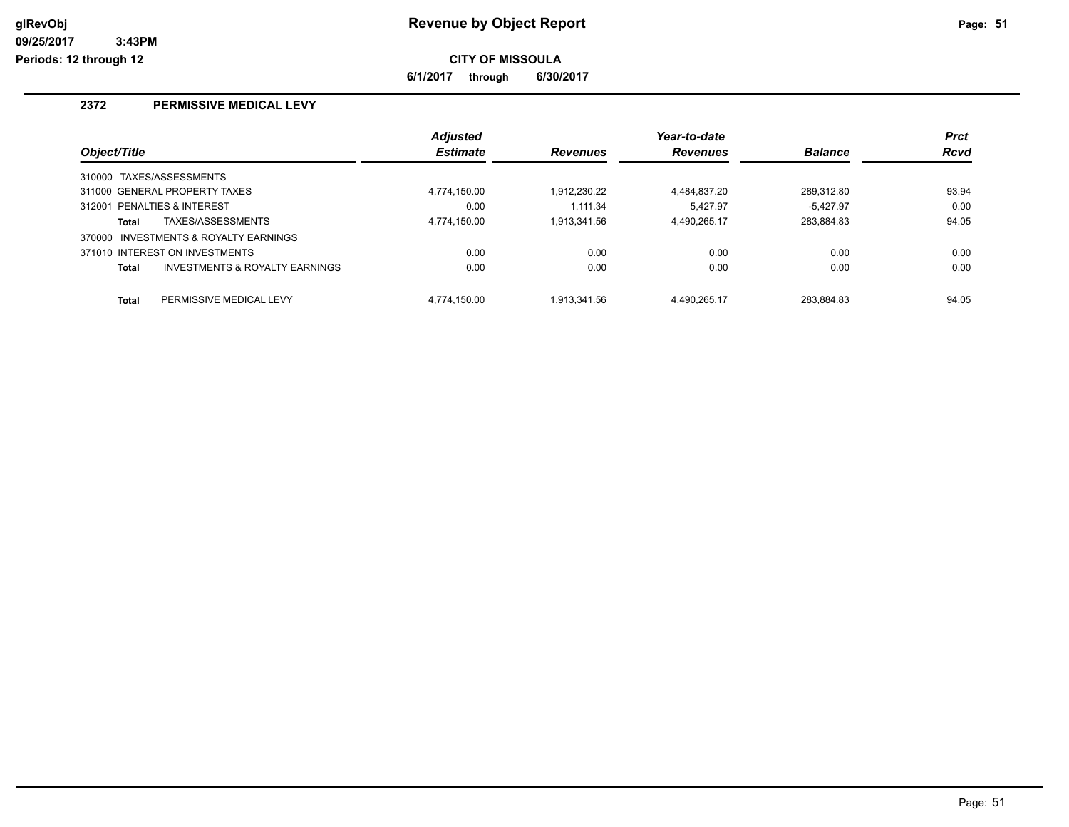**Revenue by Object Report**

**CITY OF MISSOULA**

**6/1/2017 through 6/30/2017**

glRevObj
09/25/2017 3:43PM
Periods: 12 through 12

## 2372 PERMISSIVE MEDICAL LEVY

| Object/Title | Adjusted Estimate | Revenues | Year-to-date Revenues | Balance | Prct Rcvd |
|---|---|---|---|---|---|
| 310000 TAXES/ASSESSMENTS | | | | | |
| 311000 GENERAL PROPERTY TAXES | 4,774,150.00 | 1,912,230.22 | 4,484,837.20 | 289,312.80 | 93.94 |
| 312001 PENALTIES & INTEREST | 0.00 | 1,111.34 | 5,427.97 | -5,427.97 | 0.00 |
| **Total** TAXES/ASSESSMENTS | 4,774,150.00 | 1,913,341.56 | 4,490,265.17 | 283,884.83 | 94.05 |
| 370000 INVESTMENTS & ROYALTY EARNINGS | | | | | |
| 371010 INTEREST ON INVESTMENTS | 0.00 | 0.00 | 0.00 | 0.00 | 0.00 |
| **Total** INVESTMENTS & ROYALTY EARNINGS | 0.00 | 0.00 | 0.00 | 0.00 | 0.00 |
| **Total** PERMISSIVE MEDICAL LEVY | 4,774,150.00 | 1,913,341.56 | 4,490,265.17 | 283,884.83 | 94.05 |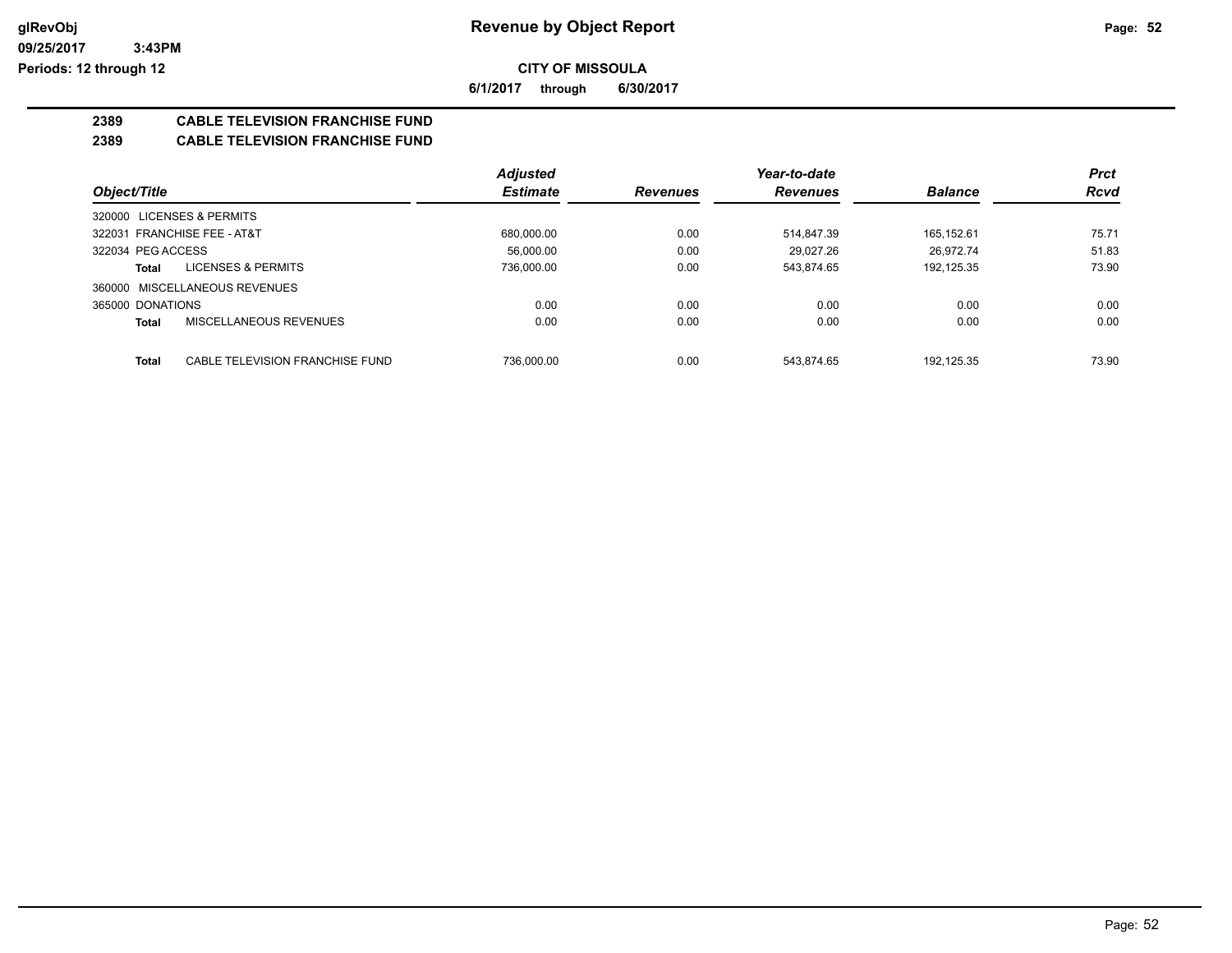# Revenue by Object Report

glRevObj
09/25/2017 3:43PM
Periods: 12 through 12

**CITY OF MISSOULA**

**6/1/2017 through 6/30/2017**

**2389 CABLE TELEVISION FRANCHISE FUND**

**2389 CABLE TELEVISION FRANCHISE FUND**

| Object/Title | Adjusted Estimate | Revenues | Year-to-date Revenues | Balance | Prct Rcvd |
|---|---|---|---|---|---|
| 320000 LICENSES & PERMITS | | | | | |
| 322031 FRANCHISE FEE - AT&T | 680,000.00 | 0.00 | 514,847.39 | 165,152.61 | 75.71 |
| 322034 PEG ACCESS | 56,000.00 | 0.00 | 29,027.26 | 26,972.74 | 51.83 |
| **Total** LICENSES & PERMITS | 736,000.00 | 0.00 | 543,874.65 | 192,125.35 | 73.90 |
| 360000 MISCELLANEOUS REVENUES | | | | | |
| 365000 DONATIONS | 0.00 | 0.00 | 0.00 | 0.00 | 0.00 |
| **Total** MISCELLANEOUS REVENUES | 0.00 | 0.00 | 0.00 | 0.00 | 0.00 |
| **Total** CABLE TELEVISION FRANCHISE FUND | 736,000.00 | 0.00 | 543,874.65 | 192,125.35 | 73.90 |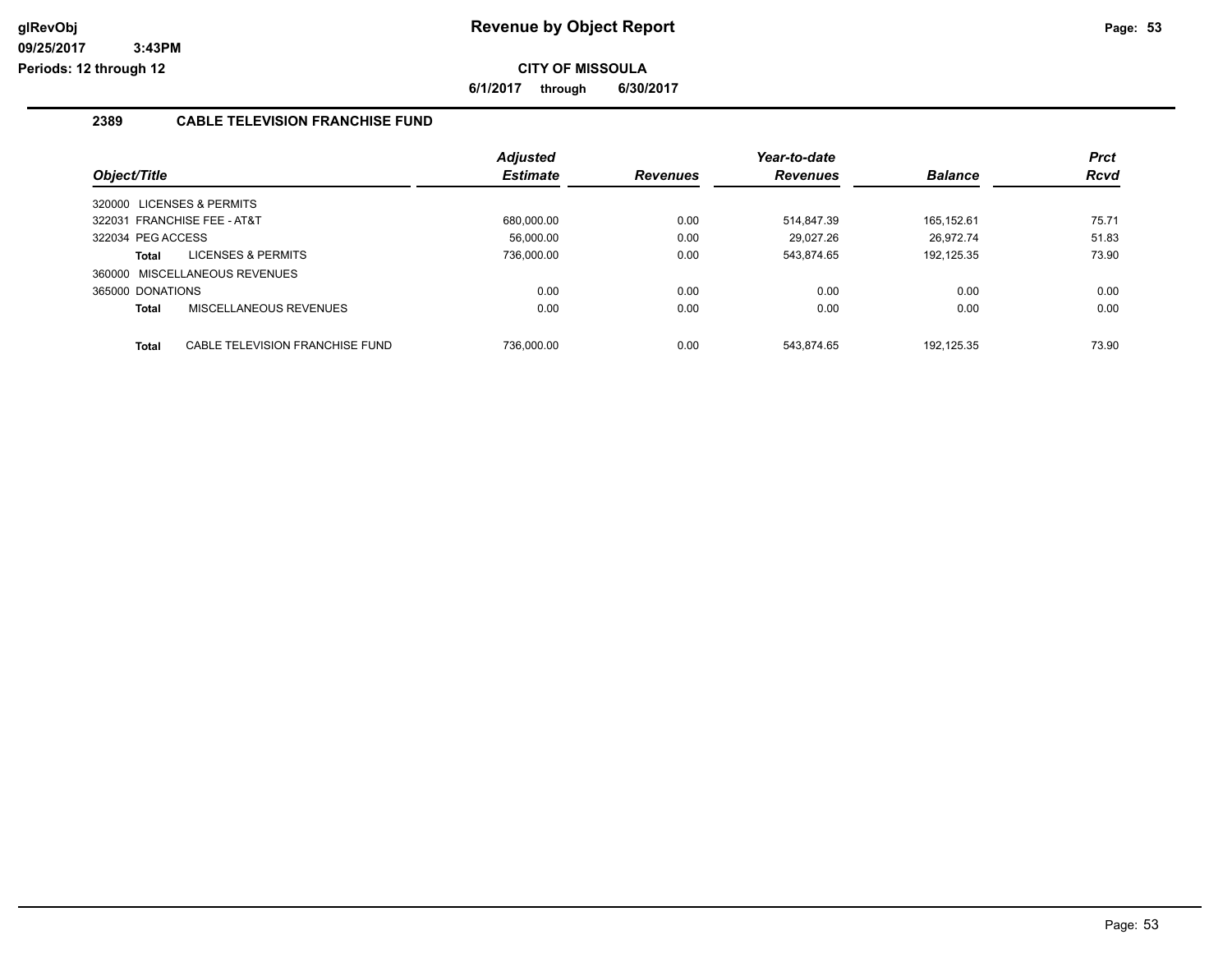# Revenue by Object Report

glRevObj
09/25/2017 3:43PM
Periods: 12 through 12

**CITY OF MISSOULA**

**6/1/2017 through 6/30/2017**

## 2389 CABLE TELEVISION FRANCHISE FUND

| Object/Title | Adjusted Estimate | Revenues | Year-to-date Revenues | Balance | Prct Rcvd |
|---|---|---|---|---|---|
| 320000 LICENSES & PERMITS | | | | | |
| 322031 FRANCHISE FEE - AT&T | 680,000.00 | 0.00 | 514,847.39 | 165,152.61 | 75.71 |
| 322034 PEG ACCESS | 56,000.00 | 0.00 | 29,027.26 | 26,972.74 | 51.83 |
| **Total** LICENSES & PERMITS | 736,000.00 | 0.00 | 543,874.65 | 192,125.35 | 73.90 |
| 360000 MISCELLANEOUS REVENUES | | | | | |
| 365000 DONATIONS | 0.00 | 0.00 | 0.00 | 0.00 | 0.00 |
| **Total** MISCELLANEOUS REVENUES | 0.00 | 0.00 | 0.00 | 0.00 | 0.00 |
| **Total** CABLE TELEVISION FRANCHISE FUND | 736,000.00 | 0.00 | 543,874.65 | 192,125.35 | 73.90 |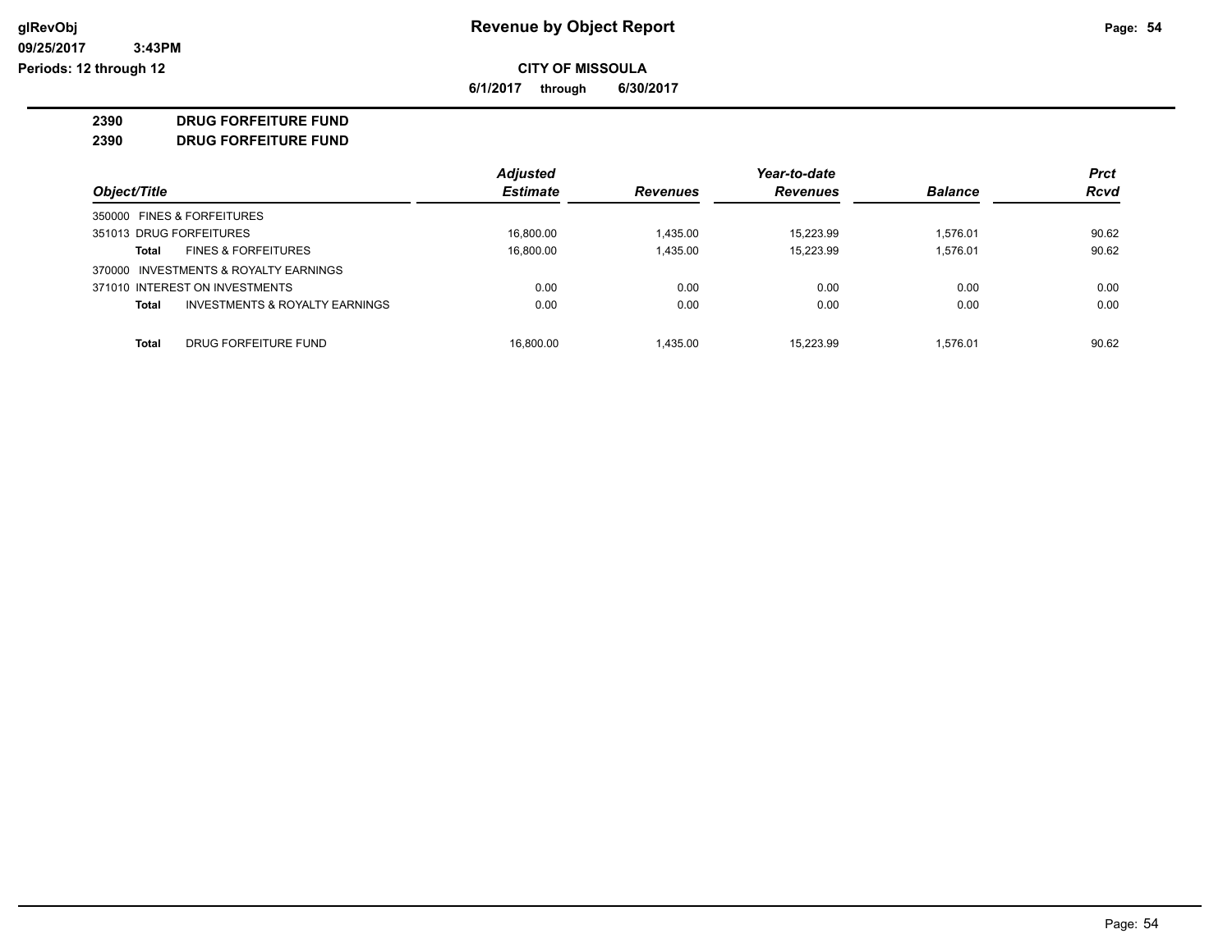**Revenue by Object Report**

**CITY OF MISSOULA**

**6/1/2017 through 6/30/2017**

**2390 DRUG FORFEITURE FUND**

**2390 DRUG FORFEITURE FUND**

| Object/Title | | Adjusted Estimate | Revenues | Year-to-date Revenues | Balance | Prct Rcvd |
|---|---|---|---|---|---|---|
| 350000 FINES & FORFEITURES | | | | | | |
| 351013 DRUG FORFEITURES | | 16,800.00 | 1,435.00 | 15,223.99 | 1,576.01 | 90.62 |
| Total | FINES & FORFEITURES | 16,800.00 | 1,435.00 | 15,223.99 | 1,576.01 | 90.62 |
| 370000 INVESTMENTS & ROYALTY EARNINGS | | | | | | |
| 371010 INTEREST ON INVESTMENTS | | 0.00 | 0.00 | 0.00 | 0.00 | 0.00 |
| Total | INVESTMENTS & ROYALTY EARNINGS | 0.00 | 0.00 | 0.00 | 0.00 | 0.00 |
| Total | DRUG FORFEITURE FUND | 16,800.00 | 1,435.00 | 15,223.99 | 1,576.01 | 90.62 |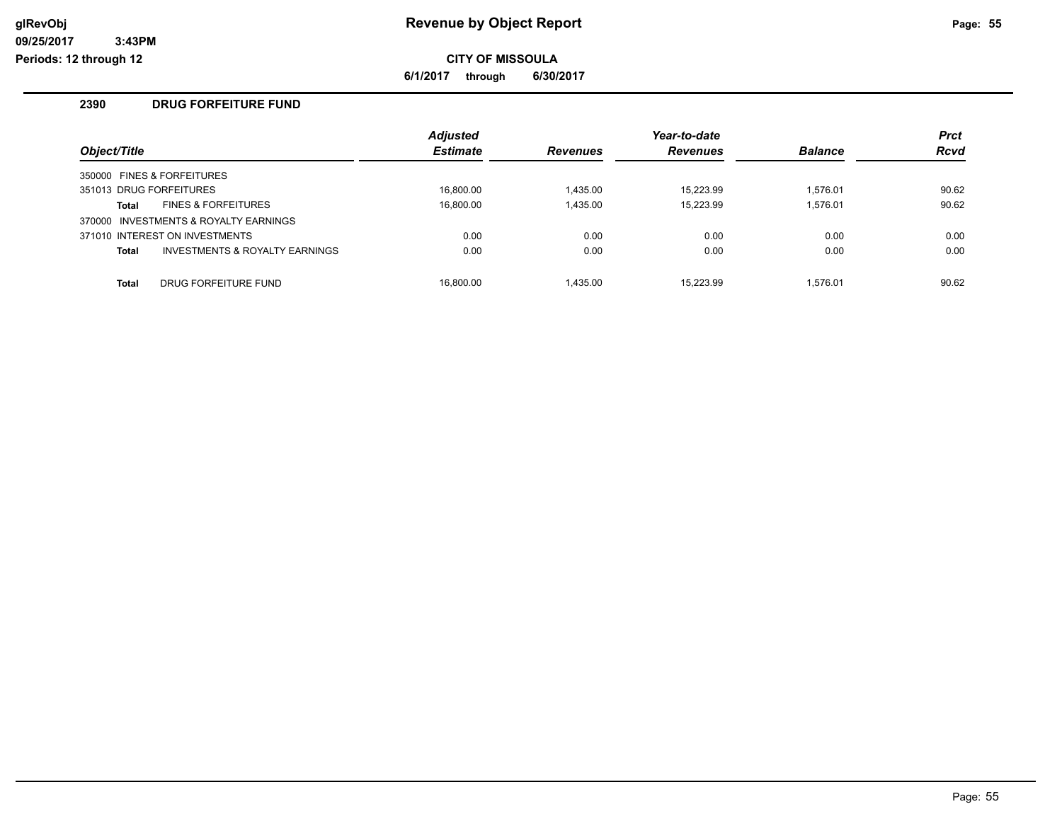# Revenue by Object Report

glRevObj
09/25/2017 3:43PM
Periods: 12 through 12

**CITY OF MISSOULA**

**6/1/2017 through 6/30/2017**

## 2390 DRUG FORFEITURE FUND

| Object/Title | | Adjusted Estimate | Revenues | Year-to-date Revenues | Balance | Prct Rcvd |
|---|---|---|---|---|---|---|
| 350000 FINES & FORFEITURES | | | | | | |
| 351013 DRUG FORFEITURES | | 16,800.00 | 1,435.00 | 15,223.99 | 1,576.01 | 90.62 |
| Total | FINES & FORFEITURES | 16,800.00 | 1,435.00 | 15,223.99 | 1,576.01 | 90.62 |
| 370000 INVESTMENTS & ROYALTY EARNINGS | | | | | | |
| 371010 INTEREST ON INVESTMENTS | | 0.00 | 0.00 | 0.00 | 0.00 | 0.00 |
| Total | INVESTMENTS & ROYALTY EARNINGS | 0.00 | 0.00 | 0.00 | 0.00 | 0.00 |
| Total | DRUG FORFEITURE FUND | 16,800.00 | 1,435.00 | 15,223.99 | 1,576.01 | 90.62 |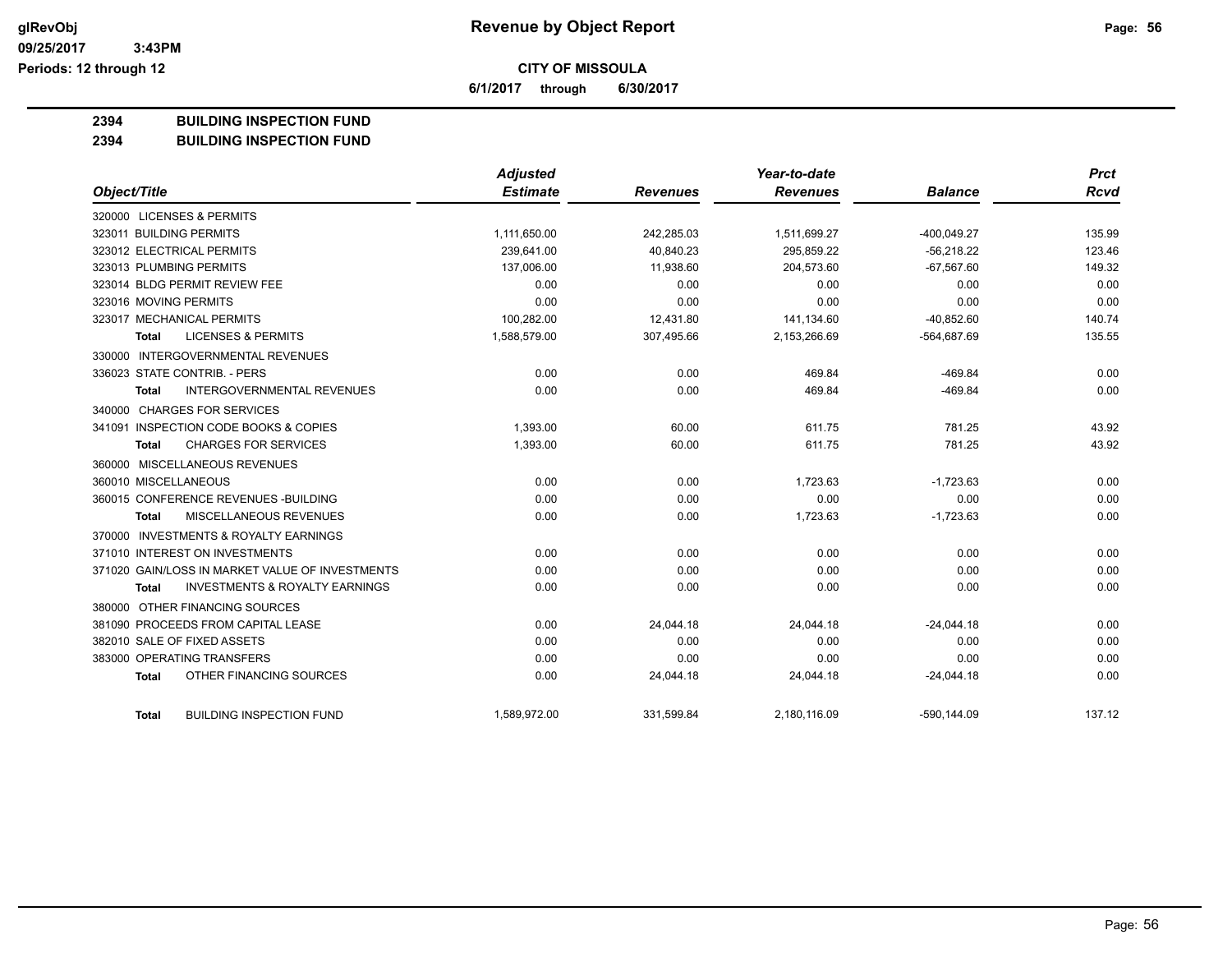**Revenue by Object Report**

**CITY OF MISSOULA**

**6/1/2017 through 6/30/2017**

glRevObj
09/25/2017 3:43PM
Periods: 12 through 12

**2394 BUILDING INSPECTION FUND**
**2394 BUILDING INSPECTION FUND**

| Object/Title | Adjusted Estimate | Revenues | Year-to-date Revenues | Balance | Prct Rcvd |
|---|---|---|---|---|---|
| 320000 LICENSES & PERMITS | | | | | |
| 323011 BUILDING PERMITS | 1,111,650.00 | 242,285.03 | 1,511,699.27 | -400,049.27 | 135.99 |
| 323012 ELECTRICAL PERMITS | 239,641.00 | 40,840.23 | 295,859.22 | -56,218.22 | 123.46 |
| 323013 PLUMBING PERMITS | 137,006.00 | 11,938.60 | 204,573.60 | -67,567.60 | 149.32 |
| 323014 BLDG PERMIT REVIEW FEE | 0.00 | 0.00 | 0.00 | 0.00 | 0.00 |
| 323016 MOVING PERMITS | 0.00 | 0.00 | 0.00 | 0.00 | 0.00 |
| 323017 MECHANICAL PERMITS | 100,282.00 | 12,431.80 | 141,134.60 | -40,852.60 | 140.74 |
| **Total** LICENSES & PERMITS | 1,588,579.00 | 307,495.66 | 2,153,266.69 | -564,687.69 | 135.55 |
| 330000 INTERGOVERNMENTAL REVENUES | | | | | |
| 336023 STATE CONTRIB. - PERS | 0.00 | 0.00 | 469.84 | -469.84 | 0.00 |
| **Total** INTERGOVERNMENTAL REVENUES | 0.00 | 0.00 | 469.84 | -469.84 | 0.00 |
| 340000 CHARGES FOR SERVICES | | | | | |
| 341091 INSPECTION CODE BOOKS & COPIES | 1,393.00 | 60.00 | 611.75 | 781.25 | 43.92 |
| **Total** CHARGES FOR SERVICES | 1,393.00 | 60.00 | 611.75 | 781.25 | 43.92 |
| 360000 MISCELLANEOUS REVENUES | | | | | |
| 360010 MISCELLANEOUS | 0.00 | 0.00 | 1,723.63 | -1,723.63 | 0.00 |
| 360015 CONFERENCE REVENUES -BUILDING | 0.00 | 0.00 | 0.00 | 0.00 | 0.00 |
| **Total** MISCELLANEOUS REVENUES | 0.00 | 0.00 | 1,723.63 | -1,723.63 | 0.00 |
| 370000 INVESTMENTS & ROYALTY EARNINGS | | | | | |
| 371010 INTEREST ON INVESTMENTS | 0.00 | 0.00 | 0.00 | 0.00 | 0.00 |
| 371020 GAIN/LOSS IN MARKET VALUE OF INVESTMENTS | 0.00 | 0.00 | 0.00 | 0.00 | 0.00 |
| **Total** INVESTMENTS & ROYALTY EARNINGS | 0.00 | 0.00 | 0.00 | 0.00 | 0.00 |
| 380000 OTHER FINANCING SOURCES | | | | | |
| 381090 PROCEEDS FROM CAPITAL LEASE | 0.00 | 24,044.18 | 24,044.18 | -24,044.18 | 0.00 |
| 382010 SALE OF FIXED ASSETS | 0.00 | 0.00 | 0.00 | 0.00 | 0.00 |
| 383000 OPERATING TRANSFERS | 0.00 | 0.00 | 0.00 | 0.00 | 0.00 |
| **Total** OTHER FINANCING SOURCES | 0.00 | 24,044.18 | 24,044.18 | -24,044.18 | 0.00 |
| **Total** BUILDING INSPECTION FUND | 1,589,972.00 | 331,599.84 | 2,180,116.09 | -590,144.09 | 137.12 |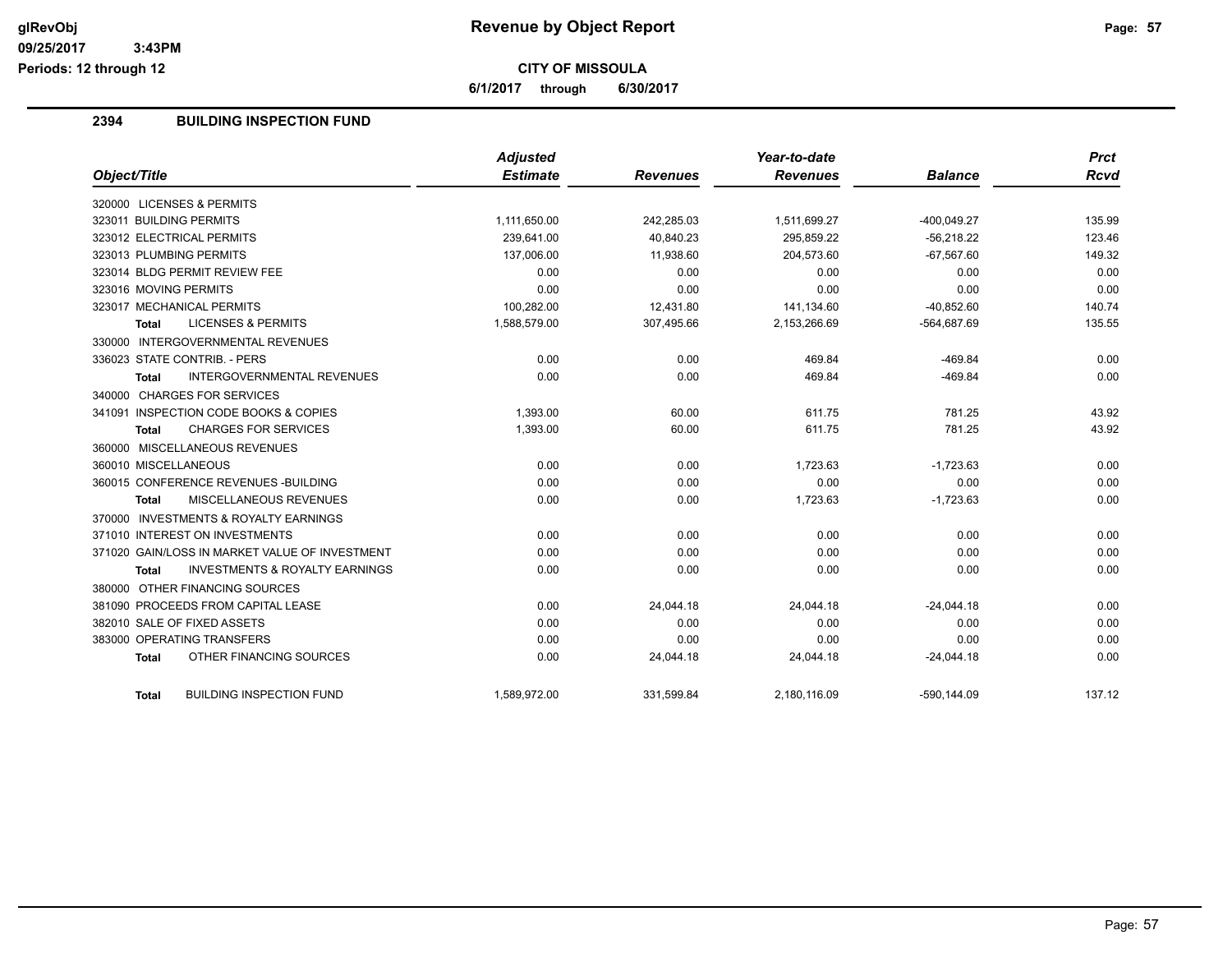**Revenue by Object Report**

**CITY OF MISSOULA**

**6/1/2017 through 6/30/2017**

Periods: 12 through 12

## 2394 BUILDING INSPECTION FUND

| Object/Title | Adjusted Estimate | Revenues | Year-to-date Revenues | Balance | Prct Rcvd |
|---|---|---|---|---|---|
| 320000 LICENSES & PERMITS | | | | | |
| 323011 BUILDING PERMITS | 1,111,650.00 | 242,285.03 | 1,511,699.27 | -400,049.27 | 135.99 |
| 323012 ELECTRICAL PERMITS | 239,641.00 | 40,840.23 | 295,859.22 | -56,218.22 | 123.46 |
| 323013 PLUMBING PERMITS | 137,006.00 | 11,938.60 | 204,573.60 | -67,567.60 | 149.32 |
| 323014 BLDG PERMIT REVIEW FEE | 0.00 | 0.00 | 0.00 | 0.00 | 0.00 |
| 323016 MOVING PERMITS | 0.00 | 0.00 | 0.00 | 0.00 | 0.00 |
| 323017 MECHANICAL PERMITS | 100,282.00 | 12,431.80 | 141,134.60 | -40,852.60 | 140.74 |
| **Total** LICENSES & PERMITS | 1,588,579.00 | 307,495.66 | 2,153,266.69 | -564,687.69 | 135.55 |
| 330000 INTERGOVERNMENTAL REVENUES | | | | | |
| 336023 STATE CONTRIB. - PERS | 0.00 | 0.00 | 469.84 | -469.84 | 0.00 |
| **Total** INTERGOVERNMENTAL REVENUES | 0.00 | 0.00 | 469.84 | -469.84 | 0.00 |
| 340000 CHARGES FOR SERVICES | | | | | |
| 341091 INSPECTION CODE BOOKS & COPIES | 1,393.00 | 60.00 | 611.75 | 781.25 | 43.92 |
| **Total** CHARGES FOR SERVICES | 1,393.00 | 60.00 | 611.75 | 781.25 | 43.92 |
| 360000 MISCELLANEOUS REVENUES | | | | | |
| 360010 MISCELLANEOUS | 0.00 | 0.00 | 1,723.63 | -1,723.63 | 0.00 |
| 360015 CONFERENCE REVENUES -BUILDING | 0.00 | 0.00 | 0.00 | 0.00 | 0.00 |
| **Total** MISCELLANEOUS REVENUES | 0.00 | 0.00 | 1,723.63 | -1,723.63 | 0.00 |
| 370000 INVESTMENTS & ROYALTY EARNINGS | | | | | |
| 371010 INTEREST ON INVESTMENTS | 0.00 | 0.00 | 0.00 | 0.00 | 0.00 |
| 371020 GAIN/LOSS IN MARKET VALUE OF INVESTMENT | 0.00 | 0.00 | 0.00 | 0.00 | 0.00 |
| **Total** INVESTMENTS & ROYALTY EARNINGS | 0.00 | 0.00 | 0.00 | 0.00 | 0.00 |
| 380000 OTHER FINANCING SOURCES | | | | | |
| 381090 PROCEEDS FROM CAPITAL LEASE | 0.00 | 24,044.18 | 24,044.18 | -24,044.18 | 0.00 |
| 382010 SALE OF FIXED ASSETS | 0.00 | 0.00 | 0.00 | 0.00 | 0.00 |
| 383000 OPERATING TRANSFERS | 0.00 | 0.00 | 0.00 | 0.00 | 0.00 |
| **Total** OTHER FINANCING SOURCES | 0.00 | 24,044.18 | 24,044.18 | -24,044.18 | 0.00 |
| **Total** BUILDING INSPECTION FUND | 1,589,972.00 | 331,599.84 | 2,180,116.09 | -590,144.09 | 137.12 |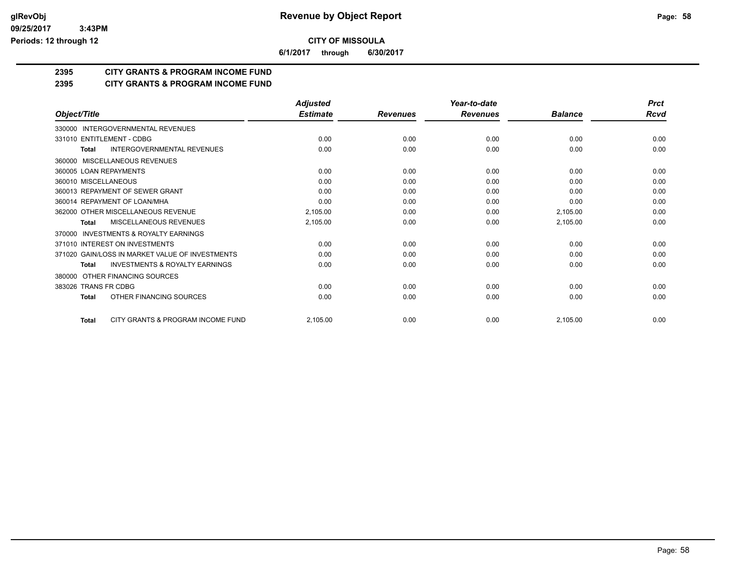**CITY OF MISSOULA**

**6/1/2017 through 6/30/2017**

**2395 CITY GRANTS & PROGRAM INCOME FUND**

**2395 CITY GRANTS & PROGRAM INCOME FUND**

| Object/Title | Adjusted Estimate | Revenues | Year-to-date Revenues | Balance | Prct Rcvd |
|---|---|---|---|---|---|
| 330000 INTERGOVERNMENTAL REVENUES | | | | | |
| 331010 ENTITLEMENT - CDBG | 0.00 | 0.00 | 0.00 | 0.00 | 0.00 |
| **Total** INTERGOVERNMENTAL REVENUES | 0.00 | 0.00 | 0.00 | 0.00 | 0.00 |
| 360000 MISCELLANEOUS REVENUES | | | | | |
| 360005 LOAN REPAYMENTS | 0.00 | 0.00 | 0.00 | 0.00 | 0.00 |
| 360010 MISCELLANEOUS | 0.00 | 0.00 | 0.00 | 0.00 | 0.00 |
| 360013 REPAYMENT OF SEWER GRANT | 0.00 | 0.00 | 0.00 | 0.00 | 0.00 |
| 360014 REPAYMENT OF LOAN/MHA | 0.00 | 0.00 | 0.00 | 0.00 | 0.00 |
| 362000 OTHER MISCELLANEOUS REVENUE | 2,105.00 | 0.00 | 0.00 | 2,105.00 | 0.00 |
| **Total** MISCELLANEOUS REVENUES | 2,105.00 | 0.00 | 0.00 | 2,105.00 | 0.00 |
| 370000 INVESTMENTS & ROYALTY EARNINGS | | | | | |
| 371010 INTEREST ON INVESTMENTS | 0.00 | 0.00 | 0.00 | 0.00 | 0.00 |
| 371020 GAIN/LOSS IN MARKET VALUE OF INVESTMENTS | 0.00 | 0.00 | 0.00 | 0.00 | 0.00 |
| **Total** INVESTMENTS & ROYALTY EARNINGS | 0.00 | 0.00 | 0.00 | 0.00 | 0.00 |
| 380000 OTHER FINANCING SOURCES | | | | | |
| 383026 TRANS FR CDBG | 0.00 | 0.00 | 0.00 | 0.00 | 0.00 |
| **Total** OTHER FINANCING SOURCES | 0.00 | 0.00 | 0.00 | 0.00 | 0.00 |
| **Total** CITY GRANTS & PROGRAM INCOME FUND | 2,105.00 | 0.00 | 0.00 | 2,105.00 | 0.00 |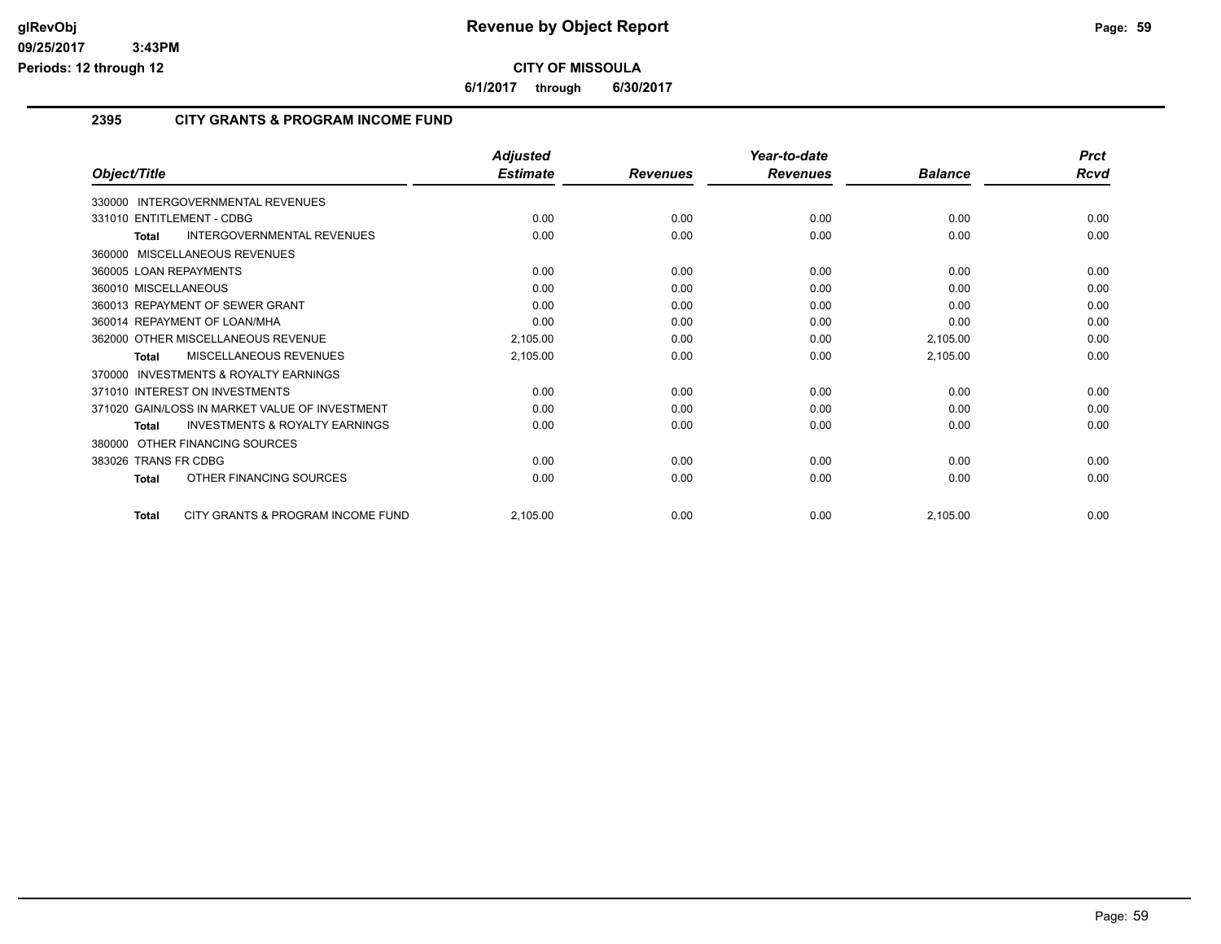# Revenue by Object Report

**CITY OF MISSOULA**

**6/1/2017 through 6/30/2017**

## 2395 CITY GRANTS & PROGRAM INCOME FUND

| Object/Title | Adjusted Estimate | Revenues | Year-to-date Revenues | Balance | Prct Rcvd |
|---|---|---|---|---|---|
| 330000 INTERGOVERNMENTAL REVENUES | | | | | |
| 331010 ENTITLEMENT - CDBG | 0.00 | 0.00 | 0.00 | 0.00 | 0.00 |
| **Total** INTERGOVERNMENTAL REVENUES | 0.00 | 0.00 | 0.00 | 0.00 | 0.00 |
| 360000 MISCELLANEOUS REVENUES | | | | | |
| 360005 LOAN REPAYMENTS | 0.00 | 0.00 | 0.00 | 0.00 | 0.00 |
| 360010 MISCELLANEOUS | 0.00 | 0.00 | 0.00 | 0.00 | 0.00 |
| 360013 REPAYMENT OF SEWER GRANT | 0.00 | 0.00 | 0.00 | 0.00 | 0.00 |
| 360014 REPAYMENT OF LOAN/MHA | 0.00 | 0.00 | 0.00 | 0.00 | 0.00 |
| 362000 OTHER MISCELLANEOUS REVENUE | 2,105.00 | 0.00 | 0.00 | 2,105.00 | 0.00 |
| **Total** MISCELLANEOUS REVENUES | 2,105.00 | 0.00 | 0.00 | 2,105.00 | 0.00 |
| 370000 INVESTMENTS & ROYALTY EARNINGS | | | | | |
| 371010 INTEREST ON INVESTMENTS | 0.00 | 0.00 | 0.00 | 0.00 | 0.00 |
| 371020 GAIN/LOSS IN MARKET VALUE OF INVESTMENT | 0.00 | 0.00 | 0.00 | 0.00 | 0.00 |
| **Total** INVESTMENTS & ROYALTY EARNINGS | 0.00 | 0.00 | 0.00 | 0.00 | 0.00 |
| 380000 OTHER FINANCING SOURCES | | | | | |
| 383026 TRANS FR CDBG | 0.00 | 0.00 | 0.00 | 0.00 | 0.00 |
| **Total** OTHER FINANCING SOURCES | 0.00 | 0.00 | 0.00 | 0.00 | 0.00 |
| **Total** CITY GRANTS & PROGRAM INCOME FUND | 2,105.00 | 0.00 | 0.00 | 2,105.00 | 0.00 |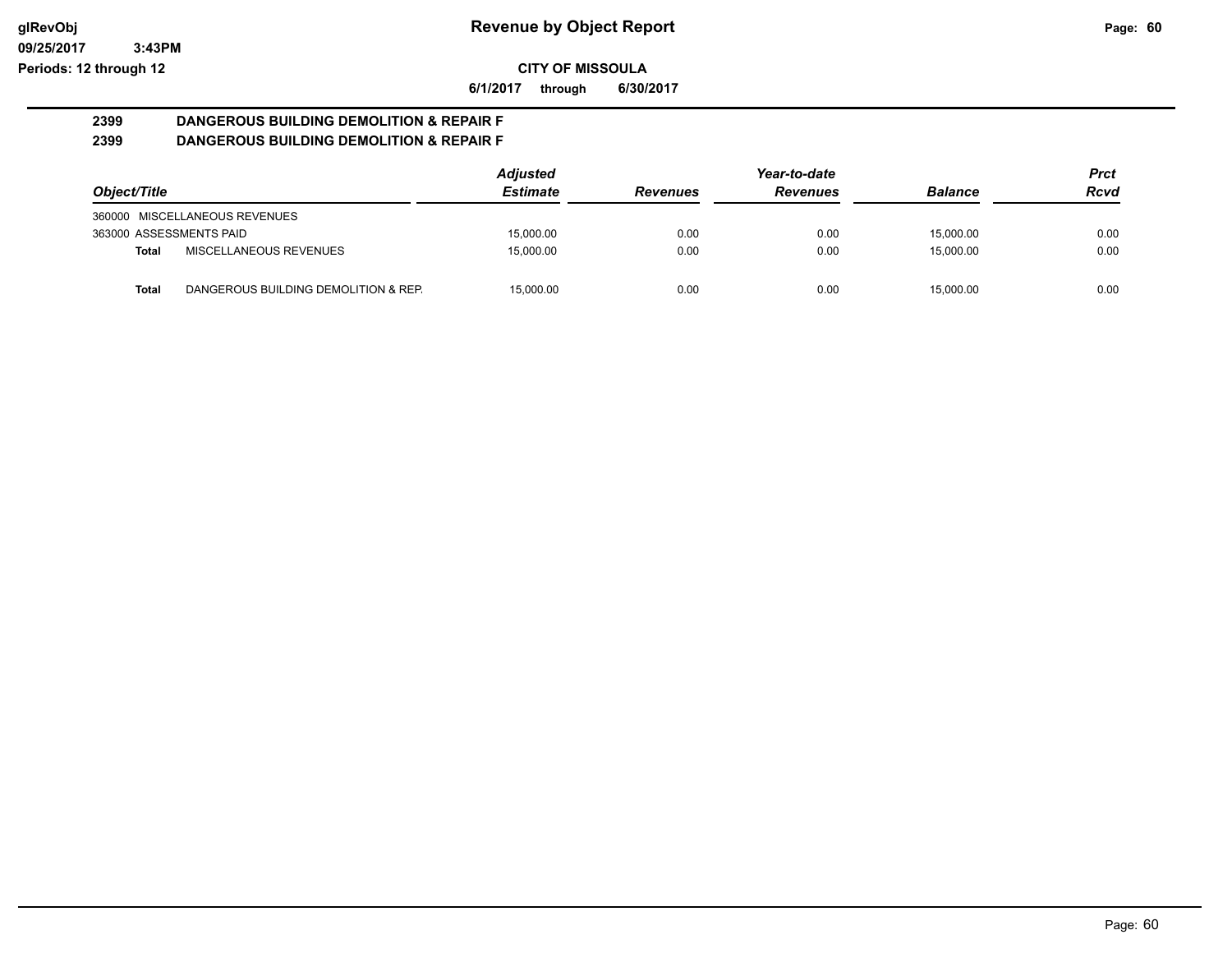**glRevObj** **Revenue by Object Report**

**09/25/2017 3:43PM**

**Periods: 12 through 12**

**CITY OF MISSOULA**

**6/1/2017 through 6/30/2017**

## 2399 DANGEROUS BUILDING DEMOLITION & REPAIR F
## 2399 DANGEROUS BUILDING DEMOLITION & REPAIR F

| Object/Title | | Adjusted Estimate | Revenues | Year-to-date Revenues | Balance | Prct Rcvd |
|---|---|---|---|---|---|---|
| 360000 MISCELLANEOUS REVENUES | | | | | | |
| 363000 ASSESSMENTS PAID | | 15,000.00 | 0.00 | 0.00 | 15,000.00 | 0.00 |
| **Total** | MISCELLANEOUS REVENUES | 15,000.00 | 0.00 | 0.00 | 15,000.00 | 0.00 |
| **Total** | DANGEROUS BUILDING DEMOLITION & REP. | 15,000.00 | 0.00 | 0.00 | 15,000.00 | 0.00 |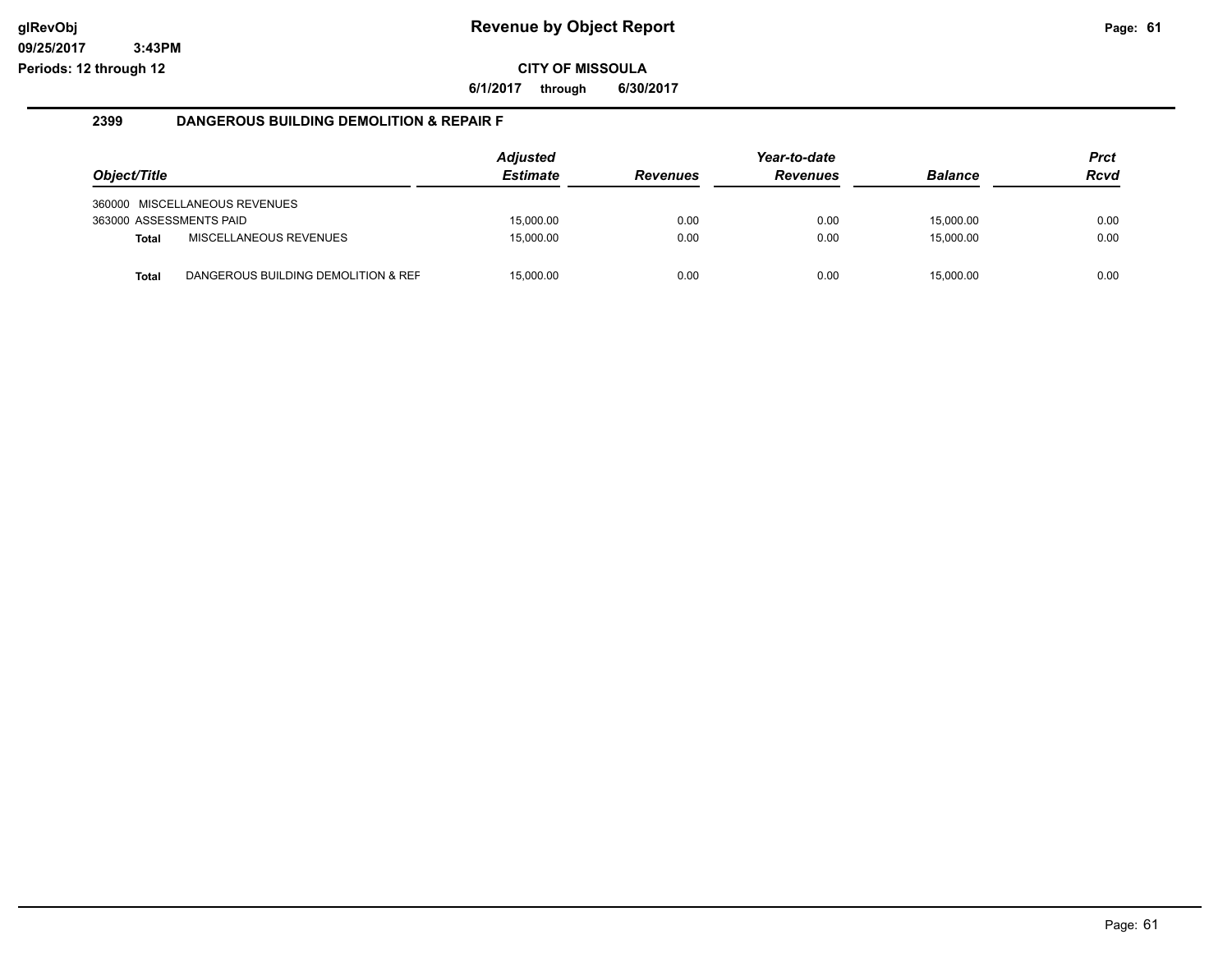**Revenue by Object Report**

glRevObj
09/25/2017 3:43PM
Periods: 12 through 12

**CITY OF MISSOULA**

6/1/2017 through 6/30/2017

## 2399 DANGEROUS BUILDING DEMOLITION & REPAIR F

| Object/Title | | Adjusted Estimate | Revenues | Year-to-date Revenues | Balance | Prct Rcvd |
|---|---|---|---|---|---|---|
| 360000 MISCELLANEOUS REVENUES | | | | | | |
| 363000 ASSESSMENTS PAID | | 15,000.00 | 0.00 | 0.00 | 15,000.00 | 0.00 |
| **Total** | MISCELLANEOUS REVENUES | 15,000.00 | 0.00 | 0.00 | 15,000.00 | 0.00 |
| **Total** | DANGEROUS BUILDING DEMOLITION & REF | 15,000.00 | 0.00 | 0.00 | 15,000.00 | 0.00 |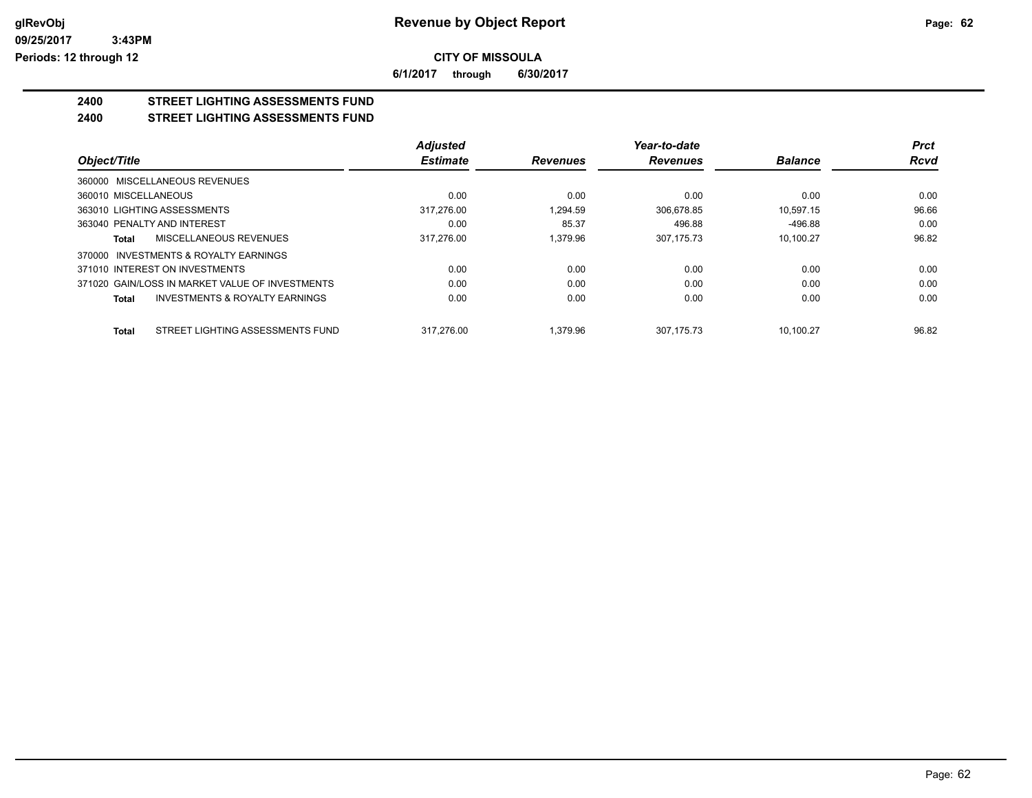# CITY OF MISSOULA

**6/1/2017 through 6/30/2017**

## 2400 STREET LIGHTING ASSESSMENTS FUND

## 2400 STREET LIGHTING ASSESSMENTS FUND

| Object/Title | Adjusted Estimate | Revenues | Year-to-date Revenues | Balance | Prct Rcvd |
|---|---|---|---|---|---|
| 360000 MISCELLANEOUS REVENUES | | | | | |
| 360010 MISCELLANEOUS | 0.00 | 0.00 | 0.00 | 0.00 | 0.00 |
| 363010 LIGHTING ASSESSMENTS | 317,276.00 | 1,294.59 | 306,678.85 | 10,597.15 | 96.66 |
| 363040 PENALTY AND INTEREST | 0.00 | 85.37 | 496.88 | -496.88 | 0.00 |
| **Total** MISCELLANEOUS REVENUES | 317,276.00 | 1,379.96 | 307,175.73 | 10,100.27 | 96.82 |
| 370000 INVESTMENTS & ROYALTY EARNINGS | | | | | |
| 371010 INTEREST ON INVESTMENTS | 0.00 | 0.00 | 0.00 | 0.00 | 0.00 |
| 371020 GAIN/LOSS IN MARKET VALUE OF INVESTMENTS | 0.00 | 0.00 | 0.00 | 0.00 | 0.00 |
| **Total** INVESTMENTS & ROYALTY EARNINGS | 0.00 | 0.00 | 0.00 | 0.00 | 0.00 |
| **Total** STREET LIGHTING ASSESSMENTS FUND | 317,276.00 | 1,379.96 | 307,175.73 | 10,100.27 | 96.82 |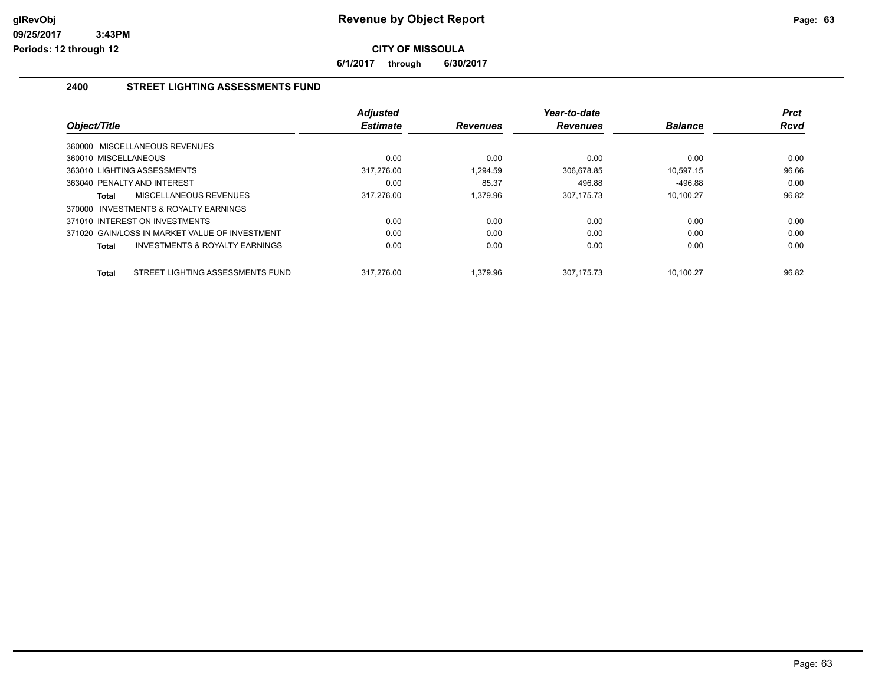**glRevObj**
**09/25/2017 3:43PM**
**Periods: 12 through 12**

# Revenue by Object Report

**CITY OF MISSOULA**

**6/1/2017 through 6/30/2017**

## 2400 STREET LIGHTING ASSESSMENTS FUND

| Object/Title | Adjusted Estimate | Revenues | Year-to-date Revenues | Balance | Prct Rcvd |
|---|---|---|---|---|---|
| 360000 MISCELLANEOUS REVENUES | | | | | |
| 360010 MISCELLANEOUS | 0.00 | 0.00 | 0.00 | 0.00 | 0.00 |
| 363010 LIGHTING ASSESSMENTS | 317,276.00 | 1,294.59 | 306,678.85 | 10,597.15 | 96.66 |
| 363040 PENALTY AND INTEREST | 0.00 | 85.37 | 496.88 | -496.88 | 0.00 |
| **Total** MISCELLANEOUS REVENUES | 317,276.00 | 1,379.96 | 307,175.73 | 10,100.27 | 96.82 |
| 370000 INVESTMENTS & ROYALTY EARNINGS | | | | | |
| 371010 INTEREST ON INVESTMENTS | 0.00 | 0.00 | 0.00 | 0.00 | 0.00 |
| 371020 GAIN/LOSS IN MARKET VALUE OF INVESTMENT | 0.00 | 0.00 | 0.00 | 0.00 | 0.00 |
| **Total** INVESTMENTS & ROYALTY EARNINGS | 0.00 | 0.00 | 0.00 | 0.00 | 0.00 |
| **Total** STREET LIGHTING ASSESSMENTS FUND | 317,276.00 | 1,379.96 | 307,175.73 | 10,100.27 | 96.82 |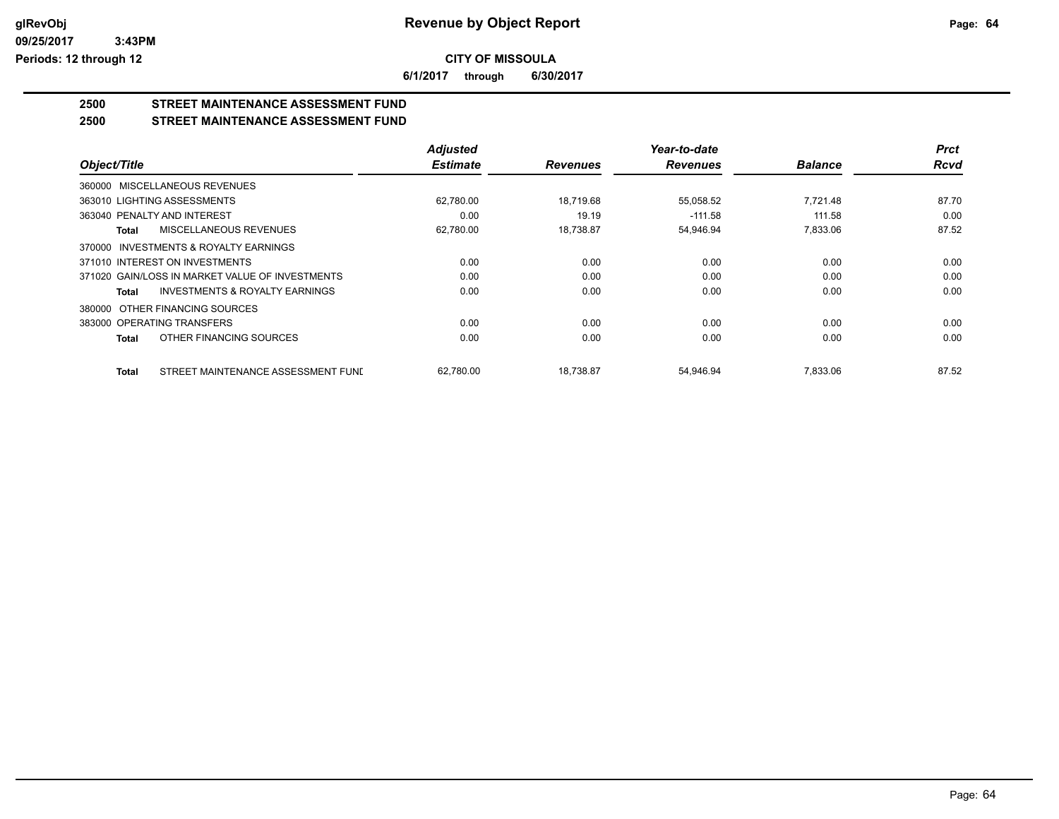**glRevObj**
**09/25/2017 3:43PM**
**Periods: 12 through 12**

# Revenue by Object Report

**CITY OF MISSOULA**

**6/1/2017 through 6/30/2017**

## 2500 STREET MAINTENANCE ASSESSMENT FUND
## 2500 STREET MAINTENANCE ASSESSMENT FUND

| Object/Title | Adjusted Estimate | Revenues | Year-to-date Revenues | Balance | Prct Rcvd |
|---|---|---|---|---|---|
| 360000 MISCELLANEOUS REVENUES | | | | | |
| 363010 LIGHTING ASSESSMENTS | 62,780.00 | 18,719.68 | 55,058.52 | 7,721.48 | 87.70 |
| 363040 PENALTY AND INTEREST | 0.00 | 19.19 | -111.58 | 111.58 | 0.00 |
| **Total** MISCELLANEOUS REVENUES | 62,780.00 | 18,738.87 | 54,946.94 | 7,833.06 | 87.52 |
| 370000 INVESTMENTS & ROYALTY EARNINGS | | | | | |
| 371010 INTEREST ON INVESTMENTS | 0.00 | 0.00 | 0.00 | 0.00 | 0.00 |
| 371020 GAIN/LOSS IN MARKET VALUE OF INVESTMENTS | 0.00 | 0.00 | 0.00 | 0.00 | 0.00 |
| **Total** INVESTMENTS & ROYALTY EARNINGS | 0.00 | 0.00 | 0.00 | 0.00 | 0.00 |
| 380000 OTHER FINANCING SOURCES | | | | | |
| 383000 OPERATING TRANSFERS | 0.00 | 0.00 | 0.00 | 0.00 | 0.00 |
| **Total** OTHER FINANCING SOURCES | 0.00 | 0.00 | 0.00 | 0.00 | 0.00 |
| **Total** STREET MAINTENANCE ASSESSMENT FUNI | 62,780.00 | 18,738.87 | 54,946.94 | 7,833.06 | 87.52 |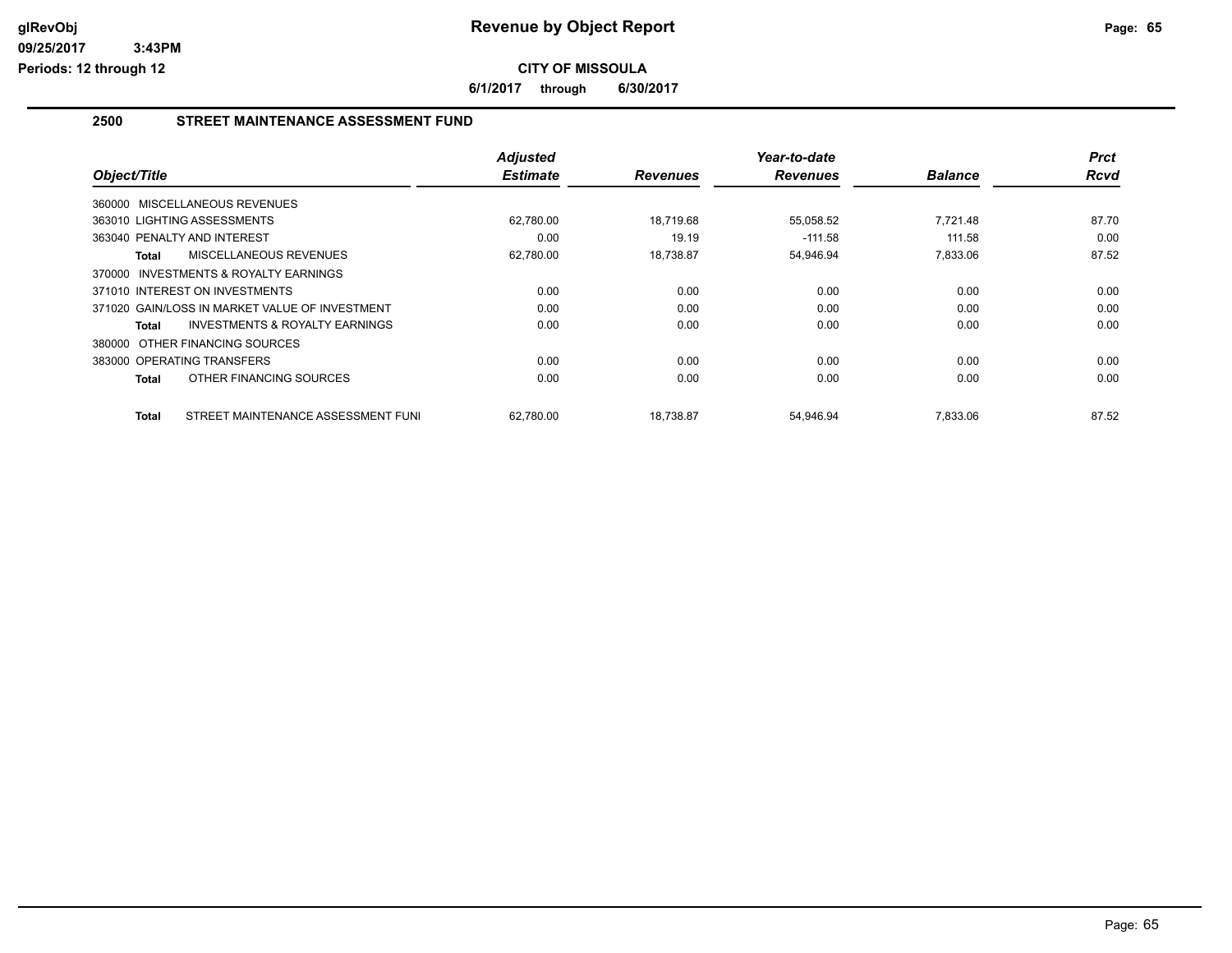# Revenue by Object Report

glRevObj
09/25/2017 3:43PM
Periods: 12 through 12

**CITY OF MISSOULA**

**6/1/2017 through 6/30/2017**

## 2500 STREET MAINTENANCE ASSESSMENT FUND

| Object/Title | Adjusted Estimate | Revenues | Year-to-date Revenues | Balance | Prct Rcvd |
|---|---|---|---|---|---|
| 360000 MISCELLANEOUS REVENUES | | | | | |
| 363010 LIGHTING ASSESSMENTS | 62,780.00 | 18,719.68 | 55,058.52 | 7,721.48 | 87.70 |
| 363040 PENALTY AND INTEREST | 0.00 | 19.19 | -111.58 | 111.58 | 0.00 |
| **Total** MISCELLANEOUS REVENUES | 62,780.00 | 18,738.87 | 54,946.94 | 7,833.06 | 87.52 |
| 370000 INVESTMENTS & ROYALTY EARNINGS | | | | | |
| 371010 INTEREST ON INVESTMENTS | 0.00 | 0.00 | 0.00 | 0.00 | 0.00 |
| 371020 GAIN/LOSS IN MARKET VALUE OF INVESTMENT | 0.00 | 0.00 | 0.00 | 0.00 | 0.00 |
| **Total** INVESTMENTS & ROYALTY EARNINGS | 0.00 | 0.00 | 0.00 | 0.00 | 0.00 |
| 380000 OTHER FINANCING SOURCES | | | | | |
| 383000 OPERATING TRANSFERS | 0.00 | 0.00 | 0.00 | 0.00 | 0.00 |
| **Total** OTHER FINANCING SOURCES | 0.00 | 0.00 | 0.00 | 0.00 | 0.00 |
| **Total** STREET MAINTENANCE ASSESSMENT FUNI | 62,780.00 | 18,738.87 | 54,946.94 | 7,833.06 | 87.52 |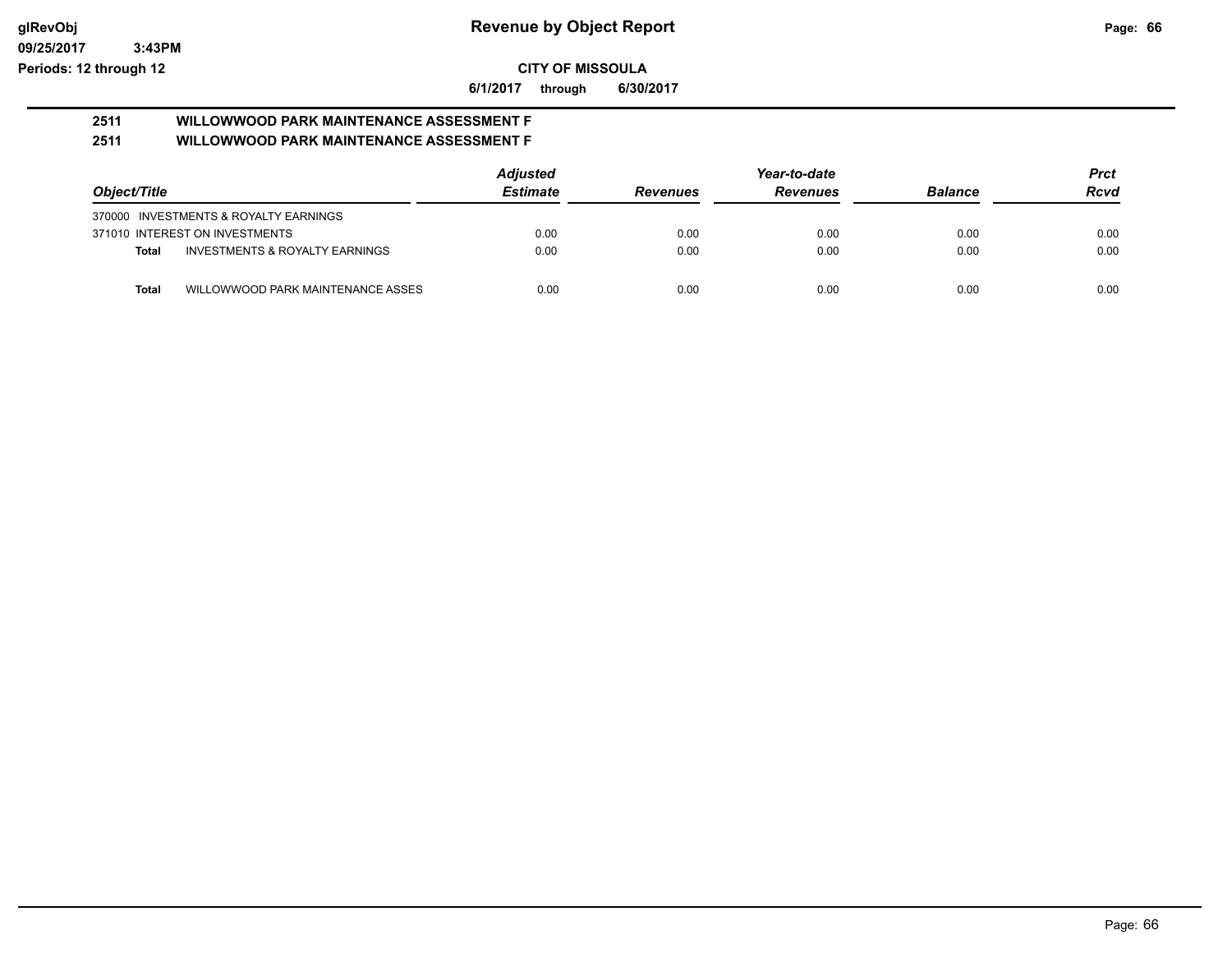# Revenue by Object Report

glRevObj
09/25/2017 3:43PM
Periods: 12 through 12

**CITY OF MISSOULA**

6/1/2017 through 6/30/2017

## 2511 WILLOWWOOD PARK MAINTENANCE ASSESSMENT F
## 2511 WILLOWWOOD PARK MAINTENANCE ASSESSMENT F

| Object/Title | Adjusted Estimate | Revenues | Year-to-date Revenues | Balance | Prct Rcvd |
|---|---|---|---|---|---|
| 370000 INVESTMENTS & ROYALTY EARNINGS | | | | | |
| 371010 INTEREST ON INVESTMENTS | 0.00 | 0.00 | 0.00 | 0.00 | 0.00 |
| **Total** INVESTMENTS & ROYALTY EARNINGS | 0.00 | 0.00 | 0.00 | 0.00 | 0.00 |
| **Total** WILLOWWOOD PARK MAINTENANCE ASSES | 0.00 | 0.00 | 0.00 | 0.00 | 0.00 |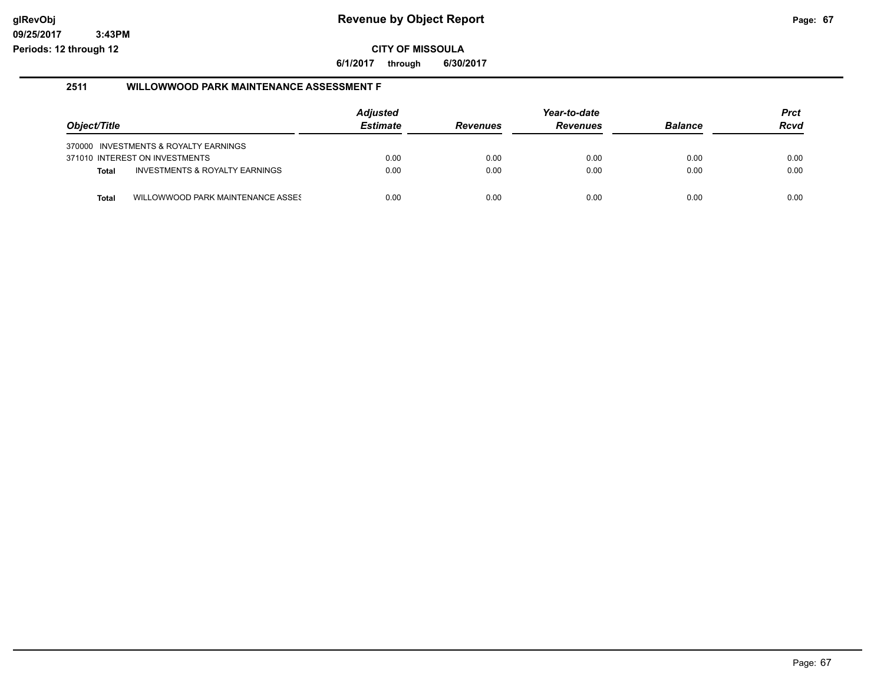# Revenue by Object Report

glRevObj
09/25/2017 3:43PM
Periods: 12 through 12

**CITY OF MISSOULA**

**6/1/2017 through 6/30/2017**

## 2511 WILLOWWOOD PARK MAINTENANCE ASSESSMENT F

| Object/Title | | Adjusted Estimate | Revenues | Year-to-date Revenues | Balance | Prct Rcvd |
|---|---|---|---|---|---|---|
| 370000 | INVESTMENTS & ROYALTY EARNINGS | | | | | |
| 371010 | INTEREST ON INVESTMENTS | 0.00 | 0.00 | 0.00 | 0.00 | 0.00 |
| **Total** | INVESTMENTS & ROYALTY EARNINGS | 0.00 | 0.00 | 0.00 | 0.00 | 0.00 |
| **Total** | WILLOWWOOD PARK MAINTENANCE ASSES | 0.00 | 0.00 | 0.00 | 0.00 | 0.00 |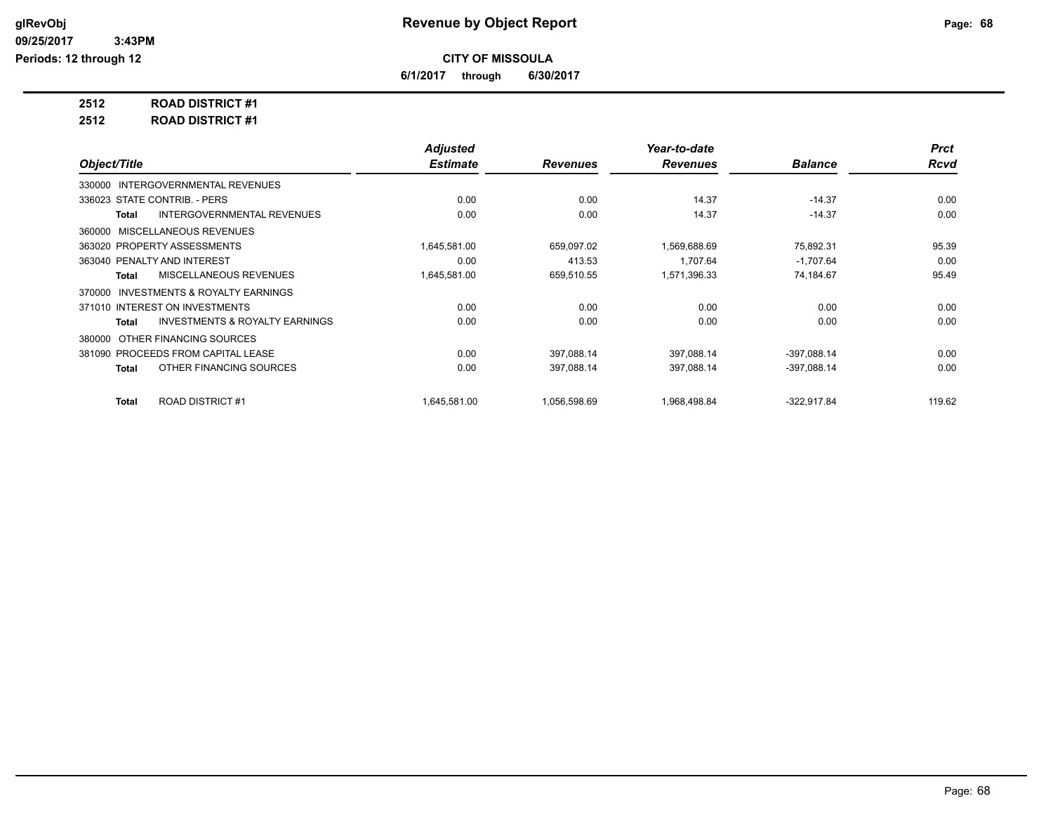# Revenue by Object Report

glRevObj
09/25/2017 3:43PM
Periods: 12 through 12

**CITY OF MISSOULA**

**6/1/2017 through 6/30/2017**

**2512 ROAD DISTRICT #1**

**2512 ROAD DISTRICT #1**

| Object/Title | Adjusted Estimate | Revenues | Year-to-date Revenues | Balance | Prct Rcvd |
|---|---|---|---|---|---|
| 330000 INTERGOVERNMENTAL REVENUES | | | | | |
| 336023 STATE CONTRIB. - PERS | 0.00 | 0.00 | 14.37 | -14.37 | 0.00 |
| **Total** INTERGOVERNMENTAL REVENUES | 0.00 | 0.00 | 14.37 | -14.37 | 0.00 |
| 360000 MISCELLANEOUS REVENUES | | | | | |
| 363020 PROPERTY ASSESSMENTS | 1,645,581.00 | 659,097.02 | 1,569,688.69 | 75,892.31 | 95.39 |
| 363040 PENALTY AND INTEREST | 0.00 | 413.53 | 1,707.64 | -1,707.64 | 0.00 |
| **Total** MISCELLANEOUS REVENUES | 1,645,581.00 | 659,510.55 | 1,571,396.33 | 74,184.67 | 95.49 |
| 370000 INVESTMENTS & ROYALTY EARNINGS | | | | | |
| 371010 INTEREST ON INVESTMENTS | 0.00 | 0.00 | 0.00 | 0.00 | 0.00 |
| **Total** INVESTMENTS & ROYALTY EARNINGS | 0.00 | 0.00 | 0.00 | 0.00 | 0.00 |
| 380000 OTHER FINANCING SOURCES | | | | | |
| 381090 PROCEEDS FROM CAPITAL LEASE | 0.00 | 397,088.14 | 397,088.14 | -397,088.14 | 0.00 |
| **Total** OTHER FINANCING SOURCES | 0.00 | 397,088.14 | 397,088.14 | -397,088.14 | 0.00 |
| **Total** ROAD DISTRICT #1 | 1,645,581.00 | 1,056,598.69 | 1,968,498.84 | -322,917.84 | 119.62 |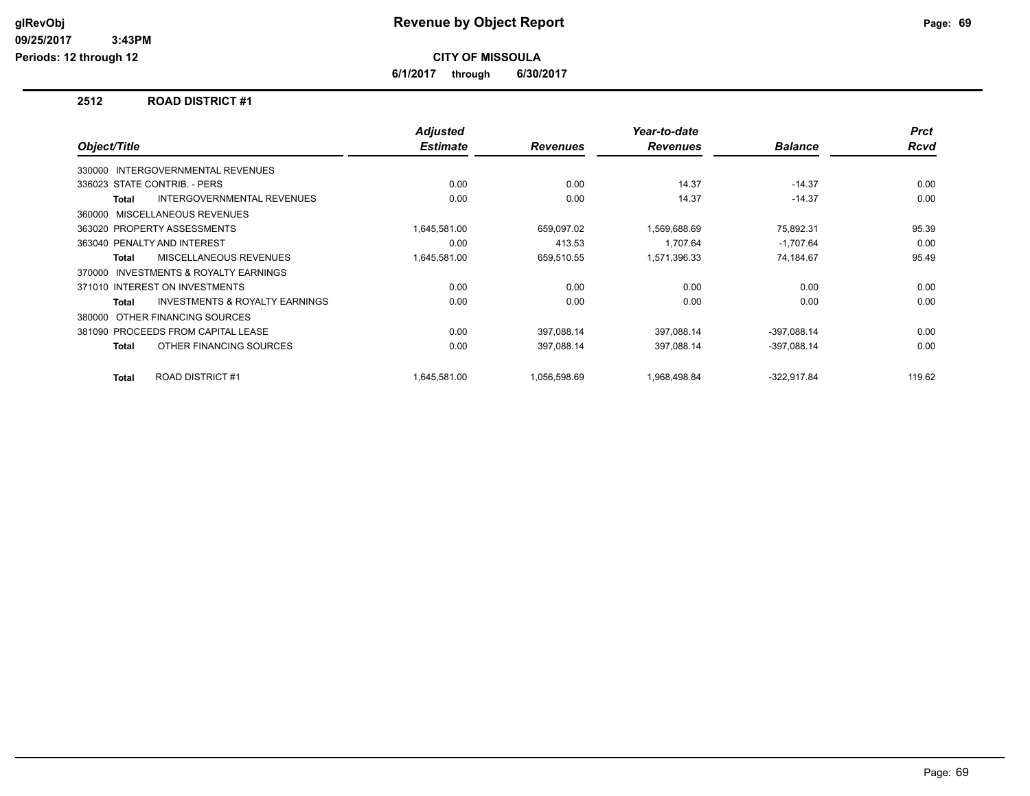**Revenue by Object Report**

**CITY OF MISSOULA**

**6/1/2017 through 6/30/2017**

glRevObj
09/25/2017 3:43PM
Periods: 12 through 12

## 2512 ROAD DISTRICT #1

| Object/Title | Adjusted Estimate | Revenues | Year-to-date Revenues | Balance | Prct Rcvd |
|---|---|---|---|---|---|
| 330000 INTERGOVERNMENTAL REVENUES | | | | | |
| 336023 STATE CONTRIB. - PERS | 0.00 | 0.00 | 14.37 | -14.37 | 0.00 |
| **Total** INTERGOVERNMENTAL REVENUES | 0.00 | 0.00 | 14.37 | -14.37 | 0.00 |
| 360000 MISCELLANEOUS REVENUES | | | | | |
| 363020 PROPERTY ASSESSMENTS | 1,645,581.00 | 659,097.02 | 1,569,688.69 | 75,892.31 | 95.39 |
| 363040 PENALTY AND INTEREST | 0.00 | 413.53 | 1,707.64 | -1,707.64 | 0.00 |
| **Total** MISCELLANEOUS REVENUES | 1,645,581.00 | 659,510.55 | 1,571,396.33 | 74,184.67 | 95.49 |
| 370000 INVESTMENTS & ROYALTY EARNINGS | | | | | |
| 371010 INTEREST ON INVESTMENTS | 0.00 | 0.00 | 0.00 | 0.00 | 0.00 |
| **Total** INVESTMENTS & ROYALTY EARNINGS | 0.00 | 0.00 | 0.00 | 0.00 | 0.00 |
| 380000 OTHER FINANCING SOURCES | | | | | |
| 381090 PROCEEDS FROM CAPITAL LEASE | 0.00 | 397,088.14 | 397,088.14 | -397,088.14 | 0.00 |
| **Total** OTHER FINANCING SOURCES | 0.00 | 397,088.14 | 397,088.14 | -397,088.14 | 0.00 |
| **Total** ROAD DISTRICT #1 | 1,645,581.00 | 1,056,598.69 | 1,968,498.84 | -322,917.84 | 119.62 |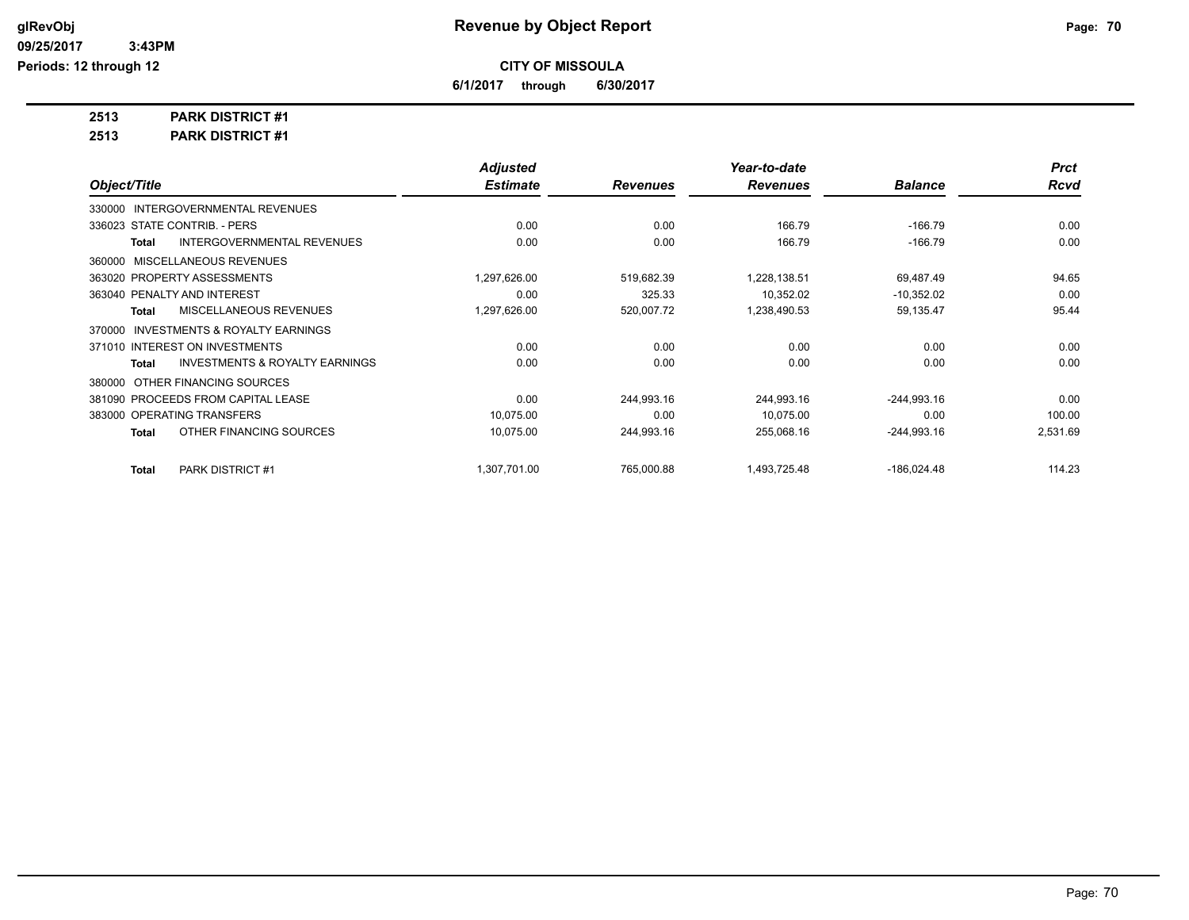# Revenue by Object Report

glRevObj
09/25/2017 3:43PM
Periods: 12 through 12

**CITY OF MISSOULA**

**6/1/2017 through 6/30/2017**

**2513 PARK DISTRICT #1**

**2513 PARK DISTRICT #1**

| Object/Title | Adjusted Estimate | Revenues | Year-to-date Revenues | Balance | Prct Rcvd |
|---|---|---|---|---|---|
| 330000 INTERGOVERNMENTAL REVENUES | | | | | |
| 336023 STATE CONTRIB. - PERS | 0.00 | 0.00 | 166.79 | -166.79 | 0.00 |
| **Total** INTERGOVERNMENTAL REVENUES | 0.00 | 0.00 | 166.79 | -166.79 | 0.00 |
| 360000 MISCELLANEOUS REVENUES | | | | | |
| 363020 PROPERTY ASSESSMENTS | 1,297,626.00 | 519,682.39 | 1,228,138.51 | 69,487.49 | 94.65 |
| 363040 PENALTY AND INTEREST | 0.00 | 325.33 | 10,352.02 | -10,352.02 | 0.00 |
| **Total** MISCELLANEOUS REVENUES | 1,297,626.00 | 520,007.72 | 1,238,490.53 | 59,135.47 | 95.44 |
| 370000 INVESTMENTS & ROYALTY EARNINGS | | | | | |
| 371010 INTEREST ON INVESTMENTS | 0.00 | 0.00 | 0.00 | 0.00 | 0.00 |
| **Total** INVESTMENTS & ROYALTY EARNINGS | 0.00 | 0.00 | 0.00 | 0.00 | 0.00 |
| 380000 OTHER FINANCING SOURCES | | | | | |
| 381090 PROCEEDS FROM CAPITAL LEASE | 0.00 | 244,993.16 | 244,993.16 | -244,993.16 | 0.00 |
| 383000 OPERATING TRANSFERS | 10,075.00 | 0.00 | 10,075.00 | 0.00 | 100.00 |
| **Total** OTHER FINANCING SOURCES | 10,075.00 | 244,993.16 | 255,068.16 | -244,993.16 | 2,531.69 |
| **Total** PARK DISTRICT #1 | 1,307,701.00 | 765,000.88 | 1,493,725.48 | -186,024.48 | 114.23 |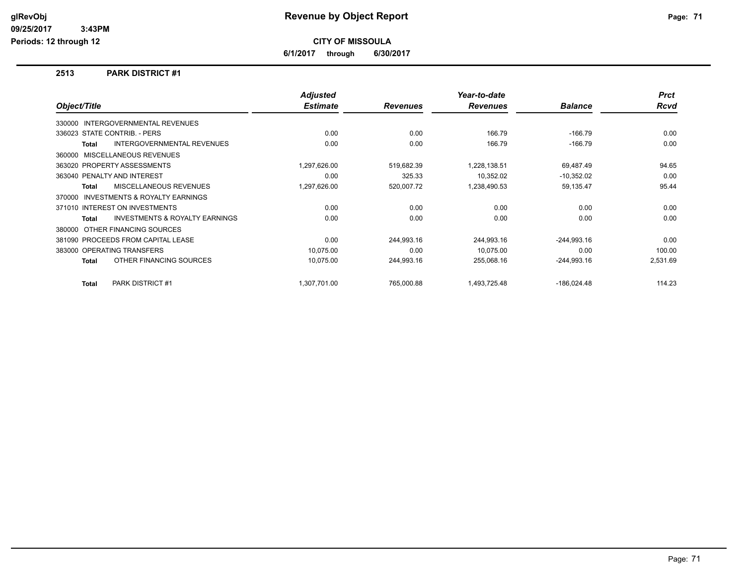**glRevObj**
**09/25/2017 3:43PM**
**Periods: 12 through 12**

# Revenue by Object Report

**CITY OF MISSOULA**

**6/1/2017 through 6/30/2017**

## 2513 PARK DISTRICT #1

| Object/Title | Adjusted Estimate | Revenues | Year-to-date Revenues | Balance | Prct Rcvd |
|---|---|---|---|---|---|
| 330000 INTERGOVERNMENTAL REVENUES | | | | | |
| 336023 STATE CONTRIB. - PERS | 0.00 | 0.00 | 166.79 | -166.79 | 0.00 |
| **Total** INTERGOVERNMENTAL REVENUES | 0.00 | 0.00 | 166.79 | -166.79 | 0.00 |
| 360000 MISCELLANEOUS REVENUES | | | | | |
| 363020 PROPERTY ASSESSMENTS | 1,297,626.00 | 519,682.39 | 1,228,138.51 | 69,487.49 | 94.65 |
| 363040 PENALTY AND INTEREST | 0.00 | 325.33 | 10,352.02 | -10,352.02 | 0.00 |
| **Total** MISCELLANEOUS REVENUES | 1,297,626.00 | 520,007.72 | 1,238,490.53 | 59,135.47 | 95.44 |
| 370000 INVESTMENTS & ROYALTY EARNINGS | | | | | |
| 371010 INTEREST ON INVESTMENTS | 0.00 | 0.00 | 0.00 | 0.00 | 0.00 |
| **Total** INVESTMENTS & ROYALTY EARNINGS | 0.00 | 0.00 | 0.00 | 0.00 | 0.00 |
| 380000 OTHER FINANCING SOURCES | | | | | |
| 381090 PROCEEDS FROM CAPITAL LEASE | 0.00 | 244,993.16 | 244,993.16 | -244,993.16 | 0.00 |
| 383000 OPERATING TRANSFERS | 10,075.00 | 0.00 | 10,075.00 | 0.00 | 100.00 |
| **Total** OTHER FINANCING SOURCES | 10,075.00 | 244,993.16 | 255,068.16 | -244,993.16 | 2,531.69 |
| **Total** PARK DISTRICT #1 | 1,307,701.00 | 765,000.88 | 1,493,725.48 | -186,024.48 | 114.23 |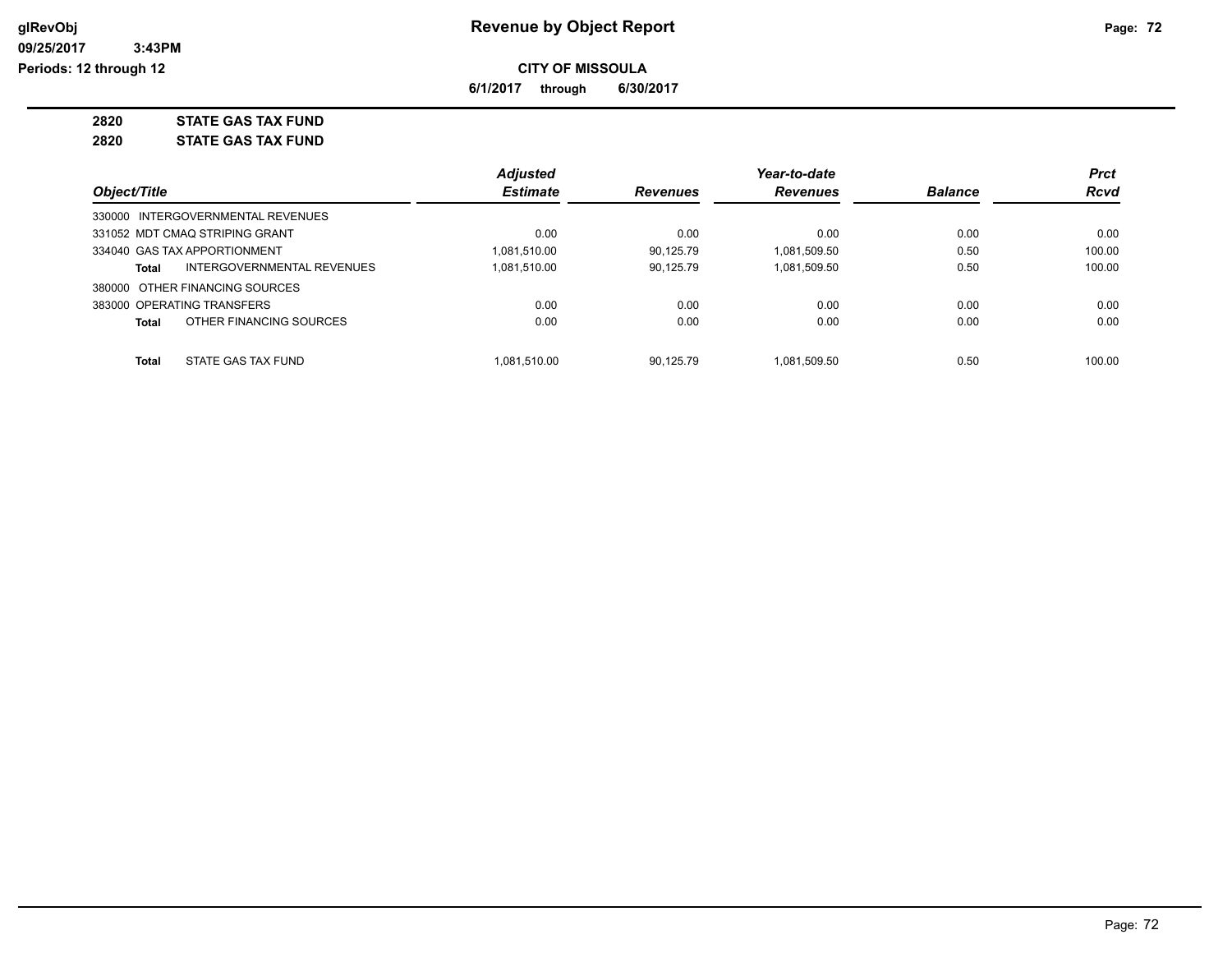# Revenue by Object Report

glRevObj
09/25/2017 3:43PM
Periods: 12 through 12

**CITY OF MISSOULA**

**6/1/2017 through 6/30/2017**

**2820 STATE GAS TAX FUND**

**2820 STATE GAS TAX FUND**

| Object/Title | Adjusted Estimate | Revenues | Year-to-date Revenues | Balance | Prct Rcvd |
|---|---|---|---|---|---|
| 330000 INTERGOVERNMENTAL REVENUES | | | | | |
| 331052 MDT CMAQ STRIPING GRANT | 0.00 | 0.00 | 0.00 | 0.00 | 0.00 |
| 334040 GAS TAX APPORTIONMENT | 1,081,510.00 | 90,125.79 | 1,081,509.50 | 0.50 | 100.00 |
| **Total** INTERGOVERNMENTAL REVENUES | 1,081,510.00 | 90,125.79 | 1,081,509.50 | 0.50 | 100.00 |
| 380000 OTHER FINANCING SOURCES | | | | | |
| 383000 OPERATING TRANSFERS | 0.00 | 0.00 | 0.00 | 0.00 | 0.00 |
| **Total** OTHER FINANCING SOURCES | 0.00 | 0.00 | 0.00 | 0.00 | 0.00 |
| **Total** STATE GAS TAX FUND | 1,081,510.00 | 90,125.79 | 1,081,509.50 | 0.50 | 100.00 |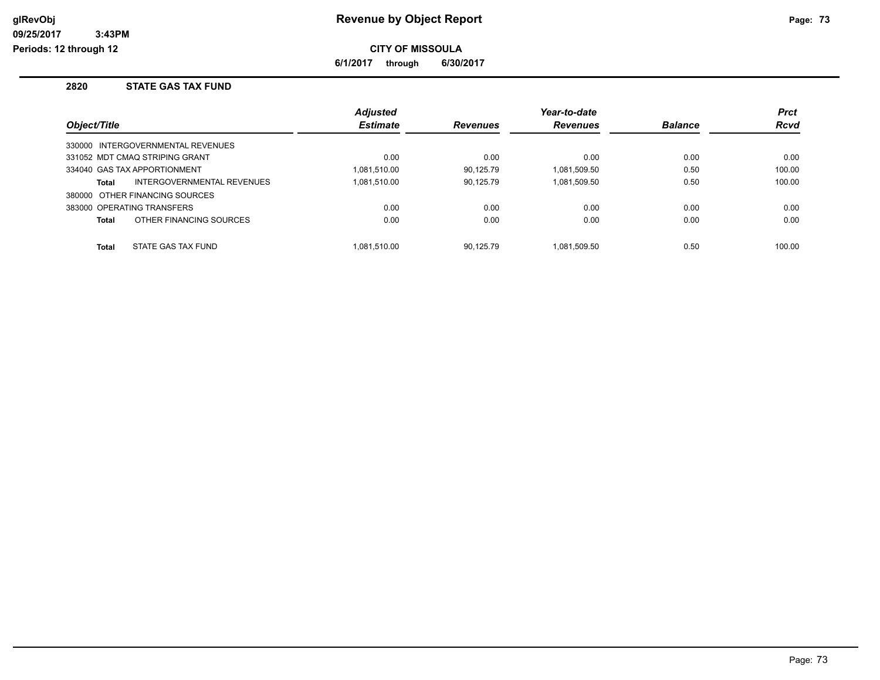# Revenue by Object Report

**CITY OF MISSOULA**

**6/1/2017 through 6/30/2017**

## 2820 STATE GAS TAX FUND

| Object/Title | Adjusted Estimate | Revenues | Year-to-date Revenues | Balance | Prct Rcvd |
|---|---|---|---|---|---|
| 330000 INTERGOVERNMENTAL REVENUES | | | | | |
| 331052 MDT CMAQ STRIPING GRANT | 0.00 | 0.00 | 0.00 | 0.00 | 0.00 |
| 334040 GAS TAX APPORTIONMENT | 1,081,510.00 | 90,125.79 | 1,081,509.50 | 0.50 | 100.00 |
| **Total** INTERGOVERNMENTAL REVENUES | 1,081,510.00 | 90,125.79 | 1,081,509.50 | 0.50 | 100.00 |
| 380000 OTHER FINANCING SOURCES | | | | | |
| 383000 OPERATING TRANSFERS | 0.00 | 0.00 | 0.00 | 0.00 | 0.00 |
| **Total** OTHER FINANCING SOURCES | 0.00 | 0.00 | 0.00 | 0.00 | 0.00 |
| **Total** STATE GAS TAX FUND | 1,081,510.00 | 90,125.79 | 1,081,509.50 | 0.50 | 100.00 |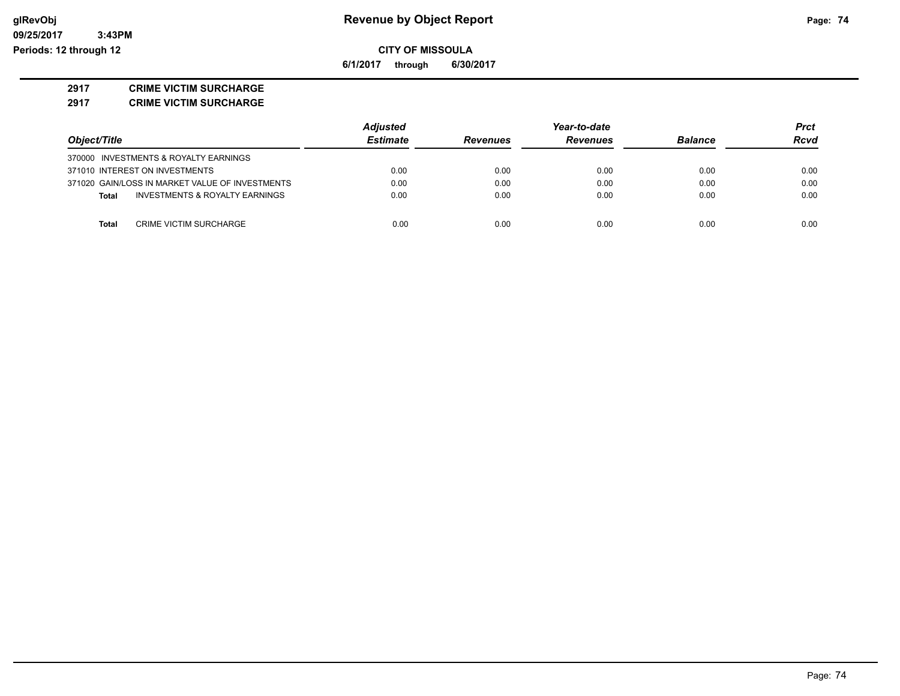**glRevObj**
**09/25/2017 3:43PM**
**Periods: 12 through 12**

# Revenue by Object Report

**CITY OF MISSOULA**

**6/1/2017 through 6/30/2017**

## 2917 CRIME VICTIM SURCHARGE
## 2917 CRIME VICTIM SURCHARGE

| Object/Title | Adjusted Estimate | Revenues | Year-to-date Revenues | Balance | Prct Rcvd |
|---|---|---|---|---|---|
| 370000 INVESTMENTS & ROYALTY EARNINGS | | | | | |
| 371010 INTEREST ON INVESTMENTS | 0.00 | 0.00 | 0.00 | 0.00 | 0.00 |
| 371020 GAIN/LOSS IN MARKET VALUE OF INVESTMENTS | 0.00 | 0.00 | 0.00 | 0.00 | 0.00 |
| **Total** INVESTMENTS & ROYALTY EARNINGS | 0.00 | 0.00 | 0.00 | 0.00 | 0.00 |
| **Total** CRIME VICTIM SURCHARGE | 0.00 | 0.00 | 0.00 | 0.00 | 0.00 |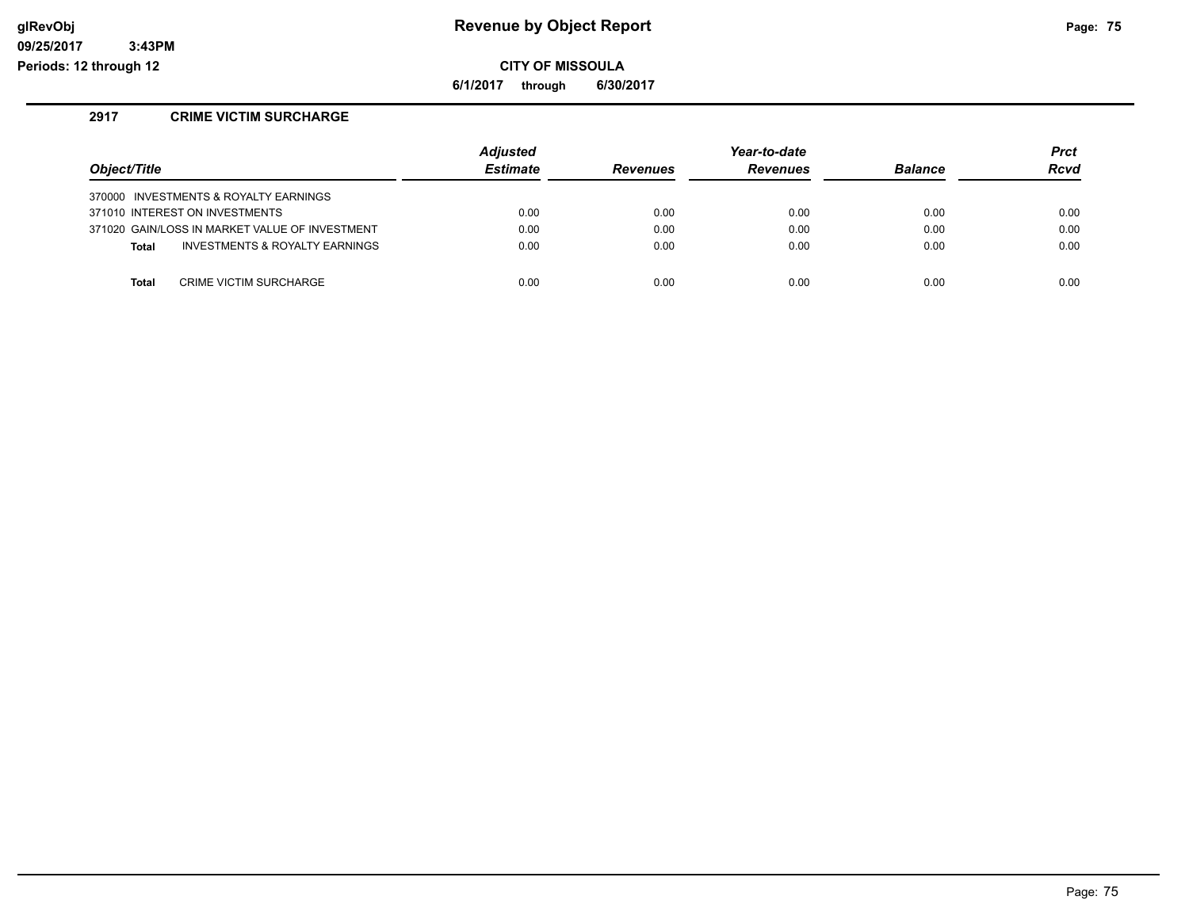**glRevObj**
**09/25/2017 3:43PM**
**Periods: 12 through 12**

# Revenue by Object Report

**CITY OF MISSOULA**

**6/1/2017 through 6/30/2017**

## 2917 CRIME VICTIM SURCHARGE

| Object/Title | Adjusted Estimate | Revenues | Year-to-date Revenues | Balance | Prct Rcvd |
|---|---|---|---|---|---|
| 370000 INVESTMENTS & ROYALTY EARNINGS | | | | | |
| 371010 INTEREST ON INVESTMENTS | 0.00 | 0.00 | 0.00 | 0.00 | 0.00 |
| 371020 GAIN/LOSS IN MARKET VALUE OF INVESTMENT | 0.00 | 0.00 | 0.00 | 0.00 | 0.00 |
| **Total** INVESTMENTS & ROYALTY EARNINGS | 0.00 | 0.00 | 0.00 | 0.00 | 0.00 |
| **Total** CRIME VICTIM SURCHARGE | 0.00 | 0.00 | 0.00 | 0.00 | 0.00 |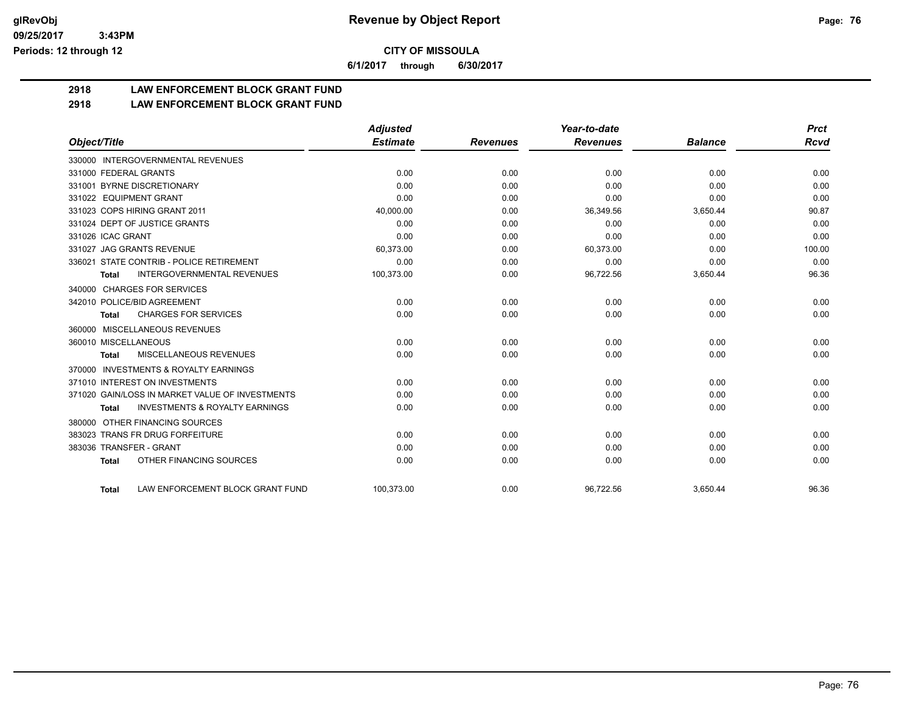**glRevObj**
**09/25/2017 3:43PM**
**Periods: 12 through 12**

# Revenue by Object Report

**CITY OF MISSOULA**

**6/1/2017 through 6/30/2017**

## 2918 LAW ENFORCEMENT BLOCK GRANT FUND

## 2918 LAW ENFORCEMENT BLOCK GRANT FUND

| Object/Title | Adjusted Estimate | Revenues | Year-to-date Revenues | Balance | Prct Rcvd |
|---|---|---|---|---|---|
| 330000 INTERGOVERNMENTAL REVENUES | | | | | |
| 331000 FEDERAL GRANTS | 0.00 | 0.00 | 0.00 | 0.00 | 0.00 |
| 331001 BYRNE DISCRETIONARY | 0.00 | 0.00 | 0.00 | 0.00 | 0.00 |
| 331022 EQUIPMENT GRANT | 0.00 | 0.00 | 0.00 | 0.00 | 0.00 |
| 331023 COPS HIRING GRANT 2011 | 40,000.00 | 0.00 | 36,349.56 | 3,650.44 | 90.87 |
| 331024 DEPT OF JUSTICE GRANTS | 0.00 | 0.00 | 0.00 | 0.00 | 0.00 |
| 331026 ICAC GRANT | 0.00 | 0.00 | 0.00 | 0.00 | 0.00 |
| 331027 JAG GRANTS REVENUE | 60,373.00 | 0.00 | 60,373.00 | 0.00 | 100.00 |
| 336021 STATE CONTRIB - POLICE RETIREMENT | 0.00 | 0.00 | 0.00 | 0.00 | 0.00 |
| **Total** INTERGOVERNMENTAL REVENUES | 100,373.00 | 0.00 | 96,722.56 | 3,650.44 | 96.36 |
| 340000 CHARGES FOR SERVICES | | | | | |
| 342010 POLICE/BID AGREEMENT | 0.00 | 0.00 | 0.00 | 0.00 | 0.00 |
| **Total** CHARGES FOR SERVICES | 0.00 | 0.00 | 0.00 | 0.00 | 0.00 |
| 360000 MISCELLANEOUS REVENUES | | | | | |
| 360010 MISCELLANEOUS | 0.00 | 0.00 | 0.00 | 0.00 | 0.00 |
| **Total** MISCELLANEOUS REVENUES | 0.00 | 0.00 | 0.00 | 0.00 | 0.00 |
| 370000 INVESTMENTS & ROYALTY EARNINGS | | | | | |
| 371010 INTEREST ON INVESTMENTS | 0.00 | 0.00 | 0.00 | 0.00 | 0.00 |
| 371020 GAIN/LOSS IN MARKET VALUE OF INVESTMENTS | 0.00 | 0.00 | 0.00 | 0.00 | 0.00 |
| **Total** INVESTMENTS & ROYALTY EARNINGS | 0.00 | 0.00 | 0.00 | 0.00 | 0.00 |
| 380000 OTHER FINANCING SOURCES | | | | | |
| 383023 TRANS FR DRUG FORFEITURE | 0.00 | 0.00 | 0.00 | 0.00 | 0.00 |
| 383036 TRANSFER - GRANT | 0.00 | 0.00 | 0.00 | 0.00 | 0.00 |
| **Total** OTHER FINANCING SOURCES | 0.00 | 0.00 | 0.00 | 0.00 | 0.00 |
| **Total** LAW ENFORCEMENT BLOCK GRANT FUND | 100,373.00 | 0.00 | 96,722.56 | 3,650.44 | 96.36 |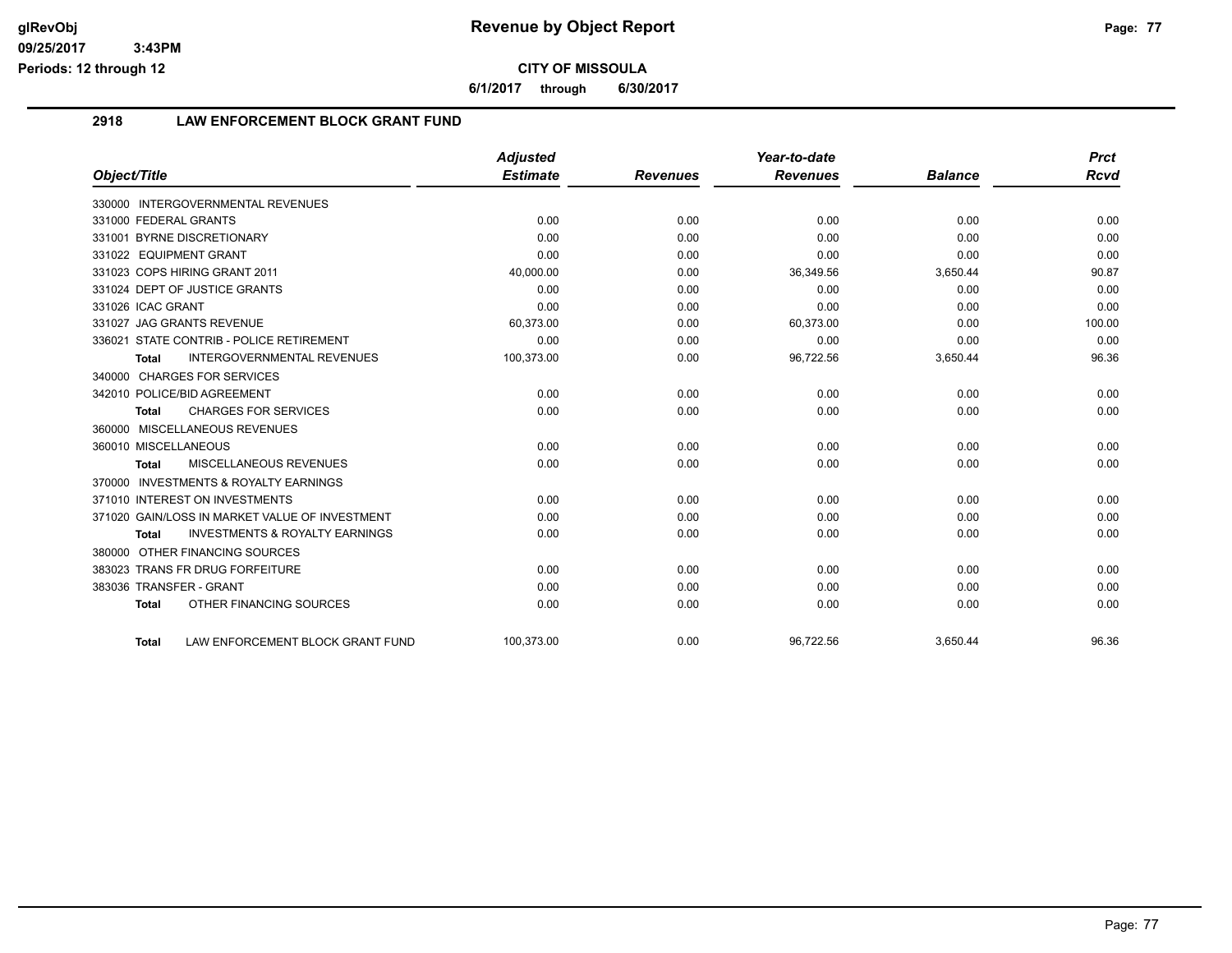# Revenue by Object Report

**CITY OF MISSOULA**

**6/1/2017 through 6/30/2017**

glRevObj
09/25/2017 3:43PM
Periods: 12 through 12

## 2918 LAW ENFORCEMENT BLOCK GRANT FUND

| Object/Title | Adjusted Estimate | Revenues | Year-to-date Revenues | Balance | Prct Rcvd |
|---|---|---|---|---|---|
| 330000 INTERGOVERNMENTAL REVENUES | | | | | |
| 331000 FEDERAL GRANTS | 0.00 | 0.00 | 0.00 | 0.00 | 0.00 |
| 331001 BYRNE DISCRETIONARY | 0.00 | 0.00 | 0.00 | 0.00 | 0.00 |
| 331022 EQUIPMENT GRANT | 0.00 | 0.00 | 0.00 | 0.00 | 0.00 |
| 331023 COPS HIRING GRANT 2011 | 40,000.00 | 0.00 | 36,349.56 | 3,650.44 | 90.87 |
| 331024 DEPT OF JUSTICE GRANTS | 0.00 | 0.00 | 0.00 | 0.00 | 0.00 |
| 331026 ICAC GRANT | 0.00 | 0.00 | 0.00 | 0.00 | 0.00 |
| 331027 JAG GRANTS REVENUE | 60,373.00 | 0.00 | 60,373.00 | 0.00 | 100.00 |
| 336021 STATE CONTRIB - POLICE RETIREMENT | 0.00 | 0.00 | 0.00 | 0.00 | 0.00 |
| **Total** INTERGOVERNMENTAL REVENUES | 100,373.00 | 0.00 | 96,722.56 | 3,650.44 | 96.36 |
| 340000 CHARGES FOR SERVICES | | | | | |
| 342010 POLICE/BID AGREEMENT | 0.00 | 0.00 | 0.00 | 0.00 | 0.00 |
| **Total** CHARGES FOR SERVICES | 0.00 | 0.00 | 0.00 | 0.00 | 0.00 |
| 360000 MISCELLANEOUS REVENUES | | | | | |
| 360010 MISCELLANEOUS | 0.00 | 0.00 | 0.00 | 0.00 | 0.00 |
| **Total** MISCELLANEOUS REVENUES | 0.00 | 0.00 | 0.00 | 0.00 | 0.00 |
| 370000 INVESTMENTS & ROYALTY EARNINGS | | | | | |
| 371010 INTEREST ON INVESTMENTS | 0.00 | 0.00 | 0.00 | 0.00 | 0.00 |
| 371020 GAIN/LOSS IN MARKET VALUE OF INVESTMENT | 0.00 | 0.00 | 0.00 | 0.00 | 0.00 |
| **Total** INVESTMENTS & ROYALTY EARNINGS | 0.00 | 0.00 | 0.00 | 0.00 | 0.00 |
| 380000 OTHER FINANCING SOURCES | | | | | |
| 383023 TRANS FR DRUG FORFEITURE | 0.00 | 0.00 | 0.00 | 0.00 | 0.00 |
| 383036 TRANSFER - GRANT | 0.00 | 0.00 | 0.00 | 0.00 | 0.00 |
| **Total** OTHER FINANCING SOURCES | 0.00 | 0.00 | 0.00 | 0.00 | 0.00 |
| **Total** LAW ENFORCEMENT BLOCK GRANT FUND | 100,373.00 | 0.00 | 96,722.56 | 3,650.44 | 96.36 |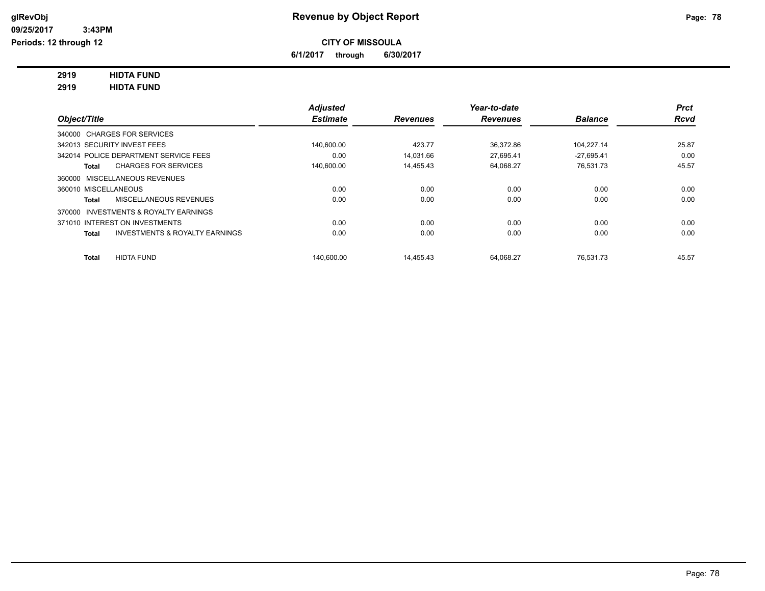# Revenue by Object Report

glRevObj
09/25/2017 3:43PM
Periods: 12 through 12

**CITY OF MISSOULA**

**6/1/2017 through 6/30/2017**

**2919 HIDTA FUND**
**2919 HIDTA FUND**

| Object/Title | Adjusted Estimate | Revenues | Year-to-date Revenues | Balance | Prct Rcvd |
|---|---|---|---|---|---|
| 340000 CHARGES FOR SERVICES | | | | | |
| 342013 SECURITY INVEST FEES | 140,600.00 | 423.77 | 36,372.86 | 104,227.14 | 25.87 |
| 342014 POLICE DEPARTMENT SERVICE FEES | 0.00 | 14,031.66 | 27,695.41 | -27,695.41 | 0.00 |
| **Total** CHARGES FOR SERVICES | 140,600.00 | 14,455.43 | 64,068.27 | 76,531.73 | 45.57 |
| 360000 MISCELLANEOUS REVENUES | | | | | |
| 360010 MISCELLANEOUS | 0.00 | 0.00 | 0.00 | 0.00 | 0.00 |
| **Total** MISCELLANEOUS REVENUES | 0.00 | 0.00 | 0.00 | 0.00 | 0.00 |
| 370000 INVESTMENTS & ROYALTY EARNINGS | | | | | |
| 371010 INTEREST ON INVESTMENTS | 0.00 | 0.00 | 0.00 | 0.00 | 0.00 |
| **Total** INVESTMENTS & ROYALTY EARNINGS | 0.00 | 0.00 | 0.00 | 0.00 | 0.00 |
| **Total** HIDTA FUND | 140,600.00 | 14,455.43 | 64,068.27 | 76,531.73 | 45.57 |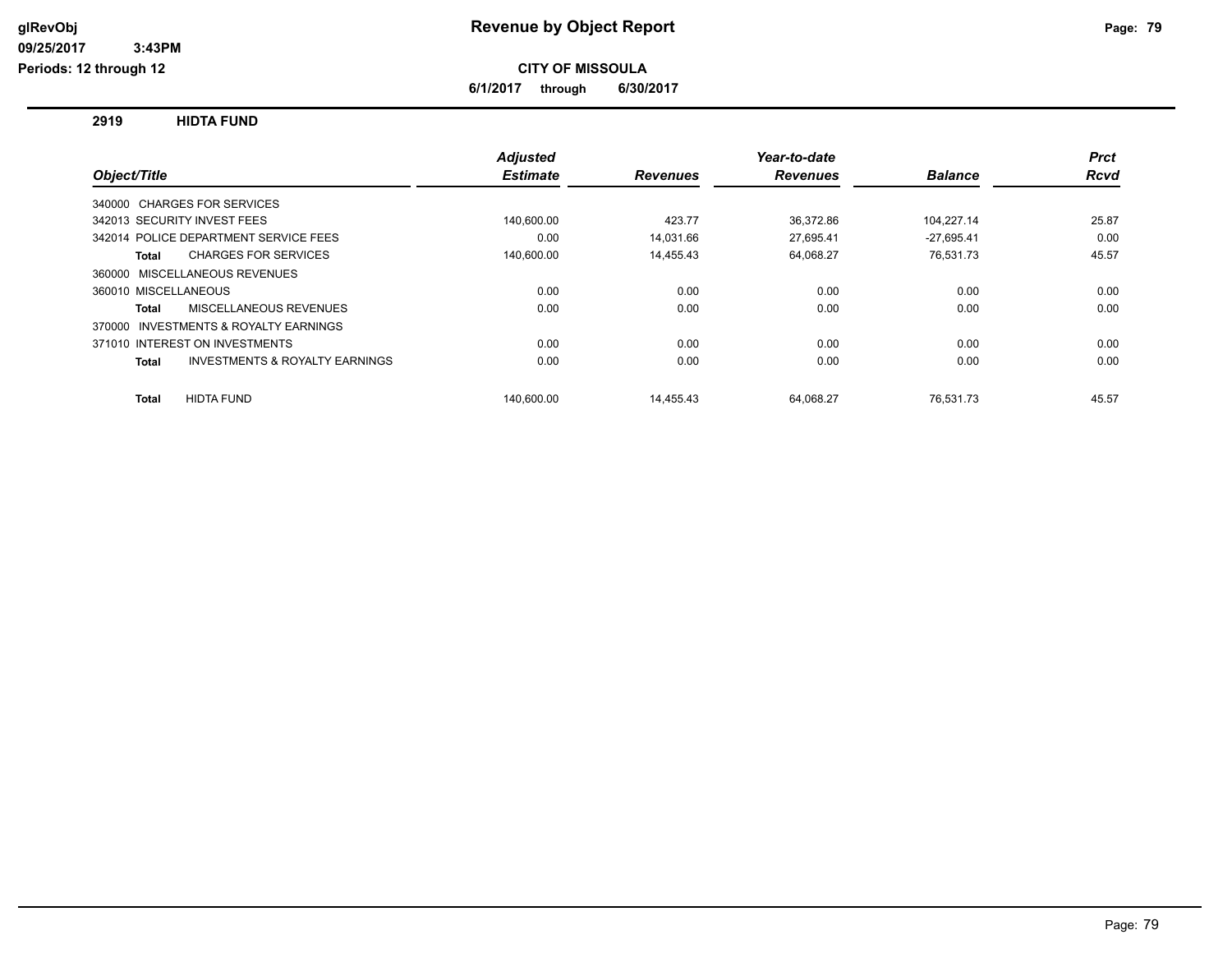# Revenue by Object Report

glRevObj
09/25/2017 3:43PM
Periods: 12 through 12

**CITY OF MISSOULA**

**6/1/2017 through 6/30/2017**

## 2919 HIDTA FUND

| Object/Title | Adjusted Estimate | Revenues | Year-to-date Revenues | Balance | Prct Rcvd |
|---|---|---|---|---|---|
| 340000 CHARGES FOR SERVICES | | | | | |
| 342013 SECURITY INVEST FEES | 140,600.00 | 423.77 | 36,372.86 | 104,227.14 | 25.87 |
| 342014 POLICE DEPARTMENT SERVICE FEES | 0.00 | 14,031.66 | 27,695.41 | -27,695.41 | 0.00 |
| **Total** CHARGES FOR SERVICES | 140,600.00 | 14,455.43 | 64,068.27 | 76,531.73 | 45.57 |
| 360000 MISCELLANEOUS REVENUES | | | | | |
| 360010 MISCELLANEOUS | 0.00 | 0.00 | 0.00 | 0.00 | 0.00 |
| **Total** MISCELLANEOUS REVENUES | 0.00 | 0.00 | 0.00 | 0.00 | 0.00 |
| 370000 INVESTMENTS & ROYALTY EARNINGS | | | | | |
| 371010 INTEREST ON INVESTMENTS | 0.00 | 0.00 | 0.00 | 0.00 | 0.00 |
| **Total** INVESTMENTS & ROYALTY EARNINGS | 0.00 | 0.00 | 0.00 | 0.00 | 0.00 |
| **Total** HIDTA FUND | 140,600.00 | 14,455.43 | 64,068.27 | 76,531.73 | 45.57 |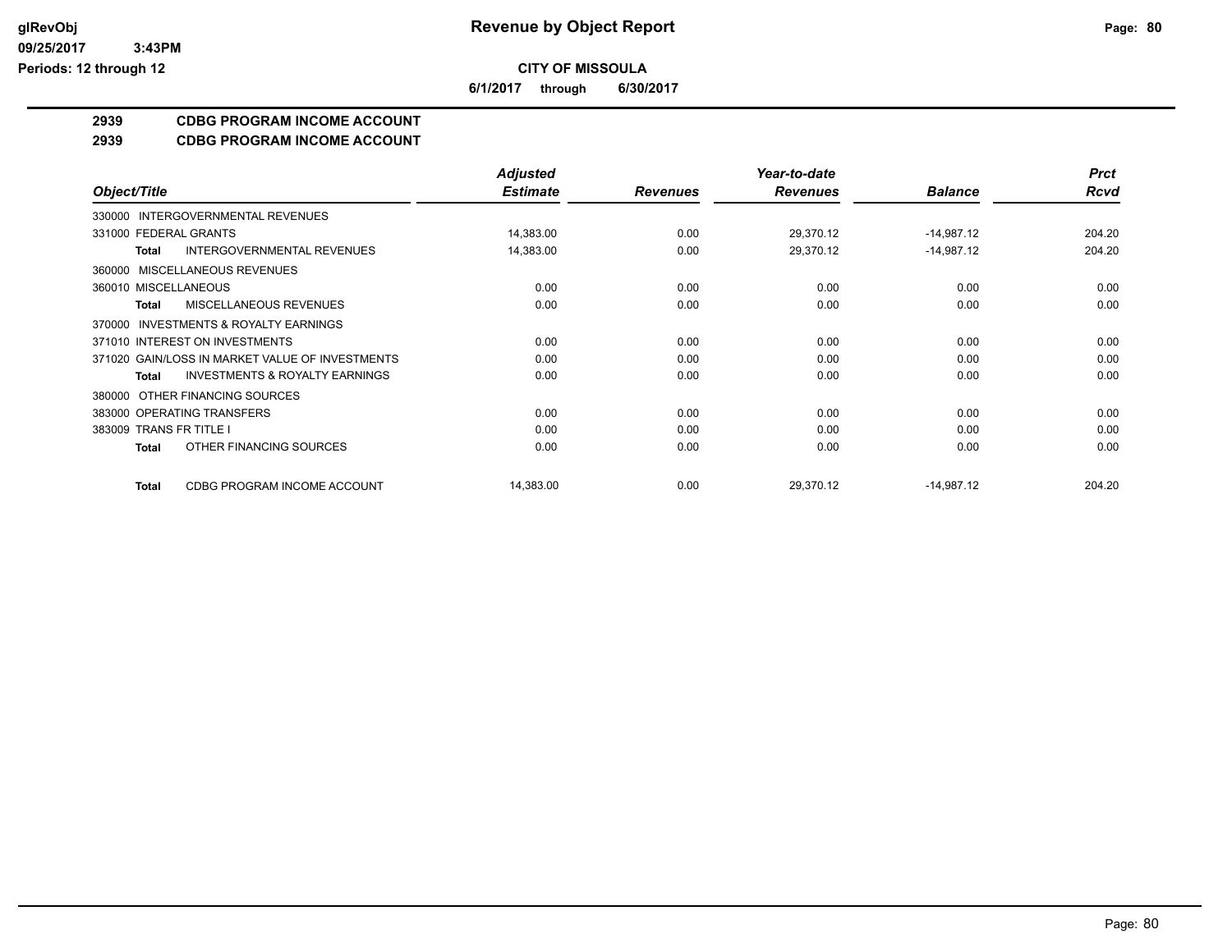**glRevObj**
**09/25/2017 3:43PM**
**Periods: 12 through 12**

# Revenue by Object Report

**CITY OF MISSOULA**

**6/1/2017 through 6/30/2017**

## 2939 CDBG PROGRAM INCOME ACCOUNT
## 2939 CDBG PROGRAM INCOME ACCOUNT

| Object/Title | Adjusted Estimate | Revenues | Year-to-date Revenues | Balance | Prct Rcvd |
|---|---|---|---|---|---|
| 330000 INTERGOVERNMENTAL REVENUES | | | | | |
| 331000 FEDERAL GRANTS | 14,383.00 | 0.00 | 29,370.12 | -14,987.12 | 204.20 |
| **Total** INTERGOVERNMENTAL REVENUES | 14,383.00 | 0.00 | 29,370.12 | -14,987.12 | 204.20 |
| 360000 MISCELLANEOUS REVENUES | | | | | |
| 360010 MISCELLANEOUS | 0.00 | 0.00 | 0.00 | 0.00 | 0.00 |
| **Total** MISCELLANEOUS REVENUES | 0.00 | 0.00 | 0.00 | 0.00 | 0.00 |
| 370000 INVESTMENTS & ROYALTY EARNINGS | | | | | |
| 371010 INTEREST ON INVESTMENTS | 0.00 | 0.00 | 0.00 | 0.00 | 0.00 |
| 371020 GAIN/LOSS IN MARKET VALUE OF INVESTMENTS | 0.00 | 0.00 | 0.00 | 0.00 | 0.00 |
| **Total** INVESTMENTS & ROYALTY EARNINGS | 0.00 | 0.00 | 0.00 | 0.00 | 0.00 |
| 380000 OTHER FINANCING SOURCES | | | | | |
| 383000 OPERATING TRANSFERS | 0.00 | 0.00 | 0.00 | 0.00 | 0.00 |
| 383009 TRANS FR TITLE I | 0.00 | 0.00 | 0.00 | 0.00 | 0.00 |
| **Total** OTHER FINANCING SOURCES | 0.00 | 0.00 | 0.00 | 0.00 | 0.00 |
| **Total** CDBG PROGRAM INCOME ACCOUNT | 14,383.00 | 0.00 | 29,370.12 | -14,987.12 | 204.20 |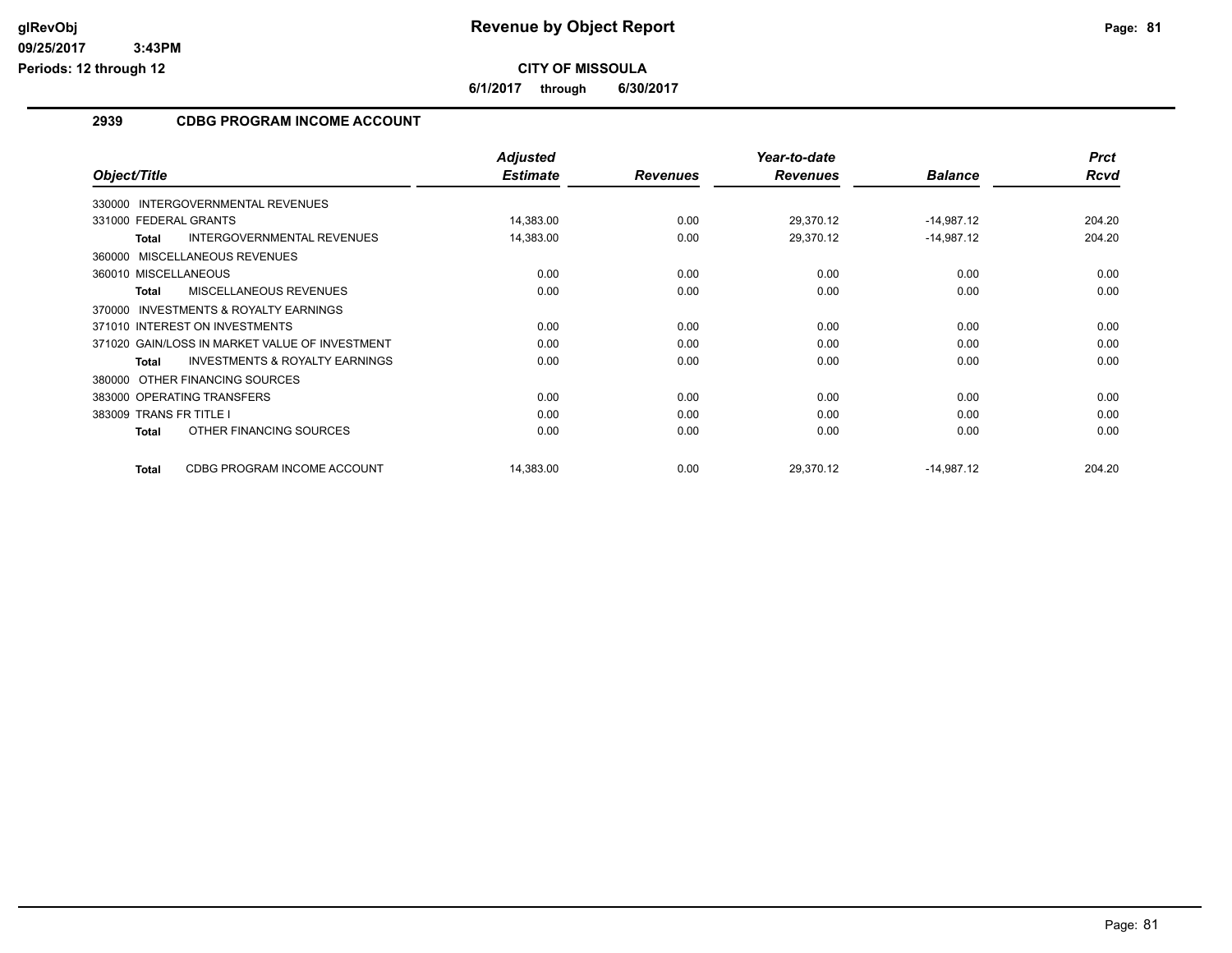# Revenue by Object Report

**CITY OF MISSOULA**

**6/1/2017 through 6/30/2017**

glRevObj
09/25/2017 3:43PM
Periods: 12 through 12

## 2939 CDBG PROGRAM INCOME ACCOUNT

| Object/Title | Adjusted Estimate | Revenues | Year-to-date Revenues | Balance | Prct Rcvd |
|---|---|---|---|---|---|
| 330000 INTERGOVERNMENTAL REVENUES | | | | | |
| 331000 FEDERAL GRANTS | 14,383.00 | 0.00 | 29,370.12 | -14,987.12 | 204.20 |
| **Total** INTERGOVERNMENTAL REVENUES | 14,383.00 | 0.00 | 29,370.12 | -14,987.12 | 204.20 |
| 360000 MISCELLANEOUS REVENUES | | | | | |
| 360010 MISCELLANEOUS | 0.00 | 0.00 | 0.00 | 0.00 | 0.00 |
| **Total** MISCELLANEOUS REVENUES | 0.00 | 0.00 | 0.00 | 0.00 | 0.00 |
| 370000 INVESTMENTS & ROYALTY EARNINGS | | | | | |
| 371010 INTEREST ON INVESTMENTS | 0.00 | 0.00 | 0.00 | 0.00 | 0.00 |
| 371020 GAIN/LOSS IN MARKET VALUE OF INVESTMENT | 0.00 | 0.00 | 0.00 | 0.00 | 0.00 |
| **Total** INVESTMENTS & ROYALTY EARNINGS | 0.00 | 0.00 | 0.00 | 0.00 | 0.00 |
| 380000 OTHER FINANCING SOURCES | | | | | |
| 383000 OPERATING TRANSFERS | 0.00 | 0.00 | 0.00 | 0.00 | 0.00 |
| 383009 TRANS FR TITLE I | 0.00 | 0.00 | 0.00 | 0.00 | 0.00 |
| **Total** OTHER FINANCING SOURCES | 0.00 | 0.00 | 0.00 | 0.00 | 0.00 |
| **Total** CDBG PROGRAM INCOME ACCOUNT | 14,383.00 | 0.00 | 29,370.12 | -14,987.12 | 204.20 |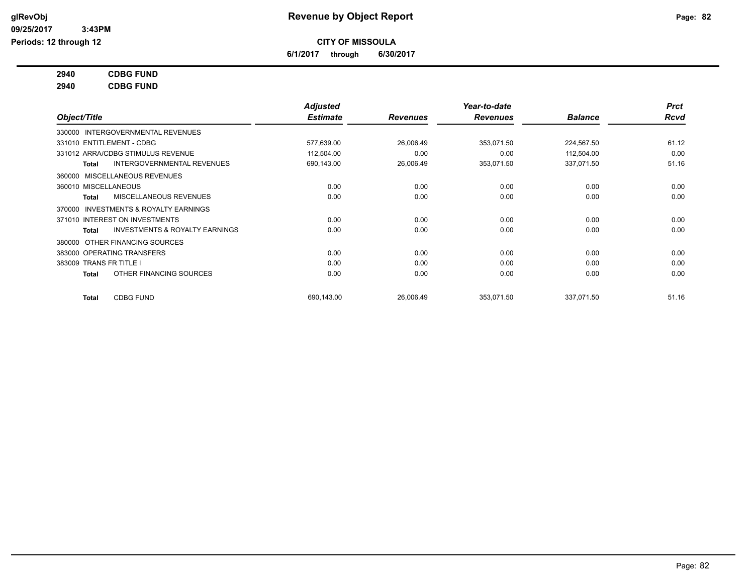# Revenue by Object Report

**CITY OF MISSOULA**

**6/1/2017 through 6/30/2017**

glRevObj
09/25/2017 3:43PM
Periods: 12 through 12

**2940 CDBG FUND**

**2940 CDBG FUND**

| Object/Title | Adjusted Estimate | Revenues | Year-to-date Revenues | Balance | Prct Rcvd |
|---|---|---|---|---|---|
| 330000 INTERGOVERNMENTAL REVENUES | | | | | |
| 331010 ENTITLEMENT - CDBG | 577,639.00 | 26,006.49 | 353,071.50 | 224,567.50 | 61.12 |
| 331012 ARRA/CDBG STIMULUS REVENUE | 112,504.00 | 0.00 | 0.00 | 112,504.00 | 0.00 |
| **Total** INTERGOVERNMENTAL REVENUES | 690,143.00 | 26,006.49 | 353,071.50 | 337,071.50 | 51.16 |
| 360000 MISCELLANEOUS REVENUES | | | | | |
| 360010 MISCELLANEOUS | 0.00 | 0.00 | 0.00 | 0.00 | 0.00 |
| **Total** MISCELLANEOUS REVENUES | 0.00 | 0.00 | 0.00 | 0.00 | 0.00 |
| 370000 INVESTMENTS & ROYALTY EARNINGS | | | | | |
| 371010 INTEREST ON INVESTMENTS | 0.00 | 0.00 | 0.00 | 0.00 | 0.00 |
| **Total** INVESTMENTS & ROYALTY EARNINGS | 0.00 | 0.00 | 0.00 | 0.00 | 0.00 |
| 380000 OTHER FINANCING SOURCES | | | | | |
| 383000 OPERATING TRANSFERS | 0.00 | 0.00 | 0.00 | 0.00 | 0.00 |
| 383009 TRANS FR TITLE I | 0.00 | 0.00 | 0.00 | 0.00 | 0.00 |
| **Total** OTHER FINANCING SOURCES | 0.00 | 0.00 | 0.00 | 0.00 | 0.00 |
| **Total** CDBG FUND | 690,143.00 | 26,006.49 | 353,071.50 | 337,071.50 | 51.16 |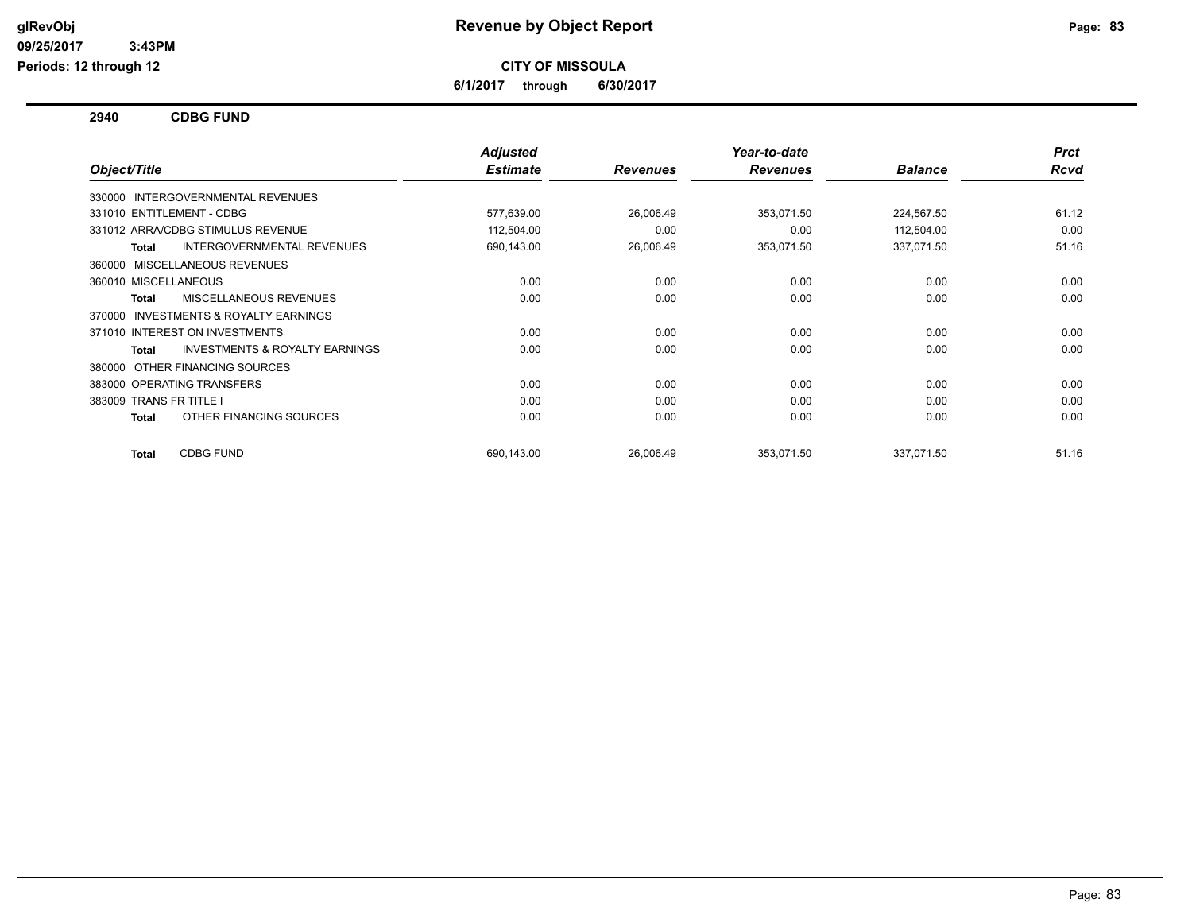**CITY OF MISSOULA**

**6/1/2017 through 6/30/2017**

**Revenue by Object Report**

## 2940 CDBG FUND

| Object/Title | Adjusted Estimate | Revenues | Year-to-date Revenues | Balance | Prct Rcvd |
|---|---|---|---|---|---|
| 330000 INTERGOVERNMENTAL REVENUES | | | | | |
| 331010 ENTITLEMENT - CDBG | 577,639.00 | 26,006.49 | 353,071.50 | 224,567.50 | 61.12 |
| 331012 ARRA/CDBG STIMULUS REVENUE | 112,504.00 | 0.00 | 0.00 | 112,504.00 | 0.00 |
| **Total** INTERGOVERNMENTAL REVENUES | 690,143.00 | 26,006.49 | 353,071.50 | 337,071.50 | 51.16 |
| 360000 MISCELLANEOUS REVENUES | | | | | |
| 360010 MISCELLANEOUS | 0.00 | 0.00 | 0.00 | 0.00 | 0.00 |
| **Total** MISCELLANEOUS REVENUES | 0.00 | 0.00 | 0.00 | 0.00 | 0.00 |
| 370000 INVESTMENTS & ROYALTY EARNINGS | | | | | |
| 371010 INTEREST ON INVESTMENTS | 0.00 | 0.00 | 0.00 | 0.00 | 0.00 |
| **Total** INVESTMENTS & ROYALTY EARNINGS | 0.00 | 0.00 | 0.00 | 0.00 | 0.00 |
| 380000 OTHER FINANCING SOURCES | | | | | |
| 383000 OPERATING TRANSFERS | 0.00 | 0.00 | 0.00 | 0.00 | 0.00 |
| 383009 TRANS FR TITLE I | 0.00 | 0.00 | 0.00 | 0.00 | 0.00 |
| **Total** OTHER FINANCING SOURCES | 0.00 | 0.00 | 0.00 | 0.00 | 0.00 |
| **Total** CDBG FUND | 690,143.00 | 26,006.49 | 353,071.50 | 337,071.50 | 51.16 |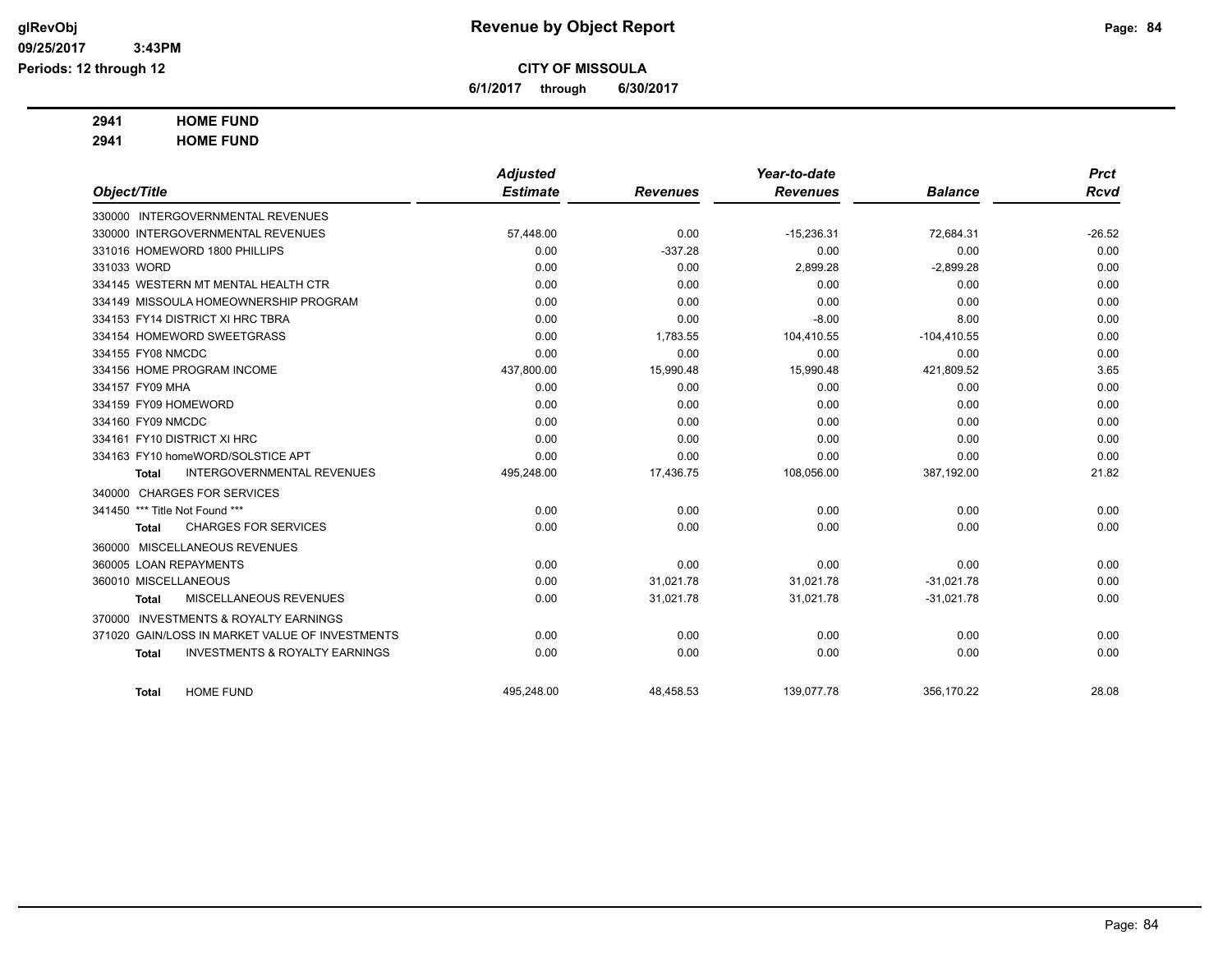**Revenue by Object Report**

**CITY OF MISSOULA**

**6/1/2017 through 6/30/2017**

glRevObj
09/25/2017 3:43PM
Periods: 12 through 12

**2941 HOME FUND**

**2941 HOME FUND**

| Object/Title | Adjusted Estimate | Revenues | Year-to-date Revenues | Balance | Prct Rcvd |
|---|---|---|---|---|---|
| 330000 INTERGOVERNMENTAL REVENUES | | | | | |
| 330000 INTERGOVERNMENTAL REVENUES | 57,448.00 | 0.00 | -15,236.31 | 72,684.31 | -26.52 |
| 331016 HOMEWORD 1800 PHILLIPS | 0.00 | -337.28 | 0.00 | 0.00 | 0.00 |
| 331033 WORD | 0.00 | 0.00 | 2,899.28 | -2,899.28 | 0.00 |
| 334145 WESTERN MT MENTAL HEALTH CTR | 0.00 | 0.00 | 0.00 | 0.00 | 0.00 |
| 334149 MISSOULA HOMEOWNERSHIP PROGRAM | 0.00 | 0.00 | 0.00 | 0.00 | 0.00 |
| 334153 FY14 DISTRICT XI HRC TBRA | 0.00 | 0.00 | -8.00 | 8.00 | 0.00 |
| 334154 HOMEWORD SWEETGRASS | 0.00 | 1,783.55 | 104,410.55 | -104,410.55 | 0.00 |
| 334155 FY08 NMCDC | 0.00 | 0.00 | 0.00 | 0.00 | 0.00 |
| 334156 HOME PROGRAM INCOME | 437,800.00 | 15,990.48 | 15,990.48 | 421,809.52 | 3.65 |
| 334157 FY09 MHA | 0.00 | 0.00 | 0.00 | 0.00 | 0.00 |
| 334159 FY09 HOMEWORD | 0.00 | 0.00 | 0.00 | 0.00 | 0.00 |
| 334160 FY09 NMCDC | 0.00 | 0.00 | 0.00 | 0.00 | 0.00 |
| 334161 FY10 DISTRICT XI HRC | 0.00 | 0.00 | 0.00 | 0.00 | 0.00 |
| 334163 FY10 homeWORD/SOLSTICE APT | 0.00 | 0.00 | 0.00 | 0.00 | 0.00 |
| **Total** INTERGOVERNMENTAL REVENUES | 495,248.00 | 17,436.75 | 108,056.00 | 387,192.00 | 21.82 |
| 340000 CHARGES FOR SERVICES | | | | | |
| 341450 *** Title Not Found *** | 0.00 | 0.00 | 0.00 | 0.00 | 0.00 |
| **Total** CHARGES FOR SERVICES | 0.00 | 0.00 | 0.00 | 0.00 | 0.00 |
| 360000 MISCELLANEOUS REVENUES | | | | | |
| 360005 LOAN REPAYMENTS | 0.00 | 0.00 | 0.00 | 0.00 | 0.00 |
| 360010 MISCELLANEOUS | 0.00 | 31,021.78 | 31,021.78 | -31,021.78 | 0.00 |
| **Total** MISCELLANEOUS REVENUES | 0.00 | 31,021.78 | 31,021.78 | -31,021.78 | 0.00 |
| 370000 INVESTMENTS & ROYALTY EARNINGS | | | | | |
| 371020 GAIN/LOSS IN MARKET VALUE OF INVESTMENTS | 0.00 | 0.00 | 0.00 | 0.00 | 0.00 |
| **Total** INVESTMENTS & ROYALTY EARNINGS | 0.00 | 0.00 | 0.00 | 0.00 | 0.00 |
| **Total** HOME FUND | 495,248.00 | 48,458.53 | 139,077.78 | 356,170.22 | 28.08 |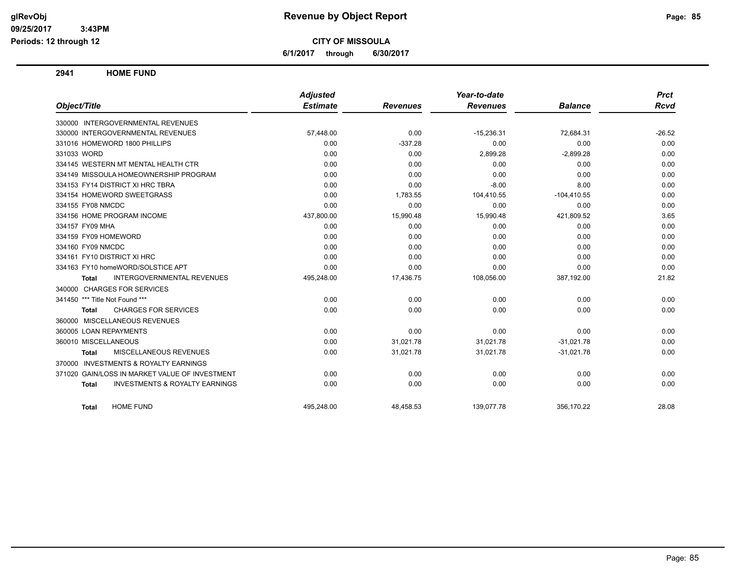**glRevObj**
**09/25/2017 3:43PM**
**Periods: 12 through 12**

# Revenue by Object Report

**CITY OF MISSOULA**

**6/1/2017 through 6/30/2017**

## 2941 HOME FUND

| Object/Title | Adjusted Estimate | Revenues | Year-to-date Revenues | Balance | Prct Rcvd |
|---|---|---|---|---|---|
| 330000 INTERGOVERNMENTAL REVENUES | | | | | |
| 330000 INTERGOVERNMENTAL REVENUES | 57,448.00 | 0.00 | -15,236.31 | 72,684.31 | -26.52 |
| 331016 HOMEWORD 1800 PHILLIPS | 0.00 | -337.28 | 0.00 | 0.00 | 0.00 |
| 331033 WORD | 0.00 | 0.00 | 2,899.28 | -2,899.28 | 0.00 |
| 334145 WESTERN MT MENTAL HEALTH CTR | 0.00 | 0.00 | 0.00 | 0.00 | 0.00 |
| 334149 MISSOULA HOMEOWNERSHIP PROGRAM | 0.00 | 0.00 | 0.00 | 0.00 | 0.00 |
| 334153 FY14 DISTRICT XI HRC TBRA | 0.00 | 0.00 | -8.00 | 8.00 | 0.00 |
| 334154 HOMEWORD SWEETGRASS | 0.00 | 1,783.55 | 104,410.55 | -104,410.55 | 0.00 |
| 334155 FY08 NMCDC | 0.00 | 0.00 | 0.00 | 0.00 | 0.00 |
| 334156 HOME PROGRAM INCOME | 437,800.00 | 15,990.48 | 15,990.48 | 421,809.52 | 3.65 |
| 334157 FY09 MHA | 0.00 | 0.00 | 0.00 | 0.00 | 0.00 |
| 334159 FY09 HOMEWORD | 0.00 | 0.00 | 0.00 | 0.00 | 0.00 |
| 334160 FY09 NMCDC | 0.00 | 0.00 | 0.00 | 0.00 | 0.00 |
| 334161 FY10 DISTRICT XI HRC | 0.00 | 0.00 | 0.00 | 0.00 | 0.00 |
| 334163 FY10 homeWORD/SOLSTICE APT | 0.00 | 0.00 | 0.00 | 0.00 | 0.00 |
| **Total** INTERGOVERNMENTAL REVENUES | 495,248.00 | 17,436.75 | 108,056.00 | 387,192.00 | 21.82 |
| 340000 CHARGES FOR SERVICES | | | | | |
| 341450 *** Title Not Found *** | 0.00 | 0.00 | 0.00 | 0.00 | 0.00 |
| **Total** CHARGES FOR SERVICES | 0.00 | 0.00 | 0.00 | 0.00 | 0.00 |
| 360000 MISCELLANEOUS REVENUES | | | | | |
| 360005 LOAN REPAYMENTS | 0.00 | 0.00 | 0.00 | 0.00 | 0.00 |
| 360010 MISCELLANEOUS | 0.00 | 31,021.78 | 31,021.78 | -31,021.78 | 0.00 |
| **Total** MISCELLANEOUS REVENUES | 0.00 | 31,021.78 | 31,021.78 | -31,021.78 | 0.00 |
| 370000 INVESTMENTS & ROYALTY EARNINGS | | | | | |
| 371020 GAIN/LOSS IN MARKET VALUE OF INVESTMENT | 0.00 | 0.00 | 0.00 | 0.00 | 0.00 |
| **Total** INVESTMENTS & ROYALTY EARNINGS | 0.00 | 0.00 | 0.00 | 0.00 | 0.00 |
| **Total** HOME FUND | 495,248.00 | 48,458.53 | 139,077.78 | 356,170.22 | 28.08 |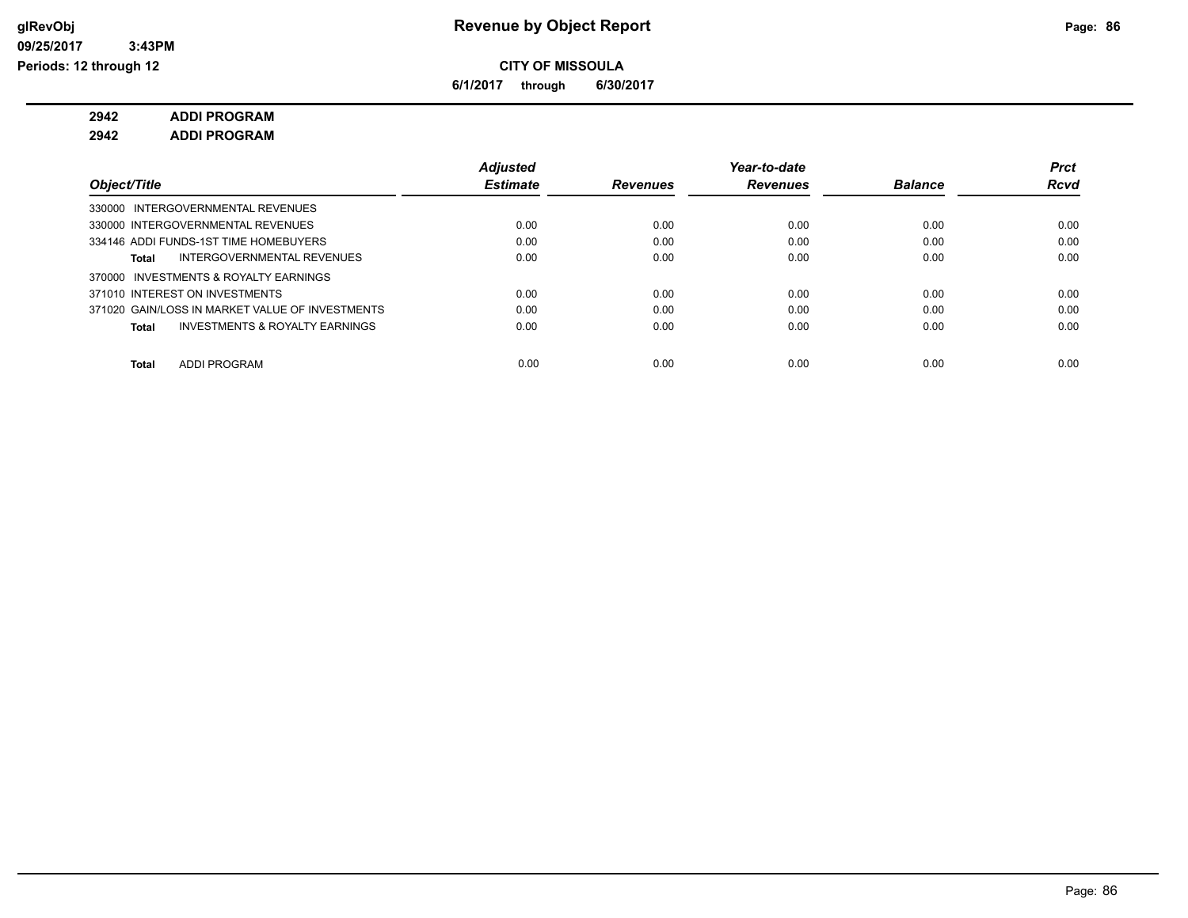**Revenue by Object Report**

**CITY OF MISSOULA**

**6/1/2017 through 6/30/2017**

**2942 ADDI PROGRAM**

**2942 ADDI PROGRAM**

| Object/Title | Adjusted Estimate | Revenues | Year-to-date Revenues | Balance | Prct Rcvd |
|---|---|---|---|---|---|
| 330000 INTERGOVERNMENTAL REVENUES | | | | | |
| 330000 INTERGOVERNMENTAL REVENUES | 0.00 | 0.00 | 0.00 | 0.00 | 0.00 |
| 334146 ADDI FUNDS-1ST TIME HOMEBUYERS | 0.00 | 0.00 | 0.00 | 0.00 | 0.00 |
| **Total** INTERGOVERNMENTAL REVENUES | 0.00 | 0.00 | 0.00 | 0.00 | 0.00 |
| 370000 INVESTMENTS & ROYALTY EARNINGS | | | | | |
| 371010 INTEREST ON INVESTMENTS | 0.00 | 0.00 | 0.00 | 0.00 | 0.00 |
| 371020 GAIN/LOSS IN MARKET VALUE OF INVESTMENTS | 0.00 | 0.00 | 0.00 | 0.00 | 0.00 |
| **Total** INVESTMENTS & ROYALTY EARNINGS | 0.00 | 0.00 | 0.00 | 0.00 | 0.00 |
| **Total** ADDI PROGRAM | 0.00 | 0.00 | 0.00 | 0.00 | 0.00 |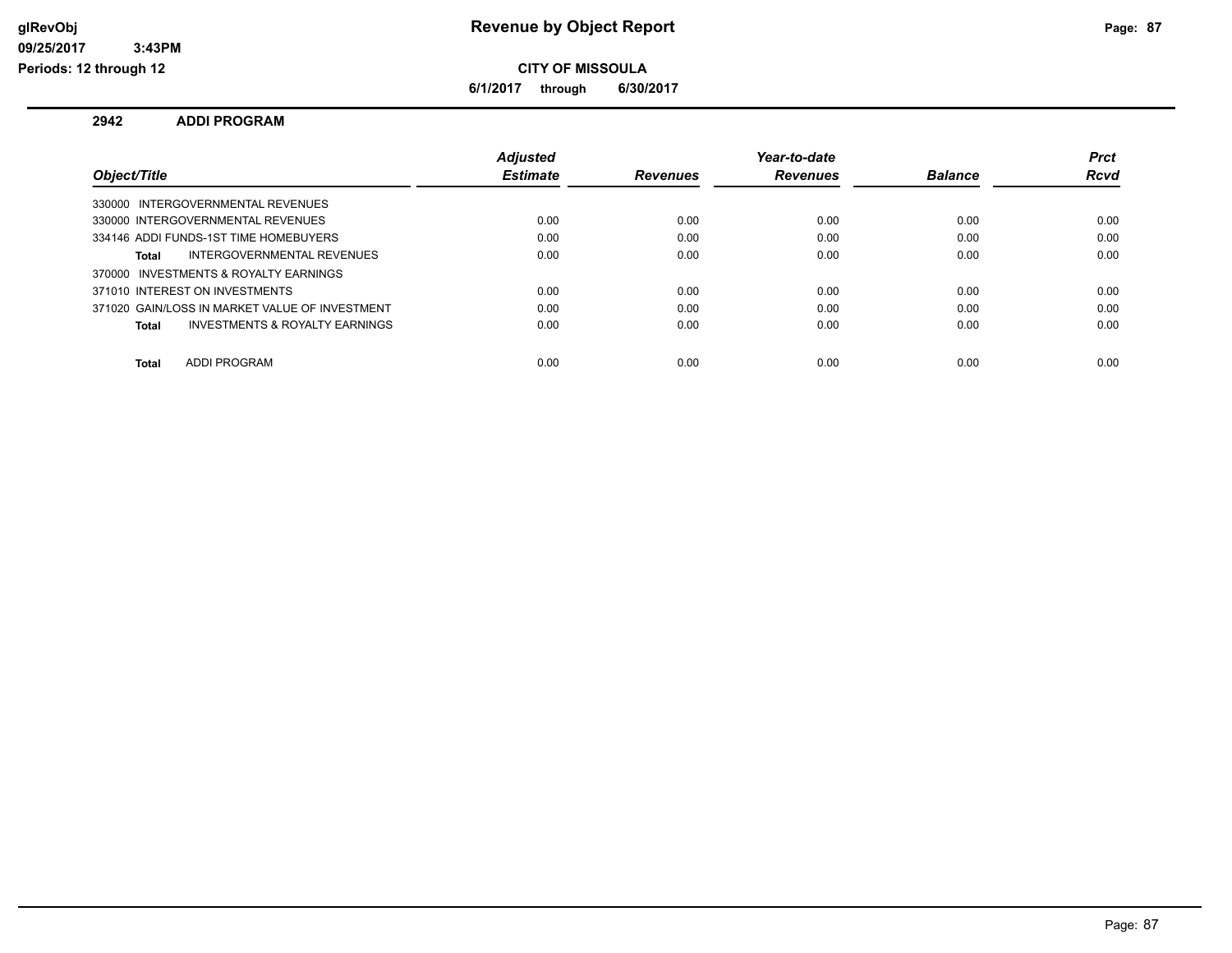# Revenue by Object Report

glRevObj
09/25/2017 3:43PM
Periods: 12 through 12

**CITY OF MISSOULA**

**6/1/2017 through 6/30/2017**

## 2942 ADDI PROGRAM

| Object/Title | Adjusted Estimate | Revenues | Year-to-date Revenues | Balance | Prct Rcvd |
|---|---|---|---|---|---|
| 330000 INTERGOVERNMENTAL REVENUES | | | | | |
| 330000 INTERGOVERNMENTAL REVENUES | 0.00 | 0.00 | 0.00 | 0.00 | 0.00 |
| 334146 ADDI FUNDS-1ST TIME HOMEBUYERS | 0.00 | 0.00 | 0.00 | 0.00 | 0.00 |
| **Total** INTERGOVERNMENTAL REVENUES | 0.00 | 0.00 | 0.00 | 0.00 | 0.00 |
| 370000 INVESTMENTS & ROYALTY EARNINGS | | | | | |
| 371010 INTEREST ON INVESTMENTS | 0.00 | 0.00 | 0.00 | 0.00 | 0.00 |
| 371020 GAIN/LOSS IN MARKET VALUE OF INVESTMENT | 0.00 | 0.00 | 0.00 | 0.00 | 0.00 |
| **Total** INVESTMENTS & ROYALTY EARNINGS | 0.00 | 0.00 | 0.00 | 0.00 | 0.00 |
| **Total** ADDI PROGRAM | 0.00 | 0.00 | 0.00 | 0.00 | 0.00 |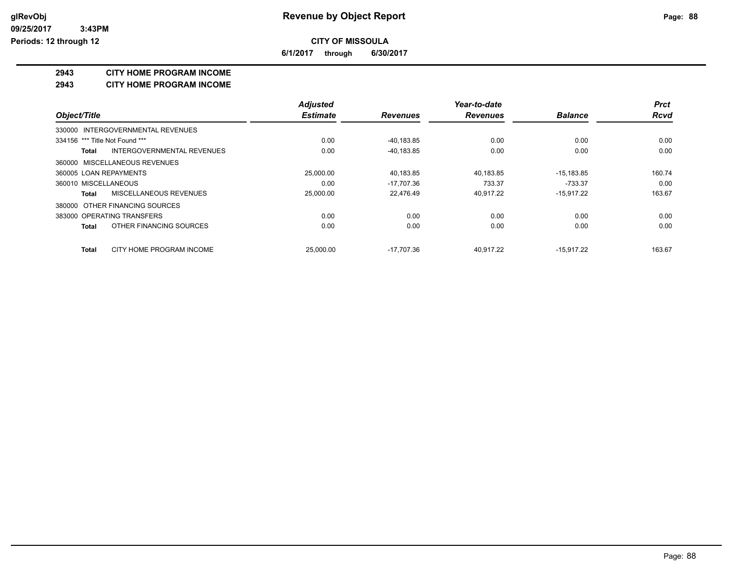**glRevObj**
**09/25/2017 3:43PM**
**Periods: 12 through 12**

# Revenue by Object Report

**CITY OF MISSOULA**

**6/1/2017 through 6/30/2017**

## 2943 CITY HOME PROGRAM INCOME
## 2943 CITY HOME PROGRAM INCOME

| Object/Title | | Adjusted Estimate | Revenues | Year-to-date Revenues | Balance | Prct Rcvd |
|---|---|---|---|---|---|---|
| 330000 INTERGOVERNMENTAL REVENUES | | | | | | |
| 334156 *** Title Not Found *** | | 0.00 | -40,183.85 | 0.00 | 0.00 | 0.00 |
| **Total** | INTERGOVERNMENTAL REVENUES | 0.00 | -40,183.85 | 0.00 | 0.00 | 0.00 |
| 360000 MISCELLANEOUS REVENUES | | | | | | |
| 360005 LOAN REPAYMENTS | | 25,000.00 | 40,183.85 | 40,183.85 | -15,183.85 | 160.74 |
| 360010 MISCELLANEOUS | | 0.00 | -17,707.36 | 733.37 | -733.37 | 0.00 |
| **Total** | MISCELLANEOUS REVENUES | 25,000.00 | 22,476.49 | 40,917.22 | -15,917.22 | 163.67 |
| 380000 OTHER FINANCING SOURCES | | | | | | |
| 383000 OPERATING TRANSFERS | | 0.00 | 0.00 | 0.00 | 0.00 | 0.00 |
| **Total** | OTHER FINANCING SOURCES | 0.00 | 0.00 | 0.00 | 0.00 | 0.00 |
| **Total** | CITY HOME PROGRAM INCOME | 25,000.00 | -17,707.36 | 40,917.22 | -15,917.22 | 163.67 |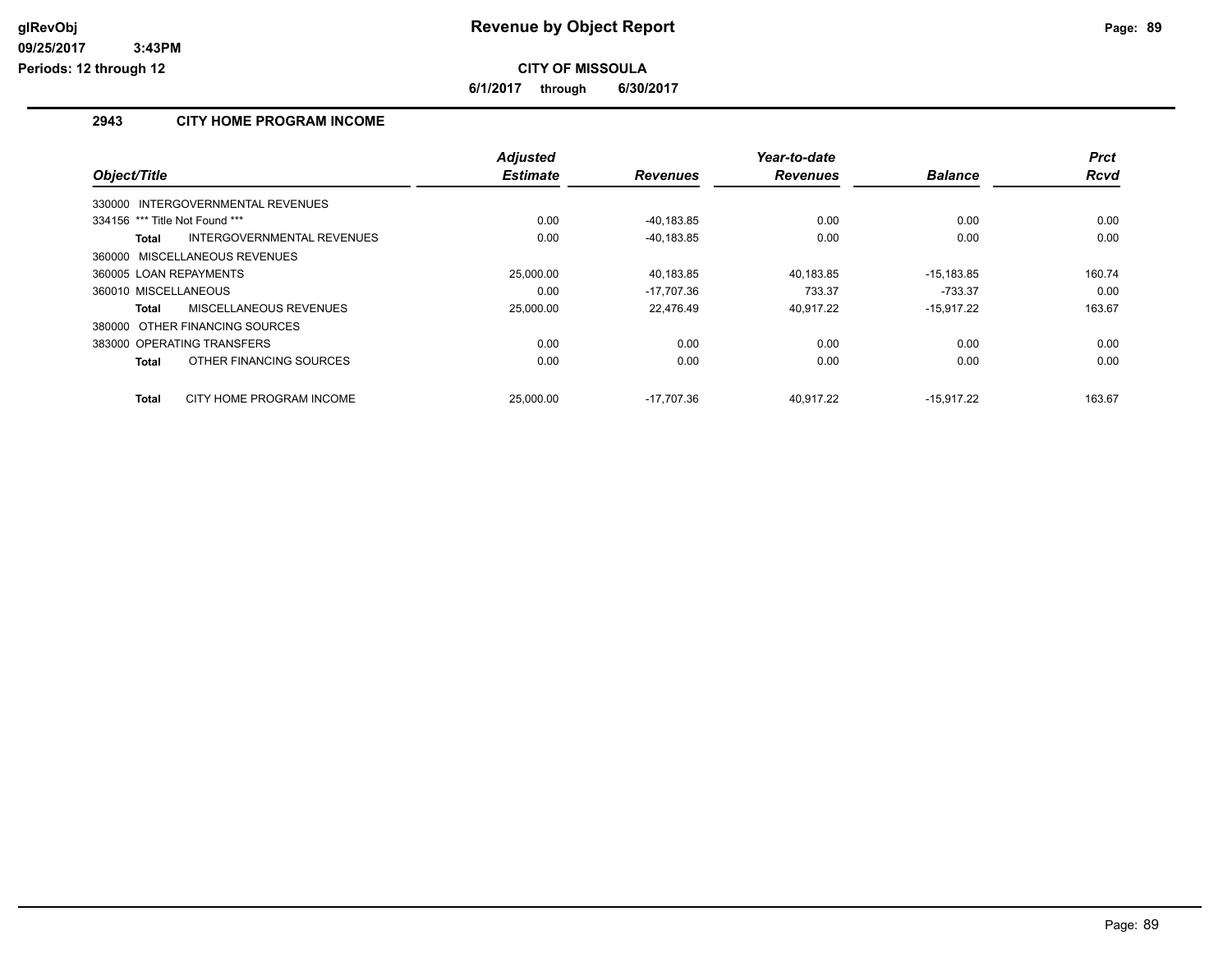**Revenue by Object Report**

**CITY OF MISSOULA**

**6/1/2017 through 6/30/2017**

## 2943 CITY HOME PROGRAM INCOME

| Object/Title | Adjusted Estimate | Revenues | Year-to-date Revenues | Balance | Prct Rcvd |
|---|---|---|---|---|---|
| 330000 INTERGOVERNMENTAL REVENUES | | | | | |
| 334156 *** Title Not Found *** | 0.00 | -40,183.85 | 0.00 | 0.00 | 0.00 |
| **Total** INTERGOVERNMENTAL REVENUES | 0.00 | -40,183.85 | 0.00 | 0.00 | 0.00 |
| 360000 MISCELLANEOUS REVENUES | | | | | |
| 360005 LOAN REPAYMENTS | 25,000.00 | 40,183.85 | 40,183.85 | -15,183.85 | 160.74 |
| 360010 MISCELLANEOUS | 0.00 | -17,707.36 | 733.37 | -733.37 | 0.00 |
| **Total** MISCELLANEOUS REVENUES | 25,000.00 | 22,476.49 | 40,917.22 | -15,917.22 | 163.67 |
| 380000 OTHER FINANCING SOURCES | | | | | |
| 383000 OPERATING TRANSFERS | 0.00 | 0.00 | 0.00 | 0.00 | 0.00 |
| **Total** OTHER FINANCING SOURCES | 0.00 | 0.00 | 0.00 | 0.00 | 0.00 |
| **Total** CITY HOME PROGRAM INCOME | 25,000.00 | -17,707.36 | 40,917.22 | -15,917.22 | 163.67 |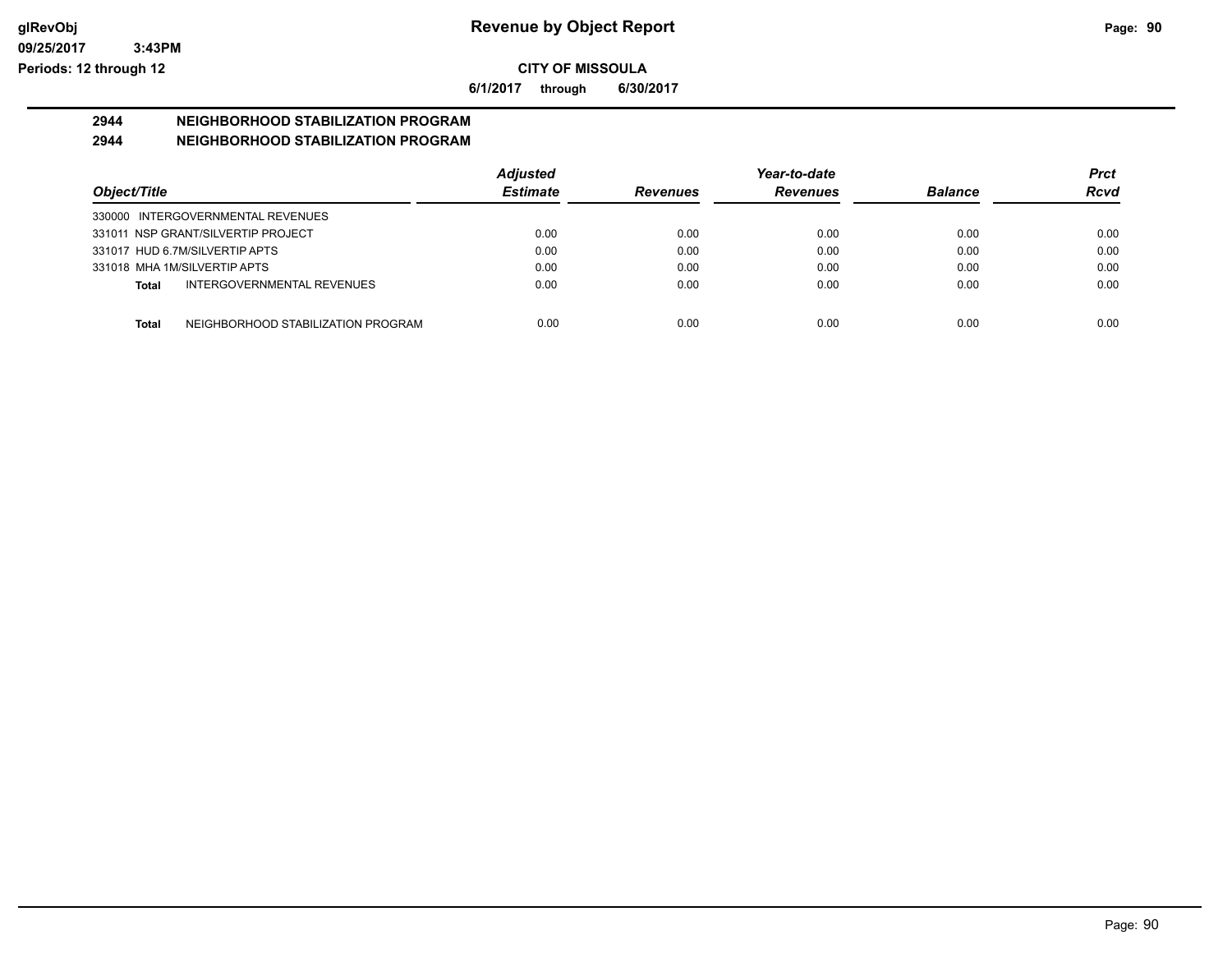glRevObj
09/25/2017 3:43PM
Periods: 12 through 12

# Revenue by Object Report

## CITY OF MISSOULA

6/1/2017 through 6/30/2017

### 2944 NEIGHBORHOOD STABILIZATION PROGRAM
### 2944 NEIGHBORHOOD STABILIZATION PROGRAM

| Object/Title | Adjusted Estimate | Revenues | Year-to-date Revenues | Balance | Prct Rcvd |
|---|---|---|---|---|---|
| 330000 INTERGOVERNMENTAL REVENUES | | | | | |
| 331011 NSP GRANT/SILVERTIP PROJECT | 0.00 | 0.00 | 0.00 | 0.00 | 0.00 |
| 331017 HUD 6.7M/SILVERTIP APTS | 0.00 | 0.00 | 0.00 | 0.00 | 0.00 |
| 331018 MHA 1M/SILVERTIP APTS | 0.00 | 0.00 | 0.00 | 0.00 | 0.00 |
| **Total** INTERGOVERNMENTAL REVENUES | 0.00 | 0.00 | 0.00 | 0.00 | 0.00 |
| **Total** NEIGHBORHOOD STABILIZATION PROGRAM | 0.00 | 0.00 | 0.00 | 0.00 | 0.00 |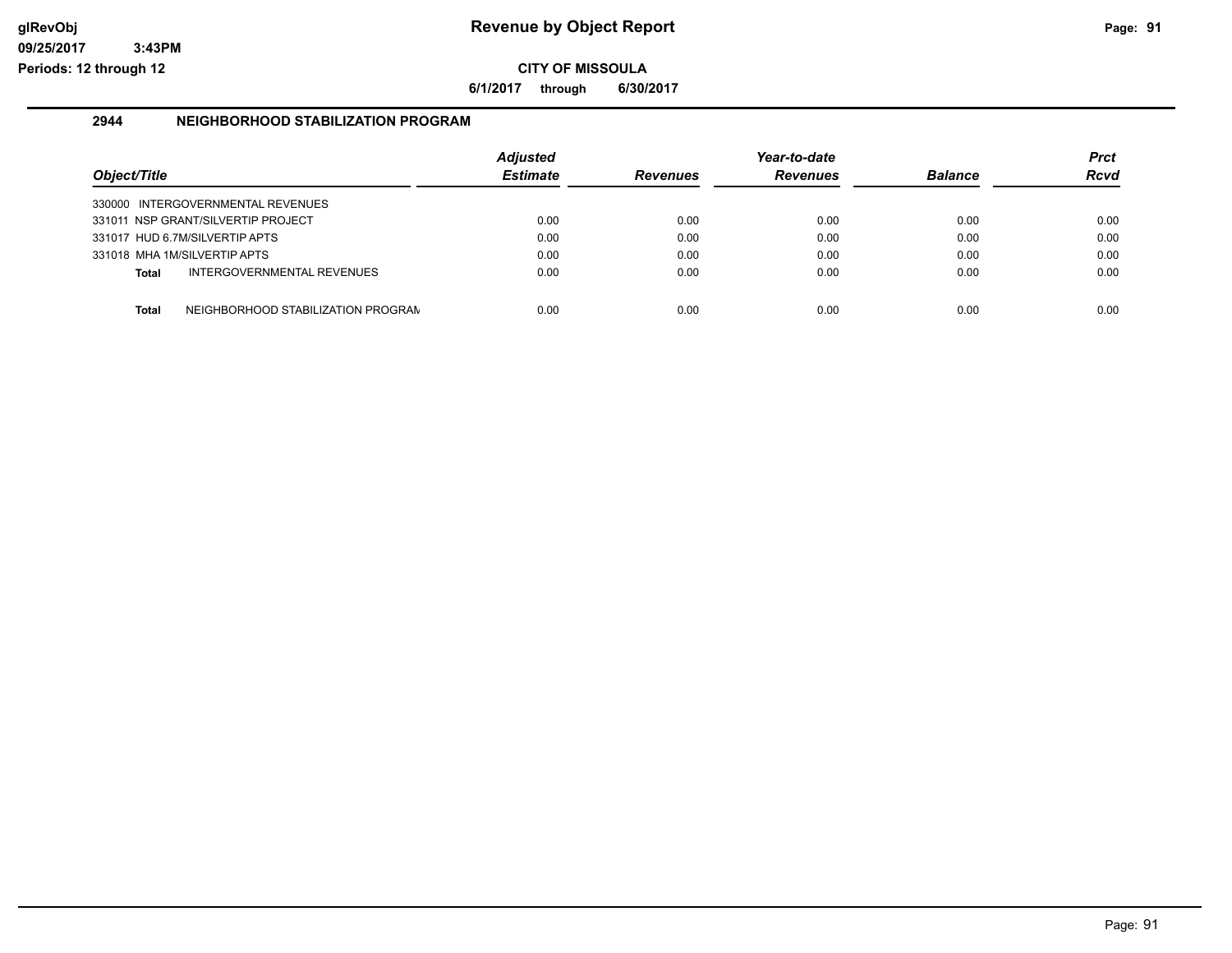# Revenue by Object Report

glRevObj
09/25/2017 3:43PM
Periods: 12 through 12

**CITY OF MISSOULA**

**6/1/2017 through 6/30/2017**

## 2944 NEIGHBORHOOD STABILIZATION PROGRAM

| Object/Title | Adjusted Estimate | Revenues | Year-to-date Revenues | Balance | Prct Rcvd |
|---|---|---|---|---|---|
| 330000 INTERGOVERNMENTAL REVENUES | | | | | |
| 331011 NSP GRANT/SILVERTIP PROJECT | 0.00 | 0.00 | 0.00 | 0.00 | 0.00 |
| 331017 HUD 6.7M/SILVERTIP APTS | 0.00 | 0.00 | 0.00 | 0.00 | 0.00 |
| 331018 MHA 1M/SILVERTIP APTS | 0.00 | 0.00 | 0.00 | 0.00 | 0.00 |
| **Total** INTERGOVERNMENTAL REVENUES | 0.00 | 0.00 | 0.00 | 0.00 | 0.00 |
| **Total** NEIGHBORHOOD STABILIZATION PROGRAM | 0.00 | 0.00 | 0.00 | 0.00 | 0.00 |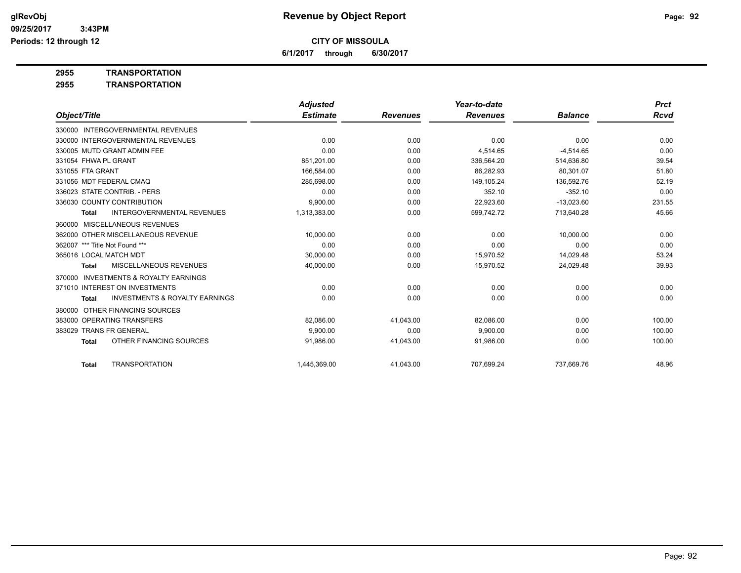**Revenue by Object Report**

**CITY OF MISSOULA**

**6/1/2017 through 6/30/2017**

glRevObj
09/25/2017 3:43PM
Periods: 12 through 12

**2955 TRANSPORTATION**

**2955 TRANSPORTATION**

| Object/Title | Adjusted Estimate | Revenues | Year-to-date Revenues | Balance | Prct Rcvd |
|---|---|---|---|---|---|
| 330000 INTERGOVERNMENTAL REVENUES | | | | | |
| 330000 INTERGOVERNMENTAL REVENUES | 0.00 | 0.00 | 0.00 | 0.00 | 0.00 |
| 330005 MUTD GRANT ADMIN FEE | 0.00 | 0.00 | 4,514.65 | -4,514.65 | 0.00 |
| 331054 FHWA PL GRANT | 851,201.00 | 0.00 | 336,564.20 | 514,636.80 | 39.54 |
| 331055 FTA GRANT | 166,584.00 | 0.00 | 86,282.93 | 80,301.07 | 51.80 |
| 331056 MDT FEDERAL CMAQ | 285,698.00 | 0.00 | 149,105.24 | 136,592.76 | 52.19 |
| 336023 STATE CONTRIB. - PERS | 0.00 | 0.00 | 352.10 | -352.10 | 0.00 |
| 336030 COUNTY CONTRIBUTION | 9,900.00 | 0.00 | 22,923.60 | -13,023.60 | 231.55 |
| **Total** INTERGOVERNMENTAL REVENUES | 1,313,383.00 | 0.00 | 599,742.72 | 713,640.28 | 45.66 |
| 360000 MISCELLANEOUS REVENUES | | | | | |
| 362000 OTHER MISCELLANEOUS REVENUE | 10,000.00 | 0.00 | 0.00 | 10,000.00 | 0.00 |
| 362007 *** Title Not Found *** | 0.00 | 0.00 | 0.00 | 0.00 | 0.00 |
| 365016 LOCAL MATCH MDT | 30,000.00 | 0.00 | 15,970.52 | 14,029.48 | 53.24 |
| **Total** MISCELLANEOUS REVENUES | 40,000.00 | 0.00 | 15,970.52 | 24,029.48 | 39.93 |
| 370000 INVESTMENTS & ROYALTY EARNINGS | | | | | |
| 371010 INTEREST ON INVESTMENTS | 0.00 | 0.00 | 0.00 | 0.00 | 0.00 |
| **Total** INVESTMENTS & ROYALTY EARNINGS | 0.00 | 0.00 | 0.00 | 0.00 | 0.00 |
| 380000 OTHER FINANCING SOURCES | | | | | |
| 383000 OPERATING TRANSFERS | 82,086.00 | 41,043.00 | 82,086.00 | 0.00 | 100.00 |
| 383029 TRANS FR GENERAL | 9,900.00 | 0.00 | 9,900.00 | 0.00 | 100.00 |
| **Total** OTHER FINANCING SOURCES | 91,986.00 | 41,043.00 | 91,986.00 | 0.00 | 100.00 |
| **Total** TRANSPORTATION | 1,445,369.00 | 41,043.00 | 707,699.24 | 737,669.76 | 48.96 |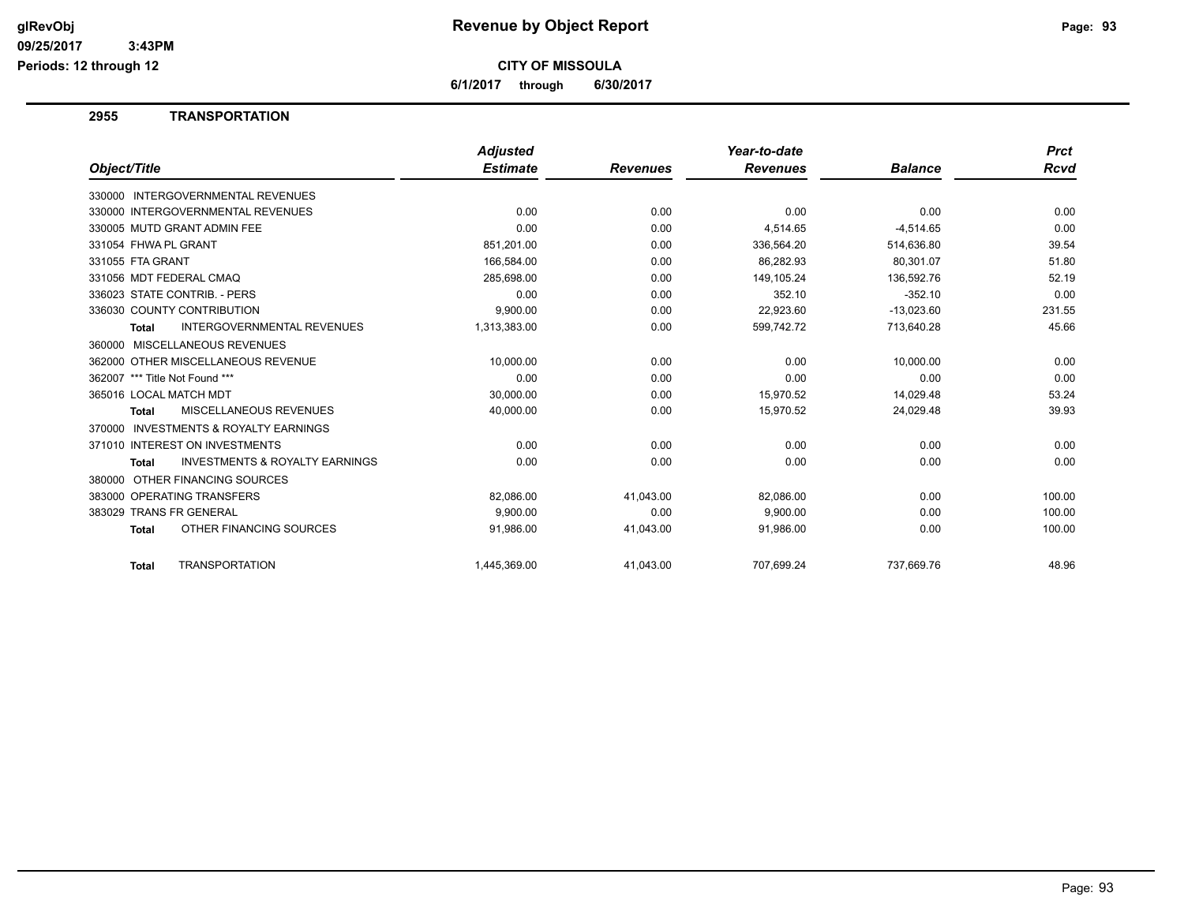# Revenue by Object Report

**CITY OF MISSOULA**

**6/1/2017 through 6/30/2017**

glRevObj
09/25/2017 3:43PM
Periods: 12 through 12

## 2955 TRANSPORTATION

| Object/Title | Adjusted Estimate | Revenues | Year-to-date Revenues | Balance | Prct Rcvd |
|---|---|---|---|---|---|
| 330000 INTERGOVERNMENTAL REVENUES | | | | | |
| 330000 INTERGOVERNMENTAL REVENUES | 0.00 | 0.00 | 0.00 | 0.00 | 0.00 |
| 330005 MUTD GRANT ADMIN FEE | 0.00 | 0.00 | 4,514.65 | -4,514.65 | 0.00 |
| 331054 FHWA PL GRANT | 851,201.00 | 0.00 | 336,564.20 | 514,636.80 | 39.54 |
| 331055 FTA GRANT | 166,584.00 | 0.00 | 86,282.93 | 80,301.07 | 51.80 |
| 331056 MDT FEDERAL CMAQ | 285,698.00 | 0.00 | 149,105.24 | 136,592.76 | 52.19 |
| 336023 STATE CONTRIB. - PERS | 0.00 | 0.00 | 352.10 | -352.10 | 0.00 |
| 336030 COUNTY CONTRIBUTION | 9,900.00 | 0.00 | 22,923.60 | -13,023.60 | 231.55 |
| **Total** INTERGOVERNMENTAL REVENUES | 1,313,383.00 | 0.00 | 599,742.72 | 713,640.28 | 45.66 |
| 360000 MISCELLANEOUS REVENUES | | | | | |
| 362000 OTHER MISCELLANEOUS REVENUE | 10,000.00 | 0.00 | 0.00 | 10,000.00 | 0.00 |
| 362007 *** Title Not Found *** | 0.00 | 0.00 | 0.00 | 0.00 | 0.00 |
| 365016 LOCAL MATCH MDT | 30,000.00 | 0.00 | 15,970.52 | 14,029.48 | 53.24 |
| **Total** MISCELLANEOUS REVENUES | 40,000.00 | 0.00 | 15,970.52 | 24,029.48 | 39.93 |
| 370000 INVESTMENTS & ROYALTY EARNINGS | | | | | |
| 371010 INTEREST ON INVESTMENTS | 0.00 | 0.00 | 0.00 | 0.00 | 0.00 |
| **Total** INVESTMENTS & ROYALTY EARNINGS | 0.00 | 0.00 | 0.00 | 0.00 | 0.00 |
| 380000 OTHER FINANCING SOURCES | | | | | |
| 383000 OPERATING TRANSFERS | 82,086.00 | 41,043.00 | 82,086.00 | 0.00 | 100.00 |
| 383029 TRANS FR GENERAL | 9,900.00 | 0.00 | 9,900.00 | 0.00 | 100.00 |
| **Total** OTHER FINANCING SOURCES | 91,986.00 | 41,043.00 | 91,986.00 | 0.00 | 100.00 |
| **Total** TRANSPORTATION | 1,445,369.00 | 41,043.00 | 707,699.24 | 737,669.76 | 48.96 |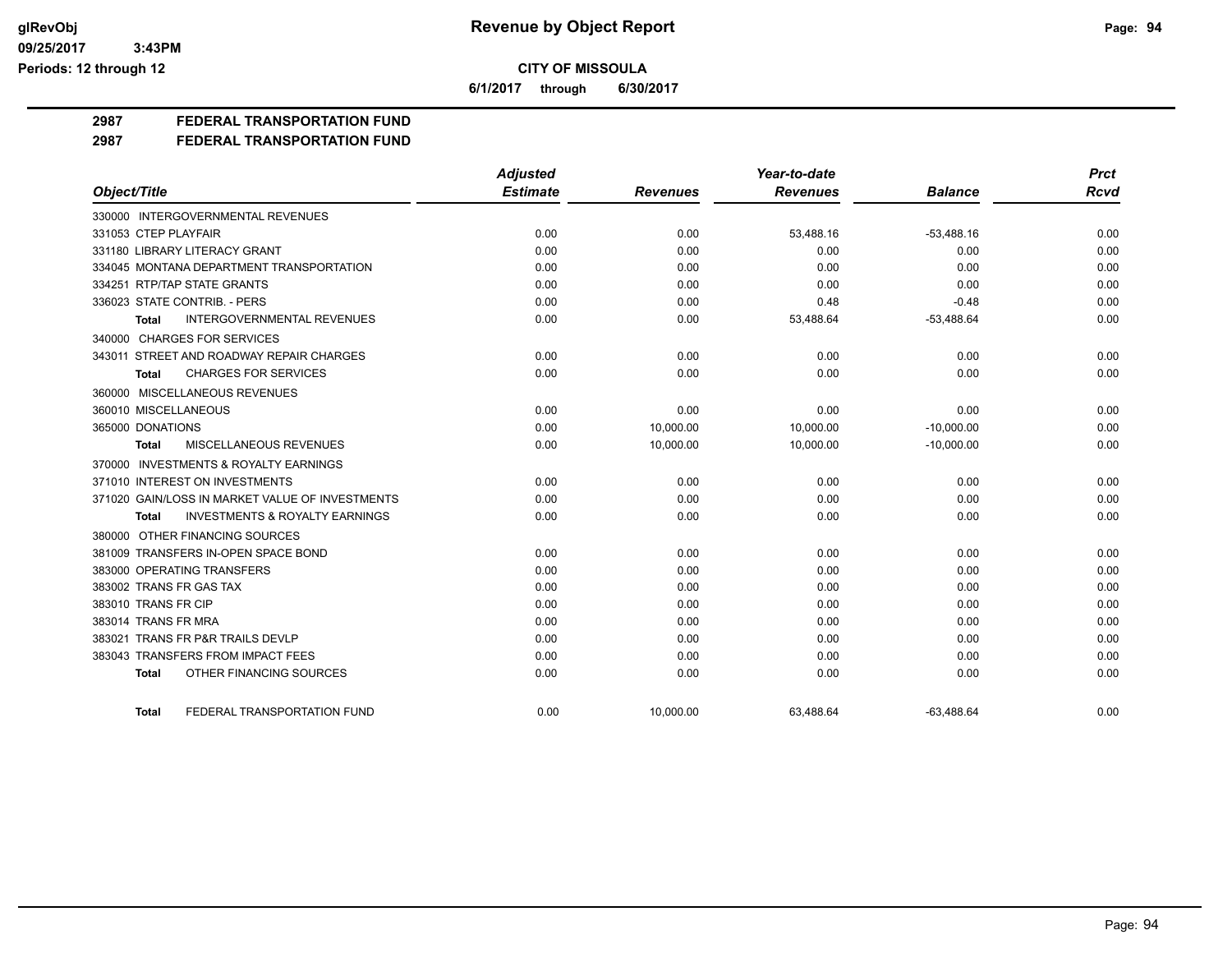**Revenue by Object Report**

**CITY OF MISSOULA**

**6/1/2017 through 6/30/2017**

glRevObj
09/25/2017 3:43PM
Periods: 12 through 12

## 2987 FEDERAL TRANSPORTATION FUND
## 2987 FEDERAL TRANSPORTATION FUND

| Object/Title | Adjusted Estimate | Revenues | Year-to-date Revenues | Balance | Prct Rcvd |
|---|---|---|---|---|---|
| 330000 INTERGOVERNMENTAL REVENUES | | | | | |
| 331053 CTEP PLAYFAIR | 0.00 | 0.00 | 53,488.16 | -53,488.16 | 0.00 |
| 331180 LIBRARY LITERACY GRANT | 0.00 | 0.00 | 0.00 | 0.00 | 0.00 |
| 334045 MONTANA DEPARTMENT TRANSPORTATION | 0.00 | 0.00 | 0.00 | 0.00 | 0.00 |
| 334251 RTP/TAP STATE GRANTS | 0.00 | 0.00 | 0.00 | 0.00 | 0.00 |
| 336023 STATE CONTRIB. - PERS | 0.00 | 0.00 | 0.48 | -0.48 | 0.00 |
| **Total** INTERGOVERNMENTAL REVENUES | 0.00 | 0.00 | 53,488.64 | -53,488.64 | 0.00 |
| 340000 CHARGES FOR SERVICES | | | | | |
| 343011 STREET AND ROADWAY REPAIR CHARGES | 0.00 | 0.00 | 0.00 | 0.00 | 0.00 |
| **Total** CHARGES FOR SERVICES | 0.00 | 0.00 | 0.00 | 0.00 | 0.00 |
| 360000 MISCELLANEOUS REVENUES | | | | | |
| 360010 MISCELLANEOUS | 0.00 | 0.00 | 0.00 | 0.00 | 0.00 |
| 365000 DONATIONS | 0.00 | 10,000.00 | 10,000.00 | -10,000.00 | 0.00 |
| **Total** MISCELLANEOUS REVENUES | 0.00 | 10,000.00 | 10,000.00 | -10,000.00 | 0.00 |
| 370000 INVESTMENTS & ROYALTY EARNINGS | | | | | |
| 371010 INTEREST ON INVESTMENTS | 0.00 | 0.00 | 0.00 | 0.00 | 0.00 |
| 371020 GAIN/LOSS IN MARKET VALUE OF INVESTMENTS | 0.00 | 0.00 | 0.00 | 0.00 | 0.00 |
| **Total** INVESTMENTS & ROYALTY EARNINGS | 0.00 | 0.00 | 0.00 | 0.00 | 0.00 |
| 380000 OTHER FINANCING SOURCES | | | | | |
| 381009 TRANSFERS IN-OPEN SPACE BOND | 0.00 | 0.00 | 0.00 | 0.00 | 0.00 |
| 383000 OPERATING TRANSFERS | 0.00 | 0.00 | 0.00 | 0.00 | 0.00 |
| 383002 TRANS FR GAS TAX | 0.00 | 0.00 | 0.00 | 0.00 | 0.00 |
| 383010 TRANS FR CIP | 0.00 | 0.00 | 0.00 | 0.00 | 0.00 |
| 383014 TRANS FR MRA | 0.00 | 0.00 | 0.00 | 0.00 | 0.00 |
| 383021 TRANS FR P&R TRAILS DEVLP | 0.00 | 0.00 | 0.00 | 0.00 | 0.00 |
| 383043 TRANSFERS FROM IMPACT FEES | 0.00 | 0.00 | 0.00 | 0.00 | 0.00 |
| **Total** OTHER FINANCING SOURCES | 0.00 | 0.00 | 0.00 | 0.00 | 0.00 |
| **Total** FEDERAL TRANSPORTATION FUND | 0.00 | 10,000.00 | 63,488.64 | -63,488.64 | 0.00 |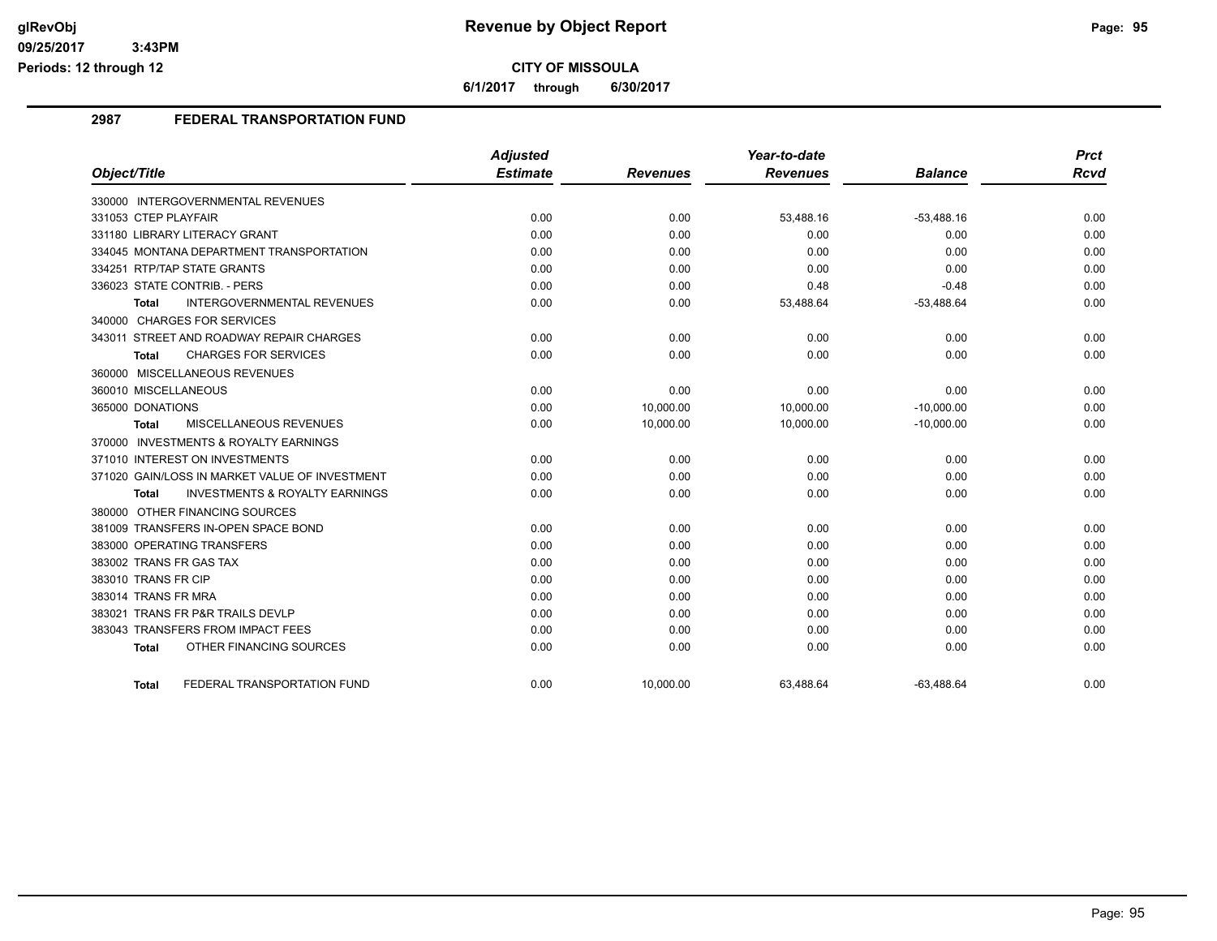glRevObj
09/25/2017 3:43PM
Periods: 12 through 12

# Revenue by Object Report

**CITY OF MISSOULA**

**6/1/2017 through 6/30/2017**

## 2987 FEDERAL TRANSPORTATION FUND

| Object/Title | Adjusted Estimate | Revenues | Year-to-date Revenues | Balance | Prct Rcvd |
|---|---|---|---|---|---|
| 330000 INTERGOVERNMENTAL REVENUES | | | | | |
| 331053 CTEP PLAYFAIR | 0.00 | 0.00 | 53,488.16 | -53,488.16 | 0.00 |
| 331180 LIBRARY LITERACY GRANT | 0.00 | 0.00 | 0.00 | 0.00 | 0.00 |
| 334045 MONTANA DEPARTMENT TRANSPORTATION | 0.00 | 0.00 | 0.00 | 0.00 | 0.00 |
| 334251 RTP/TAP STATE GRANTS | 0.00 | 0.00 | 0.00 | 0.00 | 0.00 |
| 336023 STATE CONTRIB. - PERS | 0.00 | 0.00 | 0.48 | -0.48 | 0.00 |
| **Total** INTERGOVERNMENTAL REVENUES | 0.00 | 0.00 | 53,488.64 | -53,488.64 | 0.00 |
| 340000 CHARGES FOR SERVICES | | | | | |
| 343011 STREET AND ROADWAY REPAIR CHARGES | 0.00 | 0.00 | 0.00 | 0.00 | 0.00 |
| **Total** CHARGES FOR SERVICES | 0.00 | 0.00 | 0.00 | 0.00 | 0.00 |
| 360000 MISCELLANEOUS REVENUES | | | | | |
| 360010 MISCELLANEOUS | 0.00 | 0.00 | 0.00 | 0.00 | 0.00 |
| 365000 DONATIONS | 0.00 | 10,000.00 | 10,000.00 | -10,000.00 | 0.00 |
| **Total** MISCELLANEOUS REVENUES | 0.00 | 10,000.00 | 10,000.00 | -10,000.00 | 0.00 |
| 370000 INVESTMENTS & ROYALTY EARNINGS | | | | | |
| 371010 INTEREST ON INVESTMENTS | 0.00 | 0.00 | 0.00 | 0.00 | 0.00 |
| 371020 GAIN/LOSS IN MARKET VALUE OF INVESTMENT | 0.00 | 0.00 | 0.00 | 0.00 | 0.00 |
| **Total** INVESTMENTS & ROYALTY EARNINGS | 0.00 | 0.00 | 0.00 | 0.00 | 0.00 |
| 380000 OTHER FINANCING SOURCES | | | | | |
| 381009 TRANSFERS IN-OPEN SPACE BOND | 0.00 | 0.00 | 0.00 | 0.00 | 0.00 |
| 383000 OPERATING TRANSFERS | 0.00 | 0.00 | 0.00 | 0.00 | 0.00 |
| 383002 TRANS FR GAS TAX | 0.00 | 0.00 | 0.00 | 0.00 | 0.00 |
| 383010 TRANS FR CIP | 0.00 | 0.00 | 0.00 | 0.00 | 0.00 |
| 383014 TRANS FR MRA | 0.00 | 0.00 | 0.00 | 0.00 | 0.00 |
| 383021 TRANS FR P&R TRAILS DEVLP | 0.00 | 0.00 | 0.00 | 0.00 | 0.00 |
| 383043 TRANSFERS FROM IMPACT FEES | 0.00 | 0.00 | 0.00 | 0.00 | 0.00 |
| **Total** OTHER FINANCING SOURCES | 0.00 | 0.00 | 0.00 | 0.00 | 0.00 |
| **Total** FEDERAL TRANSPORTATION FUND | 0.00 | 10,000.00 | 63,488.64 | -63,488.64 | 0.00 |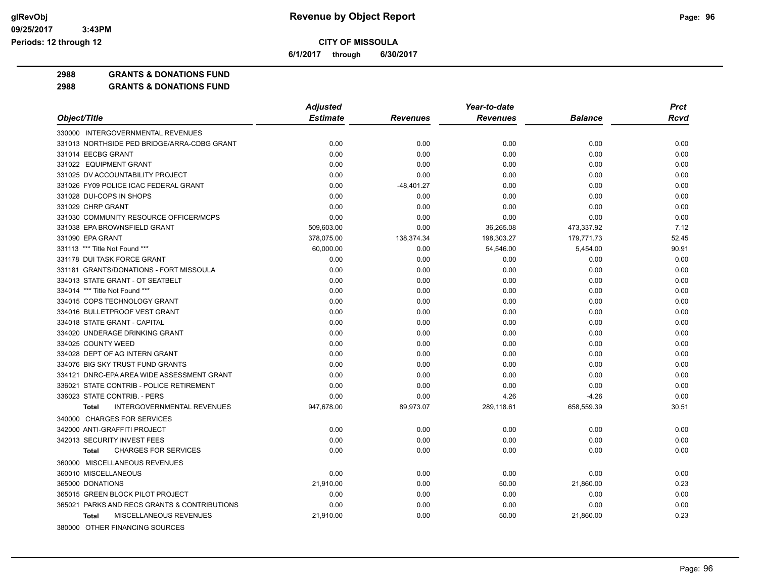# Revenue by Object Report

**CITY OF MISSOULA**

**6/1/2017 through 6/30/2017**

glRevObj
09/25/2017 3:43PM
Periods: 12 through 12

**2988 GRANTS & DONATIONS FUND**

**2988 GRANTS & DONATIONS FUND**

| Object/Title | Adjusted Estimate | Revenues | Year-to-date Revenues | Balance | Prct Rcvd |
|---|---|---|---|---|---|
| 330000 INTERGOVERNMENTAL REVENUES | | | | | |
| 331013 NORTHSIDE PED BRIDGE/ARRA-CDBG GRANT | 0.00 | 0.00 | 0.00 | 0.00 | 0.00 |
| 331014 EECBG GRANT | 0.00 | 0.00 | 0.00 | 0.00 | 0.00 |
| 331022 EQUIPMENT GRANT | 0.00 | 0.00 | 0.00 | 0.00 | 0.00 |
| 331025 DV ACCOUNTABILITY PROJECT | 0.00 | 0.00 | 0.00 | 0.00 | 0.00 |
| 331026 FY09 POLICE ICAC FEDERAL GRANT | 0.00 | -48,401.27 | 0.00 | 0.00 | 0.00 |
| 331028 DUI-COPS IN SHOPS | 0.00 | 0.00 | 0.00 | 0.00 | 0.00 |
| 331029 CHRP GRANT | 0.00 | 0.00 | 0.00 | 0.00 | 0.00 |
| 331030 COMMUNITY RESOURCE OFFICER/MCPS | 0.00 | 0.00 | 0.00 | 0.00 | 0.00 |
| 331038 EPA BROWNSFIELD GRANT | 509,603.00 | 0.00 | 36,265.08 | 473,337.92 | 7.12 |
| 331090 EPA GRANT | 378,075.00 | 138,374.34 | 198,303.27 | 179,771.73 | 52.45 |
| 331113 *** Title Not Found *** | 60,000.00 | 0.00 | 54,546.00 | 5,454.00 | 90.91 |
| 331178 DUI TASK FORCE GRANT | 0.00 | 0.00 | 0.00 | 0.00 | 0.00 |
| 331181 GRANTS/DONATIONS - FORT MISSOULA | 0.00 | 0.00 | 0.00 | 0.00 | 0.00 |
| 334013 STATE GRANT - OT SEATBELT | 0.00 | 0.00 | 0.00 | 0.00 | 0.00 |
| 334014 *** Title Not Found *** | 0.00 | 0.00 | 0.00 | 0.00 | 0.00 |
| 334015 COPS TECHNOLOGY GRANT | 0.00 | 0.00 | 0.00 | 0.00 | 0.00 |
| 334016 BULLETPROOF VEST GRANT | 0.00 | 0.00 | 0.00 | 0.00 | 0.00 |
| 334018 STATE GRANT - CAPITAL | 0.00 | 0.00 | 0.00 | 0.00 | 0.00 |
| 334020 UNDERAGE DRINKING GRANT | 0.00 | 0.00 | 0.00 | 0.00 | 0.00 |
| 334025 COUNTY WEED | 0.00 | 0.00 | 0.00 | 0.00 | 0.00 |
| 334028 DEPT OF AG INTERN GRANT | 0.00 | 0.00 | 0.00 | 0.00 | 0.00 |
| 334076 BIG SKY TRUST FUND GRANTS | 0.00 | 0.00 | 0.00 | 0.00 | 0.00 |
| 334121 DNRC-EPA AREA WIDE ASSESSMENT GRANT | 0.00 | 0.00 | 0.00 | 0.00 | 0.00 |
| 336021 STATE CONTRIB - POLICE RETIREMENT | 0.00 | 0.00 | 0.00 | 0.00 | 0.00 |
| 336023 STATE CONTRIB. - PERS | 0.00 | 0.00 | 4.26 | -4.26 | 0.00 |
| **Total** INTERGOVERNMENTAL REVENUES | 947,678.00 | 89,973.07 | 289,118.61 | 658,559.39 | 30.51 |
| 340000 CHARGES FOR SERVICES | | | | | |
| 342000 ANTI-GRAFFITI PROJECT | 0.00 | 0.00 | 0.00 | 0.00 | 0.00 |
| 342013 SECURITY INVEST FEES | 0.00 | 0.00 | 0.00 | 0.00 | 0.00 |
| **Total** CHARGES FOR SERVICES | 0.00 | 0.00 | 0.00 | 0.00 | 0.00 |
| 360000 MISCELLANEOUS REVENUES | | | | | |
| 360010 MISCELLANEOUS | 0.00 | 0.00 | 0.00 | 0.00 | 0.00 |
| 365000 DONATIONS | 21,910.00 | 0.00 | 50.00 | 21,860.00 | 0.23 |
| 365015 GREEN BLOCK PILOT PROJECT | 0.00 | 0.00 | 0.00 | 0.00 | 0.00 |
| 365021 PARKS AND RECS GRANTS & CONTRIBUTIONS | 0.00 | 0.00 | 0.00 | 0.00 | 0.00 |
| **Total** MISCELLANEOUS REVENUES | 21,910.00 | 0.00 | 50.00 | 21,860.00 | 0.23 |
| 380000 OTHER FINANCING SOURCES | | | | | |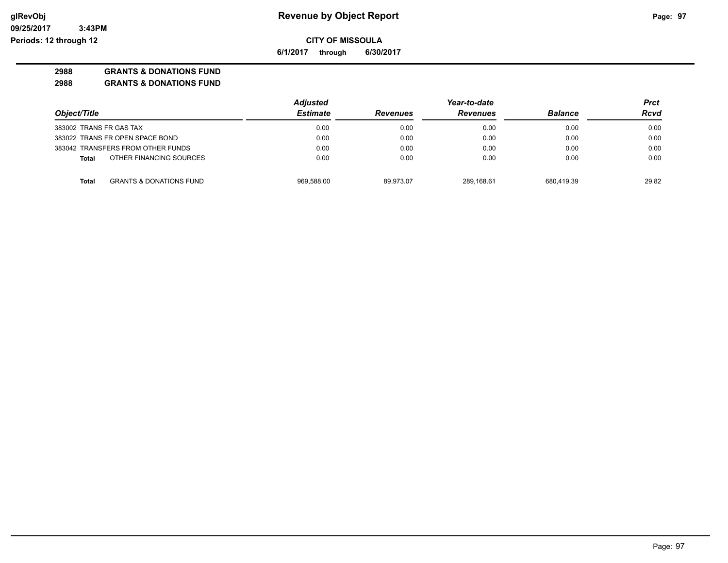**glRevObj**
**09/25/2017 3:43PM**
**Periods: 12 through 12**

# Revenue by Object Report

**CITY OF MISSOULA**

**6/1/2017 through 6/30/2017**

## 2988 GRANTS & DONATIONS FUND
## 2988 GRANTS & DONATIONS FUND

| Object/Title | Adjusted Estimate | Revenues | Year-to-date Revenues | Balance | Prct Rcvd |
|---|---|---|---|---|---|
| 383002 TRANS FR GAS TAX | 0.00 | 0.00 | 0.00 | 0.00 | 0.00 |
| 383022 TRANS FR OPEN SPACE BOND | 0.00 | 0.00 | 0.00 | 0.00 | 0.00 |
| 383042 TRANSFERS FROM OTHER FUNDS | 0.00 | 0.00 | 0.00 | 0.00 | 0.00 |
| **Total** OTHER FINANCING SOURCES | 0.00 | 0.00 | 0.00 | 0.00 | 0.00 |
| **Total** GRANTS & DONATIONS FUND | 969,588.00 | 89,973.07 | 289,168.61 | 680,419.39 | 29.82 |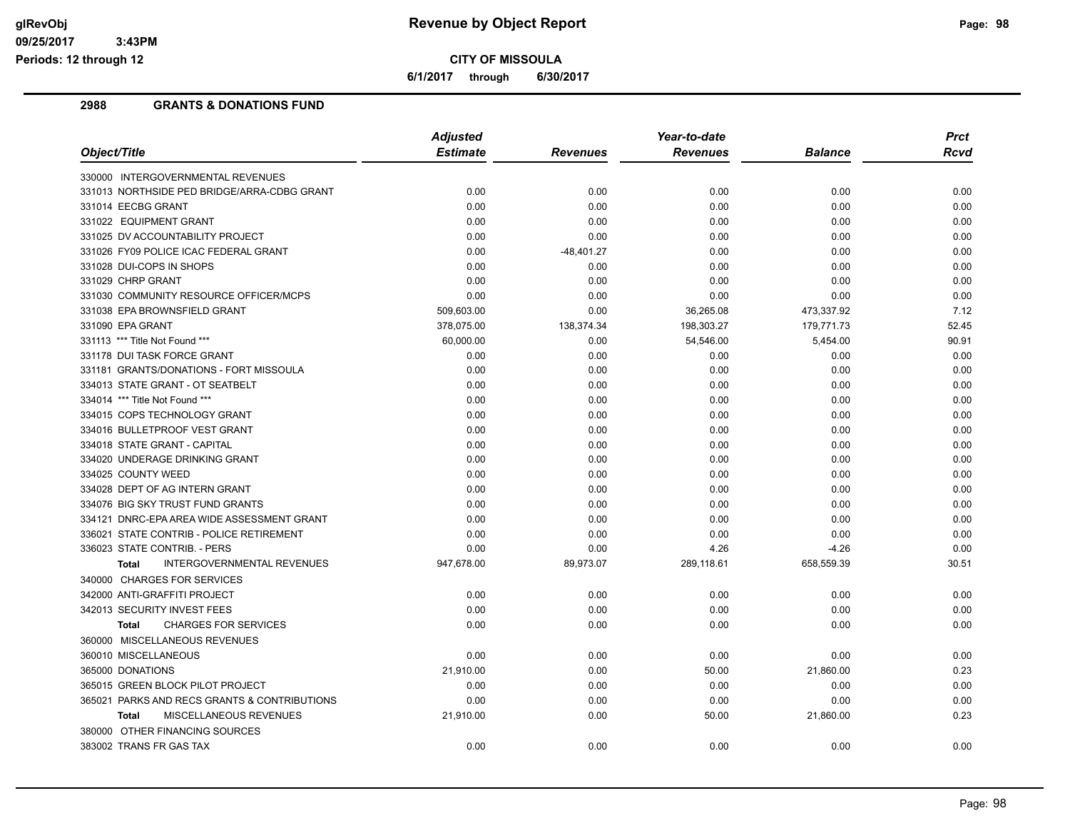# Revenue by Object Report

**CITY OF MISSOULA**

**6/1/2017 through 6/30/2017**

glRevObj
09/25/2017 3:43PM
Periods: 12 through 12

## 2988 GRANTS & DONATIONS FUND

| Object/Title | Adjusted Estimate | Revenues | Year-to-date Revenues | Balance | Prct Rcvd |
|---|---|---|---|---|---|
| 330000 INTERGOVERNMENTAL REVENUES | | | | | |
| 331013 NORTHSIDE PED BRIDGE/ARRA-CDBG GRANT | 0.00 | 0.00 | 0.00 | 0.00 | 0.00 |
| 331014 EECBG GRANT | 0.00 | 0.00 | 0.00 | 0.00 | 0.00 |
| 331022 EQUIPMENT GRANT | 0.00 | 0.00 | 0.00 | 0.00 | 0.00 |
| 331025 DV ACCOUNTABILITY PROJECT | 0.00 | 0.00 | 0.00 | 0.00 | 0.00 |
| 331026 FY09 POLICE ICAC FEDERAL GRANT | 0.00 | -48,401.27 | 0.00 | 0.00 | 0.00 |
| 331028 DUI-COPS IN SHOPS | 0.00 | 0.00 | 0.00 | 0.00 | 0.00 |
| 331029 CHRP GRANT | 0.00 | 0.00 | 0.00 | 0.00 | 0.00 |
| 331030 COMMUNITY RESOURCE OFFICER/MCPS | 0.00 | 0.00 | 0.00 | 0.00 | 0.00 |
| 331038 EPA BROWNSFIELD GRANT | 509,603.00 | 0.00 | 36,265.08 | 473,337.92 | 7.12 |
| 331090 EPA GRANT | 378,075.00 | 138,374.34 | 198,303.27 | 179,771.73 | 52.45 |
| 331113 *** Title Not Found *** | 60,000.00 | 0.00 | 54,546.00 | 5,454.00 | 90.91 |
| 331178 DUI TASK FORCE GRANT | 0.00 | 0.00 | 0.00 | 0.00 | 0.00 |
| 331181 GRANTS/DONATIONS - FORT MISSOULA | 0.00 | 0.00 | 0.00 | 0.00 | 0.00 |
| 334013 STATE GRANT - OT SEATBELT | 0.00 | 0.00 | 0.00 | 0.00 | 0.00 |
| 334014 *** Title Not Found *** | 0.00 | 0.00 | 0.00 | 0.00 | 0.00 |
| 334015 COPS TECHNOLOGY GRANT | 0.00 | 0.00 | 0.00 | 0.00 | 0.00 |
| 334016 BULLETPROOF VEST GRANT | 0.00 | 0.00 | 0.00 | 0.00 | 0.00 |
| 334018 STATE GRANT - CAPITAL | 0.00 | 0.00 | 0.00 | 0.00 | 0.00 |
| 334020 UNDERAGE DRINKING GRANT | 0.00 | 0.00 | 0.00 | 0.00 | 0.00 |
| 334025 COUNTY WEED | 0.00 | 0.00 | 0.00 | 0.00 | 0.00 |
| 334028 DEPT OF AG INTERN GRANT | 0.00 | 0.00 | 0.00 | 0.00 | 0.00 |
| 334076 BIG SKY TRUST FUND GRANTS | 0.00 | 0.00 | 0.00 | 0.00 | 0.00 |
| 334121 DNRC-EPA AREA WIDE ASSESSMENT GRANT | 0.00 | 0.00 | 0.00 | 0.00 | 0.00 |
| 336021 STATE CONTRIB - POLICE RETIREMENT | 0.00 | 0.00 | 0.00 | 0.00 | 0.00 |
| 336023 STATE CONTRIB. - PERS | 0.00 | 0.00 | 4.26 | -4.26 | 0.00 |
| **Total** INTERGOVERNMENTAL REVENUES | 947,678.00 | 89,973.07 | 289,118.61 | 658,559.39 | 30.51 |
| 340000 CHARGES FOR SERVICES | | | | | |
| 342000 ANTI-GRAFFITI PROJECT | 0.00 | 0.00 | 0.00 | 0.00 | 0.00 |
| 342013 SECURITY INVEST FEES | 0.00 | 0.00 | 0.00 | 0.00 | 0.00 |
| **Total** CHARGES FOR SERVICES | 0.00 | 0.00 | 0.00 | 0.00 | 0.00 |
| 360000 MISCELLANEOUS REVENUES | | | | | |
| 360010 MISCELLANEOUS | 0.00 | 0.00 | 0.00 | 0.00 | 0.00 |
| 365000 DONATIONS | 21,910.00 | 0.00 | 50.00 | 21,860.00 | 0.23 |
| 365015 GREEN BLOCK PILOT PROJECT | 0.00 | 0.00 | 0.00 | 0.00 | 0.00 |
| 365021 PARKS AND RECS GRANTS & CONTRIBUTIONS | 0.00 | 0.00 | 0.00 | 0.00 | 0.00 |
| **Total** MISCELLANEOUS REVENUES | 21,910.00 | 0.00 | 50.00 | 21,860.00 | 0.23 |
| 380000 OTHER FINANCING SOURCES | | | | | |
| 383002 TRANS FR GAS TAX | 0.00 | 0.00 | 0.00 | 0.00 | 0.00 |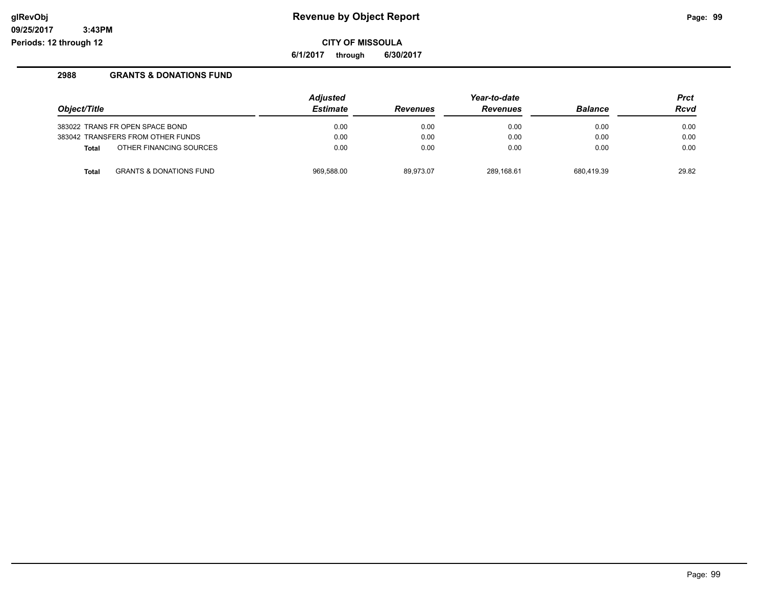**Revenue by Object Report**

**CITY OF MISSOULA**

**6/1/2017 through 6/30/2017**

## 2988 GRANTS & DONATIONS FUND

| Object/Title | | Adjusted Estimate | Revenues | Year-to-date Revenues | Balance | Prct Rcvd |
|---|---|---|---|---|---|---|
| 383022 | TRANS FR OPEN SPACE BOND | 0.00 | 0.00 | 0.00 | 0.00 | 0.00 |
| 383042 | TRANSFERS FROM OTHER FUNDS | 0.00 | 0.00 | 0.00 | 0.00 | 0.00 |
| **Total** | OTHER FINANCING SOURCES | 0.00 | 0.00 | 0.00 | 0.00 | 0.00 |
| **Total** | GRANTS & DONATIONS FUND | 969,588.00 | 89,973.07 | 289,168.61 | 680,419.39 | 29.82 |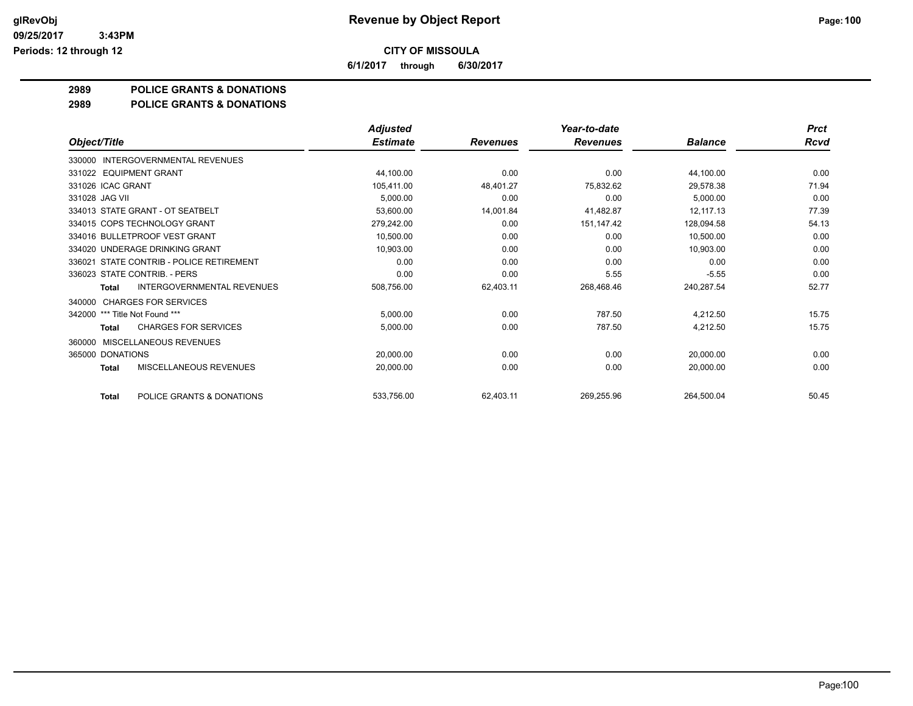glRevObj
09/25/2017 3:43PM
Periods: 12 through 12

# Revenue by Object Report

**CITY OF MISSOULA**

**6/1/2017 through 6/30/2017**

## 2989 POLICE GRANTS & DONATIONS
## 2989 POLICE GRANTS & DONATIONS

| Object/Title | Adjusted Estimate | Revenues | Year-to-date Revenues | Balance | Prct Rcvd |
|---|---|---|---|---|---|
| 330000 INTERGOVERNMENTAL REVENUES | | | | | |
| 331022 EQUIPMENT GRANT | 44,100.00 | 0.00 | 0.00 | 44,100.00 | 0.00 |
| 331026 ICAC GRANT | 105,411.00 | 48,401.27 | 75,832.62 | 29,578.38 | 71.94 |
| 331028 JAG VII | 5,000.00 | 0.00 | 0.00 | 5,000.00 | 0.00 |
| 334013 STATE GRANT - OT SEATBELT | 53,600.00 | 14,001.84 | 41,482.87 | 12,117.13 | 77.39 |
| 334015 COPS TECHNOLOGY GRANT | 279,242.00 | 0.00 | 151,147.42 | 128,094.58 | 54.13 |
| 334016 BULLETPROOF VEST GRANT | 10,500.00 | 0.00 | 0.00 | 10,500.00 | 0.00 |
| 334020 UNDERAGE DRINKING GRANT | 10,903.00 | 0.00 | 0.00 | 10,903.00 | 0.00 |
| 336021 STATE CONTRIB - POLICE RETIREMENT | 0.00 | 0.00 | 0.00 | 0.00 | 0.00 |
| 336023 STATE CONTRIB. - PERS | 0.00 | 0.00 | 5.55 | -5.55 | 0.00 |
| **Total** INTERGOVERNMENTAL REVENUES | 508,756.00 | 62,403.11 | 268,468.46 | 240,287.54 | 52.77 |
| 340000 CHARGES FOR SERVICES | | | | | |
| 342000 *** Title Not Found *** | 5,000.00 | 0.00 | 787.50 | 4,212.50 | 15.75 |
| **Total** CHARGES FOR SERVICES | 5,000.00 | 0.00 | 787.50 | 4,212.50 | 15.75 |
| 360000 MISCELLANEOUS REVENUES | | | | | |
| 365000 DONATIONS | 20,000.00 | 0.00 | 0.00 | 20,000.00 | 0.00 |
| **Total** MISCELLANEOUS REVENUES | 20,000.00 | 0.00 | 0.00 | 20,000.00 | 0.00 |
| **Total** POLICE GRANTS & DONATIONS | 533,756.00 | 62,403.11 | 269,255.96 | 264,500.04 | 50.45 |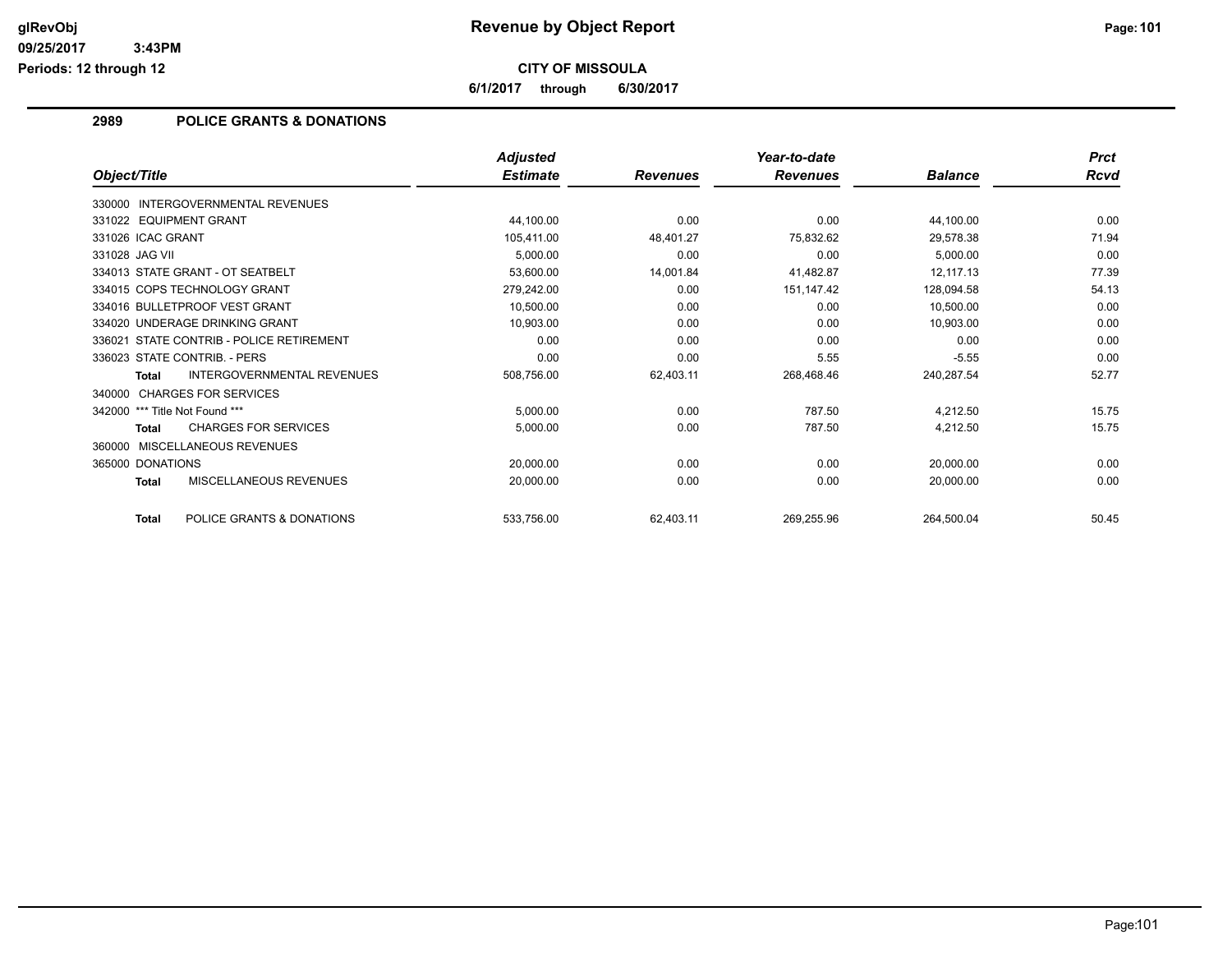# Revenue by Object Report

**CITY OF MISSOULA**

**6/1/2017 through 6/30/2017**

glRevObj
09/25/2017 3:43PM
Periods: 12 through 12

## 2989 POLICE GRANTS & DONATIONS

| Object/Title | Adjusted Estimate | Revenues | Year-to-date Revenues | Balance | Prct Rcvd |
|---|---|---|---|---|---|
| 330000 INTERGOVERNMENTAL REVENUES | | | | | |
| 331022 EQUIPMENT GRANT | 44,100.00 | 0.00 | 0.00 | 44,100.00 | 0.00 |
| 331026 ICAC GRANT | 105,411.00 | 48,401.27 | 75,832.62 | 29,578.38 | 71.94 |
| 331028 JAG VII | 5,000.00 | 0.00 | 0.00 | 5,000.00 | 0.00 |
| 334013 STATE GRANT - OT SEATBELT | 53,600.00 | 14,001.84 | 41,482.87 | 12,117.13 | 77.39 |
| 334015 COPS TECHNOLOGY GRANT | 279,242.00 | 0.00 | 151,147.42 | 128,094.58 | 54.13 |
| 334016 BULLETPROOF VEST GRANT | 10,500.00 | 0.00 | 0.00 | 10,500.00 | 0.00 |
| 334020 UNDERAGE DRINKING GRANT | 10,903.00 | 0.00 | 0.00 | 10,903.00 | 0.00 |
| 336021 STATE CONTRIB - POLICE RETIREMENT | 0.00 | 0.00 | 0.00 | 0.00 | 0.00 |
| 336023 STATE CONTRIB. - PERS | 0.00 | 0.00 | 5.55 | -5.55 | 0.00 |
| **Total** INTERGOVERNMENTAL REVENUES | 508,756.00 | 62,403.11 | 268,468.46 | 240,287.54 | 52.77 |
| 340000 CHARGES FOR SERVICES | | | | | |
| 342000 *** Title Not Found *** | 5,000.00 | 0.00 | 787.50 | 4,212.50 | 15.75 |
| **Total** CHARGES FOR SERVICES | 5,000.00 | 0.00 | 787.50 | 4,212.50 | 15.75 |
| 360000 MISCELLANEOUS REVENUES | | | | | |
| 365000 DONATIONS | 20,000.00 | 0.00 | 0.00 | 20,000.00 | 0.00 |
| **Total** MISCELLANEOUS REVENUES | 20,000.00 | 0.00 | 0.00 | 20,000.00 | 0.00 |
| **Total** POLICE GRANTS & DONATIONS | 533,756.00 | 62,403.11 | 269,255.96 | 264,500.04 | 50.45 |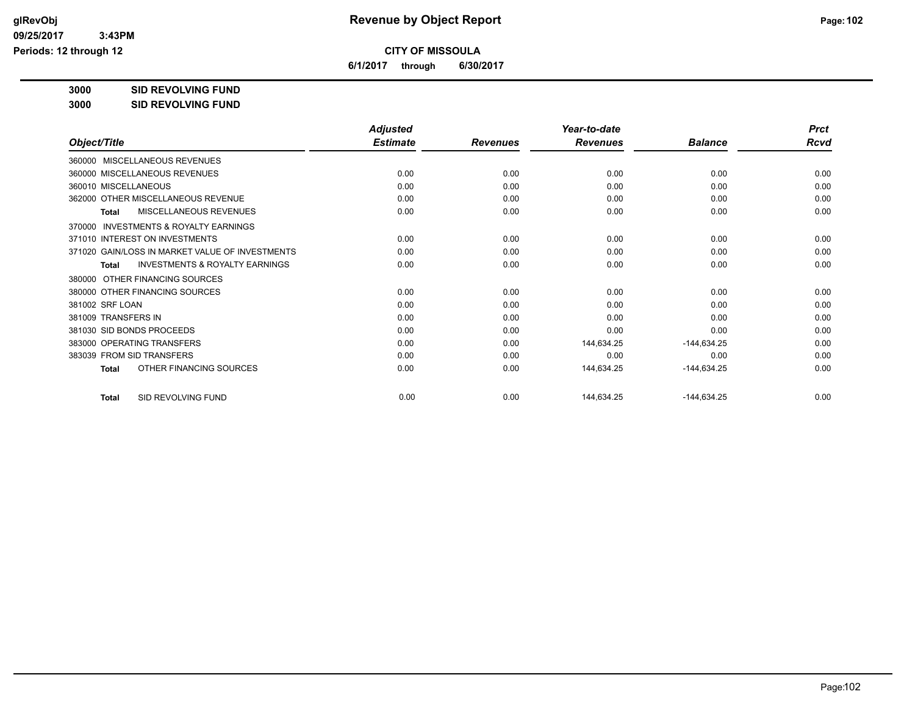# Revenue by Object Report

**CITY OF MISSOULA**

**6/1/2017 through 6/30/2017**

glRevObj
09/25/2017 3:43PM
Periods: 12 through 12

**3000 SID REVOLVING FUND**

**3000 SID REVOLVING FUND**

| Object/Title | Adjusted Estimate | Revenues | Year-to-date Revenues | Balance | Prct Rcvd |
|---|---|---|---|---|---|
| 360000 MISCELLANEOUS REVENUES | | | | | |
| 360000 MISCELLANEOUS REVENUES | 0.00 | 0.00 | 0.00 | 0.00 | 0.00 |
| 360010 MISCELLANEOUS | 0.00 | 0.00 | 0.00 | 0.00 | 0.00 |
| 362000 OTHER MISCELLANEOUS REVENUE | 0.00 | 0.00 | 0.00 | 0.00 | 0.00 |
| **Total** MISCELLANEOUS REVENUES | 0.00 | 0.00 | 0.00 | 0.00 | 0.00 |
| 370000 INVESTMENTS & ROYALTY EARNINGS | | | | | |
| 371010 INTEREST ON INVESTMENTS | 0.00 | 0.00 | 0.00 | 0.00 | 0.00 |
| 371020 GAIN/LOSS IN MARKET VALUE OF INVESTMENTS | 0.00 | 0.00 | 0.00 | 0.00 | 0.00 |
| **Total** INVESTMENTS & ROYALTY EARNINGS | 0.00 | 0.00 | 0.00 | 0.00 | 0.00 |
| 380000 OTHER FINANCING SOURCES | | | | | |
| 380000 OTHER FINANCING SOURCES | 0.00 | 0.00 | 0.00 | 0.00 | 0.00 |
| 381002 SRF LOAN | 0.00 | 0.00 | 0.00 | 0.00 | 0.00 |
| 381009 TRANSFERS IN | 0.00 | 0.00 | 0.00 | 0.00 | 0.00 |
| 381030 SID BONDS PROCEEDS | 0.00 | 0.00 | 0.00 | 0.00 | 0.00 |
| 383000 OPERATING TRANSFERS | 0.00 | 0.00 | 144,634.25 | -144,634.25 | 0.00 |
| 383039 FROM SID TRANSFERS | 0.00 | 0.00 | 0.00 | 0.00 | 0.00 |
| **Total** OTHER FINANCING SOURCES | 0.00 | 0.00 | 144,634.25 | -144,634.25 | 0.00 |
| **Total** SID REVOLVING FUND | 0.00 | 0.00 | 144,634.25 | -144,634.25 | 0.00 |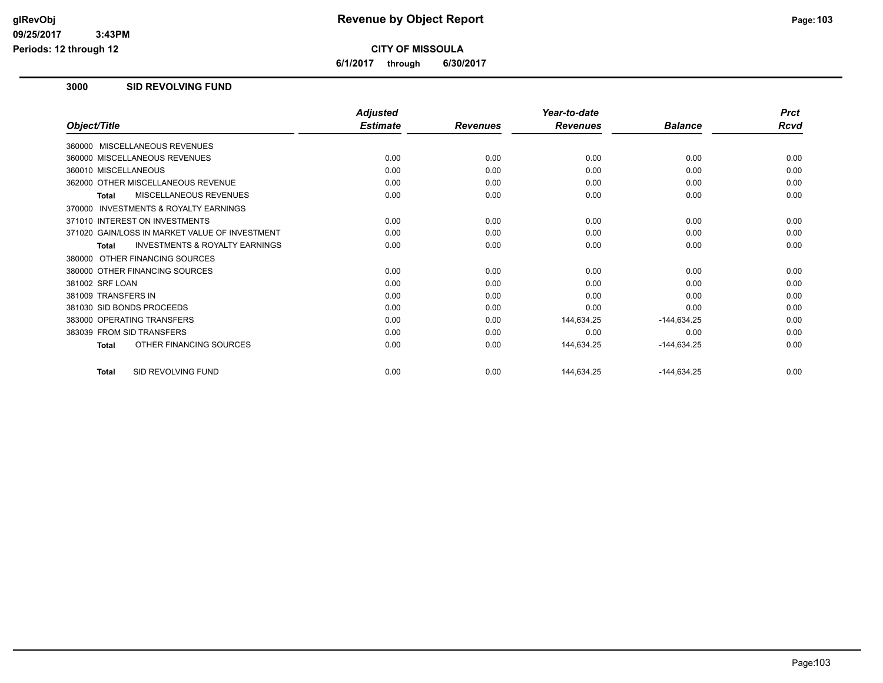# Revenue by Object Report

**CITY OF MISSOULA**

**6/1/2017 through 6/30/2017**

glRevObj
09/25/2017 3:43PM
Periods: 12 through 12

## 3000 SID REVOLVING FUND

| Object/Title | Adjusted Estimate | Revenues | Year-to-date Revenues | Balance | Prct Rcvd |
|---|---|---|---|---|---|
| 360000 MISCELLANEOUS REVENUES | | | | | |
| 360000 MISCELLANEOUS REVENUES | 0.00 | 0.00 | 0.00 | 0.00 | 0.00 |
| 360010 MISCELLANEOUS | 0.00 | 0.00 | 0.00 | 0.00 | 0.00 |
| 362000 OTHER MISCELLANEOUS REVENUE | 0.00 | 0.00 | 0.00 | 0.00 | 0.00 |
| **Total** MISCELLANEOUS REVENUES | 0.00 | 0.00 | 0.00 | 0.00 | 0.00 |
| 370000 INVESTMENTS & ROYALTY EARNINGS | | | | | |
| 371010 INTEREST ON INVESTMENTS | 0.00 | 0.00 | 0.00 | 0.00 | 0.00 |
| 371020 GAIN/LOSS IN MARKET VALUE OF INVESTMENT | 0.00 | 0.00 | 0.00 | 0.00 | 0.00 |
| **Total** INVESTMENTS & ROYALTY EARNINGS | 0.00 | 0.00 | 0.00 | 0.00 | 0.00 |
| 380000 OTHER FINANCING SOURCES | | | | | |
| 380000 OTHER FINANCING SOURCES | 0.00 | 0.00 | 0.00 | 0.00 | 0.00 |
| 381002 SRF LOAN | 0.00 | 0.00 | 0.00 | 0.00 | 0.00 |
| 381009 TRANSFERS IN | 0.00 | 0.00 | 0.00 | 0.00 | 0.00 |
| 381030 SID BONDS PROCEEDS | 0.00 | 0.00 | 0.00 | 0.00 | 0.00 |
| 383000 OPERATING TRANSFERS | 0.00 | 0.00 | 144,634.25 | -144,634.25 | 0.00 |
| 383039 FROM SID TRANSFERS | 0.00 | 0.00 | 0.00 | 0.00 | 0.00 |
| **Total** OTHER FINANCING SOURCES | 0.00 | 0.00 | 144,634.25 | -144,634.25 | 0.00 |
| **Total** SID REVOLVING FUND | 0.00 | 0.00 | 144,634.25 | -144,634.25 | 0.00 |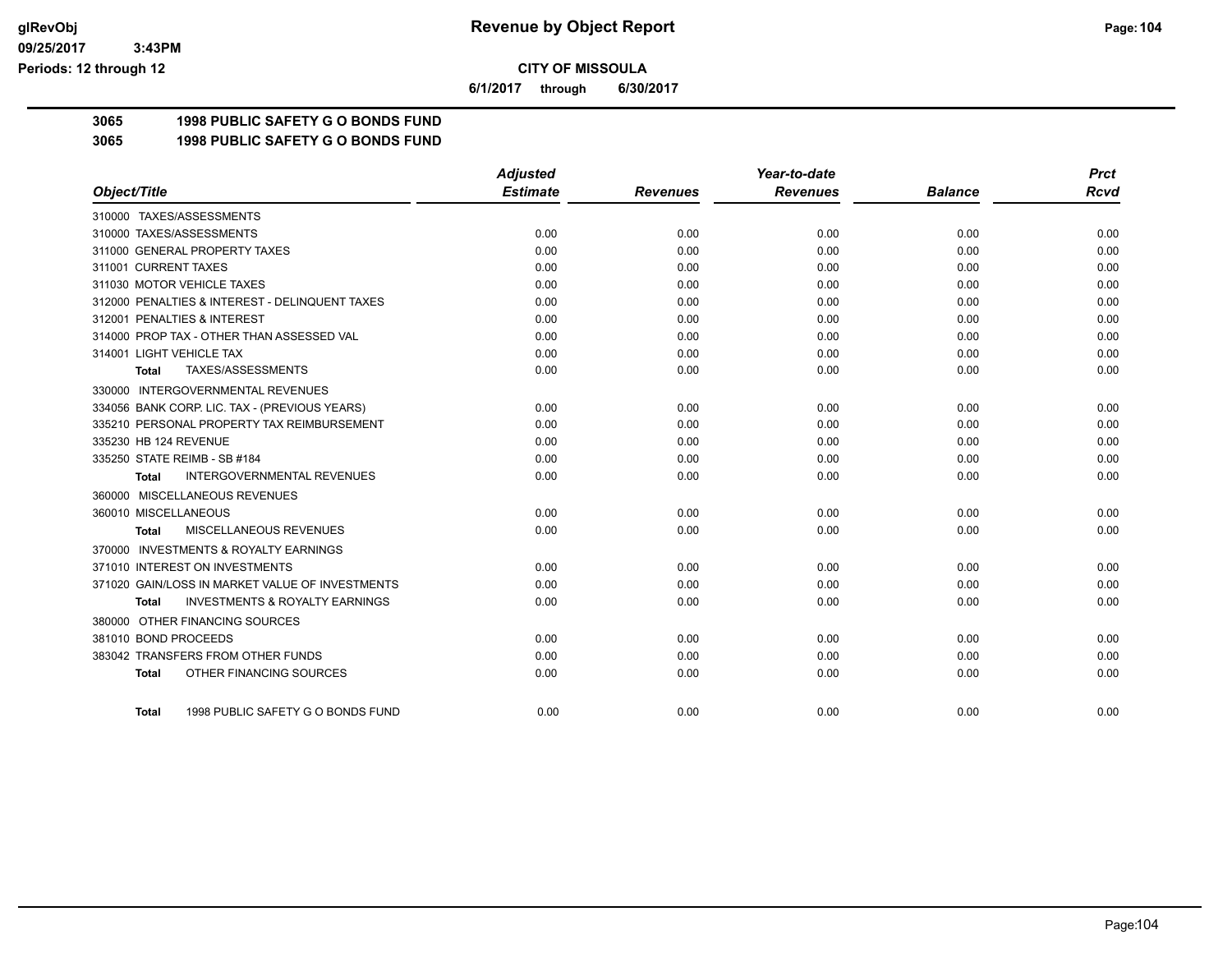# CITY OF MISSOULA

**6/1/2017 through 6/30/2017**

**Revenue by Object Report**

**3065 1998 PUBLIC SAFETY G O BONDS FUND**

**3065 1998 PUBLIC SAFETY G O BONDS FUND**

| Object/Title | Adjusted Estimate | Revenues | Year-to-date Revenues | Balance | Prct Rcvd |
|---|---|---|---|---|---|
| 310000 TAXES/ASSESSMENTS | | | | | |
| 310000 TAXES/ASSESSMENTS | 0.00 | 0.00 | 0.00 | 0.00 | 0.00 |
| 311000 GENERAL PROPERTY TAXES | 0.00 | 0.00 | 0.00 | 0.00 | 0.00 |
| 311001 CURRENT TAXES | 0.00 | 0.00 | 0.00 | 0.00 | 0.00 |
| 311030 MOTOR VEHICLE TAXES | 0.00 | 0.00 | 0.00 | 0.00 | 0.00 |
| 312000 PENALTIES & INTEREST - DELINQUENT TAXES | 0.00 | 0.00 | 0.00 | 0.00 | 0.00 |
| 312001 PENALTIES & INTEREST | 0.00 | 0.00 | 0.00 | 0.00 | 0.00 |
| 314000 PROP TAX - OTHER THAN ASSESSED VAL | 0.00 | 0.00 | 0.00 | 0.00 | 0.00 |
| 314001 LIGHT VEHICLE TAX | 0.00 | 0.00 | 0.00 | 0.00 | 0.00 |
| **Total** TAXES/ASSESSMENTS | 0.00 | 0.00 | 0.00 | 0.00 | 0.00 |
| 330000 INTERGOVERNMENTAL REVENUES | | | | | |
| 334056 BANK CORP. LIC. TAX - (PREVIOUS YEARS) | 0.00 | 0.00 | 0.00 | 0.00 | 0.00 |
| 335210 PERSONAL PROPERTY TAX REIMBURSEMENT | 0.00 | 0.00 | 0.00 | 0.00 | 0.00 |
| 335230 HB 124 REVENUE | 0.00 | 0.00 | 0.00 | 0.00 | 0.00 |
| 335250 STATE REIMB - SB #184 | 0.00 | 0.00 | 0.00 | 0.00 | 0.00 |
| **Total** INTERGOVERNMENTAL REVENUES | 0.00 | 0.00 | 0.00 | 0.00 | 0.00 |
| 360000 MISCELLANEOUS REVENUES | | | | | |
| 360010 MISCELLANEOUS | 0.00 | 0.00 | 0.00 | 0.00 | 0.00 |
| **Total** MISCELLANEOUS REVENUES | 0.00 | 0.00 | 0.00 | 0.00 | 0.00 |
| 370000 INVESTMENTS & ROYALTY EARNINGS | | | | | |
| 371010 INTEREST ON INVESTMENTS | 0.00 | 0.00 | 0.00 | 0.00 | 0.00 |
| 371020 GAIN/LOSS IN MARKET VALUE OF INVESTMENTS | 0.00 | 0.00 | 0.00 | 0.00 | 0.00 |
| **Total** INVESTMENTS & ROYALTY EARNINGS | 0.00 | 0.00 | 0.00 | 0.00 | 0.00 |
| 380000 OTHER FINANCING SOURCES | | | | | |
| 381010 BOND PROCEEDS | 0.00 | 0.00 | 0.00 | 0.00 | 0.00 |
| 383042 TRANSFERS FROM OTHER FUNDS | 0.00 | 0.00 | 0.00 | 0.00 | 0.00 |
| **Total** OTHER FINANCING SOURCES | 0.00 | 0.00 | 0.00 | 0.00 | 0.00 |
| **Total** 1998 PUBLIC SAFETY G O BONDS FUND | 0.00 | 0.00 | 0.00 | 0.00 | 0.00 |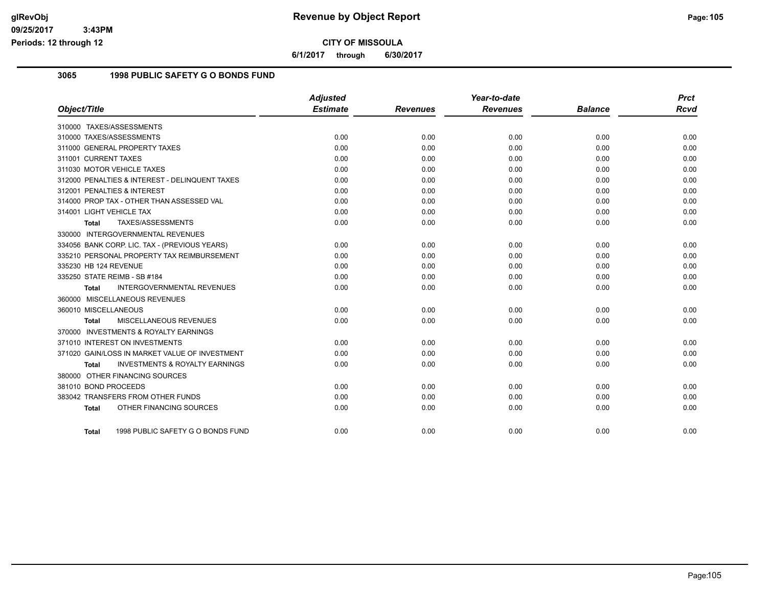# Revenue by Object Report

**CITY OF MISSOULA**

**6/1/2017 through 6/30/2017**

glRevObj
09/25/2017 3:43PM
Periods: 12 through 12

## 3065 1998 PUBLIC SAFETY G O BONDS FUND

| Object/Title | Adjusted Estimate | Revenues | Year-to-date Revenues | Balance | Prct Rcvd |
|---|---|---|---|---|---|
| 310000 TAXES/ASSESSMENTS | | | | | |
| 310000 TAXES/ASSESSMENTS | 0.00 | 0.00 | 0.00 | 0.00 | 0.00 |
| 311000 GENERAL PROPERTY TAXES | 0.00 | 0.00 | 0.00 | 0.00 | 0.00 |
| 311001 CURRENT TAXES | 0.00 | 0.00 | 0.00 | 0.00 | 0.00 |
| 311030 MOTOR VEHICLE TAXES | 0.00 | 0.00 | 0.00 | 0.00 | 0.00 |
| 312000 PENALTIES & INTEREST - DELINQUENT TAXES | 0.00 | 0.00 | 0.00 | 0.00 | 0.00 |
| 312001 PENALTIES & INTEREST | 0.00 | 0.00 | 0.00 | 0.00 | 0.00 |
| 314000 PROP TAX - OTHER THAN ASSESSED VAL | 0.00 | 0.00 | 0.00 | 0.00 | 0.00 |
| 314001 LIGHT VEHICLE TAX | 0.00 | 0.00 | 0.00 | 0.00 | 0.00 |
| **Total** TAXES/ASSESSMENTS | 0.00 | 0.00 | 0.00 | 0.00 | 0.00 |
| 330000 INTERGOVERNMENTAL REVENUES | | | | | |
| 334056 BANK CORP. LIC. TAX - (PREVIOUS YEARS) | 0.00 | 0.00 | 0.00 | 0.00 | 0.00 |
| 335210 PERSONAL PROPERTY TAX REIMBURSEMENT | 0.00 | 0.00 | 0.00 | 0.00 | 0.00 |
| 335230 HB 124 REVENUE | 0.00 | 0.00 | 0.00 | 0.00 | 0.00 |
| 335250 STATE REIMB - SB #184 | 0.00 | 0.00 | 0.00 | 0.00 | 0.00 |
| **Total** INTERGOVERNMENTAL REVENUES | 0.00 | 0.00 | 0.00 | 0.00 | 0.00 |
| 360000 MISCELLANEOUS REVENUES | | | | | |
| 360010 MISCELLANEOUS | 0.00 | 0.00 | 0.00 | 0.00 | 0.00 |
| **Total** MISCELLANEOUS REVENUES | 0.00 | 0.00 | 0.00 | 0.00 | 0.00 |
| 370000 INVESTMENTS & ROYALTY EARNINGS | | | | | |
| 371010 INTEREST ON INVESTMENTS | 0.00 | 0.00 | 0.00 | 0.00 | 0.00 |
| 371020 GAIN/LOSS IN MARKET VALUE OF INVESTMENT | 0.00 | 0.00 | 0.00 | 0.00 | 0.00 |
| **Total** INVESTMENTS & ROYALTY EARNINGS | 0.00 | 0.00 | 0.00 | 0.00 | 0.00 |
| 380000 OTHER FINANCING SOURCES | | | | | |
| 381010 BOND PROCEEDS | 0.00 | 0.00 | 0.00 | 0.00 | 0.00 |
| 383042 TRANSFERS FROM OTHER FUNDS | 0.00 | 0.00 | 0.00 | 0.00 | 0.00 |
| **Total** OTHER FINANCING SOURCES | 0.00 | 0.00 | 0.00 | 0.00 | 0.00 |
| **Total** 1998 PUBLIC SAFETY G O BONDS FUND | 0.00 | 0.00 | 0.00 | 0.00 | 0.00 |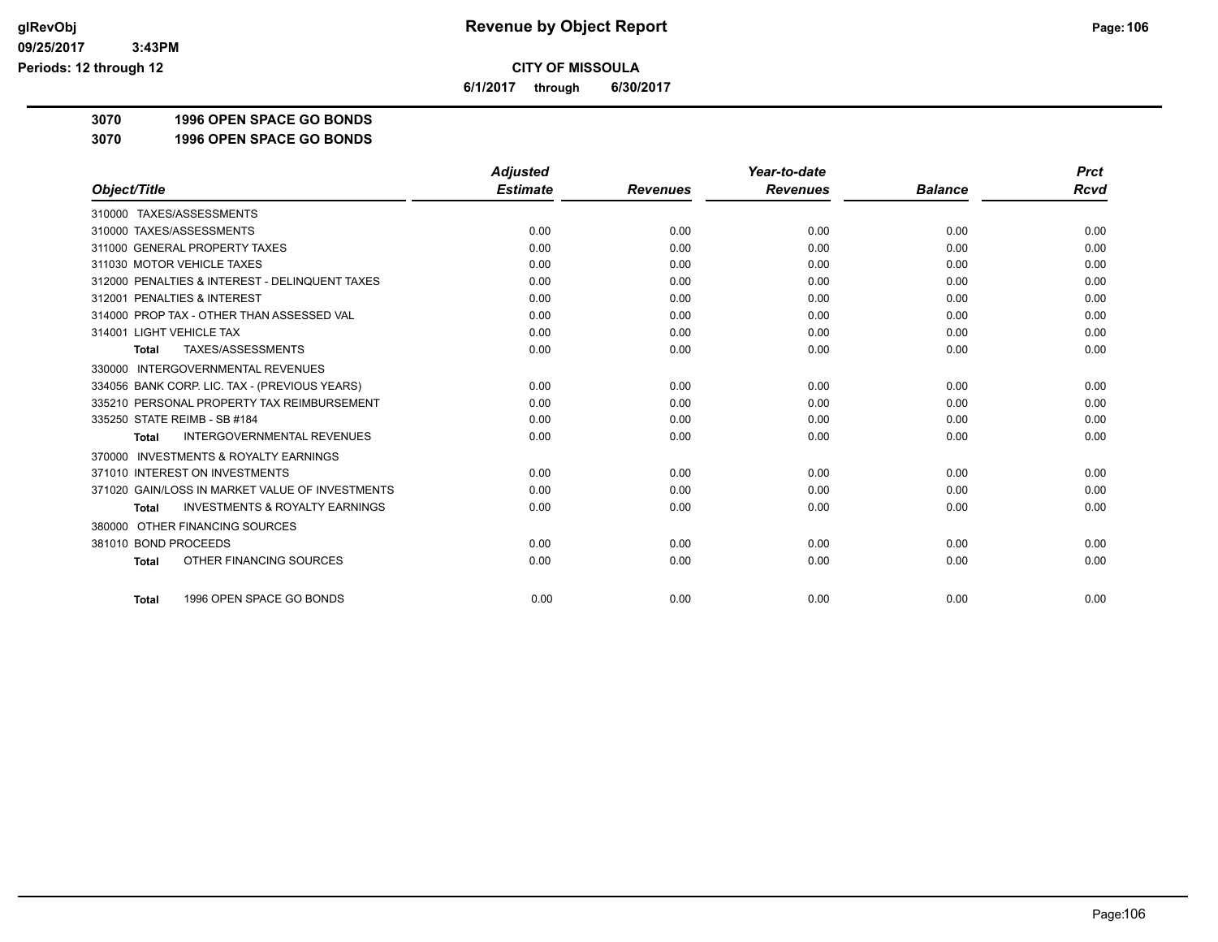**glRevObj**
**09/25/2017 3:43PM**
**Periods: 12 through 12**

# Revenue by Object Report

**CITY OF MISSOULA**

**6/1/2017 through 6/30/2017**

**3070 1996 OPEN SPACE GO BONDS**

**3070 1996 OPEN SPACE GO BONDS**

| *Object/Title* | *Adjusted Estimate* | *Revenues* | *Year-to-date Revenues* | *Balance* | *Prct Rcvd* |
|---|---|---|---|---|---|
| 310000 TAXES/ASSESSMENTS | | | | | |
| 310000 TAXES/ASSESSMENTS | 0.00 | 0.00 | 0.00 | 0.00 | 0.00 |
| 311000 GENERAL PROPERTY TAXES | 0.00 | 0.00 | 0.00 | 0.00 | 0.00 |
| 311030 MOTOR VEHICLE TAXES | 0.00 | 0.00 | 0.00 | 0.00 | 0.00 |
| 312000 PENALTIES & INTEREST - DELINQUENT TAXES | 0.00 | 0.00 | 0.00 | 0.00 | 0.00 |
| 312001 PENALTIES & INTEREST | 0.00 | 0.00 | 0.00 | 0.00 | 0.00 |
| 314000 PROP TAX - OTHER THAN ASSESSED VAL | 0.00 | 0.00 | 0.00 | 0.00 | 0.00 |
| 314001 LIGHT VEHICLE TAX | 0.00 | 0.00 | 0.00 | 0.00 | 0.00 |
| **Total** TAXES/ASSESSMENTS | 0.00 | 0.00 | 0.00 | 0.00 | 0.00 |
| 330000 INTERGOVERNMENTAL REVENUES | | | | | |
| 334056 BANK CORP. LIC. TAX - (PREVIOUS YEARS) | 0.00 | 0.00 | 0.00 | 0.00 | 0.00 |
| 335210 PERSONAL PROPERTY TAX REIMBURSEMENT | 0.00 | 0.00 | 0.00 | 0.00 | 0.00 |
| 335250 STATE REIMB - SB #184 | 0.00 | 0.00 | 0.00 | 0.00 | 0.00 |
| **Total** INTERGOVERNMENTAL REVENUES | 0.00 | 0.00 | 0.00 | 0.00 | 0.00 |
| 370000 INVESTMENTS & ROYALTY EARNINGS | | | | | |
| 371010 INTEREST ON INVESTMENTS | 0.00 | 0.00 | 0.00 | 0.00 | 0.00 |
| 371020 GAIN/LOSS IN MARKET VALUE OF INVESTMENTS | 0.00 | 0.00 | 0.00 | 0.00 | 0.00 |
| **Total** INVESTMENTS & ROYALTY EARNINGS | 0.00 | 0.00 | 0.00 | 0.00 | 0.00 |
| 380000 OTHER FINANCING SOURCES | | | | | |
| 381010 BOND PROCEEDS | 0.00 | 0.00 | 0.00 | 0.00 | 0.00 |
| **Total** OTHER FINANCING SOURCES | 0.00 | 0.00 | 0.00 | 0.00 | 0.00 |
| **Total** 1996 OPEN SPACE GO BONDS | 0.00 | 0.00 | 0.00 | 0.00 | 0.00 |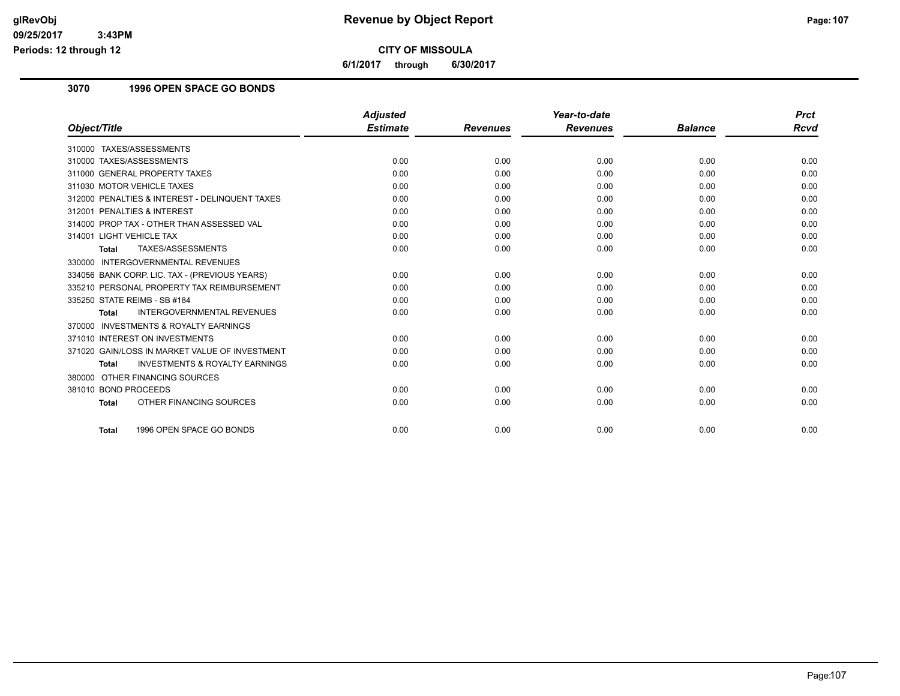# Revenue by Object Report

**CITY OF MISSOULA**

**6/1/2017 through 6/30/2017**

## 3070 1996 OPEN SPACE GO BONDS

| Object/Title | Adjusted Estimate | Revenues | Year-to-date Revenues | Balance | Prct Rcvd |
|---|---|---|---|---|---|
| 310000 TAXES/ASSESSMENTS | | | | | |
| 310000 TAXES/ASSESSMENTS | 0.00 | 0.00 | 0.00 | 0.00 | 0.00 |
| 311000 GENERAL PROPERTY TAXES | 0.00 | 0.00 | 0.00 | 0.00 | 0.00 |
| 311030 MOTOR VEHICLE TAXES | 0.00 | 0.00 | 0.00 | 0.00 | 0.00 |
| 312000 PENALTIES & INTEREST - DELINQUENT TAXES | 0.00 | 0.00 | 0.00 | 0.00 | 0.00 |
| 312001 PENALTIES & INTEREST | 0.00 | 0.00 | 0.00 | 0.00 | 0.00 |
| 314000 PROP TAX - OTHER THAN ASSESSED VAL | 0.00 | 0.00 | 0.00 | 0.00 | 0.00 |
| 314001 LIGHT VEHICLE TAX | 0.00 | 0.00 | 0.00 | 0.00 | 0.00 |
| **Total** TAXES/ASSESSMENTS | 0.00 | 0.00 | 0.00 | 0.00 | 0.00 |
| 330000 INTERGOVERNMENTAL REVENUES | | | | | |
| 334056 BANK CORP. LIC. TAX - (PREVIOUS YEARS) | 0.00 | 0.00 | 0.00 | 0.00 | 0.00 |
| 335210 PERSONAL PROPERTY TAX REIMBURSEMENT | 0.00 | 0.00 | 0.00 | 0.00 | 0.00 |
| 335250 STATE REIMB - SB #184 | 0.00 | 0.00 | 0.00 | 0.00 | 0.00 |
| **Total** INTERGOVERNMENTAL REVENUES | 0.00 | 0.00 | 0.00 | 0.00 | 0.00 |
| 370000 INVESTMENTS & ROYALTY EARNINGS | | | | | |
| 371010 INTEREST ON INVESTMENTS | 0.00 | 0.00 | 0.00 | 0.00 | 0.00 |
| 371020 GAIN/LOSS IN MARKET VALUE OF INVESTMENT | 0.00 | 0.00 | 0.00 | 0.00 | 0.00 |
| **Total** INVESTMENTS & ROYALTY EARNINGS | 0.00 | 0.00 | 0.00 | 0.00 | 0.00 |
| 380000 OTHER FINANCING SOURCES | | | | | |
| 381010 BOND PROCEEDS | 0.00 | 0.00 | 0.00 | 0.00 | 0.00 |
| **Total** OTHER FINANCING SOURCES | 0.00 | 0.00 | 0.00 | 0.00 | 0.00 |
| **Total** 1996 OPEN SPACE GO BONDS | 0.00 | 0.00 | 0.00 | 0.00 | 0.00 |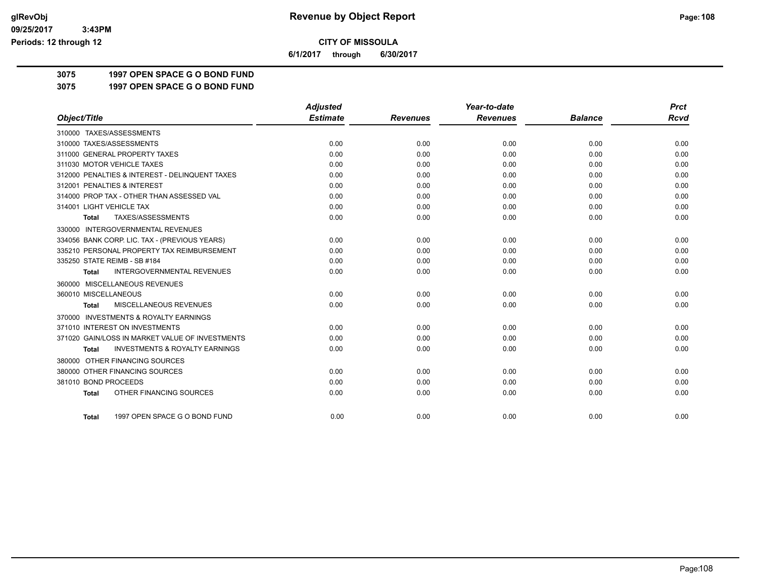**CITY OF MISSOULA**

**6/1/2017 through 6/30/2017**

**3075 1997 OPEN SPACE G O BOND FUND**

**3075 1997 OPEN SPACE G O BOND FUND**

| Object/Title | Adjusted Estimate | Revenues | Year-to-date Revenues | Balance | Prct Rcvd |
|---|---|---|---|---|---|
| 310000 TAXES/ASSESSMENTS | | | | | |
| 310000 TAXES/ASSESSMENTS | 0.00 | 0.00 | 0.00 | 0.00 | 0.00 |
| 311000 GENERAL PROPERTY TAXES | 0.00 | 0.00 | 0.00 | 0.00 | 0.00 |
| 311030 MOTOR VEHICLE TAXES | 0.00 | 0.00 | 0.00 | 0.00 | 0.00 |
| 312000 PENALTIES & INTEREST - DELINQUENT TAXES | 0.00 | 0.00 | 0.00 | 0.00 | 0.00 |
| 312001 PENALTIES & INTEREST | 0.00 | 0.00 | 0.00 | 0.00 | 0.00 |
| 314000 PROP TAX - OTHER THAN ASSESSED VAL | 0.00 | 0.00 | 0.00 | 0.00 | 0.00 |
| 314001 LIGHT VEHICLE TAX | 0.00 | 0.00 | 0.00 | 0.00 | 0.00 |
| **Total** TAXES/ASSESSMENTS | 0.00 | 0.00 | 0.00 | 0.00 | 0.00 |
| 330000 INTERGOVERNMENTAL REVENUES | | | | | |
| 334056 BANK CORP. LIC. TAX - (PREVIOUS YEARS) | 0.00 | 0.00 | 0.00 | 0.00 | 0.00 |
| 335210 PERSONAL PROPERTY TAX REIMBURSEMENT | 0.00 | 0.00 | 0.00 | 0.00 | 0.00 |
| 335250 STATE REIMB - SB #184 | 0.00 | 0.00 | 0.00 | 0.00 | 0.00 |
| **Total** INTERGOVERNMENTAL REVENUES | 0.00 | 0.00 | 0.00 | 0.00 | 0.00 |
| 360000 MISCELLANEOUS REVENUES | | | | | |
| 360010 MISCELLANEOUS | 0.00 | 0.00 | 0.00 | 0.00 | 0.00 |
| **Total** MISCELLANEOUS REVENUES | 0.00 | 0.00 | 0.00 | 0.00 | 0.00 |
| 370000 INVESTMENTS & ROYALTY EARNINGS | | | | | |
| 371010 INTEREST ON INVESTMENTS | 0.00 | 0.00 | 0.00 | 0.00 | 0.00 |
| 371020 GAIN/LOSS IN MARKET VALUE OF INVESTMENTS | 0.00 | 0.00 | 0.00 | 0.00 | 0.00 |
| **Total** INVESTMENTS & ROYALTY EARNINGS | 0.00 | 0.00 | 0.00 | 0.00 | 0.00 |
| 380000 OTHER FINANCING SOURCES | | | | | |
| 380000 OTHER FINANCING SOURCES | 0.00 | 0.00 | 0.00 | 0.00 | 0.00 |
| 381010 BOND PROCEEDS | 0.00 | 0.00 | 0.00 | 0.00 | 0.00 |
| **Total** OTHER FINANCING SOURCES | 0.00 | 0.00 | 0.00 | 0.00 | 0.00 |
| **Total** 1997 OPEN SPACE G O BOND FUND | 0.00 | 0.00 | 0.00 | 0.00 | 0.00 |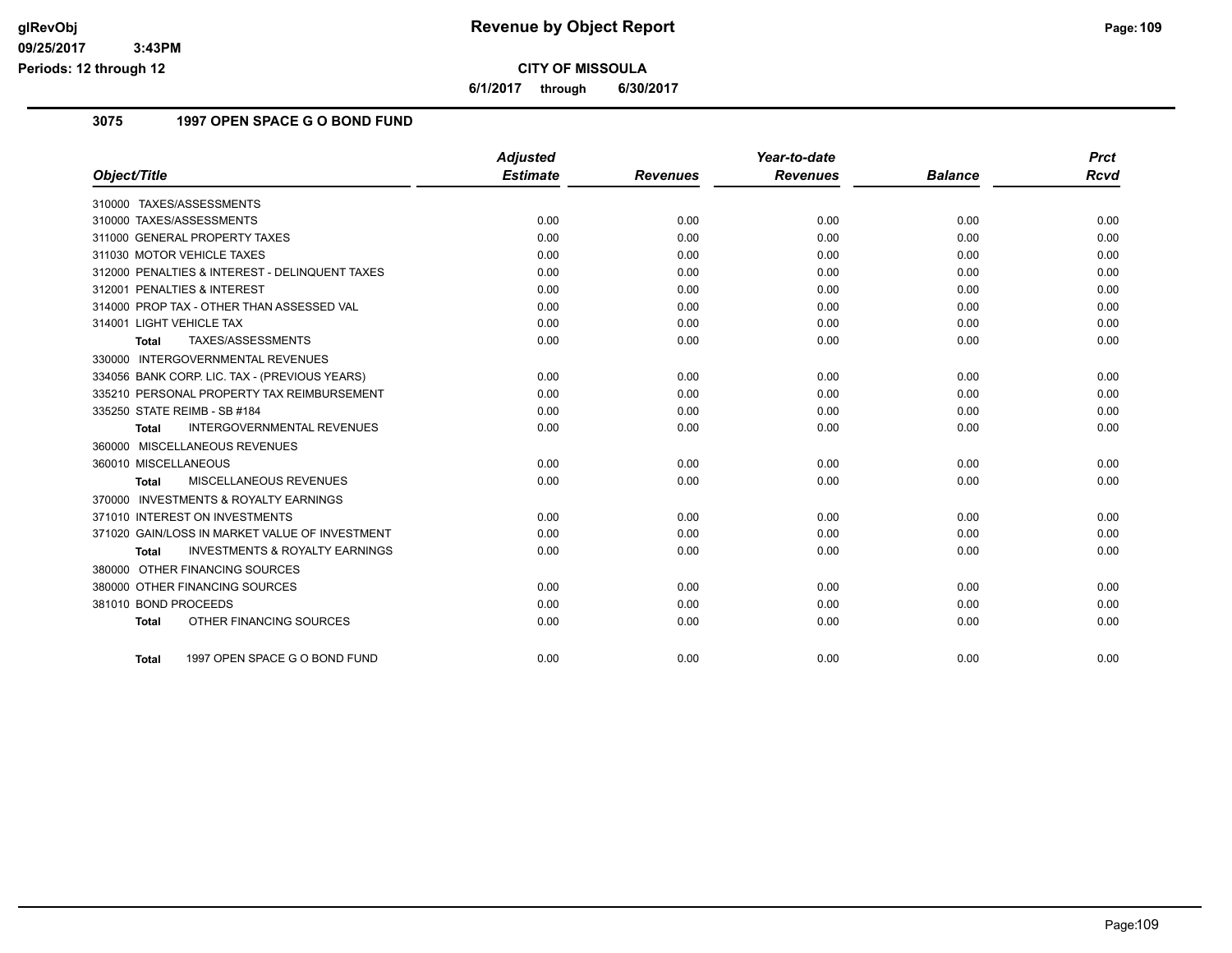# Revenue by Object Report

**CITY OF MISSOULA**

6/1/2017 through 6/30/2017

glRevObj
09/25/2017 3:43PM
Periods: 12 through 12

## 3075 1997 OPEN SPACE G O BOND FUND

| Object/Title | Adjusted Estimate | Revenues | Year-to-date Revenues | Balance | Prct Rcvd |
|---|---|---|---|---|---|
| 310000 TAXES/ASSESSMENTS | | | | | |
| 310000 TAXES/ASSESSMENTS | 0.00 | 0.00 | 0.00 | 0.00 | 0.00 |
| 311000 GENERAL PROPERTY TAXES | 0.00 | 0.00 | 0.00 | 0.00 | 0.00 |
| 311030 MOTOR VEHICLE TAXES | 0.00 | 0.00 | 0.00 | 0.00 | 0.00 |
| 312000 PENALTIES & INTEREST - DELINQUENT TAXES | 0.00 | 0.00 | 0.00 | 0.00 | 0.00 |
| 312001 PENALTIES & INTEREST | 0.00 | 0.00 | 0.00 | 0.00 | 0.00 |
| 314000 PROP TAX - OTHER THAN ASSESSED VAL | 0.00 | 0.00 | 0.00 | 0.00 | 0.00 |
| 314001 LIGHT VEHICLE TAX | 0.00 | 0.00 | 0.00 | 0.00 | 0.00 |
| **Total** TAXES/ASSESSMENTS | 0.00 | 0.00 | 0.00 | 0.00 | 0.00 |
| 330000 INTERGOVERNMENTAL REVENUES | | | | | |
| 334056 BANK CORP. LIC. TAX - (PREVIOUS YEARS) | 0.00 | 0.00 | 0.00 | 0.00 | 0.00 |
| 335210 PERSONAL PROPERTY TAX REIMBURSEMENT | 0.00 | 0.00 | 0.00 | 0.00 | 0.00 |
| 335250 STATE REIMB - SB #184 | 0.00 | 0.00 | 0.00 | 0.00 | 0.00 |
| **Total** INTERGOVERNMENTAL REVENUES | 0.00 | 0.00 | 0.00 | 0.00 | 0.00 |
| 360000 MISCELLANEOUS REVENUES | | | | | |
| 360010 MISCELLANEOUS | 0.00 | 0.00 | 0.00 | 0.00 | 0.00 |
| **Total** MISCELLANEOUS REVENUES | 0.00 | 0.00 | 0.00 | 0.00 | 0.00 |
| 370000 INVESTMENTS & ROYALTY EARNINGS | | | | | |
| 371010 INTEREST ON INVESTMENTS | 0.00 | 0.00 | 0.00 | 0.00 | 0.00 |
| 371020 GAIN/LOSS IN MARKET VALUE OF INVESTMENT | 0.00 | 0.00 | 0.00 | 0.00 | 0.00 |
| **Total** INVESTMENTS & ROYALTY EARNINGS | 0.00 | 0.00 | 0.00 | 0.00 | 0.00 |
| 380000 OTHER FINANCING SOURCES | | | | | |
| 380000 OTHER FINANCING SOURCES | 0.00 | 0.00 | 0.00 | 0.00 | 0.00 |
| 381010 BOND PROCEEDS | 0.00 | 0.00 | 0.00 | 0.00 | 0.00 |
| **Total** OTHER FINANCING SOURCES | 0.00 | 0.00 | 0.00 | 0.00 | 0.00 |
| **Total** 1997 OPEN SPACE G O BOND FUND | 0.00 | 0.00 | 0.00 | 0.00 | 0.00 |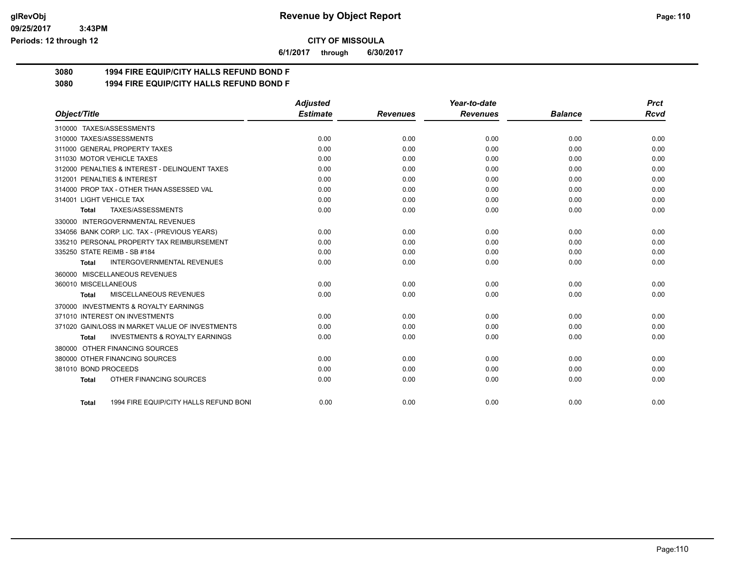**Revenue by Object Report**

**CITY OF MISSOULA**

**6/1/2017 through 6/30/2017**

**3080 1994 FIRE EQUIP/CITY HALLS REFUND BOND F**

**3080 1994 FIRE EQUIP/CITY HALLS REFUND BOND F**

| Object/Title | Adjusted Estimate | Revenues | Year-to-date Revenues | Balance | Prct Rcvd |
|---|---|---|---|---|---|
| 310000 TAXES/ASSESSMENTS | | | | | |
| 310000 TAXES/ASSESSMENTS | 0.00 | 0.00 | 0.00 | 0.00 | 0.00 |
| 311000 GENERAL PROPERTY TAXES | 0.00 | 0.00 | 0.00 | 0.00 | 0.00 |
| 311030 MOTOR VEHICLE TAXES | 0.00 | 0.00 | 0.00 | 0.00 | 0.00 |
| 312000 PENALTIES & INTEREST - DELINQUENT TAXES | 0.00 | 0.00 | 0.00 | 0.00 | 0.00 |
| 312001 PENALTIES & INTEREST | 0.00 | 0.00 | 0.00 | 0.00 | 0.00 |
| 314000 PROP TAX - OTHER THAN ASSESSED VAL | 0.00 | 0.00 | 0.00 | 0.00 | 0.00 |
| 314001 LIGHT VEHICLE TAX | 0.00 | 0.00 | 0.00 | 0.00 | 0.00 |
| **Total** TAXES/ASSESSMENTS | 0.00 | 0.00 | 0.00 | 0.00 | 0.00 |
| 330000 INTERGOVERNMENTAL REVENUES | | | | | |
| 334056 BANK CORP. LIC. TAX - (PREVIOUS YEARS) | 0.00 | 0.00 | 0.00 | 0.00 | 0.00 |
| 335210 PERSONAL PROPERTY TAX REIMBURSEMENT | 0.00 | 0.00 | 0.00 | 0.00 | 0.00 |
| 335250 STATE REIMB - SB #184 | 0.00 | 0.00 | 0.00 | 0.00 | 0.00 |
| **Total** INTERGOVERNMENTAL REVENUES | 0.00 | 0.00 | 0.00 | 0.00 | 0.00 |
| 360000 MISCELLANEOUS REVENUES | | | | | |
| 360010 MISCELLANEOUS | 0.00 | 0.00 | 0.00 | 0.00 | 0.00 |
| **Total** MISCELLANEOUS REVENUES | 0.00 | 0.00 | 0.00 | 0.00 | 0.00 |
| 370000 INVESTMENTS & ROYALTY EARNINGS | | | | | |
| 371010 INTEREST ON INVESTMENTS | 0.00 | 0.00 | 0.00 | 0.00 | 0.00 |
| 371020 GAIN/LOSS IN MARKET VALUE OF INVESTMENTS | 0.00 | 0.00 | 0.00 | 0.00 | 0.00 |
| **Total** INVESTMENTS & ROYALTY EARNINGS | 0.00 | 0.00 | 0.00 | 0.00 | 0.00 |
| 380000 OTHER FINANCING SOURCES | | | | | |
| 380000 OTHER FINANCING SOURCES | 0.00 | 0.00 | 0.00 | 0.00 | 0.00 |
| 381010 BOND PROCEEDS | 0.00 | 0.00 | 0.00 | 0.00 | 0.00 |
| **Total** OTHER FINANCING SOURCES | 0.00 | 0.00 | 0.00 | 0.00 | 0.00 |
| **Total** 1994 FIRE EQUIP/CITY HALLS REFUND BONI | 0.00 | 0.00 | 0.00 | 0.00 | 0.00 |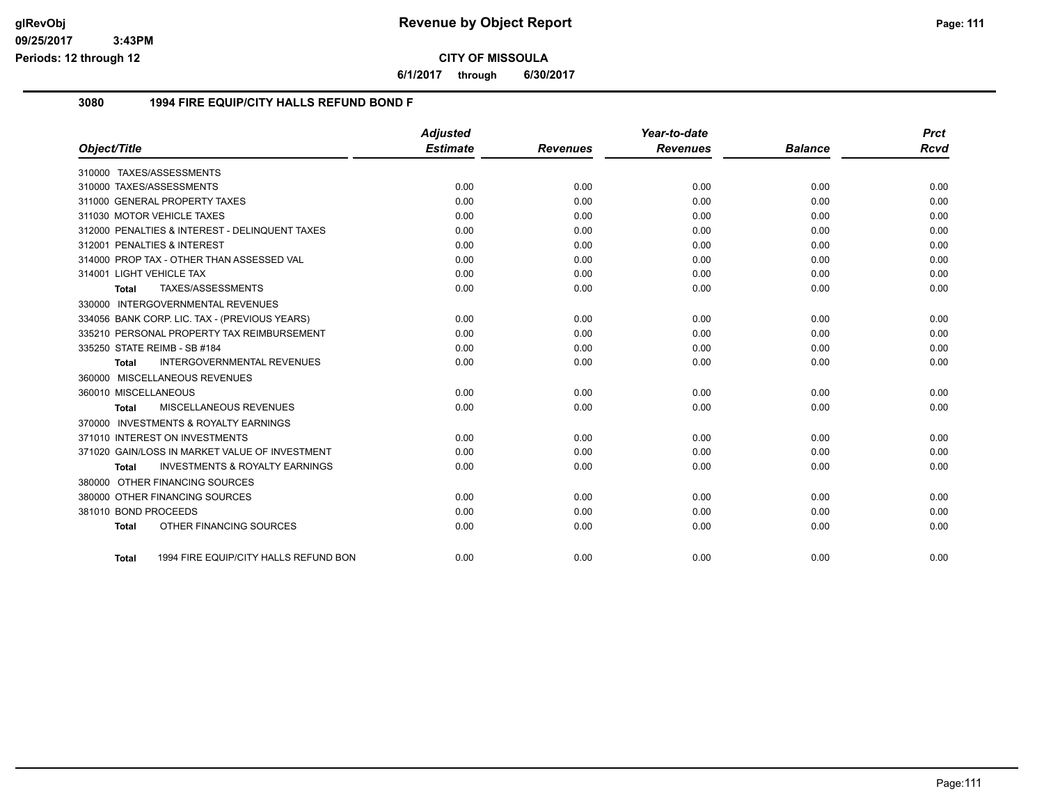**CITY OF MISSOULA**

**6/1/2017 through 6/30/2017**

## 3080 1994 FIRE EQUIP/CITY HALLS REFUND BOND F

| Object/Title | Adjusted Estimate | Revenues | Year-to-date Revenues | Balance | Prct Rcvd |
|---|---|---|---|---|---|
| 310000 TAXES/ASSESSMENTS | | | | | |
| 310000 TAXES/ASSESSMENTS | 0.00 | 0.00 | 0.00 | 0.00 | 0.00 |
| 311000 GENERAL PROPERTY TAXES | 0.00 | 0.00 | 0.00 | 0.00 | 0.00 |
| 311030 MOTOR VEHICLE TAXES | 0.00 | 0.00 | 0.00 | 0.00 | 0.00 |
| 312000 PENALTIES & INTEREST - DELINQUENT TAXES | 0.00 | 0.00 | 0.00 | 0.00 | 0.00 |
| 312001 PENALTIES & INTEREST | 0.00 | 0.00 | 0.00 | 0.00 | 0.00 |
| 314000 PROP TAX - OTHER THAN ASSESSED VAL | 0.00 | 0.00 | 0.00 | 0.00 | 0.00 |
| 314001 LIGHT VEHICLE TAX | 0.00 | 0.00 | 0.00 | 0.00 | 0.00 |
| **Total** TAXES/ASSESSMENTS | 0.00 | 0.00 | 0.00 | 0.00 | 0.00 |
| 330000 INTERGOVERNMENTAL REVENUES | | | | | |
| 334056 BANK CORP. LIC. TAX - (PREVIOUS YEARS) | 0.00 | 0.00 | 0.00 | 0.00 | 0.00 |
| 335210 PERSONAL PROPERTY TAX REIMBURSEMENT | 0.00 | 0.00 | 0.00 | 0.00 | 0.00 |
| 335250 STATE REIMB - SB #184 | 0.00 | 0.00 | 0.00 | 0.00 | 0.00 |
| **Total** INTERGOVERNMENTAL REVENUES | 0.00 | 0.00 | 0.00 | 0.00 | 0.00 |
| 360000 MISCELLANEOUS REVENUES | | | | | |
| 360010 MISCELLANEOUS | 0.00 | 0.00 | 0.00 | 0.00 | 0.00 |
| **Total** MISCELLANEOUS REVENUES | 0.00 | 0.00 | 0.00 | 0.00 | 0.00 |
| 370000 INVESTMENTS & ROYALTY EARNINGS | | | | | |
| 371010 INTEREST ON INVESTMENTS | 0.00 | 0.00 | 0.00 | 0.00 | 0.00 |
| 371020 GAIN/LOSS IN MARKET VALUE OF INVESTMENT | 0.00 | 0.00 | 0.00 | 0.00 | 0.00 |
| **Total** INVESTMENTS & ROYALTY EARNINGS | 0.00 | 0.00 | 0.00 | 0.00 | 0.00 |
| 380000 OTHER FINANCING SOURCES | | | | | |
| 380000 OTHER FINANCING SOURCES | 0.00 | 0.00 | 0.00 | 0.00 | 0.00 |
| 381010 BOND PROCEEDS | 0.00 | 0.00 | 0.00 | 0.00 | 0.00 |
| **Total** OTHER FINANCING SOURCES | 0.00 | 0.00 | 0.00 | 0.00 | 0.00 |
| **Total** 1994 FIRE EQUIP/CITY HALLS REFUND BON | 0.00 | 0.00 | 0.00 | 0.00 | 0.00 |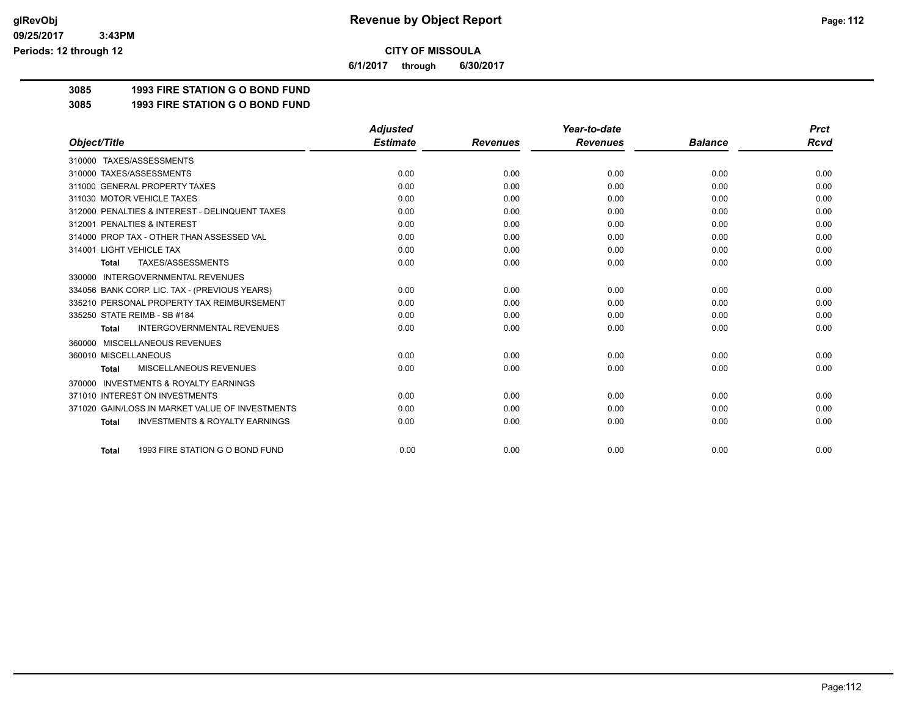**glRevObj** | **Revenue by Object Report**

09/25/2017 3:43PM

Periods: 12 through 12

**CITY OF MISSOULA**

**6/1/2017 through 6/30/2017**

**3085 1993 FIRE STATION G O BOND FUND**

**3085 1993 FIRE STATION G O BOND FUND**

| Object/Title | Adjusted Estimate | Revenues | Year-to-date Revenues | Balance | Prct Rcvd |
|---|---|---|---|---|---|
| 310000 TAXES/ASSESSMENTS | | | | | |
| 310000 TAXES/ASSESSMENTS | 0.00 | 0.00 | 0.00 | 0.00 | 0.00 |
| 311000 GENERAL PROPERTY TAXES | 0.00 | 0.00 | 0.00 | 0.00 | 0.00 |
| 311030 MOTOR VEHICLE TAXES | 0.00 | 0.00 | 0.00 | 0.00 | 0.00 |
| 312000 PENALTIES & INTEREST - DELINQUENT TAXES | 0.00 | 0.00 | 0.00 | 0.00 | 0.00 |
| 312001 PENALTIES & INTEREST | 0.00 | 0.00 | 0.00 | 0.00 | 0.00 |
| 314000 PROP TAX - OTHER THAN ASSESSED VAL | 0.00 | 0.00 | 0.00 | 0.00 | 0.00 |
| 314001 LIGHT VEHICLE TAX | 0.00 | 0.00 | 0.00 | 0.00 | 0.00 |
| **Total** TAXES/ASSESSMENTS | 0.00 | 0.00 | 0.00 | 0.00 | 0.00 |
| 330000 INTERGOVERNMENTAL REVENUES | | | | | |
| 334056 BANK CORP. LIC. TAX - (PREVIOUS YEARS) | 0.00 | 0.00 | 0.00 | 0.00 | 0.00 |
| 335210 PERSONAL PROPERTY TAX REIMBURSEMENT | 0.00 | 0.00 | 0.00 | 0.00 | 0.00 |
| 335250 STATE REIMB - SB #184 | 0.00 | 0.00 | 0.00 | 0.00 | 0.00 |
| **Total** INTERGOVERNMENTAL REVENUES | 0.00 | 0.00 | 0.00 | 0.00 | 0.00 |
| 360000 MISCELLANEOUS REVENUES | | | | | |
| 360010 MISCELLANEOUS | 0.00 | 0.00 | 0.00 | 0.00 | 0.00 |
| **Total** MISCELLANEOUS REVENUES | 0.00 | 0.00 | 0.00 | 0.00 | 0.00 |
| 370000 INVESTMENTS & ROYALTY EARNINGS | | | | | |
| 371010 INTEREST ON INVESTMENTS | 0.00 | 0.00 | 0.00 | 0.00 | 0.00 |
| 371020 GAIN/LOSS IN MARKET VALUE OF INVESTMENTS | 0.00 | 0.00 | 0.00 | 0.00 | 0.00 |
| **Total** INVESTMENTS & ROYALTY EARNINGS | 0.00 | 0.00 | 0.00 | 0.00 | 0.00 |
| **Total** 1993 FIRE STATION G O BOND FUND | 0.00 | 0.00 | 0.00 | 0.00 | 0.00 |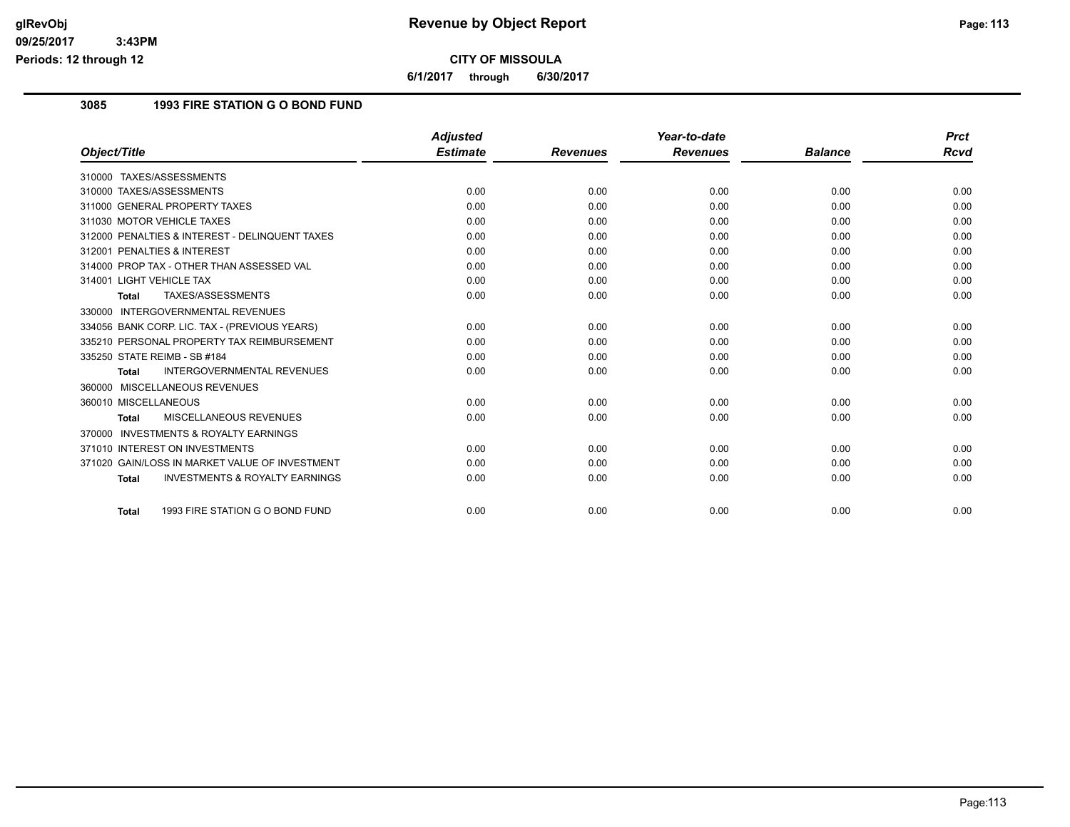**Revenue by Object Report**

**CITY OF MISSOULA**

**6/1/2017 through 6/30/2017**

glRevObj
09/25/2017 3:43PM
Periods: 12 through 12

## 3085 1993 FIRE STATION G O BOND FUND

| Object/Title | Adjusted Estimate | Revenues | Year-to-date Revenues | Balance | Prct Rcvd |
|---|---|---|---|---|---|
| 310000 TAXES/ASSESSMENTS | | | | | |
| 310000 TAXES/ASSESSMENTS | 0.00 | 0.00 | 0.00 | 0.00 | 0.00 |
| 311000 GENERAL PROPERTY TAXES | 0.00 | 0.00 | 0.00 | 0.00 | 0.00 |
| 311030 MOTOR VEHICLE TAXES | 0.00 | 0.00 | 0.00 | 0.00 | 0.00 |
| 312000 PENALTIES & INTEREST - DELINQUENT TAXES | 0.00 | 0.00 | 0.00 | 0.00 | 0.00 |
| 312001 PENALTIES & INTEREST | 0.00 | 0.00 | 0.00 | 0.00 | 0.00 |
| 314000 PROP TAX - OTHER THAN ASSESSED VAL | 0.00 | 0.00 | 0.00 | 0.00 | 0.00 |
| 314001 LIGHT VEHICLE TAX | 0.00 | 0.00 | 0.00 | 0.00 | 0.00 |
| **Total** TAXES/ASSESSMENTS | 0.00 | 0.00 | 0.00 | 0.00 | 0.00 |
| 330000 INTERGOVERNMENTAL REVENUES | | | | | |
| 334056 BANK CORP. LIC. TAX - (PREVIOUS YEARS) | 0.00 | 0.00 | 0.00 | 0.00 | 0.00 |
| 335210 PERSONAL PROPERTY TAX REIMBURSEMENT | 0.00 | 0.00 | 0.00 | 0.00 | 0.00 |
| 335250 STATE REIMB - SB #184 | 0.00 | 0.00 | 0.00 | 0.00 | 0.00 |
| **Total** INTERGOVERNMENTAL REVENUES | 0.00 | 0.00 | 0.00 | 0.00 | 0.00 |
| 360000 MISCELLANEOUS REVENUES | | | | | |
| 360010 MISCELLANEOUS | 0.00 | 0.00 | 0.00 | 0.00 | 0.00 |
| **Total** MISCELLANEOUS REVENUES | 0.00 | 0.00 | 0.00 | 0.00 | 0.00 |
| 370000 INVESTMENTS & ROYALTY EARNINGS | | | | | |
| 371010 INTEREST ON INVESTMENTS | 0.00 | 0.00 | 0.00 | 0.00 | 0.00 |
| 371020 GAIN/LOSS IN MARKET VALUE OF INVESTMENT | 0.00 | 0.00 | 0.00 | 0.00 | 0.00 |
| **Total** INVESTMENTS & ROYALTY EARNINGS | 0.00 | 0.00 | 0.00 | 0.00 | 0.00 |
| **Total** 1993 FIRE STATION G O BOND FUND | 0.00 | 0.00 | 0.00 | 0.00 | 0.00 |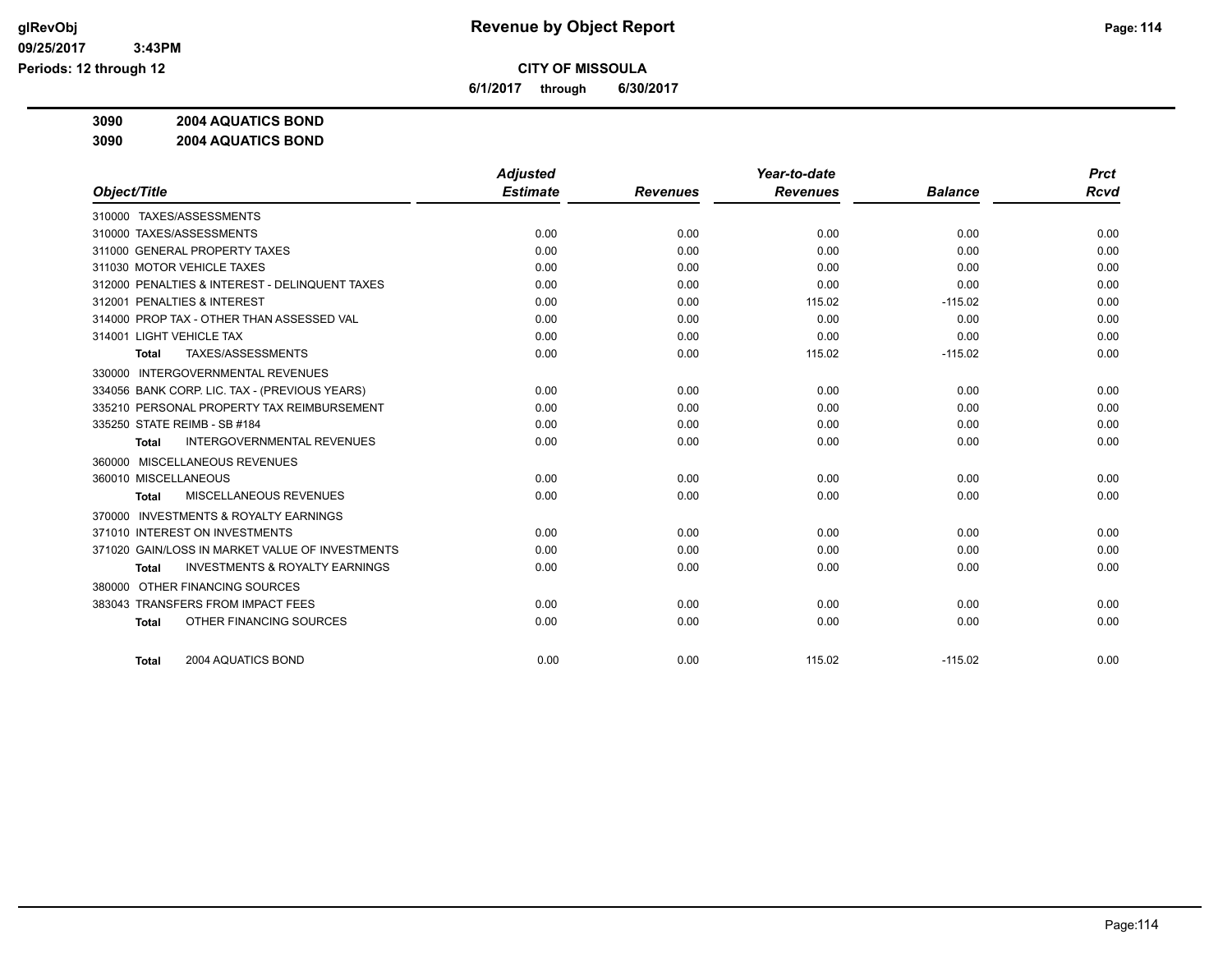# Revenue by Object Report

glRevObj
09/25/2017 3:43PM
Periods: 12 through 12

**CITY OF MISSOULA**

**6/1/2017 through 6/30/2017**

**3090 2004 AQUATICS BOND**

**3090 2004 AQUATICS BOND**

| Object/Title | Adjusted Estimate | Revenues | Year-to-date Revenues | Balance | Prct Rcvd |
|---|---|---|---|---|---|
| 310000 TAXES/ASSESSMENTS | | | | | |
| 310000 TAXES/ASSESSMENTS | 0.00 | 0.00 | 0.00 | 0.00 | 0.00 |
| 311000 GENERAL PROPERTY TAXES | 0.00 | 0.00 | 0.00 | 0.00 | 0.00 |
| 311030 MOTOR VEHICLE TAXES | 0.00 | 0.00 | 0.00 | 0.00 | 0.00 |
| 312000 PENALTIES & INTEREST - DELINQUENT TAXES | 0.00 | 0.00 | 0.00 | 0.00 | 0.00 |
| 312001 PENALTIES & INTEREST | 0.00 | 0.00 | 115.02 | -115.02 | 0.00 |
| 314000 PROP TAX - OTHER THAN ASSESSED VAL | 0.00 | 0.00 | 0.00 | 0.00 | 0.00 |
| 314001 LIGHT VEHICLE TAX | 0.00 | 0.00 | 0.00 | 0.00 | 0.00 |
| **Total** TAXES/ASSESSMENTS | 0.00 | 0.00 | 115.02 | -115.02 | 0.00 |
| 330000 INTERGOVERNMENTAL REVENUES | | | | | |
| 334056 BANK CORP. LIC. TAX - (PREVIOUS YEARS) | 0.00 | 0.00 | 0.00 | 0.00 | 0.00 |
| 335210 PERSONAL PROPERTY TAX REIMBURSEMENT | 0.00 | 0.00 | 0.00 | 0.00 | 0.00 |
| 335250 STATE REIMB - SB #184 | 0.00 | 0.00 | 0.00 | 0.00 | 0.00 |
| **Total** INTERGOVERNMENTAL REVENUES | 0.00 | 0.00 | 0.00 | 0.00 | 0.00 |
| 360000 MISCELLANEOUS REVENUES | | | | | |
| 360010 MISCELLANEOUS | 0.00 | 0.00 | 0.00 | 0.00 | 0.00 |
| **Total** MISCELLANEOUS REVENUES | 0.00 | 0.00 | 0.00 | 0.00 | 0.00 |
| 370000 INVESTMENTS & ROYALTY EARNINGS | | | | | |
| 371010 INTEREST ON INVESTMENTS | 0.00 | 0.00 | 0.00 | 0.00 | 0.00 |
| 371020 GAIN/LOSS IN MARKET VALUE OF INVESTMENTS | 0.00 | 0.00 | 0.00 | 0.00 | 0.00 |
| **Total** INVESTMENTS & ROYALTY EARNINGS | 0.00 | 0.00 | 0.00 | 0.00 | 0.00 |
| 380000 OTHER FINANCING SOURCES | | | | | |
| 383043 TRANSFERS FROM IMPACT FEES | 0.00 | 0.00 | 0.00 | 0.00 | 0.00 |
| **Total** OTHER FINANCING SOURCES | 0.00 | 0.00 | 0.00 | 0.00 | 0.00 |
| **Total** 2004 AQUATICS BOND | 0.00 | 0.00 | 115.02 | -115.02 | 0.00 |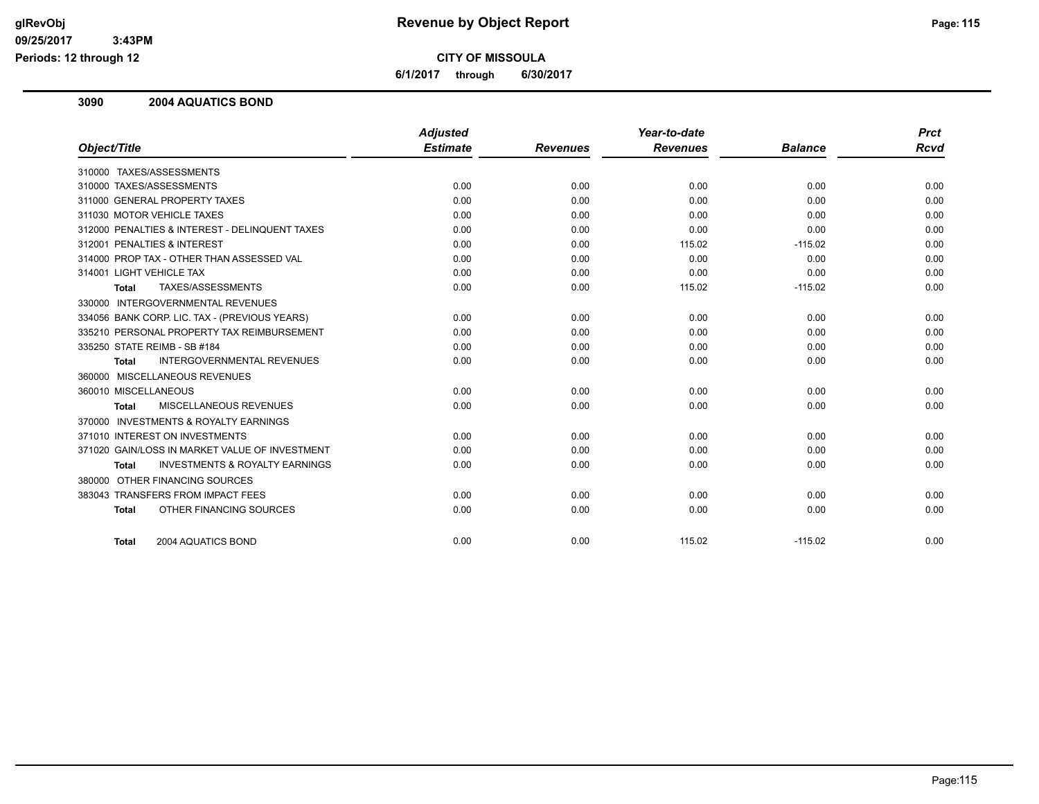**Revenue by Object Report**

**CITY OF MISSOULA**

**6/1/2017 through 6/30/2017**

glRevObj
09/25/2017 3:43PM
Periods: 12 through 12

## 3090 2004 AQUATICS BOND

| Object/Title | Adjusted Estimate | Revenues | Year-to-date Revenues | Balance | Prct Rcvd |
|---|---|---|---|---|---|
| 310000 TAXES/ASSESSMENTS | | | | | |
| 310000 TAXES/ASSESSMENTS | 0.00 | 0.00 | 0.00 | 0.00 | 0.00 |
| 311000 GENERAL PROPERTY TAXES | 0.00 | 0.00 | 0.00 | 0.00 | 0.00 |
| 311030 MOTOR VEHICLE TAXES | 0.00 | 0.00 | 0.00 | 0.00 | 0.00 |
| 312000 PENALTIES & INTEREST - DELINQUENT TAXES | 0.00 | 0.00 | 0.00 | 0.00 | 0.00 |
| 312001 PENALTIES & INTEREST | 0.00 | 0.00 | 115.02 | -115.02 | 0.00 |
| 314000 PROP TAX - OTHER THAN ASSESSED VAL | 0.00 | 0.00 | 0.00 | 0.00 | 0.00 |
| 314001 LIGHT VEHICLE TAX | 0.00 | 0.00 | 0.00 | 0.00 | 0.00 |
| **Total** TAXES/ASSESSMENTS | 0.00 | 0.00 | 115.02 | -115.02 | 0.00 |
| 330000 INTERGOVERNMENTAL REVENUES | | | | | |
| 334056 BANK CORP. LIC. TAX - (PREVIOUS YEARS) | 0.00 | 0.00 | 0.00 | 0.00 | 0.00 |
| 335210 PERSONAL PROPERTY TAX REIMBURSEMENT | 0.00 | 0.00 | 0.00 | 0.00 | 0.00 |
| 335250 STATE REIMB - SB #184 | 0.00 | 0.00 | 0.00 | 0.00 | 0.00 |
| **Total** INTERGOVERNMENTAL REVENUES | 0.00 | 0.00 | 0.00 | 0.00 | 0.00 |
| 360000 MISCELLANEOUS REVENUES | | | | | |
| 360010 MISCELLANEOUS | 0.00 | 0.00 | 0.00 | 0.00 | 0.00 |
| **Total** MISCELLANEOUS REVENUES | 0.00 | 0.00 | 0.00 | 0.00 | 0.00 |
| 370000 INVESTMENTS & ROYALTY EARNINGS | | | | | |
| 371010 INTEREST ON INVESTMENTS | 0.00 | 0.00 | 0.00 | 0.00 | 0.00 |
| 371020 GAIN/LOSS IN MARKET VALUE OF INVESTMENT | 0.00 | 0.00 | 0.00 | 0.00 | 0.00 |
| **Total** INVESTMENTS & ROYALTY EARNINGS | 0.00 | 0.00 | 0.00 | 0.00 | 0.00 |
| 380000 OTHER FINANCING SOURCES | | | | | |
| 383043 TRANSFERS FROM IMPACT FEES | 0.00 | 0.00 | 0.00 | 0.00 | 0.00 |
| **Total** OTHER FINANCING SOURCES | 0.00 | 0.00 | 0.00 | 0.00 | 0.00 |
| **Total** 2004 AQUATICS BOND | 0.00 | 0.00 | 115.02 | -115.02 | 0.00 |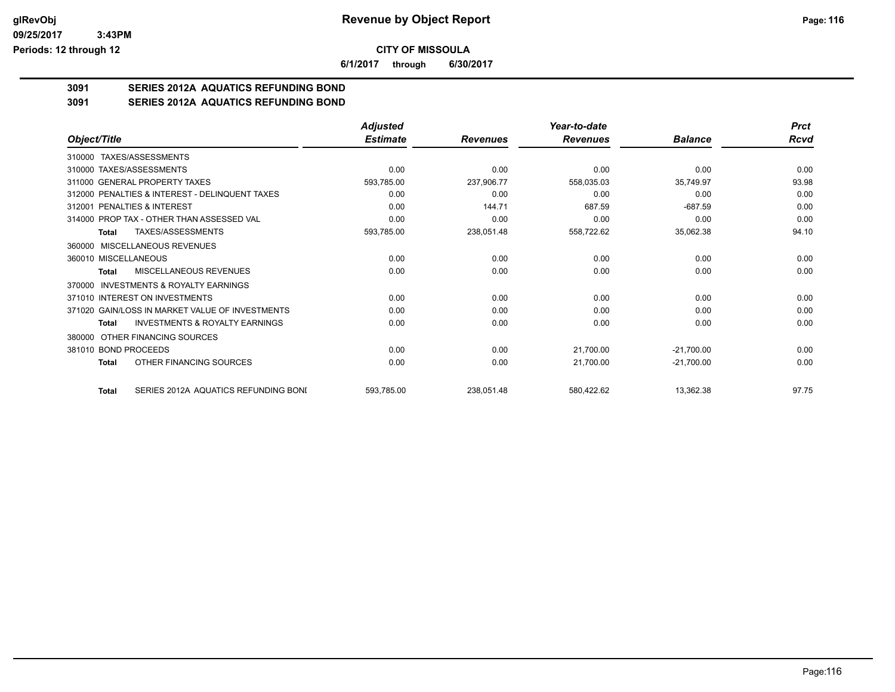# Revenue by Object Report

glRevObj
09/25/2017 3:43PM
Periods: 12 through 12

## CITY OF MISSOULA

6/1/2017 through 6/30/2017

### 3091 SERIES 2012A AQUATICS REFUNDING BOND

### 3091 SERIES 2012A AQUATICS REFUNDING BOND

| Object/Title | Adjusted Estimate | Revenues | Year-to-date Revenues | Balance | Prct Rcvd |
|---|---|---|---|---|---|
| 310000 TAXES/ASSESSMENTS | | | | | |
| 310000 TAXES/ASSESSMENTS | 0.00 | 0.00 | 0.00 | 0.00 | 0.00 |
| 311000 GENERAL PROPERTY TAXES | 593,785.00 | 237,906.77 | 558,035.03 | 35,749.97 | 93.98 |
| 312000 PENALTIES & INTEREST - DELINQUENT TAXES | 0.00 | 0.00 | 0.00 | 0.00 | 0.00 |
| 312001 PENALTIES & INTEREST | 0.00 | 144.71 | 687.59 | -687.59 | 0.00 |
| 314000 PROP TAX - OTHER THAN ASSESSED VAL | 0.00 | 0.00 | 0.00 | 0.00 | 0.00 |
| **Total** TAXES/ASSESSMENTS | 593,785.00 | 238,051.48 | 558,722.62 | 35,062.38 | 94.10 |
| 360000 MISCELLANEOUS REVENUES | | | | | |
| 360010 MISCELLANEOUS | 0.00 | 0.00 | 0.00 | 0.00 | 0.00 |
| **Total** MISCELLANEOUS REVENUES | 0.00 | 0.00 | 0.00 | 0.00 | 0.00 |
| 370000 INVESTMENTS & ROYALTY EARNINGS | | | | | |
| 371010 INTEREST ON INVESTMENTS | 0.00 | 0.00 | 0.00 | 0.00 | 0.00 |
| 371020 GAIN/LOSS IN MARKET VALUE OF INVESTMENTS | 0.00 | 0.00 | 0.00 | 0.00 | 0.00 |
| **Total** INVESTMENTS & ROYALTY EARNINGS | 0.00 | 0.00 | 0.00 | 0.00 | 0.00 |
| 380000 OTHER FINANCING SOURCES | | | | | |
| 381010 BOND PROCEEDS | 0.00 | 0.00 | 21,700.00 | -21,700.00 | 0.00 |
| **Total** OTHER FINANCING SOURCES | 0.00 | 0.00 | 21,700.00 | -21,700.00 | 0.00 |
| **Total** SERIES 2012A AQUATICS REFUNDING BONI | 593,785.00 | 238,051.48 | 580,422.62 | 13,362.38 | 97.75 |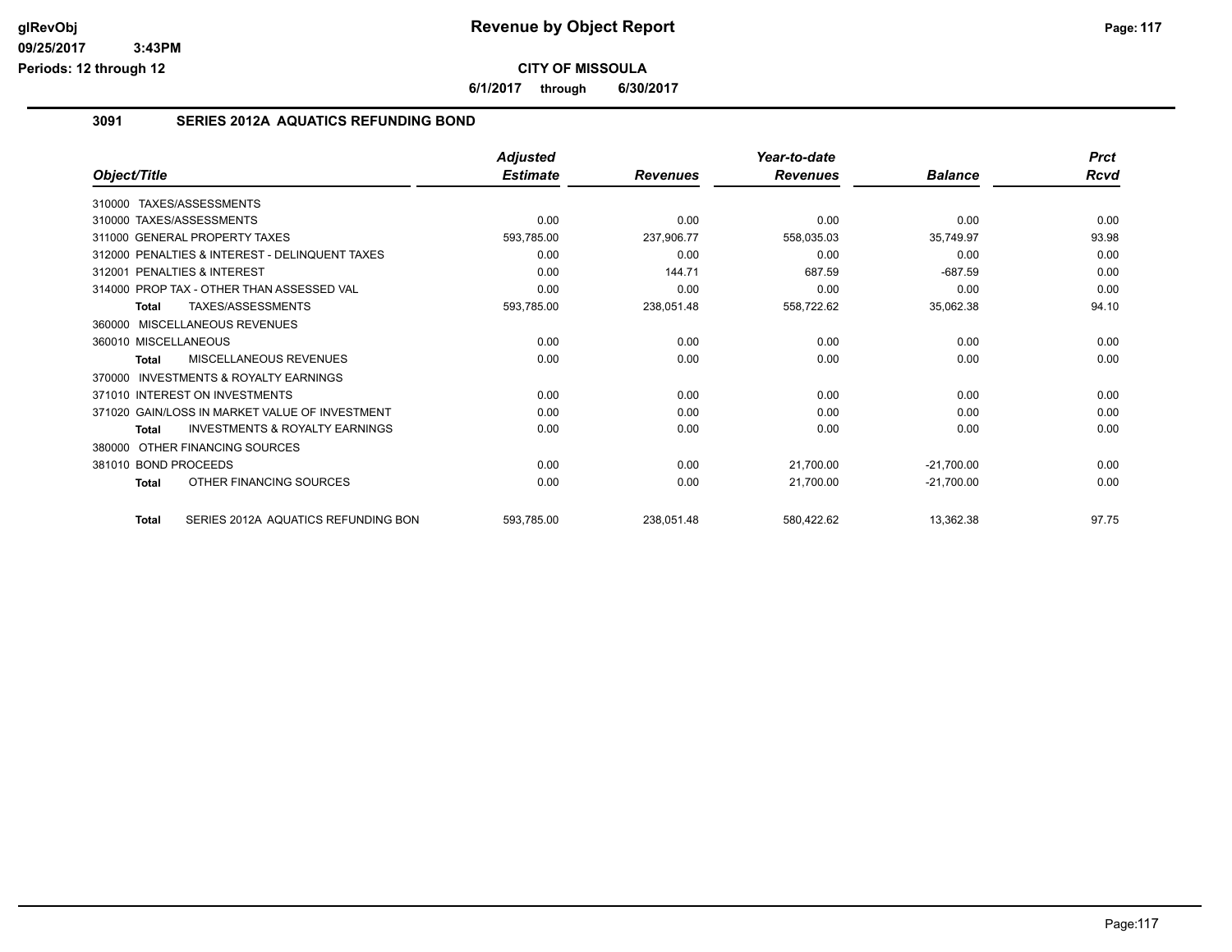# CITY OF MISSOULA

**6/1/2017 through 6/30/2017**

## 3091 SERIES 2012A AQUATICS REFUNDING BOND

| Object/Title | Adjusted Estimate | Revenues | Year-to-date Revenues | Balance | Prct Rcvd |
|---|---|---|---|---|---|
| 310000 TAXES/ASSESSMENTS | | | | | |
| 310000 TAXES/ASSESSMENTS | 0.00 | 0.00 | 0.00 | 0.00 | 0.00 |
| 311000 GENERAL PROPERTY TAXES | 593,785.00 | 237,906.77 | 558,035.03 | 35,749.97 | 93.98 |
| 312000 PENALTIES & INTEREST - DELINQUENT TAXES | 0.00 | 0.00 | 0.00 | 0.00 | 0.00 |
| 312001 PENALTIES & INTEREST | 0.00 | 144.71 | 687.59 | -687.59 | 0.00 |
| 314000 PROP TAX - OTHER THAN ASSESSED VAL | 0.00 | 0.00 | 0.00 | 0.00 | 0.00 |
| **Total** TAXES/ASSESSMENTS | 593,785.00 | 238,051.48 | 558,722.62 | 35,062.38 | 94.10 |
| 360000 MISCELLANEOUS REVENUES | | | | | |
| 360010 MISCELLANEOUS | 0.00 | 0.00 | 0.00 | 0.00 | 0.00 |
| **Total** MISCELLANEOUS REVENUES | 0.00 | 0.00 | 0.00 | 0.00 | 0.00 |
| 370000 INVESTMENTS & ROYALTY EARNINGS | | | | | |
| 371010 INTEREST ON INVESTMENTS | 0.00 | 0.00 | 0.00 | 0.00 | 0.00 |
| 371020 GAIN/LOSS IN MARKET VALUE OF INVESTMENT | 0.00 | 0.00 | 0.00 | 0.00 | 0.00 |
| **Total** INVESTMENTS & ROYALTY EARNINGS | 0.00 | 0.00 | 0.00 | 0.00 | 0.00 |
| 380000 OTHER FINANCING SOURCES | | | | | |
| 381010 BOND PROCEEDS | 0.00 | 0.00 | 21,700.00 | -21,700.00 | 0.00 |
| **Total** OTHER FINANCING SOURCES | 0.00 | 0.00 | 21,700.00 | -21,700.00 | 0.00 |
| **Total** SERIES 2012A AQUATICS REFUNDING BON | 593,785.00 | 238,051.48 | 580,422.62 | 13,362.38 | 97.75 |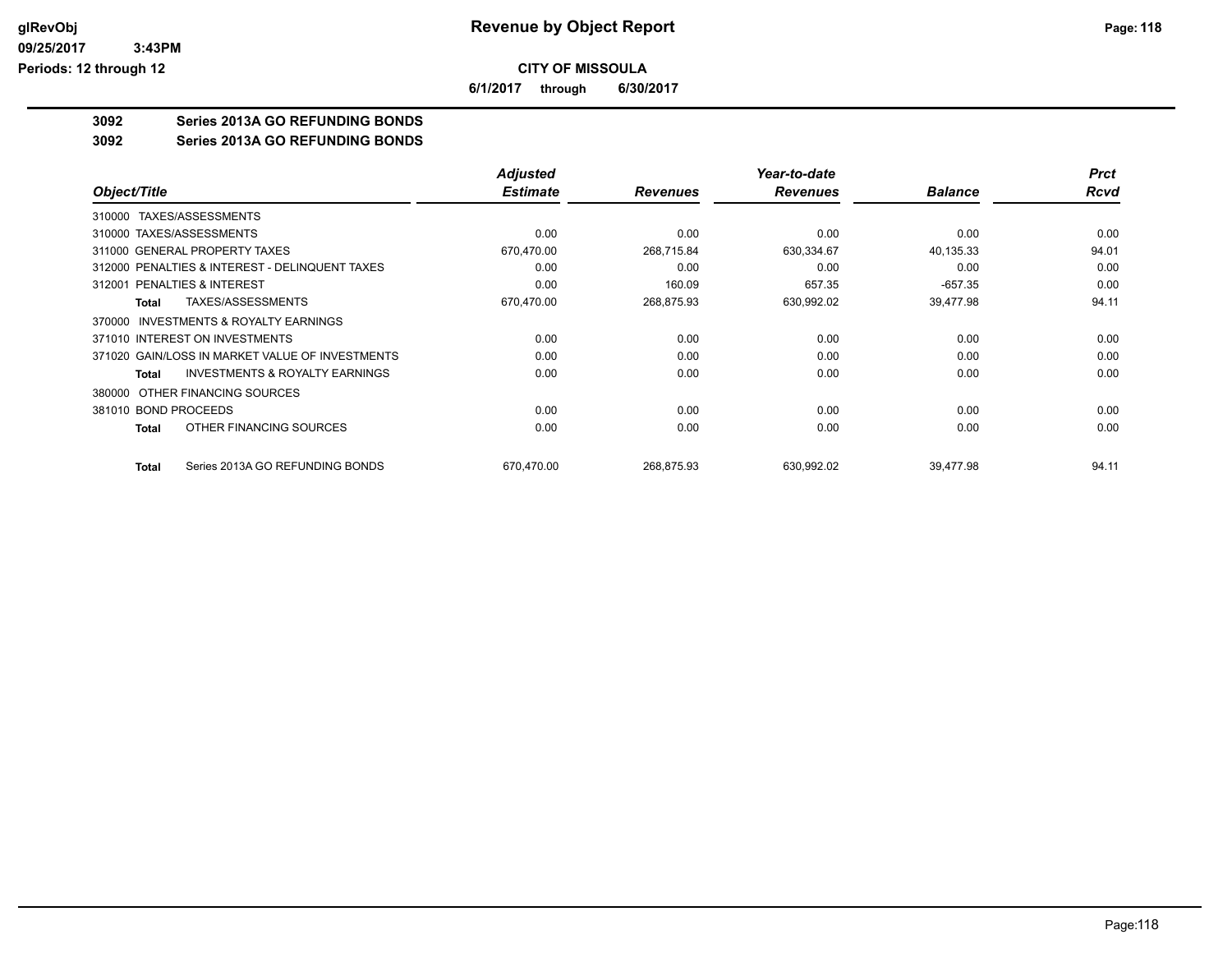# CITY OF MISSOULA

**6/1/2017 through 6/30/2017**

## 3092 Series 2013A GO REFUNDING BONDS

## 3092 Series 2013A GO REFUNDING BONDS

| Object/Title | Adjusted Estimate | Revenues | Year-to-date Revenues | Balance | Prct Rcvd |
|---|---|---|---|---|---|
| 310000 TAXES/ASSESSMENTS | | | | | |
| 310000 TAXES/ASSESSMENTS | 0.00 | 0.00 | 0.00 | 0.00 | 0.00 |
| 311000 GENERAL PROPERTY TAXES | 670,470.00 | 268,715.84 | 630,334.67 | 40,135.33 | 94.01 |
| 312000 PENALTIES & INTEREST - DELINQUENT TAXES | 0.00 | 0.00 | 0.00 | 0.00 | 0.00 |
| 312001 PENALTIES & INTEREST | 0.00 | 160.09 | 657.35 | -657.35 | 0.00 |
| **Total** TAXES/ASSESSMENTS | 670,470.00 | 268,875.93 | 630,992.02 | 39,477.98 | 94.11 |
| 370000 INVESTMENTS & ROYALTY EARNINGS | | | | | |
| 371010 INTEREST ON INVESTMENTS | 0.00 | 0.00 | 0.00 | 0.00 | 0.00 |
| 371020 GAIN/LOSS IN MARKET VALUE OF INVESTMENTS | 0.00 | 0.00 | 0.00 | 0.00 | 0.00 |
| **Total** INVESTMENTS & ROYALTY EARNINGS | 0.00 | 0.00 | 0.00 | 0.00 | 0.00 |
| 380000 OTHER FINANCING SOURCES | | | | | |
| 381010 BOND PROCEEDS | 0.00 | 0.00 | 0.00 | 0.00 | 0.00 |
| **Total** OTHER FINANCING SOURCES | 0.00 | 0.00 | 0.00 | 0.00 | 0.00 |
| **Total** Series 2013A GO REFUNDING BONDS | 670,470.00 | 268,875.93 | 630,992.02 | 39,477.98 | 94.11 |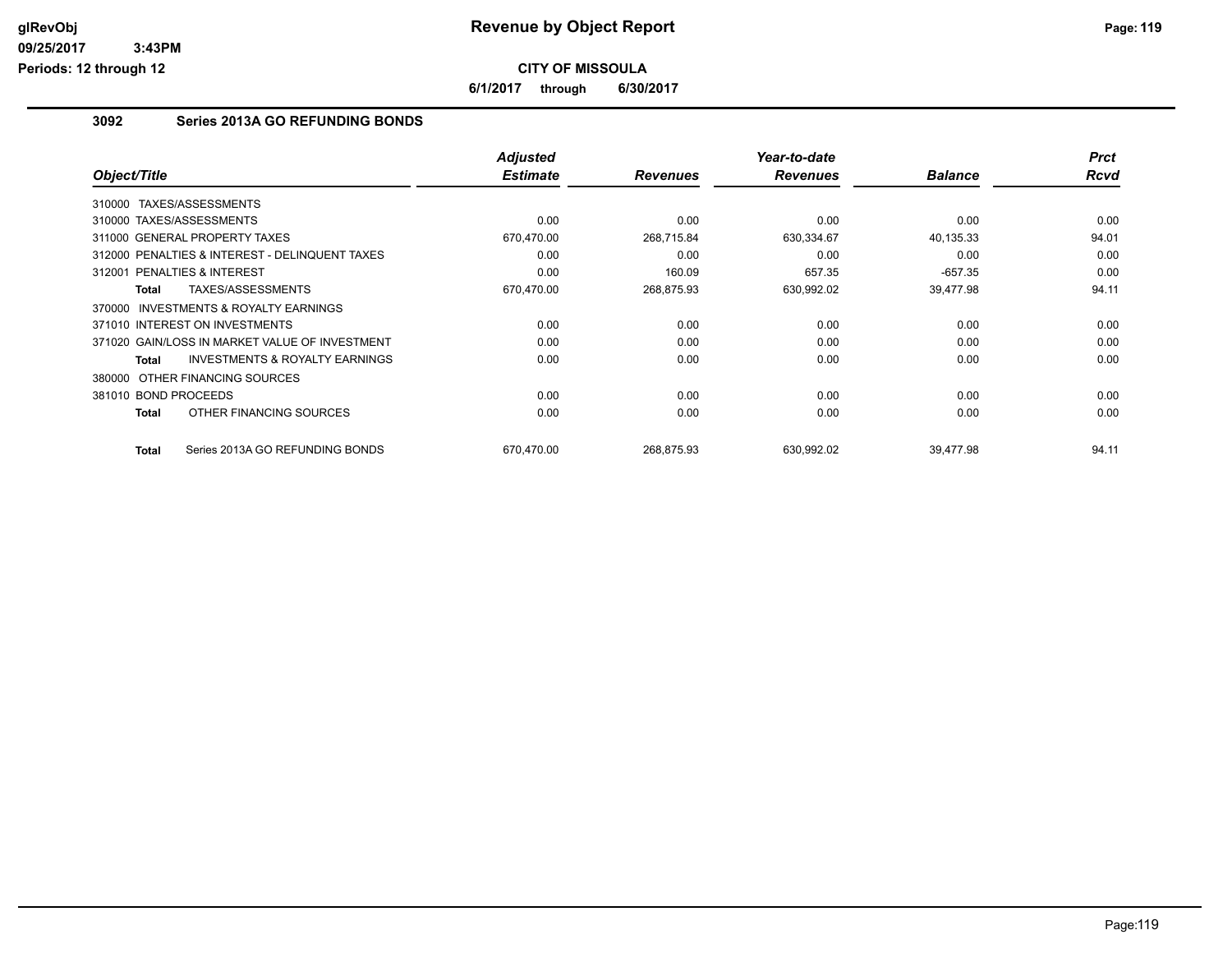# Revenue by Object Report

**CITY OF MISSOULA**

**6/1/2017 through 6/30/2017**

glRevObj
09/25/2017 3:43PM
Periods: 12 through 12

## 3092 Series 2013A GO REFUNDING BONDS

| Object/Title | Adjusted Estimate | Revenues | Year-to-date Revenues | Balance | Prct Rcvd |
|---|---|---|---|---|---|
| 310000 TAXES/ASSESSMENTS | | | | | |
| 310000 TAXES/ASSESSMENTS | 0.00 | 0.00 | 0.00 | 0.00 | 0.00 |
| 311000 GENERAL PROPERTY TAXES | 670,470.00 | 268,715.84 | 630,334.67 | 40,135.33 | 94.01 |
| 312000 PENALTIES & INTEREST - DELINQUENT TAXES | 0.00 | 0.00 | 0.00 | 0.00 | 0.00 |
| 312001 PENALTIES & INTEREST | 0.00 | 160.09 | 657.35 | -657.35 | 0.00 |
| **Total** TAXES/ASSESSMENTS | 670,470.00 | 268,875.93 | 630,992.02 | 39,477.98 | 94.11 |
| 370000 INVESTMENTS & ROYALTY EARNINGS | | | | | |
| 371010 INTEREST ON INVESTMENTS | 0.00 | 0.00 | 0.00 | 0.00 | 0.00 |
| 371020 GAIN/LOSS IN MARKET VALUE OF INVESTMENT | 0.00 | 0.00 | 0.00 | 0.00 | 0.00 |
| **Total** INVESTMENTS & ROYALTY EARNINGS | 0.00 | 0.00 | 0.00 | 0.00 | 0.00 |
| 380000 OTHER FINANCING SOURCES | | | | | |
| 381010 BOND PROCEEDS | 0.00 | 0.00 | 0.00 | 0.00 | 0.00 |
| **Total** OTHER FINANCING SOURCES | 0.00 | 0.00 | 0.00 | 0.00 | 0.00 |
| **Total** Series 2013A GO REFUNDING BONDS | 670,470.00 | 268,875.93 | 630,992.02 | 39,477.98 | 94.11 |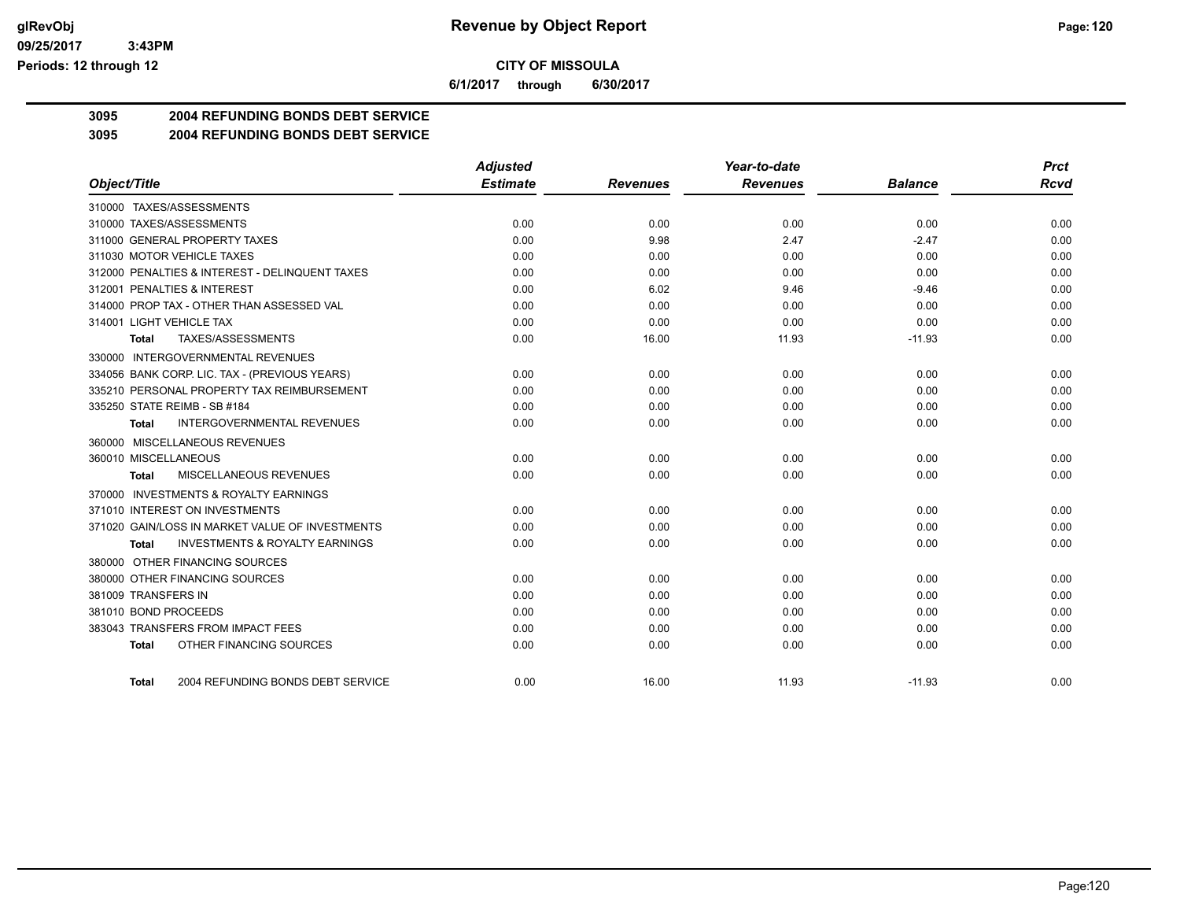# Revenue by Object Report

**CITY OF MISSOULA**

**6/1/2017 through 6/30/2017**

glRevObj
09/25/2017 3:43PM
Periods: 12 through 12

## 3095 2004 REFUNDING BONDS DEBT SERVICE

### 3095 2004 REFUNDING BONDS DEBT SERVICE

| Object/Title | Adjusted Estimate | Revenues | Year-to-date Revenues | Balance | Prct Rcvd |
|---|---|---|---|---|---|
| 310000 TAXES/ASSESSMENTS | | | | | |
| 310000 TAXES/ASSESSMENTS | 0.00 | 0.00 | 0.00 | 0.00 | 0.00 |
| 311000 GENERAL PROPERTY TAXES | 0.00 | 9.98 | 2.47 | -2.47 | 0.00 |
| 311030 MOTOR VEHICLE TAXES | 0.00 | 0.00 | 0.00 | 0.00 | 0.00 |
| 312000 PENALTIES & INTEREST - DELINQUENT TAXES | 0.00 | 0.00 | 0.00 | 0.00 | 0.00 |
| 312001 PENALTIES & INTEREST | 0.00 | 6.02 | 9.46 | -9.46 | 0.00 |
| 314000 PROP TAX - OTHER THAN ASSESSED VAL | 0.00 | 0.00 | 0.00 | 0.00 | 0.00 |
| 314001 LIGHT VEHICLE TAX | 0.00 | 0.00 | 0.00 | 0.00 | 0.00 |
| **Total** TAXES/ASSESSMENTS | 0.00 | 16.00 | 11.93 | -11.93 | 0.00 |
| 330000 INTERGOVERNMENTAL REVENUES | | | | | |
| 334056 BANK CORP. LIC. TAX - (PREVIOUS YEARS) | 0.00 | 0.00 | 0.00 | 0.00 | 0.00 |
| 335210 PERSONAL PROPERTY TAX REIMBURSEMENT | 0.00 | 0.00 | 0.00 | 0.00 | 0.00 |
| 335250 STATE REIMB - SB #184 | 0.00 | 0.00 | 0.00 | 0.00 | 0.00 |
| **Total** INTERGOVERNMENTAL REVENUES | 0.00 | 0.00 | 0.00 | 0.00 | 0.00 |
| 360000 MISCELLANEOUS REVENUES | | | | | |
| 360010 MISCELLANEOUS | 0.00 | 0.00 | 0.00 | 0.00 | 0.00 |
| **Total** MISCELLANEOUS REVENUES | 0.00 | 0.00 | 0.00 | 0.00 | 0.00 |
| 370000 INVESTMENTS & ROYALTY EARNINGS | | | | | |
| 371010 INTEREST ON INVESTMENTS | 0.00 | 0.00 | 0.00 | 0.00 | 0.00 |
| 371020 GAIN/LOSS IN MARKET VALUE OF INVESTMENTS | 0.00 | 0.00 | 0.00 | 0.00 | 0.00 |
| **Total** INVESTMENTS & ROYALTY EARNINGS | 0.00 | 0.00 | 0.00 | 0.00 | 0.00 |
| 380000 OTHER FINANCING SOURCES | | | | | |
| 380000 OTHER FINANCING SOURCES | 0.00 | 0.00 | 0.00 | 0.00 | 0.00 |
| 381009 TRANSFERS IN | 0.00 | 0.00 | 0.00 | 0.00 | 0.00 |
| 381010 BOND PROCEEDS | 0.00 | 0.00 | 0.00 | 0.00 | 0.00 |
| 383043 TRANSFERS FROM IMPACT FEES | 0.00 | 0.00 | 0.00 | 0.00 | 0.00 |
| **Total** OTHER FINANCING SOURCES | 0.00 | 0.00 | 0.00 | 0.00 | 0.00 |
| **Total** 2004 REFUNDING BONDS DEBT SERVICE | 0.00 | 16.00 | 11.93 | -11.93 | 0.00 |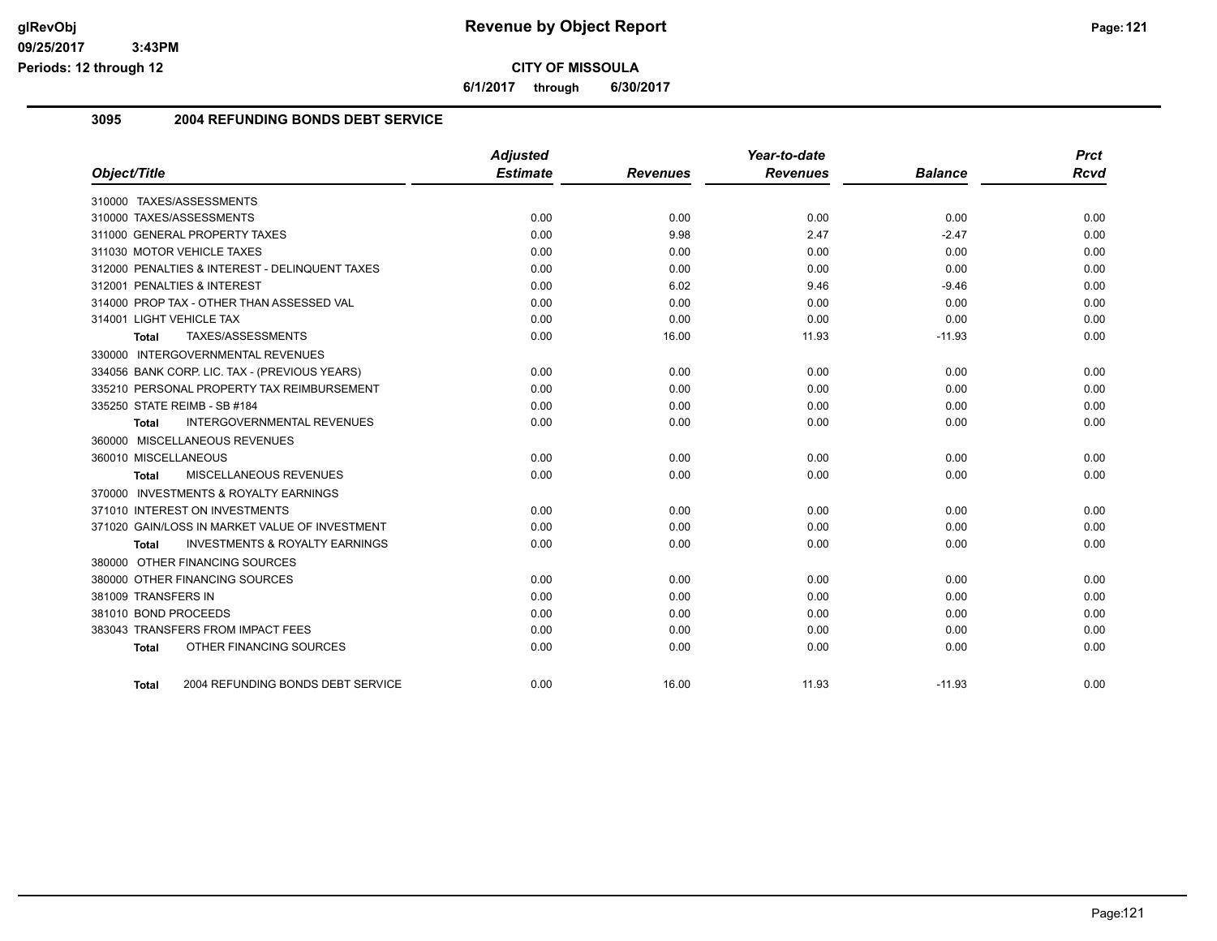# Revenue by Object Report

## CITY OF MISSOULA

**6/1/2017 through 6/30/2017**

### 3095 2004 REFUNDING BONDS DEBT SERVICE

| Object/Title | Adjusted Estimate | Revenues | Year-to-date Revenues | Balance | Prct Rcvd |
|---|---|---|---|---|---|
| 310000 TAXES/ASSESSMENTS | | | | | |
| 310000 TAXES/ASSESSMENTS | 0.00 | 0.00 | 0.00 | 0.00 | 0.00 |
| 311000 GENERAL PROPERTY TAXES | 0.00 | 9.98 | 2.47 | -2.47 | 0.00 |
| 311030 MOTOR VEHICLE TAXES | 0.00 | 0.00 | 0.00 | 0.00 | 0.00 |
| 312000 PENALTIES & INTEREST - DELINQUENT TAXES | 0.00 | 0.00 | 0.00 | 0.00 | 0.00 |
| 312001 PENALTIES & INTEREST | 0.00 | 6.02 | 9.46 | -9.46 | 0.00 |
| 314000 PROP TAX - OTHER THAN ASSESSED VAL | 0.00 | 0.00 | 0.00 | 0.00 | 0.00 |
| 314001 LIGHT VEHICLE TAX | 0.00 | 0.00 | 0.00 | 0.00 | 0.00 |
| **Total** TAXES/ASSESSMENTS | 0.00 | 16.00 | 11.93 | -11.93 | 0.00 |
| 330000 INTERGOVERNMENTAL REVENUES | | | | | |
| 334056 BANK CORP. LIC. TAX - (PREVIOUS YEARS) | 0.00 | 0.00 | 0.00 | 0.00 | 0.00 |
| 335210 PERSONAL PROPERTY TAX REIMBURSEMENT | 0.00 | 0.00 | 0.00 | 0.00 | 0.00 |
| 335250 STATE REIMB - SB #184 | 0.00 | 0.00 | 0.00 | 0.00 | 0.00 |
| **Total** INTERGOVERNMENTAL REVENUES | 0.00 | 0.00 | 0.00 | 0.00 | 0.00 |
| 360000 MISCELLANEOUS REVENUES | | | | | |
| 360010 MISCELLANEOUS | 0.00 | 0.00 | 0.00 | 0.00 | 0.00 |
| **Total** MISCELLANEOUS REVENUES | 0.00 | 0.00 | 0.00 | 0.00 | 0.00 |
| 370000 INVESTMENTS & ROYALTY EARNINGS | | | | | |
| 371010 INTEREST ON INVESTMENTS | 0.00 | 0.00 | 0.00 | 0.00 | 0.00 |
| 371020 GAIN/LOSS IN MARKET VALUE OF INVESTMENT | 0.00 | 0.00 | 0.00 | 0.00 | 0.00 |
| **Total** INVESTMENTS & ROYALTY EARNINGS | 0.00 | 0.00 | 0.00 | 0.00 | 0.00 |
| 380000 OTHER FINANCING SOURCES | | | | | |
| 380000 OTHER FINANCING SOURCES | 0.00 | 0.00 | 0.00 | 0.00 | 0.00 |
| 381009 TRANSFERS IN | 0.00 | 0.00 | 0.00 | 0.00 | 0.00 |
| 381010 BOND PROCEEDS | 0.00 | 0.00 | 0.00 | 0.00 | 0.00 |
| 383043 TRANSFERS FROM IMPACT FEES | 0.00 | 0.00 | 0.00 | 0.00 | 0.00 |
| **Total** OTHER FINANCING SOURCES | 0.00 | 0.00 | 0.00 | 0.00 | 0.00 |
| **Total** 2004 REFUNDING BONDS DEBT SERVICE | 0.00 | 16.00 | 11.93 | -11.93 | 0.00 |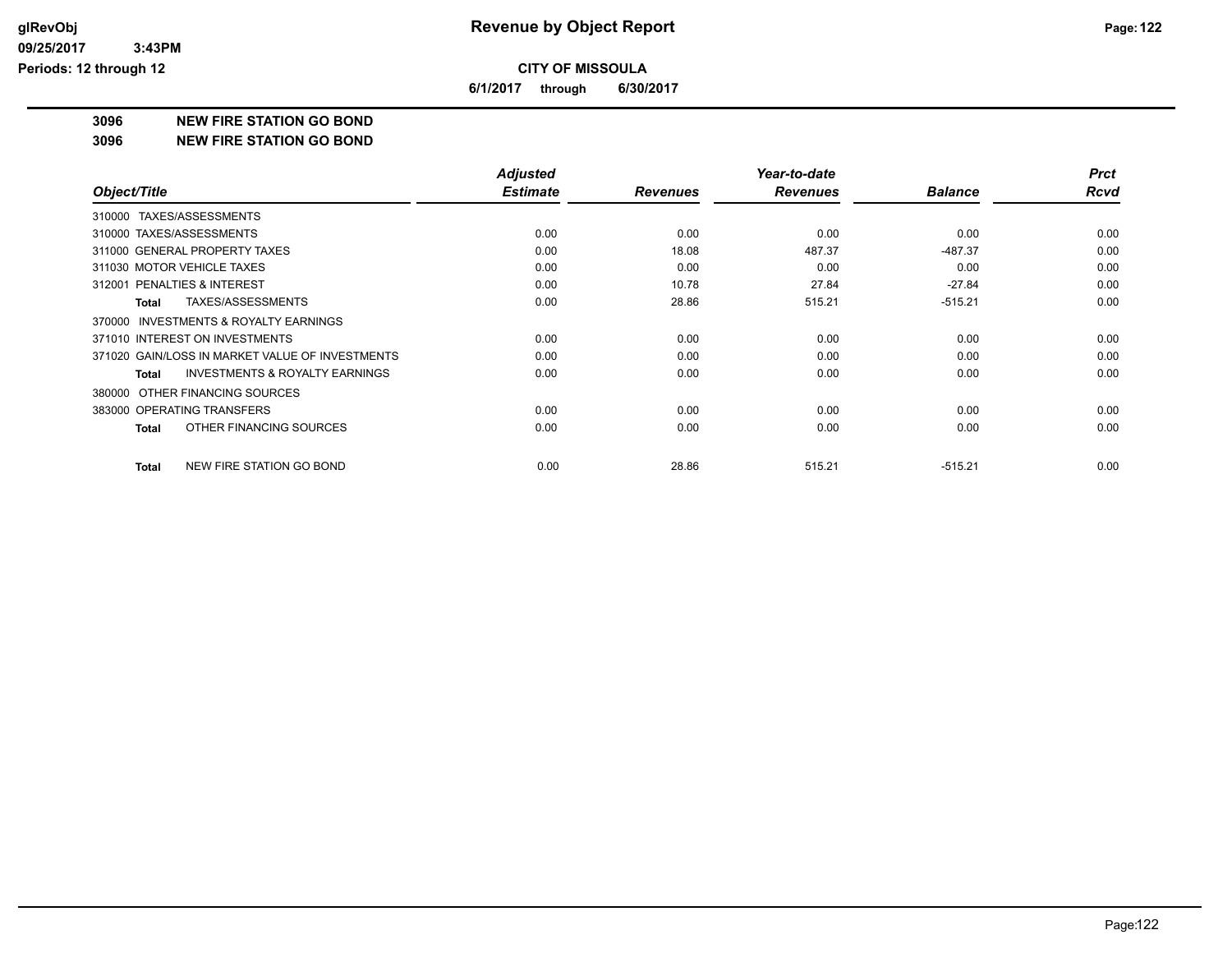# Revenue by Object Report

**CITY OF MISSOULA**

**6/1/2017 through 6/30/2017**

glRevObj
09/25/2017 3:43PM
Periods: 12 through 12

## 3096 NEW FIRE STATION GO BOND

## 3096 NEW FIRE STATION GO BOND

| Object/Title | Adjusted Estimate | Revenues | Year-to-date Revenues | Balance | Prct Rcvd |
|---|---|---|---|---|---|
| 310000 TAXES/ASSESSMENTS | | | | | |
| 310000 TAXES/ASSESSMENTS | 0.00 | 0.00 | 0.00 | 0.00 | 0.00 |
| 311000 GENERAL PROPERTY TAXES | 0.00 | 18.08 | 487.37 | -487.37 | 0.00 |
| 311030 MOTOR VEHICLE TAXES | 0.00 | 0.00 | 0.00 | 0.00 | 0.00 |
| 312001 PENALTIES & INTEREST | 0.00 | 10.78 | 27.84 | -27.84 | 0.00 |
| **Total** TAXES/ASSESSMENTS | 0.00 | 28.86 | 515.21 | -515.21 | 0.00 |
| 370000 INVESTMENTS & ROYALTY EARNINGS | | | | | |
| 371010 INTEREST ON INVESTMENTS | 0.00 | 0.00 | 0.00 | 0.00 | 0.00 |
| 371020 GAIN/LOSS IN MARKET VALUE OF INVESTMENTS | 0.00 | 0.00 | 0.00 | 0.00 | 0.00 |
| **Total** INVESTMENTS & ROYALTY EARNINGS | 0.00 | 0.00 | 0.00 | 0.00 | 0.00 |
| 380000 OTHER FINANCING SOURCES | | | | | |
| 383000 OPERATING TRANSFERS | 0.00 | 0.00 | 0.00 | 0.00 | 0.00 |
| **Total** OTHER FINANCING SOURCES | 0.00 | 0.00 | 0.00 | 0.00 | 0.00 |
| **Total** NEW FIRE STATION GO BOND | 0.00 | 28.86 | 515.21 | -515.21 | 0.00 |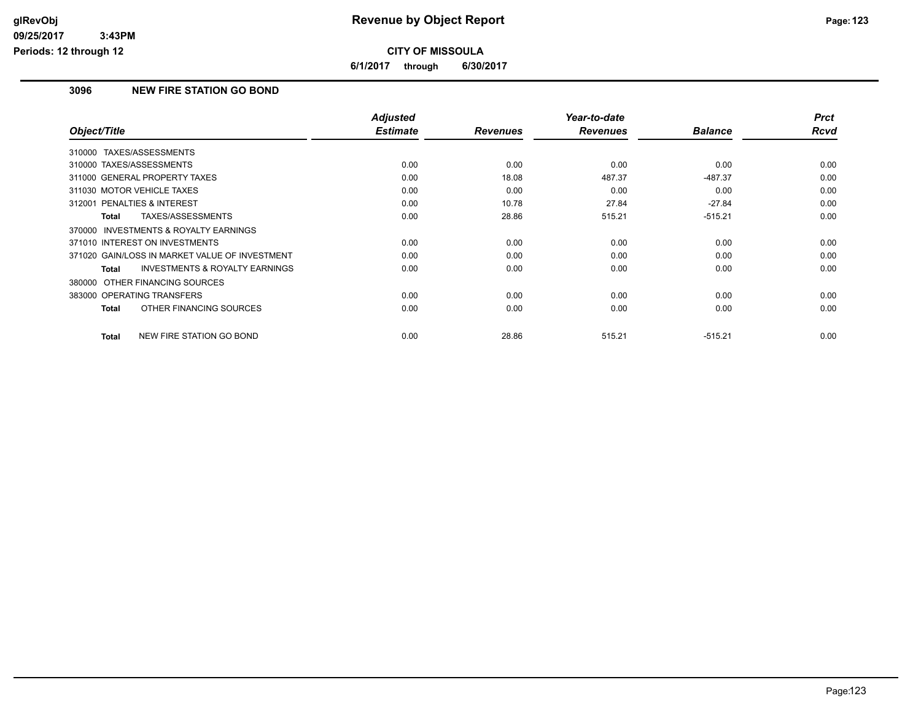**glRevObj**
**09/25/2017 3:43PM**
**Periods: 12 through 12**

# Revenue by Object Report

**CITY OF MISSOULA**

**6/1/2017 through 6/30/2017**

## 3096 NEW FIRE STATION GO BOND

| Object/Title | Adjusted Estimate | Revenues | Year-to-date Revenues | Balance | Prct Rcvd |
|---|---|---|---|---|---|
| 310000 TAXES/ASSESSMENTS | | | | | |
| 310000 TAXES/ASSESSMENTS | 0.00 | 0.00 | 0.00 | 0.00 | 0.00 |
| 311000 GENERAL PROPERTY TAXES | 0.00 | 18.08 | 487.37 | -487.37 | 0.00 |
| 311030 MOTOR VEHICLE TAXES | 0.00 | 0.00 | 0.00 | 0.00 | 0.00 |
| 312001 PENALTIES & INTEREST | 0.00 | 10.78 | 27.84 | -27.84 | 0.00 |
| **Total** TAXES/ASSESSMENTS | 0.00 | 28.86 | 515.21 | -515.21 | 0.00 |
| 370000 INVESTMENTS & ROYALTY EARNINGS | | | | | |
| 371010 INTEREST ON INVESTMENTS | 0.00 | 0.00 | 0.00 | 0.00 | 0.00 |
| 371020 GAIN/LOSS IN MARKET VALUE OF INVESTMENT | 0.00 | 0.00 | 0.00 | 0.00 | 0.00 |
| **Total** INVESTMENTS & ROYALTY EARNINGS | 0.00 | 0.00 | 0.00 | 0.00 | 0.00 |
| 380000 OTHER FINANCING SOURCES | | | | | |
| 383000 OPERATING TRANSFERS | 0.00 | 0.00 | 0.00 | 0.00 | 0.00 |
| **Total** OTHER FINANCING SOURCES | 0.00 | 0.00 | 0.00 | 0.00 | 0.00 |
| **Total** NEW FIRE STATION GO BOND | 0.00 | 28.86 | 515.21 | -515.21 | 0.00 |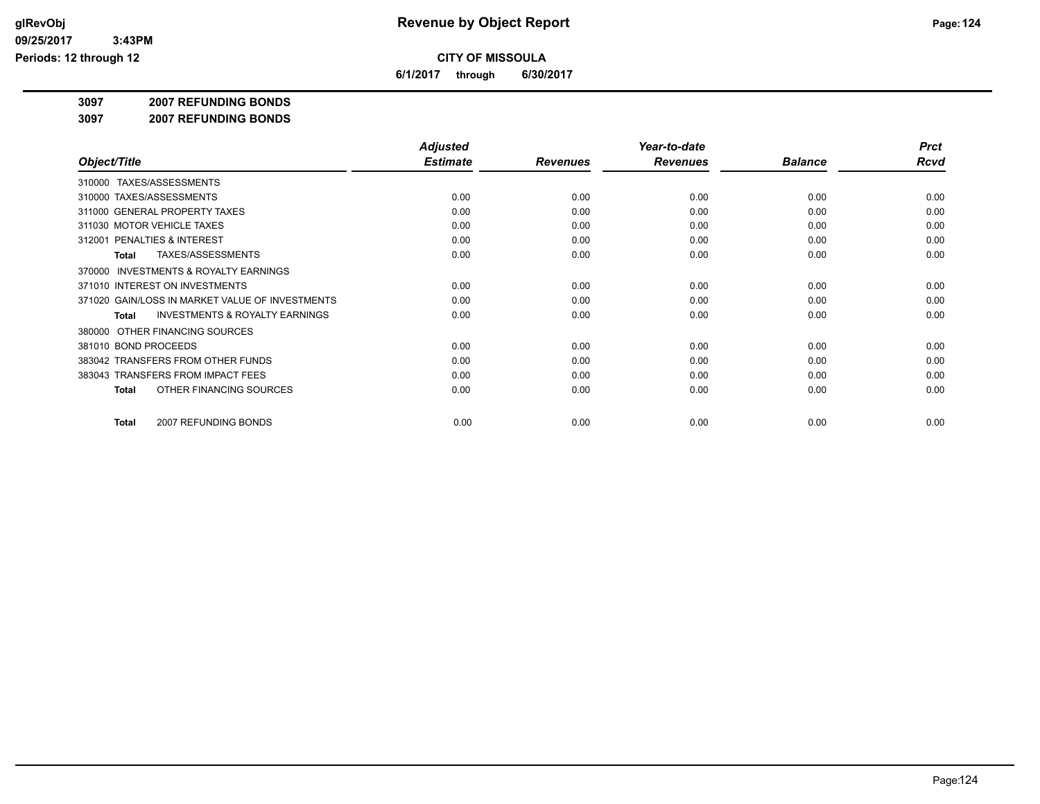**Revenue by Object Report**

**CITY OF MISSOULA**

**6/1/2017 through 6/30/2017**

glRevObj
09/25/2017 3:43PM
Periods: 12 through 12

**3097 2007 REFUNDING BONDS**

**3097 2007 REFUNDING BONDS**

| Object/Title | Adjusted Estimate | Revenues | Year-to-date Revenues | Balance | Prct Rcvd |
|---|---|---|---|---|---|
| 310000 TAXES/ASSESSMENTS | | | | | |
| 310000 TAXES/ASSESSMENTS | 0.00 | 0.00 | 0.00 | 0.00 | 0.00 |
| 311000 GENERAL PROPERTY TAXES | 0.00 | 0.00 | 0.00 | 0.00 | 0.00 |
| 311030 MOTOR VEHICLE TAXES | 0.00 | 0.00 | 0.00 | 0.00 | 0.00 |
| 312001 PENALTIES & INTEREST | 0.00 | 0.00 | 0.00 | 0.00 | 0.00 |
| **Total** TAXES/ASSESSMENTS | 0.00 | 0.00 | 0.00 | 0.00 | 0.00 |
| 370000 INVESTMENTS & ROYALTY EARNINGS | | | | | |
| 371010 INTEREST ON INVESTMENTS | 0.00 | 0.00 | 0.00 | 0.00 | 0.00 |
| 371020 GAIN/LOSS IN MARKET VALUE OF INVESTMENTS | 0.00 | 0.00 | 0.00 | 0.00 | 0.00 |
| **Total** INVESTMENTS & ROYALTY EARNINGS | 0.00 | 0.00 | 0.00 | 0.00 | 0.00 |
| 380000 OTHER FINANCING SOURCES | | | | | |
| 381010 BOND PROCEEDS | 0.00 | 0.00 | 0.00 | 0.00 | 0.00 |
| 383042 TRANSFERS FROM OTHER FUNDS | 0.00 | 0.00 | 0.00 | 0.00 | 0.00 |
| 383043 TRANSFERS FROM IMPACT FEES | 0.00 | 0.00 | 0.00 | 0.00 | 0.00 |
| **Total** OTHER FINANCING SOURCES | 0.00 | 0.00 | 0.00 | 0.00 | 0.00 |
| **Total** 2007 REFUNDING BONDS | 0.00 | 0.00 | 0.00 | 0.00 | 0.00 |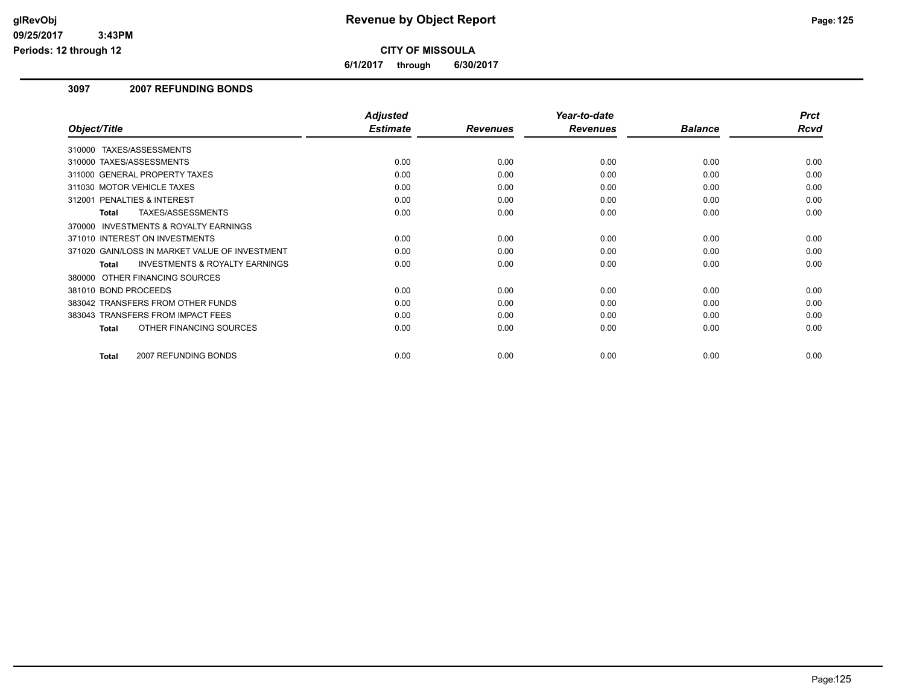**CITY OF MISSOULA**

**6/1/2017 through 6/30/2017**

## 3097 2007 REFUNDING BONDS

| Object/Title | Adjusted Estimate | Revenues | Year-to-date Revenues | Balance | Prct Rcvd |
|---|---|---|---|---|---|
| 310000 TAXES/ASSESSMENTS | | | | | |
| 310000 TAXES/ASSESSMENTS | 0.00 | 0.00 | 0.00 | 0.00 | 0.00 |
| 311000 GENERAL PROPERTY TAXES | 0.00 | 0.00 | 0.00 | 0.00 | 0.00 |
| 311030 MOTOR VEHICLE TAXES | 0.00 | 0.00 | 0.00 | 0.00 | 0.00 |
| 312001 PENALTIES & INTEREST | 0.00 | 0.00 | 0.00 | 0.00 | 0.00 |
| **Total** TAXES/ASSESSMENTS | 0.00 | 0.00 | 0.00 | 0.00 | 0.00 |
| 370000 INVESTMENTS & ROYALTY EARNINGS | | | | | |
| 371010 INTEREST ON INVESTMENTS | 0.00 | 0.00 | 0.00 | 0.00 | 0.00 |
| 371020 GAIN/LOSS IN MARKET VALUE OF INVESTMENT | 0.00 | 0.00 | 0.00 | 0.00 | 0.00 |
| **Total** INVESTMENTS & ROYALTY EARNINGS | 0.00 | 0.00 | 0.00 | 0.00 | 0.00 |
| 380000 OTHER FINANCING SOURCES | | | | | |
| 381010 BOND PROCEEDS | 0.00 | 0.00 | 0.00 | 0.00 | 0.00 |
| 383042 TRANSFERS FROM OTHER FUNDS | 0.00 | 0.00 | 0.00 | 0.00 | 0.00 |
| 383043 TRANSFERS FROM IMPACT FEES | 0.00 | 0.00 | 0.00 | 0.00 | 0.00 |
| **Total** OTHER FINANCING SOURCES | 0.00 | 0.00 | 0.00 | 0.00 | 0.00 |
| **Total** 2007 REFUNDING BONDS | 0.00 | 0.00 | 0.00 | 0.00 | 0.00 |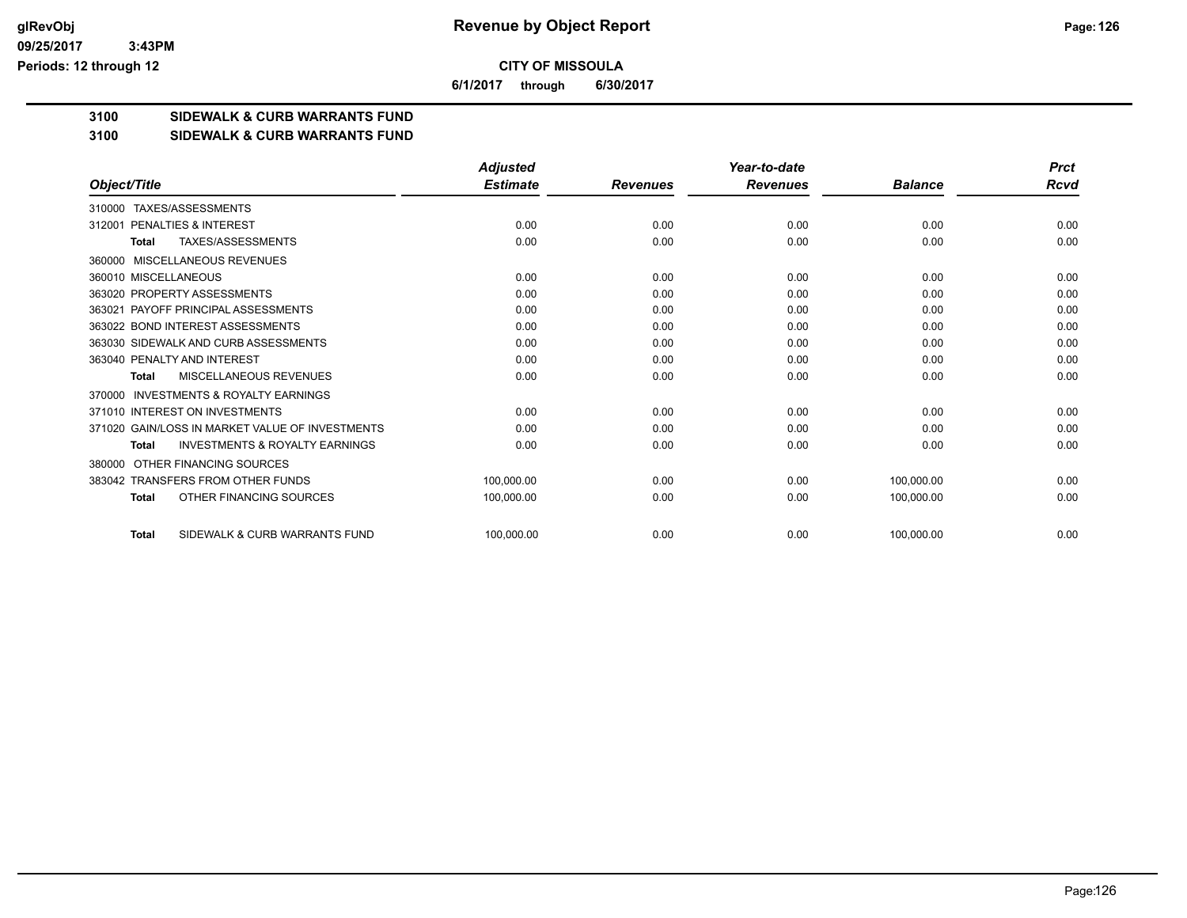**CITY OF MISSOULA**

**6/1/2017 through 6/30/2017**

**3100 SIDEWALK & CURB WARRANTS FUND**

**3100 SIDEWALK & CURB WARRANTS FUND**

| Object/Title | Adjusted Estimate | Revenues | Year-to-date Revenues | Balance | Prct Rcvd |
|---|---|---|---|---|---|
| 310000 TAXES/ASSESSMENTS | | | | | |
| 312001 PENALTIES & INTEREST | 0.00 | 0.00 | 0.00 | 0.00 | 0.00 |
| **Total** TAXES/ASSESSMENTS | 0.00 | 0.00 | 0.00 | 0.00 | 0.00 |
| 360000 MISCELLANEOUS REVENUES | | | | | |
| 360010 MISCELLANEOUS | 0.00 | 0.00 | 0.00 | 0.00 | 0.00 |
| 363020 PROPERTY ASSESSMENTS | 0.00 | 0.00 | 0.00 | 0.00 | 0.00 |
| 363021 PAYOFF PRINCIPAL ASSESSMENTS | 0.00 | 0.00 | 0.00 | 0.00 | 0.00 |
| 363022 BOND INTEREST ASSESSMENTS | 0.00 | 0.00 | 0.00 | 0.00 | 0.00 |
| 363030 SIDEWALK AND CURB ASSESSMENTS | 0.00 | 0.00 | 0.00 | 0.00 | 0.00 |
| 363040 PENALTY AND INTEREST | 0.00 | 0.00 | 0.00 | 0.00 | 0.00 |
| **Total** MISCELLANEOUS REVENUES | 0.00 | 0.00 | 0.00 | 0.00 | 0.00 |
| 370000 INVESTMENTS & ROYALTY EARNINGS | | | | | |
| 371010 INTEREST ON INVESTMENTS | 0.00 | 0.00 | 0.00 | 0.00 | 0.00 |
| 371020 GAIN/LOSS IN MARKET VALUE OF INVESTMENTS | 0.00 | 0.00 | 0.00 | 0.00 | 0.00 |
| **Total** INVESTMENTS & ROYALTY EARNINGS | 0.00 | 0.00 | 0.00 | 0.00 | 0.00 |
| 380000 OTHER FINANCING SOURCES | | | | | |
| 383042 TRANSFERS FROM OTHER FUNDS | 100,000.00 | 0.00 | 0.00 | 100,000.00 | 0.00 |
| **Total** OTHER FINANCING SOURCES | 100,000.00 | 0.00 | 0.00 | 100,000.00 | 0.00 |
| **Total** SIDEWALK & CURB WARRANTS FUND | 100,000.00 | 0.00 | 0.00 | 100,000.00 | 0.00 |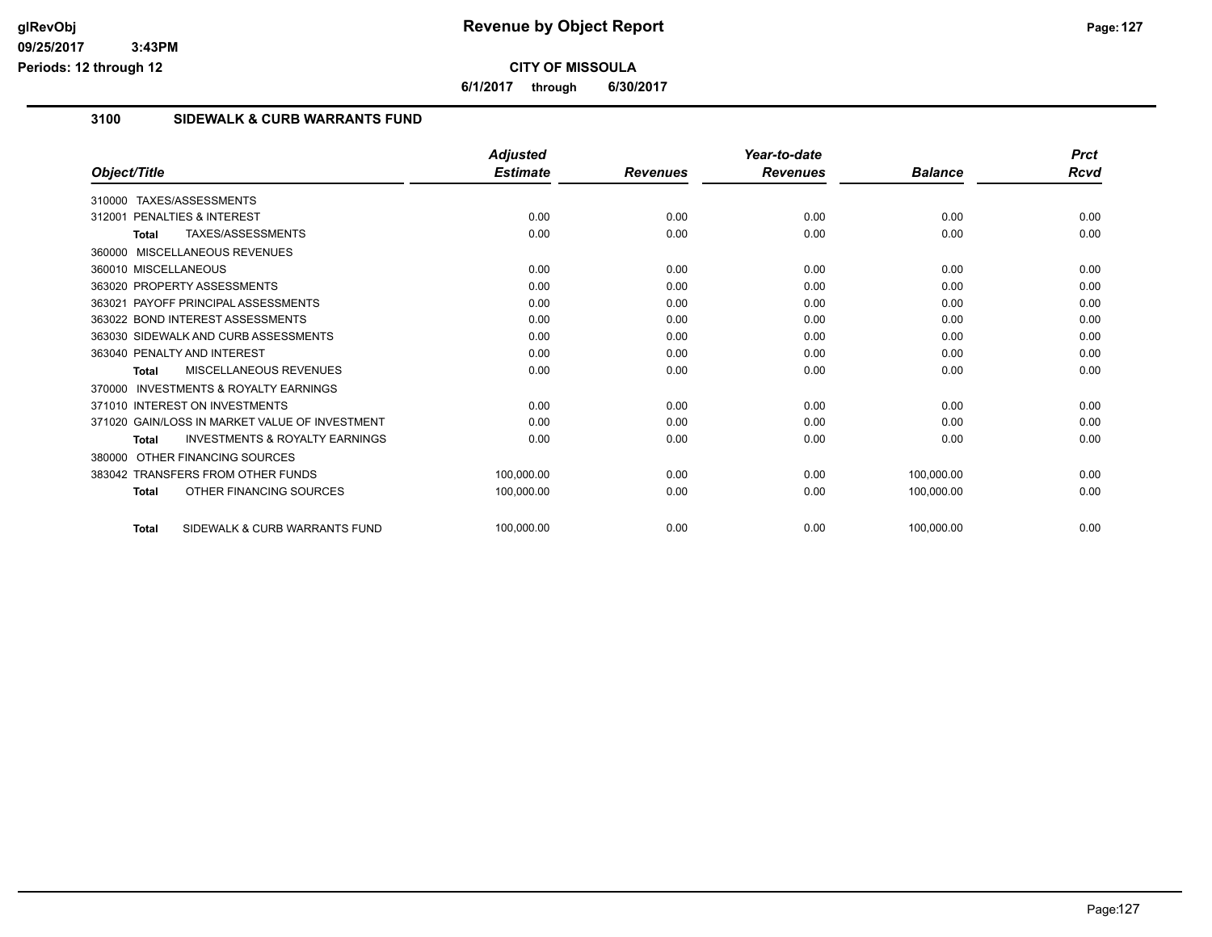**Revenue by Object Report**

**CITY OF MISSOULA**

**6/1/2017 through 6/30/2017**

glRevObj
09/25/2017 3:43PM
Periods: 12 through 12

## 3100 SIDEWALK & CURB WARRANTS FUND

| Object/Title | Adjusted Estimate | Revenues | Year-to-date Revenues | Balance | Prct Rcvd |
|---|---|---|---|---|---|
| 310000 TAXES/ASSESSMENTS | | | | | |
| 312001 PENALTIES & INTEREST | 0.00 | 0.00 | 0.00 | 0.00 | 0.00 |
| **Total** TAXES/ASSESSMENTS | 0.00 | 0.00 | 0.00 | 0.00 | 0.00 |
| 360000 MISCELLANEOUS REVENUES | | | | | |
| 360010 MISCELLANEOUS | 0.00 | 0.00 | 0.00 | 0.00 | 0.00 |
| 363020 PROPERTY ASSESSMENTS | 0.00 | 0.00 | 0.00 | 0.00 | 0.00 |
| 363021 PAYOFF PRINCIPAL ASSESSMENTS | 0.00 | 0.00 | 0.00 | 0.00 | 0.00 |
| 363022 BOND INTEREST ASSESSMENTS | 0.00 | 0.00 | 0.00 | 0.00 | 0.00 |
| 363030 SIDEWALK AND CURB ASSESSMENTS | 0.00 | 0.00 | 0.00 | 0.00 | 0.00 |
| 363040 PENALTY AND INTEREST | 0.00 | 0.00 | 0.00 | 0.00 | 0.00 |
| **Total** MISCELLANEOUS REVENUES | 0.00 | 0.00 | 0.00 | 0.00 | 0.00 |
| 370000 INVESTMENTS & ROYALTY EARNINGS | | | | | |
| 371010 INTEREST ON INVESTMENTS | 0.00 | 0.00 | 0.00 | 0.00 | 0.00 |
| 371020 GAIN/LOSS IN MARKET VALUE OF INVESTMENT | 0.00 | 0.00 | 0.00 | 0.00 | 0.00 |
| **Total** INVESTMENTS & ROYALTY EARNINGS | 0.00 | 0.00 | 0.00 | 0.00 | 0.00 |
| 380000 OTHER FINANCING SOURCES | | | | | |
| 383042 TRANSFERS FROM OTHER FUNDS | 100,000.00 | 0.00 | 0.00 | 100,000.00 | 0.00 |
| **Total** OTHER FINANCING SOURCES | 100,000.00 | 0.00 | 0.00 | 100,000.00 | 0.00 |
| **Total** SIDEWALK & CURB WARRANTS FUND | 100,000.00 | 0.00 | 0.00 | 100,000.00 | 0.00 |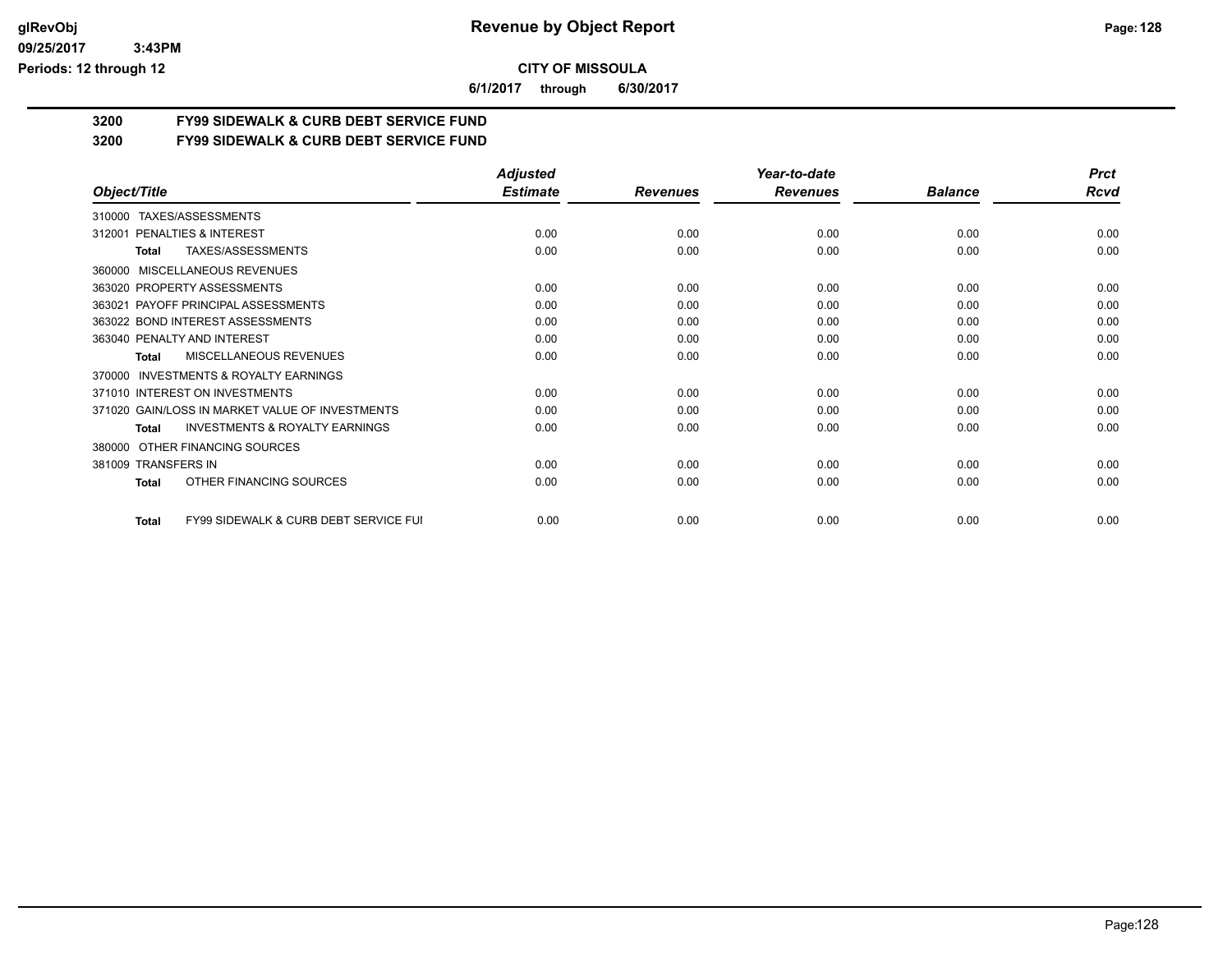**Revenue by Object Report**

**CITY OF MISSOULA**

**6/1/2017 through 6/30/2017**

**3200 FY99 SIDEWALK & CURB DEBT SERVICE FUND**

**3200 FY99 SIDEWALK & CURB DEBT SERVICE FUND**

| Object/Title | Adjusted Estimate | Revenues | Year-to-date Revenues | Balance | Prct Rcvd |
|---|---|---|---|---|---|
| 310000 TAXES/ASSESSMENTS | | | | | |
| 312001 PENALTIES & INTEREST | 0.00 | 0.00 | 0.00 | 0.00 | 0.00 |
| **Total** TAXES/ASSESSMENTS | 0.00 | 0.00 | 0.00 | 0.00 | 0.00 |
| 360000 MISCELLANEOUS REVENUES | | | | | |
| 363020 PROPERTY ASSESSMENTS | 0.00 | 0.00 | 0.00 | 0.00 | 0.00 |
| 363021 PAYOFF PRINCIPAL ASSESSMENTS | 0.00 | 0.00 | 0.00 | 0.00 | 0.00 |
| 363022 BOND INTEREST ASSESSMENTS | 0.00 | 0.00 | 0.00 | 0.00 | 0.00 |
| 363040 PENALTY AND INTEREST | 0.00 | 0.00 | 0.00 | 0.00 | 0.00 |
| **Total** MISCELLANEOUS REVENUES | 0.00 | 0.00 | 0.00 | 0.00 | 0.00 |
| 370000 INVESTMENTS & ROYALTY EARNINGS | | | | | |
| 371010 INTEREST ON INVESTMENTS | 0.00 | 0.00 | 0.00 | 0.00 | 0.00 |
| 371020 GAIN/LOSS IN MARKET VALUE OF INVESTMENTS | 0.00 | 0.00 | 0.00 | 0.00 | 0.00 |
| **Total** INVESTMENTS & ROYALTY EARNINGS | 0.00 | 0.00 | 0.00 | 0.00 | 0.00 |
| 380000 OTHER FINANCING SOURCES | | | | | |
| 381009 TRANSFERS IN | 0.00 | 0.00 | 0.00 | 0.00 | 0.00 |
| **Total** OTHER FINANCING SOURCES | 0.00 | 0.00 | 0.00 | 0.00 | 0.00 |
| **Total** FY99 SIDEWALK & CURB DEBT SERVICE FUI | 0.00 | 0.00 | 0.00 | 0.00 | 0.00 |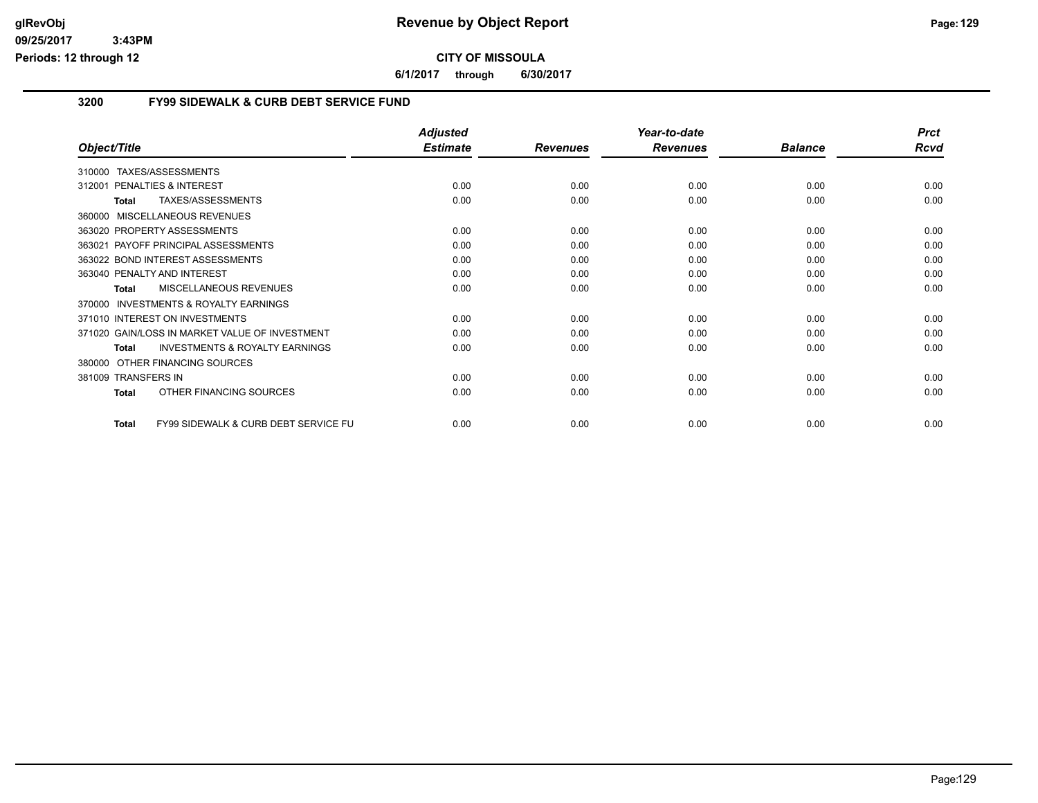# Revenue by Object Report

**CITY OF MISSOULA**

**6/1/2017 through 6/30/2017**

## 3200 FY99 SIDEWALK & CURB DEBT SERVICE FUND

| Object/Title | Adjusted Estimate | Revenues | Year-to-date Revenues | Balance | Prct Rcvd |
|---|---|---|---|---|---|
| 310000 TAXES/ASSESSMENTS | | | | | |
| 312001 PENALTIES & INTEREST | 0.00 | 0.00 | 0.00 | 0.00 | 0.00 |
| **Total** TAXES/ASSESSMENTS | 0.00 | 0.00 | 0.00 | 0.00 | 0.00 |
| 360000 MISCELLANEOUS REVENUES | | | | | |
| 363020 PROPERTY ASSESSMENTS | 0.00 | 0.00 | 0.00 | 0.00 | 0.00 |
| 363021 PAYOFF PRINCIPAL ASSESSMENTS | 0.00 | 0.00 | 0.00 | 0.00 | 0.00 |
| 363022 BOND INTEREST ASSESSMENTS | 0.00 | 0.00 | 0.00 | 0.00 | 0.00 |
| 363040 PENALTY AND INTEREST | 0.00 | 0.00 | 0.00 | 0.00 | 0.00 |
| **Total** MISCELLANEOUS REVENUES | 0.00 | 0.00 | 0.00 | 0.00 | 0.00 |
| 370000 INVESTMENTS & ROYALTY EARNINGS | | | | | |
| 371010 INTEREST ON INVESTMENTS | 0.00 | 0.00 | 0.00 | 0.00 | 0.00 |
| 371020 GAIN/LOSS IN MARKET VALUE OF INVESTMENT | 0.00 | 0.00 | 0.00 | 0.00 | 0.00 |
| **Total** INVESTMENTS & ROYALTY EARNINGS | 0.00 | 0.00 | 0.00 | 0.00 | 0.00 |
| 380000 OTHER FINANCING SOURCES | | | | | |
| 381009 TRANSFERS IN | 0.00 | 0.00 | 0.00 | 0.00 | 0.00 |
| **Total** OTHER FINANCING SOURCES | 0.00 | 0.00 | 0.00 | 0.00 | 0.00 |
| **Total** FY99 SIDEWALK & CURB DEBT SERVICE FU | 0.00 | 0.00 | 0.00 | 0.00 | 0.00 |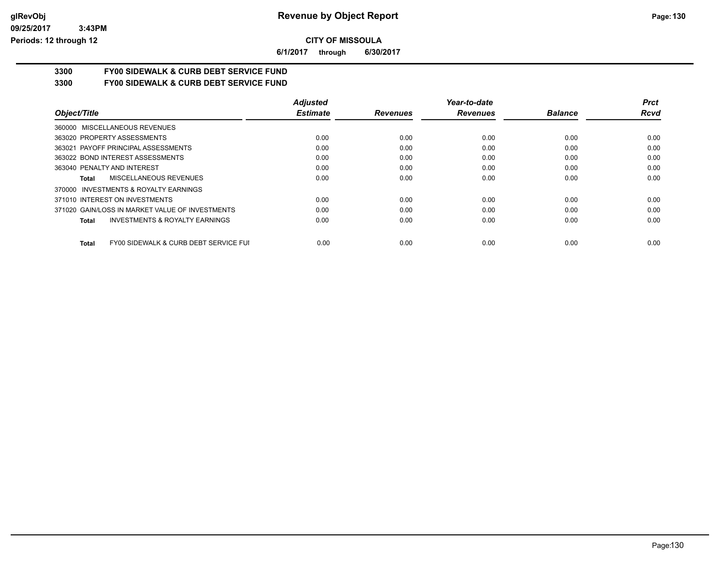# Revenue by Object Report

## CITY OF MISSOULA

6/1/2017 through 6/30/2017

### 3300 FY00 SIDEWALK & CURB DEBT SERVICE FUND

### 3300 FY00 SIDEWALK & CURB DEBT SERVICE FUND

| Object/Title | Adjusted Estimate | Revenues | Year-to-date Revenues | Balance | Prct Rcvd |
|---|---|---|---|---|---|
| 360000 MISCELLANEOUS REVENUES | | | | | |
| 363020 PROPERTY ASSESSMENTS | 0.00 | 0.00 | 0.00 | 0.00 | 0.00 |
| 363021 PAYOFF PRINCIPAL ASSESSMENTS | 0.00 | 0.00 | 0.00 | 0.00 | 0.00 |
| 363022 BOND INTEREST ASSESSMENTS | 0.00 | 0.00 | 0.00 | 0.00 | 0.00 |
| 363040 PENALTY AND INTEREST | 0.00 | 0.00 | 0.00 | 0.00 | 0.00 |
| **Total** MISCELLANEOUS REVENUES | 0.00 | 0.00 | 0.00 | 0.00 | 0.00 |
| 370000 INVESTMENTS & ROYALTY EARNINGS | | | | | |
| 371010 INTEREST ON INVESTMENTS | 0.00 | 0.00 | 0.00 | 0.00 | 0.00 |
| 371020 GAIN/LOSS IN MARKET VALUE OF INVESTMENTS | 0.00 | 0.00 | 0.00 | 0.00 | 0.00 |
| **Total** INVESTMENTS & ROYALTY EARNINGS | 0.00 | 0.00 | 0.00 | 0.00 | 0.00 |
| **Total** FY00 SIDEWALK & CURB DEBT SERVICE FUI | 0.00 | 0.00 | 0.00 | 0.00 | 0.00 |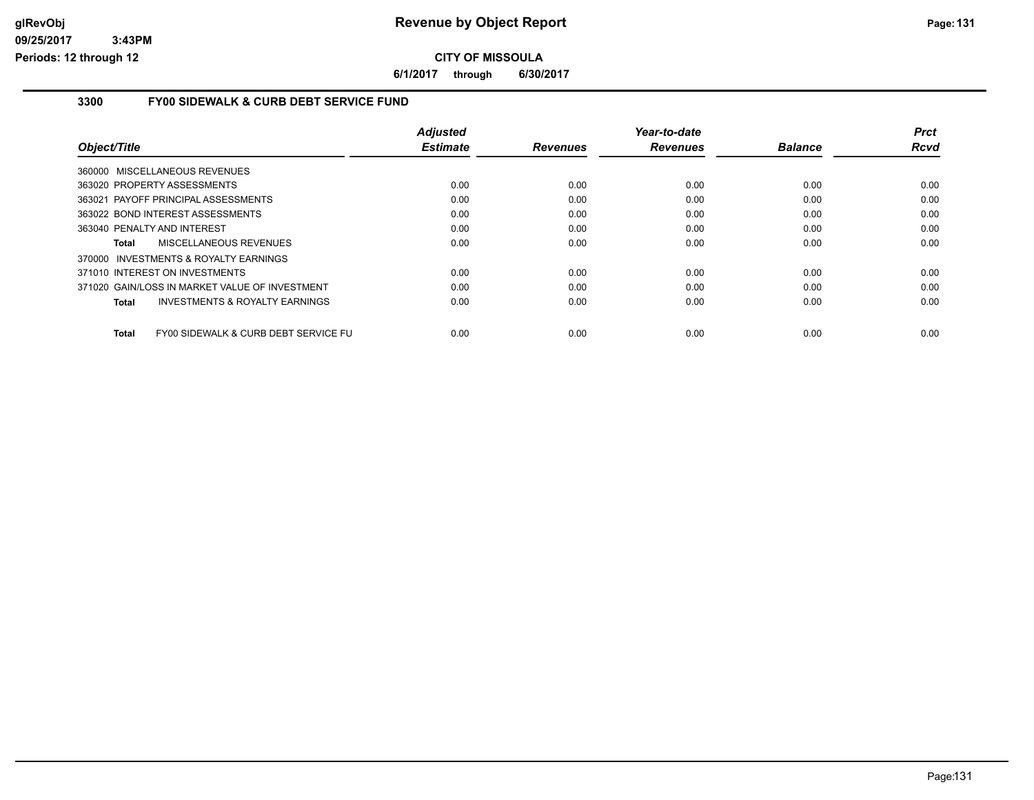**CITY OF MISSOULA**

**6/1/2017 through 6/30/2017**

## 3300 FY00 SIDEWALK & CURB DEBT SERVICE FUND

| Object/Title | Adjusted Estimate | Revenues | Year-to-date Revenues | Balance | Prct Rcvd |
|---|---|---|---|---|---|
| 360000 MISCELLANEOUS REVENUES | | | | | |
| 363020 PROPERTY ASSESSMENTS | 0.00 | 0.00 | 0.00 | 0.00 | 0.00 |
| 363021 PAYOFF PRINCIPAL ASSESSMENTS | 0.00 | 0.00 | 0.00 | 0.00 | 0.00 |
| 363022 BOND INTEREST ASSESSMENTS | 0.00 | 0.00 | 0.00 | 0.00 | 0.00 |
| 363040 PENALTY AND INTEREST | 0.00 | 0.00 | 0.00 | 0.00 | 0.00 |
| **Total** MISCELLANEOUS REVENUES | 0.00 | 0.00 | 0.00 | 0.00 | 0.00 |
| 370000 INVESTMENTS & ROYALTY EARNINGS | | | | | |
| 371010 INTEREST ON INVESTMENTS | 0.00 | 0.00 | 0.00 | 0.00 | 0.00 |
| 371020 GAIN/LOSS IN MARKET VALUE OF INVESTMENT | 0.00 | 0.00 | 0.00 | 0.00 | 0.00 |
| **Total** INVESTMENTS & ROYALTY EARNINGS | 0.00 | 0.00 | 0.00 | 0.00 | 0.00 |
| **Total** FY00 SIDEWALK & CURB DEBT SERVICE FU | 0.00 | 0.00 | 0.00 | 0.00 | 0.00 |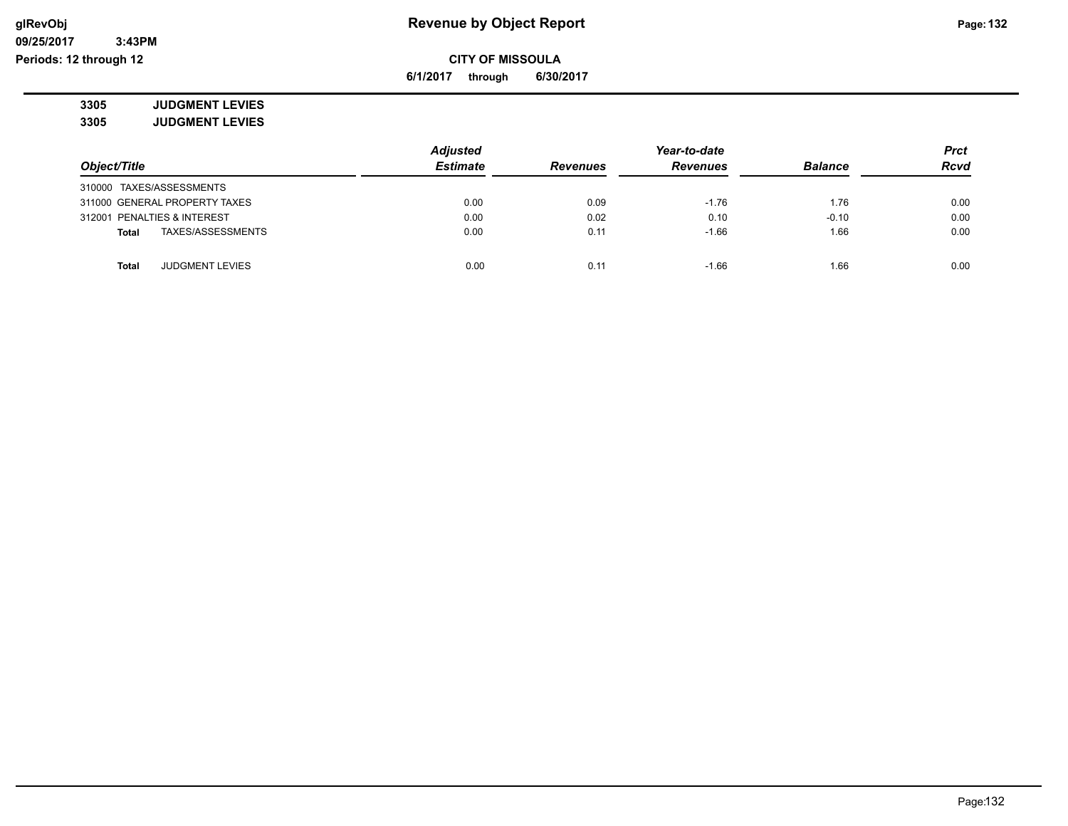**Revenue by Object Report**

**CITY OF MISSOULA**

**6/1/2017 through 6/30/2017**

glRevObj
09/25/2017 3:43PM
Periods: 12 through 12

**3305 JUDGMENT LEVIES**

**3305 JUDGMENT LEVIES**

| Object/Title | Adjusted Estimate | Revenues | Year-to-date Revenues | Balance | Prct Rcvd |
|---|---|---|---|---|---|
| 310000 TAXES/ASSESSMENTS | | | | | |
| 311000 GENERAL PROPERTY TAXES | 0.00 | 0.09 | -1.76 | 1.76 | 0.00 |
| 312001 PENALTIES & INTEREST | 0.00 | 0.02 | 0.10 | -0.10 | 0.00 |
| **Total** TAXES/ASSESSMENTS | 0.00 | 0.11 | -1.66 | 1.66 | 0.00 |
| | | | | | |
| **Total** JUDGMENT LEVIES | 0.00 | 0.11 | -1.66 | 1.66 | 0.00 |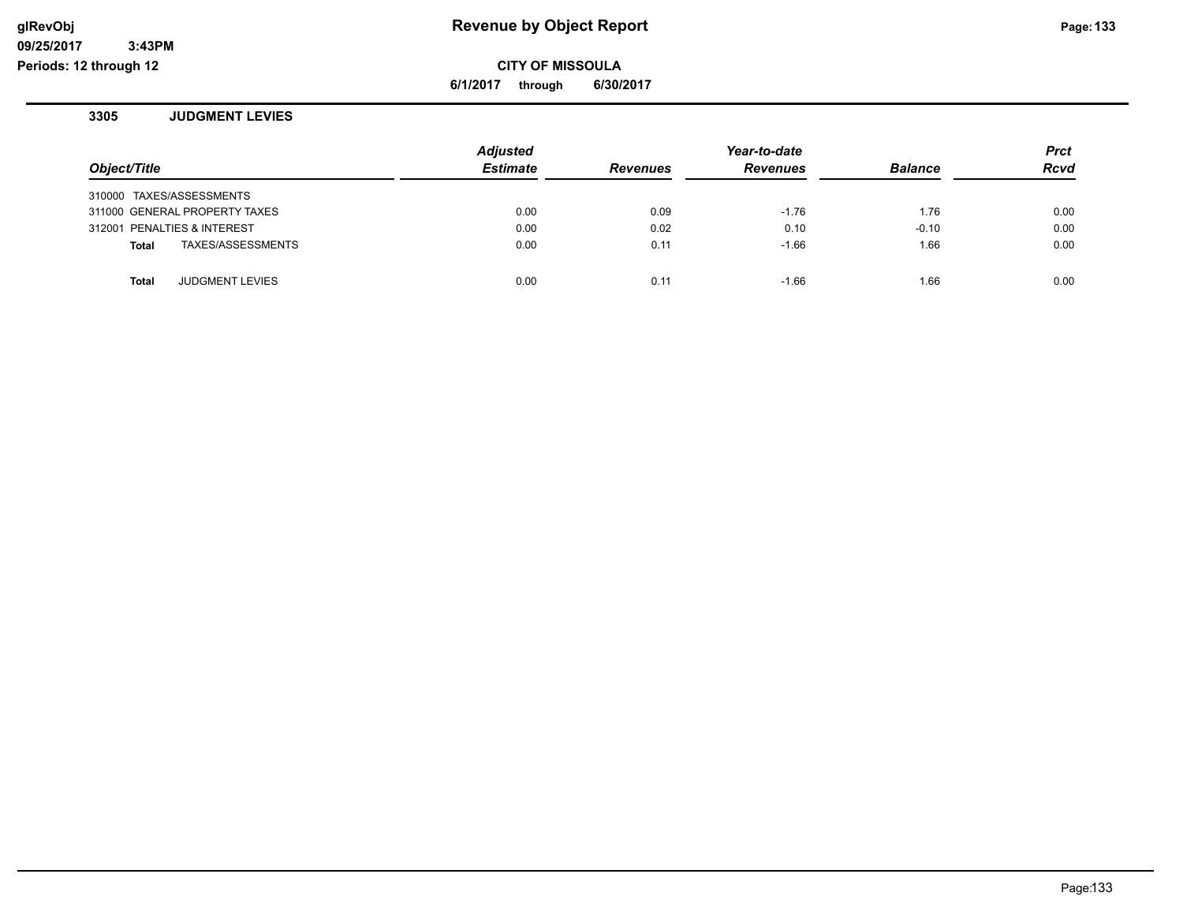# Revenue by Object Report

glRevObj
09/25/2017 3:43PM
Periods: 12 through 12

**CITY OF MISSOULA**

**6/1/2017 through 6/30/2017**

## 3305 JUDGMENT LEVIES

| Object/Title | Adjusted Estimate | Revenues | Year-to-date Revenues | Balance | Prct Rcvd |
|---|---|---|---|---|---|
| 310000 TAXES/ASSESSMENTS | | | | | |
| 311000 GENERAL PROPERTY TAXES | 0.00 | 0.09 | -1.76 | 1.76 | 0.00 |
| 312001 PENALTIES & INTEREST | 0.00 | 0.02 | 0.10 | -0.10 | 0.00 |
| **Total** TAXES/ASSESSMENTS | 0.00 | 0.11 | -1.66 | 1.66 | 0.00 |
| **Total** JUDGMENT LEVIES | 0.00 | 0.11 | -1.66 | 1.66 | 0.00 |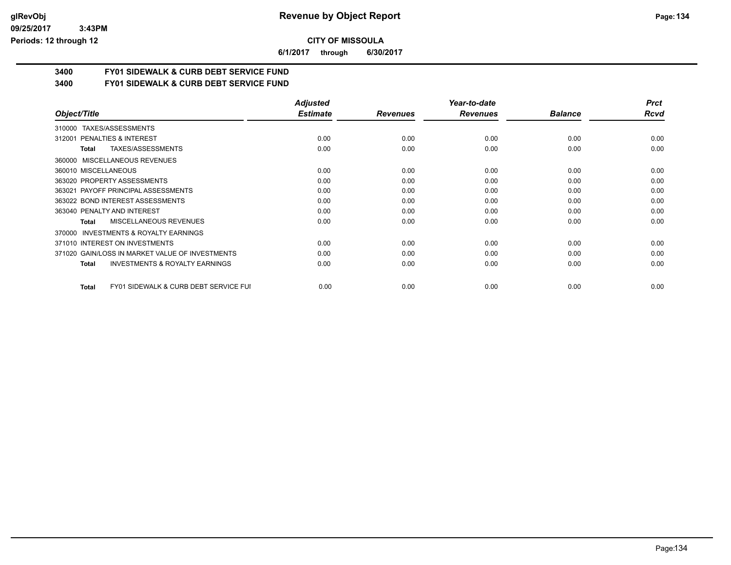**Revenue by Object Report**

**CITY OF MISSOULA**

**6/1/2017 through 6/30/2017**

## 3400 FY01 SIDEWALK & CURB DEBT SERVICE FUND

## 3400 FY01 SIDEWALK & CURB DEBT SERVICE FUND

| Object/Title | Adjusted Estimate | Revenues | Year-to-date Revenues | Balance | Prct Rcvd |
|---|---|---|---|---|---|
| 310000 TAXES/ASSESSMENTS | | | | | |
| 312001 PENALTIES & INTEREST | 0.00 | 0.00 | 0.00 | 0.00 | 0.00 |
| **Total** TAXES/ASSESSMENTS | 0.00 | 0.00 | 0.00 | 0.00 | 0.00 |
| 360000 MISCELLANEOUS REVENUES | | | | | |
| 360010 MISCELLANEOUS | 0.00 | 0.00 | 0.00 | 0.00 | 0.00 |
| 363020 PROPERTY ASSESSMENTS | 0.00 | 0.00 | 0.00 | 0.00 | 0.00 |
| 363021 PAYOFF PRINCIPAL ASSESSMENTS | 0.00 | 0.00 | 0.00 | 0.00 | 0.00 |
| 363022 BOND INTEREST ASSESSMENTS | 0.00 | 0.00 | 0.00 | 0.00 | 0.00 |
| 363040 PENALTY AND INTEREST | 0.00 | 0.00 | 0.00 | 0.00 | 0.00 |
| **Total** MISCELLANEOUS REVENUES | 0.00 | 0.00 | 0.00 | 0.00 | 0.00 |
| 370000 INVESTMENTS & ROYALTY EARNINGS | | | | | |
| 371010 INTEREST ON INVESTMENTS | 0.00 | 0.00 | 0.00 | 0.00 | 0.00 |
| 371020 GAIN/LOSS IN MARKET VALUE OF INVESTMENTS | 0.00 | 0.00 | 0.00 | 0.00 | 0.00 |
| **Total** INVESTMENTS & ROYALTY EARNINGS | 0.00 | 0.00 | 0.00 | 0.00 | 0.00 |
| **Total** FY01 SIDEWALK & CURB DEBT SERVICE FUI | 0.00 | 0.00 | 0.00 | 0.00 | 0.00 |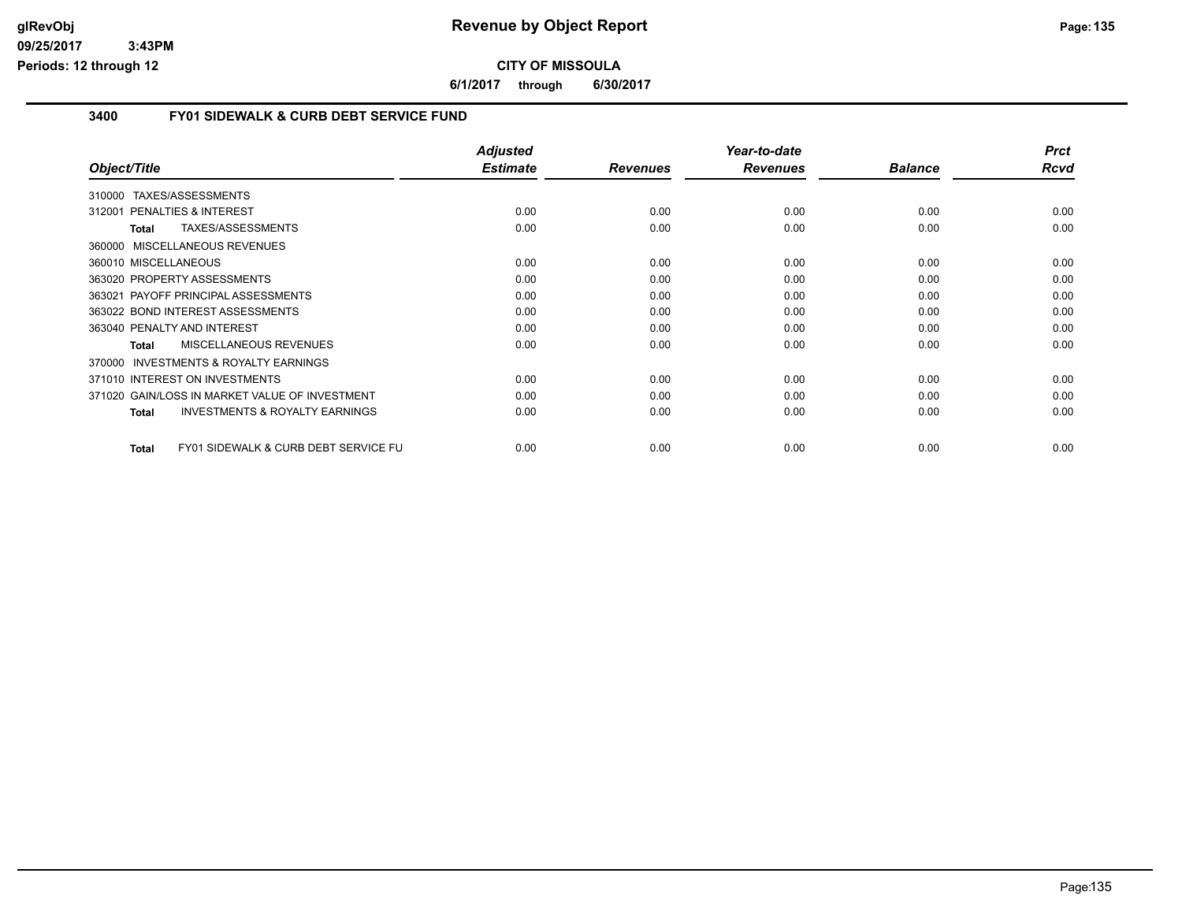**CITY OF MISSOULA**

**6/1/2017 through 6/30/2017**

## 3400 FY01 SIDEWALK & CURB DEBT SERVICE FUND

| Object/Title | Adjusted Estimate | Revenues | Year-to-date Revenues | Balance | Prct Rcvd |
|---|---|---|---|---|---|
| 310000 TAXES/ASSESSMENTS | | | | | |
| 312001 PENALTIES & INTEREST | 0.00 | 0.00 | 0.00 | 0.00 | 0.00 |
| **Total** TAXES/ASSESSMENTS | 0.00 | 0.00 | 0.00 | 0.00 | 0.00 |
| 360000 MISCELLANEOUS REVENUES | | | | | |
| 360010 MISCELLANEOUS | 0.00 | 0.00 | 0.00 | 0.00 | 0.00 |
| 363020 PROPERTY ASSESSMENTS | 0.00 | 0.00 | 0.00 | 0.00 | 0.00 |
| 363021 PAYOFF PRINCIPAL ASSESSMENTS | 0.00 | 0.00 | 0.00 | 0.00 | 0.00 |
| 363022 BOND INTEREST ASSESSMENTS | 0.00 | 0.00 | 0.00 | 0.00 | 0.00 |
| 363040 PENALTY AND INTEREST | 0.00 | 0.00 | 0.00 | 0.00 | 0.00 |
| **Total** MISCELLANEOUS REVENUES | 0.00 | 0.00 | 0.00 | 0.00 | 0.00 |
| 370000 INVESTMENTS & ROYALTY EARNINGS | | | | | |
| 371010 INTEREST ON INVESTMENTS | 0.00 | 0.00 | 0.00 | 0.00 | 0.00 |
| 371020 GAIN/LOSS IN MARKET VALUE OF INVESTMENT | 0.00 | 0.00 | 0.00 | 0.00 | 0.00 |
| **Total** INVESTMENTS & ROYALTY EARNINGS | 0.00 | 0.00 | 0.00 | 0.00 | 0.00 |
| **Total** FY01 SIDEWALK & CURB DEBT SERVICE FU | 0.00 | 0.00 | 0.00 | 0.00 | 0.00 |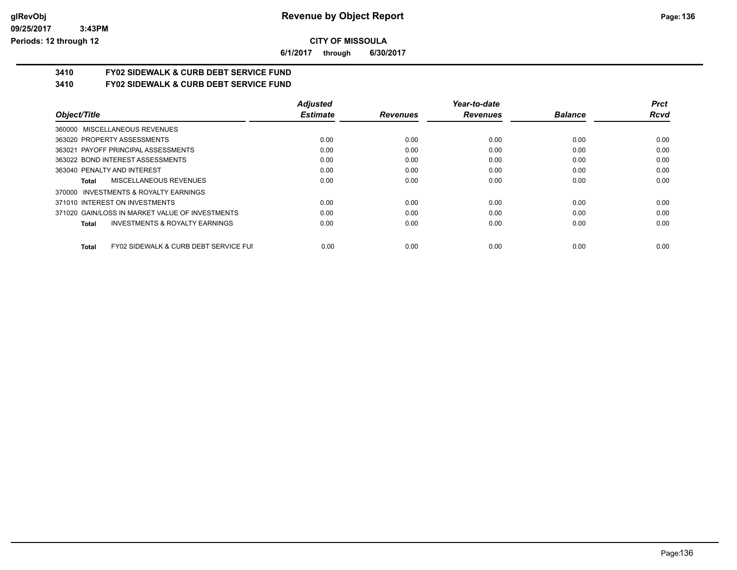**CITY OF MISSOULA**

**6/1/2017 through 6/30/2017**

## 3410 FY02 SIDEWALK & CURB DEBT SERVICE FUND

## 3410 FY02 SIDEWALK & CURB DEBT SERVICE FUND

| Object/Title | Adjusted Estimate | Revenues | Year-to-date Revenues | Balance | Prct Rcvd |
|---|---|---|---|---|---|
| 360000 MISCELLANEOUS REVENUES | | | | | |
| 363020 PROPERTY ASSESSMENTS | 0.00 | 0.00 | 0.00 | 0.00 | 0.00 |
| 363021 PAYOFF PRINCIPAL ASSESSMENTS | 0.00 | 0.00 | 0.00 | 0.00 | 0.00 |
| 363022 BOND INTEREST ASSESSMENTS | 0.00 | 0.00 | 0.00 | 0.00 | 0.00 |
| 363040 PENALTY AND INTEREST | 0.00 | 0.00 | 0.00 | 0.00 | 0.00 |
| **Total** MISCELLANEOUS REVENUES | 0.00 | 0.00 | 0.00 | 0.00 | 0.00 |
| 370000 INVESTMENTS & ROYALTY EARNINGS | | | | | |
| 371010 INTEREST ON INVESTMENTS | 0.00 | 0.00 | 0.00 | 0.00 | 0.00 |
| 371020 GAIN/LOSS IN MARKET VALUE OF INVESTMENTS | 0.00 | 0.00 | 0.00 | 0.00 | 0.00 |
| **Total** INVESTMENTS & ROYALTY EARNINGS | 0.00 | 0.00 | 0.00 | 0.00 | 0.00 |
| **Total** FY02 SIDEWALK & CURB DEBT SERVICE FUI | 0.00 | 0.00 | 0.00 | 0.00 | 0.00 |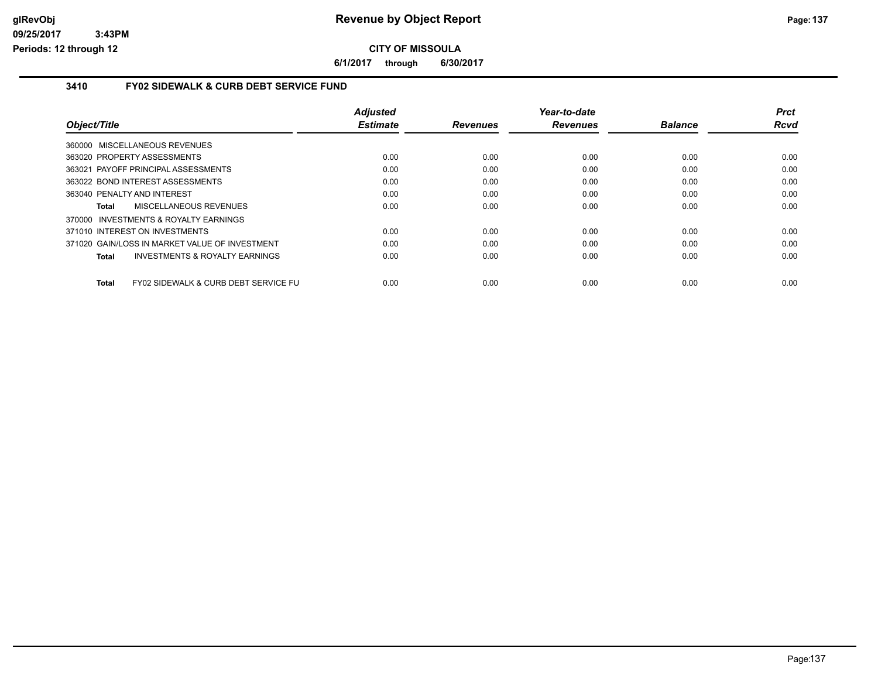# Revenue by Object Report

**CITY OF MISSOULA**

**6/1/2017 through 6/30/2017**

glRevObj
09/25/2017 3:43PM
Periods: 12 through 12

## 3410 FY02 SIDEWALK & CURB DEBT SERVICE FUND

| Object/Title | Adjusted Estimate | Revenues | Year-to-date Revenues | Balance | Prct Rcvd |
|---|---|---|---|---|---|
| 360000 MISCELLANEOUS REVENUES | | | | | |
| 363020 PROPERTY ASSESSMENTS | 0.00 | 0.00 | 0.00 | 0.00 | 0.00 |
| 363021 PAYOFF PRINCIPAL ASSESSMENTS | 0.00 | 0.00 | 0.00 | 0.00 | 0.00 |
| 363022 BOND INTEREST ASSESSMENTS | 0.00 | 0.00 | 0.00 | 0.00 | 0.00 |
| 363040 PENALTY AND INTEREST | 0.00 | 0.00 | 0.00 | 0.00 | 0.00 |
| **Total** MISCELLANEOUS REVENUES | 0.00 | 0.00 | 0.00 | 0.00 | 0.00 |
| 370000 INVESTMENTS & ROYALTY EARNINGS | | | | | |
| 371010 INTEREST ON INVESTMENTS | 0.00 | 0.00 | 0.00 | 0.00 | 0.00 |
| 371020 GAIN/LOSS IN MARKET VALUE OF INVESTMENT | 0.00 | 0.00 | 0.00 | 0.00 | 0.00 |
| **Total** INVESTMENTS & ROYALTY EARNINGS | 0.00 | 0.00 | 0.00 | 0.00 | 0.00 |
| **Total** FY02 SIDEWALK & CURB DEBT SERVICE FU | 0.00 | 0.00 | 0.00 | 0.00 | 0.00 |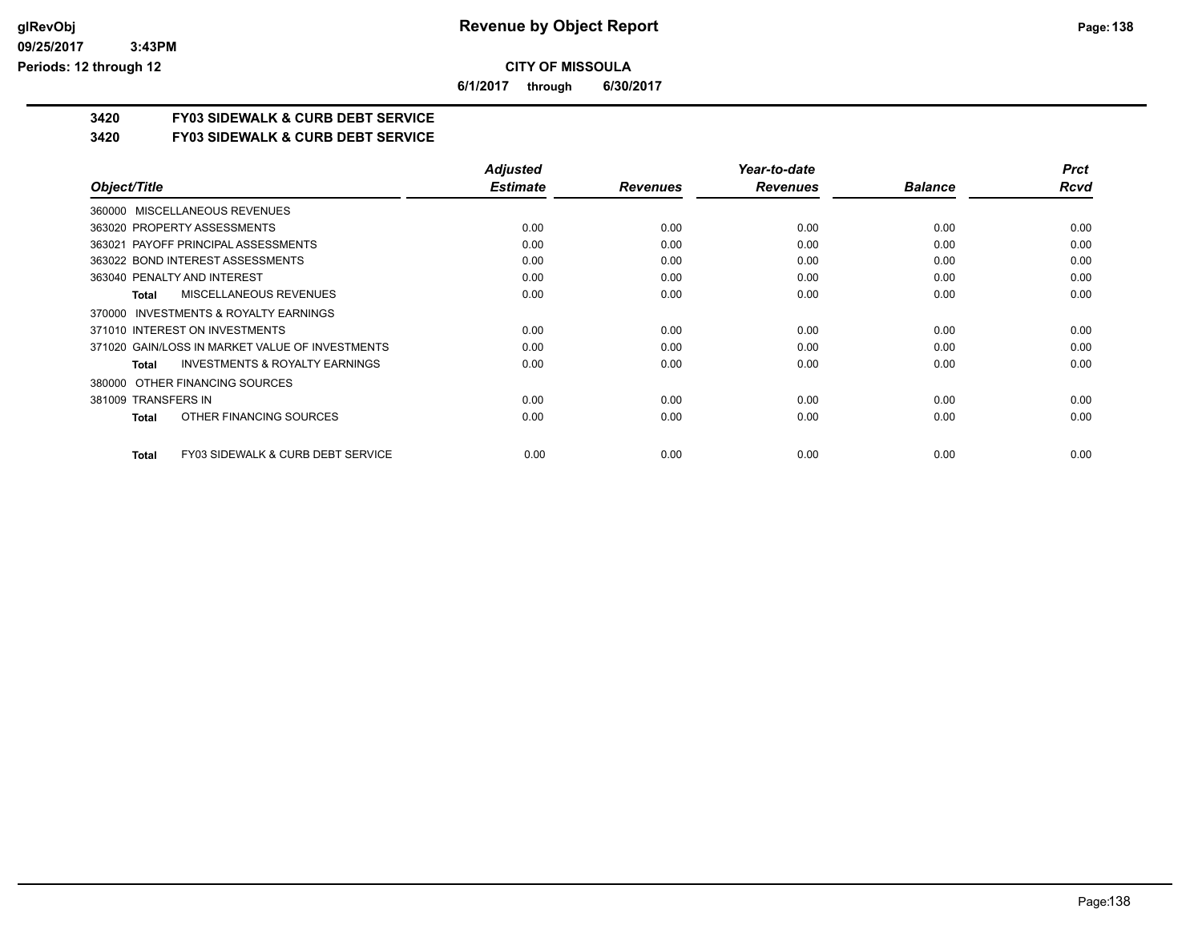**CITY OF MISSOULA**

**6/1/2017 through 6/30/2017**

## 3420 FY03 SIDEWALK & CURB DEBT SERVICE

### 3420 FY03 SIDEWALK & CURB DEBT SERVICE

| Object/Title | Adjusted Estimate | Revenues | Year-to-date Revenues | Balance | Prct Rcvd |
|---|---|---|---|---|---|
| 360000 MISCELLANEOUS REVENUES | | | | | |
| 363020 PROPERTY ASSESSMENTS | 0.00 | 0.00 | 0.00 | 0.00 | 0.00 |
| 363021 PAYOFF PRINCIPAL ASSESSMENTS | 0.00 | 0.00 | 0.00 | 0.00 | 0.00 |
| 363022 BOND INTEREST ASSESSMENTS | 0.00 | 0.00 | 0.00 | 0.00 | 0.00 |
| 363040 PENALTY AND INTEREST | 0.00 | 0.00 | 0.00 | 0.00 | 0.00 |
| **Total** MISCELLANEOUS REVENUES | 0.00 | 0.00 | 0.00 | 0.00 | 0.00 |
| 370000 INVESTMENTS & ROYALTY EARNINGS | | | | | |
| 371010 INTEREST ON INVESTMENTS | 0.00 | 0.00 | 0.00 | 0.00 | 0.00 |
| 371020 GAIN/LOSS IN MARKET VALUE OF INVESTMENTS | 0.00 | 0.00 | 0.00 | 0.00 | 0.00 |
| **Total** INVESTMENTS & ROYALTY EARNINGS | 0.00 | 0.00 | 0.00 | 0.00 | 0.00 |
| 380000 OTHER FINANCING SOURCES | | | | | |
| 381009 TRANSFERS IN | 0.00 | 0.00 | 0.00 | 0.00 | 0.00 |
| **Total** OTHER FINANCING SOURCES | 0.00 | 0.00 | 0.00 | 0.00 | 0.00 |
| **Total** FY03 SIDEWALK & CURB DEBT SERVICE | 0.00 | 0.00 | 0.00 | 0.00 | 0.00 |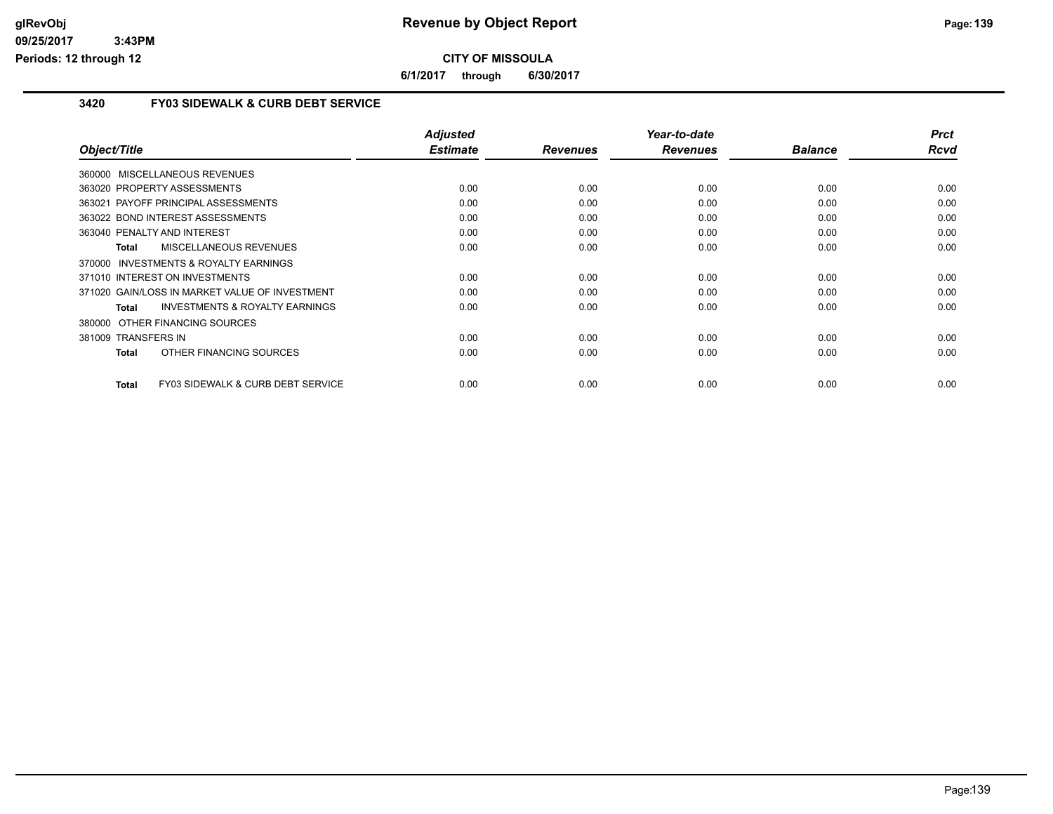**Revenue by Object Report**

**CITY OF MISSOULA**

**6/1/2017 through 6/30/2017**

## 3420 FY03 SIDEWALK & CURB DEBT SERVICE

| Object/Title | Adjusted Estimate | Revenues | Year-to-date Revenues | Balance | Prct Rcvd |
|---|---|---|---|---|---|
| 360000 MISCELLANEOUS REVENUES | | | | | |
| 363020 PROPERTY ASSESSMENTS | 0.00 | 0.00 | 0.00 | 0.00 | 0.00 |
| 363021 PAYOFF PRINCIPAL ASSESSMENTS | 0.00 | 0.00 | 0.00 | 0.00 | 0.00 |
| 363022 BOND INTEREST ASSESSMENTS | 0.00 | 0.00 | 0.00 | 0.00 | 0.00 |
| 363040 PENALTY AND INTEREST | 0.00 | 0.00 | 0.00 | 0.00 | 0.00 |
| **Total** MISCELLANEOUS REVENUES | 0.00 | 0.00 | 0.00 | 0.00 | 0.00 |
| 370000 INVESTMENTS & ROYALTY EARNINGS | | | | | |
| 371010 INTEREST ON INVESTMENTS | 0.00 | 0.00 | 0.00 | 0.00 | 0.00 |
| 371020 GAIN/LOSS IN MARKET VALUE OF INVESTMENT | 0.00 | 0.00 | 0.00 | 0.00 | 0.00 |
| **Total** INVESTMENTS & ROYALTY EARNINGS | 0.00 | 0.00 | 0.00 | 0.00 | 0.00 |
| 380000 OTHER FINANCING SOURCES | | | | | |
| 381009 TRANSFERS IN | 0.00 | 0.00 | 0.00 | 0.00 | 0.00 |
| **Total** OTHER FINANCING SOURCES | 0.00 | 0.00 | 0.00 | 0.00 | 0.00 |
| **Total** FY03 SIDEWALK & CURB DEBT SERVICE | 0.00 | 0.00 | 0.00 | 0.00 | 0.00 |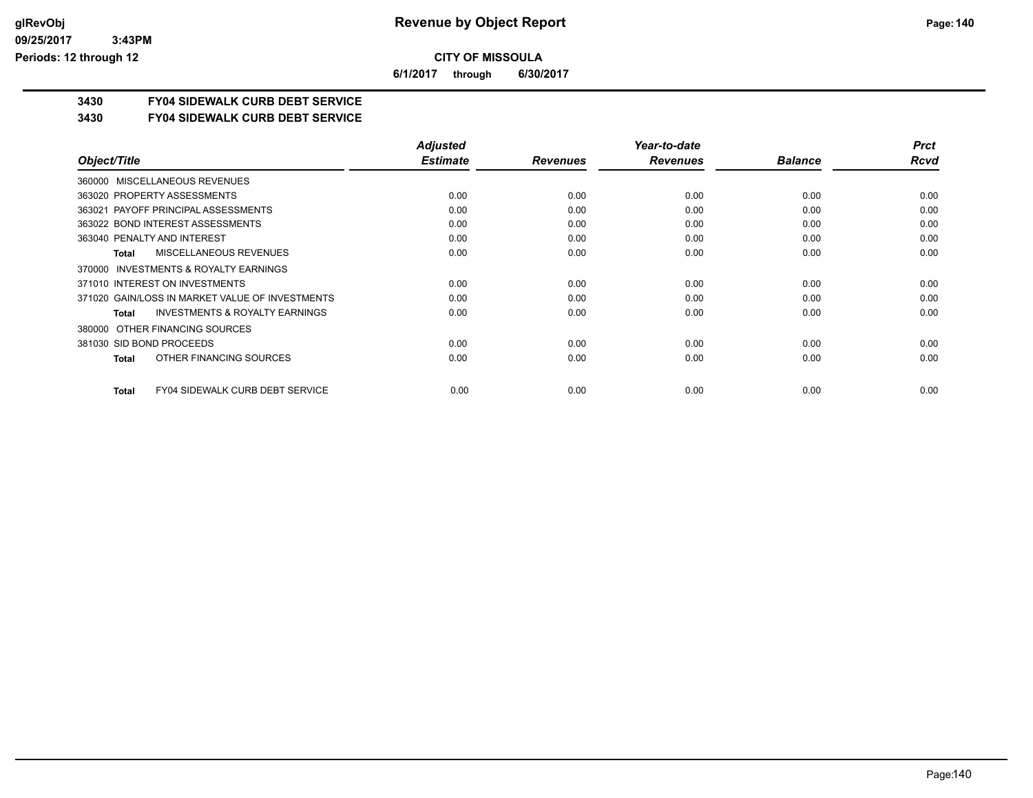**CITY OF MISSOULA**

**6/1/2017 through 6/30/2017**

## 3430 FY04 SIDEWALK CURB DEBT SERVICE

### 3430 FY04 SIDEWALK CURB DEBT SERVICE

| Object/Title | Adjusted Estimate | Revenues | Year-to-date Revenues | Balance | Prct Rcvd |
|---|---|---|---|---|---|
| 360000 MISCELLANEOUS REVENUES | | | | | |
| 363020 PROPERTY ASSESSMENTS | 0.00 | 0.00 | 0.00 | 0.00 | 0.00 |
| 363021 PAYOFF PRINCIPAL ASSESSMENTS | 0.00 | 0.00 | 0.00 | 0.00 | 0.00 |
| 363022 BOND INTEREST ASSESSMENTS | 0.00 | 0.00 | 0.00 | 0.00 | 0.00 |
| 363040 PENALTY AND INTEREST | 0.00 | 0.00 | 0.00 | 0.00 | 0.00 |
| **Total** MISCELLANEOUS REVENUES | 0.00 | 0.00 | 0.00 | 0.00 | 0.00 |
| 370000 INVESTMENTS & ROYALTY EARNINGS | | | | | |
| 371010 INTEREST ON INVESTMENTS | 0.00 | 0.00 | 0.00 | 0.00 | 0.00 |
| 371020 GAIN/LOSS IN MARKET VALUE OF INVESTMENTS | 0.00 | 0.00 | 0.00 | 0.00 | 0.00 |
| **Total** INVESTMENTS & ROYALTY EARNINGS | 0.00 | 0.00 | 0.00 | 0.00 | 0.00 |
| 380000 OTHER FINANCING SOURCES | | | | | |
| 381030 SID BOND PROCEEDS | 0.00 | 0.00 | 0.00 | 0.00 | 0.00 |
| **Total** OTHER FINANCING SOURCES | 0.00 | 0.00 | 0.00 | 0.00 | 0.00 |
| **Total** FY04 SIDEWALK CURB DEBT SERVICE | 0.00 | 0.00 | 0.00 | 0.00 | 0.00 |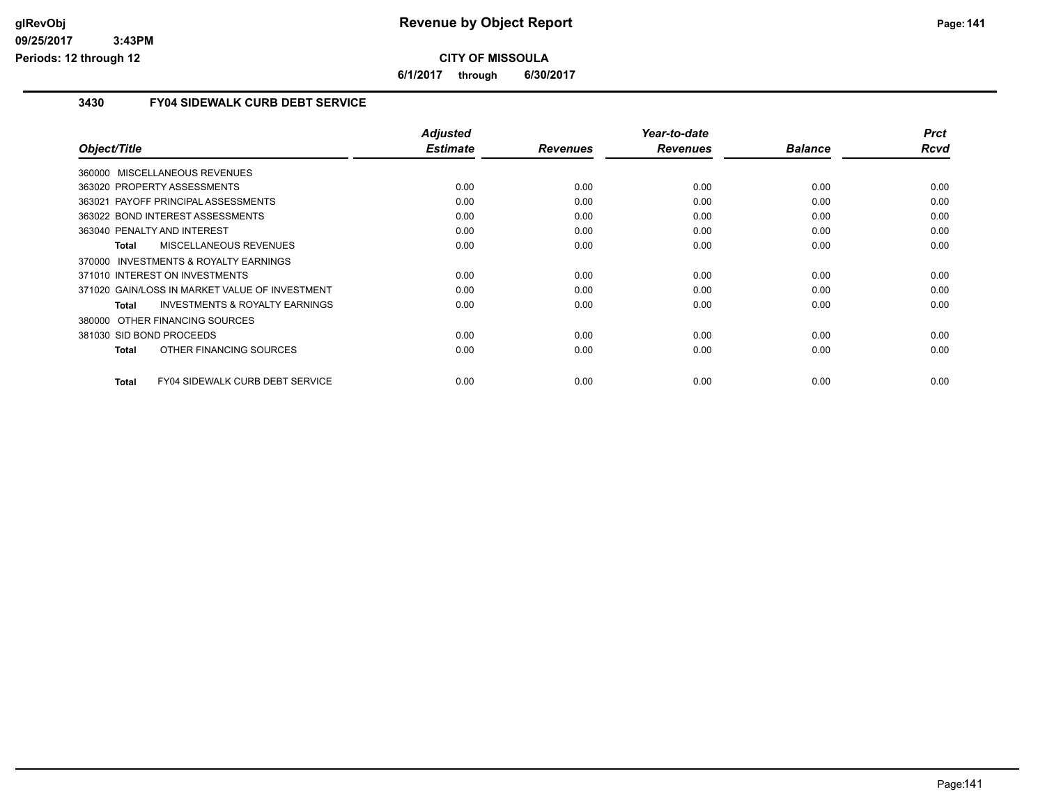**Revenue by Object Report**

**CITY OF MISSOULA**

**6/1/2017 through 6/30/2017**

glRevObj
09/25/2017 3:43PM
Periods: 12 through 12

## 3430 FY04 SIDEWALK CURB DEBT SERVICE

| Object/Title | Adjusted Estimate | Revenues | Year-to-date Revenues | Balance | Prct Rcvd |
|---|---|---|---|---|---|
| 360000 MISCELLANEOUS REVENUES | | | | | |
| 363020 PROPERTY ASSESSMENTS | 0.00 | 0.00 | 0.00 | 0.00 | 0.00 |
| 363021 PAYOFF PRINCIPAL ASSESSMENTS | 0.00 | 0.00 | 0.00 | 0.00 | 0.00 |
| 363022 BOND INTEREST ASSESSMENTS | 0.00 | 0.00 | 0.00 | 0.00 | 0.00 |
| 363040 PENALTY AND INTEREST | 0.00 | 0.00 | 0.00 | 0.00 | 0.00 |
| **Total** MISCELLANEOUS REVENUES | 0.00 | 0.00 | 0.00 | 0.00 | 0.00 |
| 370000 INVESTMENTS & ROYALTY EARNINGS | | | | | |
| 371010 INTEREST ON INVESTMENTS | 0.00 | 0.00 | 0.00 | 0.00 | 0.00 |
| 371020 GAIN/LOSS IN MARKET VALUE OF INVESTMENT | 0.00 | 0.00 | 0.00 | 0.00 | 0.00 |
| **Total** INVESTMENTS & ROYALTY EARNINGS | 0.00 | 0.00 | 0.00 | 0.00 | 0.00 |
| 380000 OTHER FINANCING SOURCES | | | | | |
| 381030 SID BOND PROCEEDS | 0.00 | 0.00 | 0.00 | 0.00 | 0.00 |
| **Total** OTHER FINANCING SOURCES | 0.00 | 0.00 | 0.00 | 0.00 | 0.00 |
| **Total** FY04 SIDEWALK CURB DEBT SERVICE | 0.00 | 0.00 | 0.00 | 0.00 | 0.00 |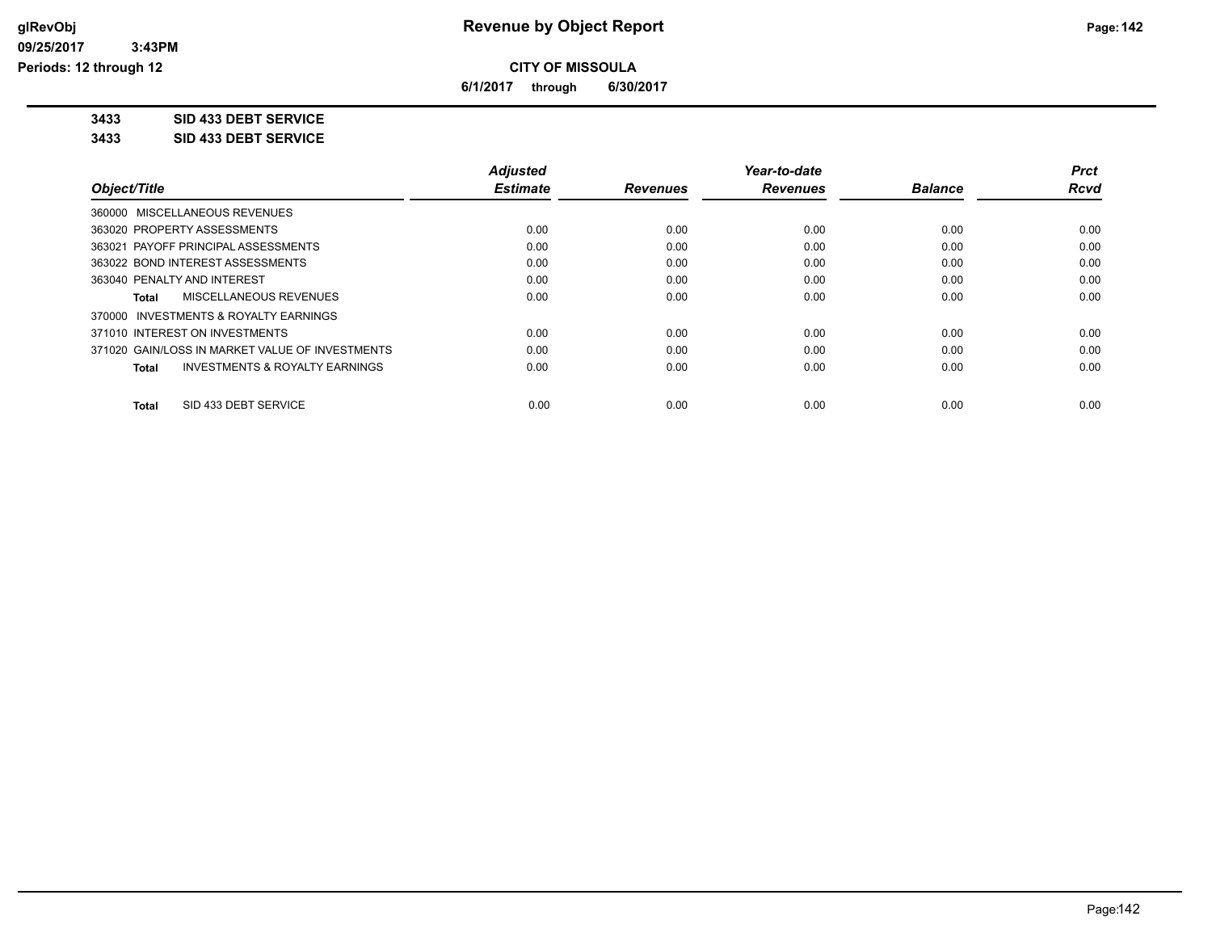**CITY OF MISSOULA**

**6/1/2017 through 6/30/2017**

**3433 SID 433 DEBT SERVICE**

**3433 SID 433 DEBT SERVICE**

| Object/Title | Adjusted Estimate | Revenues | Year-to-date Revenues | Balance | Prct Rcvd |
|---|---|---|---|---|---|
| 360000 MISCELLANEOUS REVENUES | | | | | |
| 363020 PROPERTY ASSESSMENTS | 0.00 | 0.00 | 0.00 | 0.00 | 0.00 |
| 363021 PAYOFF PRINCIPAL ASSESSMENTS | 0.00 | 0.00 | 0.00 | 0.00 | 0.00 |
| 363022 BOND INTEREST ASSESSMENTS | 0.00 | 0.00 | 0.00 | 0.00 | 0.00 |
| 363040 PENALTY AND INTEREST | 0.00 | 0.00 | 0.00 | 0.00 | 0.00 |
| **Total** MISCELLANEOUS REVENUES | 0.00 | 0.00 | 0.00 | 0.00 | 0.00 |
| 370000 INVESTMENTS & ROYALTY EARNINGS | | | | | |
| 371010 INTEREST ON INVESTMENTS | 0.00 | 0.00 | 0.00 | 0.00 | 0.00 |
| 371020 GAIN/LOSS IN MARKET VALUE OF INVESTMENTS | 0.00 | 0.00 | 0.00 | 0.00 | 0.00 |
| **Total** INVESTMENTS & ROYALTY EARNINGS | 0.00 | 0.00 | 0.00 | 0.00 | 0.00 |
| **Total** SID 433 DEBT SERVICE | 0.00 | 0.00 | 0.00 | 0.00 | 0.00 |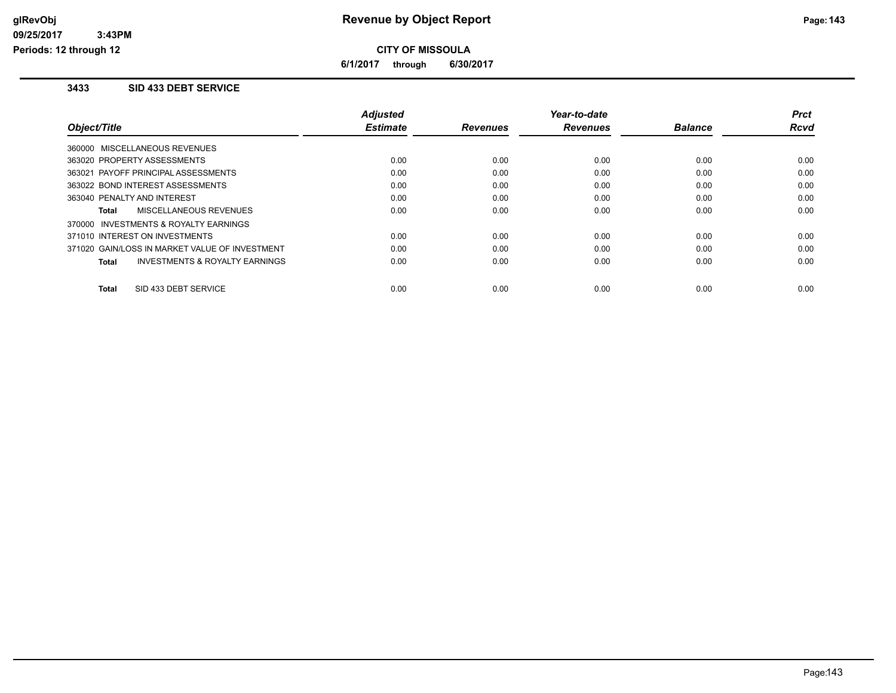# Revenue by Object Report

**CITY OF MISSOULA**

**6/1/2017 through 6/30/2017**

### 3433 SID 433 DEBT SERVICE

| Object/Title | Adjusted Estimate | Revenues | Year-to-date Revenues | Balance | Prct Rcvd |
|---|---|---|---|---|---|
| 360000 MISCELLANEOUS REVENUES | | | | | |
| 363020 PROPERTY ASSESSMENTS | 0.00 | 0.00 | 0.00 | 0.00 | 0.00 |
| 363021 PAYOFF PRINCIPAL ASSESSMENTS | 0.00 | 0.00 | 0.00 | 0.00 | 0.00 |
| 363022 BOND INTEREST ASSESSMENTS | 0.00 | 0.00 | 0.00 | 0.00 | 0.00 |
| 363040 PENALTY AND INTEREST | 0.00 | 0.00 | 0.00 | 0.00 | 0.00 |
| **Total** MISCELLANEOUS REVENUES | 0.00 | 0.00 | 0.00 | 0.00 | 0.00 |
| 370000 INVESTMENTS & ROYALTY EARNINGS | | | | | |
| 371010 INTEREST ON INVESTMENTS | 0.00 | 0.00 | 0.00 | 0.00 | 0.00 |
| 371020 GAIN/LOSS IN MARKET VALUE OF INVESTMENT | 0.00 | 0.00 | 0.00 | 0.00 | 0.00 |
| **Total** INVESTMENTS & ROYALTY EARNINGS | 0.00 | 0.00 | 0.00 | 0.00 | 0.00 |
| **Total** SID 433 DEBT SERVICE | 0.00 | 0.00 | 0.00 | 0.00 | 0.00 |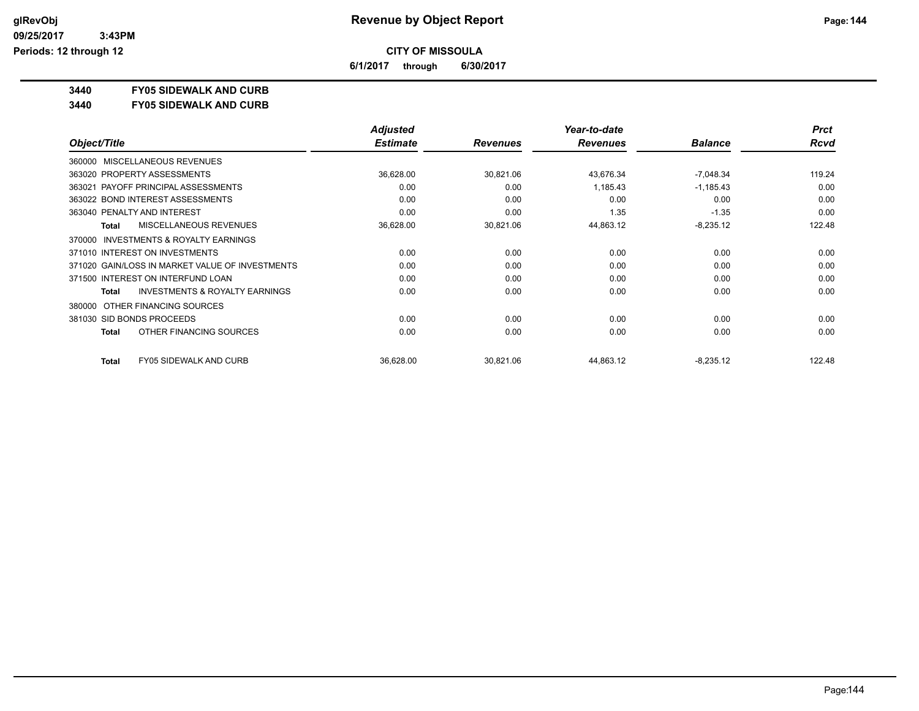# Revenue by Object Report

**CITY OF MISSOULA**

**6/1/2017 through 6/30/2017**

**3440 FY05 SIDEWALK AND CURB**

**3440 FY05 SIDEWALK AND CURB**

| Object/Title | Adjusted Estimate | Revenues | Year-to-date Revenues | Balance | Prct Rcvd |
|---|---|---|---|---|---|
| 360000 MISCELLANEOUS REVENUES | | | | | |
| 363020 PROPERTY ASSESSMENTS | 36,628.00 | 30,821.06 | 43,676.34 | -7,048.34 | 119.24 |
| 363021 PAYOFF PRINCIPAL ASSESSMENTS | 0.00 | 0.00 | 1,185.43 | -1,185.43 | 0.00 |
| 363022 BOND INTEREST ASSESSMENTS | 0.00 | 0.00 | 0.00 | 0.00 | 0.00 |
| 363040 PENALTY AND INTEREST | 0.00 | 0.00 | 1.35 | -1.35 | 0.00 |
| **Total** MISCELLANEOUS REVENUES | 36,628.00 | 30,821.06 | 44,863.12 | -8,235.12 | 122.48 |
| 370000 INVESTMENTS & ROYALTY EARNINGS | | | | | |
| 371010 INTEREST ON INVESTMENTS | 0.00 | 0.00 | 0.00 | 0.00 | 0.00 |
| 371020 GAIN/LOSS IN MARKET VALUE OF INVESTMENTS | 0.00 | 0.00 | 0.00 | 0.00 | 0.00 |
| 371500 INTEREST ON INTERFUND LOAN | 0.00 | 0.00 | 0.00 | 0.00 | 0.00 |
| **Total** INVESTMENTS & ROYALTY EARNINGS | 0.00 | 0.00 | 0.00 | 0.00 | 0.00 |
| 380000 OTHER FINANCING SOURCES | | | | | |
| 381030 SID BONDS PROCEEDS | 0.00 | 0.00 | 0.00 | 0.00 | 0.00 |
| **Total** OTHER FINANCING SOURCES | 0.00 | 0.00 | 0.00 | 0.00 | 0.00 |
| **Total** FY05 SIDEWALK AND CURB | 36,628.00 | 30,821.06 | 44,863.12 | -8,235.12 | 122.48 |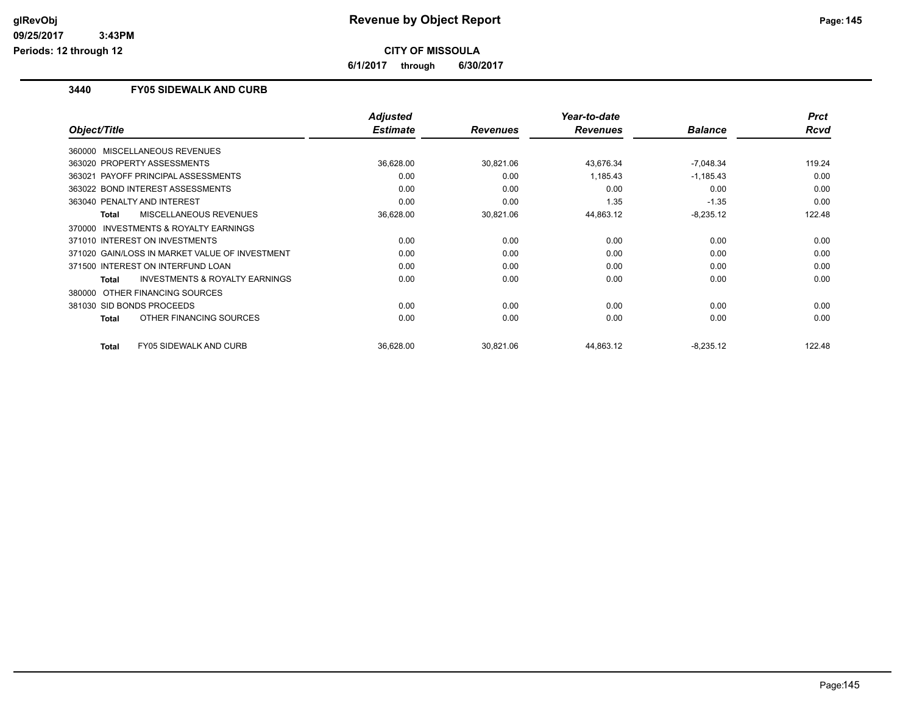# CITY OF MISSOULA

**6/1/2017 through 6/30/2017**

## 3440 FY05 SIDEWALK AND CURB

| Object/Title | Adjusted Estimate | Revenues | Year-to-date Revenues | Balance | Prct Rcvd |
|---|---|---|---|---|---|
| 360000 MISCELLANEOUS REVENUES | | | | | |
| 363020 PROPERTY ASSESSMENTS | 36,628.00 | 30,821.06 | 43,676.34 | -7,048.34 | 119.24 |
| 363021 PAYOFF PRINCIPAL ASSESSMENTS | 0.00 | 0.00 | 1,185.43 | -1,185.43 | 0.00 |
| 363022 BOND INTEREST ASSESSMENTS | 0.00 | 0.00 | 0.00 | 0.00 | 0.00 |
| 363040 PENALTY AND INTEREST | 0.00 | 0.00 | 1.35 | -1.35 | 0.00 |
| **Total** MISCELLANEOUS REVENUES | 36,628.00 | 30,821.06 | 44,863.12 | -8,235.12 | 122.48 |
| 370000 INVESTMENTS & ROYALTY EARNINGS | | | | | |
| 371010 INTEREST ON INVESTMENTS | 0.00 | 0.00 | 0.00 | 0.00 | 0.00 |
| 371020 GAIN/LOSS IN MARKET VALUE OF INVESTMENT | 0.00 | 0.00 | 0.00 | 0.00 | 0.00 |
| 371500 INTEREST ON INTERFUND LOAN | 0.00 | 0.00 | 0.00 | 0.00 | 0.00 |
| **Total** INVESTMENTS & ROYALTY EARNINGS | 0.00 | 0.00 | 0.00 | 0.00 | 0.00 |
| 380000 OTHER FINANCING SOURCES | | | | | |
| 381030 SID BONDS PROCEEDS | 0.00 | 0.00 | 0.00 | 0.00 | 0.00 |
| **Total** OTHER FINANCING SOURCES | 0.00 | 0.00 | 0.00 | 0.00 | 0.00 |
| **Total** FY05 SIDEWALK AND CURB | 36,628.00 | 30,821.06 | 44,863.12 | -8,235.12 | 122.48 |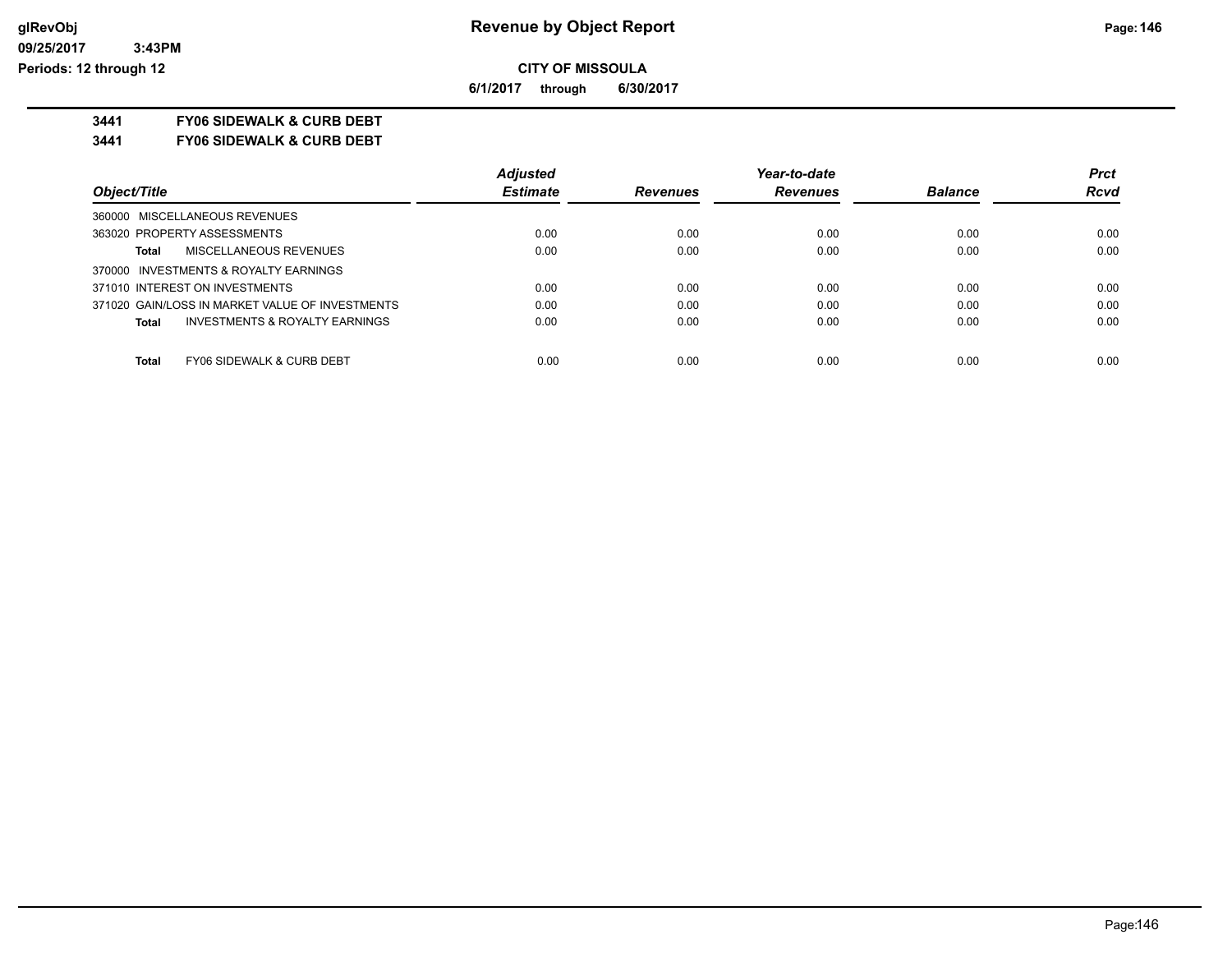**Revenue by Object Report**

**CITY OF MISSOULA**

**6/1/2017 through 6/30/2017**

glRevObj
09/25/2017 3:43PM
Periods: 12 through 12

**3441 FY06 SIDEWALK & CURB DEBT**

**3441 FY06 SIDEWALK & CURB DEBT**

| Object/Title | Adjusted Estimate | Revenues | Year-to-date Revenues | Balance | Prct Rcvd |
|---|---|---|---|---|---|
| 360000 MISCELLANEOUS REVENUES | | | | | |
| 363020 PROPERTY ASSESSMENTS | 0.00 | 0.00 | 0.00 | 0.00 | 0.00 |
| **Total** MISCELLANEOUS REVENUES | 0.00 | 0.00 | 0.00 | 0.00 | 0.00 |
| 370000 INVESTMENTS & ROYALTY EARNINGS | | | | | |
| 371010 INTEREST ON INVESTMENTS | 0.00 | 0.00 | 0.00 | 0.00 | 0.00 |
| 371020 GAIN/LOSS IN MARKET VALUE OF INVESTMENTS | 0.00 | 0.00 | 0.00 | 0.00 | 0.00 |
| **Total** INVESTMENTS & ROYALTY EARNINGS | 0.00 | 0.00 | 0.00 | 0.00 | 0.00 |
| **Total** FY06 SIDEWALK & CURB DEBT | 0.00 | 0.00 | 0.00 | 0.00 | 0.00 |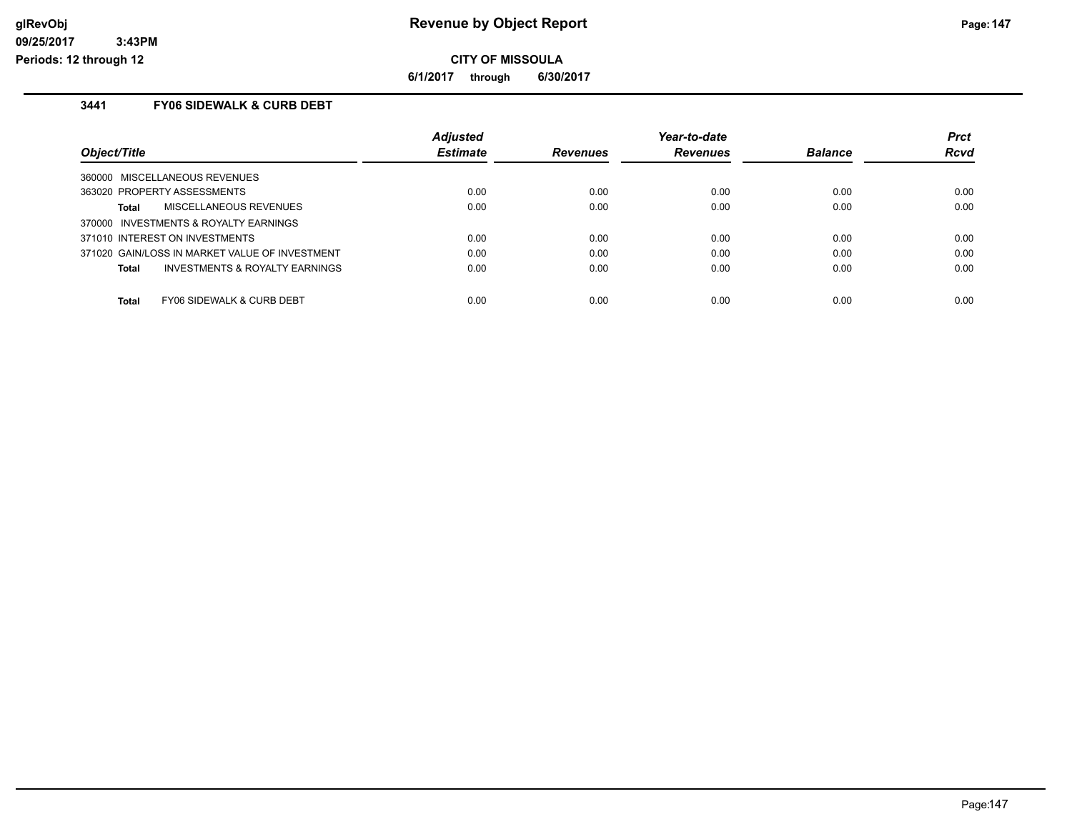# Revenue by Object Report

glRevObj
09/25/2017 3:43PM
Periods: 12 through 12

**CITY OF MISSOULA**

**6/1/2017 through 6/30/2017**

## 3441 FY06 SIDEWALK & CURB DEBT

| Object/Title | Adjusted Estimate | Revenues | Year-to-date Revenues | Balance | Prct Rcvd |
|---|---|---|---|---|---|
| 360000 MISCELLANEOUS REVENUES | | | | | |
| 363020 PROPERTY ASSESSMENTS | 0.00 | 0.00 | 0.00 | 0.00 | 0.00 |
| **Total** MISCELLANEOUS REVENUES | 0.00 | 0.00 | 0.00 | 0.00 | 0.00 |
| 370000 INVESTMENTS & ROYALTY EARNINGS | | | | | |
| 371010 INTEREST ON INVESTMENTS | 0.00 | 0.00 | 0.00 | 0.00 | 0.00 |
| 371020 GAIN/LOSS IN MARKET VALUE OF INVESTMENT | 0.00 | 0.00 | 0.00 | 0.00 | 0.00 |
| **Total** INVESTMENTS & ROYALTY EARNINGS | 0.00 | 0.00 | 0.00 | 0.00 | 0.00 |
| **Total** FY06 SIDEWALK & CURB DEBT | 0.00 | 0.00 | 0.00 | 0.00 | 0.00 |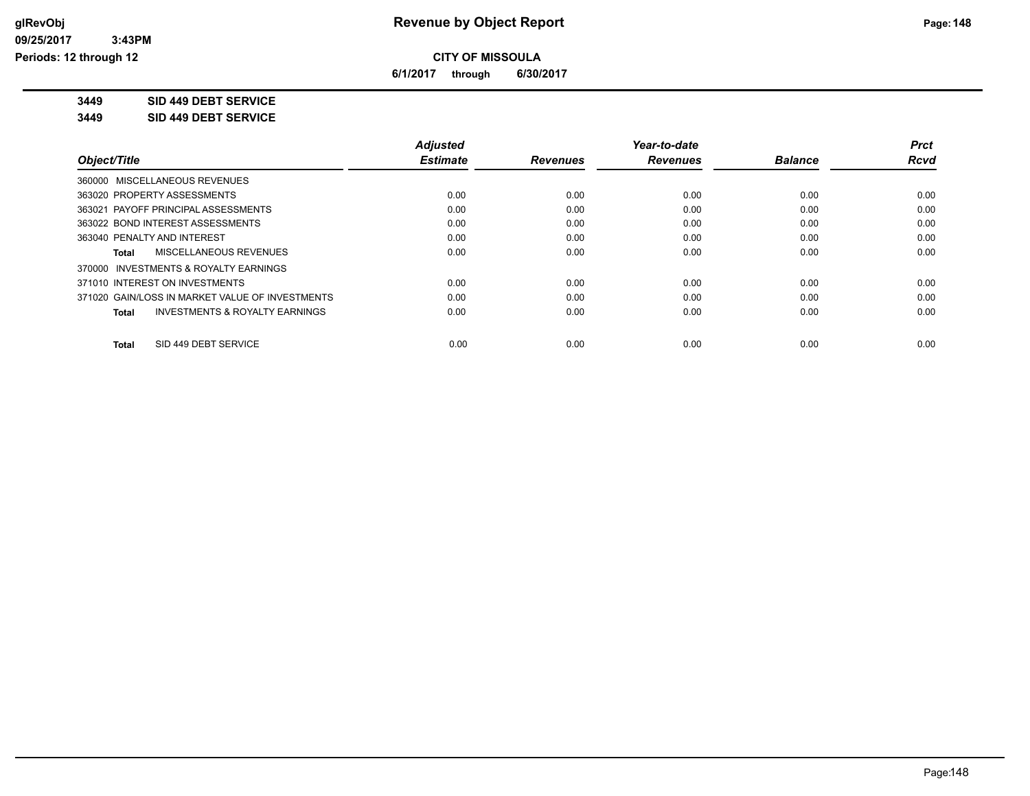**CITY OF MISSOULA**

**6/1/2017 through 6/30/2017**

**3449 SID 449 DEBT SERVICE**

**3449 SID 449 DEBT SERVICE**

| Object/Title | Adjusted Estimate | Revenues | Year-to-date Revenues | Balance | Prct Rcvd |
|---|---|---|---|---|---|
| 360000 MISCELLANEOUS REVENUES | | | | | |
| 363020 PROPERTY ASSESSMENTS | 0.00 | 0.00 | 0.00 | 0.00 | 0.00 |
| 363021 PAYOFF PRINCIPAL ASSESSMENTS | 0.00 | 0.00 | 0.00 | 0.00 | 0.00 |
| 363022 BOND INTEREST ASSESSMENTS | 0.00 | 0.00 | 0.00 | 0.00 | 0.00 |
| 363040 PENALTY AND INTEREST | 0.00 | 0.00 | 0.00 | 0.00 | 0.00 |
| **Total** MISCELLANEOUS REVENUES | 0.00 | 0.00 | 0.00 | 0.00 | 0.00 |
| 370000 INVESTMENTS & ROYALTY EARNINGS | | | | | |
| 371010 INTEREST ON INVESTMENTS | 0.00 | 0.00 | 0.00 | 0.00 | 0.00 |
| 371020 GAIN/LOSS IN MARKET VALUE OF INVESTMENTS | 0.00 | 0.00 | 0.00 | 0.00 | 0.00 |
| **Total** INVESTMENTS & ROYALTY EARNINGS | 0.00 | 0.00 | 0.00 | 0.00 | 0.00 |
| **Total** SID 449 DEBT SERVICE | 0.00 | 0.00 | 0.00 | 0.00 | 0.00 |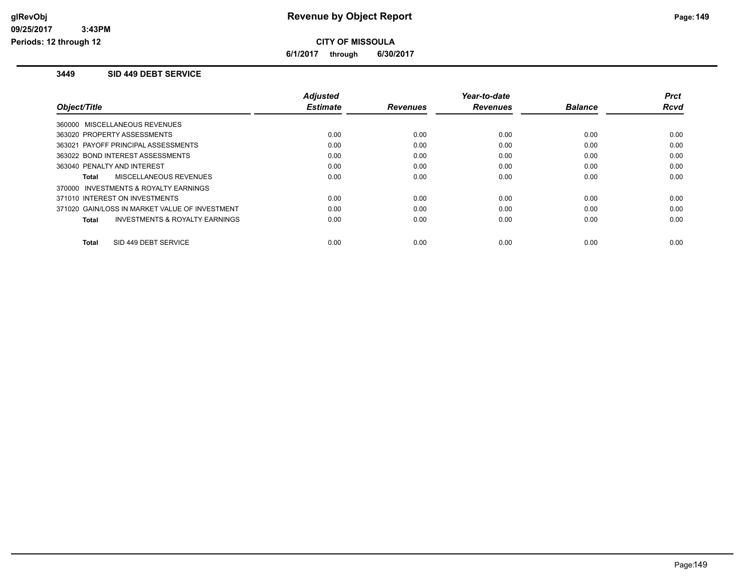# Revenue by Object Report

**CITY OF MISSOULA**

**6/1/2017 through 6/30/2017**

glRevObj
09/25/2017 3:43PM
Periods: 12 through 12

## 3449 SID 449 DEBT SERVICE

| Object/Title | Adjusted Estimate | Revenues | Year-to-date Revenues | Balance | Prct Rcvd |
|---|---|---|---|---|---|
| 360000 MISCELLANEOUS REVENUES | | | | | |
| 363020 PROPERTY ASSESSMENTS | 0.00 | 0.00 | 0.00 | 0.00 | 0.00 |
| 363021 PAYOFF PRINCIPAL ASSESSMENTS | 0.00 | 0.00 | 0.00 | 0.00 | 0.00 |
| 363022 BOND INTEREST ASSESSMENTS | 0.00 | 0.00 | 0.00 | 0.00 | 0.00 |
| 363040 PENALTY AND INTEREST | 0.00 | 0.00 | 0.00 | 0.00 | 0.00 |
| **Total** MISCELLANEOUS REVENUES | 0.00 | 0.00 | 0.00 | 0.00 | 0.00 |
| 370000 INVESTMENTS & ROYALTY EARNINGS | | | | | |
| 371010 INTEREST ON INVESTMENTS | 0.00 | 0.00 | 0.00 | 0.00 | 0.00 |
| 371020 GAIN/LOSS IN MARKET VALUE OF INVESTMENT | 0.00 | 0.00 | 0.00 | 0.00 | 0.00 |
| **Total** INVESTMENTS & ROYALTY EARNINGS | 0.00 | 0.00 | 0.00 | 0.00 | 0.00 |
| **Total** SID 449 DEBT SERVICE | 0.00 | 0.00 | 0.00 | 0.00 | 0.00 |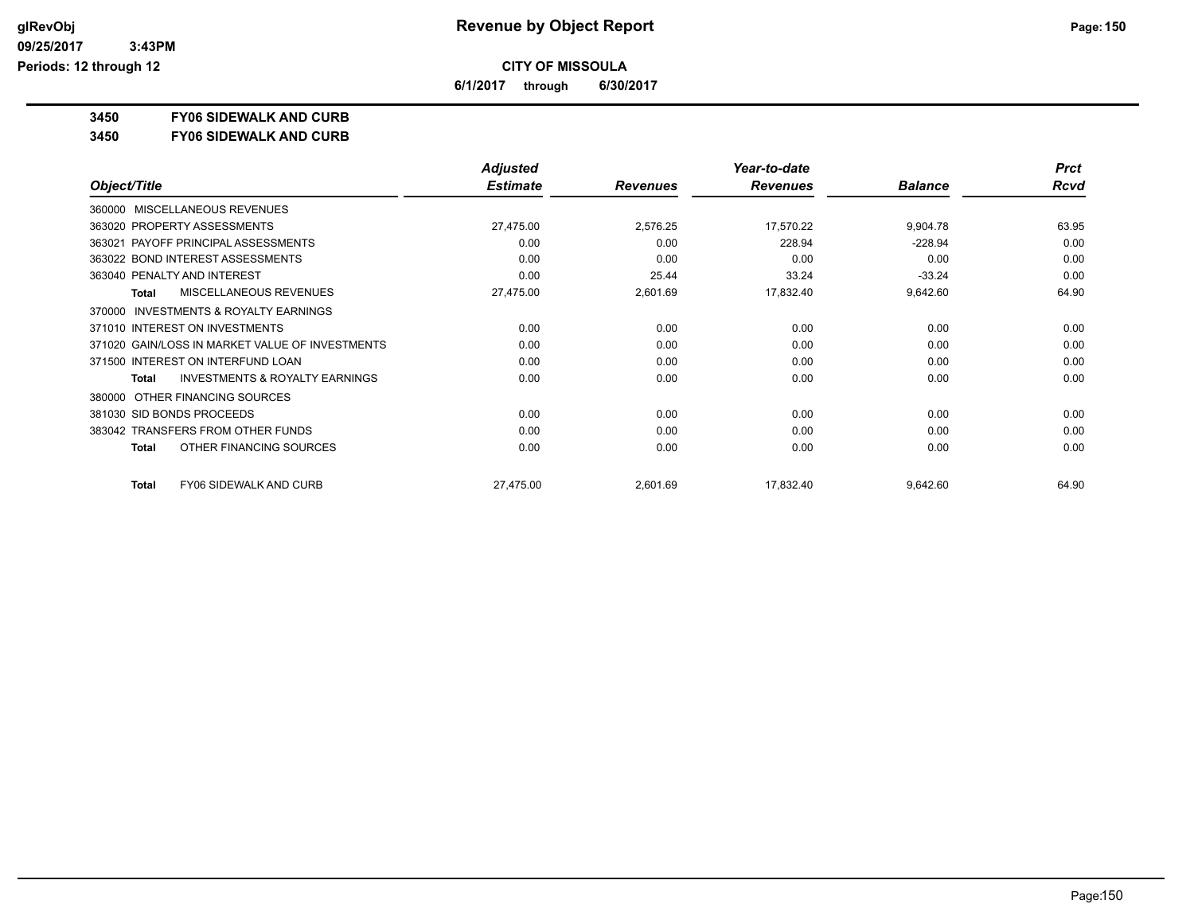# CITY OF MISSOULA

**6/1/2017 through 6/30/2017**

## 3450 FY06 SIDEWALK AND CURB

### 3450 FY06 SIDEWALK AND CURB

| Object/Title | Adjusted Estimate | Revenues | Year-to-date Revenues | Balance | Prct Rcvd |
|---|---|---|---|---|---|
| 360000 MISCELLANEOUS REVENUES | | | | | |
| 363020 PROPERTY ASSESSMENTS | 27,475.00 | 2,576.25 | 17,570.22 | 9,904.78 | 63.95 |
| 363021 PAYOFF PRINCIPAL ASSESSMENTS | 0.00 | 0.00 | 228.94 | -228.94 | 0.00 |
| 363022 BOND INTEREST ASSESSMENTS | 0.00 | 0.00 | 0.00 | 0.00 | 0.00 |
| 363040 PENALTY AND INTEREST | 0.00 | 25.44 | 33.24 | -33.24 | 0.00 |
| **Total** MISCELLANEOUS REVENUES | 27,475.00 | 2,601.69 | 17,832.40 | 9,642.60 | 64.90 |
| 370000 INVESTMENTS & ROYALTY EARNINGS | | | | | |
| 371010 INTEREST ON INVESTMENTS | 0.00 | 0.00 | 0.00 | 0.00 | 0.00 |
| 371020 GAIN/LOSS IN MARKET VALUE OF INVESTMENTS | 0.00 | 0.00 | 0.00 | 0.00 | 0.00 |
| 371500 INTEREST ON INTERFUND LOAN | 0.00 | 0.00 | 0.00 | 0.00 | 0.00 |
| **Total** INVESTMENTS & ROYALTY EARNINGS | 0.00 | 0.00 | 0.00 | 0.00 | 0.00 |
| 380000 OTHER FINANCING SOURCES | | | | | |
| 381030 SID BONDS PROCEEDS | 0.00 | 0.00 | 0.00 | 0.00 | 0.00 |
| 383042 TRANSFERS FROM OTHER FUNDS | 0.00 | 0.00 | 0.00 | 0.00 | 0.00 |
| **Total** OTHER FINANCING SOURCES | 0.00 | 0.00 | 0.00 | 0.00 | 0.00 |
| **Total** FY06 SIDEWALK AND CURB | 27,475.00 | 2,601.69 | 17,832.40 | 9,642.60 | 64.90 |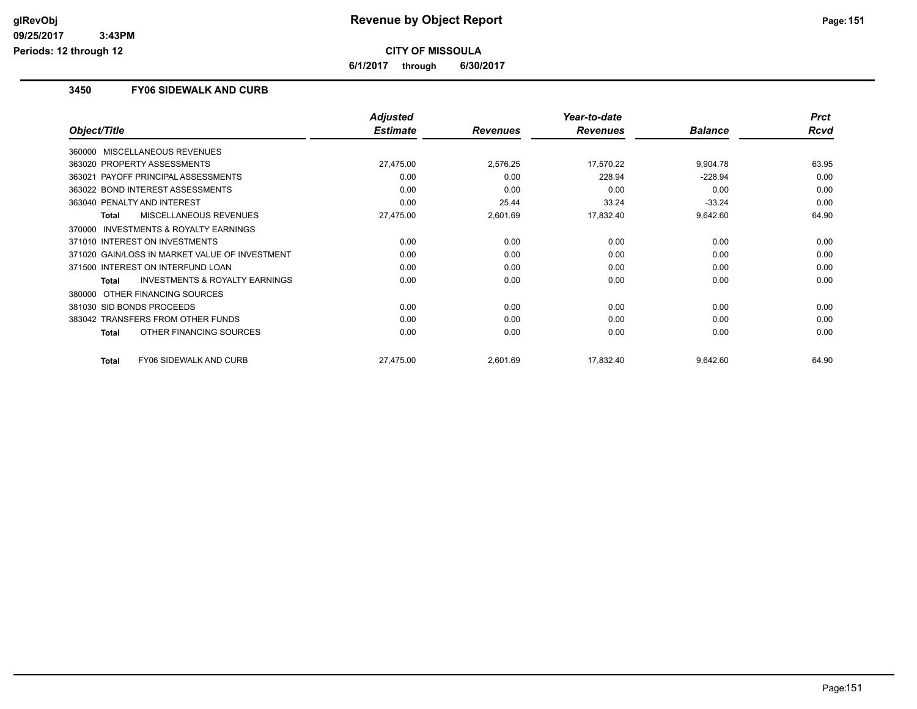# Revenue by Object Report

**CITY OF MISSOULA**

**6/1/2017 through 6/30/2017**

glRevObj
09/25/2017 3:43PM
Periods: 12 through 12

## 3450 FY06 SIDEWALK AND CURB

| Object/Title | Adjusted Estimate | Revenues | Year-to-date Revenues | Balance | Prct Rcvd |
|---|---|---|---|---|---|
| 360000 MISCELLANEOUS REVENUES | | | | | |
| 363020 PROPERTY ASSESSMENTS | 27,475.00 | 2,576.25 | 17,570.22 | 9,904.78 | 63.95 |
| 363021 PAYOFF PRINCIPAL ASSESSMENTS | 0.00 | 0.00 | 228.94 | -228.94 | 0.00 |
| 363022 BOND INTEREST ASSESSMENTS | 0.00 | 0.00 | 0.00 | 0.00 | 0.00 |
| 363040 PENALTY AND INTEREST | 0.00 | 25.44 | 33.24 | -33.24 | 0.00 |
| **Total** MISCELLANEOUS REVENUES | 27,475.00 | 2,601.69 | 17,832.40 | 9,642.60 | 64.90 |
| 370000 INVESTMENTS & ROYALTY EARNINGS | | | | | |
| 371010 INTEREST ON INVESTMENTS | 0.00 | 0.00 | 0.00 | 0.00 | 0.00 |
| 371020 GAIN/LOSS IN MARKET VALUE OF INVESTMENT | 0.00 | 0.00 | 0.00 | 0.00 | 0.00 |
| 371500 INTEREST ON INTERFUND LOAN | 0.00 | 0.00 | 0.00 | 0.00 | 0.00 |
| **Total** INVESTMENTS & ROYALTY EARNINGS | 0.00 | 0.00 | 0.00 | 0.00 | 0.00 |
| 380000 OTHER FINANCING SOURCES | | | | | |
| 381030 SID BONDS PROCEEDS | 0.00 | 0.00 | 0.00 | 0.00 | 0.00 |
| 383042 TRANSFERS FROM OTHER FUNDS | 0.00 | 0.00 | 0.00 | 0.00 | 0.00 |
| **Total** OTHER FINANCING SOURCES | 0.00 | 0.00 | 0.00 | 0.00 | 0.00 |
| **Total** FY06 SIDEWALK AND CURB | 27,475.00 | 2,601.69 | 17,832.40 | 9,642.60 | 64.90 |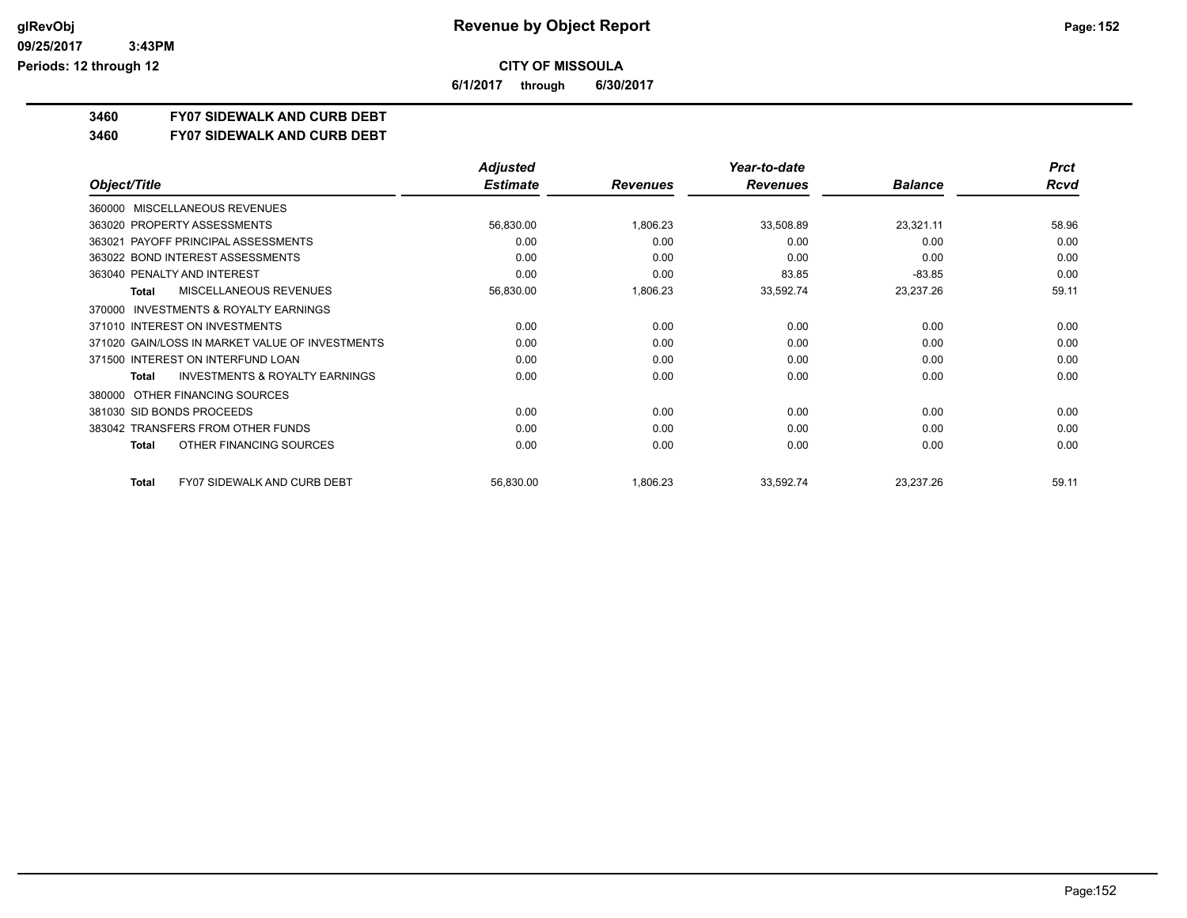# Revenue by Object Report

**CITY OF MISSOULA**

**6/1/2017 through 6/30/2017**

glRevObj
09/25/2017 3:43PM
Periods: 12 through 12

## 3460 FY07 SIDEWALK AND CURB DEBT

## 3460 FY07 SIDEWALK AND CURB DEBT

| Object/Title | Adjusted Estimate | Revenues | Year-to-date Revenues | Balance | Prct Rcvd |
|---|---|---|---|---|---|
| 360000 MISCELLANEOUS REVENUES | | | | | |
| 363020 PROPERTY ASSESSMENTS | 56,830.00 | 1,806.23 | 33,508.89 | 23,321.11 | 58.96 |
| 363021 PAYOFF PRINCIPAL ASSESSMENTS | 0.00 | 0.00 | 0.00 | 0.00 | 0.00 |
| 363022 BOND INTEREST ASSESSMENTS | 0.00 | 0.00 | 0.00 | 0.00 | 0.00 |
| 363040 PENALTY AND INTEREST | 0.00 | 0.00 | 83.85 | -83.85 | 0.00 |
| **Total** MISCELLANEOUS REVENUES | 56,830.00 | 1,806.23 | 33,592.74 | 23,237.26 | 59.11 |
| 370000 INVESTMENTS & ROYALTY EARNINGS | | | | | |
| 371010 INTEREST ON INVESTMENTS | 0.00 | 0.00 | 0.00 | 0.00 | 0.00 |
| 371020 GAIN/LOSS IN MARKET VALUE OF INVESTMENTS | 0.00 | 0.00 | 0.00 | 0.00 | 0.00 |
| 371500 INTEREST ON INTERFUND LOAN | 0.00 | 0.00 | 0.00 | 0.00 | 0.00 |
| **Total** INVESTMENTS & ROYALTY EARNINGS | 0.00 | 0.00 | 0.00 | 0.00 | 0.00 |
| 380000 OTHER FINANCING SOURCES | | | | | |
| 381030 SID BONDS PROCEEDS | 0.00 | 0.00 | 0.00 | 0.00 | 0.00 |
| 383042 TRANSFERS FROM OTHER FUNDS | 0.00 | 0.00 | 0.00 | 0.00 | 0.00 |
| **Total** OTHER FINANCING SOURCES | 0.00 | 0.00 | 0.00 | 0.00 | 0.00 |
| **Total** FY07 SIDEWALK AND CURB DEBT | 56,830.00 | 1,806.23 | 33,592.74 | 23,237.26 | 59.11 |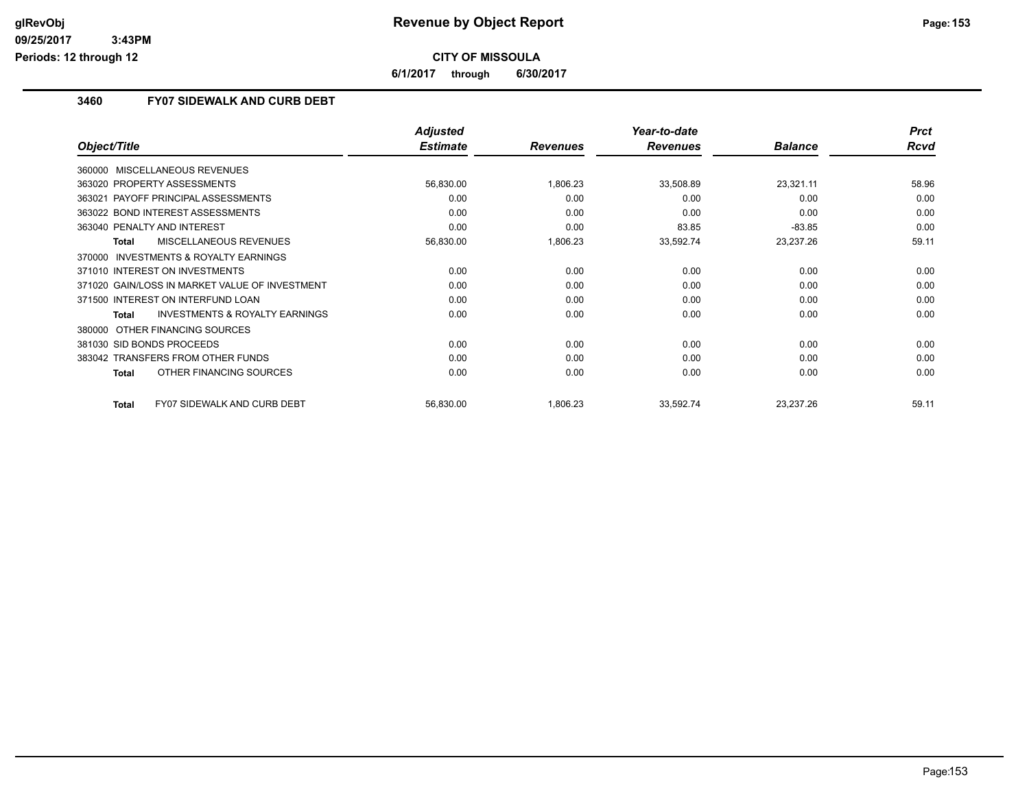## CITY OF MISSOULA

**6/1/2017 through 6/30/2017**

### 3460 FY07 SIDEWALK AND CURB DEBT

| Object/Title | Adjusted Estimate | Revenues | Year-to-date Revenues | Balance | Prct Rcvd |
|---|---|---|---|---|---|
| 360000 MISCELLANEOUS REVENUES | | | | | |
| 363020 PROPERTY ASSESSMENTS | 56,830.00 | 1,806.23 | 33,508.89 | 23,321.11 | 58.96 |
| 363021 PAYOFF PRINCIPAL ASSESSMENTS | 0.00 | 0.00 | 0.00 | 0.00 | 0.00 |
| 363022 BOND INTEREST ASSESSMENTS | 0.00 | 0.00 | 0.00 | 0.00 | 0.00 |
| 363040 PENALTY AND INTEREST | 0.00 | 0.00 | 83.85 | -83.85 | 0.00 |
| **Total** MISCELLANEOUS REVENUES | 56,830.00 | 1,806.23 | 33,592.74 | 23,237.26 | 59.11 |
| 370000 INVESTMENTS & ROYALTY EARNINGS | | | | | |
| 371010 INTEREST ON INVESTMENTS | 0.00 | 0.00 | 0.00 | 0.00 | 0.00 |
| 371020 GAIN/LOSS IN MARKET VALUE OF INVESTMENT | 0.00 | 0.00 | 0.00 | 0.00 | 0.00 |
| 371500 INTEREST ON INTERFUND LOAN | 0.00 | 0.00 | 0.00 | 0.00 | 0.00 |
| **Total** INVESTMENTS & ROYALTY EARNINGS | 0.00 | 0.00 | 0.00 | 0.00 | 0.00 |
| 380000 OTHER FINANCING SOURCES | | | | | |
| 381030 SID BONDS PROCEEDS | 0.00 | 0.00 | 0.00 | 0.00 | 0.00 |
| 383042 TRANSFERS FROM OTHER FUNDS | 0.00 | 0.00 | 0.00 | 0.00 | 0.00 |
| **Total** OTHER FINANCING SOURCES | 0.00 | 0.00 | 0.00 | 0.00 | 0.00 |
| **Total** FY07 SIDEWALK AND CURB DEBT | 56,830.00 | 1,806.23 | 33,592.74 | 23,237.26 | 59.11 |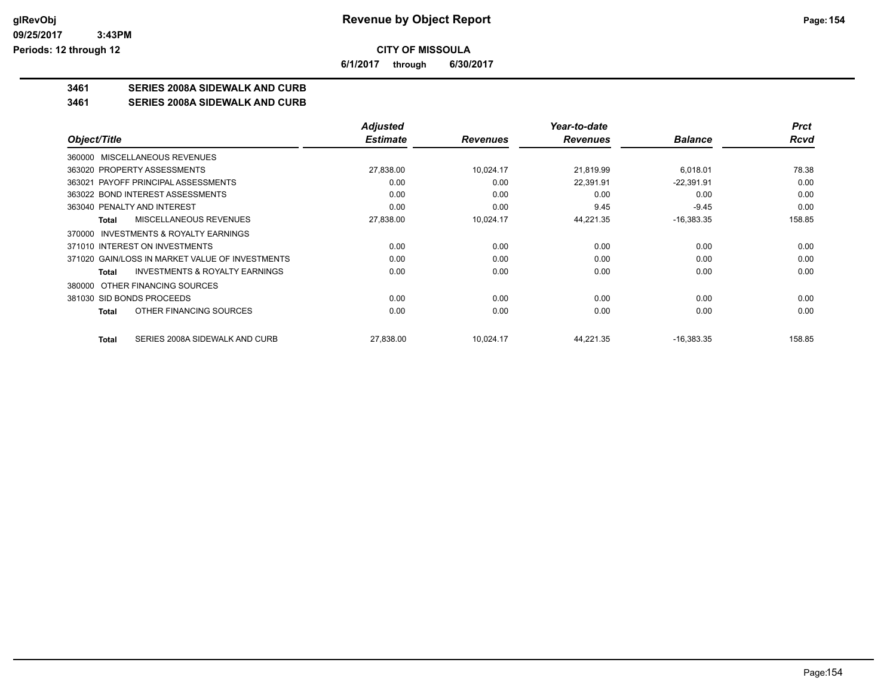# Revenue by Object Report

**CITY OF MISSOULA**

**6/1/2017 through 6/30/2017**

glRevObj
09/25/2017 3:43PM
Periods: 12 through 12

## 3461 SERIES 2008A SIDEWALK AND CURB

### 3461 SERIES 2008A SIDEWALK AND CURB

| Object/Title | Adjusted Estimate | Revenues | Year-to-date Revenues | Balance | Prct Rcvd |
|---|---|---|---|---|---|
| 360000 MISCELLANEOUS REVENUES | | | | | |
| 363020 PROPERTY ASSESSMENTS | 27,838.00 | 10,024.17 | 21,819.99 | 6,018.01 | 78.38 |
| 363021 PAYOFF PRINCIPAL ASSESSMENTS | 0.00 | 0.00 | 22,391.91 | -22,391.91 | 0.00 |
| 363022 BOND INTEREST ASSESSMENTS | 0.00 | 0.00 | 0.00 | 0.00 | 0.00 |
| 363040 PENALTY AND INTEREST | 0.00 | 0.00 | 9.45 | -9.45 | 0.00 |
| **Total** MISCELLANEOUS REVENUES | 27,838.00 | 10,024.17 | 44,221.35 | -16,383.35 | 158.85 |
| 370000 INVESTMENTS & ROYALTY EARNINGS | | | | | |
| 371010 INTEREST ON INVESTMENTS | 0.00 | 0.00 | 0.00 | 0.00 | 0.00 |
| 371020 GAIN/LOSS IN MARKET VALUE OF INVESTMENTS | 0.00 | 0.00 | 0.00 | 0.00 | 0.00 |
| **Total** INVESTMENTS & ROYALTY EARNINGS | 0.00 | 0.00 | 0.00 | 0.00 | 0.00 |
| 380000 OTHER FINANCING SOURCES | | | | | |
| 381030 SID BONDS PROCEEDS | 0.00 | 0.00 | 0.00 | 0.00 | 0.00 |
| **Total** OTHER FINANCING SOURCES | 0.00 | 0.00 | 0.00 | 0.00 | 0.00 |
| **Total** SERIES 2008A SIDEWALK AND CURB | 27,838.00 | 10,024.17 | 44,221.35 | -16,383.35 | 158.85 |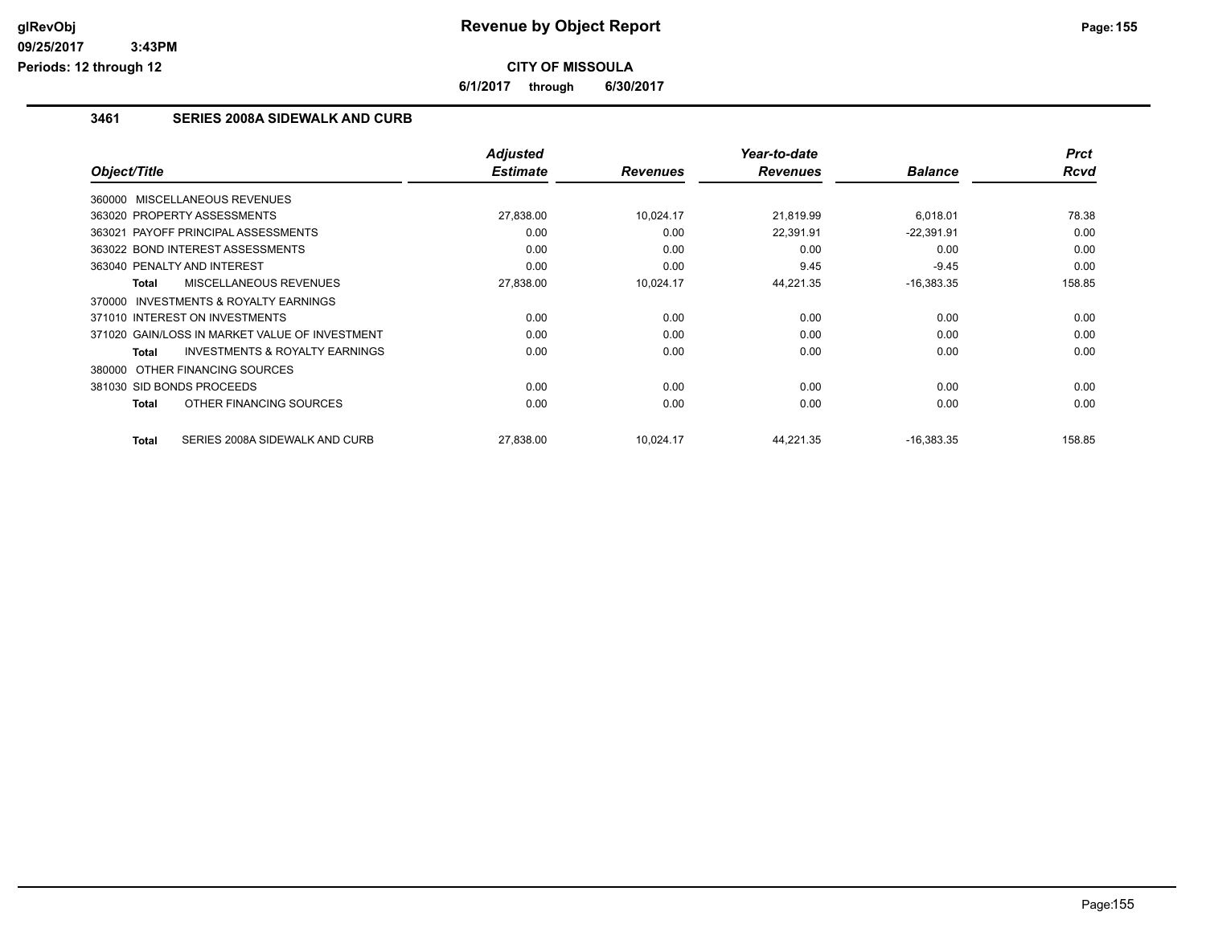**CITY OF MISSOULA**

**6/1/2017 through 6/30/2017**

### 3461 SERIES 2008A SIDEWALK AND CURB

| Object/Title | Adjusted Estimate | Revenues | Year-to-date Revenues | Balance | Prct Rcvd |
|---|---|---|---|---|---|
| 360000 MISCELLANEOUS REVENUES | | | | | |
| 363020 PROPERTY ASSESSMENTS | 27,838.00 | 10,024.17 | 21,819.99 | 6,018.01 | 78.38 |
| 363021 PAYOFF PRINCIPAL ASSESSMENTS | 0.00 | 0.00 | 22,391.91 | -22,391.91 | 0.00 |
| 363022 BOND INTEREST ASSESSMENTS | 0.00 | 0.00 | 0.00 | 0.00 | 0.00 |
| 363040 PENALTY AND INTEREST | 0.00 | 0.00 | 9.45 | -9.45 | 0.00 |
| **Total** MISCELLANEOUS REVENUES | 27,838.00 | 10,024.17 | 44,221.35 | -16,383.35 | 158.85 |
| 370000 INVESTMENTS & ROYALTY EARNINGS | | | | | |
| 371010 INTEREST ON INVESTMENTS | 0.00 | 0.00 | 0.00 | 0.00 | 0.00 |
| 371020 GAIN/LOSS IN MARKET VALUE OF INVESTMENT | 0.00 | 0.00 | 0.00 | 0.00 | 0.00 |
| **Total** INVESTMENTS & ROYALTY EARNINGS | 0.00 | 0.00 | 0.00 | 0.00 | 0.00 |
| 380000 OTHER FINANCING SOURCES | | | | | |
| 381030 SID BONDS PROCEEDS | 0.00 | 0.00 | 0.00 | 0.00 | 0.00 |
| **Total** OTHER FINANCING SOURCES | 0.00 | 0.00 | 0.00 | 0.00 | 0.00 |
| **Total** SERIES 2008A SIDEWALK AND CURB | 27,838.00 | 10,024.17 | 44,221.35 | -16,383.35 | 158.85 |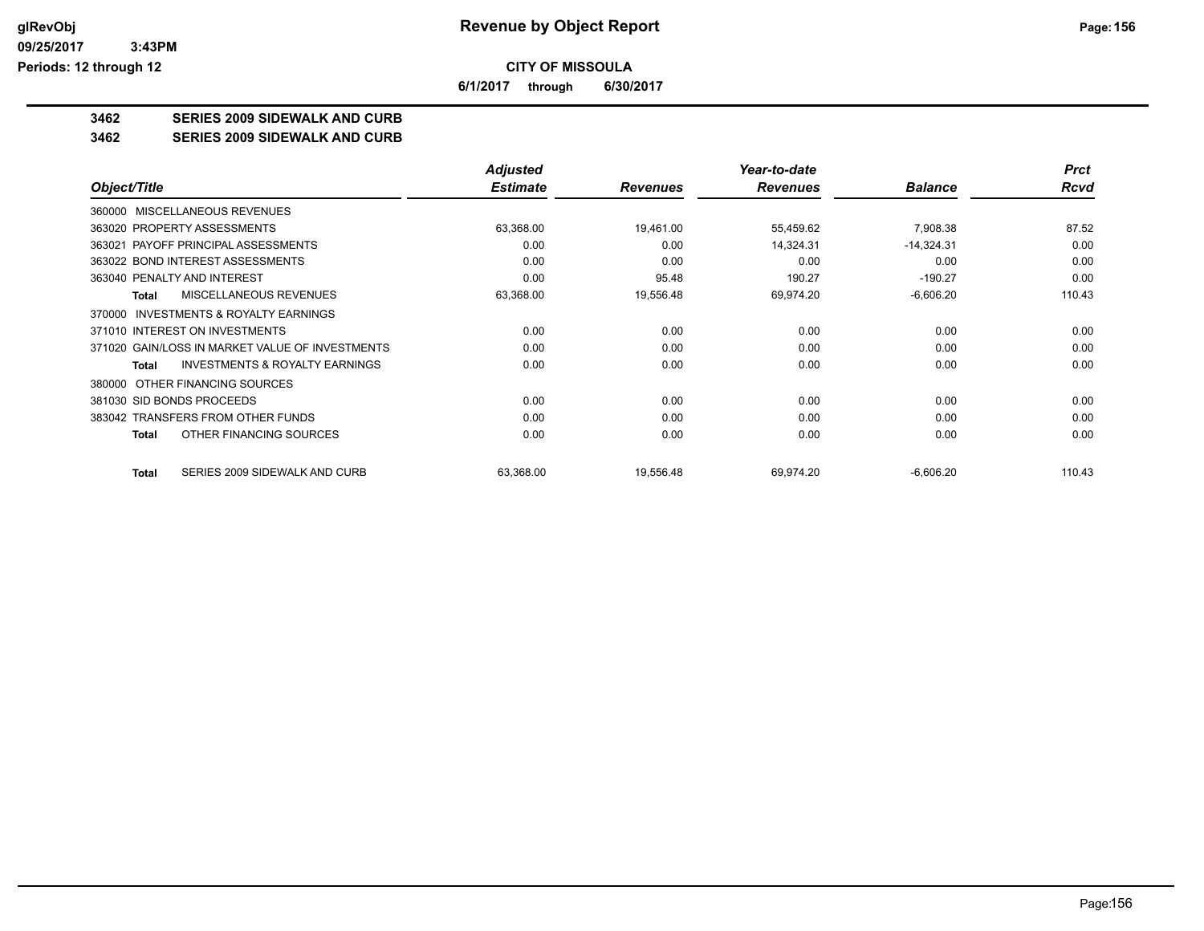# CITY OF MISSOULA

**6/1/2017 through 6/30/2017**

**3462 SERIES 2009 SIDEWALK AND CURB**

**3462 SERIES 2009 SIDEWALK AND CURB**

| Object/Title | Adjusted Estimate | Revenues | Year-to-date Revenues | Balance | Prct Rcvd |
|---|---|---|---|---|---|
| 360000 MISCELLANEOUS REVENUES | | | | | |
| 363020 PROPERTY ASSESSMENTS | 63,368.00 | 19,461.00 | 55,459.62 | 7,908.38 | 87.52 |
| 363021 PAYOFF PRINCIPAL ASSESSMENTS | 0.00 | 0.00 | 14,324.31 | -14,324.31 | 0.00 |
| 363022 BOND INTEREST ASSESSMENTS | 0.00 | 0.00 | 0.00 | 0.00 | 0.00 |
| 363040 PENALTY AND INTEREST | 0.00 | 95.48 | 190.27 | -190.27 | 0.00 |
| **Total** MISCELLANEOUS REVENUES | 63,368.00 | 19,556.48 | 69,974.20 | -6,606.20 | 110.43 |
| 370000 INVESTMENTS & ROYALTY EARNINGS | | | | | |
| 371010 INTEREST ON INVESTMENTS | 0.00 | 0.00 | 0.00 | 0.00 | 0.00 |
| 371020 GAIN/LOSS IN MARKET VALUE OF INVESTMENTS | 0.00 | 0.00 | 0.00 | 0.00 | 0.00 |
| **Total** INVESTMENTS & ROYALTY EARNINGS | 0.00 | 0.00 | 0.00 | 0.00 | 0.00 |
| 380000 OTHER FINANCING SOURCES | | | | | |
| 381030 SID BONDS PROCEEDS | 0.00 | 0.00 | 0.00 | 0.00 | 0.00 |
| 383042 TRANSFERS FROM OTHER FUNDS | 0.00 | 0.00 | 0.00 | 0.00 | 0.00 |
| **Total** OTHER FINANCING SOURCES | 0.00 | 0.00 | 0.00 | 0.00 | 0.00 |
| **Total** SERIES 2009 SIDEWALK AND CURB | 63,368.00 | 19,556.48 | 69,974.20 | -6,606.20 | 110.43 |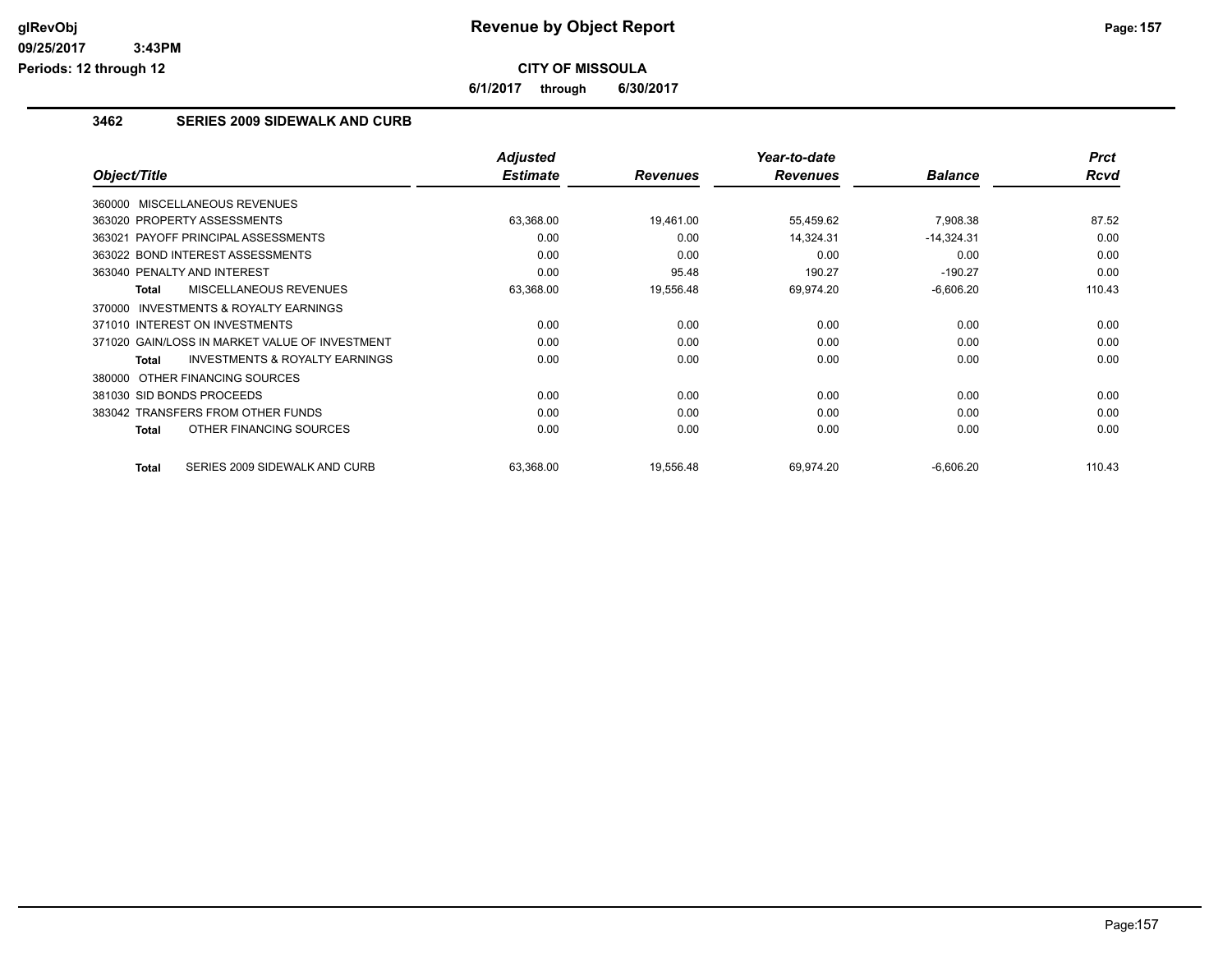**CITY OF MISSOULA**

**6/1/2017 through 6/30/2017**

## 3462 SERIES 2009 SIDEWALK AND CURB

| Object/Title | Adjusted Estimate | Revenues | Year-to-date Revenues | Balance | Prct Rcvd |
|---|---|---|---|---|---|
| 360000 MISCELLANEOUS REVENUES | | | | | |
| 363020 PROPERTY ASSESSMENTS | 63,368.00 | 19,461.00 | 55,459.62 | 7,908.38 | 87.52 |
| 363021 PAYOFF PRINCIPAL ASSESSMENTS | 0.00 | 0.00 | 14,324.31 | -14,324.31 | 0.00 |
| 363022 BOND INTEREST ASSESSMENTS | 0.00 | 0.00 | 0.00 | 0.00 | 0.00 |
| 363040 PENALTY AND INTEREST | 0.00 | 95.48 | 190.27 | -190.27 | 0.00 |
| **Total** MISCELLANEOUS REVENUES | 63,368.00 | 19,556.48 | 69,974.20 | -6,606.20 | 110.43 |
| 370000 INVESTMENTS & ROYALTY EARNINGS | | | | | |
| 371010 INTEREST ON INVESTMENTS | 0.00 | 0.00 | 0.00 | 0.00 | 0.00 |
| 371020 GAIN/LOSS IN MARKET VALUE OF INVESTMENT | 0.00 | 0.00 | 0.00 | 0.00 | 0.00 |
| **Total** INVESTMENTS & ROYALTY EARNINGS | 0.00 | 0.00 | 0.00 | 0.00 | 0.00 |
| 380000 OTHER FINANCING SOURCES | | | | | |
| 381030 SID BONDS PROCEEDS | 0.00 | 0.00 | 0.00 | 0.00 | 0.00 |
| 383042 TRANSFERS FROM OTHER FUNDS | 0.00 | 0.00 | 0.00 | 0.00 | 0.00 |
| **Total** OTHER FINANCING SOURCES | 0.00 | 0.00 | 0.00 | 0.00 | 0.00 |
| **Total** SERIES 2009 SIDEWALK AND CURB | 63,368.00 | 19,556.48 | 69,974.20 | -6,606.20 | 110.43 |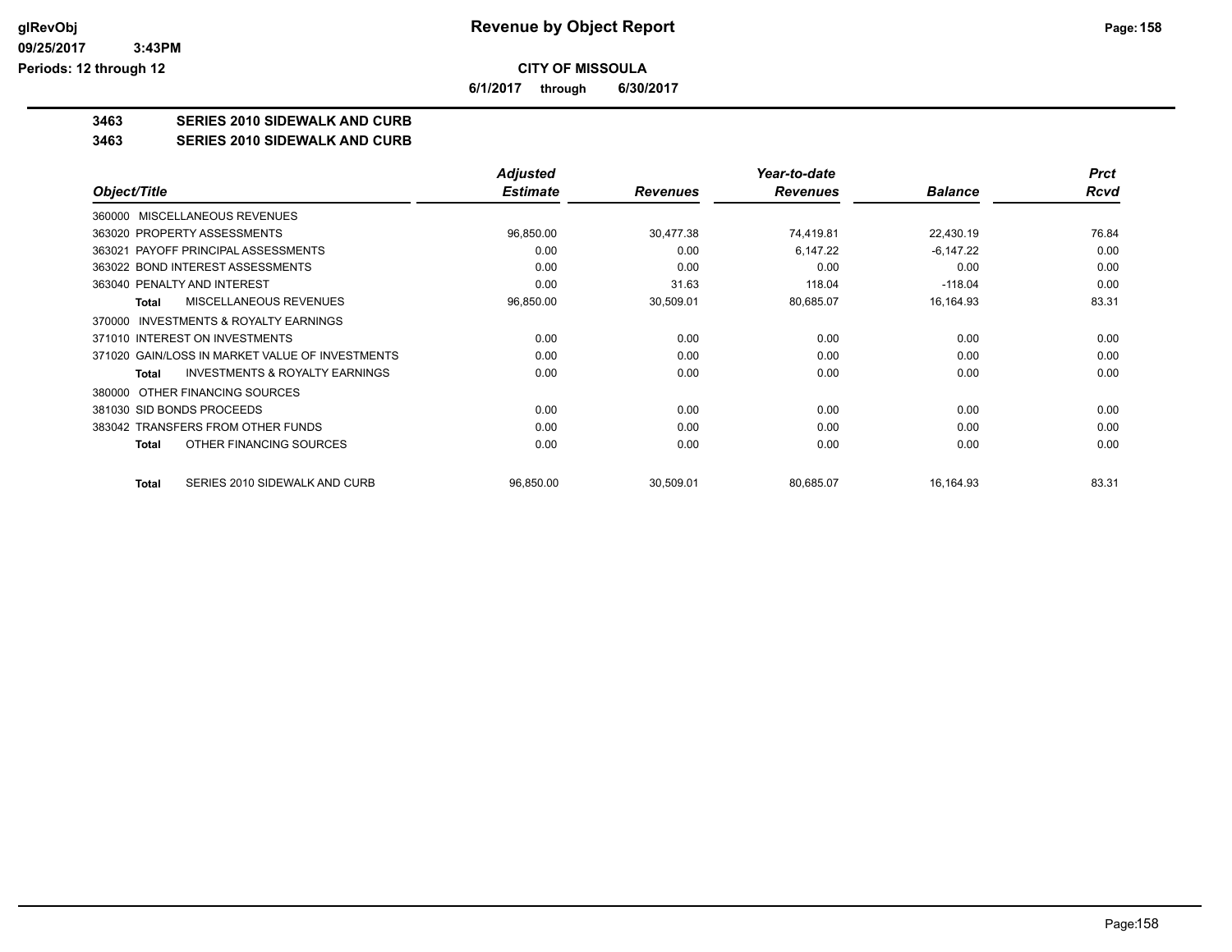**CITY OF MISSOULA**

**6/1/2017 through 6/30/2017**

**3463 SERIES 2010 SIDEWALK AND CURB**

**3463 SERIES 2010 SIDEWALK AND CURB**

| Object/Title | Adjusted Estimate | Revenues | Year-to-date Revenues | Balance | Prct Rcvd |
|---|---|---|---|---|---|
| 360000 MISCELLANEOUS REVENUES | | | | | |
| 363020 PROPERTY ASSESSMENTS | 96,850.00 | 30,477.38 | 74,419.81 | 22,430.19 | 76.84 |
| 363021 PAYOFF PRINCIPAL ASSESSMENTS | 0.00 | 0.00 | 6,147.22 | -6,147.22 | 0.00 |
| 363022 BOND INTEREST ASSESSMENTS | 0.00 | 0.00 | 0.00 | 0.00 | 0.00 |
| 363040 PENALTY AND INTEREST | 0.00 | 31.63 | 118.04 | -118.04 | 0.00 |
| **Total** MISCELLANEOUS REVENUES | 96,850.00 | 30,509.01 | 80,685.07 | 16,164.93 | 83.31 |
| 370000 INVESTMENTS & ROYALTY EARNINGS | | | | | |
| 371010 INTEREST ON INVESTMENTS | 0.00 | 0.00 | 0.00 | 0.00 | 0.00 |
| 371020 GAIN/LOSS IN MARKET VALUE OF INVESTMENTS | 0.00 | 0.00 | 0.00 | 0.00 | 0.00 |
| **Total** INVESTMENTS & ROYALTY EARNINGS | 0.00 | 0.00 | 0.00 | 0.00 | 0.00 |
| 380000 OTHER FINANCING SOURCES | | | | | |
| 381030 SID BONDS PROCEEDS | 0.00 | 0.00 | 0.00 | 0.00 | 0.00 |
| 383042 TRANSFERS FROM OTHER FUNDS | 0.00 | 0.00 | 0.00 | 0.00 | 0.00 |
| **Total** OTHER FINANCING SOURCES | 0.00 | 0.00 | 0.00 | 0.00 | 0.00 |
| **Total** SERIES 2010 SIDEWALK AND CURB | 96,850.00 | 30,509.01 | 80,685.07 | 16,164.93 | 83.31 |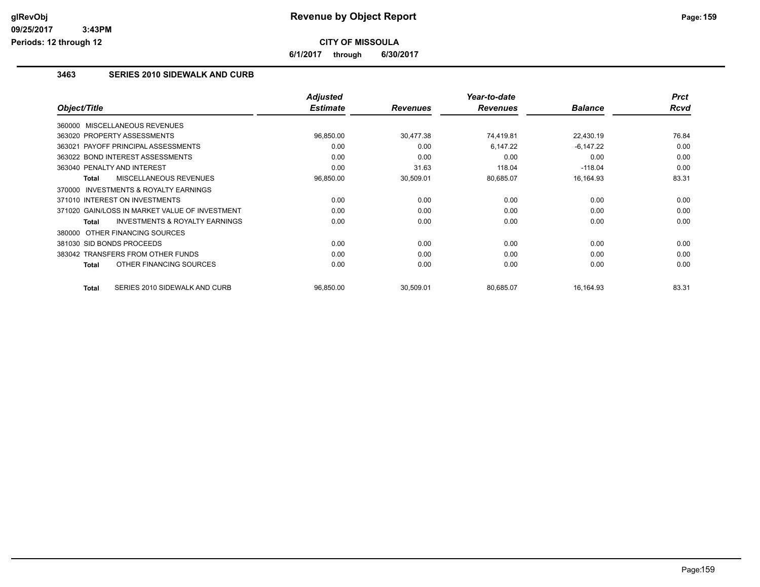# Revenue by Object Report

**CITY OF MISSOULA**

**6/1/2017 through 6/30/2017**

## 3463 SERIES 2010 SIDEWALK AND CURB

| Object/Title | Adjusted Estimate | Revenues | Year-to-date Revenues | Balance | Prct Rcvd |
|---|---|---|---|---|---|
| 360000 MISCELLANEOUS REVENUES | | | | | |
| 363020 PROPERTY ASSESSMENTS | 96,850.00 | 30,477.38 | 74,419.81 | 22,430.19 | 76.84 |
| 363021 PAYOFF PRINCIPAL ASSESSMENTS | 0.00 | 0.00 | 6,147.22 | -6,147.22 | 0.00 |
| 363022 BOND INTEREST ASSESSMENTS | 0.00 | 0.00 | 0.00 | 0.00 | 0.00 |
| 363040 PENALTY AND INTEREST | 0.00 | 31.63 | 118.04 | -118.04 | 0.00 |
| **Total** MISCELLANEOUS REVENUES | 96,850.00 | 30,509.01 | 80,685.07 | 16,164.93 | 83.31 |
| 370000 INVESTMENTS & ROYALTY EARNINGS | | | | | |
| 371010 INTEREST ON INVESTMENTS | 0.00 | 0.00 | 0.00 | 0.00 | 0.00 |
| 371020 GAIN/LOSS IN MARKET VALUE OF INVESTMENT | 0.00 | 0.00 | 0.00 | 0.00 | 0.00 |
| **Total** INVESTMENTS & ROYALTY EARNINGS | 0.00 | 0.00 | 0.00 | 0.00 | 0.00 |
| 380000 OTHER FINANCING SOURCES | | | | | |
| 381030 SID BONDS PROCEEDS | 0.00 | 0.00 | 0.00 | 0.00 | 0.00 |
| 383042 TRANSFERS FROM OTHER FUNDS | 0.00 | 0.00 | 0.00 | 0.00 | 0.00 |
| **Total** OTHER FINANCING SOURCES | 0.00 | 0.00 | 0.00 | 0.00 | 0.00 |
| **Total** SERIES 2010 SIDEWALK AND CURB | 96,850.00 | 30,509.01 | 80,685.07 | 16,164.93 | 83.31 |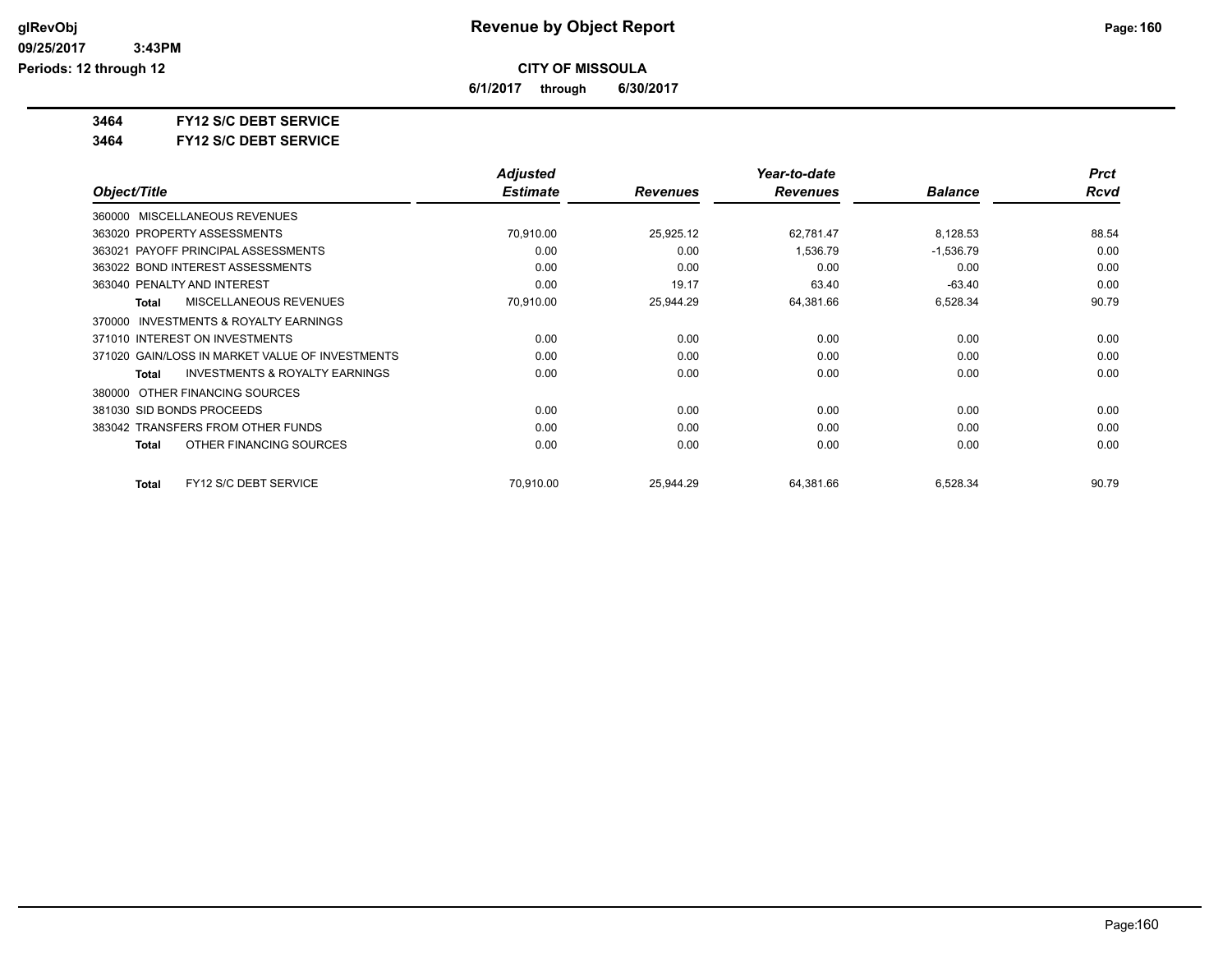# Revenue by Object Report

**CITY OF MISSOULA**

**6/1/2017 through 6/30/2017**

glRevObj
09/25/2017 3:43PM
Periods: 12 through 12

**3464 FY12 S/C DEBT SERVICE**

**3464 FY12 S/C DEBT SERVICE**

| Object/Title | Adjusted Estimate | Revenues | Year-to-date Revenues | Balance | Prct Rcvd |
|---|---|---|---|---|---|
| 360000 MISCELLANEOUS REVENUES | | | | | |
| 363020 PROPERTY ASSESSMENTS | 70,910.00 | 25,925.12 | 62,781.47 | 8,128.53 | 88.54 |
| 363021 PAYOFF PRINCIPAL ASSESSMENTS | 0.00 | 0.00 | 1,536.79 | -1,536.79 | 0.00 |
| 363022 BOND INTEREST ASSESSMENTS | 0.00 | 0.00 | 0.00 | 0.00 | 0.00 |
| 363040 PENALTY AND INTEREST | 0.00 | 19.17 | 63.40 | -63.40 | 0.00 |
| **Total** MISCELLANEOUS REVENUES | 70,910.00 | 25,944.29 | 64,381.66 | 6,528.34 | 90.79 |
| 370000 INVESTMENTS & ROYALTY EARNINGS | | | | | |
| 371010 INTEREST ON INVESTMENTS | 0.00 | 0.00 | 0.00 | 0.00 | 0.00 |
| 371020 GAIN/LOSS IN MARKET VALUE OF INVESTMENTS | 0.00 | 0.00 | 0.00 | 0.00 | 0.00 |
| **Total** INVESTMENTS & ROYALTY EARNINGS | 0.00 | 0.00 | 0.00 | 0.00 | 0.00 |
| 380000 OTHER FINANCING SOURCES | | | | | |
| 381030 SID BONDS PROCEEDS | 0.00 | 0.00 | 0.00 | 0.00 | 0.00 |
| 383042 TRANSFERS FROM OTHER FUNDS | 0.00 | 0.00 | 0.00 | 0.00 | 0.00 |
| **Total** OTHER FINANCING SOURCES | 0.00 | 0.00 | 0.00 | 0.00 | 0.00 |
| **Total** FY12 S/C DEBT SERVICE | 70,910.00 | 25,944.29 | 64,381.66 | 6,528.34 | 90.79 |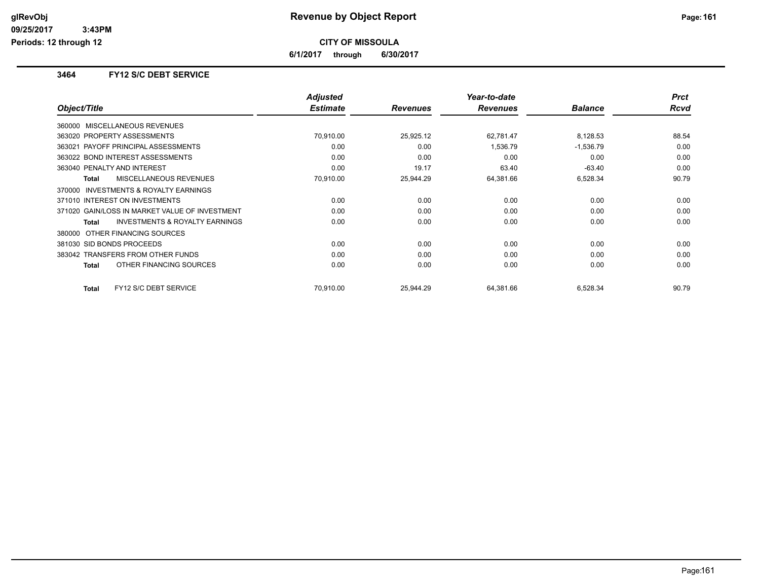**Revenue by Object Report**

**CITY OF MISSOULA**

**6/1/2017 through 6/30/2017**

glRevObj
09/25/2017 3:43PM
Periods: 12 through 12

### 3464 FY12 S/C DEBT SERVICE

| Object/Title | Adjusted Estimate | Revenues | Year-to-date Revenues | Balance | Prct Rcvd |
|---|---|---|---|---|---|
| 360000 MISCELLANEOUS REVENUES | | | | | |
| 363020 PROPERTY ASSESSMENTS | 70,910.00 | 25,925.12 | 62,781.47 | 8,128.53 | 88.54 |
| 363021 PAYOFF PRINCIPAL ASSESSMENTS | 0.00 | 0.00 | 1,536.79 | -1,536.79 | 0.00 |
| 363022 BOND INTEREST ASSESSMENTS | 0.00 | 0.00 | 0.00 | 0.00 | 0.00 |
| 363040 PENALTY AND INTEREST | 0.00 | 19.17 | 63.40 | -63.40 | 0.00 |
| **Total** MISCELLANEOUS REVENUES | 70,910.00 | 25,944.29 | 64,381.66 | 6,528.34 | 90.79 |
| 370000 INVESTMENTS & ROYALTY EARNINGS | | | | | |
| 371010 INTEREST ON INVESTMENTS | 0.00 | 0.00 | 0.00 | 0.00 | 0.00 |
| 371020 GAIN/LOSS IN MARKET VALUE OF INVESTMENT | 0.00 | 0.00 | 0.00 | 0.00 | 0.00 |
| **Total** INVESTMENTS & ROYALTY EARNINGS | 0.00 | 0.00 | 0.00 | 0.00 | 0.00 |
| 380000 OTHER FINANCING SOURCES | | | | | |
| 381030 SID BONDS PROCEEDS | 0.00 | 0.00 | 0.00 | 0.00 | 0.00 |
| 383042 TRANSFERS FROM OTHER FUNDS | 0.00 | 0.00 | 0.00 | 0.00 | 0.00 |
| **Total** OTHER FINANCING SOURCES | 0.00 | 0.00 | 0.00 | 0.00 | 0.00 |
| **Total** FY12 S/C DEBT SERVICE | 70,910.00 | 25,944.29 | 64,381.66 | 6,528.34 | 90.79 |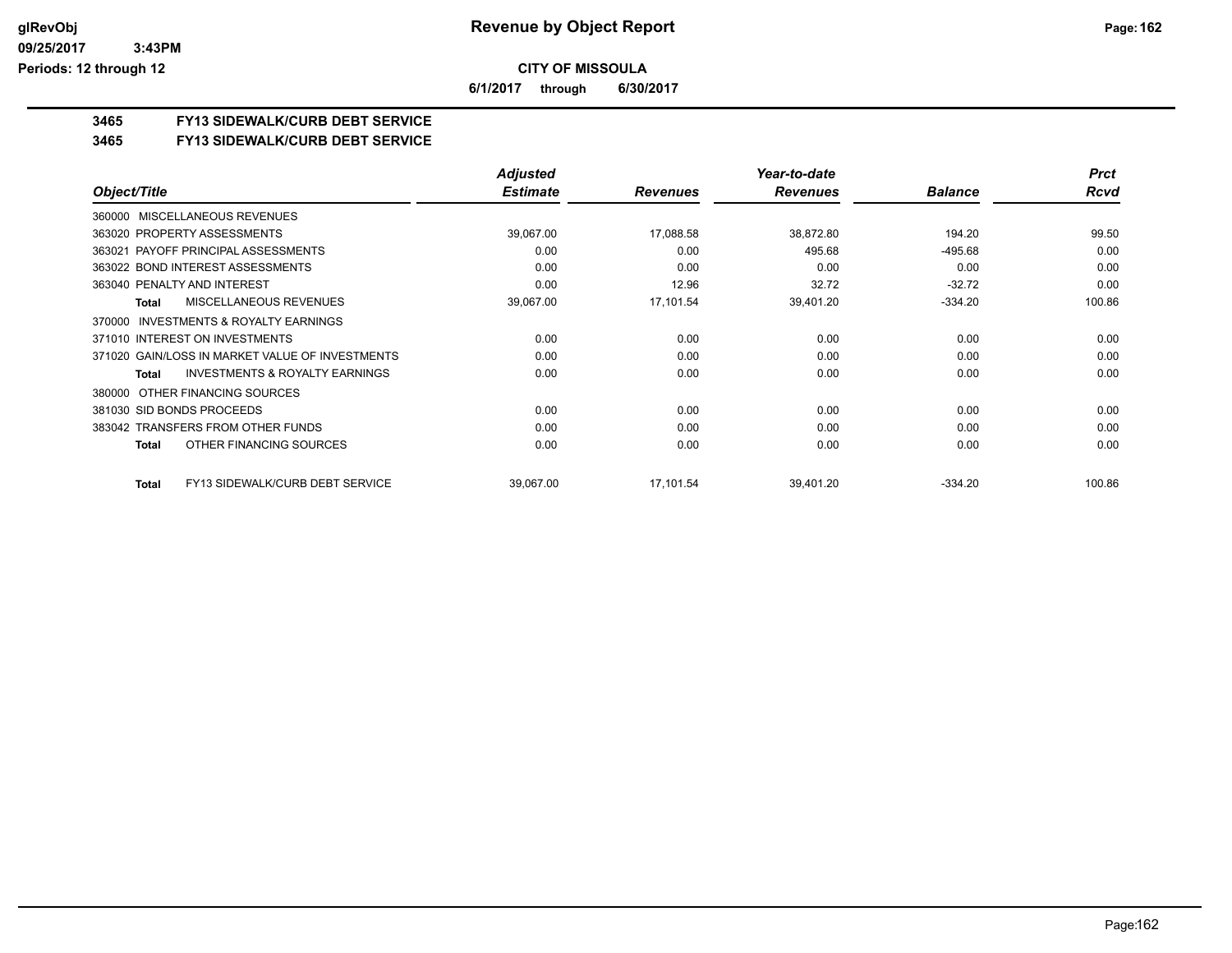**CITY OF MISSOULA**

**6/1/2017 through 6/30/2017**

## 3465 FY13 SIDEWALK/CURB DEBT SERVICE

## 3465 FY13 SIDEWALK/CURB DEBT SERVICE

| Object/Title | Adjusted Estimate | Revenues | Year-to-date Revenues | Balance | Prct Rcvd |
|---|---|---|---|---|---|
| 360000 MISCELLANEOUS REVENUES | | | | | |
| 363020 PROPERTY ASSESSMENTS | 39,067.00 | 17,088.58 | 38,872.80 | 194.20 | 99.50 |
| 363021 PAYOFF PRINCIPAL ASSESSMENTS | 0.00 | 0.00 | 495.68 | -495.68 | 0.00 |
| 363022 BOND INTEREST ASSESSMENTS | 0.00 | 0.00 | 0.00 | 0.00 | 0.00 |
| 363040 PENALTY AND INTEREST | 0.00 | 12.96 | 32.72 | -32.72 | 0.00 |
| **Total** MISCELLANEOUS REVENUES | 39,067.00 | 17,101.54 | 39,401.20 | -334.20 | 100.86 |
| 370000 INVESTMENTS & ROYALTY EARNINGS | | | | | |
| 371010 INTEREST ON INVESTMENTS | 0.00 | 0.00 | 0.00 | 0.00 | 0.00 |
| 371020 GAIN/LOSS IN MARKET VALUE OF INVESTMENTS | 0.00 | 0.00 | 0.00 | 0.00 | 0.00 |
| **Total** INVESTMENTS & ROYALTY EARNINGS | 0.00 | 0.00 | 0.00 | 0.00 | 0.00 |
| 380000 OTHER FINANCING SOURCES | | | | | |
| 381030 SID BONDS PROCEEDS | 0.00 | 0.00 | 0.00 | 0.00 | 0.00 |
| 383042 TRANSFERS FROM OTHER FUNDS | 0.00 | 0.00 | 0.00 | 0.00 | 0.00 |
| **Total** OTHER FINANCING SOURCES | 0.00 | 0.00 | 0.00 | 0.00 | 0.00 |
| **Total** FY13 SIDEWALK/CURB DEBT SERVICE | 39,067.00 | 17,101.54 | 39,401.20 | -334.20 | 100.86 |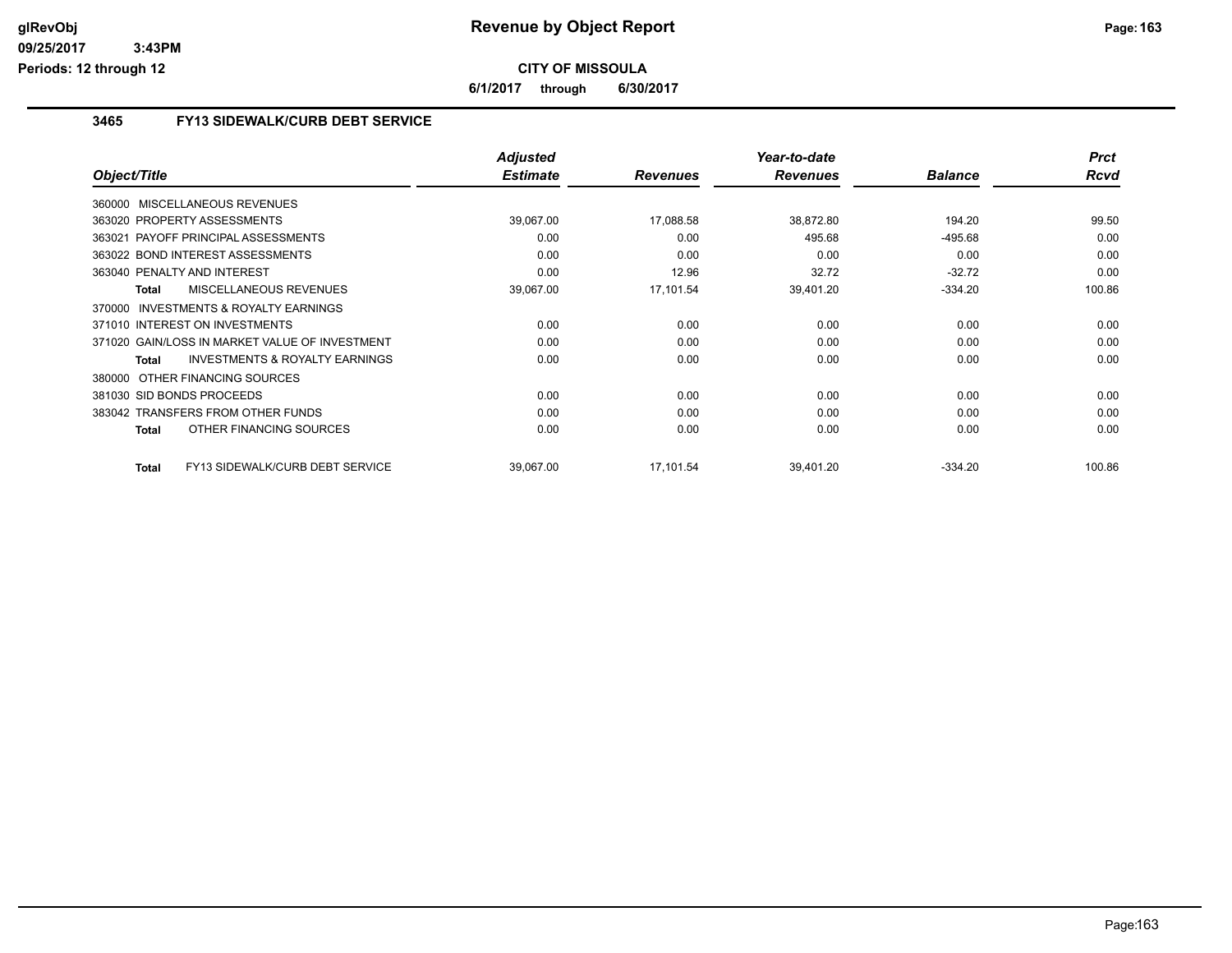**CITY OF MISSOULA**

**6/1/2017 through 6/30/2017**

### 3465 FY13 SIDEWALK/CURB DEBT SERVICE

| Object/Title | Adjusted Estimate | Revenues | Year-to-date Revenues | Balance | Prct Rcvd |
|---|---|---|---|---|---|
| 360000 MISCELLANEOUS REVENUES | | | | | |
| 363020 PROPERTY ASSESSMENTS | 39,067.00 | 17,088.58 | 38,872.80 | 194.20 | 99.50 |
| 363021 PAYOFF PRINCIPAL ASSESSMENTS | 0.00 | 0.00 | 495.68 | -495.68 | 0.00 |
| 363022 BOND INTEREST ASSESSMENTS | 0.00 | 0.00 | 0.00 | 0.00 | 0.00 |
| 363040 PENALTY AND INTEREST | 0.00 | 12.96 | 32.72 | -32.72 | 0.00 |
| **Total** MISCELLANEOUS REVENUES | 39,067.00 | 17,101.54 | 39,401.20 | -334.20 | 100.86 |
| 370000 INVESTMENTS & ROYALTY EARNINGS | | | | | |
| 371010 INTEREST ON INVESTMENTS | 0.00 | 0.00 | 0.00 | 0.00 | 0.00 |
| 371020 GAIN/LOSS IN MARKET VALUE OF INVESTMENT | 0.00 | 0.00 | 0.00 | 0.00 | 0.00 |
| **Total** INVESTMENTS & ROYALTY EARNINGS | 0.00 | 0.00 | 0.00 | 0.00 | 0.00 |
| 380000 OTHER FINANCING SOURCES | | | | | |
| 381030 SID BONDS PROCEEDS | 0.00 | 0.00 | 0.00 | 0.00 | 0.00 |
| 383042 TRANSFERS FROM OTHER FUNDS | 0.00 | 0.00 | 0.00 | 0.00 | 0.00 |
| **Total** OTHER FINANCING SOURCES | 0.00 | 0.00 | 0.00 | 0.00 | 0.00 |
| **Total** FY13 SIDEWALK/CURB DEBT SERVICE | 39,067.00 | 17,101.54 | 39,401.20 | -334.20 | 100.86 |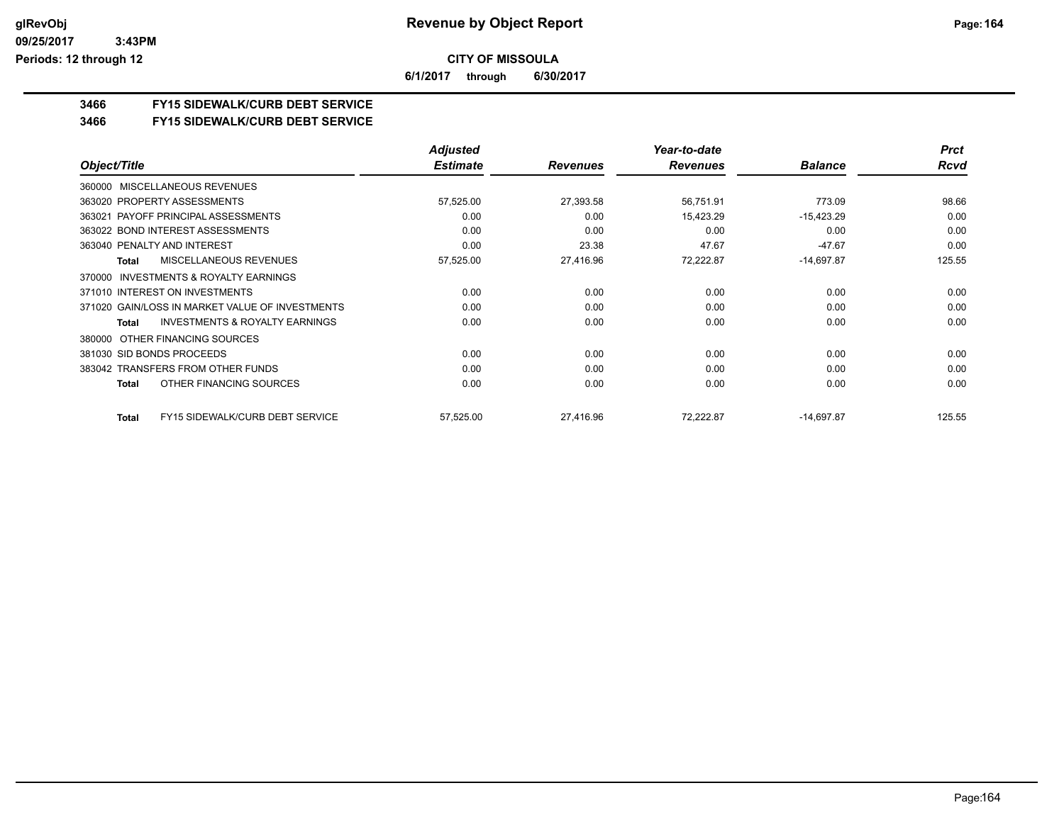**CITY OF MISSOULA**

**6/1/2017 through 6/30/2017**

**3466 FY15 SIDEWALK/CURB DEBT SERVICE**

**3466 FY15 SIDEWALK/CURB DEBT SERVICE**

| Object/Title | Adjusted Estimate | Revenues | Year-to-date Revenues | Balance | Prct Rcvd |
|---|---|---|---|---|---|
| 360000 MISCELLANEOUS REVENUES | | | | | |
| 363020 PROPERTY ASSESSMENTS | 57,525.00 | 27,393.58 | 56,751.91 | 773.09 | 98.66 |
| 363021 PAYOFF PRINCIPAL ASSESSMENTS | 0.00 | 0.00 | 15,423.29 | -15,423.29 | 0.00 |
| 363022 BOND INTEREST ASSESSMENTS | 0.00 | 0.00 | 0.00 | 0.00 | 0.00 |
| 363040 PENALTY AND INTEREST | 0.00 | 23.38 | 47.67 | -47.67 | 0.00 |
| **Total** MISCELLANEOUS REVENUES | 57,525.00 | 27,416.96 | 72,222.87 | -14,697.87 | 125.55 |
| 370000 INVESTMENTS & ROYALTY EARNINGS | | | | | |
| 371010 INTEREST ON INVESTMENTS | 0.00 | 0.00 | 0.00 | 0.00 | 0.00 |
| 371020 GAIN/LOSS IN MARKET VALUE OF INVESTMENTS | 0.00 | 0.00 | 0.00 | 0.00 | 0.00 |
| **Total** INVESTMENTS & ROYALTY EARNINGS | 0.00 | 0.00 | 0.00 | 0.00 | 0.00 |
| 380000 OTHER FINANCING SOURCES | | | | | |
| 381030 SID BONDS PROCEEDS | 0.00 | 0.00 | 0.00 | 0.00 | 0.00 |
| 383042 TRANSFERS FROM OTHER FUNDS | 0.00 | 0.00 | 0.00 | 0.00 | 0.00 |
| **Total** OTHER FINANCING SOURCES | 0.00 | 0.00 | 0.00 | 0.00 | 0.00 |
| **Total** FY15 SIDEWALK/CURB DEBT SERVICE | 57,525.00 | 27,416.96 | 72,222.87 | -14,697.87 | 125.55 |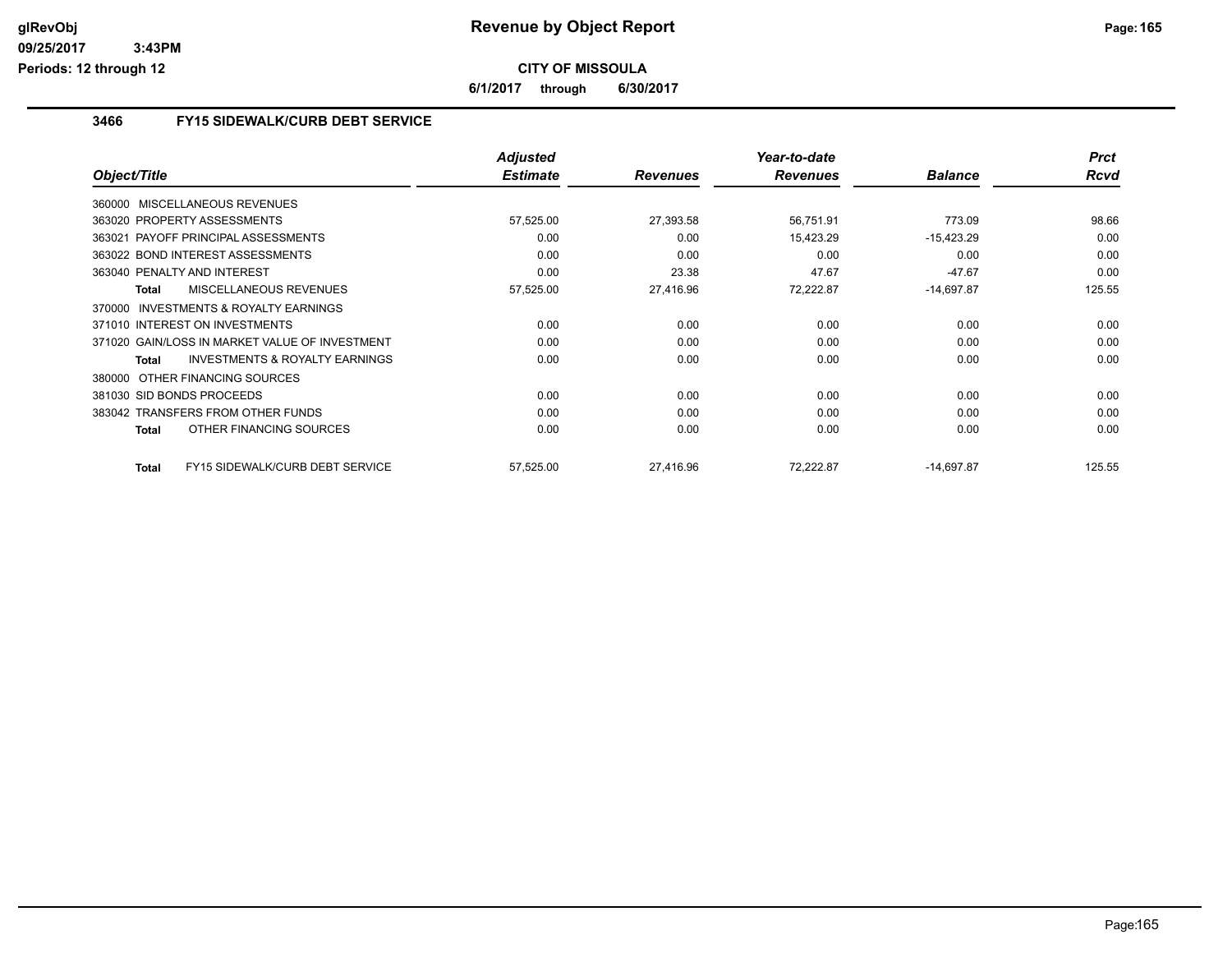# Revenue by Object Report

**CITY OF MISSOULA**

**6/1/2017 through 6/30/2017**

glRevObj
09/25/2017 3:43PM
Periods: 12 through 12

### 3466 FY15 SIDEWALK/CURB DEBT SERVICE

| Object/Title | Adjusted Estimate | Revenues | Year-to-date Revenues | Balance | Prct Rcvd |
|---|---|---|---|---|---|
| 360000 MISCELLANEOUS REVENUES | | | | | |
| 363020 PROPERTY ASSESSMENTS | 57,525.00 | 27,393.58 | 56,751.91 | 773.09 | 98.66 |
| 363021 PAYOFF PRINCIPAL ASSESSMENTS | 0.00 | 0.00 | 15,423.29 | -15,423.29 | 0.00 |
| 363022 BOND INTEREST ASSESSMENTS | 0.00 | 0.00 | 0.00 | 0.00 | 0.00 |
| 363040 PENALTY AND INTEREST | 0.00 | 23.38 | 47.67 | -47.67 | 0.00 |
| **Total** MISCELLANEOUS REVENUES | 57,525.00 | 27,416.96 | 72,222.87 | -14,697.87 | 125.55 |
| 370000 INVESTMENTS & ROYALTY EARNINGS | | | | | |
| 371010 INTEREST ON INVESTMENTS | 0.00 | 0.00 | 0.00 | 0.00 | 0.00 |
| 371020 GAIN/LOSS IN MARKET VALUE OF INVESTMENT | 0.00 | 0.00 | 0.00 | 0.00 | 0.00 |
| **Total** INVESTMENTS & ROYALTY EARNINGS | 0.00 | 0.00 | 0.00 | 0.00 | 0.00 |
| 380000 OTHER FINANCING SOURCES | | | | | |
| 381030 SID BONDS PROCEEDS | 0.00 | 0.00 | 0.00 | 0.00 | 0.00 |
| 383042 TRANSFERS FROM OTHER FUNDS | 0.00 | 0.00 | 0.00 | 0.00 | 0.00 |
| **Total** OTHER FINANCING SOURCES | 0.00 | 0.00 | 0.00 | 0.00 | 0.00 |
| **Total** FY15 SIDEWALK/CURB DEBT SERVICE | 57,525.00 | 27,416.96 | 72,222.87 | -14,697.87 | 125.55 |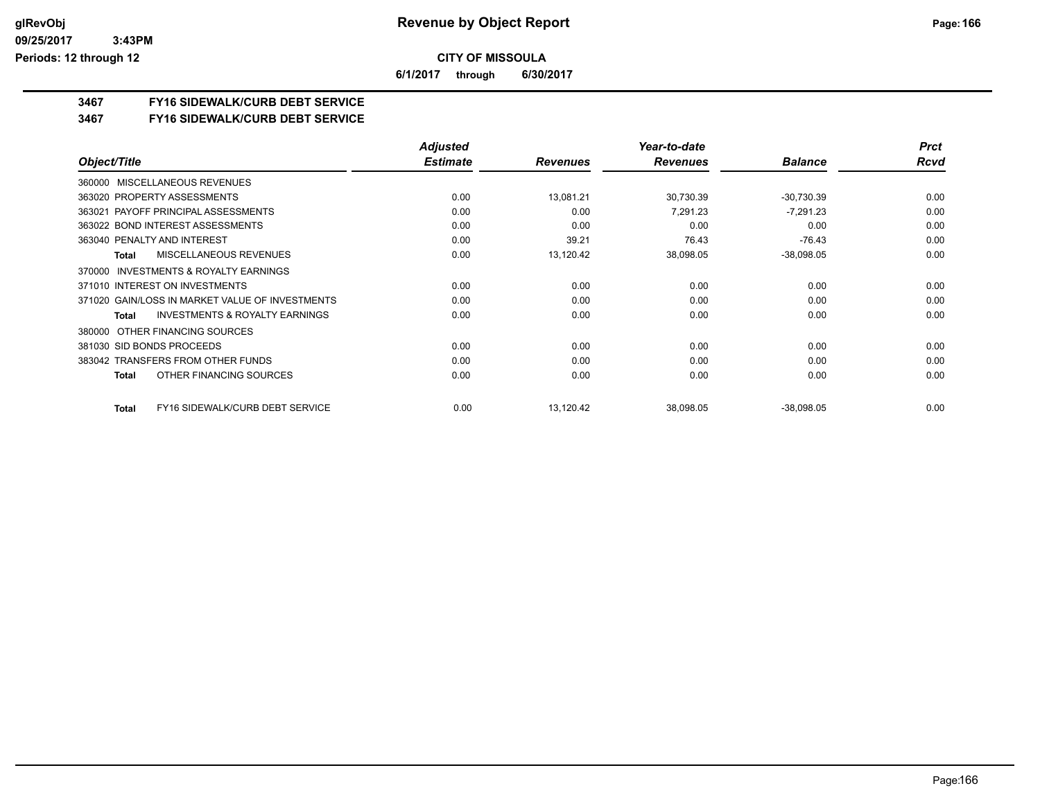**Revenue by Object Report**

**CITY OF MISSOULA**

**6/1/2017 through 6/30/2017**

glRevObj
09/25/2017 3:43PM
Periods: 12 through 12

**3467 FY16 SIDEWALK/CURB DEBT SERVICE**

**3467 FY16 SIDEWALK/CURB DEBT SERVICE**

| Object/Title | Adjusted Estimate | Revenues | Year-to-date Revenues | Balance | Prct Rcvd |
|---|---|---|---|---|---|
| 360000 MISCELLANEOUS REVENUES | | | | | |
| 363020 PROPERTY ASSESSMENTS | 0.00 | 13,081.21 | 30,730.39 | -30,730.39 | 0.00 |
| 363021 PAYOFF PRINCIPAL ASSESSMENTS | 0.00 | 0.00 | 7,291.23 | -7,291.23 | 0.00 |
| 363022 BOND INTEREST ASSESSMENTS | 0.00 | 0.00 | 0.00 | 0.00 | 0.00 |
| 363040 PENALTY AND INTEREST | 0.00 | 39.21 | 76.43 | -76.43 | 0.00 |
| **Total** MISCELLANEOUS REVENUES | 0.00 | 13,120.42 | 38,098.05 | -38,098.05 | 0.00 |
| 370000 INVESTMENTS & ROYALTY EARNINGS | | | | | |
| 371010 INTEREST ON INVESTMENTS | 0.00 | 0.00 | 0.00 | 0.00 | 0.00 |
| 371020 GAIN/LOSS IN MARKET VALUE OF INVESTMENTS | 0.00 | 0.00 | 0.00 | 0.00 | 0.00 |
| **Total** INVESTMENTS & ROYALTY EARNINGS | 0.00 | 0.00 | 0.00 | 0.00 | 0.00 |
| 380000 OTHER FINANCING SOURCES | | | | | |
| 381030 SID BONDS PROCEEDS | 0.00 | 0.00 | 0.00 | 0.00 | 0.00 |
| 383042 TRANSFERS FROM OTHER FUNDS | 0.00 | 0.00 | 0.00 | 0.00 | 0.00 |
| **Total** OTHER FINANCING SOURCES | 0.00 | 0.00 | 0.00 | 0.00 | 0.00 |
| **Total** FY16 SIDEWALK/CURB DEBT SERVICE | 0.00 | 13,120.42 | 38,098.05 | -38,098.05 | 0.00 |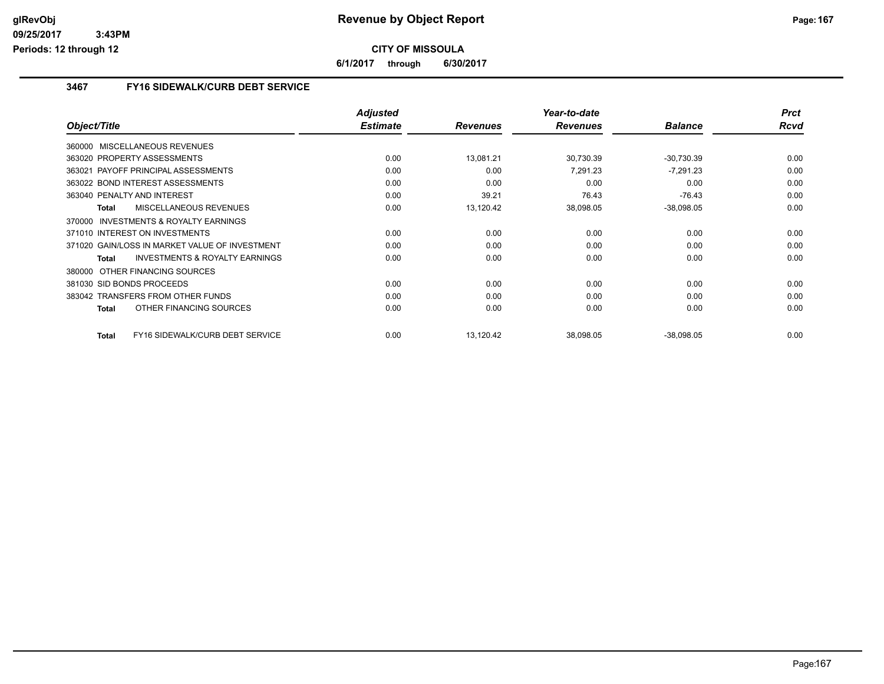**CITY OF MISSOULA**

**6/1/2017 through 6/30/2017**

### 3467 FY16 SIDEWALK/CURB DEBT SERVICE

| Object/Title | Adjusted Estimate | Revenues | Year-to-date Revenues | Balance | Prct Rcvd |
|---|---|---|---|---|---|
| 360000 MISCELLANEOUS REVENUES | | | | | |
| 363020 PROPERTY ASSESSMENTS | 0.00 | 13,081.21 | 30,730.39 | -30,730.39 | 0.00 |
| 363021 PAYOFF PRINCIPAL ASSESSMENTS | 0.00 | 0.00 | 7,291.23 | -7,291.23 | 0.00 |
| 363022 BOND INTEREST ASSESSMENTS | 0.00 | 0.00 | 0.00 | 0.00 | 0.00 |
| 363040 PENALTY AND INTEREST | 0.00 | 39.21 | 76.43 | -76.43 | 0.00 |
| Total MISCELLANEOUS REVENUES | 0.00 | 13,120.42 | 38,098.05 | -38,098.05 | 0.00 |
| 370000 INVESTMENTS & ROYALTY EARNINGS | | | | | |
| 371010 INTEREST ON INVESTMENTS | 0.00 | 0.00 | 0.00 | 0.00 | 0.00 |
| 371020 GAIN/LOSS IN MARKET VALUE OF INVESTMENT | 0.00 | 0.00 | 0.00 | 0.00 | 0.00 |
| Total INVESTMENTS & ROYALTY EARNINGS | 0.00 | 0.00 | 0.00 | 0.00 | 0.00 |
| 380000 OTHER FINANCING SOURCES | | | | | |
| 381030 SID BONDS PROCEEDS | 0.00 | 0.00 | 0.00 | 0.00 | 0.00 |
| 383042 TRANSFERS FROM OTHER FUNDS | 0.00 | 0.00 | 0.00 | 0.00 | 0.00 |
| Total OTHER FINANCING SOURCES | 0.00 | 0.00 | 0.00 | 0.00 | 0.00 |
| Total FY16 SIDEWALK/CURB DEBT SERVICE | 0.00 | 13,120.42 | 38,098.05 | -38,098.05 | 0.00 |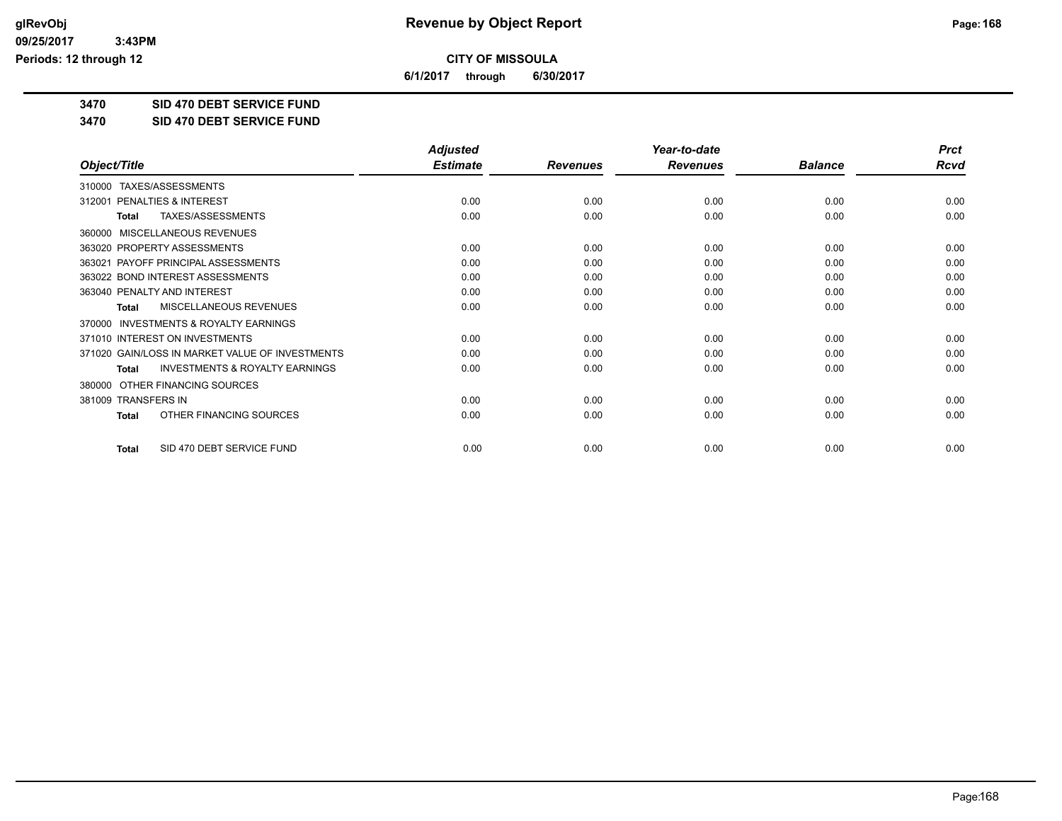# CITY OF MISSOULA

**6/1/2017 through 6/30/2017**

**3470 SID 470 DEBT SERVICE FUND**

**3470 SID 470 DEBT SERVICE FUND**

| Object/Title | Adjusted Estimate | Revenues | Year-to-date Revenues | Balance | Prct Rcvd |
|---|---|---|---|---|---|
| 310000 TAXES/ASSESSMENTS | | | | | |
| 312001 PENALTIES & INTEREST | 0.00 | 0.00 | 0.00 | 0.00 | 0.00 |
| **Total** TAXES/ASSESSMENTS | 0.00 | 0.00 | 0.00 | 0.00 | 0.00 |
| 360000 MISCELLANEOUS REVENUES | | | | | |
| 363020 PROPERTY ASSESSMENTS | 0.00 | 0.00 | 0.00 | 0.00 | 0.00 |
| 363021 PAYOFF PRINCIPAL ASSESSMENTS | 0.00 | 0.00 | 0.00 | 0.00 | 0.00 |
| 363022 BOND INTEREST ASSESSMENTS | 0.00 | 0.00 | 0.00 | 0.00 | 0.00 |
| 363040 PENALTY AND INTEREST | 0.00 | 0.00 | 0.00 | 0.00 | 0.00 |
| **Total** MISCELLANEOUS REVENUES | 0.00 | 0.00 | 0.00 | 0.00 | 0.00 |
| 370000 INVESTMENTS & ROYALTY EARNINGS | | | | | |
| 371010 INTEREST ON INVESTMENTS | 0.00 | 0.00 | 0.00 | 0.00 | 0.00 |
| 371020 GAIN/LOSS IN MARKET VALUE OF INVESTMENTS | 0.00 | 0.00 | 0.00 | 0.00 | 0.00 |
| **Total** INVESTMENTS & ROYALTY EARNINGS | 0.00 | 0.00 | 0.00 | 0.00 | 0.00 |
| 380000 OTHER FINANCING SOURCES | | | | | |
| 381009 TRANSFERS IN | 0.00 | 0.00 | 0.00 | 0.00 | 0.00 |
| **Total** OTHER FINANCING SOURCES | 0.00 | 0.00 | 0.00 | 0.00 | 0.00 |
| **Total** SID 470 DEBT SERVICE FUND | 0.00 | 0.00 | 0.00 | 0.00 | 0.00 |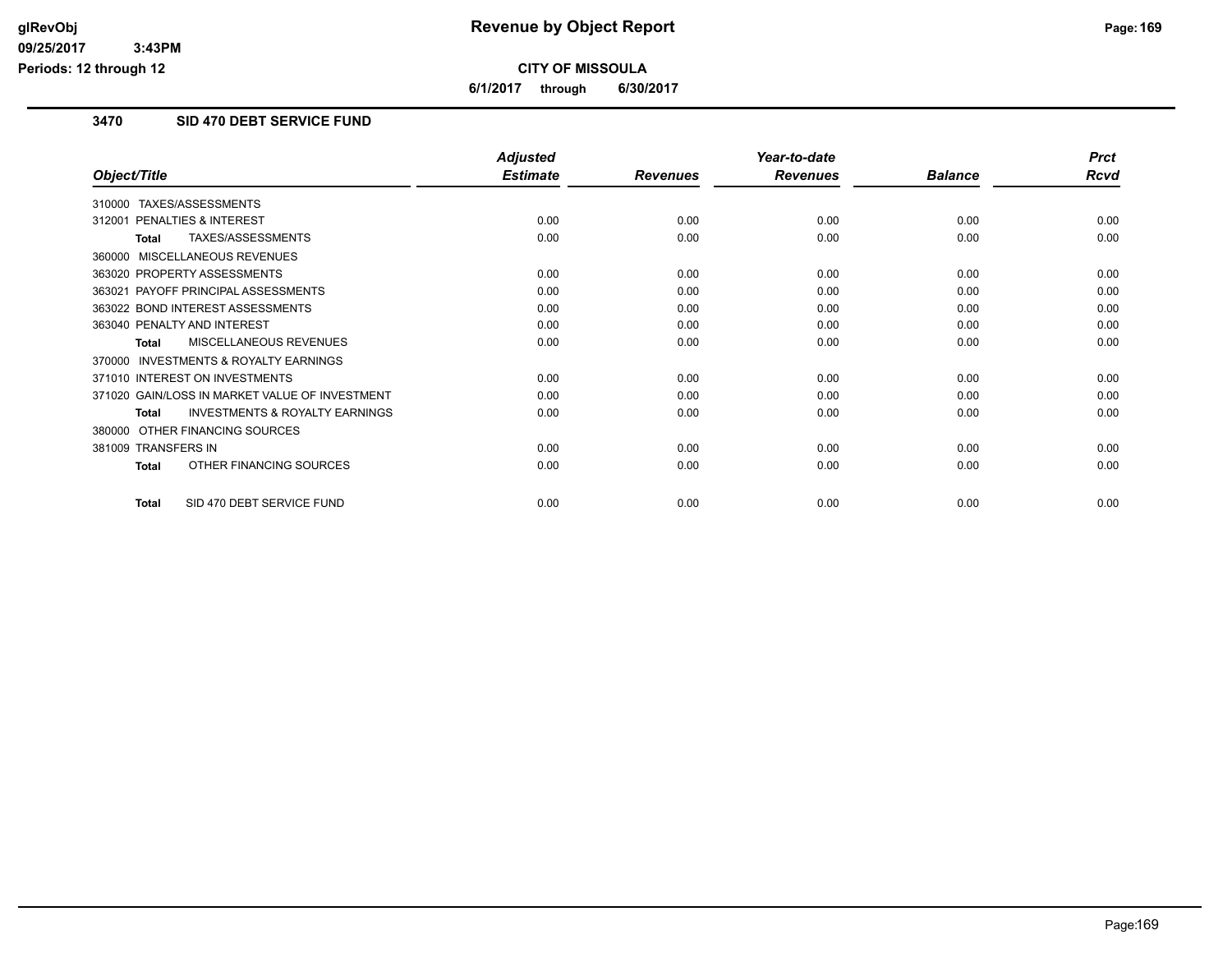**CITY OF MISSOULA**

**6/1/2017 through 6/30/2017**

## 3470 SID 470 DEBT SERVICE FUND

| Object/Title | Adjusted Estimate | Revenues | Year-to-date Revenues | Balance | Prct Rcvd |
|---|---|---|---|---|---|
| 310000 TAXES/ASSESSMENTS | | | | | |
| 312001 PENALTIES & INTEREST | 0.00 | 0.00 | 0.00 | 0.00 | 0.00 |
| **Total** TAXES/ASSESSMENTS | 0.00 | 0.00 | 0.00 | 0.00 | 0.00 |
| 360000 MISCELLANEOUS REVENUES | | | | | |
| 363020 PROPERTY ASSESSMENTS | 0.00 | 0.00 | 0.00 | 0.00 | 0.00 |
| 363021 PAYOFF PRINCIPAL ASSESSMENTS | 0.00 | 0.00 | 0.00 | 0.00 | 0.00 |
| 363022 BOND INTEREST ASSESSMENTS | 0.00 | 0.00 | 0.00 | 0.00 | 0.00 |
| 363040 PENALTY AND INTEREST | 0.00 | 0.00 | 0.00 | 0.00 | 0.00 |
| **Total** MISCELLANEOUS REVENUES | 0.00 | 0.00 | 0.00 | 0.00 | 0.00 |
| 370000 INVESTMENTS & ROYALTY EARNINGS | | | | | |
| 371010 INTEREST ON INVESTMENTS | 0.00 | 0.00 | 0.00 | 0.00 | 0.00 |
| 371020 GAIN/LOSS IN MARKET VALUE OF INVESTMENT | 0.00 | 0.00 | 0.00 | 0.00 | 0.00 |
| **Total** INVESTMENTS & ROYALTY EARNINGS | 0.00 | 0.00 | 0.00 | 0.00 | 0.00 |
| 380000 OTHER FINANCING SOURCES | | | | | |
| 381009 TRANSFERS IN | 0.00 | 0.00 | 0.00 | 0.00 | 0.00 |
| **Total** OTHER FINANCING SOURCES | 0.00 | 0.00 | 0.00 | 0.00 | 0.00 |
| **Total** SID 470 DEBT SERVICE FUND | 0.00 | 0.00 | 0.00 | 0.00 | 0.00 |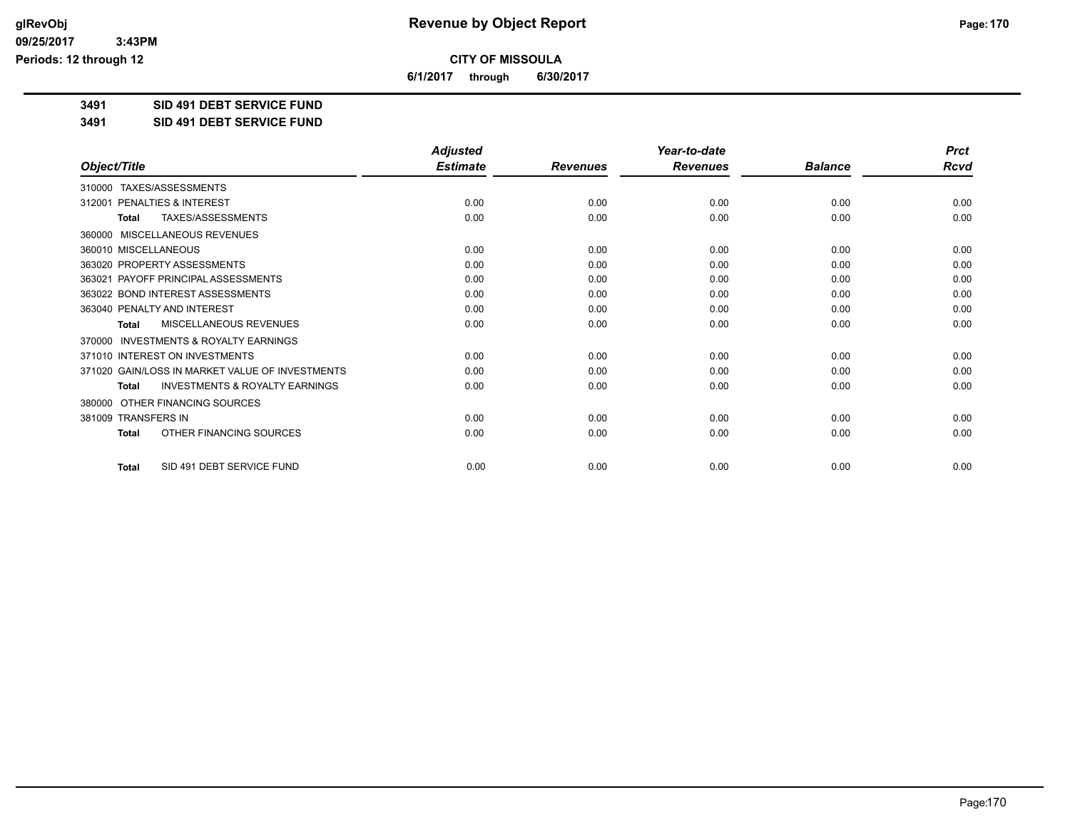# CITY OF MISSOULA

**6/1/2017 through 6/30/2017**

## 3491 SID 491 DEBT SERVICE FUND

## 3491 SID 491 DEBT SERVICE FUND

| Object/Title | Adjusted Estimate | Revenues | Year-to-date Revenues | Balance | Prct Rcvd |
|---|---|---|---|---|---|
| 310000 TAXES/ASSESSMENTS | | | | | |
| 312001 PENALTIES & INTEREST | 0.00 | 0.00 | 0.00 | 0.00 | 0.00 |
| **Total** TAXES/ASSESSMENTS | 0.00 | 0.00 | 0.00 | 0.00 | 0.00 |
| 360000 MISCELLANEOUS REVENUES | | | | | |
| 360010 MISCELLANEOUS | 0.00 | 0.00 | 0.00 | 0.00 | 0.00 |
| 363020 PROPERTY ASSESSMENTS | 0.00 | 0.00 | 0.00 | 0.00 | 0.00 |
| 363021 PAYOFF PRINCIPAL ASSESSMENTS | 0.00 | 0.00 | 0.00 | 0.00 | 0.00 |
| 363022 BOND INTEREST ASSESSMENTS | 0.00 | 0.00 | 0.00 | 0.00 | 0.00 |
| 363040 PENALTY AND INTEREST | 0.00 | 0.00 | 0.00 | 0.00 | 0.00 |
| **Total** MISCELLANEOUS REVENUES | 0.00 | 0.00 | 0.00 | 0.00 | 0.00 |
| 370000 INVESTMENTS & ROYALTY EARNINGS | | | | | |
| 371010 INTEREST ON INVESTMENTS | 0.00 | 0.00 | 0.00 | 0.00 | 0.00 |
| 371020 GAIN/LOSS IN MARKET VALUE OF INVESTMENTS | 0.00 | 0.00 | 0.00 | 0.00 | 0.00 |
| **Total** INVESTMENTS & ROYALTY EARNINGS | 0.00 | 0.00 | 0.00 | 0.00 | 0.00 |
| 380000 OTHER FINANCING SOURCES | | | | | |
| 381009 TRANSFERS IN | 0.00 | 0.00 | 0.00 | 0.00 | 0.00 |
| **Total** OTHER FINANCING SOURCES | 0.00 | 0.00 | 0.00 | 0.00 | 0.00 |
| **Total** SID 491 DEBT SERVICE FUND | 0.00 | 0.00 | 0.00 | 0.00 | 0.00 |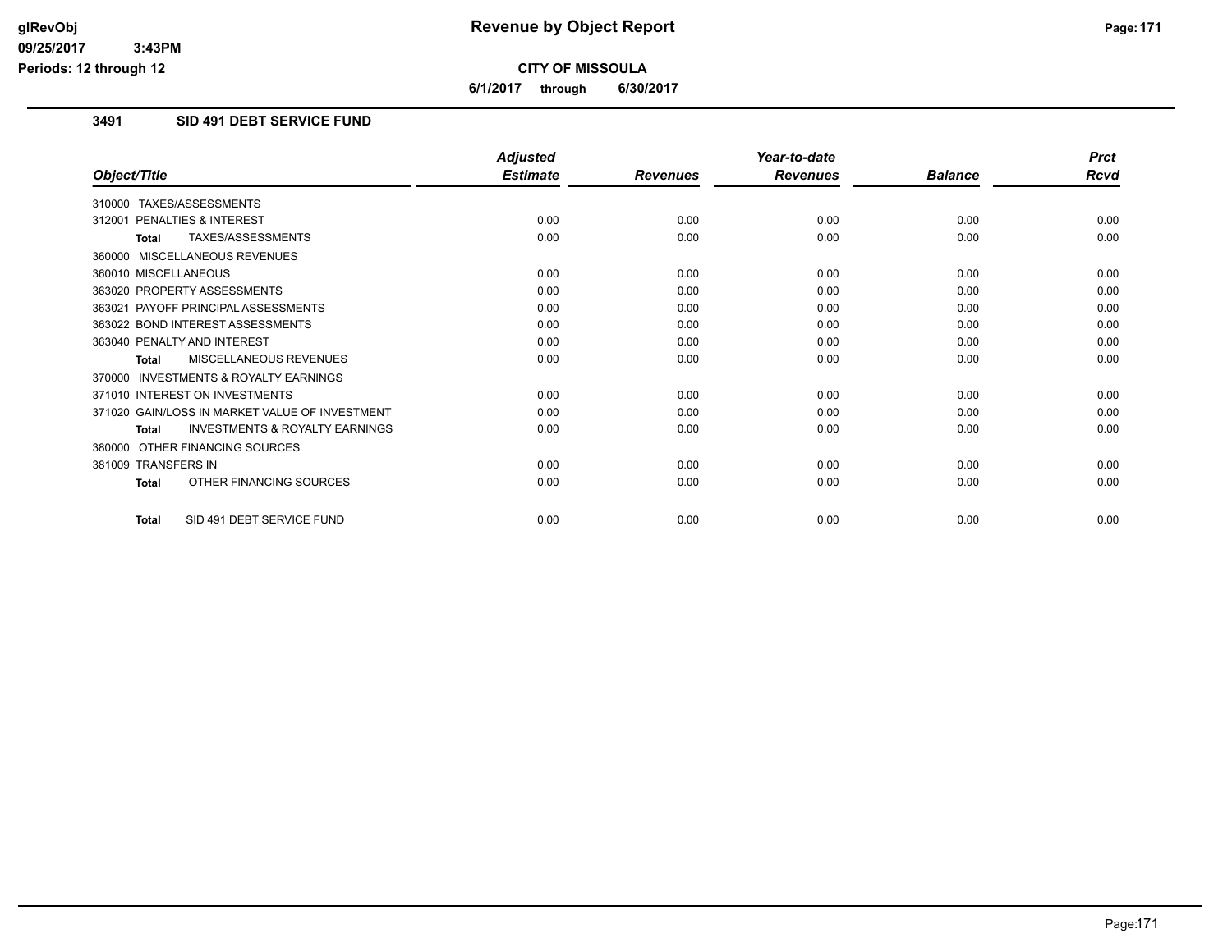**CITY OF MISSOULA**

**6/1/2017 through 6/30/2017**

## 3491 SID 491 DEBT SERVICE FUND

| Object/Title | Adjusted Estimate | Revenues | Year-to-date Revenues | Balance | Prct Rcvd |
|---|---|---|---|---|---|
| 310000 TAXES/ASSESSMENTS | | | | | |
| 312001 PENALTIES & INTEREST | 0.00 | 0.00 | 0.00 | 0.00 | 0.00 |
| **Total** TAXES/ASSESSMENTS | 0.00 | 0.00 | 0.00 | 0.00 | 0.00 |
| 360000 MISCELLANEOUS REVENUES | | | | | |
| 360010 MISCELLANEOUS | 0.00 | 0.00 | 0.00 | 0.00 | 0.00 |
| 363020 PROPERTY ASSESSMENTS | 0.00 | 0.00 | 0.00 | 0.00 | 0.00 |
| 363021 PAYOFF PRINCIPAL ASSESSMENTS | 0.00 | 0.00 | 0.00 | 0.00 | 0.00 |
| 363022 BOND INTEREST ASSESSMENTS | 0.00 | 0.00 | 0.00 | 0.00 | 0.00 |
| 363040 PENALTY AND INTEREST | 0.00 | 0.00 | 0.00 | 0.00 | 0.00 |
| **Total** MISCELLANEOUS REVENUES | 0.00 | 0.00 | 0.00 | 0.00 | 0.00 |
| 370000 INVESTMENTS & ROYALTY EARNINGS | | | | | |
| 371010 INTEREST ON INVESTMENTS | 0.00 | 0.00 | 0.00 | 0.00 | 0.00 |
| 371020 GAIN/LOSS IN MARKET VALUE OF INVESTMENT | 0.00 | 0.00 | 0.00 | 0.00 | 0.00 |
| **Total** INVESTMENTS & ROYALTY EARNINGS | 0.00 | 0.00 | 0.00 | 0.00 | 0.00 |
| 380000 OTHER FINANCING SOURCES | | | | | |
| 381009 TRANSFERS IN | 0.00 | 0.00 | 0.00 | 0.00 | 0.00 |
| **Total** OTHER FINANCING SOURCES | 0.00 | 0.00 | 0.00 | 0.00 | 0.00 |
| **Total** SID 491 DEBT SERVICE FUND | 0.00 | 0.00 | 0.00 | 0.00 | 0.00 |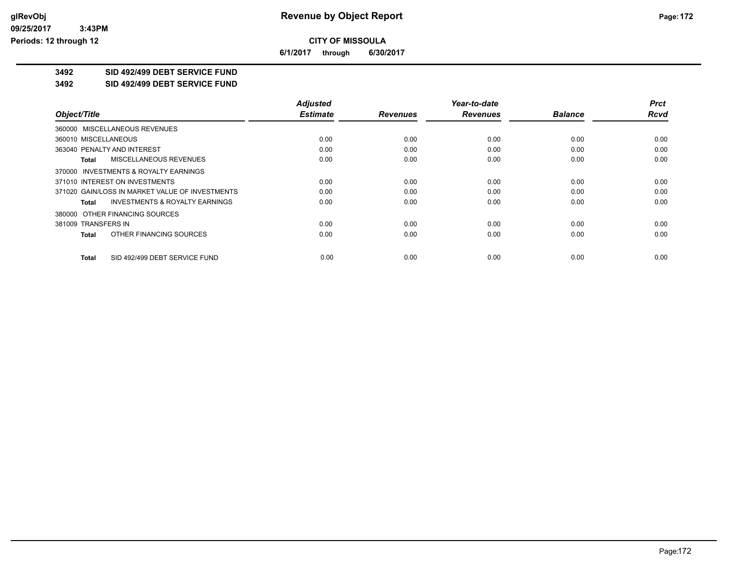# Revenue by Object Report

**CITY OF MISSOULA**

**6/1/2017 through 6/30/2017**

glRevObj
09/25/2017 3:43PM
Periods: 12 through 12

**3492 SID 492/499 DEBT SERVICE FUND**

**3492 SID 492/499 DEBT SERVICE FUND**

| Object/Title | Adjusted Estimate | Revenues | Year-to-date Revenues | Balance | Prct Rcvd |
|---|---|---|---|---|---|
| 360000 MISCELLANEOUS REVENUES | | | | | |
| 360010 MISCELLANEOUS | 0.00 | 0.00 | 0.00 | 0.00 | 0.00 |
| 363040 PENALTY AND INTEREST | 0.00 | 0.00 | 0.00 | 0.00 | 0.00 |
| **Total** MISCELLANEOUS REVENUES | 0.00 | 0.00 | 0.00 | 0.00 | 0.00 |
| 370000 INVESTMENTS & ROYALTY EARNINGS | | | | | |
| 371010 INTEREST ON INVESTMENTS | 0.00 | 0.00 | 0.00 | 0.00 | 0.00 |
| 371020 GAIN/LOSS IN MARKET VALUE OF INVESTMENTS | 0.00 | 0.00 | 0.00 | 0.00 | 0.00 |
| **Total** INVESTMENTS & ROYALTY EARNINGS | 0.00 | 0.00 | 0.00 | 0.00 | 0.00 |
| 380000 OTHER FINANCING SOURCES | | | | | |
| 381009 TRANSFERS IN | 0.00 | 0.00 | 0.00 | 0.00 | 0.00 |
| **Total** OTHER FINANCING SOURCES | 0.00 | 0.00 | 0.00 | 0.00 | 0.00 |
| **Total** SID 492/499 DEBT SERVICE FUND | 0.00 | 0.00 | 0.00 | 0.00 | 0.00 |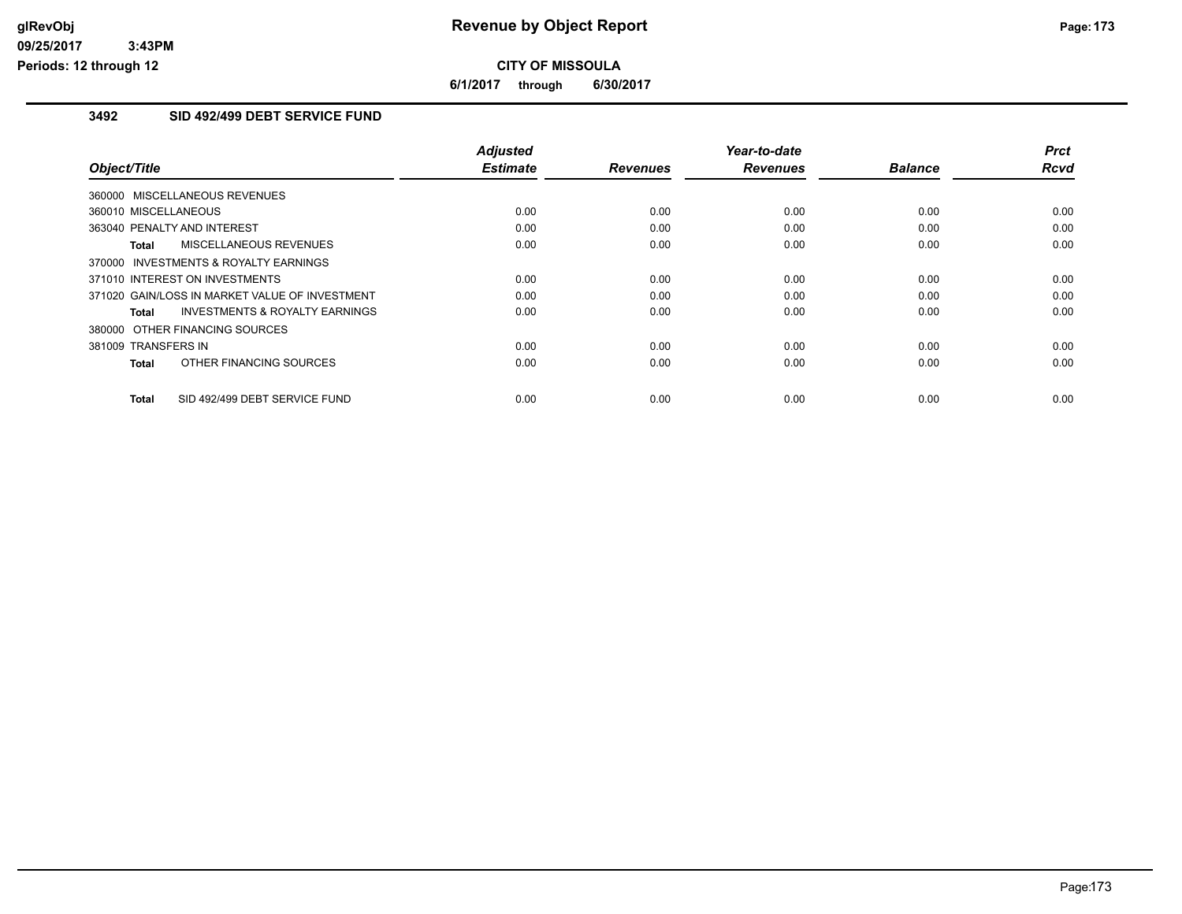# Revenue by Object Report

**CITY OF MISSOULA**

**6/1/2017 through 6/30/2017**

glRevObj
09/25/2017 3:43PM
Periods: 12 through 12

## 3492 SID 492/499 DEBT SERVICE FUND

| Object/Title | Adjusted Estimate | Revenues | Year-to-date Revenues | Balance | Prct Rcvd |
|---|---|---|---|---|---|
| 360000 MISCELLANEOUS REVENUES | | | | | |
| 360010 MISCELLANEOUS | 0.00 | 0.00 | 0.00 | 0.00 | 0.00 |
| 363040 PENALTY AND INTEREST | 0.00 | 0.00 | 0.00 | 0.00 | 0.00 |
| **Total** MISCELLANEOUS REVENUES | 0.00 | 0.00 | 0.00 | 0.00 | 0.00 |
| 370000 INVESTMENTS & ROYALTY EARNINGS | | | | | |
| 371010 INTEREST ON INVESTMENTS | 0.00 | 0.00 | 0.00 | 0.00 | 0.00 |
| 371020 GAIN/LOSS IN MARKET VALUE OF INVESTMENT | 0.00 | 0.00 | 0.00 | 0.00 | 0.00 |
| **Total** INVESTMENTS & ROYALTY EARNINGS | 0.00 | 0.00 | 0.00 | 0.00 | 0.00 |
| 380000 OTHER FINANCING SOURCES | | | | | |
| 381009 TRANSFERS IN | 0.00 | 0.00 | 0.00 | 0.00 | 0.00 |
| **Total** OTHER FINANCING SOURCES | 0.00 | 0.00 | 0.00 | 0.00 | 0.00 |
| **Total** SID 492/499 DEBT SERVICE FUND | 0.00 | 0.00 | 0.00 | 0.00 | 0.00 |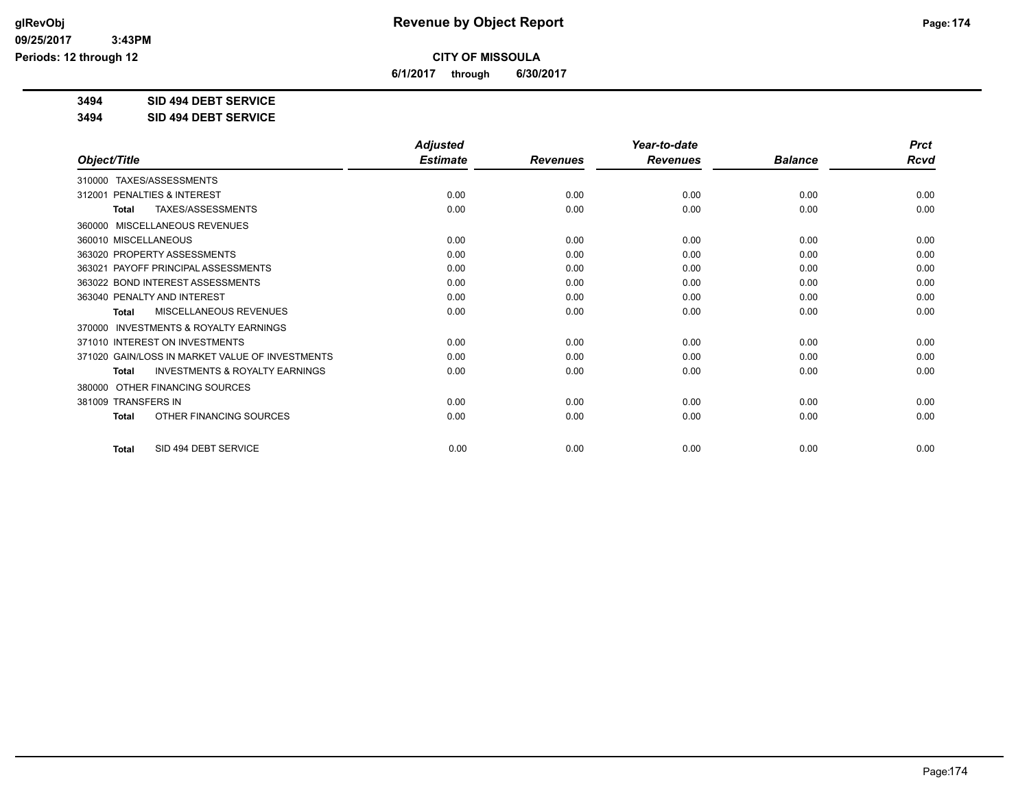**CITY OF MISSOULA**

**6/1/2017 through 6/30/2017**

**3494 SID 494 DEBT SERVICE**

**3494 SID 494 DEBT SERVICE**

| Object/Title | Adjusted Estimate | Revenues | Year-to-date Revenues | Balance | Prct Rcvd |
|---|---|---|---|---|---|
| 310000 TAXES/ASSESSMENTS | | | | | |
| 312001 PENALTIES & INTEREST | 0.00 | 0.00 | 0.00 | 0.00 | 0.00 |
| **Total** TAXES/ASSESSMENTS | 0.00 | 0.00 | 0.00 | 0.00 | 0.00 |
| 360000 MISCELLANEOUS REVENUES | | | | | |
| 360010 MISCELLANEOUS | 0.00 | 0.00 | 0.00 | 0.00 | 0.00 |
| 363020 PROPERTY ASSESSMENTS | 0.00 | 0.00 | 0.00 | 0.00 | 0.00 |
| 363021 PAYOFF PRINCIPAL ASSESSMENTS | 0.00 | 0.00 | 0.00 | 0.00 | 0.00 |
| 363022 BOND INTEREST ASSESSMENTS | 0.00 | 0.00 | 0.00 | 0.00 | 0.00 |
| 363040 PENALTY AND INTEREST | 0.00 | 0.00 | 0.00 | 0.00 | 0.00 |
| **Total** MISCELLANEOUS REVENUES | 0.00 | 0.00 | 0.00 | 0.00 | 0.00 |
| 370000 INVESTMENTS & ROYALTY EARNINGS | | | | | |
| 371010 INTEREST ON INVESTMENTS | 0.00 | 0.00 | 0.00 | 0.00 | 0.00 |
| 371020 GAIN/LOSS IN MARKET VALUE OF INVESTMENTS | 0.00 | 0.00 | 0.00 | 0.00 | 0.00 |
| **Total** INVESTMENTS & ROYALTY EARNINGS | 0.00 | 0.00 | 0.00 | 0.00 | 0.00 |
| 380000 OTHER FINANCING SOURCES | | | | | |
| 381009 TRANSFERS IN | 0.00 | 0.00 | 0.00 | 0.00 | 0.00 |
| **Total** OTHER FINANCING SOURCES | 0.00 | 0.00 | 0.00 | 0.00 | 0.00 |
| **Total** SID 494 DEBT SERVICE | 0.00 | 0.00 | 0.00 | 0.00 | 0.00 |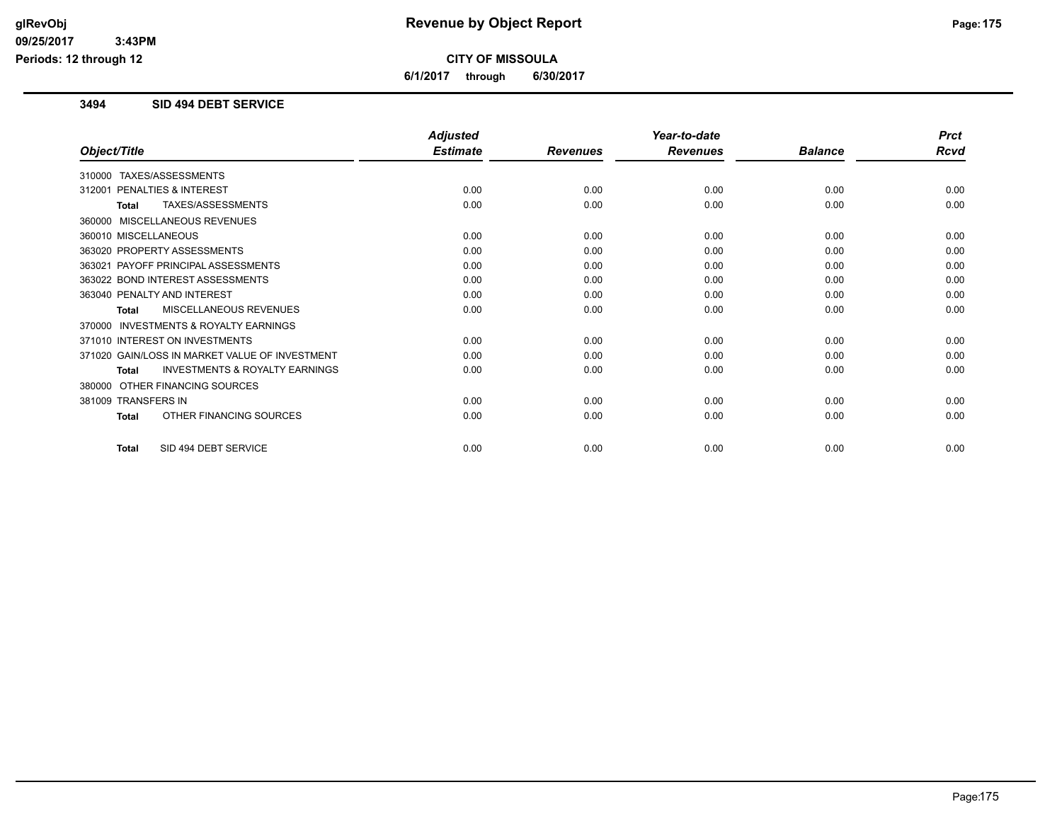**CITY OF MISSOULA**

**6/1/2017 through 6/30/2017**

### 3494 SID 494 DEBT SERVICE

| Object/Title | Adjusted Estimate | Revenues | Year-to-date Revenues | Balance | Prct Rcvd |
|---|---|---|---|---|---|
| 310000 TAXES/ASSESSMENTS | | | | | |
| 312001 PENALTIES & INTEREST | 0.00 | 0.00 | 0.00 | 0.00 | 0.00 |
| **Total** TAXES/ASSESSMENTS | 0.00 | 0.00 | 0.00 | 0.00 | 0.00 |
| 360000 MISCELLANEOUS REVENUES | | | | | |
| 360010 MISCELLANEOUS | 0.00 | 0.00 | 0.00 | 0.00 | 0.00 |
| 363020 PROPERTY ASSESSMENTS | 0.00 | 0.00 | 0.00 | 0.00 | 0.00 |
| 363021 PAYOFF PRINCIPAL ASSESSMENTS | 0.00 | 0.00 | 0.00 | 0.00 | 0.00 |
| 363022 BOND INTEREST ASSESSMENTS | 0.00 | 0.00 | 0.00 | 0.00 | 0.00 |
| 363040 PENALTY AND INTEREST | 0.00 | 0.00 | 0.00 | 0.00 | 0.00 |
| **Total** MISCELLANEOUS REVENUES | 0.00 | 0.00 | 0.00 | 0.00 | 0.00 |
| 370000 INVESTMENTS & ROYALTY EARNINGS | | | | | |
| 371010 INTEREST ON INVESTMENTS | 0.00 | 0.00 | 0.00 | 0.00 | 0.00 |
| 371020 GAIN/LOSS IN MARKET VALUE OF INVESTMENT | 0.00 | 0.00 | 0.00 | 0.00 | 0.00 |
| **Total** INVESTMENTS & ROYALTY EARNINGS | 0.00 | 0.00 | 0.00 | 0.00 | 0.00 |
| 380000 OTHER FINANCING SOURCES | | | | | |
| 381009 TRANSFERS IN | 0.00 | 0.00 | 0.00 | 0.00 | 0.00 |
| **Total** OTHER FINANCING SOURCES | 0.00 | 0.00 | 0.00 | 0.00 | 0.00 |
| **Total** SID 494 DEBT SERVICE | 0.00 | 0.00 | 0.00 | 0.00 | 0.00 |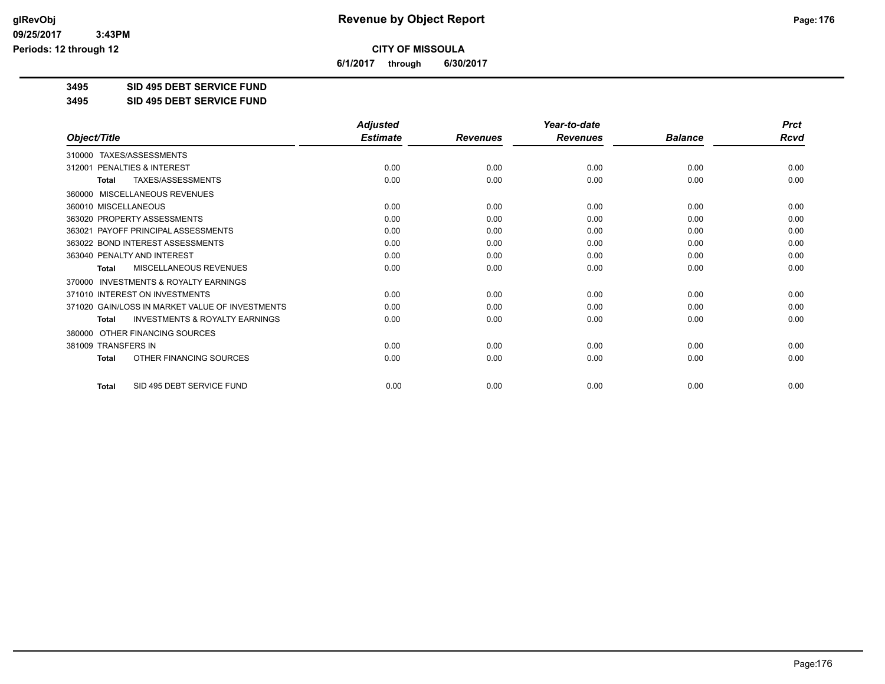# Revenue by Object Report

glRevObj
09/25/2017 3:43PM
Periods: 12 through 12

**CITY OF MISSOULA**

**6/1/2017 through 6/30/2017**

**3495 SID 495 DEBT SERVICE FUND**

**3495 SID 495 DEBT SERVICE FUND**

| Object/Title | Adjusted Estimate | Revenues | Year-to-date Revenues | Balance | Prct Rcvd |
|---|---|---|---|---|---|
| 310000 TAXES/ASSESSMENTS | | | | | |
| 312001 PENALTIES & INTEREST | 0.00 | 0.00 | 0.00 | 0.00 | 0.00 |
| **Total** TAXES/ASSESSMENTS | 0.00 | 0.00 | 0.00 | 0.00 | 0.00 |
| 360000 MISCELLANEOUS REVENUES | | | | | |
| 360010 MISCELLANEOUS | 0.00 | 0.00 | 0.00 | 0.00 | 0.00 |
| 363020 PROPERTY ASSESSMENTS | 0.00 | 0.00 | 0.00 | 0.00 | 0.00 |
| 363021 PAYOFF PRINCIPAL ASSESSMENTS | 0.00 | 0.00 | 0.00 | 0.00 | 0.00 |
| 363022 BOND INTEREST ASSESSMENTS | 0.00 | 0.00 | 0.00 | 0.00 | 0.00 |
| 363040 PENALTY AND INTEREST | 0.00 | 0.00 | 0.00 | 0.00 | 0.00 |
| **Total** MISCELLANEOUS REVENUES | 0.00 | 0.00 | 0.00 | 0.00 | 0.00 |
| 370000 INVESTMENTS & ROYALTY EARNINGS | | | | | |
| 371010 INTEREST ON INVESTMENTS | 0.00 | 0.00 | 0.00 | 0.00 | 0.00 |
| 371020 GAIN/LOSS IN MARKET VALUE OF INVESTMENTS | 0.00 | 0.00 | 0.00 | 0.00 | 0.00 |
| **Total** INVESTMENTS & ROYALTY EARNINGS | 0.00 | 0.00 | 0.00 | 0.00 | 0.00 |
| 380000 OTHER FINANCING SOURCES | | | | | |
| 381009 TRANSFERS IN | 0.00 | 0.00 | 0.00 | 0.00 | 0.00 |
| **Total** OTHER FINANCING SOURCES | 0.00 | 0.00 | 0.00 | 0.00 | 0.00 |
| **Total** SID 495 DEBT SERVICE FUND | 0.00 | 0.00 | 0.00 | 0.00 | 0.00 |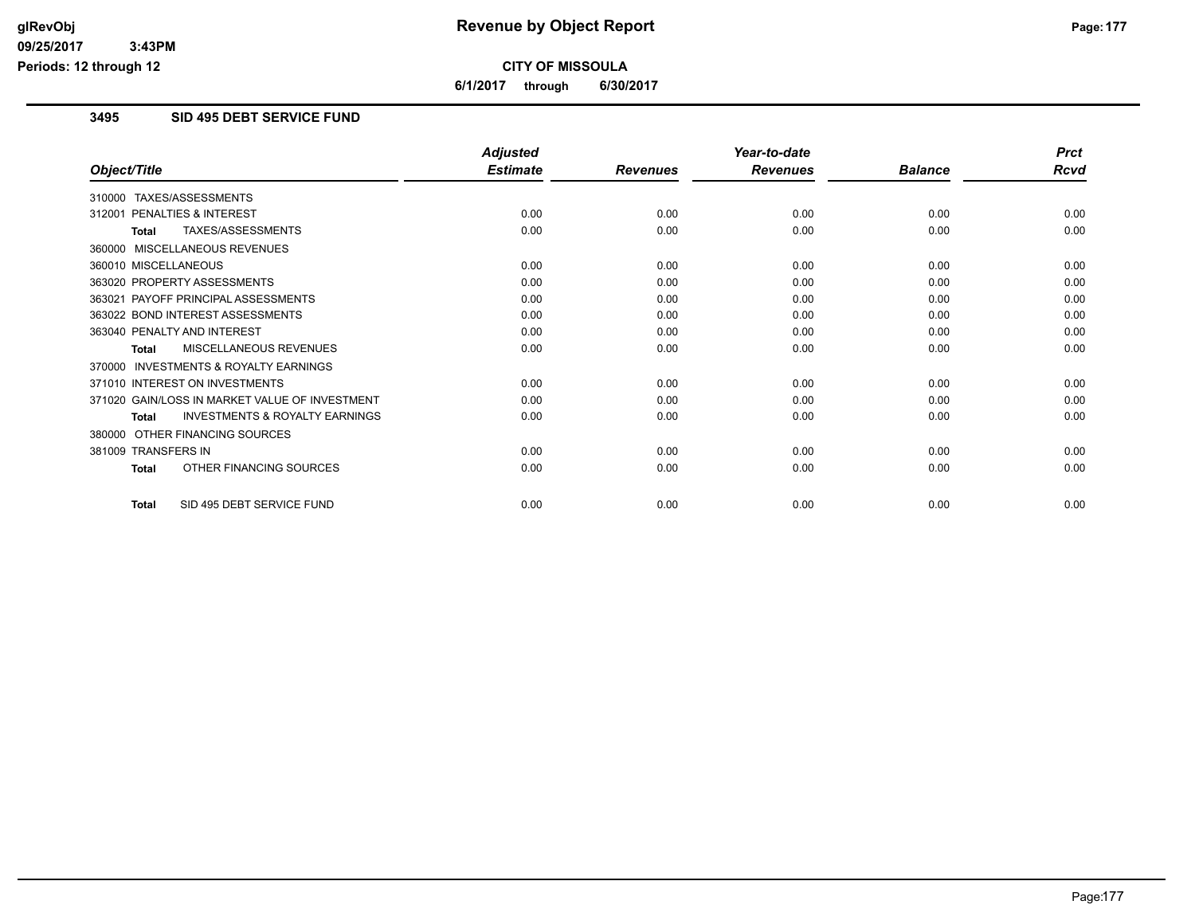# Revenue by Object Report

**CITY OF MISSOULA**

**6/1/2017 through 6/30/2017**

glRevObj
09/25/2017 3:43PM
Periods: 12 through 12

### 3495 SID 495 DEBT SERVICE FUND

| Object/Title | Adjusted Estimate | Revenues | Year-to-date Revenues | Balance | Prct Rcvd |
|---|---|---|---|---|---|
| 310000 TAXES/ASSESSMENTS | | | | | |
| 312001 PENALTIES & INTEREST | 0.00 | 0.00 | 0.00 | 0.00 | 0.00 |
| **Total** TAXES/ASSESSMENTS | 0.00 | 0.00 | 0.00 | 0.00 | 0.00 |
| 360000 MISCELLANEOUS REVENUES | | | | | |
| 360010 MISCELLANEOUS | 0.00 | 0.00 | 0.00 | 0.00 | 0.00 |
| 363020 PROPERTY ASSESSMENTS | 0.00 | 0.00 | 0.00 | 0.00 | 0.00 |
| 363021 PAYOFF PRINCIPAL ASSESSMENTS | 0.00 | 0.00 | 0.00 | 0.00 | 0.00 |
| 363022 BOND INTEREST ASSESSMENTS | 0.00 | 0.00 | 0.00 | 0.00 | 0.00 |
| 363040 PENALTY AND INTEREST | 0.00 | 0.00 | 0.00 | 0.00 | 0.00 |
| **Total** MISCELLANEOUS REVENUES | 0.00 | 0.00 | 0.00 | 0.00 | 0.00 |
| 370000 INVESTMENTS & ROYALTY EARNINGS | | | | | |
| 371010 INTEREST ON INVESTMENTS | 0.00 | 0.00 | 0.00 | 0.00 | 0.00 |
| 371020 GAIN/LOSS IN MARKET VALUE OF INVESTMENT | 0.00 | 0.00 | 0.00 | 0.00 | 0.00 |
| **Total** INVESTMENTS & ROYALTY EARNINGS | 0.00 | 0.00 | 0.00 | 0.00 | 0.00 |
| 380000 OTHER FINANCING SOURCES | | | | | |
| 381009 TRANSFERS IN | 0.00 | 0.00 | 0.00 | 0.00 | 0.00 |
| **Total** OTHER FINANCING SOURCES | 0.00 | 0.00 | 0.00 | 0.00 | 0.00 |
| **Total** SID 495 DEBT SERVICE FUND | 0.00 | 0.00 | 0.00 | 0.00 | 0.00 |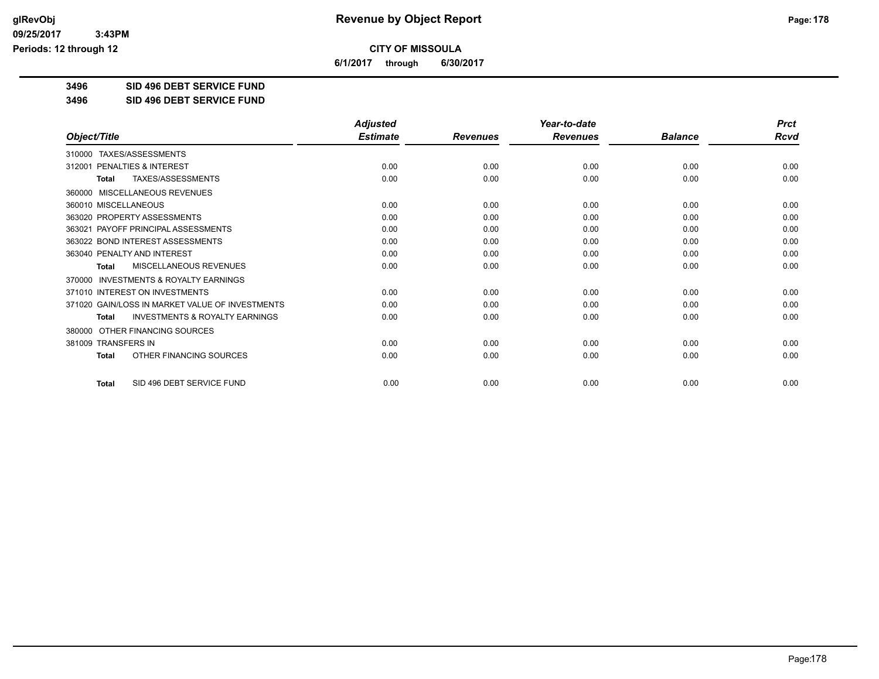# Revenue by Object Report

**CITY OF MISSOULA**

**6/1/2017 through 6/30/2017**

glRevObj
09/25/2017 3:43PM
Periods: 12 through 12

**3496 SID 496 DEBT SERVICE FUND**

**3496 SID 496 DEBT SERVICE FUND**

| Object/Title | Adjusted Estimate | Revenues | Year-to-date Revenues | Balance | Prct Rcvd |
|---|---|---|---|---|---|
| 310000 TAXES/ASSESSMENTS | | | | | |
| 312001 PENALTIES & INTEREST | 0.00 | 0.00 | 0.00 | 0.00 | 0.00 |
| **Total** TAXES/ASSESSMENTS | 0.00 | 0.00 | 0.00 | 0.00 | 0.00 |
| 360000 MISCELLANEOUS REVENUES | | | | | |
| 360010 MISCELLANEOUS | 0.00 | 0.00 | 0.00 | 0.00 | 0.00 |
| 363020 PROPERTY ASSESSMENTS | 0.00 | 0.00 | 0.00 | 0.00 | 0.00 |
| 363021 PAYOFF PRINCIPAL ASSESSMENTS | 0.00 | 0.00 | 0.00 | 0.00 | 0.00 |
| 363022 BOND INTEREST ASSESSMENTS | 0.00 | 0.00 | 0.00 | 0.00 | 0.00 |
| 363040 PENALTY AND INTEREST | 0.00 | 0.00 | 0.00 | 0.00 | 0.00 |
| **Total** MISCELLANEOUS REVENUES | 0.00 | 0.00 | 0.00 | 0.00 | 0.00 |
| 370000 INVESTMENTS & ROYALTY EARNINGS | | | | | |
| 371010 INTEREST ON INVESTMENTS | 0.00 | 0.00 | 0.00 | 0.00 | 0.00 |
| 371020 GAIN/LOSS IN MARKET VALUE OF INVESTMENTS | 0.00 | 0.00 | 0.00 | 0.00 | 0.00 |
| **Total** INVESTMENTS & ROYALTY EARNINGS | 0.00 | 0.00 | 0.00 | 0.00 | 0.00 |
| 380000 OTHER FINANCING SOURCES | | | | | |
| 381009 TRANSFERS IN | 0.00 | 0.00 | 0.00 | 0.00 | 0.00 |
| **Total** OTHER FINANCING SOURCES | 0.00 | 0.00 | 0.00 | 0.00 | 0.00 |
| **Total** SID 496 DEBT SERVICE FUND | 0.00 | 0.00 | 0.00 | 0.00 | 0.00 |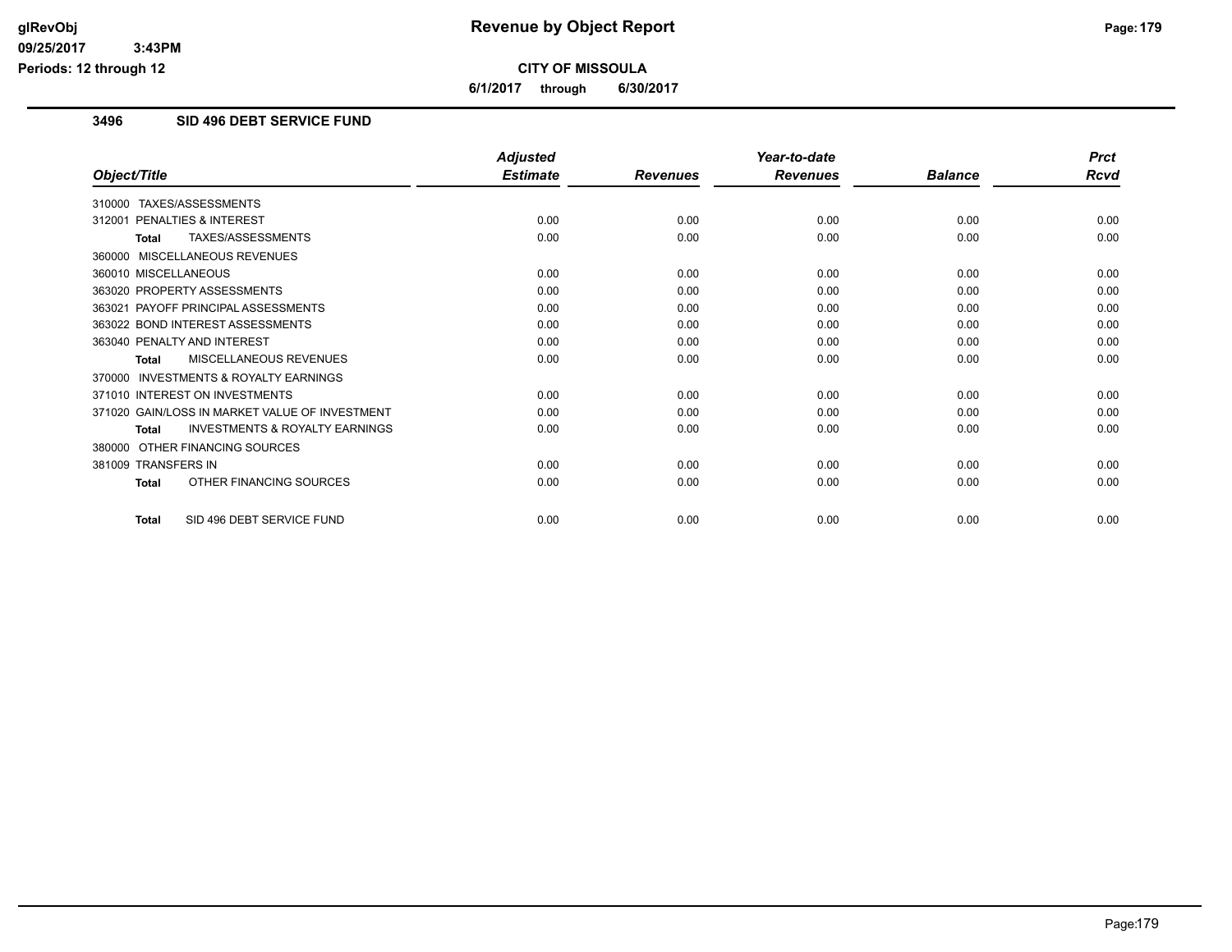# CITY OF MISSOULA

**6/1/2017 through 6/30/2017**

### 3496 SID 496 DEBT SERVICE FUND

| Object/Title | Adjusted Estimate | Revenues | Year-to-date Revenues | Balance | Prct Rcvd |
|---|---|---|---|---|---|
| 310000 TAXES/ASSESSMENTS | | | | | |
| 312001 PENALTIES & INTEREST | 0.00 | 0.00 | 0.00 | 0.00 | 0.00 |
| **Total** TAXES/ASSESSMENTS | 0.00 | 0.00 | 0.00 | 0.00 | 0.00 |
| 360000 MISCELLANEOUS REVENUES | | | | | |
| 360010 MISCELLANEOUS | 0.00 | 0.00 | 0.00 | 0.00 | 0.00 |
| 363020 PROPERTY ASSESSMENTS | 0.00 | 0.00 | 0.00 | 0.00 | 0.00 |
| 363021 PAYOFF PRINCIPAL ASSESSMENTS | 0.00 | 0.00 | 0.00 | 0.00 | 0.00 |
| 363022 BOND INTEREST ASSESSMENTS | 0.00 | 0.00 | 0.00 | 0.00 | 0.00 |
| 363040 PENALTY AND INTEREST | 0.00 | 0.00 | 0.00 | 0.00 | 0.00 |
| **Total** MISCELLANEOUS REVENUES | 0.00 | 0.00 | 0.00 | 0.00 | 0.00 |
| 370000 INVESTMENTS & ROYALTY EARNINGS | | | | | |
| 371010 INTEREST ON INVESTMENTS | 0.00 | 0.00 | 0.00 | 0.00 | 0.00 |
| 371020 GAIN/LOSS IN MARKET VALUE OF INVESTMENT | 0.00 | 0.00 | 0.00 | 0.00 | 0.00 |
| **Total** INVESTMENTS & ROYALTY EARNINGS | 0.00 | 0.00 | 0.00 | 0.00 | 0.00 |
| 380000 OTHER FINANCING SOURCES | | | | | |
| 381009 TRANSFERS IN | 0.00 | 0.00 | 0.00 | 0.00 | 0.00 |
| **Total** OTHER FINANCING SOURCES | 0.00 | 0.00 | 0.00 | 0.00 | 0.00 |
| **Total** SID 496 DEBT SERVICE FUND | 0.00 | 0.00 | 0.00 | 0.00 | 0.00 |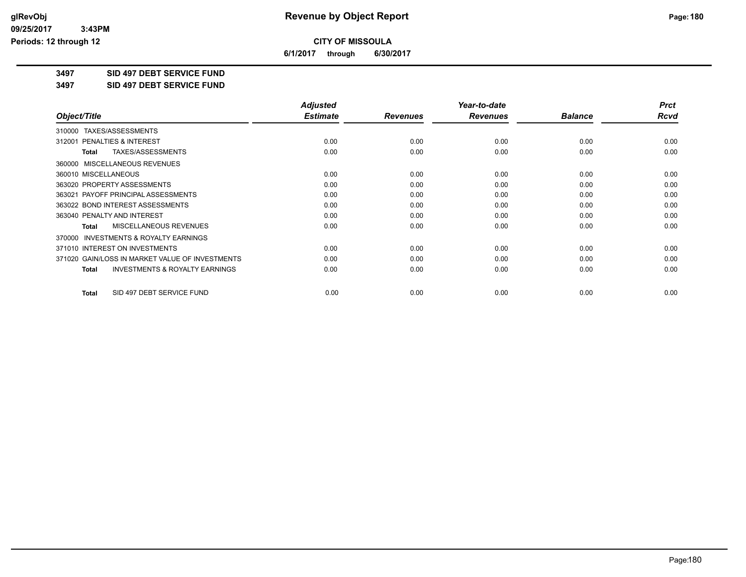# Revenue by Object Report

**CITY OF MISSOULA**

**6/1/2017 through 6/30/2017**

glRevObj
09/25/2017 3:43PM
Periods: 12 through 12

**3497 SID 497 DEBT SERVICE FUND**

**3497 SID 497 DEBT SERVICE FUND**

| Object/Title | Adjusted Estimate | Revenues | Year-to-date Revenues | Balance | Prct Rcvd |
|---|---|---|---|---|---|
| 310000 TAXES/ASSESSMENTS | | | | | |
| 312001 PENALTIES & INTEREST | 0.00 | 0.00 | 0.00 | 0.00 | 0.00 |
| **Total** TAXES/ASSESSMENTS | 0.00 | 0.00 | 0.00 | 0.00 | 0.00 |
| 360000 MISCELLANEOUS REVENUES | | | | | |
| 360010 MISCELLANEOUS | 0.00 | 0.00 | 0.00 | 0.00 | 0.00 |
| 363020 PROPERTY ASSESSMENTS | 0.00 | 0.00 | 0.00 | 0.00 | 0.00 |
| 363021 PAYOFF PRINCIPAL ASSESSMENTS | 0.00 | 0.00 | 0.00 | 0.00 | 0.00 |
| 363022 BOND INTEREST ASSESSMENTS | 0.00 | 0.00 | 0.00 | 0.00 | 0.00 |
| 363040 PENALTY AND INTEREST | 0.00 | 0.00 | 0.00 | 0.00 | 0.00 |
| **Total** MISCELLANEOUS REVENUES | 0.00 | 0.00 | 0.00 | 0.00 | 0.00 |
| 370000 INVESTMENTS & ROYALTY EARNINGS | | | | | |
| 371010 INTEREST ON INVESTMENTS | 0.00 | 0.00 | 0.00 | 0.00 | 0.00 |
| 371020 GAIN/LOSS IN MARKET VALUE OF INVESTMENTS | 0.00 | 0.00 | 0.00 | 0.00 | 0.00 |
| **Total** INVESTMENTS & ROYALTY EARNINGS | 0.00 | 0.00 | 0.00 | 0.00 | 0.00 |
| **Total** SID 497 DEBT SERVICE FUND | 0.00 | 0.00 | 0.00 | 0.00 | 0.00 |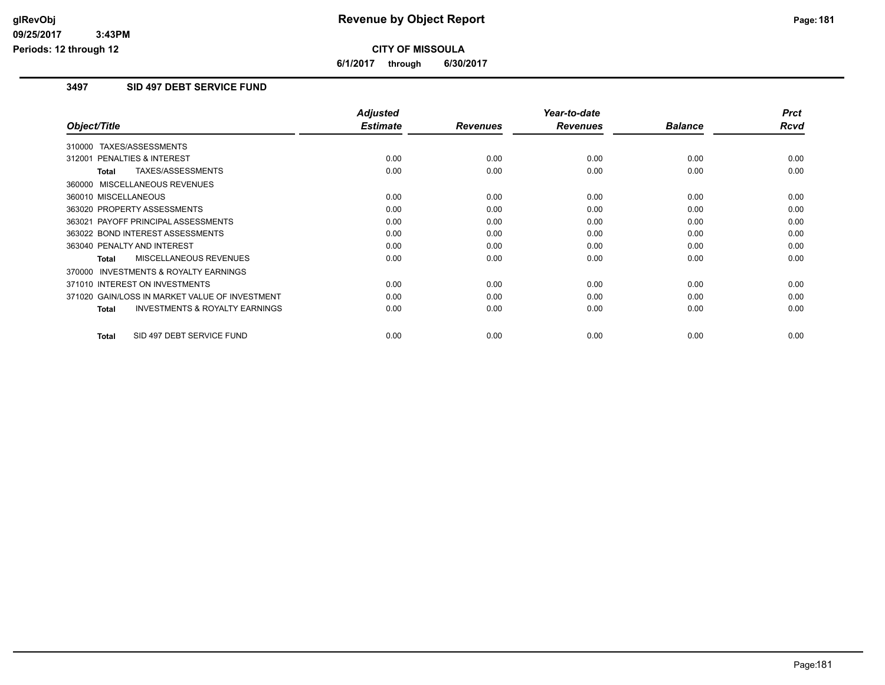**CITY OF MISSOULA**

**6/1/2017 through 6/30/2017**

## 3497 SID 497 DEBT SERVICE FUND

| Object/Title | Adjusted Estimate | Revenues | Year-to-date Revenues | Balance | Prct Rcvd |
|---|---|---|---|---|---|
| 310000 TAXES/ASSESSMENTS | | | | | |
| 312001 PENALTIES & INTEREST | 0.00 | 0.00 | 0.00 | 0.00 | 0.00 |
| **Total** TAXES/ASSESSMENTS | 0.00 | 0.00 | 0.00 | 0.00 | 0.00 |
| 360000 MISCELLANEOUS REVENUES | | | | | |
| 360010 MISCELLANEOUS | 0.00 | 0.00 | 0.00 | 0.00 | 0.00 |
| 363020 PROPERTY ASSESSMENTS | 0.00 | 0.00 | 0.00 | 0.00 | 0.00 |
| 363021 PAYOFF PRINCIPAL ASSESSMENTS | 0.00 | 0.00 | 0.00 | 0.00 | 0.00 |
| 363022 BOND INTEREST ASSESSMENTS | 0.00 | 0.00 | 0.00 | 0.00 | 0.00 |
| 363040 PENALTY AND INTEREST | 0.00 | 0.00 | 0.00 | 0.00 | 0.00 |
| **Total** MISCELLANEOUS REVENUES | 0.00 | 0.00 | 0.00 | 0.00 | 0.00 |
| 370000 INVESTMENTS & ROYALTY EARNINGS | | | | | |
| 371010 INTEREST ON INVESTMENTS | 0.00 | 0.00 | 0.00 | 0.00 | 0.00 |
| 371020 GAIN/LOSS IN MARKET VALUE OF INVESTMENT | 0.00 | 0.00 | 0.00 | 0.00 | 0.00 |
| **Total** INVESTMENTS & ROYALTY EARNINGS | 0.00 | 0.00 | 0.00 | 0.00 | 0.00 |
| **Total** SID 497 DEBT SERVICE FUND | 0.00 | 0.00 | 0.00 | 0.00 | 0.00 |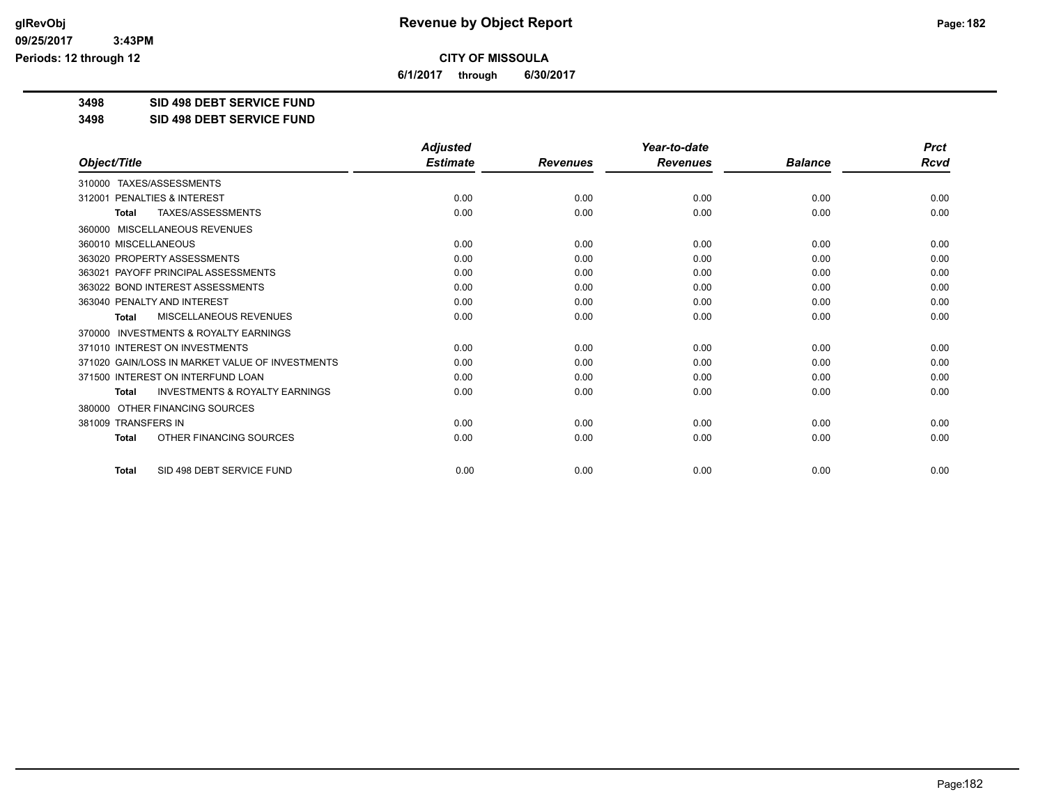# CITY OF MISSOULA

**6/1/2017 through 6/30/2017**

**3498 SID 498 DEBT SERVICE FUND**

**3498 SID 498 DEBT SERVICE FUND**

| Object/Title | Adjusted Estimate | Revenues | Year-to-date Revenues | Balance | Prct Rcvd |
|---|---|---|---|---|---|
| 310000 TAXES/ASSESSMENTS | | | | | |
| 312001 PENALTIES & INTEREST | 0.00 | 0.00 | 0.00 | 0.00 | 0.00 |
| **Total** TAXES/ASSESSMENTS | 0.00 | 0.00 | 0.00 | 0.00 | 0.00 |
| 360000 MISCELLANEOUS REVENUES | | | | | |
| 360010 MISCELLANEOUS | 0.00 | 0.00 | 0.00 | 0.00 | 0.00 |
| 363020 PROPERTY ASSESSMENTS | 0.00 | 0.00 | 0.00 | 0.00 | 0.00 |
| 363021 PAYOFF PRINCIPAL ASSESSMENTS | 0.00 | 0.00 | 0.00 | 0.00 | 0.00 |
| 363022 BOND INTEREST ASSESSMENTS | 0.00 | 0.00 | 0.00 | 0.00 | 0.00 |
| 363040 PENALTY AND INTEREST | 0.00 | 0.00 | 0.00 | 0.00 | 0.00 |
| **Total** MISCELLANEOUS REVENUES | 0.00 | 0.00 | 0.00 | 0.00 | 0.00 |
| 370000 INVESTMENTS & ROYALTY EARNINGS | | | | | |
| 371010 INTEREST ON INVESTMENTS | 0.00 | 0.00 | 0.00 | 0.00 | 0.00 |
| 371020 GAIN/LOSS IN MARKET VALUE OF INVESTMENTS | 0.00 | 0.00 | 0.00 | 0.00 | 0.00 |
| 371500 INTEREST ON INTERFUND LOAN | 0.00 | 0.00 | 0.00 | 0.00 | 0.00 |
| **Total** INVESTMENTS & ROYALTY EARNINGS | 0.00 | 0.00 | 0.00 | 0.00 | 0.00 |
| 380000 OTHER FINANCING SOURCES | | | | | |
| 381009 TRANSFERS IN | 0.00 | 0.00 | 0.00 | 0.00 | 0.00 |
| **Total** OTHER FINANCING SOURCES | 0.00 | 0.00 | 0.00 | 0.00 | 0.00 |
| **Total** SID 498 DEBT SERVICE FUND | 0.00 | 0.00 | 0.00 | 0.00 | 0.00 |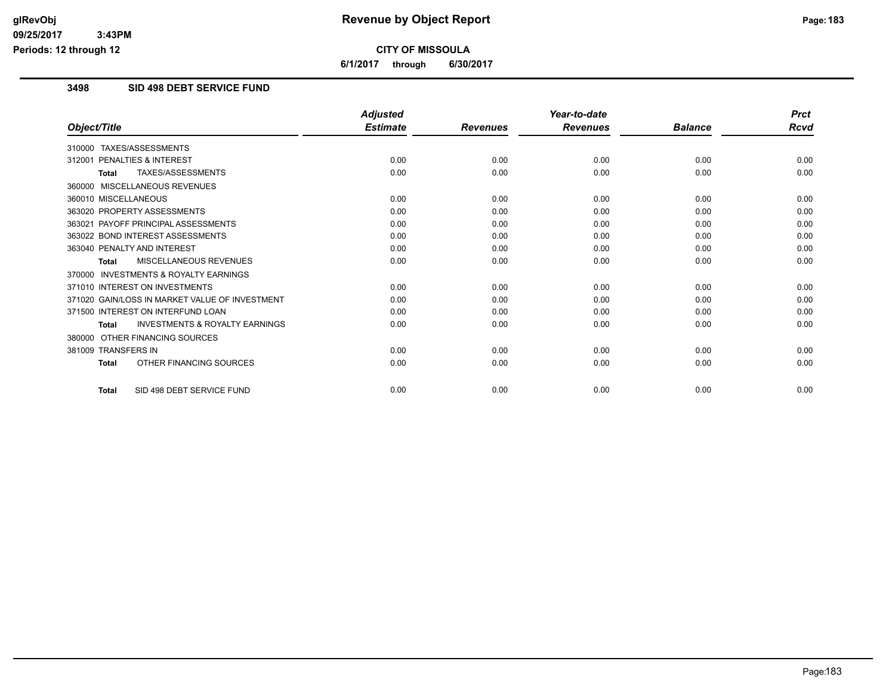# CITY OF MISSOULA

**6/1/2017 through 6/30/2017**

## 3498 SID 498 DEBT SERVICE FUND

| Object/Title | Adjusted Estimate | Revenues | Year-to-date Revenues | Balance | Prct Rcvd |
|---|---|---|---|---|---|
| 310000 TAXES/ASSESSMENTS | | | | | |
| 312001 PENALTIES & INTEREST | 0.00 | 0.00 | 0.00 | 0.00 | 0.00 |
| **Total** TAXES/ASSESSMENTS | 0.00 | 0.00 | 0.00 | 0.00 | 0.00 |
| 360000 MISCELLANEOUS REVENUES | | | | | |
| 360010 MISCELLANEOUS | 0.00 | 0.00 | 0.00 | 0.00 | 0.00 |
| 363020 PROPERTY ASSESSMENTS | 0.00 | 0.00 | 0.00 | 0.00 | 0.00 |
| 363021 PAYOFF PRINCIPAL ASSESSMENTS | 0.00 | 0.00 | 0.00 | 0.00 | 0.00 |
| 363022 BOND INTEREST ASSESSMENTS | 0.00 | 0.00 | 0.00 | 0.00 | 0.00 |
| 363040 PENALTY AND INTEREST | 0.00 | 0.00 | 0.00 | 0.00 | 0.00 |
| **Total** MISCELLANEOUS REVENUES | 0.00 | 0.00 | 0.00 | 0.00 | 0.00 |
| 370000 INVESTMENTS & ROYALTY EARNINGS | | | | | |
| 371010 INTEREST ON INVESTMENTS | 0.00 | 0.00 | 0.00 | 0.00 | 0.00 |
| 371020 GAIN/LOSS IN MARKET VALUE OF INVESTMENT | 0.00 | 0.00 | 0.00 | 0.00 | 0.00 |
| 371500 INTEREST ON INTERFUND LOAN | 0.00 | 0.00 | 0.00 | 0.00 | 0.00 |
| **Total** INVESTMENTS & ROYALTY EARNINGS | 0.00 | 0.00 | 0.00 | 0.00 | 0.00 |
| 380000 OTHER FINANCING SOURCES | | | | | |
| 381009 TRANSFERS IN | 0.00 | 0.00 | 0.00 | 0.00 | 0.00 |
| **Total** OTHER FINANCING SOURCES | 0.00 | 0.00 | 0.00 | 0.00 | 0.00 |
| **Total** SID 498 DEBT SERVICE FUND | 0.00 | 0.00 | 0.00 | 0.00 | 0.00 |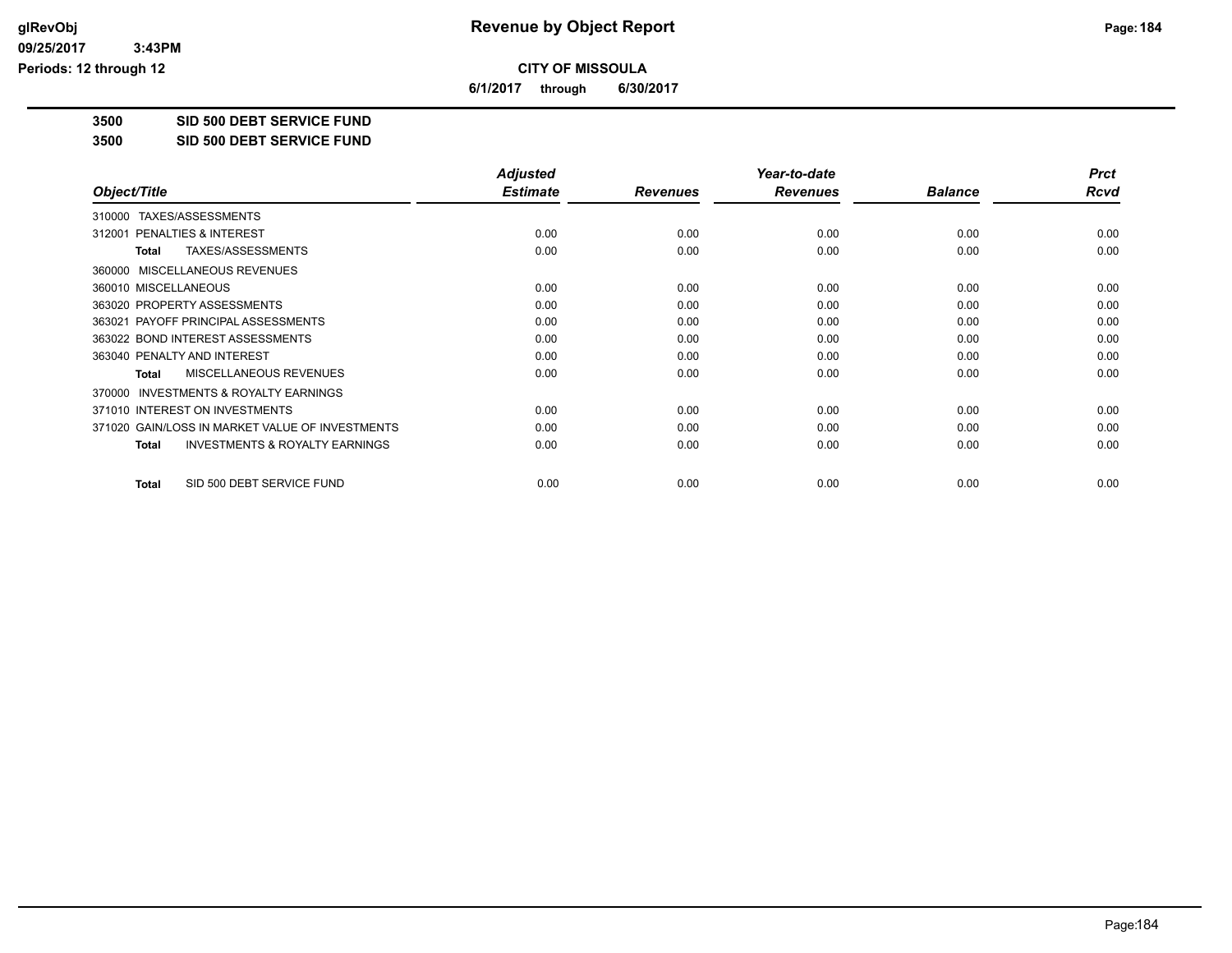# Revenue by Object Report

**CITY OF MISSOULA**

**6/1/2017 through 6/30/2017**

glRevObj
09/25/2017 3:43PM
Periods: 12 through 12

**3500 SID 500 DEBT SERVICE FUND**

**3500 SID 500 DEBT SERVICE FUND**

| Object/Title | Adjusted Estimate | Revenues | Year-to-date Revenues | Balance | Prct Rcvd |
|---|---|---|---|---|---|
| 310000 TAXES/ASSESSMENTS | | | | | |
| 312001 PENALTIES & INTEREST | 0.00 | 0.00 | 0.00 | 0.00 | 0.00 |
| **Total** TAXES/ASSESSMENTS | 0.00 | 0.00 | 0.00 | 0.00 | 0.00 |
| 360000 MISCELLANEOUS REVENUES | | | | | |
| 360010 MISCELLANEOUS | 0.00 | 0.00 | 0.00 | 0.00 | 0.00 |
| 363020 PROPERTY ASSESSMENTS | 0.00 | 0.00 | 0.00 | 0.00 | 0.00 |
| 363021 PAYOFF PRINCIPAL ASSESSMENTS | 0.00 | 0.00 | 0.00 | 0.00 | 0.00 |
| 363022 BOND INTEREST ASSESSMENTS | 0.00 | 0.00 | 0.00 | 0.00 | 0.00 |
| 363040 PENALTY AND INTEREST | 0.00 | 0.00 | 0.00 | 0.00 | 0.00 |
| **Total** MISCELLANEOUS REVENUES | 0.00 | 0.00 | 0.00 | 0.00 | 0.00 |
| 370000 INVESTMENTS & ROYALTY EARNINGS | | | | | |
| 371010 INTEREST ON INVESTMENTS | 0.00 | 0.00 | 0.00 | 0.00 | 0.00 |
| 371020 GAIN/LOSS IN MARKET VALUE OF INVESTMENTS | 0.00 | 0.00 | 0.00 | 0.00 | 0.00 |
| **Total** INVESTMENTS & ROYALTY EARNINGS | 0.00 | 0.00 | 0.00 | 0.00 | 0.00 |
| **Total** SID 500 DEBT SERVICE FUND | 0.00 | 0.00 | 0.00 | 0.00 | 0.00 |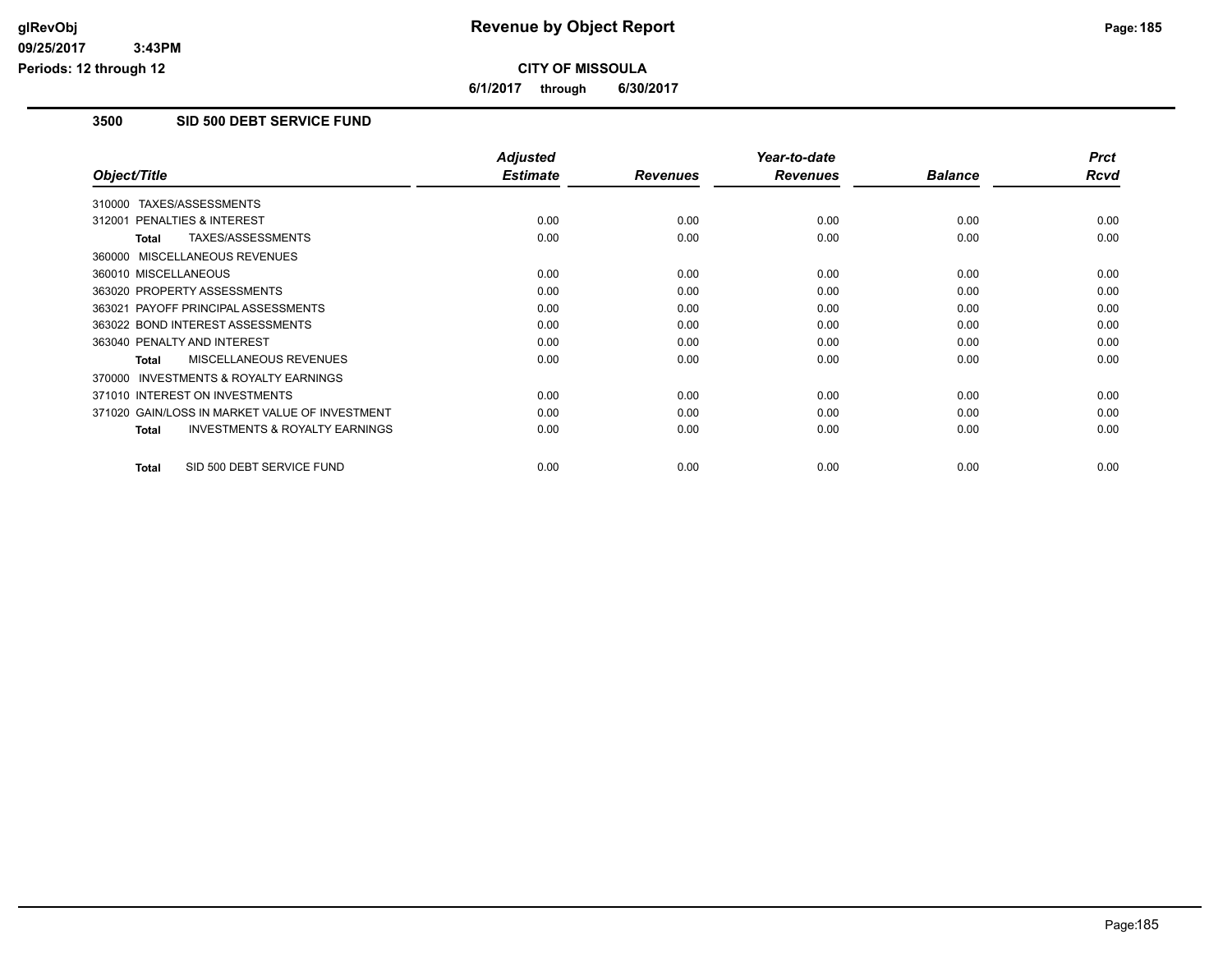**Revenue by Object Report**

**CITY OF MISSOULA**

**6/1/2017 through 6/30/2017**

glRevObj
09/25/2017 3:43PM
Periods: 12 through 12

## 3500 SID 500 DEBT SERVICE FUND

| Object/Title | Adjusted Estimate | Revenues | Year-to-date Revenues | Balance | Prct Rcvd |
|---|---|---|---|---|---|
| 310000 TAXES/ASSESSMENTS | | | | | |
| 312001 PENALTIES & INTEREST | 0.00 | 0.00 | 0.00 | 0.00 | 0.00 |
| **Total** TAXES/ASSESSMENTS | 0.00 | 0.00 | 0.00 | 0.00 | 0.00 |
| 360000 MISCELLANEOUS REVENUES | | | | | |
| 360010 MISCELLANEOUS | 0.00 | 0.00 | 0.00 | 0.00 | 0.00 |
| 363020 PROPERTY ASSESSMENTS | 0.00 | 0.00 | 0.00 | 0.00 | 0.00 |
| 363021 PAYOFF PRINCIPAL ASSESSMENTS | 0.00 | 0.00 | 0.00 | 0.00 | 0.00 |
| 363022 BOND INTEREST ASSESSMENTS | 0.00 | 0.00 | 0.00 | 0.00 | 0.00 |
| 363040 PENALTY AND INTEREST | 0.00 | 0.00 | 0.00 | 0.00 | 0.00 |
| **Total** MISCELLANEOUS REVENUES | 0.00 | 0.00 | 0.00 | 0.00 | 0.00 |
| 370000 INVESTMENTS & ROYALTY EARNINGS | | | | | |
| 371010 INTEREST ON INVESTMENTS | 0.00 | 0.00 | 0.00 | 0.00 | 0.00 |
| 371020 GAIN/LOSS IN MARKET VALUE OF INVESTMENT | 0.00 | 0.00 | 0.00 | 0.00 | 0.00 |
| **Total** INVESTMENTS & ROYALTY EARNINGS | 0.00 | 0.00 | 0.00 | 0.00 | 0.00 |
| **Total** SID 500 DEBT SERVICE FUND | 0.00 | 0.00 | 0.00 | 0.00 | 0.00 |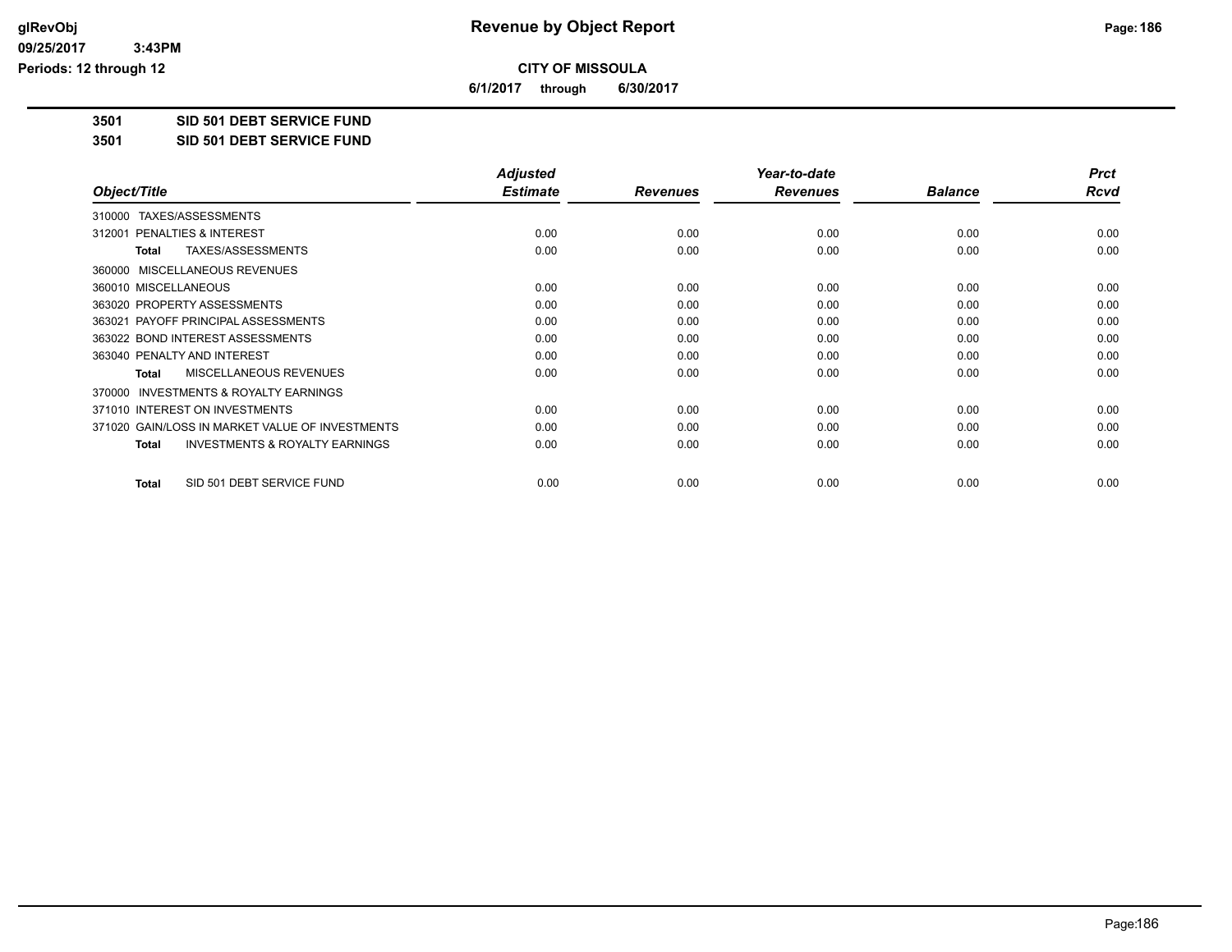# CITY OF MISSOULA

**6/1/2017 through 6/30/2017**

**3501 SID 501 DEBT SERVICE FUND**

**3501 SID 501 DEBT SERVICE FUND**

| Object/Title | Adjusted Estimate | Revenues | Year-to-date Revenues | Balance | Prct Rcvd |
|---|---|---|---|---|---|
| 310000 TAXES/ASSESSMENTS | | | | | |
| 312001 PENALTIES & INTEREST | 0.00 | 0.00 | 0.00 | 0.00 | 0.00 |
| **Total** TAXES/ASSESSMENTS | 0.00 | 0.00 | 0.00 | 0.00 | 0.00 |
| 360000 MISCELLANEOUS REVENUES | | | | | |
| 360010 MISCELLANEOUS | 0.00 | 0.00 | 0.00 | 0.00 | 0.00 |
| 363020 PROPERTY ASSESSMENTS | 0.00 | 0.00 | 0.00 | 0.00 | 0.00 |
| 363021 PAYOFF PRINCIPAL ASSESSMENTS | 0.00 | 0.00 | 0.00 | 0.00 | 0.00 |
| 363022 BOND INTEREST ASSESSMENTS | 0.00 | 0.00 | 0.00 | 0.00 | 0.00 |
| 363040 PENALTY AND INTEREST | 0.00 | 0.00 | 0.00 | 0.00 | 0.00 |
| **Total** MISCELLANEOUS REVENUES | 0.00 | 0.00 | 0.00 | 0.00 | 0.00 |
| 370000 INVESTMENTS & ROYALTY EARNINGS | | | | | |
| 371010 INTEREST ON INVESTMENTS | 0.00 | 0.00 | 0.00 | 0.00 | 0.00 |
| 371020 GAIN/LOSS IN MARKET VALUE OF INVESTMENTS | 0.00 | 0.00 | 0.00 | 0.00 | 0.00 |
| **Total** INVESTMENTS & ROYALTY EARNINGS | 0.00 | 0.00 | 0.00 | 0.00 | 0.00 |
| **Total** SID 501 DEBT SERVICE FUND | 0.00 | 0.00 | 0.00 | 0.00 | 0.00 |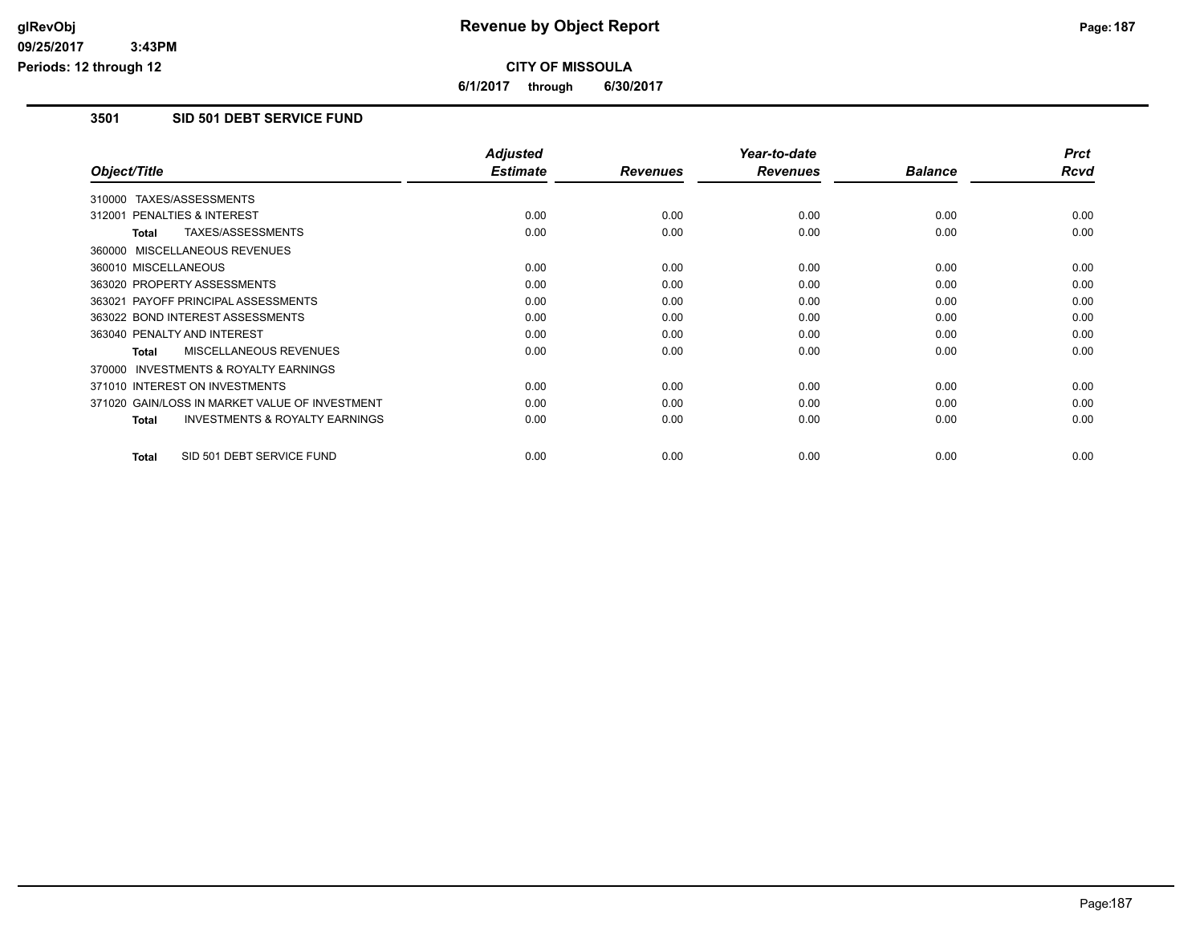**glRevObj**
**09/25/2017 3:43PM**
**Periods: 12 through 12**

# Revenue by Object Report

**CITY OF MISSOULA**

**6/1/2017 through 6/30/2017**

## 3501 SID 501 DEBT SERVICE FUND

| Object/Title | Adjusted Estimate | Revenues | Year-to-date Revenues | Balance | Prct Rcvd |
|---|---|---|---|---|---|
| 310000 TAXES/ASSESSMENTS | | | | | |
| 312001 PENALTIES & INTEREST | 0.00 | 0.00 | 0.00 | 0.00 | 0.00 |
| **Total** TAXES/ASSESSMENTS | 0.00 | 0.00 | 0.00 | 0.00 | 0.00 |
| 360000 MISCELLANEOUS REVENUES | | | | | |
| 360010 MISCELLANEOUS | 0.00 | 0.00 | 0.00 | 0.00 | 0.00 |
| 363020 PROPERTY ASSESSMENTS | 0.00 | 0.00 | 0.00 | 0.00 | 0.00 |
| 363021 PAYOFF PRINCIPAL ASSESSMENTS | 0.00 | 0.00 | 0.00 | 0.00 | 0.00 |
| 363022 BOND INTEREST ASSESSMENTS | 0.00 | 0.00 | 0.00 | 0.00 | 0.00 |
| 363040 PENALTY AND INTEREST | 0.00 | 0.00 | 0.00 | 0.00 | 0.00 |
| **Total** MISCELLANEOUS REVENUES | 0.00 | 0.00 | 0.00 | 0.00 | 0.00 |
| 370000 INVESTMENTS & ROYALTY EARNINGS | | | | | |
| 371010 INTEREST ON INVESTMENTS | 0.00 | 0.00 | 0.00 | 0.00 | 0.00 |
| 371020 GAIN/LOSS IN MARKET VALUE OF INVESTMENT | 0.00 | 0.00 | 0.00 | 0.00 | 0.00 |
| **Total** INVESTMENTS & ROYALTY EARNINGS | 0.00 | 0.00 | 0.00 | 0.00 | 0.00 |
| **Total** SID 501 DEBT SERVICE FUND | 0.00 | 0.00 | 0.00 | 0.00 | 0.00 |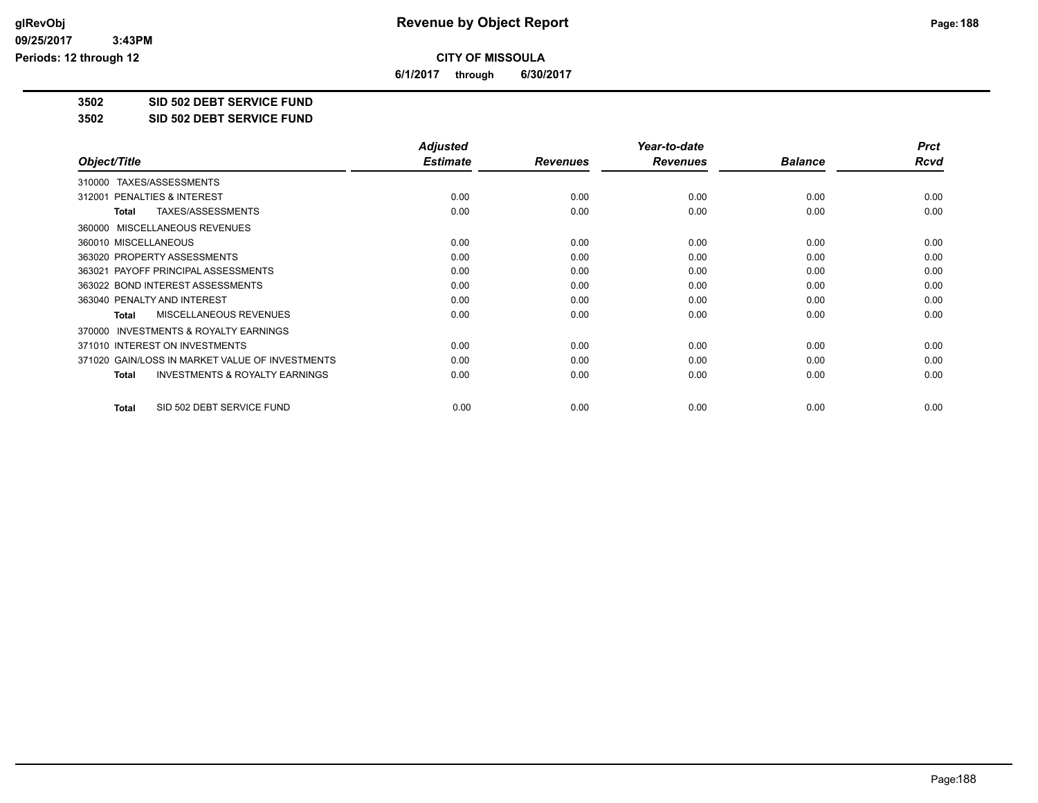# Revenue by Object Report

**CITY OF MISSOULA**

**6/1/2017 through 6/30/2017**

glRevObj
09/25/2017 3:43PM
Periods: 12 through 12

**3502 SID 502 DEBT SERVICE FUND**

**3502 SID 502 DEBT SERVICE FUND**

| Object/Title | Adjusted Estimate | Revenues | Year-to-date Revenues | Balance | Prct Rcvd |
|---|---|---|---|---|---|
| 310000 TAXES/ASSESSMENTS | | | | | |
| 312001 PENALTIES & INTEREST | 0.00 | 0.00 | 0.00 | 0.00 | 0.00 |
| **Total** TAXES/ASSESSMENTS | 0.00 | 0.00 | 0.00 | 0.00 | 0.00 |
| 360000 MISCELLANEOUS REVENUES | | | | | |
| 360010 MISCELLANEOUS | 0.00 | 0.00 | 0.00 | 0.00 | 0.00 |
| 363020 PROPERTY ASSESSMENTS | 0.00 | 0.00 | 0.00 | 0.00 | 0.00 |
| 363021 PAYOFF PRINCIPAL ASSESSMENTS | 0.00 | 0.00 | 0.00 | 0.00 | 0.00 |
| 363022 BOND INTEREST ASSESSMENTS | 0.00 | 0.00 | 0.00 | 0.00 | 0.00 |
| 363040 PENALTY AND INTEREST | 0.00 | 0.00 | 0.00 | 0.00 | 0.00 |
| **Total** MISCELLANEOUS REVENUES | 0.00 | 0.00 | 0.00 | 0.00 | 0.00 |
| 370000 INVESTMENTS & ROYALTY EARNINGS | | | | | |
| 371010 INTEREST ON INVESTMENTS | 0.00 | 0.00 | 0.00 | 0.00 | 0.00 |
| 371020 GAIN/LOSS IN MARKET VALUE OF INVESTMENTS | 0.00 | 0.00 | 0.00 | 0.00 | 0.00 |
| **Total** INVESTMENTS & ROYALTY EARNINGS | 0.00 | 0.00 | 0.00 | 0.00 | 0.00 |
| **Total** SID 502 DEBT SERVICE FUND | 0.00 | 0.00 | 0.00 | 0.00 | 0.00 |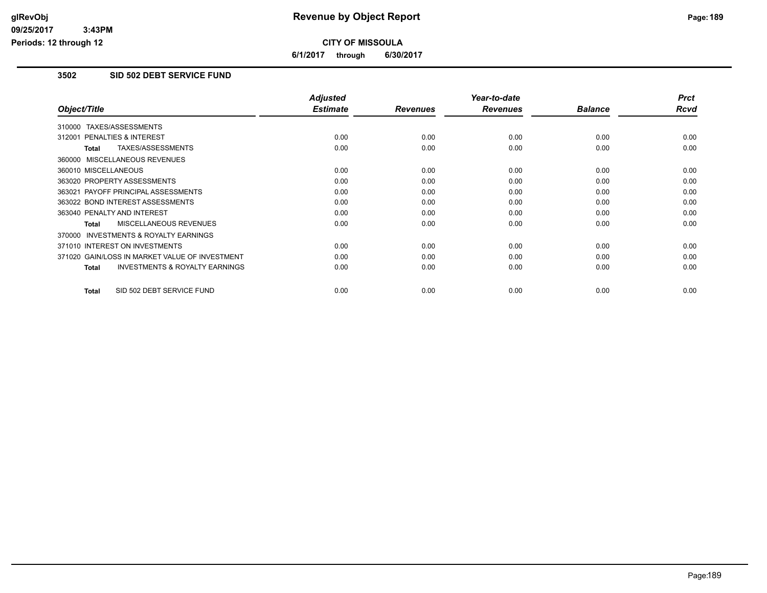# Revenue by Object Report

**CITY OF MISSOULA**

**6/1/2017 through 6/30/2017**

glRevObj
09/25/2017 3:43PM
Periods: 12 through 12

### 3502 SID 502 DEBT SERVICE FUND

| Object/Title | Adjusted Estimate | Revenues | Year-to-date Revenues | Balance | Prct Rcvd |
|---|---|---|---|---|---|
| 310000 TAXES/ASSESSMENTS | | | | | |
| 312001 PENALTIES & INTEREST | 0.00 | 0.00 | 0.00 | 0.00 | 0.00 |
| **Total** TAXES/ASSESSMENTS | 0.00 | 0.00 | 0.00 | 0.00 | 0.00 |
| 360000 MISCELLANEOUS REVENUES | | | | | |
| 360010 MISCELLANEOUS | 0.00 | 0.00 | 0.00 | 0.00 | 0.00 |
| 363020 PROPERTY ASSESSMENTS | 0.00 | 0.00 | 0.00 | 0.00 | 0.00 |
| 363021 PAYOFF PRINCIPAL ASSESSMENTS | 0.00 | 0.00 | 0.00 | 0.00 | 0.00 |
| 363022 BOND INTEREST ASSESSMENTS | 0.00 | 0.00 | 0.00 | 0.00 | 0.00 |
| 363040 PENALTY AND INTEREST | 0.00 | 0.00 | 0.00 | 0.00 | 0.00 |
| **Total** MISCELLANEOUS REVENUES | 0.00 | 0.00 | 0.00 | 0.00 | 0.00 |
| 370000 INVESTMENTS & ROYALTY EARNINGS | | | | | |
| 371010 INTEREST ON INVESTMENTS | 0.00 | 0.00 | 0.00 | 0.00 | 0.00 |
| 371020 GAIN/LOSS IN MARKET VALUE OF INVESTMENT | 0.00 | 0.00 | 0.00 | 0.00 | 0.00 |
| **Total** INVESTMENTS & ROYALTY EARNINGS | 0.00 | 0.00 | 0.00 | 0.00 | 0.00 |
| **Total** SID 502 DEBT SERVICE FUND | 0.00 | 0.00 | 0.00 | 0.00 | 0.00 |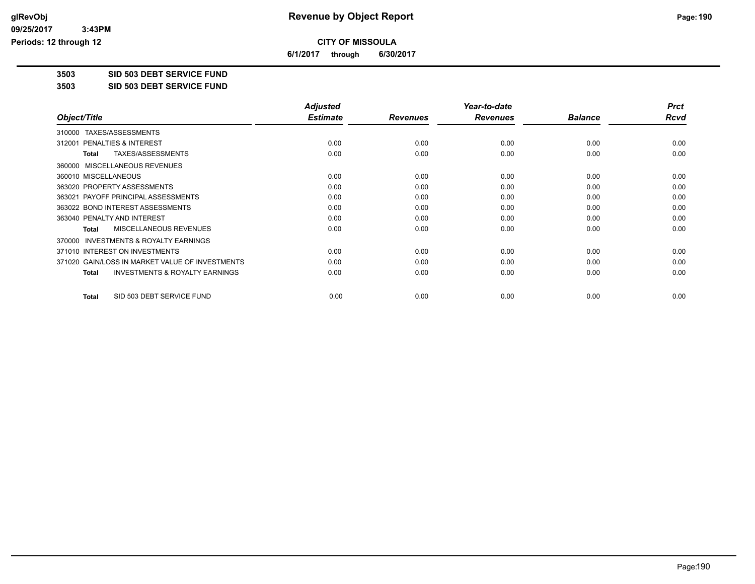# Revenue by Object Report

**CITY OF MISSOULA**

**6/1/2017 through 6/30/2017**

**3503 SID 503 DEBT SERVICE FUND**

**3503 SID 503 DEBT SERVICE FUND**

| Object/Title | Adjusted Estimate | Revenues | Year-to-date Revenues | Balance | Prct Rcvd |
|---|---|---|---|---|---|
| 310000 TAXES/ASSESSMENTS | | | | | |
| 312001 PENALTIES & INTEREST | 0.00 | 0.00 | 0.00 | 0.00 | 0.00 |
| **Total** TAXES/ASSESSMENTS | 0.00 | 0.00 | 0.00 | 0.00 | 0.00 |
| 360000 MISCELLANEOUS REVENUES | | | | | |
| 360010 MISCELLANEOUS | 0.00 | 0.00 | 0.00 | 0.00 | 0.00 |
| 363020 PROPERTY ASSESSMENTS | 0.00 | 0.00 | 0.00 | 0.00 | 0.00 |
| 363021 PAYOFF PRINCIPAL ASSESSMENTS | 0.00 | 0.00 | 0.00 | 0.00 | 0.00 |
| 363022 BOND INTEREST ASSESSMENTS | 0.00 | 0.00 | 0.00 | 0.00 | 0.00 |
| 363040 PENALTY AND INTEREST | 0.00 | 0.00 | 0.00 | 0.00 | 0.00 |
| **Total** MISCELLANEOUS REVENUES | 0.00 | 0.00 | 0.00 | 0.00 | 0.00 |
| 370000 INVESTMENTS & ROYALTY EARNINGS | | | | | |
| 371010 INTEREST ON INVESTMENTS | 0.00 | 0.00 | 0.00 | 0.00 | 0.00 |
| 371020 GAIN/LOSS IN MARKET VALUE OF INVESTMENTS | 0.00 | 0.00 | 0.00 | 0.00 | 0.00 |
| **Total** INVESTMENTS & ROYALTY EARNINGS | 0.00 | 0.00 | 0.00 | 0.00 | 0.00 |
| **Total** SID 503 DEBT SERVICE FUND | 0.00 | 0.00 | 0.00 | 0.00 | 0.00 |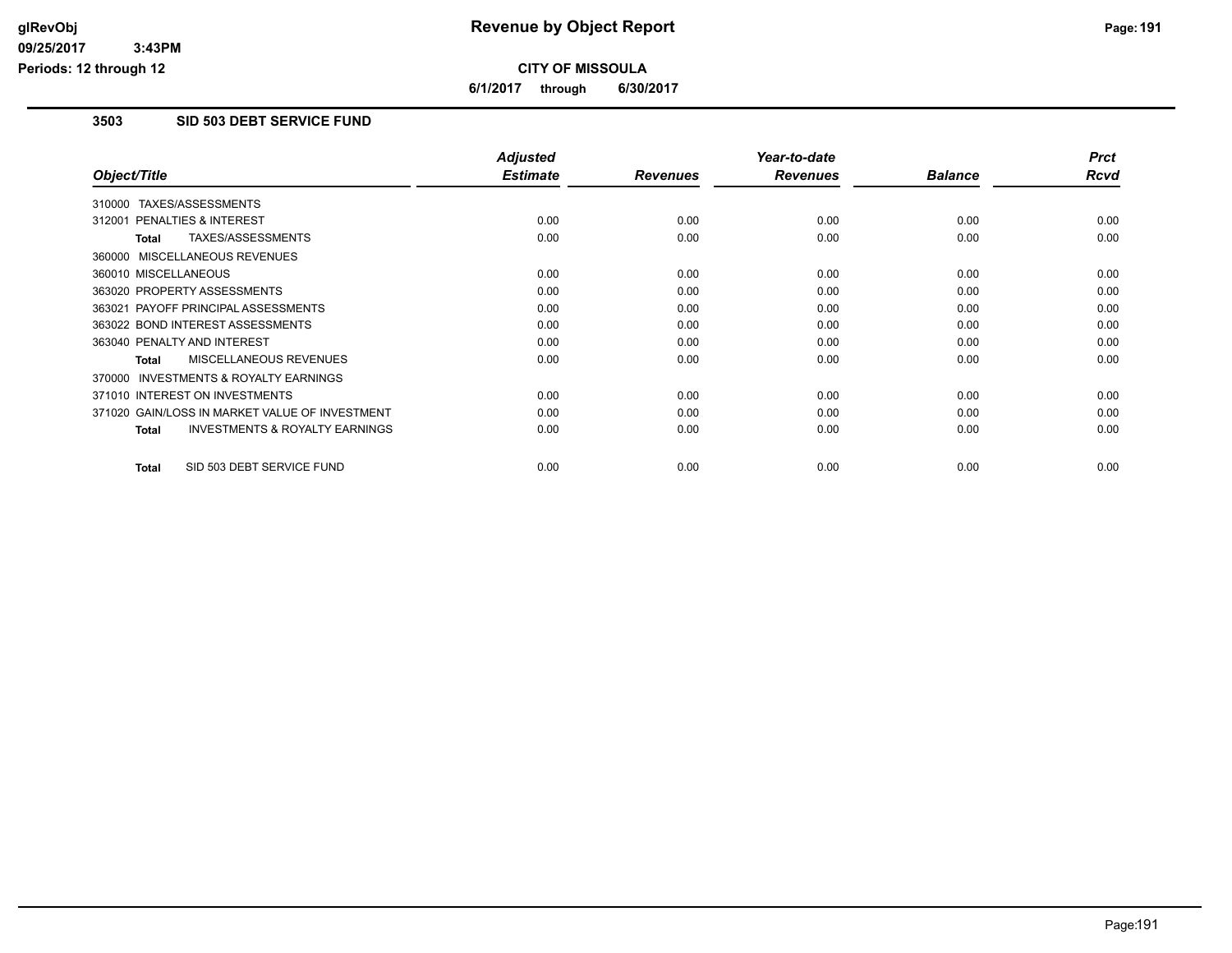# Revenue by Object Report

glRevObj
09/25/2017 3:43PM
Periods: 12 through 12

**CITY OF MISSOULA**

**6/1/2017 through 6/30/2017**

## 3503 SID 503 DEBT SERVICE FUND

| Object/Title | Adjusted Estimate | Revenues | Year-to-date Revenues | Balance | Prct Rcvd |
|---|---|---|---|---|---|
| 310000 TAXES/ASSESSMENTS | | | | | |
| 312001 PENALTIES & INTEREST | 0.00 | 0.00 | 0.00 | 0.00 | 0.00 |
| **Total** TAXES/ASSESSMENTS | 0.00 | 0.00 | 0.00 | 0.00 | 0.00 |
| 360000 MISCELLANEOUS REVENUES | | | | | |
| 360010 MISCELLANEOUS | 0.00 | 0.00 | 0.00 | 0.00 | 0.00 |
| 363020 PROPERTY ASSESSMENTS | 0.00 | 0.00 | 0.00 | 0.00 | 0.00 |
| 363021 PAYOFF PRINCIPAL ASSESSMENTS | 0.00 | 0.00 | 0.00 | 0.00 | 0.00 |
| 363022 BOND INTEREST ASSESSMENTS | 0.00 | 0.00 | 0.00 | 0.00 | 0.00 |
| 363040 PENALTY AND INTEREST | 0.00 | 0.00 | 0.00 | 0.00 | 0.00 |
| **Total** MISCELLANEOUS REVENUES | 0.00 | 0.00 | 0.00 | 0.00 | 0.00 |
| 370000 INVESTMENTS & ROYALTY EARNINGS | | | | | |
| 371010 INTEREST ON INVESTMENTS | 0.00 | 0.00 | 0.00 | 0.00 | 0.00 |
| 371020 GAIN/LOSS IN MARKET VALUE OF INVESTMENT | 0.00 | 0.00 | 0.00 | 0.00 | 0.00 |
| **Total** INVESTMENTS & ROYALTY EARNINGS | 0.00 | 0.00 | 0.00 | 0.00 | 0.00 |
| **Total** SID 503 DEBT SERVICE FUND | 0.00 | 0.00 | 0.00 | 0.00 | 0.00 |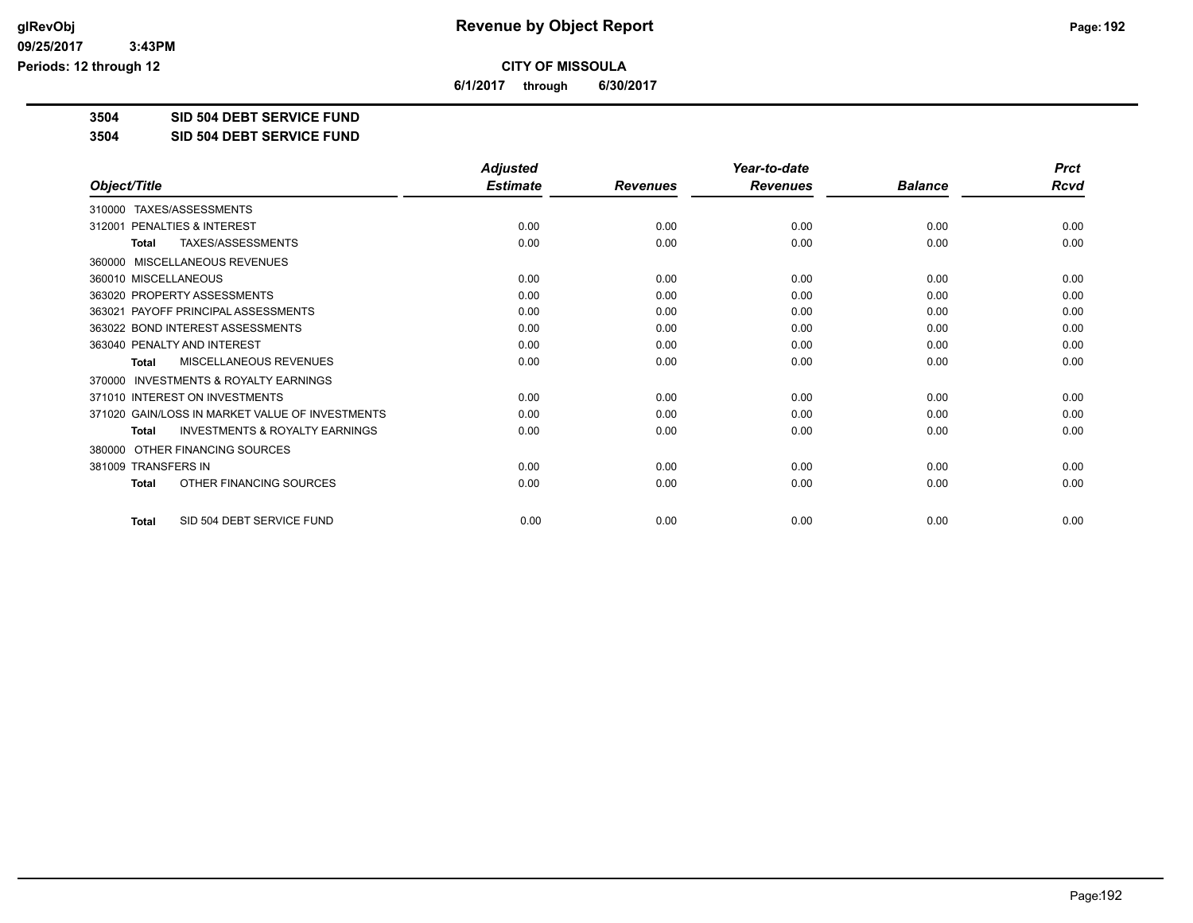**CITY OF MISSOULA**

**6/1/2017 through 6/30/2017**

**3504 SID 504 DEBT SERVICE FUND**

**3504 SID 504 DEBT SERVICE FUND**

| Object/Title | Adjusted Estimate | Revenues | Year-to-date Revenues | Balance | Prct Rcvd |
|---|---|---|---|---|---|
| 310000 TAXES/ASSESSMENTS | | | | | |
| 312001 PENALTIES & INTEREST | 0.00 | 0.00 | 0.00 | 0.00 | 0.00 |
| **Total** TAXES/ASSESSMENTS | 0.00 | 0.00 | 0.00 | 0.00 | 0.00 |
| 360000 MISCELLANEOUS REVENUES | | | | | |
| 360010 MISCELLANEOUS | 0.00 | 0.00 | 0.00 | 0.00 | 0.00 |
| 363020 PROPERTY ASSESSMENTS | 0.00 | 0.00 | 0.00 | 0.00 | 0.00 |
| 363021 PAYOFF PRINCIPAL ASSESSMENTS | 0.00 | 0.00 | 0.00 | 0.00 | 0.00 |
| 363022 BOND INTEREST ASSESSMENTS | 0.00 | 0.00 | 0.00 | 0.00 | 0.00 |
| 363040 PENALTY AND INTEREST | 0.00 | 0.00 | 0.00 | 0.00 | 0.00 |
| **Total** MISCELLANEOUS REVENUES | 0.00 | 0.00 | 0.00 | 0.00 | 0.00 |
| 370000 INVESTMENTS & ROYALTY EARNINGS | | | | | |
| 371010 INTEREST ON INVESTMENTS | 0.00 | 0.00 | 0.00 | 0.00 | 0.00 |
| 371020 GAIN/LOSS IN MARKET VALUE OF INVESTMENTS | 0.00 | 0.00 | 0.00 | 0.00 | 0.00 |
| **Total** INVESTMENTS & ROYALTY EARNINGS | 0.00 | 0.00 | 0.00 | 0.00 | 0.00 |
| 380000 OTHER FINANCING SOURCES | | | | | |
| 381009 TRANSFERS IN | 0.00 | 0.00 | 0.00 | 0.00 | 0.00 |
| **Total** OTHER FINANCING SOURCES | 0.00 | 0.00 | 0.00 | 0.00 | 0.00 |
| **Total** SID 504 DEBT SERVICE FUND | 0.00 | 0.00 | 0.00 | 0.00 | 0.00 |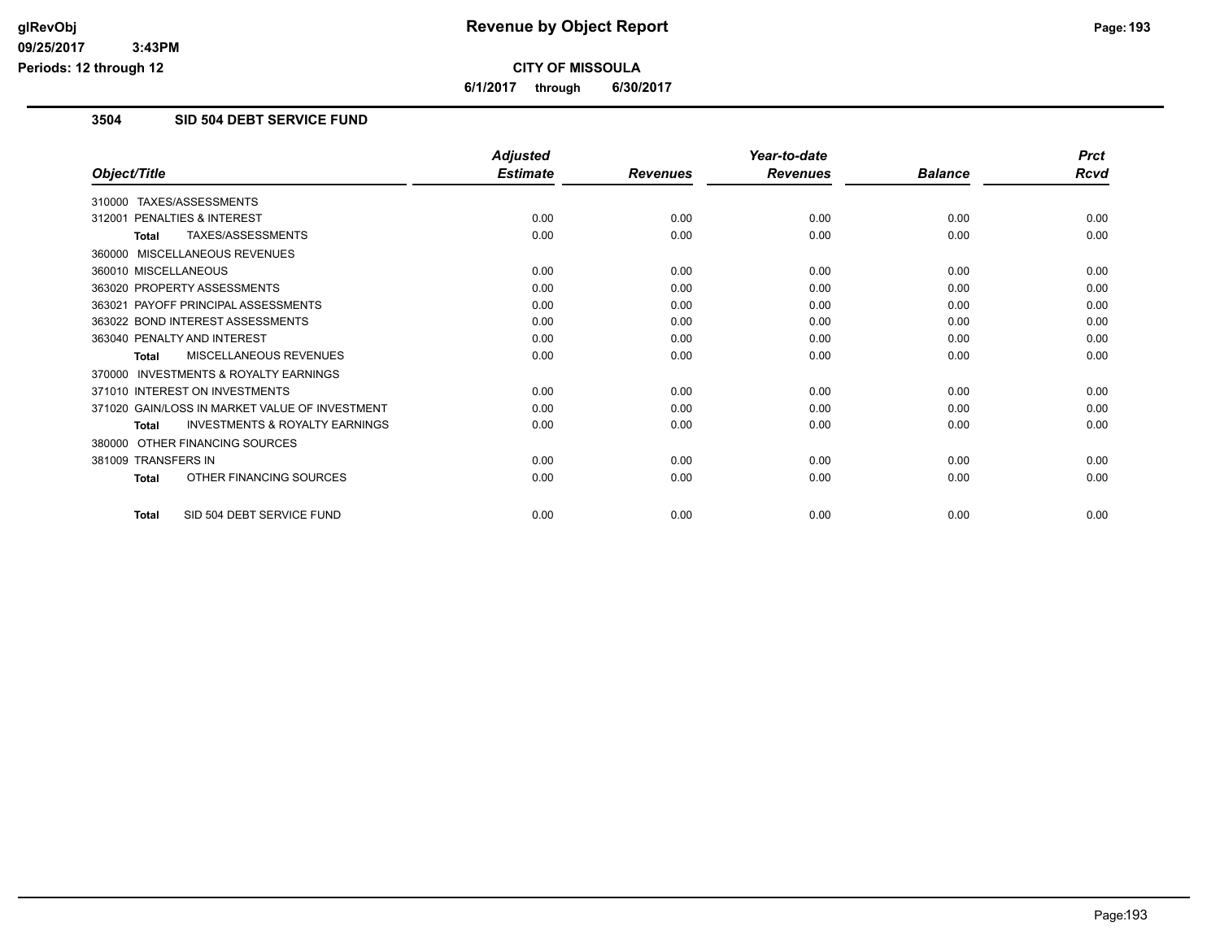# Revenue by Object Report

**CITY OF MISSOULA**

**6/1/2017 through 6/30/2017**

## 3504 SID 504 DEBT SERVICE FUND

| Object/Title | Adjusted Estimate | Revenues | Year-to-date Revenues | Balance | Prct Rcvd |
|---|---|---|---|---|---|
| 310000 TAXES/ASSESSMENTS | | | | | |
| 312001 PENALTIES & INTEREST | 0.00 | 0.00 | 0.00 | 0.00 | 0.00 |
| **Total** TAXES/ASSESSMENTS | 0.00 | 0.00 | 0.00 | 0.00 | 0.00 |
| 360000 MISCELLANEOUS REVENUES | | | | | |
| 360010 MISCELLANEOUS | 0.00 | 0.00 | 0.00 | 0.00 | 0.00 |
| 363020 PROPERTY ASSESSMENTS | 0.00 | 0.00 | 0.00 | 0.00 | 0.00 |
| 363021 PAYOFF PRINCIPAL ASSESSMENTS | 0.00 | 0.00 | 0.00 | 0.00 | 0.00 |
| 363022 BOND INTEREST ASSESSMENTS | 0.00 | 0.00 | 0.00 | 0.00 | 0.00 |
| 363040 PENALTY AND INTEREST | 0.00 | 0.00 | 0.00 | 0.00 | 0.00 |
| **Total** MISCELLANEOUS REVENUES | 0.00 | 0.00 | 0.00 | 0.00 | 0.00 |
| 370000 INVESTMENTS & ROYALTY EARNINGS | | | | | |
| 371010 INTEREST ON INVESTMENTS | 0.00 | 0.00 | 0.00 | 0.00 | 0.00 |
| 371020 GAIN/LOSS IN MARKET VALUE OF INVESTMENT | 0.00 | 0.00 | 0.00 | 0.00 | 0.00 |
| **Total** INVESTMENTS & ROYALTY EARNINGS | 0.00 | 0.00 | 0.00 | 0.00 | 0.00 |
| 380000 OTHER FINANCING SOURCES | | | | | |
| 381009 TRANSFERS IN | 0.00 | 0.00 | 0.00 | 0.00 | 0.00 |
| **Total** OTHER FINANCING SOURCES | 0.00 | 0.00 | 0.00 | 0.00 | 0.00 |
| **Total** SID 504 DEBT SERVICE FUND | 0.00 | 0.00 | 0.00 | 0.00 | 0.00 |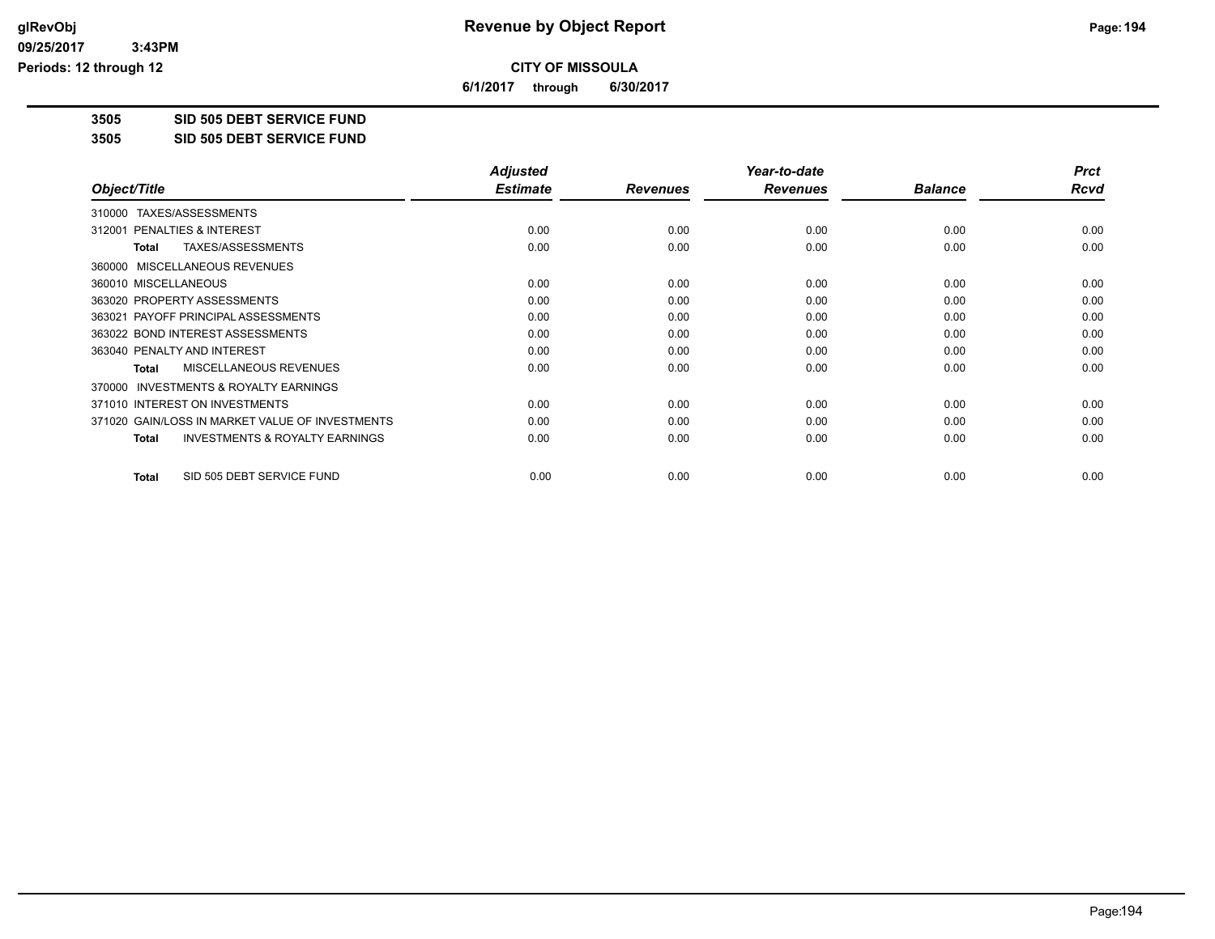# CITY OF MISSOULA

**6/1/2017 through 6/30/2017**

**3505 SID 505 DEBT SERVICE FUND**

**3505 SID 505 DEBT SERVICE FUND**

| Object/Title | Adjusted Estimate | Revenues | Year-to-date Revenues | Balance | Prct Rcvd |
|---|---|---|---|---|---|
| 310000 TAXES/ASSESSMENTS | | | | | |
| 312001 PENALTIES & INTEREST | 0.00 | 0.00 | 0.00 | 0.00 | 0.00 |
| **Total** TAXES/ASSESSMENTS | 0.00 | 0.00 | 0.00 | 0.00 | 0.00 |
| 360000 MISCELLANEOUS REVENUES | | | | | |
| 360010 MISCELLANEOUS | 0.00 | 0.00 | 0.00 | 0.00 | 0.00 |
| 363020 PROPERTY ASSESSMENTS | 0.00 | 0.00 | 0.00 | 0.00 | 0.00 |
| 363021 PAYOFF PRINCIPAL ASSESSMENTS | 0.00 | 0.00 | 0.00 | 0.00 | 0.00 |
| 363022 BOND INTEREST ASSESSMENTS | 0.00 | 0.00 | 0.00 | 0.00 | 0.00 |
| 363040 PENALTY AND INTEREST | 0.00 | 0.00 | 0.00 | 0.00 | 0.00 |
| **Total** MISCELLANEOUS REVENUES | 0.00 | 0.00 | 0.00 | 0.00 | 0.00 |
| 370000 INVESTMENTS & ROYALTY EARNINGS | | | | | |
| 371010 INTEREST ON INVESTMENTS | 0.00 | 0.00 | 0.00 | 0.00 | 0.00 |
| 371020 GAIN/LOSS IN MARKET VALUE OF INVESTMENTS | 0.00 | 0.00 | 0.00 | 0.00 | 0.00 |
| **Total** INVESTMENTS & ROYALTY EARNINGS | 0.00 | 0.00 | 0.00 | 0.00 | 0.00 |
| **Total** SID 505 DEBT SERVICE FUND | 0.00 | 0.00 | 0.00 | 0.00 | 0.00 |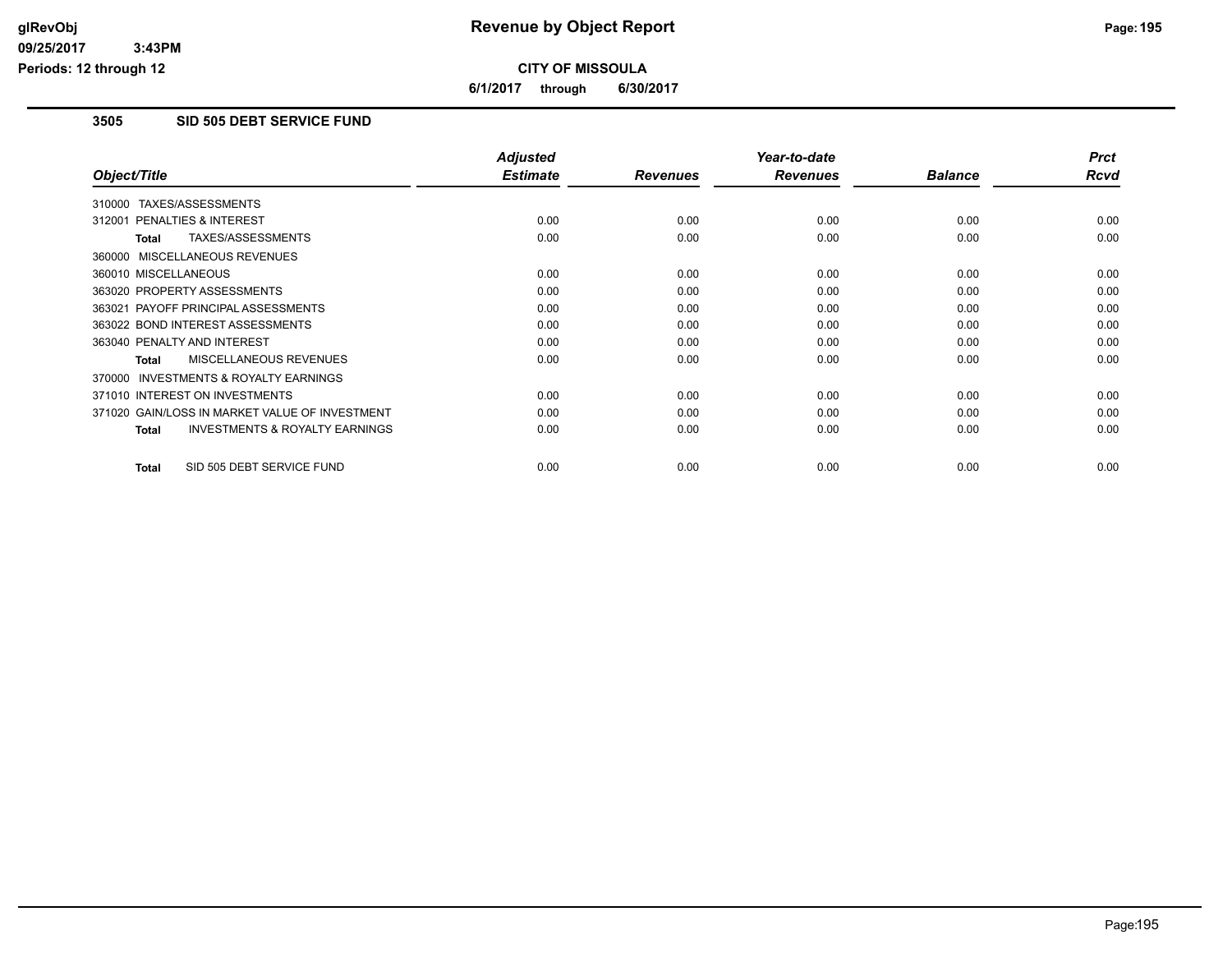# Revenue by Object Report

**CITY OF MISSOULA**

**6/1/2017 through 6/30/2017**

## 3505 SID 505 DEBT SERVICE FUND

| Object/Title | Adjusted Estimate | Revenues | Year-to-date Revenues | Balance | Prct Rcvd |
|---|---|---|---|---|---|
| 310000 TAXES/ASSESSMENTS | | | | | |
| 312001 PENALTIES & INTEREST | 0.00 | 0.00 | 0.00 | 0.00 | 0.00 |
| **Total** TAXES/ASSESSMENTS | 0.00 | 0.00 | 0.00 | 0.00 | 0.00 |
| 360000 MISCELLANEOUS REVENUES | | | | | |
| 360010 MISCELLANEOUS | 0.00 | 0.00 | 0.00 | 0.00 | 0.00 |
| 363020 PROPERTY ASSESSMENTS | 0.00 | 0.00 | 0.00 | 0.00 | 0.00 |
| 363021 PAYOFF PRINCIPAL ASSESSMENTS | 0.00 | 0.00 | 0.00 | 0.00 | 0.00 |
| 363022 BOND INTEREST ASSESSMENTS | 0.00 | 0.00 | 0.00 | 0.00 | 0.00 |
| 363040 PENALTY AND INTEREST | 0.00 | 0.00 | 0.00 | 0.00 | 0.00 |
| **Total** MISCELLANEOUS REVENUES | 0.00 | 0.00 | 0.00 | 0.00 | 0.00 |
| 370000 INVESTMENTS & ROYALTY EARNINGS | | | | | |
| 371010 INTEREST ON INVESTMENTS | 0.00 | 0.00 | 0.00 | 0.00 | 0.00 |
| 371020 GAIN/LOSS IN MARKET VALUE OF INVESTMENT | 0.00 | 0.00 | 0.00 | 0.00 | 0.00 |
| **Total** INVESTMENTS & ROYALTY EARNINGS | 0.00 | 0.00 | 0.00 | 0.00 | 0.00 |
| **Total** SID 505 DEBT SERVICE FUND | 0.00 | 0.00 | 0.00 | 0.00 | 0.00 |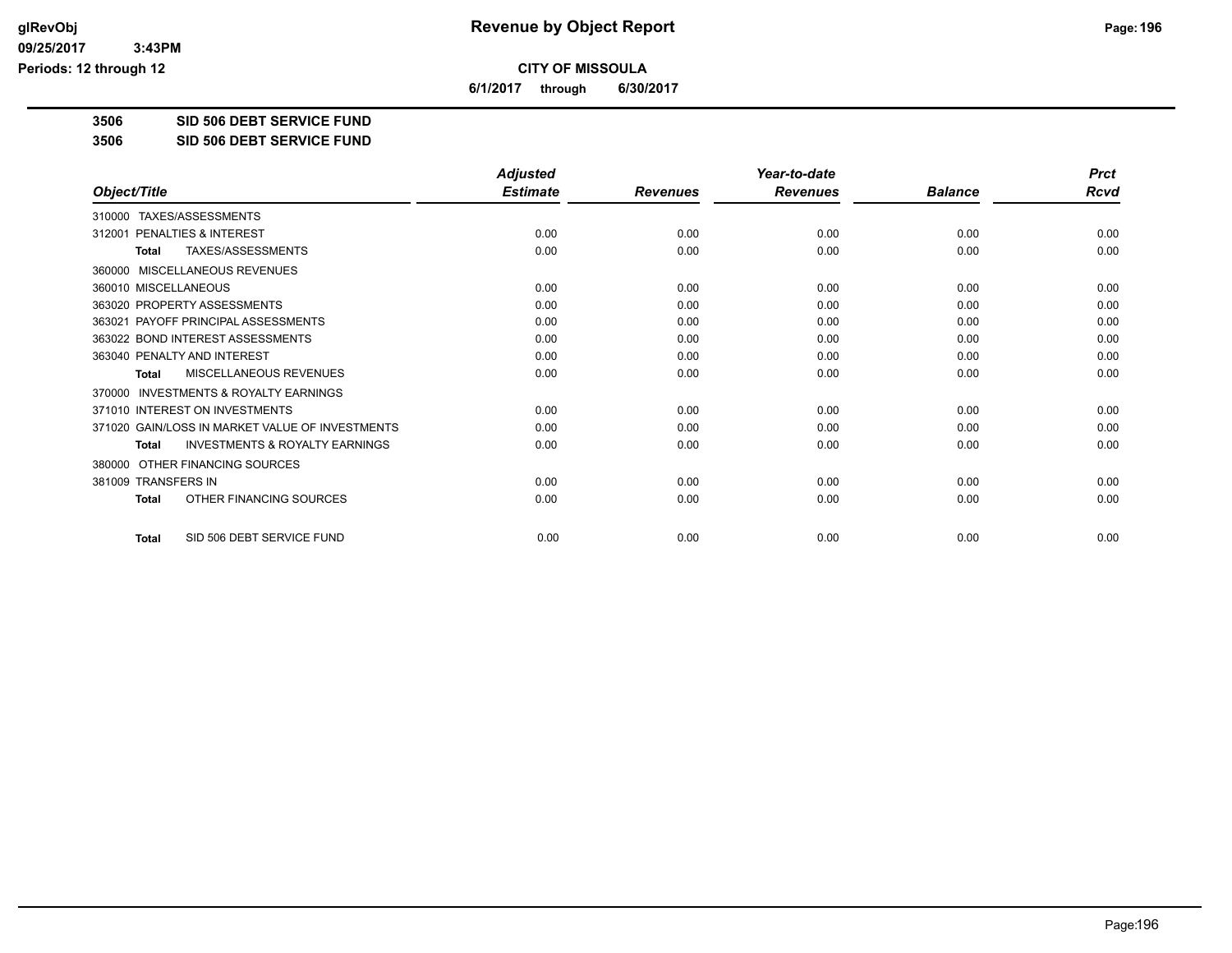# Revenue by Object Report

**CITY OF MISSOULA**

**6/1/2017 through 6/30/2017**

glRevObj
09/25/2017 3:43PM
Periods: 12 through 12

**3506 SID 506 DEBT SERVICE FUND**

**3506 SID 506 DEBT SERVICE FUND**

| Object/Title | Adjusted Estimate | Revenues | Year-to-date Revenues | Balance | Prct Rcvd |
|---|---|---|---|---|---|
| 310000 TAXES/ASSESSMENTS | | | | | |
| 312001 PENALTIES & INTEREST | 0.00 | 0.00 | 0.00 | 0.00 | 0.00 |
| **Total** TAXES/ASSESSMENTS | 0.00 | 0.00 | 0.00 | 0.00 | 0.00 |
| 360000 MISCELLANEOUS REVENUES | | | | | |
| 360010 MISCELLANEOUS | 0.00 | 0.00 | 0.00 | 0.00 | 0.00 |
| 363020 PROPERTY ASSESSMENTS | 0.00 | 0.00 | 0.00 | 0.00 | 0.00 |
| 363021 PAYOFF PRINCIPAL ASSESSMENTS | 0.00 | 0.00 | 0.00 | 0.00 | 0.00 |
| 363022 BOND INTEREST ASSESSMENTS | 0.00 | 0.00 | 0.00 | 0.00 | 0.00 |
| 363040 PENALTY AND INTEREST | 0.00 | 0.00 | 0.00 | 0.00 | 0.00 |
| **Total** MISCELLANEOUS REVENUES | 0.00 | 0.00 | 0.00 | 0.00 | 0.00 |
| 370000 INVESTMENTS & ROYALTY EARNINGS | | | | | |
| 371010 INTEREST ON INVESTMENTS | 0.00 | 0.00 | 0.00 | 0.00 | 0.00 |
| 371020 GAIN/LOSS IN MARKET VALUE OF INVESTMENTS | 0.00 | 0.00 | 0.00 | 0.00 | 0.00 |
| **Total** INVESTMENTS & ROYALTY EARNINGS | 0.00 | 0.00 | 0.00 | 0.00 | 0.00 |
| 380000 OTHER FINANCING SOURCES | | | | | |
| 381009 TRANSFERS IN | 0.00 | 0.00 | 0.00 | 0.00 | 0.00 |
| **Total** OTHER FINANCING SOURCES | 0.00 | 0.00 | 0.00 | 0.00 | 0.00 |
| **Total** SID 506 DEBT SERVICE FUND | 0.00 | 0.00 | 0.00 | 0.00 | 0.00 |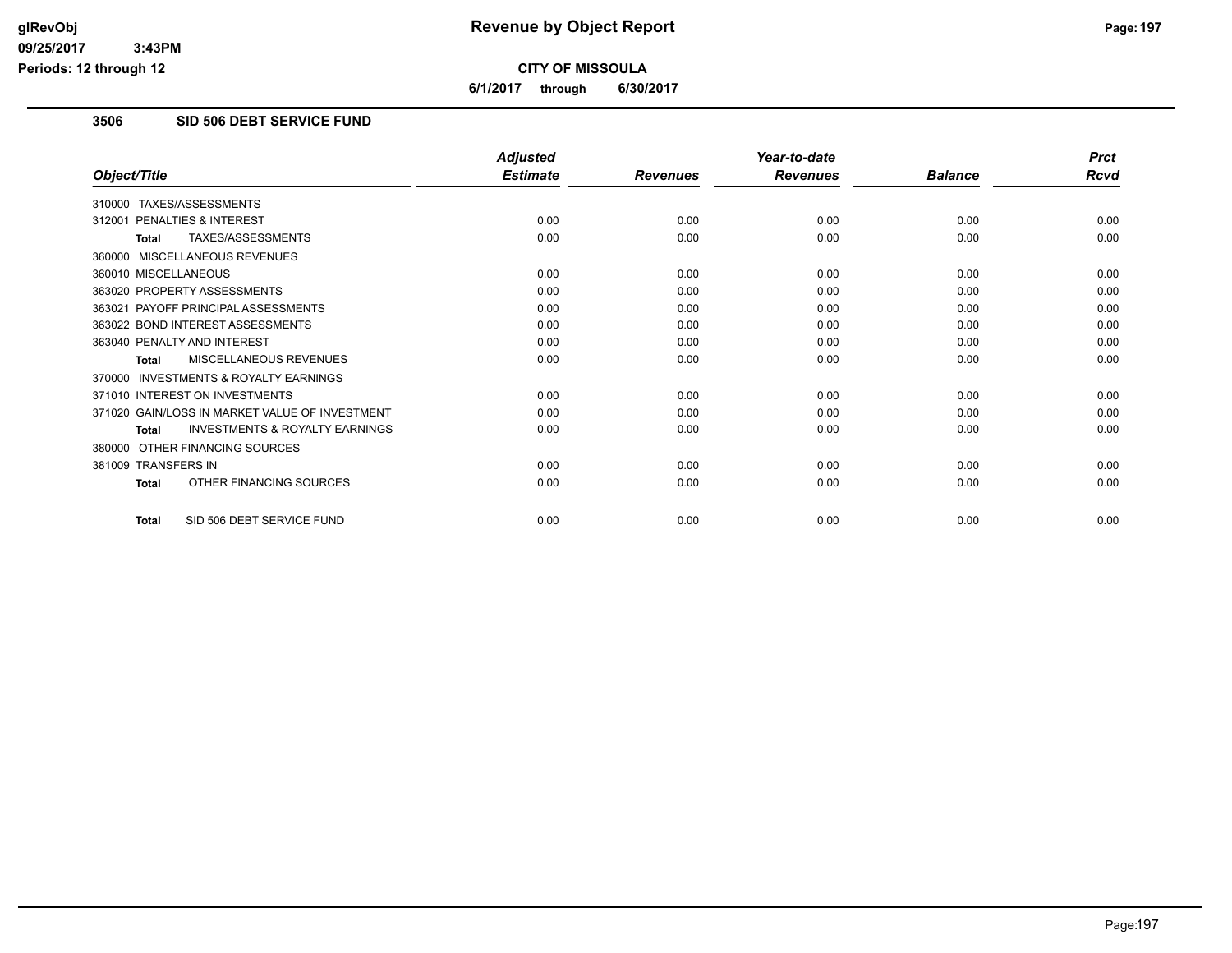**glRevObj**
**09/25/2017 3:43PM**
**Periods: 12 through 12**

# Revenue by Object Report

**CITY OF MISSOULA**

**6/1/2017 through 6/30/2017**

## 3506 SID 506 DEBT SERVICE FUND

| Object/Title | Adjusted Estimate | Revenues | Year-to-date Revenues | Balance | Prct Rcvd |
|---|---|---|---|---|---|
| 310000 TAXES/ASSESSMENTS | | | | | |
| 312001 PENALTIES & INTEREST | 0.00 | 0.00 | 0.00 | 0.00 | 0.00 |
| **Total** TAXES/ASSESSMENTS | 0.00 | 0.00 | 0.00 | 0.00 | 0.00 |
| 360000 MISCELLANEOUS REVENUES | | | | | |
| 360010 MISCELLANEOUS | 0.00 | 0.00 | 0.00 | 0.00 | 0.00 |
| 363020 PROPERTY ASSESSMENTS | 0.00 | 0.00 | 0.00 | 0.00 | 0.00 |
| 363021 PAYOFF PRINCIPAL ASSESSMENTS | 0.00 | 0.00 | 0.00 | 0.00 | 0.00 |
| 363022 BOND INTEREST ASSESSMENTS | 0.00 | 0.00 | 0.00 | 0.00 | 0.00 |
| 363040 PENALTY AND INTEREST | 0.00 | 0.00 | 0.00 | 0.00 | 0.00 |
| **Total** MISCELLANEOUS REVENUES | 0.00 | 0.00 | 0.00 | 0.00 | 0.00 |
| 370000 INVESTMENTS & ROYALTY EARNINGS | | | | | |
| 371010 INTEREST ON INVESTMENTS | 0.00 | 0.00 | 0.00 | 0.00 | 0.00 |
| 371020 GAIN/LOSS IN MARKET VALUE OF INVESTMENT | 0.00 | 0.00 | 0.00 | 0.00 | 0.00 |
| **Total** INVESTMENTS & ROYALTY EARNINGS | 0.00 | 0.00 | 0.00 | 0.00 | 0.00 |
| 380000 OTHER FINANCING SOURCES | | | | | |
| 381009 TRANSFERS IN | 0.00 | 0.00 | 0.00 | 0.00 | 0.00 |
| **Total** OTHER FINANCING SOURCES | 0.00 | 0.00 | 0.00 | 0.00 | 0.00 |
| **Total** SID 506 DEBT SERVICE FUND | 0.00 | 0.00 | 0.00 | 0.00 | 0.00 |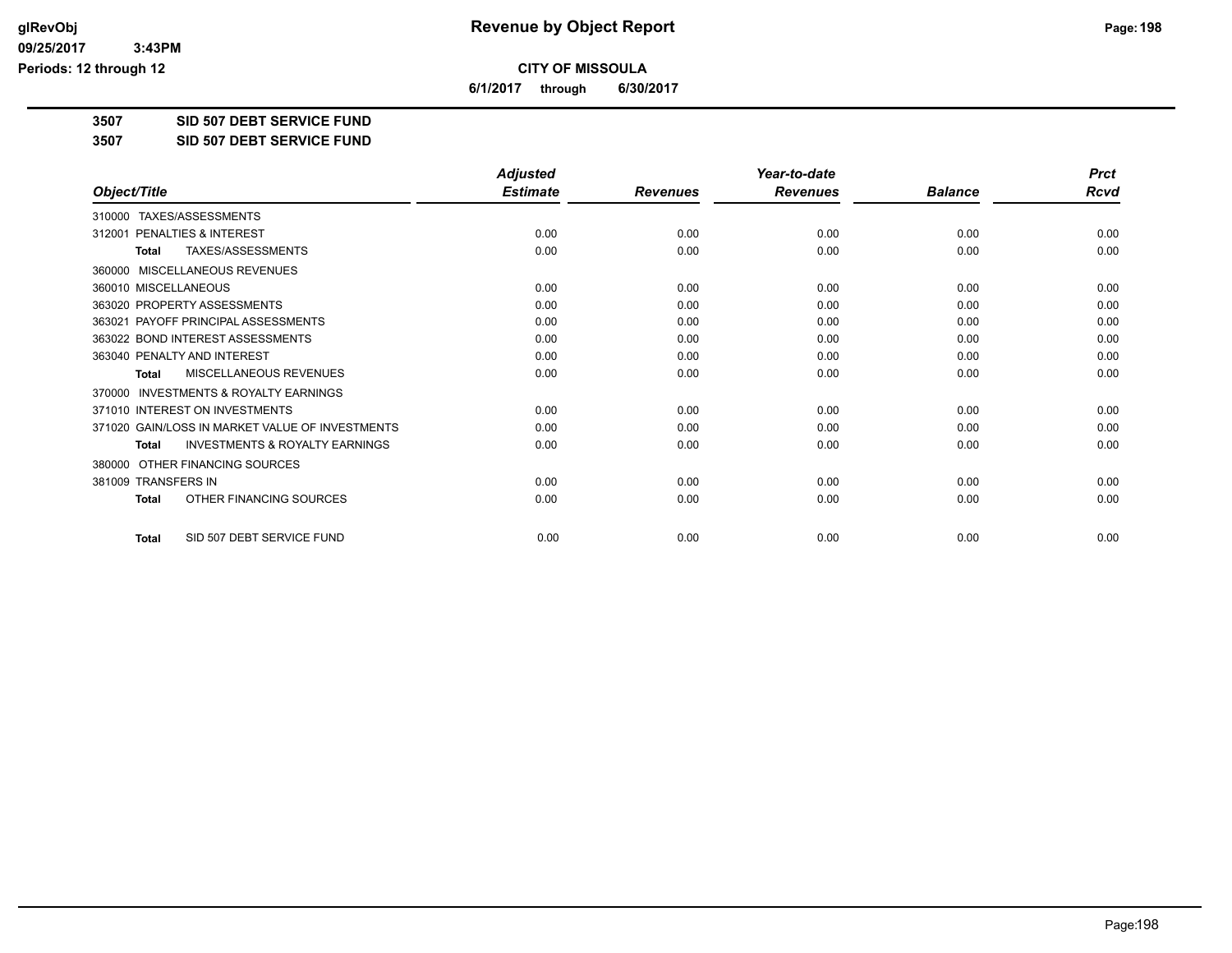**CITY OF MISSOULA**

**6/1/2017 through 6/30/2017**

**3507 SID 507 DEBT SERVICE FUND**

**3507 SID 507 DEBT SERVICE FUND**

| Object/Title | Adjusted Estimate | Revenues | Year-to-date Revenues | Balance | Prct Rcvd |
|---|---|---|---|---|---|
| 310000 TAXES/ASSESSMENTS | | | | | |
| 312001 PENALTIES & INTEREST | 0.00 | 0.00 | 0.00 | 0.00 | 0.00 |
| **Total** TAXES/ASSESSMENTS | 0.00 | 0.00 | 0.00 | 0.00 | 0.00 |
| 360000 MISCELLANEOUS REVENUES | | | | | |
| 360010 MISCELLANEOUS | 0.00 | 0.00 | 0.00 | 0.00 | 0.00 |
| 363020 PROPERTY ASSESSMENTS | 0.00 | 0.00 | 0.00 | 0.00 | 0.00 |
| 363021 PAYOFF PRINCIPAL ASSESSMENTS | 0.00 | 0.00 | 0.00 | 0.00 | 0.00 |
| 363022 BOND INTEREST ASSESSMENTS | 0.00 | 0.00 | 0.00 | 0.00 | 0.00 |
| 363040 PENALTY AND INTEREST | 0.00 | 0.00 | 0.00 | 0.00 | 0.00 |
| **Total** MISCELLANEOUS REVENUES | 0.00 | 0.00 | 0.00 | 0.00 | 0.00 |
| 370000 INVESTMENTS & ROYALTY EARNINGS | | | | | |
| 371010 INTEREST ON INVESTMENTS | 0.00 | 0.00 | 0.00 | 0.00 | 0.00 |
| 371020 GAIN/LOSS IN MARKET VALUE OF INVESTMENTS | 0.00 | 0.00 | 0.00 | 0.00 | 0.00 |
| **Total** INVESTMENTS & ROYALTY EARNINGS | 0.00 | 0.00 | 0.00 | 0.00 | 0.00 |
| 380000 OTHER FINANCING SOURCES | | | | | |
| 381009 TRANSFERS IN | 0.00 | 0.00 | 0.00 | 0.00 | 0.00 |
| **Total** OTHER FINANCING SOURCES | 0.00 | 0.00 | 0.00 | 0.00 | 0.00 |
| **Total** SID 507 DEBT SERVICE FUND | 0.00 | 0.00 | 0.00 | 0.00 | 0.00 |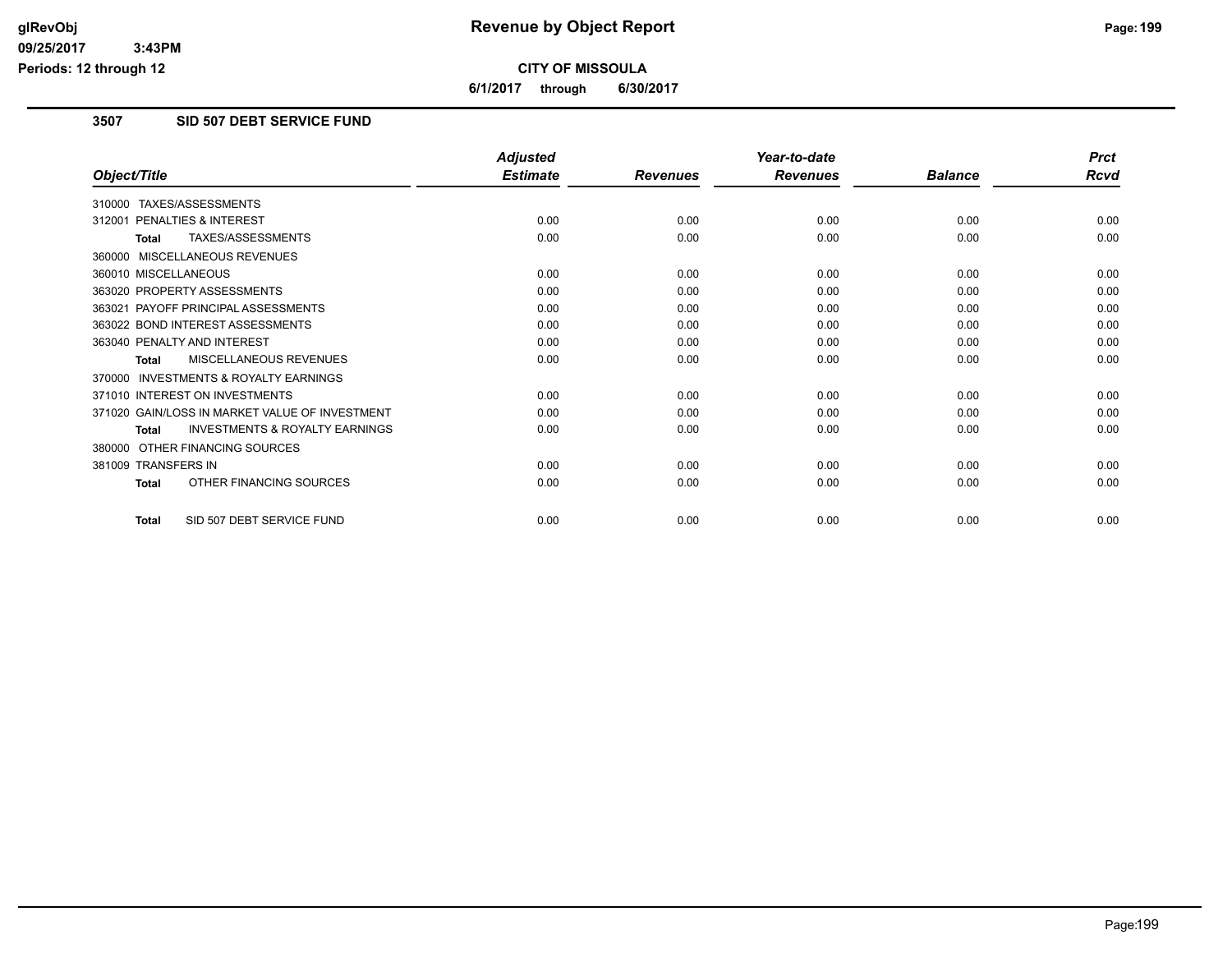# Revenue by Object Report

**CITY OF MISSOULA**

**6/1/2017 through 6/30/2017**

glRevObj
09/25/2017 3:43PM
Periods: 12 through 12

## 3507 SID 507 DEBT SERVICE FUND

| Object/Title | Adjusted Estimate | Revenues | Year-to-date Revenues | Balance | Prct Rcvd |
|---|---|---|---|---|---|
| 310000 TAXES/ASSESSMENTS | | | | | |
| 312001 PENALTIES & INTEREST | 0.00 | 0.00 | 0.00 | 0.00 | 0.00 |
| **Total** TAXES/ASSESSMENTS | 0.00 | 0.00 | 0.00 | 0.00 | 0.00 |
| 360000 MISCELLANEOUS REVENUES | | | | | |
| 360010 MISCELLANEOUS | 0.00 | 0.00 | 0.00 | 0.00 | 0.00 |
| 363020 PROPERTY ASSESSMENTS | 0.00 | 0.00 | 0.00 | 0.00 | 0.00 |
| 363021 PAYOFF PRINCIPAL ASSESSMENTS | 0.00 | 0.00 | 0.00 | 0.00 | 0.00 |
| 363022 BOND INTEREST ASSESSMENTS | 0.00 | 0.00 | 0.00 | 0.00 | 0.00 |
| 363040 PENALTY AND INTEREST | 0.00 | 0.00 | 0.00 | 0.00 | 0.00 |
| **Total** MISCELLANEOUS REVENUES | 0.00 | 0.00 | 0.00 | 0.00 | 0.00 |
| 370000 INVESTMENTS & ROYALTY EARNINGS | | | | | |
| 371010 INTEREST ON INVESTMENTS | 0.00 | 0.00 | 0.00 | 0.00 | 0.00 |
| 371020 GAIN/LOSS IN MARKET VALUE OF INVESTMENT | 0.00 | 0.00 | 0.00 | 0.00 | 0.00 |
| **Total** INVESTMENTS & ROYALTY EARNINGS | 0.00 | 0.00 | 0.00 | 0.00 | 0.00 |
| 380000 OTHER FINANCING SOURCES | | | | | |
| 381009 TRANSFERS IN | 0.00 | 0.00 | 0.00 | 0.00 | 0.00 |
| **Total** OTHER FINANCING SOURCES | 0.00 | 0.00 | 0.00 | 0.00 | 0.00 |
| **Total** SID 507 DEBT SERVICE FUND | 0.00 | 0.00 | 0.00 | 0.00 | 0.00 |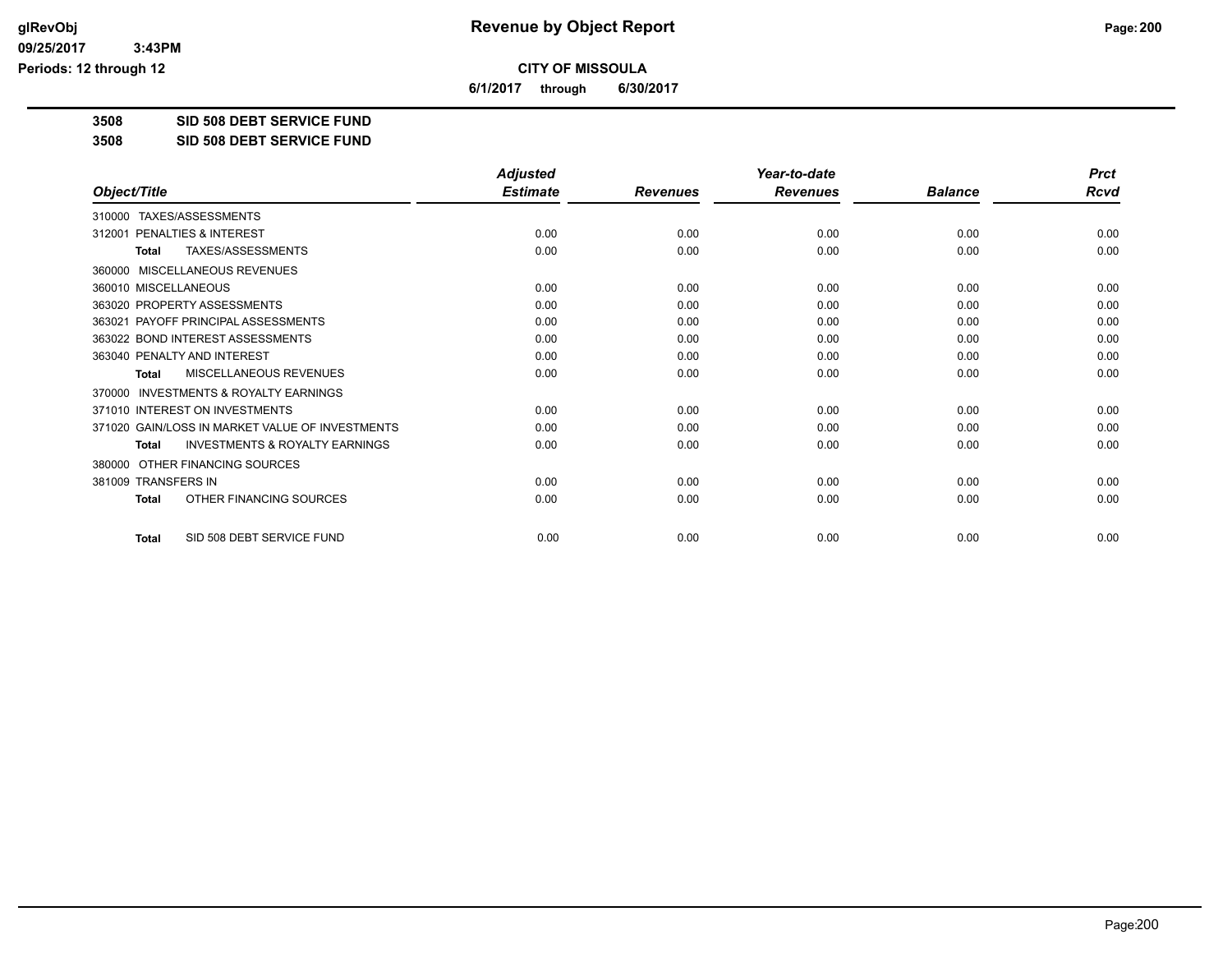# Revenue by Object Report

**CITY OF MISSOULA**

**6/1/2017 through 6/30/2017**

glRevObj
09/25/2017 3:43PM
Periods: 12 through 12

**3508 SID 508 DEBT SERVICE FUND**

**3508 SID 508 DEBT SERVICE FUND**

| Object/Title | Adjusted Estimate | Revenues | Year-to-date Revenues | Balance | Prct Rcvd |
|---|---|---|---|---|---|
| 310000 TAXES/ASSESSMENTS | | | | | |
| 312001 PENALTIES & INTEREST | 0.00 | 0.00 | 0.00 | 0.00 | 0.00 |
| **Total** TAXES/ASSESSMENTS | 0.00 | 0.00 | 0.00 | 0.00 | 0.00 |
| 360000 MISCELLANEOUS REVENUES | | | | | |
| 360010 MISCELLANEOUS | 0.00 | 0.00 | 0.00 | 0.00 | 0.00 |
| 363020 PROPERTY ASSESSMENTS | 0.00 | 0.00 | 0.00 | 0.00 | 0.00 |
| 363021 PAYOFF PRINCIPAL ASSESSMENTS | 0.00 | 0.00 | 0.00 | 0.00 | 0.00 |
| 363022 BOND INTEREST ASSESSMENTS | 0.00 | 0.00 | 0.00 | 0.00 | 0.00 |
| 363040 PENALTY AND INTEREST | 0.00 | 0.00 | 0.00 | 0.00 | 0.00 |
| **Total** MISCELLANEOUS REVENUES | 0.00 | 0.00 | 0.00 | 0.00 | 0.00 |
| 370000 INVESTMENTS & ROYALTY EARNINGS | | | | | |
| 371010 INTEREST ON INVESTMENTS | 0.00 | 0.00 | 0.00 | 0.00 | 0.00 |
| 371020 GAIN/LOSS IN MARKET VALUE OF INVESTMENTS | 0.00 | 0.00 | 0.00 | 0.00 | 0.00 |
| **Total** INVESTMENTS & ROYALTY EARNINGS | 0.00 | 0.00 | 0.00 | 0.00 | 0.00 |
| 380000 OTHER FINANCING SOURCES | | | | | |
| 381009 TRANSFERS IN | 0.00 | 0.00 | 0.00 | 0.00 | 0.00 |
| **Total** OTHER FINANCING SOURCES | 0.00 | 0.00 | 0.00 | 0.00 | 0.00 |
| **Total** SID 508 DEBT SERVICE FUND | 0.00 | 0.00 | 0.00 | 0.00 | 0.00 |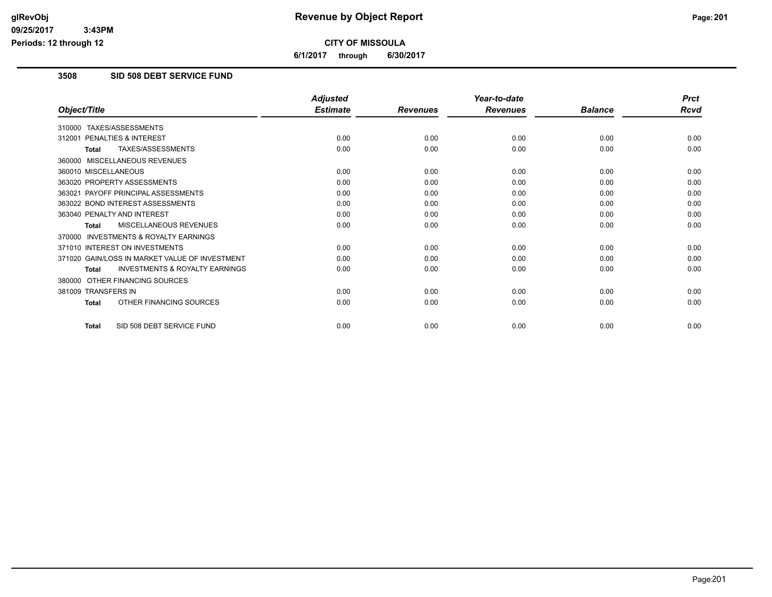**glRevObj**
**09/25/2017 3:43PM**
**Periods: 12 through 12**

# Revenue by Object Report

**CITY OF MISSOULA**

**6/1/2017 through 6/30/2017**

## 3508 SID 508 DEBT SERVICE FUND

| Object/Title | Adjusted Estimate | Revenues | Year-to-date Revenues | Balance | Prct Rcvd |
|---|---|---|---|---|---|
| 310000 TAXES/ASSESSMENTS | | | | | |
| 312001 PENALTIES & INTEREST | 0.00 | 0.00 | 0.00 | 0.00 | 0.00 |
| **Total** TAXES/ASSESSMENTS | 0.00 | 0.00 | 0.00 | 0.00 | 0.00 |
| 360000 MISCELLANEOUS REVENUES | | | | | |
| 360010 MISCELLANEOUS | 0.00 | 0.00 | 0.00 | 0.00 | 0.00 |
| 363020 PROPERTY ASSESSMENTS | 0.00 | 0.00 | 0.00 | 0.00 | 0.00 |
| 363021 PAYOFF PRINCIPAL ASSESSMENTS | 0.00 | 0.00 | 0.00 | 0.00 | 0.00 |
| 363022 BOND INTEREST ASSESSMENTS | 0.00 | 0.00 | 0.00 | 0.00 | 0.00 |
| 363040 PENALTY AND INTEREST | 0.00 | 0.00 | 0.00 | 0.00 | 0.00 |
| **Total** MISCELLANEOUS REVENUES | 0.00 | 0.00 | 0.00 | 0.00 | 0.00 |
| 370000 INVESTMENTS & ROYALTY EARNINGS | | | | | |
| 371010 INTEREST ON INVESTMENTS | 0.00 | 0.00 | 0.00 | 0.00 | 0.00 |
| 371020 GAIN/LOSS IN MARKET VALUE OF INVESTMENT | 0.00 | 0.00 | 0.00 | 0.00 | 0.00 |
| **Total** INVESTMENTS & ROYALTY EARNINGS | 0.00 | 0.00 | 0.00 | 0.00 | 0.00 |
| 380000 OTHER FINANCING SOURCES | | | | | |
| 381009 TRANSFERS IN | 0.00 | 0.00 | 0.00 | 0.00 | 0.00 |
| **Total** OTHER FINANCING SOURCES | 0.00 | 0.00 | 0.00 | 0.00 | 0.00 |
| **Total** SID 508 DEBT SERVICE FUND | 0.00 | 0.00 | 0.00 | 0.00 | 0.00 |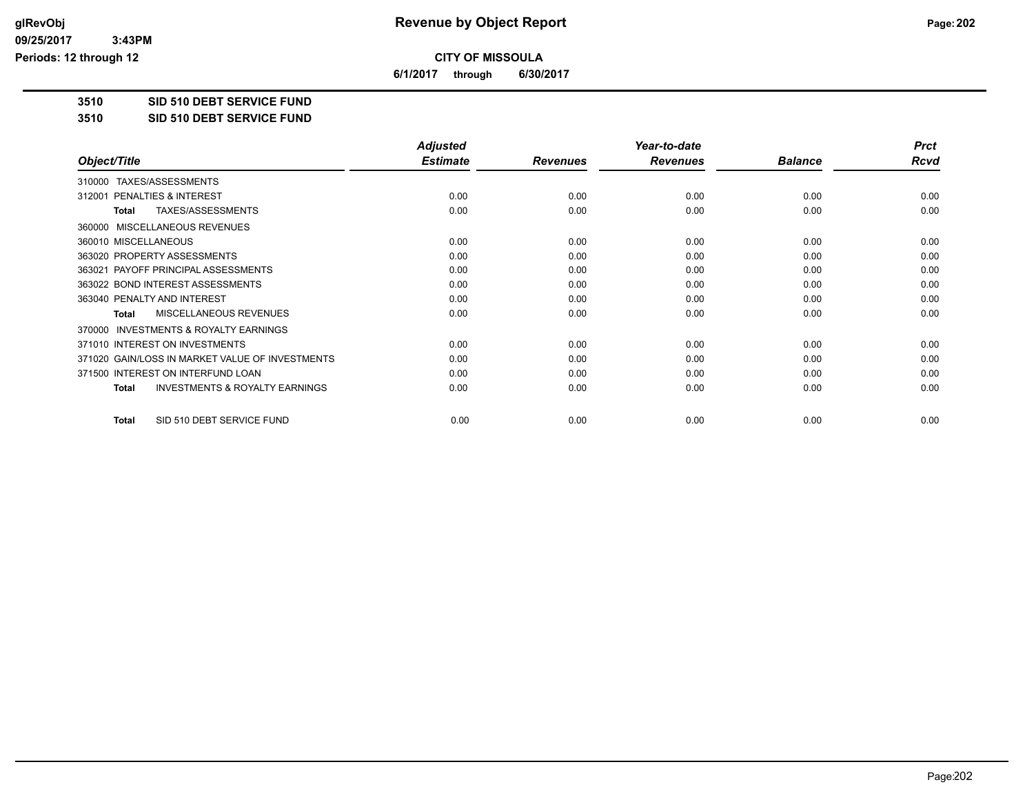# Revenue by Object Report

glRevObj
09/25/2017 3:43PM
Periods: 12 through 12

**CITY OF MISSOULA**

**6/1/2017 through 6/30/2017**

**3510 SID 510 DEBT SERVICE FUND**

**3510 SID 510 DEBT SERVICE FUND**

| Object/Title | Adjusted Estimate | Revenues | Year-to-date Revenues | Balance | Prct Rcvd |
|---|---|---|---|---|---|
| 310000 TAXES/ASSESSMENTS | | | | | |
| 312001 PENALTIES & INTEREST | 0.00 | 0.00 | 0.00 | 0.00 | 0.00 |
| **Total** TAXES/ASSESSMENTS | 0.00 | 0.00 | 0.00 | 0.00 | 0.00 |
| 360000 MISCELLANEOUS REVENUES | | | | | |
| 360010 MISCELLANEOUS | 0.00 | 0.00 | 0.00 | 0.00 | 0.00 |
| 363020 PROPERTY ASSESSMENTS | 0.00 | 0.00 | 0.00 | 0.00 | 0.00 |
| 363021 PAYOFF PRINCIPAL ASSESSMENTS | 0.00 | 0.00 | 0.00 | 0.00 | 0.00 |
| 363022 BOND INTEREST ASSESSMENTS | 0.00 | 0.00 | 0.00 | 0.00 | 0.00 |
| 363040 PENALTY AND INTEREST | 0.00 | 0.00 | 0.00 | 0.00 | 0.00 |
| **Total** MISCELLANEOUS REVENUES | 0.00 | 0.00 | 0.00 | 0.00 | 0.00 |
| 370000 INVESTMENTS & ROYALTY EARNINGS | | | | | |
| 371010 INTEREST ON INVESTMENTS | 0.00 | 0.00 | 0.00 | 0.00 | 0.00 |
| 371020 GAIN/LOSS IN MARKET VALUE OF INVESTMENTS | 0.00 | 0.00 | 0.00 | 0.00 | 0.00 |
| 371500 INTEREST ON INTERFUND LOAN | 0.00 | 0.00 | 0.00 | 0.00 | 0.00 |
| **Total** INVESTMENTS & ROYALTY EARNINGS | 0.00 | 0.00 | 0.00 | 0.00 | 0.00 |
| **Total** SID 510 DEBT SERVICE FUND | 0.00 | 0.00 | 0.00 | 0.00 | 0.00 |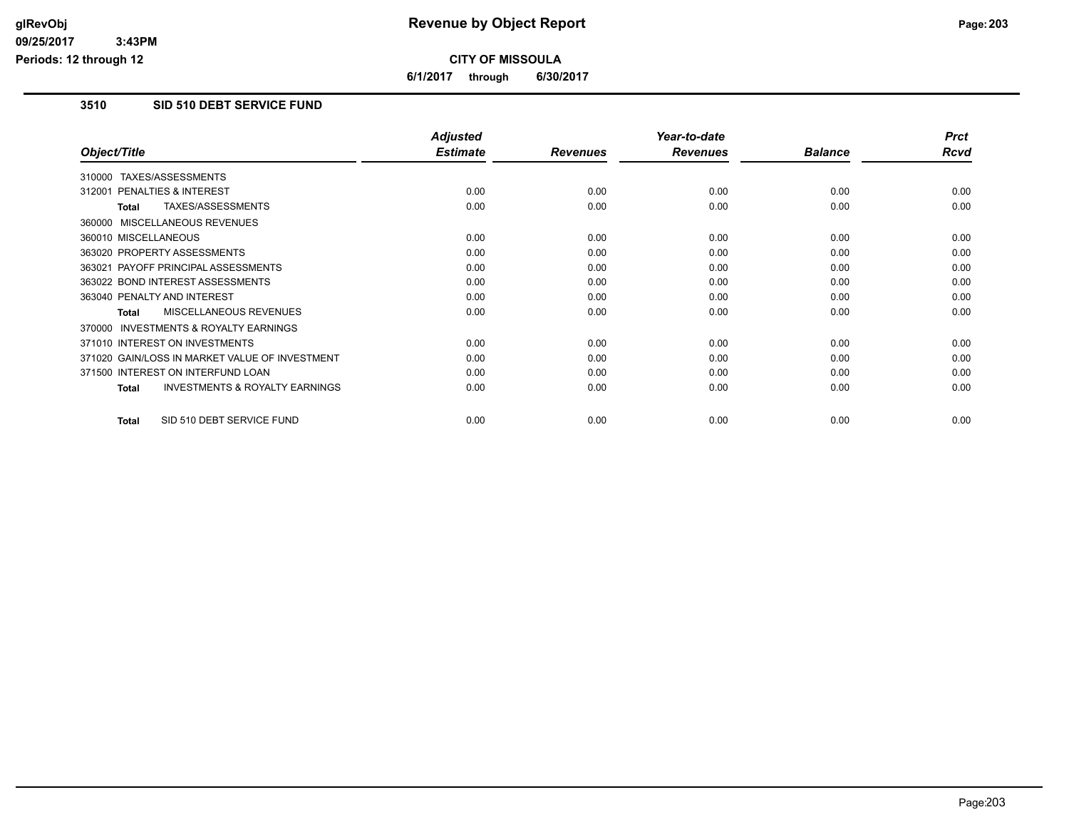**Revenue by Object Report**

**CITY OF MISSOULA**

**6/1/2017 through 6/30/2017**

glRevObj
09/25/2017 3:43PM
Periods: 12 through 12

## 3510 SID 510 DEBT SERVICE FUND

| Object/Title | Adjusted Estimate | Revenues | Year-to-date Revenues | Balance | Prct Rcvd |
|---|---|---|---|---|---|
| 310000 TAXES/ASSESSMENTS | | | | | |
| 312001 PENALTIES & INTEREST | 0.00 | 0.00 | 0.00 | 0.00 | 0.00 |
| **Total** TAXES/ASSESSMENTS | 0.00 | 0.00 | 0.00 | 0.00 | 0.00 |
| 360000 MISCELLANEOUS REVENUES | | | | | |
| 360010 MISCELLANEOUS | 0.00 | 0.00 | 0.00 | 0.00 | 0.00 |
| 363020 PROPERTY ASSESSMENTS | 0.00 | 0.00 | 0.00 | 0.00 | 0.00 |
| 363021 PAYOFF PRINCIPAL ASSESSMENTS | 0.00 | 0.00 | 0.00 | 0.00 | 0.00 |
| 363022 BOND INTEREST ASSESSMENTS | 0.00 | 0.00 | 0.00 | 0.00 | 0.00 |
| 363040 PENALTY AND INTEREST | 0.00 | 0.00 | 0.00 | 0.00 | 0.00 |
| **Total** MISCELLANEOUS REVENUES | 0.00 | 0.00 | 0.00 | 0.00 | 0.00 |
| 370000 INVESTMENTS & ROYALTY EARNINGS | | | | | |
| 371010 INTEREST ON INVESTMENTS | 0.00 | 0.00 | 0.00 | 0.00 | 0.00 |
| 371020 GAIN/LOSS IN MARKET VALUE OF INVESTMENT | 0.00 | 0.00 | 0.00 | 0.00 | 0.00 |
| 371500 INTEREST ON INTERFUND LOAN | 0.00 | 0.00 | 0.00 | 0.00 | 0.00 |
| **Total** INVESTMENTS & ROYALTY EARNINGS | 0.00 | 0.00 | 0.00 | 0.00 | 0.00 |
| **Total** SID 510 DEBT SERVICE FUND | 0.00 | 0.00 | 0.00 | 0.00 | 0.00 |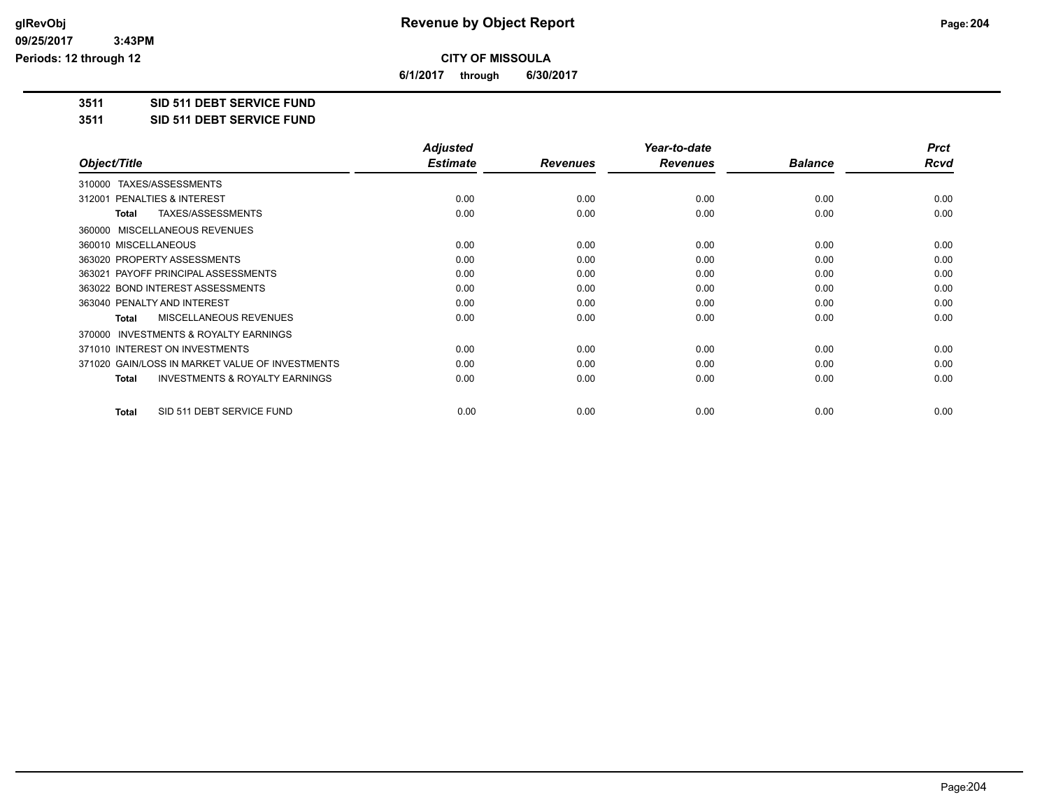# Revenue by Object Report

glRevObj
09/25/2017 3:43PM
Periods: 12 through 12

**CITY OF MISSOULA**

**6/1/2017 through 6/30/2017**

## 3511 SID 511 DEBT SERVICE FUND

## 3511 SID 511 DEBT SERVICE FUND

| Object/Title | Adjusted Estimate | Revenues | Year-to-date Revenues | Balance | Prct Rcvd |
|---|---|---|---|---|---|
| 310000 TAXES/ASSESSMENTS | | | | | |
| 312001 PENALTIES & INTEREST | 0.00 | 0.00 | 0.00 | 0.00 | 0.00 |
| **Total** TAXES/ASSESSMENTS | 0.00 | 0.00 | 0.00 | 0.00 | 0.00 |
| 360000 MISCELLANEOUS REVENUES | | | | | |
| 360010 MISCELLANEOUS | 0.00 | 0.00 | 0.00 | 0.00 | 0.00 |
| 363020 PROPERTY ASSESSMENTS | 0.00 | 0.00 | 0.00 | 0.00 | 0.00 |
| 363021 PAYOFF PRINCIPAL ASSESSMENTS | 0.00 | 0.00 | 0.00 | 0.00 | 0.00 |
| 363022 BOND INTEREST ASSESSMENTS | 0.00 | 0.00 | 0.00 | 0.00 | 0.00 |
| 363040 PENALTY AND INTEREST | 0.00 | 0.00 | 0.00 | 0.00 | 0.00 |
| **Total** MISCELLANEOUS REVENUES | 0.00 | 0.00 | 0.00 | 0.00 | 0.00 |
| 370000 INVESTMENTS & ROYALTY EARNINGS | | | | | |
| 371010 INTEREST ON INVESTMENTS | 0.00 | 0.00 | 0.00 | 0.00 | 0.00 |
| 371020 GAIN/LOSS IN MARKET VALUE OF INVESTMENTS | 0.00 | 0.00 | 0.00 | 0.00 | 0.00 |
| **Total** INVESTMENTS & ROYALTY EARNINGS | 0.00 | 0.00 | 0.00 | 0.00 | 0.00 |
| **Total** SID 511 DEBT SERVICE FUND | 0.00 | 0.00 | 0.00 | 0.00 | 0.00 |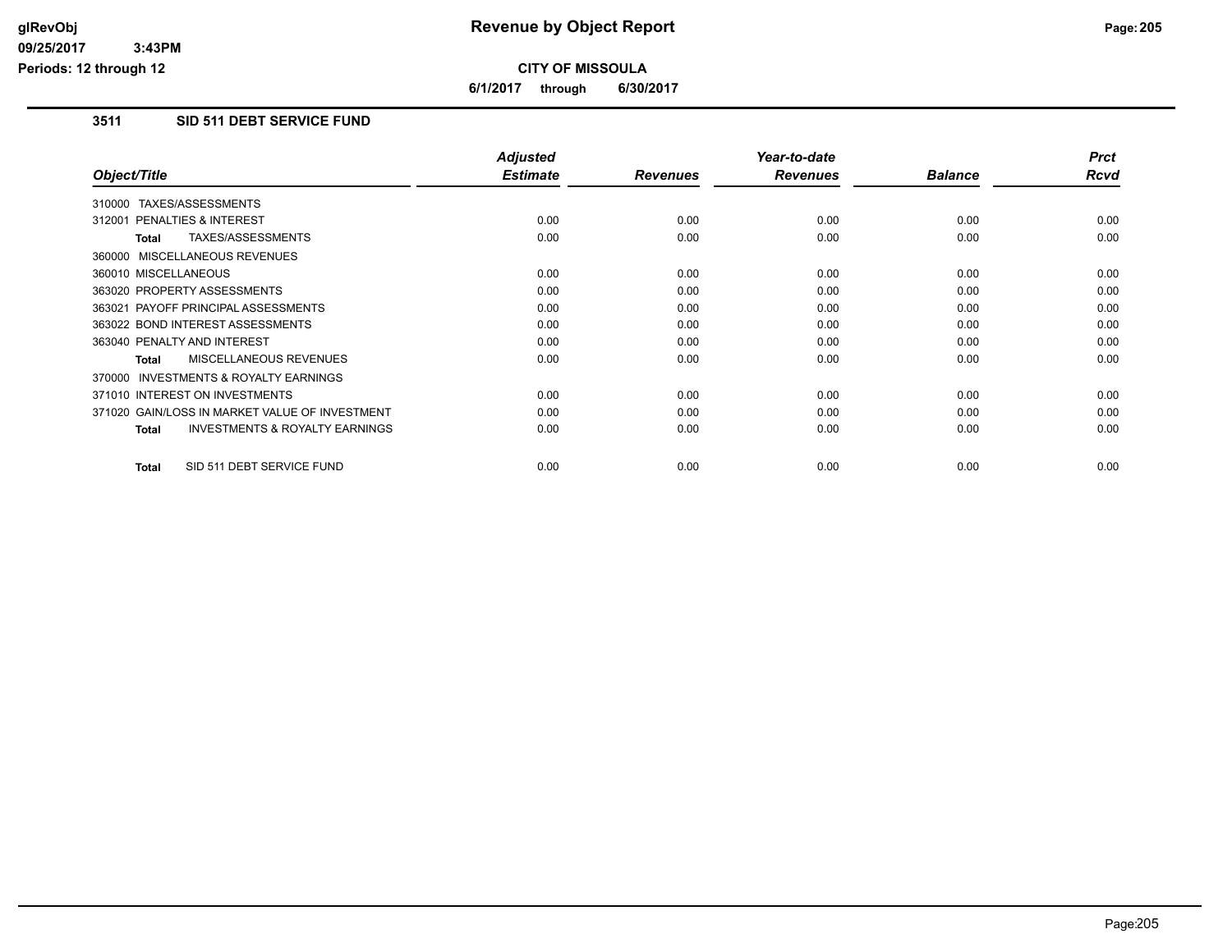# Revenue by Object Report

**CITY OF MISSOULA**

**6/1/2017 through 6/30/2017**

glRevObj
09/25/2017 3:43PM
Periods: 12 through 12

### 3511 SID 511 DEBT SERVICE FUND

| Object/Title | Adjusted Estimate | Revenues | Year-to-date Revenues | Balance | Prct Rcvd |
|---|---|---|---|---|---|
| 310000 TAXES/ASSESSMENTS | | | | | |
| 312001 PENALTIES & INTEREST | 0.00 | 0.00 | 0.00 | 0.00 | 0.00 |
| **Total** TAXES/ASSESSMENTS | 0.00 | 0.00 | 0.00 | 0.00 | 0.00 |
| 360000 MISCELLANEOUS REVENUES | | | | | |
| 360010 MISCELLANEOUS | 0.00 | 0.00 | 0.00 | 0.00 | 0.00 |
| 363020 PROPERTY ASSESSMENTS | 0.00 | 0.00 | 0.00 | 0.00 | 0.00 |
| 363021 PAYOFF PRINCIPAL ASSESSMENTS | 0.00 | 0.00 | 0.00 | 0.00 | 0.00 |
| 363022 BOND INTEREST ASSESSMENTS | 0.00 | 0.00 | 0.00 | 0.00 | 0.00 |
| 363040 PENALTY AND INTEREST | 0.00 | 0.00 | 0.00 | 0.00 | 0.00 |
| **Total** MISCELLANEOUS REVENUES | 0.00 | 0.00 | 0.00 | 0.00 | 0.00 |
| 370000 INVESTMENTS & ROYALTY EARNINGS | | | | | |
| 371010 INTEREST ON INVESTMENTS | 0.00 | 0.00 | 0.00 | 0.00 | 0.00 |
| 371020 GAIN/LOSS IN MARKET VALUE OF INVESTMENT | 0.00 | 0.00 | 0.00 | 0.00 | 0.00 |
| **Total** INVESTMENTS & ROYALTY EARNINGS | 0.00 | 0.00 | 0.00 | 0.00 | 0.00 |
| **Total** SID 511 DEBT SERVICE FUND | 0.00 | 0.00 | 0.00 | 0.00 | 0.00 |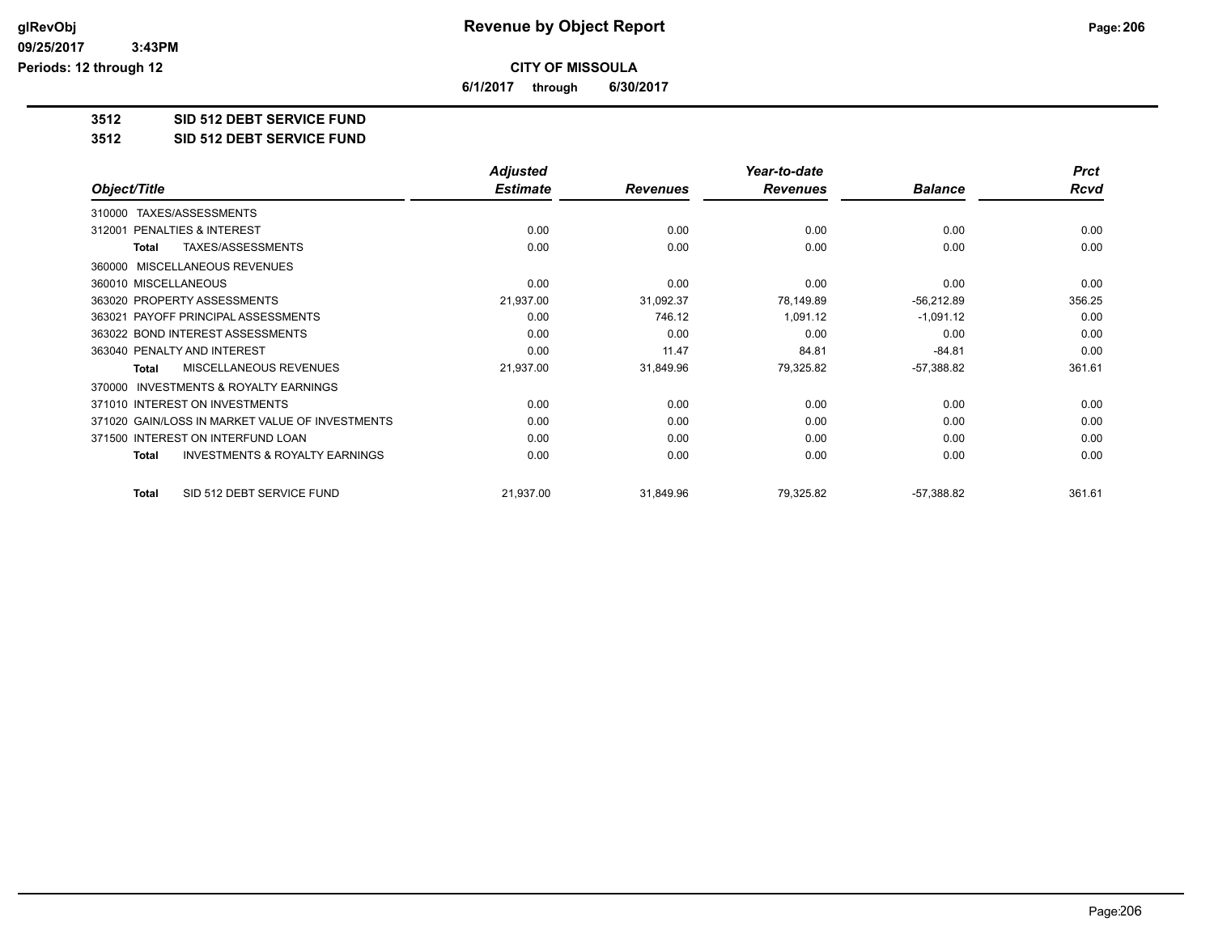**glRevObj**
**09/25/2017 3:43PM**
**Periods: 12 through 12**

# Revenue by Object Report

**CITY OF MISSOULA**

**6/1/2017 through 6/30/2017**

## 3512 SID 512 DEBT SERVICE FUND
## 3512 SID 512 DEBT SERVICE FUND

| Object/Title | Adjusted Estimate | Revenues | Year-to-date Revenues | Balance | Prct Rcvd |
|---|---|---|---|---|---|
| 310000 TAXES/ASSESSMENTS | | | | | |
| 312001 PENALTIES & INTEREST | 0.00 | 0.00 | 0.00 | 0.00 | 0.00 |
| **Total** TAXES/ASSESSMENTS | 0.00 | 0.00 | 0.00 | 0.00 | 0.00 |
| 360000 MISCELLANEOUS REVENUES | | | | | |
| 360010 MISCELLANEOUS | 0.00 | 0.00 | 0.00 | 0.00 | 0.00 |
| 363020 PROPERTY ASSESSMENTS | 21,937.00 | 31,092.37 | 78,149.89 | -56,212.89 | 356.25 |
| 363021 PAYOFF PRINCIPAL ASSESSMENTS | 0.00 | 746.12 | 1,091.12 | -1,091.12 | 0.00 |
| 363022 BOND INTEREST ASSESSMENTS | 0.00 | 0.00 | 0.00 | 0.00 | 0.00 |
| 363040 PENALTY AND INTEREST | 0.00 | 11.47 | 84.81 | -84.81 | 0.00 |
| **Total** MISCELLANEOUS REVENUES | 21,937.00 | 31,849.96 | 79,325.82 | -57,388.82 | 361.61 |
| 370000 INVESTMENTS & ROYALTY EARNINGS | | | | | |
| 371010 INTEREST ON INVESTMENTS | 0.00 | 0.00 | 0.00 | 0.00 | 0.00 |
| 371020 GAIN/LOSS IN MARKET VALUE OF INVESTMENTS | 0.00 | 0.00 | 0.00 | 0.00 | 0.00 |
| 371500 INTEREST ON INTERFUND LOAN | 0.00 | 0.00 | 0.00 | 0.00 | 0.00 |
| **Total** INVESTMENTS & ROYALTY EARNINGS | 0.00 | 0.00 | 0.00 | 0.00 | 0.00 |
| **Total** SID 512 DEBT SERVICE FUND | 21,937.00 | 31,849.96 | 79,325.82 | -57,388.82 | 361.61 |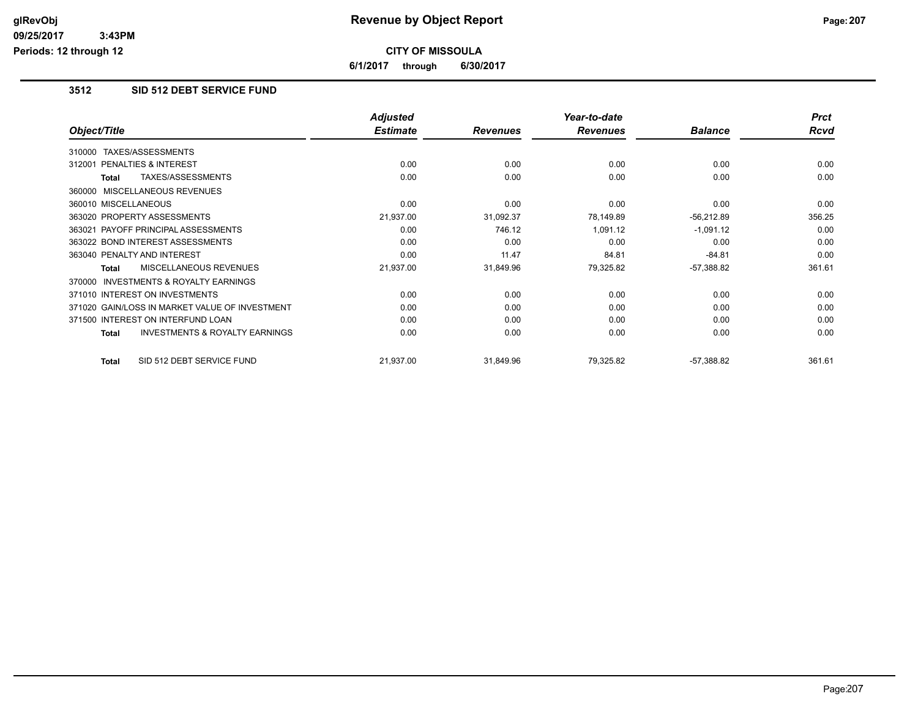# Revenue by Object Report

glRevObj
09/25/2017 3:43PM
Periods: 12 through 12

**CITY OF MISSOULA**

**6/1/2017 through 6/30/2017**

## 3512 SID 512 DEBT SERVICE FUND

| Object/Title | Adjusted Estimate | Revenues | Year-to-date Revenues | Balance | Prct Rcvd |
|---|---|---|---|---|---|
| 310000 TAXES/ASSESSMENTS | | | | | |
| 312001 PENALTIES & INTEREST | 0.00 | 0.00 | 0.00 | 0.00 | 0.00 |
| **Total** TAXES/ASSESSMENTS | 0.00 | 0.00 | 0.00 | 0.00 | 0.00 |
| 360000 MISCELLANEOUS REVENUES | | | | | |
| 360010 MISCELLANEOUS | 0.00 | 0.00 | 0.00 | 0.00 | 0.00 |
| 363020 PROPERTY ASSESSMENTS | 21,937.00 | 31,092.37 | 78,149.89 | -56,212.89 | 356.25 |
| 363021 PAYOFF PRINCIPAL ASSESSMENTS | 0.00 | 746.12 | 1,091.12 | -1,091.12 | 0.00 |
| 363022 BOND INTEREST ASSESSMENTS | 0.00 | 0.00 | 0.00 | 0.00 | 0.00 |
| 363040 PENALTY AND INTEREST | 0.00 | 11.47 | 84.81 | -84.81 | 0.00 |
| **Total** MISCELLANEOUS REVENUES | 21,937.00 | 31,849.96 | 79,325.82 | -57,388.82 | 361.61 |
| 370000 INVESTMENTS & ROYALTY EARNINGS | | | | | |
| 371010 INTEREST ON INVESTMENTS | 0.00 | 0.00 | 0.00 | 0.00 | 0.00 |
| 371020 GAIN/LOSS IN MARKET VALUE OF INVESTMENT | 0.00 | 0.00 | 0.00 | 0.00 | 0.00 |
| 371500 INTEREST ON INTERFUND LOAN | 0.00 | 0.00 | 0.00 | 0.00 | 0.00 |
| **Total** INVESTMENTS & ROYALTY EARNINGS | 0.00 | 0.00 | 0.00 | 0.00 | 0.00 |
| **Total** SID 512 DEBT SERVICE FUND | 21,937.00 | 31,849.96 | 79,325.82 | -57,388.82 | 361.61 |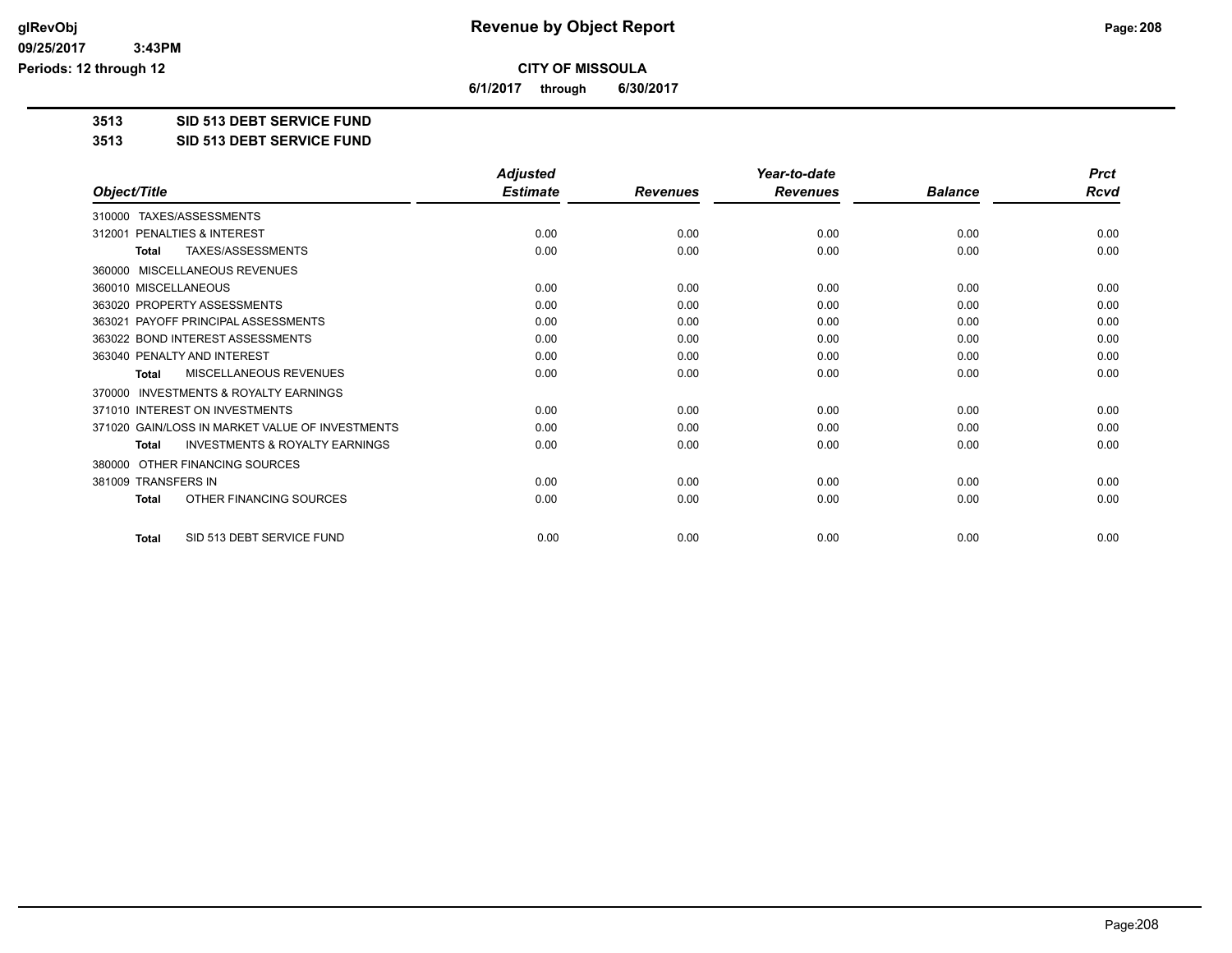# Revenue by Object Report

**CITY OF MISSOULA**

**6/1/2017 through 6/30/2017**

**3513 SID 513 DEBT SERVICE FUND**

**3513 SID 513 DEBT SERVICE FUND**

| Object/Title | Adjusted Estimate | Revenues | Year-to-date Revenues | Balance | Prct Rcvd |
|---|---|---|---|---|---|
| 310000 TAXES/ASSESSMENTS | | | | | |
| 312001 PENALTIES & INTEREST | 0.00 | 0.00 | 0.00 | 0.00 | 0.00 |
| **Total** TAXES/ASSESSMENTS | 0.00 | 0.00 | 0.00 | 0.00 | 0.00 |
| 360000 MISCELLANEOUS REVENUES | | | | | |
| 360010 MISCELLANEOUS | 0.00 | 0.00 | 0.00 | 0.00 | 0.00 |
| 363020 PROPERTY ASSESSMENTS | 0.00 | 0.00 | 0.00 | 0.00 | 0.00 |
| 363021 PAYOFF PRINCIPAL ASSESSMENTS | 0.00 | 0.00 | 0.00 | 0.00 | 0.00 |
| 363022 BOND INTEREST ASSESSMENTS | 0.00 | 0.00 | 0.00 | 0.00 | 0.00 |
| 363040 PENALTY AND INTEREST | 0.00 | 0.00 | 0.00 | 0.00 | 0.00 |
| **Total** MISCELLANEOUS REVENUES | 0.00 | 0.00 | 0.00 | 0.00 | 0.00 |
| 370000 INVESTMENTS & ROYALTY EARNINGS | | | | | |
| 371010 INTEREST ON INVESTMENTS | 0.00 | 0.00 | 0.00 | 0.00 | 0.00 |
| 371020 GAIN/LOSS IN MARKET VALUE OF INVESTMENTS | 0.00 | 0.00 | 0.00 | 0.00 | 0.00 |
| **Total** INVESTMENTS & ROYALTY EARNINGS | 0.00 | 0.00 | 0.00 | 0.00 | 0.00 |
| 380000 OTHER FINANCING SOURCES | | | | | |
| 381009 TRANSFERS IN | 0.00 | 0.00 | 0.00 | 0.00 | 0.00 |
| **Total** OTHER FINANCING SOURCES | 0.00 | 0.00 | 0.00 | 0.00 | 0.00 |
| **Total** SID 513 DEBT SERVICE FUND | 0.00 | 0.00 | 0.00 | 0.00 | 0.00 |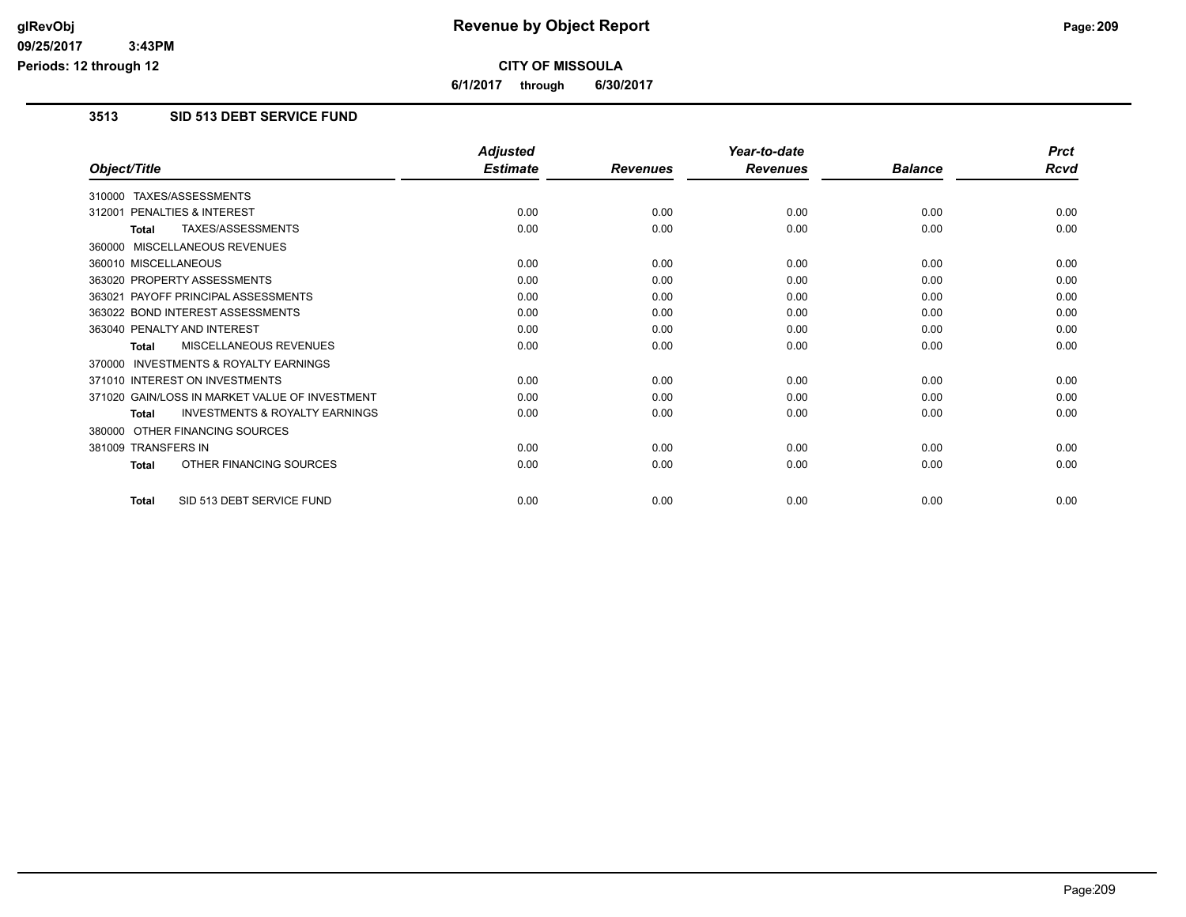# Revenue by Object Report

**CITY OF MISSOULA**

**6/1/2017 through 6/30/2017**

glRevObj
09/25/2017 3:43PM
Periods: 12 through 12

## 3513 SID 513 DEBT SERVICE FUND

| Object/Title | Adjusted Estimate | Revenues | Year-to-date Revenues | Balance | Prct Rcvd |
|---|---|---|---|---|---|
| 310000 TAXES/ASSESSMENTS | | | | | |
| 312001 PENALTIES & INTEREST | 0.00 | 0.00 | 0.00 | 0.00 | 0.00 |
| **Total** TAXES/ASSESSMENTS | 0.00 | 0.00 | 0.00 | 0.00 | 0.00 |
| 360000 MISCELLANEOUS REVENUES | | | | | |
| 360010 MISCELLANEOUS | 0.00 | 0.00 | 0.00 | 0.00 | 0.00 |
| 363020 PROPERTY ASSESSMENTS | 0.00 | 0.00 | 0.00 | 0.00 | 0.00 |
| 363021 PAYOFF PRINCIPAL ASSESSMENTS | 0.00 | 0.00 | 0.00 | 0.00 | 0.00 |
| 363022 BOND INTEREST ASSESSMENTS | 0.00 | 0.00 | 0.00 | 0.00 | 0.00 |
| 363040 PENALTY AND INTEREST | 0.00 | 0.00 | 0.00 | 0.00 | 0.00 |
| **Total** MISCELLANEOUS REVENUES | 0.00 | 0.00 | 0.00 | 0.00 | 0.00 |
| 370000 INVESTMENTS & ROYALTY EARNINGS | | | | | |
| 371010 INTEREST ON INVESTMENTS | 0.00 | 0.00 | 0.00 | 0.00 | 0.00 |
| 371020 GAIN/LOSS IN MARKET VALUE OF INVESTMENT | 0.00 | 0.00 | 0.00 | 0.00 | 0.00 |
| **Total** INVESTMENTS & ROYALTY EARNINGS | 0.00 | 0.00 | 0.00 | 0.00 | 0.00 |
| 380000 OTHER FINANCING SOURCES | | | | | |
| 381009 TRANSFERS IN | 0.00 | 0.00 | 0.00 | 0.00 | 0.00 |
| **Total** OTHER FINANCING SOURCES | 0.00 | 0.00 | 0.00 | 0.00 | 0.00 |
| **Total** SID 513 DEBT SERVICE FUND | 0.00 | 0.00 | 0.00 | 0.00 | 0.00 |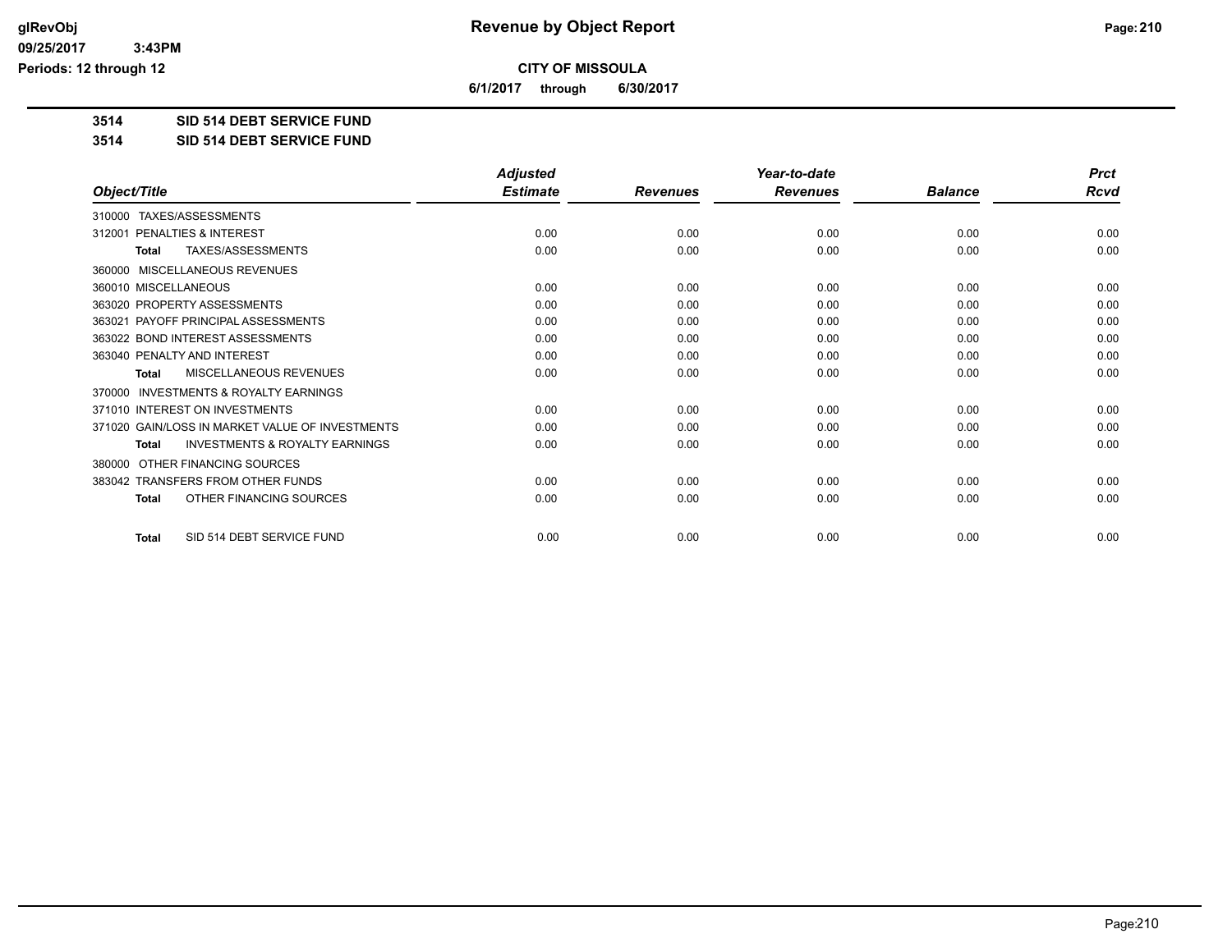**CITY OF MISSOULA**

**6/1/2017 through 6/30/2017**

**3514 SID 514 DEBT SERVICE FUND**

**3514 SID 514 DEBT SERVICE FUND**

| Object/Title | Adjusted Estimate | Revenues | Year-to-date Revenues | Balance | Prct Rcvd |
|---|---|---|---|---|---|
| 310000 TAXES/ASSESSMENTS | | | | | |
| 312001 PENALTIES & INTEREST | 0.00 | 0.00 | 0.00 | 0.00 | 0.00 |
| **Total** TAXES/ASSESSMENTS | 0.00 | 0.00 | 0.00 | 0.00 | 0.00 |
| 360000 MISCELLANEOUS REVENUES | | | | | |
| 360010 MISCELLANEOUS | 0.00 | 0.00 | 0.00 | 0.00 | 0.00 |
| 363020 PROPERTY ASSESSMENTS | 0.00 | 0.00 | 0.00 | 0.00 | 0.00 |
| 363021 PAYOFF PRINCIPAL ASSESSMENTS | 0.00 | 0.00 | 0.00 | 0.00 | 0.00 |
| 363022 BOND INTEREST ASSESSMENTS | 0.00 | 0.00 | 0.00 | 0.00 | 0.00 |
| 363040 PENALTY AND INTEREST | 0.00 | 0.00 | 0.00 | 0.00 | 0.00 |
| **Total** MISCELLANEOUS REVENUES | 0.00 | 0.00 | 0.00 | 0.00 | 0.00 |
| 370000 INVESTMENTS & ROYALTY EARNINGS | | | | | |
| 371010 INTEREST ON INVESTMENTS | 0.00 | 0.00 | 0.00 | 0.00 | 0.00 |
| 371020 GAIN/LOSS IN MARKET VALUE OF INVESTMENTS | 0.00 | 0.00 | 0.00 | 0.00 | 0.00 |
| **Total** INVESTMENTS & ROYALTY EARNINGS | 0.00 | 0.00 | 0.00 | 0.00 | 0.00 |
| 380000 OTHER FINANCING SOURCES | | | | | |
| 383042 TRANSFERS FROM OTHER FUNDS | 0.00 | 0.00 | 0.00 | 0.00 | 0.00 |
| **Total** OTHER FINANCING SOURCES | 0.00 | 0.00 | 0.00 | 0.00 | 0.00 |
| **Total** SID 514 DEBT SERVICE FUND | 0.00 | 0.00 | 0.00 | 0.00 | 0.00 |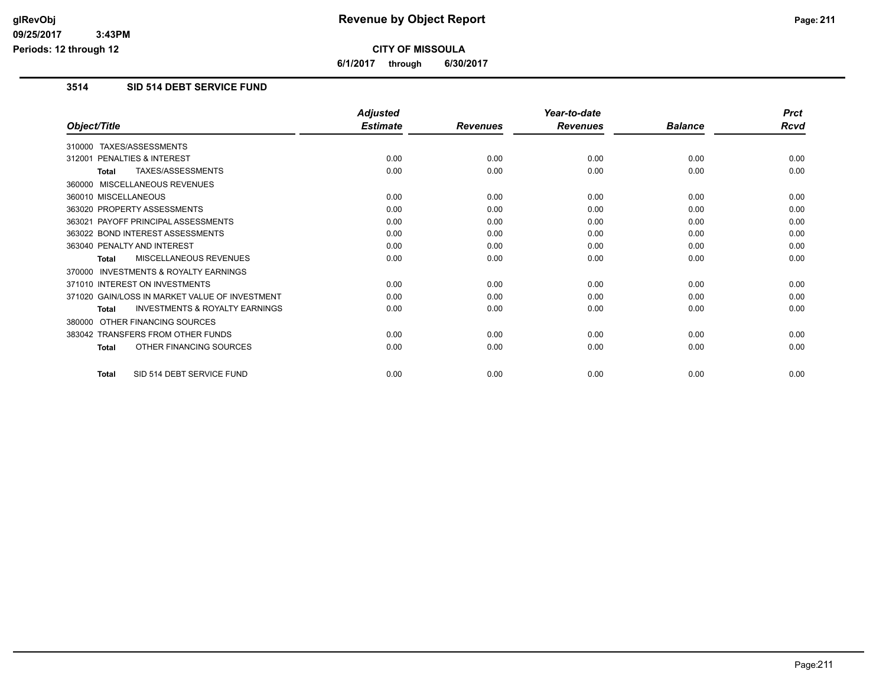# Revenue by Object Report

**CITY OF MISSOULA**

**6/1/2017 through 6/30/2017**

glRevObj
09/25/2017 3:43PM
Periods: 12 through 12

## 3514 SID 514 DEBT SERVICE FUND

| Object/Title | Adjusted Estimate | Revenues | Year-to-date Revenues | Balance | Prct Rcvd |
|---|---|---|---|---|---|
| 310000 TAXES/ASSESSMENTS | | | | | |
| 312001 PENALTIES & INTEREST | 0.00 | 0.00 | 0.00 | 0.00 | 0.00 |
| **Total** TAXES/ASSESSMENTS | 0.00 | 0.00 | 0.00 | 0.00 | 0.00 |
| 360000 MISCELLANEOUS REVENUES | | | | | |
| 360010 MISCELLANEOUS | 0.00 | 0.00 | 0.00 | 0.00 | 0.00 |
| 363020 PROPERTY ASSESSMENTS | 0.00 | 0.00 | 0.00 | 0.00 | 0.00 |
| 363021 PAYOFF PRINCIPAL ASSESSMENTS | 0.00 | 0.00 | 0.00 | 0.00 | 0.00 |
| 363022 BOND INTEREST ASSESSMENTS | 0.00 | 0.00 | 0.00 | 0.00 | 0.00 |
| 363040 PENALTY AND INTEREST | 0.00 | 0.00 | 0.00 | 0.00 | 0.00 |
| **Total** MISCELLANEOUS REVENUES | 0.00 | 0.00 | 0.00 | 0.00 | 0.00 |
| 370000 INVESTMENTS & ROYALTY EARNINGS | | | | | |
| 371010 INTEREST ON INVESTMENTS | 0.00 | 0.00 | 0.00 | 0.00 | 0.00 |
| 371020 GAIN/LOSS IN MARKET VALUE OF INVESTMENT | 0.00 | 0.00 | 0.00 | 0.00 | 0.00 |
| **Total** INVESTMENTS & ROYALTY EARNINGS | 0.00 | 0.00 | 0.00 | 0.00 | 0.00 |
| 380000 OTHER FINANCING SOURCES | | | | | |
| 383042 TRANSFERS FROM OTHER FUNDS | 0.00 | 0.00 | 0.00 | 0.00 | 0.00 |
| **Total** OTHER FINANCING SOURCES | 0.00 | 0.00 | 0.00 | 0.00 | 0.00 |
| **Total** SID 514 DEBT SERVICE FUND | 0.00 | 0.00 | 0.00 | 0.00 | 0.00 |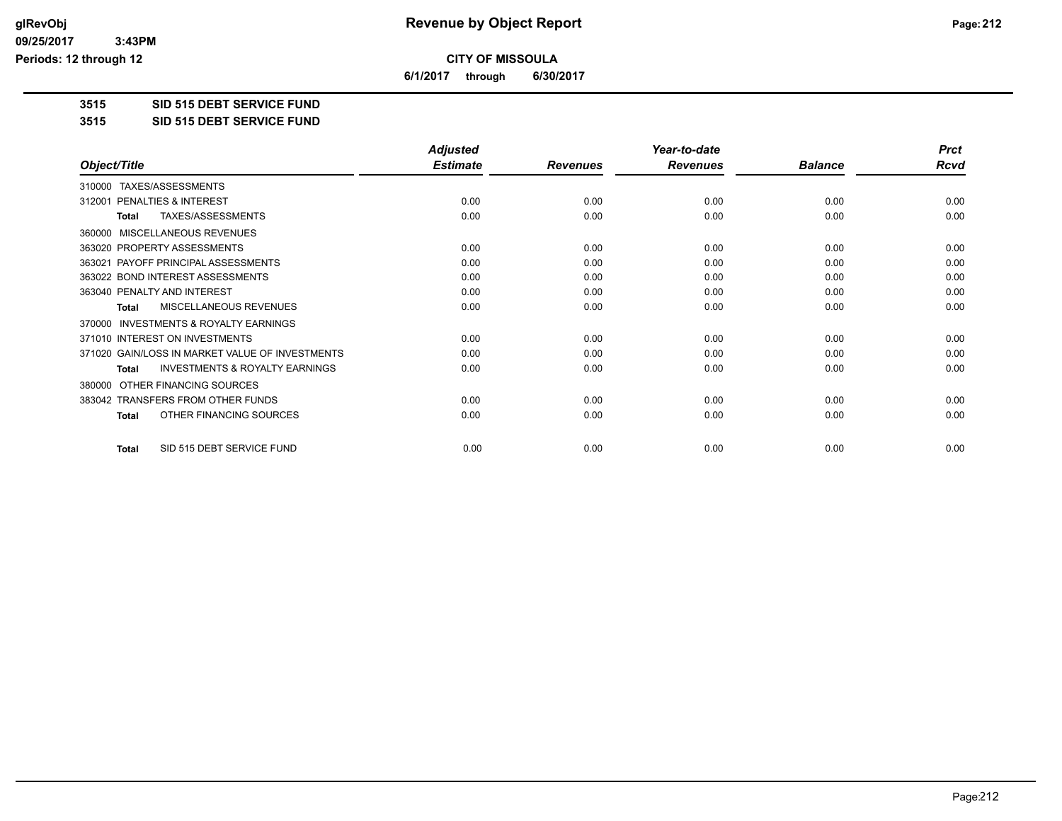**CITY OF MISSOULA**

**6/1/2017 through 6/30/2017**

**Revenue by Object Report**

glRevObj
09/25/2017 3:43PM
Periods: 12 through 12

**3515 SID 515 DEBT SERVICE FUND**

**3515 SID 515 DEBT SERVICE FUND**

| Object/Title | Adjusted Estimate | Revenues | Year-to-date Revenues | Balance | Prct Rcvd |
|---|---|---|---|---|---|
| 310000 TAXES/ASSESSMENTS | | | | | |
| 312001 PENALTIES & INTEREST | 0.00 | 0.00 | 0.00 | 0.00 | 0.00 |
| **Total** TAXES/ASSESSMENTS | 0.00 | 0.00 | 0.00 | 0.00 | 0.00 |
| 360000 MISCELLANEOUS REVENUES | | | | | |
| 363020 PROPERTY ASSESSMENTS | 0.00 | 0.00 | 0.00 | 0.00 | 0.00 |
| 363021 PAYOFF PRINCIPAL ASSESSMENTS | 0.00 | 0.00 | 0.00 | 0.00 | 0.00 |
| 363022 BOND INTEREST ASSESSMENTS | 0.00 | 0.00 | 0.00 | 0.00 | 0.00 |
| 363040 PENALTY AND INTEREST | 0.00 | 0.00 | 0.00 | 0.00 | 0.00 |
| **Total** MISCELLANEOUS REVENUES | 0.00 | 0.00 | 0.00 | 0.00 | 0.00 |
| 370000 INVESTMENTS & ROYALTY EARNINGS | | | | | |
| 371010 INTEREST ON INVESTMENTS | 0.00 | 0.00 | 0.00 | 0.00 | 0.00 |
| 371020 GAIN/LOSS IN MARKET VALUE OF INVESTMENTS | 0.00 | 0.00 | 0.00 | 0.00 | 0.00 |
| **Total** INVESTMENTS & ROYALTY EARNINGS | 0.00 | 0.00 | 0.00 | 0.00 | 0.00 |
| 380000 OTHER FINANCING SOURCES | | | | | |
| 383042 TRANSFERS FROM OTHER FUNDS | 0.00 | 0.00 | 0.00 | 0.00 | 0.00 |
| **Total** OTHER FINANCING SOURCES | 0.00 | 0.00 | 0.00 | 0.00 | 0.00 |
| **Total** SID 515 DEBT SERVICE FUND | 0.00 | 0.00 | 0.00 | 0.00 | 0.00 |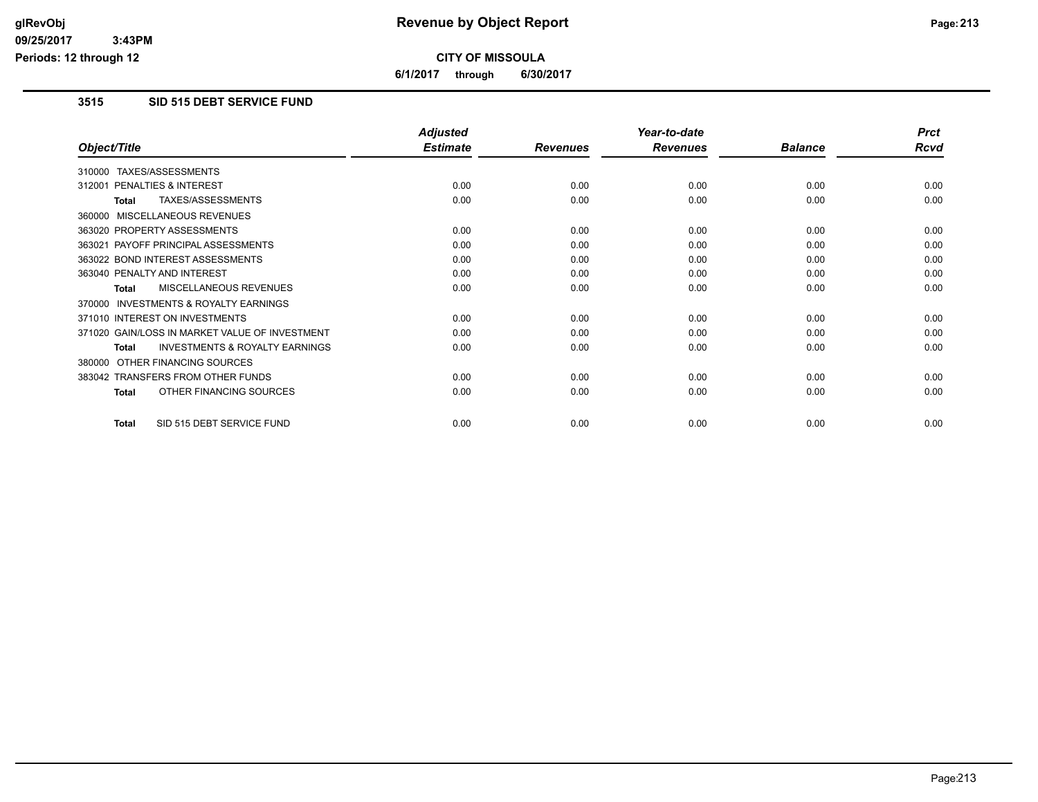# Revenue by Object Report

**CITY OF MISSOULA**

**6/1/2017 through 6/30/2017**

glRevObj
09/25/2017 3:43PM
Periods: 12 through 12

## 3515 SID 515 DEBT SERVICE FUND

| Object/Title | Adjusted Estimate | Revenues | Year-to-date Revenues | Balance | Prct Rcvd |
|---|---|---|---|---|---|
| 310000 TAXES/ASSESSMENTS | | | | | |
| 312001 PENALTIES & INTEREST | 0.00 | 0.00 | 0.00 | 0.00 | 0.00 |
| **Total** TAXES/ASSESSMENTS | 0.00 | 0.00 | 0.00 | 0.00 | 0.00 |
| 360000 MISCELLANEOUS REVENUES | | | | | |
| 363020 PROPERTY ASSESSMENTS | 0.00 | 0.00 | 0.00 | 0.00 | 0.00 |
| 363021 PAYOFF PRINCIPAL ASSESSMENTS | 0.00 | 0.00 | 0.00 | 0.00 | 0.00 |
| 363022 BOND INTEREST ASSESSMENTS | 0.00 | 0.00 | 0.00 | 0.00 | 0.00 |
| 363040 PENALTY AND INTEREST | 0.00 | 0.00 | 0.00 | 0.00 | 0.00 |
| **Total** MISCELLANEOUS REVENUES | 0.00 | 0.00 | 0.00 | 0.00 | 0.00 |
| 370000 INVESTMENTS & ROYALTY EARNINGS | | | | | |
| 371010 INTEREST ON INVESTMENTS | 0.00 | 0.00 | 0.00 | 0.00 | 0.00 |
| 371020 GAIN/LOSS IN MARKET VALUE OF INVESTMENT | 0.00 | 0.00 | 0.00 | 0.00 | 0.00 |
| **Total** INVESTMENTS & ROYALTY EARNINGS | 0.00 | 0.00 | 0.00 | 0.00 | 0.00 |
| 380000 OTHER FINANCING SOURCES | | | | | |
| 383042 TRANSFERS FROM OTHER FUNDS | 0.00 | 0.00 | 0.00 | 0.00 | 0.00 |
| **Total** OTHER FINANCING SOURCES | 0.00 | 0.00 | 0.00 | 0.00 | 0.00 |
| **Total** SID 515 DEBT SERVICE FUND | 0.00 | 0.00 | 0.00 | 0.00 | 0.00 |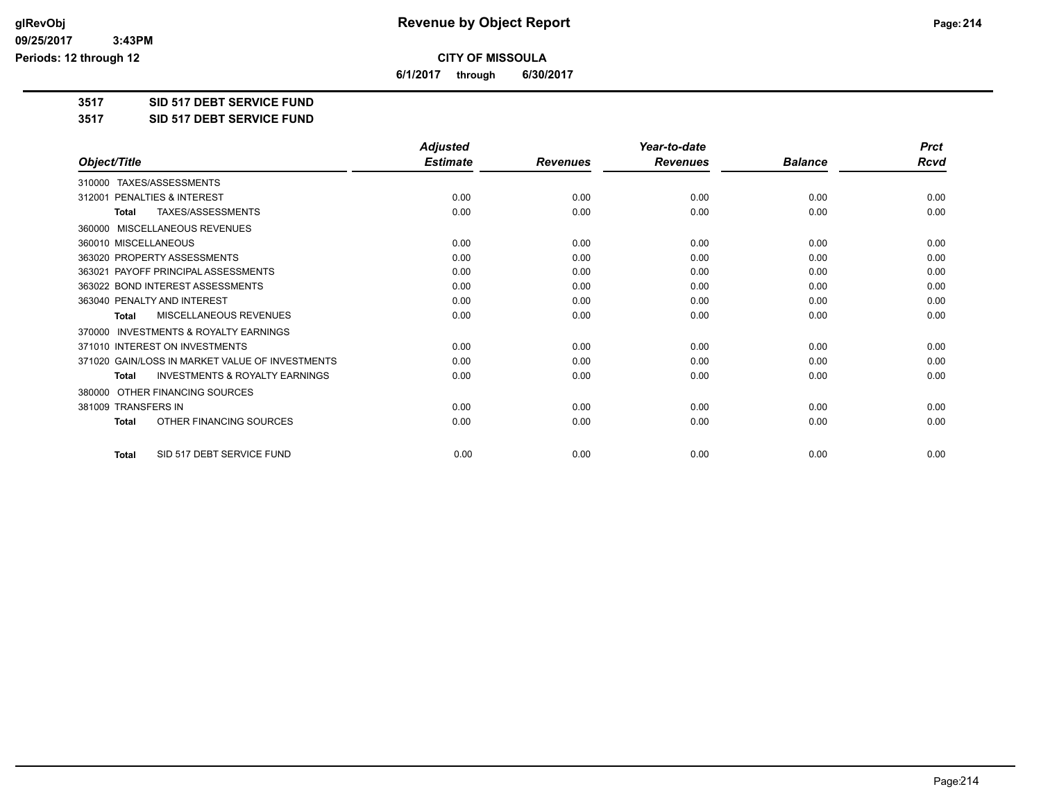**CITY OF MISSOULA**

**6/1/2017 through 6/30/2017**

**3517 SID 517 DEBT SERVICE FUND**

**3517 SID 517 DEBT SERVICE FUND**

| Object/Title | Adjusted Estimate | Revenues | Year-to-date Revenues | Balance | Prct Rcvd |
|---|---|---|---|---|---|
| 310000 TAXES/ASSESSMENTS | | | | | |
| 312001 PENALTIES & INTEREST | 0.00 | 0.00 | 0.00 | 0.00 | 0.00 |
| **Total** TAXES/ASSESSMENTS | 0.00 | 0.00 | 0.00 | 0.00 | 0.00 |
| 360000 MISCELLANEOUS REVENUES | | | | | |
| 360010 MISCELLANEOUS | 0.00 | 0.00 | 0.00 | 0.00 | 0.00 |
| 363020 PROPERTY ASSESSMENTS | 0.00 | 0.00 | 0.00 | 0.00 | 0.00 |
| 363021 PAYOFF PRINCIPAL ASSESSMENTS | 0.00 | 0.00 | 0.00 | 0.00 | 0.00 |
| 363022 BOND INTEREST ASSESSMENTS | 0.00 | 0.00 | 0.00 | 0.00 | 0.00 |
| 363040 PENALTY AND INTEREST | 0.00 | 0.00 | 0.00 | 0.00 | 0.00 |
| **Total** MISCELLANEOUS REVENUES | 0.00 | 0.00 | 0.00 | 0.00 | 0.00 |
| 370000 INVESTMENTS & ROYALTY EARNINGS | | | | | |
| 371010 INTEREST ON INVESTMENTS | 0.00 | 0.00 | 0.00 | 0.00 | 0.00 |
| 371020 GAIN/LOSS IN MARKET VALUE OF INVESTMENTS | 0.00 | 0.00 | 0.00 | 0.00 | 0.00 |
| **Total** INVESTMENTS & ROYALTY EARNINGS | 0.00 | 0.00 | 0.00 | 0.00 | 0.00 |
| 380000 OTHER FINANCING SOURCES | | | | | |
| 381009 TRANSFERS IN | 0.00 | 0.00 | 0.00 | 0.00 | 0.00 |
| **Total** OTHER FINANCING SOURCES | 0.00 | 0.00 | 0.00 | 0.00 | 0.00 |
| **Total** SID 517 DEBT SERVICE FUND | 0.00 | 0.00 | 0.00 | 0.00 | 0.00 |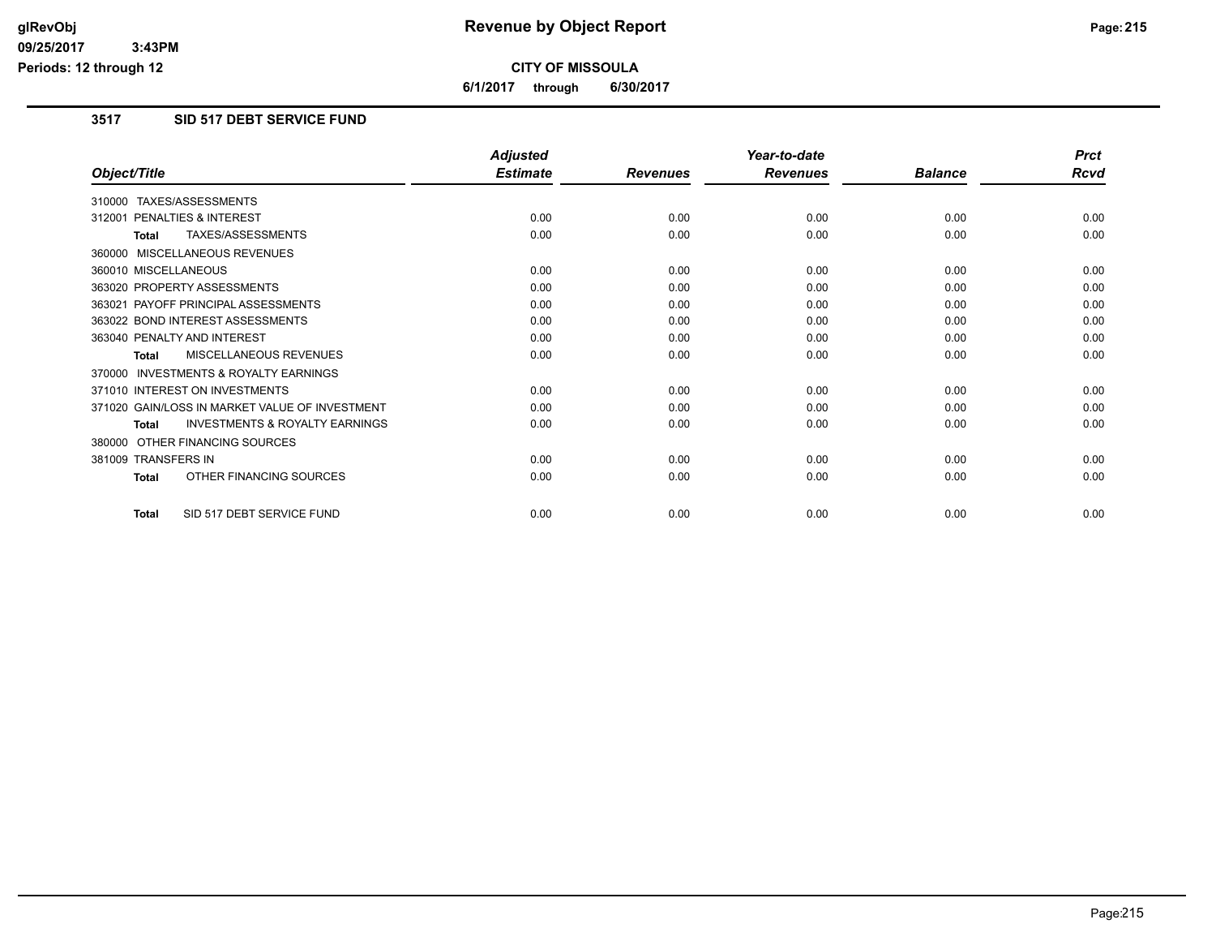# Revenue by Object Report

**CITY OF MISSOULA**

**6/1/2017 through 6/30/2017**

### 3517 SID 517 DEBT SERVICE FUND

| Object/Title | Adjusted Estimate | Revenues | Year-to-date Revenues | Balance | Prct Rcvd |
|---|---|---|---|---|---|
| 310000 TAXES/ASSESSMENTS | | | | | |
| 312001 PENALTIES & INTEREST | 0.00 | 0.00 | 0.00 | 0.00 | 0.00 |
| **Total** TAXES/ASSESSMENTS | 0.00 | 0.00 | 0.00 | 0.00 | 0.00 |
| 360000 MISCELLANEOUS REVENUES | | | | | |
| 360010 MISCELLANEOUS | 0.00 | 0.00 | 0.00 | 0.00 | 0.00 |
| 363020 PROPERTY ASSESSMENTS | 0.00 | 0.00 | 0.00 | 0.00 | 0.00 |
| 363021 PAYOFF PRINCIPAL ASSESSMENTS | 0.00 | 0.00 | 0.00 | 0.00 | 0.00 |
| 363022 BOND INTEREST ASSESSMENTS | 0.00 | 0.00 | 0.00 | 0.00 | 0.00 |
| 363040 PENALTY AND INTEREST | 0.00 | 0.00 | 0.00 | 0.00 | 0.00 |
| **Total** MISCELLANEOUS REVENUES | 0.00 | 0.00 | 0.00 | 0.00 | 0.00 |
| 370000 INVESTMENTS & ROYALTY EARNINGS | | | | | |
| 371010 INTEREST ON INVESTMENTS | 0.00 | 0.00 | 0.00 | 0.00 | 0.00 |
| 371020 GAIN/LOSS IN MARKET VALUE OF INVESTMENT | 0.00 | 0.00 | 0.00 | 0.00 | 0.00 |
| **Total** INVESTMENTS & ROYALTY EARNINGS | 0.00 | 0.00 | 0.00 | 0.00 | 0.00 |
| 380000 OTHER FINANCING SOURCES | | | | | |
| 381009 TRANSFERS IN | 0.00 | 0.00 | 0.00 | 0.00 | 0.00 |
| **Total** OTHER FINANCING SOURCES | 0.00 | 0.00 | 0.00 | 0.00 | 0.00 |
| **Total** SID 517 DEBT SERVICE FUND | 0.00 | 0.00 | 0.00 | 0.00 | 0.00 |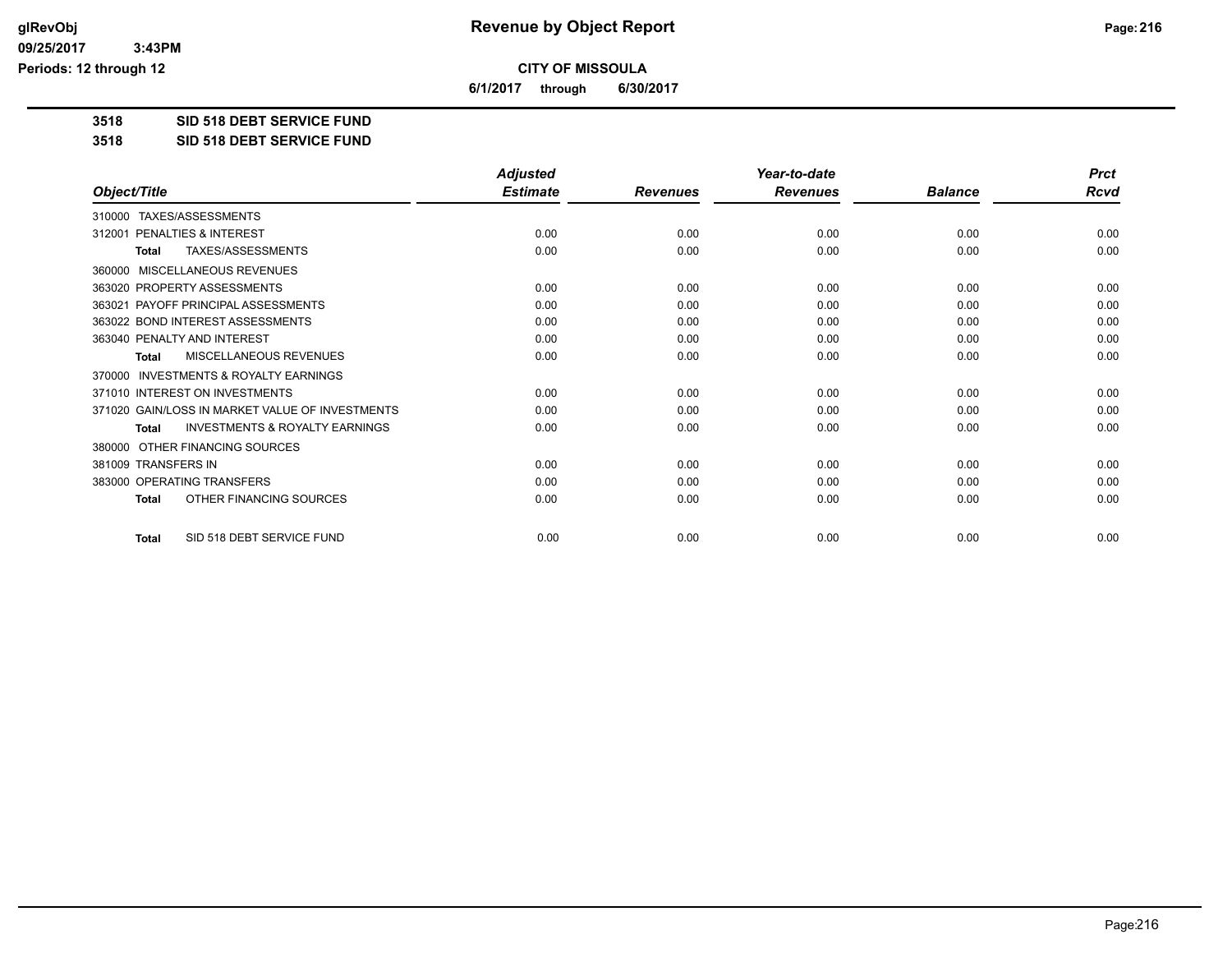**Revenue by Object Report**

**CITY OF MISSOULA**

**6/1/2017 through 6/30/2017**

glRevObj
09/25/2017 3:43PM
Periods: 12 through 12

**3518 SID 518 DEBT SERVICE FUND**

**3518 SID 518 DEBT SERVICE FUND**

| Object/Title | Adjusted Estimate | Revenues | Year-to-date Revenues | Balance | Prct Rcvd |
|---|---|---|---|---|---|
| 310000 TAXES/ASSESSMENTS | | | | | |
| 312001 PENALTIES & INTEREST | 0.00 | 0.00 | 0.00 | 0.00 | 0.00 |
| **Total** TAXES/ASSESSMENTS | 0.00 | 0.00 | 0.00 | 0.00 | 0.00 |
| 360000 MISCELLANEOUS REVENUES | | | | | |
| 363020 PROPERTY ASSESSMENTS | 0.00 | 0.00 | 0.00 | 0.00 | 0.00 |
| 363021 PAYOFF PRINCIPAL ASSESSMENTS | 0.00 | 0.00 | 0.00 | 0.00 | 0.00 |
| 363022 BOND INTEREST ASSESSMENTS | 0.00 | 0.00 | 0.00 | 0.00 | 0.00 |
| 363040 PENALTY AND INTEREST | 0.00 | 0.00 | 0.00 | 0.00 | 0.00 |
| **Total** MISCELLANEOUS REVENUES | 0.00 | 0.00 | 0.00 | 0.00 | 0.00 |
| 370000 INVESTMENTS & ROYALTY EARNINGS | | | | | |
| 371010 INTEREST ON INVESTMENTS | 0.00 | 0.00 | 0.00 | 0.00 | 0.00 |
| 371020 GAIN/LOSS IN MARKET VALUE OF INVESTMENTS | 0.00 | 0.00 | 0.00 | 0.00 | 0.00 |
| **Total** INVESTMENTS & ROYALTY EARNINGS | 0.00 | 0.00 | 0.00 | 0.00 | 0.00 |
| 380000 OTHER FINANCING SOURCES | | | | | |
| 381009 TRANSFERS IN | 0.00 | 0.00 | 0.00 | 0.00 | 0.00 |
| 383000 OPERATING TRANSFERS | 0.00 | 0.00 | 0.00 | 0.00 | 0.00 |
| **Total** OTHER FINANCING SOURCES | 0.00 | 0.00 | 0.00 | 0.00 | 0.00 |
| **Total** SID 518 DEBT SERVICE FUND | 0.00 | 0.00 | 0.00 | 0.00 | 0.00 |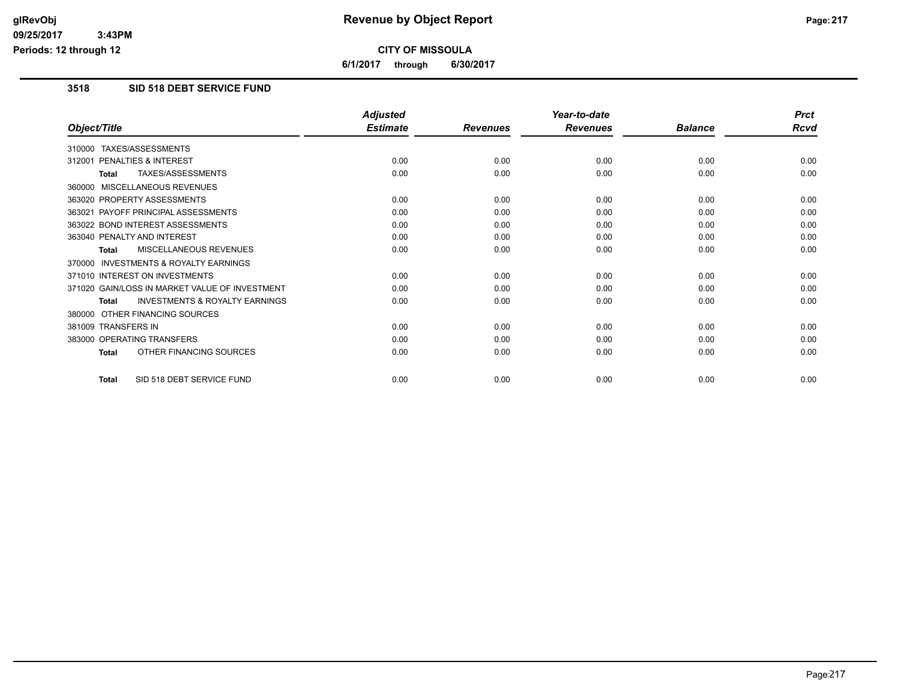# Revenue by Object Report

**CITY OF MISSOULA**

**6/1/2017 through 6/30/2017**

glRevObj
09/25/2017 3:43PM
Periods: 12 through 12

## 3518 SID 518 DEBT SERVICE FUND

| Object/Title | Adjusted Estimate | Revenues | Year-to-date Revenues | Balance | Prct Rcvd |
|---|---|---|---|---|---|
| 310000 TAXES/ASSESSMENTS | | | | | |
| 312001 PENALTIES & INTEREST | 0.00 | 0.00 | 0.00 | 0.00 | 0.00 |
| **Total** TAXES/ASSESSMENTS | 0.00 | 0.00 | 0.00 | 0.00 | 0.00 |
| 360000 MISCELLANEOUS REVENUES | | | | | |
| 363020 PROPERTY ASSESSMENTS | 0.00 | 0.00 | 0.00 | 0.00 | 0.00 |
| 363021 PAYOFF PRINCIPAL ASSESSMENTS | 0.00 | 0.00 | 0.00 | 0.00 | 0.00 |
| 363022 BOND INTEREST ASSESSMENTS | 0.00 | 0.00 | 0.00 | 0.00 | 0.00 |
| 363040 PENALTY AND INTEREST | 0.00 | 0.00 | 0.00 | 0.00 | 0.00 |
| **Total** MISCELLANEOUS REVENUES | 0.00 | 0.00 | 0.00 | 0.00 | 0.00 |
| 370000 INVESTMENTS & ROYALTY EARNINGS | | | | | |
| 371010 INTEREST ON INVESTMENTS | 0.00 | 0.00 | 0.00 | 0.00 | 0.00 |
| 371020 GAIN/LOSS IN MARKET VALUE OF INVESTMENT | 0.00 | 0.00 | 0.00 | 0.00 | 0.00 |
| **Total** INVESTMENTS & ROYALTY EARNINGS | 0.00 | 0.00 | 0.00 | 0.00 | 0.00 |
| 380000 OTHER FINANCING SOURCES | | | | | |
| 381009 TRANSFERS IN | 0.00 | 0.00 | 0.00 | 0.00 | 0.00 |
| 383000 OPERATING TRANSFERS | 0.00 | 0.00 | 0.00 | 0.00 | 0.00 |
| **Total** OTHER FINANCING SOURCES | 0.00 | 0.00 | 0.00 | 0.00 | 0.00 |
| **Total** SID 518 DEBT SERVICE FUND | 0.00 | 0.00 | 0.00 | 0.00 | 0.00 |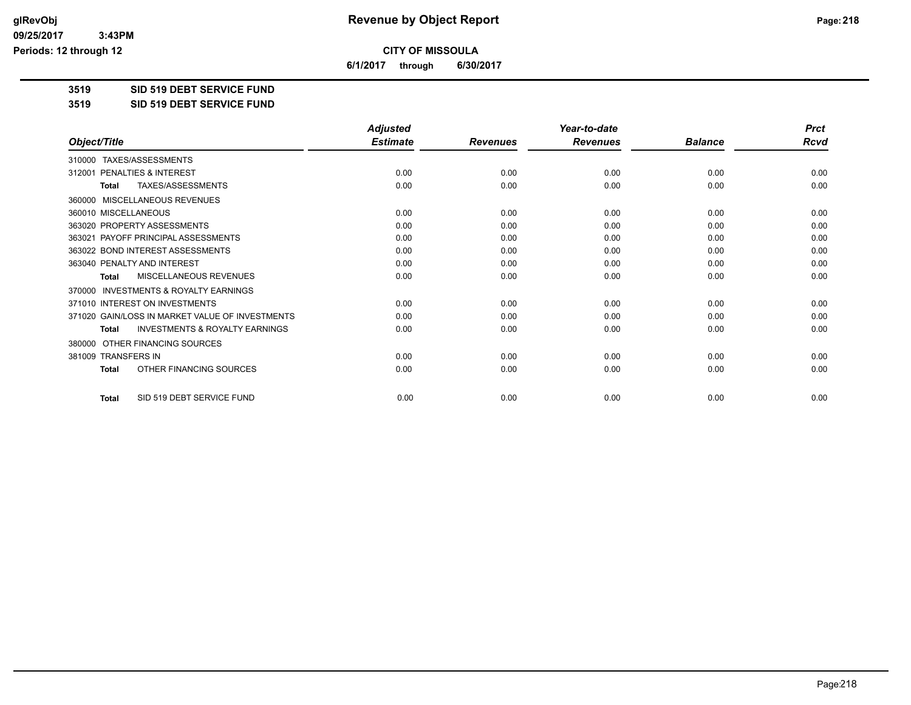**Revenue by Object Report**

**CITY OF MISSOULA**

**6/1/2017 through 6/30/2017**

**3519 SID 519 DEBT SERVICE FUND**

**3519 SID 519 DEBT SERVICE FUND**

| Object/Title | Adjusted Estimate | Revenues | Year-to-date Revenues | Balance | Prct Rcvd |
|---|---|---|---|---|---|
| 310000 TAXES/ASSESSMENTS | | | | | |
| 312001 PENALTIES & INTEREST | 0.00 | 0.00 | 0.00 | 0.00 | 0.00 |
| **Total** TAXES/ASSESSMENTS | 0.00 | 0.00 | 0.00 | 0.00 | 0.00 |
| 360000 MISCELLANEOUS REVENUES | | | | | |
| 360010 MISCELLANEOUS | 0.00 | 0.00 | 0.00 | 0.00 | 0.00 |
| 363020 PROPERTY ASSESSMENTS | 0.00 | 0.00 | 0.00 | 0.00 | 0.00 |
| 363021 PAYOFF PRINCIPAL ASSESSMENTS | 0.00 | 0.00 | 0.00 | 0.00 | 0.00 |
| 363022 BOND INTEREST ASSESSMENTS | 0.00 | 0.00 | 0.00 | 0.00 | 0.00 |
| 363040 PENALTY AND INTEREST | 0.00 | 0.00 | 0.00 | 0.00 | 0.00 |
| **Total** MISCELLANEOUS REVENUES | 0.00 | 0.00 | 0.00 | 0.00 | 0.00 |
| 370000 INVESTMENTS & ROYALTY EARNINGS | | | | | |
| 371010 INTEREST ON INVESTMENTS | 0.00 | 0.00 | 0.00 | 0.00 | 0.00 |
| 371020 GAIN/LOSS IN MARKET VALUE OF INVESTMENTS | 0.00 | 0.00 | 0.00 | 0.00 | 0.00 |
| **Total** INVESTMENTS & ROYALTY EARNINGS | 0.00 | 0.00 | 0.00 | 0.00 | 0.00 |
| 380000 OTHER FINANCING SOURCES | | | | | |
| 381009 TRANSFERS IN | 0.00 | 0.00 | 0.00 | 0.00 | 0.00 |
| **Total** OTHER FINANCING SOURCES | 0.00 | 0.00 | 0.00 | 0.00 | 0.00 |
| **Total** SID 519 DEBT SERVICE FUND | 0.00 | 0.00 | 0.00 | 0.00 | 0.00 |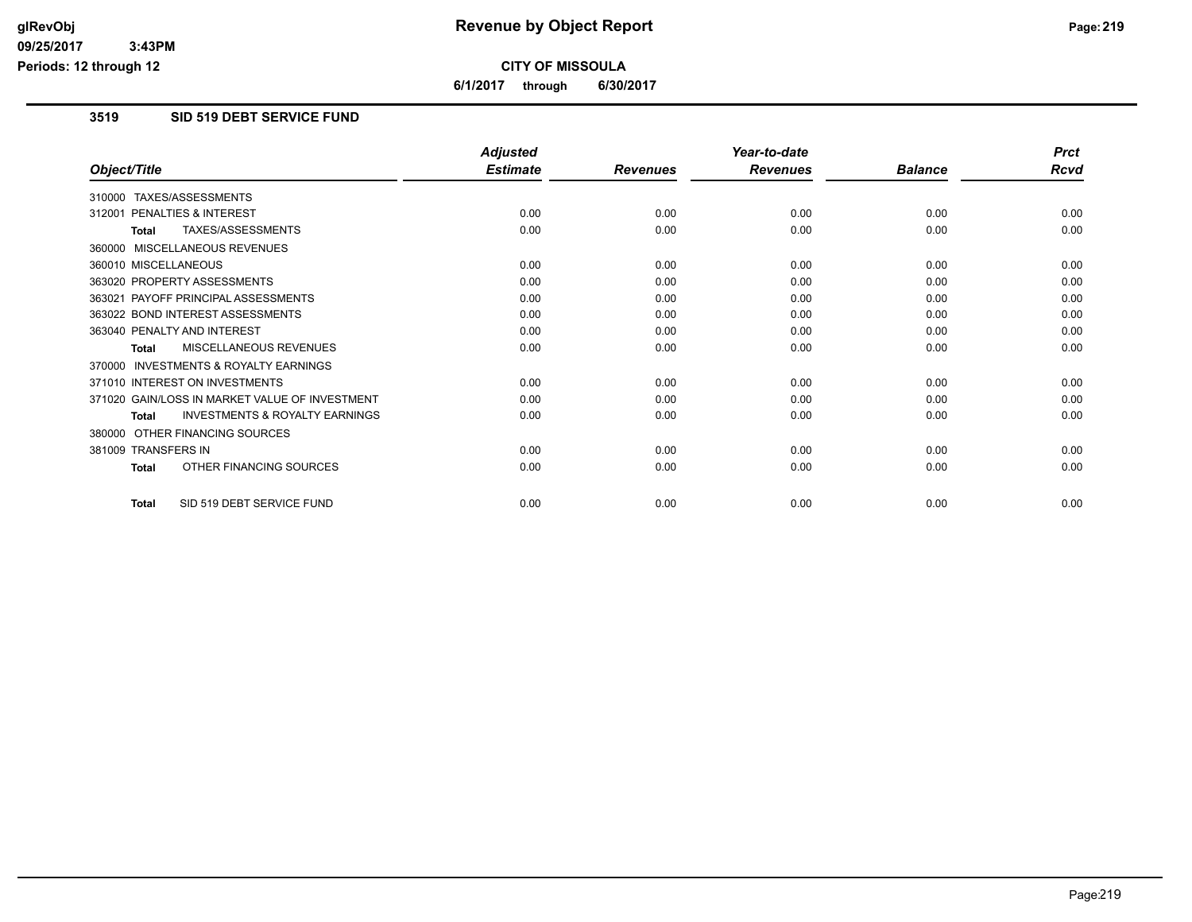# CITY OF MISSOULA

**6/1/2017 through 6/30/2017**

## 3519 SID 519 DEBT SERVICE FUND

| Object/Title | Adjusted Estimate | Revenues | Year-to-date Revenues | Balance | Prct Rcvd |
|---|---|---|---|---|---|
| 310000 TAXES/ASSESSMENTS | | | | | |
| 312001 PENALTIES & INTEREST | 0.00 | 0.00 | 0.00 | 0.00 | 0.00 |
| **Total** TAXES/ASSESSMENTS | 0.00 | 0.00 | 0.00 | 0.00 | 0.00 |
| 360000 MISCELLANEOUS REVENUES | | | | | |
| 360010 MISCELLANEOUS | 0.00 | 0.00 | 0.00 | 0.00 | 0.00 |
| 363020 PROPERTY ASSESSMENTS | 0.00 | 0.00 | 0.00 | 0.00 | 0.00 |
| 363021 PAYOFF PRINCIPAL ASSESSMENTS | 0.00 | 0.00 | 0.00 | 0.00 | 0.00 |
| 363022 BOND INTEREST ASSESSMENTS | 0.00 | 0.00 | 0.00 | 0.00 | 0.00 |
| 363040 PENALTY AND INTEREST | 0.00 | 0.00 | 0.00 | 0.00 | 0.00 |
| **Total** MISCELLANEOUS REVENUES | 0.00 | 0.00 | 0.00 | 0.00 | 0.00 |
| 370000 INVESTMENTS & ROYALTY EARNINGS | | | | | |
| 371010 INTEREST ON INVESTMENTS | 0.00 | 0.00 | 0.00 | 0.00 | 0.00 |
| 371020 GAIN/LOSS IN MARKET VALUE OF INVESTMENT | 0.00 | 0.00 | 0.00 | 0.00 | 0.00 |
| **Total** INVESTMENTS & ROYALTY EARNINGS | 0.00 | 0.00 | 0.00 | 0.00 | 0.00 |
| 380000 OTHER FINANCING SOURCES | | | | | |
| 381009 TRANSFERS IN | 0.00 | 0.00 | 0.00 | 0.00 | 0.00 |
| **Total** OTHER FINANCING SOURCES | 0.00 | 0.00 | 0.00 | 0.00 | 0.00 |
| **Total** SID 519 DEBT SERVICE FUND | 0.00 | 0.00 | 0.00 | 0.00 | 0.00 |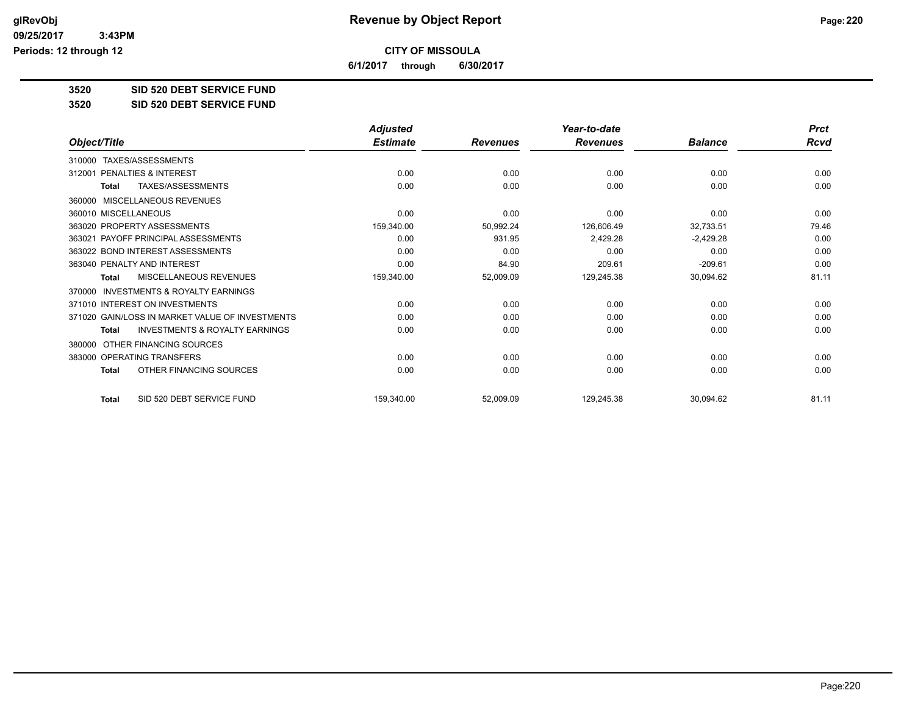# Revenue by Object Report

glRevObj
09/25/2017 3:43PM
Periods: 12 through 12

**CITY OF MISSOULA**

**6/1/2017 through 6/30/2017**

**3520 SID 520 DEBT SERVICE FUND**

**3520 SID 520 DEBT SERVICE FUND**

| Object/Title | Adjusted Estimate | Revenues | Year-to-date Revenues | Balance | Prct Rcvd |
|---|---|---|---|---|---|
| 310000 TAXES/ASSESSMENTS | | | | | |
| 312001 PENALTIES & INTEREST | 0.00 | 0.00 | 0.00 | 0.00 | 0.00 |
| **Total** TAXES/ASSESSMENTS | 0.00 | 0.00 | 0.00 | 0.00 | 0.00 |
| 360000 MISCELLANEOUS REVENUES | | | | | |
| 360010 MISCELLANEOUS | 0.00 | 0.00 | 0.00 | 0.00 | 0.00 |
| 363020 PROPERTY ASSESSMENTS | 159,340.00 | 50,992.24 | 126,606.49 | 32,733.51 | 79.46 |
| 363021 PAYOFF PRINCIPAL ASSESSMENTS | 0.00 | 931.95 | 2,429.28 | -2,429.28 | 0.00 |
| 363022 BOND INTEREST ASSESSMENTS | 0.00 | 0.00 | 0.00 | 0.00 | 0.00 |
| 363040 PENALTY AND INTEREST | 0.00 | 84.90 | 209.61 | -209.61 | 0.00 |
| **Total** MISCELLANEOUS REVENUES | 159,340.00 | 52,009.09 | 129,245.38 | 30,094.62 | 81.11 |
| 370000 INVESTMENTS & ROYALTY EARNINGS | | | | | |
| 371010 INTEREST ON INVESTMENTS | 0.00 | 0.00 | 0.00 | 0.00 | 0.00 |
| 371020 GAIN/LOSS IN MARKET VALUE OF INVESTMENTS | 0.00 | 0.00 | 0.00 | 0.00 | 0.00 |
| **Total** INVESTMENTS & ROYALTY EARNINGS | 0.00 | 0.00 | 0.00 | 0.00 | 0.00 |
| 380000 OTHER FINANCING SOURCES | | | | | |
| 383000 OPERATING TRANSFERS | 0.00 | 0.00 | 0.00 | 0.00 | 0.00 |
| **Total** OTHER FINANCING SOURCES | 0.00 | 0.00 | 0.00 | 0.00 | 0.00 |
| **Total** SID 520 DEBT SERVICE FUND | 159,340.00 | 52,009.09 | 129,245.38 | 30,094.62 | 81.11 |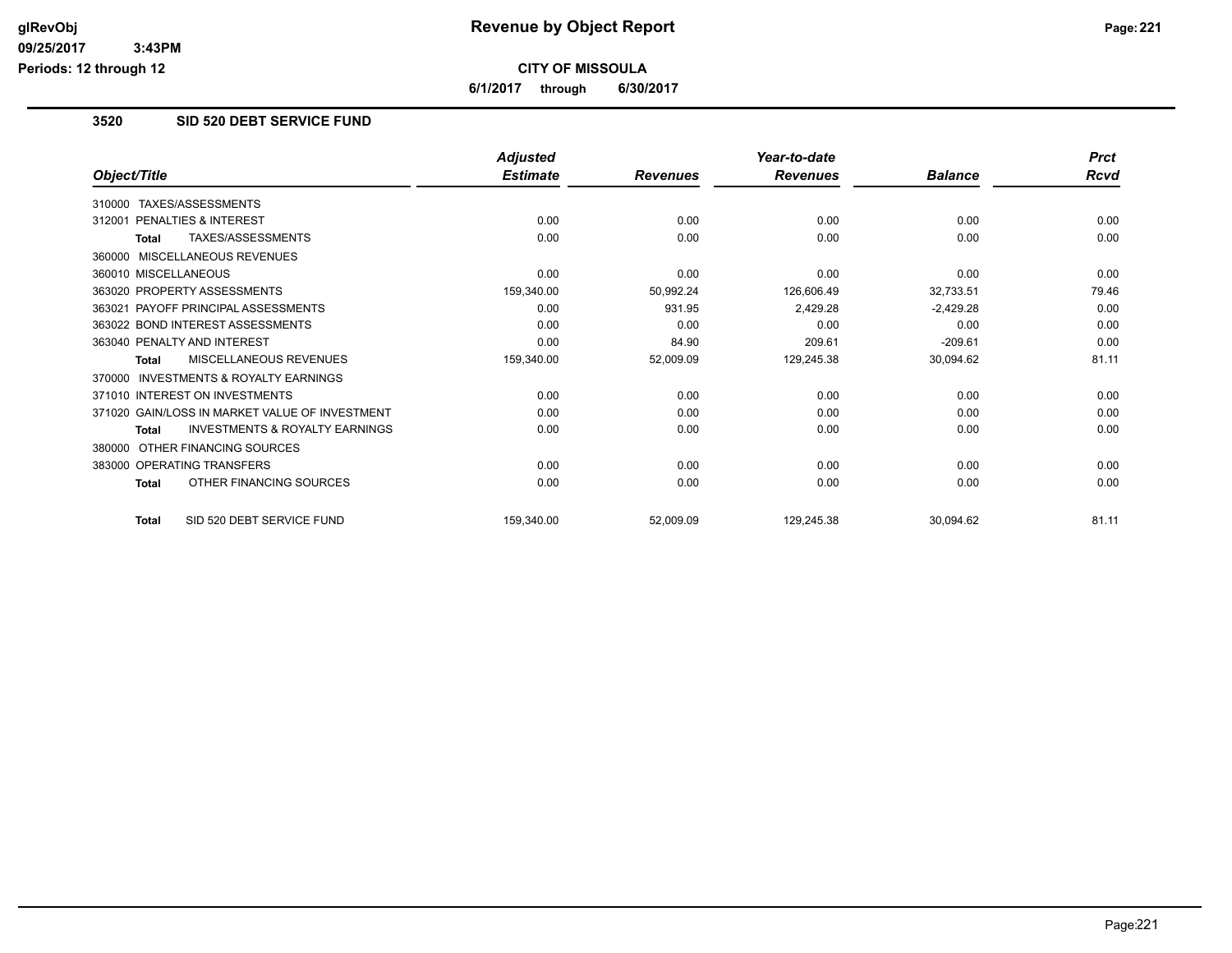# Revenue by Object Report

**CITY OF MISSOULA**

**6/1/2017 through 6/30/2017**

glRevObj
09/25/2017 3:43PM
Periods: 12 through 12

## 3520 SID 520 DEBT SERVICE FUND

| Object/Title | Adjusted Estimate | Revenues | Year-to-date Revenues | Balance | Prct Rcvd |
|---|---|---|---|---|---|
| 310000 TAXES/ASSESSMENTS | | | | | |
| 312001 PENALTIES & INTEREST | 0.00 | 0.00 | 0.00 | 0.00 | 0.00 |
| **Total** TAXES/ASSESSMENTS | 0.00 | 0.00 | 0.00 | 0.00 | 0.00 |
| 360000 MISCELLANEOUS REVENUES | | | | | |
| 360010 MISCELLANEOUS | 0.00 | 0.00 | 0.00 | 0.00 | 0.00 |
| 363020 PROPERTY ASSESSMENTS | 159,340.00 | 50,992.24 | 126,606.49 | 32,733.51 | 79.46 |
| 363021 PAYOFF PRINCIPAL ASSESSMENTS | 0.00 | 931.95 | 2,429.28 | -2,429.28 | 0.00 |
| 363022 BOND INTEREST ASSESSMENTS | 0.00 | 0.00 | 0.00 | 0.00 | 0.00 |
| 363040 PENALTY AND INTEREST | 0.00 | 84.90 | 209.61 | -209.61 | 0.00 |
| **Total** MISCELLANEOUS REVENUES | 159,340.00 | 52,009.09 | 129,245.38 | 30,094.62 | 81.11 |
| 370000 INVESTMENTS & ROYALTY EARNINGS | | | | | |
| 371010 INTEREST ON INVESTMENTS | 0.00 | 0.00 | 0.00 | 0.00 | 0.00 |
| 371020 GAIN/LOSS IN MARKET VALUE OF INVESTMENT | 0.00 | 0.00 | 0.00 | 0.00 | 0.00 |
| **Total** INVESTMENTS & ROYALTY EARNINGS | 0.00 | 0.00 | 0.00 | 0.00 | 0.00 |
| 380000 OTHER FINANCING SOURCES | | | | | |
| 383000 OPERATING TRANSFERS | 0.00 | 0.00 | 0.00 | 0.00 | 0.00 |
| **Total** OTHER FINANCING SOURCES | 0.00 | 0.00 | 0.00 | 0.00 | 0.00 |
| **Total** SID 520 DEBT SERVICE FUND | 159,340.00 | 52,009.09 | 129,245.38 | 30,094.62 | 81.11 |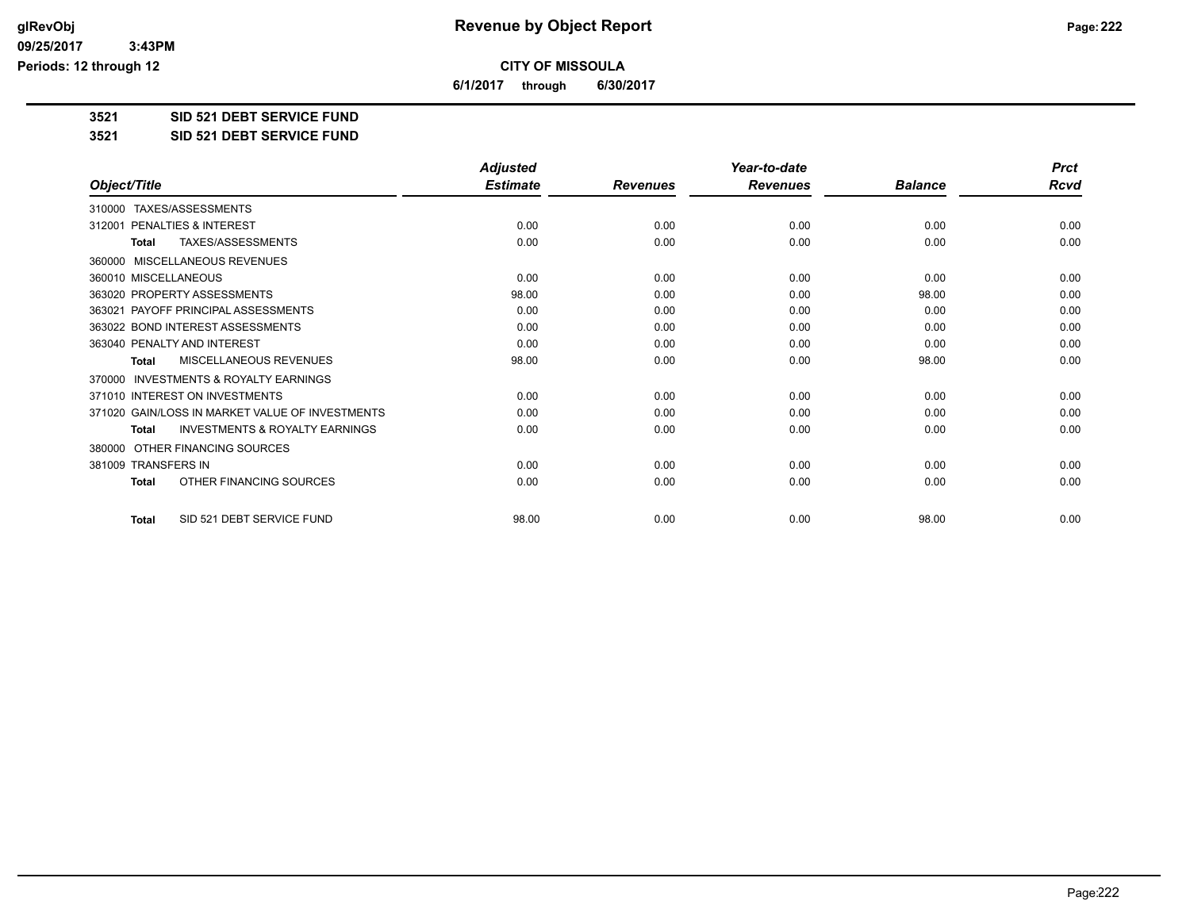## CITY OF MISSOULA

**6/1/2017 through 6/30/2017**

**3521 SID 521 DEBT SERVICE FUND**

**3521 SID 521 DEBT SERVICE FUND**

| Object/Title | Adjusted Estimate | Revenues | Year-to-date Revenues | Balance | Prct Rcvd |
|---|---|---|---|---|---|
| 310000 TAXES/ASSESSMENTS | | | | | |
| 312001 PENALTIES & INTEREST | 0.00 | 0.00 | 0.00 | 0.00 | 0.00 |
| **Total** TAXES/ASSESSMENTS | 0.00 | 0.00 | 0.00 | 0.00 | 0.00 |
| 360000 MISCELLANEOUS REVENUES | | | | | |
| 360010 MISCELLANEOUS | 0.00 | 0.00 | 0.00 | 0.00 | 0.00 |
| 363020 PROPERTY ASSESSMENTS | 98.00 | 0.00 | 0.00 | 98.00 | 0.00 |
| 363021 PAYOFF PRINCIPAL ASSESSMENTS | 0.00 | 0.00 | 0.00 | 0.00 | 0.00 |
| 363022 BOND INTEREST ASSESSMENTS | 0.00 | 0.00 | 0.00 | 0.00 | 0.00 |
| 363040 PENALTY AND INTEREST | 0.00 | 0.00 | 0.00 | 0.00 | 0.00 |
| **Total** MISCELLANEOUS REVENUES | 98.00 | 0.00 | 0.00 | 98.00 | 0.00 |
| 370000 INVESTMENTS & ROYALTY EARNINGS | | | | | |
| 371010 INTEREST ON INVESTMENTS | 0.00 | 0.00 | 0.00 | 0.00 | 0.00 |
| 371020 GAIN/LOSS IN MARKET VALUE OF INVESTMENTS | 0.00 | 0.00 | 0.00 | 0.00 | 0.00 |
| **Total** INVESTMENTS & ROYALTY EARNINGS | 0.00 | 0.00 | 0.00 | 0.00 | 0.00 |
| 380000 OTHER FINANCING SOURCES | | | | | |
| 381009 TRANSFERS IN | 0.00 | 0.00 | 0.00 | 0.00 | 0.00 |
| **Total** OTHER FINANCING SOURCES | 0.00 | 0.00 | 0.00 | 0.00 | 0.00 |
| **Total** SID 521 DEBT SERVICE FUND | 98.00 | 0.00 | 0.00 | 98.00 | 0.00 |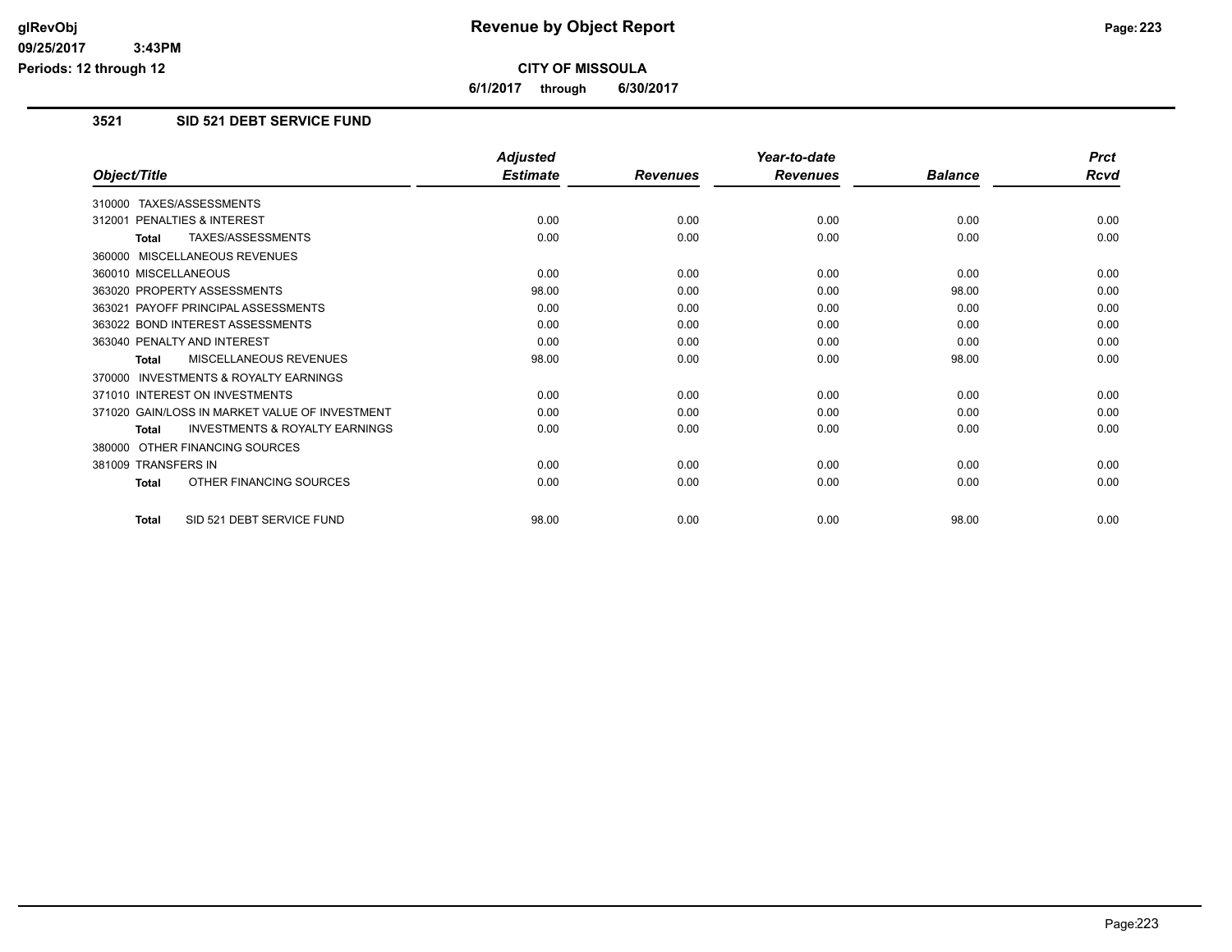# Revenue by Object Report

**CITY OF MISSOULA**

**6/1/2017 through 6/30/2017**

glRevObj
09/25/2017 3:43PM
Periods: 12 through 12

## 3521 SID 521 DEBT SERVICE FUND

| Object/Title | Adjusted Estimate | Revenues | Year-to-date Revenues | Balance | Prct Rcvd |
|---|---|---|---|---|---|
| 310000 TAXES/ASSESSMENTS | | | | | |
| 312001 PENALTIES & INTEREST | 0.00 | 0.00 | 0.00 | 0.00 | 0.00 |
| **Total** TAXES/ASSESSMENTS | 0.00 | 0.00 | 0.00 | 0.00 | 0.00 |
| 360000 MISCELLANEOUS REVENUES | | | | | |
| 360010 MISCELLANEOUS | 0.00 | 0.00 | 0.00 | 0.00 | 0.00 |
| 363020 PROPERTY ASSESSMENTS | 98.00 | 0.00 | 0.00 | 98.00 | 0.00 |
| 363021 PAYOFF PRINCIPAL ASSESSMENTS | 0.00 | 0.00 | 0.00 | 0.00 | 0.00 |
| 363022 BOND INTEREST ASSESSMENTS | 0.00 | 0.00 | 0.00 | 0.00 | 0.00 |
| 363040 PENALTY AND INTEREST | 0.00 | 0.00 | 0.00 | 0.00 | 0.00 |
| **Total** MISCELLANEOUS REVENUES | 98.00 | 0.00 | 0.00 | 98.00 | 0.00 |
| 370000 INVESTMENTS & ROYALTY EARNINGS | | | | | |
| 371010 INTEREST ON INVESTMENTS | 0.00 | 0.00 | 0.00 | 0.00 | 0.00 |
| 371020 GAIN/LOSS IN MARKET VALUE OF INVESTMENT | 0.00 | 0.00 | 0.00 | 0.00 | 0.00 |
| **Total** INVESTMENTS & ROYALTY EARNINGS | 0.00 | 0.00 | 0.00 | 0.00 | 0.00 |
| 380000 OTHER FINANCING SOURCES | | | | | |
| 381009 TRANSFERS IN | 0.00 | 0.00 | 0.00 | 0.00 | 0.00 |
| **Total** OTHER FINANCING SOURCES | 0.00 | 0.00 | 0.00 | 0.00 | 0.00 |
| **Total** SID 521 DEBT SERVICE FUND | 98.00 | 0.00 | 0.00 | 98.00 | 0.00 |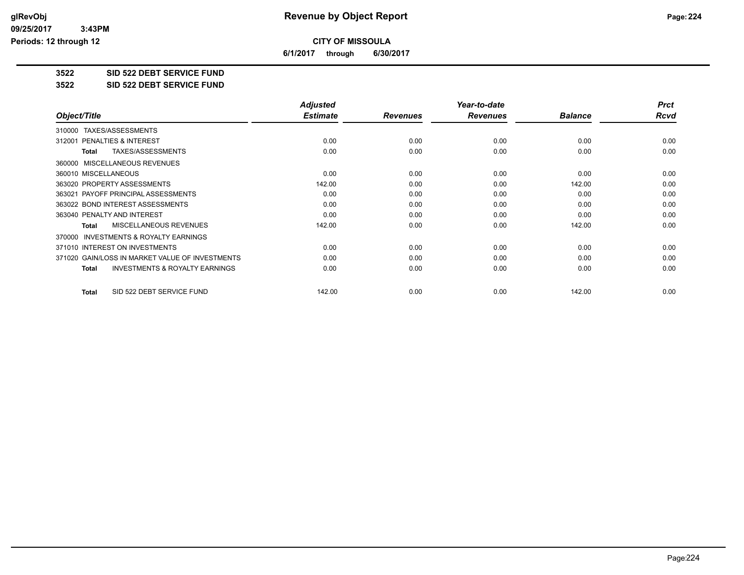# Revenue by Object Report

**CITY OF MISSOULA**

**6/1/2017 through 6/30/2017**

glRevObj
09/25/2017 3:43PM
Periods: 12 through 12

**3522 SID 522 DEBT SERVICE FUND**

**3522 SID 522 DEBT SERVICE FUND**

| Object/Title | Adjusted Estimate | Revenues | Year-to-date Revenues | Balance | Prct Rcvd |
|---|---|---|---|---|---|
| 310000 TAXES/ASSESSMENTS | | | | | |
| 312001 PENALTIES & INTEREST | 0.00 | 0.00 | 0.00 | 0.00 | 0.00 |
| **Total** TAXES/ASSESSMENTS | 0.00 | 0.00 | 0.00 | 0.00 | 0.00 |
| 360000 MISCELLANEOUS REVENUES | | | | | |
| 360010 MISCELLANEOUS | 0.00 | 0.00 | 0.00 | 0.00 | 0.00 |
| 363020 PROPERTY ASSESSMENTS | 142.00 | 0.00 | 0.00 | 142.00 | 0.00 |
| 363021 PAYOFF PRINCIPAL ASSESSMENTS | 0.00 | 0.00 | 0.00 | 0.00 | 0.00 |
| 363022 BOND INTEREST ASSESSMENTS | 0.00 | 0.00 | 0.00 | 0.00 | 0.00 |
| 363040 PENALTY AND INTEREST | 0.00 | 0.00 | 0.00 | 0.00 | 0.00 |
| **Total** MISCELLANEOUS REVENUES | 142.00 | 0.00 | 0.00 | 142.00 | 0.00 |
| 370000 INVESTMENTS & ROYALTY EARNINGS | | | | | |
| 371010 INTEREST ON INVESTMENTS | 0.00 | 0.00 | 0.00 | 0.00 | 0.00 |
| 371020 GAIN/LOSS IN MARKET VALUE OF INVESTMENTS | 0.00 | 0.00 | 0.00 | 0.00 | 0.00 |
| **Total** INVESTMENTS & ROYALTY EARNINGS | 0.00 | 0.00 | 0.00 | 0.00 | 0.00 |
| **Total** SID 522 DEBT SERVICE FUND | 142.00 | 0.00 | 0.00 | 142.00 | 0.00 |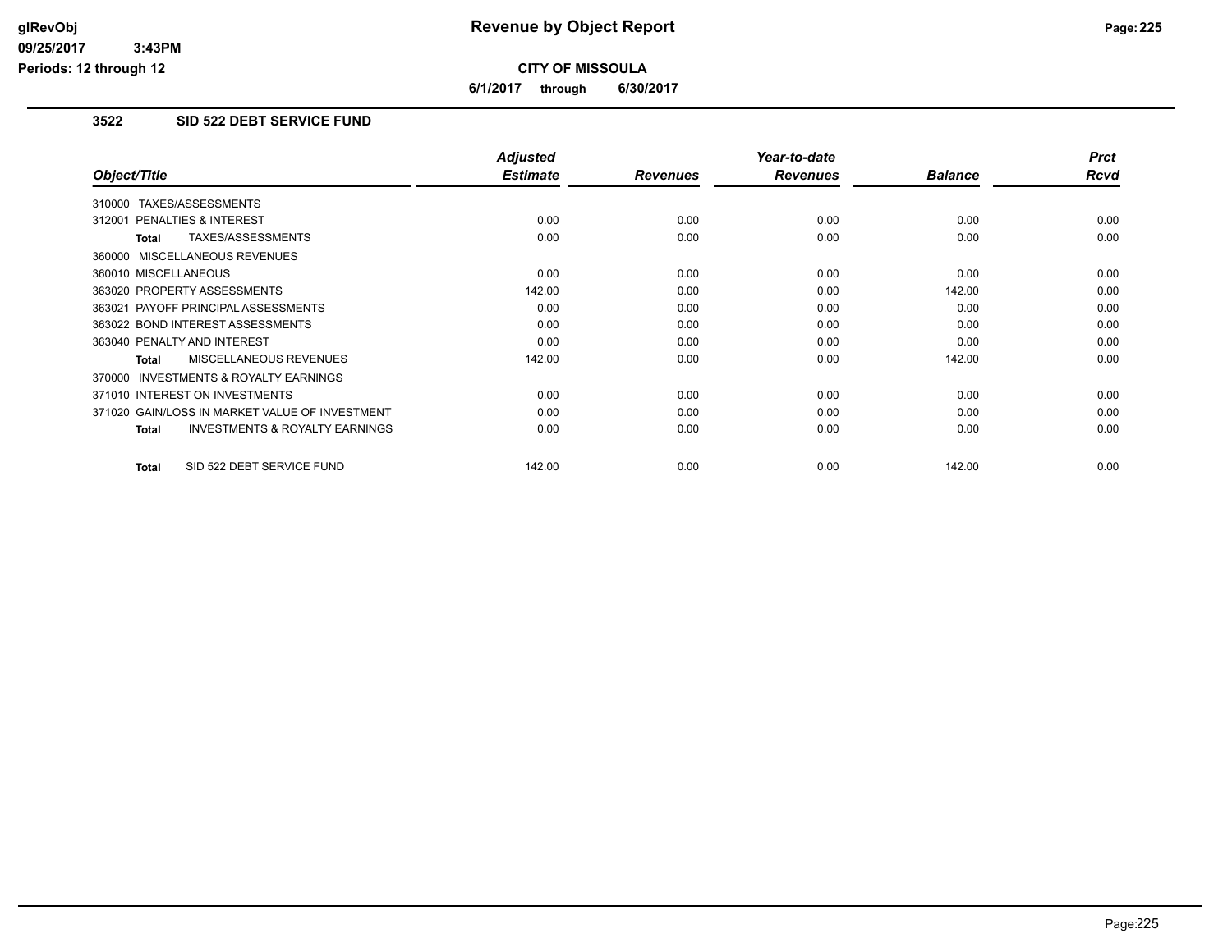# Revenue by Object Report

**CITY OF MISSOULA**

**6/1/2017 through 6/30/2017**

glRevObj
09/25/2017 3:43PM
Periods: 12 through 12

### 3522 SID 522 DEBT SERVICE FUND

| Object/Title | Adjusted Estimate | Revenues | Year-to-date Revenues | Balance | Prct Rcvd |
|---|---|---|---|---|---|
| 310000 TAXES/ASSESSMENTS | | | | | |
| 312001 PENALTIES & INTEREST | 0.00 | 0.00 | 0.00 | 0.00 | 0.00 |
| **Total** TAXES/ASSESSMENTS | 0.00 | 0.00 | 0.00 | 0.00 | 0.00 |
| 360000 MISCELLANEOUS REVENUES | | | | | |
| 360010 MISCELLANEOUS | 0.00 | 0.00 | 0.00 | 0.00 | 0.00 |
| 363020 PROPERTY ASSESSMENTS | 142.00 | 0.00 | 0.00 | 142.00 | 0.00 |
| 363021 PAYOFF PRINCIPAL ASSESSMENTS | 0.00 | 0.00 | 0.00 | 0.00 | 0.00 |
| 363022 BOND INTEREST ASSESSMENTS | 0.00 | 0.00 | 0.00 | 0.00 | 0.00 |
| 363040 PENALTY AND INTEREST | 0.00 | 0.00 | 0.00 | 0.00 | 0.00 |
| **Total** MISCELLANEOUS REVENUES | 142.00 | 0.00 | 0.00 | 142.00 | 0.00 |
| 370000 INVESTMENTS & ROYALTY EARNINGS | | | | | |
| 371010 INTEREST ON INVESTMENTS | 0.00 | 0.00 | 0.00 | 0.00 | 0.00 |
| 371020 GAIN/LOSS IN MARKET VALUE OF INVESTMENT | 0.00 | 0.00 | 0.00 | 0.00 | 0.00 |
| **Total** INVESTMENTS & ROYALTY EARNINGS | 0.00 | 0.00 | 0.00 | 0.00 | 0.00 |
| **Total** SID 522 DEBT SERVICE FUND | 142.00 | 0.00 | 0.00 | 142.00 | 0.00 |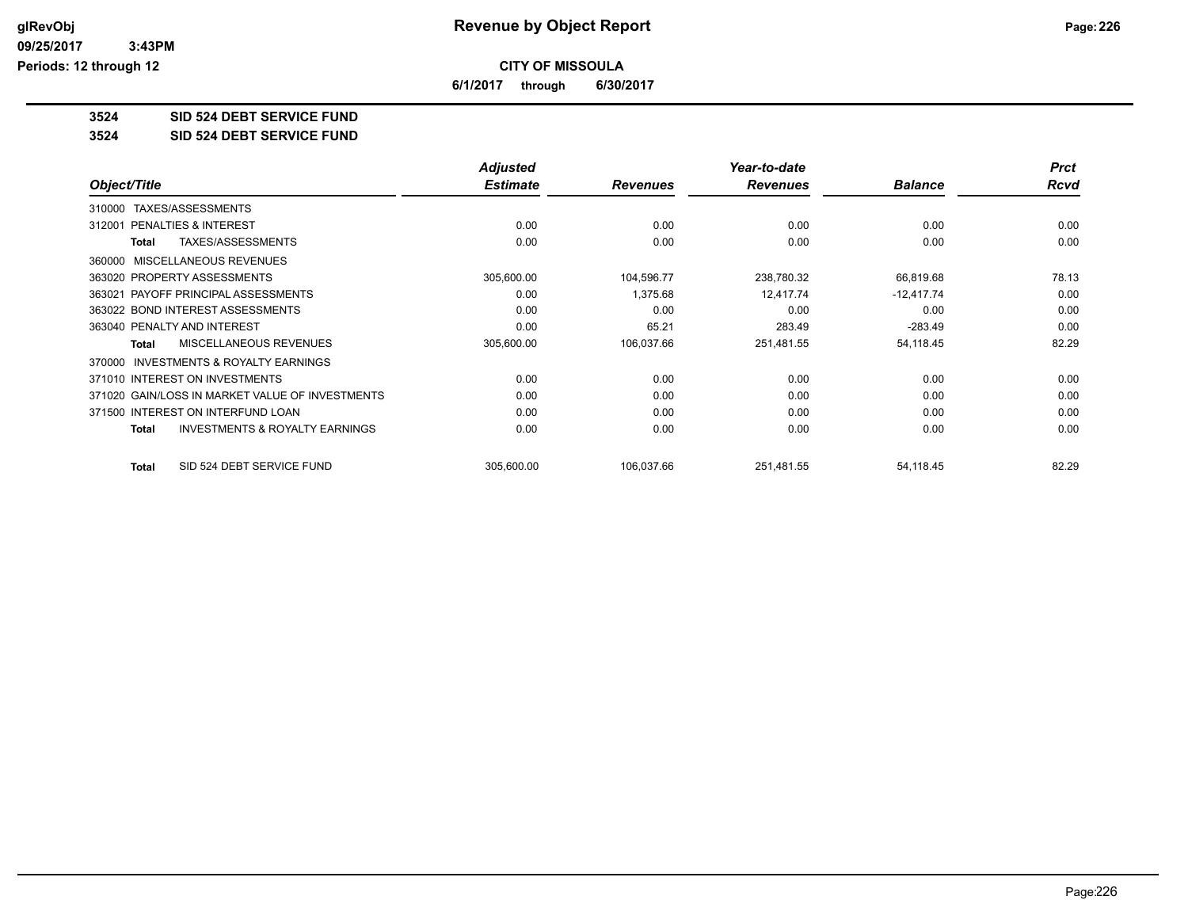**Revenue by Object Report**

**CITY OF MISSOULA**

**6/1/2017 through 6/30/2017**

glRevObj
09/25/2017 3:43PM
Periods: 12 through 12

## 3524 SID 524 DEBT SERVICE FUND
## 3524 SID 524 DEBT SERVICE FUND

| Object/Title | Adjusted Estimate | Revenues | Year-to-date Revenues | Balance | Prct Rcvd |
|---|---|---|---|---|---|
| 310000 TAXES/ASSESSMENTS | | | | | |
| 312001 PENALTIES & INTEREST | 0.00 | 0.00 | 0.00 | 0.00 | 0.00 |
| **Total** TAXES/ASSESSMENTS | 0.00 | 0.00 | 0.00 | 0.00 | 0.00 |
| 360000 MISCELLANEOUS REVENUES | | | | | |
| 363020 PROPERTY ASSESSMENTS | 305,600.00 | 104,596.77 | 238,780.32 | 66,819.68 | 78.13 |
| 363021 PAYOFF PRINCIPAL ASSESSMENTS | 0.00 | 1,375.68 | 12,417.74 | -12,417.74 | 0.00 |
| 363022 BOND INTEREST ASSESSMENTS | 0.00 | 0.00 | 0.00 | 0.00 | 0.00 |
| 363040 PENALTY AND INTEREST | 0.00 | 65.21 | 283.49 | -283.49 | 0.00 |
| **Total** MISCELLANEOUS REVENUES | 305,600.00 | 106,037.66 | 251,481.55 | 54,118.45 | 82.29 |
| 370000 INVESTMENTS & ROYALTY EARNINGS | | | | | |
| 371010 INTEREST ON INVESTMENTS | 0.00 | 0.00 | 0.00 | 0.00 | 0.00 |
| 371020 GAIN/LOSS IN MARKET VALUE OF INVESTMENTS | 0.00 | 0.00 | 0.00 | 0.00 | 0.00 |
| 371500 INTEREST ON INTERFUND LOAN | 0.00 | 0.00 | 0.00 | 0.00 | 0.00 |
| **Total** INVESTMENTS & ROYALTY EARNINGS | 0.00 | 0.00 | 0.00 | 0.00 | 0.00 |
| **Total** SID 524 DEBT SERVICE FUND | 305,600.00 | 106,037.66 | 251,481.55 | 54,118.45 | 82.29 |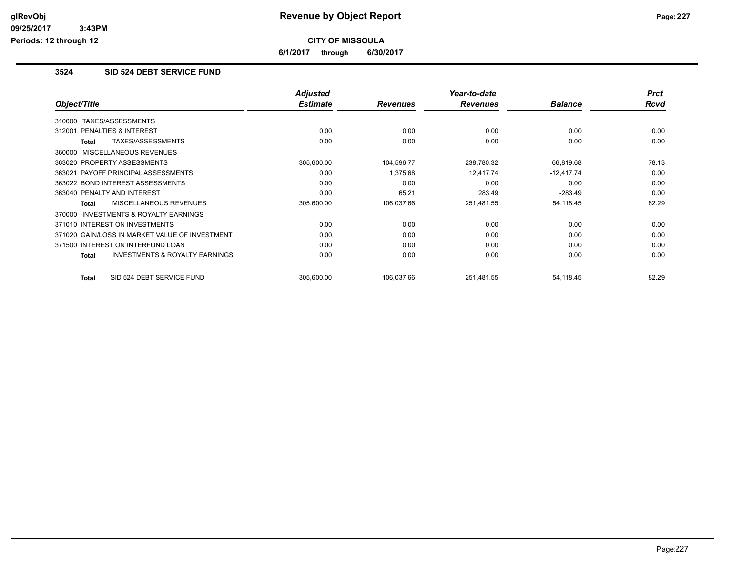# Revenue by Object Report

**CITY OF MISSOULA**

**6/1/2017 through 6/30/2017**

**glRevObj**
**09/25/2017 3:43PM**
**Periods: 12 through 12**

## 3524 SID 524 DEBT SERVICE FUND

| Object/Title | Adjusted Estimate | Revenues | Year-to-date Revenues | Balance | Prct Rcvd |
|---|---|---|---|---|---|
| 310000 TAXES/ASSESSMENTS | | | | | |
| 312001 PENALTIES & INTEREST | 0.00 | 0.00 | 0.00 | 0.00 | 0.00 |
| **Total** TAXES/ASSESSMENTS | 0.00 | 0.00 | 0.00 | 0.00 | 0.00 |
| 360000 MISCELLANEOUS REVENUES | | | | | |
| 363020 PROPERTY ASSESSMENTS | 305,600.00 | 104,596.77 | 238,780.32 | 66,819.68 | 78.13 |
| 363021 PAYOFF PRINCIPAL ASSESSMENTS | 0.00 | 1,375.68 | 12,417.74 | -12,417.74 | 0.00 |
| 363022 BOND INTEREST ASSESSMENTS | 0.00 | 0.00 | 0.00 | 0.00 | 0.00 |
| 363040 PENALTY AND INTEREST | 0.00 | 65.21 | 283.49 | -283.49 | 0.00 |
| **Total** MISCELLANEOUS REVENUES | 305,600.00 | 106,037.66 | 251,481.55 | 54,118.45 | 82.29 |
| 370000 INVESTMENTS & ROYALTY EARNINGS | | | | | |
| 371010 INTEREST ON INVESTMENTS | 0.00 | 0.00 | 0.00 | 0.00 | 0.00 |
| 371020 GAIN/LOSS IN MARKET VALUE OF INVESTMENT | 0.00 | 0.00 | 0.00 | 0.00 | 0.00 |
| 371500 INTEREST ON INTERFUND LOAN | 0.00 | 0.00 | 0.00 | 0.00 | 0.00 |
| **Total** INVESTMENTS & ROYALTY EARNINGS | 0.00 | 0.00 | 0.00 | 0.00 | 0.00 |
| **Total** SID 524 DEBT SERVICE FUND | 305,600.00 | 106,037.66 | 251,481.55 | 54,118.45 | 82.29 |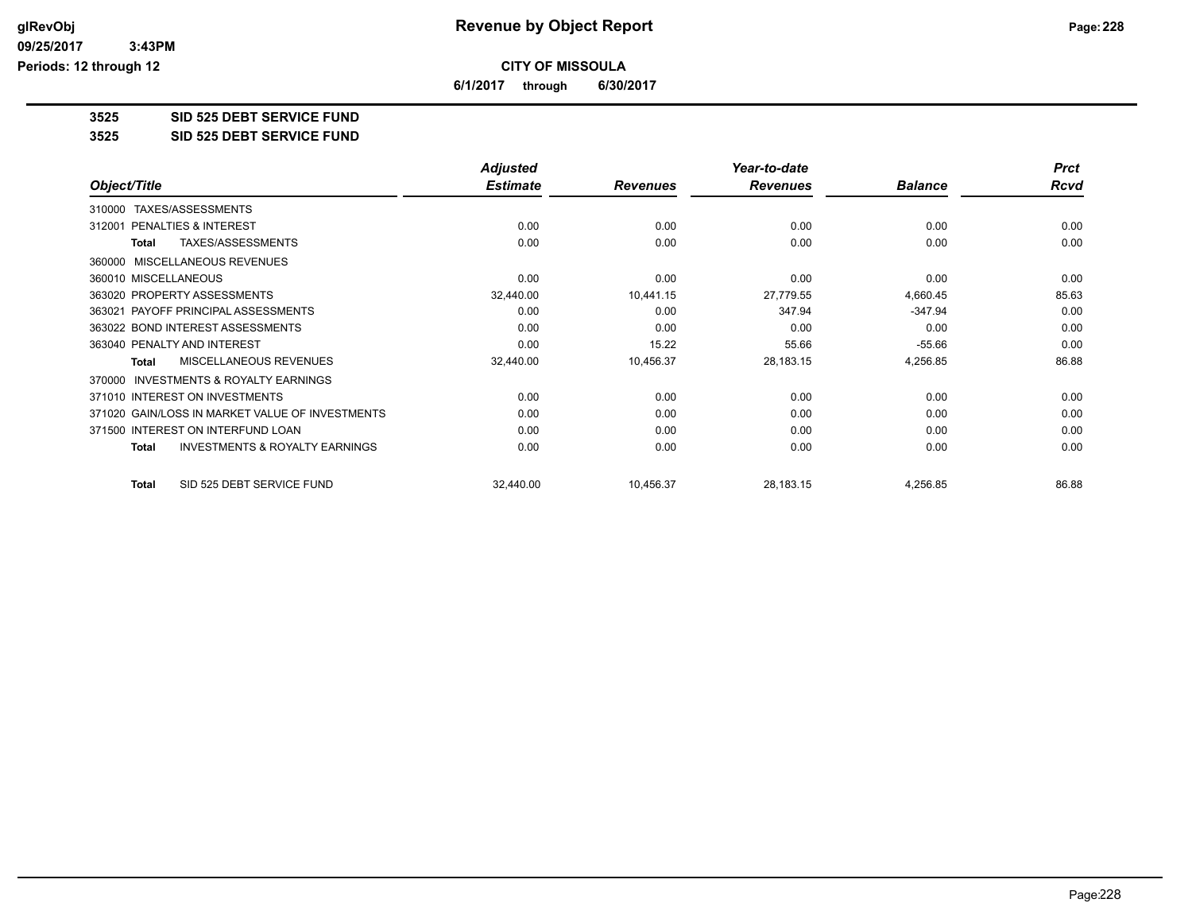**CITY OF MISSOULA**

**6/1/2017 through 6/30/2017**

**3525 SID 525 DEBT SERVICE FUND**

**3525 SID 525 DEBT SERVICE FUND**

| Object/Title | Adjusted Estimate | Revenues | Year-to-date Revenues | Balance | Prct Rcvd |
|---|---|---|---|---|---|
| 310000 TAXES/ASSESSMENTS | | | | | |
| 312001 PENALTIES & INTEREST | 0.00 | 0.00 | 0.00 | 0.00 | 0.00 |
| **Total** TAXES/ASSESSMENTS | 0.00 | 0.00 | 0.00 | 0.00 | 0.00 |
| 360000 MISCELLANEOUS REVENUES | | | | | |
| 360010 MISCELLANEOUS | 0.00 | 0.00 | 0.00 | 0.00 | 0.00 |
| 363020 PROPERTY ASSESSMENTS | 32,440.00 | 10,441.15 | 27,779.55 | 4,660.45 | 85.63 |
| 363021 PAYOFF PRINCIPAL ASSESSMENTS | 0.00 | 0.00 | 347.94 | -347.94 | 0.00 |
| 363022 BOND INTEREST ASSESSMENTS | 0.00 | 0.00 | 0.00 | 0.00 | 0.00 |
| 363040 PENALTY AND INTEREST | 0.00 | 15.22 | 55.66 | -55.66 | 0.00 |
| **Total** MISCELLANEOUS REVENUES | 32,440.00 | 10,456.37 | 28,183.15 | 4,256.85 | 86.88 |
| 370000 INVESTMENTS & ROYALTY EARNINGS | | | | | |
| 371010 INTEREST ON INVESTMENTS | 0.00 | 0.00 | 0.00 | 0.00 | 0.00 |
| 371020 GAIN/LOSS IN MARKET VALUE OF INVESTMENTS | 0.00 | 0.00 | 0.00 | 0.00 | 0.00 |
| 371500 INTEREST ON INTERFUND LOAN | 0.00 | 0.00 | 0.00 | 0.00 | 0.00 |
| **Total** INVESTMENTS & ROYALTY EARNINGS | 0.00 | 0.00 | 0.00 | 0.00 | 0.00 |
| **Total** SID 525 DEBT SERVICE FUND | 32,440.00 | 10,456.37 | 28,183.15 | 4,256.85 | 86.88 |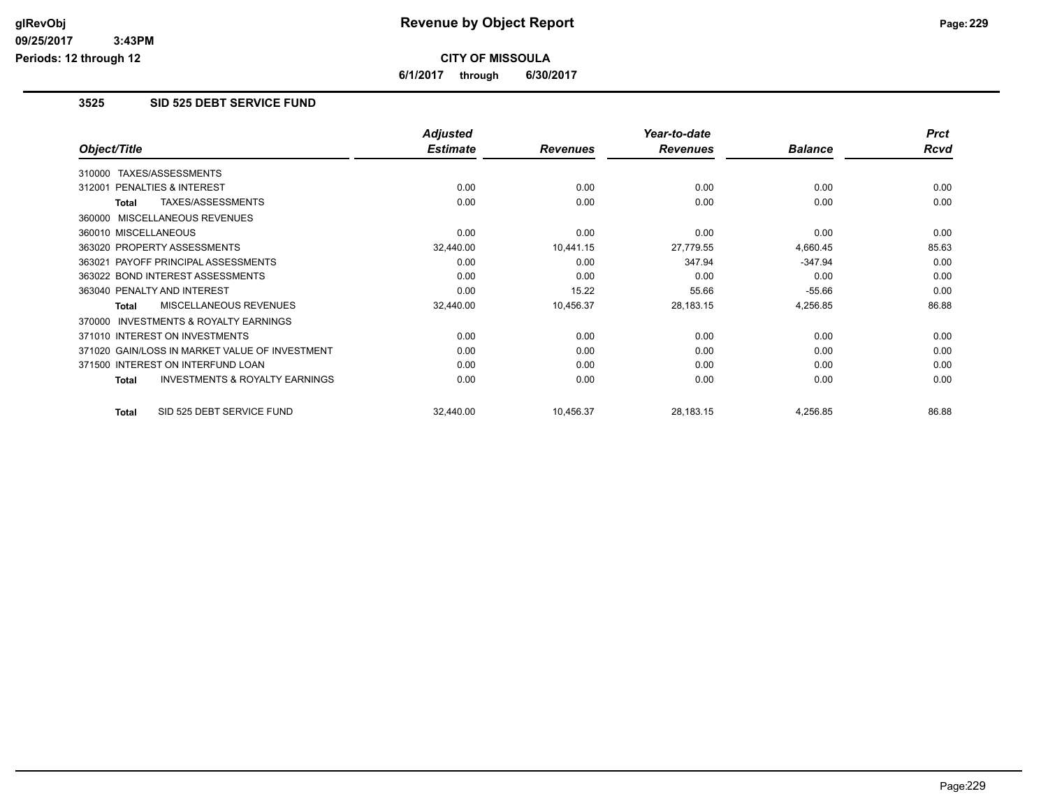# Revenue by Object Report

**CITY OF MISSOULA**

**6/1/2017 through 6/30/2017**

glRevObj
09/25/2017 3:43PM
Periods: 12 through 12

## 3525 SID 525 DEBT SERVICE FUND

| Object/Title | Adjusted Estimate | Revenues | Year-to-date Revenues | Balance | Prct Rcvd |
|---|---|---|---|---|---|
| 310000 TAXES/ASSESSMENTS | | | | | |
| 312001 PENALTIES & INTEREST | 0.00 | 0.00 | 0.00 | 0.00 | 0.00 |
| **Total** TAXES/ASSESSMENTS | 0.00 | 0.00 | 0.00 | 0.00 | 0.00 |
| 360000 MISCELLANEOUS REVENUES | | | | | |
| 360010 MISCELLANEOUS | 0.00 | 0.00 | 0.00 | 0.00 | 0.00 |
| 363020 PROPERTY ASSESSMENTS | 32,440.00 | 10,441.15 | 27,779.55 | 4,660.45 | 85.63 |
| 363021 PAYOFF PRINCIPAL ASSESSMENTS | 0.00 | 0.00 | 347.94 | -347.94 | 0.00 |
| 363022 BOND INTEREST ASSESSMENTS | 0.00 | 0.00 | 0.00 | 0.00 | 0.00 |
| 363040 PENALTY AND INTEREST | 0.00 | 15.22 | 55.66 | -55.66 | 0.00 |
| **Total** MISCELLANEOUS REVENUES | 32,440.00 | 10,456.37 | 28,183.15 | 4,256.85 | 86.88 |
| 370000 INVESTMENTS & ROYALTY EARNINGS | | | | | |
| 371010 INTEREST ON INVESTMENTS | 0.00 | 0.00 | 0.00 | 0.00 | 0.00 |
| 371020 GAIN/LOSS IN MARKET VALUE OF INVESTMENT | 0.00 | 0.00 | 0.00 | 0.00 | 0.00 |
| 371500 INTEREST ON INTERFUND LOAN | 0.00 | 0.00 | 0.00 | 0.00 | 0.00 |
| **Total** INVESTMENTS & ROYALTY EARNINGS | 0.00 | 0.00 | 0.00 | 0.00 | 0.00 |
| **Total** SID 525 DEBT SERVICE FUND | 32,440.00 | 10,456.37 | 28,183.15 | 4,256.85 | 86.88 |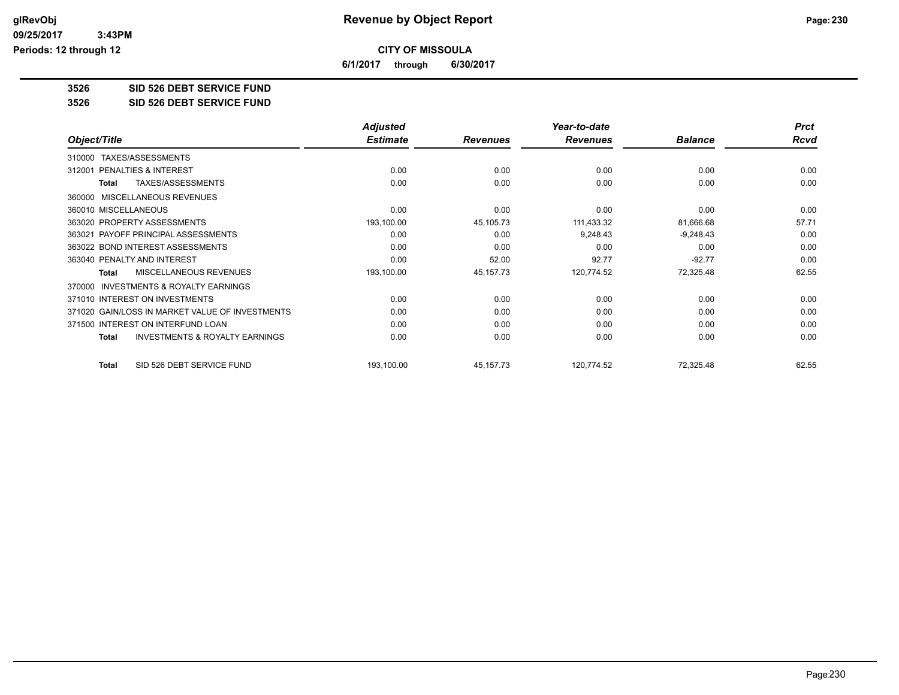**CITY OF MISSOULA**

**6/1/2017 through 6/30/2017**

# 3526 SID 526 DEBT SERVICE FUND

## 3526 SID 526 DEBT SERVICE FUND

| Object/Title | Adjusted Estimate | Revenues | Year-to-date Revenues | Balance | Prct Rcvd |
|---|---|---|---|---|---|
| 310000 TAXES/ASSESSMENTS | | | | | |
| 312001 PENALTIES & INTEREST | 0.00 | 0.00 | 0.00 | 0.00 | 0.00 |
| **Total** TAXES/ASSESSMENTS | 0.00 | 0.00 | 0.00 | 0.00 | 0.00 |
| 360000 MISCELLANEOUS REVENUES | | | | | |
| 360010 MISCELLANEOUS | 0.00 | 0.00 | 0.00 | 0.00 | 0.00 |
| 363020 PROPERTY ASSESSMENTS | 193,100.00 | 45,105.73 | 111,433.32 | 81,666.68 | 57.71 |
| 363021 PAYOFF PRINCIPAL ASSESSMENTS | 0.00 | 0.00 | 9,248.43 | -9,248.43 | 0.00 |
| 363022 BOND INTEREST ASSESSMENTS | 0.00 | 0.00 | 0.00 | 0.00 | 0.00 |
| 363040 PENALTY AND INTEREST | 0.00 | 52.00 | 92.77 | -92.77 | 0.00 |
| **Total** MISCELLANEOUS REVENUES | 193,100.00 | 45,157.73 | 120,774.52 | 72,325.48 | 62.55 |
| 370000 INVESTMENTS & ROYALTY EARNINGS | | | | | |
| 371010 INTEREST ON INVESTMENTS | 0.00 | 0.00 | 0.00 | 0.00 | 0.00 |
| 371020 GAIN/LOSS IN MARKET VALUE OF INVESTMENTS | 0.00 | 0.00 | 0.00 | 0.00 | 0.00 |
| 371500 INTEREST ON INTERFUND LOAN | 0.00 | 0.00 | 0.00 | 0.00 | 0.00 |
| **Total** INVESTMENTS & ROYALTY EARNINGS | 0.00 | 0.00 | 0.00 | 0.00 | 0.00 |
| **Total** SID 526 DEBT SERVICE FUND | 193,100.00 | 45,157.73 | 120,774.52 | 72,325.48 | 62.55 |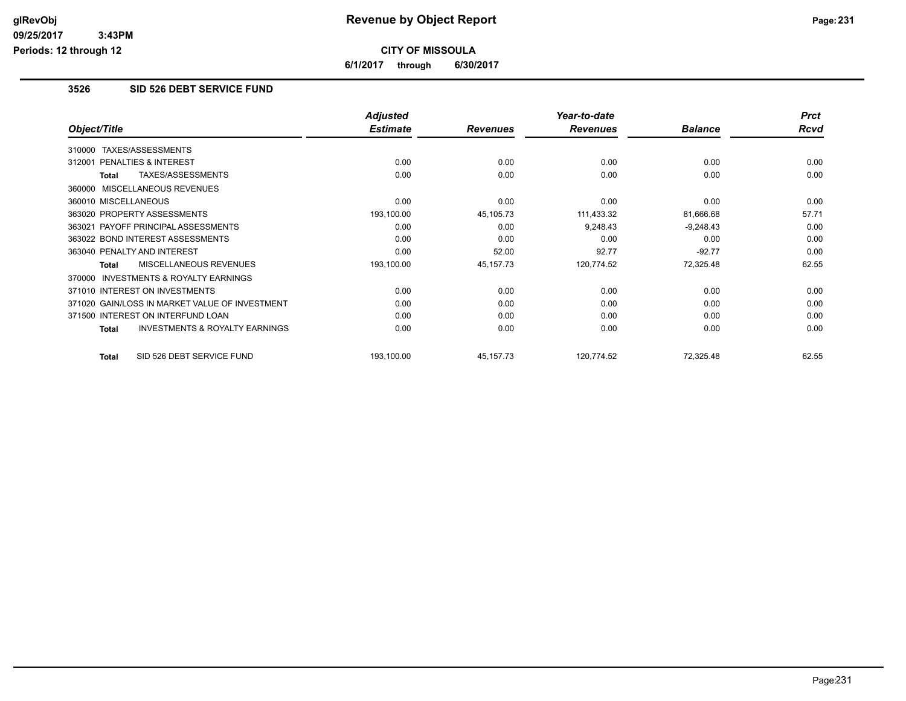**CITY OF MISSOULA**

**6/1/2017 through 6/30/2017**

## 3526 SID 526 DEBT SERVICE FUND

| Object/Title | Adjusted Estimate | Revenues | Year-to-date Revenues | Balance | Prct Rcvd |
|---|---|---|---|---|---|
| 310000 TAXES/ASSESSMENTS | | | | | |
| 312001 PENALTIES & INTEREST | 0.00 | 0.00 | 0.00 | 0.00 | 0.00 |
| **Total** TAXES/ASSESSMENTS | 0.00 | 0.00 | 0.00 | 0.00 | 0.00 |
| 360000 MISCELLANEOUS REVENUES | | | | | |
| 360010 MISCELLANEOUS | 0.00 | 0.00 | 0.00 | 0.00 | 0.00 |
| 363020 PROPERTY ASSESSMENTS | 193,100.00 | 45,105.73 | 111,433.32 | 81,666.68 | 57.71 |
| 363021 PAYOFF PRINCIPAL ASSESSMENTS | 0.00 | 0.00 | 9,248.43 | -9,248.43 | 0.00 |
| 363022 BOND INTEREST ASSESSMENTS | 0.00 | 0.00 | 0.00 | 0.00 | 0.00 |
| 363040 PENALTY AND INTEREST | 0.00 | 52.00 | 92.77 | -92.77 | 0.00 |
| **Total** MISCELLANEOUS REVENUES | 193,100.00 | 45,157.73 | 120,774.52 | 72,325.48 | 62.55 |
| 370000 INVESTMENTS & ROYALTY EARNINGS | | | | | |
| 371010 INTEREST ON INVESTMENTS | 0.00 | 0.00 | 0.00 | 0.00 | 0.00 |
| 371020 GAIN/LOSS IN MARKET VALUE OF INVESTMENT | 0.00 | 0.00 | 0.00 | 0.00 | 0.00 |
| 371500 INTEREST ON INTERFUND LOAN | 0.00 | 0.00 | 0.00 | 0.00 | 0.00 |
| **Total** INVESTMENTS & ROYALTY EARNINGS | 0.00 | 0.00 | 0.00 | 0.00 | 0.00 |
| **Total** SID 526 DEBT SERVICE FUND | 193,100.00 | 45,157.73 | 120,774.52 | 72,325.48 | 62.55 |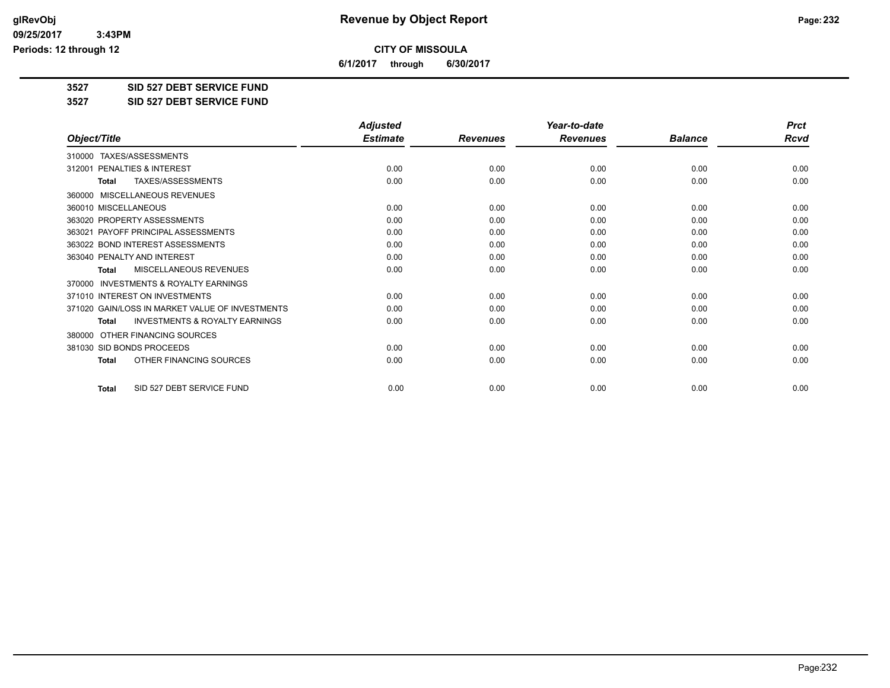**glRevObj**
**09/25/2017 3:43PM**
**Periods: 12 through 12**

# Revenue by Object Report

**CITY OF MISSOULA**

**6/1/2017 through 6/30/2017**

**3527 SID 527 DEBT SERVICE FUND**

**3527 SID 527 DEBT SERVICE FUND**

| Object/Title | Adjusted Estimate | Revenues | Year-to-date Revenues | Balance | Prct Rcvd |
|---|---|---|---|---|---|
| 310000 TAXES/ASSESSMENTS | | | | | |
| 312001 PENALTIES & INTEREST | 0.00 | 0.00 | 0.00 | 0.00 | 0.00 |
| **Total** TAXES/ASSESSMENTS | 0.00 | 0.00 | 0.00 | 0.00 | 0.00 |
| 360000 MISCELLANEOUS REVENUES | | | | | |
| 360010 MISCELLANEOUS | 0.00 | 0.00 | 0.00 | 0.00 | 0.00 |
| 363020 PROPERTY ASSESSMENTS | 0.00 | 0.00 | 0.00 | 0.00 | 0.00 |
| 363021 PAYOFF PRINCIPAL ASSESSMENTS | 0.00 | 0.00 | 0.00 | 0.00 | 0.00 |
| 363022 BOND INTEREST ASSESSMENTS | 0.00 | 0.00 | 0.00 | 0.00 | 0.00 |
| 363040 PENALTY AND INTEREST | 0.00 | 0.00 | 0.00 | 0.00 | 0.00 |
| **Total** MISCELLANEOUS REVENUES | 0.00 | 0.00 | 0.00 | 0.00 | 0.00 |
| 370000 INVESTMENTS & ROYALTY EARNINGS | | | | | |
| 371010 INTEREST ON INVESTMENTS | 0.00 | 0.00 | 0.00 | 0.00 | 0.00 |
| 371020 GAIN/LOSS IN MARKET VALUE OF INVESTMENTS | 0.00 | 0.00 | 0.00 | 0.00 | 0.00 |
| **Total** INVESTMENTS & ROYALTY EARNINGS | 0.00 | 0.00 | 0.00 | 0.00 | 0.00 |
| 380000 OTHER FINANCING SOURCES | | | | | |
| 381030 SID BONDS PROCEEDS | 0.00 | 0.00 | 0.00 | 0.00 | 0.00 |
| **Total** OTHER FINANCING SOURCES | 0.00 | 0.00 | 0.00 | 0.00 | 0.00 |
| **Total** SID 527 DEBT SERVICE FUND | 0.00 | 0.00 | 0.00 | 0.00 | 0.00 |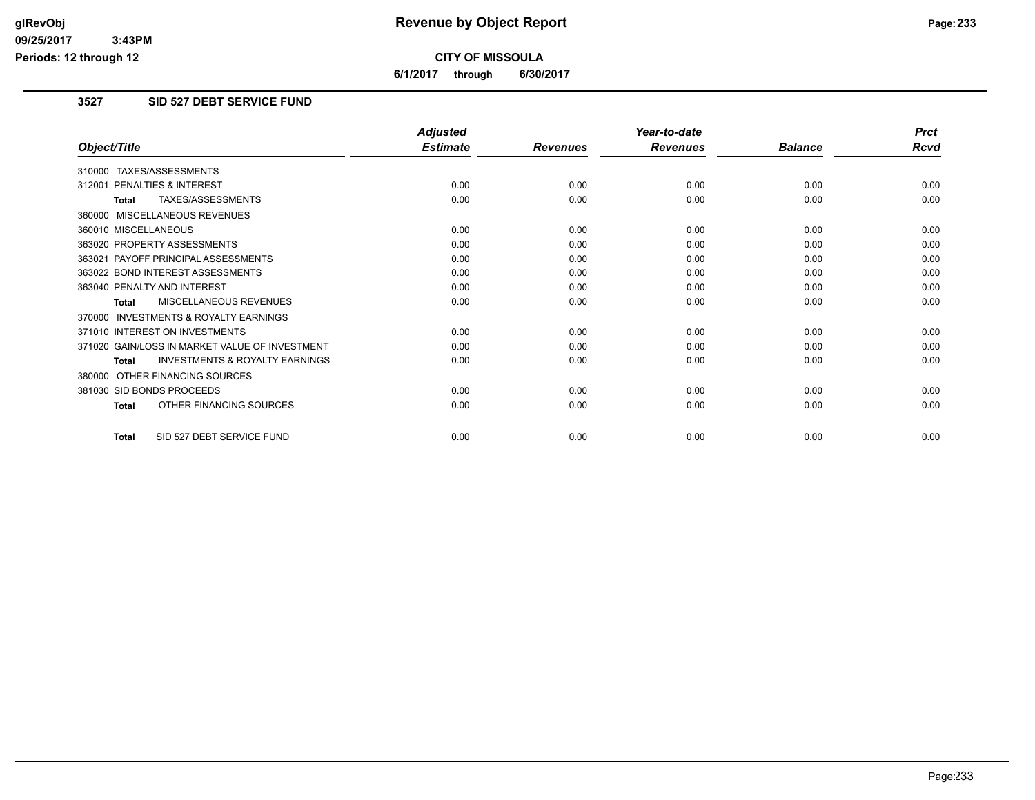# Revenue by Object Report

**CITY OF MISSOULA**

**6/1/2017 through 6/30/2017**

glRevObj
09/25/2017 3:43PM
Periods: 12 through 12

## 3527 SID 527 DEBT SERVICE FUND

| Object/Title | Adjusted Estimate | Revenues | Year-to-date Revenues | Balance | Prct Rcvd |
|---|---|---|---|---|---|
| 310000 TAXES/ASSESSMENTS | | | | | |
| 312001 PENALTIES & INTEREST | 0.00 | 0.00 | 0.00 | 0.00 | 0.00 |
| **Total** TAXES/ASSESSMENTS | 0.00 | 0.00 | 0.00 | 0.00 | 0.00 |
| 360000 MISCELLANEOUS REVENUES | | | | | |
| 360010 MISCELLANEOUS | 0.00 | 0.00 | 0.00 | 0.00 | 0.00 |
| 363020 PROPERTY ASSESSMENTS | 0.00 | 0.00 | 0.00 | 0.00 | 0.00 |
| 363021 PAYOFF PRINCIPAL ASSESSMENTS | 0.00 | 0.00 | 0.00 | 0.00 | 0.00 |
| 363022 BOND INTEREST ASSESSMENTS | 0.00 | 0.00 | 0.00 | 0.00 | 0.00 |
| 363040 PENALTY AND INTEREST | 0.00 | 0.00 | 0.00 | 0.00 | 0.00 |
| **Total** MISCELLANEOUS REVENUES | 0.00 | 0.00 | 0.00 | 0.00 | 0.00 |
| 370000 INVESTMENTS & ROYALTY EARNINGS | | | | | |
| 371010 INTEREST ON INVESTMENTS | 0.00 | 0.00 | 0.00 | 0.00 | 0.00 |
| 371020 GAIN/LOSS IN MARKET VALUE OF INVESTMENT | 0.00 | 0.00 | 0.00 | 0.00 | 0.00 |
| **Total** INVESTMENTS & ROYALTY EARNINGS | 0.00 | 0.00 | 0.00 | 0.00 | 0.00 |
| 380000 OTHER FINANCING SOURCES | | | | | |
| 381030 SID BONDS PROCEEDS | 0.00 | 0.00 | 0.00 | 0.00 | 0.00 |
| **Total** OTHER FINANCING SOURCES | 0.00 | 0.00 | 0.00 | 0.00 | 0.00 |
| **Total** SID 527 DEBT SERVICE FUND | 0.00 | 0.00 | 0.00 | 0.00 | 0.00 |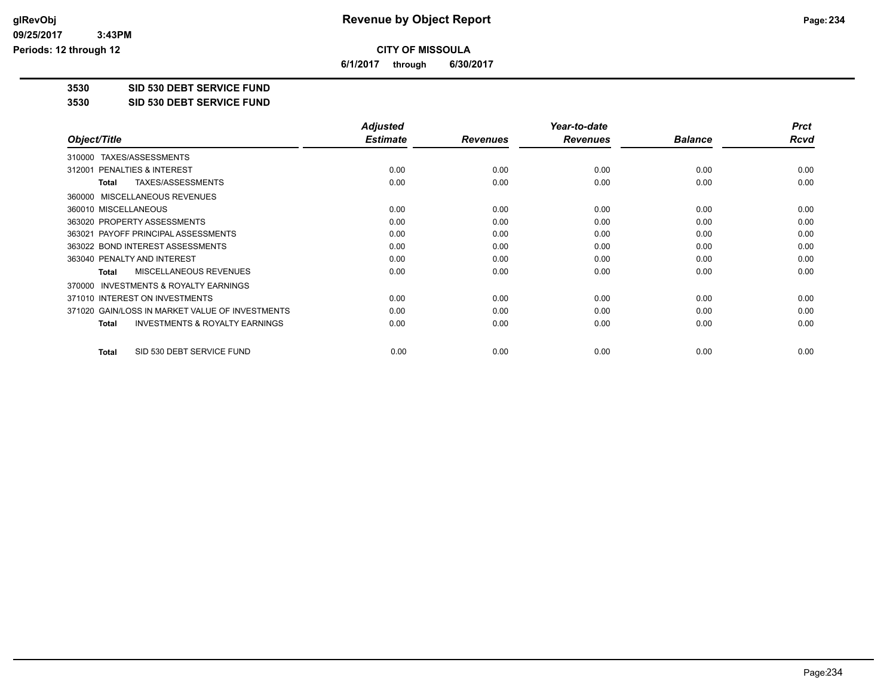**CITY OF MISSOULA**

**6/1/2017 through 6/30/2017**

**Revenue by Object Report**

glRevObj
09/25/2017 3:43PM
Periods: 12 through 12

**3530 SID 530 DEBT SERVICE FUND**

**3530 SID 530 DEBT SERVICE FUND**

| Object/Title | Adjusted Estimate | Revenues | Year-to-date Revenues | Balance | Prct Rcvd |
|---|---|---|---|---|---|
| 310000 TAXES/ASSESSMENTS | | | | | |
| 312001 PENALTIES & INTEREST | 0.00 | 0.00 | 0.00 | 0.00 | 0.00 |
| **Total** TAXES/ASSESSMENTS | 0.00 | 0.00 | 0.00 | 0.00 | 0.00 |
| 360000 MISCELLANEOUS REVENUES | | | | | |
| 360010 MISCELLANEOUS | 0.00 | 0.00 | 0.00 | 0.00 | 0.00 |
| 363020 PROPERTY ASSESSMENTS | 0.00 | 0.00 | 0.00 | 0.00 | 0.00 |
| 363021 PAYOFF PRINCIPAL ASSESSMENTS | 0.00 | 0.00 | 0.00 | 0.00 | 0.00 |
| 363022 BOND INTEREST ASSESSMENTS | 0.00 | 0.00 | 0.00 | 0.00 | 0.00 |
| 363040 PENALTY AND INTEREST | 0.00 | 0.00 | 0.00 | 0.00 | 0.00 |
| **Total** MISCELLANEOUS REVENUES | 0.00 | 0.00 | 0.00 | 0.00 | 0.00 |
| 370000 INVESTMENTS & ROYALTY EARNINGS | | | | | |
| 371010 INTEREST ON INVESTMENTS | 0.00 | 0.00 | 0.00 | 0.00 | 0.00 |
| 371020 GAIN/LOSS IN MARKET VALUE OF INVESTMENTS | 0.00 | 0.00 | 0.00 | 0.00 | 0.00 |
| **Total** INVESTMENTS & ROYALTY EARNINGS | 0.00 | 0.00 | 0.00 | 0.00 | 0.00 |
| **Total** SID 530 DEBT SERVICE FUND | 0.00 | 0.00 | 0.00 | 0.00 | 0.00 |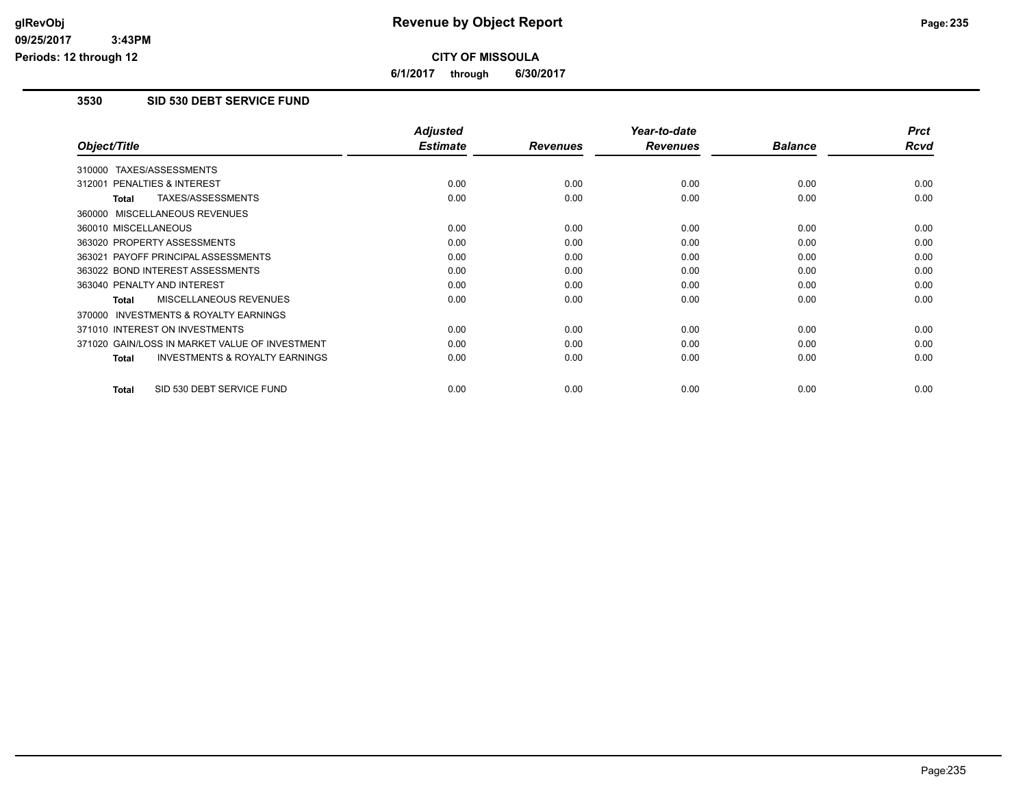**Revenue by Object Report**

**CITY OF MISSOULA**

**6/1/2017 through 6/30/2017**

glRevObj
09/25/2017 3:43PM
Periods: 12 through 12

## 3530 SID 530 DEBT SERVICE FUND

| Object/Title | Adjusted Estimate | Revenues | Year-to-date Revenues | Balance | Prct Rcvd |
|---|---|---|---|---|---|
| 310000 TAXES/ASSESSMENTS | | | | | |
| 312001 PENALTIES & INTEREST | 0.00 | 0.00 | 0.00 | 0.00 | 0.00 |
| **Total** TAXES/ASSESSMENTS | 0.00 | 0.00 | 0.00 | 0.00 | 0.00 |
| 360000 MISCELLANEOUS REVENUES | | | | | |
| 360010 MISCELLANEOUS | 0.00 | 0.00 | 0.00 | 0.00 | 0.00 |
| 363020 PROPERTY ASSESSMENTS | 0.00 | 0.00 | 0.00 | 0.00 | 0.00 |
| 363021 PAYOFF PRINCIPAL ASSESSMENTS | 0.00 | 0.00 | 0.00 | 0.00 | 0.00 |
| 363022 BOND INTEREST ASSESSMENTS | 0.00 | 0.00 | 0.00 | 0.00 | 0.00 |
| 363040 PENALTY AND INTEREST | 0.00 | 0.00 | 0.00 | 0.00 | 0.00 |
| **Total** MISCELLANEOUS REVENUES | 0.00 | 0.00 | 0.00 | 0.00 | 0.00 |
| 370000 INVESTMENTS & ROYALTY EARNINGS | | | | | |
| 371010 INTEREST ON INVESTMENTS | 0.00 | 0.00 | 0.00 | 0.00 | 0.00 |
| 371020 GAIN/LOSS IN MARKET VALUE OF INVESTMENT | 0.00 | 0.00 | 0.00 | 0.00 | 0.00 |
| **Total** INVESTMENTS & ROYALTY EARNINGS | 0.00 | 0.00 | 0.00 | 0.00 | 0.00 |
| **Total** SID 530 DEBT SERVICE FUND | 0.00 | 0.00 | 0.00 | 0.00 | 0.00 |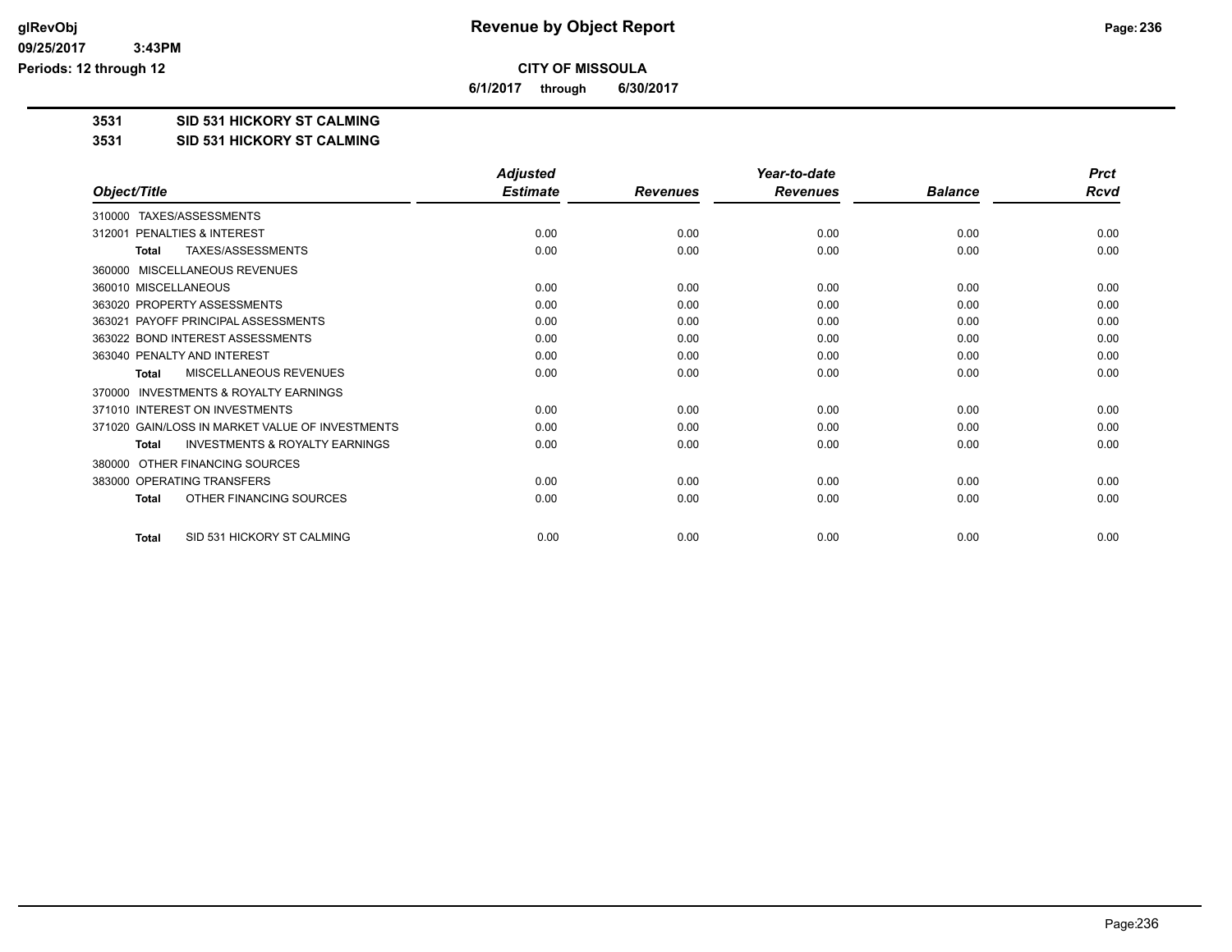# Revenue by Object Report

glRevObj
09/25/2017 3:43PM
Periods: 12 through 12

**CITY OF MISSOULA**

**6/1/2017 through 6/30/2017**

**3531 SID 531 HICKORY ST CALMING**

**3531 SID 531 HICKORY ST CALMING**

| Object/Title | Adjusted Estimate | Revenues | Year-to-date Revenues | Balance | Prct Rcvd |
|---|---|---|---|---|---|
| 310000 TAXES/ASSESSMENTS | | | | | |
| 312001 PENALTIES & INTEREST | 0.00 | 0.00 | 0.00 | 0.00 | 0.00 |
| **Total** TAXES/ASSESSMENTS | 0.00 | 0.00 | 0.00 | 0.00 | 0.00 |
| 360000 MISCELLANEOUS REVENUES | | | | | |
| 360010 MISCELLANEOUS | 0.00 | 0.00 | 0.00 | 0.00 | 0.00 |
| 363020 PROPERTY ASSESSMENTS | 0.00 | 0.00 | 0.00 | 0.00 | 0.00 |
| 363021 PAYOFF PRINCIPAL ASSESSMENTS | 0.00 | 0.00 | 0.00 | 0.00 | 0.00 |
| 363022 BOND INTEREST ASSESSMENTS | 0.00 | 0.00 | 0.00 | 0.00 | 0.00 |
| 363040 PENALTY AND INTEREST | 0.00 | 0.00 | 0.00 | 0.00 | 0.00 |
| **Total** MISCELLANEOUS REVENUES | 0.00 | 0.00 | 0.00 | 0.00 | 0.00 |
| 370000 INVESTMENTS & ROYALTY EARNINGS | | | | | |
| 371010 INTEREST ON INVESTMENTS | 0.00 | 0.00 | 0.00 | 0.00 | 0.00 |
| 371020 GAIN/LOSS IN MARKET VALUE OF INVESTMENTS | 0.00 | 0.00 | 0.00 | 0.00 | 0.00 |
| **Total** INVESTMENTS & ROYALTY EARNINGS | 0.00 | 0.00 | 0.00 | 0.00 | 0.00 |
| 380000 OTHER FINANCING SOURCES | | | | | |
| 383000 OPERATING TRANSFERS | 0.00 | 0.00 | 0.00 | 0.00 | 0.00 |
| **Total** OTHER FINANCING SOURCES | 0.00 | 0.00 | 0.00 | 0.00 | 0.00 |
| **Total** SID 531 HICKORY ST CALMING | 0.00 | 0.00 | 0.00 | 0.00 | 0.00 |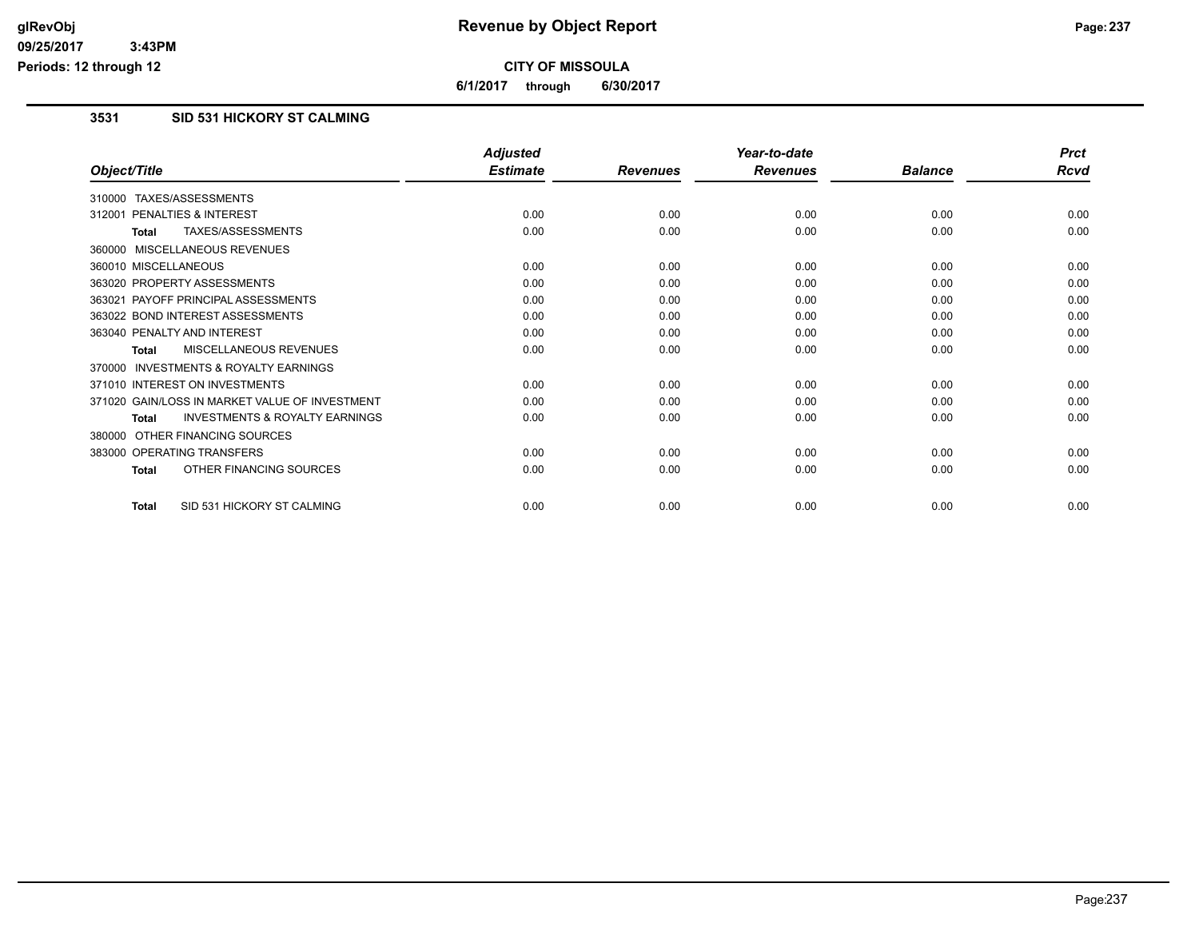# Revenue by Object Report

**CITY OF MISSOULA**

**6/1/2017 through 6/30/2017**

glRevObj
09/25/2017 3:43PM
Periods: 12 through 12

## 3531 SID 531 HICKORY ST CALMING

| Object/Title | Adjusted Estimate | Revenues | Year-to-date Revenues | Balance | Prct Rcvd |
|---|---|---|---|---|---|
| 310000 TAXES/ASSESSMENTS | | | | | |
| 312001 PENALTIES & INTEREST | 0.00 | 0.00 | 0.00 | 0.00 | 0.00 |
| **Total** TAXES/ASSESSMENTS | 0.00 | 0.00 | 0.00 | 0.00 | 0.00 |
| 360000 MISCELLANEOUS REVENUES | | | | | |
| 360010 MISCELLANEOUS | 0.00 | 0.00 | 0.00 | 0.00 | 0.00 |
| 363020 PROPERTY ASSESSMENTS | 0.00 | 0.00 | 0.00 | 0.00 | 0.00 |
| 363021 PAYOFF PRINCIPAL ASSESSMENTS | 0.00 | 0.00 | 0.00 | 0.00 | 0.00 |
| 363022 BOND INTEREST ASSESSMENTS | 0.00 | 0.00 | 0.00 | 0.00 | 0.00 |
| 363040 PENALTY AND INTEREST | 0.00 | 0.00 | 0.00 | 0.00 | 0.00 |
| **Total** MISCELLANEOUS REVENUES | 0.00 | 0.00 | 0.00 | 0.00 | 0.00 |
| 370000 INVESTMENTS & ROYALTY EARNINGS | | | | | |
| 371010 INTEREST ON INVESTMENTS | 0.00 | 0.00 | 0.00 | 0.00 | 0.00 |
| 371020 GAIN/LOSS IN MARKET VALUE OF INVESTMENT | 0.00 | 0.00 | 0.00 | 0.00 | 0.00 |
| **Total** INVESTMENTS & ROYALTY EARNINGS | 0.00 | 0.00 | 0.00 | 0.00 | 0.00 |
| 380000 OTHER FINANCING SOURCES | | | | | |
| 383000 OPERATING TRANSFERS | 0.00 | 0.00 | 0.00 | 0.00 | 0.00 |
| **Total** OTHER FINANCING SOURCES | 0.00 | 0.00 | 0.00 | 0.00 | 0.00 |
| **Total** SID 531 HICKORY ST CALMING | 0.00 | 0.00 | 0.00 | 0.00 | 0.00 |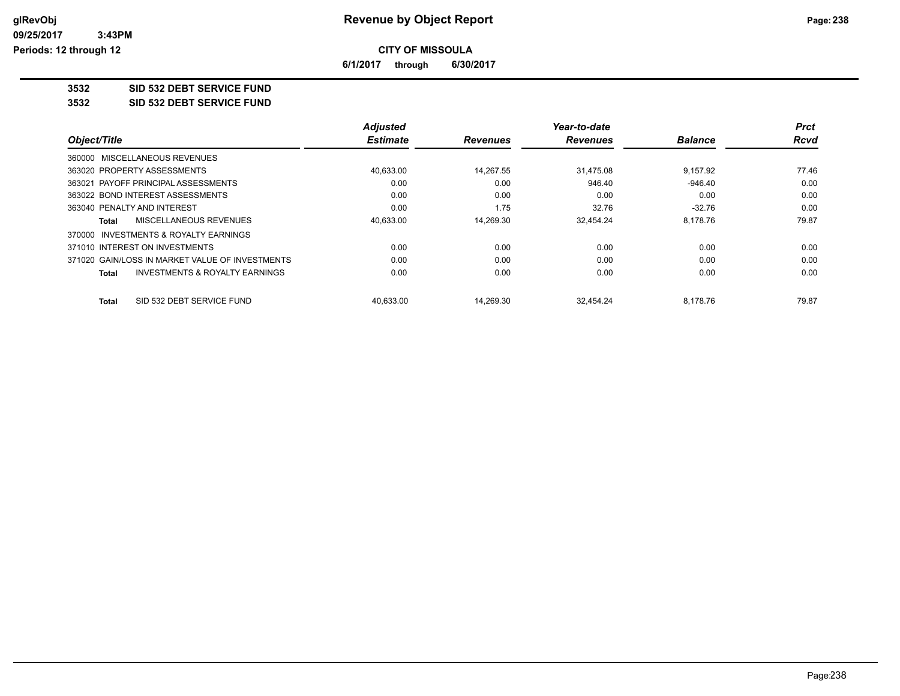# Revenue by Object Report

**CITY OF MISSOULA**

**6/1/2017 through 6/30/2017**

**3532 SID 532 DEBT SERVICE FUND**

**3532 SID 532 DEBT SERVICE FUND**

| Object/Title | Adjusted Estimate | Revenues | Year-to-date Revenues | Balance | Prct Rcvd |
|---|---|---|---|---|---|
| 360000 MISCELLANEOUS REVENUES | | | | | |
| 363020 PROPERTY ASSESSMENTS | 40,633.00 | 14,267.55 | 31,475.08 | 9,157.92 | 77.46 |
| 363021 PAYOFF PRINCIPAL ASSESSMENTS | 0.00 | 0.00 | 946.40 | -946.40 | 0.00 |
| 363022 BOND INTEREST ASSESSMENTS | 0.00 | 0.00 | 0.00 | 0.00 | 0.00 |
| 363040 PENALTY AND INTEREST | 0.00 | 1.75 | 32.76 | -32.76 | 0.00 |
| **Total** MISCELLANEOUS REVENUES | 40,633.00 | 14,269.30 | 32,454.24 | 8,178.76 | 79.87 |
| 370000 INVESTMENTS & ROYALTY EARNINGS | | | | | |
| 371010 INTEREST ON INVESTMENTS | 0.00 | 0.00 | 0.00 | 0.00 | 0.00 |
| 371020 GAIN/LOSS IN MARKET VALUE OF INVESTMENTS | 0.00 | 0.00 | 0.00 | 0.00 | 0.00 |
| **Total** INVESTMENTS & ROYALTY EARNINGS | 0.00 | 0.00 | 0.00 | 0.00 | 0.00 |
| **Total** SID 532 DEBT SERVICE FUND | 40,633.00 | 14,269.30 | 32,454.24 | 8,178.76 | 79.87 |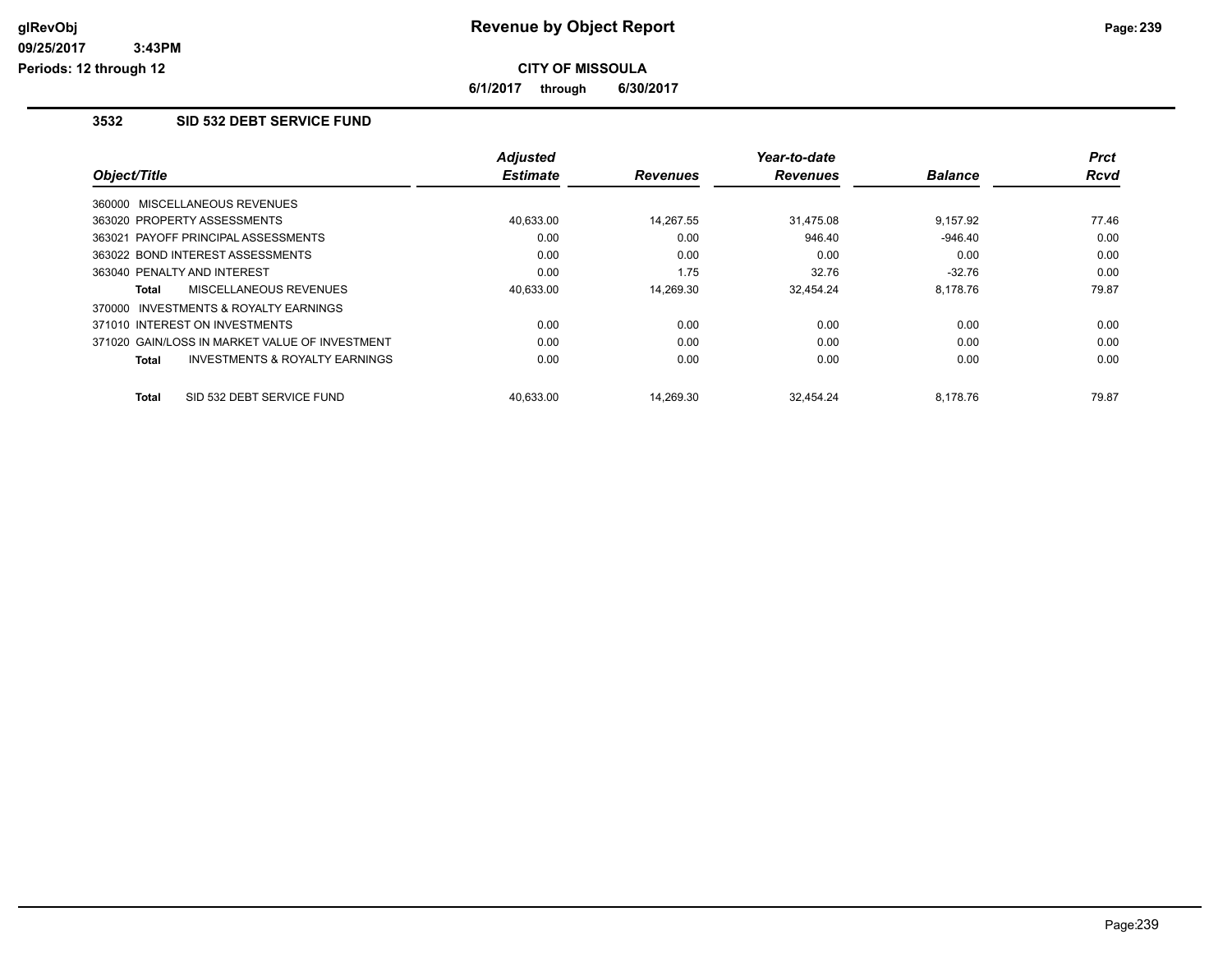# Revenue by Object Report

**CITY OF MISSOULA**

**6/1/2017 through 6/30/2017**

glRevObj
09/25/2017 3:43PM
Periods: 12 through 12

## 3532 SID 532 DEBT SERVICE FUND

| Object/Title | Adjusted Estimate | Revenues | Year-to-date Revenues | Balance | Prct Rcvd |
|---|---|---|---|---|---|
| 360000 MISCELLANEOUS REVENUES | | | | | |
| 363020 PROPERTY ASSESSMENTS | 40,633.00 | 14,267.55 | 31,475.08 | 9,157.92 | 77.46 |
| 363021 PAYOFF PRINCIPAL ASSESSMENTS | 0.00 | 0.00 | 946.40 | -946.40 | 0.00 |
| 363022 BOND INTEREST ASSESSMENTS | 0.00 | 0.00 | 0.00 | 0.00 | 0.00 |
| 363040 PENALTY AND INTEREST | 0.00 | 1.75 | 32.76 | -32.76 | 0.00 |
| **Total** MISCELLANEOUS REVENUES | 40,633.00 | 14,269.30 | 32,454.24 | 8,178.76 | 79.87 |
| 370000 INVESTMENTS & ROYALTY EARNINGS | | | | | |
| 371010 INTEREST ON INVESTMENTS | 0.00 | 0.00 | 0.00 | 0.00 | 0.00 |
| 371020 GAIN/LOSS IN MARKET VALUE OF INVESTMENT | 0.00 | 0.00 | 0.00 | 0.00 | 0.00 |
| **Total** INVESTMENTS & ROYALTY EARNINGS | 0.00 | 0.00 | 0.00 | 0.00 | 0.00 |
| **Total** SID 532 DEBT SERVICE FUND | 40,633.00 | 14,269.30 | 32,454.24 | 8,178.76 | 79.87 |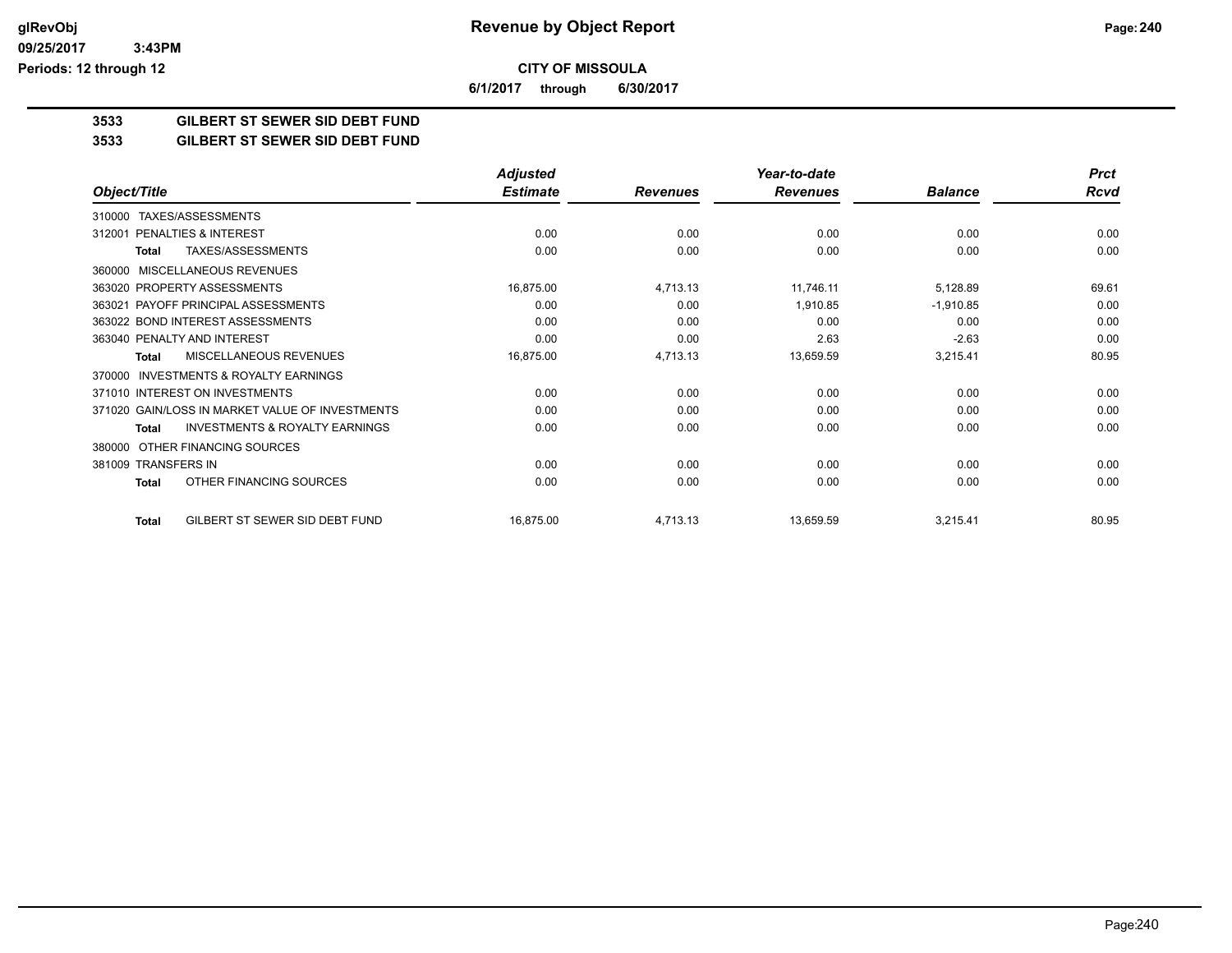glRevObj
09/25/2017 3:43PM
Periods: 12 through 12

# Revenue by Object Report

**CITY OF MISSOULA**

**6/1/2017 through 6/30/2017**

## 3533 GILBERT ST SEWER SID DEBT FUND

## 3533 GILBERT ST SEWER SID DEBT FUND

| Object/Title | Adjusted Estimate | Revenues | Year-to-date Revenues | Balance | Prct Rcvd |
|---|---|---|---|---|---|
| 310000 TAXES/ASSESSMENTS | | | | | |
| 312001 PENALTIES & INTEREST | 0.00 | 0.00 | 0.00 | 0.00 | 0.00 |
| **Total** TAXES/ASSESSMENTS | 0.00 | 0.00 | 0.00 | 0.00 | 0.00 |
| 360000 MISCELLANEOUS REVENUES | | | | | |
| 363020 PROPERTY ASSESSMENTS | 16,875.00 | 4,713.13 | 11,746.11 | 5,128.89 | 69.61 |
| 363021 PAYOFF PRINCIPAL ASSESSMENTS | 0.00 | 0.00 | 1,910.85 | -1,910.85 | 0.00 |
| 363022 BOND INTEREST ASSESSMENTS | 0.00 | 0.00 | 0.00 | 0.00 | 0.00 |
| 363040 PENALTY AND INTEREST | 0.00 | 0.00 | 2.63 | -2.63 | 0.00 |
| **Total** MISCELLANEOUS REVENUES | 16,875.00 | 4,713.13 | 13,659.59 | 3,215.41 | 80.95 |
| 370000 INVESTMENTS & ROYALTY EARNINGS | | | | | |
| 371010 INTEREST ON INVESTMENTS | 0.00 | 0.00 | 0.00 | 0.00 | 0.00 |
| 371020 GAIN/LOSS IN MARKET VALUE OF INVESTMENTS | 0.00 | 0.00 | 0.00 | 0.00 | 0.00 |
| **Total** INVESTMENTS & ROYALTY EARNINGS | 0.00 | 0.00 | 0.00 | 0.00 | 0.00 |
| 380000 OTHER FINANCING SOURCES | | | | | |
| 381009 TRANSFERS IN | 0.00 | 0.00 | 0.00 | 0.00 | 0.00 |
| **Total** OTHER FINANCING SOURCES | 0.00 | 0.00 | 0.00 | 0.00 | 0.00 |
| **Total** GILBERT ST SEWER SID DEBT FUND | 16,875.00 | 4,713.13 | 13,659.59 | 3,215.41 | 80.95 |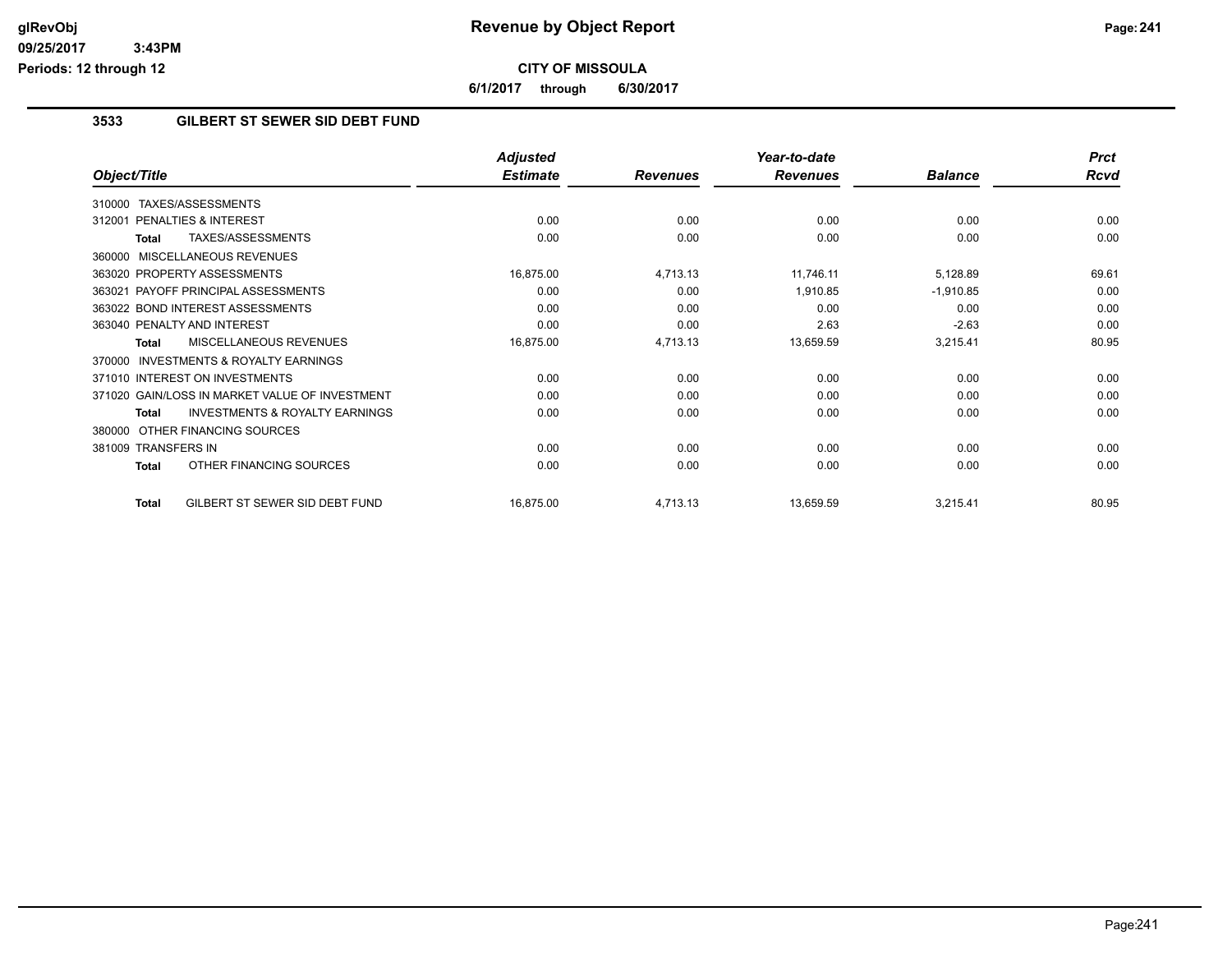**CITY OF MISSOULA**

**6/1/2017 through 6/30/2017**

## 3533 GILBERT ST SEWER SID DEBT FUND

| Object/Title | Adjusted Estimate | Revenues | Year-to-date Revenues | Balance | Prct Rcvd |
|---|---|---|---|---|---|
| 310000 TAXES/ASSESSMENTS | | | | | |
| 312001 PENALTIES & INTEREST | 0.00 | 0.00 | 0.00 | 0.00 | 0.00 |
| Total TAXES/ASSESSMENTS | 0.00 | 0.00 | 0.00 | 0.00 | 0.00 |
| 360000 MISCELLANEOUS REVENUES | | | | | |
| 363020 PROPERTY ASSESSMENTS | 16,875.00 | 4,713.13 | 11,746.11 | 5,128.89 | 69.61 |
| 363021 PAYOFF PRINCIPAL ASSESSMENTS | 0.00 | 0.00 | 1,910.85 | -1,910.85 | 0.00 |
| 363022 BOND INTEREST ASSESSMENTS | 0.00 | 0.00 | 0.00 | 0.00 | 0.00 |
| 363040 PENALTY AND INTEREST | 0.00 | 0.00 | 2.63 | -2.63 | 0.00 |
| Total MISCELLANEOUS REVENUES | 16,875.00 | 4,713.13 | 13,659.59 | 3,215.41 | 80.95 |
| 370000 INVESTMENTS & ROYALTY EARNINGS | | | | | |
| 371010 INTEREST ON INVESTMENTS | 0.00 | 0.00 | 0.00 | 0.00 | 0.00 |
| 371020 GAIN/LOSS IN MARKET VALUE OF INVESTMENT | 0.00 | 0.00 | 0.00 | 0.00 | 0.00 |
| Total INVESTMENTS & ROYALTY EARNINGS | 0.00 | 0.00 | 0.00 | 0.00 | 0.00 |
| 380000 OTHER FINANCING SOURCES | | | | | |
| 381009 TRANSFERS IN | 0.00 | 0.00 | 0.00 | 0.00 | 0.00 |
| Total OTHER FINANCING SOURCES | 0.00 | 0.00 | 0.00 | 0.00 | 0.00 |
| Total GILBERT ST SEWER SID DEBT FUND | 16,875.00 | 4,713.13 | 13,659.59 | 3,215.41 | 80.95 |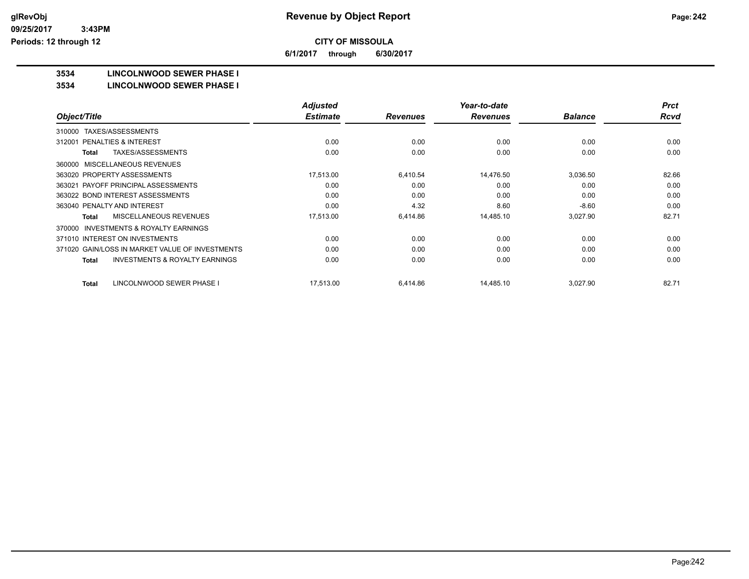**CITY OF MISSOULA**

**6/1/2017 through 6/30/2017**

# 3534 LINCOLNWOOD SEWER PHASE I

## 3534 LINCOLNWOOD SEWER PHASE I

| Object/Title | Adjusted Estimate | Revenues | Year-to-date Revenues | Balance | Prct Rcvd |
|---|---|---|---|---|---|
| 310000 TAXES/ASSESSMENTS | | | | | |
| 312001 PENALTIES & INTEREST | 0.00 | 0.00 | 0.00 | 0.00 | 0.00 |
| **Total** TAXES/ASSESSMENTS | 0.00 | 0.00 | 0.00 | 0.00 | 0.00 |
| 360000 MISCELLANEOUS REVENUES | | | | | |
| 363020 PROPERTY ASSESSMENTS | 17,513.00 | 6,410.54 | 14,476.50 | 3,036.50 | 82.66 |
| 363021 PAYOFF PRINCIPAL ASSESSMENTS | 0.00 | 0.00 | 0.00 | 0.00 | 0.00 |
| 363022 BOND INTEREST ASSESSMENTS | 0.00 | 0.00 | 0.00 | 0.00 | 0.00 |
| 363040 PENALTY AND INTEREST | 0.00 | 4.32 | 8.60 | -8.60 | 0.00 |
| **Total** MISCELLANEOUS REVENUES | 17,513.00 | 6,414.86 | 14,485.10 | 3,027.90 | 82.71 |
| 370000 INVESTMENTS & ROYALTY EARNINGS | | | | | |
| 371010 INTEREST ON INVESTMENTS | 0.00 | 0.00 | 0.00 | 0.00 | 0.00 |
| 371020 GAIN/LOSS IN MARKET VALUE OF INVESTMENTS | 0.00 | 0.00 | 0.00 | 0.00 | 0.00 |
| **Total** INVESTMENTS & ROYALTY EARNINGS | 0.00 | 0.00 | 0.00 | 0.00 | 0.00 |
| **Total** LINCOLNWOOD SEWER PHASE I | 17,513.00 | 6,414.86 | 14,485.10 | 3,027.90 | 82.71 |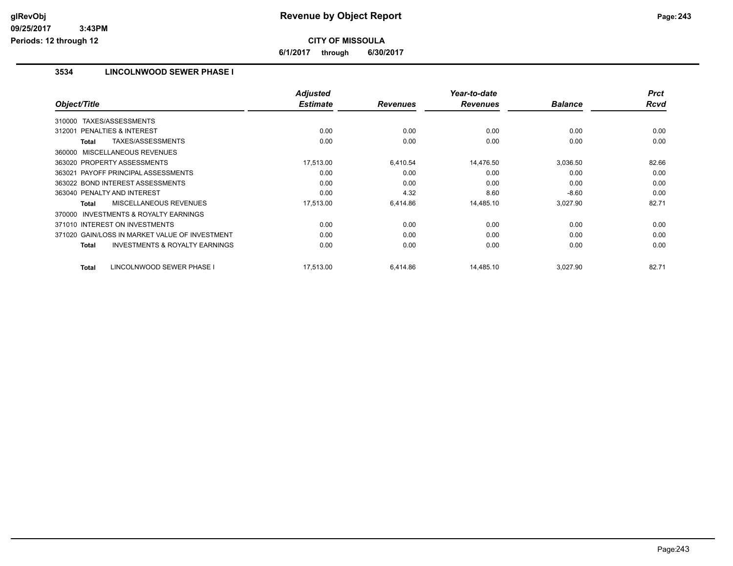**Revenue by Object Report**

**CITY OF MISSOULA**

**6/1/2017 through 6/30/2017**

glRevObj
09/25/2017 3:43PM
Periods: 12 through 12

## 3534 LINCOLNWOOD SEWER PHASE I

| Object/Title | Adjusted Estimate | Revenues | Year-to-date Revenues | Balance | Prct Rcvd |
|---|---|---|---|---|---|
| 310000 TAXES/ASSESSMENTS | | | | | |
| 312001 PENALTIES & INTEREST | 0.00 | 0.00 | 0.00 | 0.00 | 0.00 |
| **Total** TAXES/ASSESSMENTS | 0.00 | 0.00 | 0.00 | 0.00 | 0.00 |
| 360000 MISCELLANEOUS REVENUES | | | | | |
| 363020 PROPERTY ASSESSMENTS | 17,513.00 | 6,410.54 | 14,476.50 | 3,036.50 | 82.66 |
| 363021 PAYOFF PRINCIPAL ASSESSMENTS | 0.00 | 0.00 | 0.00 | 0.00 | 0.00 |
| 363022 BOND INTEREST ASSESSMENTS | 0.00 | 0.00 | 0.00 | 0.00 | 0.00 |
| 363040 PENALTY AND INTEREST | 0.00 | 4.32 | 8.60 | -8.60 | 0.00 |
| **Total** MISCELLANEOUS REVENUES | 17,513.00 | 6,414.86 | 14,485.10 | 3,027.90 | 82.71 |
| 370000 INVESTMENTS & ROYALTY EARNINGS | | | | | |
| 371010 INTEREST ON INVESTMENTS | 0.00 | 0.00 | 0.00 | 0.00 | 0.00 |
| 371020 GAIN/LOSS IN MARKET VALUE OF INVESTMENT | 0.00 | 0.00 | 0.00 | 0.00 | 0.00 |
| **Total** INVESTMENTS & ROYALTY EARNINGS | 0.00 | 0.00 | 0.00 | 0.00 | 0.00 |
| **Total** LINCOLNWOOD SEWER PHASE I | 17,513.00 | 6,414.86 | 14,485.10 | 3,027.90 | 82.71 |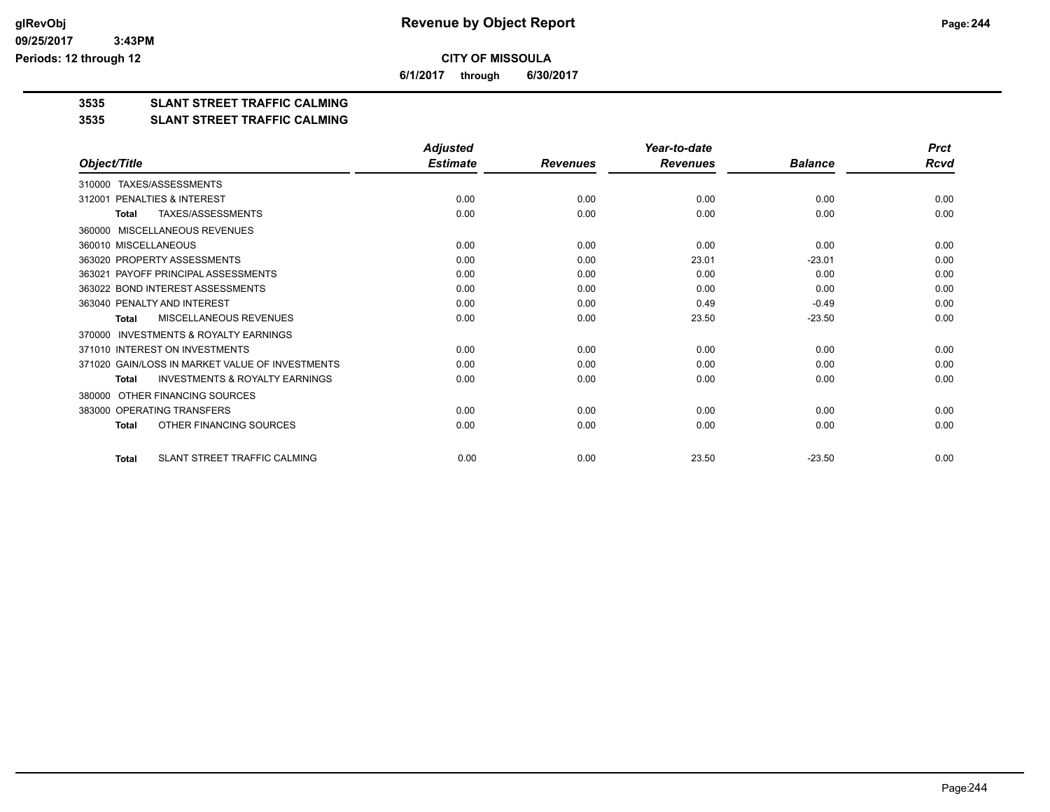# Revenue by Object Report

**CITY OF MISSOULA**

**6/1/2017 through 6/30/2017**

**3535 SLANT STREET TRAFFIC CALMING**

**3535 SLANT STREET TRAFFIC CALMING**

| Object/Title | Adjusted Estimate | Revenues | Year-to-date Revenues | Balance | Prct Rcvd |
|---|---|---|---|---|---|
| 310000 TAXES/ASSESSMENTS | | | | | |
| 312001 PENALTIES & INTEREST | 0.00 | 0.00 | 0.00 | 0.00 | 0.00 |
| **Total** TAXES/ASSESSMENTS | 0.00 | 0.00 | 0.00 | 0.00 | 0.00 |
| 360000 MISCELLANEOUS REVENUES | | | | | |
| 360010 MISCELLANEOUS | 0.00 | 0.00 | 0.00 | 0.00 | 0.00 |
| 363020 PROPERTY ASSESSMENTS | 0.00 | 0.00 | 23.01 | -23.01 | 0.00 |
| 363021 PAYOFF PRINCIPAL ASSESSMENTS | 0.00 | 0.00 | 0.00 | 0.00 | 0.00 |
| 363022 BOND INTEREST ASSESSMENTS | 0.00 | 0.00 | 0.00 | 0.00 | 0.00 |
| 363040 PENALTY AND INTEREST | 0.00 | 0.00 | 0.49 | -0.49 | 0.00 |
| **Total** MISCELLANEOUS REVENUES | 0.00 | 0.00 | 23.50 | -23.50 | 0.00 |
| 370000 INVESTMENTS & ROYALTY EARNINGS | | | | | |
| 371010 INTEREST ON INVESTMENTS | 0.00 | 0.00 | 0.00 | 0.00 | 0.00 |
| 371020 GAIN/LOSS IN MARKET VALUE OF INVESTMENTS | 0.00 | 0.00 | 0.00 | 0.00 | 0.00 |
| **Total** INVESTMENTS & ROYALTY EARNINGS | 0.00 | 0.00 | 0.00 | 0.00 | 0.00 |
| 380000 OTHER FINANCING SOURCES | | | | | |
| 383000 OPERATING TRANSFERS | 0.00 | 0.00 | 0.00 | 0.00 | 0.00 |
| **Total** OTHER FINANCING SOURCES | 0.00 | 0.00 | 0.00 | 0.00 | 0.00 |
| **Total** SLANT STREET TRAFFIC CALMING | 0.00 | 0.00 | 23.50 | -23.50 | 0.00 |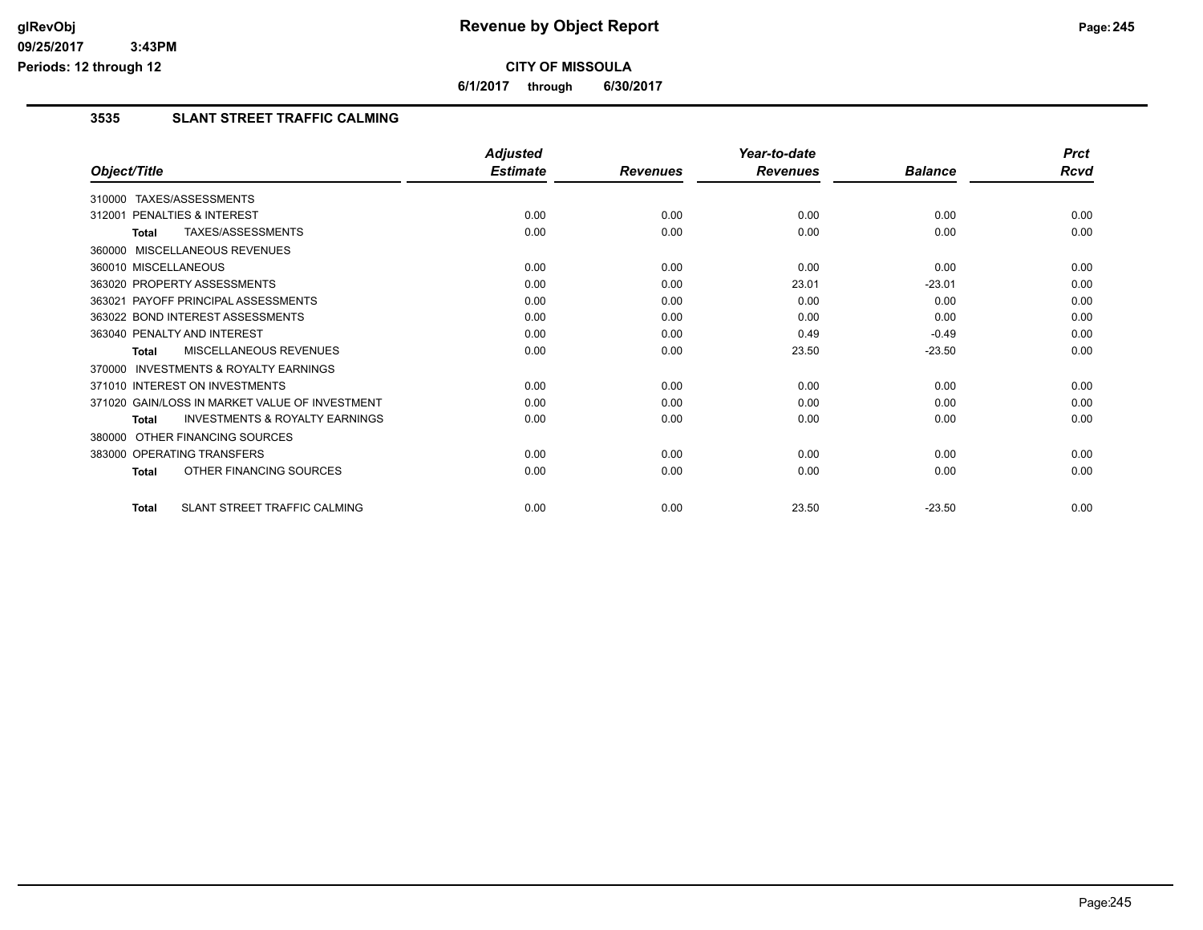# Revenue by Object Report

**CITY OF MISSOULA**

**6/1/2017 through 6/30/2017**

## 3535 SLANT STREET TRAFFIC CALMING

| Object/Title | Adjusted Estimate | Revenues | Year-to-date Revenues | Balance | Prct Rcvd |
|---|---|---|---|---|---|
| 310000 TAXES/ASSESSMENTS | | | | | |
| 312001 PENALTIES & INTEREST | 0.00 | 0.00 | 0.00 | 0.00 | 0.00 |
| **Total** TAXES/ASSESSMENTS | 0.00 | 0.00 | 0.00 | 0.00 | 0.00 |
| 360000 MISCELLANEOUS REVENUES | | | | | |
| 360010 MISCELLANEOUS | 0.00 | 0.00 | 0.00 | 0.00 | 0.00 |
| 363020 PROPERTY ASSESSMENTS | 0.00 | 0.00 | 23.01 | -23.01 | 0.00 |
| 363021 PAYOFF PRINCIPAL ASSESSMENTS | 0.00 | 0.00 | 0.00 | 0.00 | 0.00 |
| 363022 BOND INTEREST ASSESSMENTS | 0.00 | 0.00 | 0.00 | 0.00 | 0.00 |
| 363040 PENALTY AND INTEREST | 0.00 | 0.00 | 0.49 | -0.49 | 0.00 |
| **Total** MISCELLANEOUS REVENUES | 0.00 | 0.00 | 23.50 | -23.50 | 0.00 |
| 370000 INVESTMENTS & ROYALTY EARNINGS | | | | | |
| 371010 INTEREST ON INVESTMENTS | 0.00 | 0.00 | 0.00 | 0.00 | 0.00 |
| 371020 GAIN/LOSS IN MARKET VALUE OF INVESTMENT | 0.00 | 0.00 | 0.00 | 0.00 | 0.00 |
| **Total** INVESTMENTS & ROYALTY EARNINGS | 0.00 | 0.00 | 0.00 | 0.00 | 0.00 |
| 380000 OTHER FINANCING SOURCES | | | | | |
| 383000 OPERATING TRANSFERS | 0.00 | 0.00 | 0.00 | 0.00 | 0.00 |
| **Total** OTHER FINANCING SOURCES | 0.00 | 0.00 | 0.00 | 0.00 | 0.00 |
| **Total** SLANT STREET TRAFFIC CALMING | 0.00 | 0.00 | 23.50 | -23.50 | 0.00 |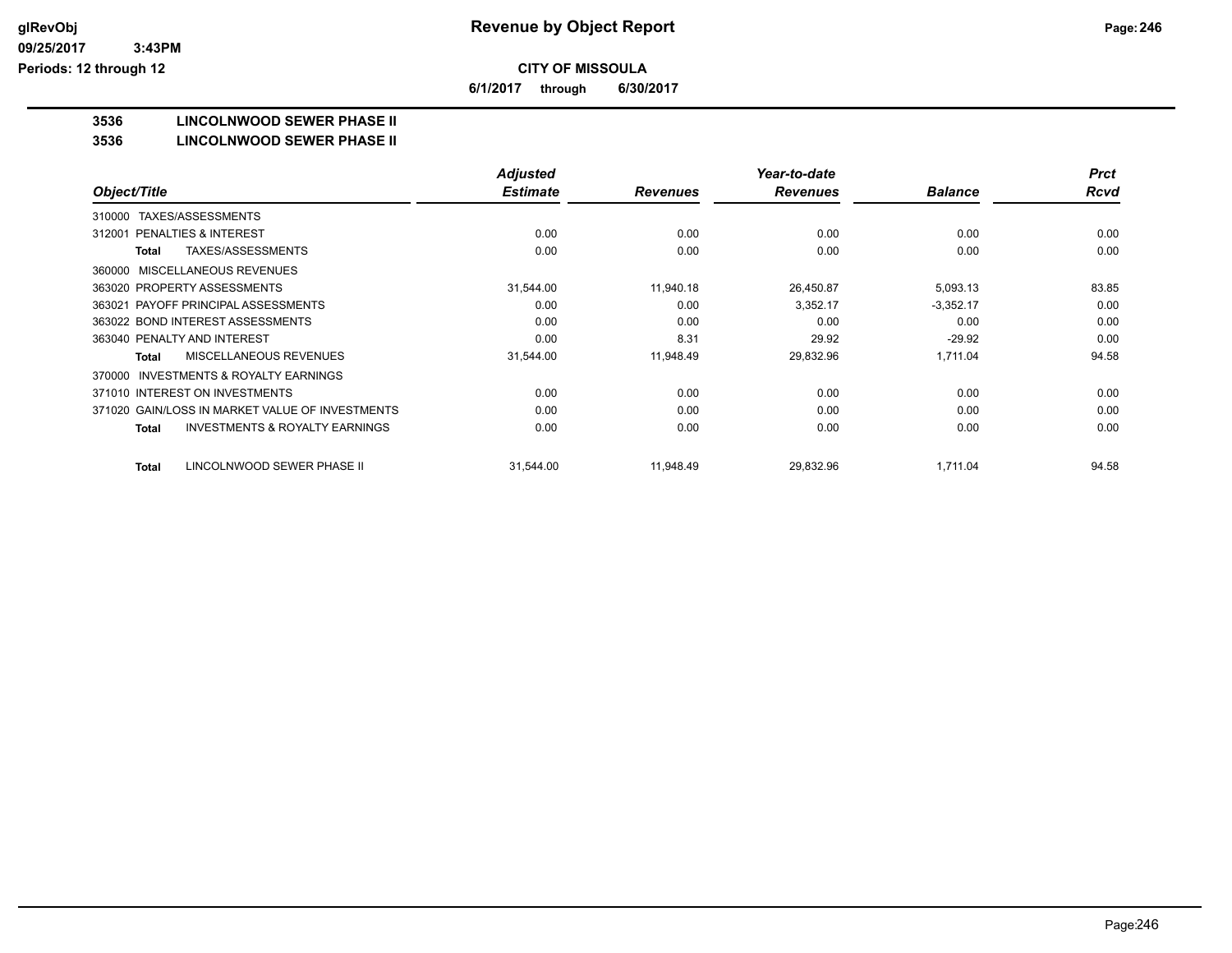# Revenue by Object Report

**CITY OF MISSOULA**

**6/1/2017 through 6/30/2017**

glRevObj
09/25/2017 3:43PM
Periods: 12 through 12

## 3536 LINCOLNWOOD SEWER PHASE II

## 3536 LINCOLNWOOD SEWER PHASE II

| Object/Title | Adjusted Estimate | Revenues | Year-to-date Revenues | Balance | Prct Rcvd |
|---|---|---|---|---|---|
| 310000 TAXES/ASSESSMENTS | | | | | |
| 312001 PENALTIES & INTEREST | 0.00 | 0.00 | 0.00 | 0.00 | 0.00 |
| **Total** TAXES/ASSESSMENTS | 0.00 | 0.00 | 0.00 | 0.00 | 0.00 |
| 360000 MISCELLANEOUS REVENUES | | | | | |
| 363020 PROPERTY ASSESSMENTS | 31,544.00 | 11,940.18 | 26,450.87 | 5,093.13 | 83.85 |
| 363021 PAYOFF PRINCIPAL ASSESSMENTS | 0.00 | 0.00 | 3,352.17 | -3,352.17 | 0.00 |
| 363022 BOND INTEREST ASSESSMENTS | 0.00 | 0.00 | 0.00 | 0.00 | 0.00 |
| 363040 PENALTY AND INTEREST | 0.00 | 8.31 | 29.92 | -29.92 | 0.00 |
| **Total** MISCELLANEOUS REVENUES | 31,544.00 | 11,948.49 | 29,832.96 | 1,711.04 | 94.58 |
| 370000 INVESTMENTS & ROYALTY EARNINGS | | | | | |
| 371010 INTEREST ON INVESTMENTS | 0.00 | 0.00 | 0.00 | 0.00 | 0.00 |
| 371020 GAIN/LOSS IN MARKET VALUE OF INVESTMENTS | 0.00 | 0.00 | 0.00 | 0.00 | 0.00 |
| **Total** INVESTMENTS & ROYALTY EARNINGS | 0.00 | 0.00 | 0.00 | 0.00 | 0.00 |
| **Total** LINCOLNWOOD SEWER PHASE II | 31,544.00 | 11,948.49 | 29,832.96 | 1,711.04 | 94.58 |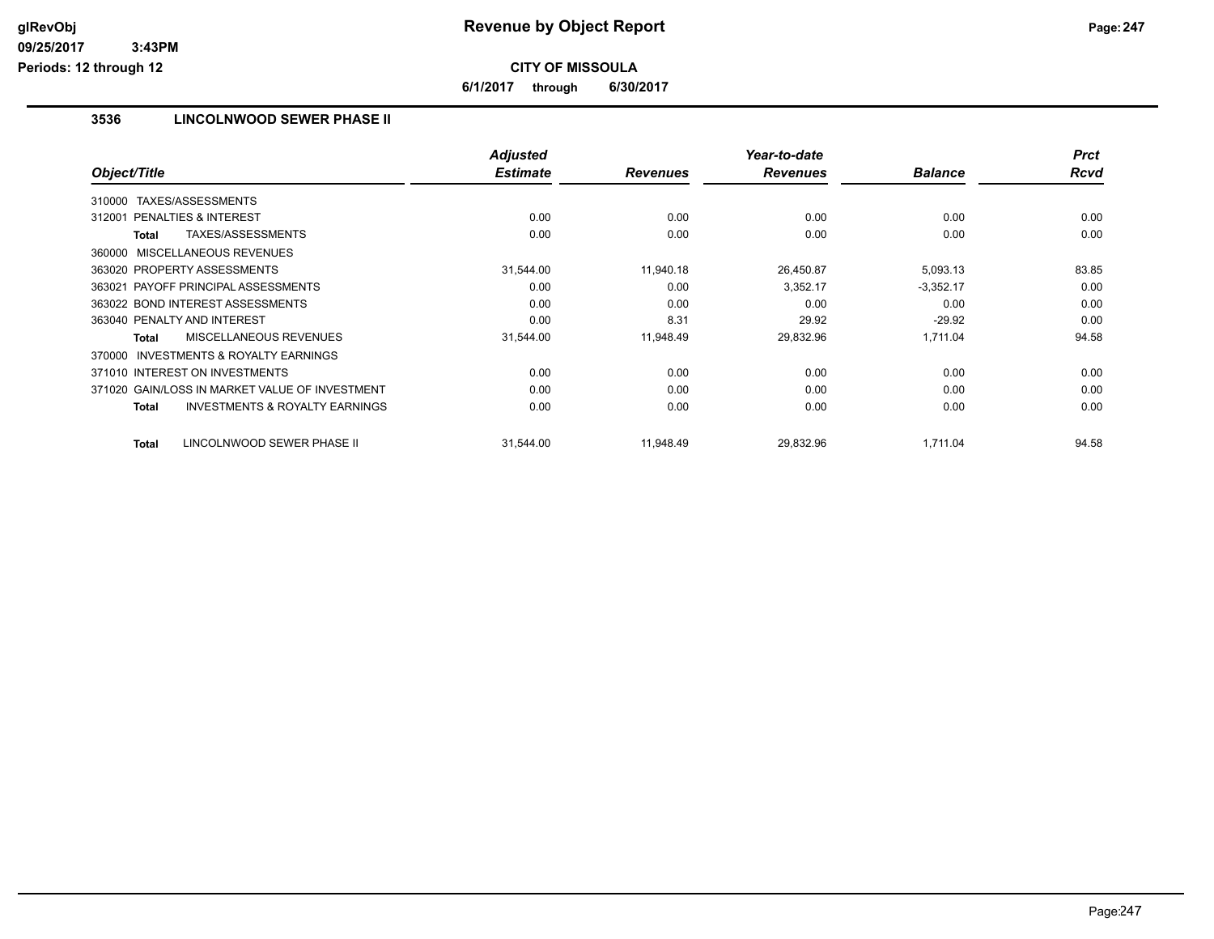# Revenue by Object Report

**CITY OF MISSOULA**

**6/1/2017 through 6/30/2017**

glRevObj
09/25/2017 3:43PM
Periods: 12 through 12

## 3536 LINCOLNWOOD SEWER PHASE II

| Object/Title | Adjusted Estimate | Revenues | Year-to-date Revenues | Balance | Prct Rcvd |
|---|---|---|---|---|---|
| 310000 TAXES/ASSESSMENTS | | | | | |
| 312001 PENALTIES & INTEREST | 0.00 | 0.00 | 0.00 | 0.00 | 0.00 |
| **Total** TAXES/ASSESSMENTS | 0.00 | 0.00 | 0.00 | 0.00 | 0.00 |
| 360000 MISCELLANEOUS REVENUES | | | | | |
| 363020 PROPERTY ASSESSMENTS | 31,544.00 | 11,940.18 | 26,450.87 | 5,093.13 | 83.85 |
| 363021 PAYOFF PRINCIPAL ASSESSMENTS | 0.00 | 0.00 | 3,352.17 | -3,352.17 | 0.00 |
| 363022 BOND INTEREST ASSESSMENTS | 0.00 | 0.00 | 0.00 | 0.00 | 0.00 |
| 363040 PENALTY AND INTEREST | 0.00 | 8.31 | 29.92 | -29.92 | 0.00 |
| **Total** MISCELLANEOUS REVENUES | 31,544.00 | 11,948.49 | 29,832.96 | 1,711.04 | 94.58 |
| 370000 INVESTMENTS & ROYALTY EARNINGS | | | | | |
| 371010 INTEREST ON INVESTMENTS | 0.00 | 0.00 | 0.00 | 0.00 | 0.00 |
| 371020 GAIN/LOSS IN MARKET VALUE OF INVESTMENT | 0.00 | 0.00 | 0.00 | 0.00 | 0.00 |
| **Total** INVESTMENTS & ROYALTY EARNINGS | 0.00 | 0.00 | 0.00 | 0.00 | 0.00 |
| **Total** LINCOLNWOOD SEWER PHASE II | 31,544.00 | 11,948.49 | 29,832.96 | 1,711.04 | 94.58 |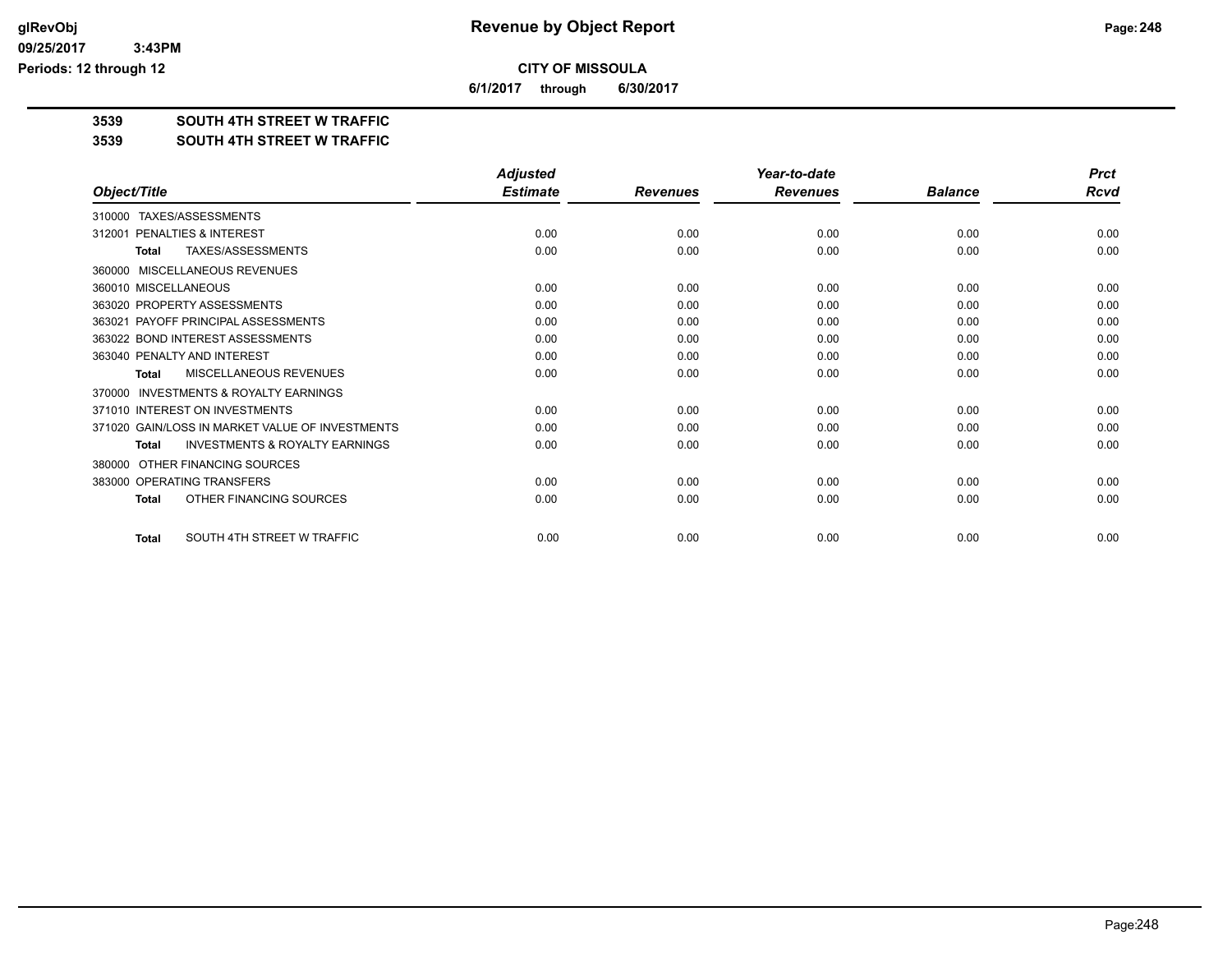**Revenue by Object Report**

**CITY OF MISSOULA**

**6/1/2017 through 6/30/2017**

glRevObj
09/25/2017 3:43PM
Periods: 12 through 12

**3539 SOUTH 4TH STREET W TRAFFIC**

**3539 SOUTH 4TH STREET W TRAFFIC**

| Object/Title | Adjusted Estimate | Revenues | Year-to-date Revenues | Balance | Prct Rcvd |
|---|---|---|---|---|---|
| 310000 TAXES/ASSESSMENTS | | | | | |
| 312001 PENALTIES & INTEREST | 0.00 | 0.00 | 0.00 | 0.00 | 0.00 |
| **Total** TAXES/ASSESSMENTS | 0.00 | 0.00 | 0.00 | 0.00 | 0.00 |
| 360000 MISCELLANEOUS REVENUES | | | | | |
| 360010 MISCELLANEOUS | 0.00 | 0.00 | 0.00 | 0.00 | 0.00 |
| 363020 PROPERTY ASSESSMENTS | 0.00 | 0.00 | 0.00 | 0.00 | 0.00 |
| 363021 PAYOFF PRINCIPAL ASSESSMENTS | 0.00 | 0.00 | 0.00 | 0.00 | 0.00 |
| 363022 BOND INTEREST ASSESSMENTS | 0.00 | 0.00 | 0.00 | 0.00 | 0.00 |
| 363040 PENALTY AND INTEREST | 0.00 | 0.00 | 0.00 | 0.00 | 0.00 |
| **Total** MISCELLANEOUS REVENUES | 0.00 | 0.00 | 0.00 | 0.00 | 0.00 |
| 370000 INVESTMENTS & ROYALTY EARNINGS | | | | | |
| 371010 INTEREST ON INVESTMENTS | 0.00 | 0.00 | 0.00 | 0.00 | 0.00 |
| 371020 GAIN/LOSS IN MARKET VALUE OF INVESTMENTS | 0.00 | 0.00 | 0.00 | 0.00 | 0.00 |
| **Total** INVESTMENTS & ROYALTY EARNINGS | 0.00 | 0.00 | 0.00 | 0.00 | 0.00 |
| 380000 OTHER FINANCING SOURCES | | | | | |
| 383000 OPERATING TRANSFERS | 0.00 | 0.00 | 0.00 | 0.00 | 0.00 |
| **Total** OTHER FINANCING SOURCES | 0.00 | 0.00 | 0.00 | 0.00 | 0.00 |
| **Total** SOUTH 4TH STREET W TRAFFIC | 0.00 | 0.00 | 0.00 | 0.00 | 0.00 |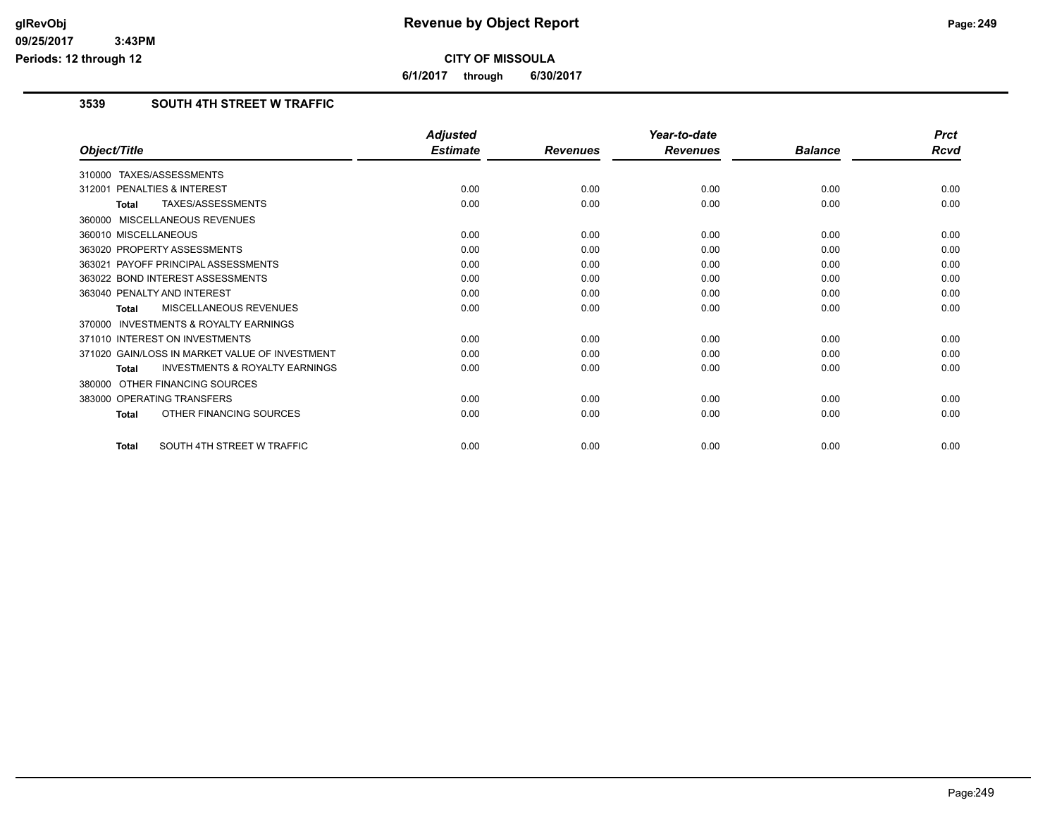# Revenue by Object Report

**CITY OF MISSOULA**

**6/1/2017 through 6/30/2017**

glRevObj
09/25/2017 3:43PM
Periods: 12 through 12

## 3539 SOUTH 4TH STREET W TRAFFIC

| Object/Title | Adjusted Estimate | Revenues | Year-to-date Revenues | Balance | Prct Rcvd |
|---|---|---|---|---|---|
| 310000 TAXES/ASSESSMENTS | | | | | |
| 312001 PENALTIES & INTEREST | 0.00 | 0.00 | 0.00 | 0.00 | 0.00 |
| **Total** TAXES/ASSESSMENTS | 0.00 | 0.00 | 0.00 | 0.00 | 0.00 |
| 360000 MISCELLANEOUS REVENUES | | | | | |
| 360010 MISCELLANEOUS | 0.00 | 0.00 | 0.00 | 0.00 | 0.00 |
| 363020 PROPERTY ASSESSMENTS | 0.00 | 0.00 | 0.00 | 0.00 | 0.00 |
| 363021 PAYOFF PRINCIPAL ASSESSMENTS | 0.00 | 0.00 | 0.00 | 0.00 | 0.00 |
| 363022 BOND INTEREST ASSESSMENTS | 0.00 | 0.00 | 0.00 | 0.00 | 0.00 |
| 363040 PENALTY AND INTEREST | 0.00 | 0.00 | 0.00 | 0.00 | 0.00 |
| **Total** MISCELLANEOUS REVENUES | 0.00 | 0.00 | 0.00 | 0.00 | 0.00 |
| 370000 INVESTMENTS & ROYALTY EARNINGS | | | | | |
| 371010 INTEREST ON INVESTMENTS | 0.00 | 0.00 | 0.00 | 0.00 | 0.00 |
| 371020 GAIN/LOSS IN MARKET VALUE OF INVESTMENT | 0.00 | 0.00 | 0.00 | 0.00 | 0.00 |
| **Total** INVESTMENTS & ROYALTY EARNINGS | 0.00 | 0.00 | 0.00 | 0.00 | 0.00 |
| 380000 OTHER FINANCING SOURCES | | | | | |
| 383000 OPERATING TRANSFERS | 0.00 | 0.00 | 0.00 | 0.00 | 0.00 |
| **Total** OTHER FINANCING SOURCES | 0.00 | 0.00 | 0.00 | 0.00 | 0.00 |
| **Total** SOUTH 4TH STREET W TRAFFIC | 0.00 | 0.00 | 0.00 | 0.00 | 0.00 |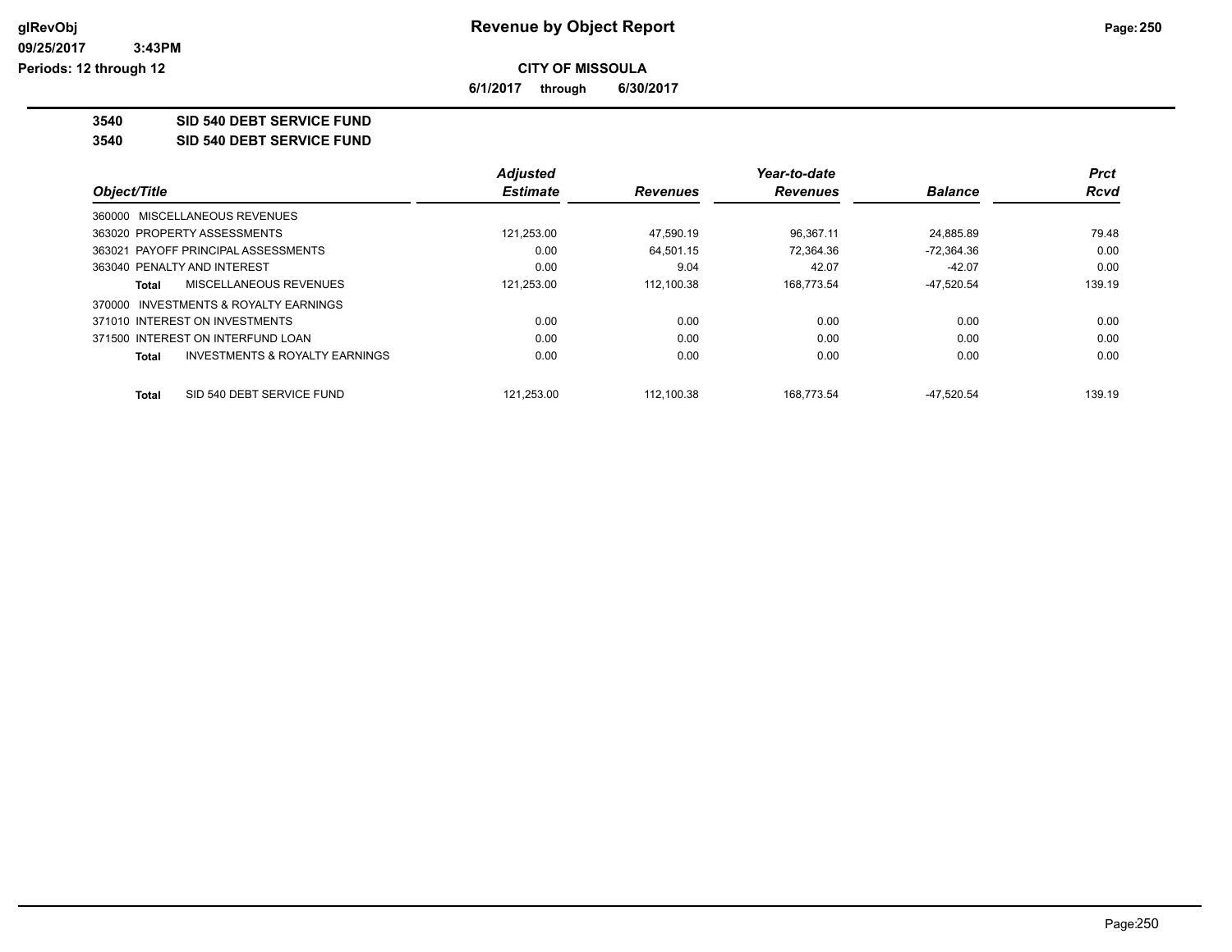# Revenue by Object Report

**CITY OF MISSOULA**

**6/1/2017 through 6/30/2017**

glRevObj
09/25/2017 3:43PM
Periods: 12 through 12

**3540 SID 540 DEBT SERVICE FUND**

**3540 SID 540 DEBT SERVICE FUND**

| Object/Title | Adjusted Estimate | Revenues | Year-to-date Revenues | Balance | Prct Rcvd |
|---|---|---|---|---|---|
| 360000 MISCELLANEOUS REVENUES | | | | | |
| 363020 PROPERTY ASSESSMENTS | 121,253.00 | 47,590.19 | 96,367.11 | 24,885.89 | 79.48 |
| 363021 PAYOFF PRINCIPAL ASSESSMENTS | 0.00 | 64,501.15 | 72,364.36 | -72,364.36 | 0.00 |
| 363040 PENALTY AND INTEREST | 0.00 | 9.04 | 42.07 | -42.07 | 0.00 |
| **Total** MISCELLANEOUS REVENUES | 121,253.00 | 112,100.38 | 168,773.54 | -47,520.54 | 139.19 |
| 370000 INVESTMENTS & ROYALTY EARNINGS | | | | | |
| 371010 INTEREST ON INVESTMENTS | 0.00 | 0.00 | 0.00 | 0.00 | 0.00 |
| 371500 INTEREST ON INTERFUND LOAN | 0.00 | 0.00 | 0.00 | 0.00 | 0.00 |
| **Total** INVESTMENTS & ROYALTY EARNINGS | 0.00 | 0.00 | 0.00 | 0.00 | 0.00 |
| **Total** SID 540 DEBT SERVICE FUND | 121,253.00 | 112,100.38 | 168,773.54 | -47,520.54 | 139.19 |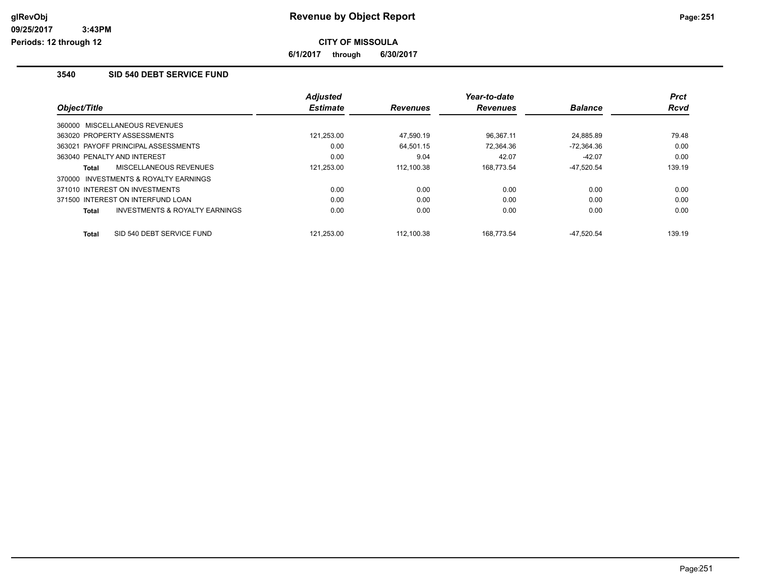# Revenue by Object Report

**CITY OF MISSOULA**

**6/1/2017 through 6/30/2017**

glRevObj
09/25/2017 3:43PM
Periods: 12 through 12

### 3540 SID 540 DEBT SERVICE FUND

| Object/Title | Adjusted Estimate | Revenues | Year-to-date Revenues | Balance | Prct Rcvd |
|---|---|---|---|---|---|
| 360000 MISCELLANEOUS REVENUES | | | | | |
| 363020 PROPERTY ASSESSMENTS | 121,253.00 | 47,590.19 | 96,367.11 | 24,885.89 | 79.48 |
| 363021 PAYOFF PRINCIPAL ASSESSMENTS | 0.00 | 64,501.15 | 72,364.36 | -72,364.36 | 0.00 |
| 363040 PENALTY AND INTEREST | 0.00 | 9.04 | 42.07 | -42.07 | 0.00 |
| **Total** MISCELLANEOUS REVENUES | 121,253.00 | 112,100.38 | 168,773.54 | -47,520.54 | 139.19 |
| 370000 INVESTMENTS & ROYALTY EARNINGS | | | | | |
| 371010 INTEREST ON INVESTMENTS | 0.00 | 0.00 | 0.00 | 0.00 | 0.00 |
| 371500 INTEREST ON INTERFUND LOAN | 0.00 | 0.00 | 0.00 | 0.00 | 0.00 |
| **Total** INVESTMENTS & ROYALTY EARNINGS | 0.00 | 0.00 | 0.00 | 0.00 | 0.00 |
| **Total** SID 540 DEBT SERVICE FUND | 121,253.00 | 112,100.38 | 168,773.54 | -47,520.54 | 139.19 |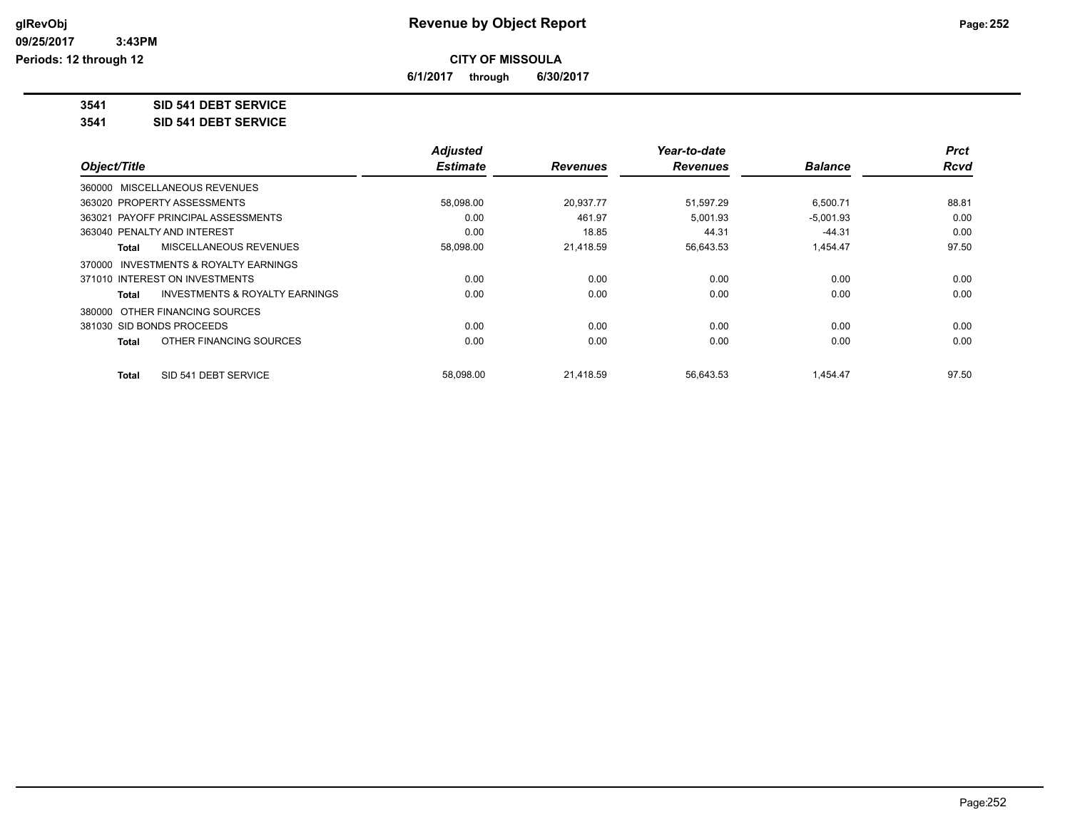**Revenue by Object Report**

**CITY OF MISSOULA**

**6/1/2017 through 6/30/2017**

glRevObj
09/25/2017 3:43PM
Periods: 12 through 12

**3541 SID 541 DEBT SERVICE**

**3541 SID 541 DEBT SERVICE**

| Object/Title | Adjusted Estimate | Revenues | Year-to-date Revenues | Balance | Prct Rcvd |
|---|---|---|---|---|---|
| 360000 MISCELLANEOUS REVENUES | | | | | |
| 363020 PROPERTY ASSESSMENTS | 58,098.00 | 20,937.77 | 51,597.29 | 6,500.71 | 88.81 |
| 363021 PAYOFF PRINCIPAL ASSESSMENTS | 0.00 | 461.97 | 5,001.93 | -5,001.93 | 0.00 |
| 363040 PENALTY AND INTEREST | 0.00 | 18.85 | 44.31 | -44.31 | 0.00 |
| **Total** MISCELLANEOUS REVENUES | 58,098.00 | 21,418.59 | 56,643.53 | 1,454.47 | 97.50 |
| 370000 INVESTMENTS & ROYALTY EARNINGS | | | | | |
| 371010 INTEREST ON INVESTMENTS | 0.00 | 0.00 | 0.00 | 0.00 | 0.00 |
| **Total** INVESTMENTS & ROYALTY EARNINGS | 0.00 | 0.00 | 0.00 | 0.00 | 0.00 |
| 380000 OTHER FINANCING SOURCES | | | | | |
| 381030 SID BONDS PROCEEDS | 0.00 | 0.00 | 0.00 | 0.00 | 0.00 |
| **Total** OTHER FINANCING SOURCES | 0.00 | 0.00 | 0.00 | 0.00 | 0.00 |
| **Total** SID 541 DEBT SERVICE | 58,098.00 | 21,418.59 | 56,643.53 | 1,454.47 | 97.50 |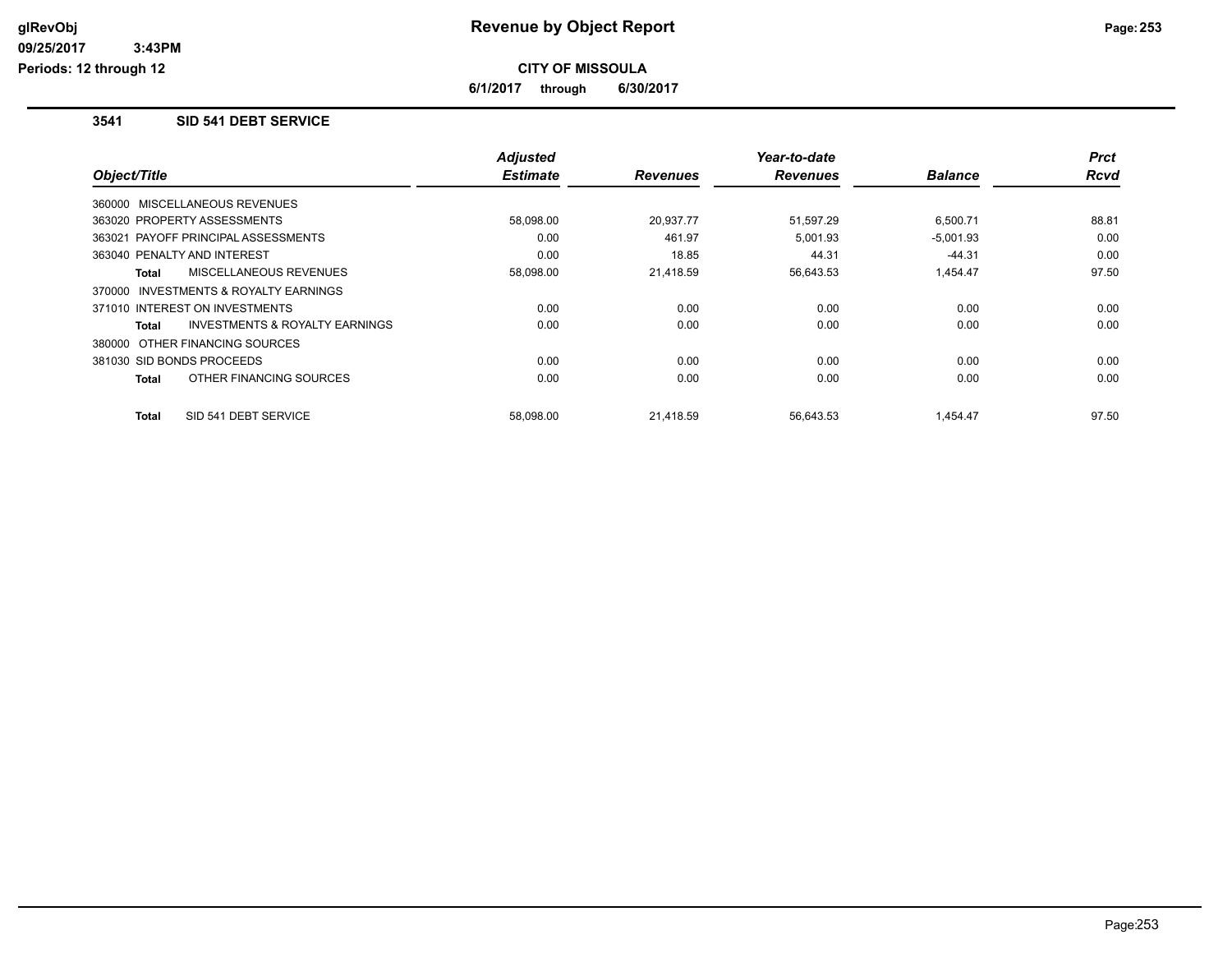**Revenue by Object Report**

**CITY OF MISSOULA**

**6/1/2017 through 6/30/2017**

glRevObj
09/25/2017 3:43PM
Periods: 12 through 12

## 3541 SID 541 DEBT SERVICE

| Object/Title | Adjusted Estimate | Revenues | Year-to-date Revenues | Balance | Prct Rcvd |
|---|---|---|---|---|---|
| 360000 MISCELLANEOUS REVENUES | | | | | |
| 363020 PROPERTY ASSESSMENTS | 58,098.00 | 20,937.77 | 51,597.29 | 6,500.71 | 88.81 |
| 363021 PAYOFF PRINCIPAL ASSESSMENTS | 0.00 | 461.97 | 5,001.93 | -5,001.93 | 0.00 |
| 363040 PENALTY AND INTEREST | 0.00 | 18.85 | 44.31 | -44.31 | 0.00 |
| **Total** MISCELLANEOUS REVENUES | 58,098.00 | 21,418.59 | 56,643.53 | 1,454.47 | 97.50 |
| 370000 INVESTMENTS & ROYALTY EARNINGS | | | | | |
| 371010 INTEREST ON INVESTMENTS | 0.00 | 0.00 | 0.00 | 0.00 | 0.00 |
| **Total** INVESTMENTS & ROYALTY EARNINGS | 0.00 | 0.00 | 0.00 | 0.00 | 0.00 |
| 380000 OTHER FINANCING SOURCES | | | | | |
| 381030 SID BONDS PROCEEDS | 0.00 | 0.00 | 0.00 | 0.00 | 0.00 |
| **Total** OTHER FINANCING SOURCES | 0.00 | 0.00 | 0.00 | 0.00 | 0.00 |
| **Total** SID 541 DEBT SERVICE | 58,098.00 | 21,418.59 | 56,643.53 | 1,454.47 | 97.50 |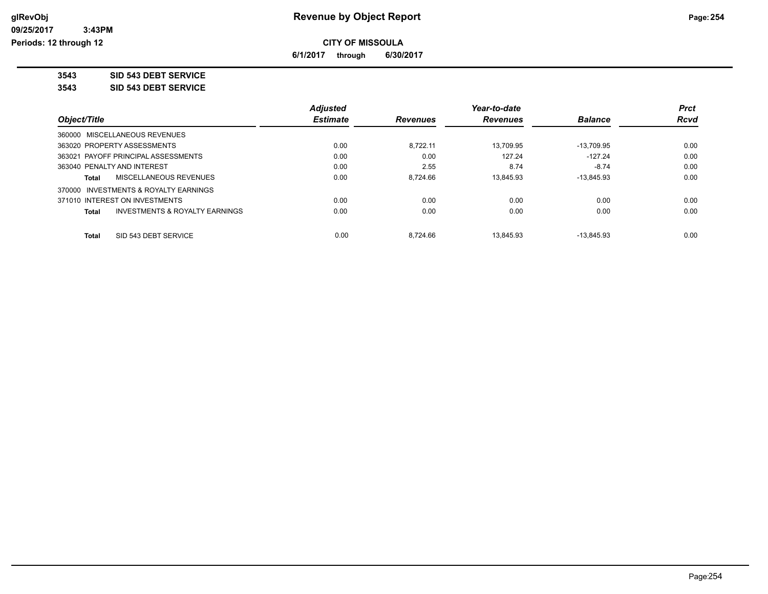# Revenue by Object Report

glRevObj
09/25/2017 3:43PM
Periods: 12 through 12

**CITY OF MISSOULA**

**6/1/2017 through 6/30/2017**

**3543 SID 543 DEBT SERVICE**

**3543 SID 543 DEBT SERVICE**

| Object/Title | Adjusted Estimate | Revenues | Year-to-date Revenues | Balance | Prct Rcvd |
|---|---|---|---|---|---|
| 360000 MISCELLANEOUS REVENUES | | | | | |
| 363020 PROPERTY ASSESSMENTS | 0.00 | 8,722.11 | 13,709.95 | -13,709.95 | 0.00 |
| 363021 PAYOFF PRINCIPAL ASSESSMENTS | 0.00 | 0.00 | 127.24 | -127.24 | 0.00 |
| 363040 PENALTY AND INTEREST | 0.00 | 2.55 | 8.74 | -8.74 | 0.00 |
| **Total** MISCELLANEOUS REVENUES | 0.00 | 8,724.66 | 13,845.93 | -13,845.93 | 0.00 |
| 370000 INVESTMENTS & ROYALTY EARNINGS | | | | | |
| 371010 INTEREST ON INVESTMENTS | 0.00 | 0.00 | 0.00 | 0.00 | 0.00 |
| **Total** INVESTMENTS & ROYALTY EARNINGS | 0.00 | 0.00 | 0.00 | 0.00 | 0.00 |
| **Total** SID 543 DEBT SERVICE | 0.00 | 8,724.66 | 13,845.93 | -13,845.93 | 0.00 |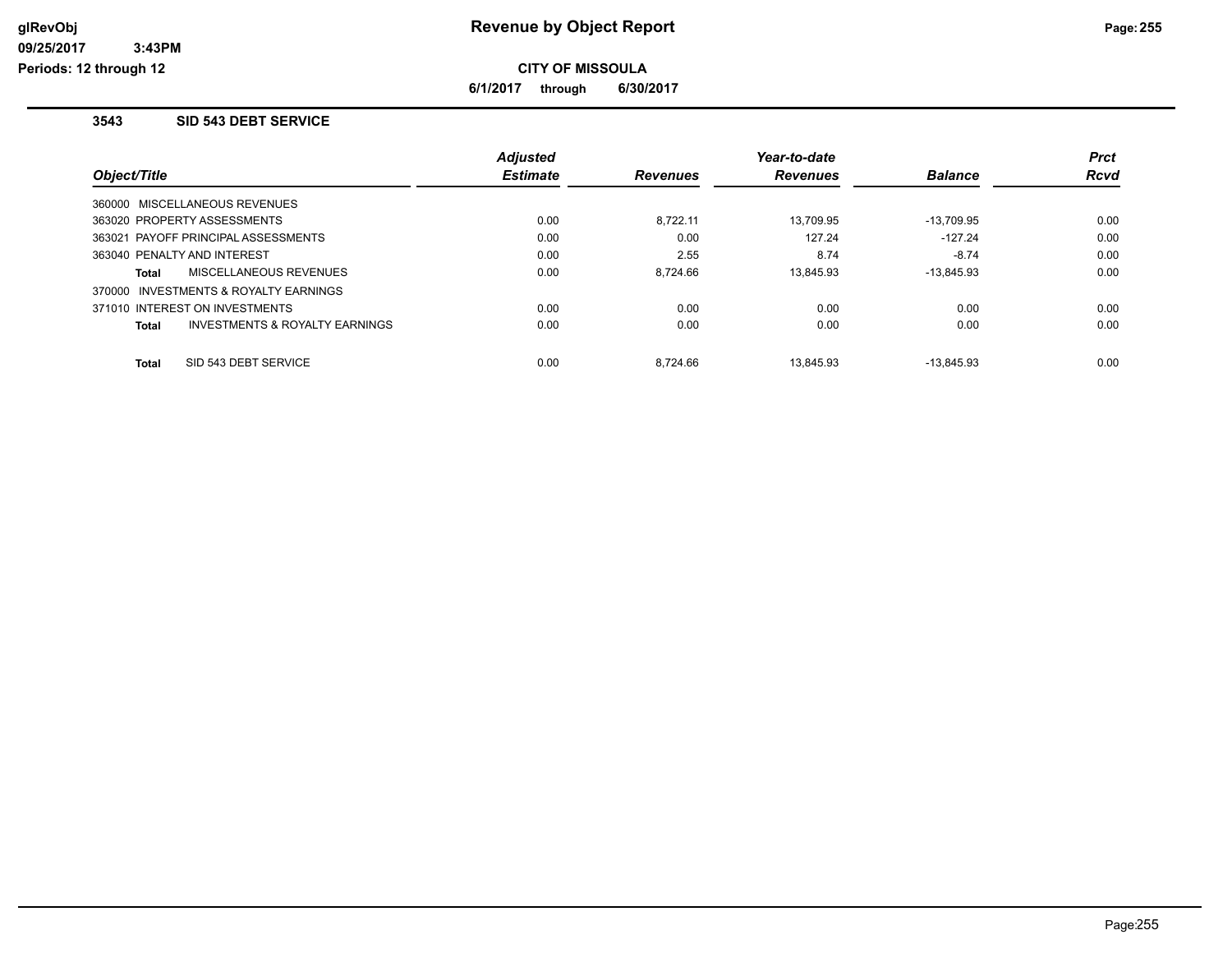# Revenue by Object Report

**CITY OF MISSOULA**

**6/1/2017 through 6/30/2017**

glRevObj
09/25/2017 3:43PM
Periods: 12 through 12

### 3543 SID 543 DEBT SERVICE

| Object/Title | Adjusted Estimate | Revenues | Year-to-date Revenues | Balance | Prct Rcvd |
|---|---|---|---|---|---|
| 360000 MISCELLANEOUS REVENUES | | | | | |
| 363020 PROPERTY ASSESSMENTS | 0.00 | 8,722.11 | 13,709.95 | -13,709.95 | 0.00 |
| 363021 PAYOFF PRINCIPAL ASSESSMENTS | 0.00 | 0.00 | 127.24 | -127.24 | 0.00 |
| 363040 PENALTY AND INTEREST | 0.00 | 2.55 | 8.74 | -8.74 | 0.00 |
| **Total** MISCELLANEOUS REVENUES | 0.00 | 8,724.66 | 13,845.93 | -13,845.93 | 0.00 |
| 370000 INVESTMENTS & ROYALTY EARNINGS | | | | | |
| 371010 INTEREST ON INVESTMENTS | 0.00 | 0.00 | 0.00 | 0.00 | 0.00 |
| **Total** INVESTMENTS & ROYALTY EARNINGS | 0.00 | 0.00 | 0.00 | 0.00 | 0.00 |
| **Total** SID 543 DEBT SERVICE | 0.00 | 8,724.66 | 13,845.93 | -13,845.93 | 0.00 |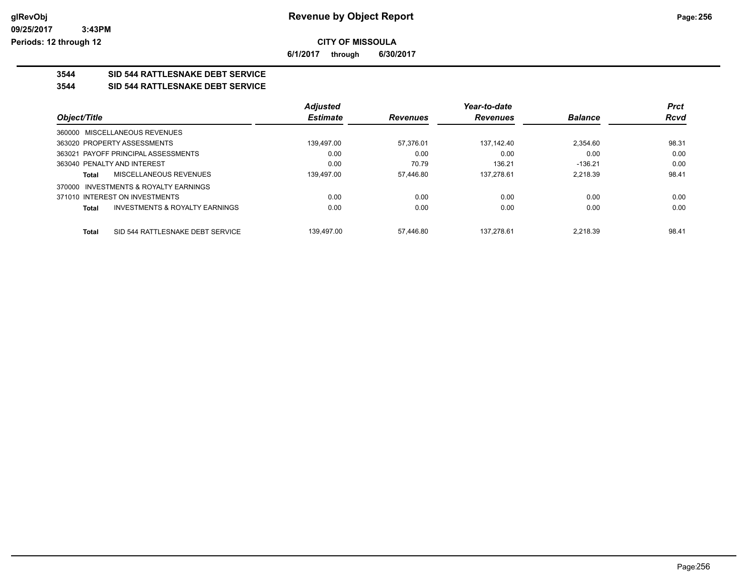# Revenue by Object Report

**CITY OF MISSOULA**

**6/1/2017 through 6/30/2017**

glRevObj
09/25/2017 3:43PM
Periods: 12 through 12

## 3544 SID 544 RATTLESNAKE DEBT SERVICE

### 3544 SID 544 RATTLESNAKE DEBT SERVICE

| Object/Title | | Adjusted Estimate | Revenues | Year-to-date Revenues | Balance | Prct Rcvd |
|---|---|---|---|---|---|---|
| 360000 MISCELLANEOUS REVENUES | | | | | | |
| 363020 PROPERTY ASSESSMENTS | | 139,497.00 | 57,376.01 | 137,142.40 | 2,354.60 | 98.31 |
| 363021 PAYOFF PRINCIPAL ASSESSMENTS | | 0.00 | 0.00 | 0.00 | 0.00 | 0.00 |
| 363040 PENALTY AND INTEREST | | 0.00 | 70.79 | 136.21 | -136.21 | 0.00 |
| **Total** | MISCELLANEOUS REVENUES | 139,497.00 | 57,446.80 | 137,278.61 | 2,218.39 | 98.41 |
| 370000 INVESTMENTS & ROYALTY EARNINGS | | | | | | |
| 371010 INTEREST ON INVESTMENTS | | 0.00 | 0.00 | 0.00 | 0.00 | 0.00 |
| **Total** | INVESTMENTS & ROYALTY EARNINGS | 0.00 | 0.00 | 0.00 | 0.00 | 0.00 |
| **Total** | SID 544 RATTLESNAKE DEBT SERVICE | 139,497.00 | 57,446.80 | 137,278.61 | 2,218.39 | 98.41 |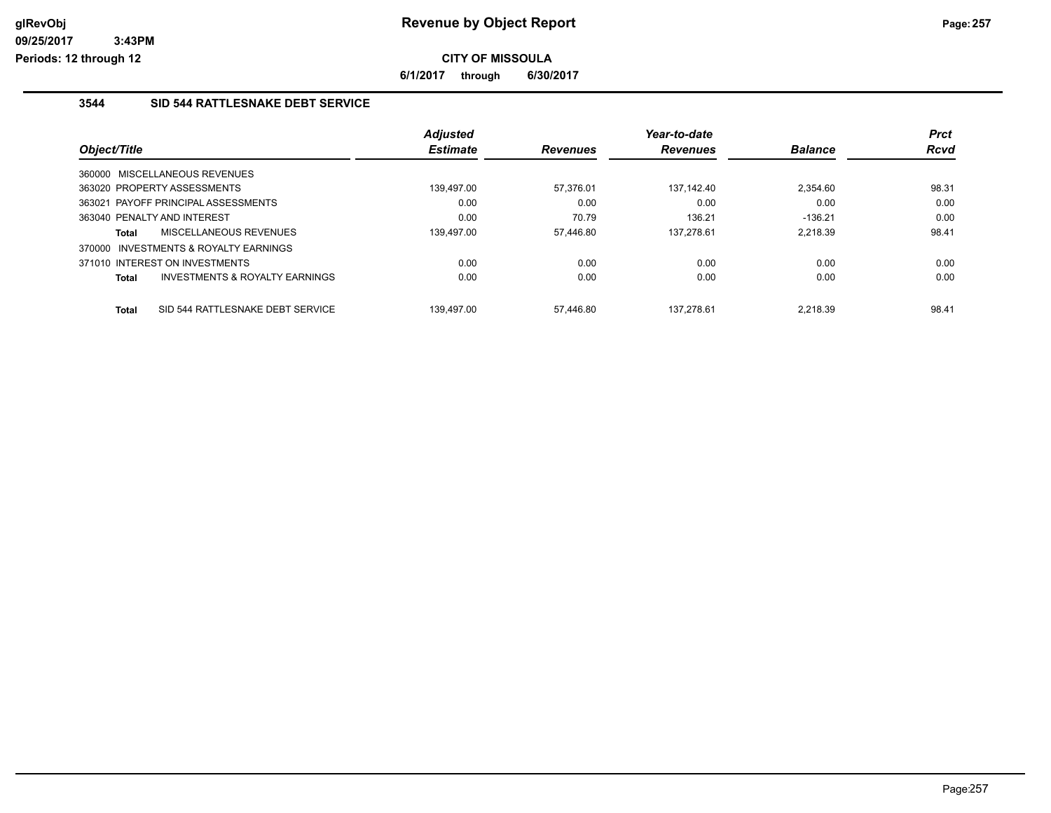# Revenue by Object Report

**CITY OF MISSOULA**

**6/1/2017 through 6/30/2017**

glRevObj
09/25/2017 3:43PM
Periods: 12 through 12

## 3544 SID 544 RATTLESNAKE DEBT SERVICE

| Object/Title | | Adjusted Estimate | Revenues | Year-to-date Revenues | Balance | Prct Rcvd |
|---|---|---|---|---|---|---|
| 360000 MISCELLANEOUS REVENUES | | | | | | |
| 363020 PROPERTY ASSESSMENTS | | 139,497.00 | 57,376.01 | 137,142.40 | 2,354.60 | 98.31 |
| 363021 PAYOFF PRINCIPAL ASSESSMENTS | | 0.00 | 0.00 | 0.00 | 0.00 | 0.00 |
| 363040 PENALTY AND INTEREST | | 0.00 | 70.79 | 136.21 | -136.21 | 0.00 |
| **Total** | MISCELLANEOUS REVENUES | 139,497.00 | 57,446.80 | 137,278.61 | 2,218.39 | 98.41 |
| 370000 INVESTMENTS & ROYALTY EARNINGS | | | | | | |
| 371010 INTEREST ON INVESTMENTS | | 0.00 | 0.00 | 0.00 | 0.00 | 0.00 |
| **Total** | INVESTMENTS & ROYALTY EARNINGS | 0.00 | 0.00 | 0.00 | 0.00 | 0.00 |
| **Total** | SID 544 RATTLESNAKE DEBT SERVICE | 139,497.00 | 57,446.80 | 137,278.61 | 2,218.39 | 98.41 |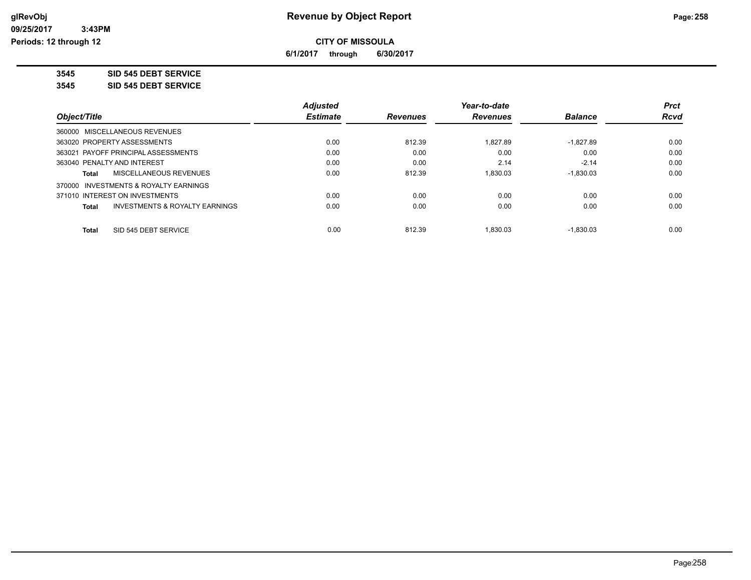# Revenue by Object Report

**CITY OF MISSOULA**

**6/1/2017 through 6/30/2017**

**3545 SID 545 DEBT SERVICE**

**3545 SID 545 DEBT SERVICE**

| Object/Title | Adjusted Estimate | Revenues | Year-to-date Revenues | Balance | Prct Rcvd |
|---|---|---|---|---|---|
| 360000 MISCELLANEOUS REVENUES | | | | | |
| 363020 PROPERTY ASSESSMENTS | 0.00 | 812.39 | 1,827.89 | -1,827.89 | 0.00 |
| 363021 PAYOFF PRINCIPAL ASSESSMENTS | 0.00 | 0.00 | 0.00 | 0.00 | 0.00 |
| 363040 PENALTY AND INTEREST | 0.00 | 0.00 | 2.14 | -2.14 | 0.00 |
| **Total** MISCELLANEOUS REVENUES | 0.00 | 812.39 | 1,830.03 | -1,830.03 | 0.00 |
| 370000 INVESTMENTS & ROYALTY EARNINGS | | | | | |
| 371010 INTEREST ON INVESTMENTS | 0.00 | 0.00 | 0.00 | 0.00 | 0.00 |
| **Total** INVESTMENTS & ROYALTY EARNINGS | 0.00 | 0.00 | 0.00 | 0.00 | 0.00 |
| **Total** SID 545 DEBT SERVICE | 0.00 | 812.39 | 1,830.03 | -1,830.03 | 0.00 |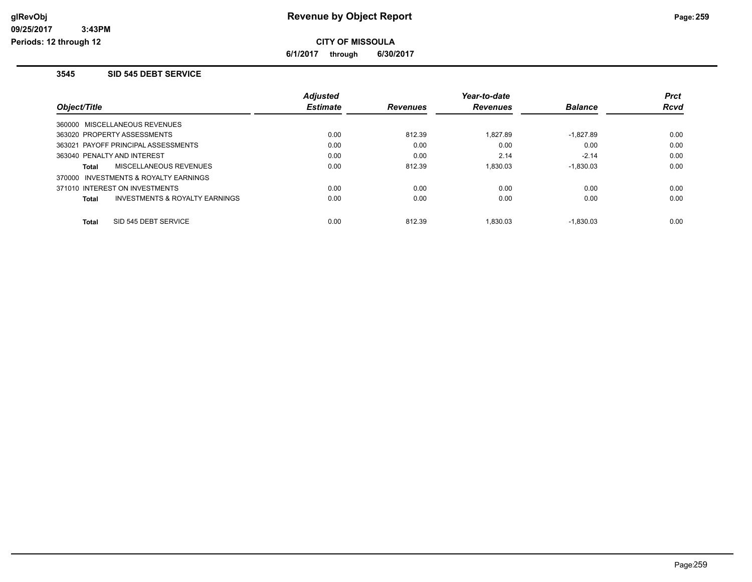# Revenue by Object Report

**CITY OF MISSOULA**

**6/1/2017 through 6/30/2017**

glRevObj
09/25/2017 3:43PM
Periods: 12 through 12

## 3545 SID 545 DEBT SERVICE

| Object/Title | Adjusted Estimate | Revenues | Year-to-date Revenues | Balance | Prct Rcvd |
|---|---|---|---|---|---|
| 360000 MISCELLANEOUS REVENUES | | | | | |
| 363020 PROPERTY ASSESSMENTS | 0.00 | 812.39 | 1,827.89 | -1,827.89 | 0.00 |
| 363021 PAYOFF PRINCIPAL ASSESSMENTS | 0.00 | 0.00 | 0.00 | 0.00 | 0.00 |
| 363040 PENALTY AND INTEREST | 0.00 | 0.00 | 2.14 | -2.14 | 0.00 |
| **Total** MISCELLANEOUS REVENUES | 0.00 | 812.39 | 1,830.03 | -1,830.03 | 0.00 |
| 370000 INVESTMENTS & ROYALTY EARNINGS | | | | | |
| 371010 INTEREST ON INVESTMENTS | 0.00 | 0.00 | 0.00 | 0.00 | 0.00 |
| **Total** INVESTMENTS & ROYALTY EARNINGS | 0.00 | 0.00 | 0.00 | 0.00 | 0.00 |
| **Total** SID 545 DEBT SERVICE | 0.00 | 812.39 | 1,830.03 | -1,830.03 | 0.00 |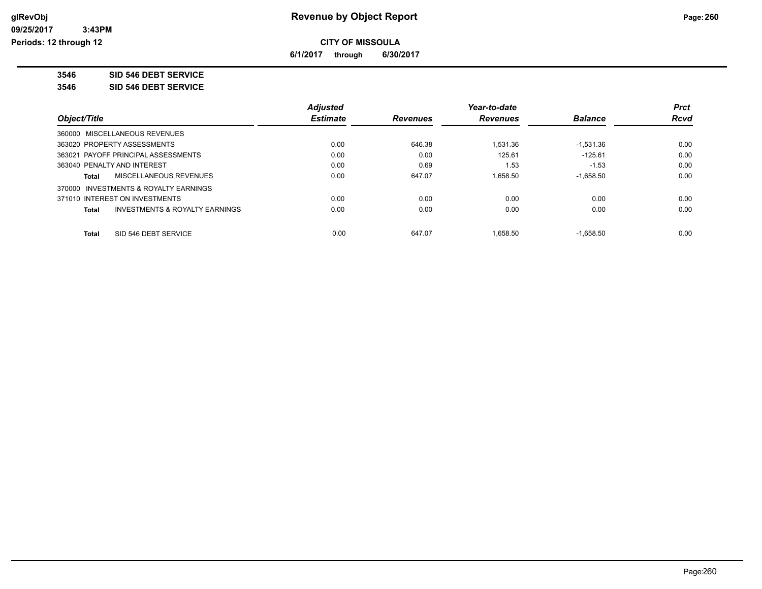# Revenue by Object Report

## CITY OF MISSOULA

6/1/2017 through 6/30/2017

glRevObj
09/25/2017 3:43PM
Periods: 12 through 12

**3546 SID 546 DEBT SERVICE**

**3546 SID 546 DEBT SERVICE**

| Object/Title | Adjusted Estimate | Revenues | Year-to-date Revenues | Balance | Prct Rcvd |
|---|---|---|---|---|---|
| 360000 MISCELLANEOUS REVENUES | | | | | |
| 363020 PROPERTY ASSESSMENTS | 0.00 | 646.38 | 1,531.36 | -1,531.36 | 0.00 |
| 363021 PAYOFF PRINCIPAL ASSESSMENTS | 0.00 | 0.00 | 125.61 | -125.61 | 0.00 |
| 363040 PENALTY AND INTEREST | 0.00 | 0.69 | 1.53 | -1.53 | 0.00 |
| **Total** MISCELLANEOUS REVENUES | 0.00 | 647.07 | 1,658.50 | -1,658.50 | 0.00 |
| 370000 INVESTMENTS & ROYALTY EARNINGS | | | | | |
| 371010 INTEREST ON INVESTMENTS | 0.00 | 0.00 | 0.00 | 0.00 | 0.00 |
| **Total** INVESTMENTS & ROYALTY EARNINGS | 0.00 | 0.00 | 0.00 | 0.00 | 0.00 |
| **Total** SID 546 DEBT SERVICE | 0.00 | 647.07 | 1,658.50 | -1,658.50 | 0.00 |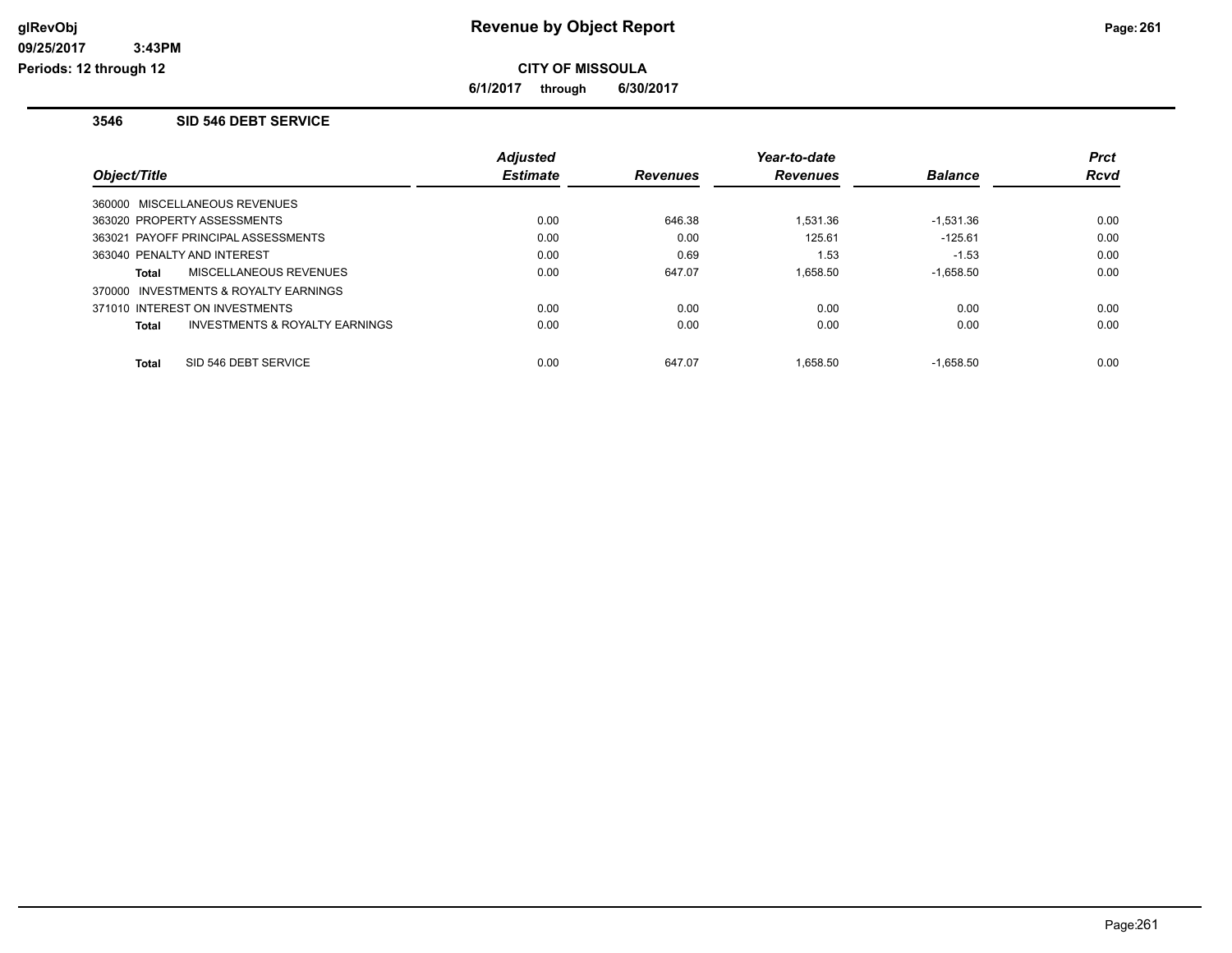# Revenue by Object Report

**CITY OF MISSOULA**

**6/1/2017 through 6/30/2017**

glRevObj
09/25/2017 3:43PM
Periods: 12 through 12

## 3546 SID 546 DEBT SERVICE

| Object/Title | Adjusted Estimate | Revenues | Year-to-date Revenues | Balance | Prct Rcvd |
|---|---|---|---|---|---|
| 360000 MISCELLANEOUS REVENUES | | | | | |
| 363020 PROPERTY ASSESSMENTS | 0.00 | 646.38 | 1,531.36 | -1,531.36 | 0.00 |
| 363021 PAYOFF PRINCIPAL ASSESSMENTS | 0.00 | 0.00 | 125.61 | -125.61 | 0.00 |
| 363040 PENALTY AND INTEREST | 0.00 | 0.69 | 1.53 | -1.53 | 0.00 |
| **Total** MISCELLANEOUS REVENUES | 0.00 | 647.07 | 1,658.50 | -1,658.50 | 0.00 |
| 370000 INVESTMENTS & ROYALTY EARNINGS | | | | | |
| 371010 INTEREST ON INVESTMENTS | 0.00 | 0.00 | 0.00 | 0.00 | 0.00 |
| **Total** INVESTMENTS & ROYALTY EARNINGS | 0.00 | 0.00 | 0.00 | 0.00 | 0.00 |
| **Total** SID 546 DEBT SERVICE | 0.00 | 647.07 | 1,658.50 | -1,658.50 | 0.00 |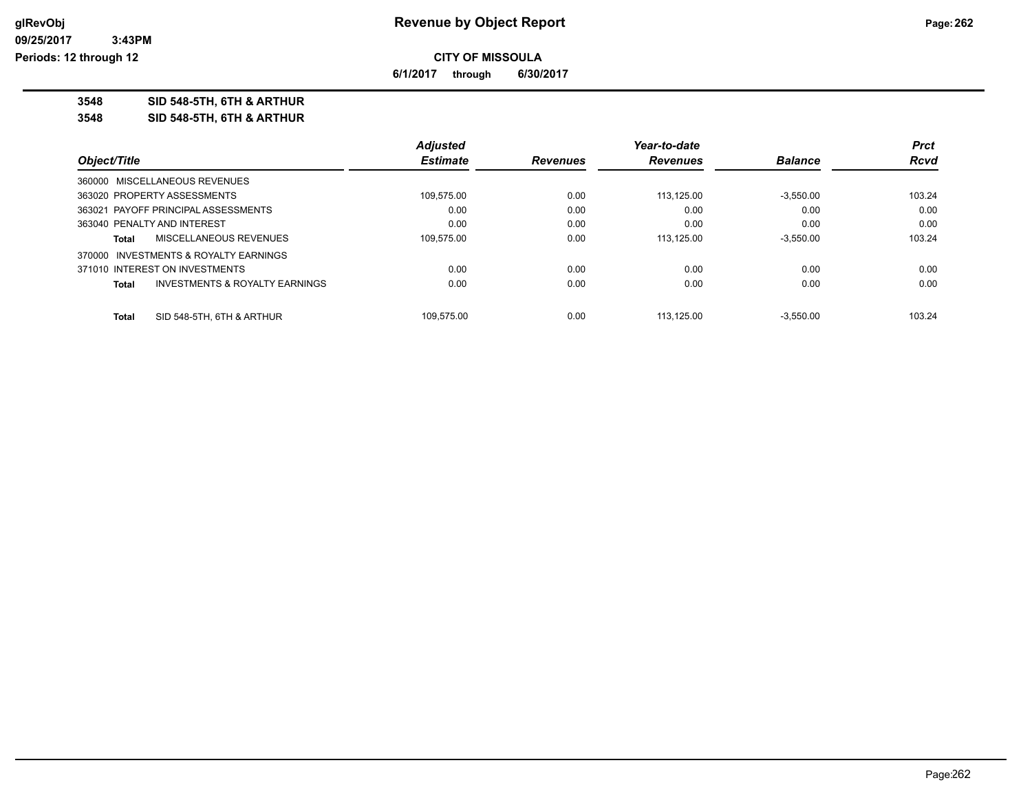**CITY OF MISSOULA**

**6/1/2017 through 6/30/2017**

**Revenue by Object Report**

**3548 SID 548-5TH, 6TH & ARTHUR**

**3548 SID 548-5TH, 6TH & ARTHUR**

| Object/Title | Adjusted Estimate | Revenues | Year-to-date Revenues | Balance | Prct Rcvd |
|---|---|---|---|---|---|
| 360000 MISCELLANEOUS REVENUES | | | | | |
| 363020 PROPERTY ASSESSMENTS | 109,575.00 | 0.00 | 113,125.00 | -3,550.00 | 103.24 |
| 363021 PAYOFF PRINCIPAL ASSESSMENTS | 0.00 | 0.00 | 0.00 | 0.00 | 0.00 |
| 363040 PENALTY AND INTEREST | 0.00 | 0.00 | 0.00 | 0.00 | 0.00 |
| **Total** MISCELLANEOUS REVENUES | 109,575.00 | 0.00 | 113,125.00 | -3,550.00 | 103.24 |
| 370000 INVESTMENTS & ROYALTY EARNINGS | | | | | |
| 371010 INTEREST ON INVESTMENTS | 0.00 | 0.00 | 0.00 | 0.00 | 0.00 |
| **Total** INVESTMENTS & ROYALTY EARNINGS | 0.00 | 0.00 | 0.00 | 0.00 | 0.00 |
| **Total** SID 548-5TH, 6TH & ARTHUR | 109,575.00 | 0.00 | 113,125.00 | -3,550.00 | 103.24 |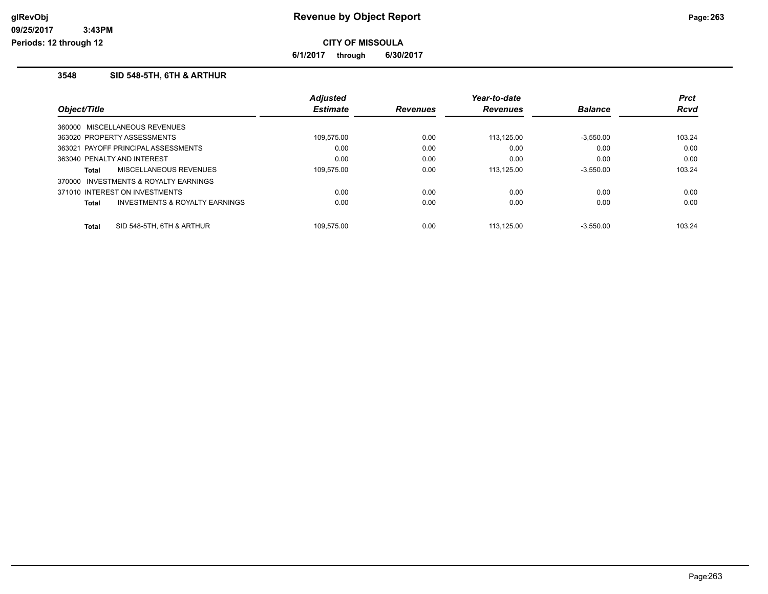# Revenue by Object Report

glRevObj
09/25/2017 3:43PM
Periods: 12 through 12

**CITY OF MISSOULA**

**6/1/2017 through 6/30/2017**

## 3548 SID 548-5TH, 6TH & ARTHUR

| Object/Title | Adjusted Estimate | Revenues | Year-to-date Revenues | Balance | Prct Rcvd |
|---|---|---|---|---|---|
| 360000 MISCELLANEOUS REVENUES | | | | | |
| 363020 PROPERTY ASSESSMENTS | 109,575.00 | 0.00 | 113,125.00 | -3,550.00 | 103.24 |
| 363021 PAYOFF PRINCIPAL ASSESSMENTS | 0.00 | 0.00 | 0.00 | 0.00 | 0.00 |
| 363040 PENALTY AND INTEREST | 0.00 | 0.00 | 0.00 | 0.00 | 0.00 |
| **Total** MISCELLANEOUS REVENUES | 109,575.00 | 0.00 | 113,125.00 | -3,550.00 | 103.24 |
| 370000 INVESTMENTS & ROYALTY EARNINGS | | | | | |
| 371010 INTEREST ON INVESTMENTS | 0.00 | 0.00 | 0.00 | 0.00 | 0.00 |
| **Total** INVESTMENTS & ROYALTY EARNINGS | 0.00 | 0.00 | 0.00 | 0.00 | 0.00 |
| **Total** SID 548-5TH, 6TH & ARTHUR | 109,575.00 | 0.00 | 113,125.00 | -3,550.00 | 103.24 |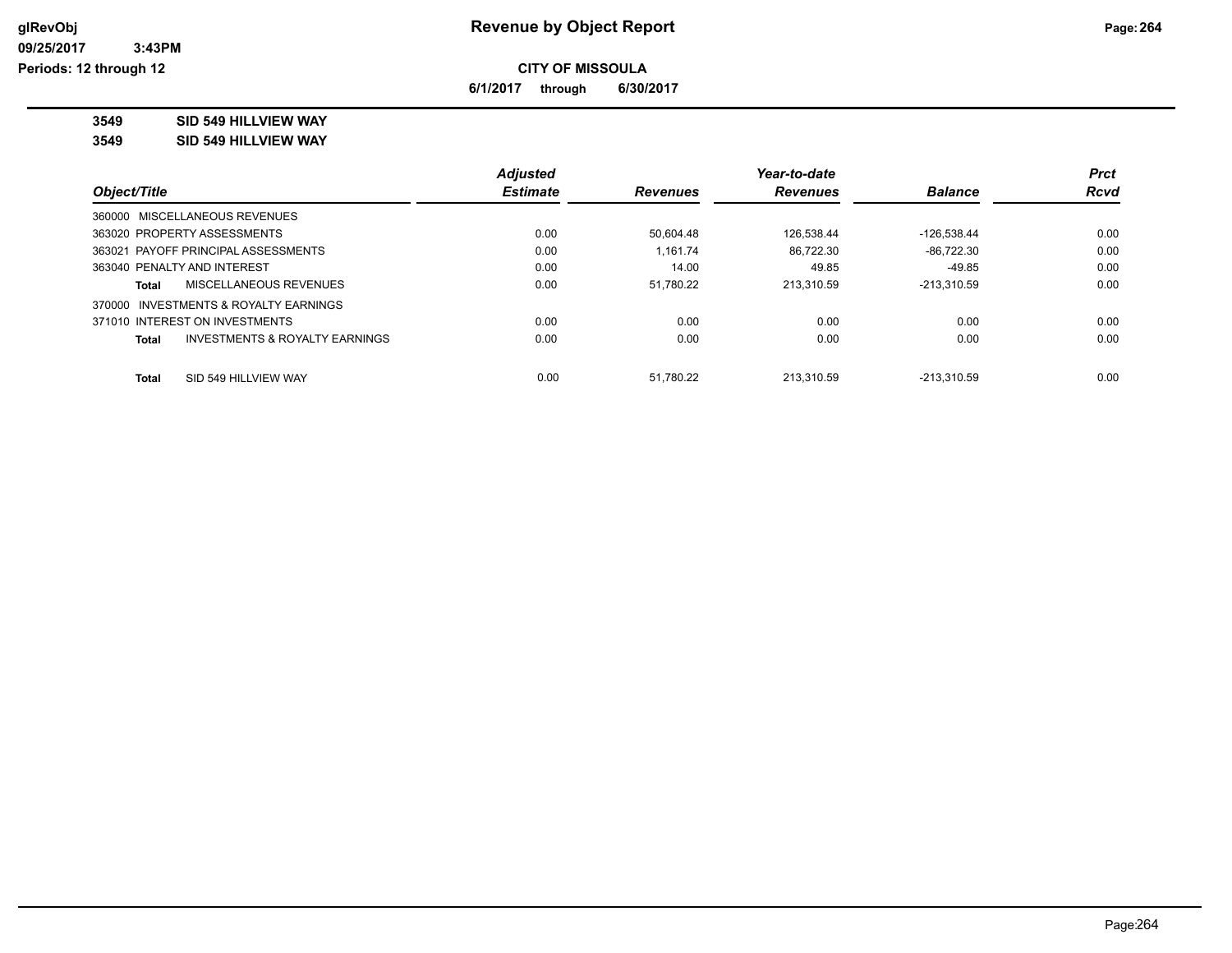# Revenue by Object Report

**CITY OF MISSOULA**

**6/1/2017 through 6/30/2017**

glRevObj
09/25/2017 3:43PM
Periods: 12 through 12

**3549 SID 549 HILLVIEW WAY**

**3549 SID 549 HILLVIEW WAY**

| Object/Title | Adjusted Estimate | Revenues | Year-to-date Revenues | Balance | Prct Rcvd |
|---|---|---|---|---|---|
| 360000 MISCELLANEOUS REVENUES | | | | | |
| 363020 PROPERTY ASSESSMENTS | 0.00 | 50,604.48 | 126,538.44 | -126,538.44 | 0.00 |
| 363021 PAYOFF PRINCIPAL ASSESSMENTS | 0.00 | 1,161.74 | 86,722.30 | -86,722.30 | 0.00 |
| 363040 PENALTY AND INTEREST | 0.00 | 14.00 | 49.85 | -49.85 | 0.00 |
| **Total** MISCELLANEOUS REVENUES | 0.00 | 51,780.22 | 213,310.59 | -213,310.59 | 0.00 |
| 370000 INVESTMENTS & ROYALTY EARNINGS | | | | | |
| 371010 INTEREST ON INVESTMENTS | 0.00 | 0.00 | 0.00 | 0.00 | 0.00 |
| **Total** INVESTMENTS & ROYALTY EARNINGS | 0.00 | 0.00 | 0.00 | 0.00 | 0.00 |
| **Total** SID 549 HILLVIEW WAY | 0.00 | 51,780.22 | 213,310.59 | -213,310.59 | 0.00 |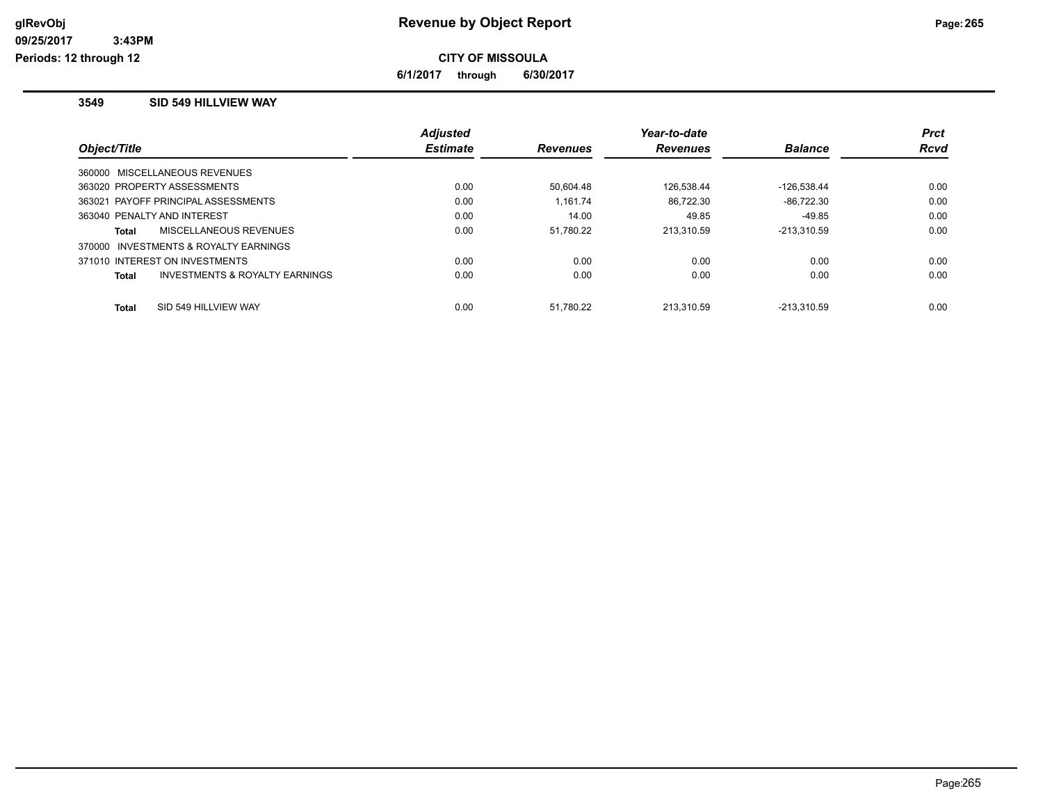# Revenue by Object Report

**CITY OF MISSOULA**

**6/1/2017 through 6/30/2017**

glRevObj
09/25/2017 3:43PM
Periods: 12 through 12

### 3549 SID 549 HILLVIEW WAY

| Object/Title | Adjusted Estimate | Revenues | Year-to-date Revenues | Balance | Prct Rcvd |
|---|---|---|---|---|---|
| 360000 MISCELLANEOUS REVENUES | | | | | |
| 363020 PROPERTY ASSESSMENTS | 0.00 | 50,604.48 | 126,538.44 | -126,538.44 | 0.00 |
| 363021 PAYOFF PRINCIPAL ASSESSMENTS | 0.00 | 1,161.74 | 86,722.30 | -86,722.30 | 0.00 |
| 363040 PENALTY AND INTEREST | 0.00 | 14.00 | 49.85 | -49.85 | 0.00 |
| **Total** MISCELLANEOUS REVENUES | 0.00 | 51,780.22 | 213,310.59 | -213,310.59 | 0.00 |
| 370000 INVESTMENTS & ROYALTY EARNINGS | | | | | |
| 371010 INTEREST ON INVESTMENTS | 0.00 | 0.00 | 0.00 | 0.00 | 0.00 |
| **Total** INVESTMENTS & ROYALTY EARNINGS | 0.00 | 0.00 | 0.00 | 0.00 | 0.00 |
| **Total** SID 549 HILLVIEW WAY | 0.00 | 51,780.22 | 213,310.59 | -213,310.59 | 0.00 |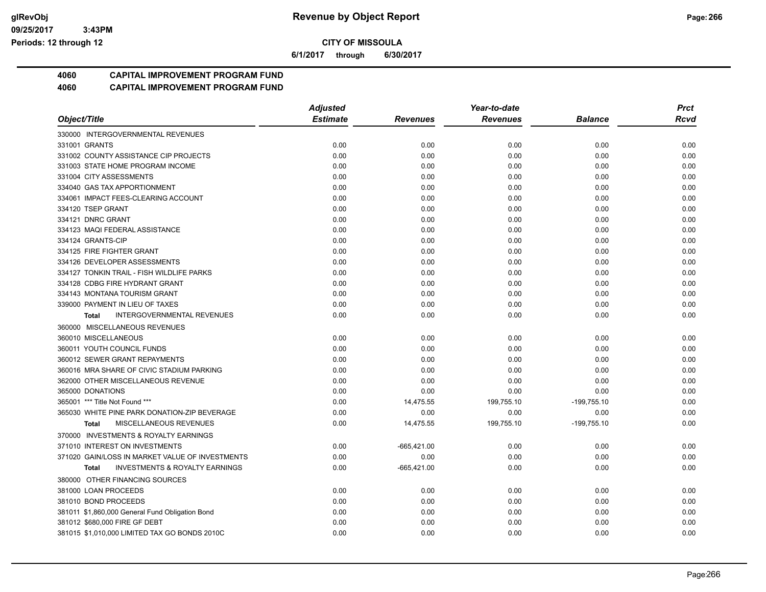# Revenue by Object Report

**CITY OF MISSOULA**

**6/1/2017 through 6/30/2017**

glRevObj
09/25/2017 3:43PM
Periods: 12 through 12

**4060 CAPITAL IMPROVEMENT PROGRAM FUND**

**4060 CAPITAL IMPROVEMENT PROGRAM FUND**

| Object/Title | Adjusted Estimate | Revenues | Year-to-date Revenues | Balance | Prct Rcvd |
|---|---|---|---|---|---|
| 330000 INTERGOVERNMENTAL REVENUES | | | | | |
| 331001 GRANTS | 0.00 | 0.00 | 0.00 | 0.00 | 0.00 |
| 331002 COUNTY ASSISTANCE CIP PROJECTS | 0.00 | 0.00 | 0.00 | 0.00 | 0.00 |
| 331003 STATE HOME PROGRAM INCOME | 0.00 | 0.00 | 0.00 | 0.00 | 0.00 |
| 331004 CITY ASSESSMENTS | 0.00 | 0.00 | 0.00 | 0.00 | 0.00 |
| 334040 GAS TAX APPORTIONMENT | 0.00 | 0.00 | 0.00 | 0.00 | 0.00 |
| 334061 IMPACT FEES-CLEARING ACCOUNT | 0.00 | 0.00 | 0.00 | 0.00 | 0.00 |
| 334120 TSEP GRANT | 0.00 | 0.00 | 0.00 | 0.00 | 0.00 |
| 334121 DNRC GRANT | 0.00 | 0.00 | 0.00 | 0.00 | 0.00 |
| 334123 MAQI FEDERAL ASSISTANCE | 0.00 | 0.00 | 0.00 | 0.00 | 0.00 |
| 334124 GRANTS-CIP | 0.00 | 0.00 | 0.00 | 0.00 | 0.00 |
| 334125 FIRE FIGHTER GRANT | 0.00 | 0.00 | 0.00 | 0.00 | 0.00 |
| 334126 DEVELOPER ASSESSMENTS | 0.00 | 0.00 | 0.00 | 0.00 | 0.00 |
| 334127 TONKIN TRAIL - FISH WILDLIFE PARKS | 0.00 | 0.00 | 0.00 | 0.00 | 0.00 |
| 334128 CDBG FIRE HYDRANT GRANT | 0.00 | 0.00 | 0.00 | 0.00 | 0.00 |
| 334143 MONTANA TOURISM GRANT | 0.00 | 0.00 | 0.00 | 0.00 | 0.00 |
| 339000 PAYMENT IN LIEU OF TAXES | 0.00 | 0.00 | 0.00 | 0.00 | 0.00 |
| **Total** INTERGOVERNMENTAL REVENUES | 0.00 | 0.00 | 0.00 | 0.00 | 0.00 |
| 360000 MISCELLANEOUS REVENUES | | | | | |
| 360010 MISCELLANEOUS | 0.00 | 0.00 | 0.00 | 0.00 | 0.00 |
| 360011 YOUTH COUNCIL FUNDS | 0.00 | 0.00 | 0.00 | 0.00 | 0.00 |
| 360012 SEWER GRANT REPAYMENTS | 0.00 | 0.00 | 0.00 | 0.00 | 0.00 |
| 360016 MRA SHARE OF CIVIC STADIUM PARKING | 0.00 | 0.00 | 0.00 | 0.00 | 0.00 |
| 362000 OTHER MISCELLANEOUS REVENUE | 0.00 | 0.00 | 0.00 | 0.00 | 0.00 |
| 365000 DONATIONS | 0.00 | 0.00 | 0.00 | 0.00 | 0.00 |
| 365001 *** Title Not Found *** | 0.00 | 14,475.55 | 199,755.10 | -199,755.10 | 0.00 |
| 365030 WHITE PINE PARK DONATION-ZIP BEVERAGE | 0.00 | 0.00 | 0.00 | 0.00 | 0.00 |
| **Total** MISCELLANEOUS REVENUES | 0.00 | 14,475.55 | 199,755.10 | -199,755.10 | 0.00 |
| 370000 INVESTMENTS & ROYALTY EARNINGS | | | | | |
| 371010 INTEREST ON INVESTMENTS | 0.00 | -665,421.00 | 0.00 | 0.00 | 0.00 |
| 371020 GAIN/LOSS IN MARKET VALUE OF INVESTMENTS | 0.00 | 0.00 | 0.00 | 0.00 | 0.00 |
| **Total** INVESTMENTS & ROYALTY EARNINGS | 0.00 | -665,421.00 | 0.00 | 0.00 | 0.00 |
| 380000 OTHER FINANCING SOURCES | | | | | |
| 381000 LOAN PROCEEDS | 0.00 | 0.00 | 0.00 | 0.00 | 0.00 |
| 381010 BOND PROCEEDS | 0.00 | 0.00 | 0.00 | 0.00 | 0.00 |
| 381011 $1,860,000 General Fund Obligation Bond | 0.00 | 0.00 | 0.00 | 0.00 | 0.00 |
| 381012 $680,000 FIRE GF DEBT | 0.00 | 0.00 | 0.00 | 0.00 | 0.00 |
| 381015 $1,010,000 LIMITED TAX GO BONDS 2010C | 0.00 | 0.00 | 0.00 | 0.00 | 0.00 |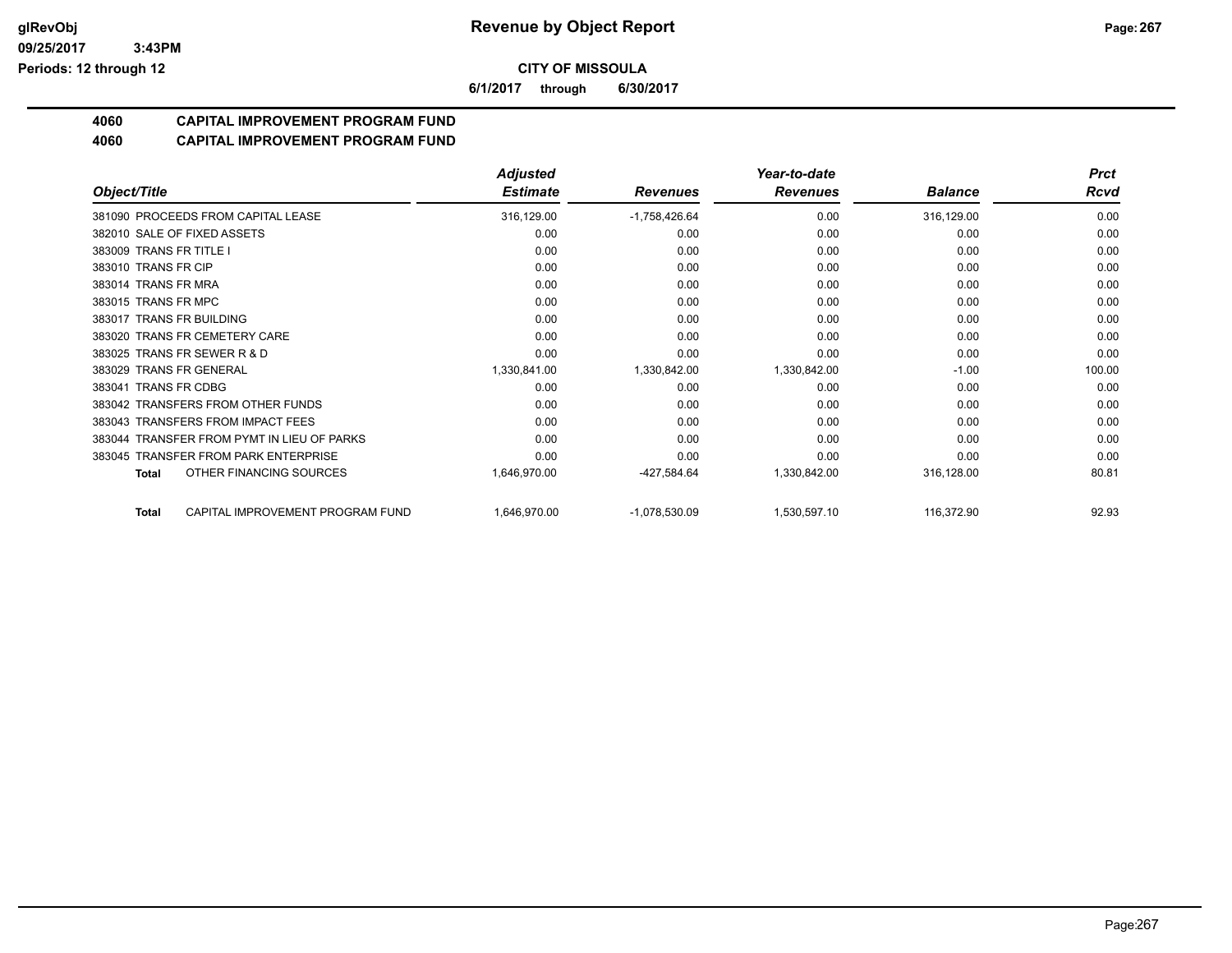**glRevObj**
**09/25/2017 3:43PM**
**Periods: 12 through 12**

# Revenue by Object Report

**CITY OF MISSOULA**

**6/1/2017 through 6/30/2017**

## 4060 CAPITAL IMPROVEMENT PROGRAM FUND
## 4060 CAPITAL IMPROVEMENT PROGRAM FUND

| Object/Title | Adjusted Estimate | Revenues | Year-to-date Revenues | Balance | Prct Rcvd |
|---|---|---|---|---|---|
| 381090 PROCEEDS FROM CAPITAL LEASE | 316,129.00 | -1,758,426.64 | 0.00 | 316,129.00 | 0.00 |
| 382010 SALE OF FIXED ASSETS | 0.00 | 0.00 | 0.00 | 0.00 | 0.00 |
| 383009 TRANS FR TITLE I | 0.00 | 0.00 | 0.00 | 0.00 | 0.00 |
| 383010 TRANS FR CIP | 0.00 | 0.00 | 0.00 | 0.00 | 0.00 |
| 383014 TRANS FR MRA | 0.00 | 0.00 | 0.00 | 0.00 | 0.00 |
| 383015 TRANS FR MPC | 0.00 | 0.00 | 0.00 | 0.00 | 0.00 |
| 383017 TRANS FR BUILDING | 0.00 | 0.00 | 0.00 | 0.00 | 0.00 |
| 383020 TRANS FR CEMETERY CARE | 0.00 | 0.00 | 0.00 | 0.00 | 0.00 |
| 383025 TRANS FR SEWER R & D | 0.00 | 0.00 | 0.00 | 0.00 | 0.00 |
| 383029 TRANS FR GENERAL | 1,330,841.00 | 1,330,842.00 | 1,330,842.00 | -1.00 | 100.00 |
| 383041 TRANS FR CDBG | 0.00 | 0.00 | 0.00 | 0.00 | 0.00 |
| 383042 TRANSFERS FROM OTHER FUNDS | 0.00 | 0.00 | 0.00 | 0.00 | 0.00 |
| 383043 TRANSFERS FROM IMPACT FEES | 0.00 | 0.00 | 0.00 | 0.00 | 0.00 |
| 383044 TRANSFER FROM PYMT IN LIEU OF PARKS | 0.00 | 0.00 | 0.00 | 0.00 | 0.00 |
| 383045 TRANSFER FROM PARK ENTERPRISE | 0.00 | 0.00 | 0.00 | 0.00 | 0.00 |
| **Total** OTHER FINANCING SOURCES | 1,646,970.00 | -427,584.64 | 1,330,842.00 | 316,128.00 | 80.81 |
| **Total** CAPITAL IMPROVEMENT PROGRAM FUND | 1,646,970.00 | -1,078,530.09 | 1,530,597.10 | 116,372.90 | 92.93 |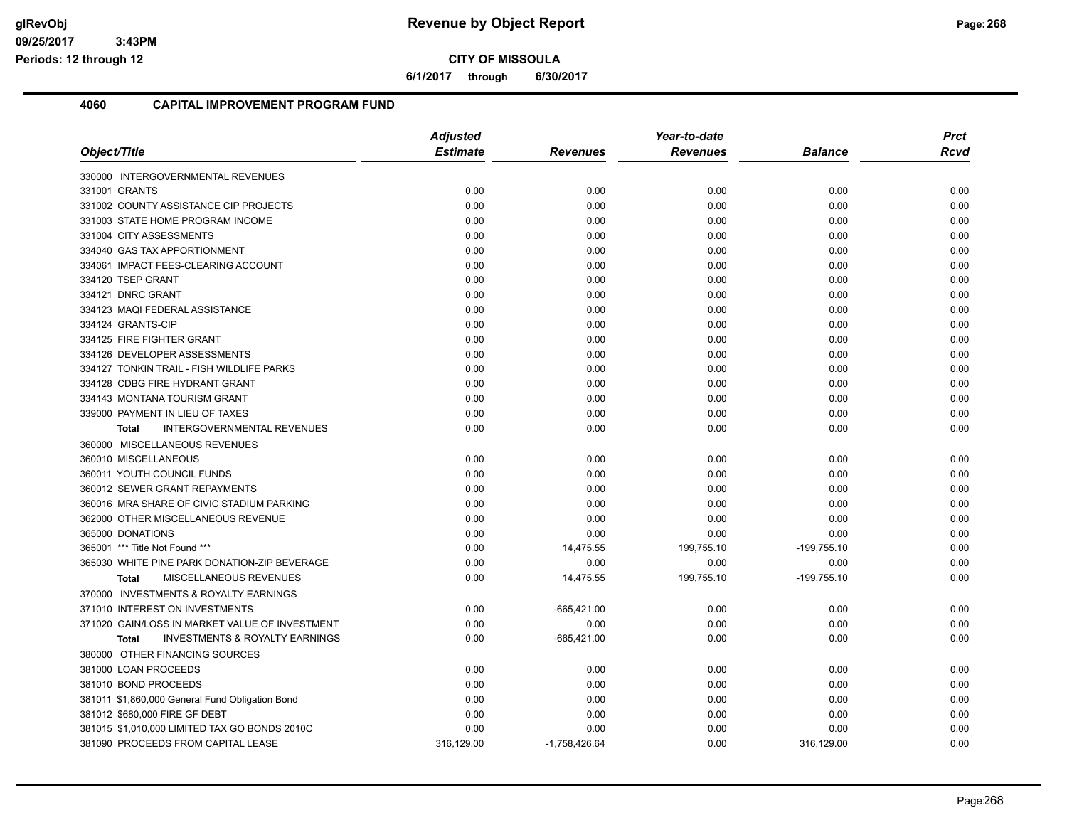# CITY OF MISSOULA

**6/1/2017 through 6/30/2017**

## 4060 CAPITAL IMPROVEMENT PROGRAM FUND

| Object/Title | Adjusted Estimate | Revenues | Year-to-date Revenues | Balance | Prct Rcvd |
|---|---|---|---|---|---|
| 330000 INTERGOVERNMENTAL REVENUES | | | | | |
| 331001 GRANTS | 0.00 | 0.00 | 0.00 | 0.00 | 0.00 |
| 331002 COUNTY ASSISTANCE CIP PROJECTS | 0.00 | 0.00 | 0.00 | 0.00 | 0.00 |
| 331003 STATE HOME PROGRAM INCOME | 0.00 | 0.00 | 0.00 | 0.00 | 0.00 |
| 331004 CITY ASSESSMENTS | 0.00 | 0.00 | 0.00 | 0.00 | 0.00 |
| 334040 GAS TAX APPORTIONMENT | 0.00 | 0.00 | 0.00 | 0.00 | 0.00 |
| 334061 IMPACT FEES-CLEARING ACCOUNT | 0.00 | 0.00 | 0.00 | 0.00 | 0.00 |
| 334120 TSEP GRANT | 0.00 | 0.00 | 0.00 | 0.00 | 0.00 |
| 334121 DNRC GRANT | 0.00 | 0.00 | 0.00 | 0.00 | 0.00 |
| 334123 MAQI FEDERAL ASSISTANCE | 0.00 | 0.00 | 0.00 | 0.00 | 0.00 |
| 334124 GRANTS-CIP | 0.00 | 0.00 | 0.00 | 0.00 | 0.00 |
| 334125 FIRE FIGHTER GRANT | 0.00 | 0.00 | 0.00 | 0.00 | 0.00 |
| 334126 DEVELOPER ASSESSMENTS | 0.00 | 0.00 | 0.00 | 0.00 | 0.00 |
| 334127 TONKIN TRAIL - FISH WILDLIFE PARKS | 0.00 | 0.00 | 0.00 | 0.00 | 0.00 |
| 334128 CDBG FIRE HYDRANT GRANT | 0.00 | 0.00 | 0.00 | 0.00 | 0.00 |
| 334143 MONTANA TOURISM GRANT | 0.00 | 0.00 | 0.00 | 0.00 | 0.00 |
| 339000 PAYMENT IN LIEU OF TAXES | 0.00 | 0.00 | 0.00 | 0.00 | 0.00 |
| **Total** INTERGOVERNMENTAL REVENUES | 0.00 | 0.00 | 0.00 | 0.00 | 0.00 |
| 360000 MISCELLANEOUS REVENUES | | | | | |
| 360010 MISCELLANEOUS | 0.00 | 0.00 | 0.00 | 0.00 | 0.00 |
| 360011 YOUTH COUNCIL FUNDS | 0.00 | 0.00 | 0.00 | 0.00 | 0.00 |
| 360012 SEWER GRANT REPAYMENTS | 0.00 | 0.00 | 0.00 | 0.00 | 0.00 |
| 360016 MRA SHARE OF CIVIC STADIUM PARKING | 0.00 | 0.00 | 0.00 | 0.00 | 0.00 |
| 362000 OTHER MISCELLANEOUS REVENUE | 0.00 | 0.00 | 0.00 | 0.00 | 0.00 |
| 365000 DONATIONS | 0.00 | 0.00 | 0.00 | 0.00 | 0.00 |
| 365001 *** Title Not Found *** | 0.00 | 14,475.55 | 199,755.10 | -199,755.10 | 0.00 |
| 365030 WHITE PINE PARK DONATION-ZIP BEVERAGE | 0.00 | 0.00 | 0.00 | 0.00 | 0.00 |
| **Total** MISCELLANEOUS REVENUES | 0.00 | 14,475.55 | 199,755.10 | -199,755.10 | 0.00 |
| 370000 INVESTMENTS & ROYALTY EARNINGS | | | | | |
| 371010 INTEREST ON INVESTMENTS | 0.00 | -665,421.00 | 0.00 | 0.00 | 0.00 |
| 371020 GAIN/LOSS IN MARKET VALUE OF INVESTMENT | 0.00 | 0.00 | 0.00 | 0.00 | 0.00 |
| **Total** INVESTMENTS & ROYALTY EARNINGS | 0.00 | -665,421.00 | 0.00 | 0.00 | 0.00 |
| 380000 OTHER FINANCING SOURCES | | | | | |
| 381000 LOAN PROCEEDS | 0.00 | 0.00 | 0.00 | 0.00 | 0.00 |
| 381010 BOND PROCEEDS | 0.00 | 0.00 | 0.00 | 0.00 | 0.00 |
| 381011 $1,860,000 General Fund Obligation Bond | 0.00 | 0.00 | 0.00 | 0.00 | 0.00 |
| 381012 $680,000 FIRE GF DEBT | 0.00 | 0.00 | 0.00 | 0.00 | 0.00 |
| 381015 $1,010,000 LIMITED TAX GO BONDS 2010C | 0.00 | 0.00 | 0.00 | 0.00 | 0.00 |
| 381090 PROCEEDS FROM CAPITAL LEASE | 316,129.00 | -1,758,426.64 | 0.00 | 316,129.00 | 0.00 |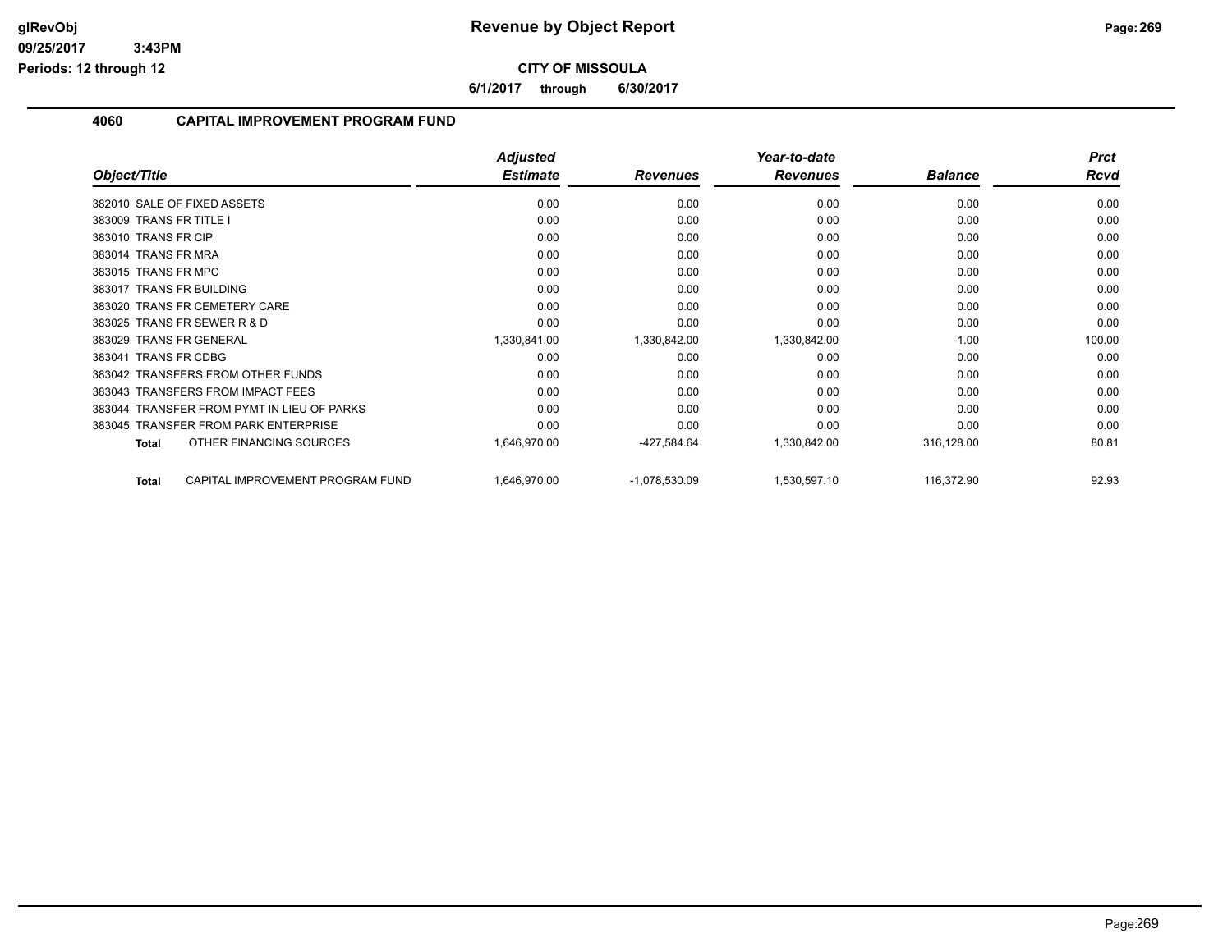# Revenue by Object Report

**CITY OF MISSOULA**

**6/1/2017 through 6/30/2017**

## 4060 CAPITAL IMPROVEMENT PROGRAM FUND

| Object/Title | Adjusted Estimate | Revenues | Year-to-date Revenues | Balance | Prct Rcvd |
|---|---|---|---|---|---|
| 382010 SALE OF FIXED ASSETS | 0.00 | 0.00 | 0.00 | 0.00 | 0.00 |
| 383009 TRANS FR TITLE I | 0.00 | 0.00 | 0.00 | 0.00 | 0.00 |
| 383010 TRANS FR CIP | 0.00 | 0.00 | 0.00 | 0.00 | 0.00 |
| 383014 TRANS FR MRA | 0.00 | 0.00 | 0.00 | 0.00 | 0.00 |
| 383015 TRANS FR MPC | 0.00 | 0.00 | 0.00 | 0.00 | 0.00 |
| 383017 TRANS FR BUILDING | 0.00 | 0.00 | 0.00 | 0.00 | 0.00 |
| 383020 TRANS FR CEMETERY CARE | 0.00 | 0.00 | 0.00 | 0.00 | 0.00 |
| 383025 TRANS FR SEWER R & D | 0.00 | 0.00 | 0.00 | 0.00 | 0.00 |
| 383029 TRANS FR GENERAL | 1,330,841.00 | 1,330,842.00 | 1,330,842.00 | -1.00 | 100.00 |
| 383041 TRANS FR CDBG | 0.00 | 0.00 | 0.00 | 0.00 | 0.00 |
| 383042 TRANSFERS FROM OTHER FUNDS | 0.00 | 0.00 | 0.00 | 0.00 | 0.00 |
| 383043 TRANSFERS FROM IMPACT FEES | 0.00 | 0.00 | 0.00 | 0.00 | 0.00 |
| 383044 TRANSFER FROM PYMT IN LIEU OF PARKS | 0.00 | 0.00 | 0.00 | 0.00 | 0.00 |
| 383045 TRANSFER FROM PARK ENTERPRISE | 0.00 | 0.00 | 0.00 | 0.00 | 0.00 |
| **Total** OTHER FINANCING SOURCES | 1,646,970.00 | -427,584.64 | 1,330,842.00 | 316,128.00 | 80.81 |
| **Total** CAPITAL IMPROVEMENT PROGRAM FUND | 1,646,970.00 | -1,078,530.09 | 1,530,597.10 | 116,372.90 | 92.93 |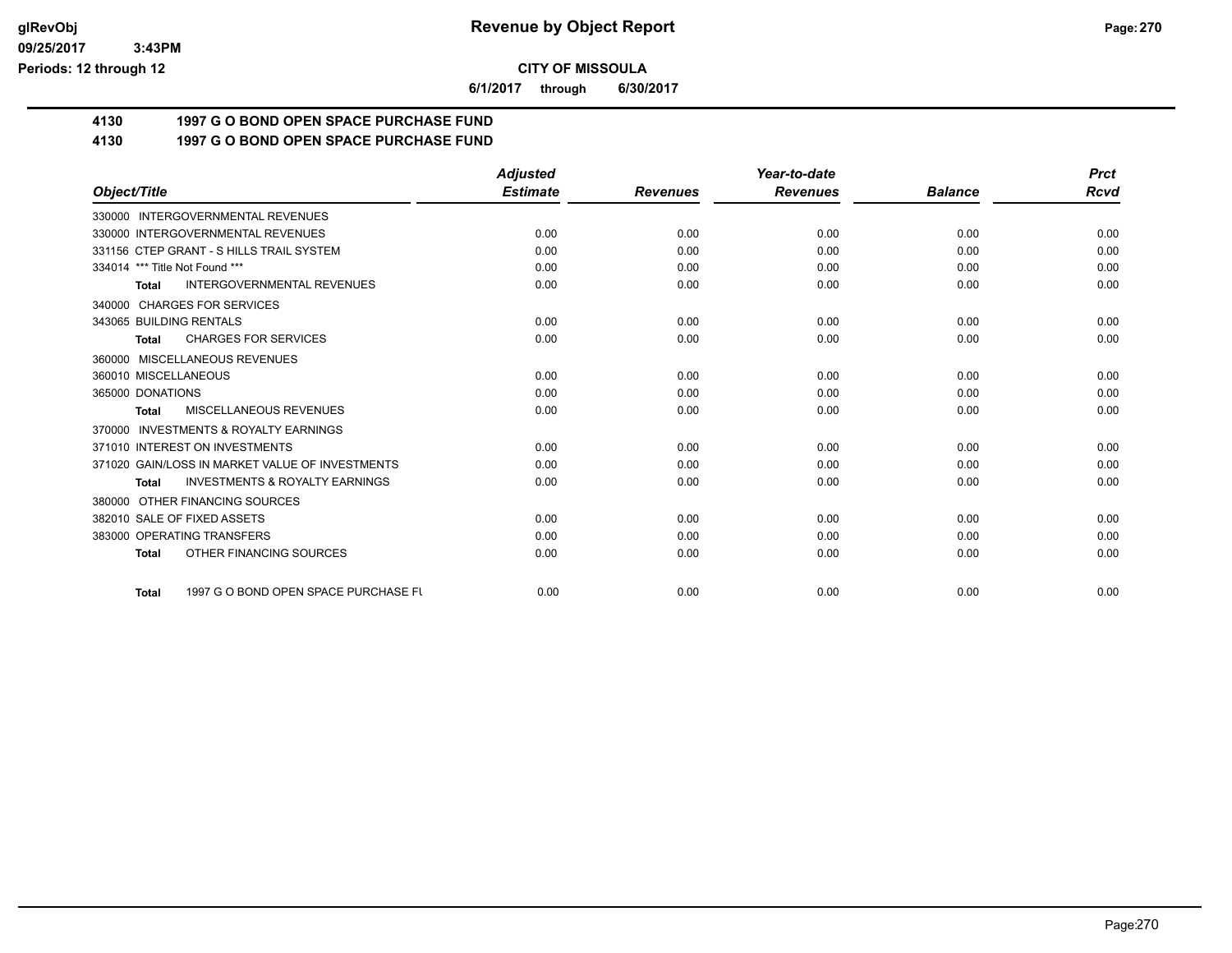# Revenue by Object Report

**CITY OF MISSOULA**

**6/1/2017 through 6/30/2017**

glRevObj
09/25/2017 3:43PM
Periods: 12 through 12

## 4130 1997 G O BOND OPEN SPACE PURCHASE FUND

## 4130 1997 G O BOND OPEN SPACE PURCHASE FUND

| Object/Title | Adjusted Estimate | Revenues | Year-to-date Revenues | Balance | Prct Rcvd |
|---|---|---|---|---|---|
| 330000 INTERGOVERNMENTAL REVENUES | | | | | |
| 330000 INTERGOVERNMENTAL REVENUES | 0.00 | 0.00 | 0.00 | 0.00 | 0.00 |
| 331156 CTEP GRANT - S HILLS TRAIL SYSTEM | 0.00 | 0.00 | 0.00 | 0.00 | 0.00 |
| 334014 *** Title Not Found *** | 0.00 | 0.00 | 0.00 | 0.00 | 0.00 |
| **Total** INTERGOVERNMENTAL REVENUES | 0.00 | 0.00 | 0.00 | 0.00 | 0.00 |
| 340000 CHARGES FOR SERVICES | | | | | |
| 343065 BUILDING RENTALS | 0.00 | 0.00 | 0.00 | 0.00 | 0.00 |
| **Total** CHARGES FOR SERVICES | 0.00 | 0.00 | 0.00 | 0.00 | 0.00 |
| 360000 MISCELLANEOUS REVENUES | | | | | |
| 360010 MISCELLANEOUS | 0.00 | 0.00 | 0.00 | 0.00 | 0.00 |
| 365000 DONATIONS | 0.00 | 0.00 | 0.00 | 0.00 | 0.00 |
| **Total** MISCELLANEOUS REVENUES | 0.00 | 0.00 | 0.00 | 0.00 | 0.00 |
| 370000 INVESTMENTS & ROYALTY EARNINGS | | | | | |
| 371010 INTEREST ON INVESTMENTS | 0.00 | 0.00 | 0.00 | 0.00 | 0.00 |
| 371020 GAIN/LOSS IN MARKET VALUE OF INVESTMENTS | 0.00 | 0.00 | 0.00 | 0.00 | 0.00 |
| **Total** INVESTMENTS & ROYALTY EARNINGS | 0.00 | 0.00 | 0.00 | 0.00 | 0.00 |
| 380000 OTHER FINANCING SOURCES | | | | | |
| 382010 SALE OF FIXED ASSETS | 0.00 | 0.00 | 0.00 | 0.00 | 0.00 |
| 383000 OPERATING TRANSFERS | 0.00 | 0.00 | 0.00 | 0.00 | 0.00 |
| **Total** OTHER FINANCING SOURCES | 0.00 | 0.00 | 0.00 | 0.00 | 0.00 |
| **Total** 1997 G O BOND OPEN SPACE PURCHASE FU | 0.00 | 0.00 | 0.00 | 0.00 | 0.00 |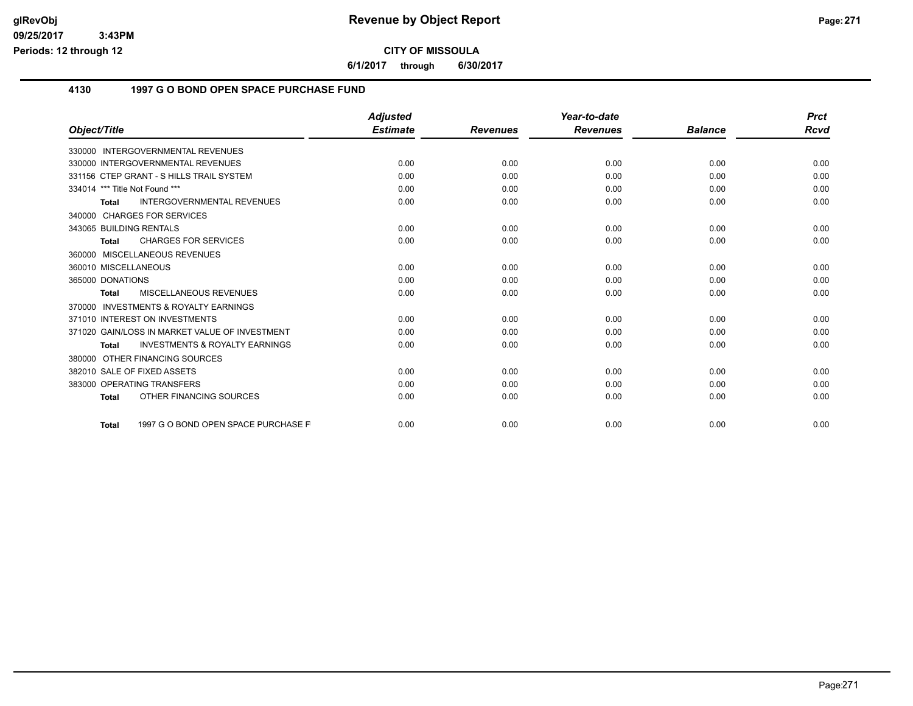**CITY OF MISSOULA**

**6/1/2017 through 6/30/2017**

## 4130 1997 G O BOND OPEN SPACE PURCHASE FUND

| Object/Title | Adjusted Estimate | Revenues | Year-to-date Revenues | Balance | Prct Rcvd |
|---|---|---|---|---|---|
| 330000 INTERGOVERNMENTAL REVENUES | | | | | |
| 330000 INTERGOVERNMENTAL REVENUES | 0.00 | 0.00 | 0.00 | 0.00 | 0.00 |
| 331156 CTEP GRANT - S HILLS TRAIL SYSTEM | 0.00 | 0.00 | 0.00 | 0.00 | 0.00 |
| 334014 *** Title Not Found *** | 0.00 | 0.00 | 0.00 | 0.00 | 0.00 |
| **Total** INTERGOVERNMENTAL REVENUES | 0.00 | 0.00 | 0.00 | 0.00 | 0.00 |
| 340000 CHARGES FOR SERVICES | | | | | |
| 343065 BUILDING RENTALS | 0.00 | 0.00 | 0.00 | 0.00 | 0.00 |
| **Total** CHARGES FOR SERVICES | 0.00 | 0.00 | 0.00 | 0.00 | 0.00 |
| 360000 MISCELLANEOUS REVENUES | | | | | |
| 360010 MISCELLANEOUS | 0.00 | 0.00 | 0.00 | 0.00 | 0.00 |
| 365000 DONATIONS | 0.00 | 0.00 | 0.00 | 0.00 | 0.00 |
| **Total** MISCELLANEOUS REVENUES | 0.00 | 0.00 | 0.00 | 0.00 | 0.00 |
| 370000 INVESTMENTS & ROYALTY EARNINGS | | | | | |
| 371010 INTEREST ON INVESTMENTS | 0.00 | 0.00 | 0.00 | 0.00 | 0.00 |
| 371020 GAIN/LOSS IN MARKET VALUE OF INVESTMENT | 0.00 | 0.00 | 0.00 | 0.00 | 0.00 |
| **Total** INVESTMENTS & ROYALTY EARNINGS | 0.00 | 0.00 | 0.00 | 0.00 | 0.00 |
| 380000 OTHER FINANCING SOURCES | | | | | |
| 382010 SALE OF FIXED ASSETS | 0.00 | 0.00 | 0.00 | 0.00 | 0.00 |
| 383000 OPERATING TRANSFERS | 0.00 | 0.00 | 0.00 | 0.00 | 0.00 |
| **Total** OTHER FINANCING SOURCES | 0.00 | 0.00 | 0.00 | 0.00 | 0.00 |
| **Total** 1997 G O BOND OPEN SPACE PURCHASE F | 0.00 | 0.00 | 0.00 | 0.00 | 0.00 |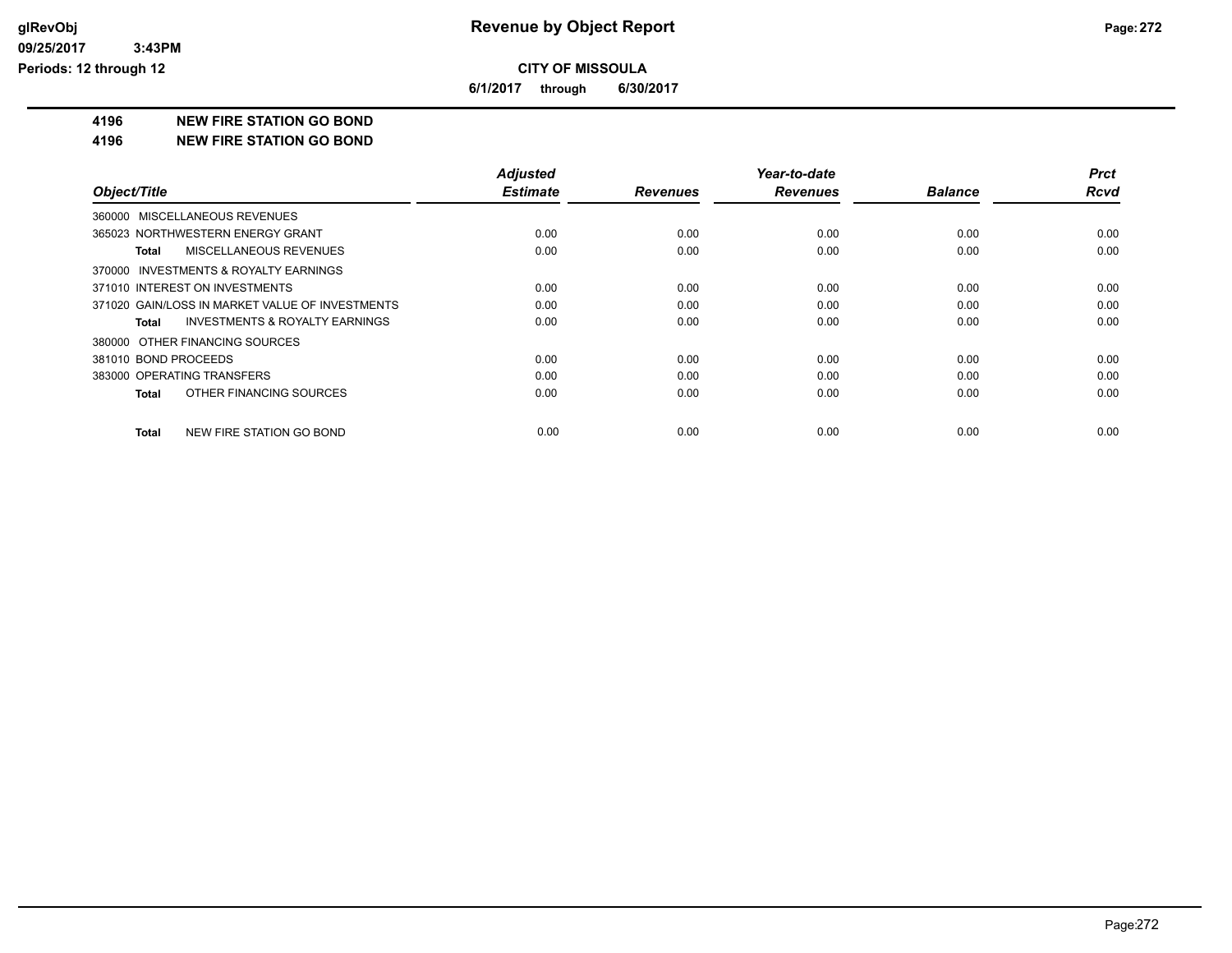# Revenue by Object Report

glRevObj
09/25/2017 3:43PM
Periods: 12 through 12

**CITY OF MISSOULA**

**6/1/2017 through 6/30/2017**

## 4196 NEW FIRE STATION GO BOND
## 4196 NEW FIRE STATION GO BOND

| Object/Title | Adjusted Estimate | Revenues | Year-to-date Revenues | Balance | Prct Rcvd |
|---|---|---|---|---|---|
| 360000 MISCELLANEOUS REVENUES | | | | | |
| 365023 NORTHWESTERN ENERGY GRANT | 0.00 | 0.00 | 0.00 | 0.00 | 0.00 |
| **Total** MISCELLANEOUS REVENUES | 0.00 | 0.00 | 0.00 | 0.00 | 0.00 |
| 370000 INVESTMENTS & ROYALTY EARNINGS | | | | | |
| 371010 INTEREST ON INVESTMENTS | 0.00 | 0.00 | 0.00 | 0.00 | 0.00 |
| 371020 GAIN/LOSS IN MARKET VALUE OF INVESTMENTS | 0.00 | 0.00 | 0.00 | 0.00 | 0.00 |
| **Total** INVESTMENTS & ROYALTY EARNINGS | 0.00 | 0.00 | 0.00 | 0.00 | 0.00 |
| 380000 OTHER FINANCING SOURCES | | | | | |
| 381010 BOND PROCEEDS | 0.00 | 0.00 | 0.00 | 0.00 | 0.00 |
| 383000 OPERATING TRANSFERS | 0.00 | 0.00 | 0.00 | 0.00 | 0.00 |
| **Total** OTHER FINANCING SOURCES | 0.00 | 0.00 | 0.00 | 0.00 | 0.00 |
| **Total** NEW FIRE STATION GO BOND | 0.00 | 0.00 | 0.00 | 0.00 | 0.00 |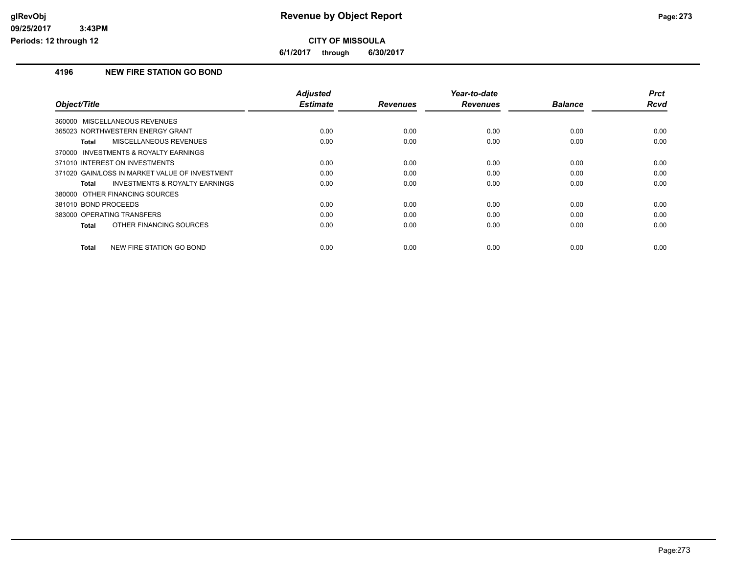**Revenue by Object Report**

**CITY OF MISSOULA**

**6/1/2017 through 6/30/2017**

## 4196 NEW FIRE STATION GO BOND

| Object/Title | Adjusted Estimate | Revenues | Year-to-date Revenues | Balance | Prct Rcvd |
|---|---|---|---|---|---|
| 360000 MISCELLANEOUS REVENUES | | | | | |
| 365023 NORTHWESTERN ENERGY GRANT | 0.00 | 0.00 | 0.00 | 0.00 | 0.00 |
| **Total** MISCELLANEOUS REVENUES | 0.00 | 0.00 | 0.00 | 0.00 | 0.00 |
| 370000 INVESTMENTS & ROYALTY EARNINGS | | | | | |
| 371010 INTEREST ON INVESTMENTS | 0.00 | 0.00 | 0.00 | 0.00 | 0.00 |
| 371020 GAIN/LOSS IN MARKET VALUE OF INVESTMENT | 0.00 | 0.00 | 0.00 | 0.00 | 0.00 |
| **Total** INVESTMENTS & ROYALTY EARNINGS | 0.00 | 0.00 | 0.00 | 0.00 | 0.00 |
| 380000 OTHER FINANCING SOURCES | | | | | |
| 381010 BOND PROCEEDS | 0.00 | 0.00 | 0.00 | 0.00 | 0.00 |
| 383000 OPERATING TRANSFERS | 0.00 | 0.00 | 0.00 | 0.00 | 0.00 |
| **Total** OTHER FINANCING SOURCES | 0.00 | 0.00 | 0.00 | 0.00 | 0.00 |
| **Total** NEW FIRE STATION GO BOND | 0.00 | 0.00 | 0.00 | 0.00 | 0.00 |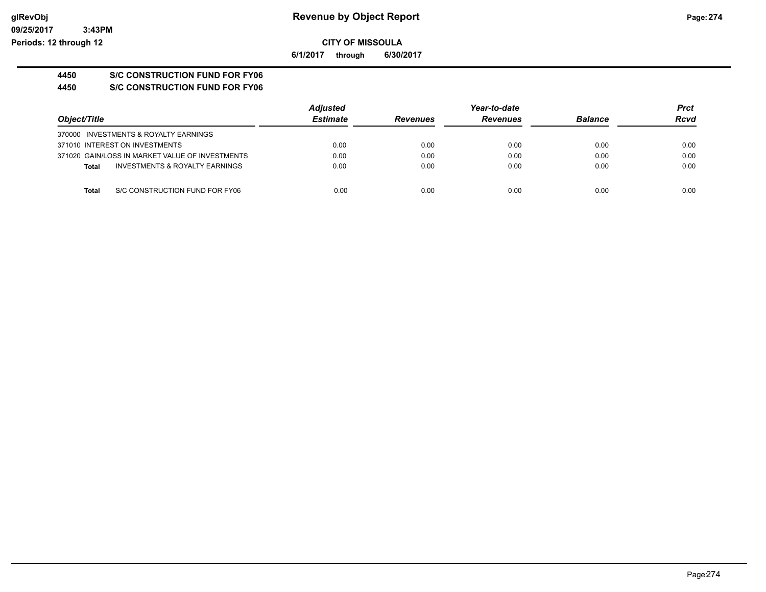**Revenue by Object Report**

**CITY OF MISSOULA**

**6/1/2017 through 6/30/2017**

glRevObj
09/25/2017 3:43PM
Periods: 12 through 12

**4450 S/C CONSTRUCTION FUND FOR FY06**

**4450 S/C CONSTRUCTION FUND FOR FY06**

| Object/Title | Adjusted Estimate | Revenues | Year-to-date Revenues | Balance | Prct Rcvd |
|---|---|---|---|---|---|
| 370000 INVESTMENTS & ROYALTY EARNINGS | | | | | |
| 371010 INTEREST ON INVESTMENTS | 0.00 | 0.00 | 0.00 | 0.00 | 0.00 |
| 371020 GAIN/LOSS IN MARKET VALUE OF INVESTMENTS | 0.00 | 0.00 | 0.00 | 0.00 | 0.00 |
| **Total** INVESTMENTS & ROYALTY EARNINGS | 0.00 | 0.00 | 0.00 | 0.00 | 0.00 |
| **Total** S/C CONSTRUCTION FUND FOR FY06 | 0.00 | 0.00 | 0.00 | 0.00 | 0.00 |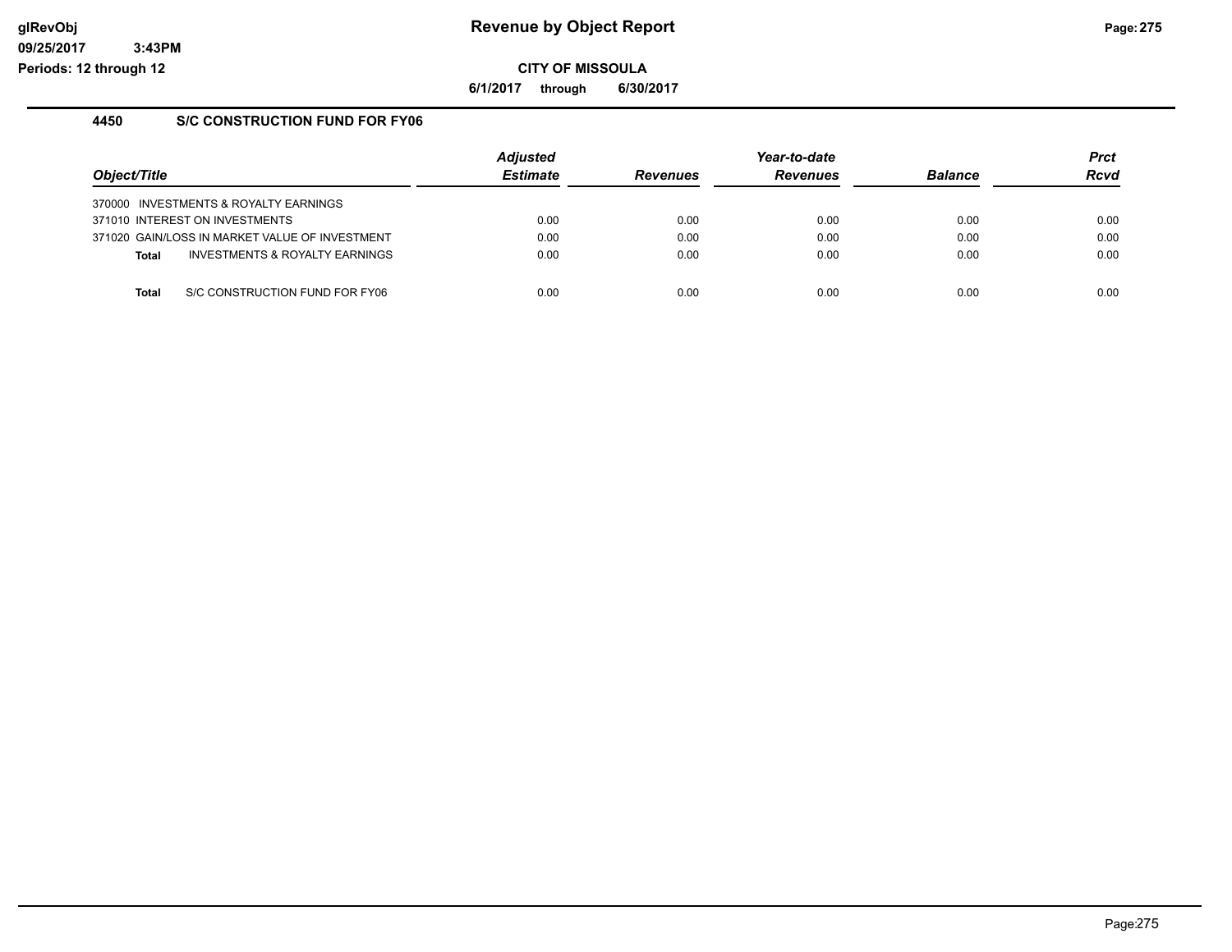**glRevObj**
**09/25/2017 3:43PM**
**Periods: 12 through 12**

# Revenue by Object Report

**CITY OF MISSOULA**

**6/1/2017 through 6/30/2017**

## 4450 S/C CONSTRUCTION FUND FOR FY06

| *Object/Title* | *Adjusted Estimate* | *Revenues* | *Year-to-date Revenues* | *Balance* | *Prct Rcvd* |
|---|---|---|---|---|---|
| 370000 INVESTMENTS & ROYALTY EARNINGS | | | | | |
| 371010 INTEREST ON INVESTMENTS | 0.00 | 0.00 | 0.00 | 0.00 | 0.00 |
| 371020 GAIN/LOSS IN MARKET VALUE OF INVESTMENT | 0.00 | 0.00 | 0.00 | 0.00 | 0.00 |
| **Total** INVESTMENTS & ROYALTY EARNINGS | 0.00 | 0.00 | 0.00 | 0.00 | 0.00 |
| **Total** S/C CONSTRUCTION FUND FOR FY06 | 0.00 | 0.00 | 0.00 | 0.00 | 0.00 |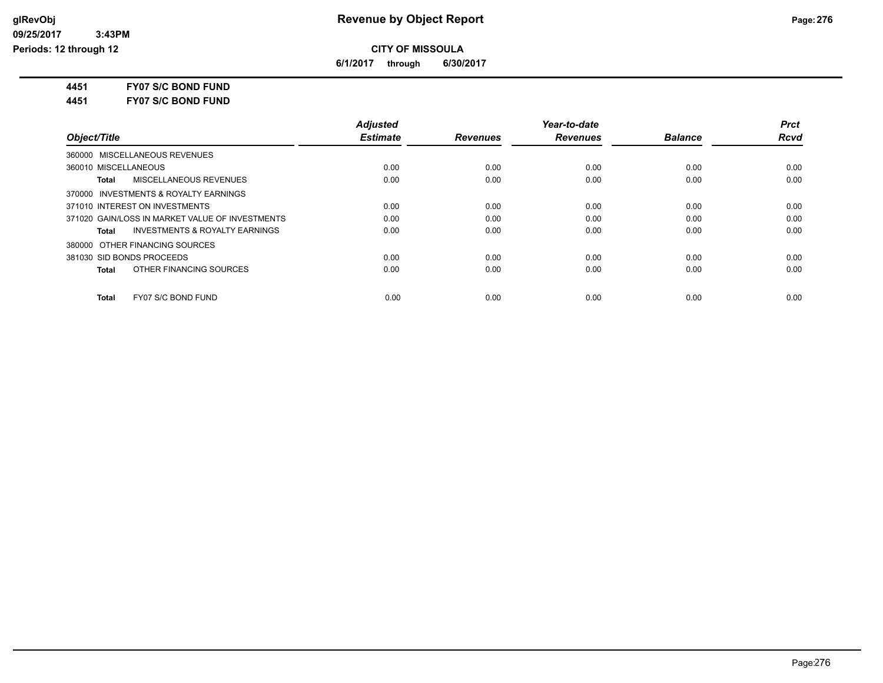# Revenue by Object Report

**CITY OF MISSOULA**

**6/1/2017 through 6/30/2017**

glRevObj
09/25/2017 3:43PM
Periods: 12 through 12

**4451 FY07 S/C BOND FUND**

**4451 FY07 S/C BOND FUND**

| Object/Title | Adjusted Estimate | Revenues | Year-to-date Revenues | Balance | Prct Rcvd |
|---|---|---|---|---|---|
| 360000 MISCELLANEOUS REVENUES | | | | | |
| 360010 MISCELLANEOUS | 0.00 | 0.00 | 0.00 | 0.00 | 0.00 |
| **Total** MISCELLANEOUS REVENUES | 0.00 | 0.00 | 0.00 | 0.00 | 0.00 |
| 370000 INVESTMENTS & ROYALTY EARNINGS | | | | | |
| 371010 INTEREST ON INVESTMENTS | 0.00 | 0.00 | 0.00 | 0.00 | 0.00 |
| 371020 GAIN/LOSS IN MARKET VALUE OF INVESTMENTS | 0.00 | 0.00 | 0.00 | 0.00 | 0.00 |
| **Total** INVESTMENTS & ROYALTY EARNINGS | 0.00 | 0.00 | 0.00 | 0.00 | 0.00 |
| 380000 OTHER FINANCING SOURCES | | | | | |
| 381030 SID BONDS PROCEEDS | 0.00 | 0.00 | 0.00 | 0.00 | 0.00 |
| **Total** OTHER FINANCING SOURCES | 0.00 | 0.00 | 0.00 | 0.00 | 0.00 |
| **Total** FY07 S/C BOND FUND | 0.00 | 0.00 | 0.00 | 0.00 | 0.00 |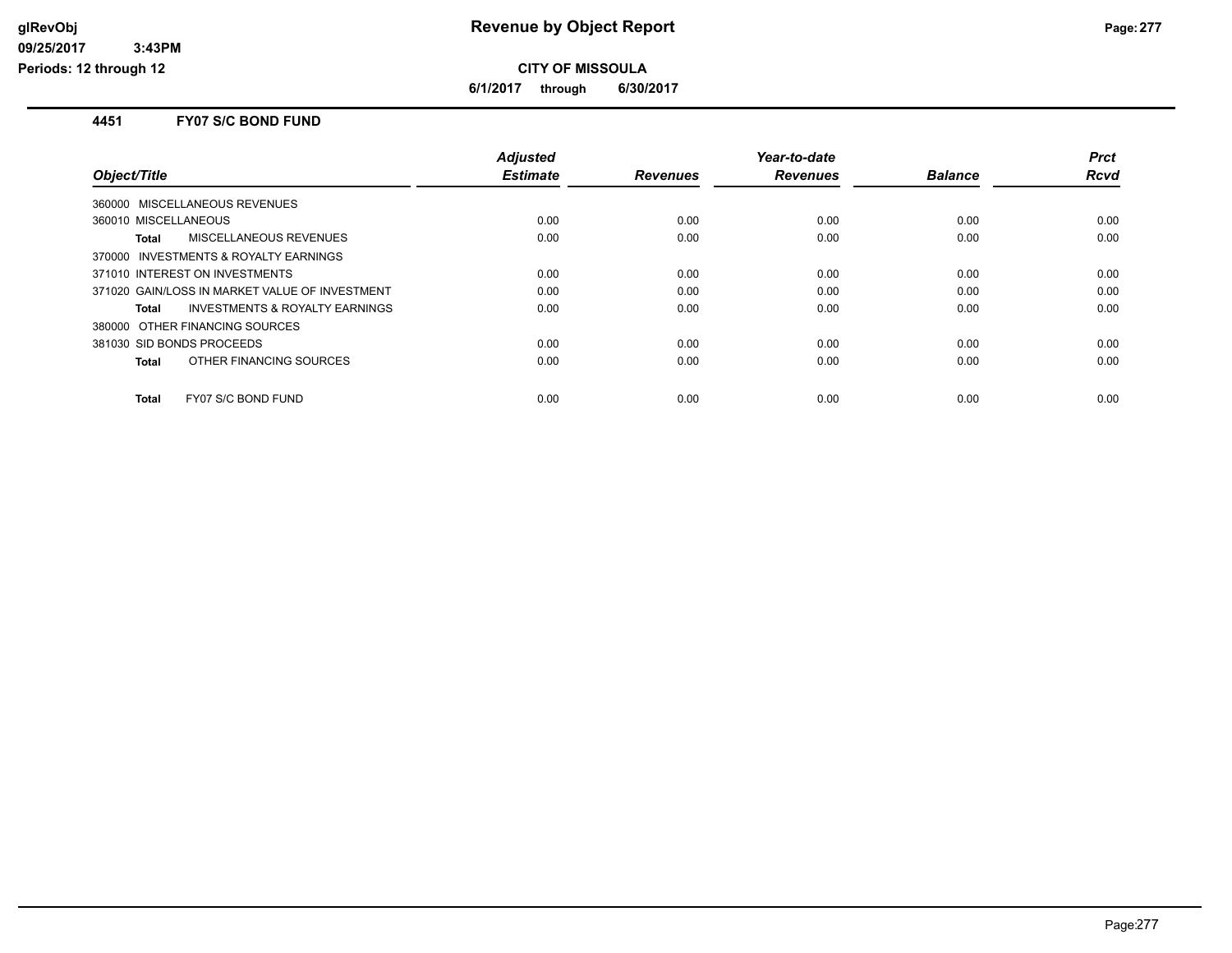# Revenue by Object Report

**CITY OF MISSOULA**

**6/1/2017 through 6/30/2017**

glRevObj
09/25/2017 3:43PM
Periods: 12 through 12

## 4451 FY07 S/C BOND FUND

| Object/Title | Adjusted Estimate | Revenues | Year-to-date Revenues | Balance | Prct Rcvd |
|---|---|---|---|---|---|
| 360000 MISCELLANEOUS REVENUES | | | | | |
| 360010 MISCELLANEOUS | 0.00 | 0.00 | 0.00 | 0.00 | 0.00 |
| **Total** MISCELLANEOUS REVENUES | 0.00 | 0.00 | 0.00 | 0.00 | 0.00 |
| 370000 INVESTMENTS & ROYALTY EARNINGS | | | | | |
| 371010 INTEREST ON INVESTMENTS | 0.00 | 0.00 | 0.00 | 0.00 | 0.00 |
| 371020 GAIN/LOSS IN MARKET VALUE OF INVESTMENT | 0.00 | 0.00 | 0.00 | 0.00 | 0.00 |
| **Total** INVESTMENTS & ROYALTY EARNINGS | 0.00 | 0.00 | 0.00 | 0.00 | 0.00 |
| 380000 OTHER FINANCING SOURCES | | | | | |
| 381030 SID BONDS PROCEEDS | 0.00 | 0.00 | 0.00 | 0.00 | 0.00 |
| **Total** OTHER FINANCING SOURCES | 0.00 | 0.00 | 0.00 | 0.00 | 0.00 |
| **Total** FY07 S/C BOND FUND | 0.00 | 0.00 | 0.00 | 0.00 | 0.00 |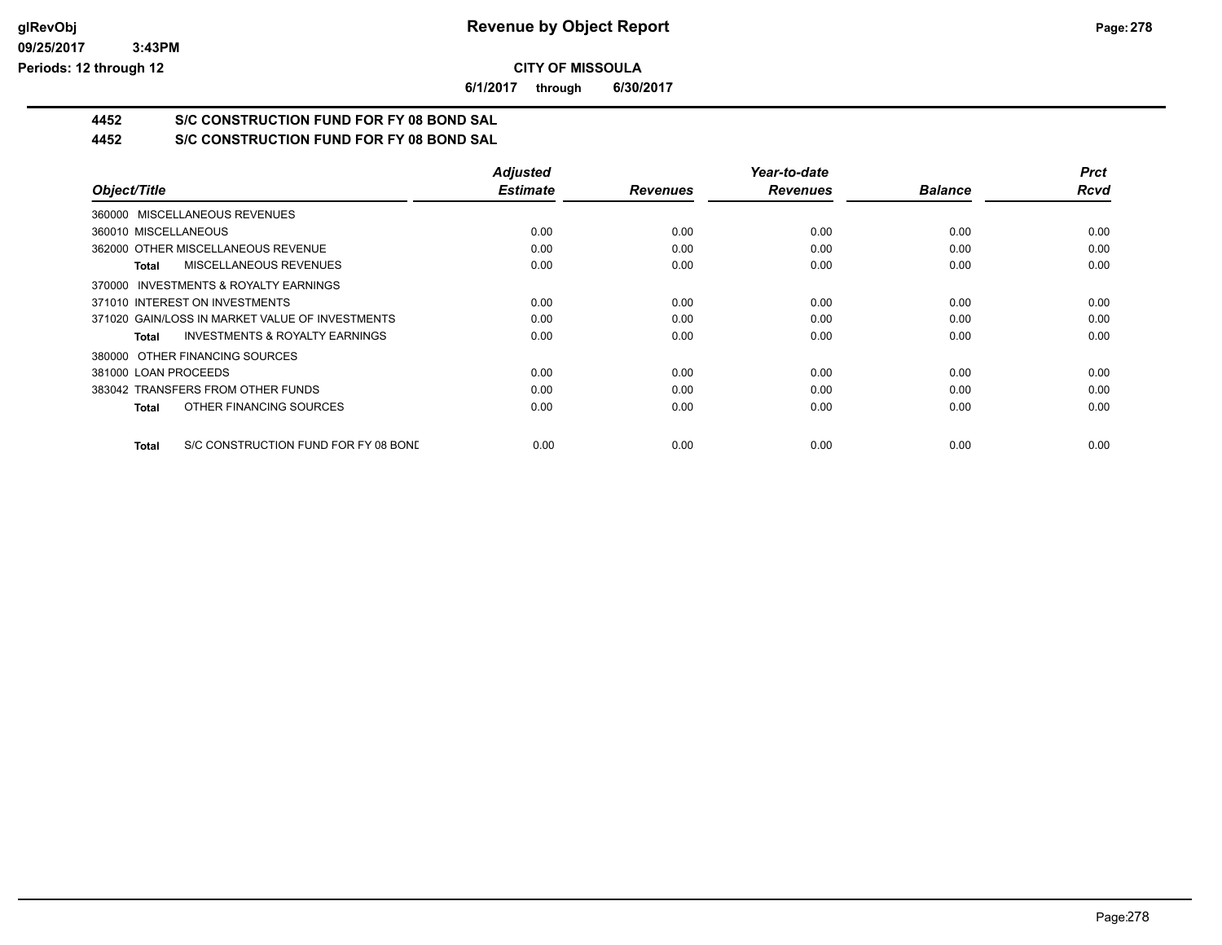# Revenue by Object Report

**CITY OF MISSOULA**

**6/1/2017 through 6/30/2017**

**glRevObj**
**09/25/2017 3:43PM**
**Periods: 12 through 12**

## 4452 S/C CONSTRUCTION FUND FOR FY 08 BOND SAL

## 4452 S/C CONSTRUCTION FUND FOR FY 08 BOND SAL

| Object/Title | Adjusted Estimate | Revenues | Year-to-date Revenues | Balance | Prct Rcvd |
|---|---|---|---|---|---|
| 360000 MISCELLANEOUS REVENUES | | | | | |
| 360010 MISCELLANEOUS | 0.00 | 0.00 | 0.00 | 0.00 | 0.00 |
| 362000 OTHER MISCELLANEOUS REVENUE | 0.00 | 0.00 | 0.00 | 0.00 | 0.00 |
| **Total** MISCELLANEOUS REVENUES | 0.00 | 0.00 | 0.00 | 0.00 | 0.00 |
| 370000 INVESTMENTS & ROYALTY EARNINGS | | | | | |
| 371010 INTEREST ON INVESTMENTS | 0.00 | 0.00 | 0.00 | 0.00 | 0.00 |
| 371020 GAIN/LOSS IN MARKET VALUE OF INVESTMENTS | 0.00 | 0.00 | 0.00 | 0.00 | 0.00 |
| **Total** INVESTMENTS & ROYALTY EARNINGS | 0.00 | 0.00 | 0.00 | 0.00 | 0.00 |
| 380000 OTHER FINANCING SOURCES | | | | | |
| 381000 LOAN PROCEEDS | 0.00 | 0.00 | 0.00 | 0.00 | 0.00 |
| 383042 TRANSFERS FROM OTHER FUNDS | 0.00 | 0.00 | 0.00 | 0.00 | 0.00 |
| **Total** OTHER FINANCING SOURCES | 0.00 | 0.00 | 0.00 | 0.00 | 0.00 |
| **Total** S/C CONSTRUCTION FUND FOR FY 08 BONE | 0.00 | 0.00 | 0.00 | 0.00 | 0.00 |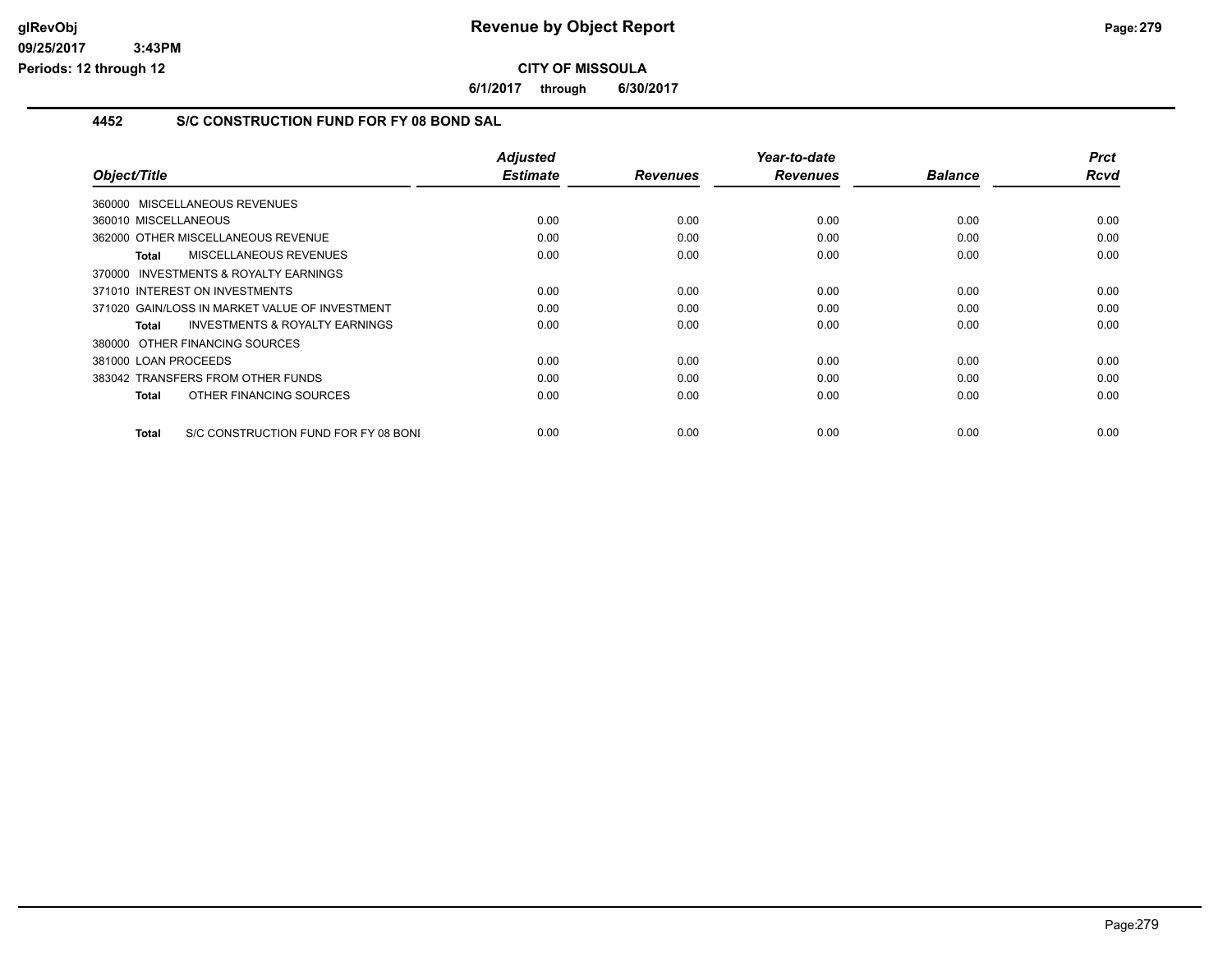# Revenue by Object Report

**CITY OF MISSOULA**

**6/1/2017 through 6/30/2017**

glRevObj
09/25/2017 3:43PM
Periods: 12 through 12

## 4452 S/C CONSTRUCTION FUND FOR FY 08 BOND SAL

| Object/Title | Adjusted Estimate | Revenues | Year-to-date Revenues | Balance | Prct Rcvd |
|---|---|---|---|---|---|
| 360000 MISCELLANEOUS REVENUES | | | | | |
| 360010 MISCELLANEOUS | 0.00 | 0.00 | 0.00 | 0.00 | 0.00 |
| 362000 OTHER MISCELLANEOUS REVENUE | 0.00 | 0.00 | 0.00 | 0.00 | 0.00 |
| **Total** MISCELLANEOUS REVENUES | 0.00 | 0.00 | 0.00 | 0.00 | 0.00 |
| 370000 INVESTMENTS & ROYALTY EARNINGS | | | | | |
| 371010 INTEREST ON INVESTMENTS | 0.00 | 0.00 | 0.00 | 0.00 | 0.00 |
| 371020 GAIN/LOSS IN MARKET VALUE OF INVESTMENT | 0.00 | 0.00 | 0.00 | 0.00 | 0.00 |
| **Total** INVESTMENTS & ROYALTY EARNINGS | 0.00 | 0.00 | 0.00 | 0.00 | 0.00 |
| 380000 OTHER FINANCING SOURCES | | | | | |
| 381000 LOAN PROCEEDS | 0.00 | 0.00 | 0.00 | 0.00 | 0.00 |
| 383042 TRANSFERS FROM OTHER FUNDS | 0.00 | 0.00 | 0.00 | 0.00 | 0.00 |
| **Total** OTHER FINANCING SOURCES | 0.00 | 0.00 | 0.00 | 0.00 | 0.00 |
| **Total** S/C CONSTRUCTION FUND FOR FY 08 BONI | 0.00 | 0.00 | 0.00 | 0.00 | 0.00 |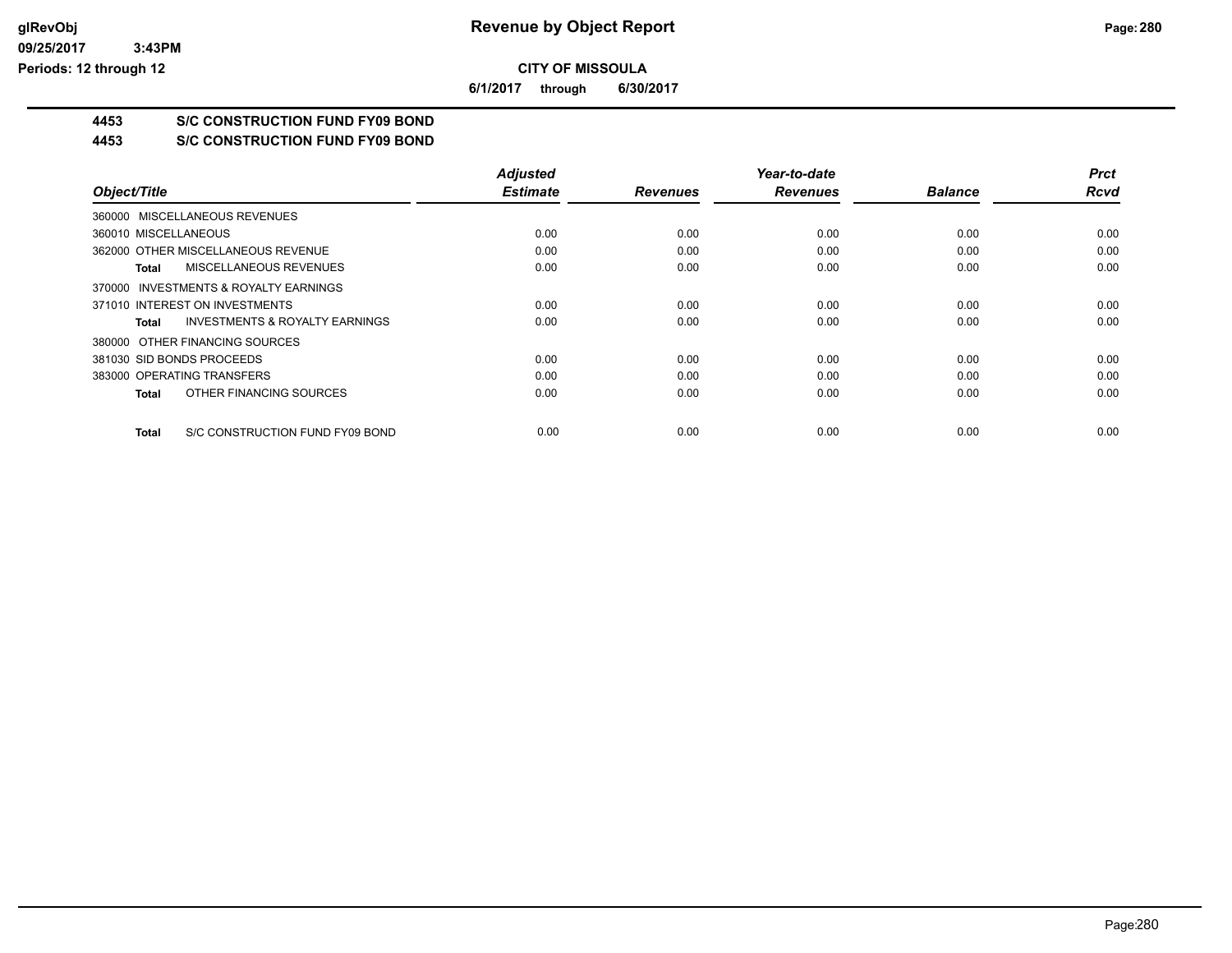**CITY OF MISSOULA**

**6/1/2017 through 6/30/2017**

**4453 S/C CONSTRUCTION FUND FY09 BOND**

**4453 S/C CONSTRUCTION FUND FY09 BOND**

| Object/Title | Adjusted Estimate | Revenues | Year-to-date Revenues | Balance | Prct Rcvd |
|---|---|---|---|---|---|
| 360000 MISCELLANEOUS REVENUES | | | | | |
| 360010 MISCELLANEOUS | 0.00 | 0.00 | 0.00 | 0.00 | 0.00 |
| 362000 OTHER MISCELLANEOUS REVENUE | 0.00 | 0.00 | 0.00 | 0.00 | 0.00 |
| **Total** MISCELLANEOUS REVENUES | 0.00 | 0.00 | 0.00 | 0.00 | 0.00 |
| 370000 INVESTMENTS & ROYALTY EARNINGS | | | | | |
| 371010 INTEREST ON INVESTMENTS | 0.00 | 0.00 | 0.00 | 0.00 | 0.00 |
| **Total** INVESTMENTS & ROYALTY EARNINGS | 0.00 | 0.00 | 0.00 | 0.00 | 0.00 |
| 380000 OTHER FINANCING SOURCES | | | | | |
| 381030 SID BONDS PROCEEDS | 0.00 | 0.00 | 0.00 | 0.00 | 0.00 |
| 383000 OPERATING TRANSFERS | 0.00 | 0.00 | 0.00 | 0.00 | 0.00 |
| **Total** OTHER FINANCING SOURCES | 0.00 | 0.00 | 0.00 | 0.00 | 0.00 |
| **Total** S/C CONSTRUCTION FUND FY09 BOND | 0.00 | 0.00 | 0.00 | 0.00 | 0.00 |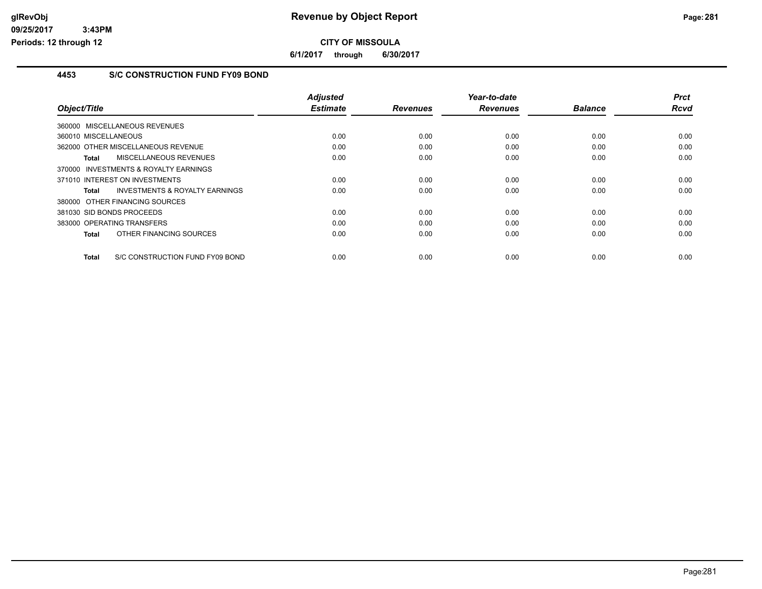# Revenue by Object Report

**CITY OF MISSOULA**

**6/1/2017 through 6/30/2017**

glRevObj
09/25/2017 3:43PM
Periods: 12 through 12

## 4453 S/C CONSTRUCTION FUND FY09 BOND

| Object/Title | Adjusted Estimate | Revenues | Year-to-date Revenues | Balance | Prct Rcvd |
|---|---|---|---|---|---|
| 360000 MISCELLANEOUS REVENUES | | | | | |
| 360010 MISCELLANEOUS | 0.00 | 0.00 | 0.00 | 0.00 | 0.00 |
| 362000 OTHER MISCELLANEOUS REVENUE | 0.00 | 0.00 | 0.00 | 0.00 | 0.00 |
| **Total** MISCELLANEOUS REVENUES | 0.00 | 0.00 | 0.00 | 0.00 | 0.00 |
| 370000 INVESTMENTS & ROYALTY EARNINGS | | | | | |
| 371010 INTEREST ON INVESTMENTS | 0.00 | 0.00 | 0.00 | 0.00 | 0.00 |
| **Total** INVESTMENTS & ROYALTY EARNINGS | 0.00 | 0.00 | 0.00 | 0.00 | 0.00 |
| 380000 OTHER FINANCING SOURCES | | | | | |
| 381030 SID BONDS PROCEEDS | 0.00 | 0.00 | 0.00 | 0.00 | 0.00 |
| 383000 OPERATING TRANSFERS | 0.00 | 0.00 | 0.00 | 0.00 | 0.00 |
| **Total** OTHER FINANCING SOURCES | 0.00 | 0.00 | 0.00 | 0.00 | 0.00 |
| **Total** S/C CONSTRUCTION FUND FY09 BOND | 0.00 | 0.00 | 0.00 | 0.00 | 0.00 |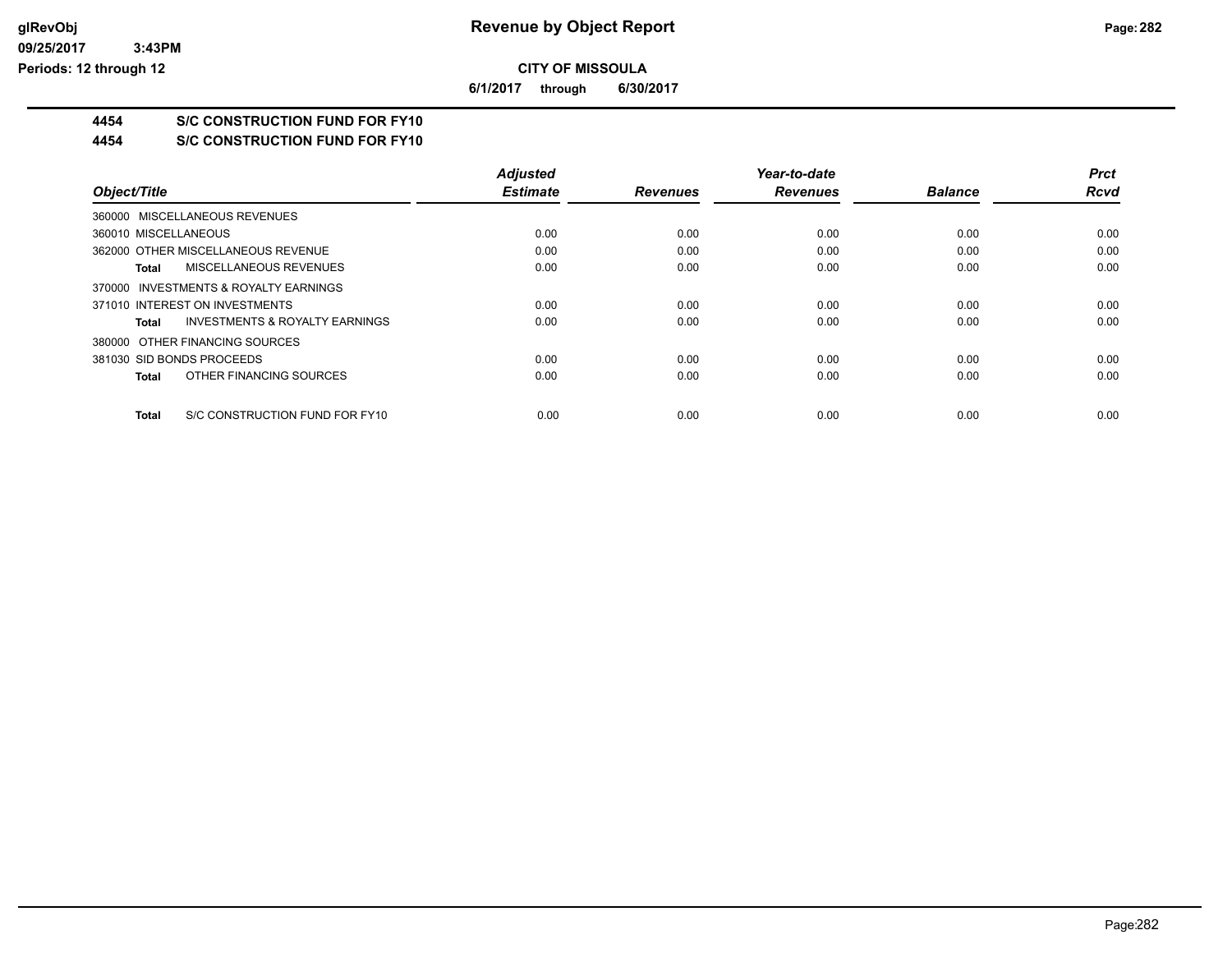# Revenue by Object Report

**CITY OF MISSOULA**

**6/1/2017 through 6/30/2017**

glRevObj
09/25/2017 3:43PM
Periods: 12 through 12

## 4454 S/C CONSTRUCTION FUND FOR FY10

## 4454 S/C CONSTRUCTION FUND FOR FY10

| Object/Title | Adjusted Estimate | Revenues | Year-to-date Revenues | Balance | Prct Rcvd |
|---|---|---|---|---|---|
| 360000 MISCELLANEOUS REVENUES | | | | | |
| 360010 MISCELLANEOUS | 0.00 | 0.00 | 0.00 | 0.00 | 0.00 |
| 362000 OTHER MISCELLANEOUS REVENUE | 0.00 | 0.00 | 0.00 | 0.00 | 0.00 |
| **Total** MISCELLANEOUS REVENUES | 0.00 | 0.00 | 0.00 | 0.00 | 0.00 |
| 370000 INVESTMENTS & ROYALTY EARNINGS | | | | | |
| 371010 INTEREST ON INVESTMENTS | 0.00 | 0.00 | 0.00 | 0.00 | 0.00 |
| **Total** INVESTMENTS & ROYALTY EARNINGS | 0.00 | 0.00 | 0.00 | 0.00 | 0.00 |
| 380000 OTHER FINANCING SOURCES | | | | | |
| 381030 SID BONDS PROCEEDS | 0.00 | 0.00 | 0.00 | 0.00 | 0.00 |
| **Total** OTHER FINANCING SOURCES | 0.00 | 0.00 | 0.00 | 0.00 | 0.00 |
| **Total** S/C CONSTRUCTION FUND FOR FY10 | 0.00 | 0.00 | 0.00 | 0.00 | 0.00 |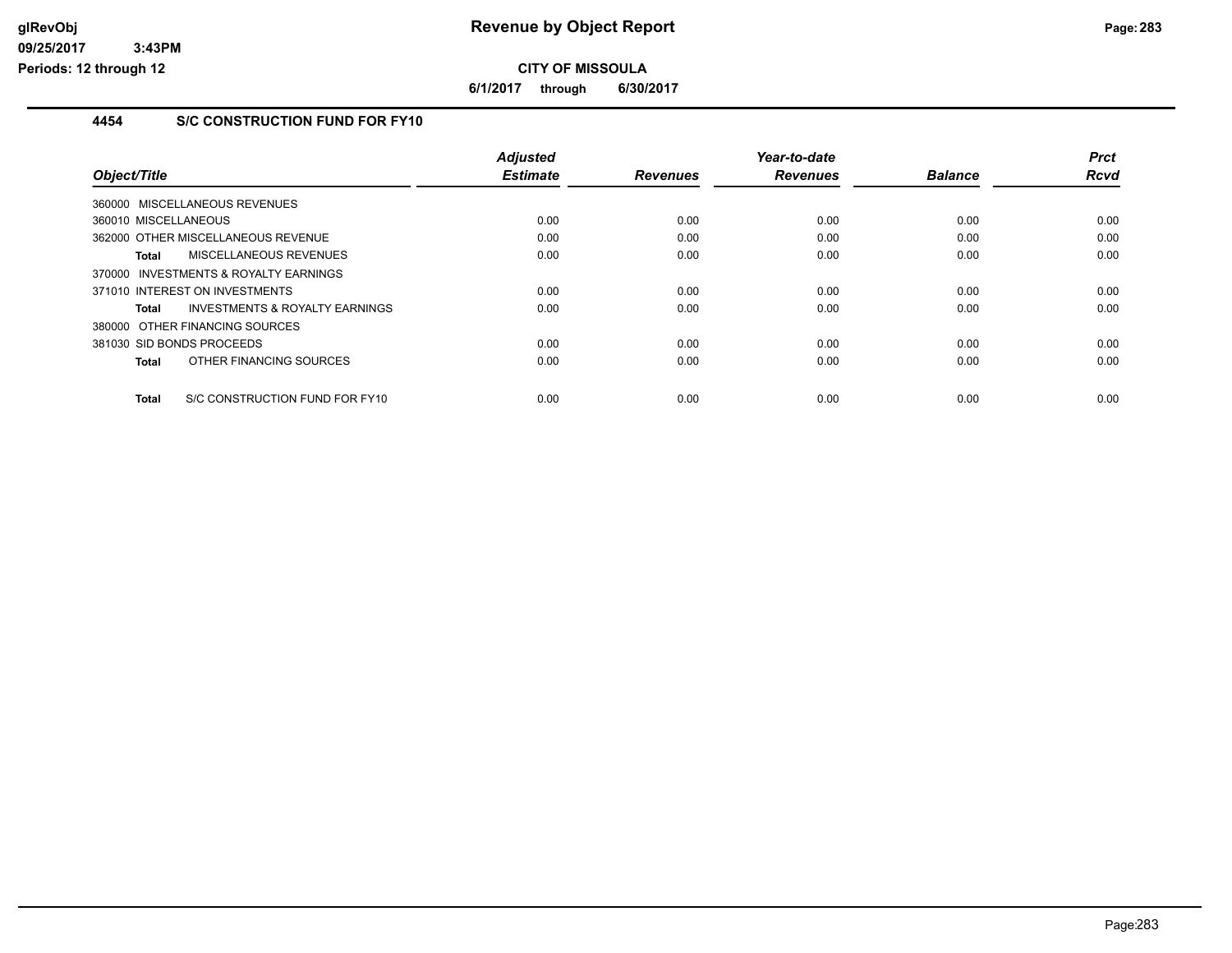**CITY OF MISSOULA**

**6/1/2017 through 6/30/2017**

## 4454 S/C CONSTRUCTION FUND FOR FY10

| Object/Title | Adjusted Estimate | Revenues | Year-to-date Revenues | Balance | Prct Rcvd |
|---|---|---|---|---|---|
| 360000 MISCELLANEOUS REVENUES | | | | | |
| 360010 MISCELLANEOUS | 0.00 | 0.00 | 0.00 | 0.00 | 0.00 |
| 362000 OTHER MISCELLANEOUS REVENUE | 0.00 | 0.00 | 0.00 | 0.00 | 0.00 |
| **Total** MISCELLANEOUS REVENUES | 0.00 | 0.00 | 0.00 | 0.00 | 0.00 |
| 370000 INVESTMENTS & ROYALTY EARNINGS | | | | | |
| 371010 INTEREST ON INVESTMENTS | 0.00 | 0.00 | 0.00 | 0.00 | 0.00 |
| **Total** INVESTMENTS & ROYALTY EARNINGS | 0.00 | 0.00 | 0.00 | 0.00 | 0.00 |
| 380000 OTHER FINANCING SOURCES | | | | | |
| 381030 SID BONDS PROCEEDS | 0.00 | 0.00 | 0.00 | 0.00 | 0.00 |
| **Total** OTHER FINANCING SOURCES | 0.00 | 0.00 | 0.00 | 0.00 | 0.00 |
| **Total** S/C CONSTRUCTION FUND FOR FY10 | 0.00 | 0.00 | 0.00 | 0.00 | 0.00 |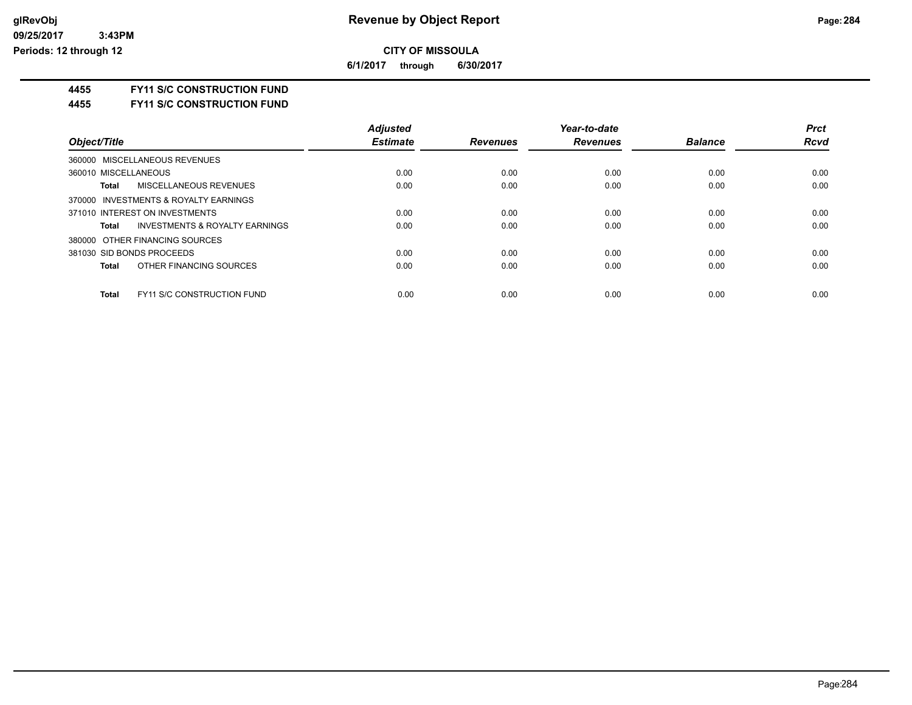# Revenue by Object Report

**CITY OF MISSOULA**

**6/1/2017 through 6/30/2017**

**4455 FY11 S/C CONSTRUCTION FUND**

**4455 FY11 S/C CONSTRUCTION FUND**

| Object/Title | Adjusted Estimate | Revenues | Year-to-date Revenues | Balance | Prct Rcvd |
|---|---|---|---|---|---|
| 360000 MISCELLANEOUS REVENUES | | | | | |
| 360010 MISCELLANEOUS | 0.00 | 0.00 | 0.00 | 0.00 | 0.00 |
| **Total** MISCELLANEOUS REVENUES | 0.00 | 0.00 | 0.00 | 0.00 | 0.00 |
| 370000 INVESTMENTS & ROYALTY EARNINGS | | | | | |
| 371010 INTEREST ON INVESTMENTS | 0.00 | 0.00 | 0.00 | 0.00 | 0.00 |
| **Total** INVESTMENTS & ROYALTY EARNINGS | 0.00 | 0.00 | 0.00 | 0.00 | 0.00 |
| 380000 OTHER FINANCING SOURCES | | | | | |
| 381030 SID BONDS PROCEEDS | 0.00 | 0.00 | 0.00 | 0.00 | 0.00 |
| **Total** OTHER FINANCING SOURCES | 0.00 | 0.00 | 0.00 | 0.00 | 0.00 |
| **Total** FY11 S/C CONSTRUCTION FUND | 0.00 | 0.00 | 0.00 | 0.00 | 0.00 |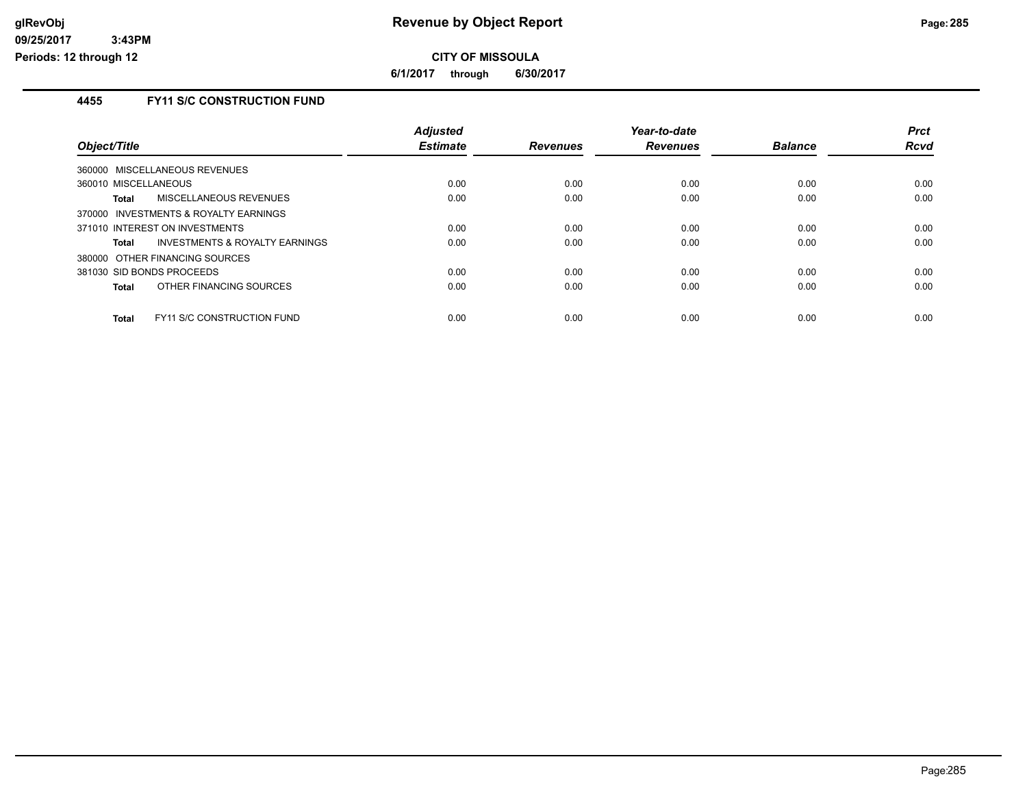**Revenue by Object Report**

**CITY OF MISSOULA**

**6/1/2017 through 6/30/2017**

glRevObj
09/25/2017 3:43PM
Periods: 12 through 12

### 4455 FY11 S/C CONSTRUCTION FUND

| Object/Title | Adjusted Estimate | Revenues | Year-to-date Revenues | Balance | Prct Rcvd |
|---|---|---|---|---|---|
| 360000 MISCELLANEOUS REVENUES | | | | | |
| 360010 MISCELLANEOUS | 0.00 | 0.00 | 0.00 | 0.00 | 0.00 |
| **Total** MISCELLANEOUS REVENUES | 0.00 | 0.00 | 0.00 | 0.00 | 0.00 |
| 370000 INVESTMENTS & ROYALTY EARNINGS | | | | | |
| 371010 INTEREST ON INVESTMENTS | 0.00 | 0.00 | 0.00 | 0.00 | 0.00 |
| **Total** INVESTMENTS & ROYALTY EARNINGS | 0.00 | 0.00 | 0.00 | 0.00 | 0.00 |
| 380000 OTHER FINANCING SOURCES | | | | | |
| 381030 SID BONDS PROCEEDS | 0.00 | 0.00 | 0.00 | 0.00 | 0.00 |
| **Total** OTHER FINANCING SOURCES | 0.00 | 0.00 | 0.00 | 0.00 | 0.00 |
| **Total** FY11 S/C CONSTRUCTION FUND | 0.00 | 0.00 | 0.00 | 0.00 | 0.00 |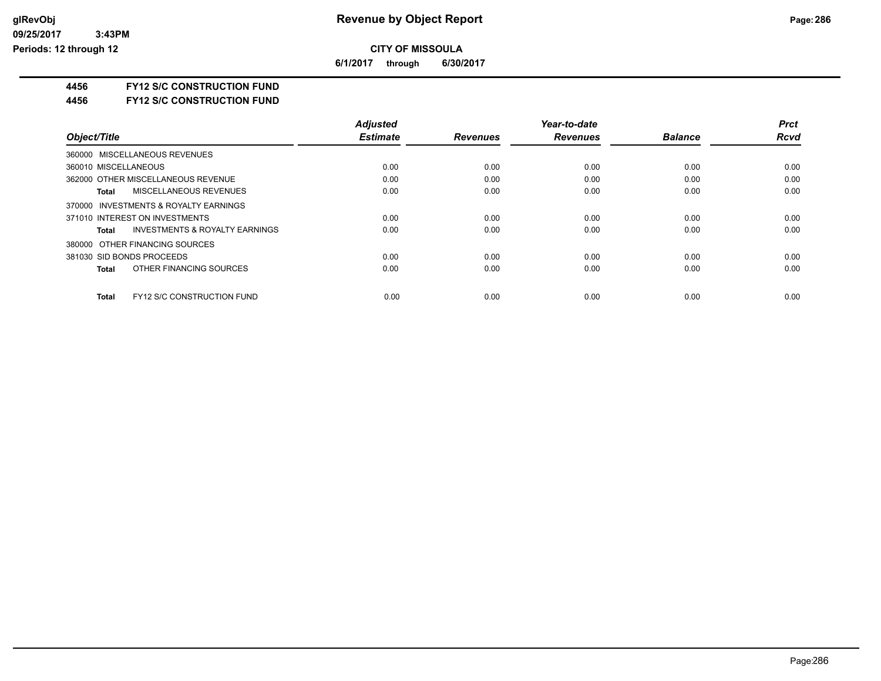**CITY OF MISSOULA**

**6/1/2017 through 6/30/2017**

## 4456 FY12 S/C CONSTRUCTION FUND

### 4456 FY12 S/C CONSTRUCTION FUND

| Object/Title | Adjusted Estimate | Revenues | Year-to-date Revenues | Balance | Prct Rcvd |
|---|---|---|---|---|---|
| 360000 MISCELLANEOUS REVENUES | | | | | |
| 360010 MISCELLANEOUS | 0.00 | 0.00 | 0.00 | 0.00 | 0.00 |
| 362000 OTHER MISCELLANEOUS REVENUE | 0.00 | 0.00 | 0.00 | 0.00 | 0.00 |
| **Total** MISCELLANEOUS REVENUES | 0.00 | 0.00 | 0.00 | 0.00 | 0.00 |
| 370000 INVESTMENTS & ROYALTY EARNINGS | | | | | |
| 371010 INTEREST ON INVESTMENTS | 0.00 | 0.00 | 0.00 | 0.00 | 0.00 |
| **Total** INVESTMENTS & ROYALTY EARNINGS | 0.00 | 0.00 | 0.00 | 0.00 | 0.00 |
| 380000 OTHER FINANCING SOURCES | | | | | |
| 381030 SID BONDS PROCEEDS | 0.00 | 0.00 | 0.00 | 0.00 | 0.00 |
| **Total** OTHER FINANCING SOURCES | 0.00 | 0.00 | 0.00 | 0.00 | 0.00 |
| **Total** FY12 S/C CONSTRUCTION FUND | 0.00 | 0.00 | 0.00 | 0.00 | 0.00 |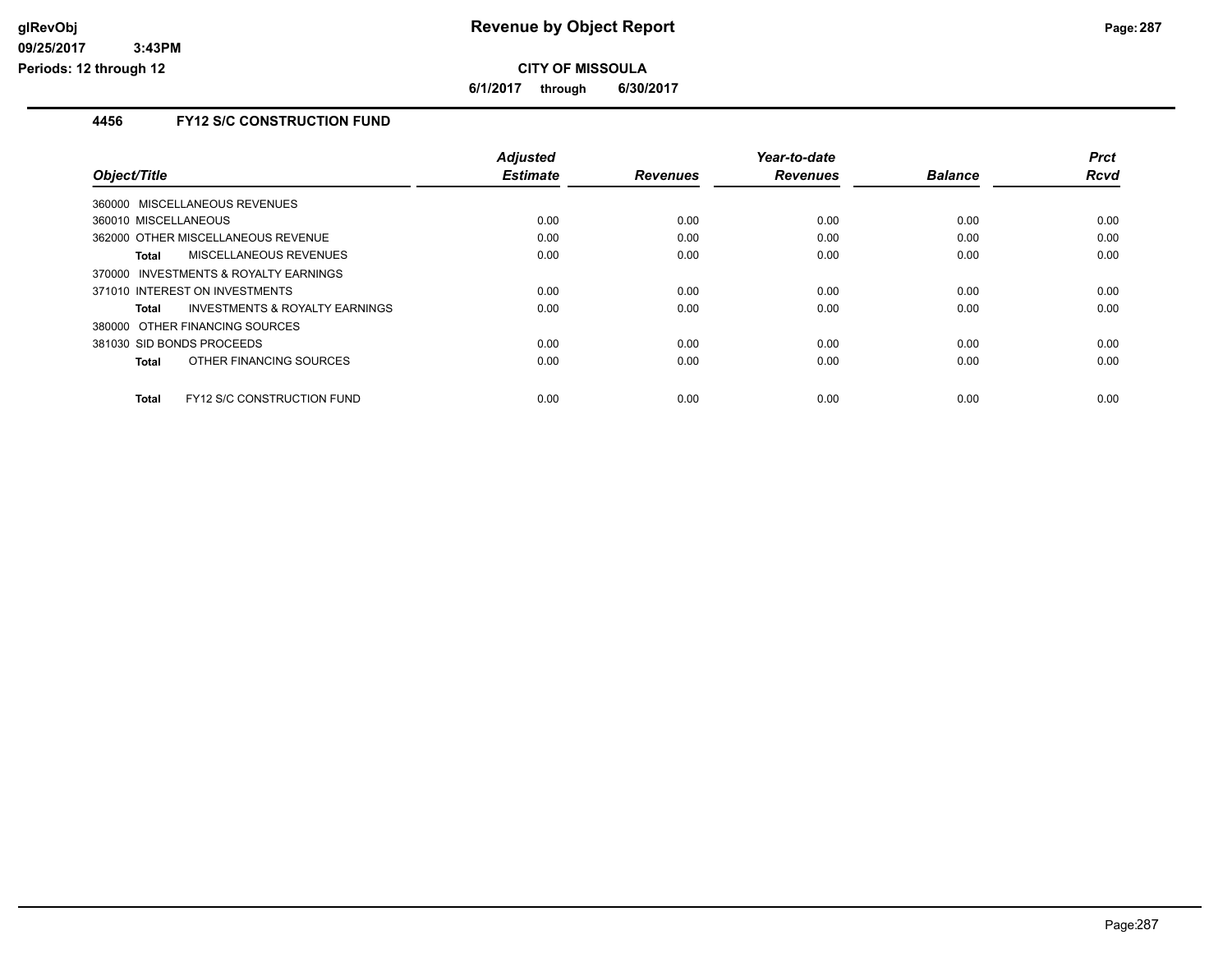# Revenue by Object Report

glRevObj
09/25/2017 3:43PM
Periods: 12 through 12

**CITY OF MISSOULA**

**6/1/2017 through 6/30/2017**

## 4456 FY12 S/C CONSTRUCTION FUND

| Object/Title | Adjusted Estimate | Revenues | Year-to-date Revenues | Balance | Prct Rcvd |
|---|---|---|---|---|---|
| 360000 MISCELLANEOUS REVENUES | | | | | |
| 360010 MISCELLANEOUS | 0.00 | 0.00 | 0.00 | 0.00 | 0.00 |
| 362000 OTHER MISCELLANEOUS REVENUE | 0.00 | 0.00 | 0.00 | 0.00 | 0.00 |
| **Total** MISCELLANEOUS REVENUES | 0.00 | 0.00 | 0.00 | 0.00 | 0.00 |
| 370000 INVESTMENTS & ROYALTY EARNINGS | | | | | |
| 371010 INTEREST ON INVESTMENTS | 0.00 | 0.00 | 0.00 | 0.00 | 0.00 |
| **Total** INVESTMENTS & ROYALTY EARNINGS | 0.00 | 0.00 | 0.00 | 0.00 | 0.00 |
| 380000 OTHER FINANCING SOURCES | | | | | |
| 381030 SID BONDS PROCEEDS | 0.00 | 0.00 | 0.00 | 0.00 | 0.00 |
| **Total** OTHER FINANCING SOURCES | 0.00 | 0.00 | 0.00 | 0.00 | 0.00 |
| **Total** FY12 S/C CONSTRUCTION FUND | 0.00 | 0.00 | 0.00 | 0.00 | 0.00 |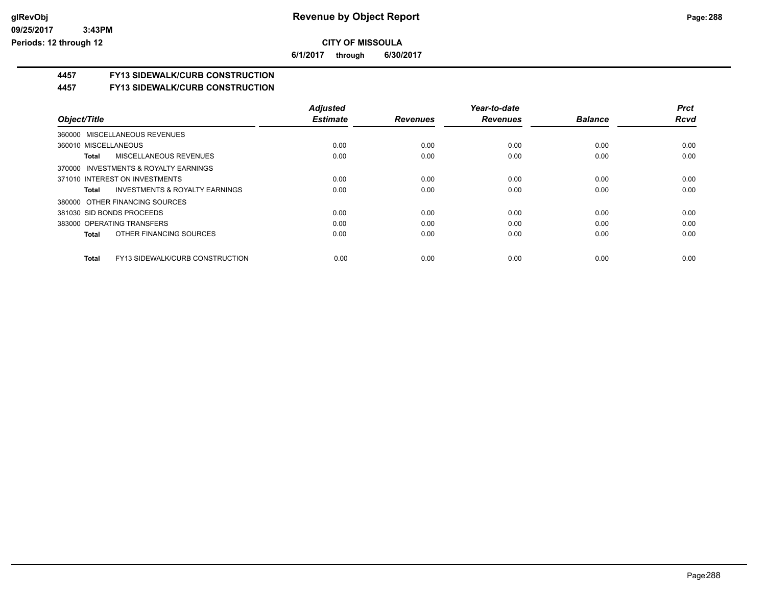**CITY OF MISSOULA**

**6/1/2017 through 6/30/2017**

## 4457 FY13 SIDEWALK/CURB CONSTRUCTION

## 4457 FY13 SIDEWALK/CURB CONSTRUCTION

| Object/Title | Adjusted Estimate | Revenues | Year-to-date Revenues | Balance | Prct Rcvd |
|---|---|---|---|---|---|
| 360000 MISCELLANEOUS REVENUES | | | | | |
| 360010 MISCELLANEOUS | 0.00 | 0.00 | 0.00 | 0.00 | 0.00 |
| **Total** MISCELLANEOUS REVENUES | 0.00 | 0.00 | 0.00 | 0.00 | 0.00 |
| 370000 INVESTMENTS & ROYALTY EARNINGS | | | | | |
| 371010 INTEREST ON INVESTMENTS | 0.00 | 0.00 | 0.00 | 0.00 | 0.00 |
| **Total** INVESTMENTS & ROYALTY EARNINGS | 0.00 | 0.00 | 0.00 | 0.00 | 0.00 |
| 380000 OTHER FINANCING SOURCES | | | | | |
| 381030 SID BONDS PROCEEDS | 0.00 | 0.00 | 0.00 | 0.00 | 0.00 |
| 383000 OPERATING TRANSFERS | 0.00 | 0.00 | 0.00 | 0.00 | 0.00 |
| **Total** OTHER FINANCING SOURCES | 0.00 | 0.00 | 0.00 | 0.00 | 0.00 |
| **Total** FY13 SIDEWALK/CURB CONSTRUCTION | 0.00 | 0.00 | 0.00 | 0.00 | 0.00 |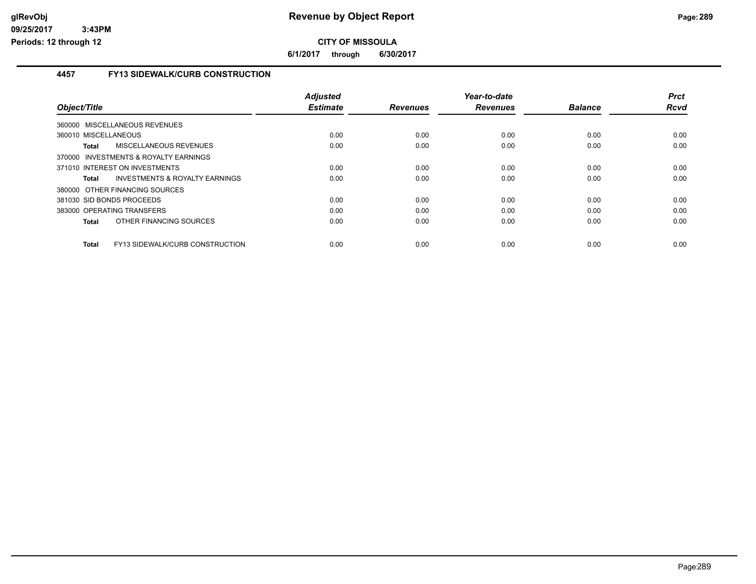**CITY OF MISSOULA**

**6/1/2017 through 6/30/2017**

## 4457 FY13 SIDEWALK/CURB CONSTRUCTION

| Object/Title | Adjusted Estimate | Revenues | Year-to-date Revenues | Balance | Prct Rcvd |
|---|---|---|---|---|---|
| 360000 MISCELLANEOUS REVENUES | | | | | |
| 360010 MISCELLANEOUS | 0.00 | 0.00 | 0.00 | 0.00 | 0.00 |
| **Total** MISCELLANEOUS REVENUES | 0.00 | 0.00 | 0.00 | 0.00 | 0.00 |
| 370000 INVESTMENTS & ROYALTY EARNINGS | | | | | |
| 371010 INTEREST ON INVESTMENTS | 0.00 | 0.00 | 0.00 | 0.00 | 0.00 |
| **Total** INVESTMENTS & ROYALTY EARNINGS | 0.00 | 0.00 | 0.00 | 0.00 | 0.00 |
| 380000 OTHER FINANCING SOURCES | | | | | |
| 381030 SID BONDS PROCEEDS | 0.00 | 0.00 | 0.00 | 0.00 | 0.00 |
| 383000 OPERATING TRANSFERS | 0.00 | 0.00 | 0.00 | 0.00 | 0.00 |
| **Total** OTHER FINANCING SOURCES | 0.00 | 0.00 | 0.00 | 0.00 | 0.00 |
| **Total** FY13 SIDEWALK/CURB CONSTRUCTION | 0.00 | 0.00 | 0.00 | 0.00 | 0.00 |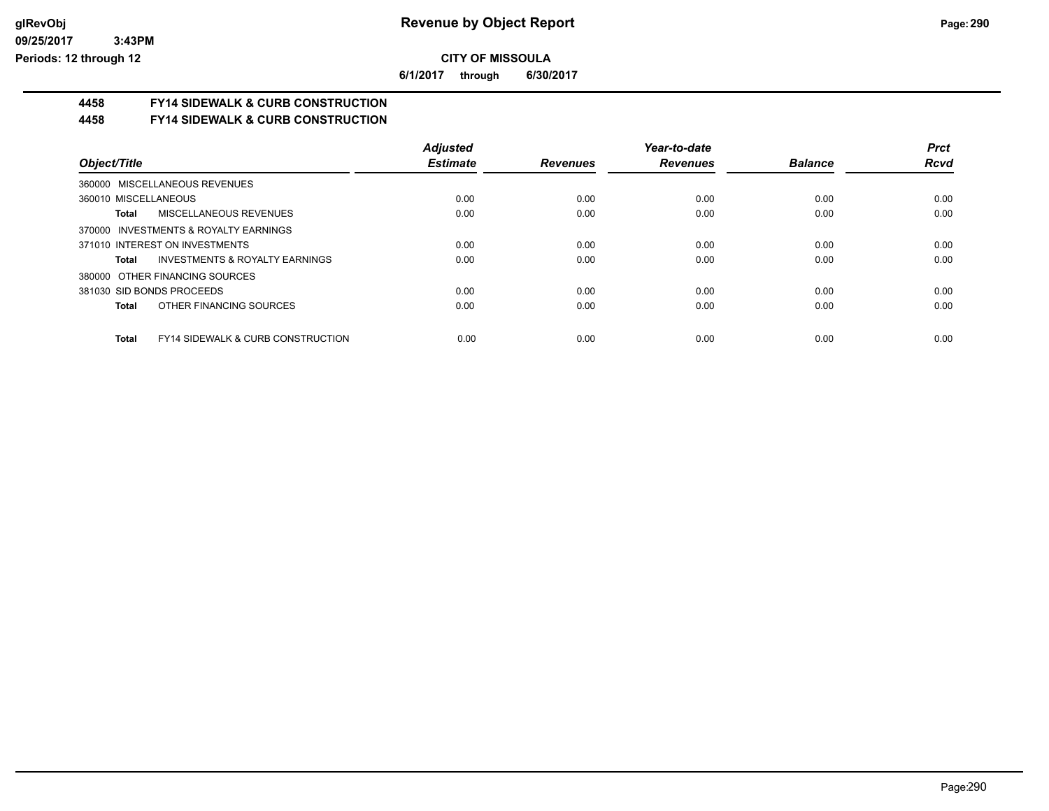# Revenue by Object Report

**CITY OF MISSOULA**

**6/1/2017 through 6/30/2017**

glRevObj
09/25/2017 3:43PM
Periods: 12 through 12

## 4458 FY14 SIDEWALK & CURB CONSTRUCTION
## 4458 FY14 SIDEWALK & CURB CONSTRUCTION

| Object/Title | Adjusted Estimate | Revenues | Year-to-date Revenues | Balance | Prct Rcvd |
|---|---|---|---|---|---|
| 360000 MISCELLANEOUS REVENUES | | | | | |
| 360010 MISCELLANEOUS | 0.00 | 0.00 | 0.00 | 0.00 | 0.00 |
| **Total** MISCELLANEOUS REVENUES | 0.00 | 0.00 | 0.00 | 0.00 | 0.00 |
| 370000 INVESTMENTS & ROYALTY EARNINGS | | | | | |
| 371010 INTEREST ON INVESTMENTS | 0.00 | 0.00 | 0.00 | 0.00 | 0.00 |
| **Total** INVESTMENTS & ROYALTY EARNINGS | 0.00 | 0.00 | 0.00 | 0.00 | 0.00 |
| 380000 OTHER FINANCING SOURCES | | | | | |
| 381030 SID BONDS PROCEEDS | 0.00 | 0.00 | 0.00 | 0.00 | 0.00 |
| **Total** OTHER FINANCING SOURCES | 0.00 | 0.00 | 0.00 | 0.00 | 0.00 |
| **Total** FY14 SIDEWALK & CURB CONSTRUCTION | 0.00 | 0.00 | 0.00 | 0.00 | 0.00 |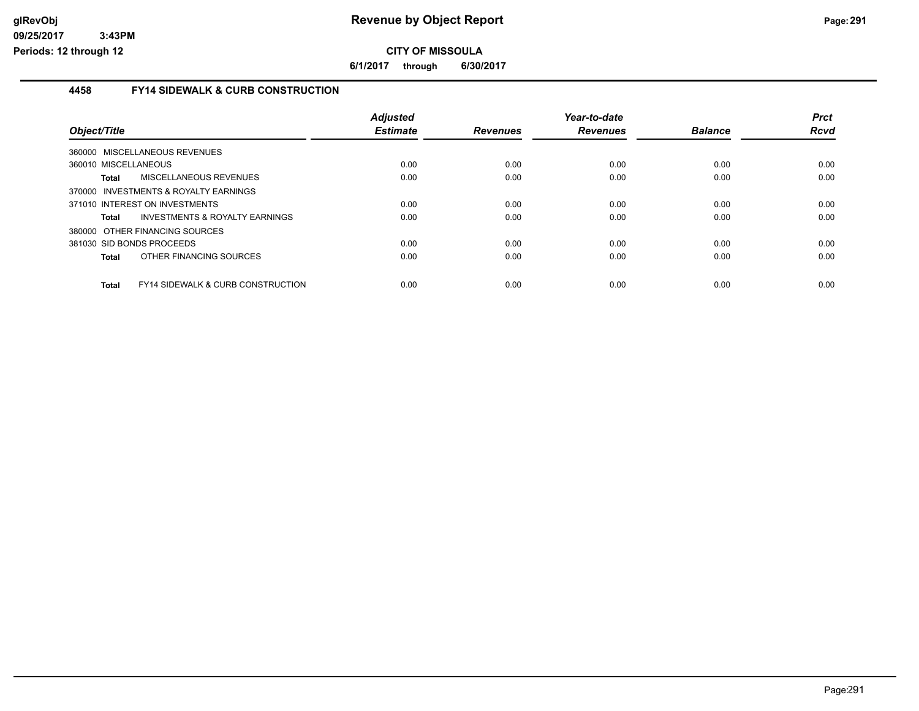**glRevObj**
**09/25/2017 3:43PM**
**Periods: 12 through 12**

# Revenue by Object Report

**CITY OF MISSOULA**

**6/1/2017 through 6/30/2017**

## 4458 FY14 SIDEWALK & CURB CONSTRUCTION

| Object/Title | Adjusted Estimate | Revenues | Year-to-date Revenues | Balance | Prct Rcvd |
|---|---|---|---|---|---|
| 360000 MISCELLANEOUS REVENUES | | | | | |
| 360010 MISCELLANEOUS | 0.00 | 0.00 | 0.00 | 0.00 | 0.00 |
| **Total** MISCELLANEOUS REVENUES | 0.00 | 0.00 | 0.00 | 0.00 | 0.00 |
| 370000 INVESTMENTS & ROYALTY EARNINGS | | | | | |
| 371010 INTEREST ON INVESTMENTS | 0.00 | 0.00 | 0.00 | 0.00 | 0.00 |
| **Total** INVESTMENTS & ROYALTY EARNINGS | 0.00 | 0.00 | 0.00 | 0.00 | 0.00 |
| 380000 OTHER FINANCING SOURCES | | | | | |
| 381030 SID BONDS PROCEEDS | 0.00 | 0.00 | 0.00 | 0.00 | 0.00 |
| **Total** OTHER FINANCING SOURCES | 0.00 | 0.00 | 0.00 | 0.00 | 0.00 |
| **Total** FY14 SIDEWALK & CURB CONSTRUCTION | 0.00 | 0.00 | 0.00 | 0.00 | 0.00 |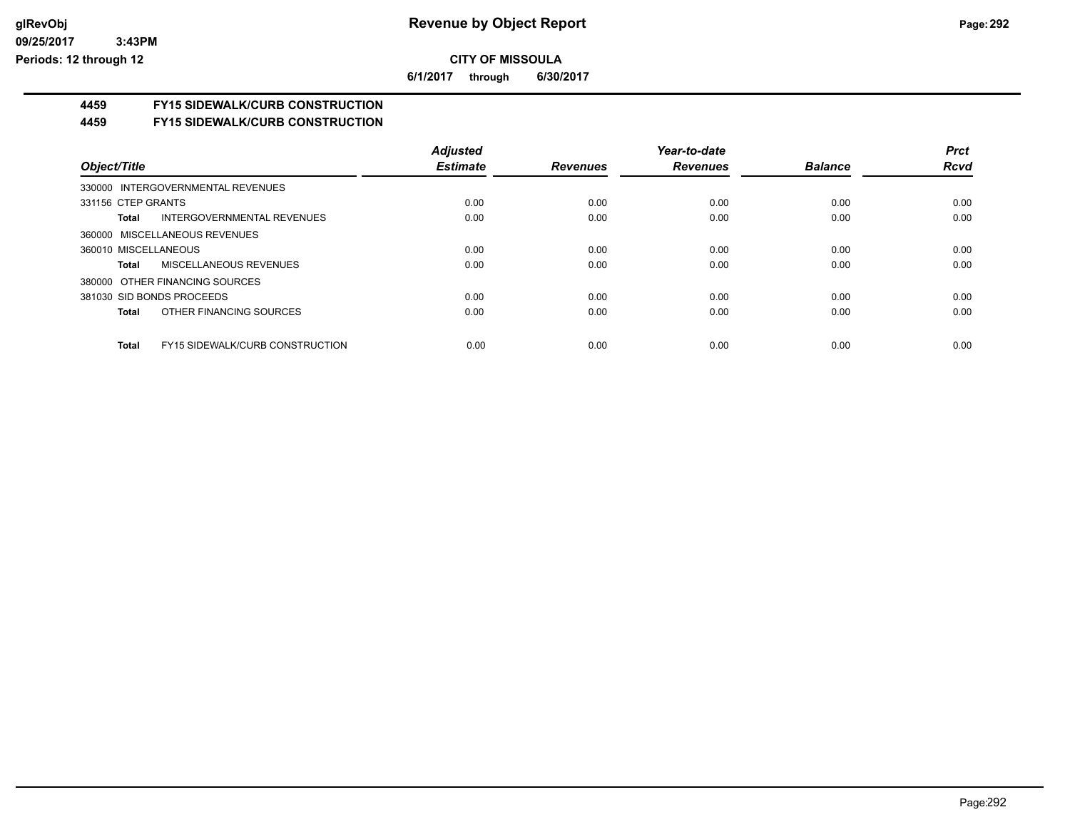# Revenue by Object Report

**CITY OF MISSOULA**

**6/1/2017 through 6/30/2017**

glRevObj
09/25/2017 3:43PM
Periods: 12 through 12

## 4459 FY15 SIDEWALK/CURB CONSTRUCTION

### 4459 FY15 SIDEWALK/CURB CONSTRUCTION

| Object/Title | Adjusted Estimate | Revenues | Year-to-date Revenues | Balance | Prct Rcvd |
|---|---|---|---|---|---|
| 330000 INTERGOVERNMENTAL REVENUES | | | | | |
| 331156 CTEP GRANTS | 0.00 | 0.00 | 0.00 | 0.00 | 0.00 |
| **Total** INTERGOVERNMENTAL REVENUES | 0.00 | 0.00 | 0.00 | 0.00 | 0.00 |
| 360000 MISCELLANEOUS REVENUES | | | | | |
| 360010 MISCELLANEOUS | 0.00 | 0.00 | 0.00 | 0.00 | 0.00 |
| **Total** MISCELLANEOUS REVENUES | 0.00 | 0.00 | 0.00 | 0.00 | 0.00 |
| 380000 OTHER FINANCING SOURCES | | | | | |
| 381030 SID BONDS PROCEEDS | 0.00 | 0.00 | 0.00 | 0.00 | 0.00 |
| **Total** OTHER FINANCING SOURCES | 0.00 | 0.00 | 0.00 | 0.00 | 0.00 |
| **Total** FY15 SIDEWALK/CURB CONSTRUCTION | 0.00 | 0.00 | 0.00 | 0.00 | 0.00 |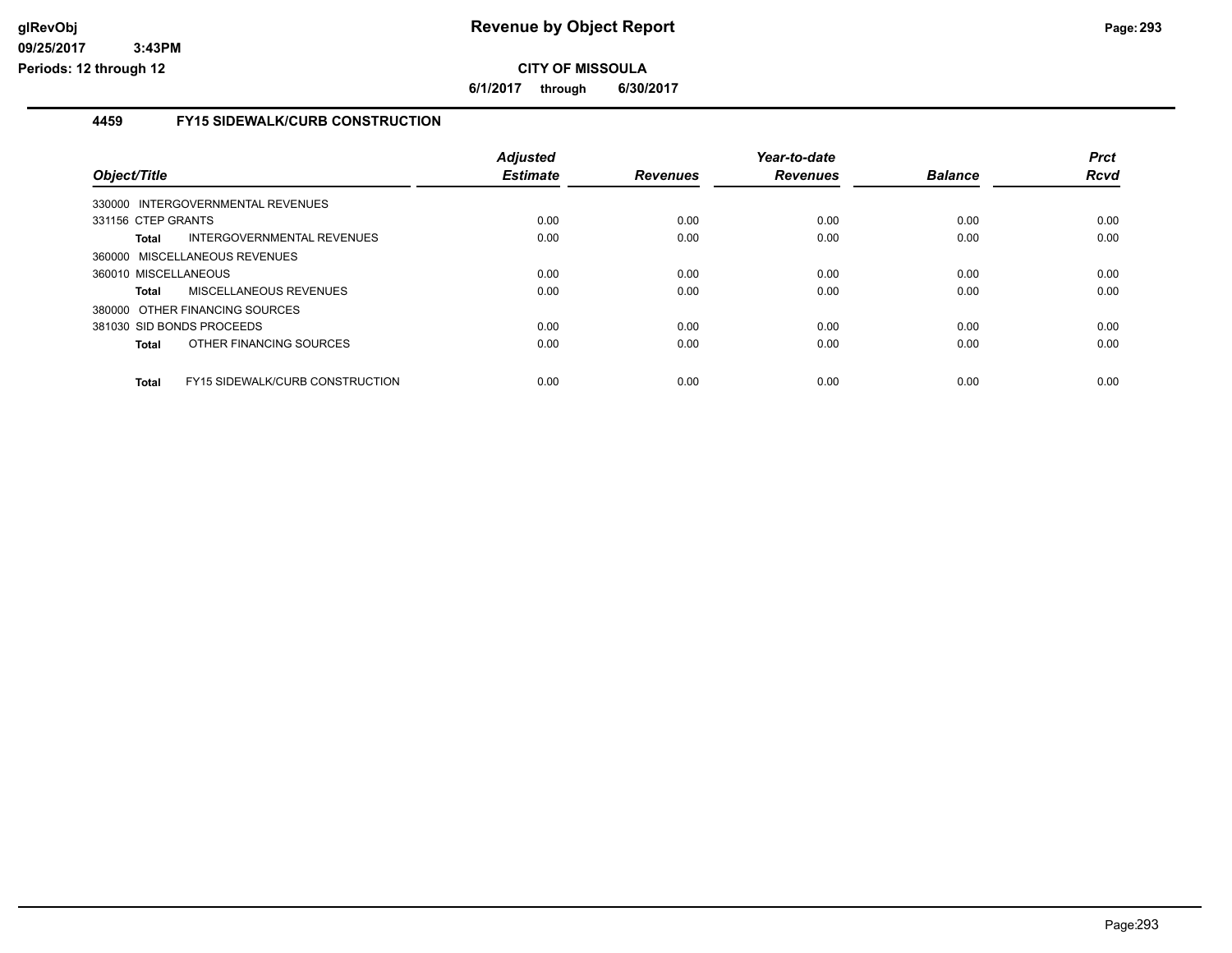## CITY OF MISSOULA

**6/1/2017 through 6/30/2017**

### 4459 FY15 SIDEWALK/CURB CONSTRUCTION

| Object/Title | Adjusted Estimate | Revenues | Year-to-date Revenues | Balance | Prct Rcvd |
|---|---|---|---|---|---|
| 330000 INTERGOVERNMENTAL REVENUES | | | | | |
| 331156 CTEP GRANTS | 0.00 | 0.00 | 0.00 | 0.00 | 0.00 |
| **Total** INTERGOVERNMENTAL REVENUES | 0.00 | 0.00 | 0.00 | 0.00 | 0.00 |
| 360000 MISCELLANEOUS REVENUES | | | | | |
| 360010 MISCELLANEOUS | 0.00 | 0.00 | 0.00 | 0.00 | 0.00 |
| **Total** MISCELLANEOUS REVENUES | 0.00 | 0.00 | 0.00 | 0.00 | 0.00 |
| 380000 OTHER FINANCING SOURCES | | | | | |
| 381030 SID BONDS PROCEEDS | 0.00 | 0.00 | 0.00 | 0.00 | 0.00 |
| **Total** OTHER FINANCING SOURCES | 0.00 | 0.00 | 0.00 | 0.00 | 0.00 |
| **Total** FY15 SIDEWALK/CURB CONSTRUCTION | 0.00 | 0.00 | 0.00 | 0.00 | 0.00 |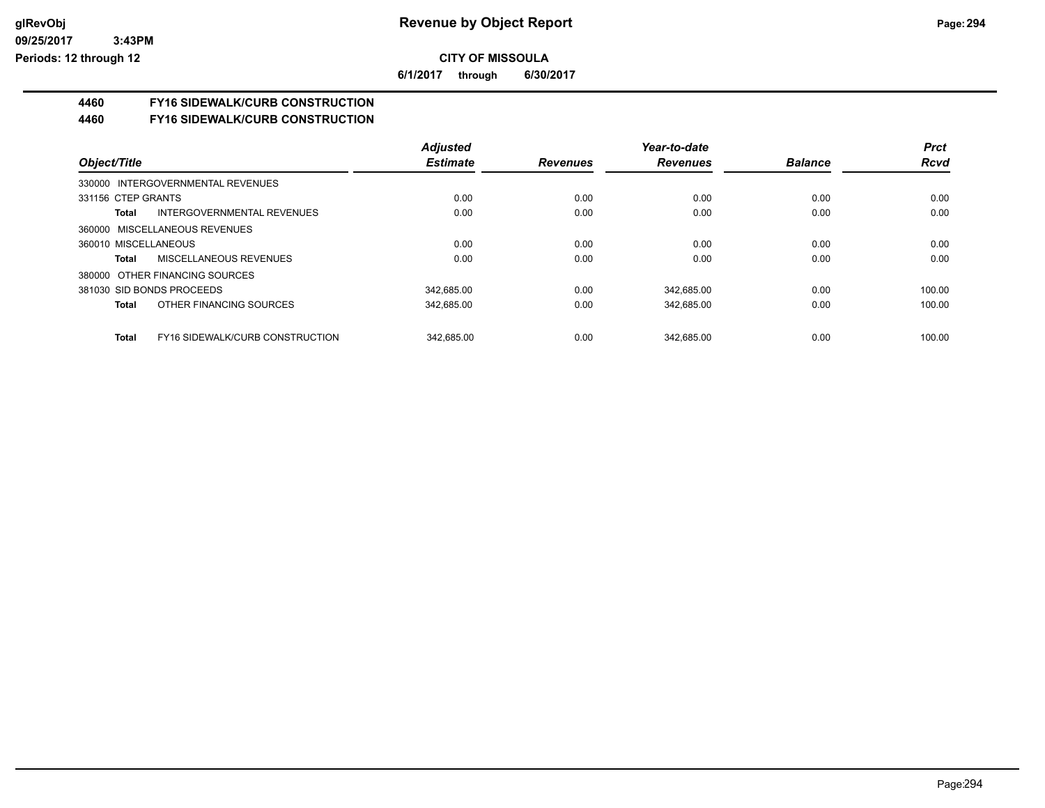# Revenue by Object Report

**CITY OF MISSOULA**

**6/1/2017 through 6/30/2017**

glRevObj
09/25/2017 3:43PM
Periods: 12 through 12

## 4460 FY16 SIDEWALK/CURB CONSTRUCTION

## 4460 FY16 SIDEWALK/CURB CONSTRUCTION

| Object/Title | Adjusted Estimate | Revenues | Year-to-date Revenues | Balance | Prct Rcvd |
|---|---|---|---|---|---|
| 330000 INTERGOVERNMENTAL REVENUES | | | | | |
| 331156 CTEP GRANTS | 0.00 | 0.00 | 0.00 | 0.00 | 0.00 |
| **Total** INTERGOVERNMENTAL REVENUES | 0.00 | 0.00 | 0.00 | 0.00 | 0.00 |
| 360000 MISCELLANEOUS REVENUES | | | | | |
| 360010 MISCELLANEOUS | 0.00 | 0.00 | 0.00 | 0.00 | 0.00 |
| **Total** MISCELLANEOUS REVENUES | 0.00 | 0.00 | 0.00 | 0.00 | 0.00 |
| 380000 OTHER FINANCING SOURCES | | | | | |
| 381030 SID BONDS PROCEEDS | 342,685.00 | 0.00 | 342,685.00 | 0.00 | 100.00 |
| **Total** OTHER FINANCING SOURCES | 342,685.00 | 0.00 | 342,685.00 | 0.00 | 100.00 |
| **Total** FY16 SIDEWALK/CURB CONSTRUCTION | 342,685.00 | 0.00 | 342,685.00 | 0.00 | 100.00 |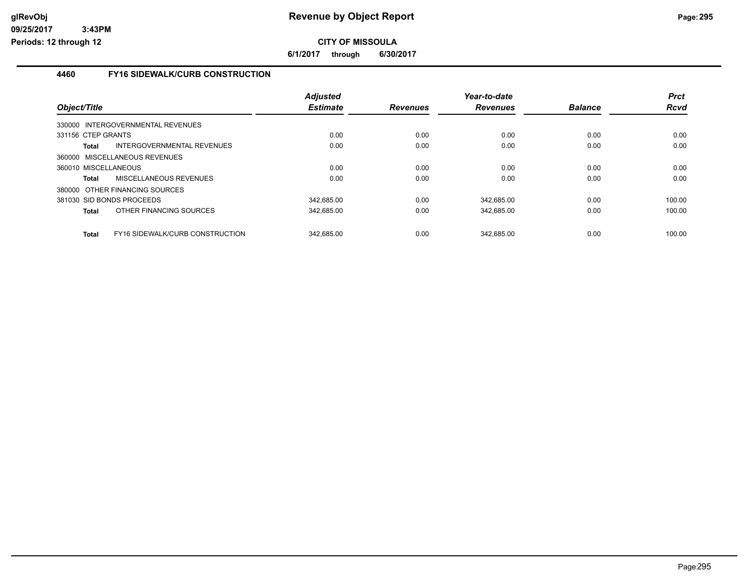**CITY OF MISSOULA**

**6/1/2017 through 6/30/2017**

### 4460 FY16 SIDEWALK/CURB CONSTRUCTION

| Object/Title | Adjusted Estimate | Revenues | Year-to-date Revenues | Balance | Prct Rcvd |
|---|---|---|---|---|---|
| 330000 INTERGOVERNMENTAL REVENUES | | | | | |
| 331156 CTEP GRANTS | 0.00 | 0.00 | 0.00 | 0.00 | 0.00 |
| **Total** INTERGOVERNMENTAL REVENUES | 0.00 | 0.00 | 0.00 | 0.00 | 0.00 |
| 360000 MISCELLANEOUS REVENUES | | | | | |
| 360010 MISCELLANEOUS | 0.00 | 0.00 | 0.00 | 0.00 | 0.00 |
| **Total** MISCELLANEOUS REVENUES | 0.00 | 0.00 | 0.00 | 0.00 | 0.00 |
| 380000 OTHER FINANCING SOURCES | | | | | |
| 381030 SID BONDS PROCEEDS | 342,685.00 | 0.00 | 342,685.00 | 0.00 | 100.00 |
| **Total** OTHER FINANCING SOURCES | 342,685.00 | 0.00 | 342,685.00 | 0.00 | 100.00 |
| **Total** FY16 SIDEWALK/CURB CONSTRUCTION | 342,685.00 | 0.00 | 342,685.00 | 0.00 | 100.00 |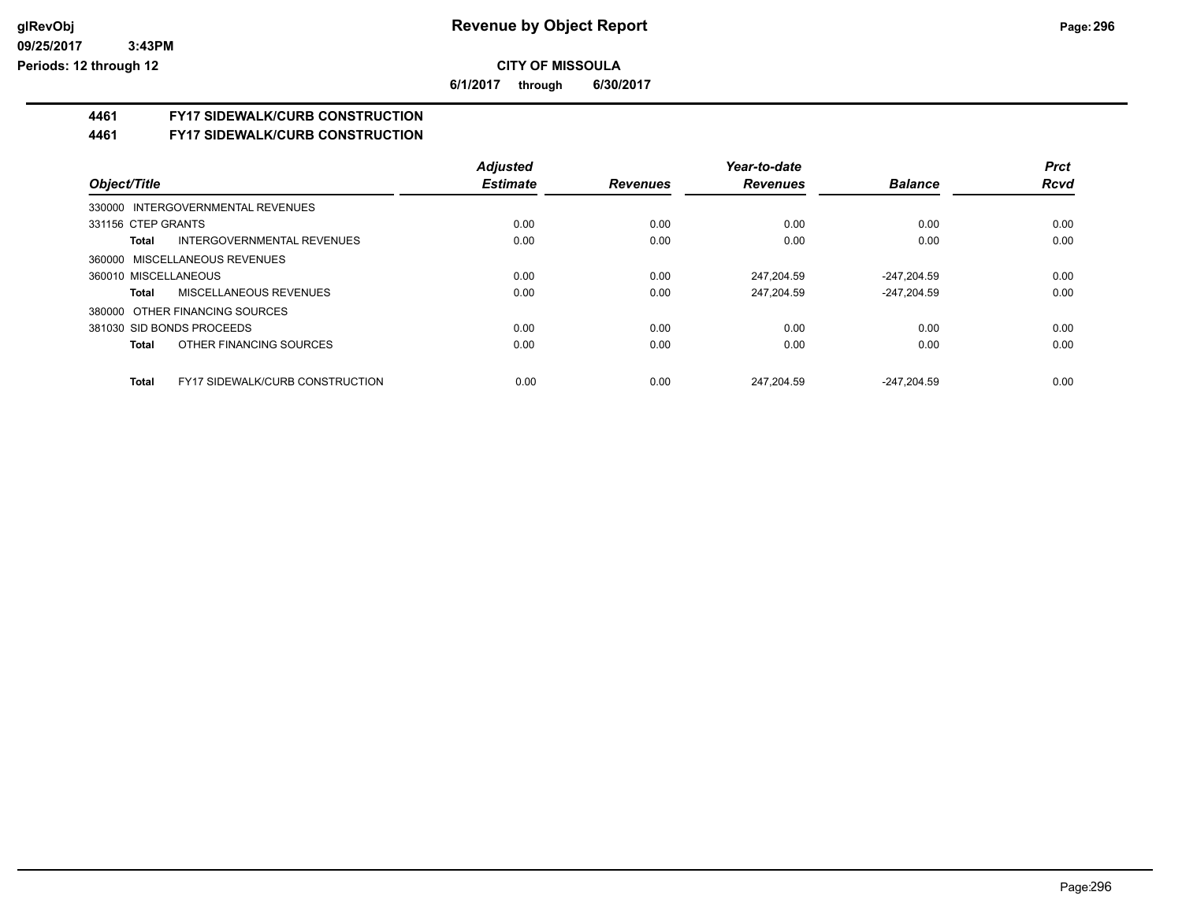# Revenue by Object Report

## CITY OF MISSOULA

6/1/2017 through 6/30/2017

### 4461 FY17 SIDEWALK/CURB CONSTRUCTION

### 4461 FY17 SIDEWALK/CURB CONSTRUCTION

| Object/Title | Adjusted Estimate | Revenues | Year-to-date Revenues | Balance | Prct Rcvd |
|---|---|---|---|---|---|
| 330000 INTERGOVERNMENTAL REVENUES | | | | | |
| 331156 CTEP GRANTS | 0.00 | 0.00 | 0.00 | 0.00 | 0.00 |
| **Total** INTERGOVERNMENTAL REVENUES | 0.00 | 0.00 | 0.00 | 0.00 | 0.00 |
| 360000 MISCELLANEOUS REVENUES | | | | | |
| 360010 MISCELLANEOUS | 0.00 | 0.00 | 247,204.59 | -247,204.59 | 0.00 |
| **Total** MISCELLANEOUS REVENUES | 0.00 | 0.00 | 247,204.59 | -247,204.59 | 0.00 |
| 380000 OTHER FINANCING SOURCES | | | | | |
| 381030 SID BONDS PROCEEDS | 0.00 | 0.00 | 0.00 | 0.00 | 0.00 |
| **Total** OTHER FINANCING SOURCES | 0.00 | 0.00 | 0.00 | 0.00 | 0.00 |
| **Total** FY17 SIDEWALK/CURB CONSTRUCTION | 0.00 | 0.00 | 247,204.59 | -247,204.59 | 0.00 |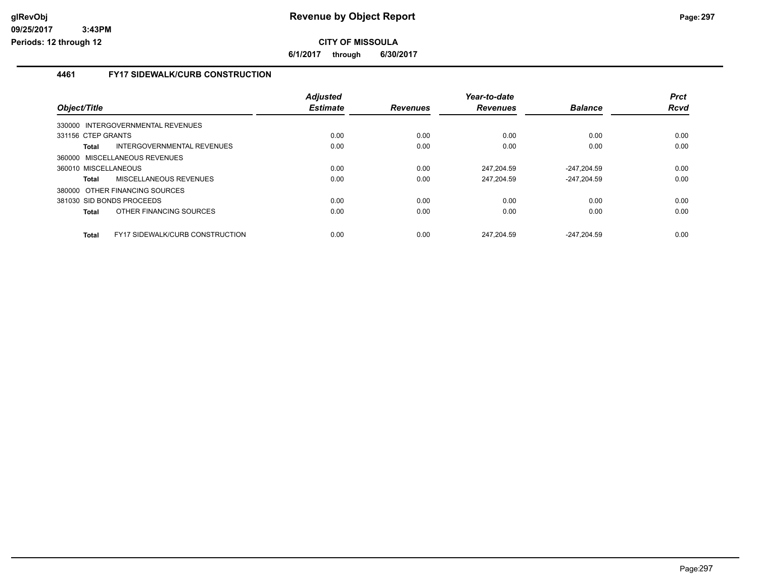# Revenue by Object Report

## CITY OF MISSOULA

**6/1/2017 through 6/30/2017**

### 4461 FY17 SIDEWALK/CURB CONSTRUCTION

| Object/Title | Adjusted Estimate | Revenues | Year-to-date Revenues | Balance | Prct Rcvd |
|---|---|---|---|---|---|
| 330000 INTERGOVERNMENTAL REVENUES | | | | | |
| 331156 CTEP GRANTS | 0.00 | 0.00 | 0.00 | 0.00 | 0.00 |
| **Total** INTERGOVERNMENTAL REVENUES | 0.00 | 0.00 | 0.00 | 0.00 | 0.00 |
| 360000 MISCELLANEOUS REVENUES | | | | | |
| 360010 MISCELLANEOUS | 0.00 | 0.00 | 247,204.59 | -247,204.59 | 0.00 |
| **Total** MISCELLANEOUS REVENUES | 0.00 | 0.00 | 247,204.59 | -247,204.59 | 0.00 |
| 380000 OTHER FINANCING SOURCES | | | | | |
| 381030 SID BONDS PROCEEDS | 0.00 | 0.00 | 0.00 | 0.00 | 0.00 |
| **Total** OTHER FINANCING SOURCES | 0.00 | 0.00 | 0.00 | 0.00 | 0.00 |
| **Total** FY17 SIDEWALK/CURB CONSTRUCTION | 0.00 | 0.00 | 247,204.59 | -247,204.59 | 0.00 |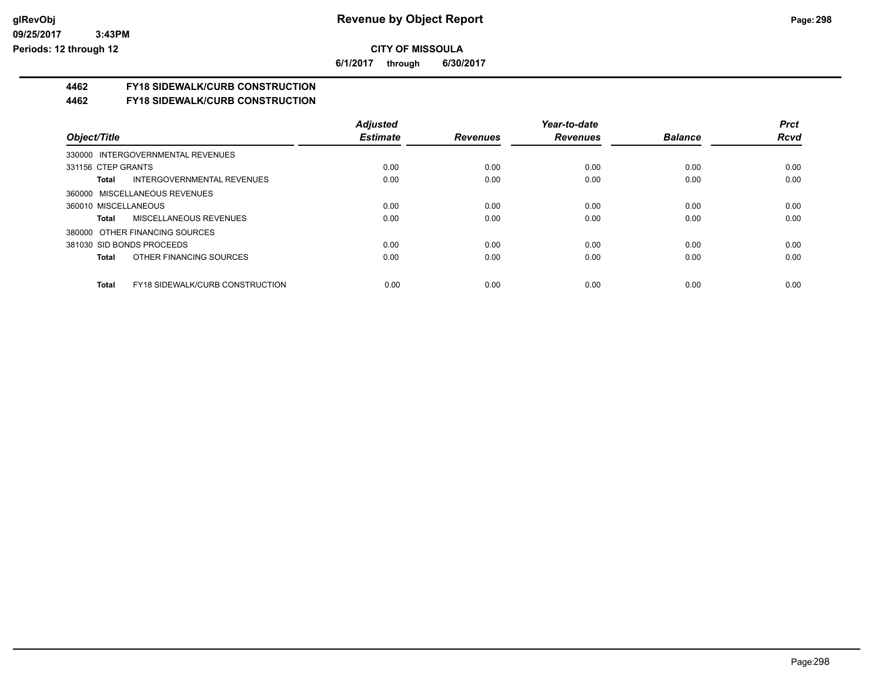**glRevObj**
**09/25/2017 3:43PM**
**Periods: 12 through 12**

# Revenue by Object Report

**CITY OF MISSOULA**

**6/1/2017 through 6/30/2017**

## 4462 FY18 SIDEWALK/CURB CONSTRUCTION
## 4462 FY18 SIDEWALK/CURB CONSTRUCTION

| Object/Title | Adjusted Estimate | Revenues | Year-to-date Revenues | Balance | Prct Rcvd |
|---|---|---|---|---|---|
| 330000 INTERGOVERNMENTAL REVENUES | | | | | |
| 331156 CTEP GRANTS | 0.00 | 0.00 | 0.00 | 0.00 | 0.00 |
| **Total** INTERGOVERNMENTAL REVENUES | 0.00 | 0.00 | 0.00 | 0.00 | 0.00 |
| 360000 MISCELLANEOUS REVENUES | | | | | |
| 360010 MISCELLANEOUS | 0.00 | 0.00 | 0.00 | 0.00 | 0.00 |
| **Total** MISCELLANEOUS REVENUES | 0.00 | 0.00 | 0.00 | 0.00 | 0.00 |
| 380000 OTHER FINANCING SOURCES | | | | | |
| 381030 SID BONDS PROCEEDS | 0.00 | 0.00 | 0.00 | 0.00 | 0.00 |
| **Total** OTHER FINANCING SOURCES | 0.00 | 0.00 | 0.00 | 0.00 | 0.00 |
| **Total** FY18 SIDEWALK/CURB CONSTRUCTION | 0.00 | 0.00 | 0.00 | 0.00 | 0.00 |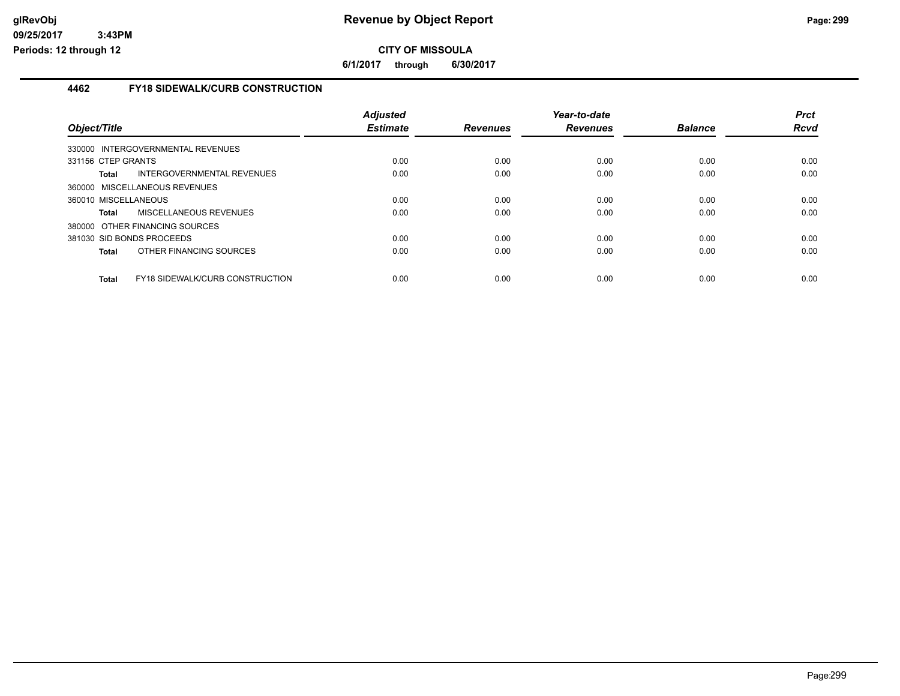# Revenue by Object Report

**CITY OF MISSOULA**

**6/1/2017 through 6/30/2017**

glRevObj
09/25/2017 3:43PM
Periods: 12 through 12

## 4462 FY18 SIDEWALK/CURB CONSTRUCTION

| Object/Title | Adjusted Estimate | Revenues | Year-to-date Revenues | Balance | Prct Rcvd |
|---|---|---|---|---|---|
| 330000 INTERGOVERNMENTAL REVENUES | | | | | |
| 331156 CTEP GRANTS | 0.00 | 0.00 | 0.00 | 0.00 | 0.00 |
| **Total** INTERGOVERNMENTAL REVENUES | 0.00 | 0.00 | 0.00 | 0.00 | 0.00 |
| 360000 MISCELLANEOUS REVENUES | | | | | |
| 360010 MISCELLANEOUS | 0.00 | 0.00 | 0.00 | 0.00 | 0.00 |
| **Total** MISCELLANEOUS REVENUES | 0.00 | 0.00 | 0.00 | 0.00 | 0.00 |
| 380000 OTHER FINANCING SOURCES | | | | | |
| 381030 SID BONDS PROCEEDS | 0.00 | 0.00 | 0.00 | 0.00 | 0.00 |
| **Total** OTHER FINANCING SOURCES | 0.00 | 0.00 | 0.00 | 0.00 | 0.00 |
| **Total** FY18 SIDEWALK/CURB CONSTRUCTION | 0.00 | 0.00 | 0.00 | 0.00 | 0.00 |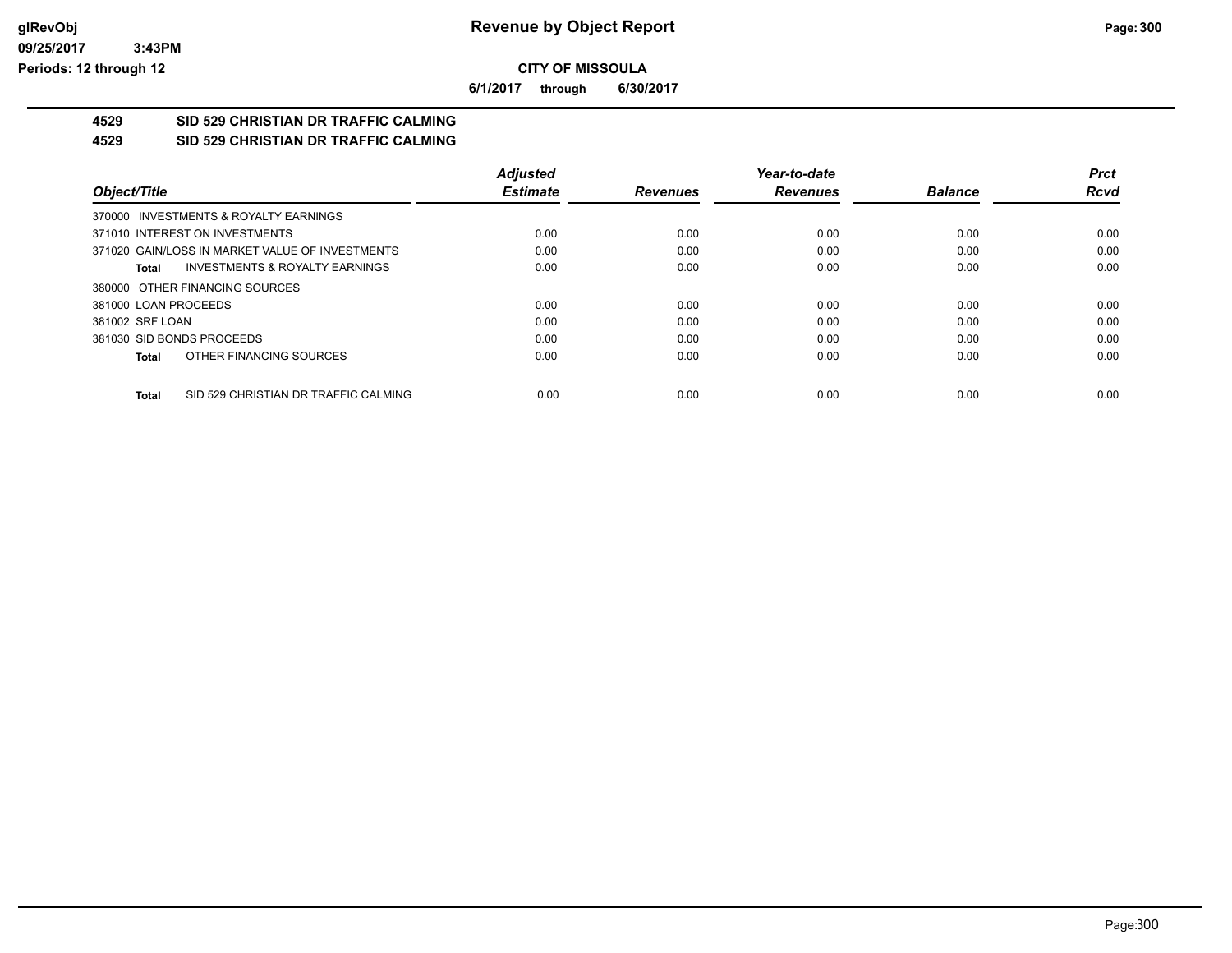# Revenue by Object Report

**CITY OF MISSOULA**

**6/1/2017 through 6/30/2017**

glRevObj
09/25/2017 3:43PM
Periods: 12 through 12

## 4529 SID 529 CHRISTIAN DR TRAFFIC CALMING
## 4529 SID 529 CHRISTIAN DR TRAFFIC CALMING

| Object/Title | Adjusted Estimate | Revenues | Year-to-date Revenues | Balance | Prct Rcvd |
|---|---|---|---|---|---|
| 370000 INVESTMENTS & ROYALTY EARNINGS | | | | | |
| 371010 INTEREST ON INVESTMENTS | 0.00 | 0.00 | 0.00 | 0.00 | 0.00 |
| 371020 GAIN/LOSS IN MARKET VALUE OF INVESTMENTS | 0.00 | 0.00 | 0.00 | 0.00 | 0.00 |
| **Total** INVESTMENTS & ROYALTY EARNINGS | 0.00 | 0.00 | 0.00 | 0.00 | 0.00 |
| 380000 OTHER FINANCING SOURCES | | | | | |
| 381000 LOAN PROCEEDS | 0.00 | 0.00 | 0.00 | 0.00 | 0.00 |
| 381002 SRF LOAN | 0.00 | 0.00 | 0.00 | 0.00 | 0.00 |
| 381030 SID BONDS PROCEEDS | 0.00 | 0.00 | 0.00 | 0.00 | 0.00 |
| **Total** OTHER FINANCING SOURCES | 0.00 | 0.00 | 0.00 | 0.00 | 0.00 |
| **Total** SID 529 CHRISTIAN DR TRAFFIC CALMING | 0.00 | 0.00 | 0.00 | 0.00 | 0.00 |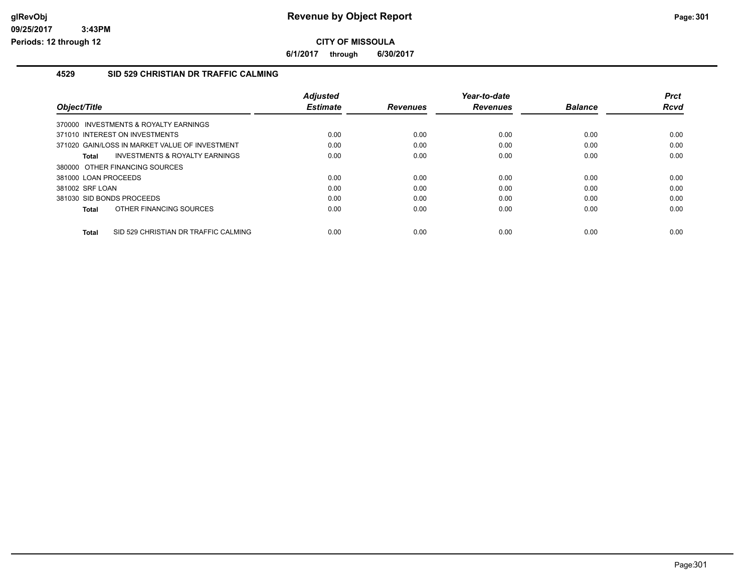# Revenue by Object Report

## CITY OF MISSOULA

**6/1/2017 through 6/30/2017**

### 4529 SID 529 CHRISTIAN DR TRAFFIC CALMING

| Object/Title | Adjusted Estimate | Revenues | Year-to-date Revenues | Balance | Prct Rcvd |
|---|---|---|---|---|---|
| 370000 INVESTMENTS & ROYALTY EARNINGS | | | | | |
| 371010 INTEREST ON INVESTMENTS | 0.00 | 0.00 | 0.00 | 0.00 | 0.00 |
| 371020 GAIN/LOSS IN MARKET VALUE OF INVESTMENT | 0.00 | 0.00 | 0.00 | 0.00 | 0.00 |
| **Total** INVESTMENTS & ROYALTY EARNINGS | 0.00 | 0.00 | 0.00 | 0.00 | 0.00 |
| 380000 OTHER FINANCING SOURCES | | | | | |
| 381000 LOAN PROCEEDS | 0.00 | 0.00 | 0.00 | 0.00 | 0.00 |
| 381002 SRF LOAN | 0.00 | 0.00 | 0.00 | 0.00 | 0.00 |
| 381030 SID BONDS PROCEEDS | 0.00 | 0.00 | 0.00 | 0.00 | 0.00 |
| **Total** OTHER FINANCING SOURCES | 0.00 | 0.00 | 0.00 | 0.00 | 0.00 |
| **Total** SID 529 CHRISTIAN DR TRAFFIC CALMING | 0.00 | 0.00 | 0.00 | 0.00 | 0.00 |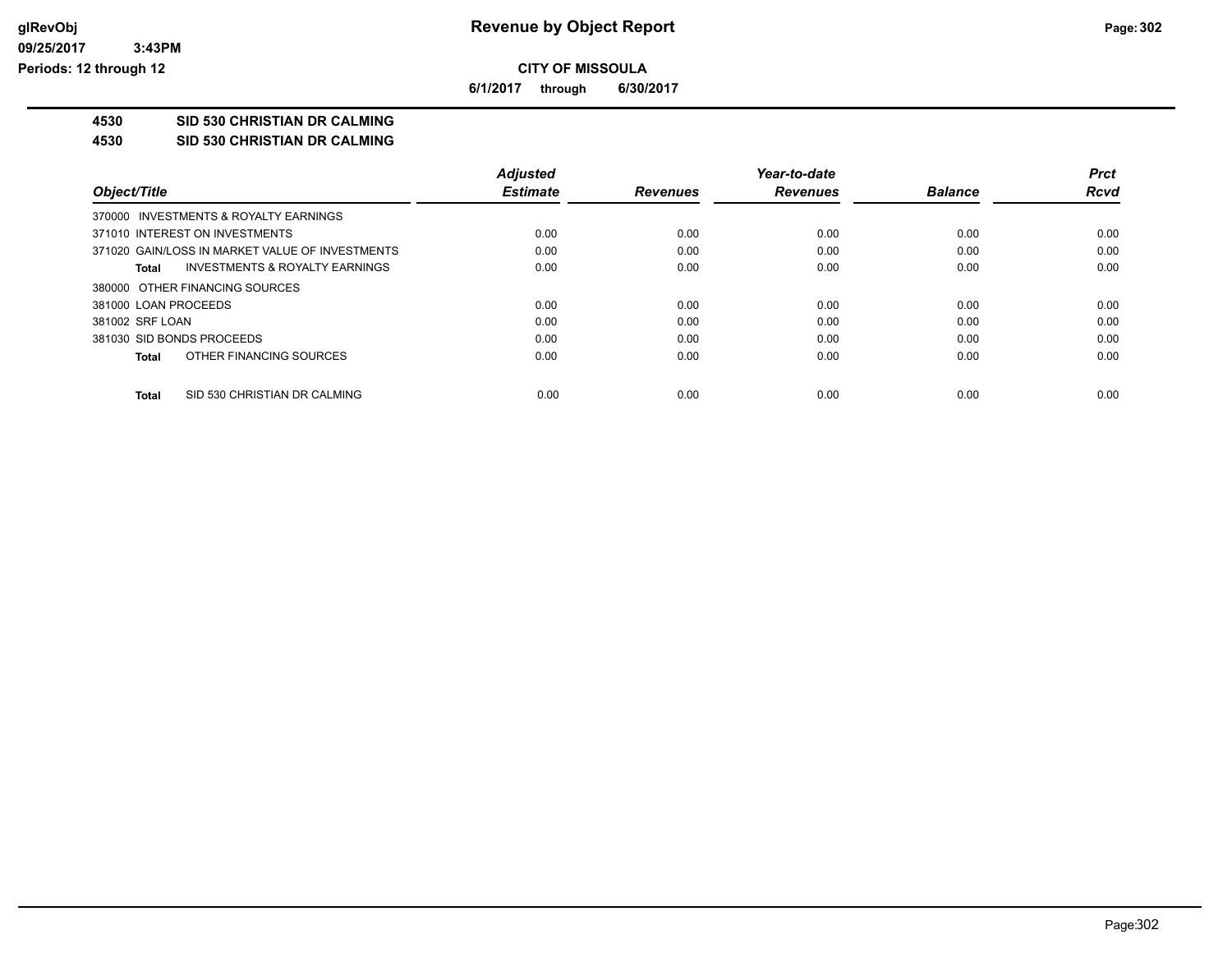# Revenue by Object Report

**CITY OF MISSOULA**

**6/1/2017 through 6/30/2017**

**4530 SID 530 CHRISTIAN DR CALMING**

**4530 SID 530 CHRISTIAN DR CALMING**

| Object/Title | Adjusted Estimate | Revenues | Year-to-date Revenues | Balance | Prct Rcvd |
|---|---|---|---|---|---|
| 370000 INVESTMENTS & ROYALTY EARNINGS | | | | | |
| 371010 INTEREST ON INVESTMENTS | 0.00 | 0.00 | 0.00 | 0.00 | 0.00 |
| 371020 GAIN/LOSS IN MARKET VALUE OF INVESTMENTS | 0.00 | 0.00 | 0.00 | 0.00 | 0.00 |
| **Total** INVESTMENTS & ROYALTY EARNINGS | 0.00 | 0.00 | 0.00 | 0.00 | 0.00 |
| 380000 OTHER FINANCING SOURCES | | | | | |
| 381000 LOAN PROCEEDS | 0.00 | 0.00 | 0.00 | 0.00 | 0.00 |
| 381002 SRF LOAN | 0.00 | 0.00 | 0.00 | 0.00 | 0.00 |
| 381030 SID BONDS PROCEEDS | 0.00 | 0.00 | 0.00 | 0.00 | 0.00 |
| **Total** OTHER FINANCING SOURCES | 0.00 | 0.00 | 0.00 | 0.00 | 0.00 |
| **Total** SID 530 CHRISTIAN DR CALMING | 0.00 | 0.00 | 0.00 | 0.00 | 0.00 |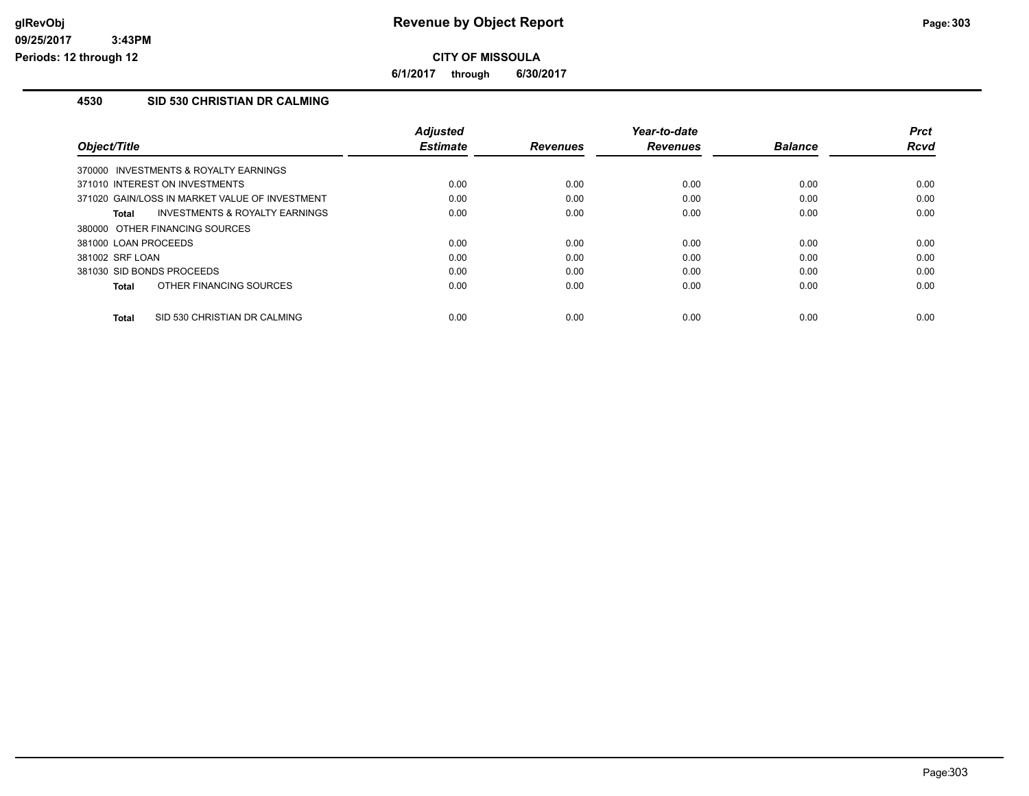**CITY OF MISSOULA**

**6/1/2017 through 6/30/2017**

## 4530 SID 530 CHRISTIAN DR CALMING

| Object/Title | Adjusted Estimate | Revenues | Year-to-date Revenues | Balance | Prct Rcvd |
|---|---|---|---|---|---|
| 370000 INVESTMENTS & ROYALTY EARNINGS | | | | | |
| 371010 INTEREST ON INVESTMENTS | 0.00 | 0.00 | 0.00 | 0.00 | 0.00 |
| 371020 GAIN/LOSS IN MARKET VALUE OF INVESTMENT | 0.00 | 0.00 | 0.00 | 0.00 | 0.00 |
| **Total** INVESTMENTS & ROYALTY EARNINGS | 0.00 | 0.00 | 0.00 | 0.00 | 0.00 |
| 380000 OTHER FINANCING SOURCES | | | | | |
| 381000 LOAN PROCEEDS | 0.00 | 0.00 | 0.00 | 0.00 | 0.00 |
| 381002 SRF LOAN | 0.00 | 0.00 | 0.00 | 0.00 | 0.00 |
| 381030 SID BONDS PROCEEDS | 0.00 | 0.00 | 0.00 | 0.00 | 0.00 |
| **Total** OTHER FINANCING SOURCES | 0.00 | 0.00 | 0.00 | 0.00 | 0.00 |
| **Total** SID 530 CHRISTIAN DR CALMING | 0.00 | 0.00 | 0.00 | 0.00 | 0.00 |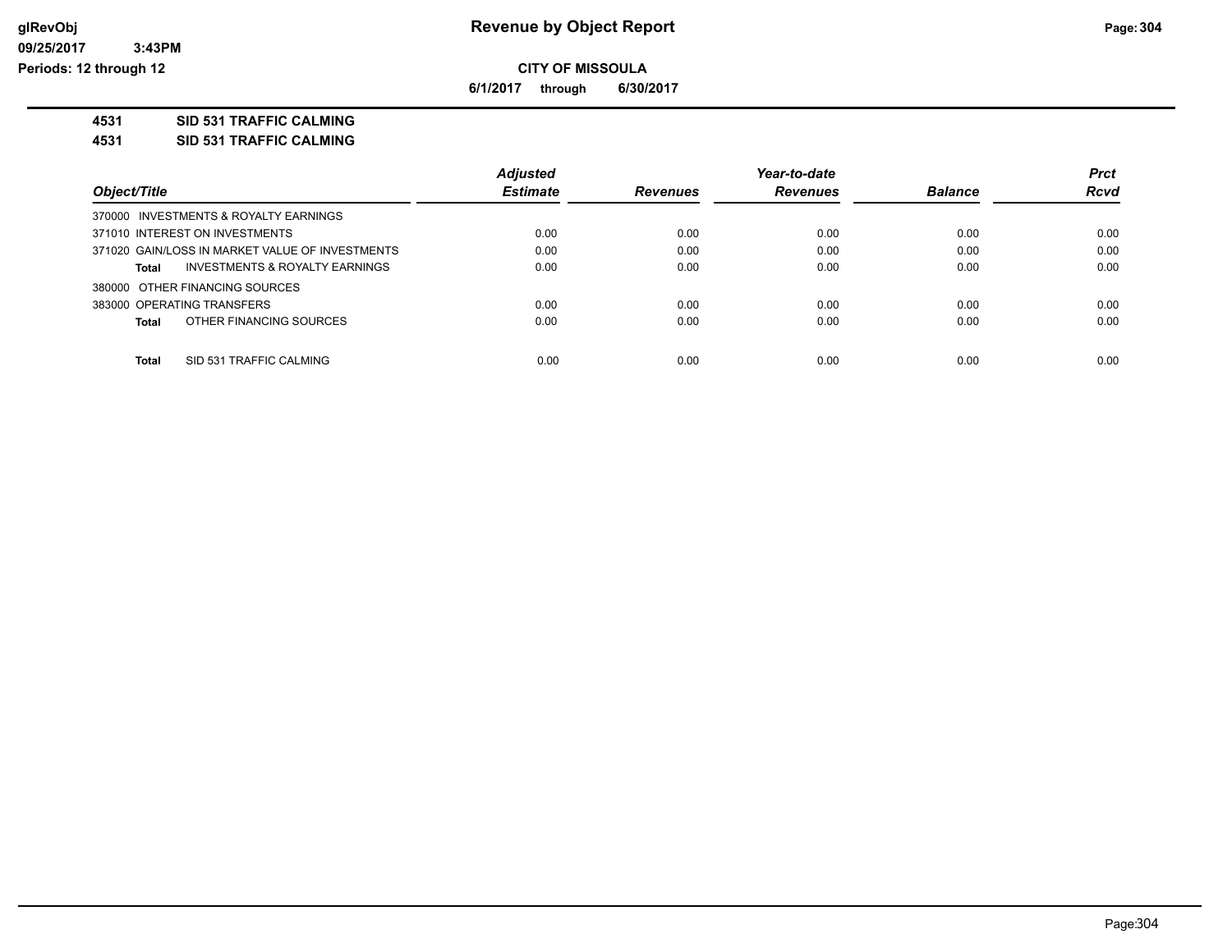**Revenue by Object Report**

**CITY OF MISSOULA**

**6/1/2017 through 6/30/2017**

glRevObj
09/25/2017 3:43PM
Periods: 12 through 12

## 4531 SID 531 TRAFFIC CALMING

## 4531 SID 531 TRAFFIC CALMING

| Object/Title | Adjusted Estimate | Revenues | Year-to-date Revenues | Balance | Prct Rcvd |
|---|---|---|---|---|---|
| 370000 INVESTMENTS & ROYALTY EARNINGS | | | | | |
| 371010 INTEREST ON INVESTMENTS | 0.00 | 0.00 | 0.00 | 0.00 | 0.00 |
| 371020 GAIN/LOSS IN MARKET VALUE OF INVESTMENTS | 0.00 | 0.00 | 0.00 | 0.00 | 0.00 |
| **Total** INVESTMENTS & ROYALTY EARNINGS | 0.00 | 0.00 | 0.00 | 0.00 | 0.00 |
| 380000 OTHER FINANCING SOURCES | | | | | |
| 383000 OPERATING TRANSFERS | 0.00 | 0.00 | 0.00 | 0.00 | 0.00 |
| **Total** OTHER FINANCING SOURCES | 0.00 | 0.00 | 0.00 | 0.00 | 0.00 |
| **Total** SID 531 TRAFFIC CALMING | 0.00 | 0.00 | 0.00 | 0.00 | 0.00 |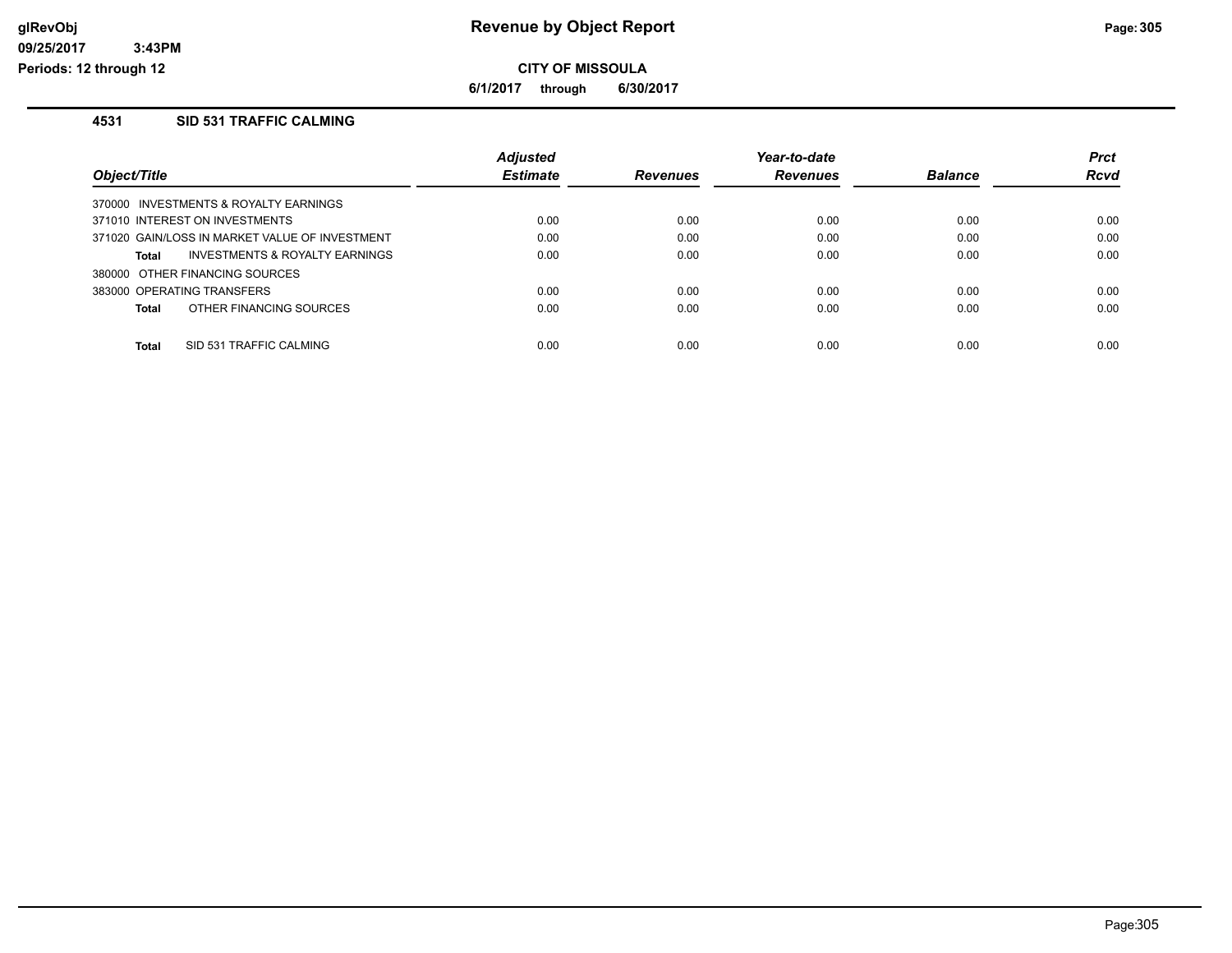# Revenue by Object Report

**CITY OF MISSOULA**

**6/1/2017 through 6/30/2017**

glRevObj
09/25/2017 3:43PM
Periods: 12 through 12

## 4531 SID 531 TRAFFIC CALMING

| Object/Title | Adjusted Estimate | Revenues | Year-to-date Revenues | Balance | Prct Rcvd |
|---|---|---|---|---|---|
| 370000 INVESTMENTS & ROYALTY EARNINGS | | | | | |
| 371010 INTEREST ON INVESTMENTS | 0.00 | 0.00 | 0.00 | 0.00 | 0.00 |
| 371020 GAIN/LOSS IN MARKET VALUE OF INVESTMENT | 0.00 | 0.00 | 0.00 | 0.00 | 0.00 |
| **Total** INVESTMENTS & ROYALTY EARNINGS | 0.00 | 0.00 | 0.00 | 0.00 | 0.00 |
| 380000 OTHER FINANCING SOURCES | | | | | |
| 383000 OPERATING TRANSFERS | 0.00 | 0.00 | 0.00 | 0.00 | 0.00 |
| **Total** OTHER FINANCING SOURCES | 0.00 | 0.00 | 0.00 | 0.00 | 0.00 |
| **Total** SID 531 TRAFFIC CALMING | 0.00 | 0.00 | 0.00 | 0.00 | 0.00 |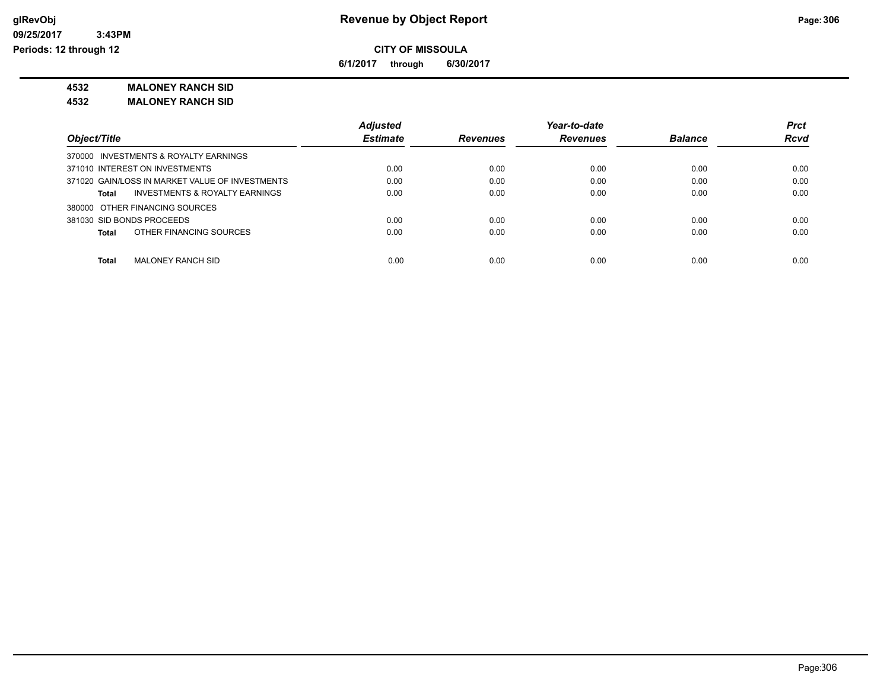**Revenue by Object Report**

**CITY OF MISSOULA**

**6/1/2017 through 6/30/2017**

**4532 MALONEY RANCH SID**

**4532 MALONEY RANCH SID**

| Object/Title | Adjusted Estimate | Revenues | Year-to-date Revenues | Balance | Prct Rcvd |
|---|---|---|---|---|---|
| 370000 INVESTMENTS & ROYALTY EARNINGS | | | | | |
| 371010 INTEREST ON INVESTMENTS | 0.00 | 0.00 | 0.00 | 0.00 | 0.00 |
| 371020 GAIN/LOSS IN MARKET VALUE OF INVESTMENTS | 0.00 | 0.00 | 0.00 | 0.00 | 0.00 |
| **Total** INVESTMENTS & ROYALTY EARNINGS | 0.00 | 0.00 | 0.00 | 0.00 | 0.00 |
| 380000 OTHER FINANCING SOURCES | | | | | |
| 381030 SID BONDS PROCEEDS | 0.00 | 0.00 | 0.00 | 0.00 | 0.00 |
| **Total** OTHER FINANCING SOURCES | 0.00 | 0.00 | 0.00 | 0.00 | 0.00 |
| **Total** MALONEY RANCH SID | 0.00 | 0.00 | 0.00 | 0.00 | 0.00 |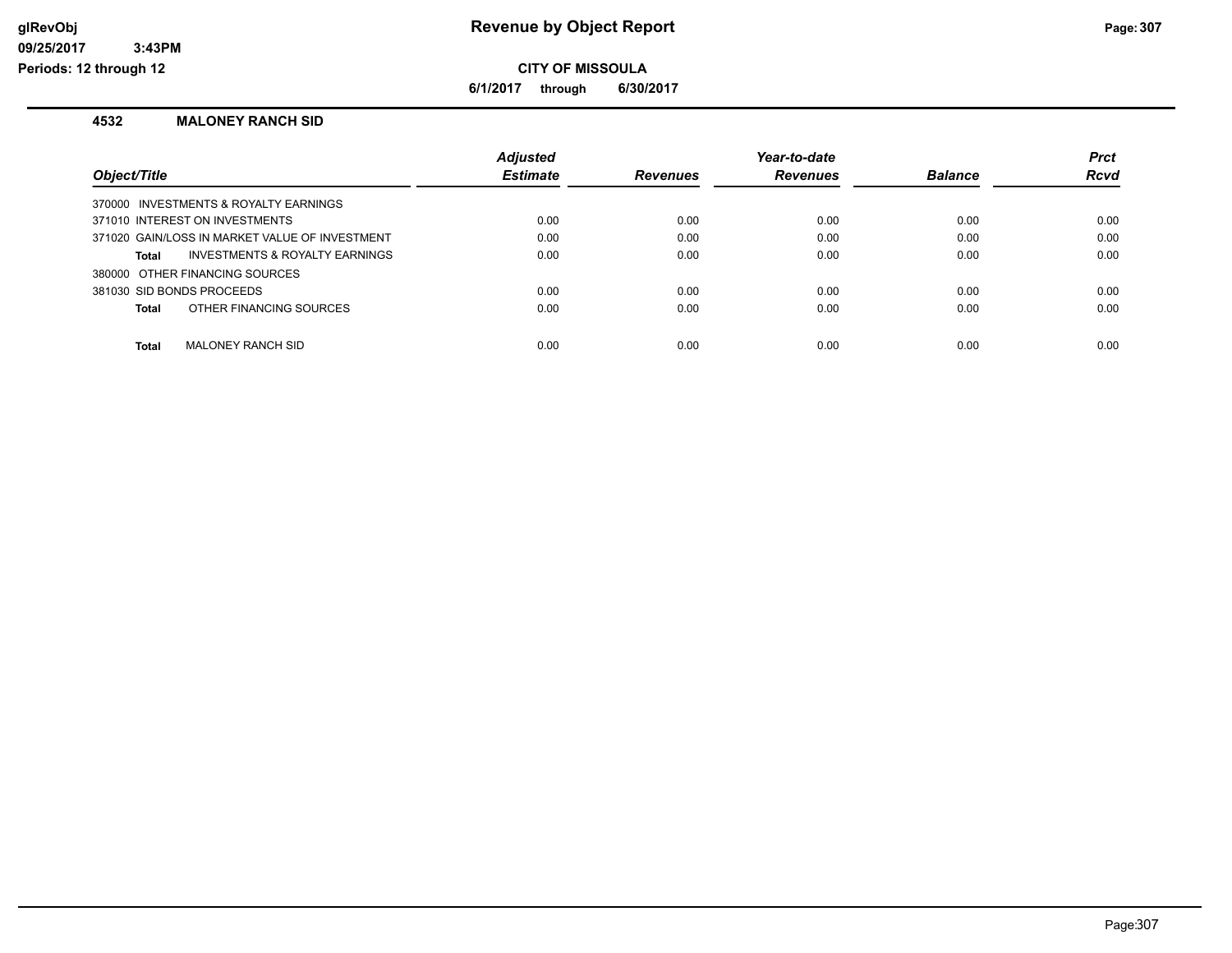# Revenue by Object Report

## CITY OF MISSOULA

**6/1/2017 through 6/30/2017**

### 4532 MALONEY RANCH SID

| Object/Title | Adjusted Estimate | Revenues | Year-to-date Revenues | Balance | Prct Rcvd |
|---|---|---|---|---|---|
| 370000 INVESTMENTS & ROYALTY EARNINGS | | | | | |
| 371010 INTEREST ON INVESTMENTS | 0.00 | 0.00 | 0.00 | 0.00 | 0.00 |
| 371020 GAIN/LOSS IN MARKET VALUE OF INVESTMENT | 0.00 | 0.00 | 0.00 | 0.00 | 0.00 |
| **Total** INVESTMENTS & ROYALTY EARNINGS | 0.00 | 0.00 | 0.00 | 0.00 | 0.00 |
| 380000 OTHER FINANCING SOURCES | | | | | |
| 381030 SID BONDS PROCEEDS | 0.00 | 0.00 | 0.00 | 0.00 | 0.00 |
| **Total** OTHER FINANCING SOURCES | 0.00 | 0.00 | 0.00 | 0.00 | 0.00 |
| **Total** MALONEY RANCH SID | 0.00 | 0.00 | 0.00 | 0.00 | 0.00 |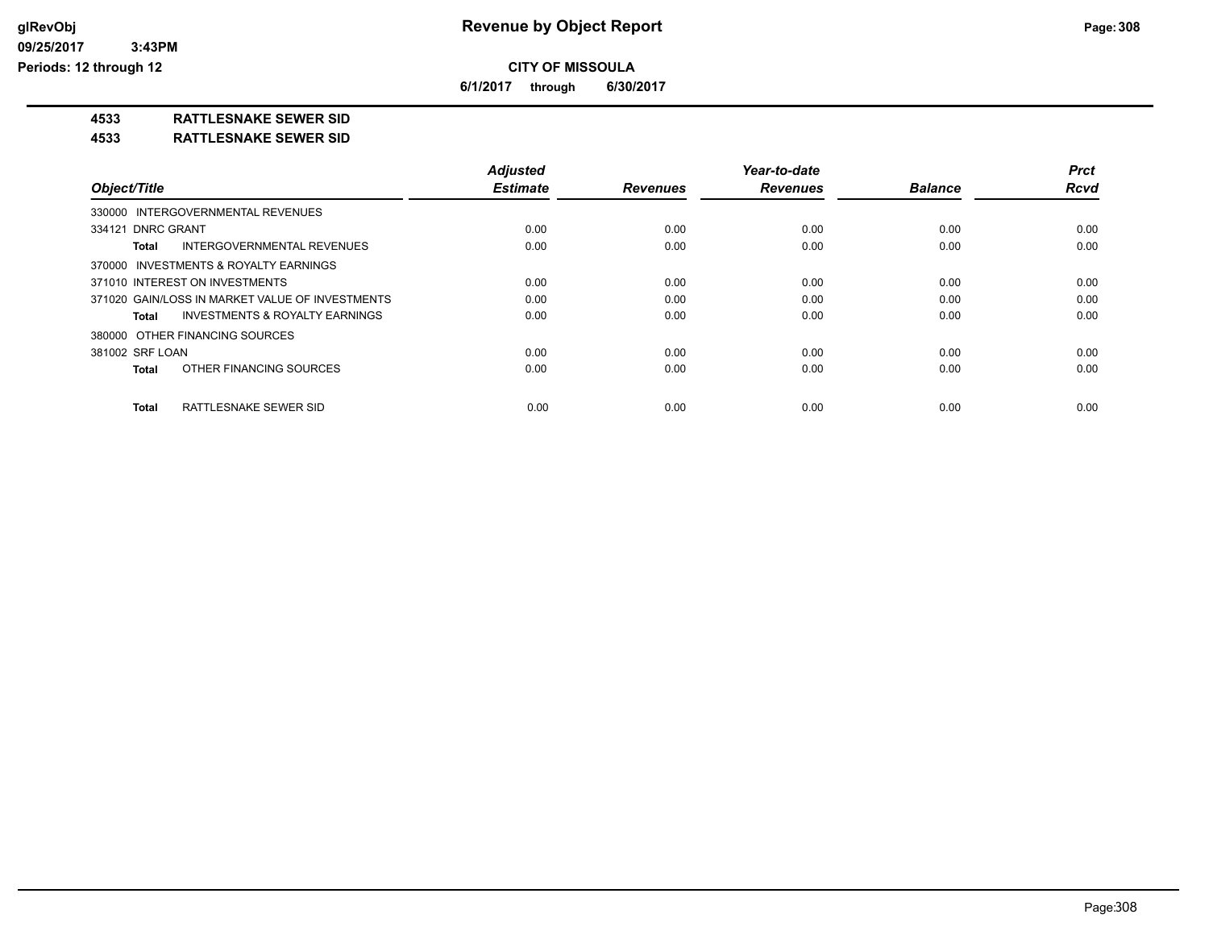# Revenue by Object Report

**CITY OF MISSOULA**

**6/1/2017 through 6/30/2017**

glRevObj
09/25/2017 3:43PM
Periods: 12 through 12

**4533 RATTLESNAKE SEWER SID**

**4533 RATTLESNAKE SEWER SID**

| Object/Title | Adjusted Estimate | Revenues | Year-to-date Revenues | Balance | Prct Rcvd |
|---|---|---|---|---|---|
| 330000 INTERGOVERNMENTAL REVENUES | | | | | |
| 334121 DNRC GRANT | 0.00 | 0.00 | 0.00 | 0.00 | 0.00 |
| **Total** INTERGOVERNMENTAL REVENUES | 0.00 | 0.00 | 0.00 | 0.00 | 0.00 |
| 370000 INVESTMENTS & ROYALTY EARNINGS | | | | | |
| 371010 INTEREST ON INVESTMENTS | 0.00 | 0.00 | 0.00 | 0.00 | 0.00 |
| 371020 GAIN/LOSS IN MARKET VALUE OF INVESTMENTS | 0.00 | 0.00 | 0.00 | 0.00 | 0.00 |
| **Total** INVESTMENTS & ROYALTY EARNINGS | 0.00 | 0.00 | 0.00 | 0.00 | 0.00 |
| 380000 OTHER FINANCING SOURCES | | | | | |
| 381002 SRF LOAN | 0.00 | 0.00 | 0.00 | 0.00 | 0.00 |
| **Total** OTHER FINANCING SOURCES | 0.00 | 0.00 | 0.00 | 0.00 | 0.00 |
| **Total** RATTLESNAKE SEWER SID | 0.00 | 0.00 | 0.00 | 0.00 | 0.00 |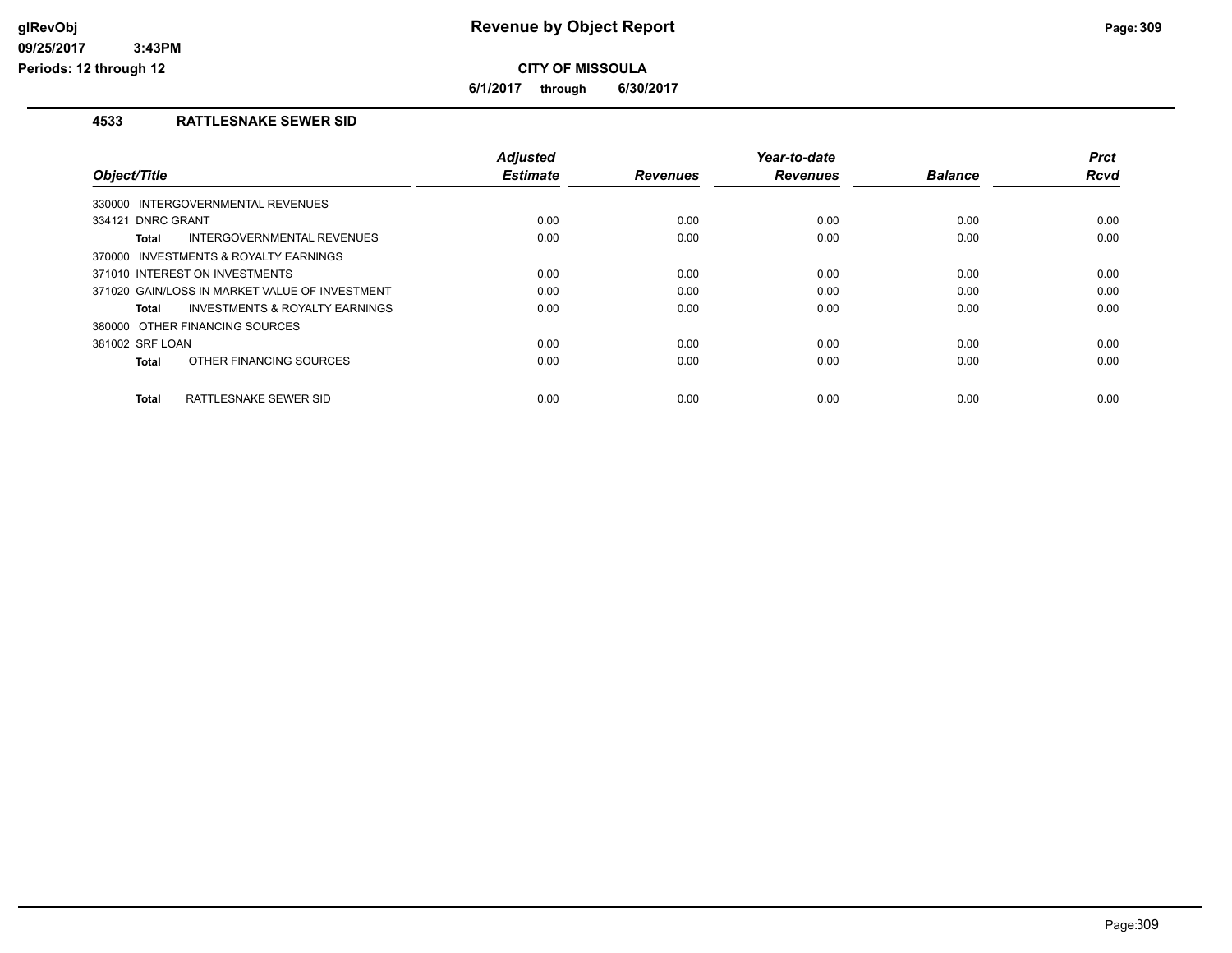**CITY OF MISSOULA**

**6/1/2017 through 6/30/2017**

### 4533 RATTLESNAKE SEWER SID

| Object/Title | Adjusted Estimate | Revenues | Year-to-date Revenues | Balance | Prct Rcvd |
|---|---|---|---|---|---|
| 330000 INTERGOVERNMENTAL REVENUES | | | | | |
| 334121 DNRC GRANT | 0.00 | 0.00 | 0.00 | 0.00 | 0.00 |
| **Total** INTERGOVERNMENTAL REVENUES | 0.00 | 0.00 | 0.00 | 0.00 | 0.00 |
| 370000 INVESTMENTS & ROYALTY EARNINGS | | | | | |
| 371010 INTEREST ON INVESTMENTS | 0.00 | 0.00 | 0.00 | 0.00 | 0.00 |
| 371020 GAIN/LOSS IN MARKET VALUE OF INVESTMENT | 0.00 | 0.00 | 0.00 | 0.00 | 0.00 |
| **Total** INVESTMENTS & ROYALTY EARNINGS | 0.00 | 0.00 | 0.00 | 0.00 | 0.00 |
| 380000 OTHER FINANCING SOURCES | | | | | |
| 381002 SRF LOAN | 0.00 | 0.00 | 0.00 | 0.00 | 0.00 |
| **Total** OTHER FINANCING SOURCES | 0.00 | 0.00 | 0.00 | 0.00 | 0.00 |
| **Total** RATTLESNAKE SEWER SID | 0.00 | 0.00 | 0.00 | 0.00 | 0.00 |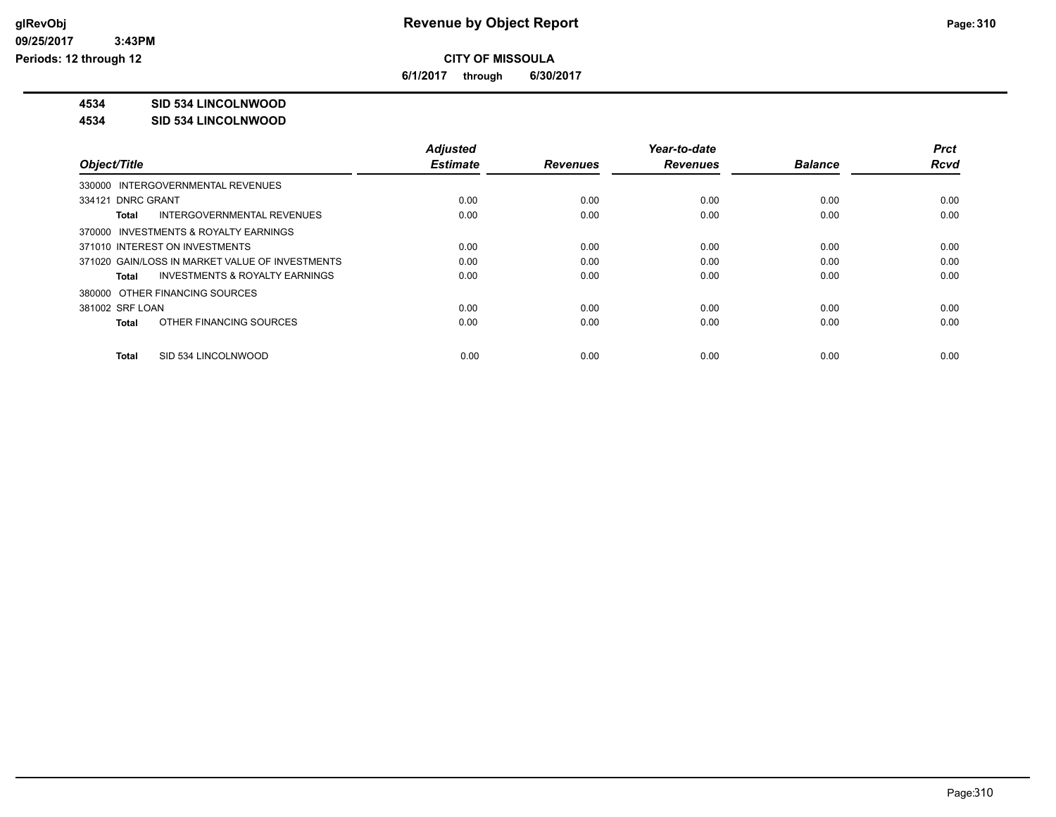# Revenue by Object Report

**CITY OF MISSOULA**

**6/1/2017 through 6/30/2017**

glRevObj
09/25/2017 3:43PM
Periods: 12 through 12

**4534 SID 534 LINCOLNWOOD**

**4534 SID 534 LINCOLNWOOD**

| Object/Title | Adjusted Estimate | Revenues | Year-to-date Revenues | Balance | Prct Rcvd |
|---|---|---|---|---|---|
| 330000 INTERGOVERNMENTAL REVENUES | | | | | |
| 334121 DNRC GRANT | 0.00 | 0.00 | 0.00 | 0.00 | 0.00 |
| **Total** INTERGOVERNMENTAL REVENUES | 0.00 | 0.00 | 0.00 | 0.00 | 0.00 |
| 370000 INVESTMENTS & ROYALTY EARNINGS | | | | | |
| 371010 INTEREST ON INVESTMENTS | 0.00 | 0.00 | 0.00 | 0.00 | 0.00 |
| 371020 GAIN/LOSS IN MARKET VALUE OF INVESTMENTS | 0.00 | 0.00 | 0.00 | 0.00 | 0.00 |
| **Total** INVESTMENTS & ROYALTY EARNINGS | 0.00 | 0.00 | 0.00 | 0.00 | 0.00 |
| 380000 OTHER FINANCING SOURCES | | | | | |
| 381002 SRF LOAN | 0.00 | 0.00 | 0.00 | 0.00 | 0.00 |
| **Total** OTHER FINANCING SOURCES | 0.00 | 0.00 | 0.00 | 0.00 | 0.00 |
| **Total** SID 534 LINCOLNWOOD | 0.00 | 0.00 | 0.00 | 0.00 | 0.00 |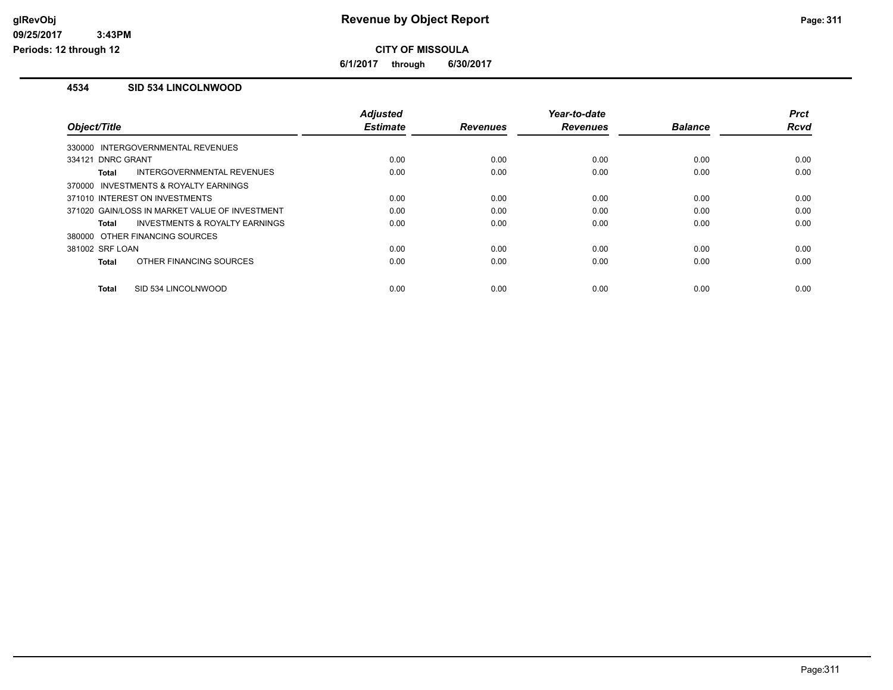# Revenue by Object Report

**CITY OF MISSOULA**

**6/1/2017 through 6/30/2017**

glRevObj
09/25/2017 3:43PM
Periods: 12 through 12

## 4534 SID 534 LINCOLNWOOD

| Object/Title | Adjusted Estimate | Revenues | Year-to-date Revenues | Balance | Prct Rcvd |
|---|---|---|---|---|---|
| 330000 INTERGOVERNMENTAL REVENUES | | | | | |
| 334121 DNRC GRANT | 0.00 | 0.00 | 0.00 | 0.00 | 0.00 |
| **Total** INTERGOVERNMENTAL REVENUES | 0.00 | 0.00 | 0.00 | 0.00 | 0.00 |
| 370000 INVESTMENTS & ROYALTY EARNINGS | | | | | |
| 371010 INTEREST ON INVESTMENTS | 0.00 | 0.00 | 0.00 | 0.00 | 0.00 |
| 371020 GAIN/LOSS IN MARKET VALUE OF INVESTMENT | 0.00 | 0.00 | 0.00 | 0.00 | 0.00 |
| **Total** INVESTMENTS & ROYALTY EARNINGS | 0.00 | 0.00 | 0.00 | 0.00 | 0.00 |
| 380000 OTHER FINANCING SOURCES | | | | | |
| 381002 SRF LOAN | 0.00 | 0.00 | 0.00 | 0.00 | 0.00 |
| **Total** OTHER FINANCING SOURCES | 0.00 | 0.00 | 0.00 | 0.00 | 0.00 |
| **Total** SID 534 LINCOLNWOOD | 0.00 | 0.00 | 0.00 | 0.00 | 0.00 |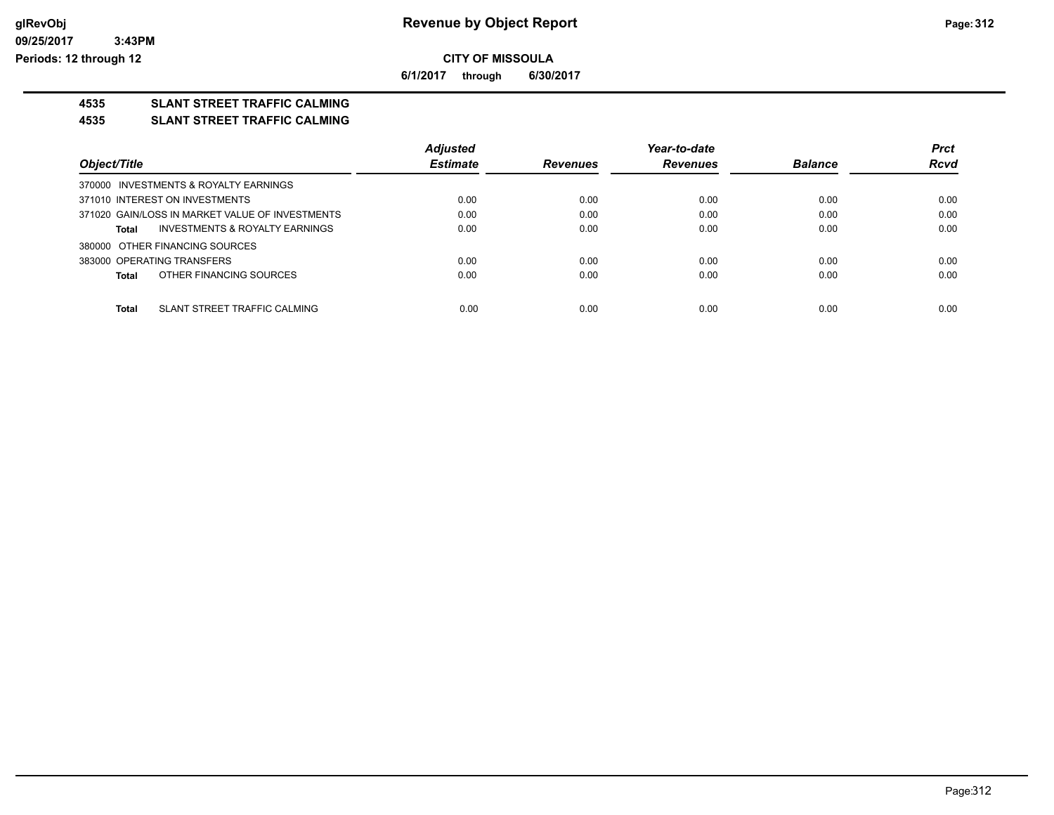# Revenue by Object Report

**CITY OF MISSOULA**

**6/1/2017 through 6/30/2017**

## 4535 SLANT STREET TRAFFIC CALMING

### 4535 SLANT STREET TRAFFIC CALMING

| Object/Title | Adjusted Estimate | Revenues | Year-to-date Revenues | Balance | Prct Rcvd |
|---|---|---|---|---|---|
| 370000 INVESTMENTS & ROYALTY EARNINGS | | | | | |
| 371010 INTEREST ON INVESTMENTS | 0.00 | 0.00 | 0.00 | 0.00 | 0.00 |
| 371020 GAIN/LOSS IN MARKET VALUE OF INVESTMENTS | 0.00 | 0.00 | 0.00 | 0.00 | 0.00 |
| **Total** INVESTMENTS & ROYALTY EARNINGS | 0.00 | 0.00 | 0.00 | 0.00 | 0.00 |
| 380000 OTHER FINANCING SOURCES | | | | | |
| 383000 OPERATING TRANSFERS | 0.00 | 0.00 | 0.00 | 0.00 | 0.00 |
| **Total** OTHER FINANCING SOURCES | 0.00 | 0.00 | 0.00 | 0.00 | 0.00 |
| **Total** SLANT STREET TRAFFIC CALMING | 0.00 | 0.00 | 0.00 | 0.00 | 0.00 |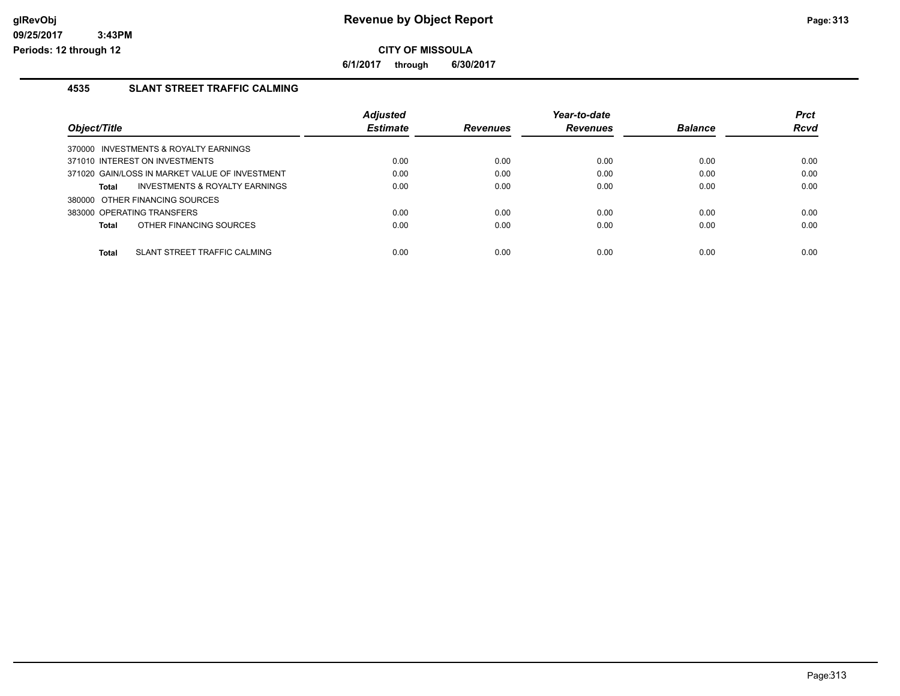# Revenue by Object Report

**CITY OF MISSOULA**

**6/1/2017 through 6/30/2017**

## 4535 SLANT STREET TRAFFIC CALMING

| Object/Title | Adjusted Estimate | Revenues | Year-to-date Revenues | Balance | Prct Rcvd |
|---|---|---|---|---|---|
| 370000 INVESTMENTS & ROYALTY EARNINGS | | | | | |
| 371010 INTEREST ON INVESTMENTS | 0.00 | 0.00 | 0.00 | 0.00 | 0.00 |
| 371020 GAIN/LOSS IN MARKET VALUE OF INVESTMENT | 0.00 | 0.00 | 0.00 | 0.00 | 0.00 |
| **Total** INVESTMENTS & ROYALTY EARNINGS | 0.00 | 0.00 | 0.00 | 0.00 | 0.00 |
| 380000 OTHER FINANCING SOURCES | | | | | |
| 383000 OPERATING TRANSFERS | 0.00 | 0.00 | 0.00 | 0.00 | 0.00 |
| **Total** OTHER FINANCING SOURCES | 0.00 | 0.00 | 0.00 | 0.00 | 0.00 |
| **Total** SLANT STREET TRAFFIC CALMING | 0.00 | 0.00 | 0.00 | 0.00 | 0.00 |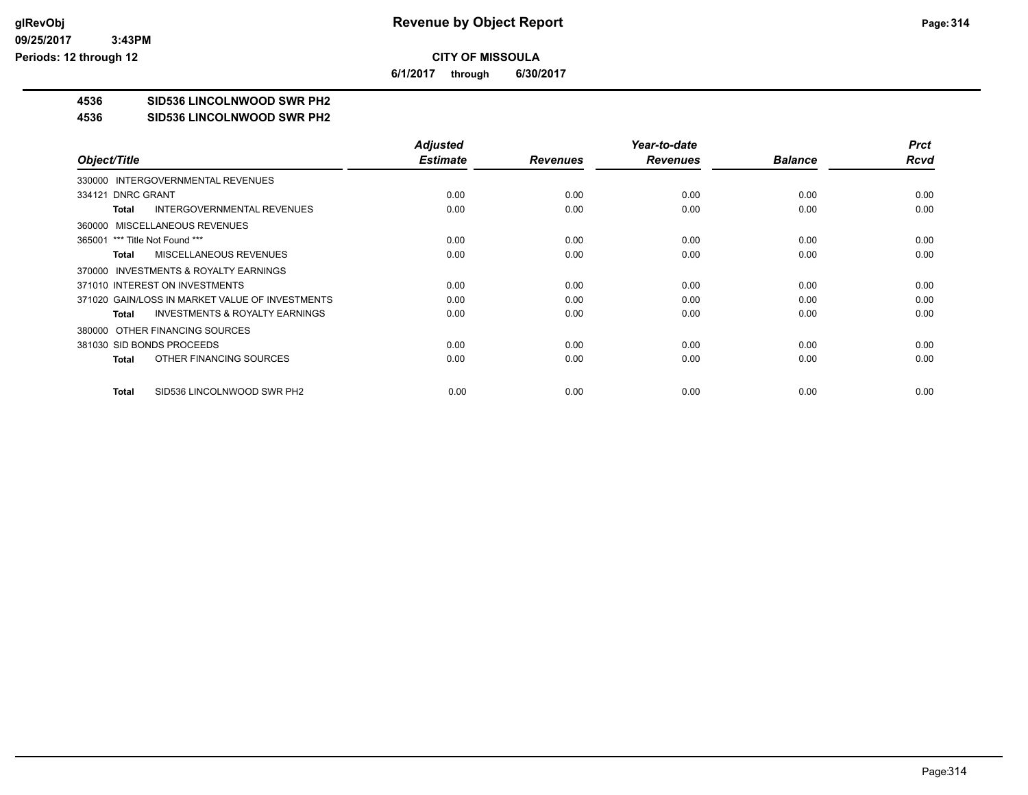# Revenue by Object Report

**CITY OF MISSOULA**

**6/1/2017 through 6/30/2017**

**4536 SID536 LINCOLNWOOD SWR PH2**

**4536 SID536 LINCOLNWOOD SWR PH2**

| Object/Title | Adjusted Estimate | Revenues | Year-to-date Revenues | Balance | Prct Rcvd |
|---|---|---|---|---|---|
| 330000 INTERGOVERNMENTAL REVENUES | | | | | |
| 334121 DNRC GRANT | 0.00 | 0.00 | 0.00 | 0.00 | 0.00 |
| **Total** INTERGOVERNMENTAL REVENUES | 0.00 | 0.00 | 0.00 | 0.00 | 0.00 |
| 360000 MISCELLANEOUS REVENUES | | | | | |
| 365001 *** Title Not Found *** | 0.00 | 0.00 | 0.00 | 0.00 | 0.00 |
| **Total** MISCELLANEOUS REVENUES | 0.00 | 0.00 | 0.00 | 0.00 | 0.00 |
| 370000 INVESTMENTS & ROYALTY EARNINGS | | | | | |
| 371010 INTEREST ON INVESTMENTS | 0.00 | 0.00 | 0.00 | 0.00 | 0.00 |
| 371020 GAIN/LOSS IN MARKET VALUE OF INVESTMENTS | 0.00 | 0.00 | 0.00 | 0.00 | 0.00 |
| **Total** INVESTMENTS & ROYALTY EARNINGS | 0.00 | 0.00 | 0.00 | 0.00 | 0.00 |
| 380000 OTHER FINANCING SOURCES | | | | | |
| 381030 SID BONDS PROCEEDS | 0.00 | 0.00 | 0.00 | 0.00 | 0.00 |
| **Total** OTHER FINANCING SOURCES | 0.00 | 0.00 | 0.00 | 0.00 | 0.00 |
| **Total** SID536 LINCOLNWOOD SWR PH2 | 0.00 | 0.00 | 0.00 | 0.00 | 0.00 |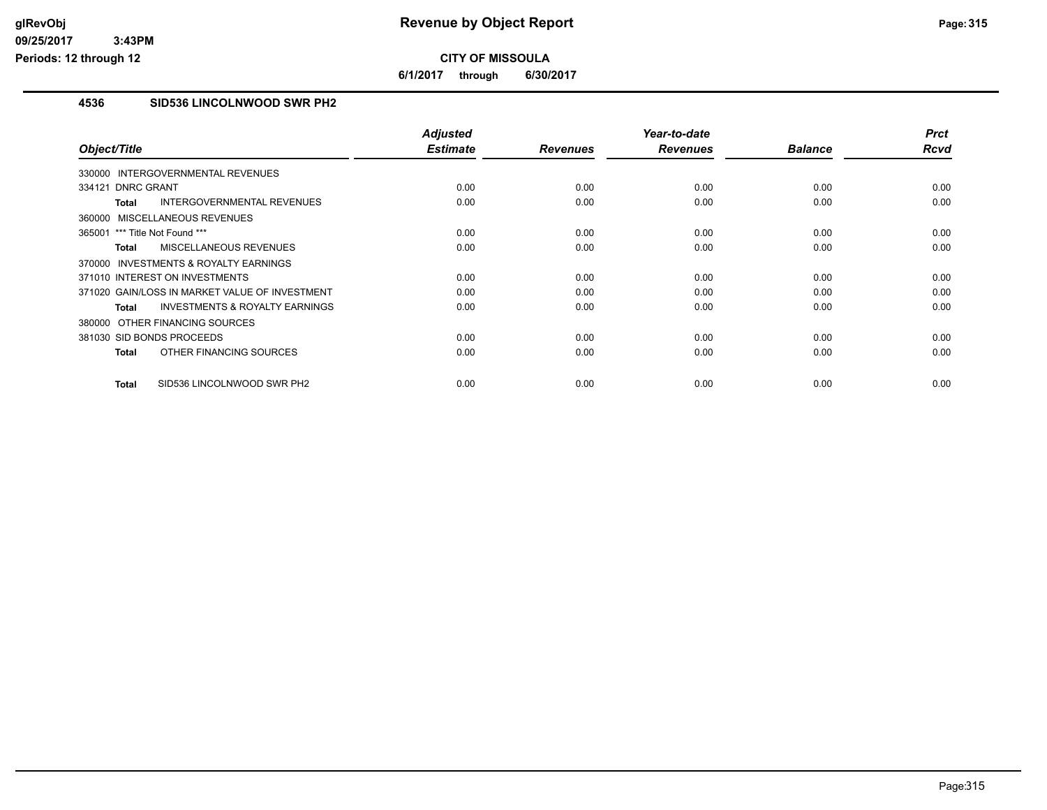# Revenue by Object Report

**CITY OF MISSOULA**

**6/1/2017 through 6/30/2017**

glRevObj
09/25/2017 3:43PM
Periods: 12 through 12

## 4536 SID536 LINCOLNWOOD SWR PH2

| Object/Title | Adjusted Estimate | Revenues | Year-to-date Revenues | Balance | Prct Rcvd |
|---|---|---|---|---|---|
| 330000 INTERGOVERNMENTAL REVENUES | | | | | |
| 334121 DNRC GRANT | 0.00 | 0.00 | 0.00 | 0.00 | 0.00 |
| **Total** INTERGOVERNMENTAL REVENUES | 0.00 | 0.00 | 0.00 | 0.00 | 0.00 |
| 360000 MISCELLANEOUS REVENUES | | | | | |
| 365001 *** Title Not Found *** | 0.00 | 0.00 | 0.00 | 0.00 | 0.00 |
| **Total** MISCELLANEOUS REVENUES | 0.00 | 0.00 | 0.00 | 0.00 | 0.00 |
| 370000 INVESTMENTS & ROYALTY EARNINGS | | | | | |
| 371010 INTEREST ON INVESTMENTS | 0.00 | 0.00 | 0.00 | 0.00 | 0.00 |
| 371020 GAIN/LOSS IN MARKET VALUE OF INVESTMENT | 0.00 | 0.00 | 0.00 | 0.00 | 0.00 |
| **Total** INVESTMENTS & ROYALTY EARNINGS | 0.00 | 0.00 | 0.00 | 0.00 | 0.00 |
| 380000 OTHER FINANCING SOURCES | | | | | |
| 381030 SID BONDS PROCEEDS | 0.00 | 0.00 | 0.00 | 0.00 | 0.00 |
| **Total** OTHER FINANCING SOURCES | 0.00 | 0.00 | 0.00 | 0.00 | 0.00 |
| **Total** SID536 LINCOLNWOOD SWR PH2 | 0.00 | 0.00 | 0.00 | 0.00 | 0.00 |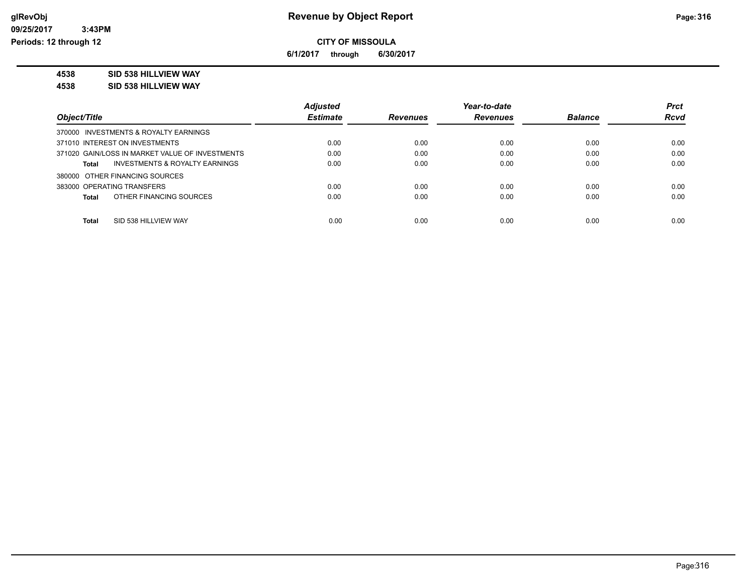# Revenue by Object Report

**CITY OF MISSOULA**

**6/1/2017 through 6/30/2017**

glRevObj
09/25/2017 3:43PM
Periods: 12 through 12

**4538 SID 538 HILLVIEW WAY**

**4538 SID 538 HILLVIEW WAY**

| Object/Title | Adjusted Estimate | Revenues | Year-to-date Revenues | Balance | Prct Rcvd |
|---|---|---|---|---|---|
| 370000 INVESTMENTS & ROYALTY EARNINGS | | | | | |
| 371010 INTEREST ON INVESTMENTS | 0.00 | 0.00 | 0.00 | 0.00 | 0.00 |
| 371020 GAIN/LOSS IN MARKET VALUE OF INVESTMENTS | 0.00 | 0.00 | 0.00 | 0.00 | 0.00 |
| **Total** INVESTMENTS & ROYALTY EARNINGS | 0.00 | 0.00 | 0.00 | 0.00 | 0.00 |
| 380000 OTHER FINANCING SOURCES | | | | | |
| 383000 OPERATING TRANSFERS | 0.00 | 0.00 | 0.00 | 0.00 | 0.00 |
| **Total** OTHER FINANCING SOURCES | 0.00 | 0.00 | 0.00 | 0.00 | 0.00 |
| **Total** SID 538 HILLVIEW WAY | 0.00 | 0.00 | 0.00 | 0.00 | 0.00 |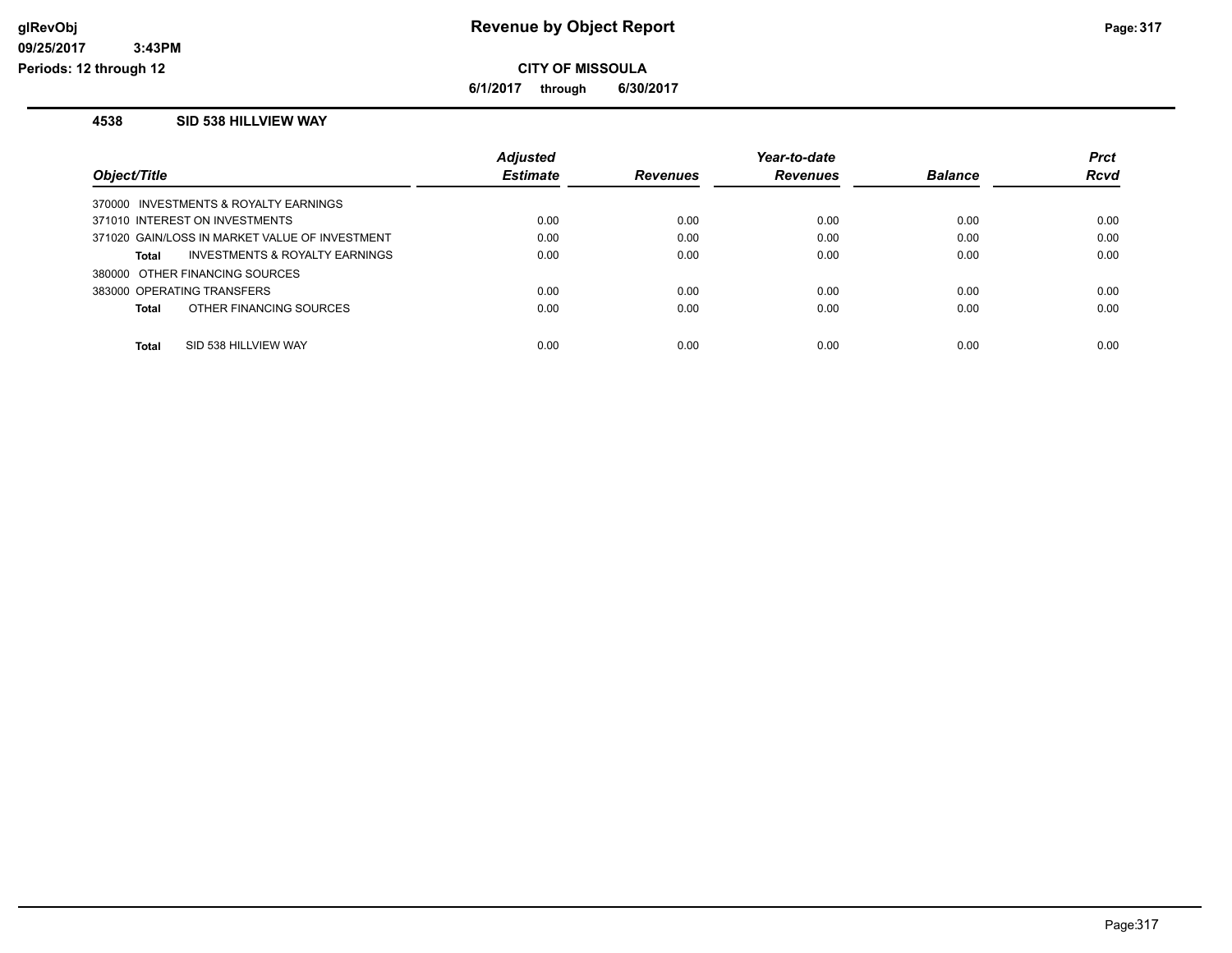# Revenue by Object Report

glRevObj
09/25/2017 3:43PM
Periods: 12 through 12

**CITY OF MISSOULA**

**6/1/2017 through 6/30/2017**

## 4538 SID 538 HILLVIEW WAY

| Object/Title | Adjusted Estimate | Revenues | Year-to-date Revenues | Balance | Prct Rcvd |
|---|---|---|---|---|---|
| 370000 INVESTMENTS & ROYALTY EARNINGS | | | | | |
| 371010 INTEREST ON INVESTMENTS | 0.00 | 0.00 | 0.00 | 0.00 | 0.00 |
| 371020 GAIN/LOSS IN MARKET VALUE OF INVESTMENT | 0.00 | 0.00 | 0.00 | 0.00 | 0.00 |
| **Total** INVESTMENTS & ROYALTY EARNINGS | 0.00 | 0.00 | 0.00 | 0.00 | 0.00 |
| 380000 OTHER FINANCING SOURCES | | | | | |
| 383000 OPERATING TRANSFERS | 0.00 | 0.00 | 0.00 | 0.00 | 0.00 |
| **Total** OTHER FINANCING SOURCES | 0.00 | 0.00 | 0.00 | 0.00 | 0.00 |
| **Total** SID 538 HILLVIEW WAY | 0.00 | 0.00 | 0.00 | 0.00 | 0.00 |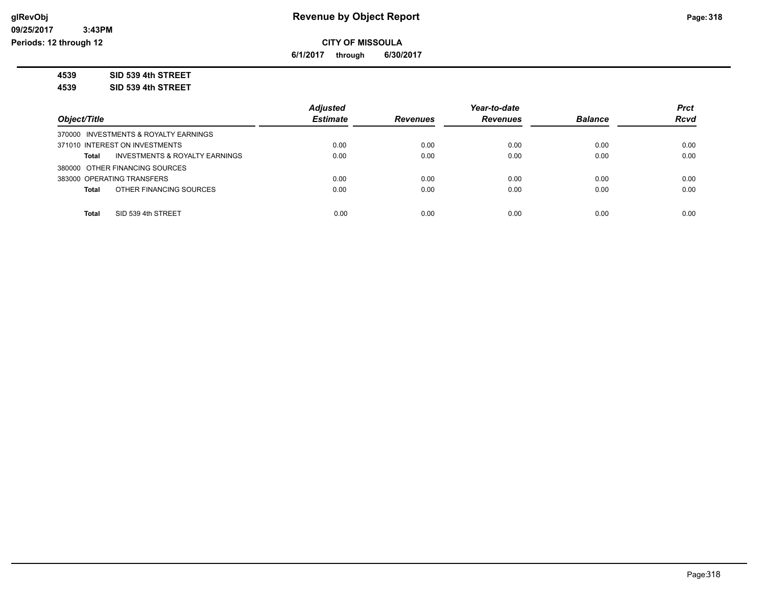**CITY OF MISSOULA**

**6/1/2017 through 6/30/2017**

**4539 SID 539 4th STREET**

**4539 SID 539 4th STREET**

| Object/Title | Adjusted Estimate | Revenues | Year-to-date Revenues | Balance | Prct Rcvd |
|---|---|---|---|---|---|
| 370000 INVESTMENTS & ROYALTY EARNINGS | | | | | |
| 371010 INTEREST ON INVESTMENTS | 0.00 | 0.00 | 0.00 | 0.00 | 0.00 |
| **Total** INVESTMENTS & ROYALTY EARNINGS | 0.00 | 0.00 | 0.00 | 0.00 | 0.00 |
| 380000 OTHER FINANCING SOURCES | | | | | |
| 383000 OPERATING TRANSFERS | 0.00 | 0.00 | 0.00 | 0.00 | 0.00 |
| **Total** OTHER FINANCING SOURCES | 0.00 | 0.00 | 0.00 | 0.00 | 0.00 |
| **Total** SID 539 4th STREET | 0.00 | 0.00 | 0.00 | 0.00 | 0.00 |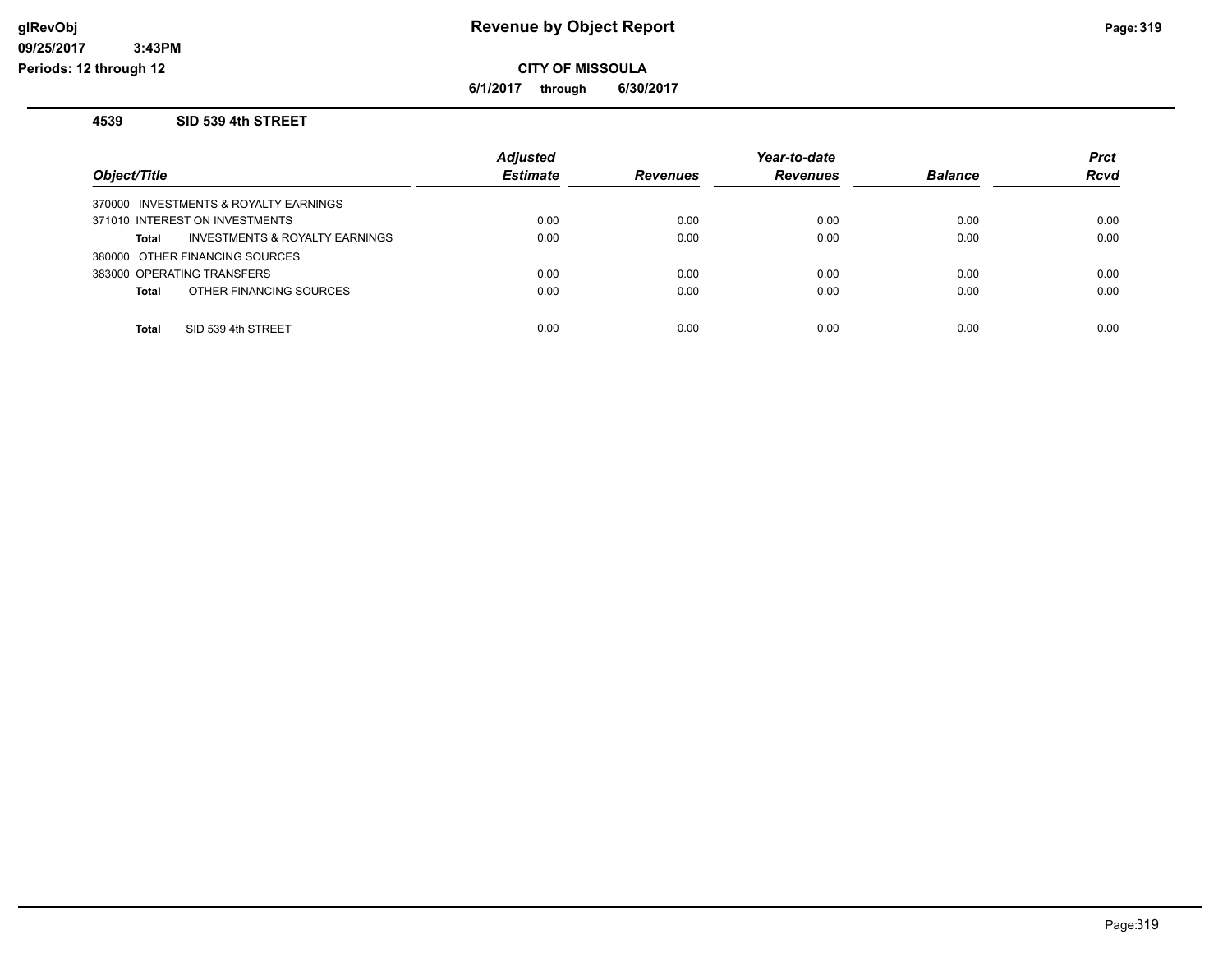# Revenue by Object Report

**CITY OF MISSOULA**

**6/1/2017 through 6/30/2017**

glRevObj
09/25/2017 3:43PM
Periods: 12 through 12

## 4539 SID 539 4th STREET

| Object/Title | Adjusted Estimate | Revenues | Year-to-date Revenues | Balance | Prct Rcvd |
|---|---|---|---|---|---|
| 370000 INVESTMENTS & ROYALTY EARNINGS | | | | | |
| 371010 INTEREST ON INVESTMENTS | 0.00 | 0.00 | 0.00 | 0.00 | 0.00 |
| **Total** INVESTMENTS & ROYALTY EARNINGS | 0.00 | 0.00 | 0.00 | 0.00 | 0.00 |
| 380000 OTHER FINANCING SOURCES | | | | | |
| 383000 OPERATING TRANSFERS | 0.00 | 0.00 | 0.00 | 0.00 | 0.00 |
| **Total** OTHER FINANCING SOURCES | 0.00 | 0.00 | 0.00 | 0.00 | 0.00 |
| **Total** SID 539 4th STREET | 0.00 | 0.00 | 0.00 | 0.00 | 0.00 |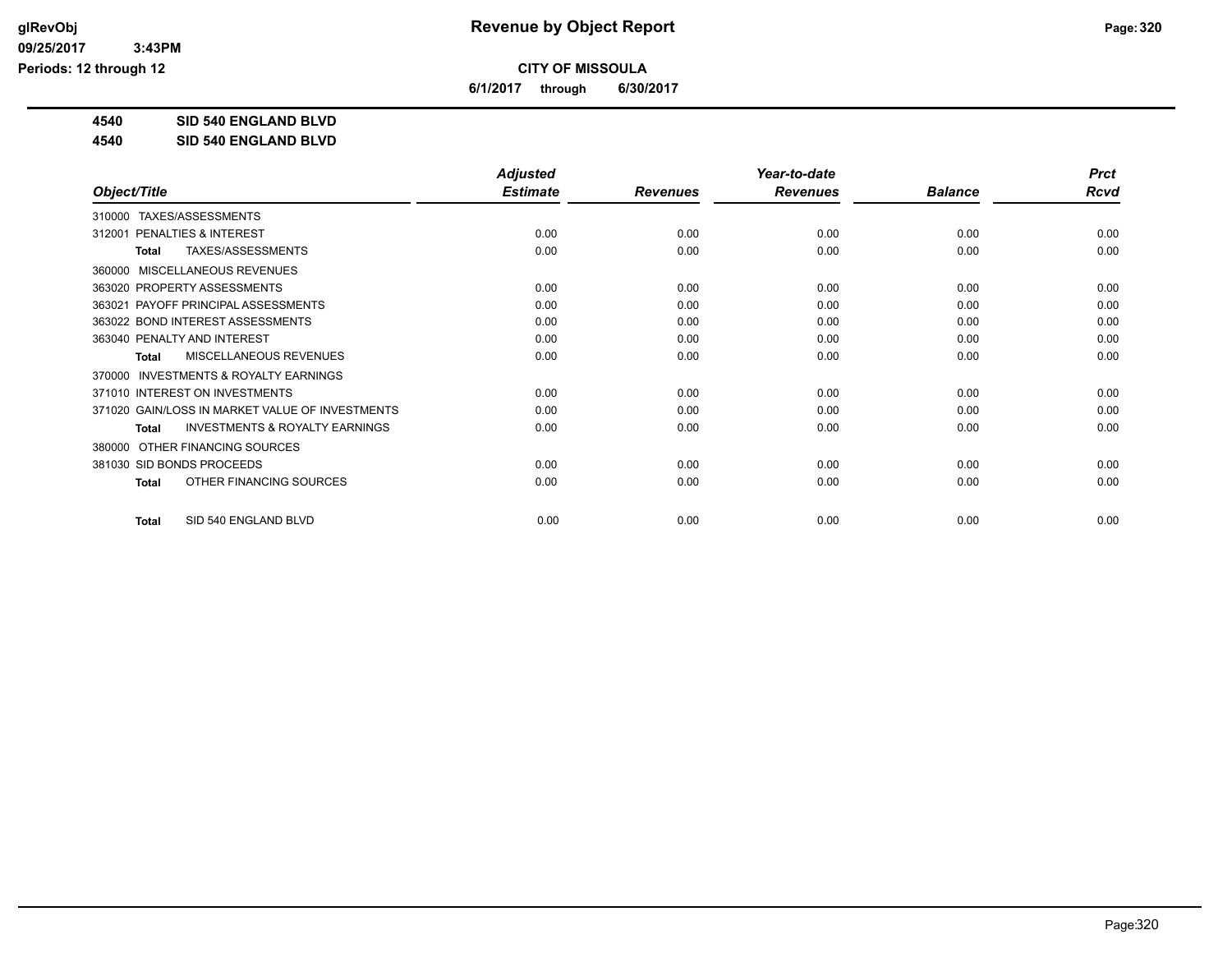# Revenue by Object Report

glRevObj
09/25/2017 3:43PM
Periods: 12 through 12

**CITY OF MISSOULA**

**6/1/2017 through 6/30/2017**

**4540 SID 540 ENGLAND BLVD**
**4540 SID 540 ENGLAND BLVD**

| Object/Title | Adjusted Estimate | Revenues | Year-to-date Revenues | Balance | Prct Rcvd |
|---|---|---|---|---|---|
| 310000 TAXES/ASSESSMENTS | | | | | |
| 312001 PENALTIES & INTEREST | 0.00 | 0.00 | 0.00 | 0.00 | 0.00 |
| **Total** TAXES/ASSESSMENTS | 0.00 | 0.00 | 0.00 | 0.00 | 0.00 |
| 360000 MISCELLANEOUS REVENUES | | | | | |
| 363020 PROPERTY ASSESSMENTS | 0.00 | 0.00 | 0.00 | 0.00 | 0.00 |
| 363021 PAYOFF PRINCIPAL ASSESSMENTS | 0.00 | 0.00 | 0.00 | 0.00 | 0.00 |
| 363022 BOND INTEREST ASSESSMENTS | 0.00 | 0.00 | 0.00 | 0.00 | 0.00 |
| 363040 PENALTY AND INTEREST | 0.00 | 0.00 | 0.00 | 0.00 | 0.00 |
| **Total** MISCELLANEOUS REVENUES | 0.00 | 0.00 | 0.00 | 0.00 | 0.00 |
| 370000 INVESTMENTS & ROYALTY EARNINGS | | | | | |
| 371010 INTEREST ON INVESTMENTS | 0.00 | 0.00 | 0.00 | 0.00 | 0.00 |
| 371020 GAIN/LOSS IN MARKET VALUE OF INVESTMENTS | 0.00 | 0.00 | 0.00 | 0.00 | 0.00 |
| **Total** INVESTMENTS & ROYALTY EARNINGS | 0.00 | 0.00 | 0.00 | 0.00 | 0.00 |
| 380000 OTHER FINANCING SOURCES | | | | | |
| 381030 SID BONDS PROCEEDS | 0.00 | 0.00 | 0.00 | 0.00 | 0.00 |
| **Total** OTHER FINANCING SOURCES | 0.00 | 0.00 | 0.00 | 0.00 | 0.00 |
| **Total** SID 540 ENGLAND BLVD | 0.00 | 0.00 | 0.00 | 0.00 | 0.00 |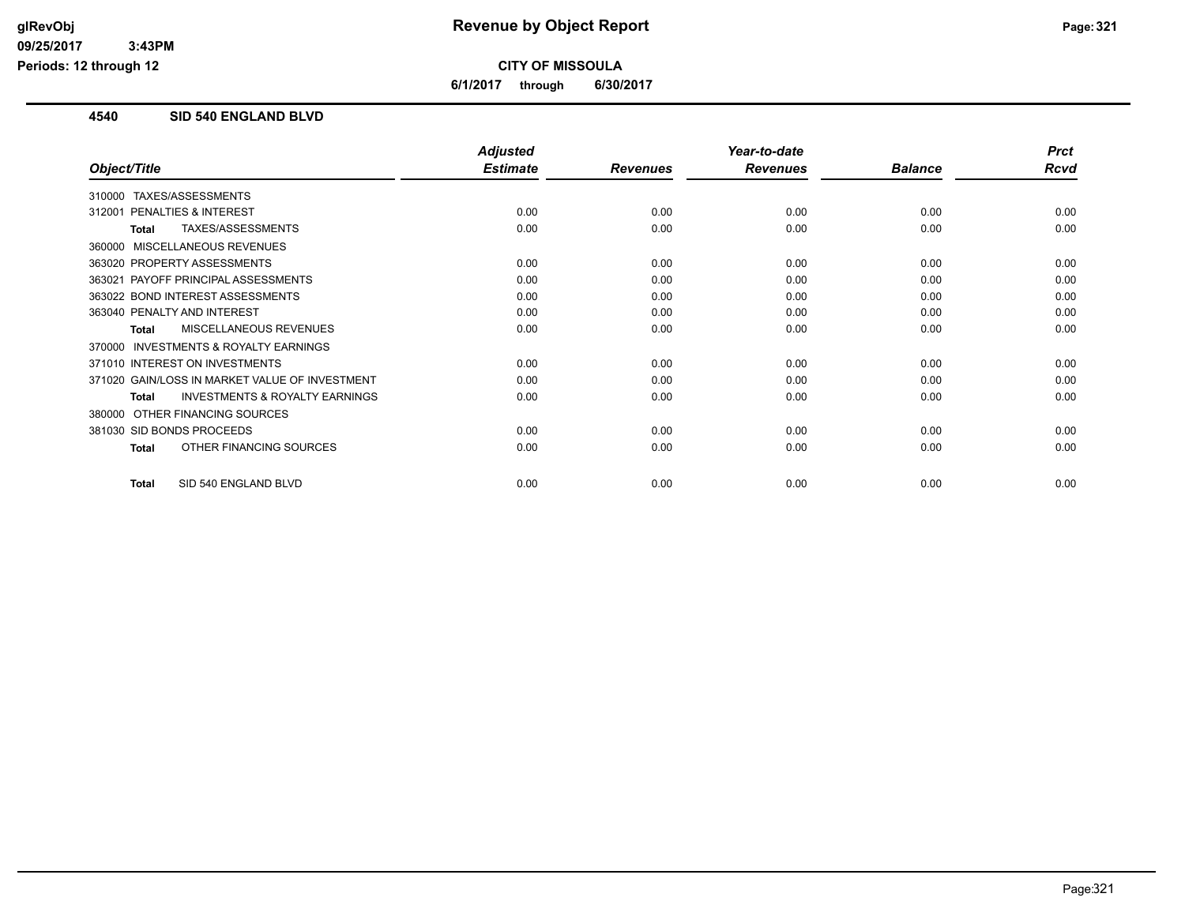# Revenue by Object Report

## CITY OF MISSOULA

**6/1/2017 through 6/30/2017**

### 4540 SID 540 ENGLAND BLVD

| Object/Title | Adjusted Estimate | Revenues | Year-to-date Revenues | Balance | Prct Rcvd |
|---|---|---|---|---|---|
| 310000 TAXES/ASSESSMENTS | | | | | |
| 312001 PENALTIES & INTEREST | 0.00 | 0.00 | 0.00 | 0.00 | 0.00 |
| **Total** TAXES/ASSESSMENTS | 0.00 | 0.00 | 0.00 | 0.00 | 0.00 |
| 360000 MISCELLANEOUS REVENUES | | | | | |
| 363020 PROPERTY ASSESSMENTS | 0.00 | 0.00 | 0.00 | 0.00 | 0.00 |
| 363021 PAYOFF PRINCIPAL ASSESSMENTS | 0.00 | 0.00 | 0.00 | 0.00 | 0.00 |
| 363022 BOND INTEREST ASSESSMENTS | 0.00 | 0.00 | 0.00 | 0.00 | 0.00 |
| 363040 PENALTY AND INTEREST | 0.00 | 0.00 | 0.00 | 0.00 | 0.00 |
| **Total** MISCELLANEOUS REVENUES | 0.00 | 0.00 | 0.00 | 0.00 | 0.00 |
| 370000 INVESTMENTS & ROYALTY EARNINGS | | | | | |
| 371010 INTEREST ON INVESTMENTS | 0.00 | 0.00 | 0.00 | 0.00 | 0.00 |
| 371020 GAIN/LOSS IN MARKET VALUE OF INVESTMENT | 0.00 | 0.00 | 0.00 | 0.00 | 0.00 |
| **Total** INVESTMENTS & ROYALTY EARNINGS | 0.00 | 0.00 | 0.00 | 0.00 | 0.00 |
| 380000 OTHER FINANCING SOURCES | | | | | |
| 381030 SID BONDS PROCEEDS | 0.00 | 0.00 | 0.00 | 0.00 | 0.00 |
| **Total** OTHER FINANCING SOURCES | 0.00 | 0.00 | 0.00 | 0.00 | 0.00 |
| **Total** SID 540 ENGLAND BLVD | 0.00 | 0.00 | 0.00 | 0.00 | 0.00 |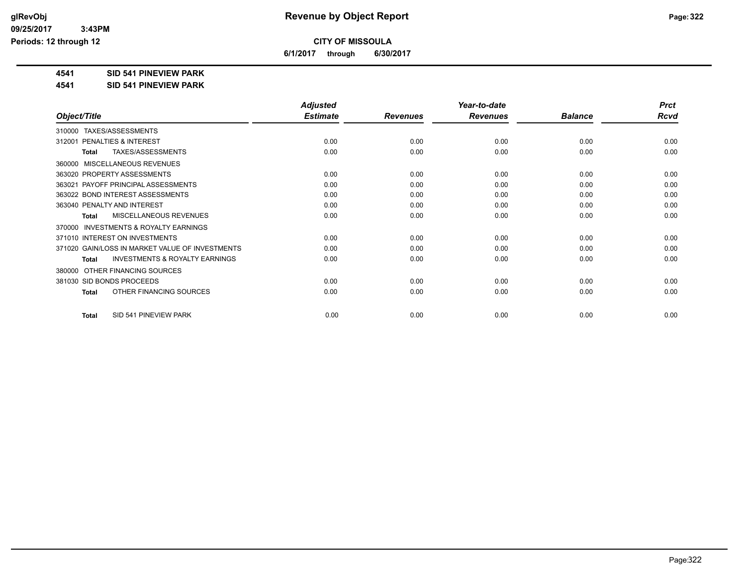# Revenue by Object Report

**CITY OF MISSOULA**

**6/1/2017 through 6/30/2017**

glRevObj
09/25/2017 3:43PM
Periods: 12 through 12

**4541 SID 541 PINEVIEW PARK**

**4541 SID 541 PINEVIEW PARK**

| Object/Title | Adjusted Estimate | Revenues | Year-to-date Revenues | Balance | Prct Rcvd |
|---|---|---|---|---|---|
| 310000 TAXES/ASSESSMENTS | | | | | |
| 312001 PENALTIES & INTEREST | 0.00 | 0.00 | 0.00 | 0.00 | 0.00 |
| **Total** TAXES/ASSESSMENTS | 0.00 | 0.00 | 0.00 | 0.00 | 0.00 |
| 360000 MISCELLANEOUS REVENUES | | | | | |
| 363020 PROPERTY ASSESSMENTS | 0.00 | 0.00 | 0.00 | 0.00 | 0.00 |
| 363021 PAYOFF PRINCIPAL ASSESSMENTS | 0.00 | 0.00 | 0.00 | 0.00 | 0.00 |
| 363022 BOND INTEREST ASSESSMENTS | 0.00 | 0.00 | 0.00 | 0.00 | 0.00 |
| 363040 PENALTY AND INTEREST | 0.00 | 0.00 | 0.00 | 0.00 | 0.00 |
| **Total** MISCELLANEOUS REVENUES | 0.00 | 0.00 | 0.00 | 0.00 | 0.00 |
| 370000 INVESTMENTS & ROYALTY EARNINGS | | | | | |
| 371010 INTEREST ON INVESTMENTS | 0.00 | 0.00 | 0.00 | 0.00 | 0.00 |
| 371020 GAIN/LOSS IN MARKET VALUE OF INVESTMENTS | 0.00 | 0.00 | 0.00 | 0.00 | 0.00 |
| **Total** INVESTMENTS & ROYALTY EARNINGS | 0.00 | 0.00 | 0.00 | 0.00 | 0.00 |
| 380000 OTHER FINANCING SOURCES | | | | | |
| 381030 SID BONDS PROCEEDS | 0.00 | 0.00 | 0.00 | 0.00 | 0.00 |
| **Total** OTHER FINANCING SOURCES | 0.00 | 0.00 | 0.00 | 0.00 | 0.00 |
| **Total** SID 541 PINEVIEW PARK | 0.00 | 0.00 | 0.00 | 0.00 | 0.00 |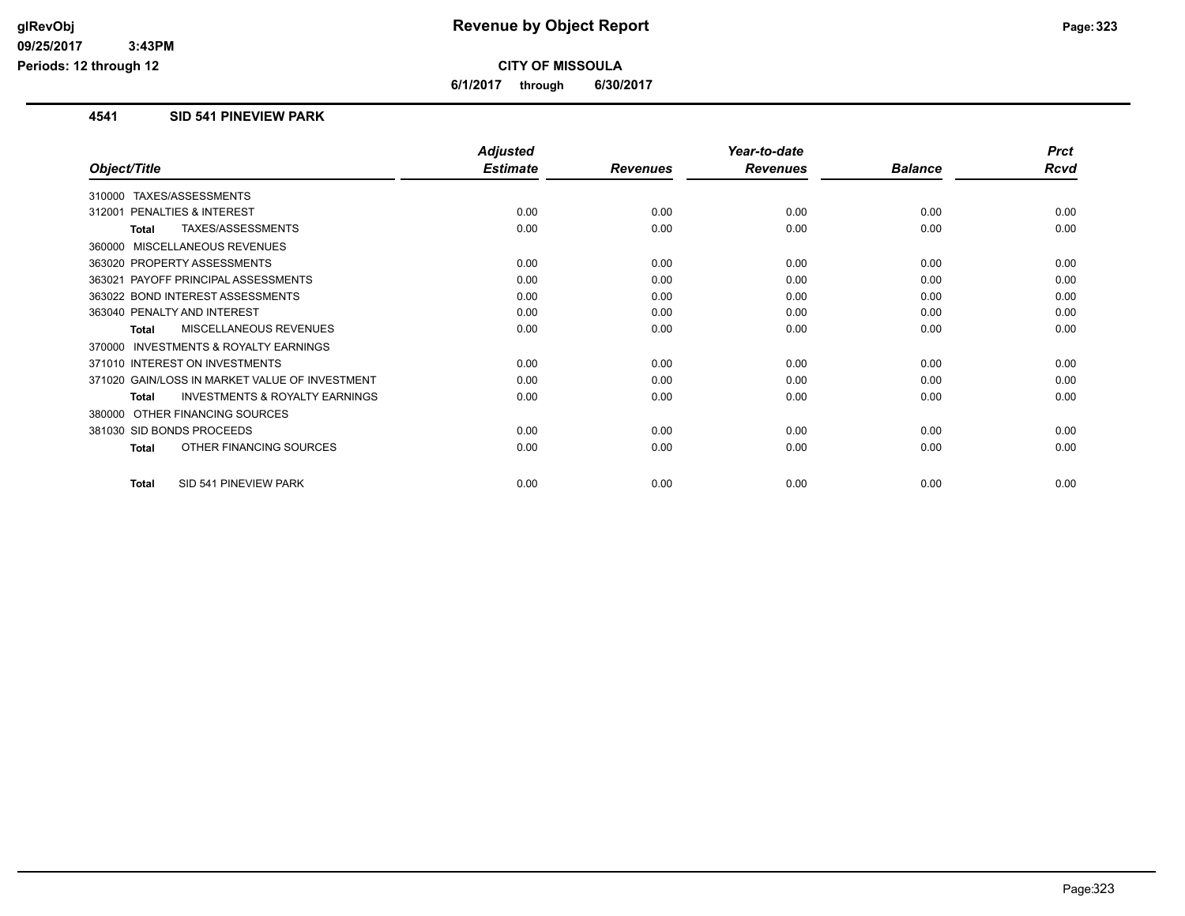# Revenue by Object Report

**CITY OF MISSOULA**

**6/1/2017 through 6/30/2017**

glRevObj
09/25/2017 3:43PM
Periods: 12 through 12

## 4541 SID 541 PINEVIEW PARK

| Object/Title | Adjusted Estimate | Revenues | Year-to-date Revenues | Balance | Prct Rcvd |
|---|---|---|---|---|---|
| 310000 TAXES/ASSESSMENTS | | | | | |
| 312001 PENALTIES & INTEREST | 0.00 | 0.00 | 0.00 | 0.00 | 0.00 |
| **Total** TAXES/ASSESSMENTS | 0.00 | 0.00 | 0.00 | 0.00 | 0.00 |
| 360000 MISCELLANEOUS REVENUES | | | | | |
| 363020 PROPERTY ASSESSMENTS | 0.00 | 0.00 | 0.00 | 0.00 | 0.00 |
| 363021 PAYOFF PRINCIPAL ASSESSMENTS | 0.00 | 0.00 | 0.00 | 0.00 | 0.00 |
| 363022 BOND INTEREST ASSESSMENTS | 0.00 | 0.00 | 0.00 | 0.00 | 0.00 |
| 363040 PENALTY AND INTEREST | 0.00 | 0.00 | 0.00 | 0.00 | 0.00 |
| **Total** MISCELLANEOUS REVENUES | 0.00 | 0.00 | 0.00 | 0.00 | 0.00 |
| 370000 INVESTMENTS & ROYALTY EARNINGS | | | | | |
| 371010 INTEREST ON INVESTMENTS | 0.00 | 0.00 | 0.00 | 0.00 | 0.00 |
| 371020 GAIN/LOSS IN MARKET VALUE OF INVESTMENT | 0.00 | 0.00 | 0.00 | 0.00 | 0.00 |
| **Total** INVESTMENTS & ROYALTY EARNINGS | 0.00 | 0.00 | 0.00 | 0.00 | 0.00 |
| 380000 OTHER FINANCING SOURCES | | | | | |
| 381030 SID BONDS PROCEEDS | 0.00 | 0.00 | 0.00 | 0.00 | 0.00 |
| **Total** OTHER FINANCING SOURCES | 0.00 | 0.00 | 0.00 | 0.00 | 0.00 |
| **Total** SID 541 PINEVIEW PARK | 0.00 | 0.00 | 0.00 | 0.00 | 0.00 |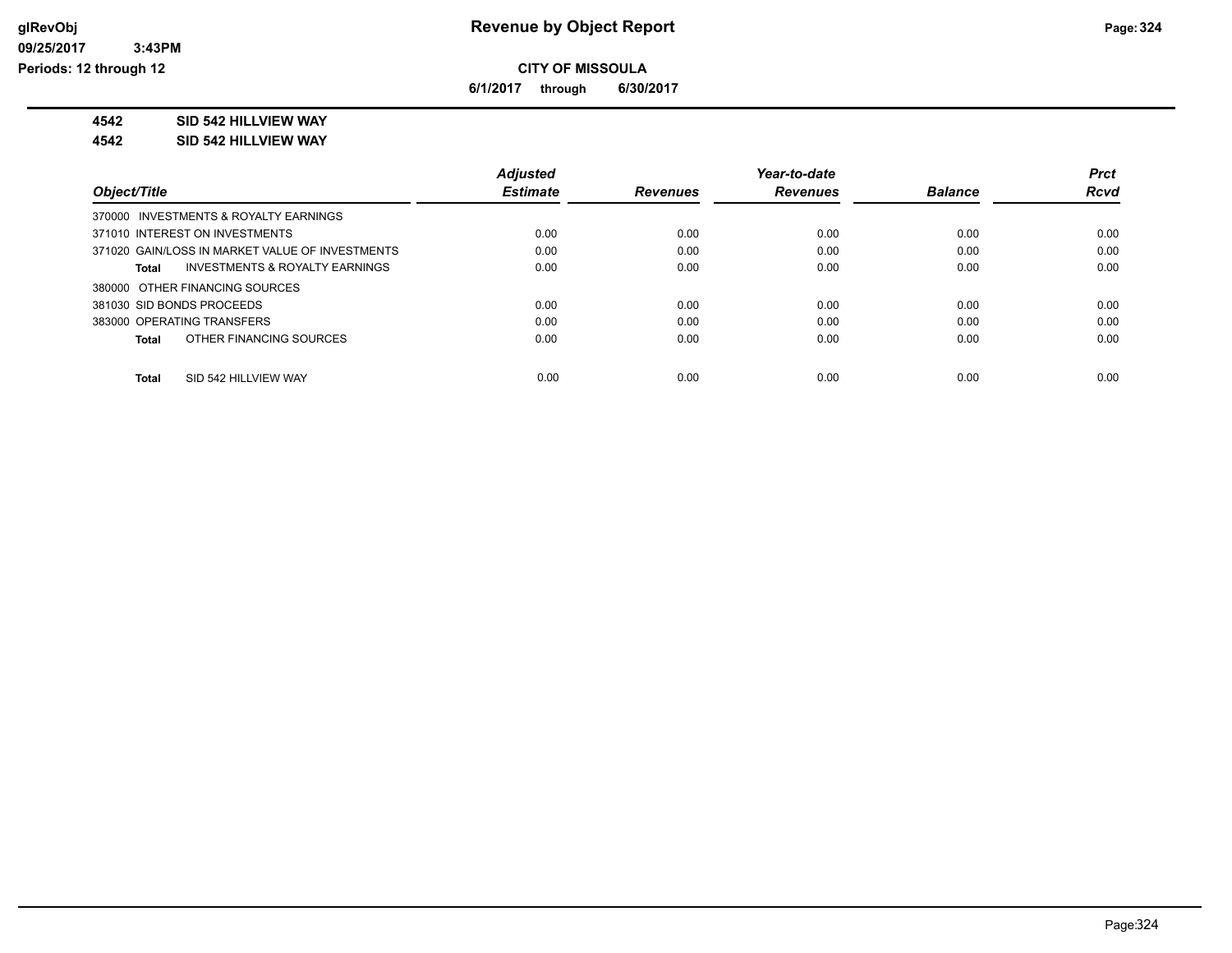**Revenue by Object Report**

**CITY OF MISSOULA**

**6/1/2017 through 6/30/2017**

glRevObj
09/25/2017 3:43PM
Periods: 12 through 12

**4542 SID 542 HILLVIEW WAY**

**4542 SID 542 HILLVIEW WAY**

| Object/Title | Adjusted Estimate | Revenues | Year-to-date Revenues | Balance | Prct Rcvd |
|---|---|---|---|---|---|
| 370000 INVESTMENTS & ROYALTY EARNINGS | | | | | |
| 371010 INTEREST ON INVESTMENTS | 0.00 | 0.00 | 0.00 | 0.00 | 0.00 |
| 371020 GAIN/LOSS IN MARKET VALUE OF INVESTMENTS | 0.00 | 0.00 | 0.00 | 0.00 | 0.00 |
| **Total** INVESTMENTS & ROYALTY EARNINGS | 0.00 | 0.00 | 0.00 | 0.00 | 0.00 |
| 380000 OTHER FINANCING SOURCES | | | | | |
| 381030 SID BONDS PROCEEDS | 0.00 | 0.00 | 0.00 | 0.00 | 0.00 |
| 383000 OPERATING TRANSFERS | 0.00 | 0.00 | 0.00 | 0.00 | 0.00 |
| **Total** OTHER FINANCING SOURCES | 0.00 | 0.00 | 0.00 | 0.00 | 0.00 |
| **Total** SID 542 HILLVIEW WAY | 0.00 | 0.00 | 0.00 | 0.00 | 0.00 |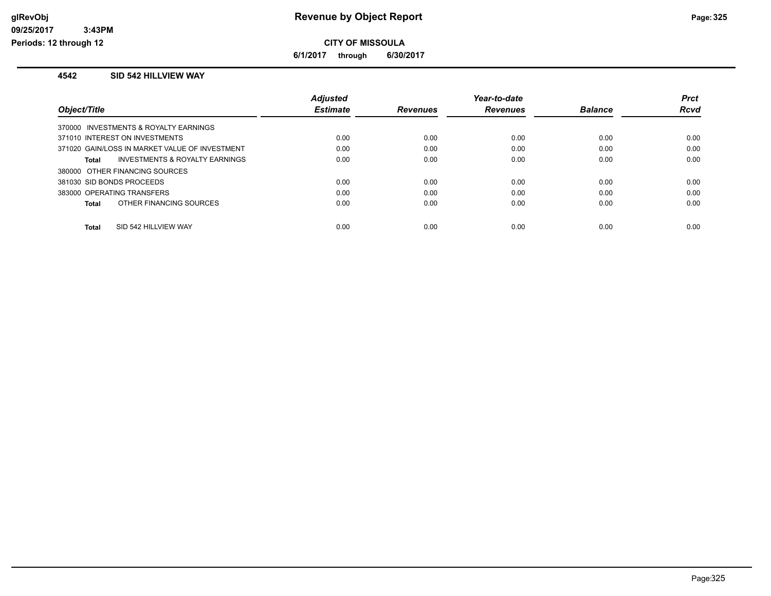**CITY OF MISSOULA**

**6/1/2017 through 6/30/2017**

**4542 SID 542 HILLVIEW WAY**

| Object/Title | Adjusted Estimate | Revenues | Year-to-date Revenues | Balance | Prct Rcvd |
|---|---|---|---|---|---|
| 370000 INVESTMENTS & ROYALTY EARNINGS | | | | | |
| 371010 INTEREST ON INVESTMENTS | 0.00 | 0.00 | 0.00 | 0.00 | 0.00 |
| 371020 GAIN/LOSS IN MARKET VALUE OF INVESTMENT | 0.00 | 0.00 | 0.00 | 0.00 | 0.00 |
| **Total** INVESTMENTS & ROYALTY EARNINGS | 0.00 | 0.00 | 0.00 | 0.00 | 0.00 |
| 380000 OTHER FINANCING SOURCES | | | | | |
| 381030 SID BONDS PROCEEDS | 0.00 | 0.00 | 0.00 | 0.00 | 0.00 |
| 383000 OPERATING TRANSFERS | 0.00 | 0.00 | 0.00 | 0.00 | 0.00 |
| **Total** OTHER FINANCING SOURCES | 0.00 | 0.00 | 0.00 | 0.00 | 0.00 |
| **Total** SID 542 HILLVIEW WAY | 0.00 | 0.00 | 0.00 | 0.00 | 0.00 |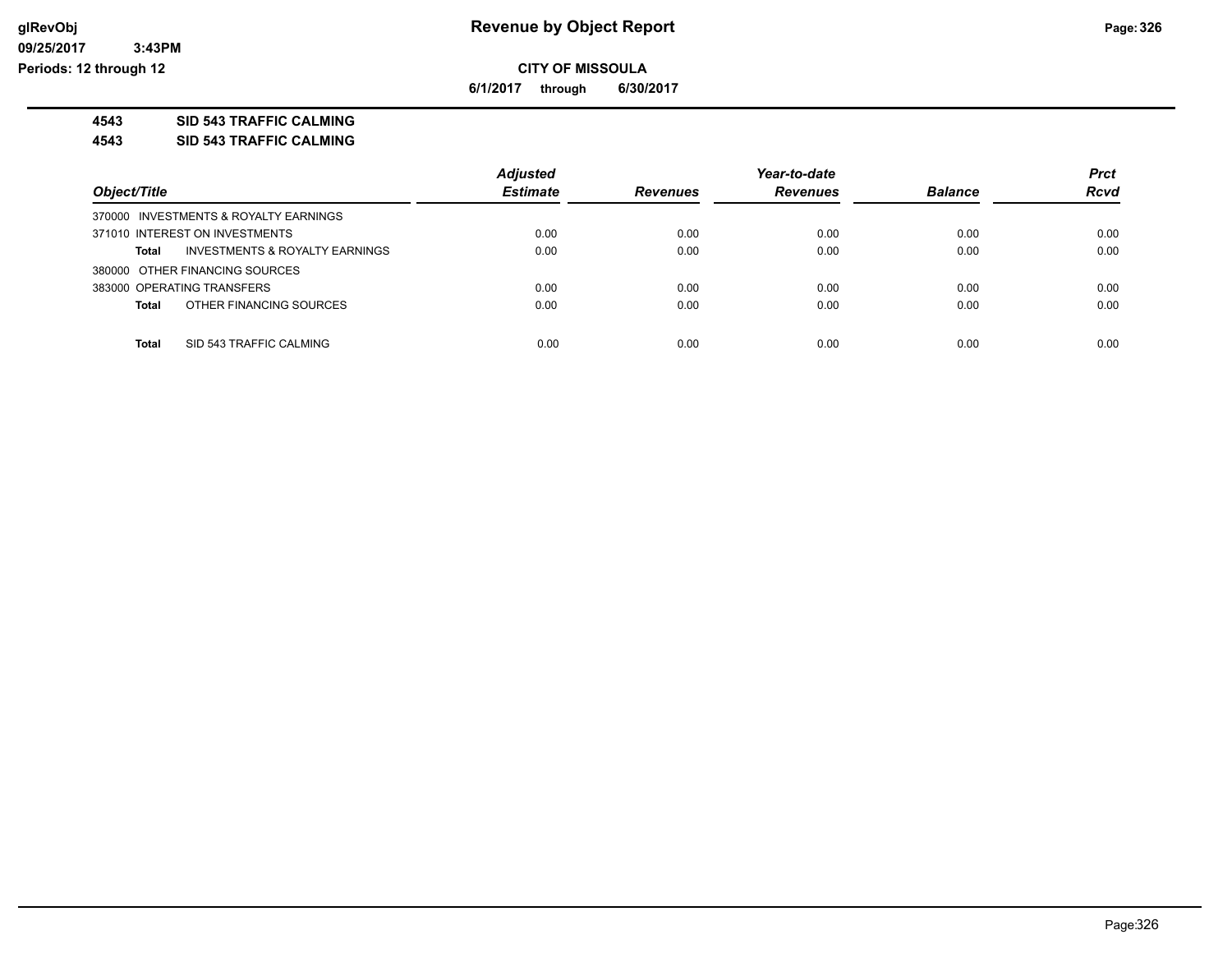**Revenue by Object Report**

**CITY OF MISSOULA**

**6/1/2017 through 6/30/2017**

glRevObj
09/25/2017 3:43PM
Periods: 12 through 12

**4543 SID 543 TRAFFIC CALMING**

**4543 SID 543 TRAFFIC CALMING**

| Object/Title | Adjusted Estimate | Revenues | Year-to-date Revenues | Balance | Prct Rcvd |
|---|---|---|---|---|---|
| 370000 INVESTMENTS & ROYALTY EARNINGS | | | | | |
| 371010 INTEREST ON INVESTMENTS | 0.00 | 0.00 | 0.00 | 0.00 | 0.00 |
| **Total** INVESTMENTS & ROYALTY EARNINGS | 0.00 | 0.00 | 0.00 | 0.00 | 0.00 |
| 380000 OTHER FINANCING SOURCES | | | | | |
| 383000 OPERATING TRANSFERS | 0.00 | 0.00 | 0.00 | 0.00 | 0.00 |
| **Total** OTHER FINANCING SOURCES | 0.00 | 0.00 | 0.00 | 0.00 | 0.00 |
| **Total** SID 543 TRAFFIC CALMING | 0.00 | 0.00 | 0.00 | 0.00 | 0.00 |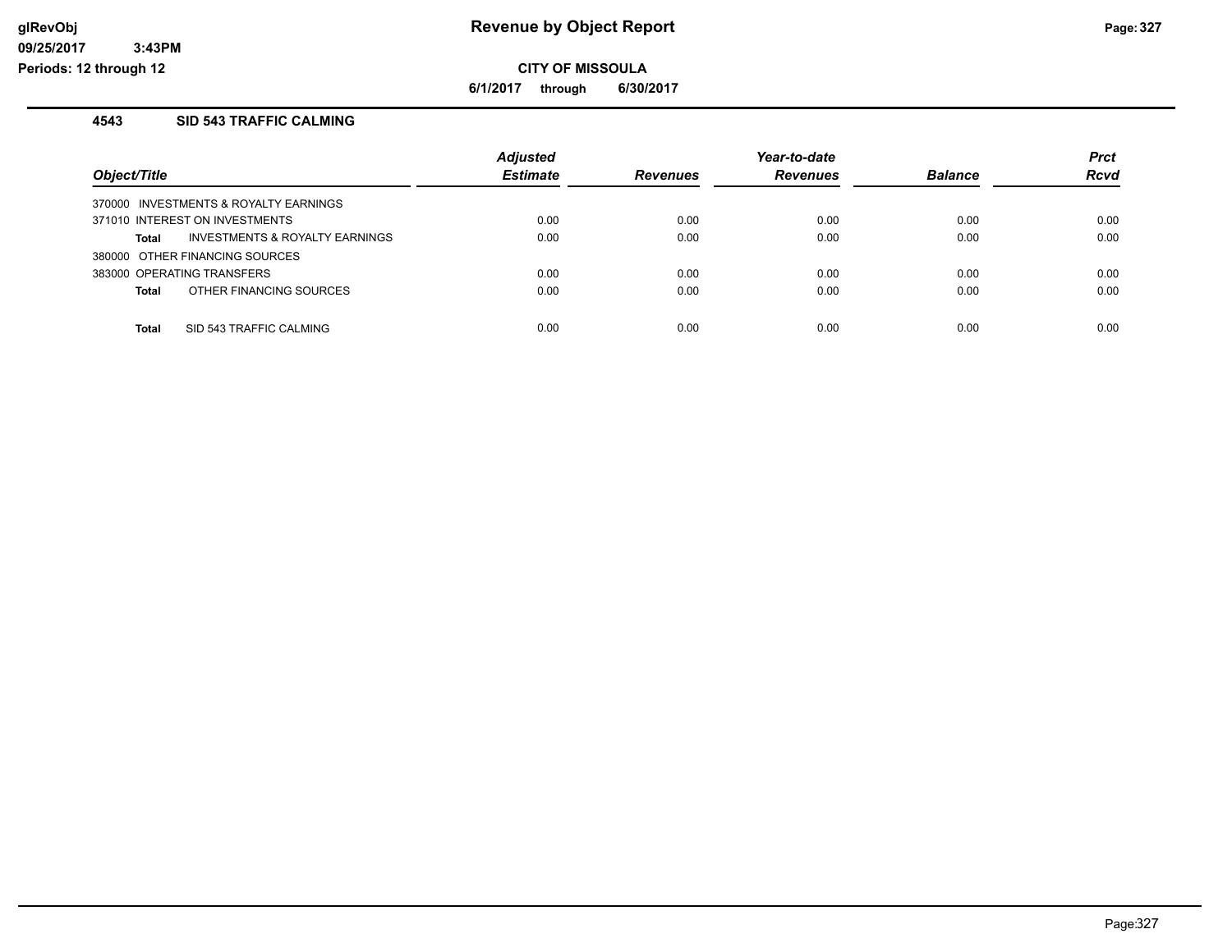**glRevObj**
**09/25/2017 3:43PM**
**Periods: 12 through 12**

# Revenue by Object Report

**CITY OF MISSOULA**

**6/1/2017 through 6/30/2017**

## 4543 SID 543 TRAFFIC CALMING

| Object/Title | Adjusted Estimate | Revenues | Year-to-date Revenues | Balance | Prct Rcvd |
|---|---|---|---|---|---|
| 370000 INVESTMENTS & ROYALTY EARNINGS | | | | | |
| 371010 INTEREST ON INVESTMENTS | 0.00 | 0.00 | 0.00 | 0.00 | 0.00 |
| **Total** INVESTMENTS & ROYALTY EARNINGS | 0.00 | 0.00 | 0.00 | 0.00 | 0.00 |
| 380000 OTHER FINANCING SOURCES | | | | | |
| 383000 OPERATING TRANSFERS | 0.00 | 0.00 | 0.00 | 0.00 | 0.00 |
| **Total** OTHER FINANCING SOURCES | 0.00 | 0.00 | 0.00 | 0.00 | 0.00 |
| **Total** SID 543 TRAFFIC CALMING | 0.00 | 0.00 | 0.00 | 0.00 | 0.00 |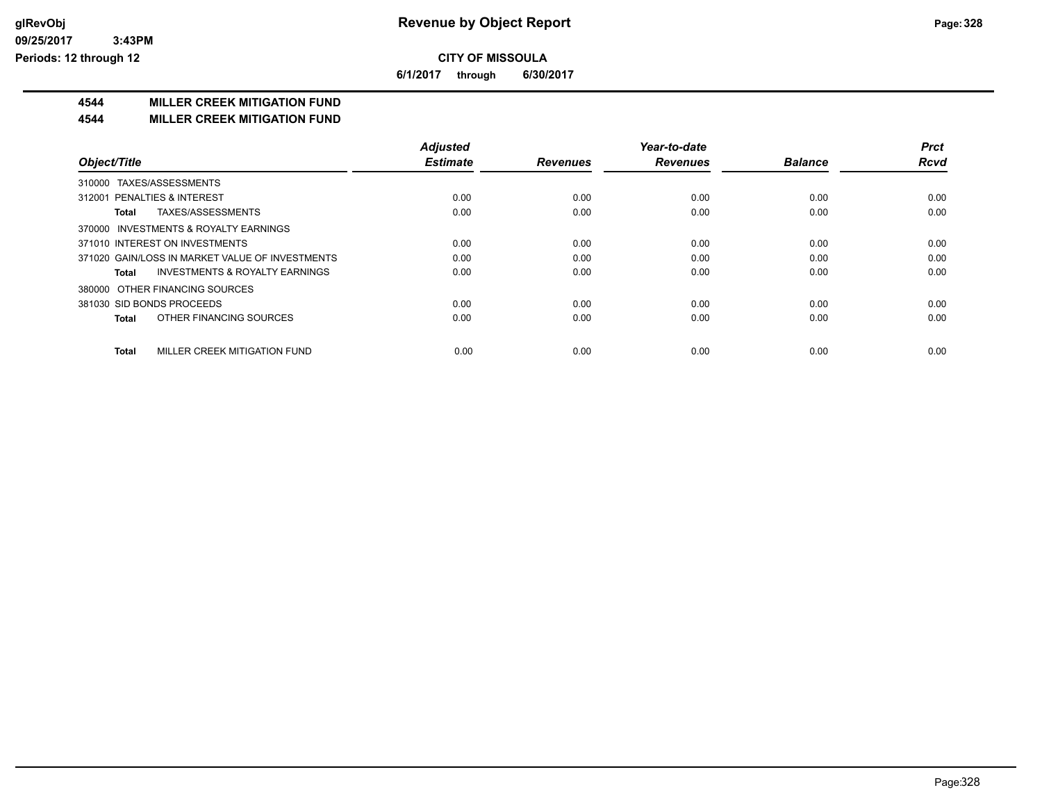**CITY OF MISSOULA**

**6/1/2017 through 6/30/2017**

## 4544 MILLER CREEK MITIGATION FUND

## 4544 MILLER CREEK MITIGATION FUND

| Object/Title | Adjusted Estimate | Revenues | Year-to-date Revenues | Balance | Prct Rcvd |
|---|---|---|---|---|---|
| 310000 TAXES/ASSESSMENTS | | | | | |
| 312001 PENALTIES & INTEREST | 0.00 | 0.00 | 0.00 | 0.00 | 0.00 |
| **Total** TAXES/ASSESSMENTS | 0.00 | 0.00 | 0.00 | 0.00 | 0.00 |
| 370000 INVESTMENTS & ROYALTY EARNINGS | | | | | |
| 371010 INTEREST ON INVESTMENTS | 0.00 | 0.00 | 0.00 | 0.00 | 0.00 |
| 371020 GAIN/LOSS IN MARKET VALUE OF INVESTMENTS | 0.00 | 0.00 | 0.00 | 0.00 | 0.00 |
| **Total** INVESTMENTS & ROYALTY EARNINGS | 0.00 | 0.00 | 0.00 | 0.00 | 0.00 |
| 380000 OTHER FINANCING SOURCES | | | | | |
| 381030 SID BONDS PROCEEDS | 0.00 | 0.00 | 0.00 | 0.00 | 0.00 |
| **Total** OTHER FINANCING SOURCES | 0.00 | 0.00 | 0.00 | 0.00 | 0.00 |
| **Total** MILLER CREEK MITIGATION FUND | 0.00 | 0.00 | 0.00 | 0.00 | 0.00 |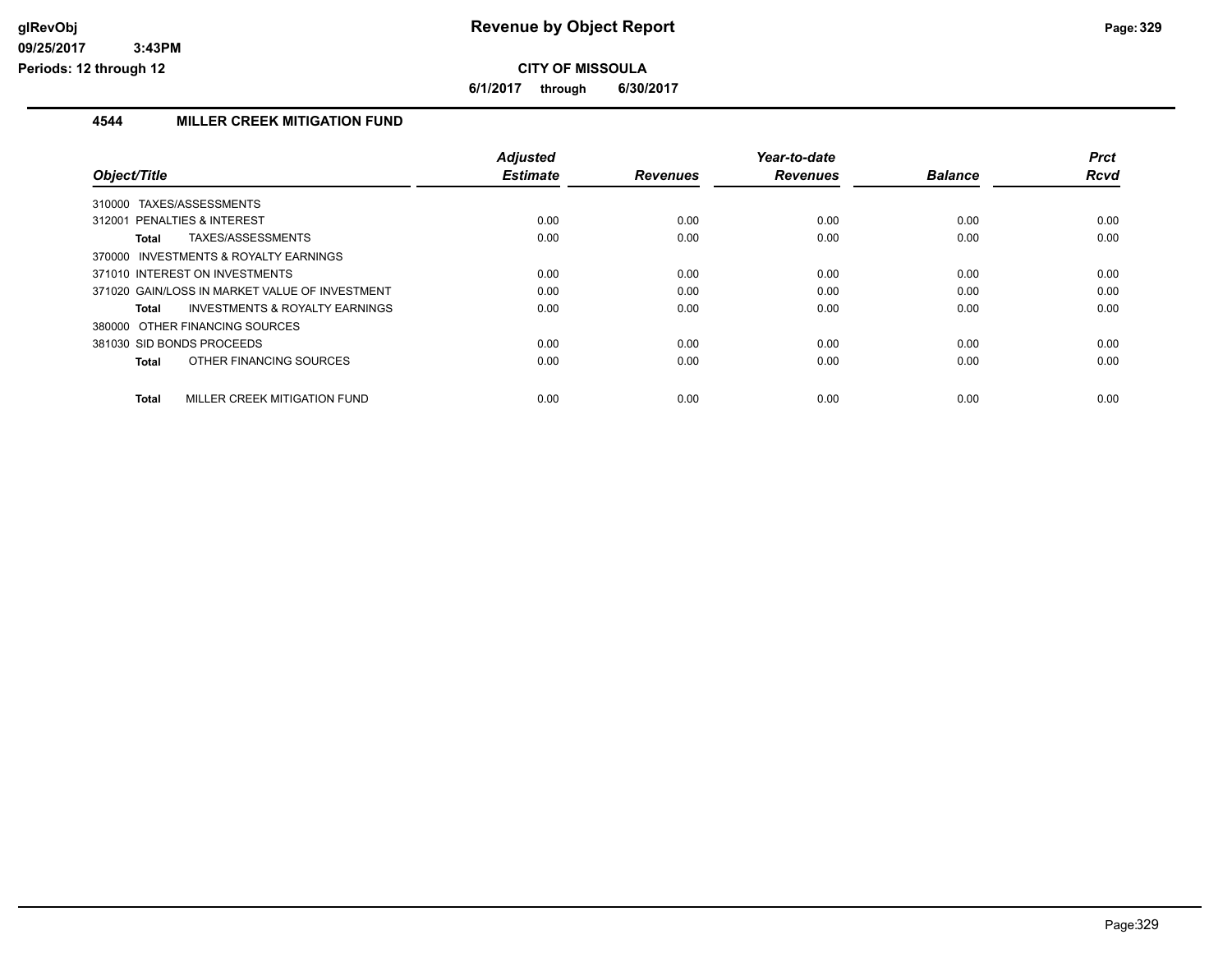**glRevObj**
**09/25/2017 3:43PM**
**Periods: 12 through 12**

# Revenue by Object Report

**CITY OF MISSOULA**

**6/1/2017 through 6/30/2017**

## 4544 MILLER CREEK MITIGATION FUND

| Object/Title | Adjusted Estimate | Revenues | Year-to-date Revenues | Balance | Prct Rcvd |
|---|---|---|---|---|---|
| 310000 TAXES/ASSESSMENTS | | | | | |
| 312001 PENALTIES & INTEREST | 0.00 | 0.00 | 0.00 | 0.00 | 0.00 |
| **Total** TAXES/ASSESSMENTS | 0.00 | 0.00 | 0.00 | 0.00 | 0.00 |
| 370000 INVESTMENTS & ROYALTY EARNINGS | | | | | |
| 371010 INTEREST ON INVESTMENTS | 0.00 | 0.00 | 0.00 | 0.00 | 0.00 |
| 371020 GAIN/LOSS IN MARKET VALUE OF INVESTMENT | 0.00 | 0.00 | 0.00 | 0.00 | 0.00 |
| **Total** INVESTMENTS & ROYALTY EARNINGS | 0.00 | 0.00 | 0.00 | 0.00 | 0.00 |
| 380000 OTHER FINANCING SOURCES | | | | | |
| 381030 SID BONDS PROCEEDS | 0.00 | 0.00 | 0.00 | 0.00 | 0.00 |
| **Total** OTHER FINANCING SOURCES | 0.00 | 0.00 | 0.00 | 0.00 | 0.00 |
| **Total** MILLER CREEK MITIGATION FUND | 0.00 | 0.00 | 0.00 | 0.00 | 0.00 |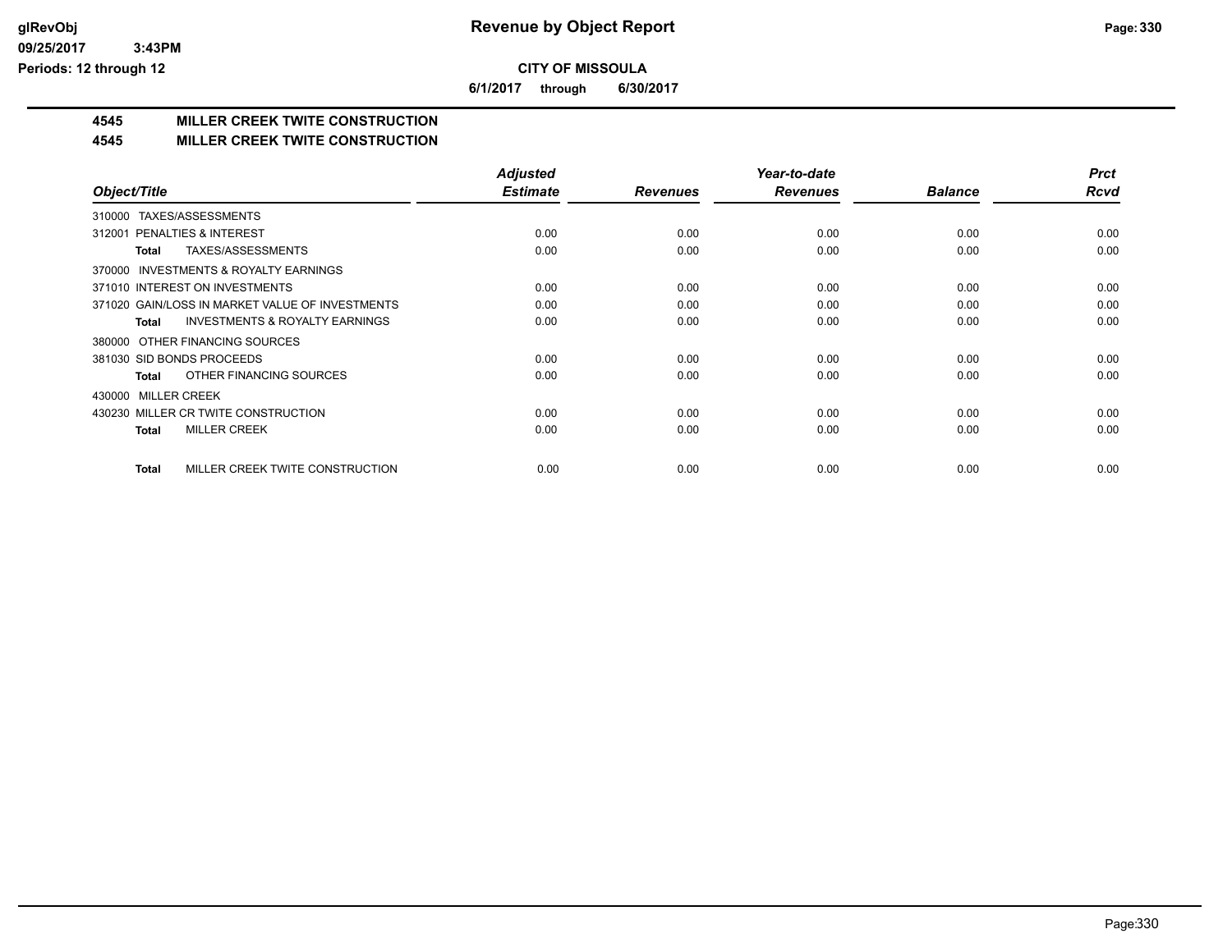# Revenue by Object Report

**CITY OF MISSOULA**

**6/1/2017 through 6/30/2017**

glRevObj
09/25/2017 3:43PM
Periods: 12 through 12

## 4545 MILLER CREEK TWITE CONSTRUCTION

## 4545 MILLER CREEK TWITE CONSTRUCTION

| Object/Title | Adjusted Estimate | Revenues | Year-to-date Revenues | Balance | Prct Rcvd |
|---|---|---|---|---|---|
| 310000 TAXES/ASSESSMENTS | | | | | |
| 312001 PENALTIES & INTEREST | 0.00 | 0.00 | 0.00 | 0.00 | 0.00 |
| **Total** TAXES/ASSESSMENTS | 0.00 | 0.00 | 0.00 | 0.00 | 0.00 |
| 370000 INVESTMENTS & ROYALTY EARNINGS | | | | | |
| 371010 INTEREST ON INVESTMENTS | 0.00 | 0.00 | 0.00 | 0.00 | 0.00 |
| 371020 GAIN/LOSS IN MARKET VALUE OF INVESTMENTS | 0.00 | 0.00 | 0.00 | 0.00 | 0.00 |
| **Total** INVESTMENTS & ROYALTY EARNINGS | 0.00 | 0.00 | 0.00 | 0.00 | 0.00 |
| 380000 OTHER FINANCING SOURCES | | | | | |
| 381030 SID BONDS PROCEEDS | 0.00 | 0.00 | 0.00 | 0.00 | 0.00 |
| **Total** OTHER FINANCING SOURCES | 0.00 | 0.00 | 0.00 | 0.00 | 0.00 |
| 430000 MILLER CREEK | | | | | |
| 430230 MILLER CR TWITE CONSTRUCTION | 0.00 | 0.00 | 0.00 | 0.00 | 0.00 |
| **Total** MILLER CREEK | 0.00 | 0.00 | 0.00 | 0.00 | 0.00 |
| **Total** MILLER CREEK TWITE CONSTRUCTION | 0.00 | 0.00 | 0.00 | 0.00 | 0.00 |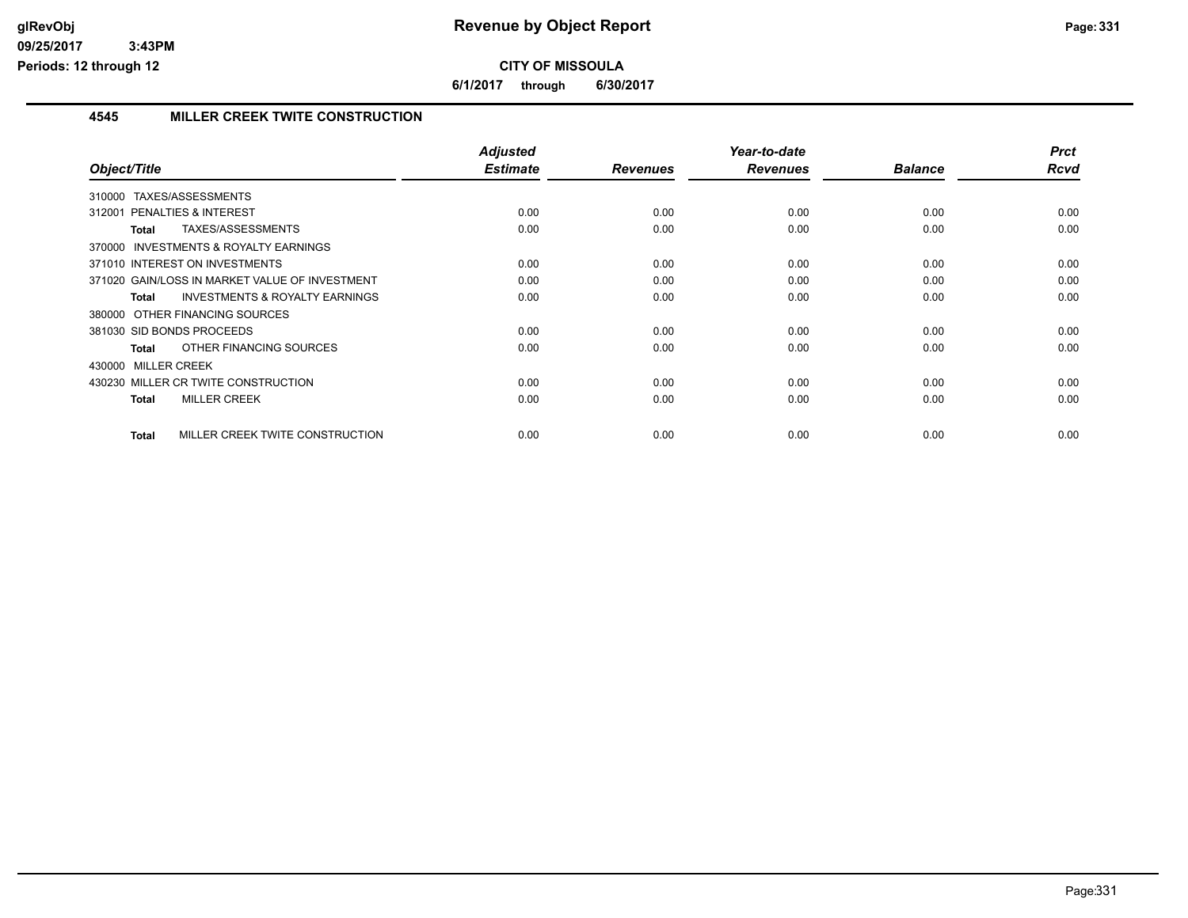**CITY OF MISSOULA**

**6/1/2017 through 6/30/2017**

### 4545 MILLER CREEK TWITE CONSTRUCTION

| Object/Title | Adjusted Estimate | Revenues | Year-to-date Revenues | Balance | Prct Rcvd |
|---|---|---|---|---|---|
| 310000 TAXES/ASSESSMENTS | | | | | |
| 312001 PENALTIES & INTEREST | 0.00 | 0.00 | 0.00 | 0.00 | 0.00 |
| **Total** TAXES/ASSESSMENTS | 0.00 | 0.00 | 0.00 | 0.00 | 0.00 |
| 370000 INVESTMENTS & ROYALTY EARNINGS | | | | | |
| 371010 INTEREST ON INVESTMENTS | 0.00 | 0.00 | 0.00 | 0.00 | 0.00 |
| 371020 GAIN/LOSS IN MARKET VALUE OF INVESTMENT | 0.00 | 0.00 | 0.00 | 0.00 | 0.00 |
| **Total** INVESTMENTS & ROYALTY EARNINGS | 0.00 | 0.00 | 0.00 | 0.00 | 0.00 |
| 380000 OTHER FINANCING SOURCES | | | | | |
| 381030 SID BONDS PROCEEDS | 0.00 | 0.00 | 0.00 | 0.00 | 0.00 |
| **Total** OTHER FINANCING SOURCES | 0.00 | 0.00 | 0.00 | 0.00 | 0.00 |
| 430000 MILLER CREEK | | | | | |
| 430230 MILLER CR TWITE CONSTRUCTION | 0.00 | 0.00 | 0.00 | 0.00 | 0.00 |
| **Total** MILLER CREEK | 0.00 | 0.00 | 0.00 | 0.00 | 0.00 |
| **Total** MILLER CREEK TWITE CONSTRUCTION | 0.00 | 0.00 | 0.00 | 0.00 | 0.00 |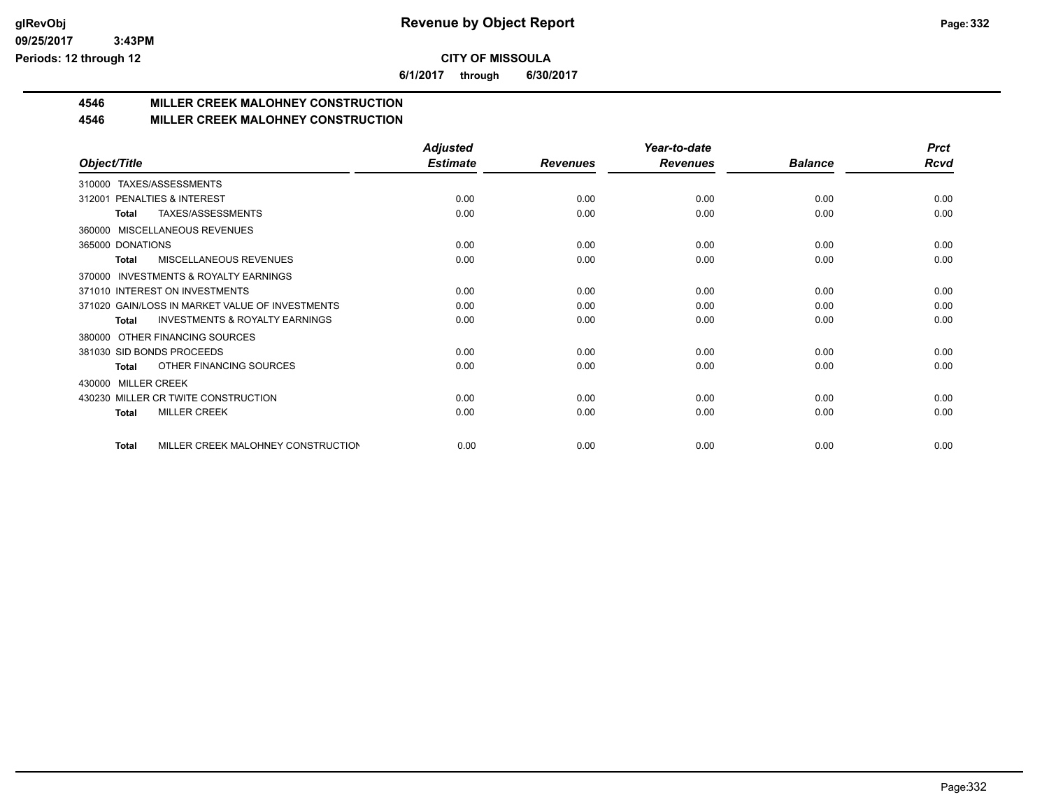# Revenue by Object Report

**CITY OF MISSOULA**

**6/1/2017 through 6/30/2017**

## 4546 MILLER CREEK MALOHNEY CONSTRUCTION

## 4546 MILLER CREEK MALOHNEY CONSTRUCTION

| Object/Title | Adjusted Estimate | Revenues | Year-to-date Revenues | Balance | Prct Rcvd |
|---|---|---|---|---|---|
| 310000 TAXES/ASSESSMENTS | | | | | |
| 312001 PENALTIES & INTEREST | 0.00 | 0.00 | 0.00 | 0.00 | 0.00 |
| **Total** TAXES/ASSESSMENTS | 0.00 | 0.00 | 0.00 | 0.00 | 0.00 |
| 360000 MISCELLANEOUS REVENUES | | | | | |
| 365000 DONATIONS | 0.00 | 0.00 | 0.00 | 0.00 | 0.00 |
| **Total** MISCELLANEOUS REVENUES | 0.00 | 0.00 | 0.00 | 0.00 | 0.00 |
| 370000 INVESTMENTS & ROYALTY EARNINGS | | | | | |
| 371010 INTEREST ON INVESTMENTS | 0.00 | 0.00 | 0.00 | 0.00 | 0.00 |
| 371020 GAIN/LOSS IN MARKET VALUE OF INVESTMENTS | 0.00 | 0.00 | 0.00 | 0.00 | 0.00 |
| **Total** INVESTMENTS & ROYALTY EARNINGS | 0.00 | 0.00 | 0.00 | 0.00 | 0.00 |
| 380000 OTHER FINANCING SOURCES | | | | | |
| 381030 SID BONDS PROCEEDS | 0.00 | 0.00 | 0.00 | 0.00 | 0.00 |
| **Total** OTHER FINANCING SOURCES | 0.00 | 0.00 | 0.00 | 0.00 | 0.00 |
| 430000 MILLER CREEK | | | | | |
| 430230 MILLER CR TWITE CONSTRUCTION | 0.00 | 0.00 | 0.00 | 0.00 | 0.00 |
| **Total** MILLER CREEK | 0.00 | 0.00 | 0.00 | 0.00 | 0.00 |
| **Total** MILLER CREEK MALOHNEY CONSTRUCTION | 0.00 | 0.00 | 0.00 | 0.00 | 0.00 |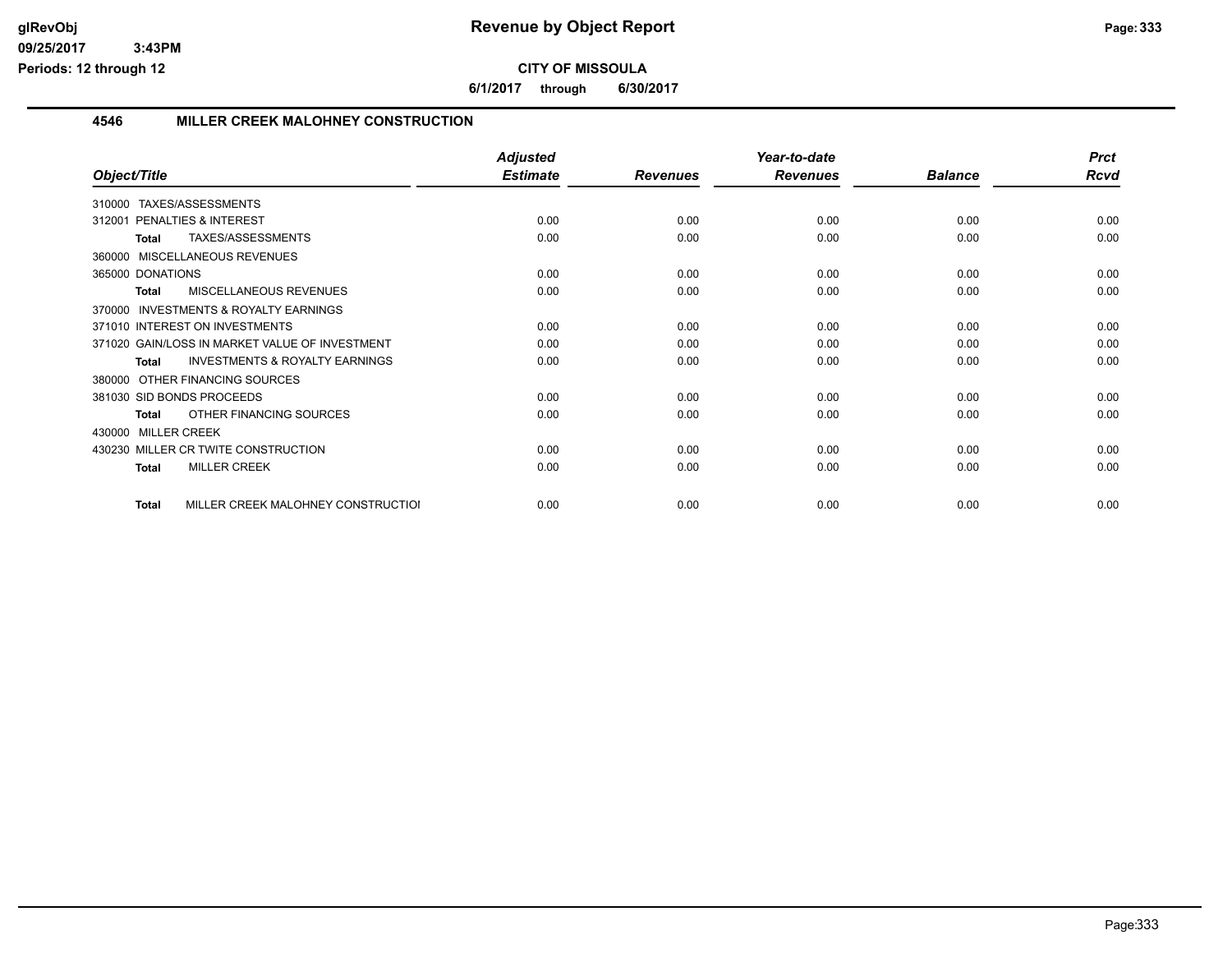**CITY OF MISSOULA**

**6/1/2017 through 6/30/2017**

## 4546 MILLER CREEK MALOHNEY CONSTRUCTION

| Object/Title | Adjusted Estimate | Revenues | Year-to-date Revenues | Balance | Prct Rcvd |
|---|---|---|---|---|---|
| 310000 TAXES/ASSESSMENTS | | | | | |
| 312001 PENALTIES & INTEREST | 0.00 | 0.00 | 0.00 | 0.00 | 0.00 |
| **Total** TAXES/ASSESSMENTS | 0.00 | 0.00 | 0.00 | 0.00 | 0.00 |
| 360000 MISCELLANEOUS REVENUES | | | | | |
| 365000 DONATIONS | 0.00 | 0.00 | 0.00 | 0.00 | 0.00 |
| **Total** MISCELLANEOUS REVENUES | 0.00 | 0.00 | 0.00 | 0.00 | 0.00 |
| 370000 INVESTMENTS & ROYALTY EARNINGS | | | | | |
| 371010 INTEREST ON INVESTMENTS | 0.00 | 0.00 | 0.00 | 0.00 | 0.00 |
| 371020 GAIN/LOSS IN MARKET VALUE OF INVESTMENT | 0.00 | 0.00 | 0.00 | 0.00 | 0.00 |
| **Total** INVESTMENTS & ROYALTY EARNINGS | 0.00 | 0.00 | 0.00 | 0.00 | 0.00 |
| 380000 OTHER FINANCING SOURCES | | | | | |
| 381030 SID BONDS PROCEEDS | 0.00 | 0.00 | 0.00 | 0.00 | 0.00 |
| **Total** OTHER FINANCING SOURCES | 0.00 | 0.00 | 0.00 | 0.00 | 0.00 |
| 430000 MILLER CREEK | | | | | |
| 430230 MILLER CR TWITE CONSTRUCTION | 0.00 | 0.00 | 0.00 | 0.00 | 0.00 |
| **Total** MILLER CREEK | 0.00 | 0.00 | 0.00 | 0.00 | 0.00 |
| **Total** MILLER CREEK MALOHNEY CONSTRUCTIOI | 0.00 | 0.00 | 0.00 | 0.00 | 0.00 |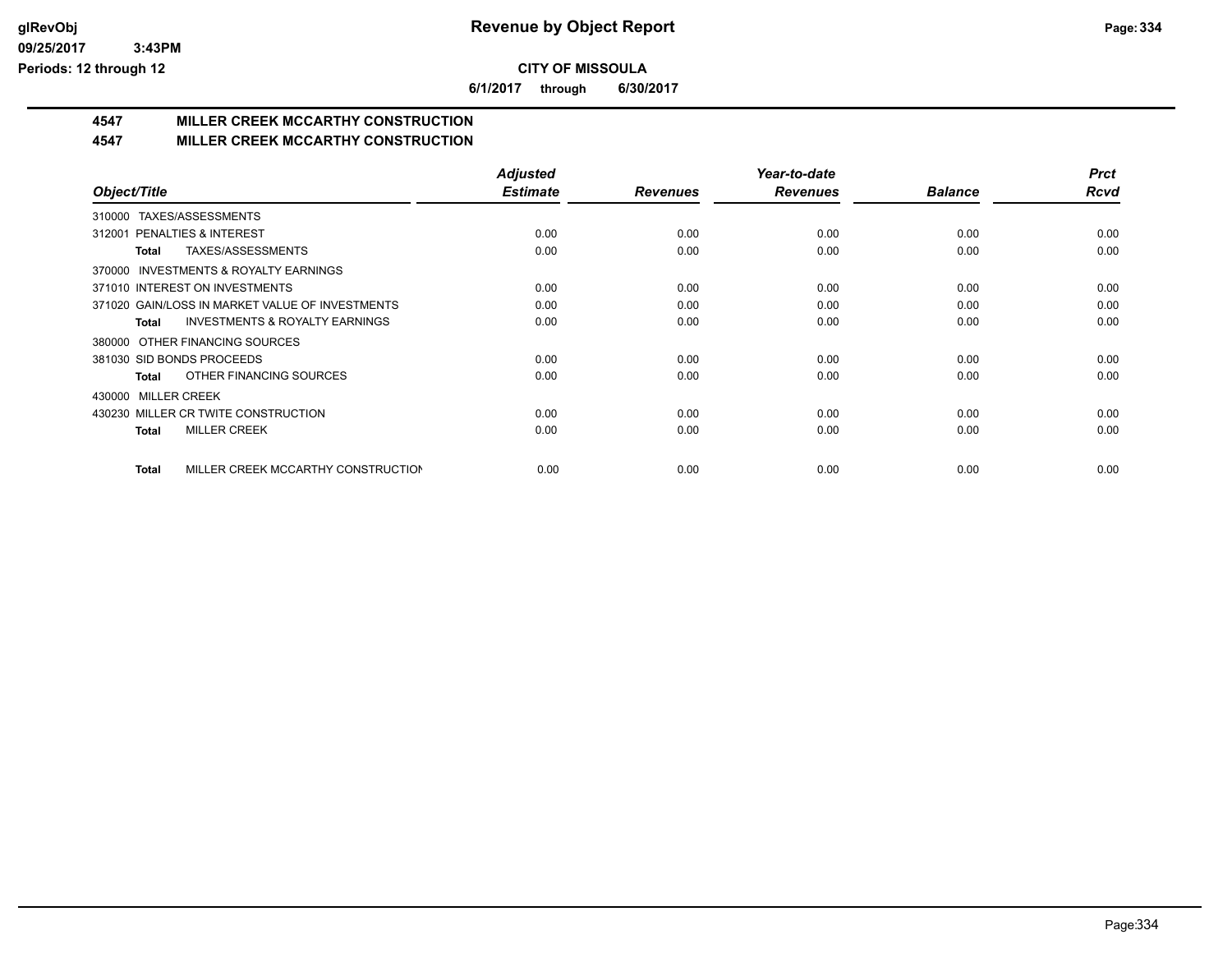# Revenue by Object Report

**CITY OF MISSOULA**

**6/1/2017 through 6/30/2017**

glRevObj
09/25/2017 3:43PM
Periods: 12 through 12

## 4547 MILLER CREEK MCCARTHY CONSTRUCTION

## 4547 MILLER CREEK MCCARTHY CONSTRUCTION

| Object/Title | Adjusted Estimate | Revenues | Year-to-date Revenues | Balance | Prct Rcvd |
|---|---|---|---|---|---|
| 310000 TAXES/ASSESSMENTS | | | | | |
| 312001 PENALTIES & INTEREST | 0.00 | 0.00 | 0.00 | 0.00 | 0.00 |
| **Total** TAXES/ASSESSMENTS | 0.00 | 0.00 | 0.00 | 0.00 | 0.00 |
| 370000 INVESTMENTS & ROYALTY EARNINGS | | | | | |
| 371010 INTEREST ON INVESTMENTS | 0.00 | 0.00 | 0.00 | 0.00 | 0.00 |
| 371020 GAIN/LOSS IN MARKET VALUE OF INVESTMENTS | 0.00 | 0.00 | 0.00 | 0.00 | 0.00 |
| **Total** INVESTMENTS & ROYALTY EARNINGS | 0.00 | 0.00 | 0.00 | 0.00 | 0.00 |
| 380000 OTHER FINANCING SOURCES | | | | | |
| 381030 SID BONDS PROCEEDS | 0.00 | 0.00 | 0.00 | 0.00 | 0.00 |
| **Total** OTHER FINANCING SOURCES | 0.00 | 0.00 | 0.00 | 0.00 | 0.00 |
| 430000 MILLER CREEK | | | | | |
| 430230 MILLER CR TWITE CONSTRUCTION | 0.00 | 0.00 | 0.00 | 0.00 | 0.00 |
| **Total** MILLER CREEK | 0.00 | 0.00 | 0.00 | 0.00 | 0.00 |
| **Total** MILLER CREEK MCCARTHY CONSTRUCTION | 0.00 | 0.00 | 0.00 | 0.00 | 0.00 |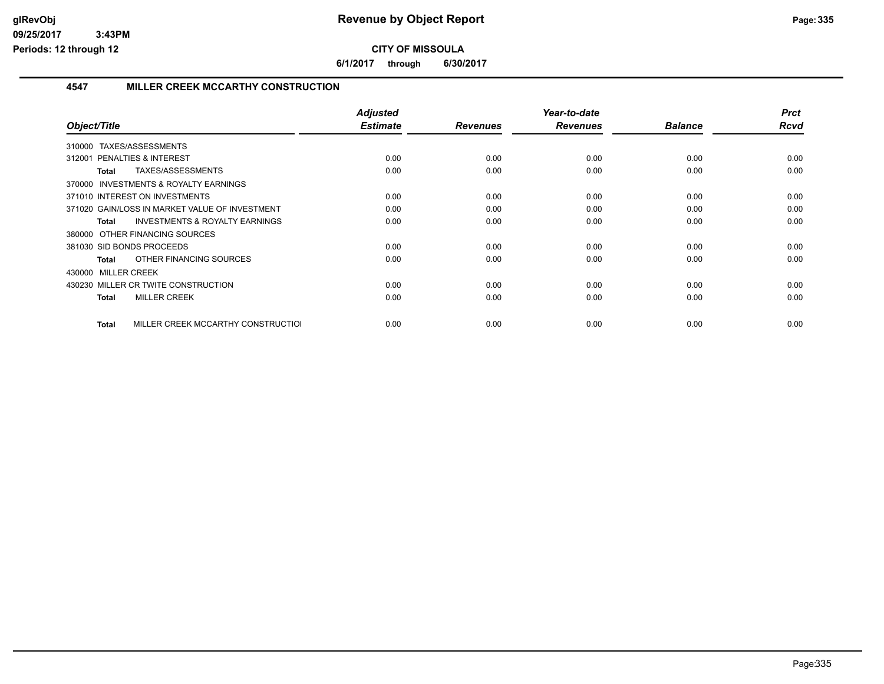# Revenue by Object Report

**CITY OF MISSOULA**

**6/1/2017 through 6/30/2017**

### 4547 MILLER CREEK MCCARTHY CONSTRUCTION

| Object/Title | Adjusted Estimate | Revenues | Year-to-date Revenues | Balance | Prct Rcvd |
|---|---|---|---|---|---|
| 310000 TAXES/ASSESSMENTS | | | | | |
| 312001 PENALTIES & INTEREST | 0.00 | 0.00 | 0.00 | 0.00 | 0.00 |
| **Total** TAXES/ASSESSMENTS | 0.00 | 0.00 | 0.00 | 0.00 | 0.00 |
| 370000 INVESTMENTS & ROYALTY EARNINGS | | | | | |
| 371010 INTEREST ON INVESTMENTS | 0.00 | 0.00 | 0.00 | 0.00 | 0.00 |
| 371020 GAIN/LOSS IN MARKET VALUE OF INVESTMENT | 0.00 | 0.00 | 0.00 | 0.00 | 0.00 |
| **Total** INVESTMENTS & ROYALTY EARNINGS | 0.00 | 0.00 | 0.00 | 0.00 | 0.00 |
| 380000 OTHER FINANCING SOURCES | | | | | |
| 381030 SID BONDS PROCEEDS | 0.00 | 0.00 | 0.00 | 0.00 | 0.00 |
| **Total** OTHER FINANCING SOURCES | 0.00 | 0.00 | 0.00 | 0.00 | 0.00 |
| 430000 MILLER CREEK | | | | | |
| 430230 MILLER CR TWITE CONSTRUCTION | 0.00 | 0.00 | 0.00 | 0.00 | 0.00 |
| **Total** MILLER CREEK | 0.00 | 0.00 | 0.00 | 0.00 | 0.00 |
| **Total** MILLER CREEK MCCARTHY CONSTRUCTIOI | 0.00 | 0.00 | 0.00 | 0.00 | 0.00 |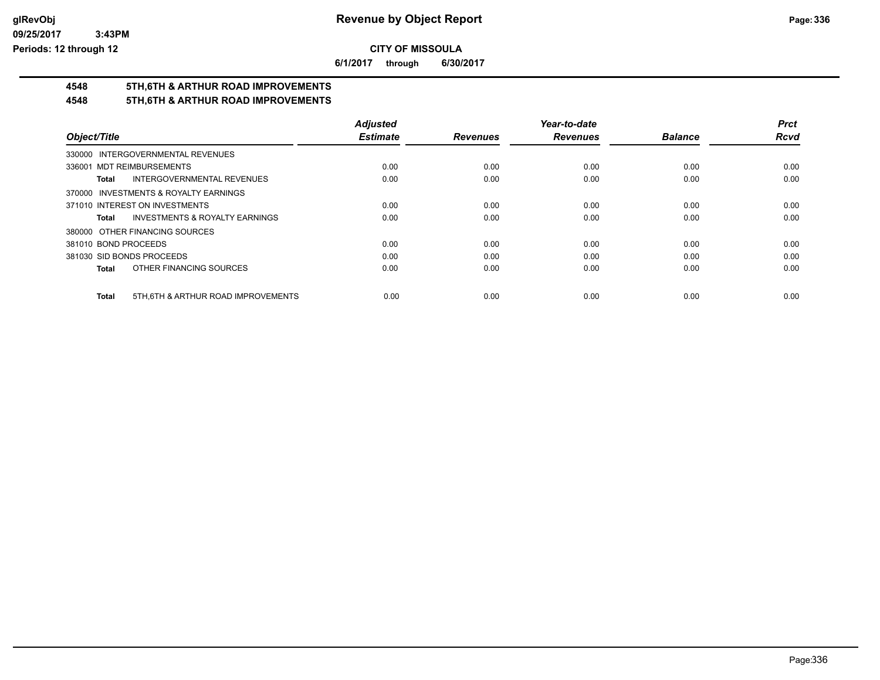**CITY OF MISSOULA**

**6/1/2017 through 6/30/2017**

## 4548 5TH,6TH & ARTHUR ROAD IMPROVEMENTS

## 4548 5TH,6TH & ARTHUR ROAD IMPROVEMENTS

| Object/Title | Adjusted Estimate | Revenues | Year-to-date Revenues | Balance | Prct Rcvd |
|---|---|---|---|---|---|
| 330000 INTERGOVERNMENTAL REVENUES | | | | | |
| 336001 MDT REIMBURSEMENTS | 0.00 | 0.00 | 0.00 | 0.00 | 0.00 |
| **Total** INTERGOVERNMENTAL REVENUES | 0.00 | 0.00 | 0.00 | 0.00 | 0.00 |
| 370000 INVESTMENTS & ROYALTY EARNINGS | | | | | |
| 371010 INTEREST ON INVESTMENTS | 0.00 | 0.00 | 0.00 | 0.00 | 0.00 |
| **Total** INVESTMENTS & ROYALTY EARNINGS | 0.00 | 0.00 | 0.00 | 0.00 | 0.00 |
| 380000 OTHER FINANCING SOURCES | | | | | |
| 381010 BOND PROCEEDS | 0.00 | 0.00 | 0.00 | 0.00 | 0.00 |
| 381030 SID BONDS PROCEEDS | 0.00 | 0.00 | 0.00 | 0.00 | 0.00 |
| **Total** OTHER FINANCING SOURCES | 0.00 | 0.00 | 0.00 | 0.00 | 0.00 |
| **Total** 5TH,6TH & ARTHUR ROAD IMPROVEMENTS | 0.00 | 0.00 | 0.00 | 0.00 | 0.00 |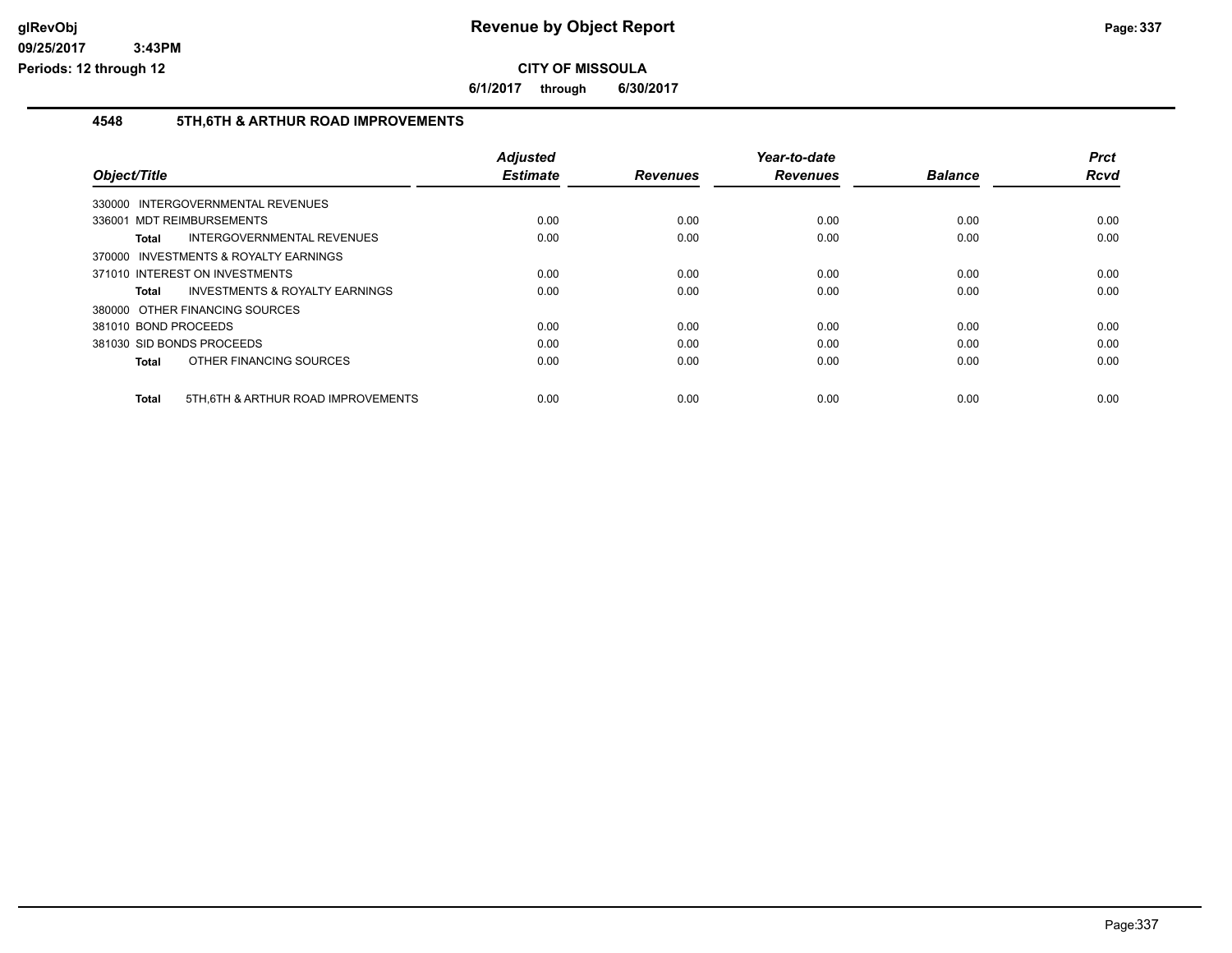# Revenue by Object Report

**CITY OF MISSOULA**

**6/1/2017 through 6/30/2017**

glRevObj
09/25/2017 3:43PM
Periods: 12 through 12

## 4548 5TH,6TH & ARTHUR ROAD IMPROVEMENTS

| Object/Title | Adjusted Estimate | Revenues | Year-to-date Revenues | Balance | Prct Rcvd |
|---|---|---|---|---|---|
| 330000 INTERGOVERNMENTAL REVENUES | | | | | |
| 336001 MDT REIMBURSEMENTS | 0.00 | 0.00 | 0.00 | 0.00 | 0.00 |
| **Total** INTERGOVERNMENTAL REVENUES | 0.00 | 0.00 | 0.00 | 0.00 | 0.00 |
| 370000 INVESTMENTS & ROYALTY EARNINGS | | | | | |
| 371010 INTEREST ON INVESTMENTS | 0.00 | 0.00 | 0.00 | 0.00 | 0.00 |
| **Total** INVESTMENTS & ROYALTY EARNINGS | 0.00 | 0.00 | 0.00 | 0.00 | 0.00 |
| 380000 OTHER FINANCING SOURCES | | | | | |
| 381010 BOND PROCEEDS | 0.00 | 0.00 | 0.00 | 0.00 | 0.00 |
| 381030 SID BONDS PROCEEDS | 0.00 | 0.00 | 0.00 | 0.00 | 0.00 |
| **Total** OTHER FINANCING SOURCES | 0.00 | 0.00 | 0.00 | 0.00 | 0.00 |
| **Total** 5TH,6TH & ARTHUR ROAD IMPROVEMENTS | 0.00 | 0.00 | 0.00 | 0.00 | 0.00 |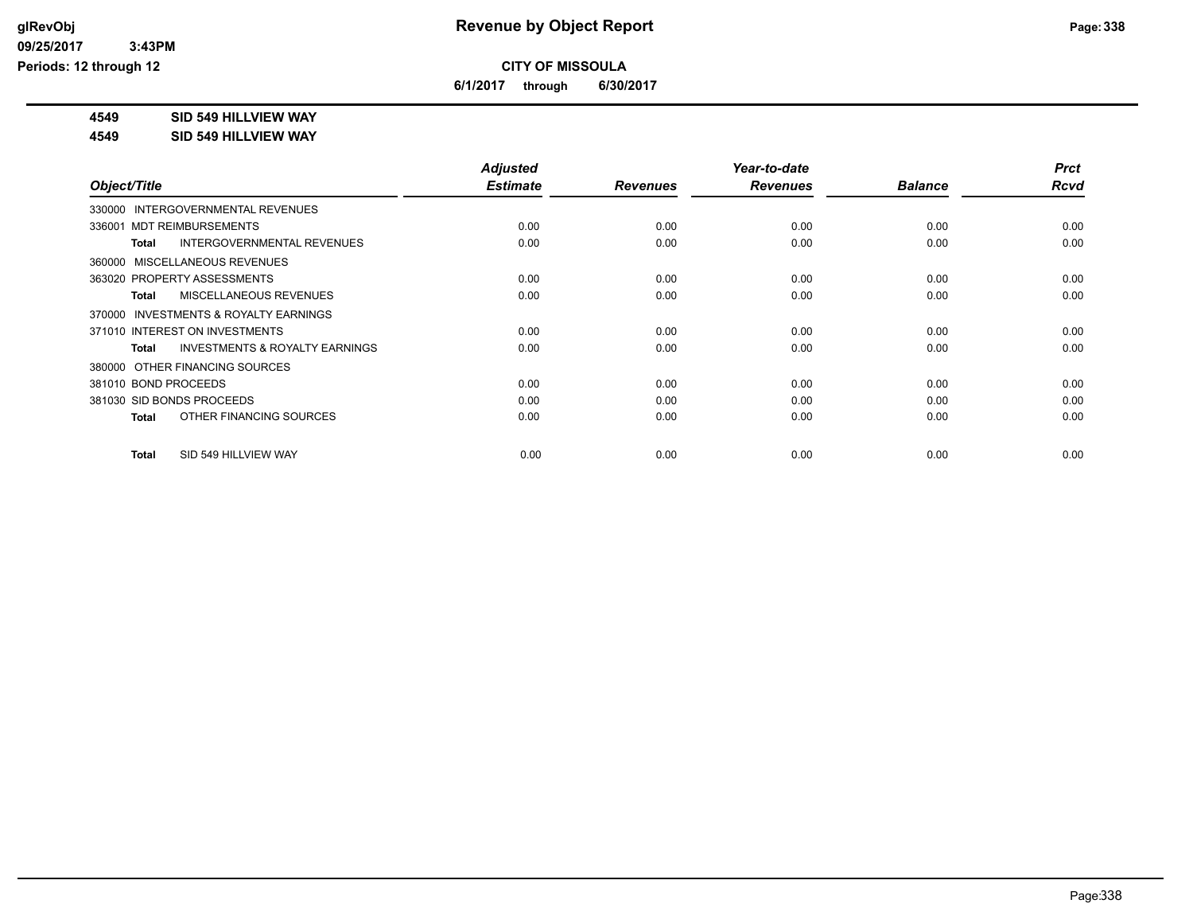**glRevObj**
**09/25/2017 3:43PM**
**Periods: 12 through 12**

# Revenue by Object Report

**CITY OF MISSOULA**

**6/1/2017 through 6/30/2017**

**4549 SID 549 HILLVIEW WAY**

**4549 SID 549 HILLVIEW WAY**

| Object/Title | | Adjusted Estimate | Revenues | Year-to-date Revenues | Balance | Prct Rcvd |
|---|---|---|---|---|---|---|
| 330000 INTERGOVERNMENTAL REVENUES | | | | | | |
| 336001 MDT REIMBURSEMENTS | | 0.00 | 0.00 | 0.00 | 0.00 | 0.00 |
| Total | INTERGOVERNMENTAL REVENUES | 0.00 | 0.00 | 0.00 | 0.00 | 0.00 |
| 360000 MISCELLANEOUS REVENUES | | | | | | |
| 363020 PROPERTY ASSESSMENTS | | 0.00 | 0.00 | 0.00 | 0.00 | 0.00 |
| Total | MISCELLANEOUS REVENUES | 0.00 | 0.00 | 0.00 | 0.00 | 0.00 |
| 370000 INVESTMENTS & ROYALTY EARNINGS | | | | | | |
| 371010 INTEREST ON INVESTMENTS | | 0.00 | 0.00 | 0.00 | 0.00 | 0.00 |
| Total | INVESTMENTS & ROYALTY EARNINGS | 0.00 | 0.00 | 0.00 | 0.00 | 0.00 |
| 380000 OTHER FINANCING SOURCES | | | | | | |
| 381010 BOND PROCEEDS | | 0.00 | 0.00 | 0.00 | 0.00 | 0.00 |
| 381030 SID BONDS PROCEEDS | | 0.00 | 0.00 | 0.00 | 0.00 | 0.00 |
| Total | OTHER FINANCING SOURCES | 0.00 | 0.00 | 0.00 | 0.00 | 0.00 |
| Total | SID 549 HILLVIEW WAY | 0.00 | 0.00 | 0.00 | 0.00 | 0.00 |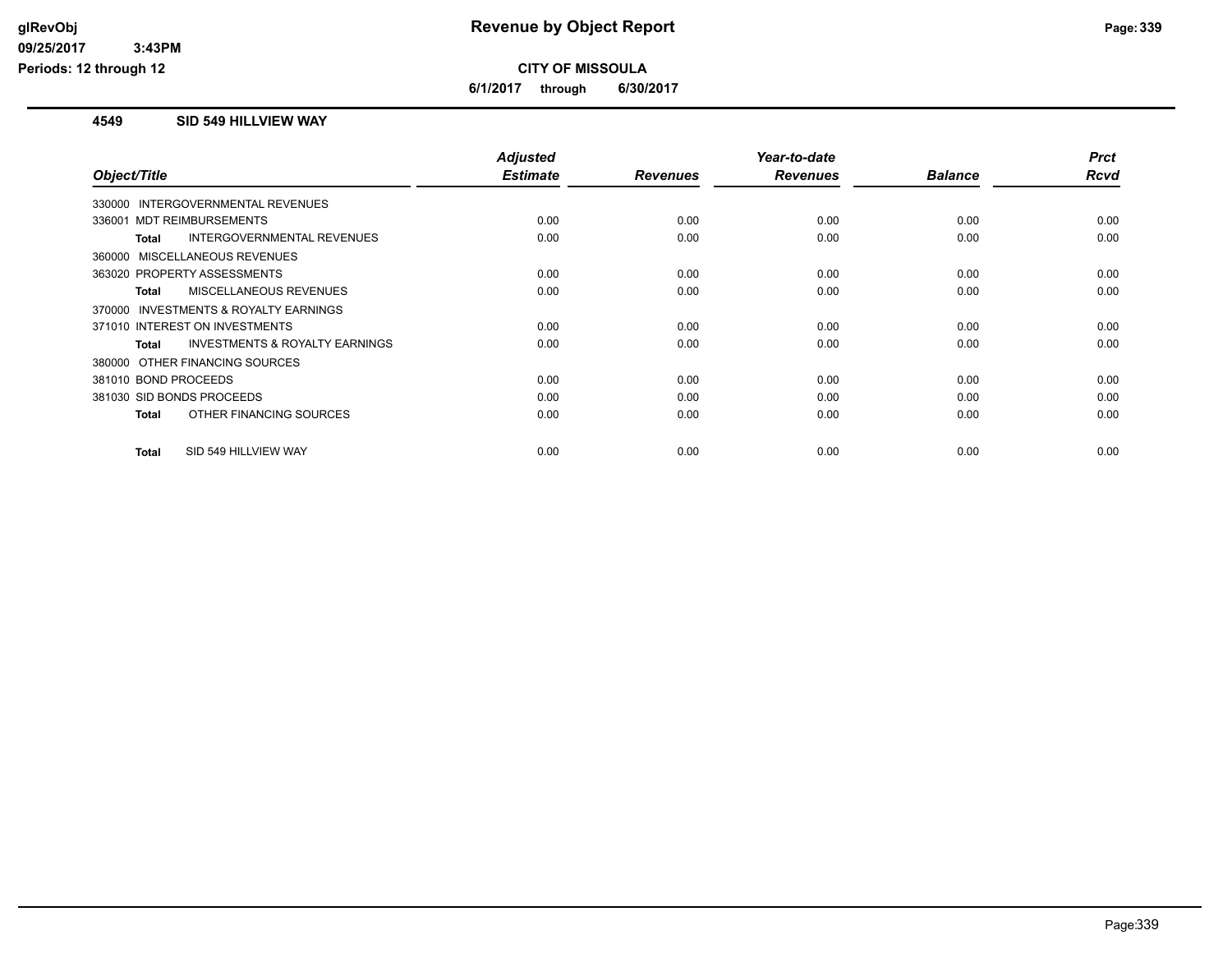# Revenue by Object Report

**CITY OF MISSOULA**

**6/1/2017 through 6/30/2017**

glRevObj
09/25/2017 3:43PM
Periods: 12 through 12

## 4549 SID 549 HILLVIEW WAY

| Object/Title | Adjusted Estimate | Revenues | Year-to-date Revenues | Balance | Prct Rcvd |
|---|---|---|---|---|---|
| 330000 INTERGOVERNMENTAL REVENUES | | | | | |
| 336001 MDT REIMBURSEMENTS | 0.00 | 0.00 | 0.00 | 0.00 | 0.00 |
| **Total** INTERGOVERNMENTAL REVENUES | 0.00 | 0.00 | 0.00 | 0.00 | 0.00 |
| 360000 MISCELLANEOUS REVENUES | | | | | |
| 363020 PROPERTY ASSESSMENTS | 0.00 | 0.00 | 0.00 | 0.00 | 0.00 |
| **Total** MISCELLANEOUS REVENUES | 0.00 | 0.00 | 0.00 | 0.00 | 0.00 |
| 370000 INVESTMENTS & ROYALTY EARNINGS | | | | | |
| 371010 INTEREST ON INVESTMENTS | 0.00 | 0.00 | 0.00 | 0.00 | 0.00 |
| **Total** INVESTMENTS & ROYALTY EARNINGS | 0.00 | 0.00 | 0.00 | 0.00 | 0.00 |
| 380000 OTHER FINANCING SOURCES | | | | | |
| 381010 BOND PROCEEDS | 0.00 | 0.00 | 0.00 | 0.00 | 0.00 |
| 381030 SID BONDS PROCEEDS | 0.00 | 0.00 | 0.00 | 0.00 | 0.00 |
| **Total** OTHER FINANCING SOURCES | 0.00 | 0.00 | 0.00 | 0.00 | 0.00 |
| **Total** SID 549 HILLVIEW WAY | 0.00 | 0.00 | 0.00 | 0.00 | 0.00 |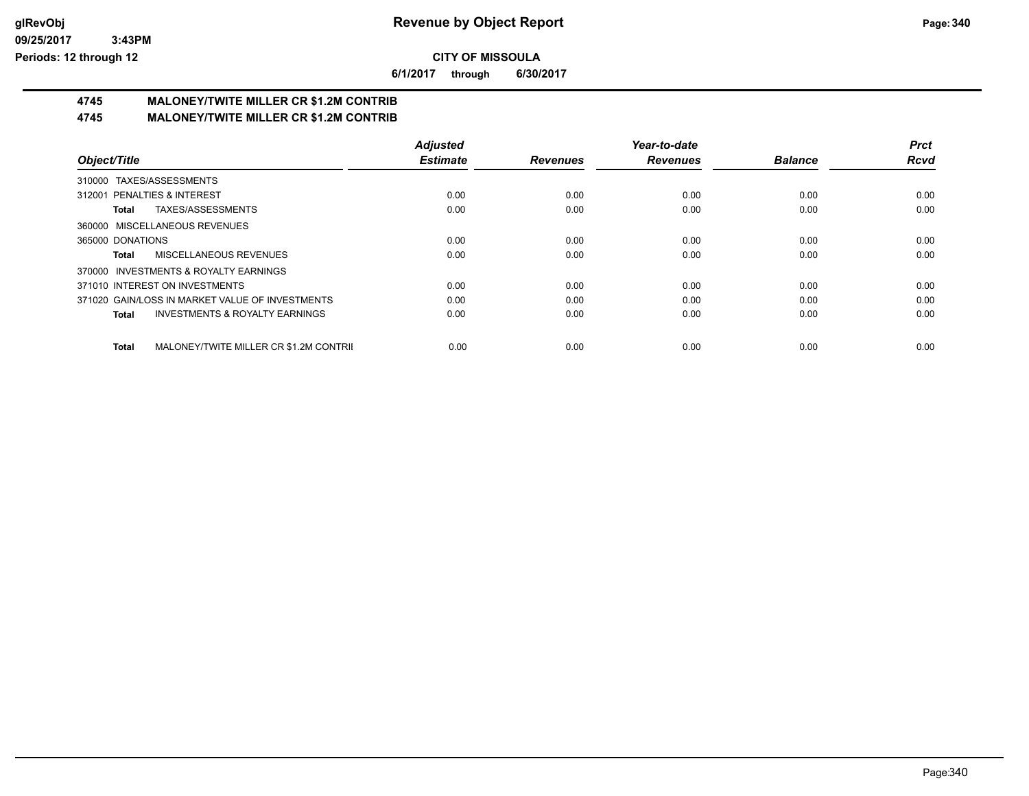# Revenue by Object Report

**CITY OF MISSOULA**

**6/1/2017 through 6/30/2017**

glRevObj
09/25/2017 3:43PM
Periods: 12 through 12

## 4745 MALONEY/TWITE MILLER CR $1.2M CONTRIB
## 4745 MALONEY/TWITE MILLER CR $1.2M CONTRIB

| Object/Title | Adjusted Estimate | Revenues | Year-to-date Revenues | Balance | Prct Rcvd |
|---|---|---|---|---|---|
| 310000 TAXES/ASSESSMENTS | | | | | |
| 312001 PENALTIES & INTEREST | 0.00 | 0.00 | 0.00 | 0.00 | 0.00 |
| **Total** TAXES/ASSESSMENTS | 0.00 | 0.00 | 0.00 | 0.00 | 0.00 |
| 360000 MISCELLANEOUS REVENUES | | | | | |
| 365000 DONATIONS | 0.00 | 0.00 | 0.00 | 0.00 | 0.00 |
| **Total** MISCELLANEOUS REVENUES | 0.00 | 0.00 | 0.00 | 0.00 | 0.00 |
| 370000 INVESTMENTS & ROYALTY EARNINGS | | | | | |
| 371010 INTEREST ON INVESTMENTS | 0.00 | 0.00 | 0.00 | 0.00 | 0.00 |
| 371020 GAIN/LOSS IN MARKET VALUE OF INVESTMENTS | 0.00 | 0.00 | 0.00 | 0.00 | 0.00 |
| **Total** INVESTMENTS & ROYALTY EARNINGS | 0.00 | 0.00 | 0.00 | 0.00 | 0.00 |
| **Total** MALONEY/TWITE MILLER CR $1.2M CONTRII | 0.00 | 0.00 | 0.00 | 0.00 | 0.00 |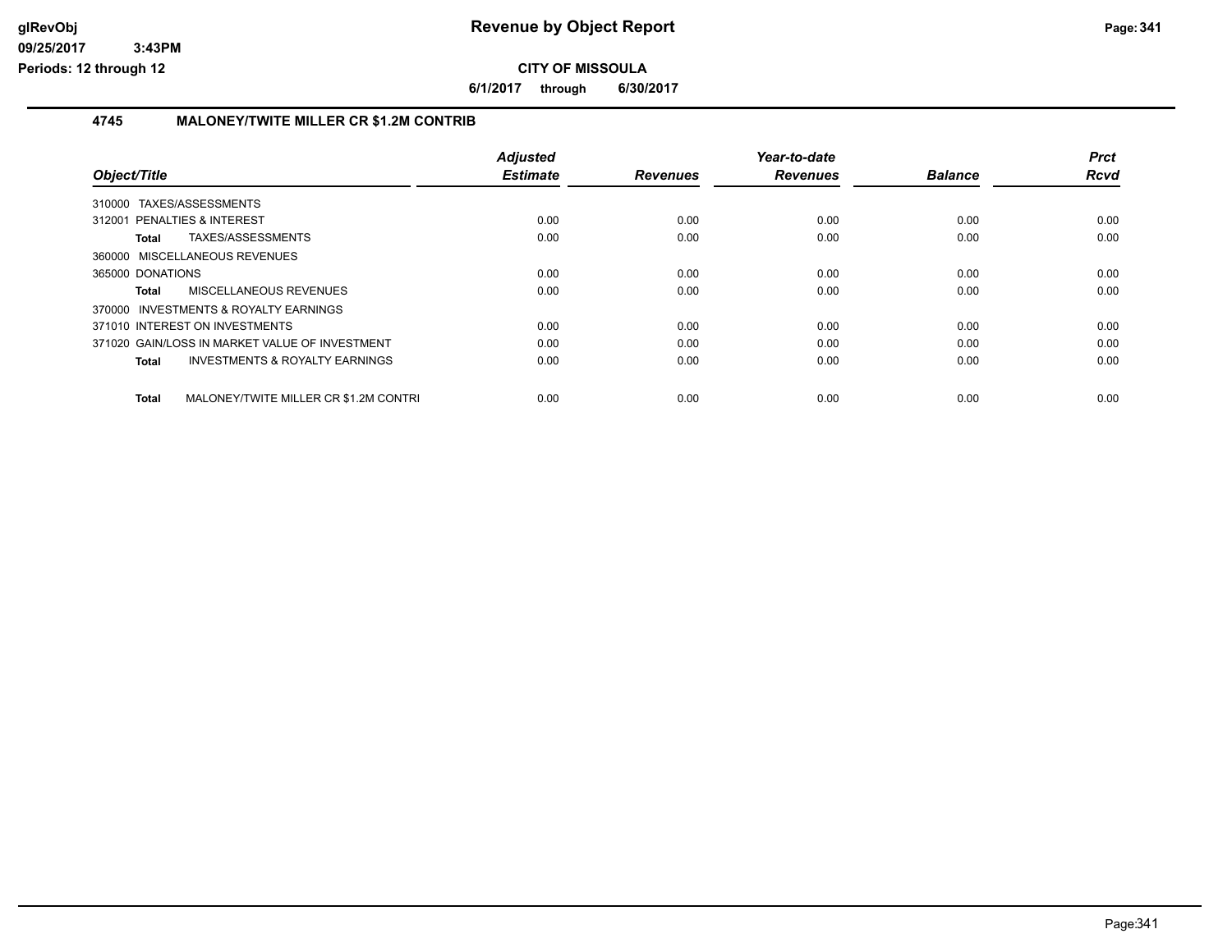# Revenue by Object Report

**CITY OF MISSOULA**

**6/1/2017 through 6/30/2017**

### 4745 MALONEY/TWITE MILLER CR $1.2M CONTRIB

| Object/Title | Adjusted Estimate | Revenues | Year-to-date Revenues | Balance | Prct Rcvd |
|---|---|---|---|---|---|
| 310000 TAXES/ASSESSMENTS | | | | | |
| 312001 PENALTIES & INTEREST | 0.00 | 0.00 | 0.00 | 0.00 | 0.00 |
| **Total** TAXES/ASSESSMENTS | 0.00 | 0.00 | 0.00 | 0.00 | 0.00 |
| 360000 MISCELLANEOUS REVENUES | | | | | |
| 365000 DONATIONS | 0.00 | 0.00 | 0.00 | 0.00 | 0.00 |
| **Total** MISCELLANEOUS REVENUES | 0.00 | 0.00 | 0.00 | 0.00 | 0.00 |
| 370000 INVESTMENTS & ROYALTY EARNINGS | | | | | |
| 371010 INTEREST ON INVESTMENTS | 0.00 | 0.00 | 0.00 | 0.00 | 0.00 |
| 371020 GAIN/LOSS IN MARKET VALUE OF INVESTMENT | 0.00 | 0.00 | 0.00 | 0.00 | 0.00 |
| **Total** INVESTMENTS & ROYALTY EARNINGS | 0.00 | 0.00 | 0.00 | 0.00 | 0.00 |
| **Total** MALONEY/TWITE MILLER CR $1.2M CONTRI | 0.00 | 0.00 | 0.00 | 0.00 | 0.00 |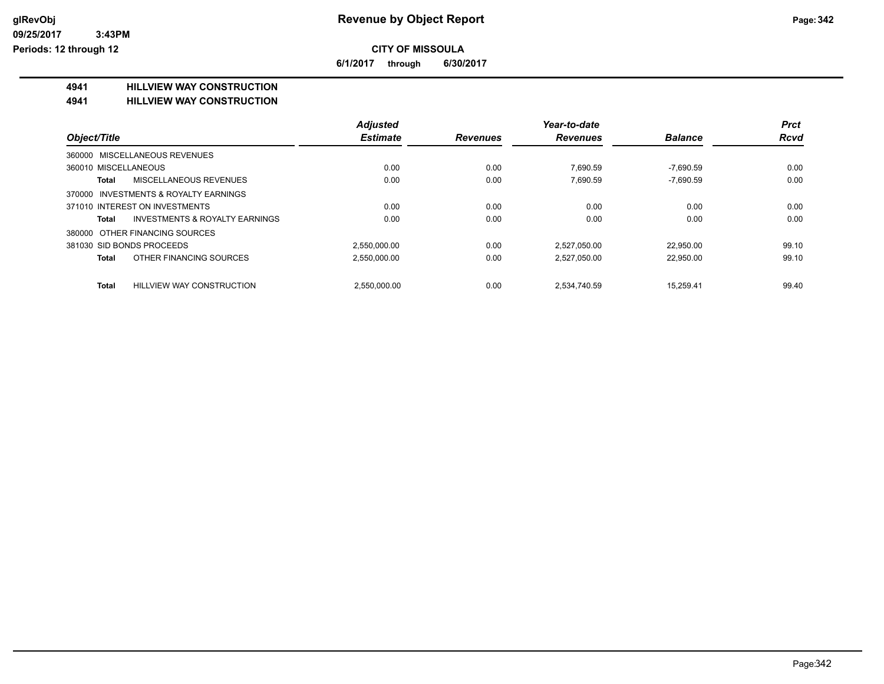**CITY OF MISSOULA**

**6/1/2017 through 6/30/2017**

## 4941 HILLVIEW WAY CONSTRUCTION
## 4941 HILLVIEW WAY CONSTRUCTION

| Object/Title | Adjusted Estimate | Revenues | Year-to-date Revenues | Balance | Prct Rcvd |
|---|---|---|---|---|---|
| 360000 MISCELLANEOUS REVENUES | | | | | |
| 360010 MISCELLANEOUS | 0.00 | 0.00 | 7,690.59 | -7,690.59 | 0.00 |
| **Total** MISCELLANEOUS REVENUES | 0.00 | 0.00 | 7,690.59 | -7,690.59 | 0.00 |
| 370000 INVESTMENTS & ROYALTY EARNINGS | | | | | |
| 371010 INTEREST ON INVESTMENTS | 0.00 | 0.00 | 0.00 | 0.00 | 0.00 |
| **Total** INVESTMENTS & ROYALTY EARNINGS | 0.00 | 0.00 | 0.00 | 0.00 | 0.00 |
| 380000 OTHER FINANCING SOURCES | | | | | |
| 381030 SID BONDS PROCEEDS | 2,550,000.00 | 0.00 | 2,527,050.00 | 22,950.00 | 99.10 |
| **Total** OTHER FINANCING SOURCES | 2,550,000.00 | 0.00 | 2,527,050.00 | 22,950.00 | 99.10 |
| **Total** HILLVIEW WAY CONSTRUCTION | 2,550,000.00 | 0.00 | 2,534,740.59 | 15,259.41 | 99.40 |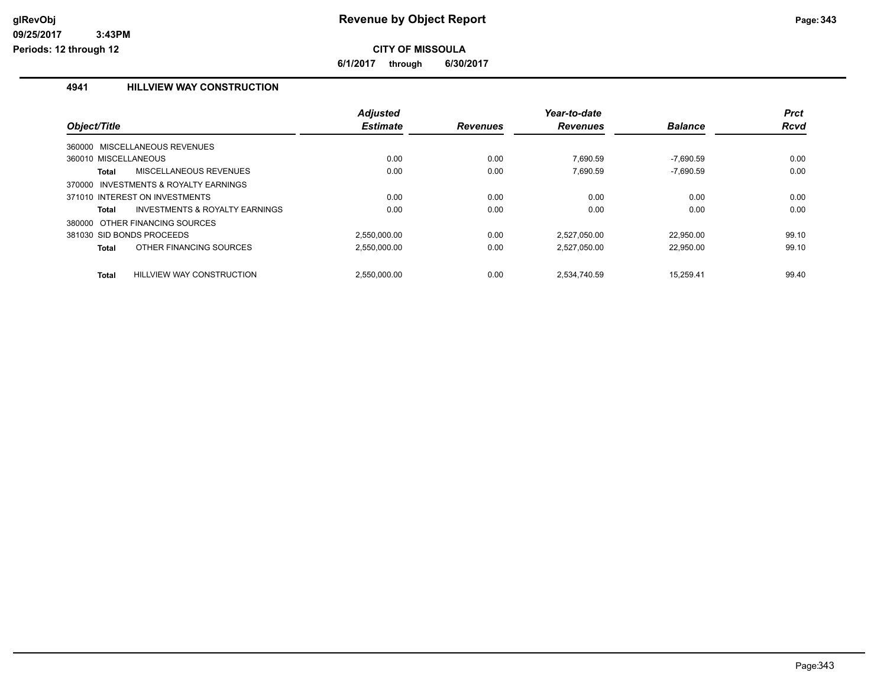# Revenue by Object Report

glRevObj
09/25/2017 3:43PM
Periods: 12 through 12

**CITY OF MISSOULA**

**6/1/2017 through 6/30/2017**

## 4941 HILLVIEW WAY CONSTRUCTION

| Object/Title | | Adjusted Estimate | Revenues | Year-to-date Revenues | Balance | Prct Rcvd |
|---|---|---|---|---|---|---|
| 360000 MISCELLANEOUS REVENUES | | | | | | |
| 360010 MISCELLANEOUS | | 0.00 | 0.00 | 7,690.59 | -7,690.59 | 0.00 |
| **Total** | MISCELLANEOUS REVENUES | 0.00 | 0.00 | 7,690.59 | -7,690.59 | 0.00 |
| 370000 INVESTMENTS & ROYALTY EARNINGS | | | | | | |
| 371010 INTEREST ON INVESTMENTS | | 0.00 | 0.00 | 0.00 | 0.00 | 0.00 |
| **Total** | INVESTMENTS & ROYALTY EARNINGS | 0.00 | 0.00 | 0.00 | 0.00 | 0.00 |
| 380000 OTHER FINANCING SOURCES | | | | | | |
| 381030 SID BONDS PROCEEDS | | 2,550,000.00 | 0.00 | 2,527,050.00 | 22,950.00 | 99.10 |
| **Total** | OTHER FINANCING SOURCES | 2,550,000.00 | 0.00 | 2,527,050.00 | 22,950.00 | 99.10 |
| **Total** | HILLVIEW WAY CONSTRUCTION | 2,550,000.00 | 0.00 | 2,534,740.59 | 15,259.41 | 99.40 |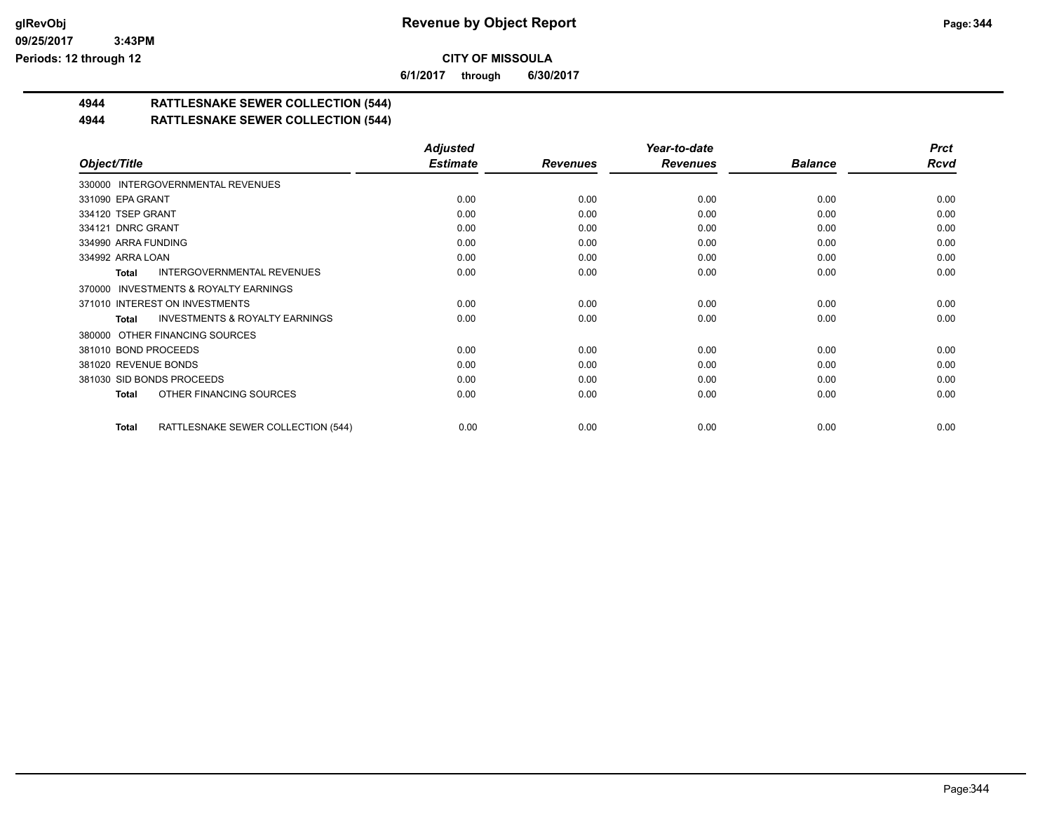# Revenue by Object Report

**CITY OF MISSOULA**

**6/1/2017 through 6/30/2017**

glRevObj
09/25/2017 3:43PM
Periods: 12 through 12

## 4944 RATTLESNAKE SEWER COLLECTION (544)
## 4944 RATTLESNAKE SEWER COLLECTION (544)

| Object/Title | Adjusted Estimate | Revenues | Year-to-date Revenues | Balance | Prct Rcvd |
|---|---|---|---|---|---|
| 330000 INTERGOVERNMENTAL REVENUES | | | | | |
| 331090 EPA GRANT | 0.00 | 0.00 | 0.00 | 0.00 | 0.00 |
| 334120 TSEP GRANT | 0.00 | 0.00 | 0.00 | 0.00 | 0.00 |
| 334121 DNRC GRANT | 0.00 | 0.00 | 0.00 | 0.00 | 0.00 |
| 334990 ARRA FUNDING | 0.00 | 0.00 | 0.00 | 0.00 | 0.00 |
| 334992 ARRA LOAN | 0.00 | 0.00 | 0.00 | 0.00 | 0.00 |
| **Total** INTERGOVERNMENTAL REVENUES | 0.00 | 0.00 | 0.00 | 0.00 | 0.00 |
| 370000 INVESTMENTS & ROYALTY EARNINGS | | | | | |
| 371010 INTEREST ON INVESTMENTS | 0.00 | 0.00 | 0.00 | 0.00 | 0.00 |
| **Total** INVESTMENTS & ROYALTY EARNINGS | 0.00 | 0.00 | 0.00 | 0.00 | 0.00 |
| 380000 OTHER FINANCING SOURCES | | | | | |
| 381010 BOND PROCEEDS | 0.00 | 0.00 | 0.00 | 0.00 | 0.00 |
| 381020 REVENUE BONDS | 0.00 | 0.00 | 0.00 | 0.00 | 0.00 |
| 381030 SID BONDS PROCEEDS | 0.00 | 0.00 | 0.00 | 0.00 | 0.00 |
| **Total** OTHER FINANCING SOURCES | 0.00 | 0.00 | 0.00 | 0.00 | 0.00 |
| **Total** RATTLESNAKE SEWER COLLECTION (544) | 0.00 | 0.00 | 0.00 | 0.00 | 0.00 |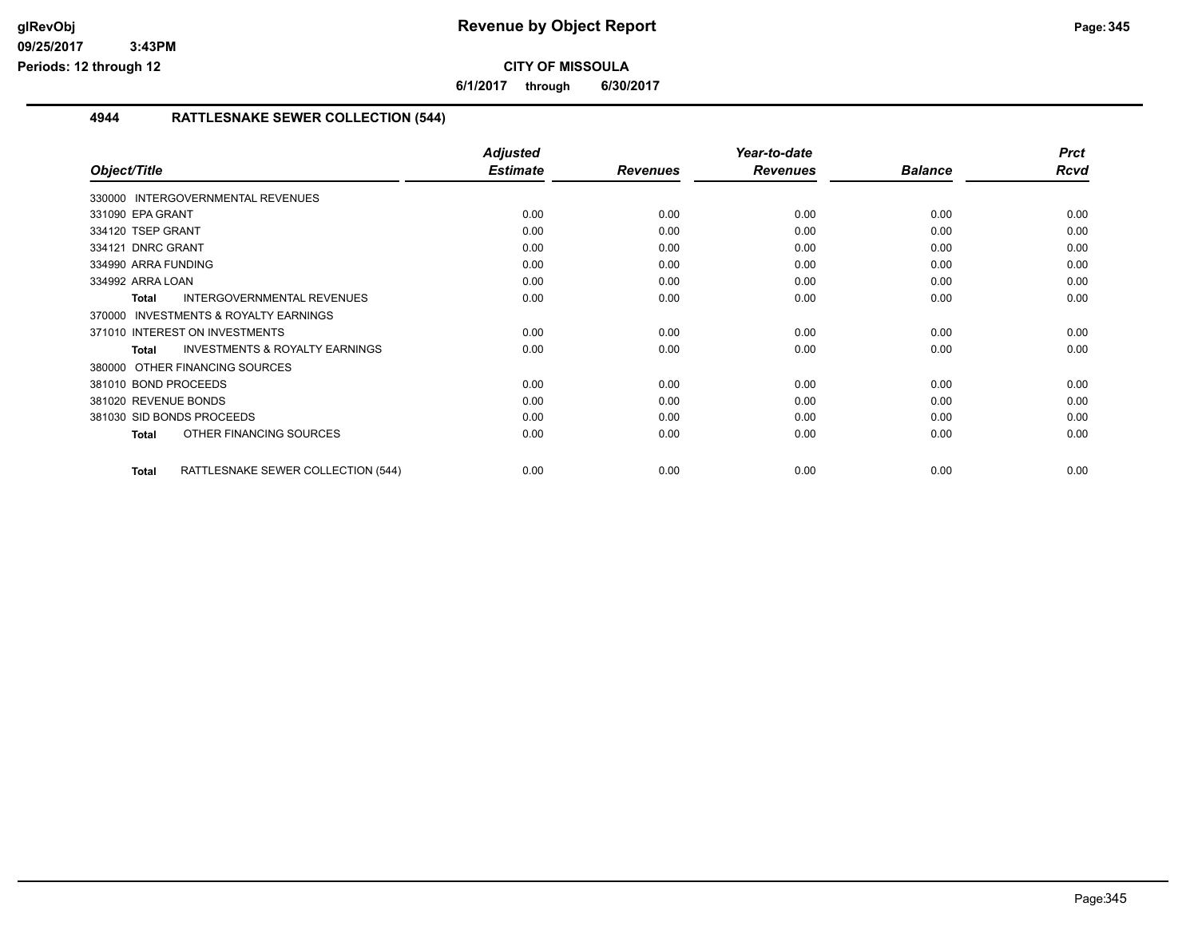**Revenue by Object Report**

**CITY OF MISSOULA**

**6/1/2017 through 6/30/2017**

glRevObj
09/25/2017 3:43PM
Periods: 12 through 12

## 4944 RATTLESNAKE SEWER COLLECTION (544)

| Object/Title | Adjusted Estimate | Revenues | Year-to-date Revenues | Balance | Prct Rcvd |
|---|---|---|---|---|---|
| 330000 INTERGOVERNMENTAL REVENUES | | | | | |
| 331090 EPA GRANT | 0.00 | 0.00 | 0.00 | 0.00 | 0.00 |
| 334120 TSEP GRANT | 0.00 | 0.00 | 0.00 | 0.00 | 0.00 |
| 334121 DNRC GRANT | 0.00 | 0.00 | 0.00 | 0.00 | 0.00 |
| 334990 ARRA FUNDING | 0.00 | 0.00 | 0.00 | 0.00 | 0.00 |
| 334992 ARRA LOAN | 0.00 | 0.00 | 0.00 | 0.00 | 0.00 |
| **Total** INTERGOVERNMENTAL REVENUES | 0.00 | 0.00 | 0.00 | 0.00 | 0.00 |
| 370000 INVESTMENTS & ROYALTY EARNINGS | | | | | |
| 371010 INTEREST ON INVESTMENTS | 0.00 | 0.00 | 0.00 | 0.00 | 0.00 |
| **Total** INVESTMENTS & ROYALTY EARNINGS | 0.00 | 0.00 | 0.00 | 0.00 | 0.00 |
| 380000 OTHER FINANCING SOURCES | | | | | |
| 381010 BOND PROCEEDS | 0.00 | 0.00 | 0.00 | 0.00 | 0.00 |
| 381020 REVENUE BONDS | 0.00 | 0.00 | 0.00 | 0.00 | 0.00 |
| 381030 SID BONDS PROCEEDS | 0.00 | 0.00 | 0.00 | 0.00 | 0.00 |
| **Total** OTHER FINANCING SOURCES | 0.00 | 0.00 | 0.00 | 0.00 | 0.00 |
| **Total** RATTLESNAKE SEWER COLLECTION (544) | 0.00 | 0.00 | 0.00 | 0.00 | 0.00 |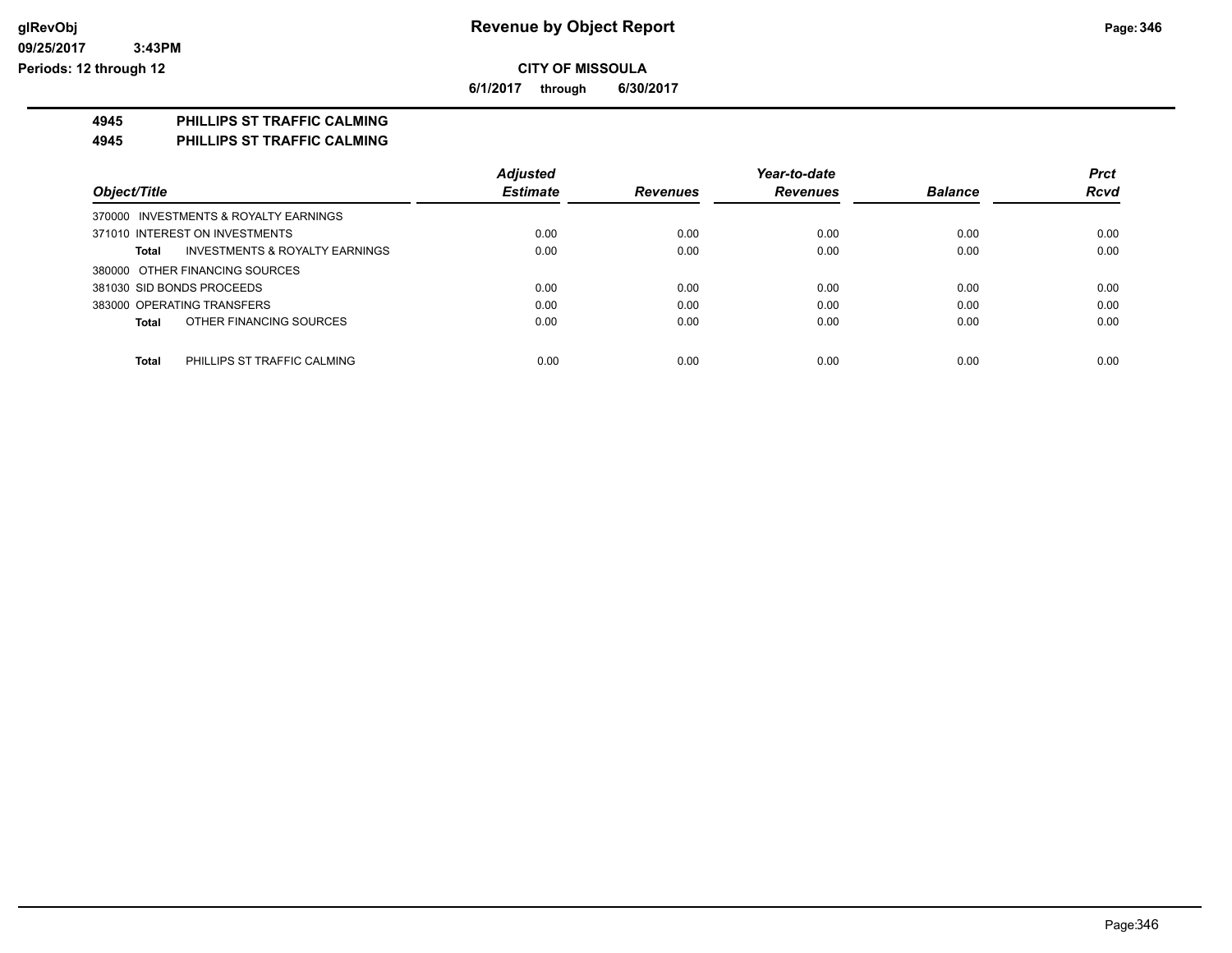**CITY OF MISSOULA**

**6/1/2017 through 6/30/2017**

# 4945 PHILLIPS ST TRAFFIC CALMING

## 4945 PHILLIPS ST TRAFFIC CALMING

| Object/Title | Adjusted Estimate | Revenues | Year-to-date Revenues | Balance | Prct Rcvd |
|---|---|---|---|---|---|
| 370000 INVESTMENTS & ROYALTY EARNINGS | | | | | |
| 371010 INTEREST ON INVESTMENTS | 0.00 | 0.00 | 0.00 | 0.00 | 0.00 |
| **Total** INVESTMENTS & ROYALTY EARNINGS | 0.00 | 0.00 | 0.00 | 0.00 | 0.00 |
| 380000 OTHER FINANCING SOURCES | | | | | |
| 381030 SID BONDS PROCEEDS | 0.00 | 0.00 | 0.00 | 0.00 | 0.00 |
| 383000 OPERATING TRANSFERS | 0.00 | 0.00 | 0.00 | 0.00 | 0.00 |
| **Total** OTHER FINANCING SOURCES | 0.00 | 0.00 | 0.00 | 0.00 | 0.00 |
| **Total** PHILLIPS ST TRAFFIC CALMING | 0.00 | 0.00 | 0.00 | 0.00 | 0.00 |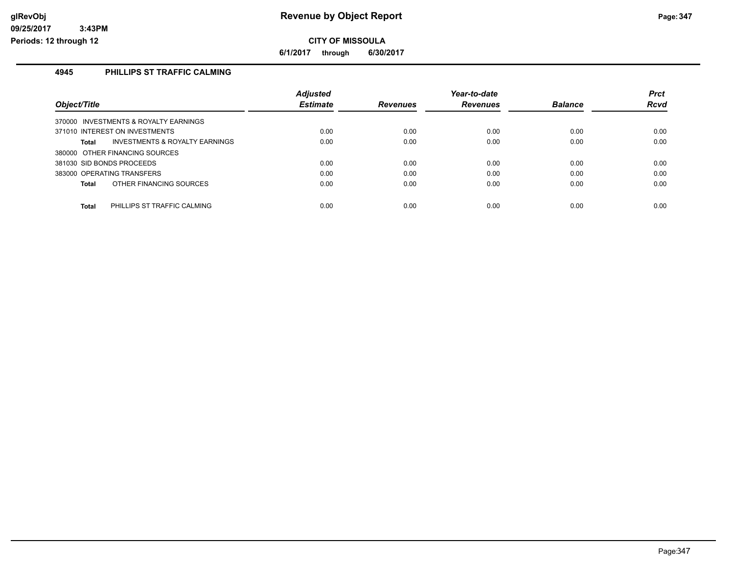# Revenue by Object Report

## CITY OF MISSOULA

6/1/2017 through 6/30/2017

### 4945 PHILLIPS ST TRAFFIC CALMING

| Object/Title | Adjusted Estimate | Revenues | Year-to-date Revenues | Balance | Prct Rcvd |
|---|---|---|---|---|---|
| 370000 INVESTMENTS & ROYALTY EARNINGS | | | | | |
| 371010 INTEREST ON INVESTMENTS | 0.00 | 0.00 | 0.00 | 0.00 | 0.00 |
| **Total** INVESTMENTS & ROYALTY EARNINGS | 0.00 | 0.00 | 0.00 | 0.00 | 0.00 |
| 380000 OTHER FINANCING SOURCES | | | | | |
| 381030 SID BONDS PROCEEDS | 0.00 | 0.00 | 0.00 | 0.00 | 0.00 |
| 383000 OPERATING TRANSFERS | 0.00 | 0.00 | 0.00 | 0.00 | 0.00 |
| **Total** OTHER FINANCING SOURCES | 0.00 | 0.00 | 0.00 | 0.00 | 0.00 |
| **Total** PHILLIPS ST TRAFFIC CALMING | 0.00 | 0.00 | 0.00 | 0.00 | 0.00 |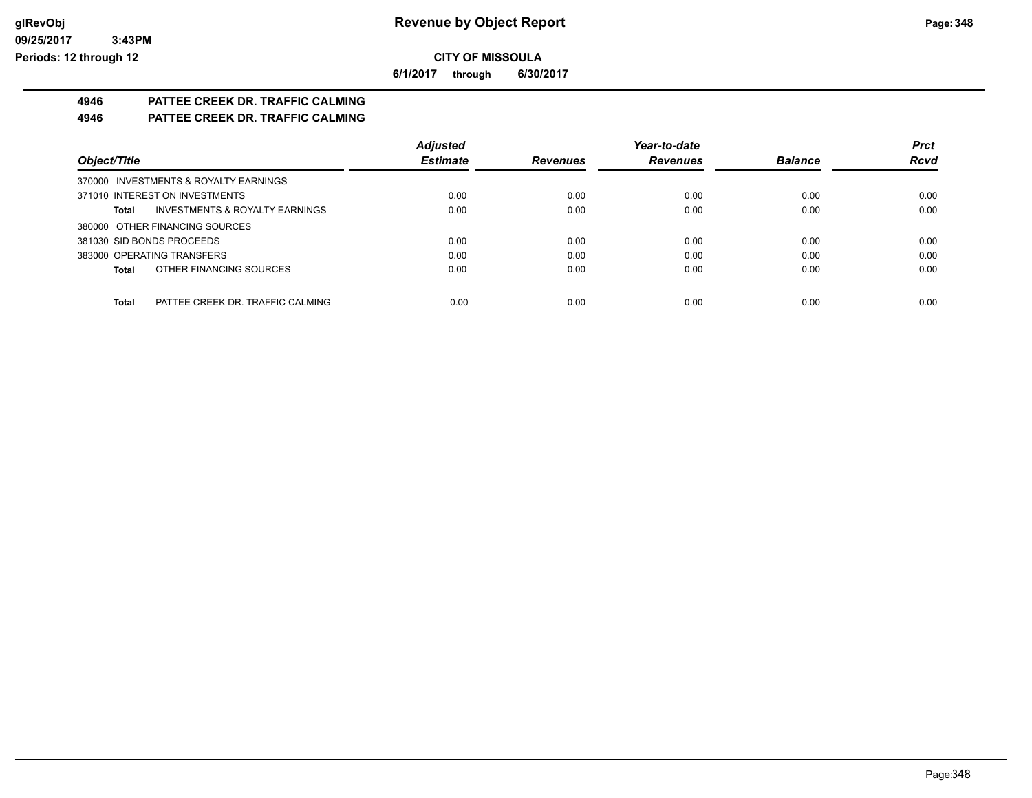# Revenue by Object Report

**CITY OF MISSOULA**

**6/1/2017 through 6/30/2017**

glRevObj
09/25/2017 3:43PM
Periods: 12 through 12

## 4946 PATTEE CREEK DR. TRAFFIC CALMING
## 4946 PATTEE CREEK DR. TRAFFIC CALMING

| Object/Title | Adjusted Estimate | Revenues | Year-to-date Revenues | Balance | Prct Rcvd |
|---|---|---|---|---|---|
| 370000 INVESTMENTS & ROYALTY EARNINGS | | | | | |
| 371010 INTEREST ON INVESTMENTS | 0.00 | 0.00 | 0.00 | 0.00 | 0.00 |
| **Total** INVESTMENTS & ROYALTY EARNINGS | 0.00 | 0.00 | 0.00 | 0.00 | 0.00 |
| 380000 OTHER FINANCING SOURCES | | | | | |
| 381030 SID BONDS PROCEEDS | 0.00 | 0.00 | 0.00 | 0.00 | 0.00 |
| 383000 OPERATING TRANSFERS | 0.00 | 0.00 | 0.00 | 0.00 | 0.00 |
| **Total** OTHER FINANCING SOURCES | 0.00 | 0.00 | 0.00 | 0.00 | 0.00 |
| **Total** PATTEE CREEK DR. TRAFFIC CALMING | 0.00 | 0.00 | 0.00 | 0.00 | 0.00 |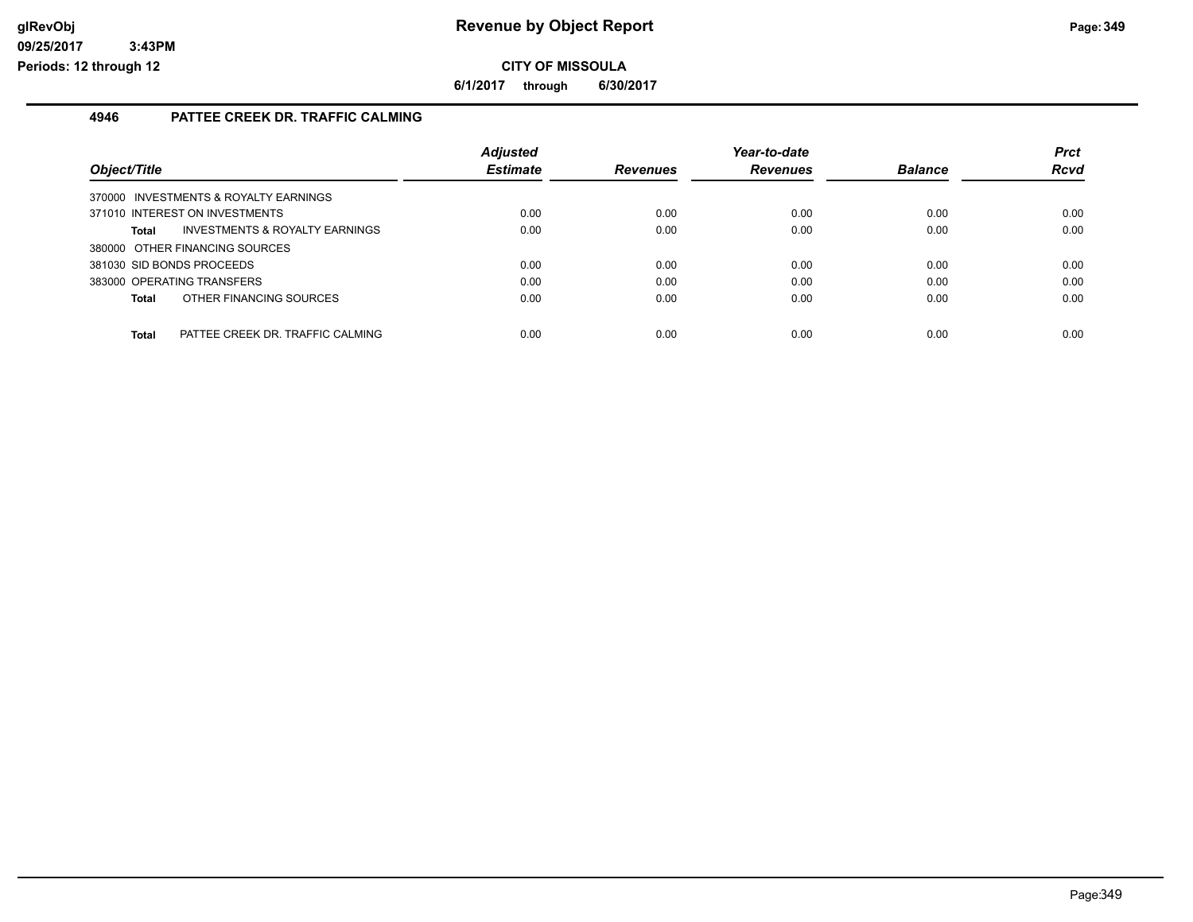# Revenue by Object Report

**CITY OF MISSOULA**

**6/1/2017 through 6/30/2017**

glRevObj
09/25/2017 3:43PM
Periods: 12 through 12

## 4946 PATTEE CREEK DR. TRAFFIC CALMING

| Object/Title | Adjusted Estimate | Revenues | Year-to-date Revenues | Balance | Prct Rcvd |
|---|---|---|---|---|---|
| 370000 INVESTMENTS & ROYALTY EARNINGS | | | | | |
| 371010 INTEREST ON INVESTMENTS | 0.00 | 0.00 | 0.00 | 0.00 | 0.00 |
| **Total** INVESTMENTS & ROYALTY EARNINGS | 0.00 | 0.00 | 0.00 | 0.00 | 0.00 |
| 380000 OTHER FINANCING SOURCES | | | | | |
| 381030 SID BONDS PROCEEDS | 0.00 | 0.00 | 0.00 | 0.00 | 0.00 |
| 383000 OPERATING TRANSFERS | 0.00 | 0.00 | 0.00 | 0.00 | 0.00 |
| **Total** OTHER FINANCING SOURCES | 0.00 | 0.00 | 0.00 | 0.00 | 0.00 |
| **Total** PATTEE CREEK DR. TRAFFIC CALMING | 0.00 | 0.00 | 0.00 | 0.00 | 0.00 |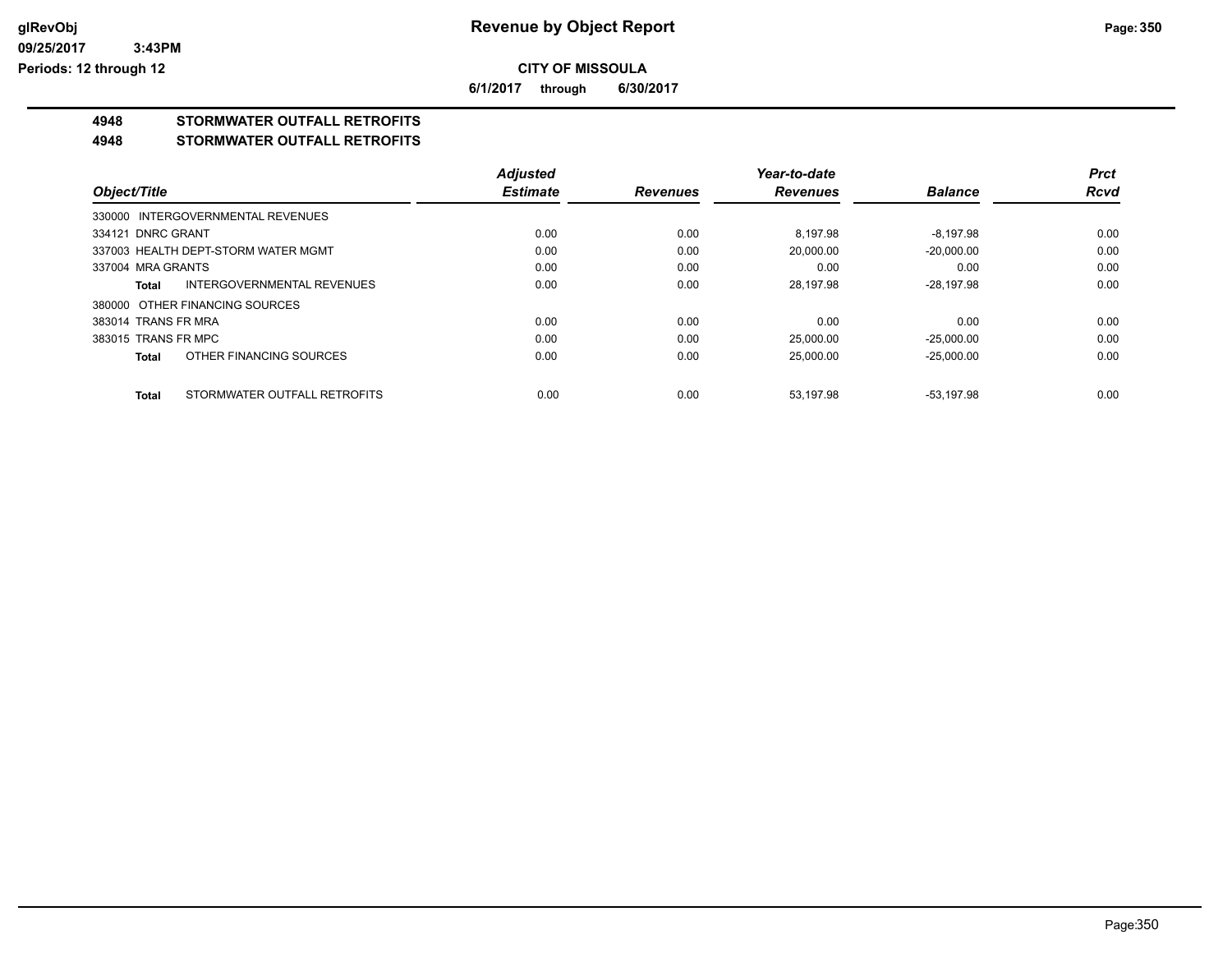# Revenue by Object Report

**CITY OF MISSOULA**

**6/1/2017 through 6/30/2017**

glRevObj
09/25/2017 3:43PM
Periods: 12 through 12

**4948 STORMWATER OUTFALL RETROFITS**

**4948 STORMWATER OUTFALL RETROFITS**

| Object/Title | Adjusted Estimate | Revenues | Year-to-date Revenues | Balance | Prct Rcvd |
|---|---|---|---|---|---|
| 330000 INTERGOVERNMENTAL REVENUES | | | | | |
| 334121 DNRC GRANT | 0.00 | 0.00 | 8,197.98 | -8,197.98 | 0.00 |
| 337003 HEALTH DEPT-STORM WATER MGMT | 0.00 | 0.00 | 20,000.00 | -20,000.00 | 0.00 |
| 337004 MRA GRANTS | 0.00 | 0.00 | 0.00 | 0.00 | 0.00 |
| **Total** INTERGOVERNMENTAL REVENUES | 0.00 | 0.00 | 28,197.98 | -28,197.98 | 0.00 |
| 380000 OTHER FINANCING SOURCES | | | | | |
| 383014 TRANS FR MRA | 0.00 | 0.00 | 0.00 | 0.00 | 0.00 |
| 383015 TRANS FR MPC | 0.00 | 0.00 | 25,000.00 | -25,000.00 | 0.00 |
| **Total** OTHER FINANCING SOURCES | 0.00 | 0.00 | 25,000.00 | -25,000.00 | 0.00 |
| **Total** STORMWATER OUTFALL RETROFITS | 0.00 | 0.00 | 53,197.98 | -53,197.98 | 0.00 |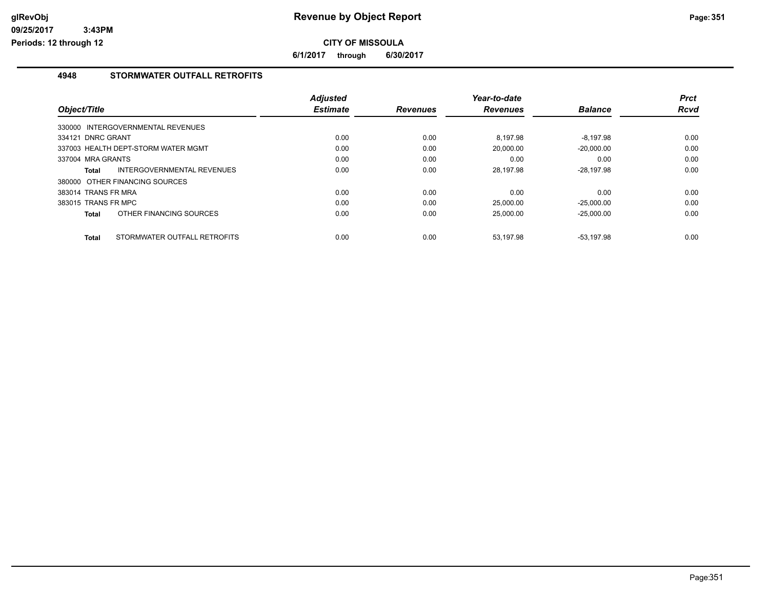# Revenue by Object Report

**CITY OF MISSOULA**

**6/1/2017 through 6/30/2017**

## 4948 STORMWATER OUTFALL RETROFITS

| Object/Title | Adjusted Estimate | Revenues | Year-to-date Revenues | Balance | Prct Rcvd |
|---|---|---|---|---|---|
| 330000 INTERGOVERNMENTAL REVENUES | | | | | |
| 334121 DNRC GRANT | 0.00 | 0.00 | 8,197.98 | -8,197.98 | 0.00 |
| 337003 HEALTH DEPT-STORM WATER MGMT | 0.00 | 0.00 | 20,000.00 | -20,000.00 | 0.00 |
| 337004 MRA GRANTS | 0.00 | 0.00 | 0.00 | 0.00 | 0.00 |
| **Total** INTERGOVERNMENTAL REVENUES | 0.00 | 0.00 | 28,197.98 | -28,197.98 | 0.00 |
| 380000 OTHER FINANCING SOURCES | | | | | |
| 383014 TRANS FR MRA | 0.00 | 0.00 | 0.00 | 0.00 | 0.00 |
| 383015 TRANS FR MPC | 0.00 | 0.00 | 25,000.00 | -25,000.00 | 0.00 |
| **Total** OTHER FINANCING SOURCES | 0.00 | 0.00 | 25,000.00 | -25,000.00 | 0.00 |
| **Total** STORMWATER OUTFALL RETROFITS | 0.00 | 0.00 | 53,197.98 | -53,197.98 | 0.00 |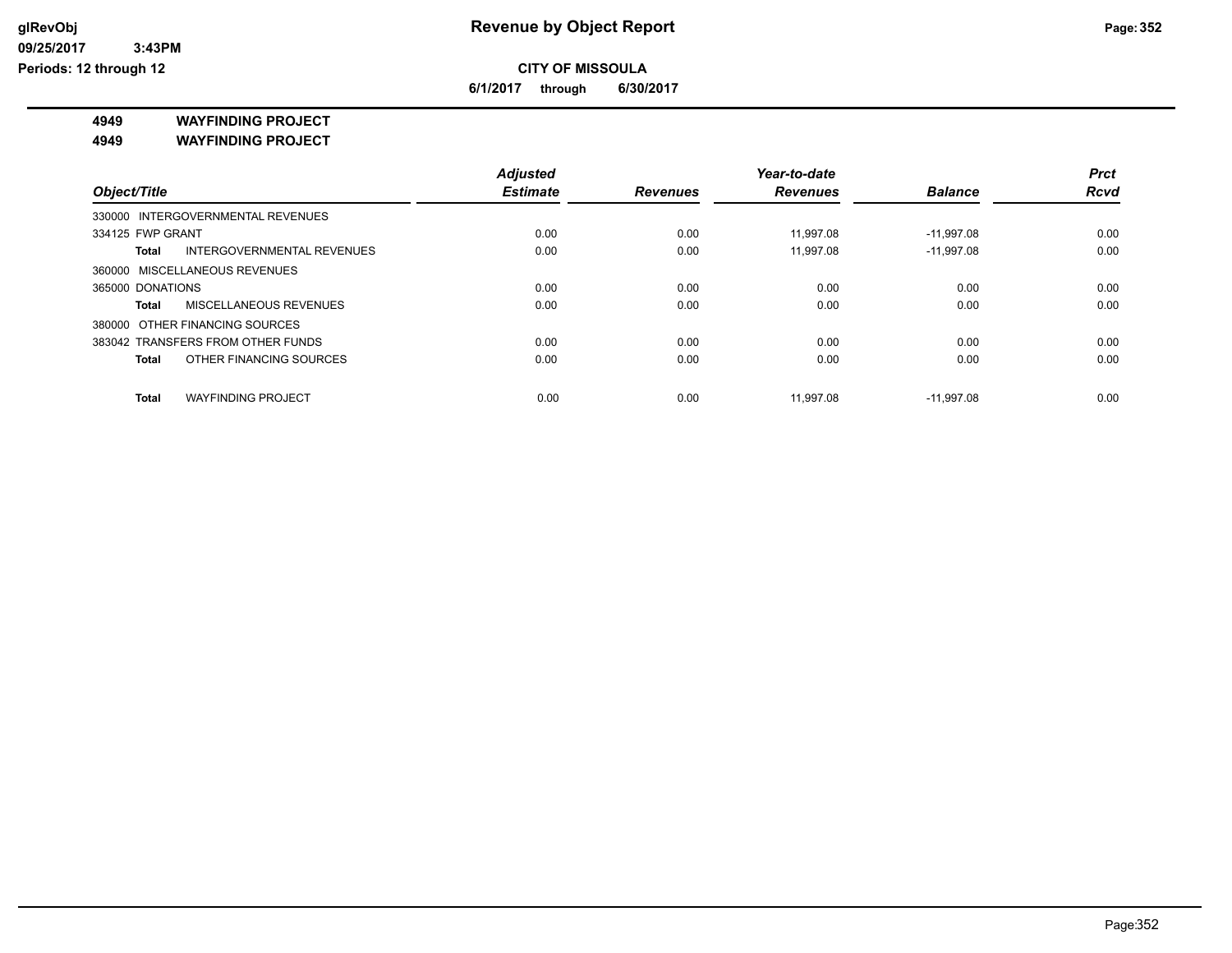**CITY OF MISSOULA**

**6/1/2017 through 6/30/2017**

**4949 WAYFINDING PROJECT**

**4949 WAYFINDING PROJECT**

| Object/Title | Adjusted Estimate | Revenues | Year-to-date Revenues | Balance | Prct Rcvd |
|---|---|---|---|---|---|
| 330000 INTERGOVERNMENTAL REVENUES | | | | | |
| 334125 FWP GRANT | 0.00 | 0.00 | 11,997.08 | -11,997.08 | 0.00 |
| **Total** INTERGOVERNMENTAL REVENUES | 0.00 | 0.00 | 11,997.08 | -11,997.08 | 0.00 |
| 360000 MISCELLANEOUS REVENUES | | | | | |
| 365000 DONATIONS | 0.00 | 0.00 | 0.00 | 0.00 | 0.00 |
| **Total** MISCELLANEOUS REVENUES | 0.00 | 0.00 | 0.00 | 0.00 | 0.00 |
| 380000 OTHER FINANCING SOURCES | | | | | |
| 383042 TRANSFERS FROM OTHER FUNDS | 0.00 | 0.00 | 0.00 | 0.00 | 0.00 |
| **Total** OTHER FINANCING SOURCES | 0.00 | 0.00 | 0.00 | 0.00 | 0.00 |
| **Total** WAYFINDING PROJECT | 0.00 | 0.00 | 11,997.08 | -11,997.08 | 0.00 |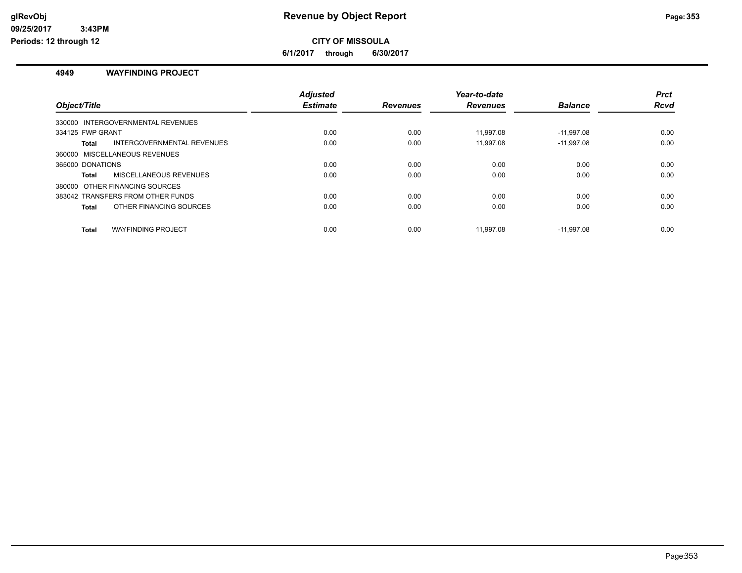# Revenue by Object Report

**CITY OF MISSOULA**

**6/1/2017 through 6/30/2017**

glRevObj
09/25/2017 3:43PM
Periods: 12 through 12

## 4949 WAYFINDING PROJECT

| Object/Title | Adjusted Estimate | Revenues | Year-to-date Revenues | Balance | Prct Rcvd |
|---|---|---|---|---|---|
| 330000 INTERGOVERNMENTAL REVENUES | | | | | |
| 334125 FWP GRANT | 0.00 | 0.00 | 11,997.08 | -11,997.08 | 0.00 |
| **Total** INTERGOVERNMENTAL REVENUES | 0.00 | 0.00 | 11,997.08 | -11,997.08 | 0.00 |
| 360000 MISCELLANEOUS REVENUES | | | | | |
| 365000 DONATIONS | 0.00 | 0.00 | 0.00 | 0.00 | 0.00 |
| **Total** MISCELLANEOUS REVENUES | 0.00 | 0.00 | 0.00 | 0.00 | 0.00 |
| 380000 OTHER FINANCING SOURCES | | | | | |
| 383042 TRANSFERS FROM OTHER FUNDS | 0.00 | 0.00 | 0.00 | 0.00 | 0.00 |
| **Total** OTHER FINANCING SOURCES | 0.00 | 0.00 | 0.00 | 0.00 | 0.00 |
| **Total** WAYFINDING PROJECT | 0.00 | 0.00 | 11,997.08 | -11,997.08 | 0.00 |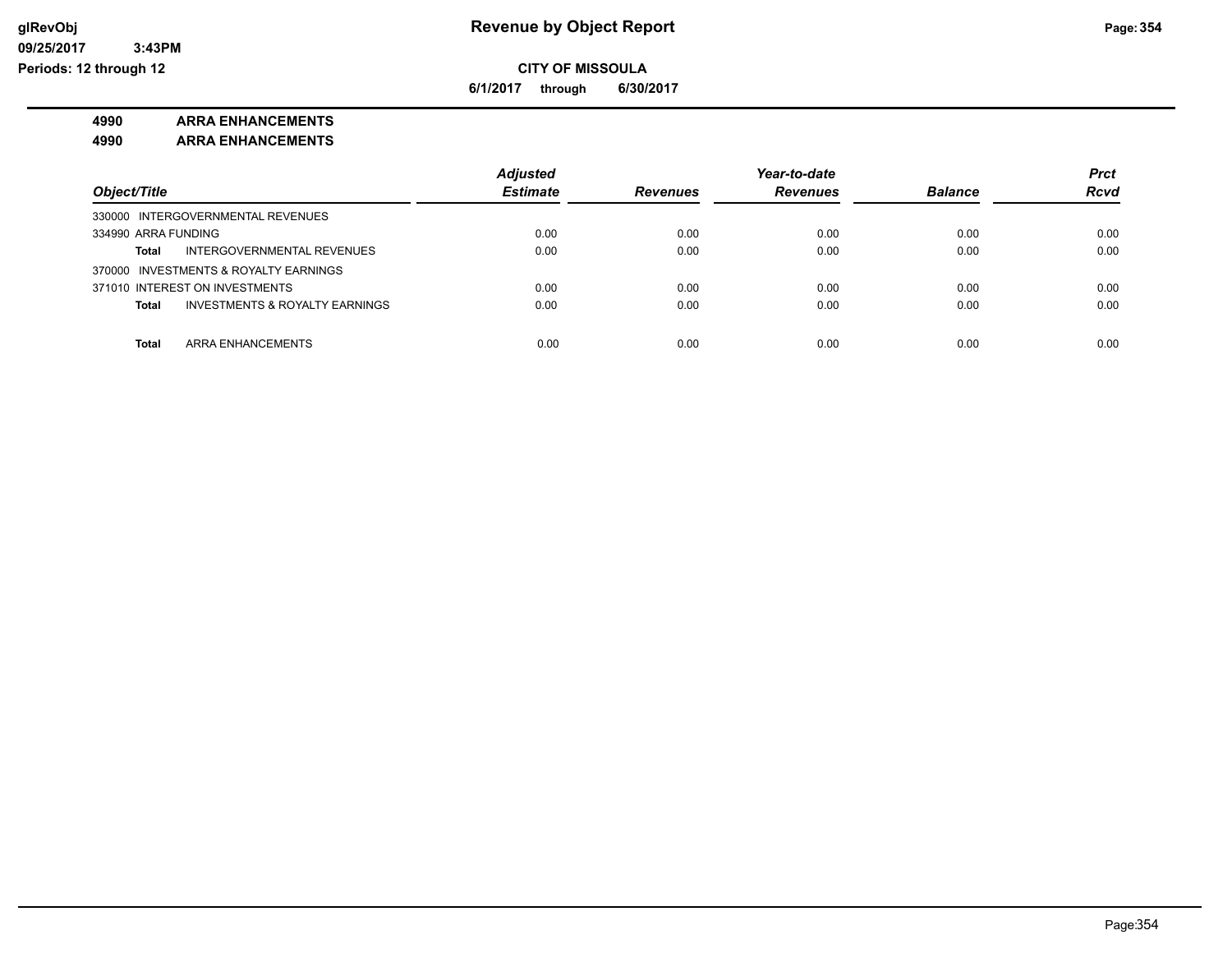**Revenue by Object Report**

**CITY OF MISSOULA**

**6/1/2017 through 6/30/2017**

**4990 ARRA ENHANCEMENTS**

**4990 ARRA ENHANCEMENTS**

| Object/Title | Adjusted Estimate | Revenues | Year-to-date Revenues | Balance | Prct Rcvd |
|---|---|---|---|---|---|
| 330000 INTERGOVERNMENTAL REVENUES | | | | | |
| 334990 ARRA FUNDING | 0.00 | 0.00 | 0.00 | 0.00 | 0.00 |
| **Total** INTERGOVERNMENTAL REVENUES | 0.00 | 0.00 | 0.00 | 0.00 | 0.00 |
| 370000 INVESTMENTS & ROYALTY EARNINGS | | | | | |
| 371010 INTEREST ON INVESTMENTS | 0.00 | 0.00 | 0.00 | 0.00 | 0.00 |
| **Total** INVESTMENTS & ROYALTY EARNINGS | 0.00 | 0.00 | 0.00 | 0.00 | 0.00 |
| **Total** ARRA ENHANCEMENTS | 0.00 | 0.00 | 0.00 | 0.00 | 0.00 |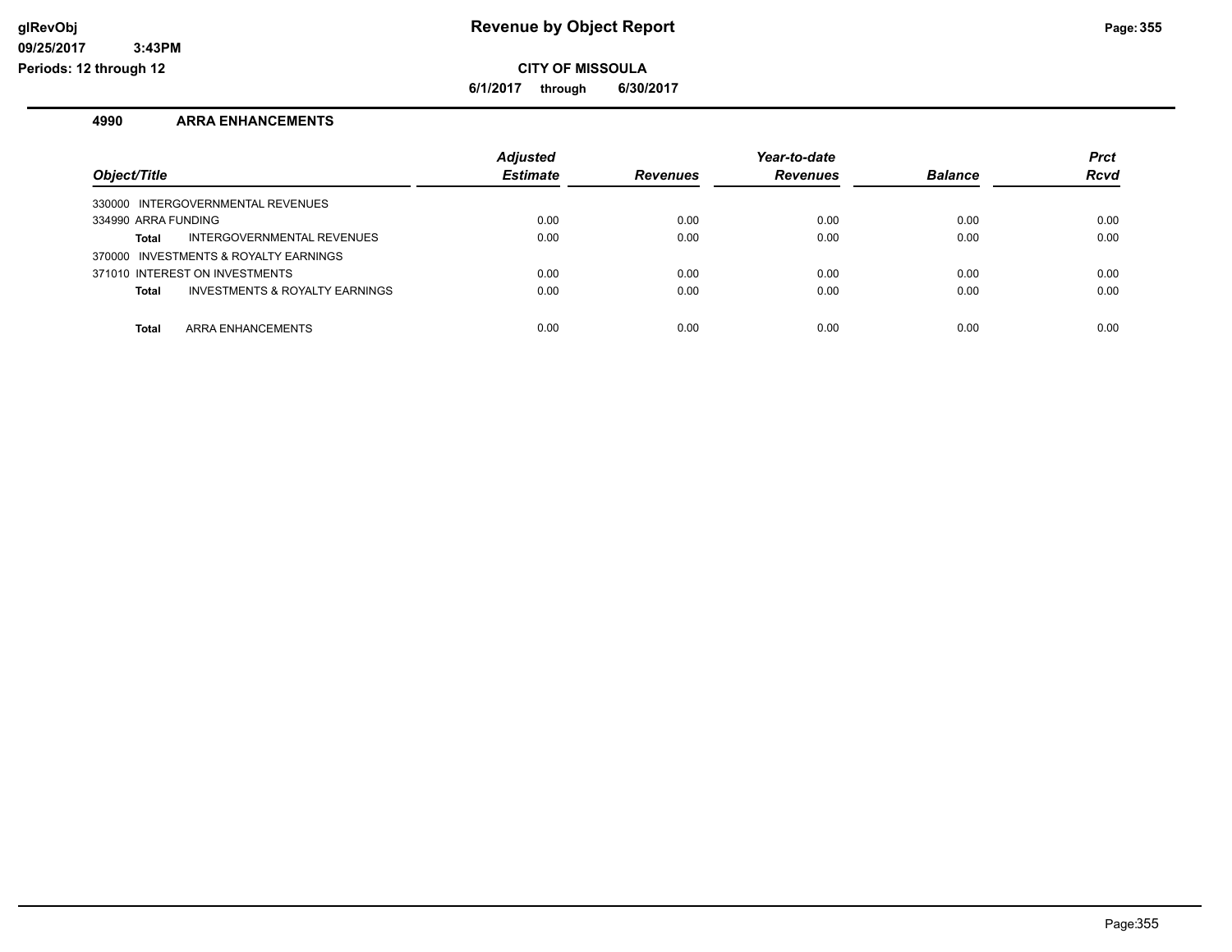# Revenue by Object Report

**CITY OF MISSOULA**

**6/1/2017 through 6/30/2017**

glRevObj
09/25/2017 3:43PM
Periods: 12 through 12

## 4990 ARRA ENHANCEMENTS

| Object/Title | Adjusted Estimate | Revenues | Year-to-date Revenues | Balance | Prct Rcvd |
|---|---|---|---|---|---|
| 330000 INTERGOVERNMENTAL REVENUES | | | | | |
| 334990 ARRA FUNDING | 0.00 | 0.00 | 0.00 | 0.00 | 0.00 |
| **Total** INTERGOVERNMENTAL REVENUES | 0.00 | 0.00 | 0.00 | 0.00 | 0.00 |
| 370000 INVESTMENTS & ROYALTY EARNINGS | | | | | |
| 371010 INTEREST ON INVESTMENTS | 0.00 | 0.00 | 0.00 | 0.00 | 0.00 |
| **Total** INVESTMENTS & ROYALTY EARNINGS | 0.00 | 0.00 | 0.00 | 0.00 | 0.00 |
| **Total** ARRA ENHANCEMENTS | 0.00 | 0.00 | 0.00 | 0.00 | 0.00 |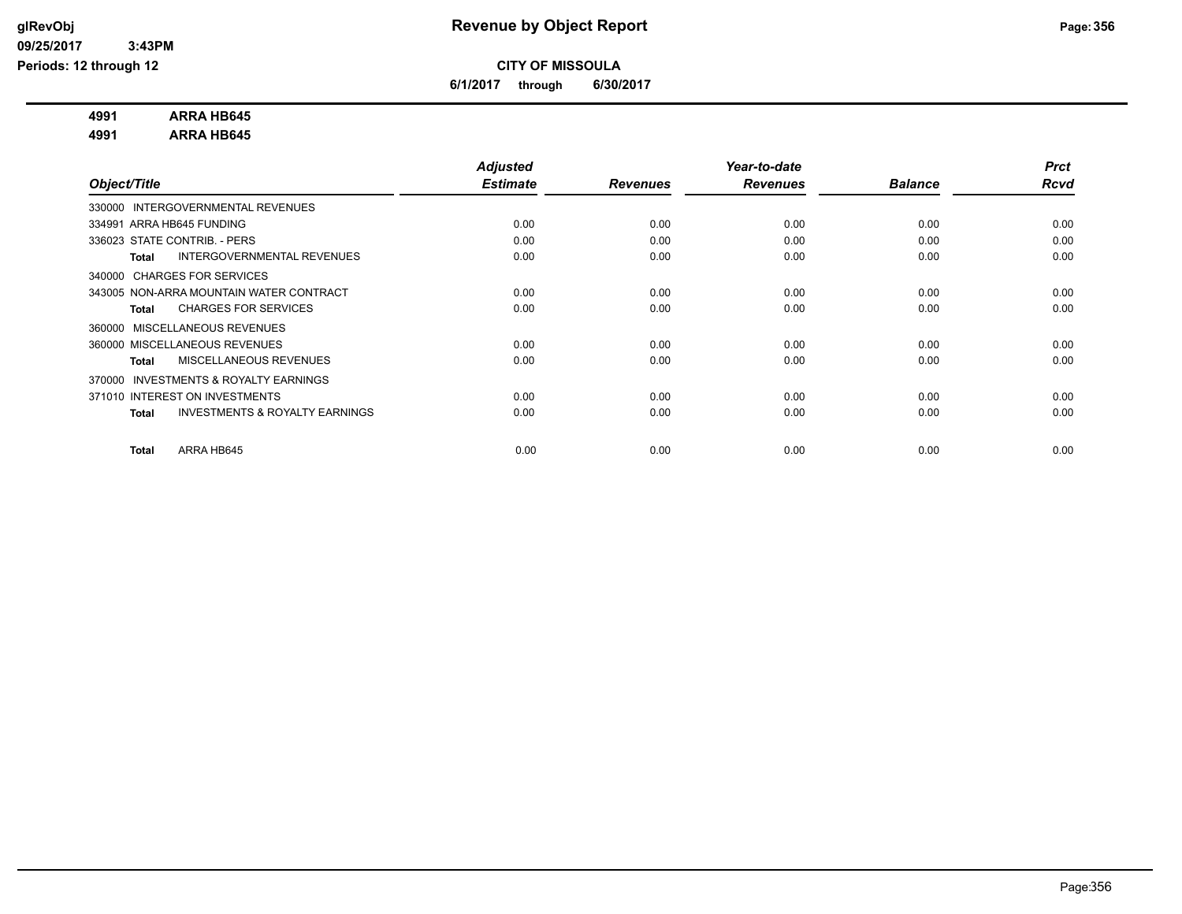# Revenue by Object Report

**CITY OF MISSOULA**

**6/1/2017 through 6/30/2017**

glRevObj
09/25/2017 3:43PM
Periods: 12 through 12

**4991 ARRA HB645**
**4991 ARRA HB645**

| Object/Title | Adjusted Estimate | Revenues | Year-to-date Revenues | Balance | Prct Rcvd |
|---|---|---|---|---|---|
| 330000 INTERGOVERNMENTAL REVENUES | | | | | |
| 334991 ARRA HB645 FUNDING | 0.00 | 0.00 | 0.00 | 0.00 | 0.00 |
| 336023 STATE CONTRIB. - PERS | 0.00 | 0.00 | 0.00 | 0.00 | 0.00 |
| **Total** INTERGOVERNMENTAL REVENUES | 0.00 | 0.00 | 0.00 | 0.00 | 0.00 |
| 340000 CHARGES FOR SERVICES | | | | | |
| 343005 NON-ARRA MOUNTAIN WATER CONTRACT | 0.00 | 0.00 | 0.00 | 0.00 | 0.00 |
| **Total** CHARGES FOR SERVICES | 0.00 | 0.00 | 0.00 | 0.00 | 0.00 |
| 360000 MISCELLANEOUS REVENUES | | | | | |
| 360000 MISCELLANEOUS REVENUES | 0.00 | 0.00 | 0.00 | 0.00 | 0.00 |
| **Total** MISCELLANEOUS REVENUES | 0.00 | 0.00 | 0.00 | 0.00 | 0.00 |
| 370000 INVESTMENTS & ROYALTY EARNINGS | | | | | |
| 371010 INTEREST ON INVESTMENTS | 0.00 | 0.00 | 0.00 | 0.00 | 0.00 |
| **Total** INVESTMENTS & ROYALTY EARNINGS | 0.00 | 0.00 | 0.00 | 0.00 | 0.00 |
| **Total** ARRA HB645 | 0.00 | 0.00 | 0.00 | 0.00 | 0.00 |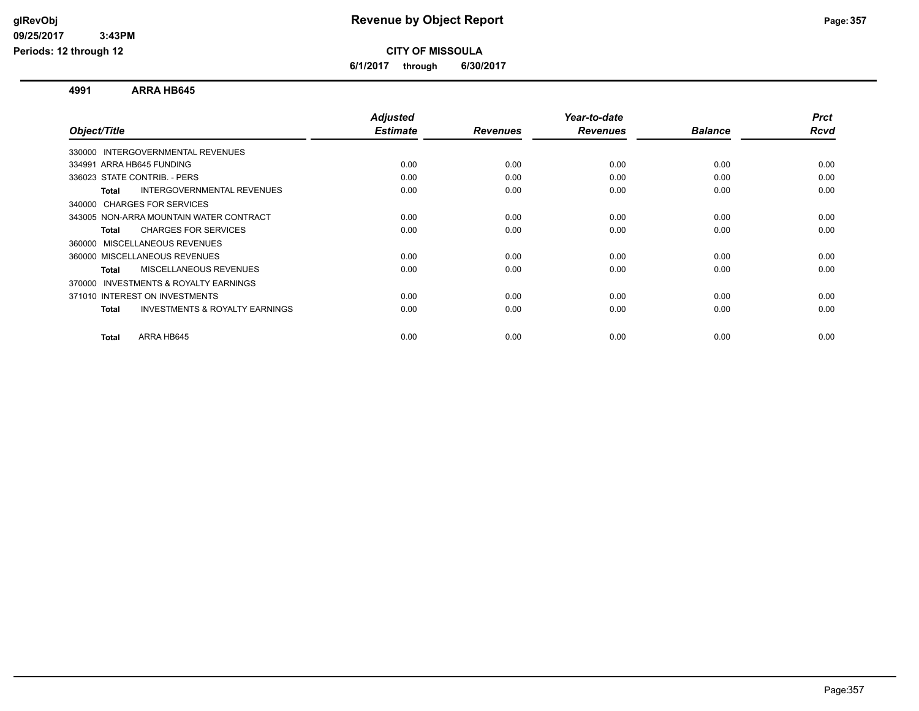# Revenue by Object Report

**CITY OF MISSOULA**

**6/1/2017 through 6/30/2017**

glRevObj
09/25/2017 3:43PM
Periods: 12 through 12

## 4991 ARRA HB645

| Object/Title | Adjusted Estimate | Revenues | Year-to-date Revenues | Balance | Prct Rcvd |
|---|---|---|---|---|---|
| 330000 INTERGOVERNMENTAL REVENUES | | | | | |
| 334991 ARRA HB645 FUNDING | 0.00 | 0.00 | 0.00 | 0.00 | 0.00 |
| 336023 STATE CONTRIB. - PERS | 0.00 | 0.00 | 0.00 | 0.00 | 0.00 |
| **Total** INTERGOVERNMENTAL REVENUES | 0.00 | 0.00 | 0.00 | 0.00 | 0.00 |
| 340000 CHARGES FOR SERVICES | | | | | |
| 343005 NON-ARRA MOUNTAIN WATER CONTRACT | 0.00 | 0.00 | 0.00 | 0.00 | 0.00 |
| **Total** CHARGES FOR SERVICES | 0.00 | 0.00 | 0.00 | 0.00 | 0.00 |
| 360000 MISCELLANEOUS REVENUES | | | | | |
| 360000 MISCELLANEOUS REVENUES | 0.00 | 0.00 | 0.00 | 0.00 | 0.00 |
| **Total** MISCELLANEOUS REVENUES | 0.00 | 0.00 | 0.00 | 0.00 | 0.00 |
| 370000 INVESTMENTS & ROYALTY EARNINGS | | | | | |
| 371010 INTEREST ON INVESTMENTS | 0.00 | 0.00 | 0.00 | 0.00 | 0.00 |
| **Total** INVESTMENTS & ROYALTY EARNINGS | 0.00 | 0.00 | 0.00 | 0.00 | 0.00 |
| **Total** ARRA HB645 | 0.00 | 0.00 | 0.00 | 0.00 | 0.00 |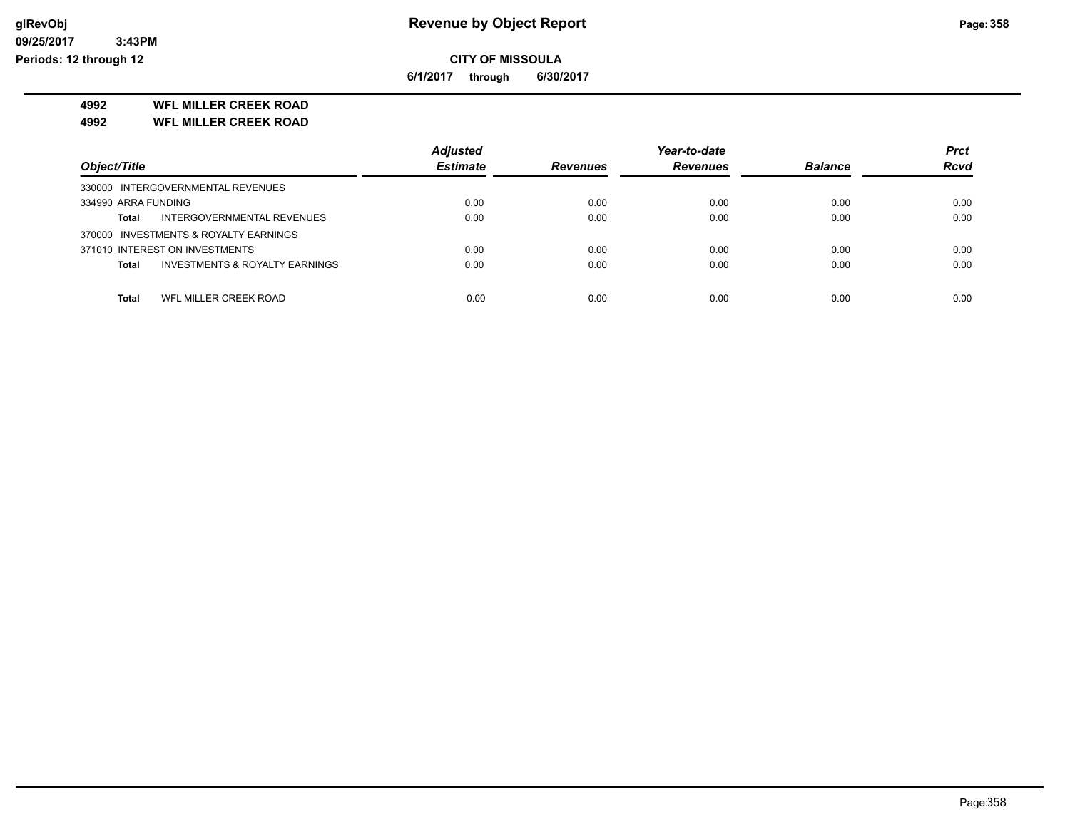# CITY OF MISSOULA

**6/1/2017 through 6/30/2017**

## 4992 WFL MILLER CREEK ROAD
## 4992 WFL MILLER CREEK ROAD

| Object/Title | | Adjusted Estimate | Revenues | Year-to-date Revenues | Balance | Prct Rcvd |
|---|---|---|---|---|---|---|
| 330000 INTERGOVERNMENTAL REVENUES | | | | | | |
| 334990 ARRA FUNDING | | 0.00 | 0.00 | 0.00 | 0.00 | 0.00 |
| **Total** | INTERGOVERNMENTAL REVENUES | 0.00 | 0.00 | 0.00 | 0.00 | 0.00 |
| 370000 INVESTMENTS & ROYALTY EARNINGS | | | | | | |
| 371010 INTEREST ON INVESTMENTS | | 0.00 | 0.00 | 0.00 | 0.00 | 0.00 |
| **Total** | INVESTMENTS & ROYALTY EARNINGS | 0.00 | 0.00 | 0.00 | 0.00 | 0.00 |
| **Total** | WFL MILLER CREEK ROAD | 0.00 | 0.00 | 0.00 | 0.00 | 0.00 |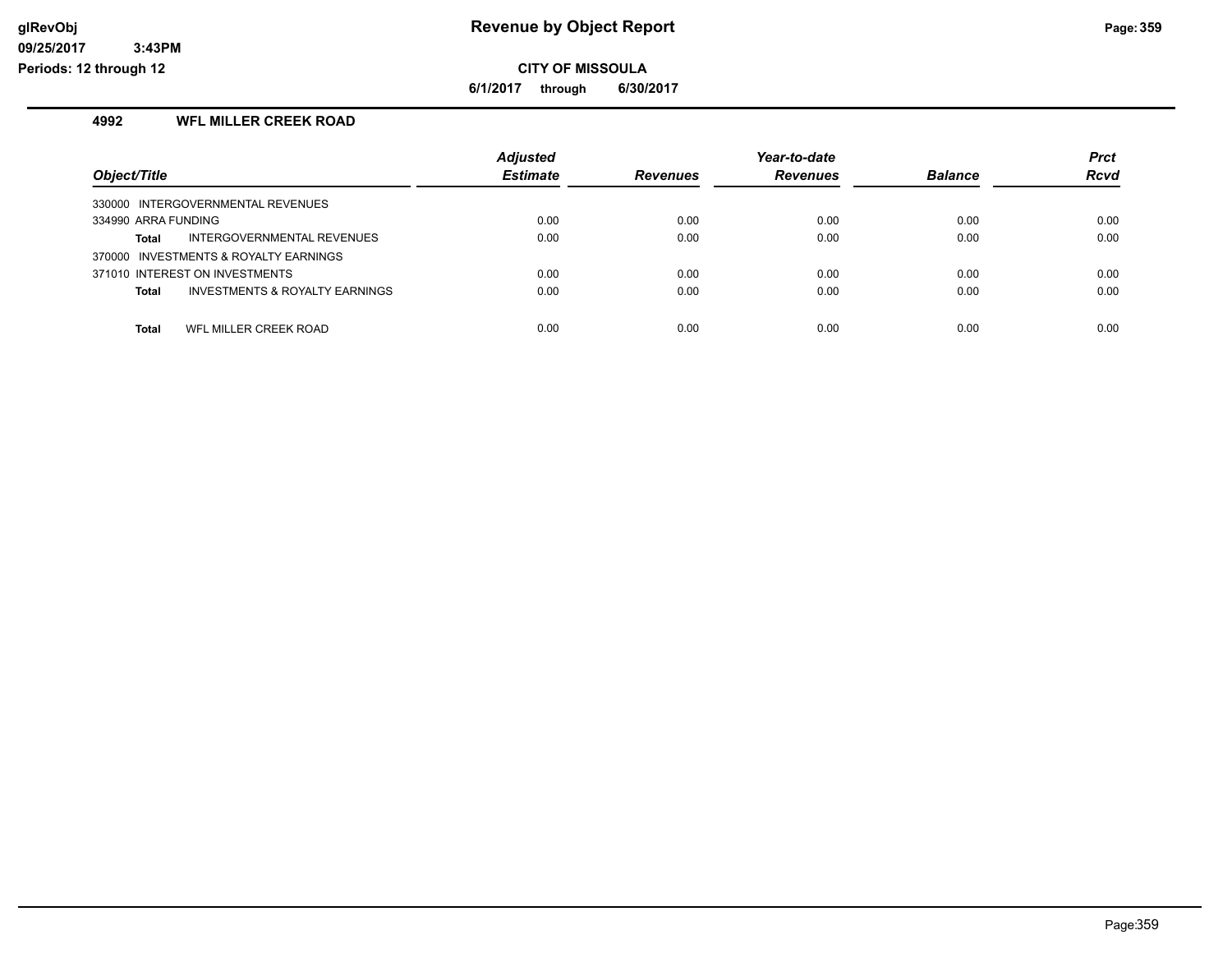**CITY OF MISSOULA**

**6/1/2017 through 6/30/2017**

## 4992 WFL MILLER CREEK ROAD

| Object/Title | Adjusted Estimate | Revenues | Year-to-date Revenues | Balance | Prct Rcvd |
|---|---|---|---|---|---|
| 330000 INTERGOVERNMENTAL REVENUES | | | | | |
| 334990 ARRA FUNDING | 0.00 | 0.00 | 0.00 | 0.00 | 0.00 |
| **Total** INTERGOVERNMENTAL REVENUES | 0.00 | 0.00 | 0.00 | 0.00 | 0.00 |
| 370000 INVESTMENTS & ROYALTY EARNINGS | | | | | |
| 371010 INTEREST ON INVESTMENTS | 0.00 | 0.00 | 0.00 | 0.00 | 0.00 |
| **Total** INVESTMENTS & ROYALTY EARNINGS | 0.00 | 0.00 | 0.00 | 0.00 | 0.00 |
| **Total** WFL MILLER CREEK ROAD | 0.00 | 0.00 | 0.00 | 0.00 | 0.00 |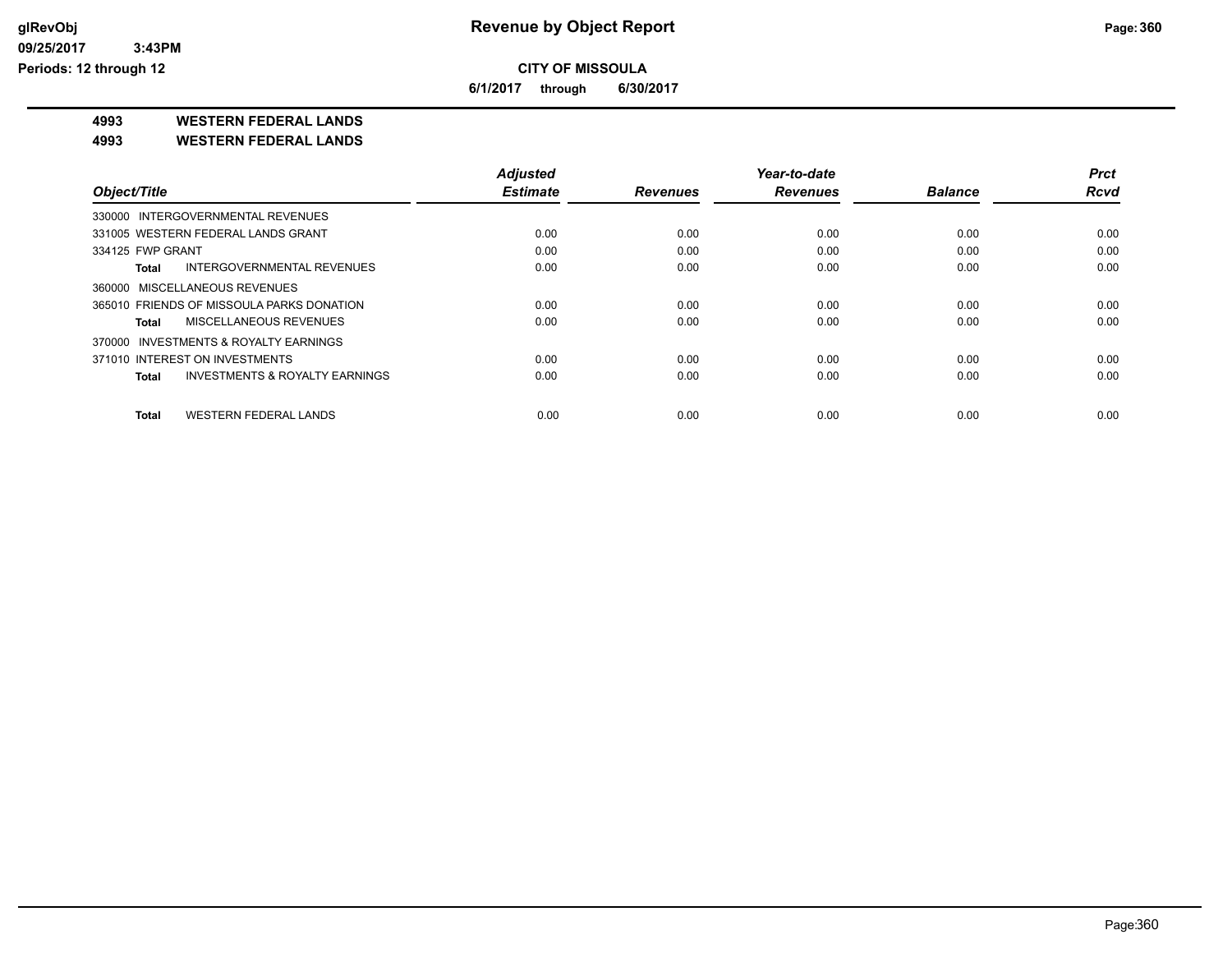# Revenue by Object Report

glRevObj
09/25/2017 3:43PM
Periods: 12 through 12

**CITY OF MISSOULA**

**6/1/2017 through 6/30/2017**

**4993 WESTERN FEDERAL LANDS**

**4993 WESTERN FEDERAL LANDS**

| Object/Title | Adjusted Estimate | Revenues | Year-to-date Revenues | Balance | Prct Rcvd |
|---|---|---|---|---|---|
| 330000 INTERGOVERNMENTAL REVENUES | | | | | |
| 331005 WESTERN FEDERAL LANDS GRANT | 0.00 | 0.00 | 0.00 | 0.00 | 0.00 |
| 334125 FWP GRANT | 0.00 | 0.00 | 0.00 | 0.00 | 0.00 |
| **Total** INTERGOVERNMENTAL REVENUES | 0.00 | 0.00 | 0.00 | 0.00 | 0.00 |
| 360000 MISCELLANEOUS REVENUES | | | | | |
| 365010 FRIENDS OF MISSOULA PARKS DONATION | 0.00 | 0.00 | 0.00 | 0.00 | 0.00 |
| **Total** MISCELLANEOUS REVENUES | 0.00 | 0.00 | 0.00 | 0.00 | 0.00 |
| 370000 INVESTMENTS & ROYALTY EARNINGS | | | | | |
| 371010 INTEREST ON INVESTMENTS | 0.00 | 0.00 | 0.00 | 0.00 | 0.00 |
| **Total** INVESTMENTS & ROYALTY EARNINGS | 0.00 | 0.00 | 0.00 | 0.00 | 0.00 |
| **Total** WESTERN FEDERAL LANDS | 0.00 | 0.00 | 0.00 | 0.00 | 0.00 |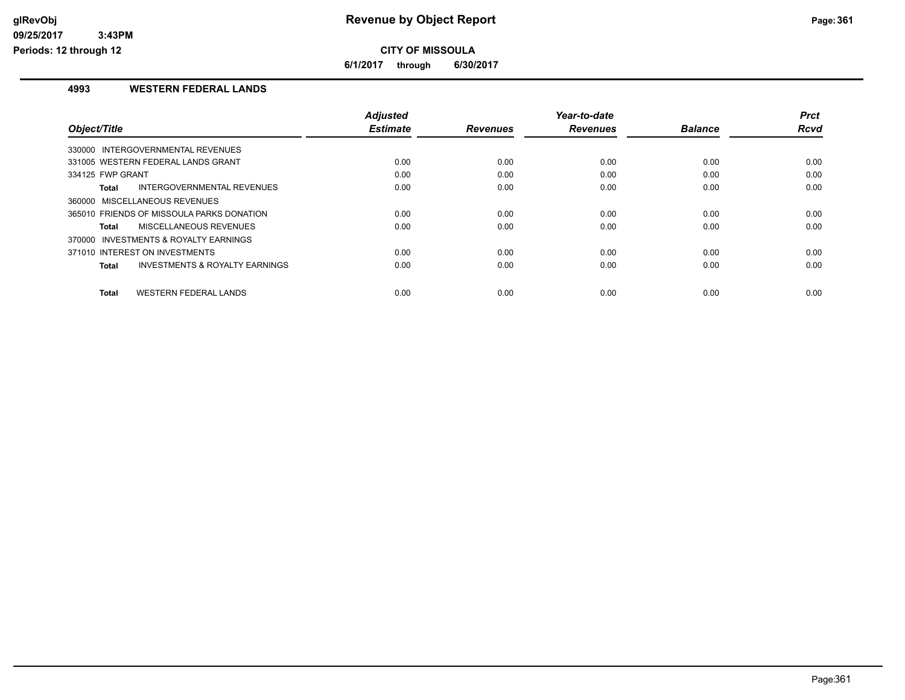# Revenue by Object Report

**CITY OF MISSOULA**

**6/1/2017 through 6/30/2017**

glRevObj
09/25/2017 3:43PM
Periods: 12 through 12

## 4993 WESTERN FEDERAL LANDS

| Object/Title | Adjusted Estimate | Revenues | Year-to-date Revenues | Balance | Prct Rcvd |
|---|---|---|---|---|---|
| 330000 INTERGOVERNMENTAL REVENUES | | | | | |
| 331005 WESTERN FEDERAL LANDS GRANT | 0.00 | 0.00 | 0.00 | 0.00 | 0.00 |
| 334125 FWP GRANT | 0.00 | 0.00 | 0.00 | 0.00 | 0.00 |
| **Total** INTERGOVERNMENTAL REVENUES | 0.00 | 0.00 | 0.00 | 0.00 | 0.00 |
| 360000 MISCELLANEOUS REVENUES | | | | | |
| 365010 FRIENDS OF MISSOULA PARKS DONATION | 0.00 | 0.00 | 0.00 | 0.00 | 0.00 |
| **Total** MISCELLANEOUS REVENUES | 0.00 | 0.00 | 0.00 | 0.00 | 0.00 |
| 370000 INVESTMENTS & ROYALTY EARNINGS | | | | | |
| 371010 INTEREST ON INVESTMENTS | 0.00 | 0.00 | 0.00 | 0.00 | 0.00 |
| **Total** INVESTMENTS & ROYALTY EARNINGS | 0.00 | 0.00 | 0.00 | 0.00 | 0.00 |
| **Total** WESTERN FEDERAL LANDS | 0.00 | 0.00 | 0.00 | 0.00 | 0.00 |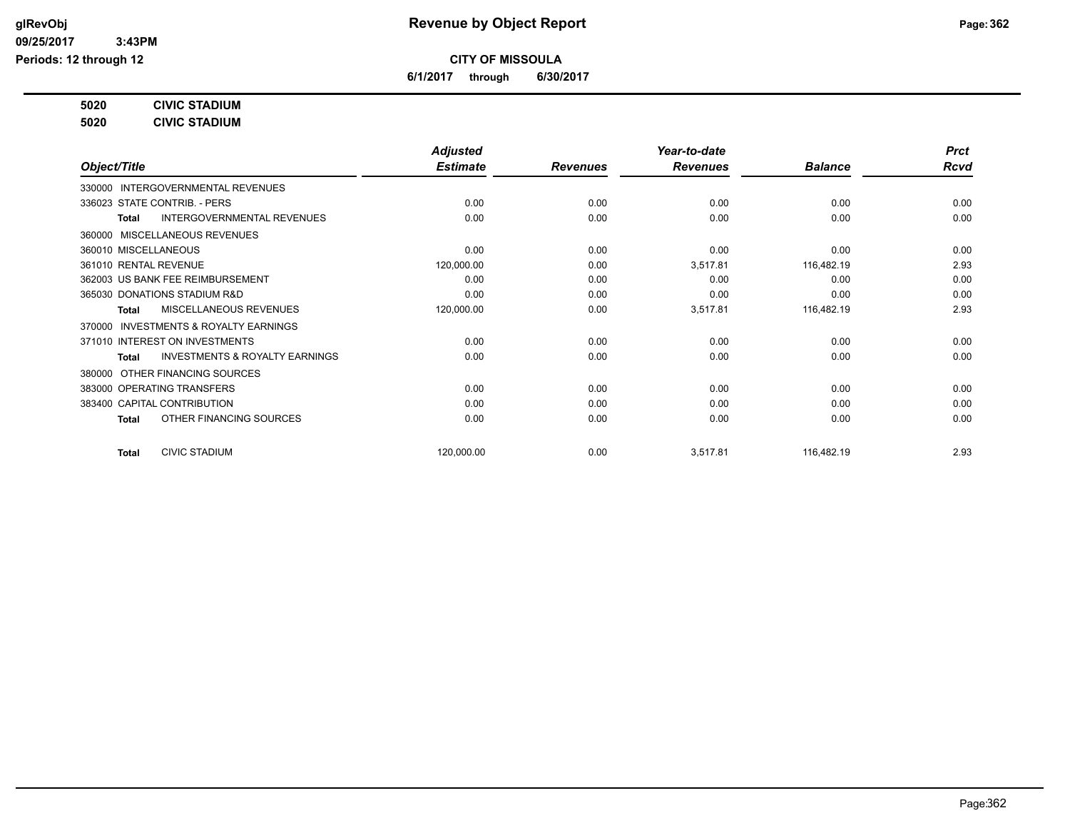# Revenue by Object Report

glRevObj
09/25/2017 3:43PM
Periods: 12 through 12

**CITY OF MISSOULA**

**6/1/2017 through 6/30/2017**

**5020 CIVIC STADIUM**
**5020 CIVIC STADIUM**

| Object/Title | Adjusted Estimate | Revenues | Year-to-date Revenues | Balance | Prct Rcvd |
|---|---|---|---|---|---|
| 330000 INTERGOVERNMENTAL REVENUES | | | | | |
| 336023 STATE CONTRIB. - PERS | 0.00 | 0.00 | 0.00 | 0.00 | 0.00 |
| **Total** INTERGOVERNMENTAL REVENUES | 0.00 | 0.00 | 0.00 | 0.00 | 0.00 |
| 360000 MISCELLANEOUS REVENUES | | | | | |
| 360010 MISCELLANEOUS | 0.00 | 0.00 | 0.00 | 0.00 | 0.00 |
| 361010 RENTAL REVENUE | 120,000.00 | 0.00 | 3,517.81 | 116,482.19 | 2.93 |
| 362003 US BANK FEE REIMBURSEMENT | 0.00 | 0.00 | 0.00 | 0.00 | 0.00 |
| 365030 DONATIONS STADIUM R&D | 0.00 | 0.00 | 0.00 | 0.00 | 0.00 |
| **Total** MISCELLANEOUS REVENUES | 120,000.00 | 0.00 | 3,517.81 | 116,482.19 | 2.93 |
| 370000 INVESTMENTS & ROYALTY EARNINGS | | | | | |
| 371010 INTEREST ON INVESTMENTS | 0.00 | 0.00 | 0.00 | 0.00 | 0.00 |
| **Total** INVESTMENTS & ROYALTY EARNINGS | 0.00 | 0.00 | 0.00 | 0.00 | 0.00 |
| 380000 OTHER FINANCING SOURCES | | | | | |
| 383000 OPERATING TRANSFERS | 0.00 | 0.00 | 0.00 | 0.00 | 0.00 |
| 383400 CAPITAL CONTRIBUTION | 0.00 | 0.00 | 0.00 | 0.00 | 0.00 |
| **Total** OTHER FINANCING SOURCES | 0.00 | 0.00 | 0.00 | 0.00 | 0.00 |
| **Total** CIVIC STADIUM | 120,000.00 | 0.00 | 3,517.81 | 116,482.19 | 2.93 |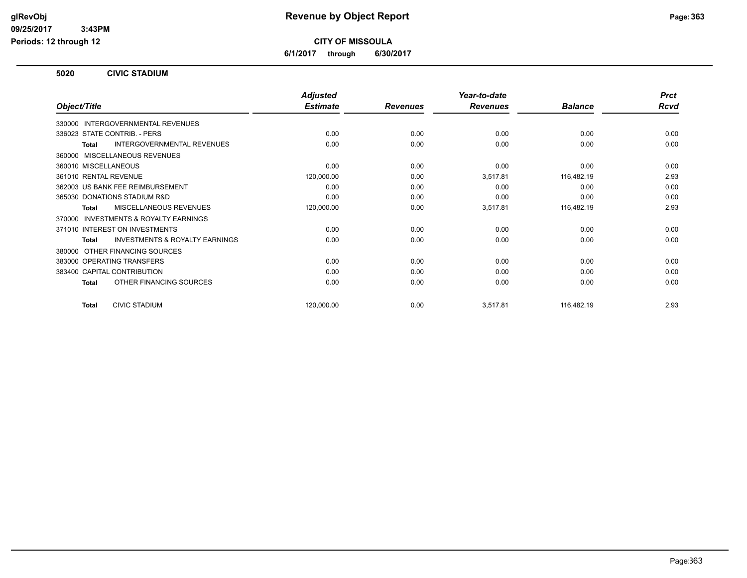# Revenue by Object Report

## CITY OF MISSOULA

**6/1/2017 through 6/30/2017**

glRevObj
09/25/2017 3:43PM
Periods: 12 through 12

### 5020 CIVIC STADIUM

| Object/Title | Adjusted Estimate | Revenues | Year-to-date Revenues | Balance | Prct Rcvd |
|---|---|---|---|---|---|
| 330000 INTERGOVERNMENTAL REVENUES | | | | | |
| 336023 STATE CONTRIB. - PERS | 0.00 | 0.00 | 0.00 | 0.00 | 0.00 |
| **Total** INTERGOVERNMENTAL REVENUES | 0.00 | 0.00 | 0.00 | 0.00 | 0.00 |
| 360000 MISCELLANEOUS REVENUES | | | | | |
| 360010 MISCELLANEOUS | 0.00 | 0.00 | 0.00 | 0.00 | 0.00 |
| 361010 RENTAL REVENUE | 120,000.00 | 0.00 | 3,517.81 | 116,482.19 | 2.93 |
| 362003 US BANK FEE REIMBURSEMENT | 0.00 | 0.00 | 0.00 | 0.00 | 0.00 |
| 365030 DONATIONS STADIUM R&D | 0.00 | 0.00 | 0.00 | 0.00 | 0.00 |
| **Total** MISCELLANEOUS REVENUES | 120,000.00 | 0.00 | 3,517.81 | 116,482.19 | 2.93 |
| 370000 INVESTMENTS & ROYALTY EARNINGS | | | | | |
| 371010 INTEREST ON INVESTMENTS | 0.00 | 0.00 | 0.00 | 0.00 | 0.00 |
| **Total** INVESTMENTS & ROYALTY EARNINGS | 0.00 | 0.00 | 0.00 | 0.00 | 0.00 |
| 380000 OTHER FINANCING SOURCES | | | | | |
| 383000 OPERATING TRANSFERS | 0.00 | 0.00 | 0.00 | 0.00 | 0.00 |
| 383400 CAPITAL CONTRIBUTION | 0.00 | 0.00 | 0.00 | 0.00 | 0.00 |
| **Total** OTHER FINANCING SOURCES | 0.00 | 0.00 | 0.00 | 0.00 | 0.00 |
| **Total** CIVIC STADIUM | 120,000.00 | 0.00 | 3,517.81 | 116,482.19 | 2.93 |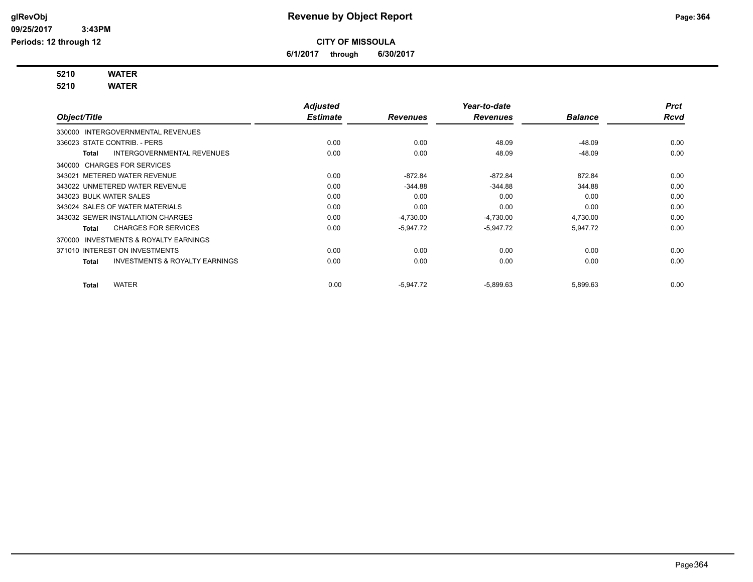# Revenue by Object Report

## CITY OF MISSOULA

**6/1/2017 through 6/30/2017**

glRevObj
09/25/2017 3:43PM
Periods: 12 through 12

**5210 WATER**
**5210 WATER**

| Object/Title | Adjusted Estimate | Revenues | Year-to-date Revenues | Balance | Prct Rcvd |
|---|---|---|---|---|---|
| 330000 INTERGOVERNMENTAL REVENUES | | | | | |
| 336023 STATE CONTRIB. - PERS | 0.00 | 0.00 | 48.09 | -48.09 | 0.00 |
| **Total** INTERGOVERNMENTAL REVENUES | 0.00 | 0.00 | 48.09 | -48.09 | 0.00 |
| 340000 CHARGES FOR SERVICES | | | | | |
| 343021 METERED WATER REVENUE | 0.00 | -872.84 | -872.84 | 872.84 | 0.00 |
| 343022 UNMETERED WATER REVENUE | 0.00 | -344.88 | -344.88 | 344.88 | 0.00 |
| 343023 BULK WATER SALES | 0.00 | 0.00 | 0.00 | 0.00 | 0.00 |
| 343024 SALES OF WATER MATERIALS | 0.00 | 0.00 | 0.00 | 0.00 | 0.00 |
| 343032 SEWER INSTALLATION CHARGES | 0.00 | -4,730.00 | -4,730.00 | 4,730.00 | 0.00 |
| **Total** CHARGES FOR SERVICES | 0.00 | -5,947.72 | -5,947.72 | 5,947.72 | 0.00 |
| 370000 INVESTMENTS & ROYALTY EARNINGS | | | | | |
| 371010 INTEREST ON INVESTMENTS | 0.00 | 0.00 | 0.00 | 0.00 | 0.00 |
| **Total** INVESTMENTS & ROYALTY EARNINGS | 0.00 | 0.00 | 0.00 | 0.00 | 0.00 |
| **Total** WATER | 0.00 | -5,947.72 | -5,899.63 | 5,899.63 | 0.00 |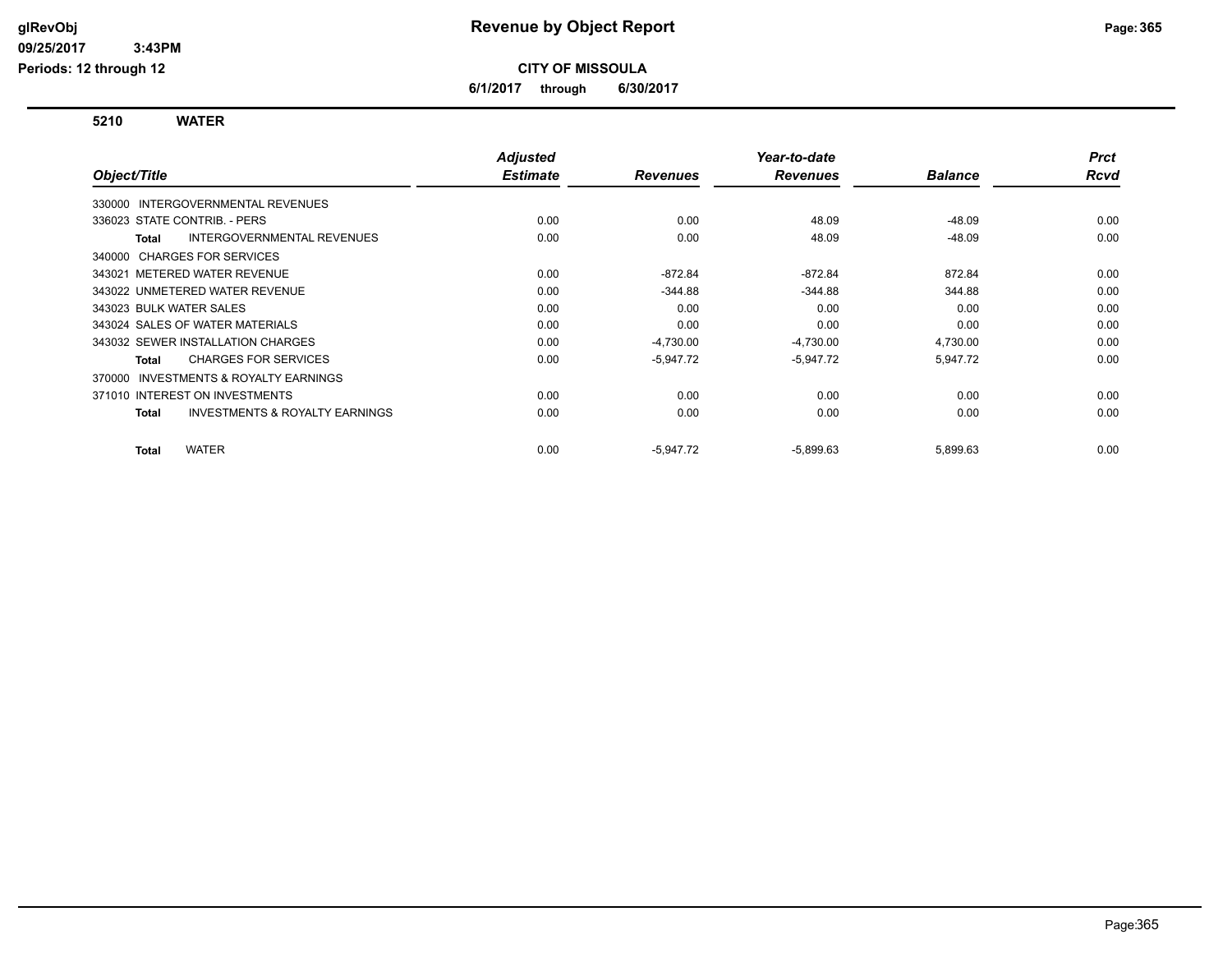# Revenue by Object Report

glRevObj
09/25/2017 3:43PM
Periods: 12 through 12

**CITY OF MISSOULA**

**6/1/2017 through 6/30/2017**

## 5210 WATER

| Object/Title | Adjusted Estimate | Revenues | Year-to-date Revenues | Balance | Prct Rcvd |
|---|---|---|---|---|---|
| 330000 INTERGOVERNMENTAL REVENUES | | | | | |
| 336023 STATE CONTRIB. - PERS | 0.00 | 0.00 | 48.09 | -48.09 | 0.00 |
| **Total** INTERGOVERNMENTAL REVENUES | 0.00 | 0.00 | 48.09 | -48.09 | 0.00 |
| 340000 CHARGES FOR SERVICES | | | | | |
| 343021 METERED WATER REVENUE | 0.00 | -872.84 | -872.84 | 872.84 | 0.00 |
| 343022 UNMETERED WATER REVENUE | 0.00 | -344.88 | -344.88 | 344.88 | 0.00 |
| 343023 BULK WATER SALES | 0.00 | 0.00 | 0.00 | 0.00 | 0.00 |
| 343024 SALES OF WATER MATERIALS | 0.00 | 0.00 | 0.00 | 0.00 | 0.00 |
| 343032 SEWER INSTALLATION CHARGES | 0.00 | -4,730.00 | -4,730.00 | 4,730.00 | 0.00 |
| **Total** CHARGES FOR SERVICES | 0.00 | -5,947.72 | -5,947.72 | 5,947.72 | 0.00 |
| 370000 INVESTMENTS & ROYALTY EARNINGS | | | | | |
| 371010 INTEREST ON INVESTMENTS | 0.00 | 0.00 | 0.00 | 0.00 | 0.00 |
| **Total** INVESTMENTS & ROYALTY EARNINGS | 0.00 | 0.00 | 0.00 | 0.00 | 0.00 |
| **Total** WATER | 0.00 | -5,947.72 | -5,899.63 | 5,899.63 | 0.00 |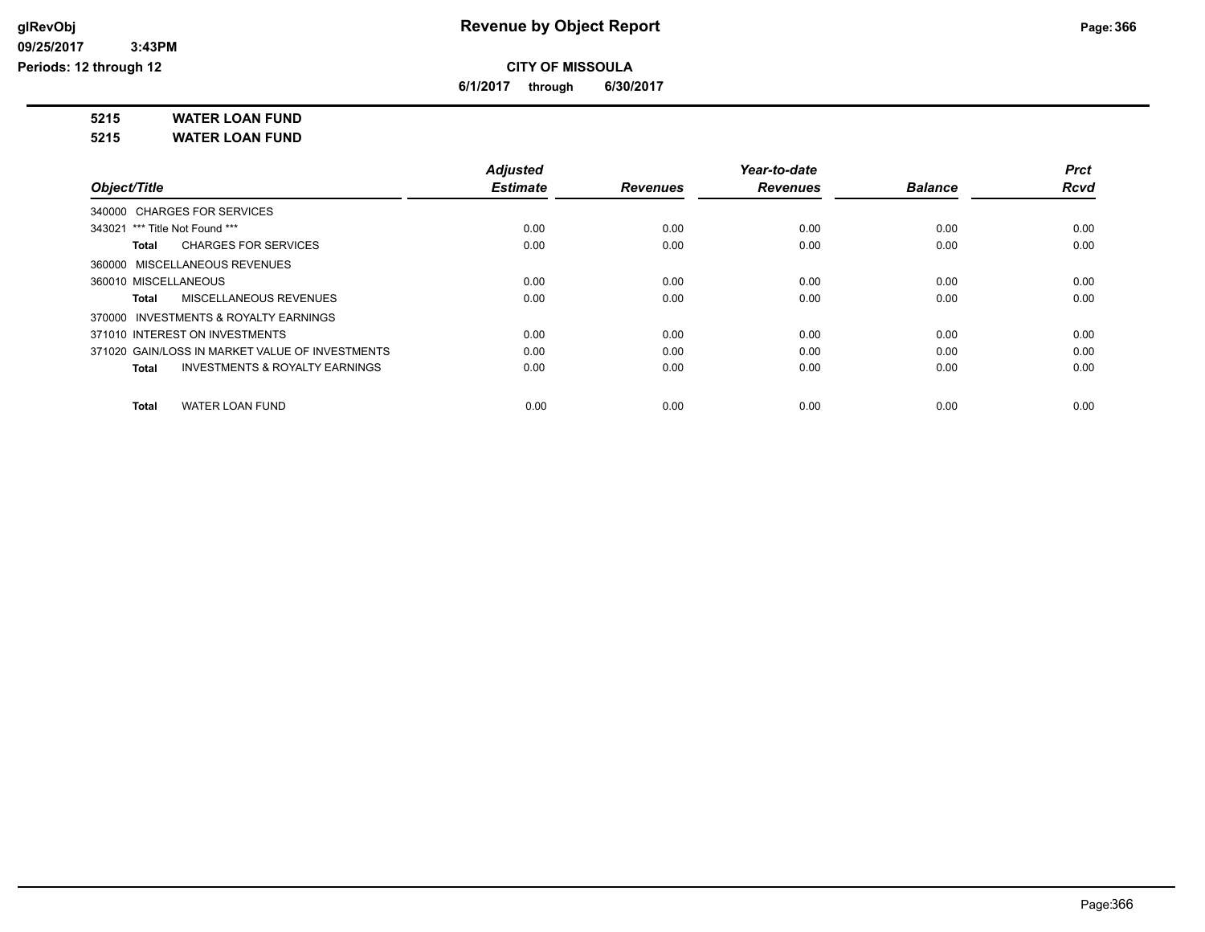**glRevObj**
**09/25/2017 3:43PM**
**Periods: 12 through 12**

# Revenue by Object Report

**CITY OF MISSOULA**

**6/1/2017 through 6/30/2017**

**5215 WATER LOAN FUND**
**5215 WATER LOAN FUND**

| Object/Title | Adjusted Estimate | Revenues | Year-to-date Revenues | Balance | Prct Rcvd |
|---|---|---|---|---|---|
| 340000 CHARGES FOR SERVICES | | | | | |
| 343021 *** Title Not Found *** | 0.00 | 0.00 | 0.00 | 0.00 | 0.00 |
| **Total** CHARGES FOR SERVICES | 0.00 | 0.00 | 0.00 | 0.00 | 0.00 |
| 360000 MISCELLANEOUS REVENUES | | | | | |
| 360010 MISCELLANEOUS | 0.00 | 0.00 | 0.00 | 0.00 | 0.00 |
| **Total** MISCELLANEOUS REVENUES | 0.00 | 0.00 | 0.00 | 0.00 | 0.00 |
| 370000 INVESTMENTS & ROYALTY EARNINGS | | | | | |
| 371010 INTEREST ON INVESTMENTS | 0.00 | 0.00 | 0.00 | 0.00 | 0.00 |
| 371020 GAIN/LOSS IN MARKET VALUE OF INVESTMENTS | 0.00 | 0.00 | 0.00 | 0.00 | 0.00 |
| **Total** INVESTMENTS & ROYALTY EARNINGS | 0.00 | 0.00 | 0.00 | 0.00 | 0.00 |
| **Total** WATER LOAN FUND | 0.00 | 0.00 | 0.00 | 0.00 | 0.00 |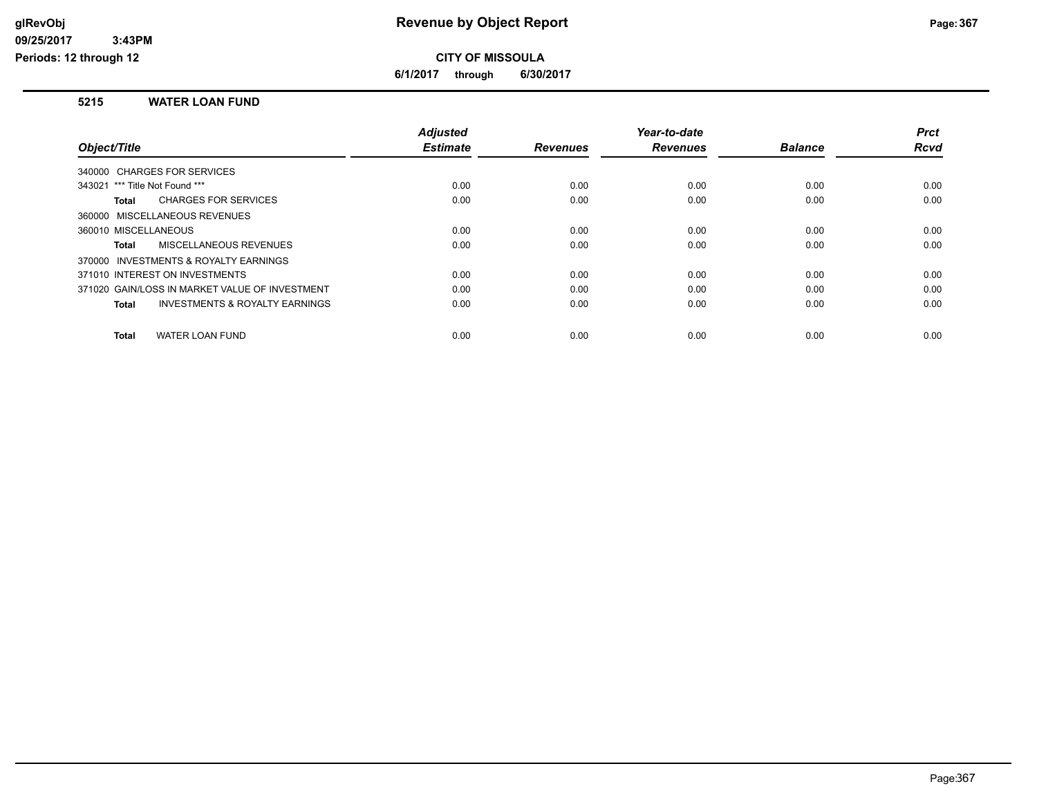# Revenue by Object Report

**CITY OF MISSOULA**

**6/1/2017 through 6/30/2017**

glRevObj
09/25/2017 3:43PM
Periods: 12 through 12

## 5215 WATER LOAN FUND

| Object/Title | Adjusted Estimate | Revenues | Year-to-date Revenues | Balance | Prct Rcvd |
|---|---|---|---|---|---|
| 340000 CHARGES FOR SERVICES | | | | | |
| 343021 *** Title Not Found *** | 0.00 | 0.00 | 0.00 | 0.00 | 0.00 |
| **Total** CHARGES FOR SERVICES | 0.00 | 0.00 | 0.00 | 0.00 | 0.00 |
| 360000 MISCELLANEOUS REVENUES | | | | | |
| 360010 MISCELLANEOUS | 0.00 | 0.00 | 0.00 | 0.00 | 0.00 |
| **Total** MISCELLANEOUS REVENUES | 0.00 | 0.00 | 0.00 | 0.00 | 0.00 |
| 370000 INVESTMENTS & ROYALTY EARNINGS | | | | | |
| 371010 INTEREST ON INVESTMENTS | 0.00 | 0.00 | 0.00 | 0.00 | 0.00 |
| 371020 GAIN/LOSS IN MARKET VALUE OF INVESTMENT | 0.00 | 0.00 | 0.00 | 0.00 | 0.00 |
| **Total** INVESTMENTS & ROYALTY EARNINGS | 0.00 | 0.00 | 0.00 | 0.00 | 0.00 |
| **Total** WATER LOAN FUND | 0.00 | 0.00 | 0.00 | 0.00 | 0.00 |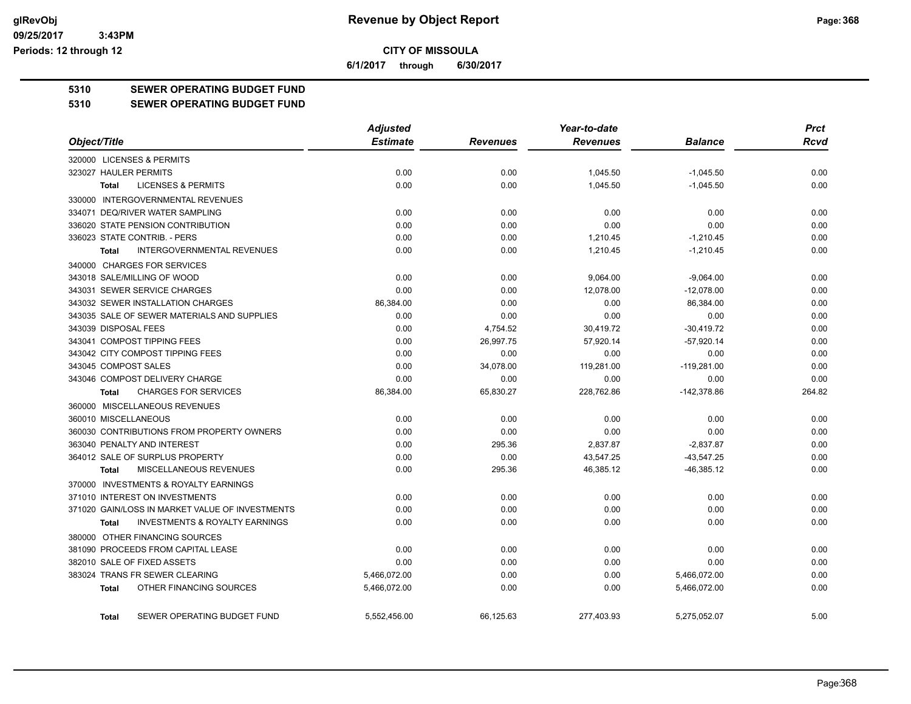**CITY OF MISSOULA**

**6/1/2017 through 6/30/2017**

**5310 SEWER OPERATING BUDGET FUND**

**5310 SEWER OPERATING BUDGET FUND**

| Object/Title | Adjusted Estimate | Revenues | Year-to-date Revenues | Balance | Prct Rcvd |
|---|---|---|---|---|---|
| 320000 LICENSES & PERMITS | | | | | |
| 323027 HAULER PERMITS | 0.00 | 0.00 | 1,045.50 | -1,045.50 | 0.00 |
| Total LICENSES & PERMITS | 0.00 | 0.00 | 1,045.50 | -1,045.50 | 0.00 |
| 330000 INTERGOVERNMENTAL REVENUES | | | | | |
| 334071 DEQ/RIVER WATER SAMPLING | 0.00 | 0.00 | 0.00 | 0.00 | 0.00 |
| 336020 STATE PENSION CONTRIBUTION | 0.00 | 0.00 | 0.00 | 0.00 | 0.00 |
| 336023 STATE CONTRIB. - PERS | 0.00 | 0.00 | 1,210.45 | -1,210.45 | 0.00 |
| Total INTERGOVERNMENTAL REVENUES | 0.00 | 0.00 | 1,210.45 | -1,210.45 | 0.00 |
| 340000 CHARGES FOR SERVICES | | | | | |
| 343018 SALE/MILLING OF WOOD | 0.00 | 0.00 | 9,064.00 | -9,064.00 | 0.00 |
| 343031 SEWER SERVICE CHARGES | 0.00 | 0.00 | 12,078.00 | -12,078.00 | 0.00 |
| 343032 SEWER INSTALLATION CHARGES | 86,384.00 | 0.00 | 0.00 | 86,384.00 | 0.00 |
| 343035 SALE OF SEWER MATERIALS AND SUPPLIES | 0.00 | 0.00 | 0.00 | 0.00 | 0.00 |
| 343039 DISPOSAL FEES | 0.00 | 4,754.52 | 30,419.72 | -30,419.72 | 0.00 |
| 343041 COMPOST TIPPING FEES | 0.00 | 26,997.75 | 57,920.14 | -57,920.14 | 0.00 |
| 343042 CITY COMPOST TIPPING FEES | 0.00 | 0.00 | 0.00 | 0.00 | 0.00 |
| 343045 COMPOST SALES | 0.00 | 34,078.00 | 119,281.00 | -119,281.00 | 0.00 |
| 343046 COMPOST DELIVERY CHARGE | 0.00 | 0.00 | 0.00 | 0.00 | 0.00 |
| Total CHARGES FOR SERVICES | 86,384.00 | 65,830.27 | 228,762.86 | -142,378.86 | 264.82 |
| 360000 MISCELLANEOUS REVENUES | | | | | |
| 360010 MISCELLANEOUS | 0.00 | 0.00 | 0.00 | 0.00 | 0.00 |
| 360030 CONTRIBUTIONS FROM PROPERTY OWNERS | 0.00 | 0.00 | 0.00 | 0.00 | 0.00 |
| 363040 PENALTY AND INTEREST | 0.00 | 295.36 | 2,837.87 | -2,837.87 | 0.00 |
| 364012 SALE OF SURPLUS PROPERTY | 0.00 | 0.00 | 43,547.25 | -43,547.25 | 0.00 |
| Total MISCELLANEOUS REVENUES | 0.00 | 295.36 | 46,385.12 | -46,385.12 | 0.00 |
| 370000 INVESTMENTS & ROYALTY EARNINGS | | | | | |
| 371010 INTEREST ON INVESTMENTS | 0.00 | 0.00 | 0.00 | 0.00 | 0.00 |
| 371020 GAIN/LOSS IN MARKET VALUE OF INVESTMENTS | 0.00 | 0.00 | 0.00 | 0.00 | 0.00 |
| Total INVESTMENTS & ROYALTY EARNINGS | 0.00 | 0.00 | 0.00 | 0.00 | 0.00 |
| 380000 OTHER FINANCING SOURCES | | | | | |
| 381090 PROCEEDS FROM CAPITAL LEASE | 0.00 | 0.00 | 0.00 | 0.00 | 0.00 |
| 382010 SALE OF FIXED ASSETS | 0.00 | 0.00 | 0.00 | 0.00 | 0.00 |
| 383024 TRANS FR SEWER CLEARING | 5,466,072.00 | 0.00 | 0.00 | 5,466,072.00 | 0.00 |
| Total OTHER FINANCING SOURCES | 5,466,072.00 | 0.00 | 0.00 | 5,466,072.00 | 0.00 |
| Total SEWER OPERATING BUDGET FUND | 5,552,456.00 | 66,125.63 | 277,403.93 | 5,275,052.07 | 5.00 |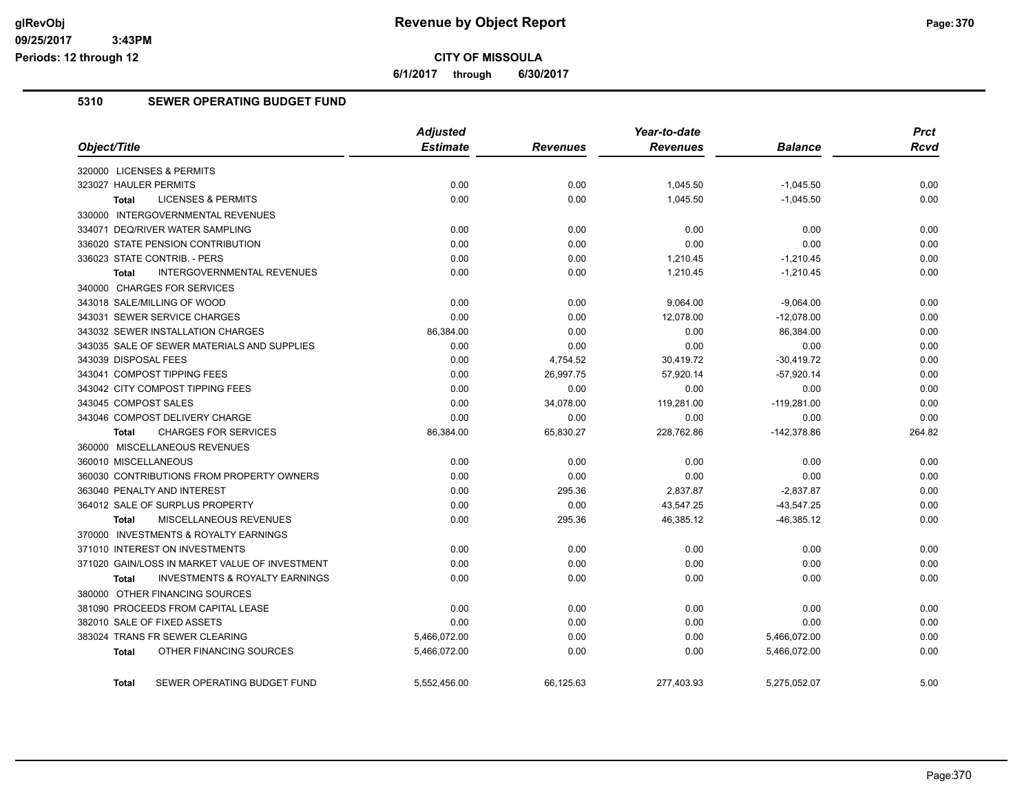# Revenue by Object Report

**CITY OF MISSOULA**

**6/1/2017 through 6/30/2017**

glRevObj
09/25/2017 3:43PM
Periods: 12 through 12

## 5310 SEWER OPERATING BUDGET FUND

| Object/Title | Adjusted Estimate | Revenues | Year-to-date Revenues | Balance | Prct Rcvd |
|---|---|---|---|---|---|
| 320000 LICENSES & PERMITS | | | | | |
| 323027 HAULER PERMITS | 0.00 | 0.00 | 1,045.50 | -1,045.50 | 0.00 |
| **Total** LICENSES & PERMITS | 0.00 | 0.00 | 1,045.50 | -1,045.50 | 0.00 |
| 330000 INTERGOVERNMENTAL REVENUES | | | | | |
| 334071 DEQ/RIVER WATER SAMPLING | 0.00 | 0.00 | 0.00 | 0.00 | 0.00 |
| 336020 STATE PENSION CONTRIBUTION | 0.00 | 0.00 | 0.00 | 0.00 | 0.00 |
| 336023 STATE CONTRIB. - PERS | 0.00 | 0.00 | 1,210.45 | -1,210.45 | 0.00 |
| **Total** INTERGOVERNMENTAL REVENUES | 0.00 | 0.00 | 1,210.45 | -1,210.45 | 0.00 |
| 340000 CHARGES FOR SERVICES | | | | | |
| 343018 SALE/MILLING OF WOOD | 0.00 | 0.00 | 9,064.00 | -9,064.00 | 0.00 |
| 343031 SEWER SERVICE CHARGES | 0.00 | 0.00 | 12,078.00 | -12,078.00 | 0.00 |
| 343032 SEWER INSTALLATION CHARGES | 86,384.00 | 0.00 | 0.00 | 86,384.00 | 0.00 |
| 343035 SALE OF SEWER MATERIALS AND SUPPLIES | 0.00 | 0.00 | 0.00 | 0.00 | 0.00 |
| 343039 DISPOSAL FEES | 0.00 | 4,754.52 | 30,419.72 | -30,419.72 | 0.00 |
| 343041 COMPOST TIPPING FEES | 0.00 | 26,997.75 | 57,920.14 | -57,920.14 | 0.00 |
| 343042 CITY COMPOST TIPPING FEES | 0.00 | 0.00 | 0.00 | 0.00 | 0.00 |
| 343045 COMPOST SALES | 0.00 | 34,078.00 | 119,281.00 | -119,281.00 | 0.00 |
| 343046 COMPOST DELIVERY CHARGE | 0.00 | 0.00 | 0.00 | 0.00 | 0.00 |
| **Total** CHARGES FOR SERVICES | 86,384.00 | 65,830.27 | 228,762.86 | -142,378.86 | 264.82 |
| 360000 MISCELLANEOUS REVENUES | | | | | |
| 360010 MISCELLANEOUS | 0.00 | 0.00 | 0.00 | 0.00 | 0.00 |
| 360030 CONTRIBUTIONS FROM PROPERTY OWNERS | 0.00 | 0.00 | 0.00 | 0.00 | 0.00 |
| 363040 PENALTY AND INTEREST | 0.00 | 295.36 | 2,837.87 | -2,837.87 | 0.00 |
| 364012 SALE OF SURPLUS PROPERTY | 0.00 | 0.00 | 43,547.25 | -43,547.25 | 0.00 |
| **Total** MISCELLANEOUS REVENUES | 0.00 | 295.36 | 46,385.12 | -46,385.12 | 0.00 |
| 370000 INVESTMENTS & ROYALTY EARNINGS | | | | | |
| 371010 INTEREST ON INVESTMENTS | 0.00 | 0.00 | 0.00 | 0.00 | 0.00 |
| 371020 GAIN/LOSS IN MARKET VALUE OF INVESTMENT | 0.00 | 0.00 | 0.00 | 0.00 | 0.00 |
| **Total** INVESTMENTS & ROYALTY EARNINGS | 0.00 | 0.00 | 0.00 | 0.00 | 0.00 |
| 380000 OTHER FINANCING SOURCES | | | | | |
| 381090 PROCEEDS FROM CAPITAL LEASE | 0.00 | 0.00 | 0.00 | 0.00 | 0.00 |
| 382010 SALE OF FIXED ASSETS | 0.00 | 0.00 | 0.00 | 0.00 | 0.00 |
| 383024 TRANS FR SEWER CLEARING | 5,466,072.00 | 0.00 | 0.00 | 5,466,072.00 | 0.00 |
| **Total** OTHER FINANCING SOURCES | 5,466,072.00 | 0.00 | 0.00 | 5,466,072.00 | 0.00 |
| **Total** SEWER OPERATING BUDGET FUND | 5,552,456.00 | 66,125.63 | 277,403.93 | 5,275,052.07 | 5.00 |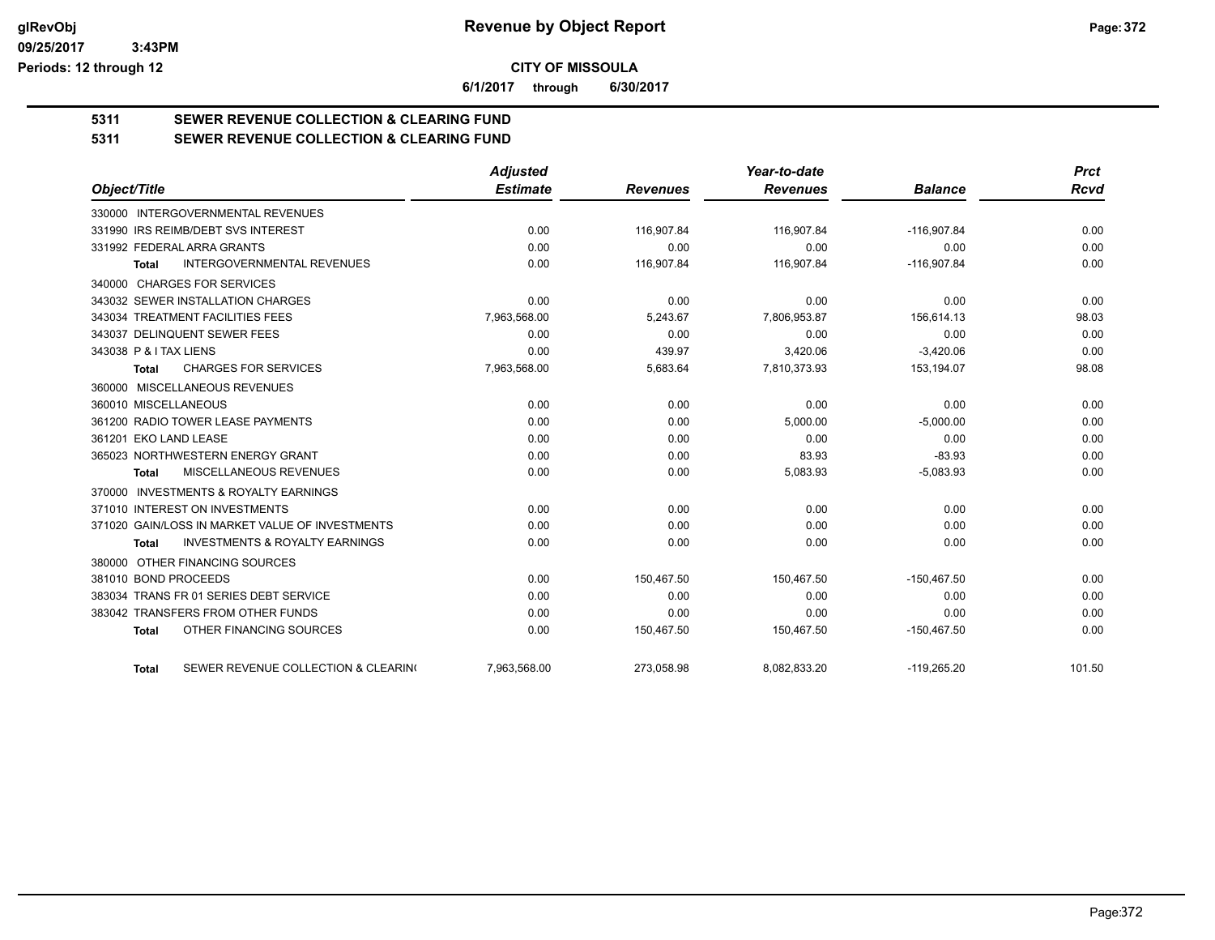**CITY OF MISSOULA**

**6/1/2017 through 6/30/2017**

## 5311 SEWER REVENUE COLLECTION & CLEARING FUND
## 5311 SEWER REVENUE COLLECTION & CLEARING FUND

| Object/Title | Adjusted Estimate | Revenues | Year-to-date Revenues | Balance | Prct Rcvd |
|---|---|---|---|---|---|
| 330000 INTERGOVERNMENTAL REVENUES | | | | | |
| 331990 IRS REIMB/DEBT SVS INTEREST | 0.00 | 116,907.84 | 116,907.84 | -116,907.84 | 0.00 |
| 331992 FEDERAL ARRA GRANTS | 0.00 | 0.00 | 0.00 | 0.00 | 0.00 |
| **Total** INTERGOVERNMENTAL REVENUES | 0.00 | 116,907.84 | 116,907.84 | -116,907.84 | 0.00 |
| 340000 CHARGES FOR SERVICES | | | | | |
| 343032 SEWER INSTALLATION CHARGES | 0.00 | 0.00 | 0.00 | 0.00 | 0.00 |
| 343034 TREATMENT FACILITIES FEES | 7,963,568.00 | 5,243.67 | 7,806,953.87 | 156,614.13 | 98.03 |
| 343037 DELINQUENT SEWER FEES | 0.00 | 0.00 | 0.00 | 0.00 | 0.00 |
| 343038 P & I TAX LIENS | 0.00 | 439.97 | 3,420.06 | -3,420.06 | 0.00 |
| **Total** CHARGES FOR SERVICES | 7,963,568.00 | 5,683.64 | 7,810,373.93 | 153,194.07 | 98.08 |
| 360000 MISCELLANEOUS REVENUES | | | | | |
| 360010 MISCELLANEOUS | 0.00 | 0.00 | 0.00 | 0.00 | 0.00 |
| 361200 RADIO TOWER LEASE PAYMENTS | 0.00 | 0.00 | 5,000.00 | -5,000.00 | 0.00 |
| 361201 EKO LAND LEASE | 0.00 | 0.00 | 0.00 | 0.00 | 0.00 |
| 365023 NORTHWESTERN ENERGY GRANT | 0.00 | 0.00 | 83.93 | -83.93 | 0.00 |
| **Total** MISCELLANEOUS REVENUES | 0.00 | 0.00 | 5,083.93 | -5,083.93 | 0.00 |
| 370000 INVESTMENTS & ROYALTY EARNINGS | | | | | |
| 371010 INTEREST ON INVESTMENTS | 0.00 | 0.00 | 0.00 | 0.00 | 0.00 |
| 371020 GAIN/LOSS IN MARKET VALUE OF INVESTMENTS | 0.00 | 0.00 | 0.00 | 0.00 | 0.00 |
| **Total** INVESTMENTS & ROYALTY EARNINGS | 0.00 | 0.00 | 0.00 | 0.00 | 0.00 |
| 380000 OTHER FINANCING SOURCES | | | | | |
| 381010 BOND PROCEEDS | 0.00 | 150,467.50 | 150,467.50 | -150,467.50 | 0.00 |
| 383034 TRANS FR 01 SERIES DEBT SERVICE | 0.00 | 0.00 | 0.00 | 0.00 | 0.00 |
| 383042 TRANSFERS FROM OTHER FUNDS | 0.00 | 0.00 | 0.00 | 0.00 | 0.00 |
| **Total** OTHER FINANCING SOURCES | 0.00 | 150,467.50 | 150,467.50 | -150,467.50 | 0.00 |
| **Total** SEWER REVENUE COLLECTION & CLEARIN( | 7,963,568.00 | 273,058.98 | 8,082,833.20 | -119,265.20 | 101.50 |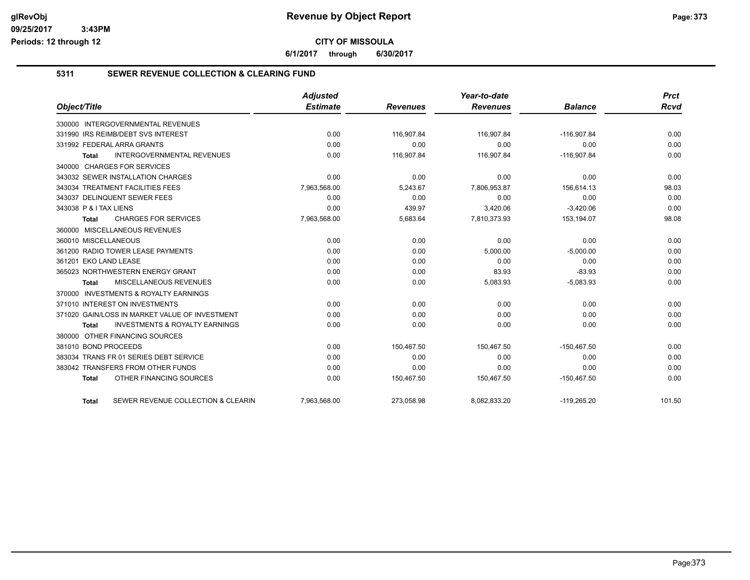# Revenue by Object Report

**CITY OF MISSOULA**

**6/1/2017 through 6/30/2017**

glRevObj
09/25/2017 3:43PM
Periods: 12 through 12

## 5311 SEWER REVENUE COLLECTION & CLEARING FUND

| Object/Title | Adjusted Estimate | Revenues | Year-to-date Revenues | Balance | Prct Rcvd |
|---|---|---|---|---|---|
| 330000 INTERGOVERNMENTAL REVENUES | | | | | |
| 331990 IRS REIMB/DEBT SVS INTEREST | 0.00 | 116,907.84 | 116,907.84 | -116,907.84 | 0.00 |
| 331992 FEDERAL ARRA GRANTS | 0.00 | 0.00 | 0.00 | 0.00 | 0.00 |
| **Total** INTERGOVERNMENTAL REVENUES | 0.00 | 116,907.84 | 116,907.84 | -116,907.84 | 0.00 |
| 340000 CHARGES FOR SERVICES | | | | | |
| 343032 SEWER INSTALLATION CHARGES | 0.00 | 0.00 | 0.00 | 0.00 | 0.00 |
| 343034 TREATMENT FACILITIES FEES | 7,963,568.00 | 5,243.67 | 7,806,953.87 | 156,614.13 | 98.03 |
| 343037 DELINQUENT SEWER FEES | 0.00 | 0.00 | 0.00 | 0.00 | 0.00 |
| 343038 P & I TAX LIENS | 0.00 | 439.97 | 3,420.06 | -3,420.06 | 0.00 |
| **Total** CHARGES FOR SERVICES | 7,963,568.00 | 5,683.64 | 7,810,373.93 | 153,194.07 | 98.08 |
| 360000 MISCELLANEOUS REVENUES | | | | | |
| 360010 MISCELLANEOUS | 0.00 | 0.00 | 0.00 | 0.00 | 0.00 |
| 361200 RADIO TOWER LEASE PAYMENTS | 0.00 | 0.00 | 5,000.00 | -5,000.00 | 0.00 |
| 361201 EKO LAND LEASE | 0.00 | 0.00 | 0.00 | 0.00 | 0.00 |
| 365023 NORTHWESTERN ENERGY GRANT | 0.00 | 0.00 | 83.93 | -83.93 | 0.00 |
| **Total** MISCELLANEOUS REVENUES | 0.00 | 0.00 | 5,083.93 | -5,083.93 | 0.00 |
| 370000 INVESTMENTS & ROYALTY EARNINGS | | | | | |
| 371010 INTEREST ON INVESTMENTS | 0.00 | 0.00 | 0.00 | 0.00 | 0.00 |
| 371020 GAIN/LOSS IN MARKET VALUE OF INVESTMENT | 0.00 | 0.00 | 0.00 | 0.00 | 0.00 |
| **Total** INVESTMENTS & ROYALTY EARNINGS | 0.00 | 0.00 | 0.00 | 0.00 | 0.00 |
| 380000 OTHER FINANCING SOURCES | | | | | |
| 381010 BOND PROCEEDS | 0.00 | 150,467.50 | 150,467.50 | -150,467.50 | 0.00 |
| 383034 TRANS FR 01 SERIES DEBT SERVICE | 0.00 | 0.00 | 0.00 | 0.00 | 0.00 |
| 383042 TRANSFERS FROM OTHER FUNDS | 0.00 | 0.00 | 0.00 | 0.00 | 0.00 |
| **Total** OTHER FINANCING SOURCES | 0.00 | 150,467.50 | 150,467.50 | -150,467.50 | 0.00 |
| **Total** SEWER REVENUE COLLECTION & CLEARIN | 7,963,568.00 | 273,058.98 | 8,082,833.20 | -119,265.20 | 101.50 |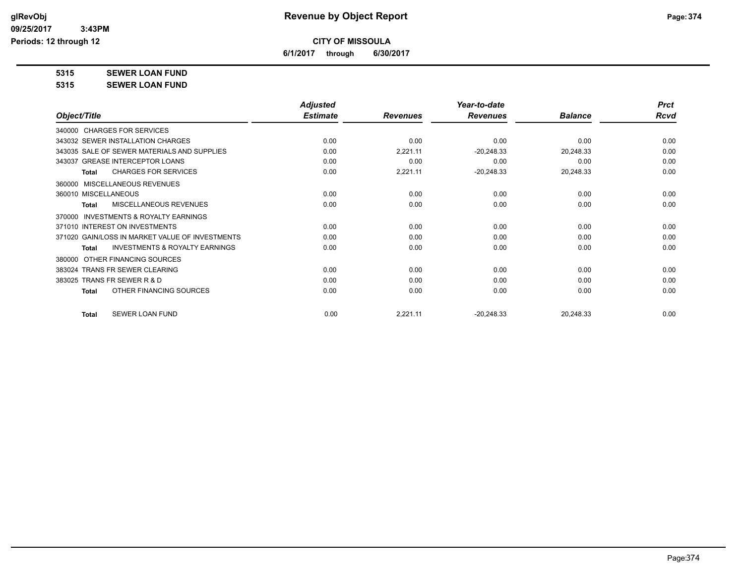**CITY OF MISSOULA**

**6/1/2017 through 6/30/2017**

**5315 SEWER LOAN FUND**

**5315 SEWER LOAN FUND**

| Object/Title | Adjusted Estimate | Revenues | Year-to-date Revenues | Balance | Prct Rcvd |
|---|---|---|---|---|---|
| 340000 CHARGES FOR SERVICES | | | | | |
| 343032 SEWER INSTALLATION CHARGES | 0.00 | 0.00 | 0.00 | 0.00 | 0.00 |
| 343035 SALE OF SEWER MATERIALS AND SUPPLIES | 0.00 | 2,221.11 | -20,248.33 | 20,248.33 | 0.00 |
| 343037 GREASE INTERCEPTOR LOANS | 0.00 | 0.00 | 0.00 | 0.00 | 0.00 |
| Total CHARGES FOR SERVICES | 0.00 | 2,221.11 | -20,248.33 | 20,248.33 | 0.00 |
| 360000 MISCELLANEOUS REVENUES | | | | | |
| 360010 MISCELLANEOUS | 0.00 | 0.00 | 0.00 | 0.00 | 0.00 |
| Total MISCELLANEOUS REVENUES | 0.00 | 0.00 | 0.00 | 0.00 | 0.00 |
| 370000 INVESTMENTS & ROYALTY EARNINGS | | | | | |
| 371010 INTEREST ON INVESTMENTS | 0.00 | 0.00 | 0.00 | 0.00 | 0.00 |
| 371020 GAIN/LOSS IN MARKET VALUE OF INVESTMENTS | 0.00 | 0.00 | 0.00 | 0.00 | 0.00 |
| Total INVESTMENTS & ROYALTY EARNINGS | 0.00 | 0.00 | 0.00 | 0.00 | 0.00 |
| 380000 OTHER FINANCING SOURCES | | | | | |
| 383024 TRANS FR SEWER CLEARING | 0.00 | 0.00 | 0.00 | 0.00 | 0.00 |
| 383025 TRANS FR SEWER R & D | 0.00 | 0.00 | 0.00 | 0.00 | 0.00 |
| Total OTHER FINANCING SOURCES | 0.00 | 0.00 | 0.00 | 0.00 | 0.00 |
| Total SEWER LOAN FUND | 0.00 | 2,221.11 | -20,248.33 | 20,248.33 | 0.00 |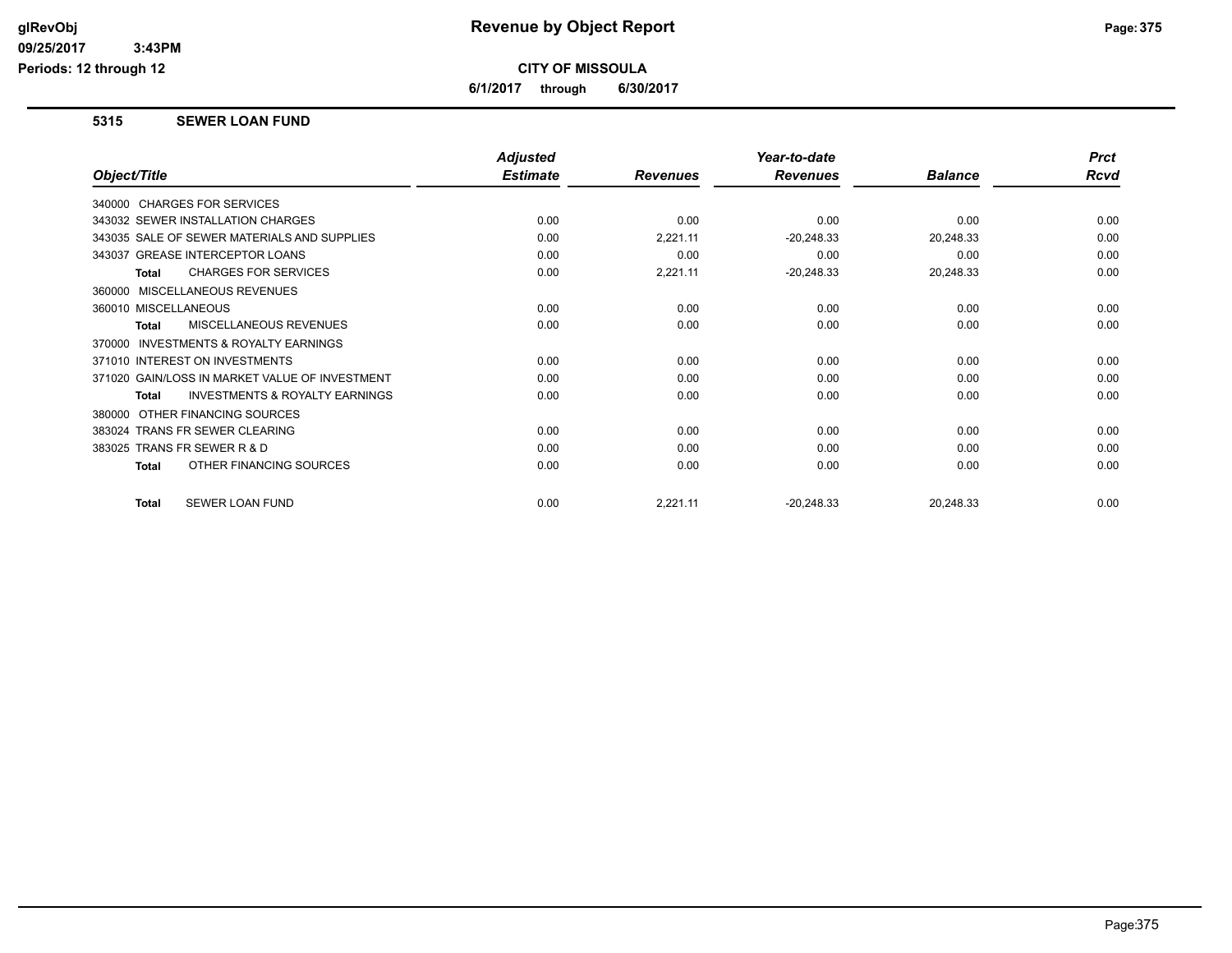# Revenue by Object Report

**CITY OF MISSOULA**

**6/1/2017 through 6/30/2017**

glRevObj
09/25/2017 3:43PM
Periods: 12 through 12

## 5315 SEWER LOAN FUND

| Object/Title | Adjusted Estimate | Revenues | Year-to-date Revenues | Balance | Prct Rcvd |
|---|---|---|---|---|---|
| 340000 CHARGES FOR SERVICES | | | | | |
| 343032 SEWER INSTALLATION CHARGES | 0.00 | 0.00 | 0.00 | 0.00 | 0.00 |
| 343035 SALE OF SEWER MATERIALS AND SUPPLIES | 0.00 | 2,221.11 | -20,248.33 | 20,248.33 | 0.00 |
| 343037 GREASE INTERCEPTOR LOANS | 0.00 | 0.00 | 0.00 | 0.00 | 0.00 |
| **Total** CHARGES FOR SERVICES | 0.00 | 2,221.11 | -20,248.33 | 20,248.33 | 0.00 |
| 360000 MISCELLANEOUS REVENUES | | | | | |
| 360010 MISCELLANEOUS | 0.00 | 0.00 | 0.00 | 0.00 | 0.00 |
| **Total** MISCELLANEOUS REVENUES | 0.00 | 0.00 | 0.00 | 0.00 | 0.00 |
| 370000 INVESTMENTS & ROYALTY EARNINGS | | | | | |
| 371010 INTEREST ON INVESTMENTS | 0.00 | 0.00 | 0.00 | 0.00 | 0.00 |
| 371020 GAIN/LOSS IN MARKET VALUE OF INVESTMENT | 0.00 | 0.00 | 0.00 | 0.00 | 0.00 |
| **Total** INVESTMENTS & ROYALTY EARNINGS | 0.00 | 0.00 | 0.00 | 0.00 | 0.00 |
| 380000 OTHER FINANCING SOURCES | | | | | |
| 383024 TRANS FR SEWER CLEARING | 0.00 | 0.00 | 0.00 | 0.00 | 0.00 |
| 383025 TRANS FR SEWER R & D | 0.00 | 0.00 | 0.00 | 0.00 | 0.00 |
| **Total** OTHER FINANCING SOURCES | 0.00 | 0.00 | 0.00 | 0.00 | 0.00 |
| **Total** SEWER LOAN FUND | 0.00 | 2,221.11 | -20,248.33 | 20,248.33 | 0.00 |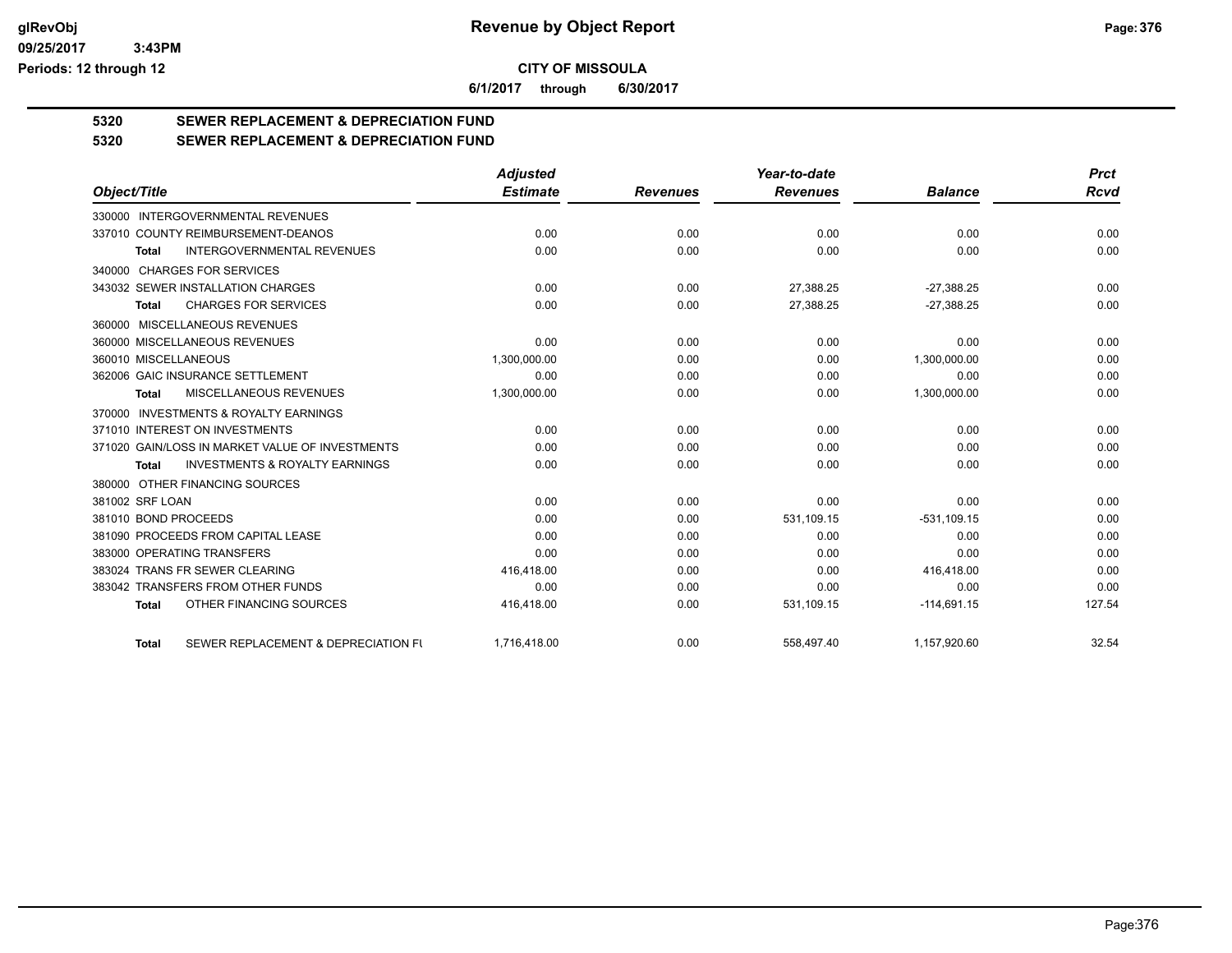**CITY OF MISSOULA**

**6/1/2017 through 6/30/2017**

# 5320 SEWER REPLACEMENT & DEPRECIATION FUND

## 5320 SEWER REPLACEMENT & DEPRECIATION FUND

| Object/Title | Adjusted Estimate | Revenues | Year-to-date Revenues | Balance | Prct Rcvd |
|---|---|---|---|---|---|
| 330000 INTERGOVERNMENTAL REVENUES | | | | | |
| 337010 COUNTY REIMBURSEMENT-DEANOS | 0.00 | 0.00 | 0.00 | 0.00 | 0.00 |
| **Total** INTERGOVERNMENTAL REVENUES | 0.00 | 0.00 | 0.00 | 0.00 | 0.00 |
| 340000 CHARGES FOR SERVICES | | | | | |
| 343032 SEWER INSTALLATION CHARGES | 0.00 | 0.00 | 27,388.25 | -27,388.25 | 0.00 |
| **Total** CHARGES FOR SERVICES | 0.00 | 0.00 | 27,388.25 | -27,388.25 | 0.00 |
| 360000 MISCELLANEOUS REVENUES | | | | | |
| 360000 MISCELLANEOUS REVENUES | 0.00 | 0.00 | 0.00 | 0.00 | 0.00 |
| 360010 MISCELLANEOUS | 1,300,000.00 | 0.00 | 0.00 | 1,300,000.00 | 0.00 |
| 362006 GAIC INSURANCE SETTLEMENT | 0.00 | 0.00 | 0.00 | 0.00 | 0.00 |
| **Total** MISCELLANEOUS REVENUES | 1,300,000.00 | 0.00 | 0.00 | 1,300,000.00 | 0.00 |
| 370000 INVESTMENTS & ROYALTY EARNINGS | | | | | |
| 371010 INTEREST ON INVESTMENTS | 0.00 | 0.00 | 0.00 | 0.00 | 0.00 |
| 371020 GAIN/LOSS IN MARKET VALUE OF INVESTMENTS | 0.00 | 0.00 | 0.00 | 0.00 | 0.00 |
| **Total** INVESTMENTS & ROYALTY EARNINGS | 0.00 | 0.00 | 0.00 | 0.00 | 0.00 |
| 380000 OTHER FINANCING SOURCES | | | | | |
| 381002 SRF LOAN | 0.00 | 0.00 | 0.00 | 0.00 | 0.00 |
| 381010 BOND PROCEEDS | 0.00 | 0.00 | 531,109.15 | -531,109.15 | 0.00 |
| 381090 PROCEEDS FROM CAPITAL LEASE | 0.00 | 0.00 | 0.00 | 0.00 | 0.00 |
| 383000 OPERATING TRANSFERS | 0.00 | 0.00 | 0.00 | 0.00 | 0.00 |
| 383024 TRANS FR SEWER CLEARING | 416,418.00 | 0.00 | 0.00 | 416,418.00 | 0.00 |
| 383042 TRANSFERS FROM OTHER FUNDS | 0.00 | 0.00 | 0.00 | 0.00 | 0.00 |
| **Total** OTHER FINANCING SOURCES | 416,418.00 | 0.00 | 531,109.15 | -114,691.15 | 127.54 |
| **Total** SEWER REPLACEMENT & DEPRECIATION FU | 1,716,418.00 | 0.00 | 558,497.40 | 1,157,920.60 | 32.54 |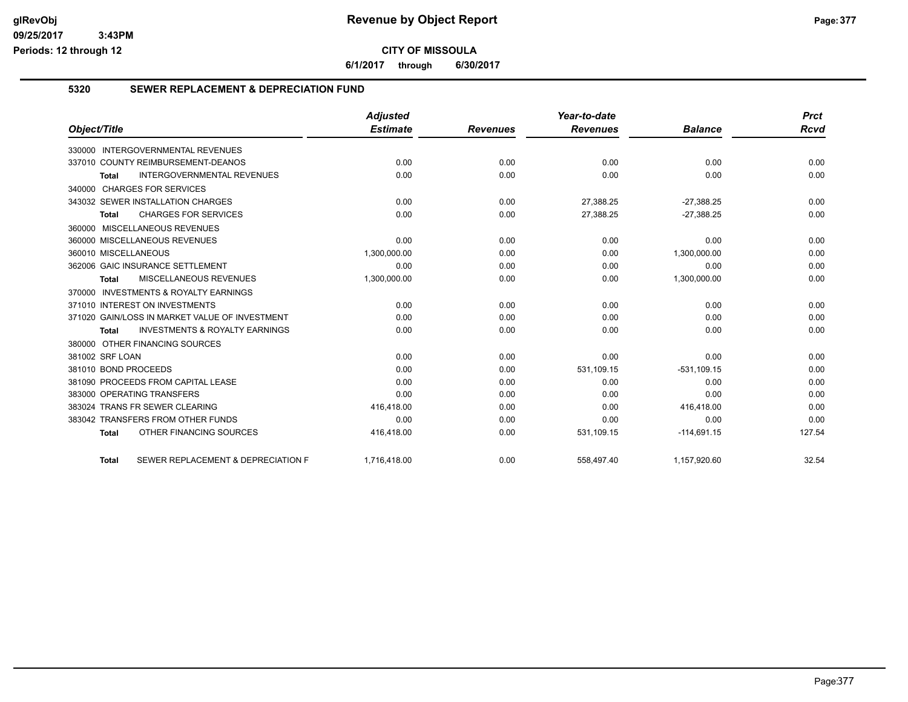**CITY OF MISSOULA**

**6/1/2017 through 6/30/2017**

## 5320 SEWER REPLACEMENT & DEPRECIATION FUND

| Object/Title | Adjusted Estimate | Revenues | Year-to-date Revenues | Balance | Prct Rcvd |
|---|---|---|---|---|---|
| 330000 INTERGOVERNMENTAL REVENUES | | | | | |
| 337010 COUNTY REIMBURSEMENT-DEANOS | 0.00 | 0.00 | 0.00 | 0.00 | 0.00 |
| **Total** INTERGOVERNMENTAL REVENUES | 0.00 | 0.00 | 0.00 | 0.00 | 0.00 |
| 340000 CHARGES FOR SERVICES | | | | | |
| 343032 SEWER INSTALLATION CHARGES | 0.00 | 0.00 | 27,388.25 | -27,388.25 | 0.00 |
| **Total** CHARGES FOR SERVICES | 0.00 | 0.00 | 27,388.25 | -27,388.25 | 0.00 |
| 360000 MISCELLANEOUS REVENUES | | | | | |
| 360000 MISCELLANEOUS REVENUES | 0.00 | 0.00 | 0.00 | 0.00 | 0.00 |
| 360010 MISCELLANEOUS | 1,300,000.00 | 0.00 | 0.00 | 1,300,000.00 | 0.00 |
| 362006 GAIC INSURANCE SETTLEMENT | 0.00 | 0.00 | 0.00 | 0.00 | 0.00 |
| **Total** MISCELLANEOUS REVENUES | 1,300,000.00 | 0.00 | 0.00 | 1,300,000.00 | 0.00 |
| 370000 INVESTMENTS & ROYALTY EARNINGS | | | | | |
| 371010 INTEREST ON INVESTMENTS | 0.00 | 0.00 | 0.00 | 0.00 | 0.00 |
| 371020 GAIN/LOSS IN MARKET VALUE OF INVESTMENT | 0.00 | 0.00 | 0.00 | 0.00 | 0.00 |
| **Total** INVESTMENTS & ROYALTY EARNINGS | 0.00 | 0.00 | 0.00 | 0.00 | 0.00 |
| 380000 OTHER FINANCING SOURCES | | | | | |
| 381002 SRF LOAN | 0.00 | 0.00 | 0.00 | 0.00 | 0.00 |
| 381010 BOND PROCEEDS | 0.00 | 0.00 | 531,109.15 | -531,109.15 | 0.00 |
| 381090 PROCEEDS FROM CAPITAL LEASE | 0.00 | 0.00 | 0.00 | 0.00 | 0.00 |
| 383000 OPERATING TRANSFERS | 0.00 | 0.00 | 0.00 | 0.00 | 0.00 |
| 383024 TRANS FR SEWER CLEARING | 416,418.00 | 0.00 | 0.00 | 416,418.00 | 0.00 |
| 383042 TRANSFERS FROM OTHER FUNDS | 0.00 | 0.00 | 0.00 | 0.00 | 0.00 |
| **Total** OTHER FINANCING SOURCES | 416,418.00 | 0.00 | 531,109.15 | -114,691.15 | 127.54 |
| **Total** SEWER REPLACEMENT & DEPRECIATION F | 1,716,418.00 | 0.00 | 558,497.40 | 1,157,920.60 | 32.54 |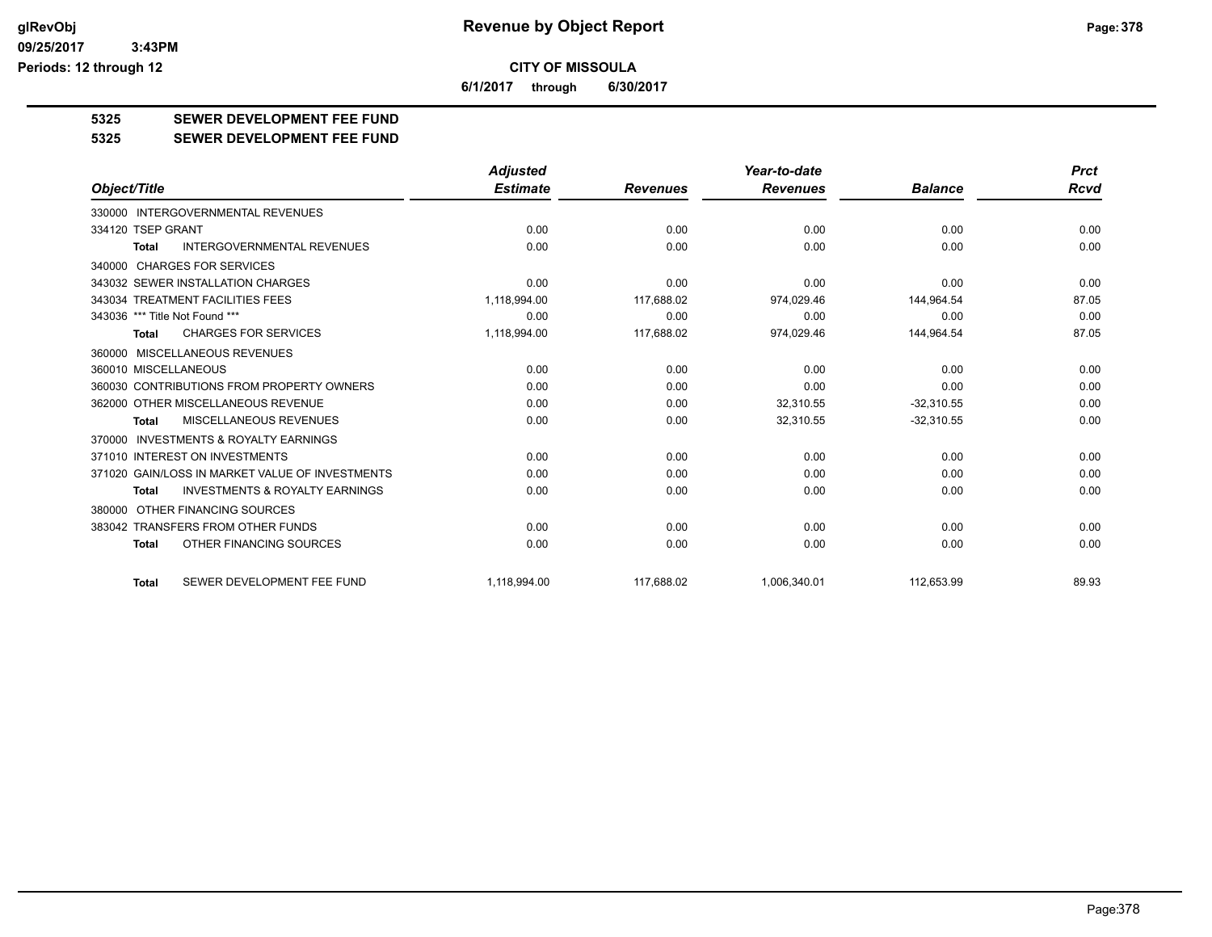**Revenue by Object Report**

**CITY OF MISSOULA**

**6/1/2017 through 6/30/2017**

**5325 SEWER DEVELOPMENT FEE FUND**

**5325 SEWER DEVELOPMENT FEE FUND**

| Object/Title | | Adjusted Estimate | Revenues | Year-to-date Revenues | Balance | Prct Rcvd |
|---|---|---|---|---|---|---|
| 330000 INTERGOVERNMENTAL REVENUES | | | | | | |
| 334120 TSEP GRANT | | 0.00 | 0.00 | 0.00 | 0.00 | 0.00 |
| Total | INTERGOVERNMENTAL REVENUES | 0.00 | 0.00 | 0.00 | 0.00 | 0.00 |
| 340000 CHARGES FOR SERVICES | | | | | | |
| 343032 SEWER INSTALLATION CHARGES | | 0.00 | 0.00 | 0.00 | 0.00 | 0.00 |
| 343034 TREATMENT FACILITIES FEES | | 1,118,994.00 | 117,688.02 | 974,029.46 | 144,964.54 | 87.05 |
| 343036 *** Title Not Found *** | | 0.00 | 0.00 | 0.00 | 0.00 | 0.00 |
| Total | CHARGES FOR SERVICES | 1,118,994.00 | 117,688.02 | 974,029.46 | 144,964.54 | 87.05 |
| 360000 MISCELLANEOUS REVENUES | | | | | | |
| 360010 MISCELLANEOUS | | 0.00 | 0.00 | 0.00 | 0.00 | 0.00 |
| 360030 CONTRIBUTIONS FROM PROPERTY OWNERS | | 0.00 | 0.00 | 0.00 | 0.00 | 0.00 |
| 362000 OTHER MISCELLANEOUS REVENUE | | 0.00 | 0.00 | 32,310.55 | -32,310.55 | 0.00 |
| Total | MISCELLANEOUS REVENUES | 0.00 | 0.00 | 32,310.55 | -32,310.55 | 0.00 |
| 370000 INVESTMENTS & ROYALTY EARNINGS | | | | | | |
| 371010 INTEREST ON INVESTMENTS | | 0.00 | 0.00 | 0.00 | 0.00 | 0.00 |
| 371020 GAIN/LOSS IN MARKET VALUE OF INVESTMENTS | | 0.00 | 0.00 | 0.00 | 0.00 | 0.00 |
| Total | INVESTMENTS & ROYALTY EARNINGS | 0.00 | 0.00 | 0.00 | 0.00 | 0.00 |
| 380000 OTHER FINANCING SOURCES | | | | | | |
| 383042 TRANSFERS FROM OTHER FUNDS | | 0.00 | 0.00 | 0.00 | 0.00 | 0.00 |
| Total | OTHER FINANCING SOURCES | 0.00 | 0.00 | 0.00 | 0.00 | 0.00 |
| Total | SEWER DEVELOPMENT FEE FUND | 1,118,994.00 | 117,688.02 | 1,006,340.01 | 112,653.99 | 89.93 |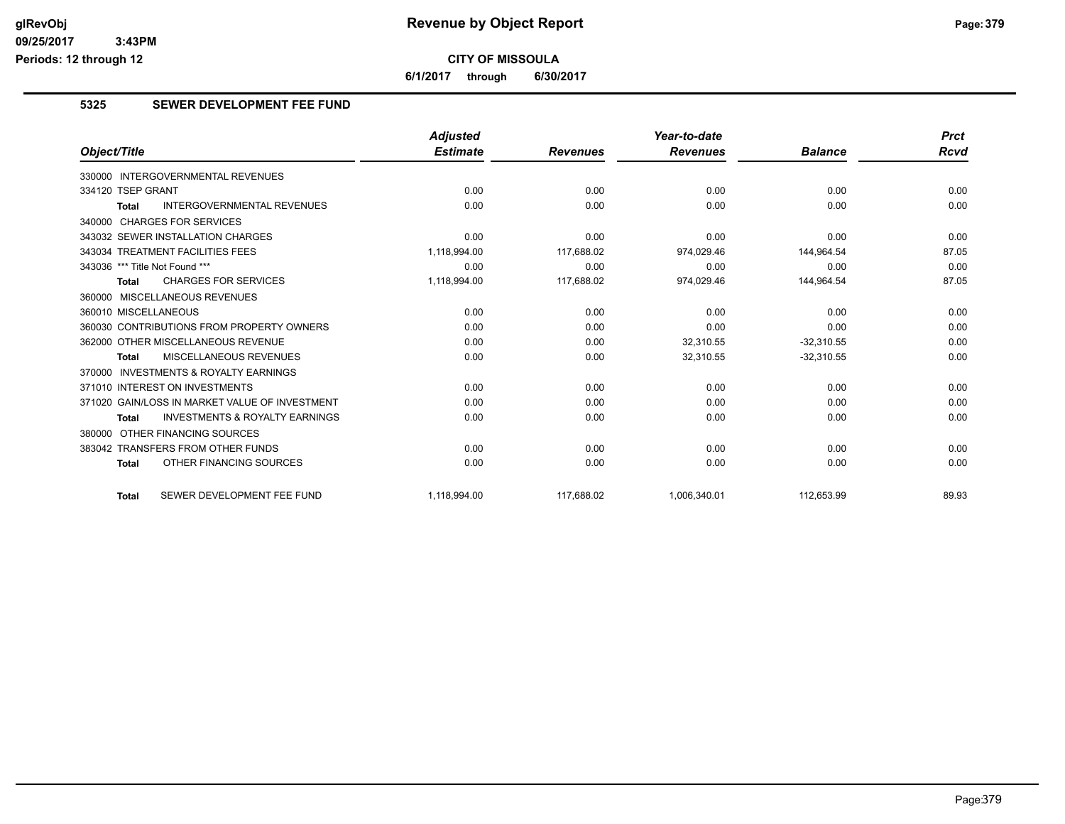**CITY OF MISSOULA**

**6/1/2017 through 6/30/2017**

## 5325 SEWER DEVELOPMENT FEE FUND

| Object/Title | Adjusted Estimate | Revenues | Year-to-date Revenues | Balance | Prct Rcvd |
|---|---|---|---|---|---|
| 330000 INTERGOVERNMENTAL REVENUES | | | | | |
| 334120 TSEP GRANT | 0.00 | 0.00 | 0.00 | 0.00 | 0.00 |
| **Total** INTERGOVERNMENTAL REVENUES | 0.00 | 0.00 | 0.00 | 0.00 | 0.00 |
| 340000 CHARGES FOR SERVICES | | | | | |
| 343032 SEWER INSTALLATION CHARGES | 0.00 | 0.00 | 0.00 | 0.00 | 0.00 |
| 343034 TREATMENT FACILITIES FEES | 1,118,994.00 | 117,688.02 | 974,029.46 | 144,964.54 | 87.05 |
| 343036 *** Title Not Found *** | 0.00 | 0.00 | 0.00 | 0.00 | 0.00 |
| **Total** CHARGES FOR SERVICES | 1,118,994.00 | 117,688.02 | 974,029.46 | 144,964.54 | 87.05 |
| 360000 MISCELLANEOUS REVENUES | | | | | |
| 360010 MISCELLANEOUS | 0.00 | 0.00 | 0.00 | 0.00 | 0.00 |
| 360030 CONTRIBUTIONS FROM PROPERTY OWNERS | 0.00 | 0.00 | 0.00 | 0.00 | 0.00 |
| 362000 OTHER MISCELLANEOUS REVENUE | 0.00 | 0.00 | 32,310.55 | -32,310.55 | 0.00 |
| **Total** MISCELLANEOUS REVENUES | 0.00 | 0.00 | 32,310.55 | -32,310.55 | 0.00 |
| 370000 INVESTMENTS & ROYALTY EARNINGS | | | | | |
| 371010 INTEREST ON INVESTMENTS | 0.00 | 0.00 | 0.00 | 0.00 | 0.00 |
| 371020 GAIN/LOSS IN MARKET VALUE OF INVESTMENT | 0.00 | 0.00 | 0.00 | 0.00 | 0.00 |
| **Total** INVESTMENTS & ROYALTY EARNINGS | 0.00 | 0.00 | 0.00 | 0.00 | 0.00 |
| 380000 OTHER FINANCING SOURCES | | | | | |
| 383042 TRANSFERS FROM OTHER FUNDS | 0.00 | 0.00 | 0.00 | 0.00 | 0.00 |
| **Total** OTHER FINANCING SOURCES | 0.00 | 0.00 | 0.00 | 0.00 | 0.00 |
| **Total** SEWER DEVELOPMENT FEE FUND | 1,118,994.00 | 117,688.02 | 1,006,340.01 | 112,653.99 | 89.93 |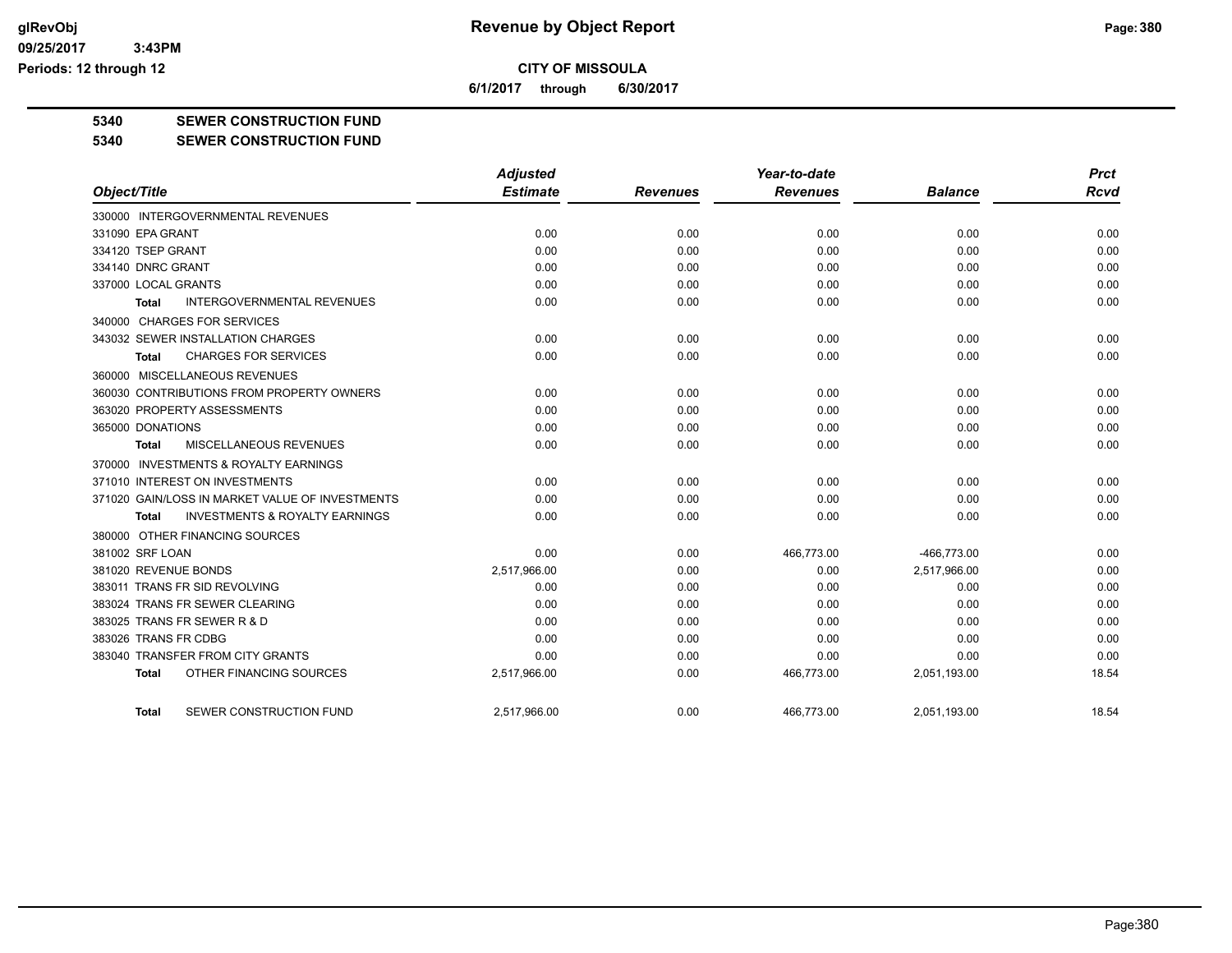# Revenue by Object Report

**CITY OF MISSOULA**

**6/1/2017 through 6/30/2017**

glRevObj
09/25/2017 3:43PM
Periods: 12 through 12

**5340 SEWER CONSTRUCTION FUND**

**5340 SEWER CONSTRUCTION FUND**

| Object/Title | Adjusted Estimate | Revenues | Year-to-date Revenues | Balance | Prct Rcvd |
|---|---|---|---|---|---|
| 330000 INTERGOVERNMENTAL REVENUES | | | | | |
| 331090 EPA GRANT | 0.00 | 0.00 | 0.00 | 0.00 | 0.00 |
| 334120 TSEP GRANT | 0.00 | 0.00 | 0.00 | 0.00 | 0.00 |
| 334140 DNRC GRANT | 0.00 | 0.00 | 0.00 | 0.00 | 0.00 |
| 337000 LOCAL GRANTS | 0.00 | 0.00 | 0.00 | 0.00 | 0.00 |
| **Total** INTERGOVERNMENTAL REVENUES | 0.00 | 0.00 | 0.00 | 0.00 | 0.00 |
| 340000 CHARGES FOR SERVICES | | | | | |
| 343032 SEWER INSTALLATION CHARGES | 0.00 | 0.00 | 0.00 | 0.00 | 0.00 |
| **Total** CHARGES FOR SERVICES | 0.00 | 0.00 | 0.00 | 0.00 | 0.00 |
| 360000 MISCELLANEOUS REVENUES | | | | | |
| 360030 CONTRIBUTIONS FROM PROPERTY OWNERS | 0.00 | 0.00 | 0.00 | 0.00 | 0.00 |
| 363020 PROPERTY ASSESSMENTS | 0.00 | 0.00 | 0.00 | 0.00 | 0.00 |
| 365000 DONATIONS | 0.00 | 0.00 | 0.00 | 0.00 | 0.00 |
| **Total** MISCELLANEOUS REVENUES | 0.00 | 0.00 | 0.00 | 0.00 | 0.00 |
| 370000 INVESTMENTS & ROYALTY EARNINGS | | | | | |
| 371010 INTEREST ON INVESTMENTS | 0.00 | 0.00 | 0.00 | 0.00 | 0.00 |
| 371020 GAIN/LOSS IN MARKET VALUE OF INVESTMENTS | 0.00 | 0.00 | 0.00 | 0.00 | 0.00 |
| **Total** INVESTMENTS & ROYALTY EARNINGS | 0.00 | 0.00 | 0.00 | 0.00 | 0.00 |
| 380000 OTHER FINANCING SOURCES | | | | | |
| 381002 SRF LOAN | 0.00 | 0.00 | 466,773.00 | -466,773.00 | 0.00 |
| 381020 REVENUE BONDS | 2,517,966.00 | 0.00 | 0.00 | 2,517,966.00 | 0.00 |
| 383011 TRANS FR SID REVOLVING | 0.00 | 0.00 | 0.00 | 0.00 | 0.00 |
| 383024 TRANS FR SEWER CLEARING | 0.00 | 0.00 | 0.00 | 0.00 | 0.00 |
| 383025 TRANS FR SEWER R & D | 0.00 | 0.00 | 0.00 | 0.00 | 0.00 |
| 383026 TRANS FR CDBG | 0.00 | 0.00 | 0.00 | 0.00 | 0.00 |
| 383040 TRANSFER FROM CITY GRANTS | 0.00 | 0.00 | 0.00 | 0.00 | 0.00 |
| **Total** OTHER FINANCING SOURCES | 2,517,966.00 | 0.00 | 466,773.00 | 2,051,193.00 | 18.54 |
| **Total** SEWER CONSTRUCTION FUND | 2,517,966.00 | 0.00 | 466,773.00 | 2,051,193.00 | 18.54 |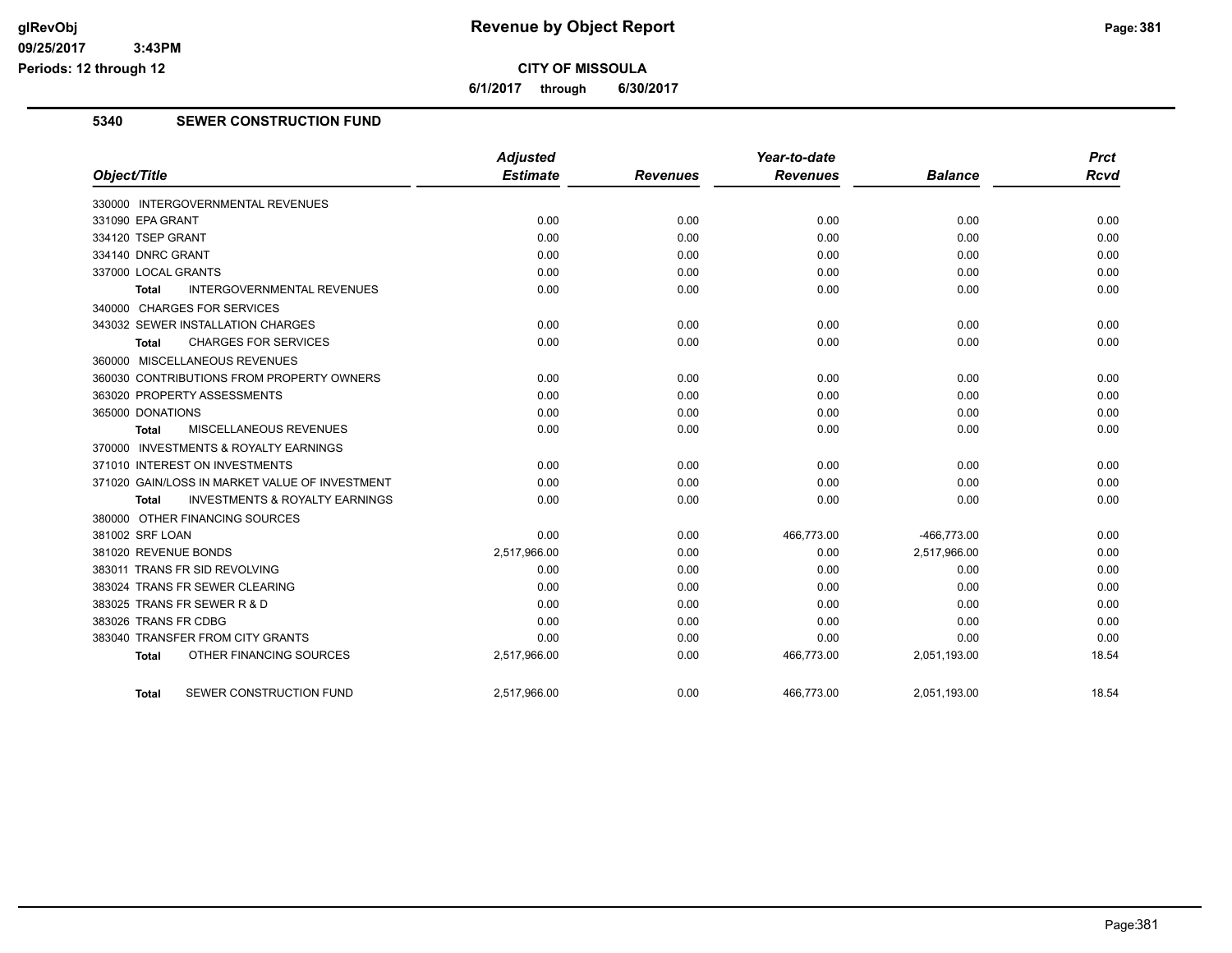**CITY OF MISSOULA**

**6/1/2017 through 6/30/2017**

## 5340 SEWER CONSTRUCTION FUND

| Object/Title | Adjusted Estimate | Revenues | Year-to-date Revenues | Balance | Prct Rcvd |
|---|---|---|---|---|---|
| 330000 INTERGOVERNMENTAL REVENUES | | | | | |
| 331090 EPA GRANT | 0.00 | 0.00 | 0.00 | 0.00 | 0.00 |
| 334120 TSEP GRANT | 0.00 | 0.00 | 0.00 | 0.00 | 0.00 |
| 334140 DNRC GRANT | 0.00 | 0.00 | 0.00 | 0.00 | 0.00 |
| 337000 LOCAL GRANTS | 0.00 | 0.00 | 0.00 | 0.00 | 0.00 |
| **Total** INTERGOVERNMENTAL REVENUES | 0.00 | 0.00 | 0.00 | 0.00 | 0.00 |
| 340000 CHARGES FOR SERVICES | | | | | |
| 343032 SEWER INSTALLATION CHARGES | 0.00 | 0.00 | 0.00 | 0.00 | 0.00 |
| **Total** CHARGES FOR SERVICES | 0.00 | 0.00 | 0.00 | 0.00 | 0.00 |
| 360000 MISCELLANEOUS REVENUES | | | | | |
| 360030 CONTRIBUTIONS FROM PROPERTY OWNERS | 0.00 | 0.00 | 0.00 | 0.00 | 0.00 |
| 363020 PROPERTY ASSESSMENTS | 0.00 | 0.00 | 0.00 | 0.00 | 0.00 |
| 365000 DONATIONS | 0.00 | 0.00 | 0.00 | 0.00 | 0.00 |
| **Total** MISCELLANEOUS REVENUES | 0.00 | 0.00 | 0.00 | 0.00 | 0.00 |
| 370000 INVESTMENTS & ROYALTY EARNINGS | | | | | |
| 371010 INTEREST ON INVESTMENTS | 0.00 | 0.00 | 0.00 | 0.00 | 0.00 |
| 371020 GAIN/LOSS IN MARKET VALUE OF INVESTMENT | 0.00 | 0.00 | 0.00 | 0.00 | 0.00 |
| **Total** INVESTMENTS & ROYALTY EARNINGS | 0.00 | 0.00 | 0.00 | 0.00 | 0.00 |
| 380000 OTHER FINANCING SOURCES | | | | | |
| 381002 SRF LOAN | 0.00 | 0.00 | 466,773.00 | -466,773.00 | 0.00 |
| 381020 REVENUE BONDS | 2,517,966.00 | 0.00 | 0.00 | 2,517,966.00 | 0.00 |
| 383011 TRANS FR SID REVOLVING | 0.00 | 0.00 | 0.00 | 0.00 | 0.00 |
| 383024 TRANS FR SEWER CLEARING | 0.00 | 0.00 | 0.00 | 0.00 | 0.00 |
| 383025 TRANS FR SEWER R & D | 0.00 | 0.00 | 0.00 | 0.00 | 0.00 |
| 383026 TRANS FR CDBG | 0.00 | 0.00 | 0.00 | 0.00 | 0.00 |
| 383040 TRANSFER FROM CITY GRANTS | 0.00 | 0.00 | 0.00 | 0.00 | 0.00 |
| **Total** OTHER FINANCING SOURCES | 2,517,966.00 | 0.00 | 466,773.00 | 2,051,193.00 | 18.54 |
| **Total** SEWER CONSTRUCTION FUND | 2,517,966.00 | 0.00 | 466,773.00 | 2,051,193.00 | 18.54 |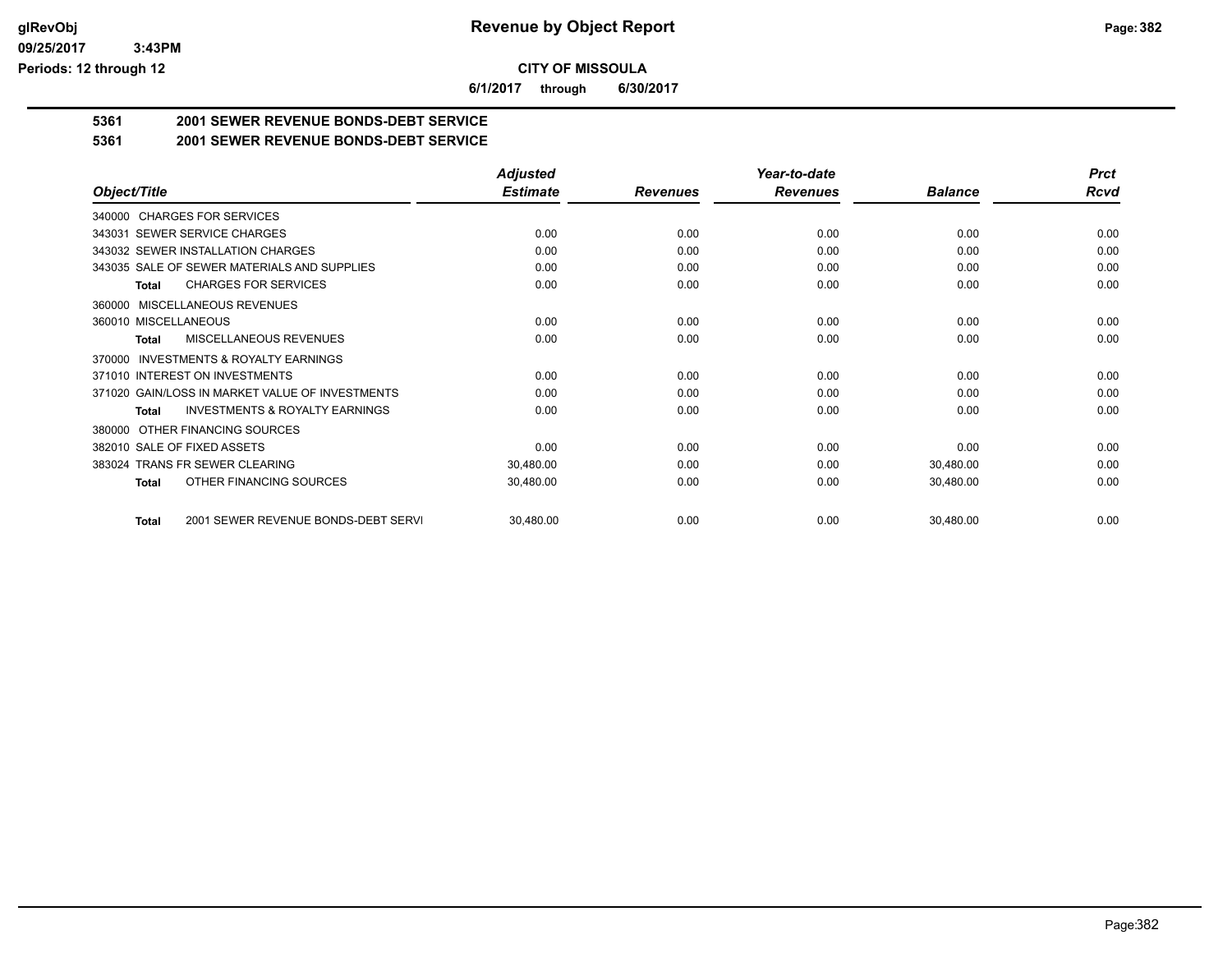# Revenue by Object Report

**CITY OF MISSOULA**

**6/1/2017 through 6/30/2017**

glRevObj
09/25/2017 3:43PM
Periods: 12 through 12

## 5361 2001 SEWER REVENUE BONDS-DEBT SERVICE

## 5361 2001 SEWER REVENUE BONDS-DEBT SERVICE

| Object/Title | Adjusted Estimate | Revenues | Year-to-date Revenues | Balance | Prct Rcvd |
|---|---|---|---|---|---|
| 340000 CHARGES FOR SERVICES | | | | | |
| 343031 SEWER SERVICE CHARGES | 0.00 | 0.00 | 0.00 | 0.00 | 0.00 |
| 343032 SEWER INSTALLATION CHARGES | 0.00 | 0.00 | 0.00 | 0.00 | 0.00 |
| 343035 SALE OF SEWER MATERIALS AND SUPPLIES | 0.00 | 0.00 | 0.00 | 0.00 | 0.00 |
| **Total** CHARGES FOR SERVICES | 0.00 | 0.00 | 0.00 | 0.00 | 0.00 |
| 360000 MISCELLANEOUS REVENUES | | | | | |
| 360010 MISCELLANEOUS | 0.00 | 0.00 | 0.00 | 0.00 | 0.00 |
| **Total** MISCELLANEOUS REVENUES | 0.00 | 0.00 | 0.00 | 0.00 | 0.00 |
| 370000 INVESTMENTS & ROYALTY EARNINGS | | | | | |
| 371010 INTEREST ON INVESTMENTS | 0.00 | 0.00 | 0.00 | 0.00 | 0.00 |
| 371020 GAIN/LOSS IN MARKET VALUE OF INVESTMENTS | 0.00 | 0.00 | 0.00 | 0.00 | 0.00 |
| **Total** INVESTMENTS & ROYALTY EARNINGS | 0.00 | 0.00 | 0.00 | 0.00 | 0.00 |
| 380000 OTHER FINANCING SOURCES | | | | | |
| 382010 SALE OF FIXED ASSETS | 0.00 | 0.00 | 0.00 | 0.00 | 0.00 |
| 383024 TRANS FR SEWER CLEARING | 30,480.00 | 0.00 | 0.00 | 30,480.00 | 0.00 |
| **Total** OTHER FINANCING SOURCES | 30,480.00 | 0.00 | 0.00 | 30,480.00 | 0.00 |
| **Total** 2001 SEWER REVENUE BONDS-DEBT SERVI | 30,480.00 | 0.00 | 0.00 | 30,480.00 | 0.00 |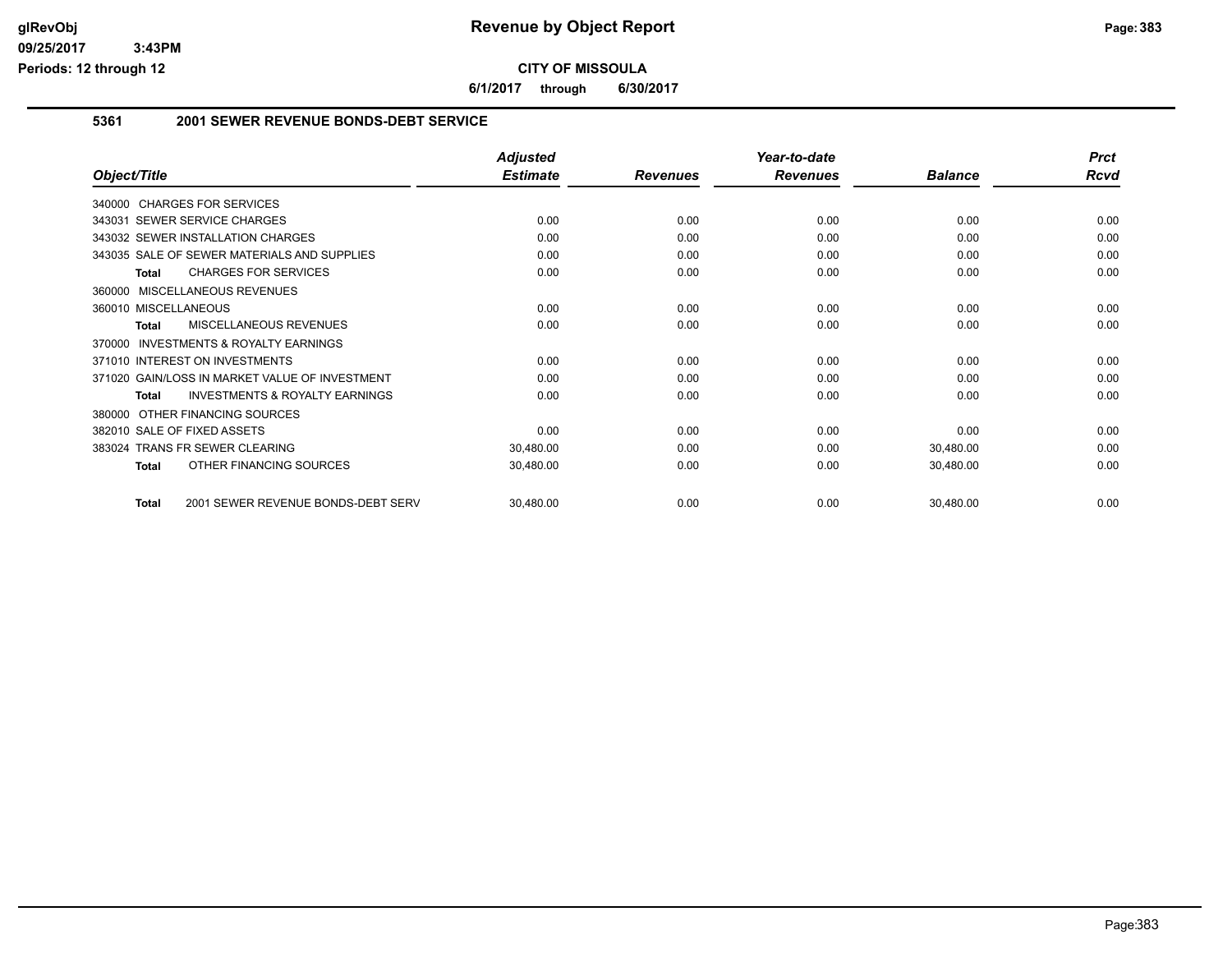# Revenue by Object Report

**CITY OF MISSOULA**

**6/1/2017 through 6/30/2017**

glRevObj
09/25/2017 3:43PM
Periods: 12 through 12

## 5361 2001 SEWER REVENUE BONDS-DEBT SERVICE

| Object/Title | Adjusted Estimate | Revenues | Year-to-date Revenues | Balance | Prct Rcvd |
|---|---|---|---|---|---|
| 340000 CHARGES FOR SERVICES | | | | | |
| 343031 SEWER SERVICE CHARGES | 0.00 | 0.00 | 0.00 | 0.00 | 0.00 |
| 343032 SEWER INSTALLATION CHARGES | 0.00 | 0.00 | 0.00 | 0.00 | 0.00 |
| 343035 SALE OF SEWER MATERIALS AND SUPPLIES | 0.00 | 0.00 | 0.00 | 0.00 | 0.00 |
| **Total** CHARGES FOR SERVICES | 0.00 | 0.00 | 0.00 | 0.00 | 0.00 |
| 360000 MISCELLANEOUS REVENUES | | | | | |
| 360010 MISCELLANEOUS | 0.00 | 0.00 | 0.00 | 0.00 | 0.00 |
| **Total** MISCELLANEOUS REVENUES | 0.00 | 0.00 | 0.00 | 0.00 | 0.00 |
| 370000 INVESTMENTS & ROYALTY EARNINGS | | | | | |
| 371010 INTEREST ON INVESTMENTS | 0.00 | 0.00 | 0.00 | 0.00 | 0.00 |
| 371020 GAIN/LOSS IN MARKET VALUE OF INVESTMENT | 0.00 | 0.00 | 0.00 | 0.00 | 0.00 |
| **Total** INVESTMENTS & ROYALTY EARNINGS | 0.00 | 0.00 | 0.00 | 0.00 | 0.00 |
| 380000 OTHER FINANCING SOURCES | | | | | |
| 382010 SALE OF FIXED ASSETS | 0.00 | 0.00 | 0.00 | 0.00 | 0.00 |
| 383024 TRANS FR SEWER CLEARING | 30,480.00 | 0.00 | 0.00 | 30,480.00 | 0.00 |
| **Total** OTHER FINANCING SOURCES | 30,480.00 | 0.00 | 0.00 | 30,480.00 | 0.00 |
| **Total** 2001 SEWER REVENUE BONDS-DEBT SERV | 30,480.00 | 0.00 | 0.00 | 30,480.00 | 0.00 |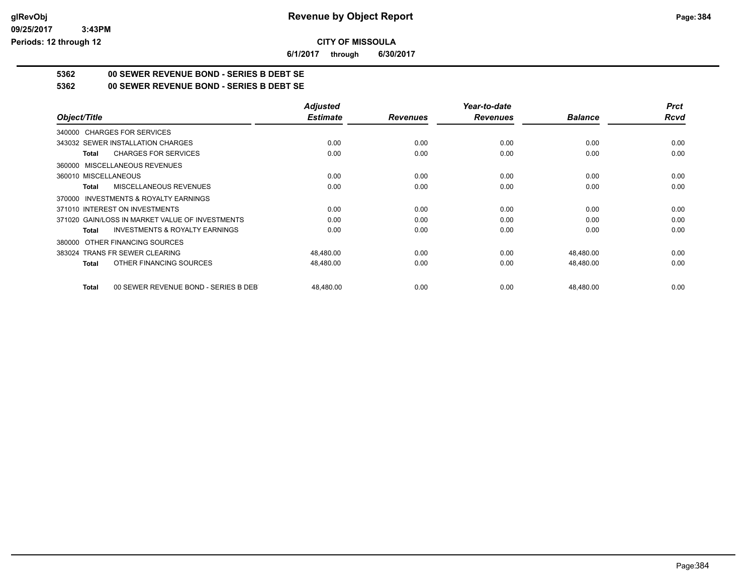# Revenue by Object Report

**CITY OF MISSOULA**

**6/1/2017 through 6/30/2017**

**5362 00 SEWER REVENUE BOND - SERIES B DEBT SE**

**5362 00 SEWER REVENUE BOND - SERIES B DEBT SE**

| Object/Title | Adjusted Estimate | Revenues | Year-to-date Revenues | Balance | Prct Rcvd |
|---|---|---|---|---|---|
| 340000 CHARGES FOR SERVICES | | | | | |
| 343032 SEWER INSTALLATION CHARGES | 0.00 | 0.00 | 0.00 | 0.00 | 0.00 |
| **Total** CHARGES FOR SERVICES | 0.00 | 0.00 | 0.00 | 0.00 | 0.00 |
| 360000 MISCELLANEOUS REVENUES | | | | | |
| 360010 MISCELLANEOUS | 0.00 | 0.00 | 0.00 | 0.00 | 0.00 |
| **Total** MISCELLANEOUS REVENUES | 0.00 | 0.00 | 0.00 | 0.00 | 0.00 |
| 370000 INVESTMENTS & ROYALTY EARNINGS | | | | | |
| 371010 INTEREST ON INVESTMENTS | 0.00 | 0.00 | 0.00 | 0.00 | 0.00 |
| 371020 GAIN/LOSS IN MARKET VALUE OF INVESTMENTS | 0.00 | 0.00 | 0.00 | 0.00 | 0.00 |
| **Total** INVESTMENTS & ROYALTY EARNINGS | 0.00 | 0.00 | 0.00 | 0.00 | 0.00 |
| 380000 OTHER FINANCING SOURCES | | | | | |
| 383024 TRANS FR SEWER CLEARING | 48,480.00 | 0.00 | 0.00 | 48,480.00 | 0.00 |
| **Total** OTHER FINANCING SOURCES | 48,480.00 | 0.00 | 0.00 | 48,480.00 | 0.00 |
| **Total** 00 SEWER REVENUE BOND - SERIES B DEB | 48,480.00 | 0.00 | 0.00 | 48,480.00 | 0.00 |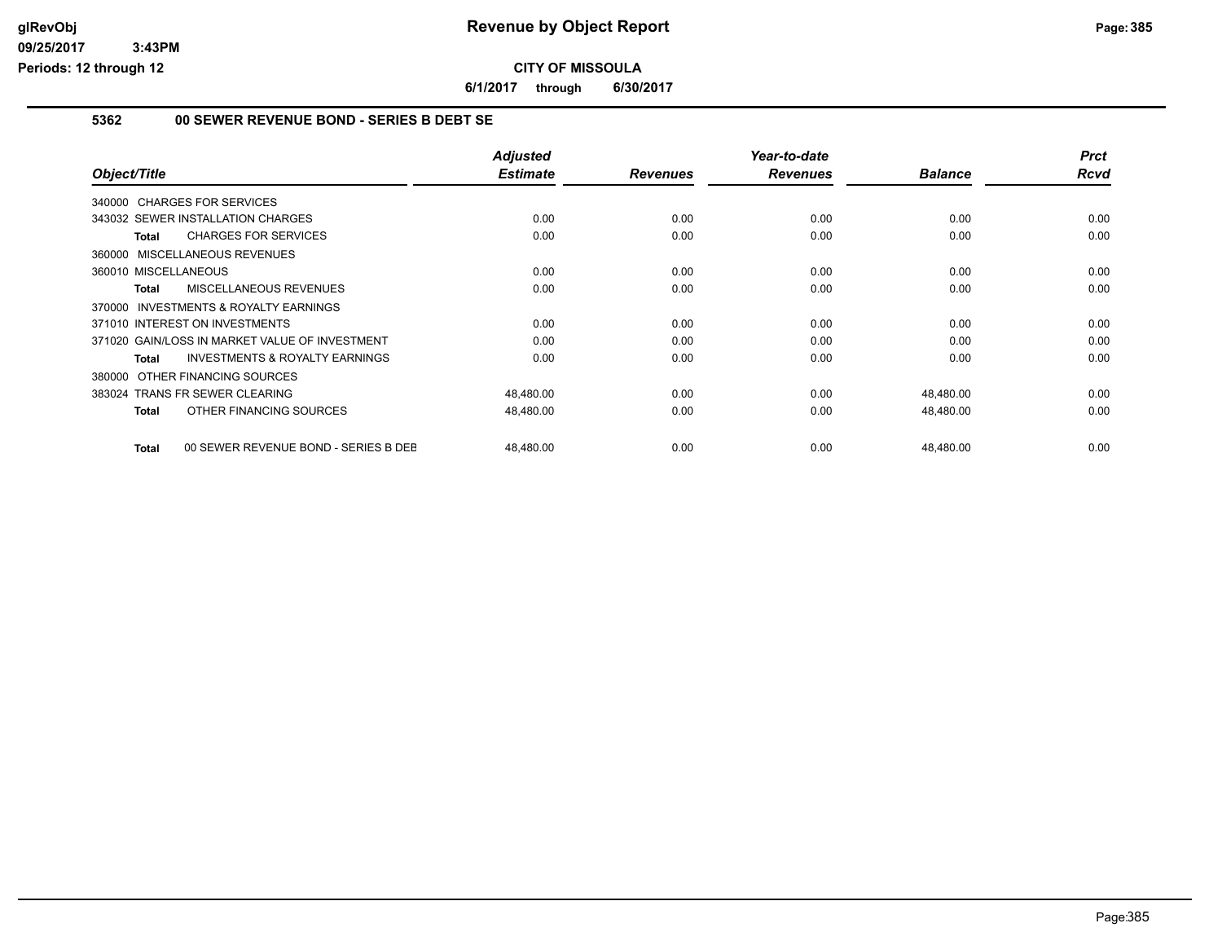**CITY OF MISSOULA**

**6/1/2017 through 6/30/2017**

**Revenue by Object Report**

**5362 00 SEWER REVENUE BOND - SERIES B DEBT SE**

| Object/Title | Adjusted Estimate | Revenues | Year-to-date Revenues | Balance | Prct Rcvd |
|---|---|---|---|---|---|
| 340000 CHARGES FOR SERVICES | | | | | |
| 343032 SEWER INSTALLATION CHARGES | 0.00 | 0.00 | 0.00 | 0.00 | 0.00 |
| **Total** CHARGES FOR SERVICES | 0.00 | 0.00 | 0.00 | 0.00 | 0.00 |
| 360000 MISCELLANEOUS REVENUES | | | | | |
| 360010 MISCELLANEOUS | 0.00 | 0.00 | 0.00 | 0.00 | 0.00 |
| **Total** MISCELLANEOUS REVENUES | 0.00 | 0.00 | 0.00 | 0.00 | 0.00 |
| 370000 INVESTMENTS & ROYALTY EARNINGS | | | | | |
| 371010 INTEREST ON INVESTMENTS | 0.00 | 0.00 | 0.00 | 0.00 | 0.00 |
| 371020 GAIN/LOSS IN MARKET VALUE OF INVESTMENT | 0.00 | 0.00 | 0.00 | 0.00 | 0.00 |
| **Total** INVESTMENTS & ROYALTY EARNINGS | 0.00 | 0.00 | 0.00 | 0.00 | 0.00 |
| 380000 OTHER FINANCING SOURCES | | | | | |
| 383024 TRANS FR SEWER CLEARING | 48,480.00 | 0.00 | 0.00 | 48,480.00 | 0.00 |
| **Total** OTHER FINANCING SOURCES | 48,480.00 | 0.00 | 0.00 | 48,480.00 | 0.00 |
| **Total** 00 SEWER REVENUE BOND - SERIES B DEB | 48,480.00 | 0.00 | 0.00 | 48,480.00 | 0.00 |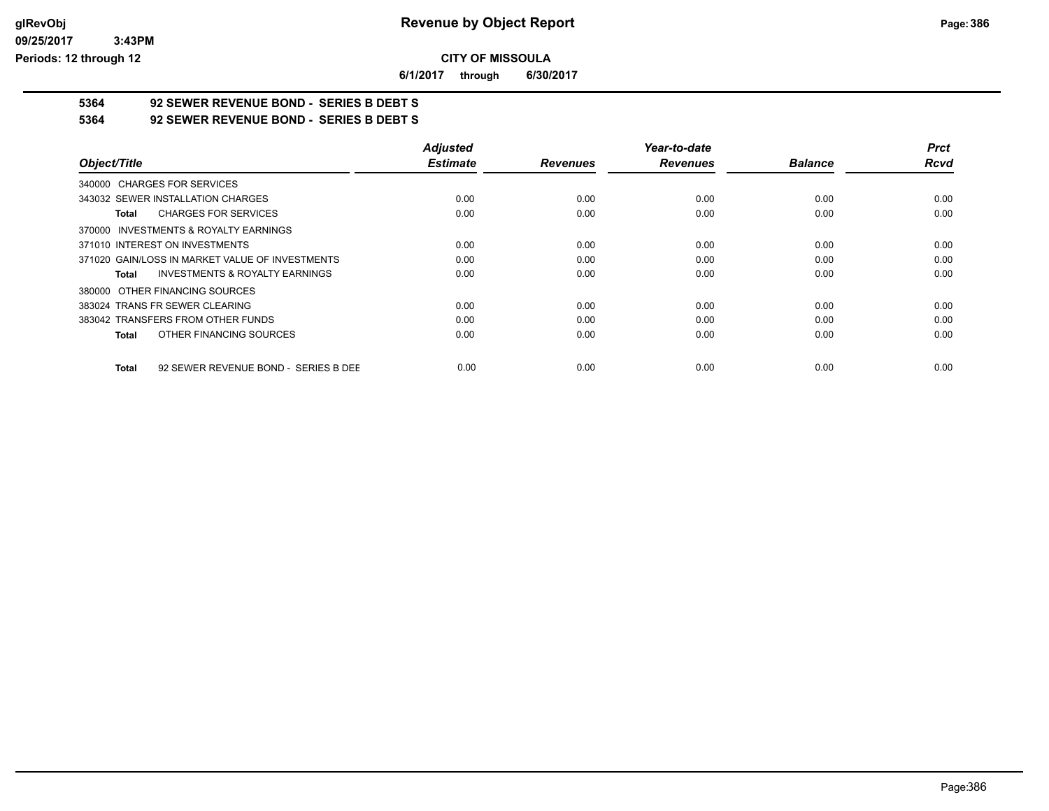glRevObj
09/25/2017 3:43PM
Periods: 12 through 12

# Revenue by Object Report

**CITY OF MISSOULA**

**6/1/2017 through 6/30/2017**

**5364 92 SEWER REVENUE BOND - SERIES B DEBT S**

**5364 92 SEWER REVENUE BOND - SERIES B DEBT S**

| Object/Title | Adjusted Estimate | Revenues | Year-to-date Revenues | Balance | Prct Rcvd |
|---|---|---|---|---|---|
| 340000 CHARGES FOR SERVICES | | | | | |
| 343032 SEWER INSTALLATION CHARGES | 0.00 | 0.00 | 0.00 | 0.00 | 0.00 |
| **Total** CHARGES FOR SERVICES | 0.00 | 0.00 | 0.00 | 0.00 | 0.00 |
| 370000 INVESTMENTS & ROYALTY EARNINGS | | | | | |
| 371010 INTEREST ON INVESTMENTS | 0.00 | 0.00 | 0.00 | 0.00 | 0.00 |
| 371020 GAIN/LOSS IN MARKET VALUE OF INVESTMENTS | 0.00 | 0.00 | 0.00 | 0.00 | 0.00 |
| **Total** INVESTMENTS & ROYALTY EARNINGS | 0.00 | 0.00 | 0.00 | 0.00 | 0.00 |
| 380000 OTHER FINANCING SOURCES | | | | | |
| 383024 TRANS FR SEWER CLEARING | 0.00 | 0.00 | 0.00 | 0.00 | 0.00 |
| 383042 TRANSFERS FROM OTHER FUNDS | 0.00 | 0.00 | 0.00 | 0.00 | 0.00 |
| **Total** OTHER FINANCING SOURCES | 0.00 | 0.00 | 0.00 | 0.00 | 0.00 |
| **Total** 92 SEWER REVENUE BOND - SERIES B DEE | 0.00 | 0.00 | 0.00 | 0.00 | 0.00 |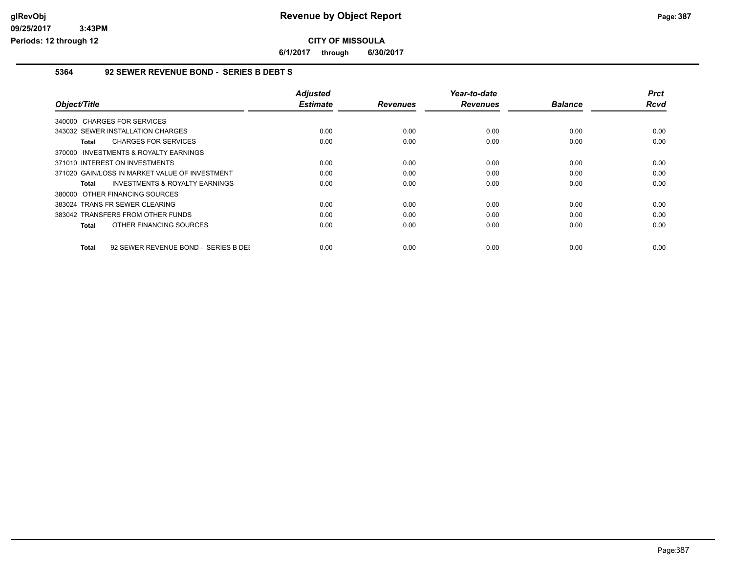**CITY OF MISSOULA**

**6/1/2017 through 6/30/2017**

### 5364 92 SEWER REVENUE BOND - SERIES B DEBT S

| Object/Title | Adjusted Estimate | Revenues | Year-to-date Revenues | Balance | Prct Rcvd |
|---|---|---|---|---|---|
| 340000 CHARGES FOR SERVICES | | | | | |
| 343032 SEWER INSTALLATION CHARGES | 0.00 | 0.00 | 0.00 | 0.00 | 0.00 |
| **Total** CHARGES FOR SERVICES | 0.00 | 0.00 | 0.00 | 0.00 | 0.00 |
| 370000 INVESTMENTS & ROYALTY EARNINGS | | | | | |
| 371010 INTEREST ON INVESTMENTS | 0.00 | 0.00 | 0.00 | 0.00 | 0.00 |
| 371020 GAIN/LOSS IN MARKET VALUE OF INVESTMENT | 0.00 | 0.00 | 0.00 | 0.00 | 0.00 |
| **Total** INVESTMENTS & ROYALTY EARNINGS | 0.00 | 0.00 | 0.00 | 0.00 | 0.00 |
| 380000 OTHER FINANCING SOURCES | | | | | |
| 383024 TRANS FR SEWER CLEARING | 0.00 | 0.00 | 0.00 | 0.00 | 0.00 |
| 383042 TRANSFERS FROM OTHER FUNDS | 0.00 | 0.00 | 0.00 | 0.00 | 0.00 |
| **Total** OTHER FINANCING SOURCES | 0.00 | 0.00 | 0.00 | 0.00 | 0.00 |
| **Total** 92 SEWER REVENUE BOND - SERIES B DEI | 0.00 | 0.00 | 0.00 | 0.00 | 0.00 |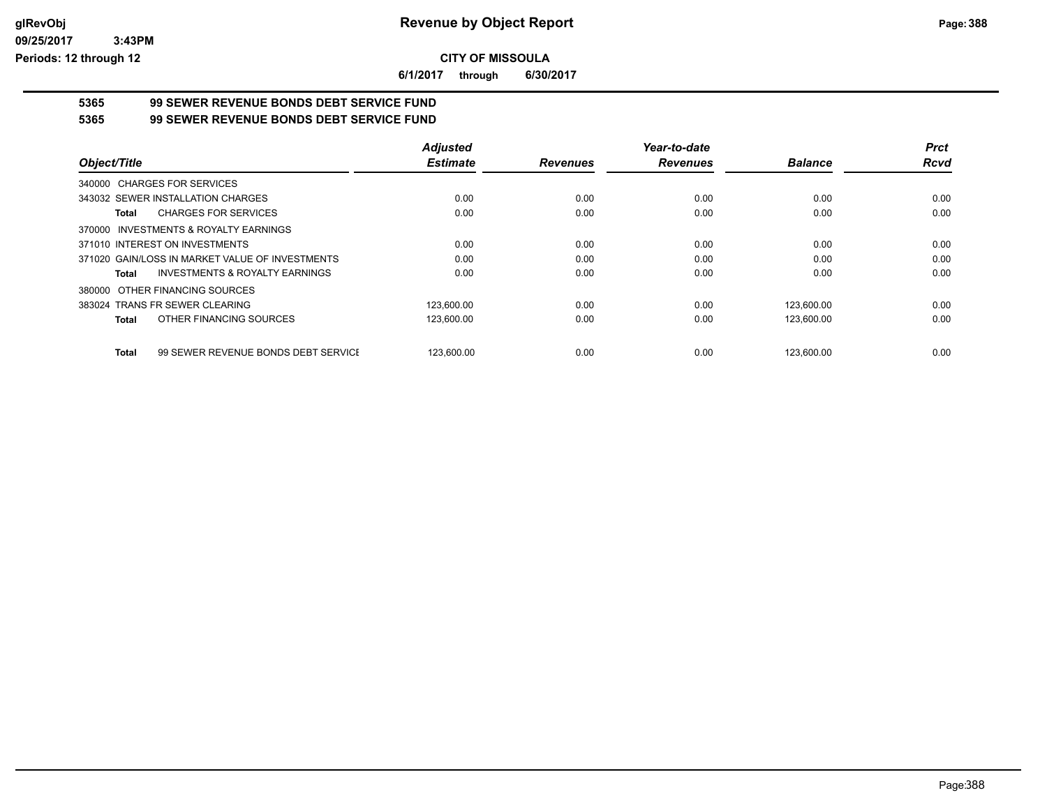# Revenue by Object Report

**CITY OF MISSOULA**

**6/1/2017 through 6/30/2017**

glRevObj
09/25/2017 3:43PM
Periods: 12 through 12

**5365 99 SEWER REVENUE BONDS DEBT SERVICE FUND**

**5365 99 SEWER REVENUE BONDS DEBT SERVICE FUND**

| Object/Title | Adjusted Estimate | Revenues | Year-to-date Revenues | Balance | Prct Rcvd |
|---|---|---|---|---|---|
| 340000 CHARGES FOR SERVICES | | | | | |
| 343032 SEWER INSTALLATION CHARGES | 0.00 | 0.00 | 0.00 | 0.00 | 0.00 |
| **Total** CHARGES FOR SERVICES | 0.00 | 0.00 | 0.00 | 0.00 | 0.00 |
| 370000 INVESTMENTS & ROYALTY EARNINGS | | | | | |
| 371010 INTEREST ON INVESTMENTS | 0.00 | 0.00 | 0.00 | 0.00 | 0.00 |
| 371020 GAIN/LOSS IN MARKET VALUE OF INVESTMENTS | 0.00 | 0.00 | 0.00 | 0.00 | 0.00 |
| **Total** INVESTMENTS & ROYALTY EARNINGS | 0.00 | 0.00 | 0.00 | 0.00 | 0.00 |
| 380000 OTHER FINANCING SOURCES | | | | | |
| 383024 TRANS FR SEWER CLEARING | 123,600.00 | 0.00 | 0.00 | 123,600.00 | 0.00 |
| **Total** OTHER FINANCING SOURCES | 123,600.00 | 0.00 | 0.00 | 123,600.00 | 0.00 |
| **Total** 99 SEWER REVENUE BONDS DEBT SERVICE | 123,600.00 | 0.00 | 0.00 | 123,600.00 | 0.00 |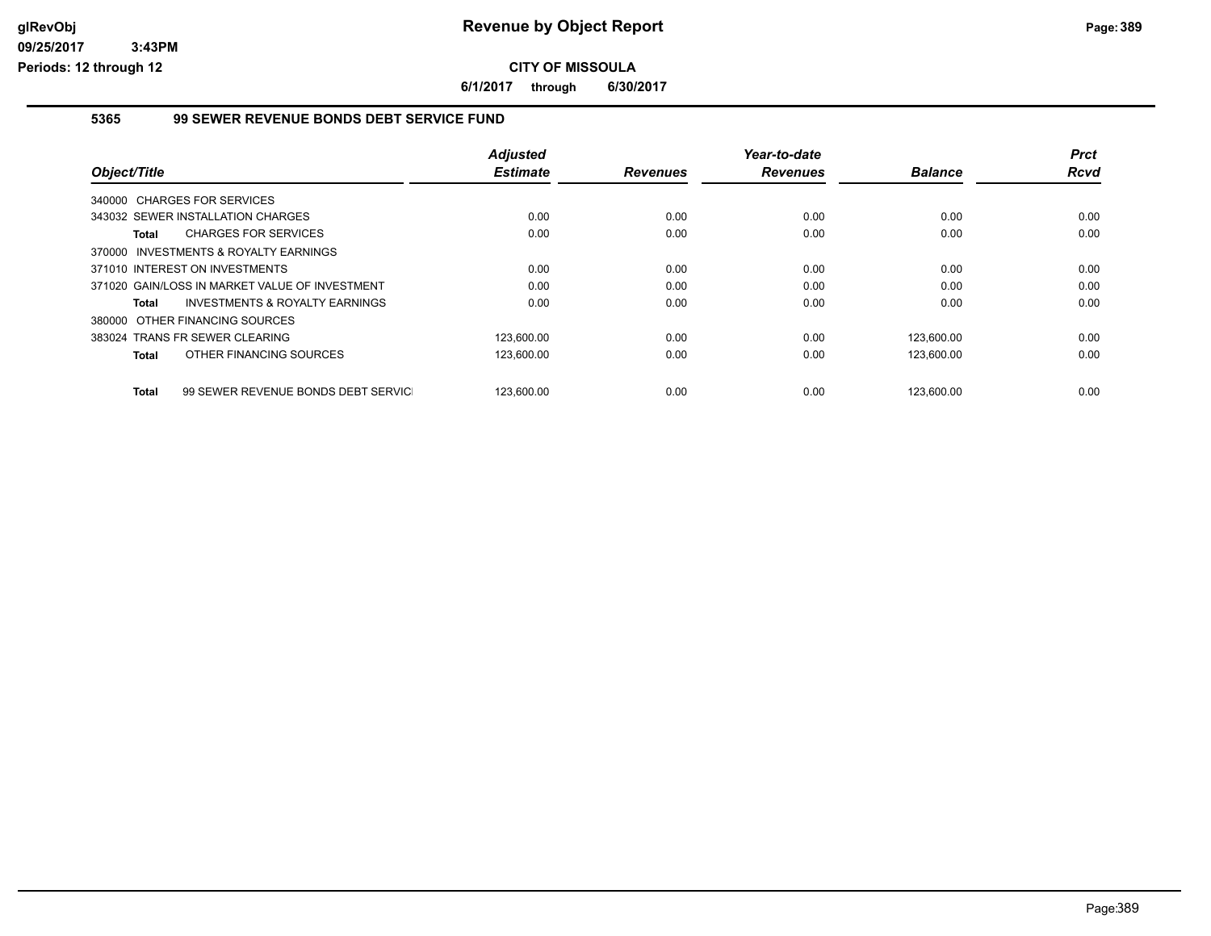**glRevObj**
**09/25/2017 3:43PM**
**Periods: 12 through 12**

# Revenue by Object Report

**CITY OF MISSOULA**

**6/1/2017 through 6/30/2017**

## 5365 99 SEWER REVENUE BONDS DEBT SERVICE FUND

| Object/Title | Adjusted Estimate | Revenues | Year-to-date Revenues | Balance | Prct Rcvd |
|---|---|---|---|---|---|
| 340000 CHARGES FOR SERVICES | | | | | |
| 343032 SEWER INSTALLATION CHARGES | 0.00 | 0.00 | 0.00 | 0.00 | 0.00 |
| **Total** CHARGES FOR SERVICES | 0.00 | 0.00 | 0.00 | 0.00 | 0.00 |
| 370000 INVESTMENTS & ROYALTY EARNINGS | | | | | |
| 371010 INTEREST ON INVESTMENTS | 0.00 | 0.00 | 0.00 | 0.00 | 0.00 |
| 371020 GAIN/LOSS IN MARKET VALUE OF INVESTMENT | 0.00 | 0.00 | 0.00 | 0.00 | 0.00 |
| **Total** INVESTMENTS & ROYALTY EARNINGS | 0.00 | 0.00 | 0.00 | 0.00 | 0.00 |
| 380000 OTHER FINANCING SOURCES | | | | | |
| 383024 TRANS FR SEWER CLEARING | 123,600.00 | 0.00 | 0.00 | 123,600.00 | 0.00 |
| **Total** OTHER FINANCING SOURCES | 123,600.00 | 0.00 | 0.00 | 123,600.00 | 0.00 |
| **Total** 99 SEWER REVENUE BONDS DEBT SERVICI | 123,600.00 | 0.00 | 0.00 | 123,600.00 | 0.00 |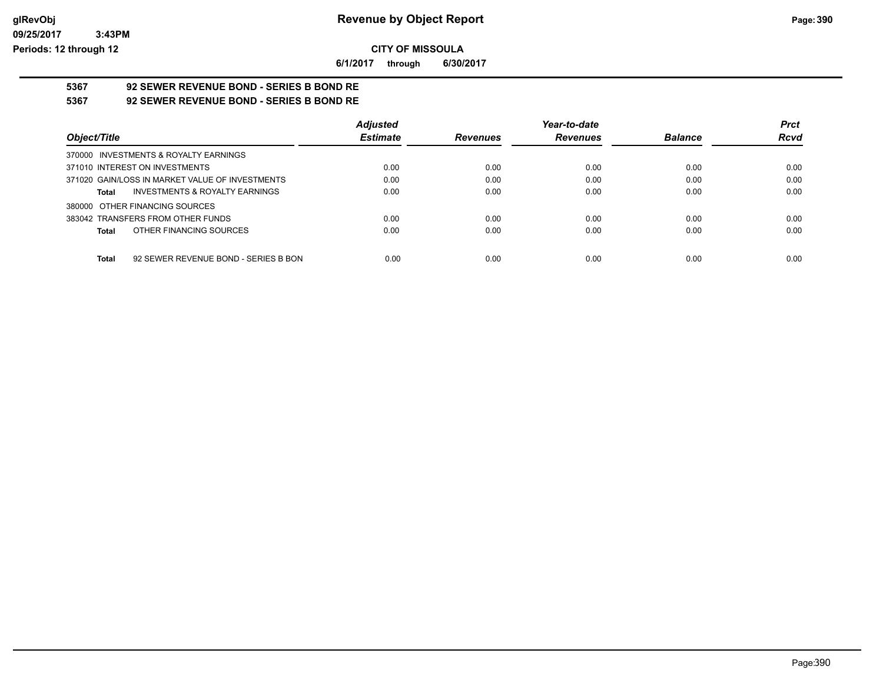# Revenue by Object Report

glRevObj
09/25/2017 3:43PM
Periods: 12 through 12

**CITY OF MISSOULA**

**6/1/2017 through 6/30/2017**

**5367 92 SEWER REVENUE BOND - SERIES B BOND RE**

**5367 92 SEWER REVENUE BOND - SERIES B BOND RE**

| Object/Title | Adjusted Estimate | Revenues | Year-to-date Revenues | Balance | Prct Rcvd |
|---|---|---|---|---|---|
| 370000 INVESTMENTS & ROYALTY EARNINGS | | | | | |
| 371010 INTEREST ON INVESTMENTS | 0.00 | 0.00 | 0.00 | 0.00 | 0.00 |
| 371020 GAIN/LOSS IN MARKET VALUE OF INVESTMENTS | 0.00 | 0.00 | 0.00 | 0.00 | 0.00 |
| **Total** INVESTMENTS & ROYALTY EARNINGS | 0.00 | 0.00 | 0.00 | 0.00 | 0.00 |
| 380000 OTHER FINANCING SOURCES | | | | | |
| 383042 TRANSFERS FROM OTHER FUNDS | 0.00 | 0.00 | 0.00 | 0.00 | 0.00 |
| **Total** OTHER FINANCING SOURCES | 0.00 | 0.00 | 0.00 | 0.00 | 0.00 |
| **Total** 92 SEWER REVENUE BOND - SERIES B BON | 0.00 | 0.00 | 0.00 | 0.00 | 0.00 |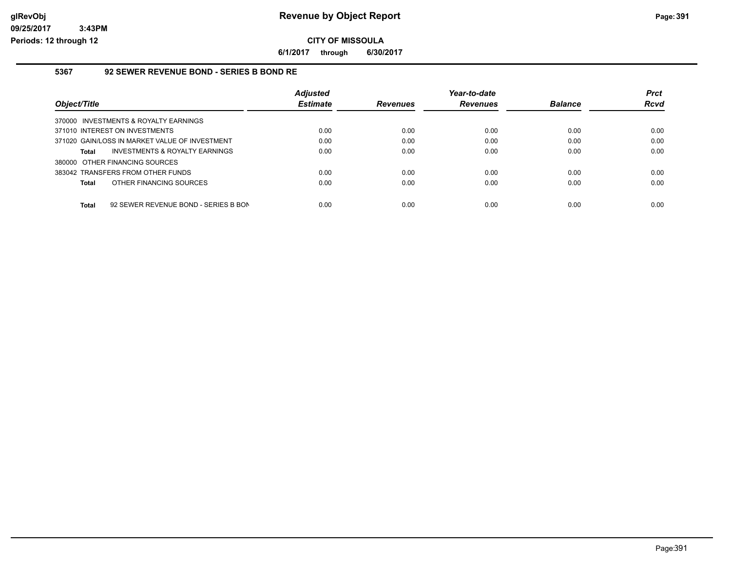**CITY OF MISSOULA**

**6/1/2017 through 6/30/2017**

### 5367 92 SEWER REVENUE BOND - SERIES B BOND RE

| Object/Title | | Adjusted Estimate | Revenues | Year-to-date Revenues | Balance | Prct Rcvd |
|---|---|---|---|---|---|---|
| 370000 INVESTMENTS & ROYALTY EARNINGS | | | | | | |
| 371010 INTEREST ON INVESTMENTS | | 0.00 | 0.00 | 0.00 | 0.00 | 0.00 |
| 371020 GAIN/LOSS IN MARKET VALUE OF INVESTMENT | | 0.00 | 0.00 | 0.00 | 0.00 | 0.00 |
| **Total** | INVESTMENTS & ROYALTY EARNINGS | 0.00 | 0.00 | 0.00 | 0.00 | 0.00 |
| 380000 OTHER FINANCING SOURCES | | | | | | |
| 383042 TRANSFERS FROM OTHER FUNDS | | 0.00 | 0.00 | 0.00 | 0.00 | 0.00 |
| **Total** | OTHER FINANCING SOURCES | 0.00 | 0.00 | 0.00 | 0.00 | 0.00 |
| **Total** | 92 SEWER REVENUE BOND - SERIES B BON | 0.00 | 0.00 | 0.00 | 0.00 | 0.00 |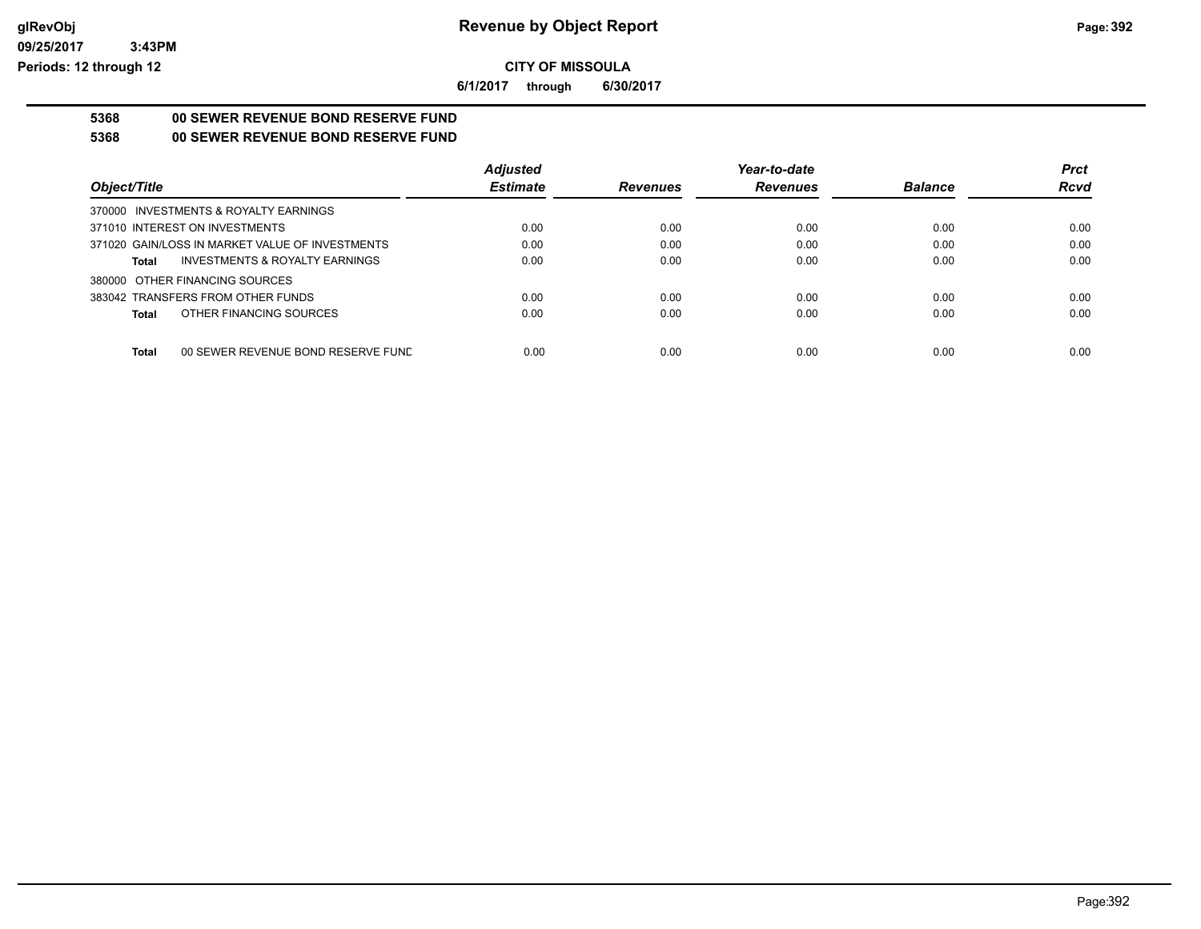**CITY OF MISSOULA**

**6/1/2017 through 6/30/2017**

**5368 00 SEWER REVENUE BOND RESERVE FUND**

**5368 00 SEWER REVENUE BOND RESERVE FUND**

| Object/Title | Adjusted Estimate | Revenues | Year-to-date Revenues | Balance | Prct Rcvd |
|---|---|---|---|---|---|
| 370000 INVESTMENTS & ROYALTY EARNINGS | | | | | |
| 371010 INTEREST ON INVESTMENTS | 0.00 | 0.00 | 0.00 | 0.00 | 0.00 |
| 371020 GAIN/LOSS IN MARKET VALUE OF INVESTMENTS | 0.00 | 0.00 | 0.00 | 0.00 | 0.00 |
| **Total** INVESTMENTS & ROYALTY EARNINGS | 0.00 | 0.00 | 0.00 | 0.00 | 0.00 |
| 380000 OTHER FINANCING SOURCES | | | | | |
| 383042 TRANSFERS FROM OTHER FUNDS | 0.00 | 0.00 | 0.00 | 0.00 | 0.00 |
| **Total** OTHER FINANCING SOURCES | 0.00 | 0.00 | 0.00 | 0.00 | 0.00 |
| **Total** 00 SEWER REVENUE BOND RESERVE FUNE | 0.00 | 0.00 | 0.00 | 0.00 | 0.00 |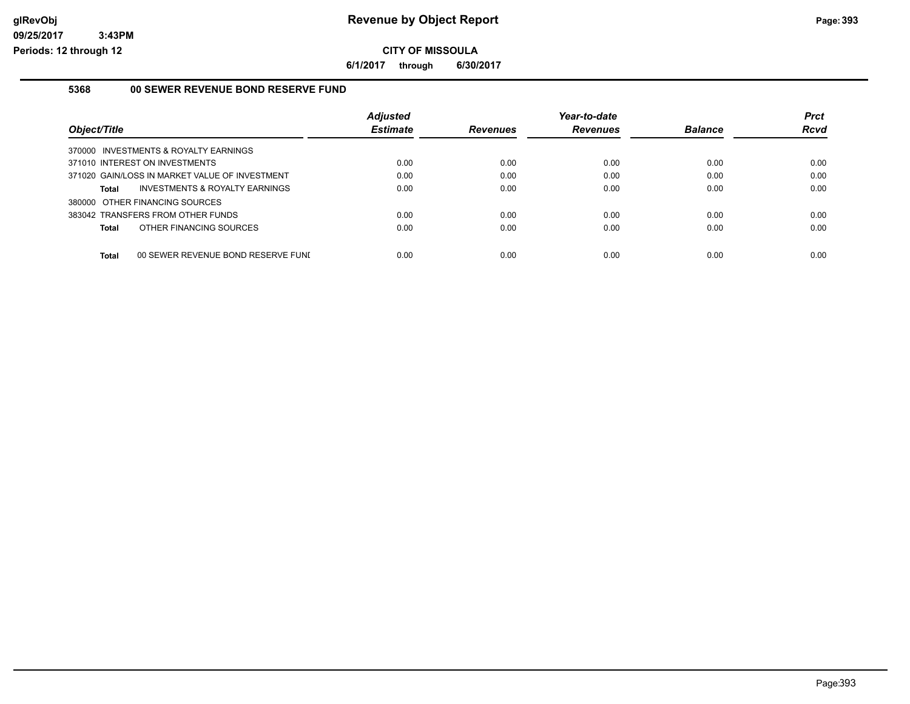# Revenue by Object Report

## CITY OF MISSOULA

**6/1/2017 through 6/30/2017**

### 5368 00 SEWER REVENUE BOND RESERVE FUND

| Object/Title | Adjusted Estimate | Revenues | Year-to-date Revenues | Balance | Prct Rcvd |
|---|---|---|---|---|---|
| 370000 INVESTMENTS & ROYALTY EARNINGS | | | | | |
| 371010 INTEREST ON INVESTMENTS | 0.00 | 0.00 | 0.00 | 0.00 | 0.00 |
| 371020 GAIN/LOSS IN MARKET VALUE OF INVESTMENT | 0.00 | 0.00 | 0.00 | 0.00 | 0.00 |
| **Total** INVESTMENTS & ROYALTY EARNINGS | 0.00 | 0.00 | 0.00 | 0.00 | 0.00 |
| 380000 OTHER FINANCING SOURCES | | | | | |
| 383042 TRANSFERS FROM OTHER FUNDS | 0.00 | 0.00 | 0.00 | 0.00 | 0.00 |
| **Total** OTHER FINANCING SOURCES | 0.00 | 0.00 | 0.00 | 0.00 | 0.00 |
| **Total** 00 SEWER REVENUE BOND RESERVE FUNI | 0.00 | 0.00 | 0.00 | 0.00 | 0.00 |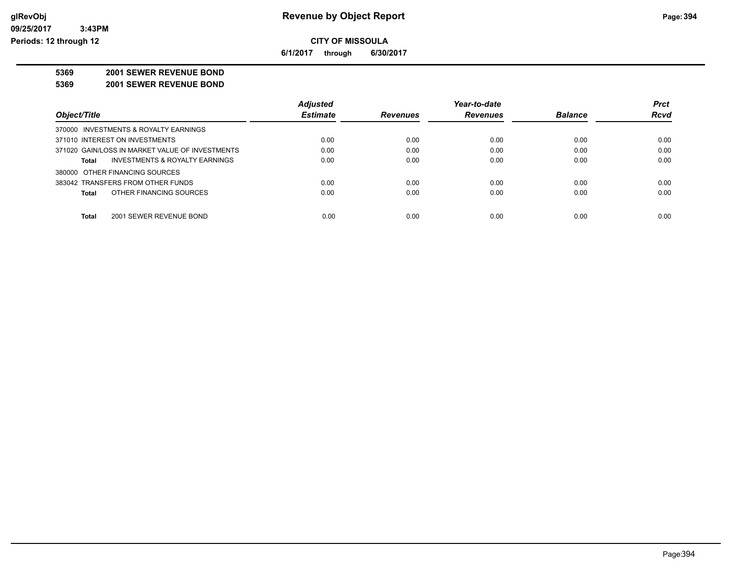# Revenue by Object Report

**CITY OF MISSOULA**

**6/1/2017 through 6/30/2017**

glRevObj
09/25/2017 3:43PM
Periods: 12 through 12

**5369 2001 SEWER REVENUE BOND**

**5369 2001 SEWER REVENUE BOND**

| Object/Title | Adjusted Estimate | Revenues | Year-to-date Revenues | Balance | Prct Rcvd |
|---|---|---|---|---|---|
| 370000 INVESTMENTS & ROYALTY EARNINGS | | | | | |
| 371010 INTEREST ON INVESTMENTS | 0.00 | 0.00 | 0.00 | 0.00 | 0.00 |
| 371020 GAIN/LOSS IN MARKET VALUE OF INVESTMENTS | 0.00 | 0.00 | 0.00 | 0.00 | 0.00 |
| **Total** INVESTMENTS & ROYALTY EARNINGS | 0.00 | 0.00 | 0.00 | 0.00 | 0.00 |
| 380000 OTHER FINANCING SOURCES | | | | | |
| 383042 TRANSFERS FROM OTHER FUNDS | 0.00 | 0.00 | 0.00 | 0.00 | 0.00 |
| **Total** OTHER FINANCING SOURCES | 0.00 | 0.00 | 0.00 | 0.00 | 0.00 |
| **Total** 2001 SEWER REVENUE BOND | 0.00 | 0.00 | 0.00 | 0.00 | 0.00 |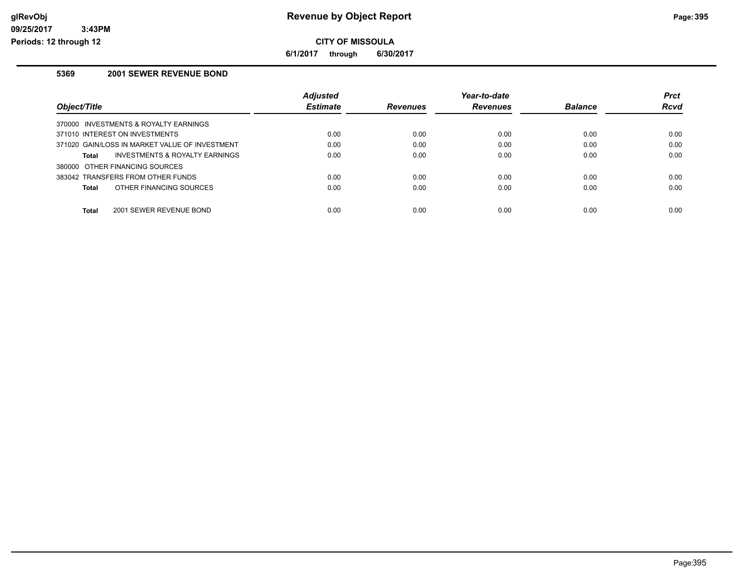**Revenue by Object Report**

**CITY OF MISSOULA**

**6/1/2017 through 6/30/2017**

glRevObj
09/25/2017 3:43PM
Periods: 12 through 12

### 5369 2001 SEWER REVENUE BOND

| Object/Title | Adjusted Estimate | Revenues | Year-to-date Revenues | Balance | Prct Rcvd |
|---|---|---|---|---|---|
| 370000 INVESTMENTS & ROYALTY EARNINGS | | | | | |
| 371010 INTEREST ON INVESTMENTS | 0.00 | 0.00 | 0.00 | 0.00 | 0.00 |
| 371020 GAIN/LOSS IN MARKET VALUE OF INVESTMENT | 0.00 | 0.00 | 0.00 | 0.00 | 0.00 |
| **Total** INVESTMENTS & ROYALTY EARNINGS | 0.00 | 0.00 | 0.00 | 0.00 | 0.00 |
| 380000 OTHER FINANCING SOURCES | | | | | |
| 383042 TRANSFERS FROM OTHER FUNDS | 0.00 | 0.00 | 0.00 | 0.00 | 0.00 |
| **Total** OTHER FINANCING SOURCES | 0.00 | 0.00 | 0.00 | 0.00 | 0.00 |
| **Total** 2001 SEWER REVENUE BOND | 0.00 | 0.00 | 0.00 | 0.00 | 0.00 |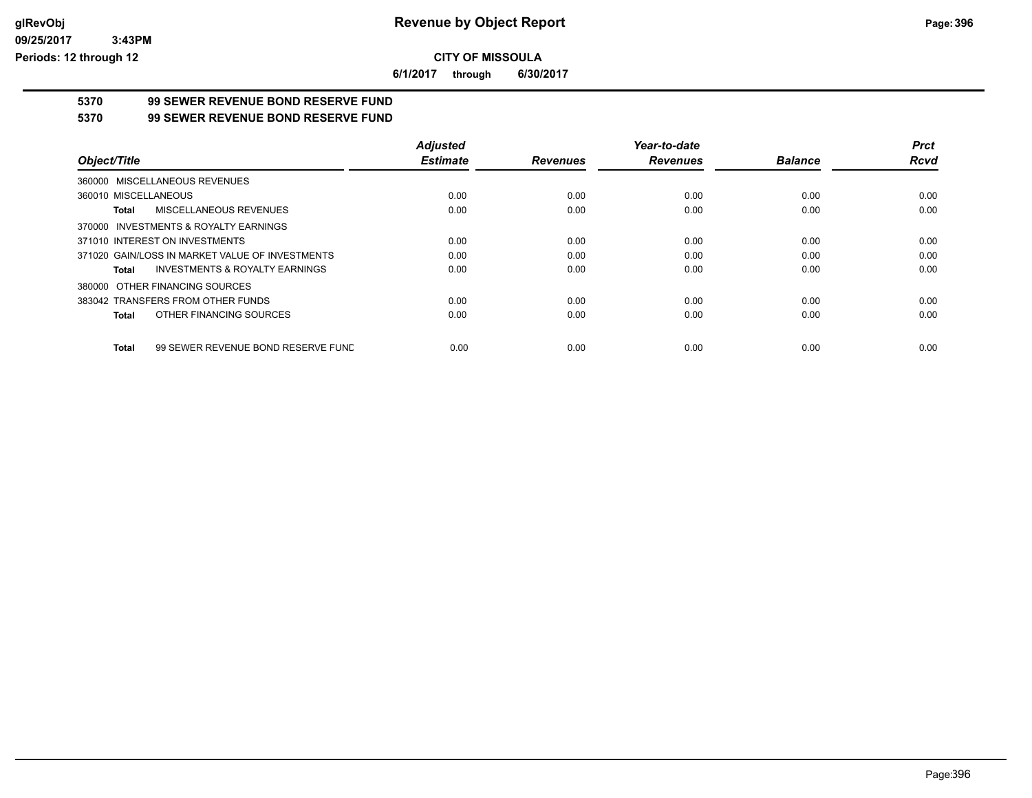# Revenue by Object Report

**CITY OF MISSOULA**

**6/1/2017 through 6/30/2017**

glRevObj
09/25/2017 3:43PM
Periods: 12 through 12

## 5370 99 SEWER REVENUE BOND RESERVE FUND

## 5370 99 SEWER REVENUE BOND RESERVE FUND

| Object/Title | Adjusted Estimate | Revenues | Year-to-date Revenues | Balance | Prct Rcvd |
|---|---|---|---|---|---|
| 360000 MISCELLANEOUS REVENUES | | | | | |
| 360010 MISCELLANEOUS | 0.00 | 0.00 | 0.00 | 0.00 | 0.00 |
| **Total** MISCELLANEOUS REVENUES | 0.00 | 0.00 | 0.00 | 0.00 | 0.00 |
| 370000 INVESTMENTS & ROYALTY EARNINGS | | | | | |
| 371010 INTEREST ON INVESTMENTS | 0.00 | 0.00 | 0.00 | 0.00 | 0.00 |
| 371020 GAIN/LOSS IN MARKET VALUE OF INVESTMENTS | 0.00 | 0.00 | 0.00 | 0.00 | 0.00 |
| **Total** INVESTMENTS & ROYALTY EARNINGS | 0.00 | 0.00 | 0.00 | 0.00 | 0.00 |
| 380000 OTHER FINANCING SOURCES | | | | | |
| 383042 TRANSFERS FROM OTHER FUNDS | 0.00 | 0.00 | 0.00 | 0.00 | 0.00 |
| **Total** OTHER FINANCING SOURCES | 0.00 | 0.00 | 0.00 | 0.00 | 0.00 |
| **Total** 99 SEWER REVENUE BOND RESERVE FUND | 0.00 | 0.00 | 0.00 | 0.00 | 0.00 |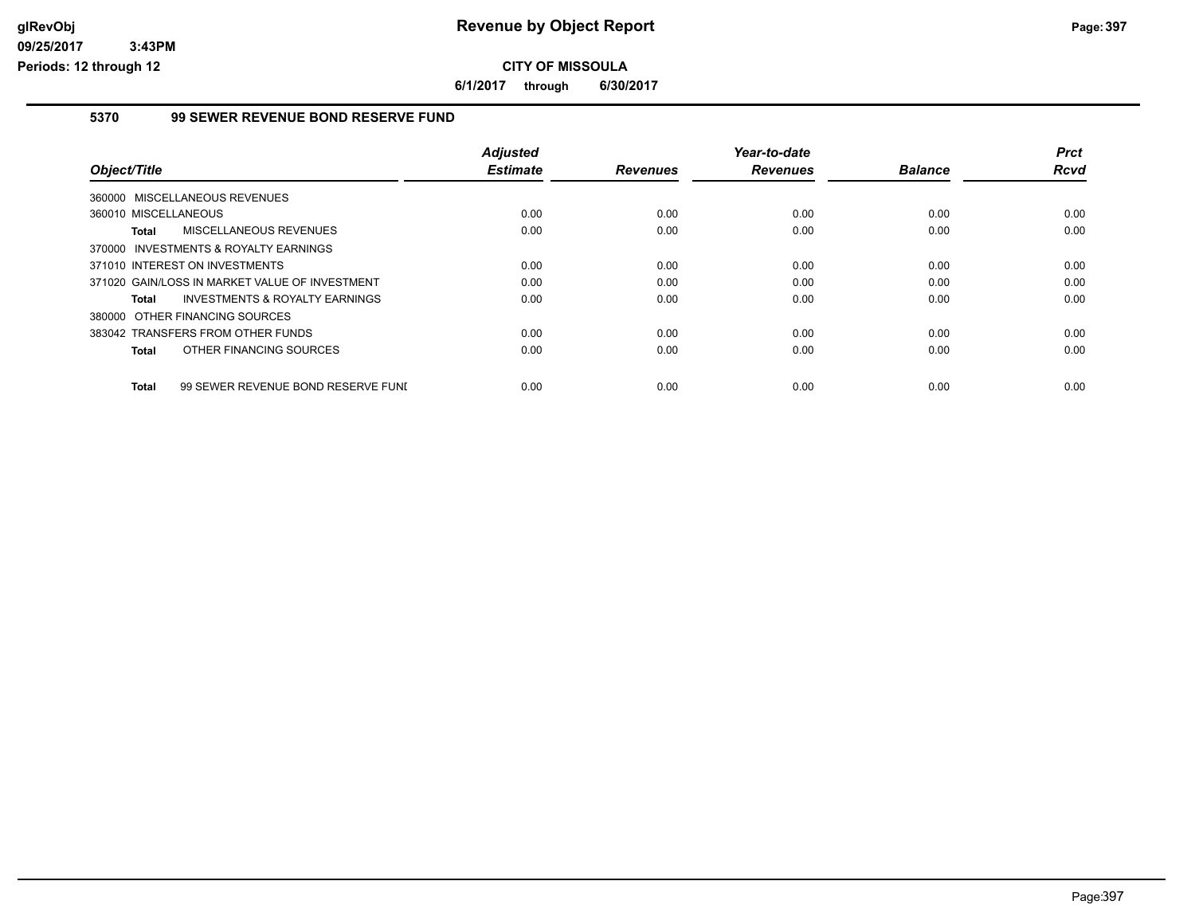**CITY OF MISSOULA**

**6/1/2017 through 6/30/2017**

### 5370 99 SEWER REVENUE BOND RESERVE FUND

| Object/Title | Adjusted Estimate | Revenues | Year-to-date Revenues | Balance | Prct Rcvd |
|---|---|---|---|---|---|
| 360000 MISCELLANEOUS REVENUES | | | | | |
| 360010 MISCELLANEOUS | 0.00 | 0.00 | 0.00 | 0.00 | 0.00 |
| **Total** MISCELLANEOUS REVENUES | 0.00 | 0.00 | 0.00 | 0.00 | 0.00 |
| 370000 INVESTMENTS & ROYALTY EARNINGS | | | | | |
| 371010 INTEREST ON INVESTMENTS | 0.00 | 0.00 | 0.00 | 0.00 | 0.00 |
| 371020 GAIN/LOSS IN MARKET VALUE OF INVESTMENT | 0.00 | 0.00 | 0.00 | 0.00 | 0.00 |
| **Total** INVESTMENTS & ROYALTY EARNINGS | 0.00 | 0.00 | 0.00 | 0.00 | 0.00 |
| 380000 OTHER FINANCING SOURCES | | | | | |
| 383042 TRANSFERS FROM OTHER FUNDS | 0.00 | 0.00 | 0.00 | 0.00 | 0.00 |
| **Total** OTHER FINANCING SOURCES | 0.00 | 0.00 | 0.00 | 0.00 | 0.00 |
| **Total** 99 SEWER REVENUE BOND RESERVE FUNI | 0.00 | 0.00 | 0.00 | 0.00 | 0.00 |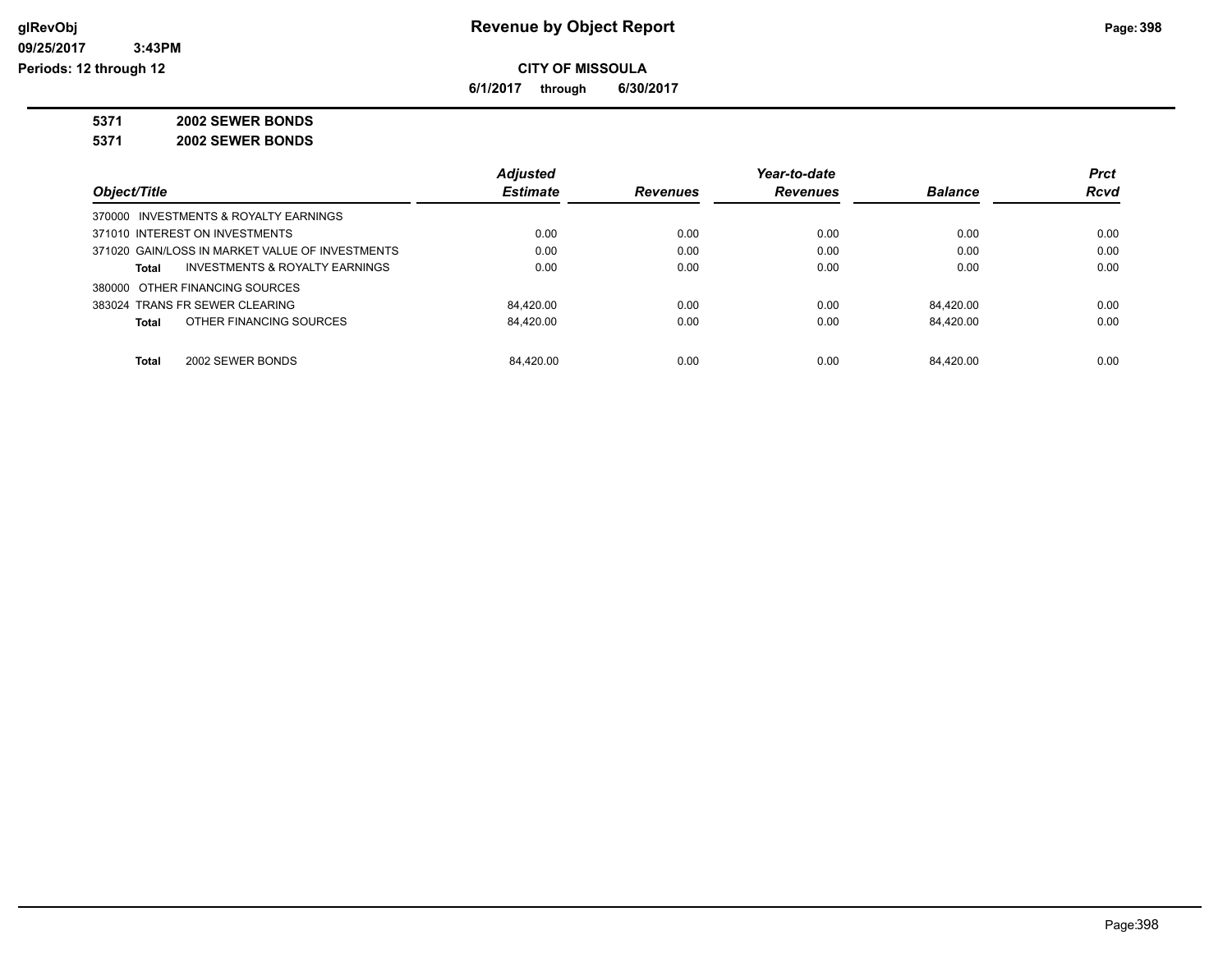**Revenue by Object Report**

**CITY OF MISSOULA**

**6/1/2017 through 6/30/2017**

glRevObj
09/25/2017 3:43PM
Periods: 12 through 12

**5371 2002 SEWER BONDS**

**5371 2002 SEWER BONDS**

| Object/Title | Adjusted Estimate | Revenues | Year-to-date Revenues | Balance | Prct Rcvd |
|---|---|---|---|---|---|
| 370000 INVESTMENTS & ROYALTY EARNINGS | | | | | |
| 371010 INTEREST ON INVESTMENTS | 0.00 | 0.00 | 0.00 | 0.00 | 0.00 |
| 371020 GAIN/LOSS IN MARKET VALUE OF INVESTMENTS | 0.00 | 0.00 | 0.00 | 0.00 | 0.00 |
| **Total** INVESTMENTS & ROYALTY EARNINGS | 0.00 | 0.00 | 0.00 | 0.00 | 0.00 |
| 380000 OTHER FINANCING SOURCES | | | | | |
| 383024 TRANS FR SEWER CLEARING | 84,420.00 | 0.00 | 0.00 | 84,420.00 | 0.00 |
| **Total** OTHER FINANCING SOURCES | 84,420.00 | 0.00 | 0.00 | 84,420.00 | 0.00 |
| **Total** 2002 SEWER BONDS | 84,420.00 | 0.00 | 0.00 | 84,420.00 | 0.00 |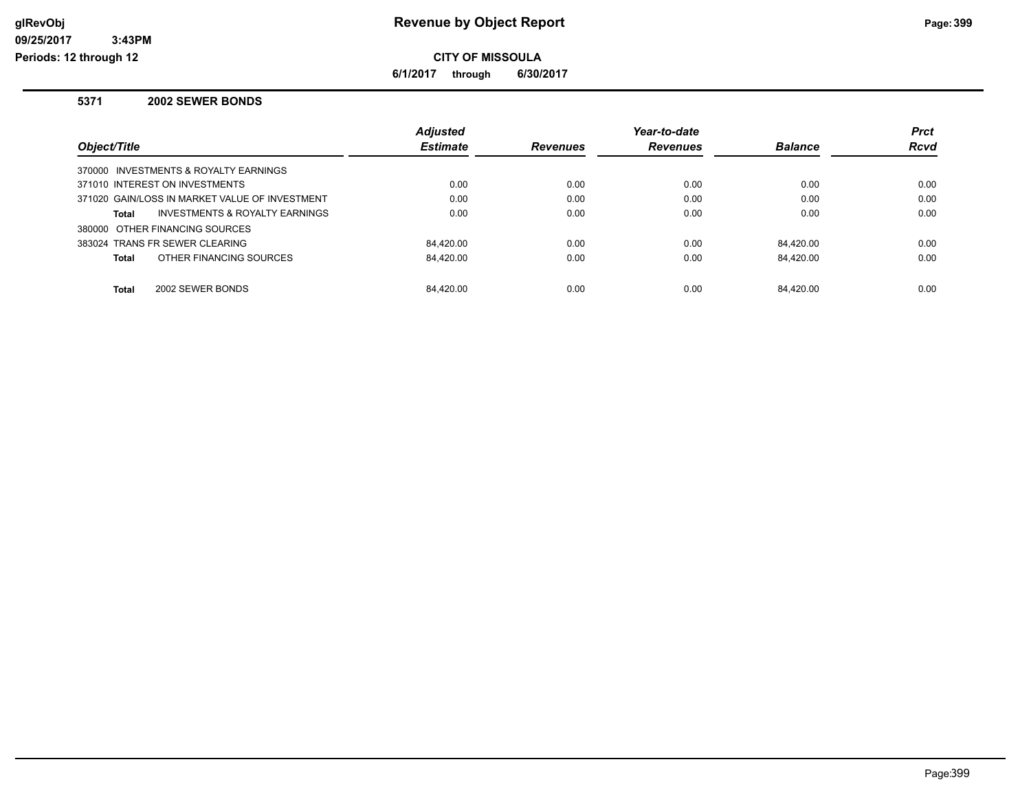# Revenue by Object Report

**CITY OF MISSOULA**

**6/1/2017 through 6/30/2017**

glRevObj
09/25/2017 3:43PM
Periods: 12 through 12

### 5371 2002 SEWER BONDS

| Object/Title | Adjusted Estimate | Revenues | Year-to-date Revenues | Balance | Prct Rcvd |
|---|---|---|---|---|---|
| 370000 INVESTMENTS & ROYALTY EARNINGS | | | | | |
| 371010 INTEREST ON INVESTMENTS | 0.00 | 0.00 | 0.00 | 0.00 | 0.00 |
| 371020 GAIN/LOSS IN MARKET VALUE OF INVESTMENT | 0.00 | 0.00 | 0.00 | 0.00 | 0.00 |
| **Total** INVESTMENTS & ROYALTY EARNINGS | 0.00 | 0.00 | 0.00 | 0.00 | 0.00 |
| 380000 OTHER FINANCING SOURCES | | | | | |
| 383024 TRANS FR SEWER CLEARING | 84,420.00 | 0.00 | 0.00 | 84,420.00 | 0.00 |
| **Total** OTHER FINANCING SOURCES | 84,420.00 | 0.00 | 0.00 | 84,420.00 | 0.00 |
| **Total** 2002 SEWER BONDS | 84,420.00 | 0.00 | 0.00 | 84,420.00 | 0.00 |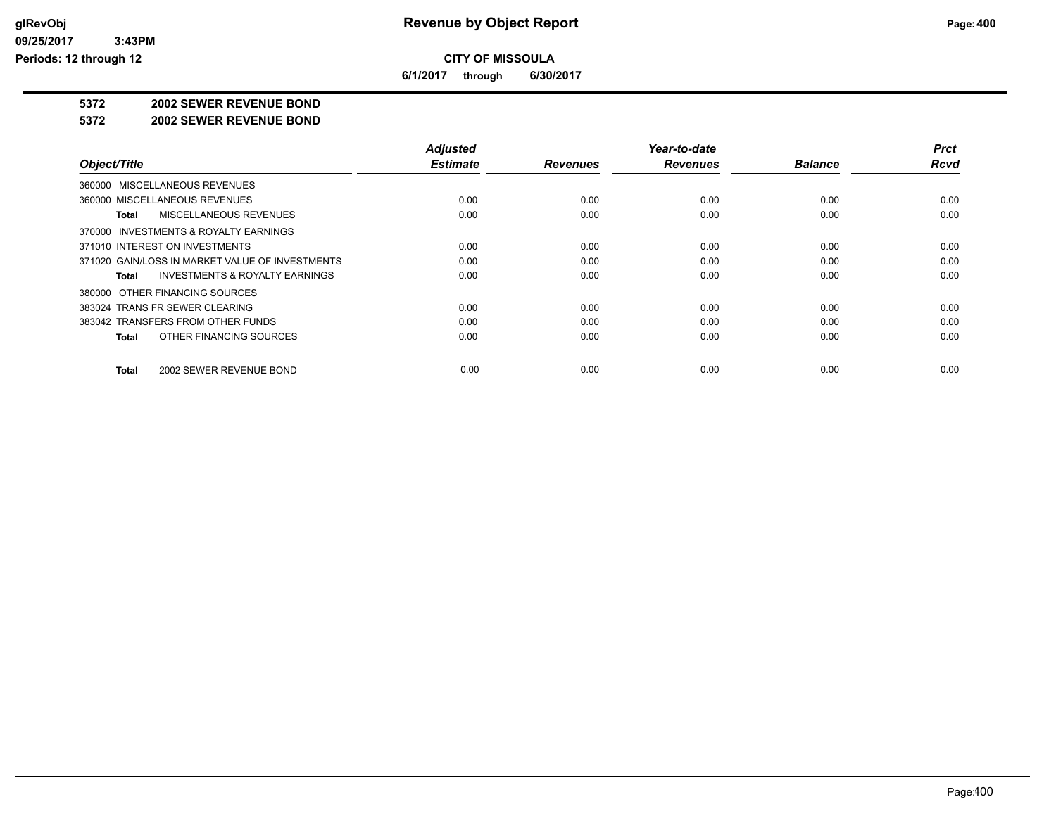# Revenue by Object Report

glRevObj
09/25/2017 3:43PM
Periods: 12 through 12

**CITY OF MISSOULA**

6/1/2017 through 6/30/2017

**5372 2002 SEWER REVENUE BOND**

**5372 2002 SEWER REVENUE BOND**

| Object/Title | Adjusted Estimate | Revenues | Year-to-date Revenues | Balance | Prct Rcvd |
|---|---|---|---|---|---|
| 360000 MISCELLANEOUS REVENUES | | | | | |
| 360000 MISCELLANEOUS REVENUES | 0.00 | 0.00 | 0.00 | 0.00 | 0.00 |
| **Total** MISCELLANEOUS REVENUES | 0.00 | 0.00 | 0.00 | 0.00 | 0.00 |
| 370000 INVESTMENTS & ROYALTY EARNINGS | | | | | |
| 371010 INTEREST ON INVESTMENTS | 0.00 | 0.00 | 0.00 | 0.00 | 0.00 |
| 371020 GAIN/LOSS IN MARKET VALUE OF INVESTMENTS | 0.00 | 0.00 | 0.00 | 0.00 | 0.00 |
| **Total** INVESTMENTS & ROYALTY EARNINGS | 0.00 | 0.00 | 0.00 | 0.00 | 0.00 |
| 380000 OTHER FINANCING SOURCES | | | | | |
| 383024 TRANS FR SEWER CLEARING | 0.00 | 0.00 | 0.00 | 0.00 | 0.00 |
| 383042 TRANSFERS FROM OTHER FUNDS | 0.00 | 0.00 | 0.00 | 0.00 | 0.00 |
| **Total** OTHER FINANCING SOURCES | 0.00 | 0.00 | 0.00 | 0.00 | 0.00 |
| **Total** 2002 SEWER REVENUE BOND | 0.00 | 0.00 | 0.00 | 0.00 | 0.00 |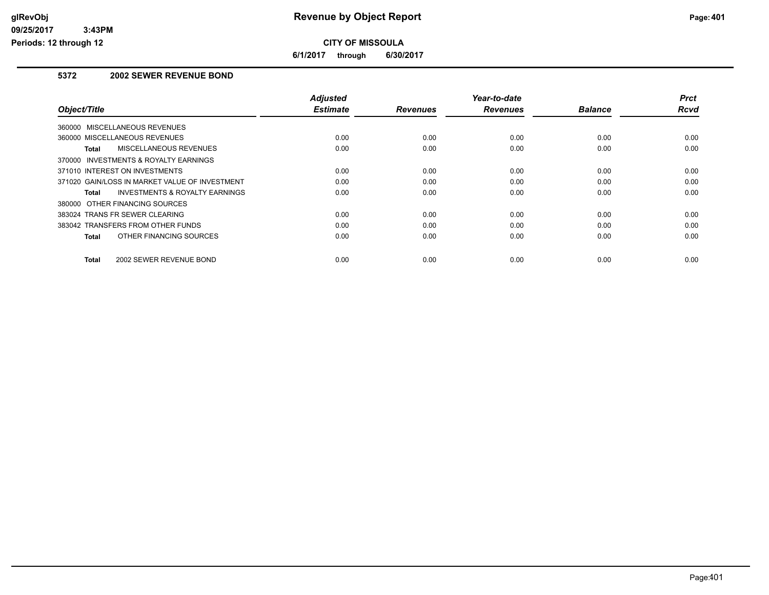# Revenue by Object Report

**CITY OF MISSOULA**

**6/1/2017 through 6/30/2017**

glRevObj
09/25/2017 3:43PM
Periods: 12 through 12

## 5372 2002 SEWER REVENUE BOND

| Object/Title | Adjusted Estimate | Revenues | Year-to-date Revenues | Balance | Prct Rcvd |
|---|---|---|---|---|---|
| 360000 MISCELLANEOUS REVENUES | | | | | |
| 360000 MISCELLANEOUS REVENUES | 0.00 | 0.00 | 0.00 | 0.00 | 0.00 |
| **Total** MISCELLANEOUS REVENUES | 0.00 | 0.00 | 0.00 | 0.00 | 0.00 |
| 370000 INVESTMENTS & ROYALTY EARNINGS | | | | | |
| 371010 INTEREST ON INVESTMENTS | 0.00 | 0.00 | 0.00 | 0.00 | 0.00 |
| 371020 GAIN/LOSS IN MARKET VALUE OF INVESTMENT | 0.00 | 0.00 | 0.00 | 0.00 | 0.00 |
| **Total** INVESTMENTS & ROYALTY EARNINGS | 0.00 | 0.00 | 0.00 | 0.00 | 0.00 |
| 380000 OTHER FINANCING SOURCES | | | | | |
| 383024 TRANS FR SEWER CLEARING | 0.00 | 0.00 | 0.00 | 0.00 | 0.00 |
| 383042 TRANSFERS FROM OTHER FUNDS | 0.00 | 0.00 | 0.00 | 0.00 | 0.00 |
| **Total** OTHER FINANCING SOURCES | 0.00 | 0.00 | 0.00 | 0.00 | 0.00 |
| **Total** 2002 SEWER REVENUE BOND | 0.00 | 0.00 | 0.00 | 0.00 | 0.00 |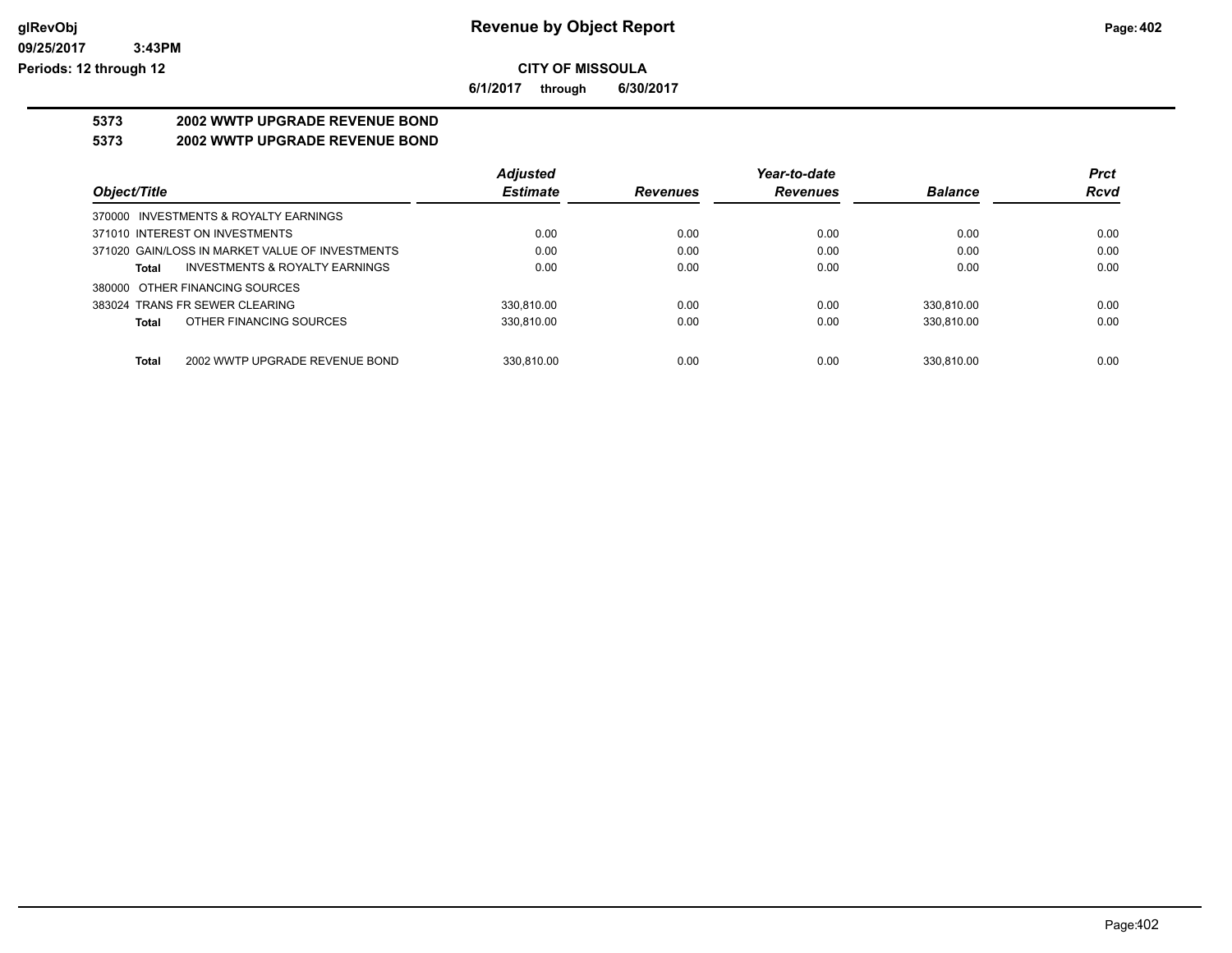# Revenue by Object Report

glRevObj
09/25/2017 3:43PM
Periods: 12 through 12

**CITY OF MISSOULA**

**6/1/2017 through 6/30/2017**

## 5373 2002 WWTP UPGRADE REVENUE BOND

## 5373 2002 WWTP UPGRADE REVENUE BOND

| Object/Title | Adjusted Estimate | Revenues | Year-to-date Revenues | Balance | Prct Rcvd |
|---|---|---|---|---|---|
| 370000 INVESTMENTS & ROYALTY EARNINGS | | | | | |
| 371010 INTEREST ON INVESTMENTS | 0.00 | 0.00 | 0.00 | 0.00 | 0.00 |
| 371020 GAIN/LOSS IN MARKET VALUE OF INVESTMENTS | 0.00 | 0.00 | 0.00 | 0.00 | 0.00 |
| **Total** INVESTMENTS & ROYALTY EARNINGS | 0.00 | 0.00 | 0.00 | 0.00 | 0.00 |
| 380000 OTHER FINANCING SOURCES | | | | | |
| 383024 TRANS FR SEWER CLEARING | 330,810.00 | 0.00 | 0.00 | 330,810.00 | 0.00 |
| **Total** OTHER FINANCING SOURCES | 330,810.00 | 0.00 | 0.00 | 330,810.00 | 0.00 |
| **Total** 2002 WWTP UPGRADE REVENUE BOND | 330,810.00 | 0.00 | 0.00 | 330,810.00 | 0.00 |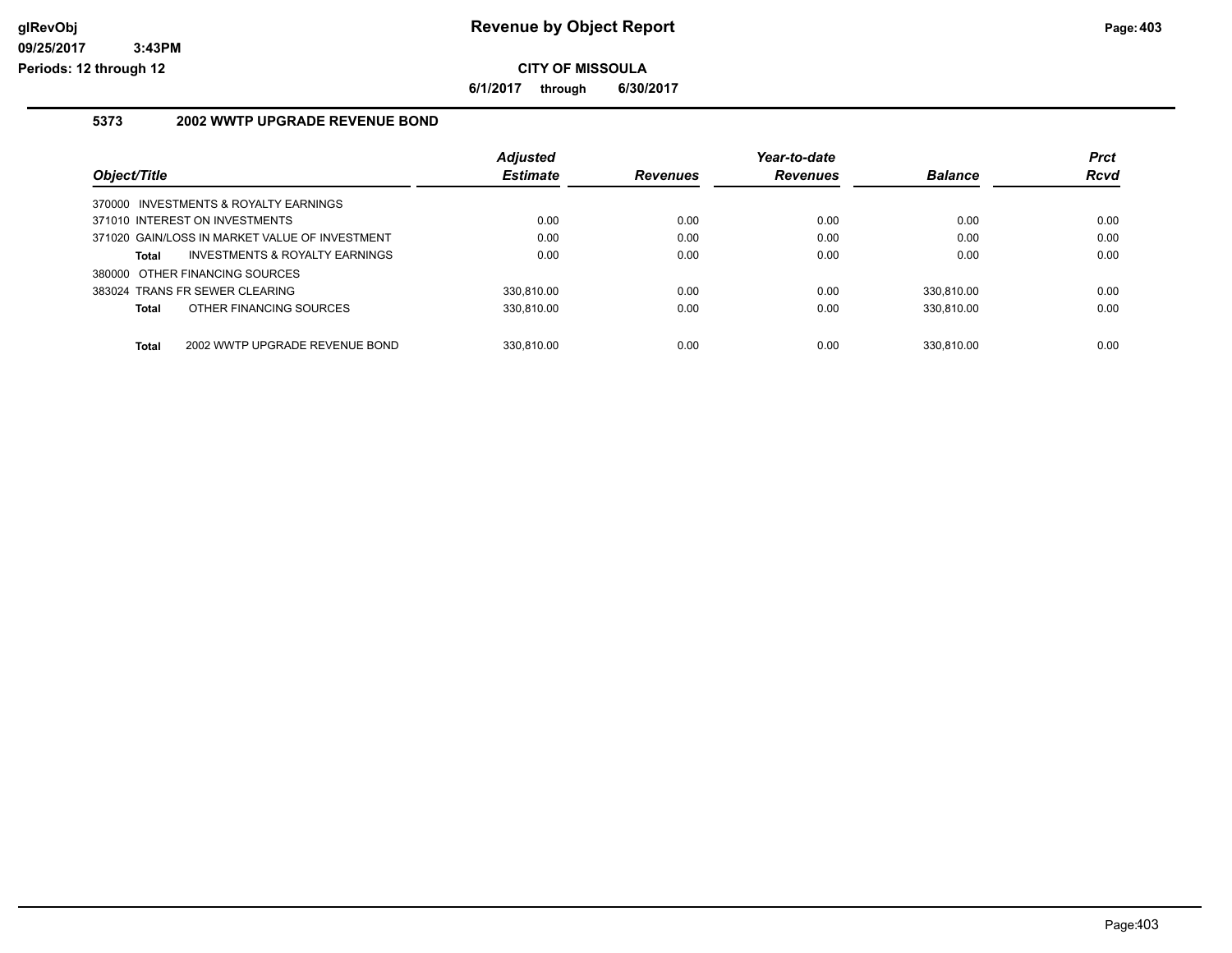# Revenue by Object Report

**CITY OF MISSOULA**

**6/1/2017 through 6/30/2017**

glRevObj
09/25/2017 3:43PM
Periods: 12 through 12

## 5373 2002 WWTP UPGRADE REVENUE BOND

| Object/Title | Adjusted Estimate | Revenues | Year-to-date Revenues | Balance | Prct Rcvd |
|---|---|---|---|---|---|
| 370000 INVESTMENTS & ROYALTY EARNINGS | | | | | |
| 371010 INTEREST ON INVESTMENTS | 0.00 | 0.00 | 0.00 | 0.00 | 0.00 |
| 371020 GAIN/LOSS IN MARKET VALUE OF INVESTMENT | 0.00 | 0.00 | 0.00 | 0.00 | 0.00 |
| **Total** INVESTMENTS & ROYALTY EARNINGS | 0.00 | 0.00 | 0.00 | 0.00 | 0.00 |
| 380000 OTHER FINANCING SOURCES | | | | | |
| 383024 TRANS FR SEWER CLEARING | 330,810.00 | 0.00 | 0.00 | 330,810.00 | 0.00 |
| **Total** OTHER FINANCING SOURCES | 330,810.00 | 0.00 | 0.00 | 330,810.00 | 0.00 |
| **Total** 2002 WWTP UPGRADE REVENUE BOND | 330,810.00 | 0.00 | 0.00 | 330,810.00 | 0.00 |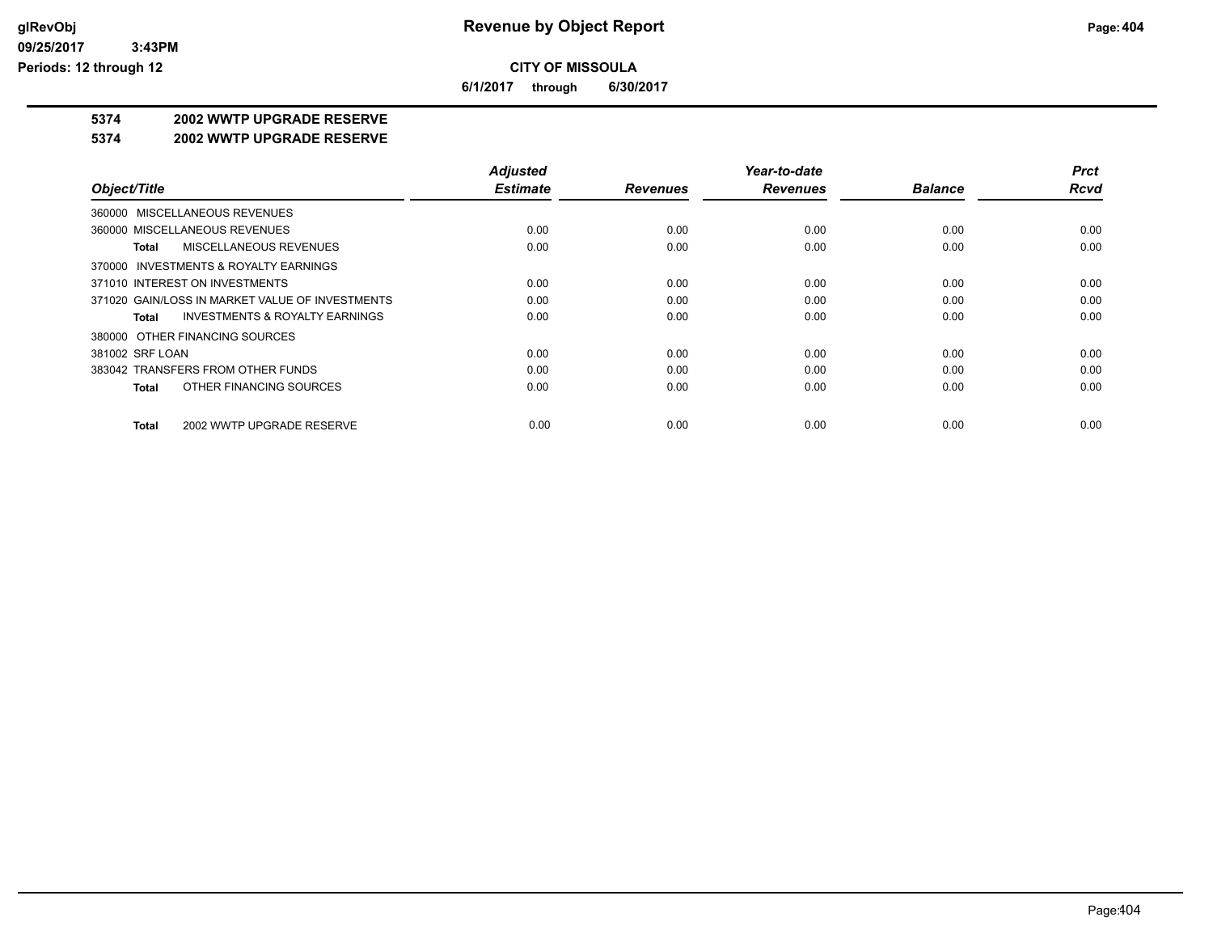**CITY OF MISSOULA**

**6/1/2017 through 6/30/2017**

## 5374 2002 WWTP UPGRADE RESERVE

## 5374 2002 WWTP UPGRADE RESERVE

| Object/Title | Adjusted Estimate | Revenues | Year-to-date Revenues | Balance | Prct Rcvd |
|---|---|---|---|---|---|
| 360000 MISCELLANEOUS REVENUES | | | | | |
| 360000 MISCELLANEOUS REVENUES | 0.00 | 0.00 | 0.00 | 0.00 | 0.00 |
| **Total** MISCELLANEOUS REVENUES | 0.00 | 0.00 | 0.00 | 0.00 | 0.00 |
| 370000 INVESTMENTS & ROYALTY EARNINGS | | | | | |
| 371010 INTEREST ON INVESTMENTS | 0.00 | 0.00 | 0.00 | 0.00 | 0.00 |
| 371020 GAIN/LOSS IN MARKET VALUE OF INVESTMENTS | 0.00 | 0.00 | 0.00 | 0.00 | 0.00 |
| **Total** INVESTMENTS & ROYALTY EARNINGS | 0.00 | 0.00 | 0.00 | 0.00 | 0.00 |
| 380000 OTHER FINANCING SOURCES | | | | | |
| 381002 SRF LOAN | 0.00 | 0.00 | 0.00 | 0.00 | 0.00 |
| 383042 TRANSFERS FROM OTHER FUNDS | 0.00 | 0.00 | 0.00 | 0.00 | 0.00 |
| **Total** OTHER FINANCING SOURCES | 0.00 | 0.00 | 0.00 | 0.00 | 0.00 |
| **Total** 2002 WWTP UPGRADE RESERVE | 0.00 | 0.00 | 0.00 | 0.00 | 0.00 |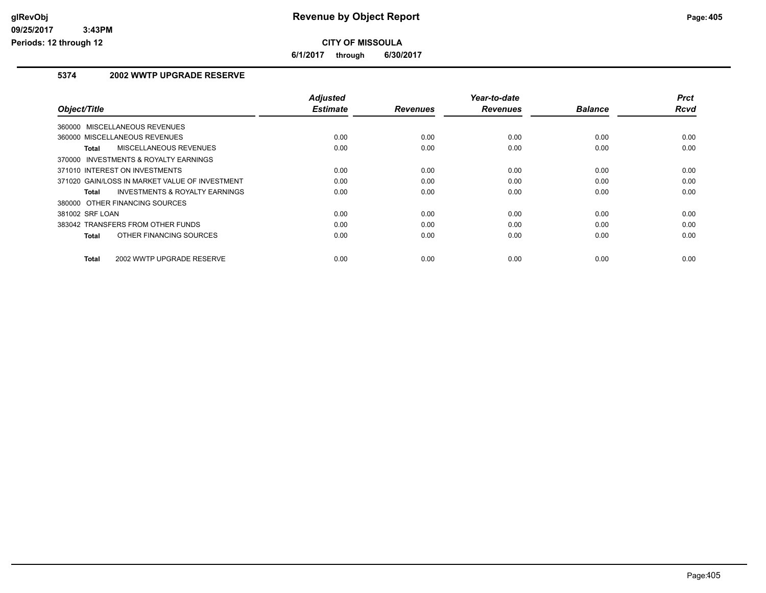# Revenue by Object Report

glRevObj
09/25/2017 3:43PM
Periods: 12 through 12

**CITY OF MISSOULA**

**6/1/2017 through 6/30/2017**

## 5374 2002 WWTP UPGRADE RESERVE

| Object/Title | Adjusted Estimate | Revenues | Year-to-date Revenues | Balance | Prct Rcvd |
|---|---|---|---|---|---|
| 360000 MISCELLANEOUS REVENUES | | | | | |
| 360000 MISCELLANEOUS REVENUES | 0.00 | 0.00 | 0.00 | 0.00 | 0.00 |
| **Total** MISCELLANEOUS REVENUES | 0.00 | 0.00 | 0.00 | 0.00 | 0.00 |
| 370000 INVESTMENTS & ROYALTY EARNINGS | | | | | |
| 371010 INTEREST ON INVESTMENTS | 0.00 | 0.00 | 0.00 | 0.00 | 0.00 |
| 371020 GAIN/LOSS IN MARKET VALUE OF INVESTMENT | 0.00 | 0.00 | 0.00 | 0.00 | 0.00 |
| **Total** INVESTMENTS & ROYALTY EARNINGS | 0.00 | 0.00 | 0.00 | 0.00 | 0.00 |
| 380000 OTHER FINANCING SOURCES | | | | | |
| 381002 SRF LOAN | 0.00 | 0.00 | 0.00 | 0.00 | 0.00 |
| 383042 TRANSFERS FROM OTHER FUNDS | 0.00 | 0.00 | 0.00 | 0.00 | 0.00 |
| **Total** OTHER FINANCING SOURCES | 0.00 | 0.00 | 0.00 | 0.00 | 0.00 |
| **Total** 2002 WWTP UPGRADE RESERVE | 0.00 | 0.00 | 0.00 | 0.00 | 0.00 |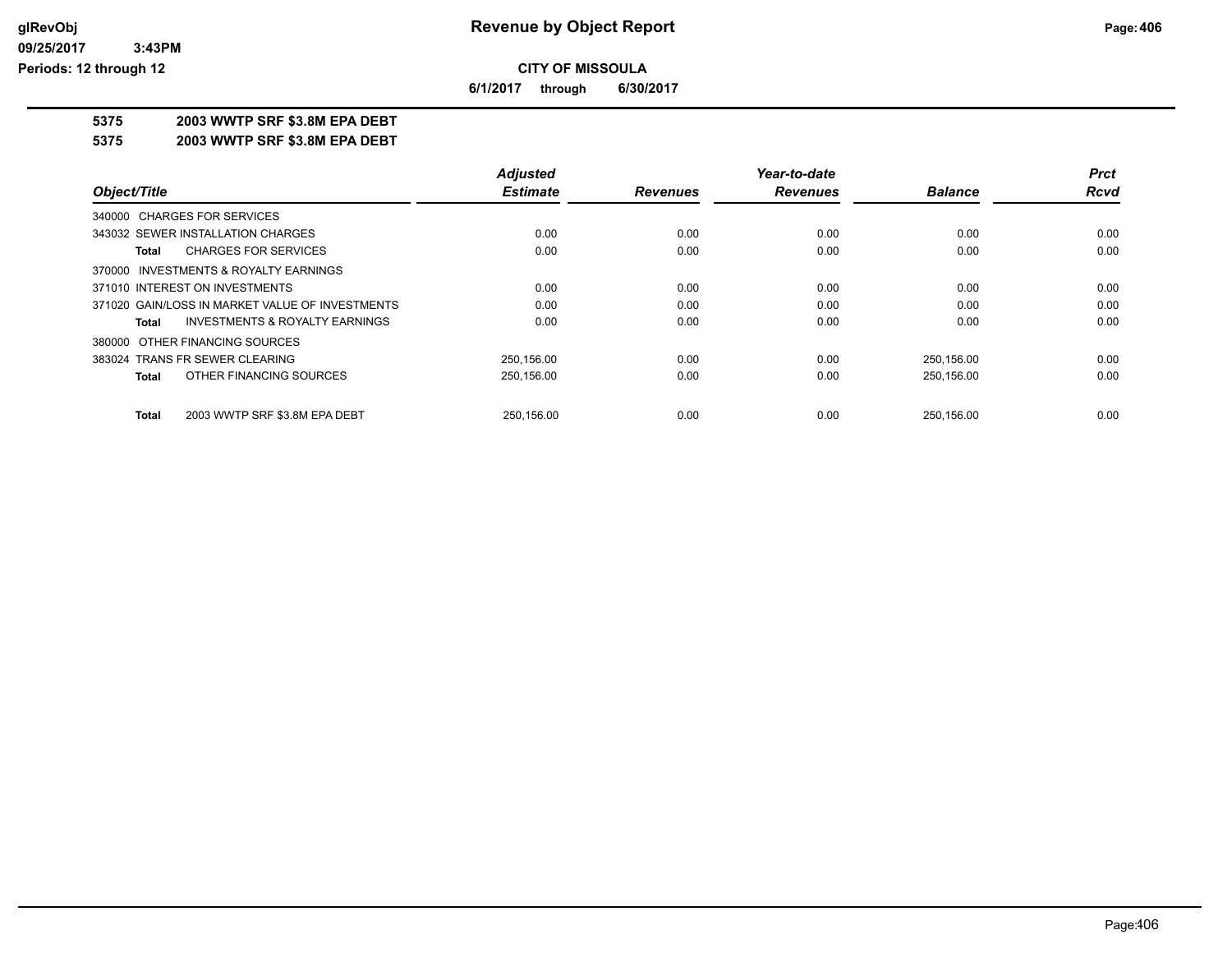# Revenue by Object Report

## CITY OF MISSOULA

**6/1/2017 through 6/30/2017**

**5375 2003 WWTP SRF $3.8M EPA DEBT**

**5375 2003 WWTP SRF $3.8M EPA DEBT**

| Object/Title | Adjusted Estimate | Revenues | Year-to-date Revenues | Balance | Prct Rcvd |
|---|---|---|---|---|---|
| 340000 CHARGES FOR SERVICES | | | | | |
| 343032 SEWER INSTALLATION CHARGES | 0.00 | 0.00 | 0.00 | 0.00 | 0.00 |
| **Total** CHARGES FOR SERVICES | 0.00 | 0.00 | 0.00 | 0.00 | 0.00 |
| 370000 INVESTMENTS & ROYALTY EARNINGS | | | | | |
| 371010 INTEREST ON INVESTMENTS | 0.00 | 0.00 | 0.00 | 0.00 | 0.00 |
| 371020 GAIN/LOSS IN MARKET VALUE OF INVESTMENTS | 0.00 | 0.00 | 0.00 | 0.00 | 0.00 |
| **Total** INVESTMENTS & ROYALTY EARNINGS | 0.00 | 0.00 | 0.00 | 0.00 | 0.00 |
| 380000 OTHER FINANCING SOURCES | | | | | |
| 383024 TRANS FR SEWER CLEARING | 250,156.00 | 0.00 | 0.00 | 250,156.00 | 0.00 |
| **Total** OTHER FINANCING SOURCES | 250,156.00 | 0.00 | 0.00 | 250,156.00 | 0.00 |
| **Total** 2003 WWTP SRF $3.8M EPA DEBT | 250,156.00 | 0.00 | 0.00 | 250,156.00 | 0.00 |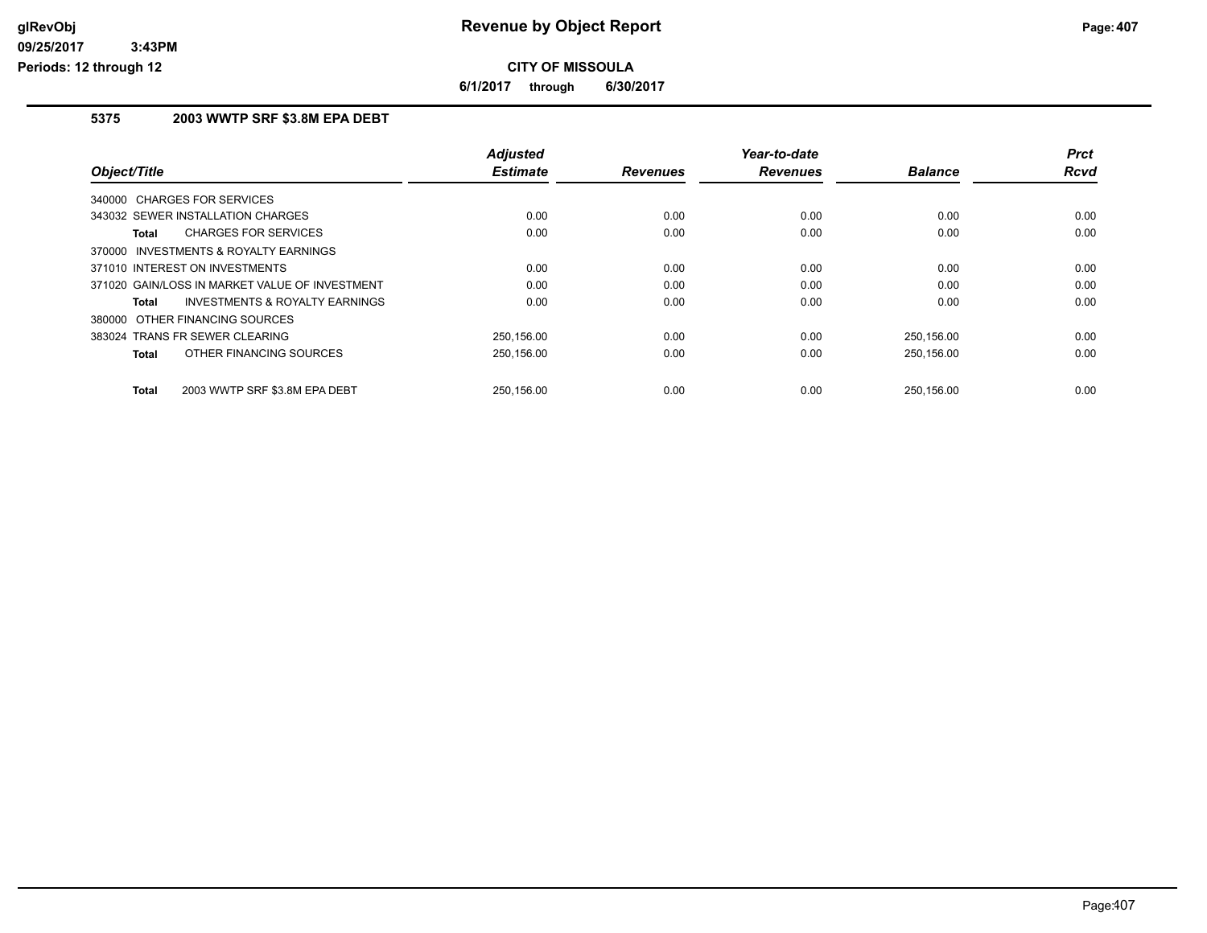# Revenue by Object Report

**CITY OF MISSOULA**

**6/1/2017 through 6/30/2017**

glRevObj
09/25/2017 3:43PM
Periods: 12 through 12

## 5375 2003 WWTP SRF $3.8M EPA DEBT

| Object/Title | Adjusted Estimate | Revenues | Year-to-date Revenues | Balance | Prct Rcvd |
|---|---|---|---|---|---|
| 340000 CHARGES FOR SERVICES | | | | | |
| 343032 SEWER INSTALLATION CHARGES | 0.00 | 0.00 | 0.00 | 0.00 | 0.00 |
| **Total** CHARGES FOR SERVICES | 0.00 | 0.00 | 0.00 | 0.00 | 0.00 |
| 370000 INVESTMENTS & ROYALTY EARNINGS | | | | | |
| 371010 INTEREST ON INVESTMENTS | 0.00 | 0.00 | 0.00 | 0.00 | 0.00 |
| 371020 GAIN/LOSS IN MARKET VALUE OF INVESTMENT | 0.00 | 0.00 | 0.00 | 0.00 | 0.00 |
| **Total** INVESTMENTS & ROYALTY EARNINGS | 0.00 | 0.00 | 0.00 | 0.00 | 0.00 |
| 380000 OTHER FINANCING SOURCES | | | | | |
| 383024 TRANS FR SEWER CLEARING | 250,156.00 | 0.00 | 0.00 | 250,156.00 | 0.00 |
| **Total** OTHER FINANCING SOURCES | 250,156.00 | 0.00 | 0.00 | 250,156.00 | 0.00 |
| **Total** 2003 WWTP SRF $3.8M EPA DEBT | 250,156.00 | 0.00 | 0.00 | 250,156.00 | 0.00 |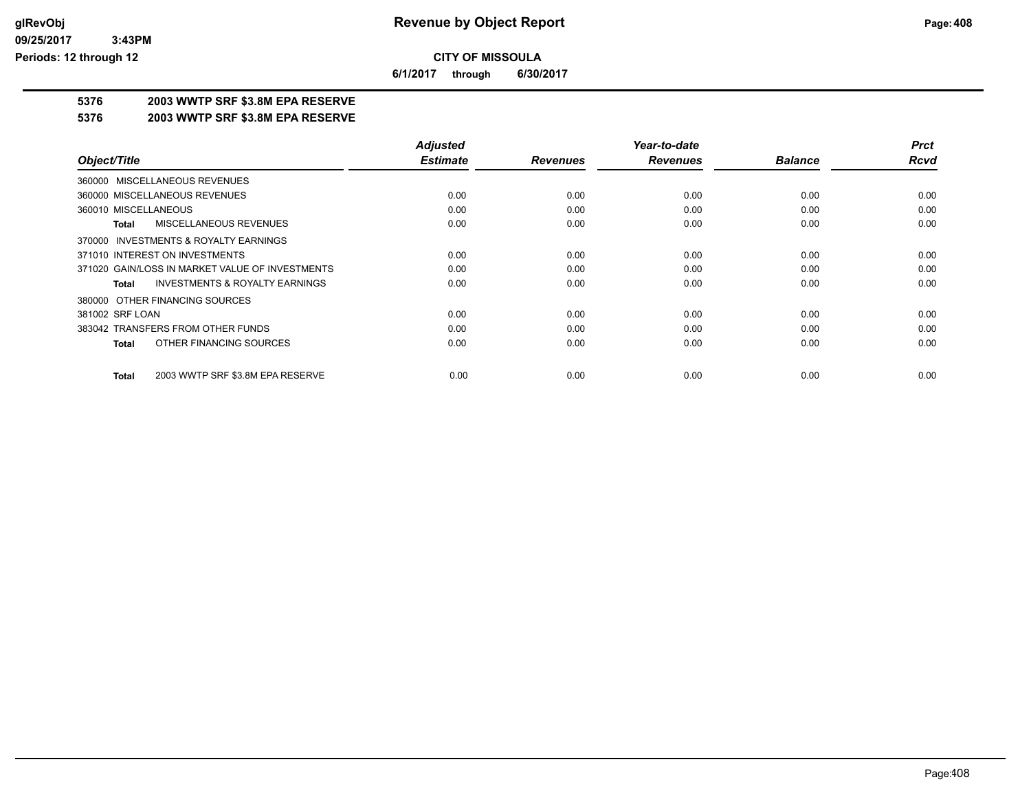**Revenue by Object Report**

**CITY OF MISSOULA**

**6/1/2017 through 6/30/2017**

**5376 2003 WWTP SRF $3.8M EPA RESERVE**

**5376 2003 WWTP SRF $3.8M EPA RESERVE**

| Object/Title | Adjusted Estimate | Revenues | Year-to-date Revenues | Balance | Prct Rcvd |
|---|---|---|---|---|---|
| 360000 MISCELLANEOUS REVENUES | | | | | |
| 360000 MISCELLANEOUS REVENUES | 0.00 | 0.00 | 0.00 | 0.00 | 0.00 |
| 360010 MISCELLANEOUS | 0.00 | 0.00 | 0.00 | 0.00 | 0.00 |
| **Total** MISCELLANEOUS REVENUES | 0.00 | 0.00 | 0.00 | 0.00 | 0.00 |
| 370000 INVESTMENTS & ROYALTY EARNINGS | | | | | |
| 371010 INTEREST ON INVESTMENTS | 0.00 | 0.00 | 0.00 | 0.00 | 0.00 |
| 371020 GAIN/LOSS IN MARKET VALUE OF INVESTMENTS | 0.00 | 0.00 | 0.00 | 0.00 | 0.00 |
| **Total** INVESTMENTS & ROYALTY EARNINGS | 0.00 | 0.00 | 0.00 | 0.00 | 0.00 |
| 380000 OTHER FINANCING SOURCES | | | | | |
| 381002 SRF LOAN | 0.00 | 0.00 | 0.00 | 0.00 | 0.00 |
| 383042 TRANSFERS FROM OTHER FUNDS | 0.00 | 0.00 | 0.00 | 0.00 | 0.00 |
| **Total** OTHER FINANCING SOURCES | 0.00 | 0.00 | 0.00 | 0.00 | 0.00 |
| **Total** 2003 WWTP SRF $3.8M EPA RESERVE | 0.00 | 0.00 | 0.00 | 0.00 | 0.00 |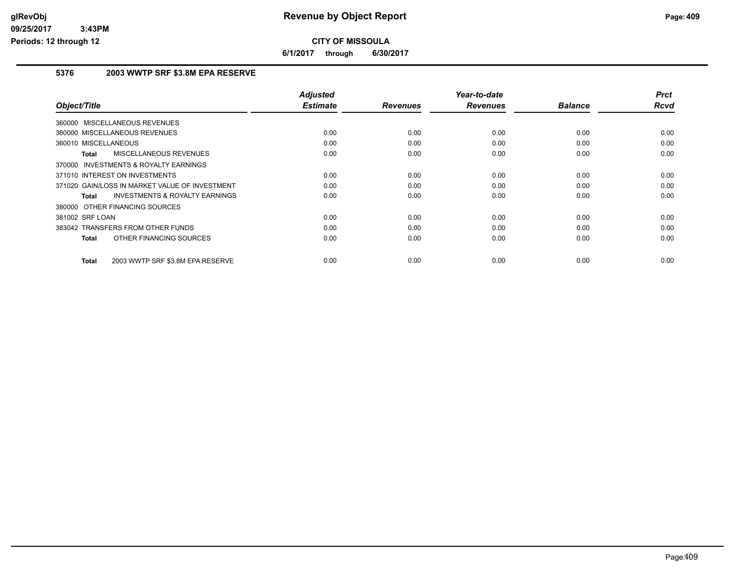**CITY OF MISSOULA**

**6/1/2017 through 6/30/2017**

## 5376 2003 WWTP SRF $3.8M EPA RESERVE

| Object/Title | Adjusted Estimate | Revenues | Year-to-date Revenues | Balance | Prct Rcvd |
|---|---|---|---|---|---|
| 360000 MISCELLANEOUS REVENUES | | | | | |
| 360000 MISCELLANEOUS REVENUES | 0.00 | 0.00 | 0.00 | 0.00 | 0.00 |
| 360010 MISCELLANEOUS | 0.00 | 0.00 | 0.00 | 0.00 | 0.00 |
| **Total** MISCELLANEOUS REVENUES | 0.00 | 0.00 | 0.00 | 0.00 | 0.00 |
| 370000 INVESTMENTS & ROYALTY EARNINGS | | | | | |
| 371010 INTEREST ON INVESTMENTS | 0.00 | 0.00 | 0.00 | 0.00 | 0.00 |
| 371020 GAIN/LOSS IN MARKET VALUE OF INVESTMENT | 0.00 | 0.00 | 0.00 | 0.00 | 0.00 |
| **Total** INVESTMENTS & ROYALTY EARNINGS | 0.00 | 0.00 | 0.00 | 0.00 | 0.00 |
| 380000 OTHER FINANCING SOURCES | | | | | |
| 381002 SRF LOAN | 0.00 | 0.00 | 0.00 | 0.00 | 0.00 |
| 383042 TRANSFERS FROM OTHER FUNDS | 0.00 | 0.00 | 0.00 | 0.00 | 0.00 |
| **Total** OTHER FINANCING SOURCES | 0.00 | 0.00 | 0.00 | 0.00 | 0.00 |
| **Total** 2003 WWTP SRF $3.8M EPA RESERVE | 0.00 | 0.00 | 0.00 | 0.00 | 0.00 |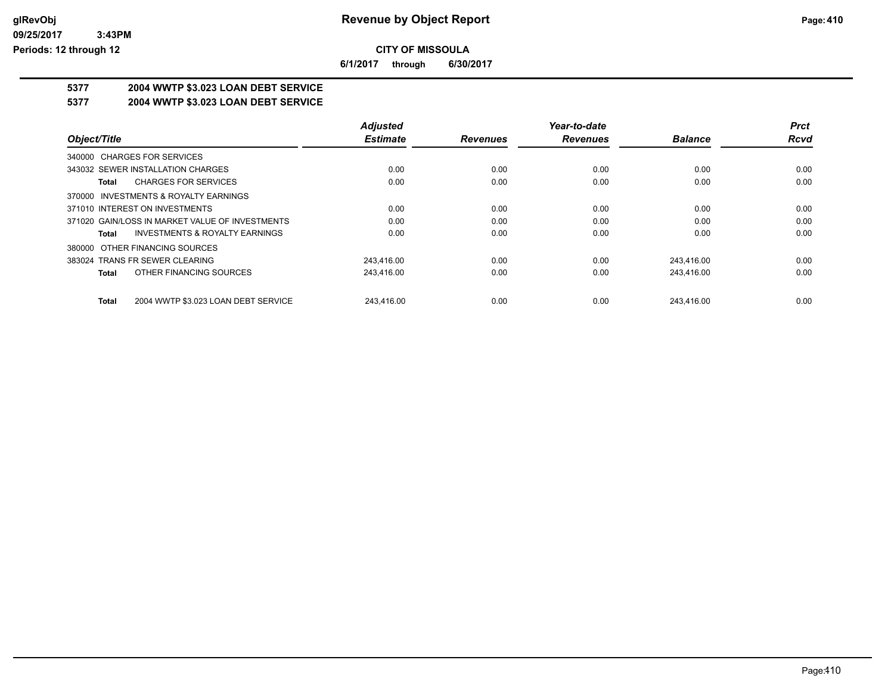# Revenue by Object Report

**CITY OF MISSOULA**

**6/1/2017 through 6/30/2017**

glRevObj
09/25/2017 3:43PM
Periods: 12 through 12

## 5377 2004 WWTP $3.023 LOAN DEBT SERVICE

## 5377 2004 WWTP $3.023 LOAN DEBT SERVICE

| Object/Title | Adjusted Estimate | Revenues | Year-to-date Revenues | Balance | Prct Rcvd |
|---|---|---|---|---|---|
| 340000 CHARGES FOR SERVICES | | | | | |
| 343032 SEWER INSTALLATION CHARGES | 0.00 | 0.00 | 0.00 | 0.00 | 0.00 |
| **Total** CHARGES FOR SERVICES | 0.00 | 0.00 | 0.00 | 0.00 | 0.00 |
| 370000 INVESTMENTS & ROYALTY EARNINGS | | | | | |
| 371010 INTEREST ON INVESTMENTS | 0.00 | 0.00 | 0.00 | 0.00 | 0.00 |
| 371020 GAIN/LOSS IN MARKET VALUE OF INVESTMENTS | 0.00 | 0.00 | 0.00 | 0.00 | 0.00 |
| **Total** INVESTMENTS & ROYALTY EARNINGS | 0.00 | 0.00 | 0.00 | 0.00 | 0.00 |
| 380000 OTHER FINANCING SOURCES | | | | | |
| 383024 TRANS FR SEWER CLEARING | 243,416.00 | 0.00 | 0.00 | 243,416.00 | 0.00 |
| **Total** OTHER FINANCING SOURCES | 243,416.00 | 0.00 | 0.00 | 243,416.00 | 0.00 |
| **Total** 2004 WWTP $3.023 LOAN DEBT SERVICE | 243,416.00 | 0.00 | 0.00 | 243,416.00 | 0.00 |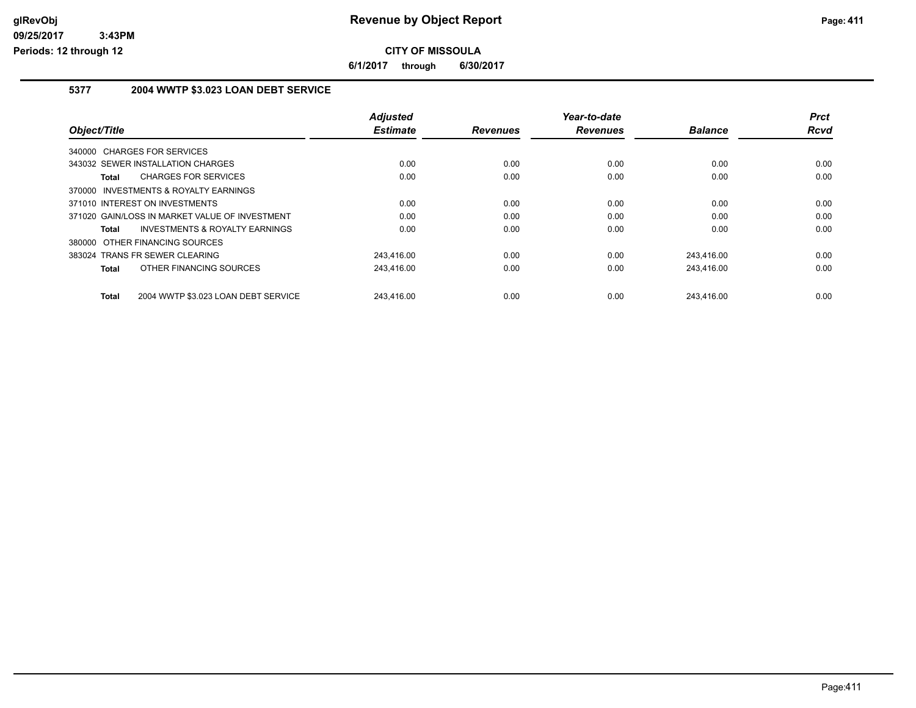# Revenue by Object Report

**CITY OF MISSOULA**

**6/1/2017 through 6/30/2017**

glRevObj
09/25/2017 3:43PM
Periods: 12 through 12

## 5377 2004 WWTP $3.023 LOAN DEBT SERVICE

| Object/Title | Adjusted Estimate | Revenues | Year-to-date Revenues | Balance | Prct Rcvd |
|---|---|---|---|---|---|
| 340000 CHARGES FOR SERVICES | | | | | |
| 343032 SEWER INSTALLATION CHARGES | 0.00 | 0.00 | 0.00 | 0.00 | 0.00 |
| **Total** CHARGES FOR SERVICES | 0.00 | 0.00 | 0.00 | 0.00 | 0.00 |
| 370000 INVESTMENTS & ROYALTY EARNINGS | | | | | |
| 371010 INTEREST ON INVESTMENTS | 0.00 | 0.00 | 0.00 | 0.00 | 0.00 |
| 371020 GAIN/LOSS IN MARKET VALUE OF INVESTMENT | 0.00 | 0.00 | 0.00 | 0.00 | 0.00 |
| **Total** INVESTMENTS & ROYALTY EARNINGS | 0.00 | 0.00 | 0.00 | 0.00 | 0.00 |
| 380000 OTHER FINANCING SOURCES | | | | | |
| 383024 TRANS FR SEWER CLEARING | 243,416.00 | 0.00 | 0.00 | 243,416.00 | 0.00 |
| **Total** OTHER FINANCING SOURCES | 243,416.00 | 0.00 | 0.00 | 243,416.00 | 0.00 |
| **Total** 2004 WWTP $3.023 LOAN DEBT SERVICE | 243,416.00 | 0.00 | 0.00 | 243,416.00 | 0.00 |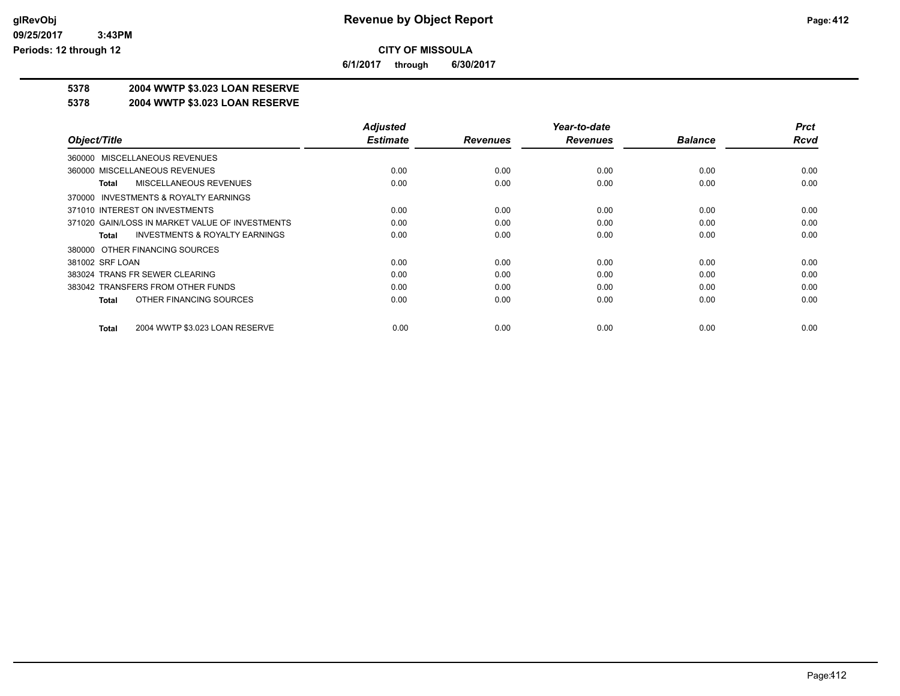# Revenue by Object Report

**CITY OF MISSOULA**

**6/1/2017 through 6/30/2017**

**5378 2004 WWTP $3.023 LOAN RESERVE**

**5378 2004 WWTP $3.023 LOAN RESERVE**

| Object/Title | Adjusted Estimate | Revenues | Year-to-date Revenues | Balance | Prct Rcvd |
|---|---|---|---|---|---|
| 360000 MISCELLANEOUS REVENUES | | | | | |
| 360000 MISCELLANEOUS REVENUES | 0.00 | 0.00 | 0.00 | 0.00 | 0.00 |
| **Total** MISCELLANEOUS REVENUES | 0.00 | 0.00 | 0.00 | 0.00 | 0.00 |
| 370000 INVESTMENTS & ROYALTY EARNINGS | | | | | |
| 371010 INTEREST ON INVESTMENTS | 0.00 | 0.00 | 0.00 | 0.00 | 0.00 |
| 371020 GAIN/LOSS IN MARKET VALUE OF INVESTMENTS | 0.00 | 0.00 | 0.00 | 0.00 | 0.00 |
| **Total** INVESTMENTS & ROYALTY EARNINGS | 0.00 | 0.00 | 0.00 | 0.00 | 0.00 |
| 380000 OTHER FINANCING SOURCES | | | | | |
| 381002 SRF LOAN | 0.00 | 0.00 | 0.00 | 0.00 | 0.00 |
| 383024 TRANS FR SEWER CLEARING | 0.00 | 0.00 | 0.00 | 0.00 | 0.00 |
| 383042 TRANSFERS FROM OTHER FUNDS | 0.00 | 0.00 | 0.00 | 0.00 | 0.00 |
| **Total** OTHER FINANCING SOURCES | 0.00 | 0.00 | 0.00 | 0.00 | 0.00 |
| **Total** 2004 WWTP $3.023 LOAN RESERVE | 0.00 | 0.00 | 0.00 | 0.00 | 0.00 |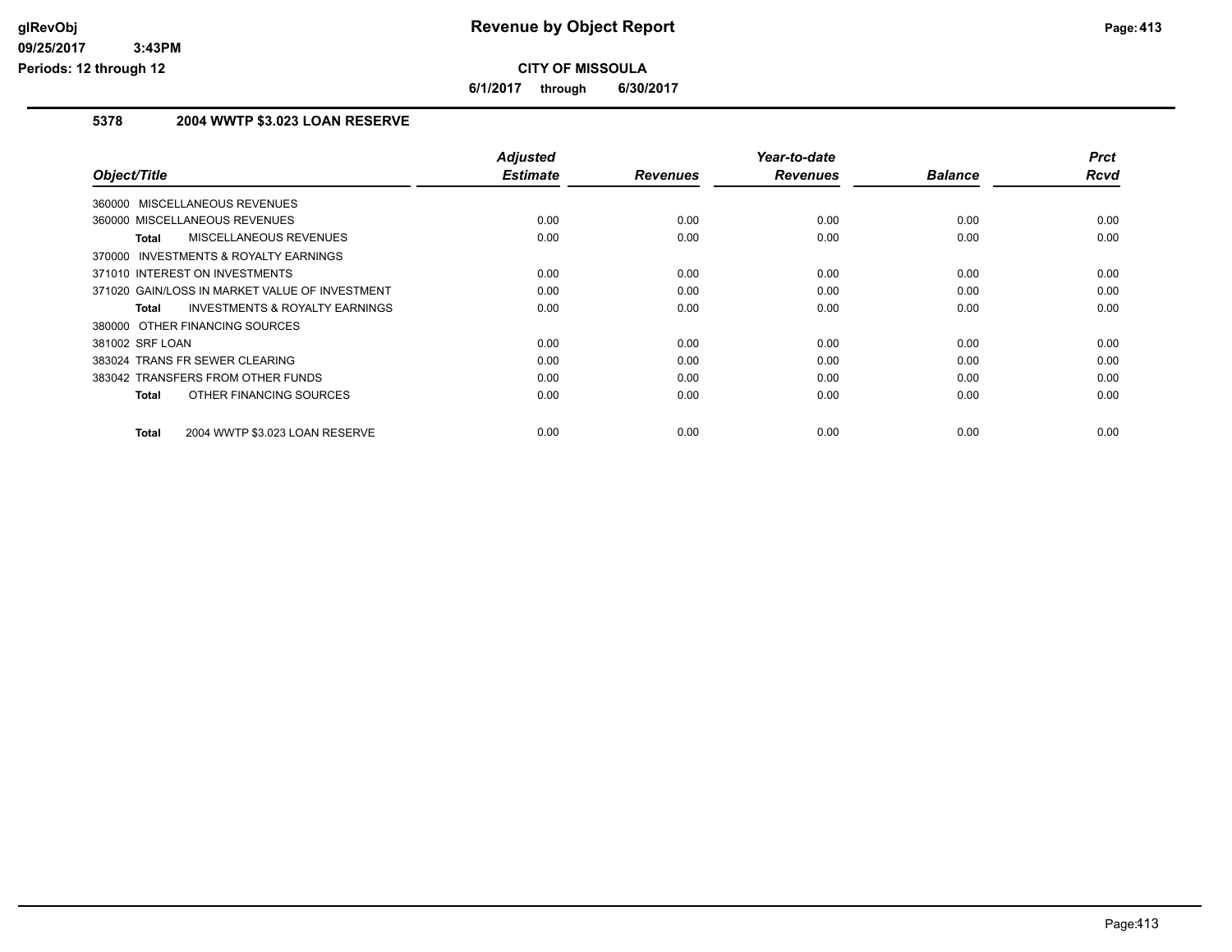# Revenue by Object Report

## CITY OF MISSOULA

**6/1/2017 through 6/30/2017**

### 5378 2004 WWTP $3.023 LOAN RESERVE

| Object/Title | Adjusted Estimate | Revenues | Year-to-date Revenues | Balance | Prct Rcvd |
|---|---|---|---|---|---|
| 360000 MISCELLANEOUS REVENUES | | | | | |
| 360000 MISCELLANEOUS REVENUES | 0.00 | 0.00 | 0.00 | 0.00 | 0.00 |
| **Total** MISCELLANEOUS REVENUES | 0.00 | 0.00 | 0.00 | 0.00 | 0.00 |
| 370000 INVESTMENTS & ROYALTY EARNINGS | | | | | |
| 371010 INTEREST ON INVESTMENTS | 0.00 | 0.00 | 0.00 | 0.00 | 0.00 |
| 371020 GAIN/LOSS IN MARKET VALUE OF INVESTMENT | 0.00 | 0.00 | 0.00 | 0.00 | 0.00 |
| **Total** INVESTMENTS & ROYALTY EARNINGS | 0.00 | 0.00 | 0.00 | 0.00 | 0.00 |
| 380000 OTHER FINANCING SOURCES | | | | | |
| 381002 SRF LOAN | 0.00 | 0.00 | 0.00 | 0.00 | 0.00 |
| 383024 TRANS FR SEWER CLEARING | 0.00 | 0.00 | 0.00 | 0.00 | 0.00 |
| 383042 TRANSFERS FROM OTHER FUNDS | 0.00 | 0.00 | 0.00 | 0.00 | 0.00 |
| **Total** OTHER FINANCING SOURCES | 0.00 | 0.00 | 0.00 | 0.00 | 0.00 |
| **Total** 2004 WWTP $3.023 LOAN RESERVE | 0.00 | 0.00 | 0.00 | 0.00 | 0.00 |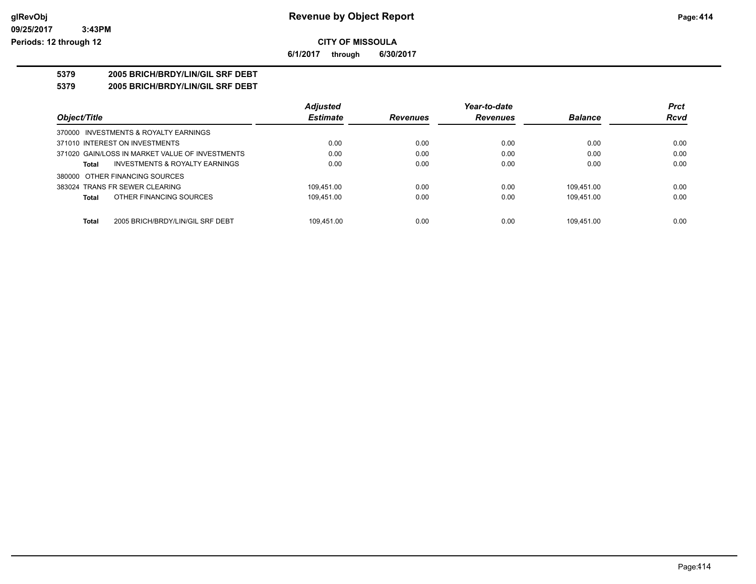# Revenue by Object Report

glRevObj
09/25/2017 3:43PM
Periods: 12 through 12

**CITY OF MISSOULA**

**6/1/2017 through 6/30/2017**

**5379 2005 BRICH/BRDY/LIN/GIL SRF DEBT**

**5379 2005 BRICH/BRDY/LIN/GIL SRF DEBT**

| Object/Title | Adjusted Estimate | Revenues | Year-to-date Revenues | Balance | Prct Rcvd |
|---|---|---|---|---|---|
| 370000 INVESTMENTS & ROYALTY EARNINGS | | | | | |
| 371010 INTEREST ON INVESTMENTS | 0.00 | 0.00 | 0.00 | 0.00 | 0.00 |
| 371020 GAIN/LOSS IN MARKET VALUE OF INVESTMENTS | 0.00 | 0.00 | 0.00 | 0.00 | 0.00 |
| **Total** INVESTMENTS & ROYALTY EARNINGS | 0.00 | 0.00 | 0.00 | 0.00 | 0.00 |
| 380000 OTHER FINANCING SOURCES | | | | | |
| 383024 TRANS FR SEWER CLEARING | 109,451.00 | 0.00 | 0.00 | 109,451.00 | 0.00 |
| **Total** OTHER FINANCING SOURCES | 109,451.00 | 0.00 | 0.00 | 109,451.00 | 0.00 |
| **Total** 2005 BRICH/BRDY/LIN/GIL SRF DEBT | 109,451.00 | 0.00 | 0.00 | 109,451.00 | 0.00 |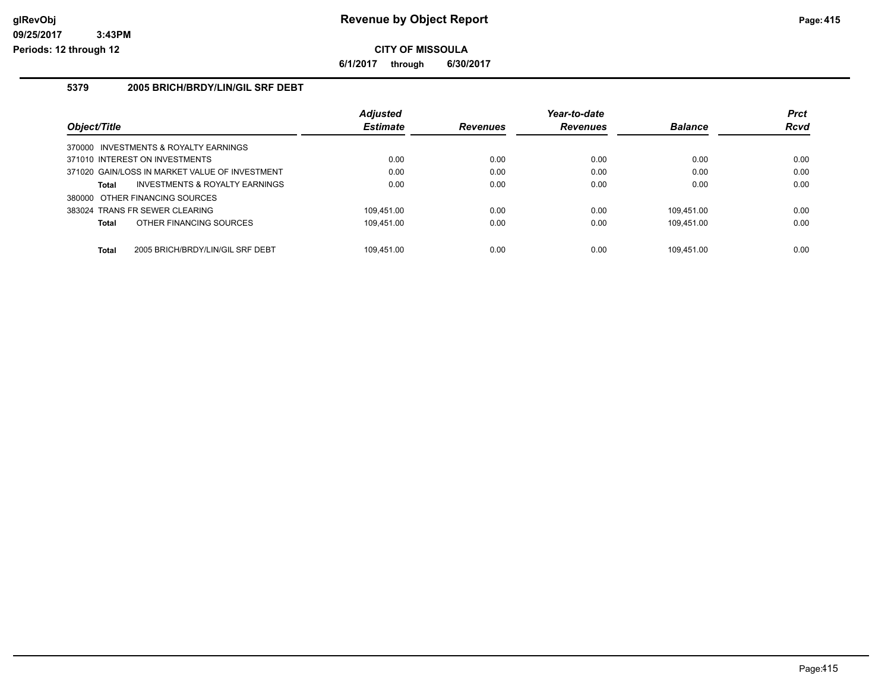# Revenue by Object Report

**CITY OF MISSOULA**

**6/1/2017 through 6/30/2017**

glRevObj
09/25/2017 3:43PM
Periods: 12 through 12

## 5379 2005 BRICH/BRDY/LIN/GIL SRF DEBT

| Object/Title | Adjusted Estimate | Revenues | Year-to-date Revenues | Balance | Prct Rcvd |
|---|---|---|---|---|---|
| 370000 INVESTMENTS & ROYALTY EARNINGS | | | | | |
| 371010 INTEREST ON INVESTMENTS | 0.00 | 0.00 | 0.00 | 0.00 | 0.00 |
| 371020 GAIN/LOSS IN MARKET VALUE OF INVESTMENT | 0.00 | 0.00 | 0.00 | 0.00 | 0.00 |
| **Total** INVESTMENTS & ROYALTY EARNINGS | 0.00 | 0.00 | 0.00 | 0.00 | 0.00 |
| 380000 OTHER FINANCING SOURCES | | | | | |
| 383024 TRANS FR SEWER CLEARING | 109,451.00 | 0.00 | 0.00 | 109,451.00 | 0.00 |
| **Total** OTHER FINANCING SOURCES | 109,451.00 | 0.00 | 0.00 | 109,451.00 | 0.00 |
| **Total** 2005 BRICH/BRDY/LIN/GIL SRF DEBT | 109,451.00 | 0.00 | 0.00 | 109,451.00 | 0.00 |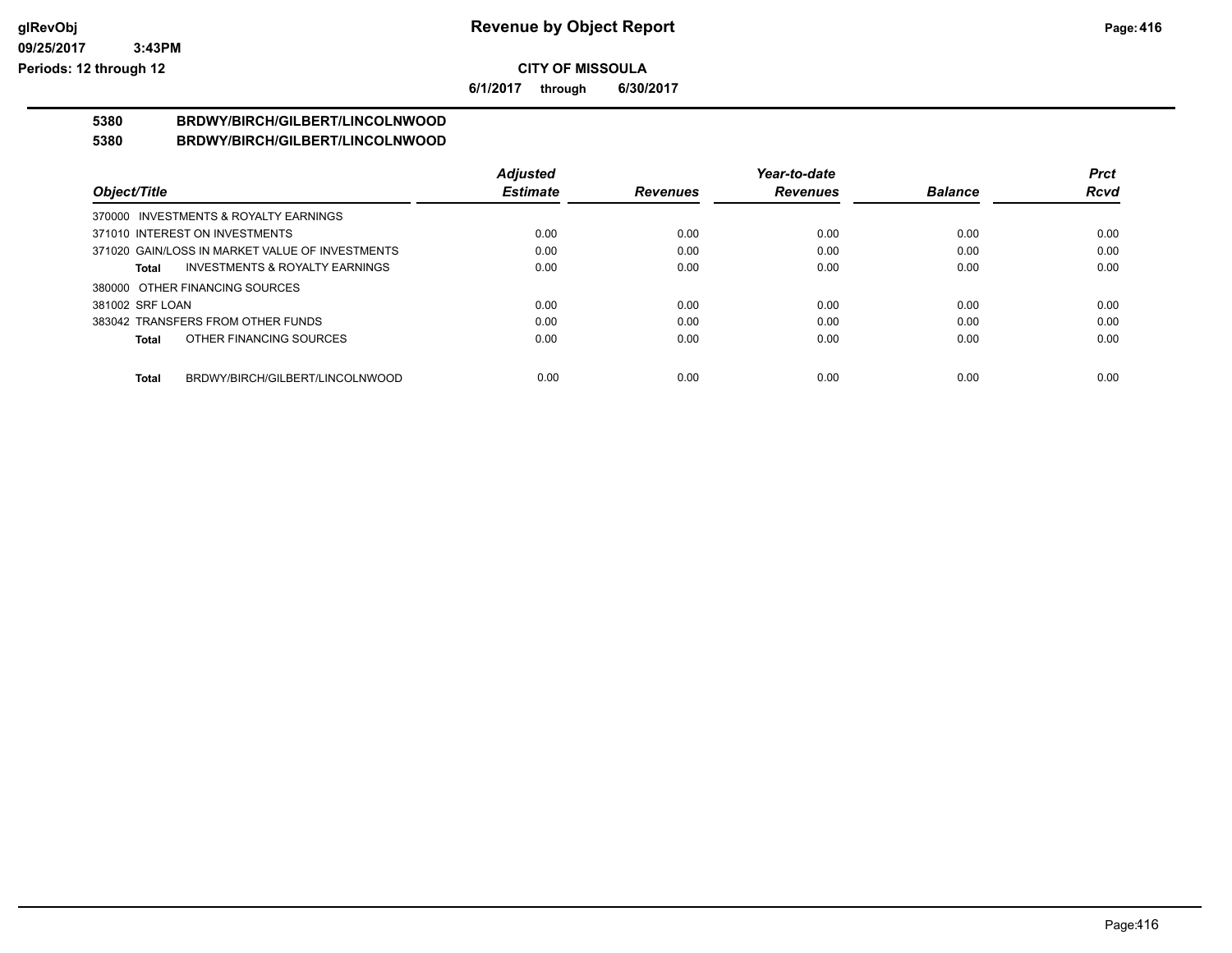# Revenue by Object Report

**CITY OF MISSOULA**

**6/1/2017 through 6/30/2017**

glRevObj
09/25/2017 3:43PM
Periods: 12 through 12

**5380 BRDWY/BIRCH/GILBERT/LINCOLNWOOD**

**5380 BRDWY/BIRCH/GILBERT/LINCOLNWOOD**

| Object/Title | Adjusted Estimate | Revenues | Year-to-date Revenues | Balance | Prct Rcvd |
|---|---|---|---|---|---|
| 370000 INVESTMENTS & ROYALTY EARNINGS | | | | | |
| 371010 INTEREST ON INVESTMENTS | 0.00 | 0.00 | 0.00 | 0.00 | 0.00 |
| 371020 GAIN/LOSS IN MARKET VALUE OF INVESTMENTS | 0.00 | 0.00 | 0.00 | 0.00 | 0.00 |
| **Total** INVESTMENTS & ROYALTY EARNINGS | 0.00 | 0.00 | 0.00 | 0.00 | 0.00 |
| 380000 OTHER FINANCING SOURCES | | | | | |
| 381002 SRF LOAN | 0.00 | 0.00 | 0.00 | 0.00 | 0.00 |
| 383042 TRANSFERS FROM OTHER FUNDS | 0.00 | 0.00 | 0.00 | 0.00 | 0.00 |
| **Total** OTHER FINANCING SOURCES | 0.00 | 0.00 | 0.00 | 0.00 | 0.00 |
| **Total** BRDWY/BIRCH/GILBERT/LINCOLNWOOD | 0.00 | 0.00 | 0.00 | 0.00 | 0.00 |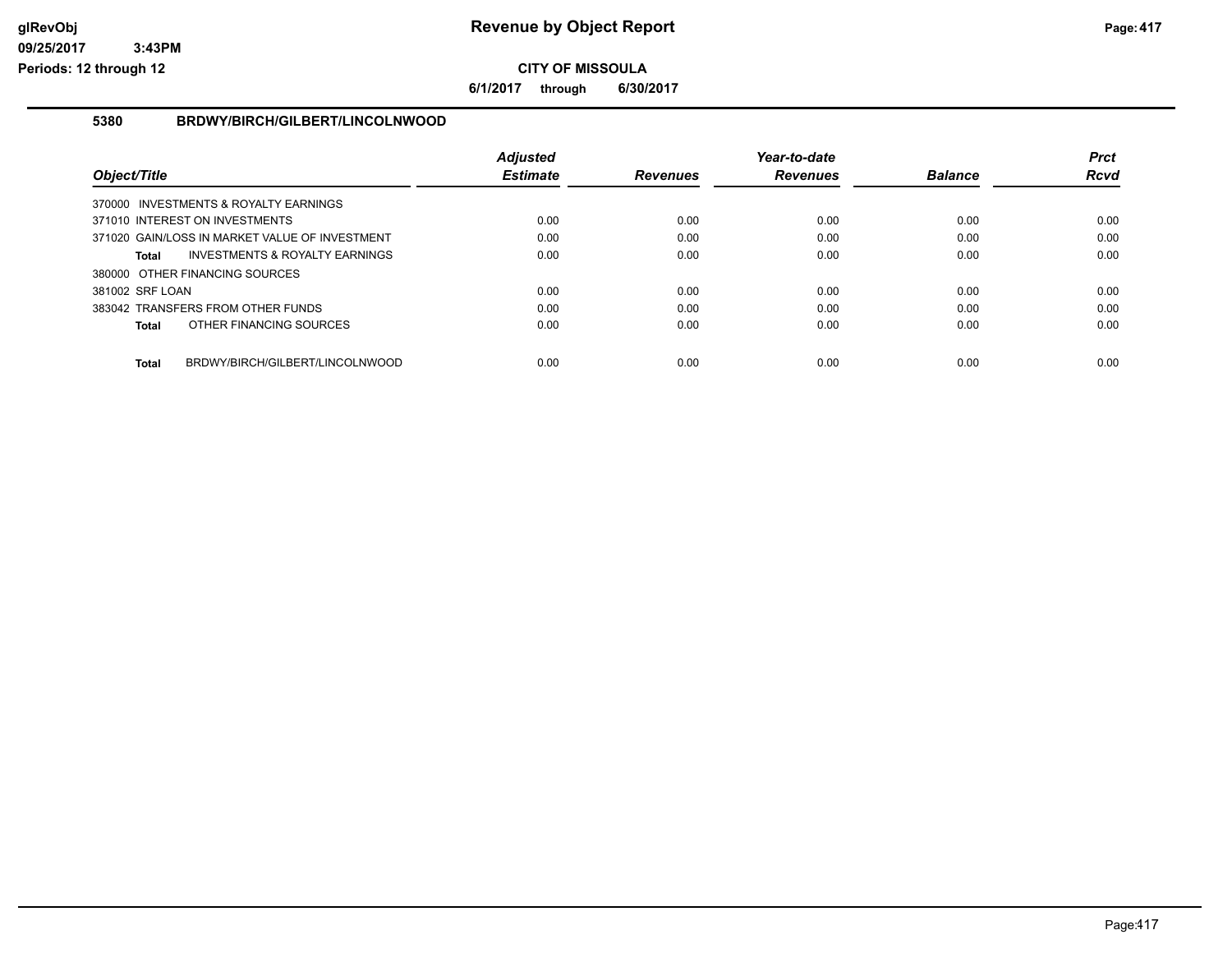**Revenue by Object Report**

**CITY OF MISSOULA**

**6/1/2017 through 6/30/2017**

glRevObj
09/25/2017 3:43PM
Periods: 12 through 12

## 5380 BRDWY/BIRCH/GILBERT/LINCOLNWOOD

| Object/Title | Adjusted Estimate | Revenues | Year-to-date Revenues | Balance | Prct Rcvd |
|---|---|---|---|---|---|
| 370000 INVESTMENTS & ROYALTY EARNINGS | | | | | |
| 371010 INTEREST ON INVESTMENTS | 0.00 | 0.00 | 0.00 | 0.00 | 0.00 |
| 371020 GAIN/LOSS IN MARKET VALUE OF INVESTMENT | 0.00 | 0.00 | 0.00 | 0.00 | 0.00 |
| **Total** INVESTMENTS & ROYALTY EARNINGS | 0.00 | 0.00 | 0.00 | 0.00 | 0.00 |
| 380000 OTHER FINANCING SOURCES | | | | | |
| 381002 SRF LOAN | 0.00 | 0.00 | 0.00 | 0.00 | 0.00 |
| 383042 TRANSFERS FROM OTHER FUNDS | 0.00 | 0.00 | 0.00 | 0.00 | 0.00 |
| **Total** OTHER FINANCING SOURCES | 0.00 | 0.00 | 0.00 | 0.00 | 0.00 |
| **Total** BRDWY/BIRCH/GILBERT/LINCOLNWOOD | 0.00 | 0.00 | 0.00 | 0.00 | 0.00 |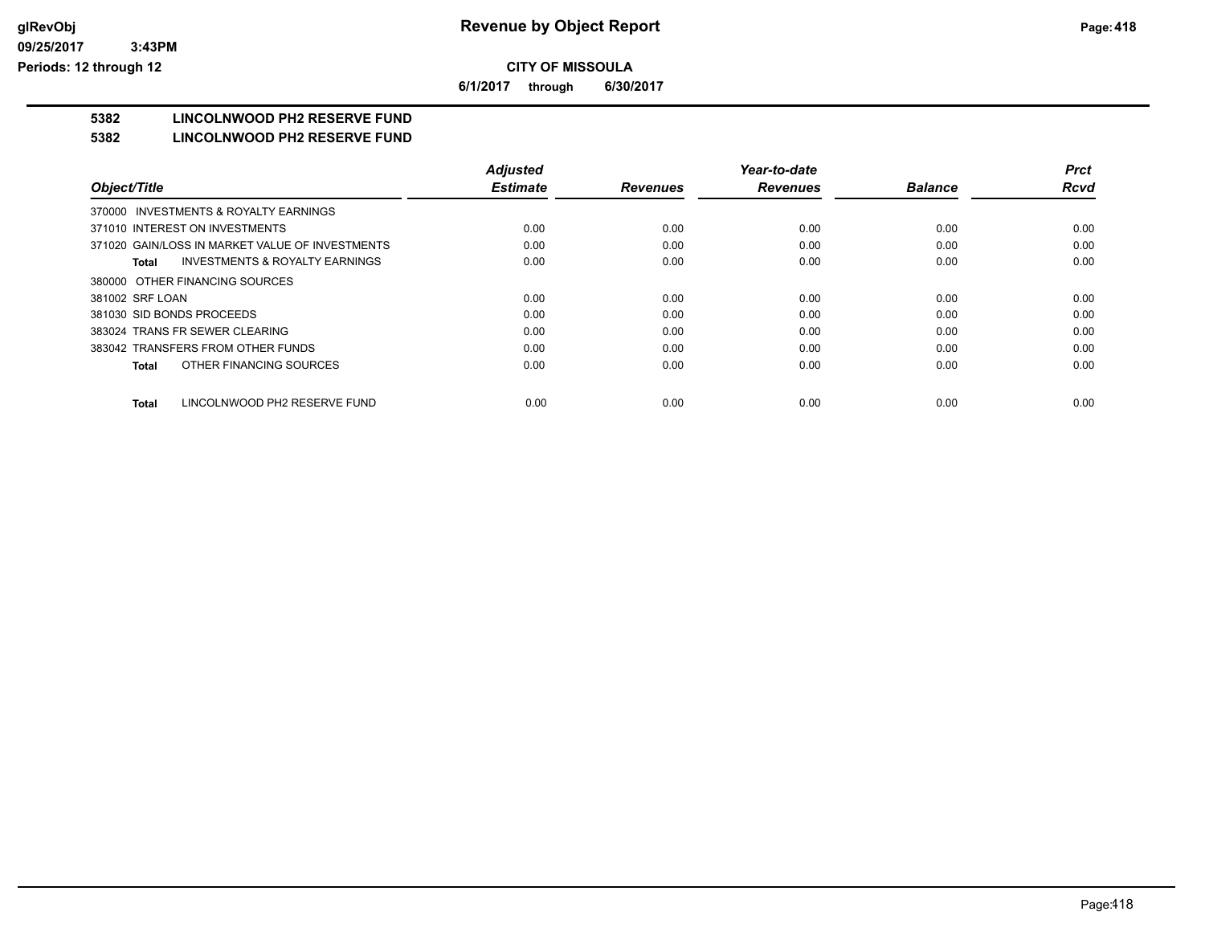**Revenue by Object Report**

**CITY OF MISSOULA**

**6/1/2017 through 6/30/2017**

glRevObj
09/25/2017 3:43PM
Periods: 12 through 12

## 5382 LINCOLNWOOD PH2 RESERVE FUND

## 5382 LINCOLNWOOD PH2 RESERVE FUND

| Object/Title | Adjusted Estimate | Revenues | Year-to-date Revenues | Balance | Prct Rcvd |
|---|---|---|---|---|---|
| 370000 INVESTMENTS & ROYALTY EARNINGS | | | | | |
| 371010 INTEREST ON INVESTMENTS | 0.00 | 0.00 | 0.00 | 0.00 | 0.00 |
| 371020 GAIN/LOSS IN MARKET VALUE OF INVESTMENTS | 0.00 | 0.00 | 0.00 | 0.00 | 0.00 |
| **Total** INVESTMENTS & ROYALTY EARNINGS | 0.00 | 0.00 | 0.00 | 0.00 | 0.00 |
| 380000 OTHER FINANCING SOURCES | | | | | |
| 381002 SRF LOAN | 0.00 | 0.00 | 0.00 | 0.00 | 0.00 |
| 381030 SID BONDS PROCEEDS | 0.00 | 0.00 | 0.00 | 0.00 | 0.00 |
| 383024 TRANS FR SEWER CLEARING | 0.00 | 0.00 | 0.00 | 0.00 | 0.00 |
| 383042 TRANSFERS FROM OTHER FUNDS | 0.00 | 0.00 | 0.00 | 0.00 | 0.00 |
| **Total** OTHER FINANCING SOURCES | 0.00 | 0.00 | 0.00 | 0.00 | 0.00 |
| **Total** LINCOLNWOOD PH2 RESERVE FUND | 0.00 | 0.00 | 0.00 | 0.00 | 0.00 |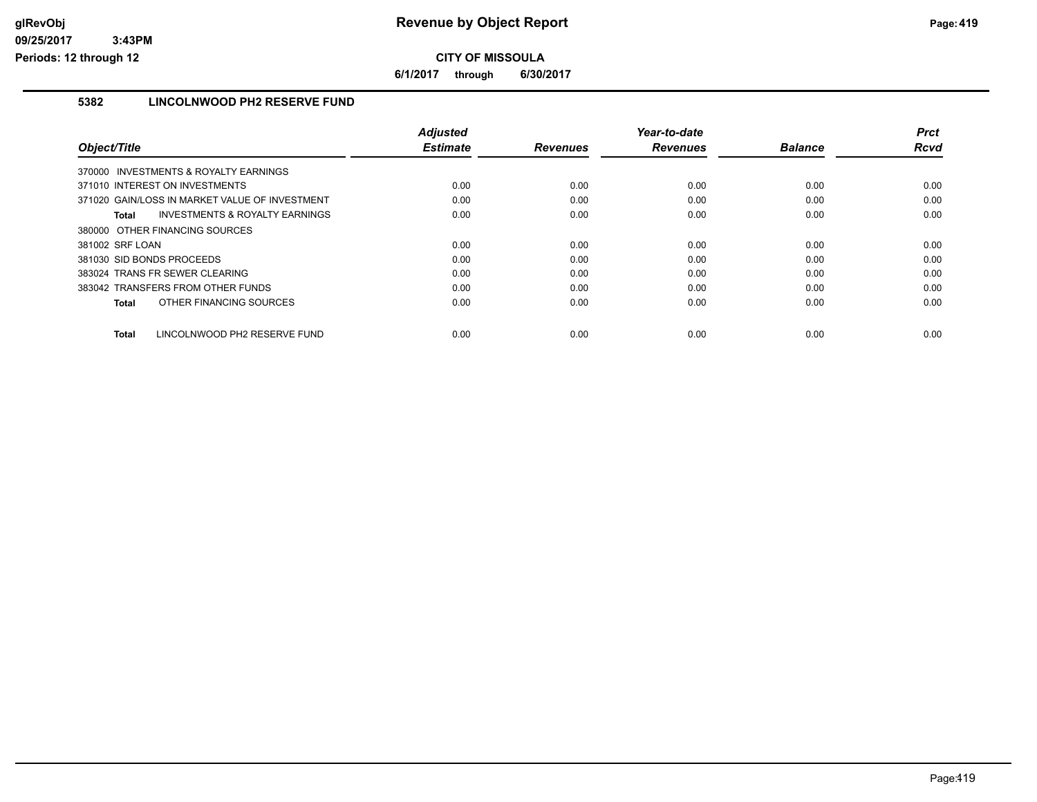# Revenue by Object Report

## CITY OF MISSOULA

**6/1/2017 through 6/30/2017**

### 5382 LINCOLNWOOD PH2 RESERVE FUND

| Object/Title | Adjusted Estimate | Revenues | Year-to-date Revenues | Balance | Prct Rcvd |
|---|---|---|---|---|---|
| 370000 INVESTMENTS & ROYALTY EARNINGS | | | | | |
| 371010 INTEREST ON INVESTMENTS | 0.00 | 0.00 | 0.00 | 0.00 | 0.00 |
| 371020 GAIN/LOSS IN MARKET VALUE OF INVESTMENT | 0.00 | 0.00 | 0.00 | 0.00 | 0.00 |
| **Total** INVESTMENTS & ROYALTY EARNINGS | 0.00 | 0.00 | 0.00 | 0.00 | 0.00 |
| 380000 OTHER FINANCING SOURCES | | | | | |
| 381002 SRF LOAN | 0.00 | 0.00 | 0.00 | 0.00 | 0.00 |
| 381030 SID BONDS PROCEEDS | 0.00 | 0.00 | 0.00 | 0.00 | 0.00 |
| 383024 TRANS FR SEWER CLEARING | 0.00 | 0.00 | 0.00 | 0.00 | 0.00 |
| 383042 TRANSFERS FROM OTHER FUNDS | 0.00 | 0.00 | 0.00 | 0.00 | 0.00 |
| **Total** OTHER FINANCING SOURCES | 0.00 | 0.00 | 0.00 | 0.00 | 0.00 |
| **Total** LINCOLNWOOD PH2 RESERVE FUND | 0.00 | 0.00 | 0.00 | 0.00 | 0.00 |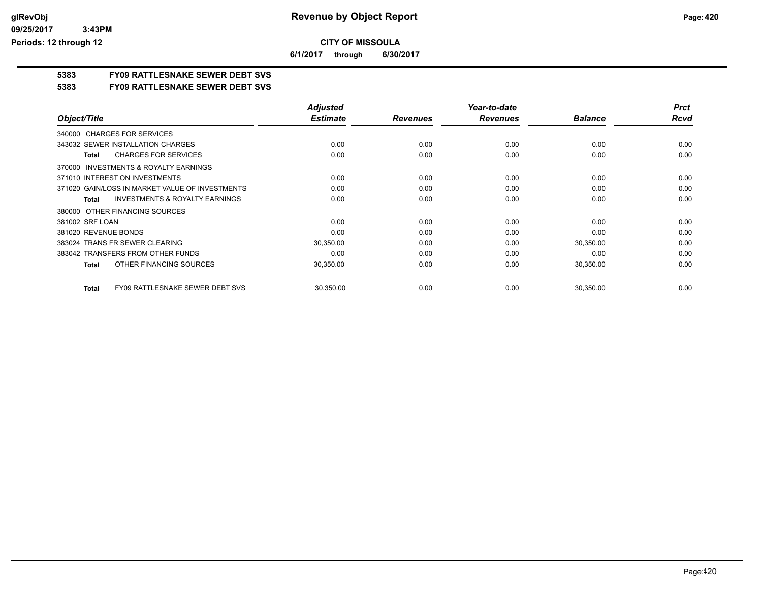**CITY OF MISSOULA**

**6/1/2017 through 6/30/2017**

# 5383 FY09 RATTLESNAKE SEWER DEBT SVS

## 5383 FY09 RATTLESNAKE SEWER DEBT SVS

| Object/Title | Adjusted Estimate | Revenues | Year-to-date Revenues | Balance | Prct Rcvd |
|---|---|---|---|---|---|
| 340000 CHARGES FOR SERVICES | | | | | |
| 343032 SEWER INSTALLATION CHARGES | 0.00 | 0.00 | 0.00 | 0.00 | 0.00 |
| **Total** CHARGES FOR SERVICES | 0.00 | 0.00 | 0.00 | 0.00 | 0.00 |
| 370000 INVESTMENTS & ROYALTY EARNINGS | | | | | |
| 371010 INTEREST ON INVESTMENTS | 0.00 | 0.00 | 0.00 | 0.00 | 0.00 |
| 371020 GAIN/LOSS IN MARKET VALUE OF INVESTMENTS | 0.00 | 0.00 | 0.00 | 0.00 | 0.00 |
| **Total** INVESTMENTS & ROYALTY EARNINGS | 0.00 | 0.00 | 0.00 | 0.00 | 0.00 |
| 380000 OTHER FINANCING SOURCES | | | | | |
| 381002 SRF LOAN | 0.00 | 0.00 | 0.00 | 0.00 | 0.00 |
| 381020 REVENUE BONDS | 0.00 | 0.00 | 0.00 | 0.00 | 0.00 |
| 383024 TRANS FR SEWER CLEARING | 30,350.00 | 0.00 | 0.00 | 30,350.00 | 0.00 |
| 383042 TRANSFERS FROM OTHER FUNDS | 0.00 | 0.00 | 0.00 | 0.00 | 0.00 |
| **Total** OTHER FINANCING SOURCES | 30,350.00 | 0.00 | 0.00 | 30,350.00 | 0.00 |
| **Total** FY09 RATTLESNAKE SEWER DEBT SVS | 30,350.00 | 0.00 | 0.00 | 30,350.00 | 0.00 |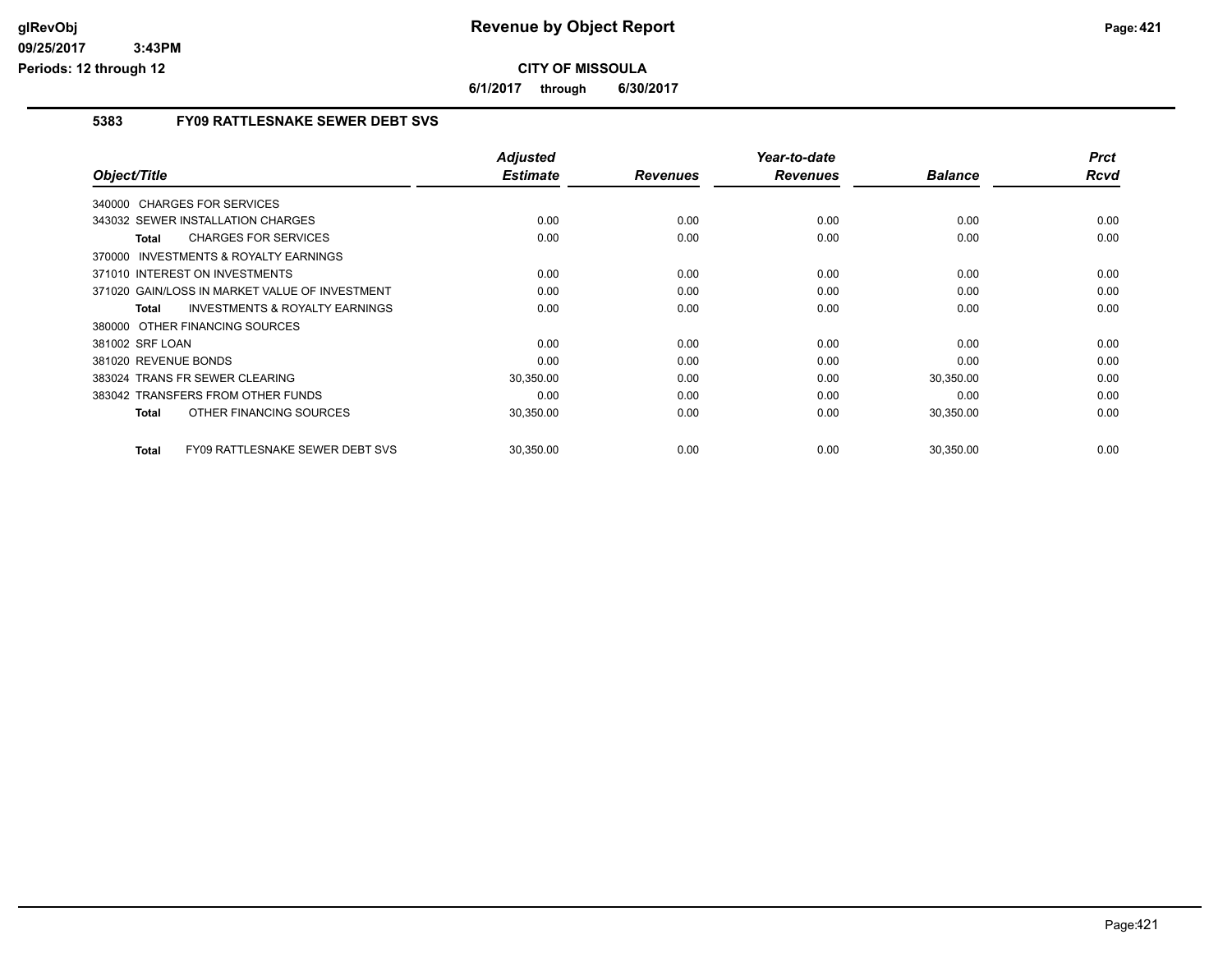# Revenue by Object Report

**CITY OF MISSOULA**

**6/1/2017 through 6/30/2017**

glRevObj
09/25/2017 3:43PM
Periods: 12 through 12

## 5383 FY09 RATTLESNAKE SEWER DEBT SVS

| Object/Title | Adjusted Estimate | Revenues | Year-to-date Revenues | Balance | Prct Rcvd |
|---|---|---|---|---|---|
| 340000 CHARGES FOR SERVICES | | | | | |
| 343032 SEWER INSTALLATION CHARGES | 0.00 | 0.00 | 0.00 | 0.00 | 0.00 |
| **Total** CHARGES FOR SERVICES | 0.00 | 0.00 | 0.00 | 0.00 | 0.00 |
| 370000 INVESTMENTS & ROYALTY EARNINGS | | | | | |
| 371010 INTEREST ON INVESTMENTS | 0.00 | 0.00 | 0.00 | 0.00 | 0.00 |
| 371020 GAIN/LOSS IN MARKET VALUE OF INVESTMENT | 0.00 | 0.00 | 0.00 | 0.00 | 0.00 |
| **Total** INVESTMENTS & ROYALTY EARNINGS | 0.00 | 0.00 | 0.00 | 0.00 | 0.00 |
| 380000 OTHER FINANCING SOURCES | | | | | |
| 381002 SRF LOAN | 0.00 | 0.00 | 0.00 | 0.00 | 0.00 |
| 381020 REVENUE BONDS | 0.00 | 0.00 | 0.00 | 0.00 | 0.00 |
| 383024 TRANS FR SEWER CLEARING | 30,350.00 | 0.00 | 0.00 | 30,350.00 | 0.00 |
| 383042 TRANSFERS FROM OTHER FUNDS | 0.00 | 0.00 | 0.00 | 0.00 | 0.00 |
| **Total** OTHER FINANCING SOURCES | 30,350.00 | 0.00 | 0.00 | 30,350.00 | 0.00 |
| **Total** FY09 RATTLESNAKE SEWER DEBT SVS | 30,350.00 | 0.00 | 0.00 | 30,350.00 | 0.00 |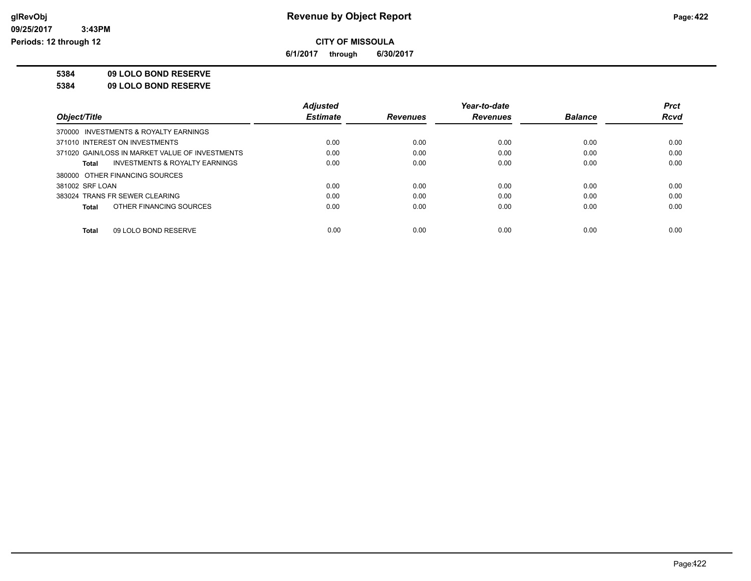**glRevObj**
**09/25/2017 3:43PM**
**Periods: 12 through 12**

# Revenue by Object Report

**CITY OF MISSOULA**

**6/1/2017 through 6/30/2017**

**5384 09 LOLO BOND RESERVE**

**5384 09 LOLO BOND RESERVE**

| Object/Title | Adjusted Estimate | Revenues | Year-to-date Revenues | Balance | Prct Rcvd |
|---|---|---|---|---|---|
| 370000 INVESTMENTS & ROYALTY EARNINGS | | | | | |
| 371010 INTEREST ON INVESTMENTS | 0.00 | 0.00 | 0.00 | 0.00 | 0.00 |
| 371020 GAIN/LOSS IN MARKET VALUE OF INVESTMENTS | 0.00 | 0.00 | 0.00 | 0.00 | 0.00 |
| **Total** INVESTMENTS & ROYALTY EARNINGS | 0.00 | 0.00 | 0.00 | 0.00 | 0.00 |
| 380000 OTHER FINANCING SOURCES | | | | | |
| 381002 SRF LOAN | 0.00 | 0.00 | 0.00 | 0.00 | 0.00 |
| 383024 TRANS FR SEWER CLEARING | 0.00 | 0.00 | 0.00 | 0.00 | 0.00 |
| **Total** OTHER FINANCING SOURCES | 0.00 | 0.00 | 0.00 | 0.00 | 0.00 |
| **Total** 09 LOLO BOND RESERVE | 0.00 | 0.00 | 0.00 | 0.00 | 0.00 |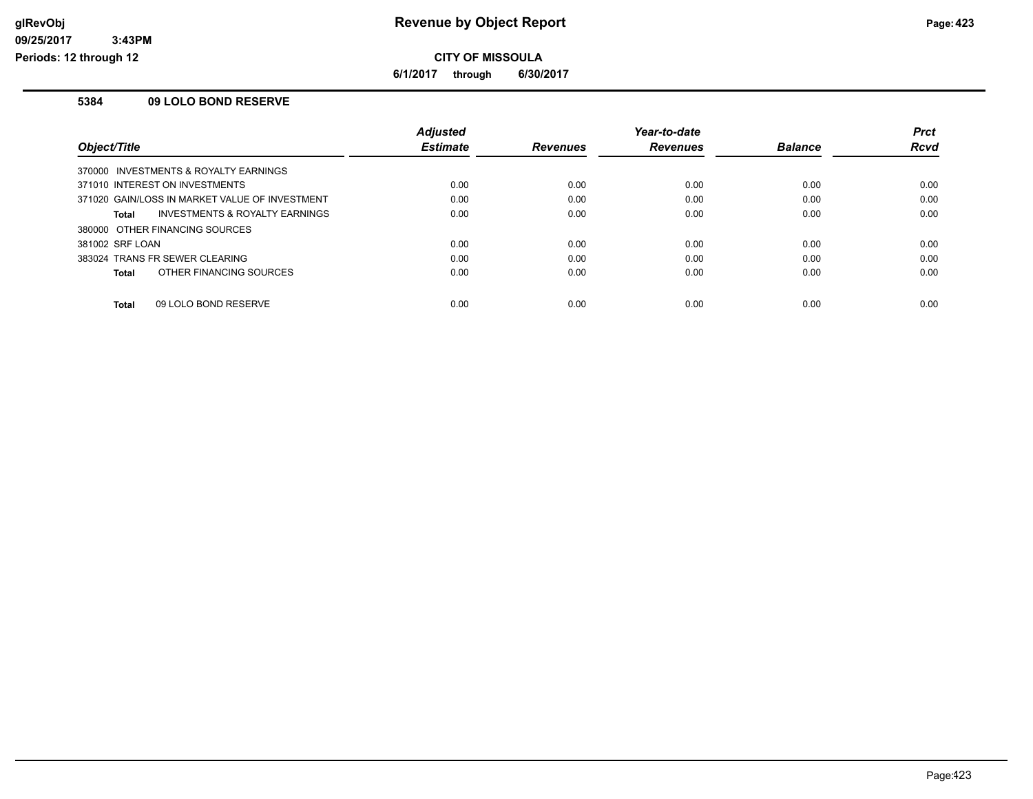# Revenue by Object Report

**CITY OF MISSOULA**

**6/1/2017 through 6/30/2017**

glRevObj
09/25/2017 3:43PM
Periods: 12 through 12

### 5384 09 LOLO BOND RESERVE

| Object/Title | Adjusted Estimate | Revenues | Year-to-date Revenues | Balance | Prct Rcvd |
|---|---|---|---|---|---|
| 370000 INVESTMENTS & ROYALTY EARNINGS | | | | | |
| 371010 INTEREST ON INVESTMENTS | 0.00 | 0.00 | 0.00 | 0.00 | 0.00 |
| 371020 GAIN/LOSS IN MARKET VALUE OF INVESTMENT | 0.00 | 0.00 | 0.00 | 0.00 | 0.00 |
| **Total** INVESTMENTS & ROYALTY EARNINGS | 0.00 | 0.00 | 0.00 | 0.00 | 0.00 |
| 380000 OTHER FINANCING SOURCES | | | | | |
| 381002 SRF LOAN | 0.00 | 0.00 | 0.00 | 0.00 | 0.00 |
| 383024 TRANS FR SEWER CLEARING | 0.00 | 0.00 | 0.00 | 0.00 | 0.00 |
| **Total** OTHER FINANCING SOURCES | 0.00 | 0.00 | 0.00 | 0.00 | 0.00 |
| **Total** 09 LOLO BOND RESERVE | 0.00 | 0.00 | 0.00 | 0.00 | 0.00 |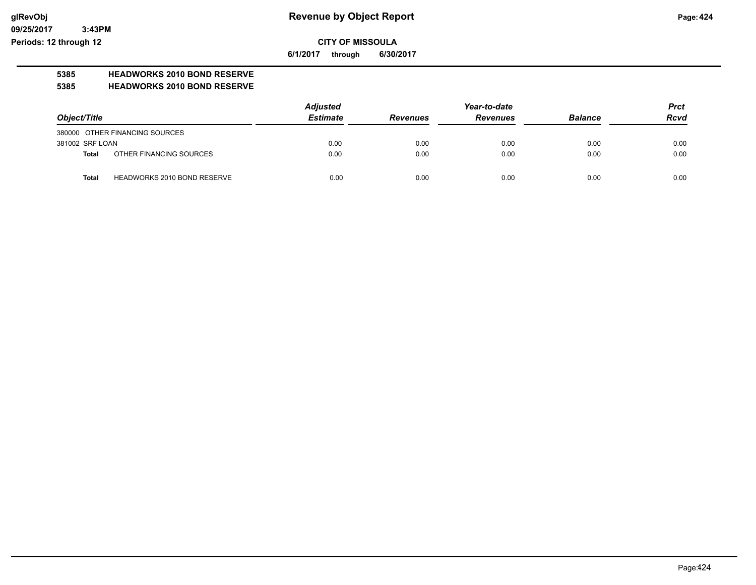# Revenue by Object Report

**CITY OF MISSOULA**

**6/1/2017 through 6/30/2017**

**5385 HEADWORKS 2010 BOND RESERVE**

**5385 HEADWORKS 2010 BOND RESERVE**

| Object/Title | Adjusted Estimate | Revenues | Year-to-date Revenues | Balance | Prct Rcvd |
|---|---|---|---|---|---|
| 380000 OTHER FINANCING SOURCES | | | | | |
| 381002 SRF LOAN | 0.00 | 0.00 | 0.00 | 0.00 | 0.00 |
| **Total** OTHER FINANCING SOURCES | 0.00 | 0.00 | 0.00 | 0.00 | 0.00 |
| **Total** HEADWORKS 2010 BOND RESERVE | 0.00 | 0.00 | 0.00 | 0.00 | 0.00 |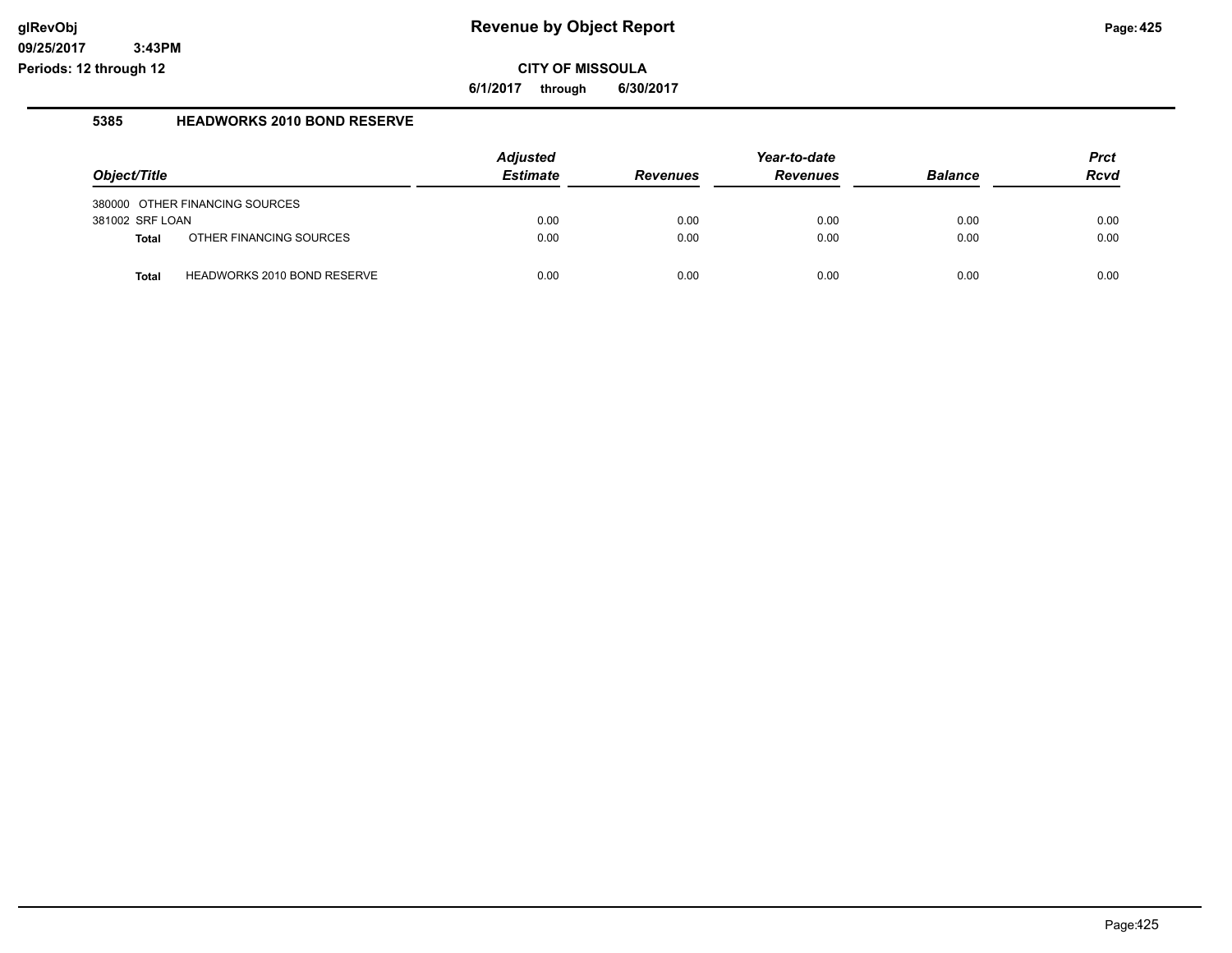# Revenue by Object Report

**CITY OF MISSOULA**

**6/1/2017 through 6/30/2017**

glRevObj
09/25/2017 3:43PM
Periods: 12 through 12

## 5385 HEADWORKS 2010 BOND RESERVE

| Object/Title | Adjusted Estimate | Revenues | Year-to-date Revenues | Balance | Prct Rcvd |
|---|---|---|---|---|---|
| 380000 OTHER FINANCING SOURCES | | | | | |
| 381002 SRF LOAN | 0.00 | 0.00 | 0.00 | 0.00 | 0.00 |
| **Total** OTHER FINANCING SOURCES | 0.00 | 0.00 | 0.00 | 0.00 | 0.00 |
| **Total** HEADWORKS 2010 BOND RESERVE | 0.00 | 0.00 | 0.00 | 0.00 | 0.00 |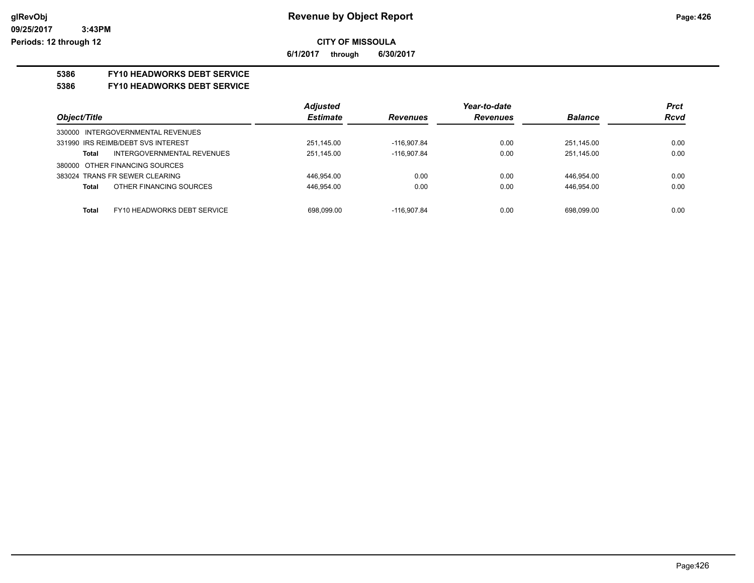**Revenue by Object Report**

**CITY OF MISSOULA**

**6/1/2017 through 6/30/2017**

glRevObj
09/25/2017 3:43PM
Periods: 12 through 12

## 5386 FY10 HEADWORKS DEBT SERVICE

## 5386 FY10 HEADWORKS DEBT SERVICE

| Object/Title | Adjusted Estimate | Revenues | Year-to-date Revenues | Balance | Prct Rcvd |
|---|---|---|---|---|---|
| 330000 INTERGOVERNMENTAL REVENUES | | | | | |
| 331990 IRS REIMB/DEBT SVS INTEREST | 251,145.00 | -116,907.84 | 0.00 | 251,145.00 | 0.00 |
| **Total** INTERGOVERNMENTAL REVENUES | 251,145.00 | -116,907.84 | 0.00 | 251,145.00 | 0.00 |
| 380000 OTHER FINANCING SOURCES | | | | | |
| 383024 TRANS FR SEWER CLEARING | 446,954.00 | 0.00 | 0.00 | 446,954.00 | 0.00 |
| **Total** OTHER FINANCING SOURCES | 446,954.00 | 0.00 | 0.00 | 446,954.00 | 0.00 |
| **Total** FY10 HEADWORKS DEBT SERVICE | 698,099.00 | -116,907.84 | 0.00 | 698,099.00 | 0.00 |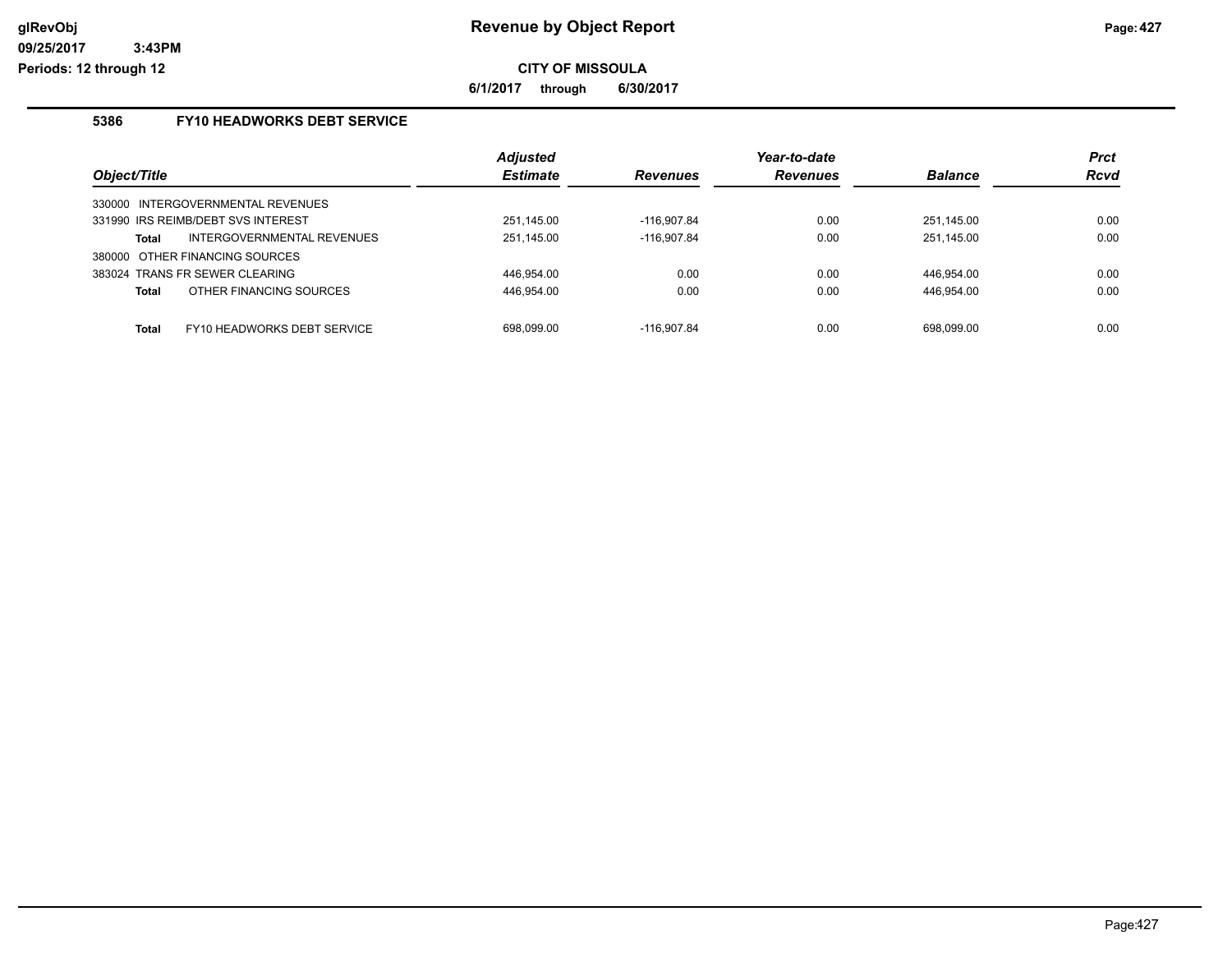# Revenue by Object Report

**CITY OF MISSOULA**

**6/1/2017 through 6/30/2017**

glRevObj
09/25/2017 3:43PM
Periods: 12 through 12

### 5386 FY10 HEADWORKS DEBT SERVICE

| Object/Title | Adjusted Estimate | Revenues | Year-to-date Revenues | Balance | Prct Rcvd |
|---|---|---|---|---|---|
| 330000 INTERGOVERNMENTAL REVENUES | | | | | |
| 331990 IRS REIMB/DEBT SVS INTEREST | 251,145.00 | -116,907.84 | 0.00 | 251,145.00 | 0.00 |
| **Total** INTERGOVERNMENTAL REVENUES | 251,145.00 | -116,907.84 | 0.00 | 251,145.00 | 0.00 |
| 380000 OTHER FINANCING SOURCES | | | | | |
| 383024 TRANS FR SEWER CLEARING | 446,954.00 | 0.00 | 0.00 | 446,954.00 | 0.00 |
| **Total** OTHER FINANCING SOURCES | 446,954.00 | 0.00 | 0.00 | 446,954.00 | 0.00 |
| **Total** FY10 HEADWORKS DEBT SERVICE | 698,099.00 | -116,907.84 | 0.00 | 698,099.00 | 0.00 |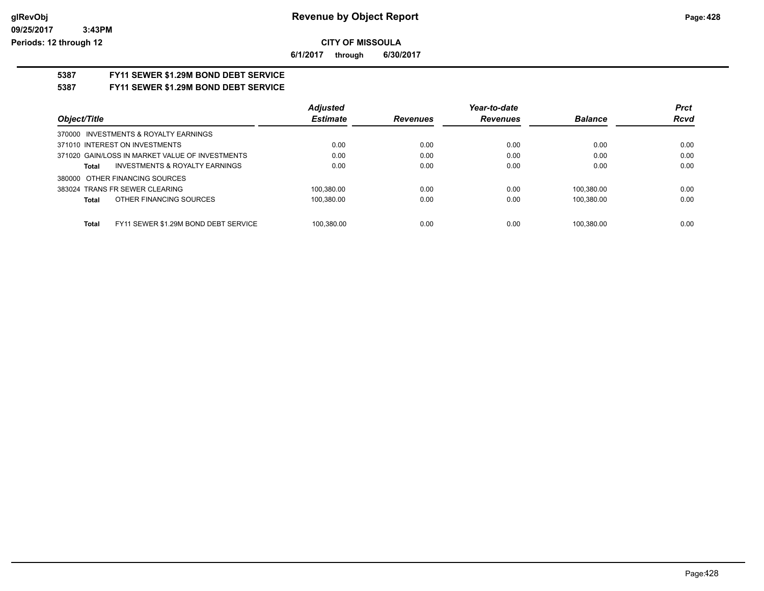**CITY OF MISSOULA**

**6/1/2017 through 6/30/2017**

## 5387 FY11 SEWER $1.29M BOND DEBT SERVICE

## 5387 FY11 SEWER $1.29M BOND DEBT SERVICE

| Object/Title | Adjusted Estimate | Revenues | Year-to-date Revenues | Balance | Prct Rcvd |
|---|---|---|---|---|---|
| 370000 INVESTMENTS & ROYALTY EARNINGS | | | | | |
| 371010 INTEREST ON INVESTMENTS | 0.00 | 0.00 | 0.00 | 0.00 | 0.00 |
| 371020 GAIN/LOSS IN MARKET VALUE OF INVESTMENTS | 0.00 | 0.00 | 0.00 | 0.00 | 0.00 |
| **Total** INVESTMENTS & ROYALTY EARNINGS | 0.00 | 0.00 | 0.00 | 0.00 | 0.00 |
| 380000 OTHER FINANCING SOURCES | | | | | |
| 383024 TRANS FR SEWER CLEARING | 100,380.00 | 0.00 | 0.00 | 100,380.00 | 0.00 |
| **Total** OTHER FINANCING SOURCES | 100,380.00 | 0.00 | 0.00 | 100,380.00 | 0.00 |
| **Total** FY11 SEWER $1.29M BOND DEBT SERVICE | 100,380.00 | 0.00 | 0.00 | 100,380.00 | 0.00 |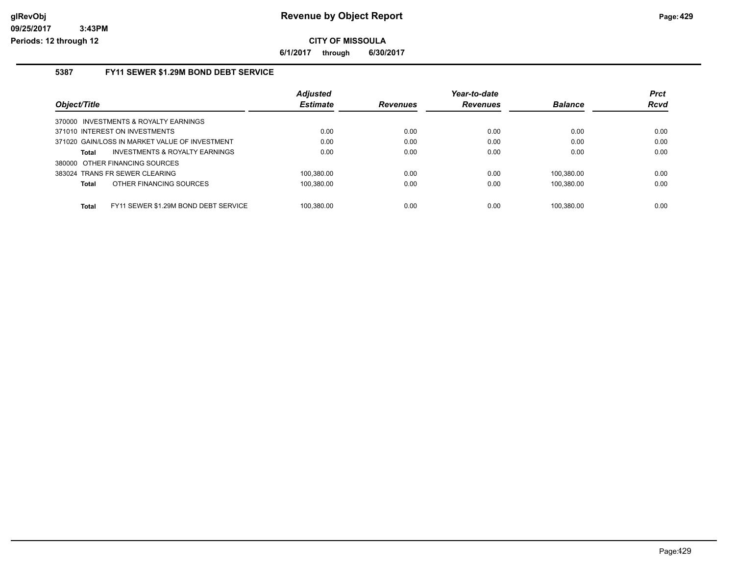# Revenue by Object Report

**CITY OF MISSOULA**

**6/1/2017 through 6/30/2017**

glRevObj
09/25/2017 3:43PM
Periods: 12 through 12

## 5387 FY11 SEWER $1.29M BOND DEBT SERVICE

| Object/Title | Adjusted Estimate | Revenues | Year-to-date Revenues | Balance | Prct Rcvd |
|---|---|---|---|---|---|
| 370000 INVESTMENTS & ROYALTY EARNINGS | | | | | |
| 371010 INTEREST ON INVESTMENTS | 0.00 | 0.00 | 0.00 | 0.00 | 0.00 |
| 371020 GAIN/LOSS IN MARKET VALUE OF INVESTMENT | 0.00 | 0.00 | 0.00 | 0.00 | 0.00 |
| **Total** INVESTMENTS & ROYALTY EARNINGS | 0.00 | 0.00 | 0.00 | 0.00 | 0.00 |
| 380000 OTHER FINANCING SOURCES | | | | | |
| 383024 TRANS FR SEWER CLEARING | 100,380.00 | 0.00 | 0.00 | 100,380.00 | 0.00 |
| **Total** OTHER FINANCING SOURCES | 100,380.00 | 0.00 | 0.00 | 100,380.00 | 0.00 |
| **Total** FY11 SEWER $1.29M BOND DEBT SERVICE | 100,380.00 | 0.00 | 0.00 | 100,380.00 | 0.00 |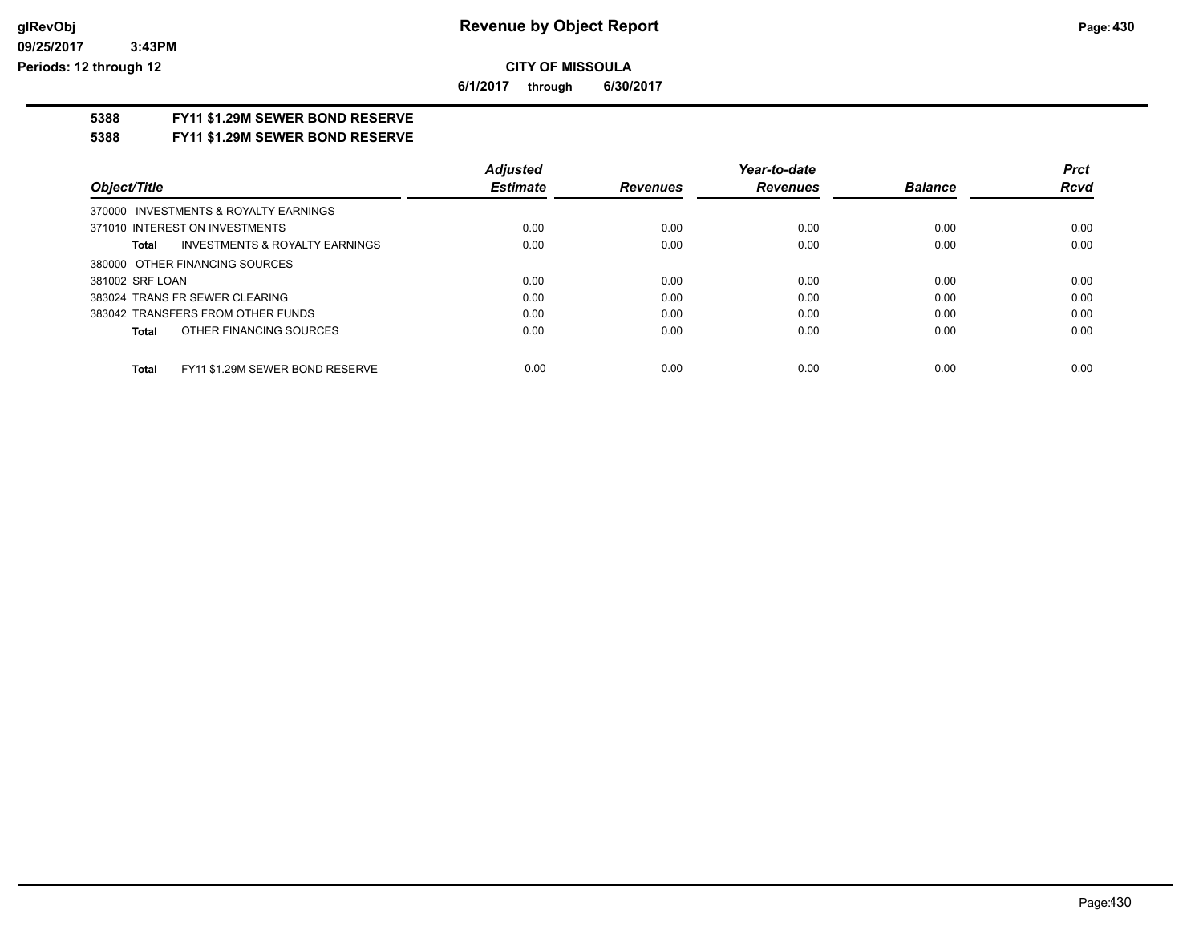**CITY OF MISSOULA**

**6/1/2017 through 6/30/2017**

## 5388 FY11 $1.29M SEWER BOND RESERVE

## 5388 FY11 $1.29M SEWER BOND RESERVE

| Object/Title | Adjusted Estimate | Revenues | Year-to-date Revenues | Balance | Prct Rcvd |
|---|---|---|---|---|---|
| 370000 INVESTMENTS & ROYALTY EARNINGS | | | | | |
| 371010 INTEREST ON INVESTMENTS | 0.00 | 0.00 | 0.00 | 0.00 | 0.00 |
| **Total** INVESTMENTS & ROYALTY EARNINGS | 0.00 | 0.00 | 0.00 | 0.00 | 0.00 |
| 380000 OTHER FINANCING SOURCES | | | | | |
| 381002 SRF LOAN | 0.00 | 0.00 | 0.00 | 0.00 | 0.00 |
| 383024 TRANS FR SEWER CLEARING | 0.00 | 0.00 | 0.00 | 0.00 | 0.00 |
| 383042 TRANSFERS FROM OTHER FUNDS | 0.00 | 0.00 | 0.00 | 0.00 | 0.00 |
| **Total** OTHER FINANCING SOURCES | 0.00 | 0.00 | 0.00 | 0.00 | 0.00 |
| **Total** FY11 $1.29M SEWER BOND RESERVE | 0.00 | 0.00 | 0.00 | 0.00 | 0.00 |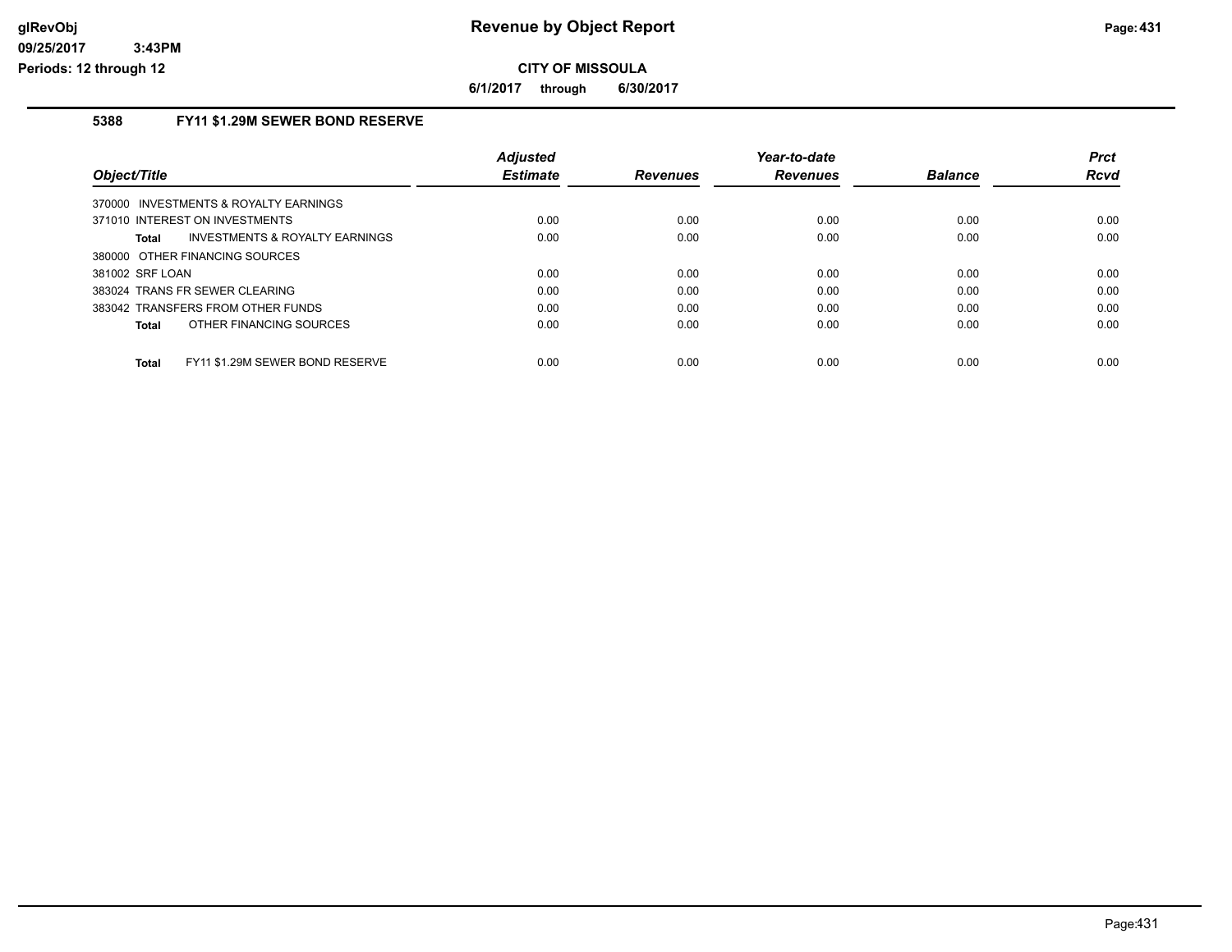**glRevObj**
**09/25/2017 3:43PM**
**Periods: 12 through 12**

# Revenue by Object Report

**CITY OF MISSOULA**

**6/1/2017 through 6/30/2017**

## 5388 FY11 $1.29M SEWER BOND RESERVE

| Object/Title | Adjusted Estimate | Revenues | Year-to-date Revenues | Balance | Prct Rcvd |
|---|---|---|---|---|---|
| 370000 INVESTMENTS & ROYALTY EARNINGS | | | | | |
| 371010 INTEREST ON INVESTMENTS | 0.00 | 0.00 | 0.00 | 0.00 | 0.00 |
| **Total** INVESTMENTS & ROYALTY EARNINGS | 0.00 | 0.00 | 0.00 | 0.00 | 0.00 |
| 380000 OTHER FINANCING SOURCES | | | | | |
| 381002 SRF LOAN | 0.00 | 0.00 | 0.00 | 0.00 | 0.00 |
| 383024 TRANS FR SEWER CLEARING | 0.00 | 0.00 | 0.00 | 0.00 | 0.00 |
| 383042 TRANSFERS FROM OTHER FUNDS | 0.00 | 0.00 | 0.00 | 0.00 | 0.00 |
| **Total** OTHER FINANCING SOURCES | 0.00 | 0.00 | 0.00 | 0.00 | 0.00 |
| **Total** FY11 $1.29M SEWER BOND RESERVE | 0.00 | 0.00 | 0.00 | 0.00 | 0.00 |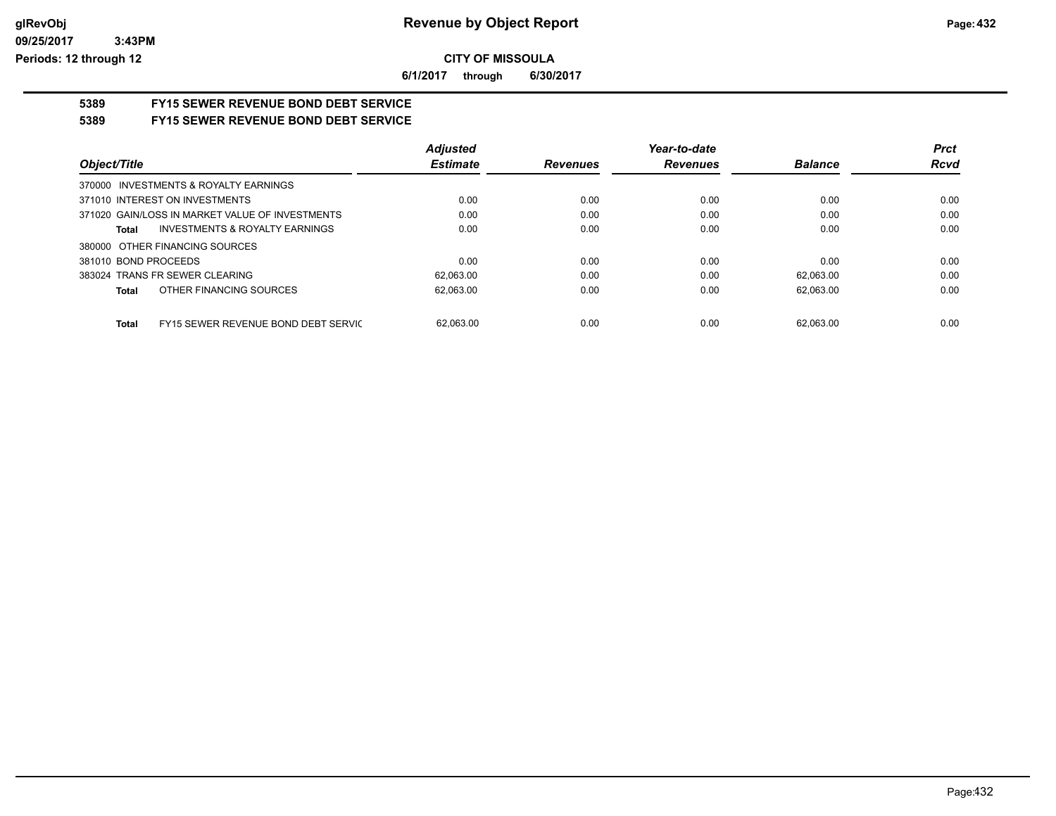**CITY OF MISSOULA**

**6/1/2017 through 6/30/2017**

## 5389 FY15 SEWER REVENUE BOND DEBT SERVICE

## 5389 FY15 SEWER REVENUE BOND DEBT SERVICE

| Object/Title | Adjusted Estimate | Revenues | Year-to-date Revenues | Balance | Prct Rcvd |
|---|---|---|---|---|---|
| 370000 INVESTMENTS & ROYALTY EARNINGS | | | | | |
| 371010 INTEREST ON INVESTMENTS | 0.00 | 0.00 | 0.00 | 0.00 | 0.00 |
| 371020 GAIN/LOSS IN MARKET VALUE OF INVESTMENTS | 0.00 | 0.00 | 0.00 | 0.00 | 0.00 |
| **Total** INVESTMENTS & ROYALTY EARNINGS | 0.00 | 0.00 | 0.00 | 0.00 | 0.00 |
| 380000 OTHER FINANCING SOURCES | | | | | |
| 381010 BOND PROCEEDS | 0.00 | 0.00 | 0.00 | 0.00 | 0.00 |
| 383024 TRANS FR SEWER CLEARING | 62,063.00 | 0.00 | 0.00 | 62,063.00 | 0.00 |
| **Total** OTHER FINANCING SOURCES | 62,063.00 | 0.00 | 0.00 | 62,063.00 | 0.00 |
| **Total** FY15 SEWER REVENUE BOND DEBT SERVIC | 62,063.00 | 0.00 | 0.00 | 62,063.00 | 0.00 |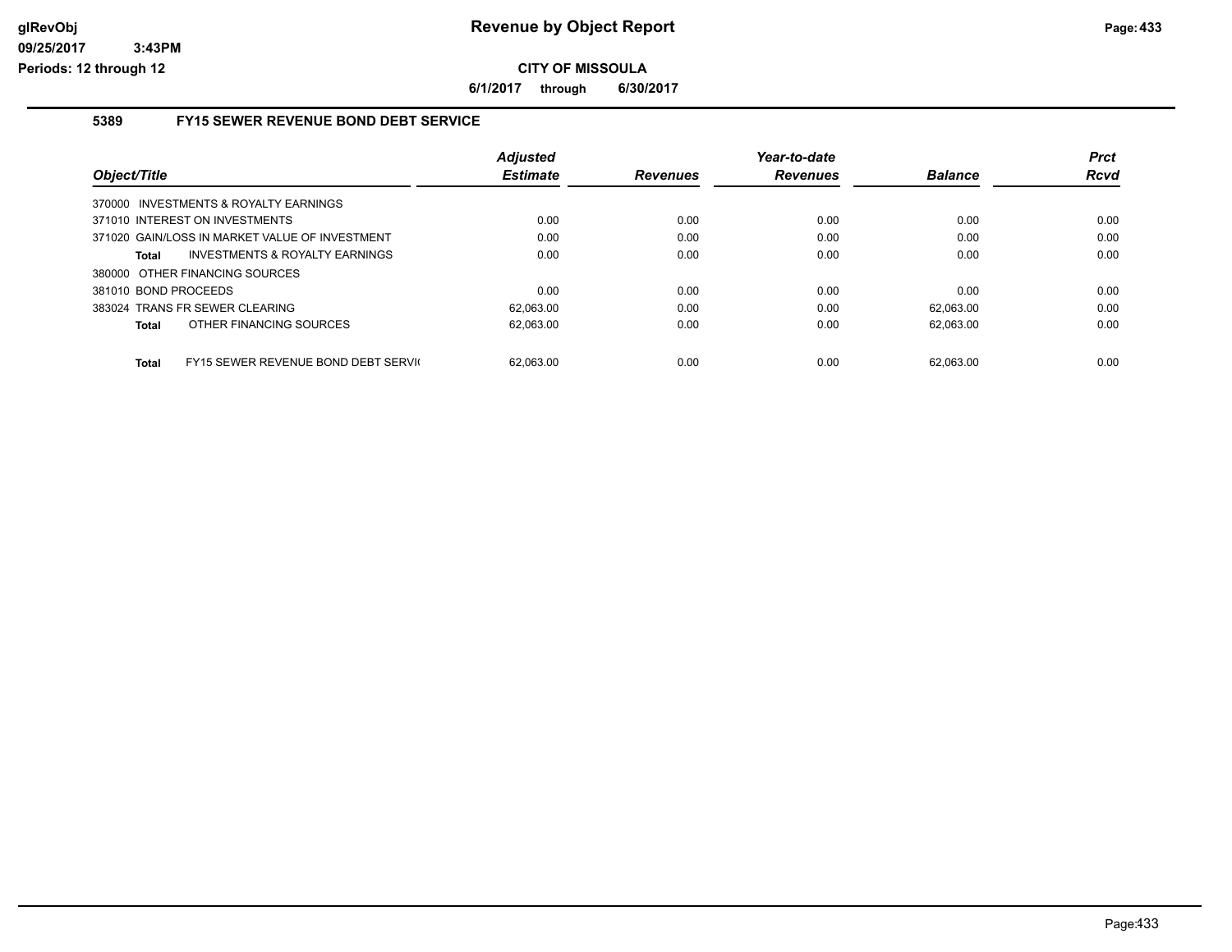**CITY OF MISSOULA**

**6/1/2017 through 6/30/2017**

### 5389 FY15 SEWER REVENUE BOND DEBT SERVICE

| Object/Title | Adjusted Estimate | Revenues | Year-to-date Revenues | Balance | Prct Rcvd |
|---|---|---|---|---|---|
| 370000 INVESTMENTS & ROYALTY EARNINGS | | | | | |
| 371010 INTEREST ON INVESTMENTS | 0.00 | 0.00 | 0.00 | 0.00 | 0.00 |
| 371020 GAIN/LOSS IN MARKET VALUE OF INVESTMENT | 0.00 | 0.00 | 0.00 | 0.00 | 0.00 |
| **Total** INVESTMENTS & ROYALTY EARNINGS | 0.00 | 0.00 | 0.00 | 0.00 | 0.00 |
| 380000 OTHER FINANCING SOURCES | | | | | |
| 381010 BOND PROCEEDS | 0.00 | 0.00 | 0.00 | 0.00 | 0.00 |
| 383024 TRANS FR SEWER CLEARING | 62,063.00 | 0.00 | 0.00 | 62,063.00 | 0.00 |
| **Total** OTHER FINANCING SOURCES | 62,063.00 | 0.00 | 0.00 | 62,063.00 | 0.00 |
| **Total** FY15 SEWER REVENUE BOND DEBT SERVI( | 62,063.00 | 0.00 | 0.00 | 62,063.00 | 0.00 |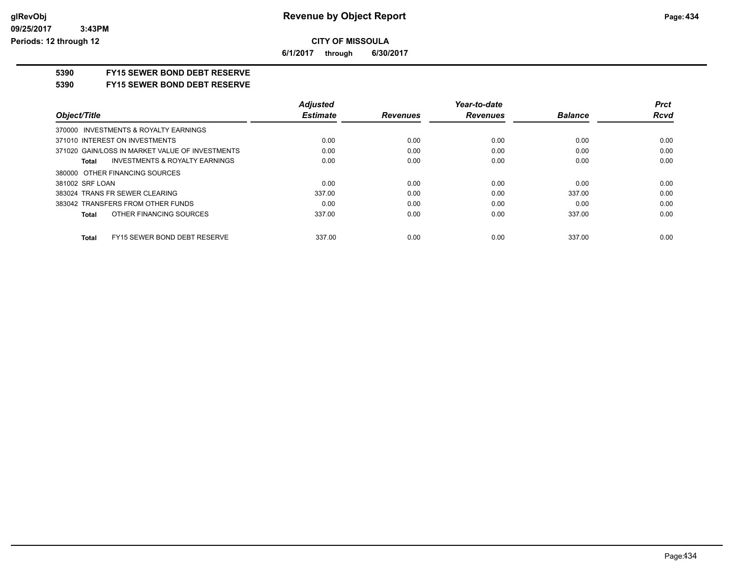**CITY OF MISSOULA**

**6/1/2017 through 6/30/2017**

**5390 FY15 SEWER BOND DEBT RESERVE**

**5390 FY15 SEWER BOND DEBT RESERVE**

| Object/Title | Adjusted Estimate | Revenues | Year-to-date Revenues | Balance | Prct Rcvd |
|---|---|---|---|---|---|
| 370000 INVESTMENTS & ROYALTY EARNINGS | | | | | |
| 371010 INTEREST ON INVESTMENTS | 0.00 | 0.00 | 0.00 | 0.00 | 0.00 |
| 371020 GAIN/LOSS IN MARKET VALUE OF INVESTMENTS | 0.00 | 0.00 | 0.00 | 0.00 | 0.00 |
| **Total** INVESTMENTS & ROYALTY EARNINGS | 0.00 | 0.00 | 0.00 | 0.00 | 0.00 |
| 380000 OTHER FINANCING SOURCES | | | | | |
| 381002 SRF LOAN | 0.00 | 0.00 | 0.00 | 0.00 | 0.00 |
| 383024 TRANS FR SEWER CLEARING | 337.00 | 0.00 | 0.00 | 337.00 | 0.00 |
| 383042 TRANSFERS FROM OTHER FUNDS | 0.00 | 0.00 | 0.00 | 0.00 | 0.00 |
| **Total** OTHER FINANCING SOURCES | 337.00 | 0.00 | 0.00 | 337.00 | 0.00 |
| **Total** FY15 SEWER BOND DEBT RESERVE | 337.00 | 0.00 | 0.00 | 337.00 | 0.00 |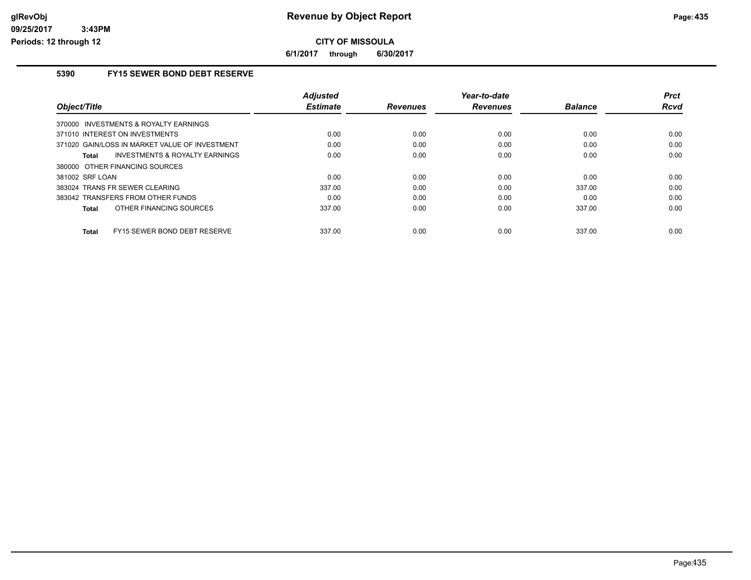**glRevObj**
**09/25/2017 3:43PM**
**Periods: 12 through 12**

# Revenue by Object Report

**CITY OF MISSOULA**

**6/1/2017 through 6/30/2017**

## 5390 FY15 SEWER BOND DEBT RESERVE

| Object/Title | Adjusted Estimate | Revenues | Year-to-date Revenues | Balance | Prct Rcvd |
|---|---|---|---|---|---|
| 370000 INVESTMENTS & ROYALTY EARNINGS | | | | | |
| 371010 INTEREST ON INVESTMENTS | 0.00 | 0.00 | 0.00 | 0.00 | 0.00 |
| 371020 GAIN/LOSS IN MARKET VALUE OF INVESTMENT | 0.00 | 0.00 | 0.00 | 0.00 | 0.00 |
| **Total** INVESTMENTS & ROYALTY EARNINGS | 0.00 | 0.00 | 0.00 | 0.00 | 0.00 |
| 380000 OTHER FINANCING SOURCES | | | | | |
| 381002 SRF LOAN | 0.00 | 0.00 | 0.00 | 0.00 | 0.00 |
| 383024 TRANS FR SEWER CLEARING | 337.00 | 0.00 | 0.00 | 337.00 | 0.00 |
| 383042 TRANSFERS FROM OTHER FUNDS | 0.00 | 0.00 | 0.00 | 0.00 | 0.00 |
| **Total** OTHER FINANCING SOURCES | 337.00 | 0.00 | 0.00 | 337.00 | 0.00 |
| **Total** FY15 SEWER BOND DEBT RESERVE | 337.00 | 0.00 | 0.00 | 337.00 | 0.00 |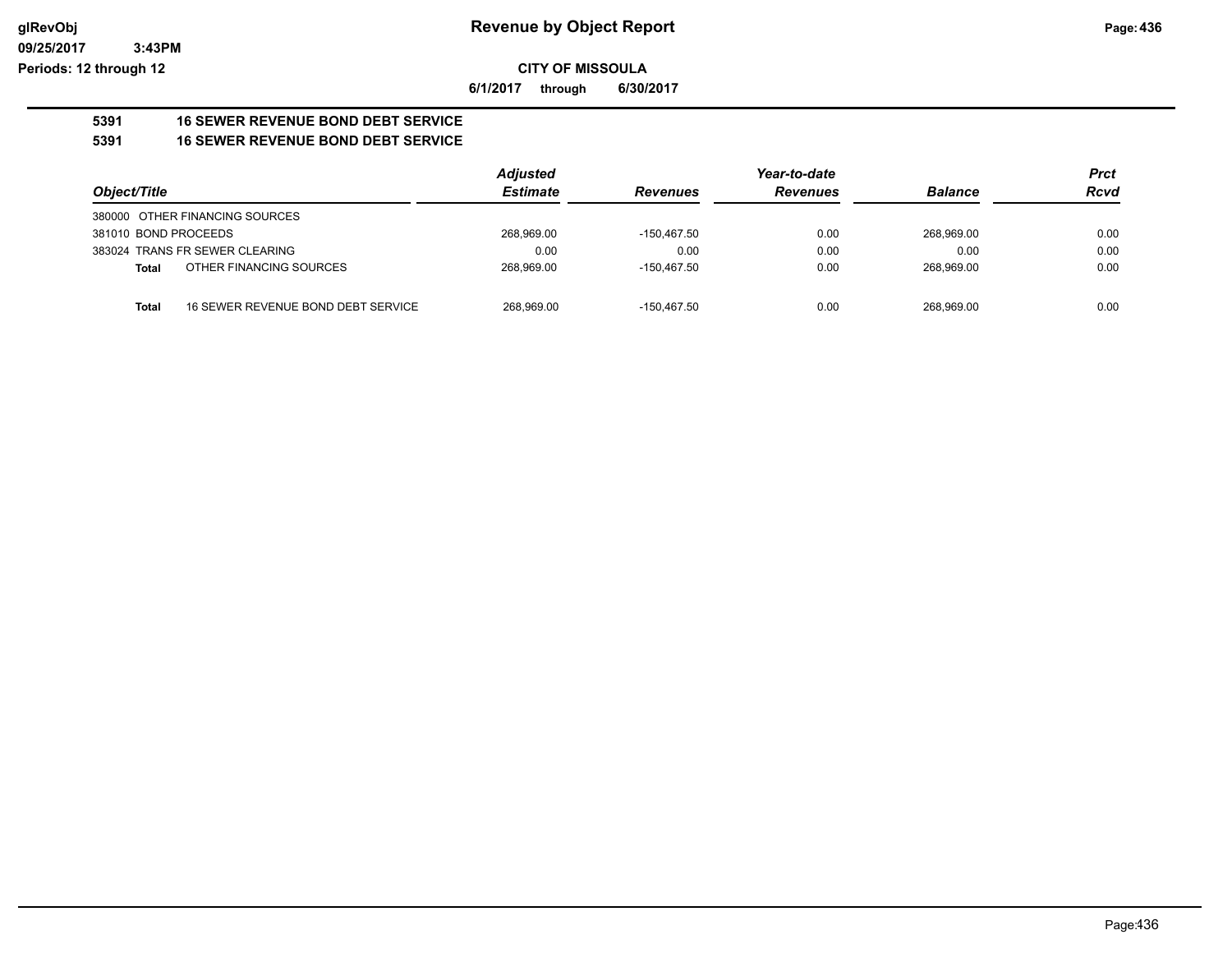**Revenue by Object Report**

**CITY OF MISSOULA**

**6/1/2017 through 6/30/2017**

**5391 16 SEWER REVENUE BOND DEBT SERVICE**

**5391 16 SEWER REVENUE BOND DEBT SERVICE**

| Object/Title | Adjusted Estimate | Revenues | Year-to-date Revenues | Balance | Prct Rcvd |
|---|---|---|---|---|---|
| 380000 OTHER FINANCING SOURCES | | | | | |
| 381010 BOND PROCEEDS | 268,969.00 | -150,467.50 | 0.00 | 268,969.00 | 0.00 |
| 383024 TRANS FR SEWER CLEARING | 0.00 | 0.00 | 0.00 | 0.00 | 0.00 |
| **Total** OTHER FINANCING SOURCES | 268,969.00 | -150,467.50 | 0.00 | 268,969.00 | 0.00 |
| **Total** 16 SEWER REVENUE BOND DEBT SERVICE | 268,969.00 | -150,467.50 | 0.00 | 268,969.00 | 0.00 |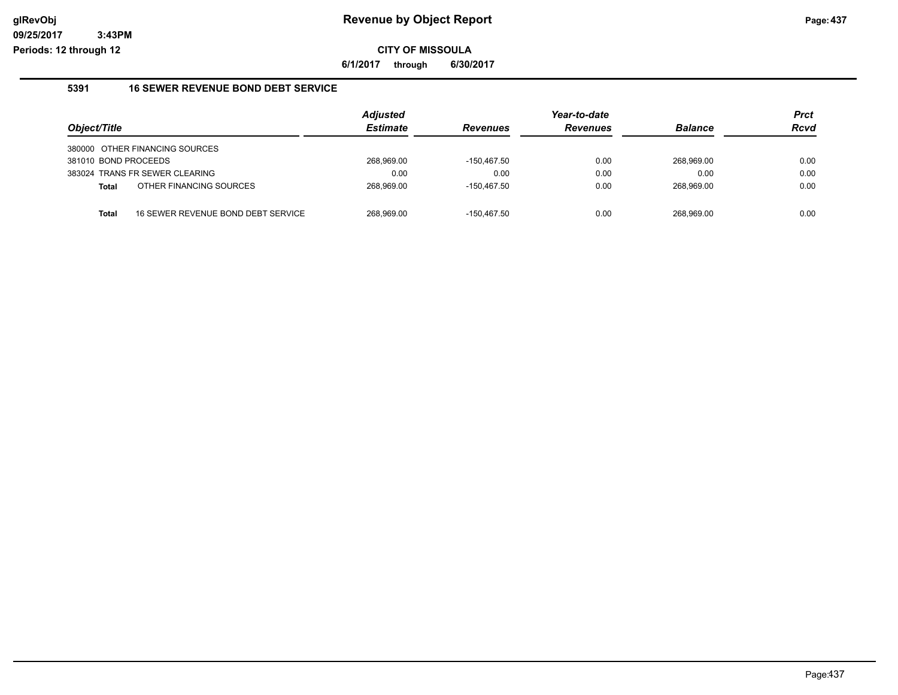**Revenue by Object Report**

**CITY OF MISSOULA**

**6/1/2017 through 6/30/2017**

glRevObj
09/25/2017 3:43PM
Periods: 12 through 12

### 5391 16 SEWER REVENUE BOND DEBT SERVICE

| Object/Title | | Adjusted Estimate | Revenues | Year-to-date Revenues | Balance | Prct Rcvd |
|---|---|---|---|---|---|---|
| 380000 OTHER FINANCING SOURCES | | | | | | |
| 381010 BOND PROCEEDS | | 268,969.00 | -150,467.50 | 0.00 | 268,969.00 | 0.00 |
| 383024 TRANS FR SEWER CLEARING | | 0.00 | 0.00 | 0.00 | 0.00 | 0.00 |
| **Total** | OTHER FINANCING SOURCES | 268,969.00 | -150,467.50 | 0.00 | 268,969.00 | 0.00 |
| **Total** | 16 SEWER REVENUE BOND DEBT SERVICE | 268,969.00 | -150,467.50 | 0.00 | 268,969.00 | 0.00 |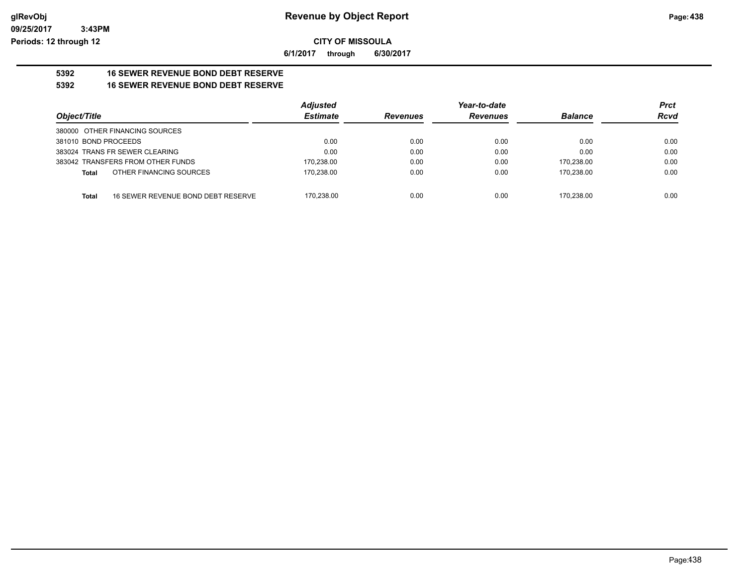**Revenue by Object Report**

**CITY OF MISSOULA**

**6/1/2017 through 6/30/2017**

glRevObj
09/25/2017 3:43PM
Periods: 12 through 12

## 5392 16 SEWER REVENUE BOND DEBT RESERVE

## 5392 16 SEWER REVENUE BOND DEBT RESERVE

| Object/Title | Adjusted Estimate | Revenues | Year-to-date Revenues | Balance | Prct Rcvd |
|---|---|---|---|---|---|
| 380000 OTHER FINANCING SOURCES | | | | | |
| 381010 BOND PROCEEDS | 0.00 | 0.00 | 0.00 | 0.00 | 0.00 |
| 383024 TRANS FR SEWER CLEARING | 0.00 | 0.00 | 0.00 | 0.00 | 0.00 |
| 383042 TRANSFERS FROM OTHER FUNDS | 170,238.00 | 0.00 | 0.00 | 170,238.00 | 0.00 |
| **Total** OTHER FINANCING SOURCES | 170,238.00 | 0.00 | 0.00 | 170,238.00 | 0.00 |
| **Total** 16 SEWER REVENUE BOND DEBT RESERVE | 170,238.00 | 0.00 | 0.00 | 170,238.00 | 0.00 |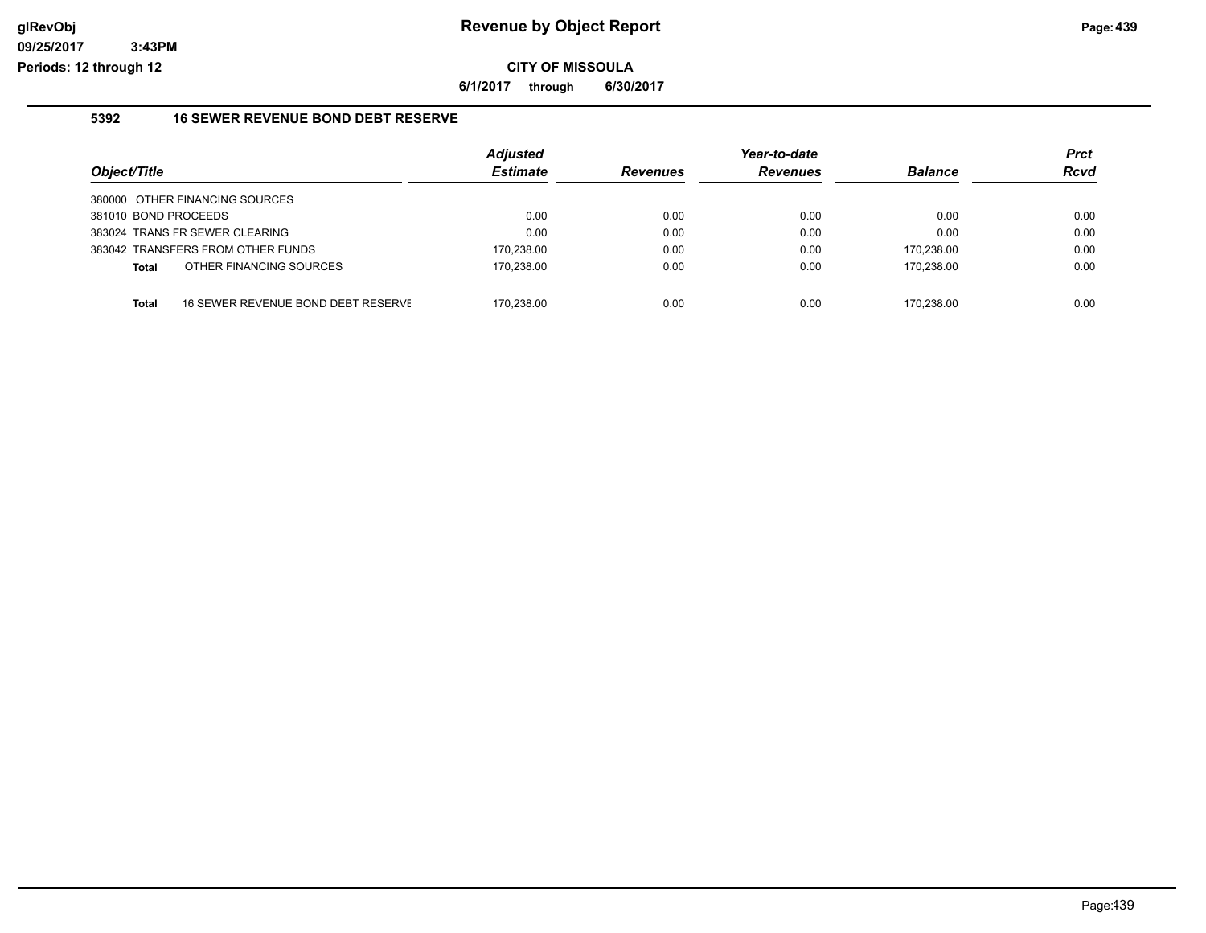# Revenue by Object Report

glRevObj
09/25/2017 3:43PM
Periods: 12 through 12

**CITY OF MISSOULA**

**6/1/2017 through 6/30/2017**

### 5392 16 SEWER REVENUE BOND DEBT RESERVE

| Object/Title | Adjusted Estimate | Revenues | Year-to-date Revenues | Balance | Prct Rcvd |
|---|---|---|---|---|---|
| 380000 OTHER FINANCING SOURCES | | | | | |
| 381010 BOND PROCEEDS | 0.00 | 0.00 | 0.00 | 0.00 | 0.00 |
| 383024 TRANS FR SEWER CLEARING | 0.00 | 0.00 | 0.00 | 0.00 | 0.00 |
| 383042 TRANSFERS FROM OTHER FUNDS | 170,238.00 | 0.00 | 0.00 | 170,238.00 | 0.00 |
| **Total** OTHER FINANCING SOURCES | 170,238.00 | 0.00 | 0.00 | 170,238.00 | 0.00 |
| **Total** 16 SEWER REVENUE BOND DEBT RESERVE | 170,238.00 | 0.00 | 0.00 | 170,238.00 | 0.00 |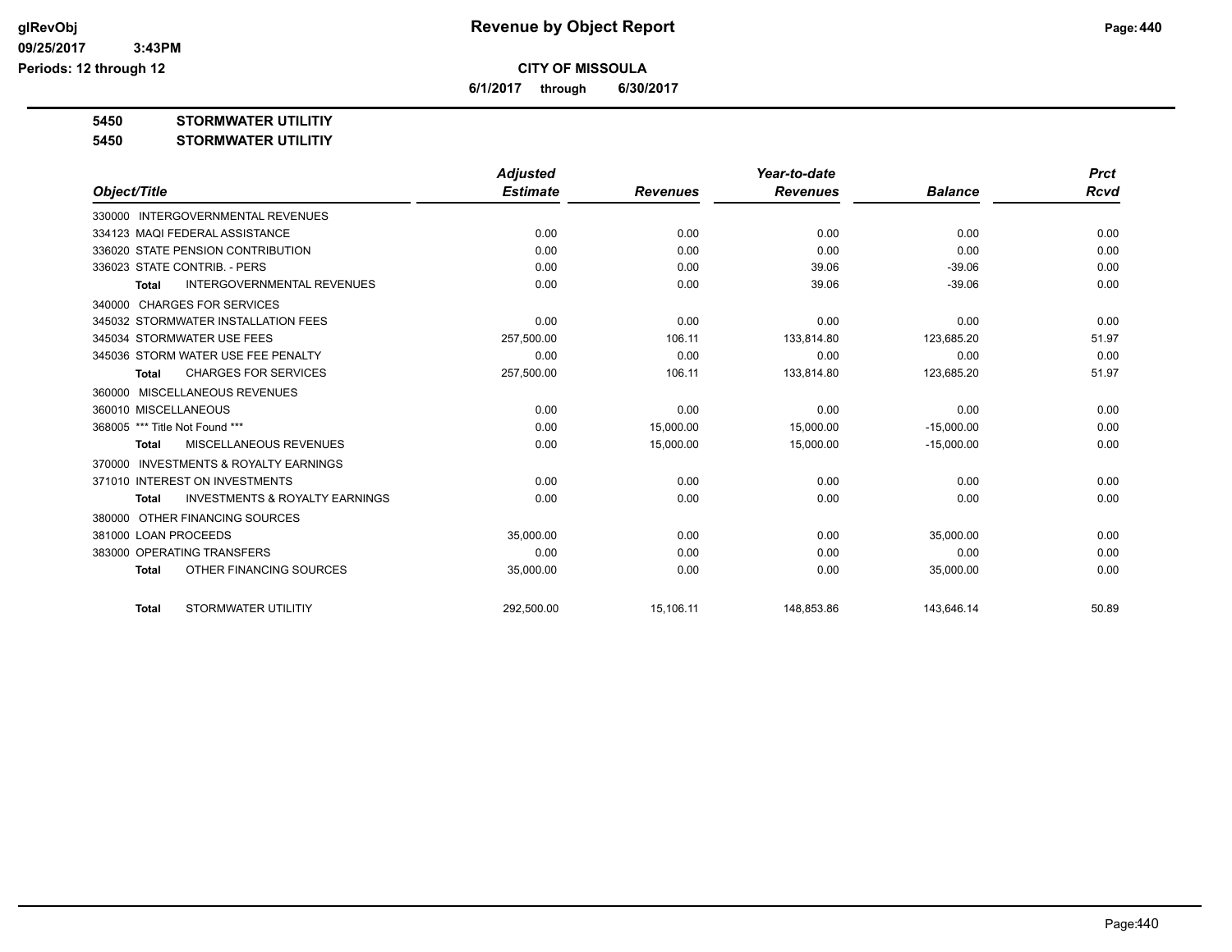# Revenue by Object Report

**CITY OF MISSOULA**

**6/1/2017 through 6/30/2017**

glRevObj
09/25/2017 3:43PM
Periods: 12 through 12

**5450 STORMWATER UTILITIY**

**5450 STORMWATER UTILITIY**

| Object/Title | Adjusted Estimate | Revenues | Year-to-date Revenues | Balance | Prct Rcvd |
|---|---|---|---|---|---|
| 330000 INTERGOVERNMENTAL REVENUES | | | | | |
| 334123 MAQI FEDERAL ASSISTANCE | 0.00 | 0.00 | 0.00 | 0.00 | 0.00 |
| 336020 STATE PENSION CONTRIBUTION | 0.00 | 0.00 | 0.00 | 0.00 | 0.00 |
| 336023 STATE CONTRIB. - PERS | 0.00 | 0.00 | 39.06 | -39.06 | 0.00 |
| **Total** INTERGOVERNMENTAL REVENUES | 0.00 | 0.00 | 39.06 | -39.06 | 0.00 |
| 340000 CHARGES FOR SERVICES | | | | | |
| 345032 STORMWATER INSTALLATION FEES | 0.00 | 0.00 | 0.00 | 0.00 | 0.00 |
| 345034 STORMWATER USE FEES | 257,500.00 | 106.11 | 133,814.80 | 123,685.20 | 51.97 |
| 345036 STORM WATER USE FEE PENALTY | 0.00 | 0.00 | 0.00 | 0.00 | 0.00 |
| **Total** CHARGES FOR SERVICES | 257,500.00 | 106.11 | 133,814.80 | 123,685.20 | 51.97 |
| 360000 MISCELLANEOUS REVENUES | | | | | |
| 360010 MISCELLANEOUS | 0.00 | 0.00 | 0.00 | 0.00 | 0.00 |
| 368005 *** Title Not Found *** | 0.00 | 15,000.00 | 15,000.00 | -15,000.00 | 0.00 |
| **Total** MISCELLANEOUS REVENUES | 0.00 | 15,000.00 | 15,000.00 | -15,000.00 | 0.00 |
| 370000 INVESTMENTS & ROYALTY EARNINGS | | | | | |
| 371010 INTEREST ON INVESTMENTS | 0.00 | 0.00 | 0.00 | 0.00 | 0.00 |
| **Total** INVESTMENTS & ROYALTY EARNINGS | 0.00 | 0.00 | 0.00 | 0.00 | 0.00 |
| 380000 OTHER FINANCING SOURCES | | | | | |
| 381000 LOAN PROCEEDS | 35,000.00 | 0.00 | 0.00 | 35,000.00 | 0.00 |
| 383000 OPERATING TRANSFERS | 0.00 | 0.00 | 0.00 | 0.00 | 0.00 |
| **Total** OTHER FINANCING SOURCES | 35,000.00 | 0.00 | 0.00 | 35,000.00 | 0.00 |
| **Total** STORMWATER UTILITIY | 292,500.00 | 15,106.11 | 148,853.86 | 143,646.14 | 50.89 |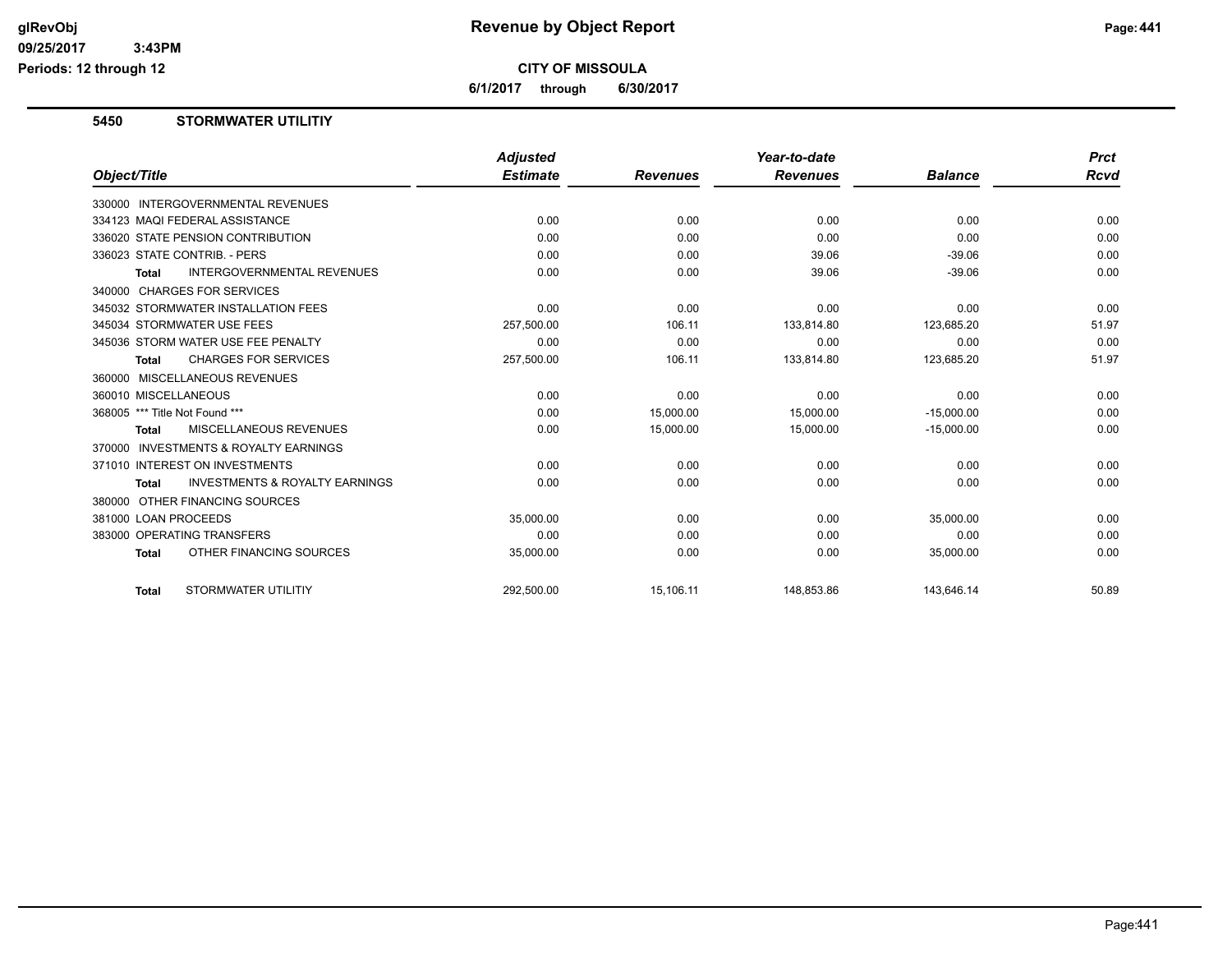# CITY OF MISSOULA

**6/1/2017 through 6/30/2017**

## 5450 STORMWATER UTILITIY

| Object/Title | Adjusted Estimate | Revenues | Year-to-date Revenues | Balance | Prct Rcvd |
|---|---|---|---|---|---|
| 330000 INTERGOVERNMENTAL REVENUES | | | | | |
| 334123 MAQI FEDERAL ASSISTANCE | 0.00 | 0.00 | 0.00 | 0.00 | 0.00 |
| 336020 STATE PENSION CONTRIBUTION | 0.00 | 0.00 | 0.00 | 0.00 | 0.00 |
| 336023 STATE CONTRIB. - PERS | 0.00 | 0.00 | 39.06 | -39.06 | 0.00 |
| **Total** INTERGOVERNMENTAL REVENUES | 0.00 | 0.00 | 39.06 | -39.06 | 0.00 |
| 340000 CHARGES FOR SERVICES | | | | | |
| 345032 STORMWATER INSTALLATION FEES | 0.00 | 0.00 | 0.00 | 0.00 | 0.00 |
| 345034 STORMWATER USE FEES | 257,500.00 | 106.11 | 133,814.80 | 123,685.20 | 51.97 |
| 345036 STORM WATER USE FEE PENALTY | 0.00 | 0.00 | 0.00 | 0.00 | 0.00 |
| **Total** CHARGES FOR SERVICES | 257,500.00 | 106.11 | 133,814.80 | 123,685.20 | 51.97 |
| 360000 MISCELLANEOUS REVENUES | | | | | |
| 360010 MISCELLANEOUS | 0.00 | 0.00 | 0.00 | 0.00 | 0.00 |
| 368005 *** Title Not Found *** | 0.00 | 15,000.00 | 15,000.00 | -15,000.00 | 0.00 |
| **Total** MISCELLANEOUS REVENUES | 0.00 | 15,000.00 | 15,000.00 | -15,000.00 | 0.00 |
| 370000 INVESTMENTS & ROYALTY EARNINGS | | | | | |
| 371010 INTEREST ON INVESTMENTS | 0.00 | 0.00 | 0.00 | 0.00 | 0.00 |
| **Total** INVESTMENTS & ROYALTY EARNINGS | 0.00 | 0.00 | 0.00 | 0.00 | 0.00 |
| 380000 OTHER FINANCING SOURCES | | | | | |
| 381000 LOAN PROCEEDS | 35,000.00 | 0.00 | 0.00 | 35,000.00 | 0.00 |
| 383000 OPERATING TRANSFERS | 0.00 | 0.00 | 0.00 | 0.00 | 0.00 |
| **Total** OTHER FINANCING SOURCES | 35,000.00 | 0.00 | 0.00 | 35,000.00 | 0.00 |
| **Total** STORMWATER UTILITIY | 292,500.00 | 15,106.11 | 148,853.86 | 143,646.14 | 50.89 |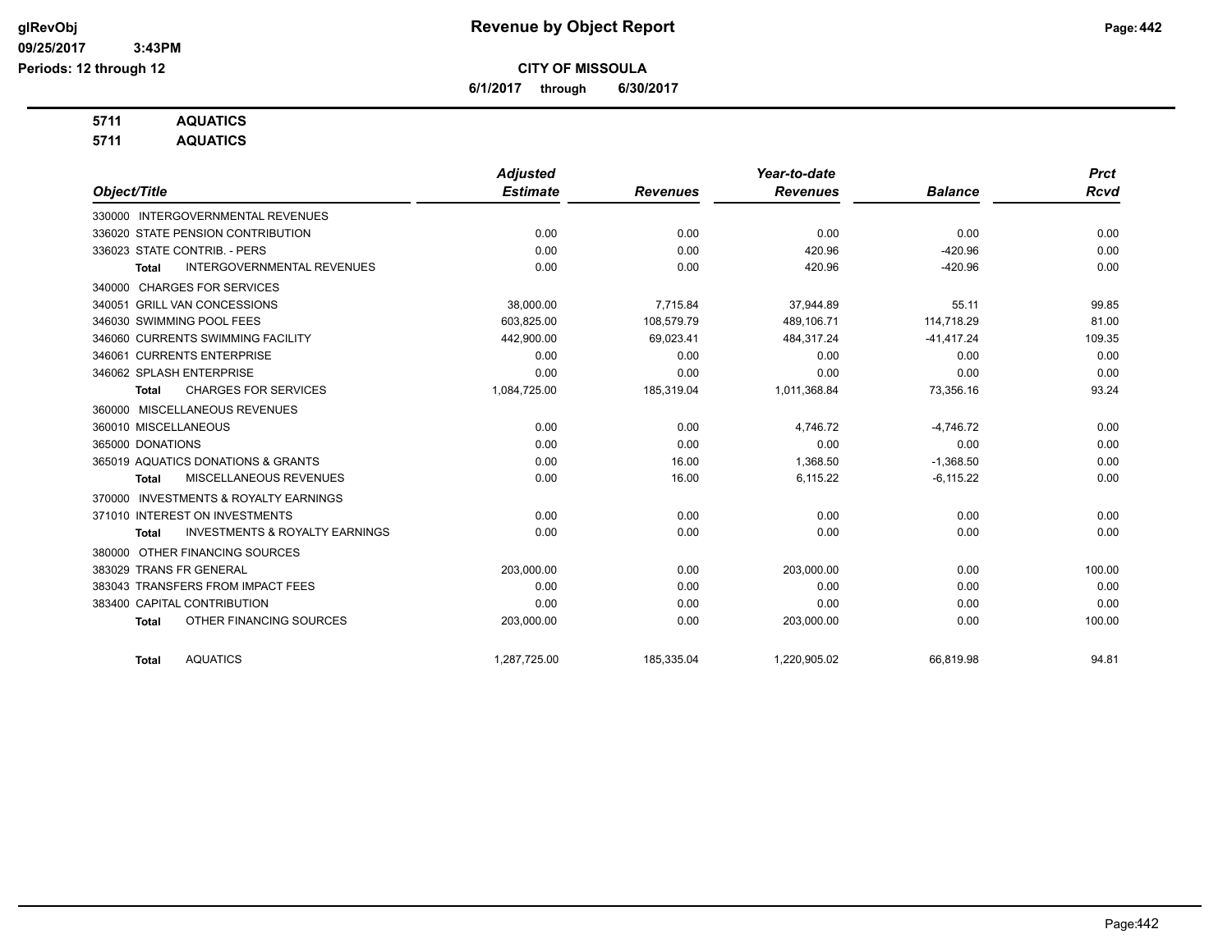**CITY OF MISSOULA**

**6/1/2017 through 6/30/2017**

**Revenue by Object Report**

glRevObj
09/25/2017 3:43PM
Periods: 12 through 12

**5711 AQUATICS**
**5711 AQUATICS**

| Object/Title | Adjusted Estimate | Revenues | Year-to-date Revenues | Balance | Prct Rcvd |
|---|---|---|---|---|---|
| 330000 INTERGOVERNMENTAL REVENUES | | | | | |
| 336020 STATE PENSION CONTRIBUTION | 0.00 | 0.00 | 0.00 | 0.00 | 0.00 |
| 336023 STATE CONTRIB. - PERS | 0.00 | 0.00 | 420.96 | -420.96 | 0.00 |
| **Total** INTERGOVERNMENTAL REVENUES | 0.00 | 0.00 | 420.96 | -420.96 | 0.00 |
| 340000 CHARGES FOR SERVICES | | | | | |
| 340051 GRILL VAN CONCESSIONS | 38,000.00 | 7,715.84 | 37,944.89 | 55.11 | 99.85 |
| 346030 SWIMMING POOL FEES | 603,825.00 | 108,579.79 | 489,106.71 | 114,718.29 | 81.00 |
| 346060 CURRENTS SWIMMING FACILITY | 442,900.00 | 69,023.41 | 484,317.24 | -41,417.24 | 109.35 |
| 346061 CURRENTS ENTERPRISE | 0.00 | 0.00 | 0.00 | 0.00 | 0.00 |
| 346062 SPLASH ENTERPRISE | 0.00 | 0.00 | 0.00 | 0.00 | 0.00 |
| **Total** CHARGES FOR SERVICES | 1,084,725.00 | 185,319.04 | 1,011,368.84 | 73,356.16 | 93.24 |
| 360000 MISCELLANEOUS REVENUES | | | | | |
| 360010 MISCELLANEOUS | 0.00 | 0.00 | 4,746.72 | -4,746.72 | 0.00 |
| 365000 DONATIONS | 0.00 | 0.00 | 0.00 | 0.00 | 0.00 |
| 365019 AQUATICS DONATIONS & GRANTS | 0.00 | 16.00 | 1,368.50 | -1,368.50 | 0.00 |
| **Total** MISCELLANEOUS REVENUES | 0.00 | 16.00 | 6,115.22 | -6,115.22 | 0.00 |
| 370000 INVESTMENTS & ROYALTY EARNINGS | | | | | |
| 371010 INTEREST ON INVESTMENTS | 0.00 | 0.00 | 0.00 | 0.00 | 0.00 |
| **Total** INVESTMENTS & ROYALTY EARNINGS | 0.00 | 0.00 | 0.00 | 0.00 | 0.00 |
| 380000 OTHER FINANCING SOURCES | | | | | |
| 383029 TRANS FR GENERAL | 203,000.00 | 0.00 | 203,000.00 | 0.00 | 100.00 |
| 383043 TRANSFERS FROM IMPACT FEES | 0.00 | 0.00 | 0.00 | 0.00 | 0.00 |
| 383400 CAPITAL CONTRIBUTION | 0.00 | 0.00 | 0.00 | 0.00 | 0.00 |
| **Total** OTHER FINANCING SOURCES | 203,000.00 | 0.00 | 203,000.00 | 0.00 | 100.00 |
| **Total** AQUATICS | 1,287,725.00 | 185,335.04 | 1,220,905.02 | 66,819.98 | 94.81 |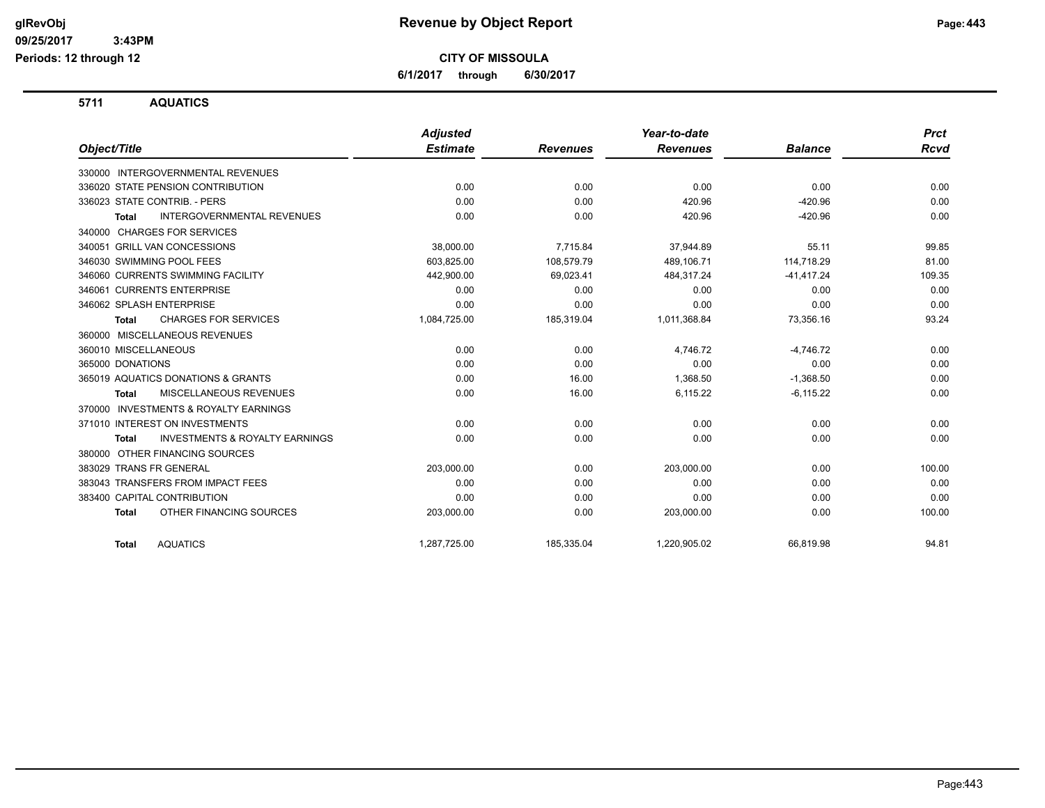# Revenue by Object Report

## CITY OF MISSOULA

**6/1/2017 through 6/30/2017**

glRevObj
09/25/2017 3:43PM
Periods: 12 through 12

### 5711 AQUATICS

| Object/Title | Adjusted Estimate | Revenues | Year-to-date Revenues | Balance | Prct Rcvd |
|---|---|---|---|---|---|
| 330000 INTERGOVERNMENTAL REVENUES | | | | | |
| 336020 STATE PENSION CONTRIBUTION | 0.00 | 0.00 | 0.00 | 0.00 | 0.00 |
| 336023 STATE CONTRIB. - PERS | 0.00 | 0.00 | 420.96 | -420.96 | 0.00 |
| **Total** INTERGOVERNMENTAL REVENUES | 0.00 | 0.00 | 420.96 | -420.96 | 0.00 |
| 340000 CHARGES FOR SERVICES | | | | | |
| 340051 GRILL VAN CONCESSIONS | 38,000.00 | 7,715.84 | 37,944.89 | 55.11 | 99.85 |
| 346030 SWIMMING POOL FEES | 603,825.00 | 108,579.79 | 489,106.71 | 114,718.29 | 81.00 |
| 346060 CURRENTS SWIMMING FACILITY | 442,900.00 | 69,023.41 | 484,317.24 | -41,417.24 | 109.35 |
| 346061 CURRENTS ENTERPRISE | 0.00 | 0.00 | 0.00 | 0.00 | 0.00 |
| 346062 SPLASH ENTERPRISE | 0.00 | 0.00 | 0.00 | 0.00 | 0.00 |
| **Total** CHARGES FOR SERVICES | 1,084,725.00 | 185,319.04 | 1,011,368.84 | 73,356.16 | 93.24 |
| 360000 MISCELLANEOUS REVENUES | | | | | |
| 360010 MISCELLANEOUS | 0.00 | 0.00 | 4,746.72 | -4,746.72 | 0.00 |
| 365000 DONATIONS | 0.00 | 0.00 | 0.00 | 0.00 | 0.00 |
| 365019 AQUATICS DONATIONS & GRANTS | 0.00 | 16.00 | 1,368.50 | -1,368.50 | 0.00 |
| **Total** MISCELLANEOUS REVENUES | 0.00 | 16.00 | 6,115.22 | -6,115.22 | 0.00 |
| 370000 INVESTMENTS & ROYALTY EARNINGS | | | | | |
| 371010 INTEREST ON INVESTMENTS | 0.00 | 0.00 | 0.00 | 0.00 | 0.00 |
| **Total** INVESTMENTS & ROYALTY EARNINGS | 0.00 | 0.00 | 0.00 | 0.00 | 0.00 |
| 380000 OTHER FINANCING SOURCES | | | | | |
| 383029 TRANS FR GENERAL | 203,000.00 | 0.00 | 203,000.00 | 0.00 | 100.00 |
| 383043 TRANSFERS FROM IMPACT FEES | 0.00 | 0.00 | 0.00 | 0.00 | 0.00 |
| 383400 CAPITAL CONTRIBUTION | 0.00 | 0.00 | 0.00 | 0.00 | 0.00 |
| **Total** OTHER FINANCING SOURCES | 203,000.00 | 0.00 | 203,000.00 | 0.00 | 100.00 |
| **Total** AQUATICS | 1,287,725.00 | 185,335.04 | 1,220,905.02 | 66,819.98 | 94.81 |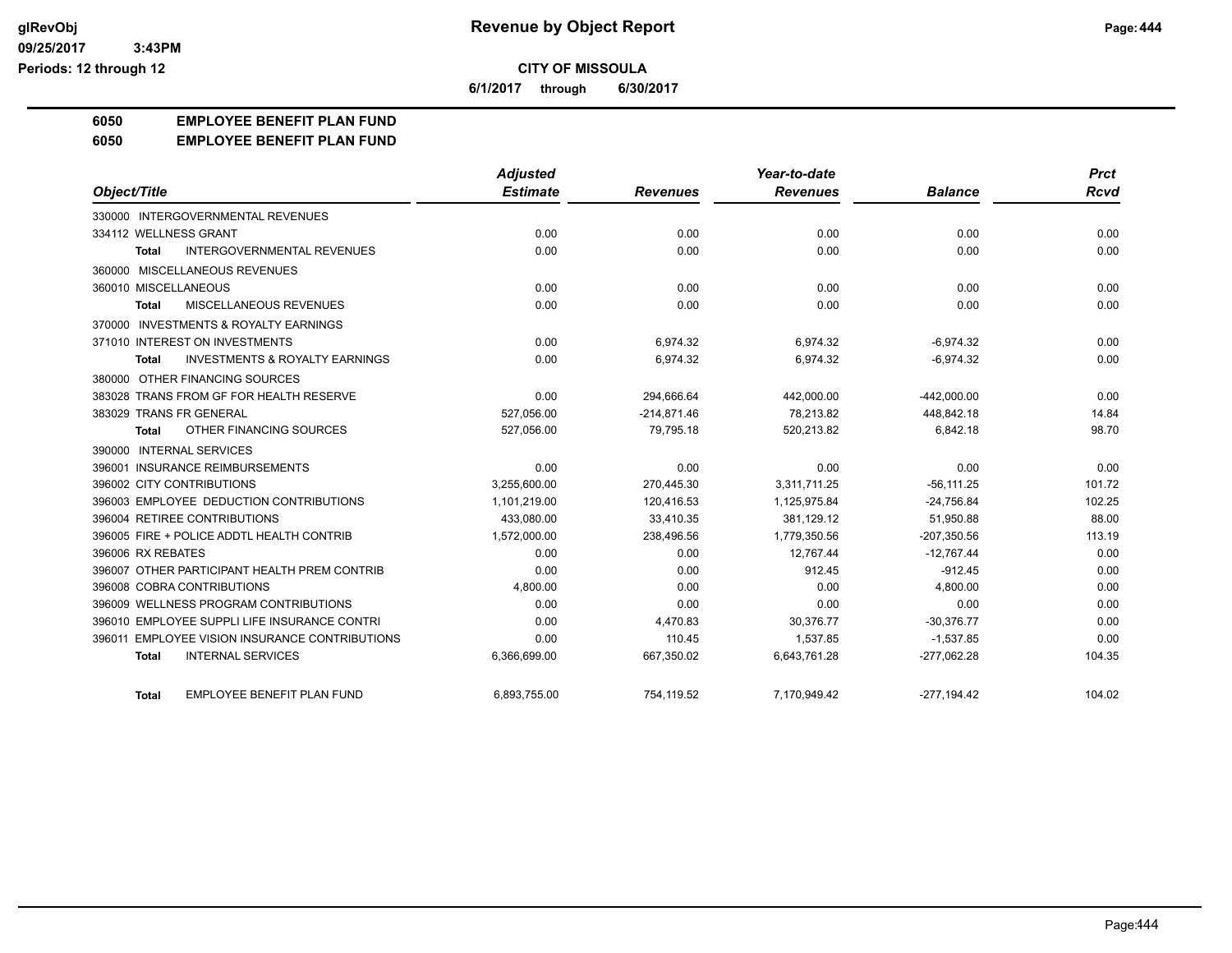# Revenue by Object Report

**CITY OF MISSOULA**

**6/1/2017 through 6/30/2017**

glRevObj
09/25/2017 3:43PM
Periods: 12 through 12

## 6050 EMPLOYEE BENEFIT PLAN FUND
## 6050 EMPLOYEE BENEFIT PLAN FUND

| Object/Title | Adjusted Estimate | Revenues | Year-to-date Revenues | Balance | Prct Rcvd |
|---|---|---|---|---|---|
| 330000 INTERGOVERNMENTAL REVENUES | | | | | |
| 334112 WELLNESS GRANT | 0.00 | 0.00 | 0.00 | 0.00 | 0.00 |
| **Total** INTERGOVERNMENTAL REVENUES | 0.00 | 0.00 | 0.00 | 0.00 | 0.00 |
| 360000 MISCELLANEOUS REVENUES | | | | | |
| 360010 MISCELLANEOUS | 0.00 | 0.00 | 0.00 | 0.00 | 0.00 |
| **Total** MISCELLANEOUS REVENUES | 0.00 | 0.00 | 0.00 | 0.00 | 0.00 |
| 370000 INVESTMENTS & ROYALTY EARNINGS | | | | | |
| 371010 INTEREST ON INVESTMENTS | 0.00 | 6,974.32 | 6,974.32 | -6,974.32 | 0.00 |
| **Total** INVESTMENTS & ROYALTY EARNINGS | 0.00 | 6,974.32 | 6,974.32 | -6,974.32 | 0.00 |
| 380000 OTHER FINANCING SOURCES | | | | | |
| 383028 TRANS FROM GF FOR HEALTH RESERVE | 0.00 | 294,666.64 | 442,000.00 | -442,000.00 | 0.00 |
| 383029 TRANS FR GENERAL | 527,056.00 | -214,871.46 | 78,213.82 | 448,842.18 | 14.84 |
| **Total** OTHER FINANCING SOURCES | 527,056.00 | 79,795.18 | 520,213.82 | 6,842.18 | 98.70 |
| 390000 INTERNAL SERVICES | | | | | |
| 396001 INSURANCE REIMBURSEMENTS | 0.00 | 0.00 | 0.00 | 0.00 | 0.00 |
| 396002 CITY CONTRIBUTIONS | 3,255,600.00 | 270,445.30 | 3,311,711.25 | -56,111.25 | 101.72 |
| 396003 EMPLOYEE DEDUCTION CONTRIBUTIONS | 1,101,219.00 | 120,416.53 | 1,125,975.84 | -24,756.84 | 102.25 |
| 396004 RETIREE CONTRIBUTIONS | 433,080.00 | 33,410.35 | 381,129.12 | 51,950.88 | 88.00 |
| 396005 FIRE + POLICE ADDTL HEALTH CONTRIB | 1,572,000.00 | 238,496.56 | 1,779,350.56 | -207,350.56 | 113.19 |
| 396006 RX REBATES | 0.00 | 0.00 | 12,767.44 | -12,767.44 | 0.00 |
| 396007 OTHER PARTICIPANT HEALTH PREM CONTRIB | 0.00 | 0.00 | 912.45 | -912.45 | 0.00 |
| 396008 COBRA CONTRIBUTIONS | 4,800.00 | 0.00 | 0.00 | 4,800.00 | 0.00 |
| 396009 WELLNESS PROGRAM CONTRIBUTIONS | 0.00 | 0.00 | 0.00 | 0.00 | 0.00 |
| 396010 EMPLOYEE SUPPLI LIFE INSURANCE CONTRI | 0.00 | 4,470.83 | 30,376.77 | -30,376.77 | 0.00 |
| 396011 EMPLOYEE VISION INSURANCE CONTRIBUTIONS | 0.00 | 110.45 | 1,537.85 | -1,537.85 | 0.00 |
| **Total** INTERNAL SERVICES | 6,366,699.00 | 667,350.02 | 6,643,761.28 | -277,062.28 | 104.35 |
| **Total** EMPLOYEE BENEFIT PLAN FUND | 6,893,755.00 | 754,119.52 | 7,170,949.42 | -277,194.42 | 104.02 |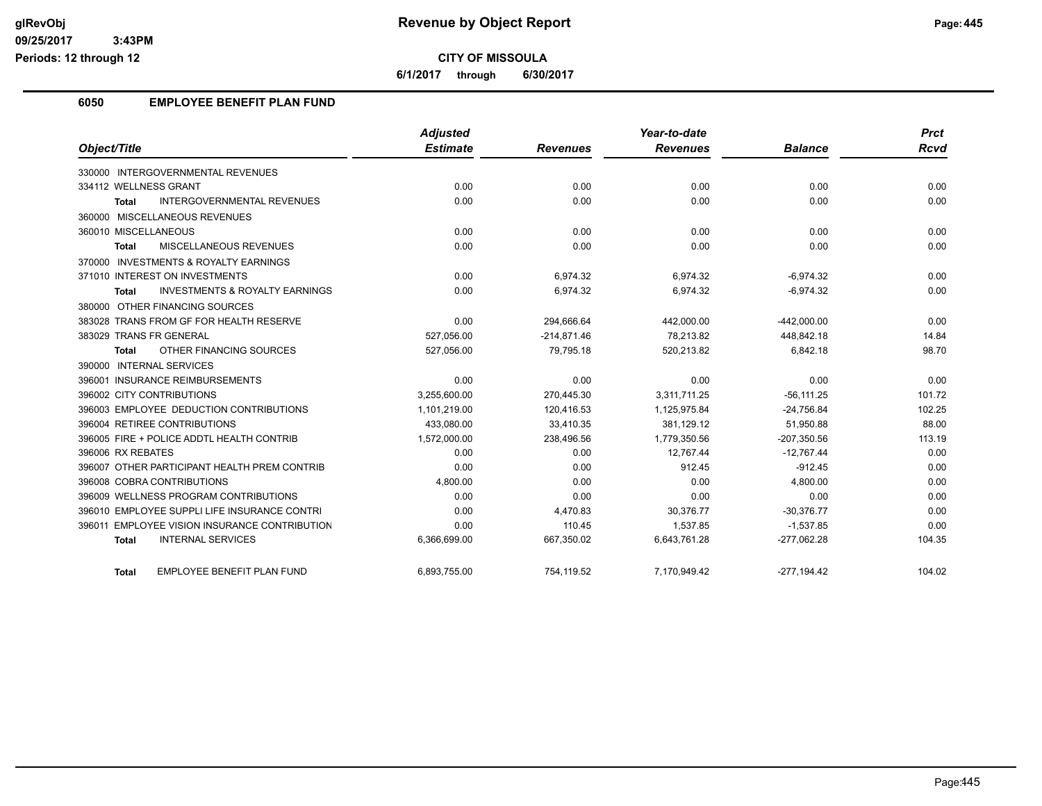**glRevObj**
**09/25/2017 3:43PM**
**Periods: 12 through 12**

# Revenue by Object Report

**CITY OF MISSOULA**

**6/1/2017 through 6/30/2017**

## 6050 EMPLOYEE BENEFIT PLAN FUND

| Object/Title | Adjusted Estimate | Revenues | Year-to-date Revenues | Balance | Prct Rcvd |
|---|---|---|---|---|---|
| 330000 INTERGOVERNMENTAL REVENUES | | | | | |
| 334112 WELLNESS GRANT | 0.00 | 0.00 | 0.00 | 0.00 | 0.00 |
| **Total** INTERGOVERNMENTAL REVENUES | 0.00 | 0.00 | 0.00 | 0.00 | 0.00 |
| 360000 MISCELLANEOUS REVENUES | | | | | |
| 360010 MISCELLANEOUS | 0.00 | 0.00 | 0.00 | 0.00 | 0.00 |
| **Total** MISCELLANEOUS REVENUES | 0.00 | 0.00 | 0.00 | 0.00 | 0.00 |
| 370000 INVESTMENTS & ROYALTY EARNINGS | | | | | |
| 371010 INTEREST ON INVESTMENTS | 0.00 | 6,974.32 | 6,974.32 | -6,974.32 | 0.00 |
| **Total** INVESTMENTS & ROYALTY EARNINGS | 0.00 | 6,974.32 | 6,974.32 | -6,974.32 | 0.00 |
| 380000 OTHER FINANCING SOURCES | | | | | |
| 383028 TRANS FROM GF FOR HEALTH RESERVE | 0.00 | 294,666.64 | 442,000.00 | -442,000.00 | 0.00 |
| 383029 TRANS FR GENERAL | 527,056.00 | -214,871.46 | 78,213.82 | 448,842.18 | 14.84 |
| **Total** OTHER FINANCING SOURCES | 527,056.00 | 79,795.18 | 520,213.82 | 6,842.18 | 98.70 |
| 390000 INTERNAL SERVICES | | | | | |
| 396001 INSURANCE REIMBURSEMENTS | 0.00 | 0.00 | 0.00 | 0.00 | 0.00 |
| 396002 CITY CONTRIBUTIONS | 3,255,600.00 | 270,445.30 | 3,311,711.25 | -56,111.25 | 101.72 |
| 396003 EMPLOYEE DEDUCTION CONTRIBUTIONS | 1,101,219.00 | 120,416.53 | 1,125,975.84 | -24,756.84 | 102.25 |
| 396004 RETIREE CONTRIBUTIONS | 433,080.00 | 33,410.35 | 381,129.12 | 51,950.88 | 88.00 |
| 396005 FIRE + POLICE ADDTL HEALTH CONTRIB | 1,572,000.00 | 238,496.56 | 1,779,350.56 | -207,350.56 | 113.19 |
| 396006 RX REBATES | 0.00 | 0.00 | 12,767.44 | -12,767.44 | 0.00 |
| 396007 OTHER PARTICIPANT HEALTH PREM CONTRIB | 0.00 | 0.00 | 912.45 | -912.45 | 0.00 |
| 396008 COBRA CONTRIBUTIONS | 4,800.00 | 0.00 | 0.00 | 4,800.00 | 0.00 |
| 396009 WELLNESS PROGRAM CONTRIBUTIONS | 0.00 | 0.00 | 0.00 | 0.00 | 0.00 |
| 396010 EMPLOYEE SUPPLI LIFE INSURANCE CONTRI | 0.00 | 4,470.83 | 30,376.77 | -30,376.77 | 0.00 |
| 396011 EMPLOYEE VISION INSURANCE CONTRIBUTION | 0.00 | 110.45 | 1,537.85 | -1,537.85 | 0.00 |
| **Total** INTERNAL SERVICES | 6,366,699.00 | 667,350.02 | 6,643,761.28 | -277,062.28 | 104.35 |
| **Total** EMPLOYEE BENEFIT PLAN FUND | 6,893,755.00 | 754,119.52 | 7,170,949.42 | -277,194.42 | 104.02 |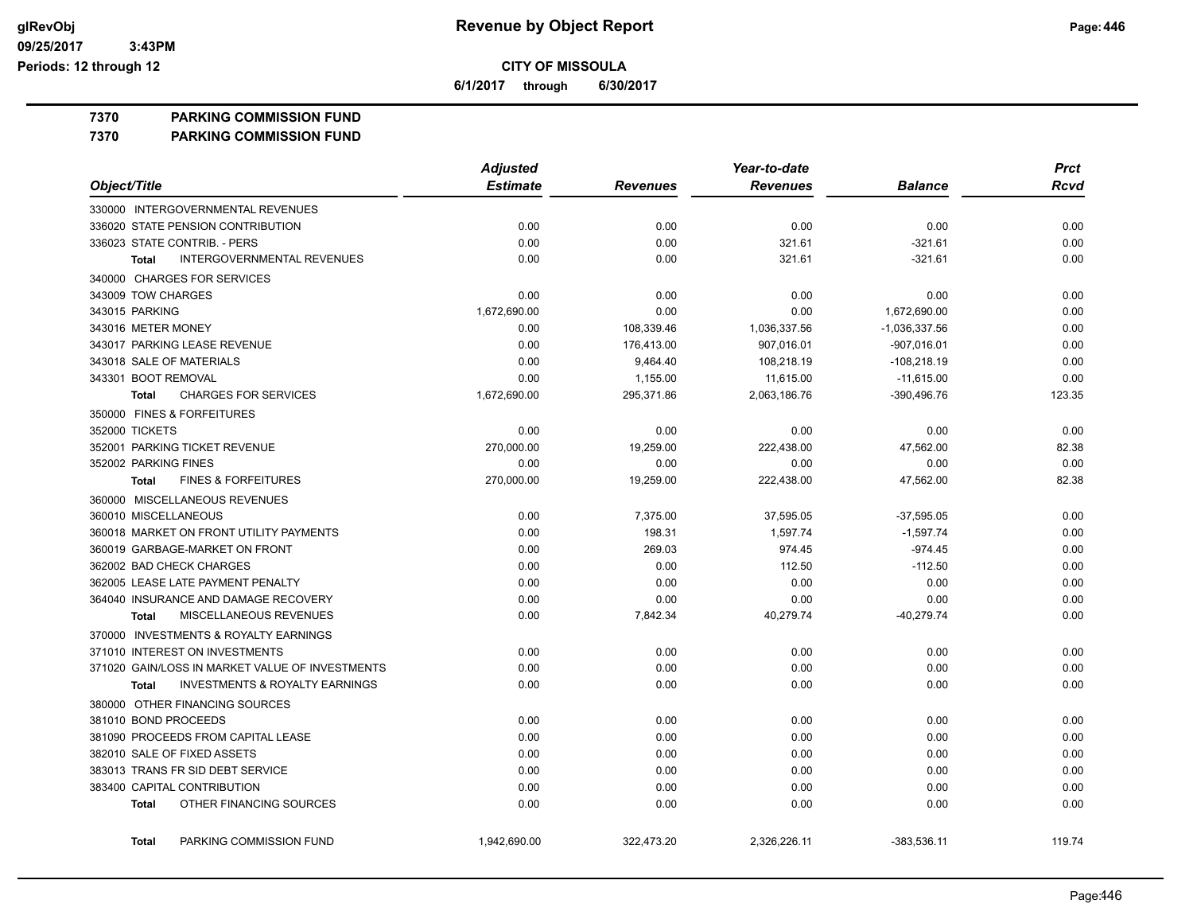# Revenue by Object Report

**CITY OF MISSOULA**

**6/1/2017 through 6/30/2017**

## 7370 PARKING COMMISSION FUND

### 7370 PARKING COMMISSION FUND

| Object/Title | Adjusted Estimate | Revenues | Year-to-date Revenues | Balance | Prct Rcvd |
|---|---|---|---|---|---|
| 330000 INTERGOVERNMENTAL REVENUES | | | | | |
| 336020 STATE PENSION CONTRIBUTION | 0.00 | 0.00 | 0.00 | 0.00 | 0.00 |
| 336023 STATE CONTRIB. - PERS | 0.00 | 0.00 | 321.61 | -321.61 | 0.00 |
| **Total** INTERGOVERNMENTAL REVENUES | 0.00 | 0.00 | 321.61 | -321.61 | 0.00 |
| 340000 CHARGES FOR SERVICES | | | | | |
| 343009 TOW CHARGES | 0.00 | 0.00 | 0.00 | 0.00 | 0.00 |
| 343015 PARKING | 1,672,690.00 | 0.00 | 0.00 | 1,672,690.00 | 0.00 |
| 343016 METER MONEY | 0.00 | 108,339.46 | 1,036,337.56 | -1,036,337.56 | 0.00 |
| 343017 PARKING LEASE REVENUE | 0.00 | 176,413.00 | 907,016.01 | -907,016.01 | 0.00 |
| 343018 SALE OF MATERIALS | 0.00 | 9,464.40 | 108,218.19 | -108,218.19 | 0.00 |
| 343301 BOOT REMOVAL | 0.00 | 1,155.00 | 11,615.00 | -11,615.00 | 0.00 |
| **Total** CHARGES FOR SERVICES | 1,672,690.00 | 295,371.86 | 2,063,186.76 | -390,496.76 | 123.35 |
| 350000 FINES & FORFEITURES | | | | | |
| 352000 TICKETS | 0.00 | 0.00 | 0.00 | 0.00 | 0.00 |
| 352001 PARKING TICKET REVENUE | 270,000.00 | 19,259.00 | 222,438.00 | 47,562.00 | 82.38 |
| 352002 PARKING FINES | 0.00 | 0.00 | 0.00 | 0.00 | 0.00 |
| **Total** FINES & FORFEITURES | 270,000.00 | 19,259.00 | 222,438.00 | 47,562.00 | 82.38 |
| 360000 MISCELLANEOUS REVENUES | | | | | |
| 360010 MISCELLANEOUS | 0.00 | 7,375.00 | 37,595.05 | -37,595.05 | 0.00 |
| 360018 MARKET ON FRONT UTILITY PAYMENTS | 0.00 | 198.31 | 1,597.74 | -1,597.74 | 0.00 |
| 360019 GARBAGE-MARKET ON FRONT | 0.00 | 269.03 | 974.45 | -974.45 | 0.00 |
| 362002 BAD CHECK CHARGES | 0.00 | 0.00 | 112.50 | -112.50 | 0.00 |
| 362005 LEASE LATE PAYMENT PENALTY | 0.00 | 0.00 | 0.00 | 0.00 | 0.00 |
| 364040 INSURANCE AND DAMAGE RECOVERY | 0.00 | 0.00 | 0.00 | 0.00 | 0.00 |
| **Total** MISCELLANEOUS REVENUES | 0.00 | 7,842.34 | 40,279.74 | -40,279.74 | 0.00 |
| 370000 INVESTMENTS & ROYALTY EARNINGS | | | | | |
| 371010 INTEREST ON INVESTMENTS | 0.00 | 0.00 | 0.00 | 0.00 | 0.00 |
| 371020 GAIN/LOSS IN MARKET VALUE OF INVESTMENTS | 0.00 | 0.00 | 0.00 | 0.00 | 0.00 |
| **Total** INVESTMENTS & ROYALTY EARNINGS | 0.00 | 0.00 | 0.00 | 0.00 | 0.00 |
| 380000 OTHER FINANCING SOURCES | | | | | |
| 381010 BOND PROCEEDS | 0.00 | 0.00 | 0.00 | 0.00 | 0.00 |
| 381090 PROCEEDS FROM CAPITAL LEASE | 0.00 | 0.00 | 0.00 | 0.00 | 0.00 |
| 382010 SALE OF FIXED ASSETS | 0.00 | 0.00 | 0.00 | 0.00 | 0.00 |
| 383013 TRANS FR SID DEBT SERVICE | 0.00 | 0.00 | 0.00 | 0.00 | 0.00 |
| 383400 CAPITAL CONTRIBUTION | 0.00 | 0.00 | 0.00 | 0.00 | 0.00 |
| **Total** OTHER FINANCING SOURCES | 0.00 | 0.00 | 0.00 | 0.00 | 0.00 |
| **Total** PARKING COMMISSION FUND | 1,942,690.00 | 322,473.20 | 2,326,226.11 | -383,536.11 | 119.74 |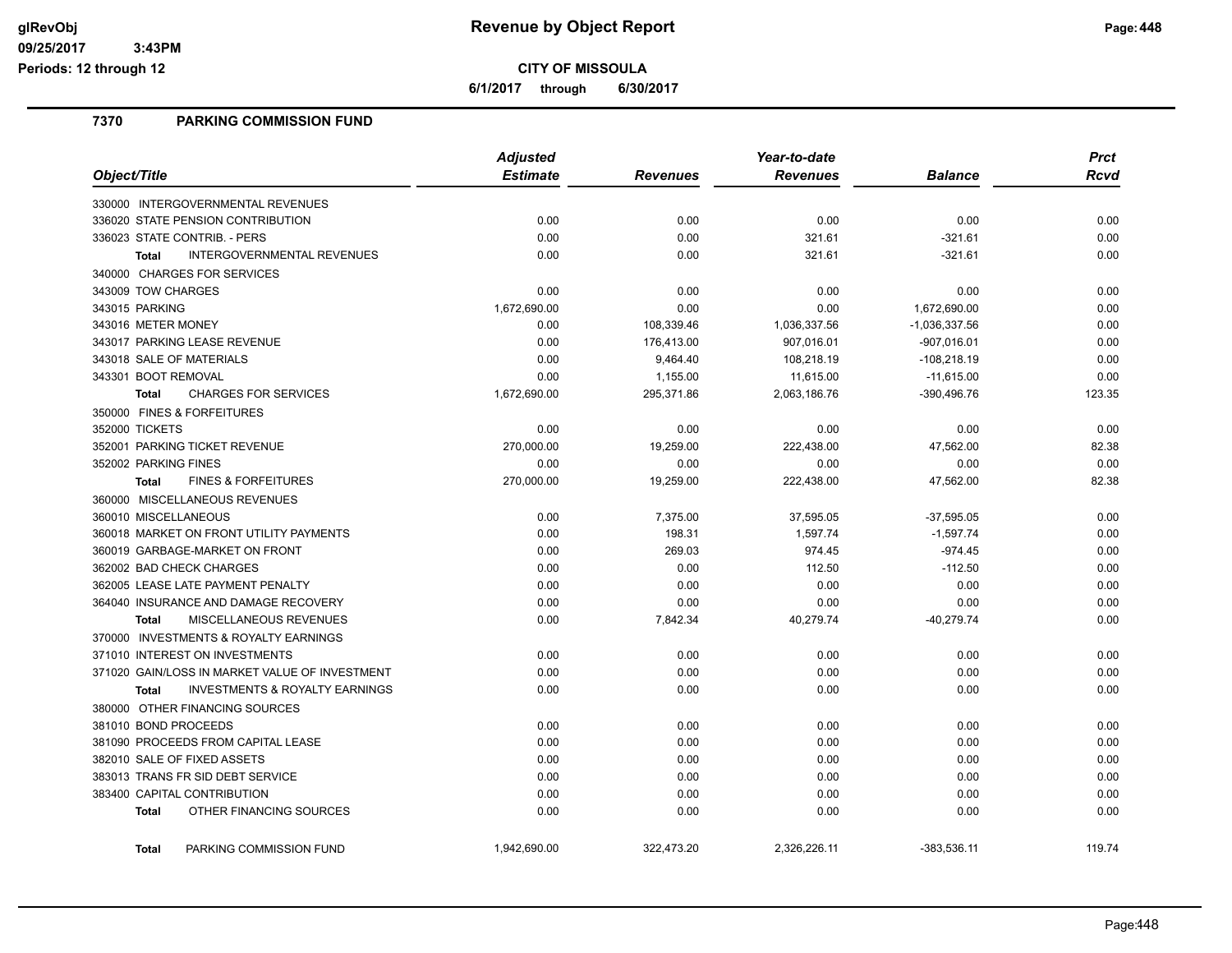**Revenue by Object Report**

**CITY OF MISSOULA**

**6/1/2017 through 6/30/2017**

Periods: 12 through 12

## 7370 PARKING COMMISSION FUND

| Object/Title | Adjusted Estimate | Revenues | Year-to-date Revenues | Balance | Prct Rcvd |
|---|---|---|---|---|---|
| 330000 INTERGOVERNMENTAL REVENUES | | | | | |
| 336020 STATE PENSION CONTRIBUTION | 0.00 | 0.00 | 0.00 | 0.00 | 0.00 |
| 336023 STATE CONTRIB. - PERS | 0.00 | 0.00 | 321.61 | -321.61 | 0.00 |
| **Total** INTERGOVERNMENTAL REVENUES | 0.00 | 0.00 | 321.61 | -321.61 | 0.00 |
| 340000 CHARGES FOR SERVICES | | | | | |
| 343009 TOW CHARGES | 0.00 | 0.00 | 0.00 | 0.00 | 0.00 |
| 343015 PARKING | 1,672,690.00 | 0.00 | 0.00 | 1,672,690.00 | 0.00 |
| 343016 METER MONEY | 0.00 | 108,339.46 | 1,036,337.56 | -1,036,337.56 | 0.00 |
| 343017 PARKING LEASE REVENUE | 0.00 | 176,413.00 | 907,016.01 | -907,016.01 | 0.00 |
| 343018 SALE OF MATERIALS | 0.00 | 9,464.40 | 108,218.19 | -108,218.19 | 0.00 |
| 343301 BOOT REMOVAL | 0.00 | 1,155.00 | 11,615.00 | -11,615.00 | 0.00 |
| **Total** CHARGES FOR SERVICES | 1,672,690.00 | 295,371.86 | 2,063,186.76 | -390,496.76 | 123.35 |
| 350000 FINES & FORFEITURES | | | | | |
| 352000 TICKETS | 0.00 | 0.00 | 0.00 | 0.00 | 0.00 |
| 352001 PARKING TICKET REVENUE | 270,000.00 | 19,259.00 | 222,438.00 | 47,562.00 | 82.38 |
| 352002 PARKING FINES | 0.00 | 0.00 | 0.00 | 0.00 | 0.00 |
| **Total** FINES & FORFEITURES | 270,000.00 | 19,259.00 | 222,438.00 | 47,562.00 | 82.38 |
| 360000 MISCELLANEOUS REVENUES | | | | | |
| 360010 MISCELLANEOUS | 0.00 | 7,375.00 | 37,595.05 | -37,595.05 | 0.00 |
| 360018 MARKET ON FRONT UTILITY PAYMENTS | 0.00 | 198.31 | 1,597.74 | -1,597.74 | 0.00 |
| 360019 GARBAGE-MARKET ON FRONT | 0.00 | 269.03 | 974.45 | -974.45 | 0.00 |
| 362002 BAD CHECK CHARGES | 0.00 | 0.00 | 112.50 | -112.50 | 0.00 |
| 362005 LEASE LATE PAYMENT PENALTY | 0.00 | 0.00 | 0.00 | 0.00 | 0.00 |
| 364040 INSURANCE AND DAMAGE RECOVERY | 0.00 | 0.00 | 0.00 | 0.00 | 0.00 |
| **Total** MISCELLANEOUS REVENUES | 0.00 | 7,842.34 | 40,279.74 | -40,279.74 | 0.00 |
| 370000 INVESTMENTS & ROYALTY EARNINGS | | | | | |
| 371010 INTEREST ON INVESTMENTS | 0.00 | 0.00 | 0.00 | 0.00 | 0.00 |
| 371020 GAIN/LOSS IN MARKET VALUE OF INVESTMENT | 0.00 | 0.00 | 0.00 | 0.00 | 0.00 |
| **Total** INVESTMENTS & ROYALTY EARNINGS | 0.00 | 0.00 | 0.00 | 0.00 | 0.00 |
| 380000 OTHER FINANCING SOURCES | | | | | |
| 381010 BOND PROCEEDS | 0.00 | 0.00 | 0.00 | 0.00 | 0.00 |
| 381090 PROCEEDS FROM CAPITAL LEASE | 0.00 | 0.00 | 0.00 | 0.00 | 0.00 |
| 382010 SALE OF FIXED ASSETS | 0.00 | 0.00 | 0.00 | 0.00 | 0.00 |
| 383013 TRANS FR SID DEBT SERVICE | 0.00 | 0.00 | 0.00 | 0.00 | 0.00 |
| 383400 CAPITAL CONTRIBUTION | 0.00 | 0.00 | 0.00 | 0.00 | 0.00 |
| **Total** OTHER FINANCING SOURCES | 0.00 | 0.00 | 0.00 | 0.00 | 0.00 |
| **Total** PARKING COMMISSION FUND | 1,942,690.00 | 322,473.20 | 2,326,226.11 | -383,536.11 | 119.74 |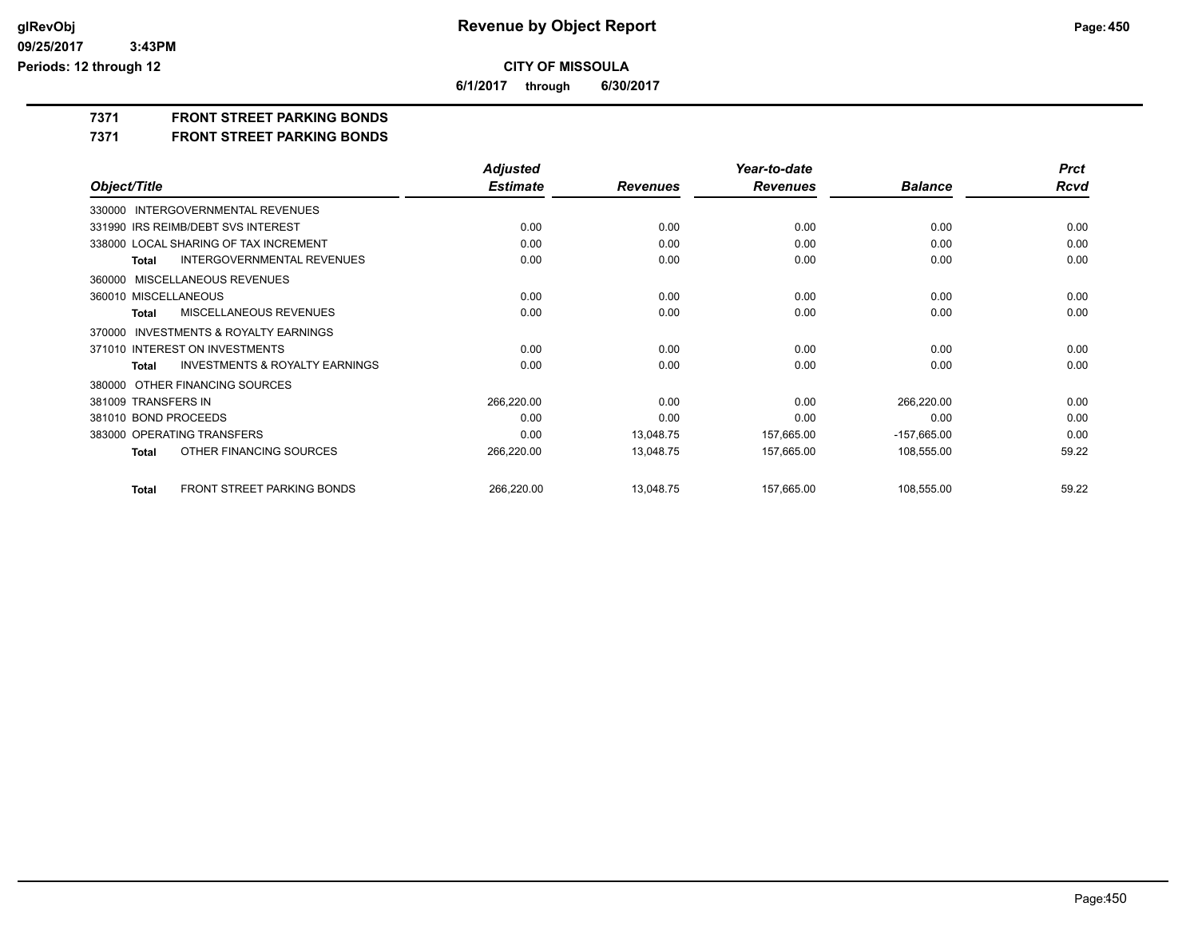# Revenue by Object Report

glRevObj
09/25/2017 3:43PM
Periods: 12 through 12

**CITY OF MISSOULA**

**6/1/2017 through 6/30/2017**

## 7371 FRONT STREET PARKING BONDS

## 7371 FRONT STREET PARKING BONDS

| Object/Title | Adjusted Estimate | Revenues | Year-to-date Revenues | Balance | Prct Rcvd |
|---|---|---|---|---|---|
| 330000 INTERGOVERNMENTAL REVENUES | | | | | |
| 331990 IRS REIMB/DEBT SVS INTEREST | 0.00 | 0.00 | 0.00 | 0.00 | 0.00 |
| 338000 LOCAL SHARING OF TAX INCREMENT | 0.00 | 0.00 | 0.00 | 0.00 | 0.00 |
| **Total** INTERGOVERNMENTAL REVENUES | 0.00 | 0.00 | 0.00 | 0.00 | 0.00 |
| 360000 MISCELLANEOUS REVENUES | | | | | |
| 360010 MISCELLANEOUS | 0.00 | 0.00 | 0.00 | 0.00 | 0.00 |
| **Total** MISCELLANEOUS REVENUES | 0.00 | 0.00 | 0.00 | 0.00 | 0.00 |
| 370000 INVESTMENTS & ROYALTY EARNINGS | | | | | |
| 371010 INTEREST ON INVESTMENTS | 0.00 | 0.00 | 0.00 | 0.00 | 0.00 |
| **Total** INVESTMENTS & ROYALTY EARNINGS | 0.00 | 0.00 | 0.00 | 0.00 | 0.00 |
| 380000 OTHER FINANCING SOURCES | | | | | |
| 381009 TRANSFERS IN | 266,220.00 | 0.00 | 0.00 | 266,220.00 | 0.00 |
| 381010 BOND PROCEEDS | 0.00 | 0.00 | 0.00 | 0.00 | 0.00 |
| 383000 OPERATING TRANSFERS | 0.00 | 13,048.75 | 157,665.00 | -157,665.00 | 0.00 |
| **Total** OTHER FINANCING SOURCES | 266,220.00 | 13,048.75 | 157,665.00 | 108,555.00 | 59.22 |
| **Total** FRONT STREET PARKING BONDS | 266,220.00 | 13,048.75 | 157,665.00 | 108,555.00 | 59.22 |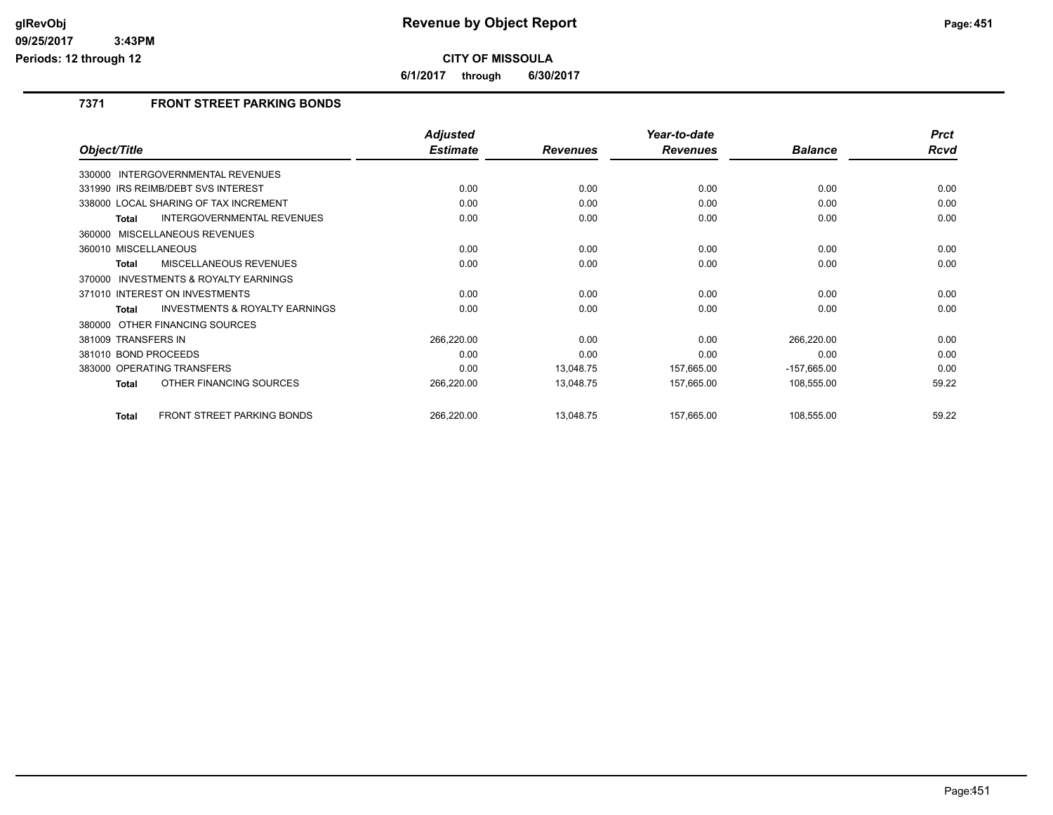# Revenue by Object Report

**CITY OF MISSOULA**

**6/1/2017 through 6/30/2017**

glRevObj
09/25/2017 3:43PM
Periods: 12 through 12

## 7371 FRONT STREET PARKING BONDS

| Object/Title | Adjusted Estimate | Revenues | Year-to-date Revenues | Balance | Prct Rcvd |
|---|---|---|---|---|---|
| 330000 INTERGOVERNMENTAL REVENUES | | | | | |
| 331990 IRS REIMB/DEBT SVS INTEREST | 0.00 | 0.00 | 0.00 | 0.00 | 0.00 |
| 338000 LOCAL SHARING OF TAX INCREMENT | 0.00 | 0.00 | 0.00 | 0.00 | 0.00 |
| **Total** INTERGOVERNMENTAL REVENUES | 0.00 | 0.00 | 0.00 | 0.00 | 0.00 |
| 360000 MISCELLANEOUS REVENUES | | | | | |
| 360010 MISCELLANEOUS | 0.00 | 0.00 | 0.00 | 0.00 | 0.00 |
| **Total** MISCELLANEOUS REVENUES | 0.00 | 0.00 | 0.00 | 0.00 | 0.00 |
| 370000 INVESTMENTS & ROYALTY EARNINGS | | | | | |
| 371010 INTEREST ON INVESTMENTS | 0.00 | 0.00 | 0.00 | 0.00 | 0.00 |
| **Total** INVESTMENTS & ROYALTY EARNINGS | 0.00 | 0.00 | 0.00 | 0.00 | 0.00 |
| 380000 OTHER FINANCING SOURCES | | | | | |
| 381009 TRANSFERS IN | 266,220.00 | 0.00 | 0.00 | 266,220.00 | 0.00 |
| 381010 BOND PROCEEDS | 0.00 | 0.00 | 0.00 | 0.00 | 0.00 |
| 383000 OPERATING TRANSFERS | 0.00 | 13,048.75 | 157,665.00 | -157,665.00 | 0.00 |
| **Total** OTHER FINANCING SOURCES | 266,220.00 | 13,048.75 | 157,665.00 | 108,555.00 | 59.22 |
| **Total** FRONT STREET PARKING BONDS | 266,220.00 | 13,048.75 | 157,665.00 | 108,555.00 | 59.22 |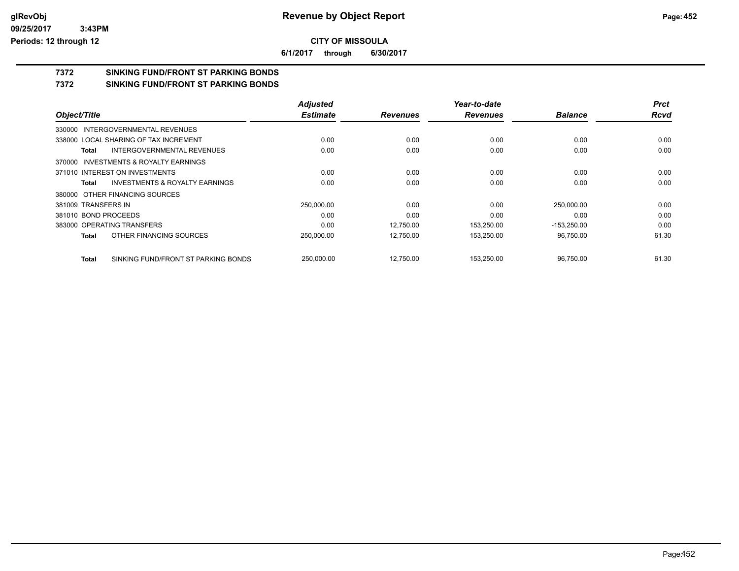# Revenue by Object Report

**CITY OF MISSOULA**

**6/1/2017 through 6/30/2017**

glRevObj
09/25/2017 3:43PM
Periods: 12 through 12

## 7372 SINKING FUND/FRONT ST PARKING BONDS
## 7372 SINKING FUND/FRONT ST PARKING BONDS

| Object/Title | Adjusted Estimate | Revenues | Year-to-date Revenues | Balance | Prct Rcvd |
|---|---|---|---|---|---|
| 330000 INTERGOVERNMENTAL REVENUES | | | | | |
| 338000 LOCAL SHARING OF TAX INCREMENT | 0.00 | 0.00 | 0.00 | 0.00 | 0.00 |
| **Total** INTERGOVERNMENTAL REVENUES | 0.00 | 0.00 | 0.00 | 0.00 | 0.00 |
| 370000 INVESTMENTS & ROYALTY EARNINGS | | | | | |
| 371010 INTEREST ON INVESTMENTS | 0.00 | 0.00 | 0.00 | 0.00 | 0.00 |
| **Total** INVESTMENTS & ROYALTY EARNINGS | 0.00 | 0.00 | 0.00 | 0.00 | 0.00 |
| 380000 OTHER FINANCING SOURCES | | | | | |
| 381009 TRANSFERS IN | 250,000.00 | 0.00 | 0.00 | 250,000.00 | 0.00 |
| 381010 BOND PROCEEDS | 0.00 | 0.00 | 0.00 | 0.00 | 0.00 |
| 383000 OPERATING TRANSFERS | 0.00 | 12,750.00 | 153,250.00 | -153,250.00 | 0.00 |
| **Total** OTHER FINANCING SOURCES | 250,000.00 | 12,750.00 | 153,250.00 | 96,750.00 | 61.30 |
| **Total** SINKING FUND/FRONT ST PARKING BONDS | 250,000.00 | 12,750.00 | 153,250.00 | 96,750.00 | 61.30 |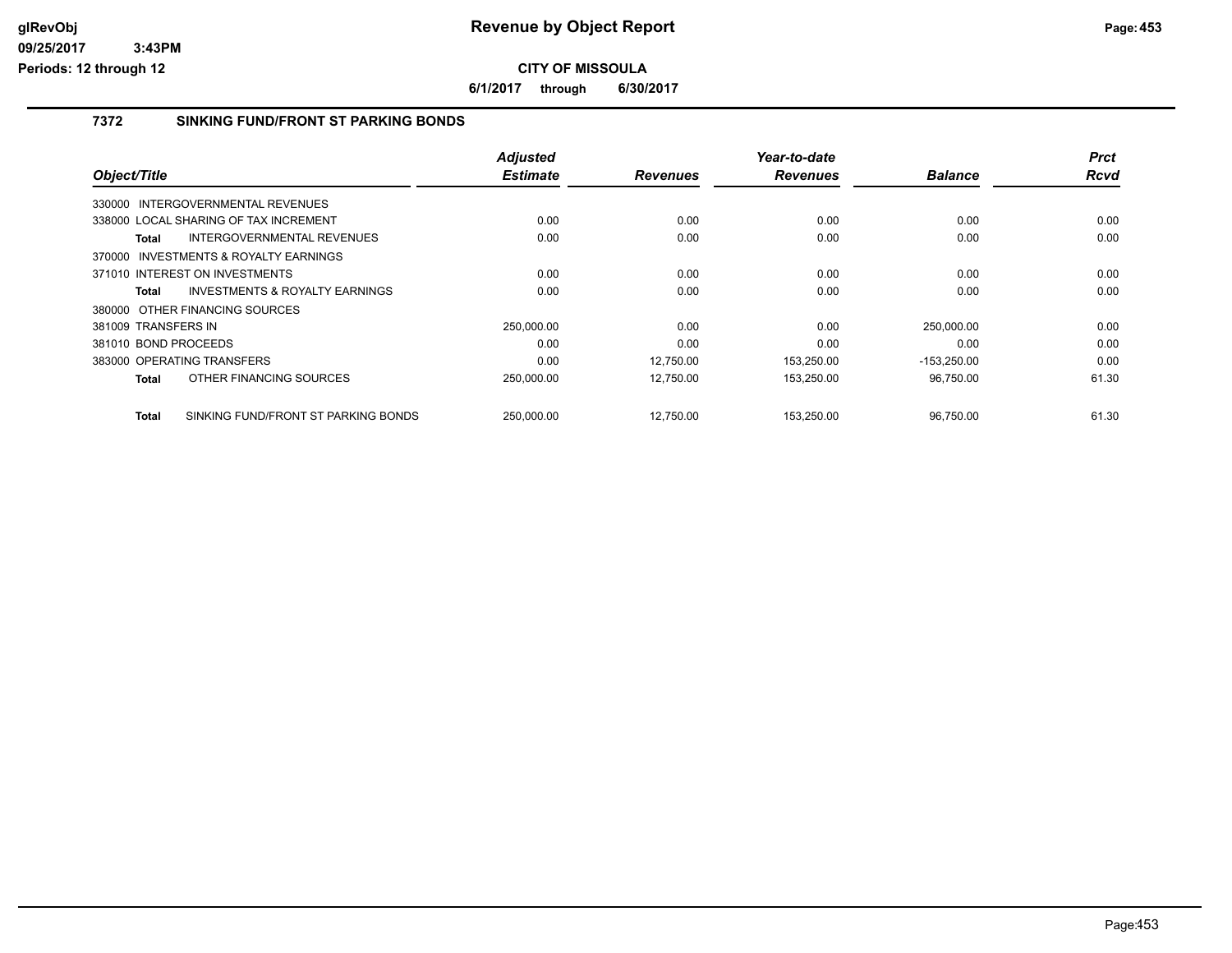**CITY OF MISSOULA**

**6/1/2017 through 6/30/2017**

## 7372 SINKING FUND/FRONT ST PARKING BONDS

| Object/Title | Adjusted Estimate | Revenues | Year-to-date Revenues | Balance | Prct Rcvd |
|---|---|---|---|---|---|
| 330000 INTERGOVERNMENTAL REVENUES | | | | | |
| 338000 LOCAL SHARING OF TAX INCREMENT | 0.00 | 0.00 | 0.00 | 0.00 | 0.00 |
| **Total** INTERGOVERNMENTAL REVENUES | 0.00 | 0.00 | 0.00 | 0.00 | 0.00 |
| 370000 INVESTMENTS & ROYALTY EARNINGS | | | | | |
| 371010 INTEREST ON INVESTMENTS | 0.00 | 0.00 | 0.00 | 0.00 | 0.00 |
| **Total** INVESTMENTS & ROYALTY EARNINGS | 0.00 | 0.00 | 0.00 | 0.00 | 0.00 |
| 380000 OTHER FINANCING SOURCES | | | | | |
| 381009 TRANSFERS IN | 250,000.00 | 0.00 | 0.00 | 250,000.00 | 0.00 |
| 381010 BOND PROCEEDS | 0.00 | 0.00 | 0.00 | 0.00 | 0.00 |
| 383000 OPERATING TRANSFERS | 0.00 | 12,750.00 | 153,250.00 | -153,250.00 | 0.00 |
| **Total** OTHER FINANCING SOURCES | 250,000.00 | 12,750.00 | 153,250.00 | 96,750.00 | 61.30 |
| **Total** SINKING FUND/FRONT ST PARKING BONDS | 250,000.00 | 12,750.00 | 153,250.00 | 96,750.00 | 61.30 |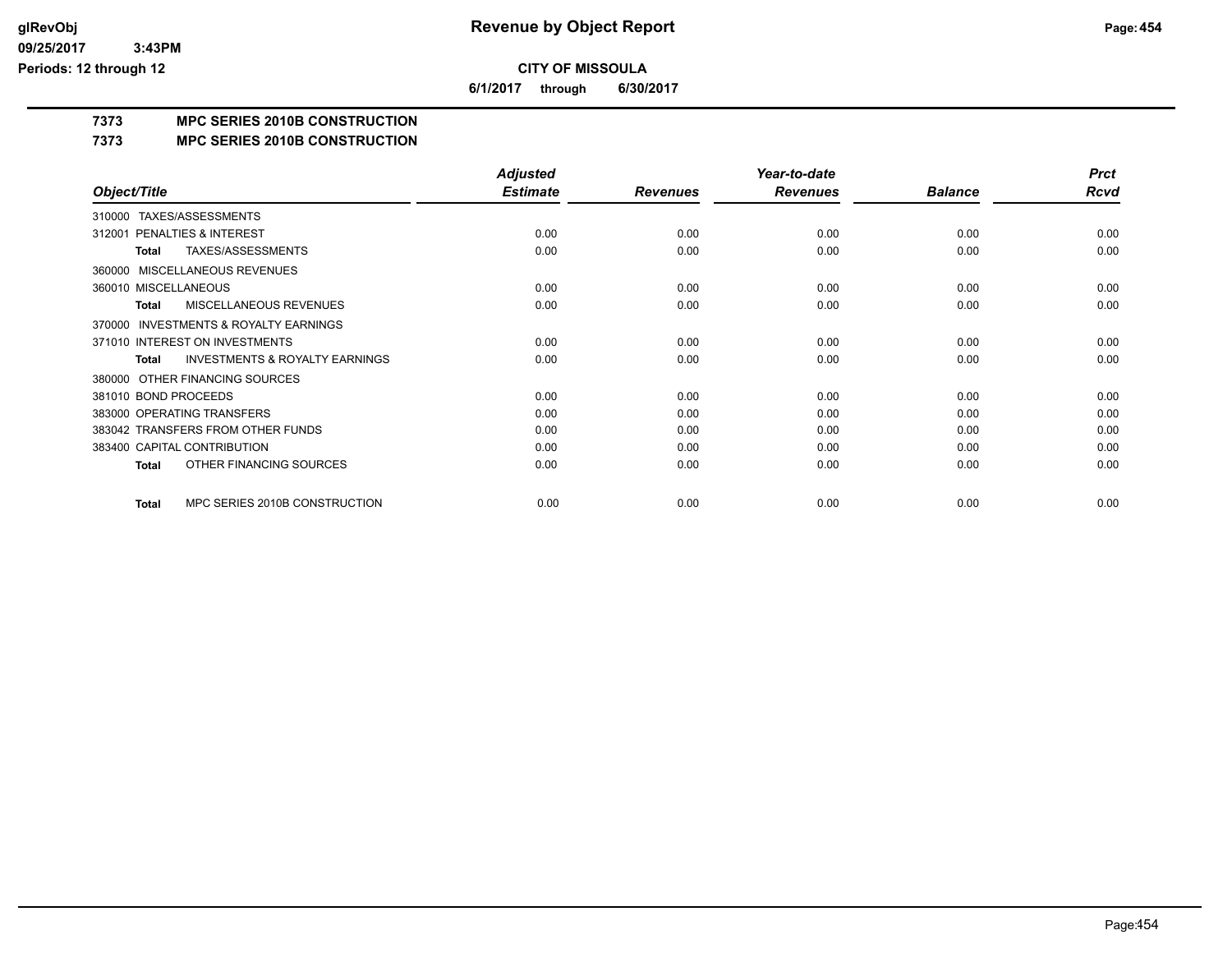**Revenue by Object Report**

**CITY OF MISSOULA**

**6/1/2017 through 6/30/2017**

glRevObj
09/25/2017 3:43PM
Periods: 12 through 12

## 7373 MPC SERIES 2010B CONSTRUCTION
## 7373 MPC SERIES 2010B CONSTRUCTION

| Object/Title | Adjusted Estimate | Revenues | Year-to-date Revenues | Balance | Prct Rcvd |
|---|---|---|---|---|---|
| 310000 TAXES/ASSESSMENTS | | | | | |
| 312001 PENALTIES & INTEREST | 0.00 | 0.00 | 0.00 | 0.00 | 0.00 |
| **Total** TAXES/ASSESSMENTS | 0.00 | 0.00 | 0.00 | 0.00 | 0.00 |
| 360000 MISCELLANEOUS REVENUES | | | | | |
| 360010 MISCELLANEOUS | 0.00 | 0.00 | 0.00 | 0.00 | 0.00 |
| **Total** MISCELLANEOUS REVENUES | 0.00 | 0.00 | 0.00 | 0.00 | 0.00 |
| 370000 INVESTMENTS & ROYALTY EARNINGS | | | | | |
| 371010 INTEREST ON INVESTMENTS | 0.00 | 0.00 | 0.00 | 0.00 | 0.00 |
| **Total** INVESTMENTS & ROYALTY EARNINGS | 0.00 | 0.00 | 0.00 | 0.00 | 0.00 |
| 380000 OTHER FINANCING SOURCES | | | | | |
| 381010 BOND PROCEEDS | 0.00 | 0.00 | 0.00 | 0.00 | 0.00 |
| 383000 OPERATING TRANSFERS | 0.00 | 0.00 | 0.00 | 0.00 | 0.00 |
| 383042 TRANSFERS FROM OTHER FUNDS | 0.00 | 0.00 | 0.00 | 0.00 | 0.00 |
| 383400 CAPITAL CONTRIBUTION | 0.00 | 0.00 | 0.00 | 0.00 | 0.00 |
| **Total** OTHER FINANCING SOURCES | 0.00 | 0.00 | 0.00 | 0.00 | 0.00 |
| **Total** MPC SERIES 2010B CONSTRUCTION | 0.00 | 0.00 | 0.00 | 0.00 | 0.00 |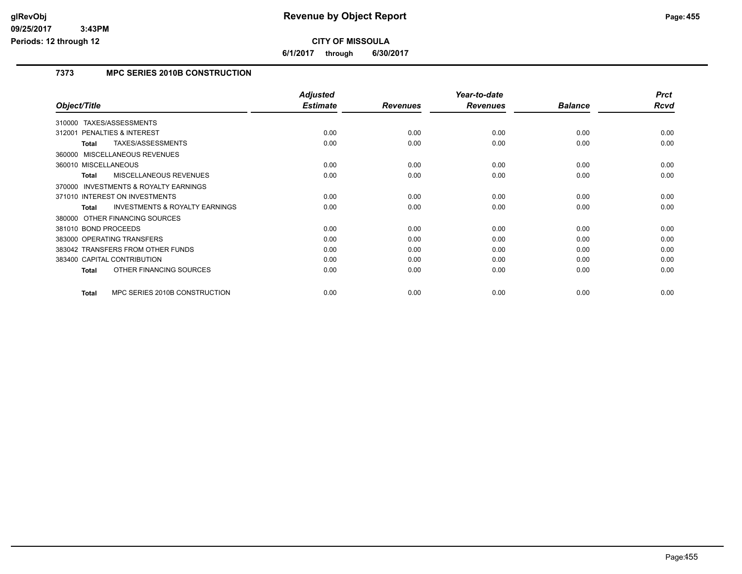# Revenue by Object Report

**CITY OF MISSOULA**

**6/1/2017 through 6/30/2017**

glRevObj
09/25/2017 3:43PM
Periods: 12 through 12

## 7373 MPC SERIES 2010B CONSTRUCTION

| Object/Title | Adjusted Estimate | Revenues | Year-to-date Revenues | Balance | Prct Rcvd |
|---|---|---|---|---|---|
| 310000 TAXES/ASSESSMENTS | | | | | |
| 312001 PENALTIES & INTEREST | 0.00 | 0.00 | 0.00 | 0.00 | 0.00 |
| **Total** TAXES/ASSESSMENTS | 0.00 | 0.00 | 0.00 | 0.00 | 0.00 |
| 360000 MISCELLANEOUS REVENUES | | | | | |
| 360010 MISCELLANEOUS | 0.00 | 0.00 | 0.00 | 0.00 | 0.00 |
| **Total** MISCELLANEOUS REVENUES | 0.00 | 0.00 | 0.00 | 0.00 | 0.00 |
| 370000 INVESTMENTS & ROYALTY EARNINGS | | | | | |
| 371010 INTEREST ON INVESTMENTS | 0.00 | 0.00 | 0.00 | 0.00 | 0.00 |
| **Total** INVESTMENTS & ROYALTY EARNINGS | 0.00 | 0.00 | 0.00 | 0.00 | 0.00 |
| 380000 OTHER FINANCING SOURCES | | | | | |
| 381010 BOND PROCEEDS | 0.00 | 0.00 | 0.00 | 0.00 | 0.00 |
| 383000 OPERATING TRANSFERS | 0.00 | 0.00 | 0.00 | 0.00 | 0.00 |
| 383042 TRANSFERS FROM OTHER FUNDS | 0.00 | 0.00 | 0.00 | 0.00 | 0.00 |
| 383400 CAPITAL CONTRIBUTION | 0.00 | 0.00 | 0.00 | 0.00 | 0.00 |
| **Total** OTHER FINANCING SOURCES | 0.00 | 0.00 | 0.00 | 0.00 | 0.00 |
| **Total** MPC SERIES 2010B CONSTRUCTION | 0.00 | 0.00 | 0.00 | 0.00 | 0.00 |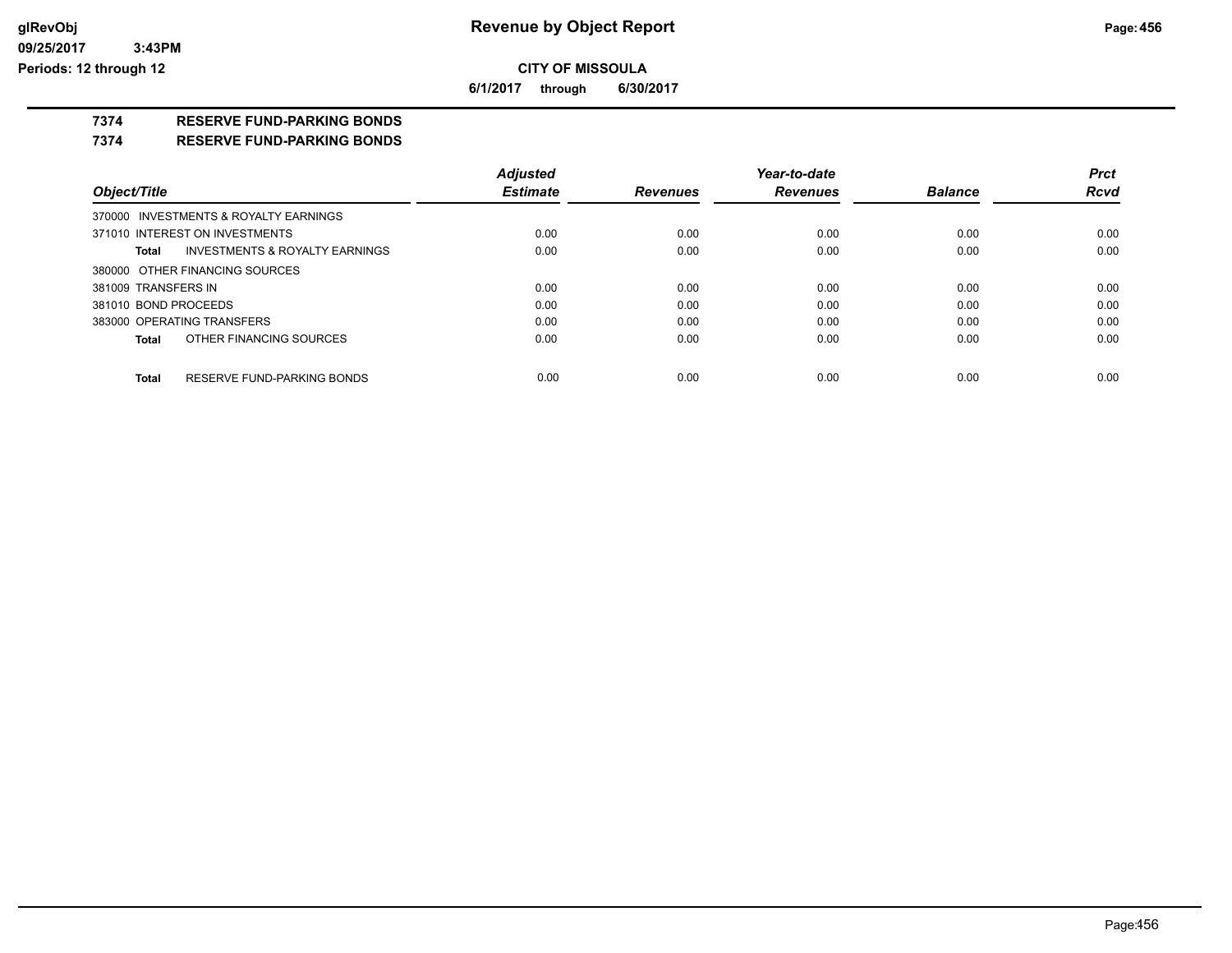# Revenue by Object Report

**CITY OF MISSOULA**

**6/1/2017 through 6/30/2017**

glRevObj
09/25/2017 3:43PM
Periods: 12 through 12

## 7374 RESERVE FUND-PARKING BONDS

## 7374 RESERVE FUND-PARKING BONDS

| Object/Title | Adjusted Estimate | Revenues | Year-to-date Revenues | Balance | Prct Rcvd |
|---|---|---|---|---|---|
| 370000 INVESTMENTS & ROYALTY EARNINGS | | | | | |
| 371010 INTEREST ON INVESTMENTS | 0.00 | 0.00 | 0.00 | 0.00 | 0.00 |
| **Total** INVESTMENTS & ROYALTY EARNINGS | 0.00 | 0.00 | 0.00 | 0.00 | 0.00 |
| 380000 OTHER FINANCING SOURCES | | | | | |
| 381009 TRANSFERS IN | 0.00 | 0.00 | 0.00 | 0.00 | 0.00 |
| 381010 BOND PROCEEDS | 0.00 | 0.00 | 0.00 | 0.00 | 0.00 |
| 383000 OPERATING TRANSFERS | 0.00 | 0.00 | 0.00 | 0.00 | 0.00 |
| **Total** OTHER FINANCING SOURCES | 0.00 | 0.00 | 0.00 | 0.00 | 0.00 |
| **Total** RESERVE FUND-PARKING BONDS | 0.00 | 0.00 | 0.00 | 0.00 | 0.00 |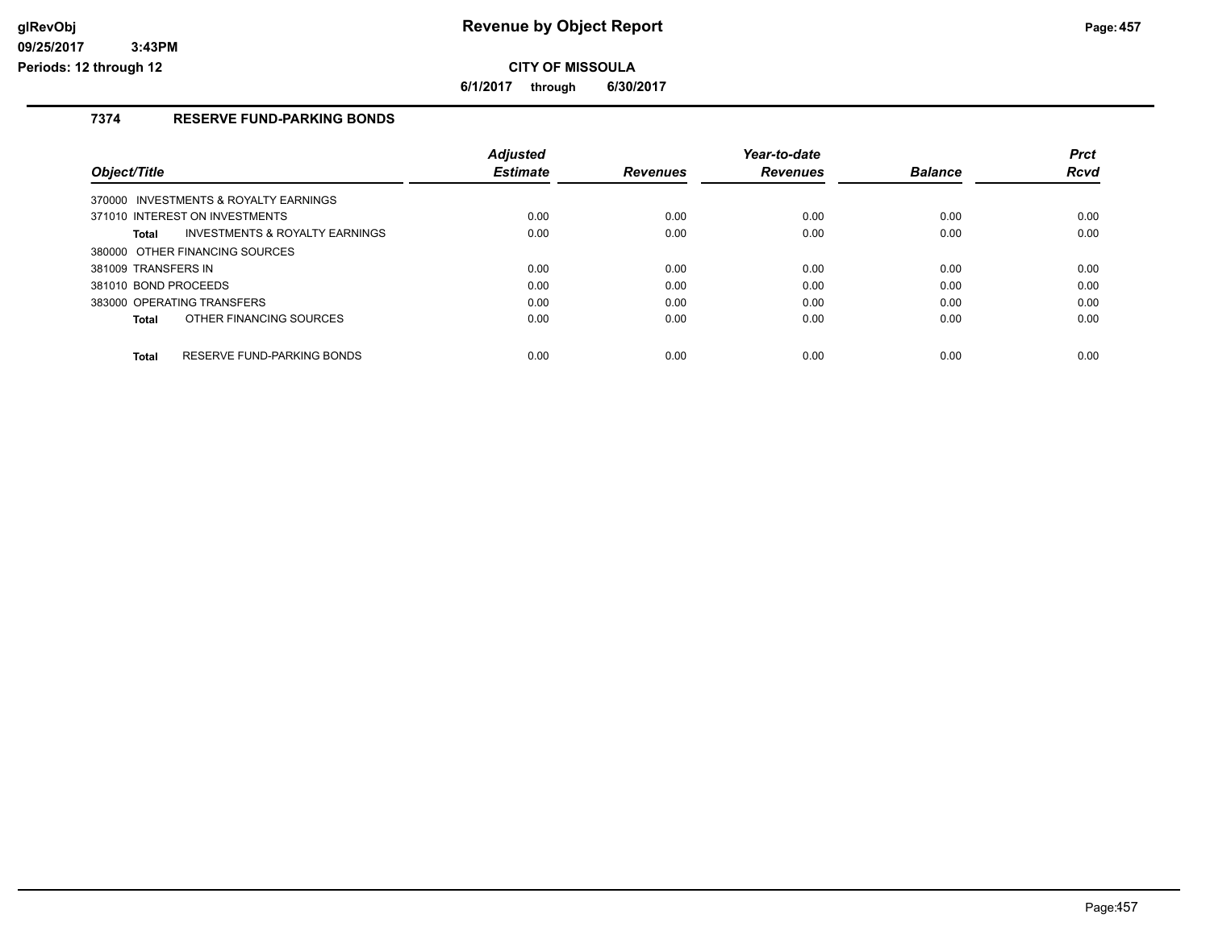# Revenue by Object Report

**CITY OF MISSOULA**

**6/1/2017 through 6/30/2017**

**7374 RESERVE FUND-PARKING BONDS**

| Object/Title | Adjusted Estimate | Revenues | Year-to-date Revenues | Balance | Prct Rcvd |
|---|---|---|---|---|---|
| 370000 INVESTMENTS & ROYALTY EARNINGS | | | | | |
| 371010 INTEREST ON INVESTMENTS | 0.00 | 0.00 | 0.00 | 0.00 | 0.00 |
| **Total** INVESTMENTS & ROYALTY EARNINGS | 0.00 | 0.00 | 0.00 | 0.00 | 0.00 |
| 380000 OTHER FINANCING SOURCES | | | | | |
| 381009 TRANSFERS IN | 0.00 | 0.00 | 0.00 | 0.00 | 0.00 |
| 381010 BOND PROCEEDS | 0.00 | 0.00 | 0.00 | 0.00 | 0.00 |
| 383000 OPERATING TRANSFERS | 0.00 | 0.00 | 0.00 | 0.00 | 0.00 |
| **Total** OTHER FINANCING SOURCES | 0.00 | 0.00 | 0.00 | 0.00 | 0.00 |
| **Total** RESERVE FUND-PARKING BONDS | 0.00 | 0.00 | 0.00 | 0.00 | 0.00 |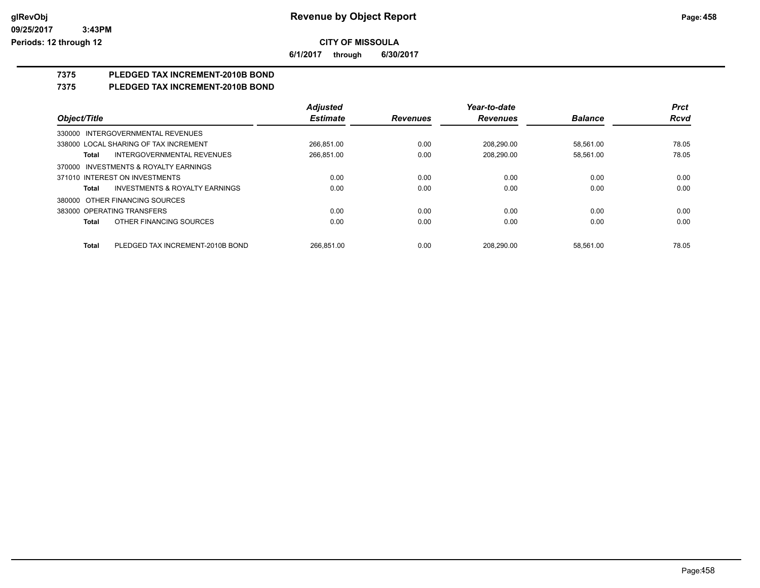**CITY OF MISSOULA**

**6/1/2017 through 6/30/2017**

## 7375 PLEDGED TAX INCREMENT-2010B BOND

## 7375 PLEDGED TAX INCREMENT-2010B BOND

| Object/Title | Adjusted Estimate | Revenues | Year-to-date Revenues | Balance | Prct Rcvd |
|---|---|---|---|---|---|
| 330000 INTERGOVERNMENTAL REVENUES | | | | | |
| 338000 LOCAL SHARING OF TAX INCREMENT | 266,851.00 | 0.00 | 208,290.00 | 58,561.00 | 78.05 |
| **Total** INTERGOVERNMENTAL REVENUES | 266,851.00 | 0.00 | 208,290.00 | 58,561.00 | 78.05 |
| 370000 INVESTMENTS & ROYALTY EARNINGS | | | | | |
| 371010 INTEREST ON INVESTMENTS | 0.00 | 0.00 | 0.00 | 0.00 | 0.00 |
| **Total** INVESTMENTS & ROYALTY EARNINGS | 0.00 | 0.00 | 0.00 | 0.00 | 0.00 |
| 380000 OTHER FINANCING SOURCES | | | | | |
| 383000 OPERATING TRANSFERS | 0.00 | 0.00 | 0.00 | 0.00 | 0.00 |
| **Total** OTHER FINANCING SOURCES | 0.00 | 0.00 | 0.00 | 0.00 | 0.00 |
| **Total** PLEDGED TAX INCREMENT-2010B BOND | 266,851.00 | 0.00 | 208,290.00 | 58,561.00 | 78.05 |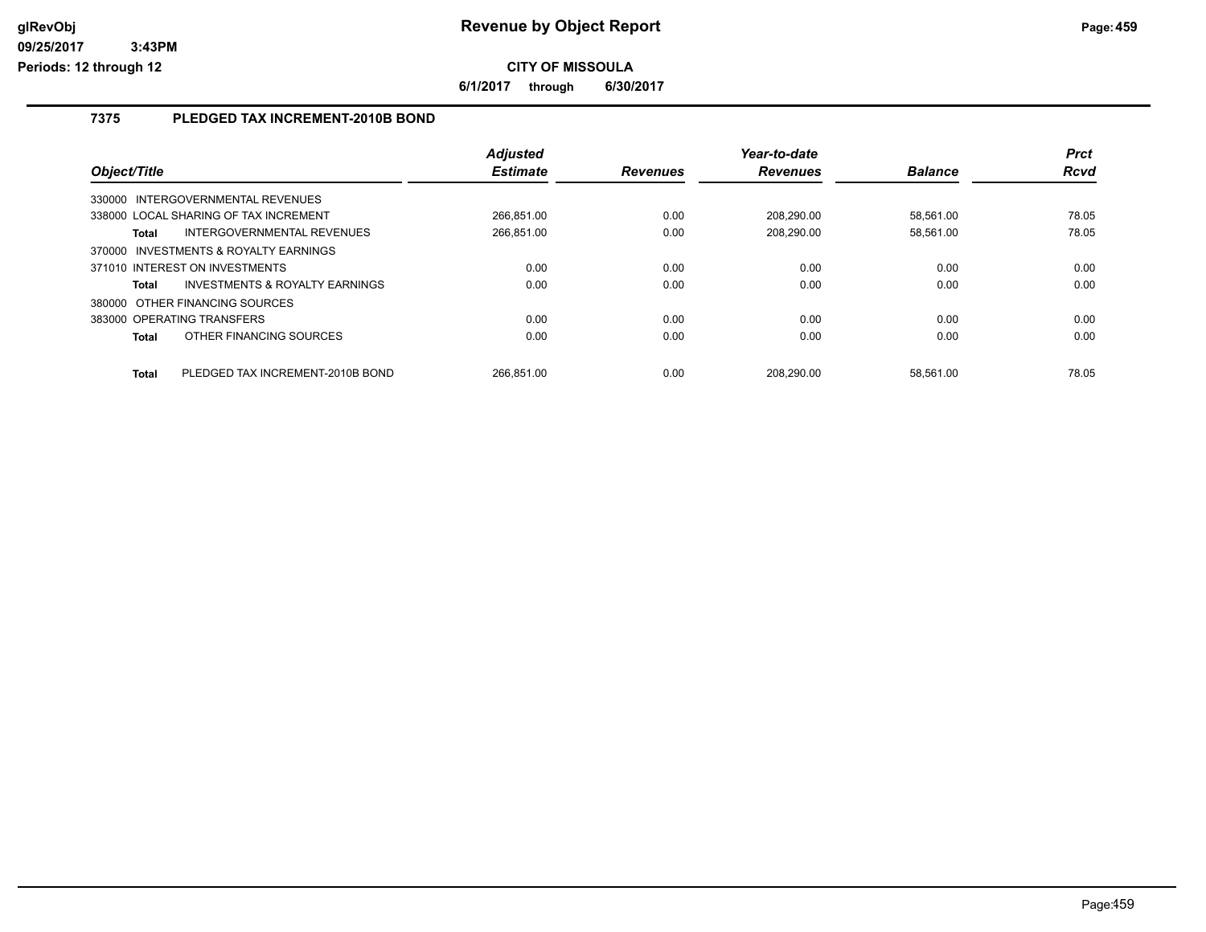# Revenue by Object Report

**CITY OF MISSOULA**

**6/1/2017 through 6/30/2017**

glRevObj
09/25/2017 3:43PM
Periods: 12 through 12

## 7375 PLEDGED TAX INCREMENT-2010B BOND

| Object/Title | Adjusted Estimate | Revenues | Year-to-date Revenues | Balance | Prct Rcvd |
|---|---|---|---|---|---|
| 330000 INTERGOVERNMENTAL REVENUES | | | | | |
| 338000 LOCAL SHARING OF TAX INCREMENT | 266,851.00 | 0.00 | 208,290.00 | 58,561.00 | 78.05 |
| **Total** INTERGOVERNMENTAL REVENUES | 266,851.00 | 0.00 | 208,290.00 | 58,561.00 | 78.05 |
| 370000 INVESTMENTS & ROYALTY EARNINGS | | | | | |
| 371010 INTEREST ON INVESTMENTS | 0.00 | 0.00 | 0.00 | 0.00 | 0.00 |
| **Total** INVESTMENTS & ROYALTY EARNINGS | 0.00 | 0.00 | 0.00 | 0.00 | 0.00 |
| 380000 OTHER FINANCING SOURCES | | | | | |
| 383000 OPERATING TRANSFERS | 0.00 | 0.00 | 0.00 | 0.00 | 0.00 |
| **Total** OTHER FINANCING SOURCES | 0.00 | 0.00 | 0.00 | 0.00 | 0.00 |
| **Total** PLEDGED TAX INCREMENT-2010B BOND | 266,851.00 | 0.00 | 208,290.00 | 58,561.00 | 78.05 |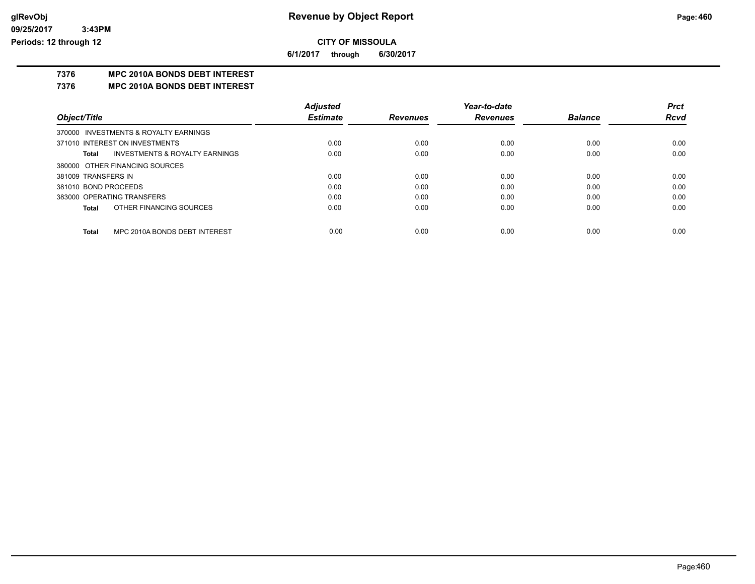**CITY OF MISSOULA**

**6/1/2017 through 6/30/2017**

# 7376 MPC 2010A BONDS DEBT INTEREST

## 7376 MPC 2010A BONDS DEBT INTEREST

| Object/Title | Adjusted Estimate | Revenues | Year-to-date Revenues | Balance | Prct Rcvd |
|---|---|---|---|---|---|
| 370000 INVESTMENTS & ROYALTY EARNINGS | | | | | |
| 371010 INTEREST ON INVESTMENTS | 0.00 | 0.00 | 0.00 | 0.00 | 0.00 |
| **Total** INVESTMENTS & ROYALTY EARNINGS | 0.00 | 0.00 | 0.00 | 0.00 | 0.00 |
| 380000 OTHER FINANCING SOURCES | | | | | |
| 381009 TRANSFERS IN | 0.00 | 0.00 | 0.00 | 0.00 | 0.00 |
| 381010 BOND PROCEEDS | 0.00 | 0.00 | 0.00 | 0.00 | 0.00 |
| 383000 OPERATING TRANSFERS | 0.00 | 0.00 | 0.00 | 0.00 | 0.00 |
| **Total** OTHER FINANCING SOURCES | 0.00 | 0.00 | 0.00 | 0.00 | 0.00 |
| **Total** MPC 2010A BONDS DEBT INTEREST | 0.00 | 0.00 | 0.00 | 0.00 | 0.00 |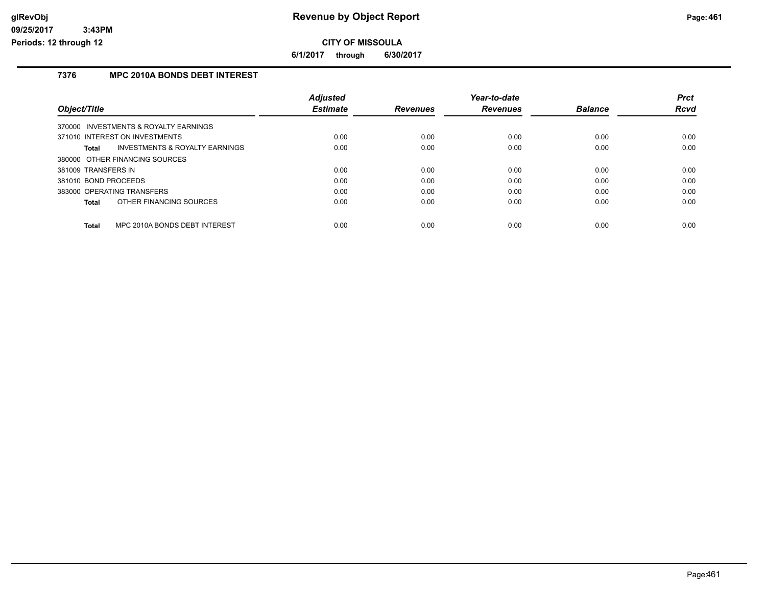# Revenue by Object Report

**CITY OF MISSOULA**

**6/1/2017 through 6/30/2017**

### 7376 MPC 2010A BONDS DEBT INTEREST

| Object/Title | Adjusted Estimate | Revenues | Year-to-date Revenues | Balance | Prct Rcvd |
|---|---|---|---|---|---|
| 370000 INVESTMENTS & ROYALTY EARNINGS | | | | | |
| 371010 INTEREST ON INVESTMENTS | 0.00 | 0.00 | 0.00 | 0.00 | 0.00 |
| **Total** INVESTMENTS & ROYALTY EARNINGS | 0.00 | 0.00 | 0.00 | 0.00 | 0.00 |
| 380000 OTHER FINANCING SOURCES | | | | | |
| 381009 TRANSFERS IN | 0.00 | 0.00 | 0.00 | 0.00 | 0.00 |
| 381010 BOND PROCEEDS | 0.00 | 0.00 | 0.00 | 0.00 | 0.00 |
| 383000 OPERATING TRANSFERS | 0.00 | 0.00 | 0.00 | 0.00 | 0.00 |
| **Total** OTHER FINANCING SOURCES | 0.00 | 0.00 | 0.00 | 0.00 | 0.00 |
| **Total** MPC 2010A BONDS DEBT INTEREST | 0.00 | 0.00 | 0.00 | 0.00 | 0.00 |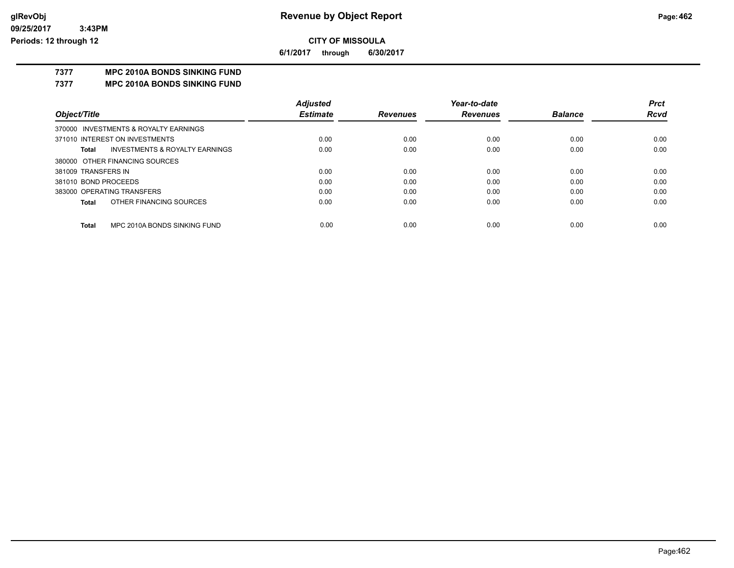# Revenue by Object Report

**CITY OF MISSOULA**

**6/1/2017 through 6/30/2017**

glRevObj
09/25/2017 3:43PM
Periods: 12 through 12

## 7377 MPC 2010A BONDS SINKING FUND

### 7377 MPC 2010A BONDS SINKING FUND

| Object/Title | Adjusted Estimate | Revenues | Year-to-date Revenues | Balance | Prct Rcvd |
|---|---|---|---|---|---|
| 370000 INVESTMENTS & ROYALTY EARNINGS | | | | | |
| 371010 INTEREST ON INVESTMENTS | 0.00 | 0.00 | 0.00 | 0.00 | 0.00 |
| **Total** INVESTMENTS & ROYALTY EARNINGS | 0.00 | 0.00 | 0.00 | 0.00 | 0.00 |
| 380000 OTHER FINANCING SOURCES | | | | | |
| 381009 TRANSFERS IN | 0.00 | 0.00 | 0.00 | 0.00 | 0.00 |
| 381010 BOND PROCEEDS | 0.00 | 0.00 | 0.00 | 0.00 | 0.00 |
| 383000 OPERATING TRANSFERS | 0.00 | 0.00 | 0.00 | 0.00 | 0.00 |
| **Total** OTHER FINANCING SOURCES | 0.00 | 0.00 | 0.00 | 0.00 | 0.00 |
| **Total** MPC 2010A BONDS SINKING FUND | 0.00 | 0.00 | 0.00 | 0.00 | 0.00 |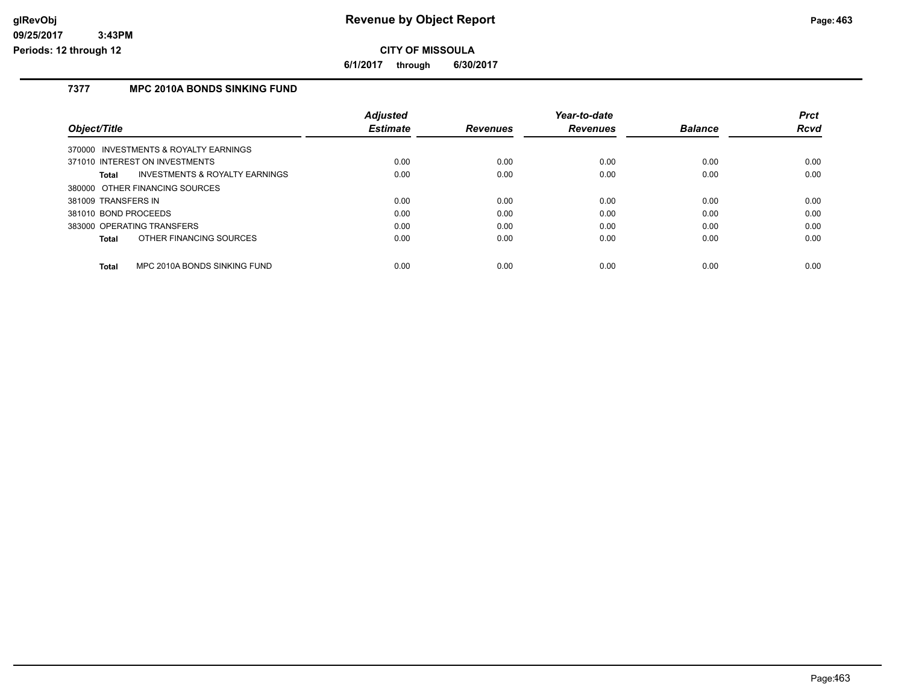# Revenue by Object Report

**CITY OF MISSOULA**

**6/1/2017 through 6/30/2017**

glRevObj
09/25/2017 3:43PM
Periods: 12 through 12

## 7377 MPC 2010A BONDS SINKING FUND

| Object/Title | Adjusted Estimate | Revenues | Year-to-date Revenues | Balance | Prct Rcvd |
|---|---|---|---|---|---|
| 370000 INVESTMENTS & ROYALTY EARNINGS | | | | | |
| 371010 INTEREST ON INVESTMENTS | 0.00 | 0.00 | 0.00 | 0.00 | 0.00 |
| **Total** INVESTMENTS & ROYALTY EARNINGS | 0.00 | 0.00 | 0.00 | 0.00 | 0.00 |
| 380000 OTHER FINANCING SOURCES | | | | | |
| 381009 TRANSFERS IN | 0.00 | 0.00 | 0.00 | 0.00 | 0.00 |
| 381010 BOND PROCEEDS | 0.00 | 0.00 | 0.00 | 0.00 | 0.00 |
| 383000 OPERATING TRANSFERS | 0.00 | 0.00 | 0.00 | 0.00 | 0.00 |
| **Total** OTHER FINANCING SOURCES | 0.00 | 0.00 | 0.00 | 0.00 | 0.00 |
| **Total** MPC 2010A BONDS SINKING FUND | 0.00 | 0.00 | 0.00 | 0.00 | 0.00 |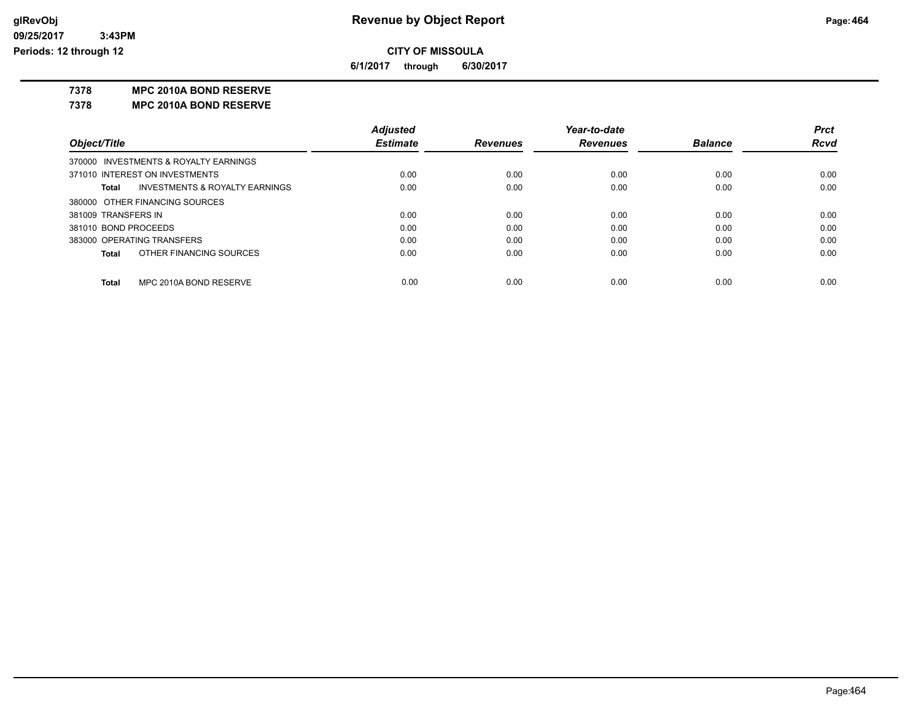# Revenue by Object Report

**CITY OF MISSOULA**

**6/1/2017 through 6/30/2017**

glRevObj
09/25/2017 3:43PM
Periods: 12 through 12

**7378 MPC 2010A BOND RESERVE**

**7378 MPC 2010A BOND RESERVE**

| Object/Title | Adjusted Estimate | Revenues | Year-to-date Revenues | Balance | Prct Rcvd |
|---|---|---|---|---|---|
| 370000 INVESTMENTS & ROYALTY EARNINGS | | | | | |
| 371010 INTEREST ON INVESTMENTS | 0.00 | 0.00 | 0.00 | 0.00 | 0.00 |
| **Total** INVESTMENTS & ROYALTY EARNINGS | 0.00 | 0.00 | 0.00 | 0.00 | 0.00 |
| 380000 OTHER FINANCING SOURCES | | | | | |
| 381009 TRANSFERS IN | 0.00 | 0.00 | 0.00 | 0.00 | 0.00 |
| 381010 BOND PROCEEDS | 0.00 | 0.00 | 0.00 | 0.00 | 0.00 |
| 383000 OPERATING TRANSFERS | 0.00 | 0.00 | 0.00 | 0.00 | 0.00 |
| **Total** OTHER FINANCING SOURCES | 0.00 | 0.00 | 0.00 | 0.00 | 0.00 |
| **Total** MPC 2010A BOND RESERVE | 0.00 | 0.00 | 0.00 | 0.00 | 0.00 |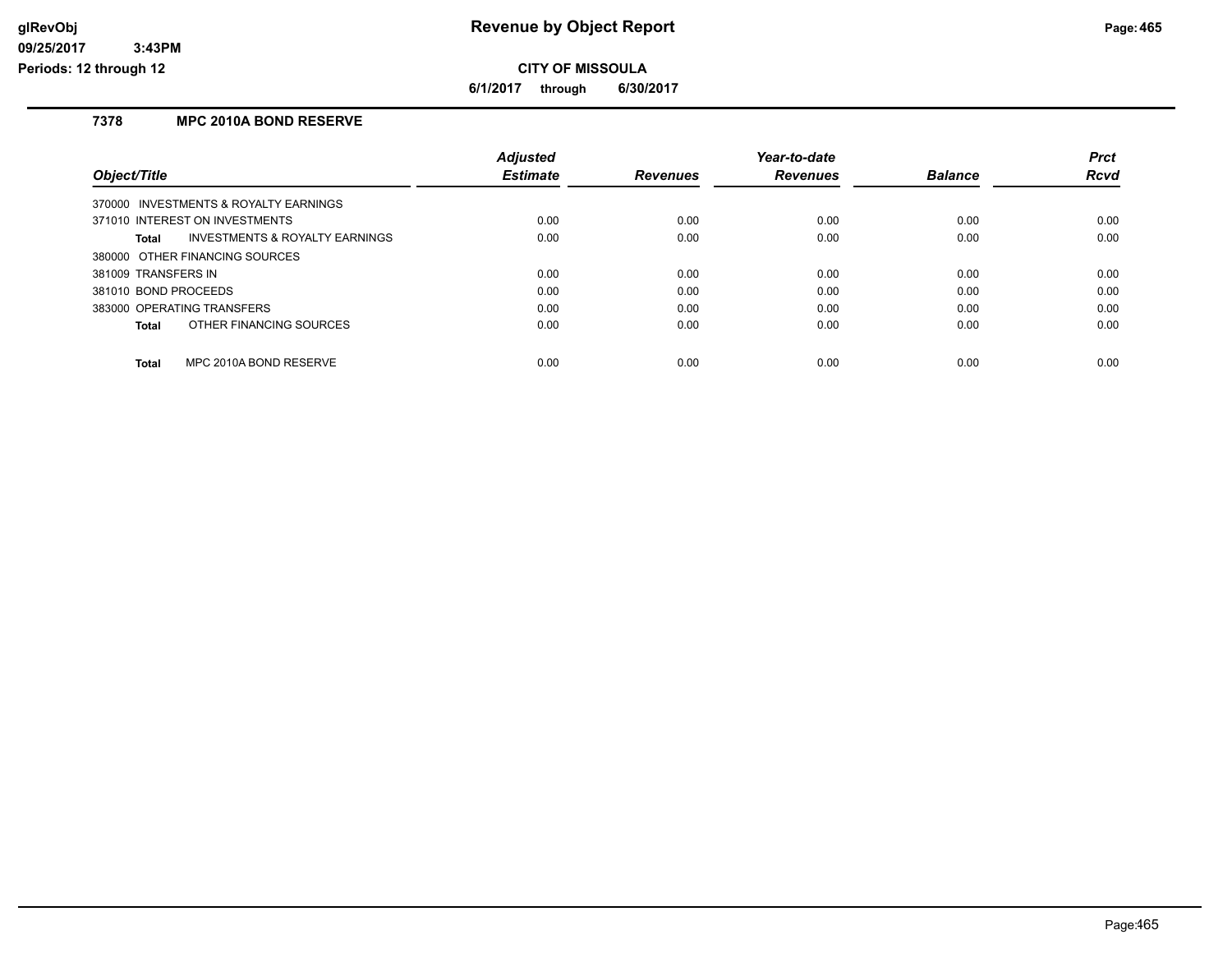# Revenue by Object Report

**CITY OF MISSOULA**

**6/1/2017 through 6/30/2017**

glRevObj
09/25/2017 3:43PM
Periods: 12 through 12

## 7378 MPC 2010A BOND RESERVE

| Object/Title | Adjusted Estimate | Revenues | Year-to-date Revenues | Balance | Prct Rcvd |
|---|---|---|---|---|---|
| 370000 INVESTMENTS & ROYALTY EARNINGS | | | | | |
| 371010 INTEREST ON INVESTMENTS | 0.00 | 0.00 | 0.00 | 0.00 | 0.00 |
| **Total** INVESTMENTS & ROYALTY EARNINGS | 0.00 | 0.00 | 0.00 | 0.00 | 0.00 |
| 380000 OTHER FINANCING SOURCES | | | | | |
| 381009 TRANSFERS IN | 0.00 | 0.00 | 0.00 | 0.00 | 0.00 |
| 381010 BOND PROCEEDS | 0.00 | 0.00 | 0.00 | 0.00 | 0.00 |
| 383000 OPERATING TRANSFERS | 0.00 | 0.00 | 0.00 | 0.00 | 0.00 |
| **Total** OTHER FINANCING SOURCES | 0.00 | 0.00 | 0.00 | 0.00 | 0.00 |
| **Total** MPC 2010A BOND RESERVE | 0.00 | 0.00 | 0.00 | 0.00 | 0.00 |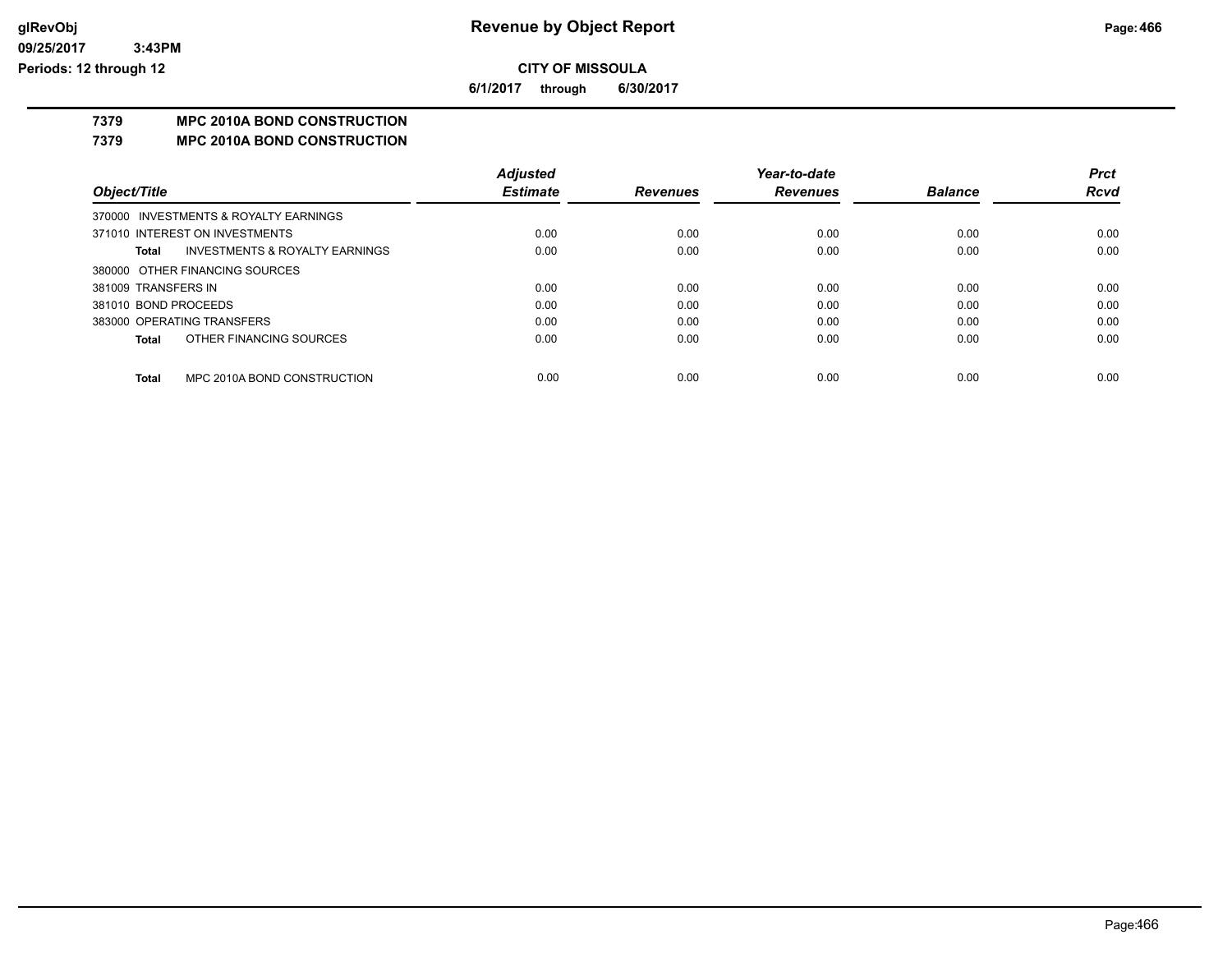**CITY OF MISSOULA**

**6/1/2017 through 6/30/2017**

## 7379 MPC 2010A BOND CONSTRUCTION

## 7379 MPC 2010A BOND CONSTRUCTION

| Object/Title | Adjusted Estimate | Revenues | Year-to-date Revenues | Balance | Prct Rcvd |
|---|---|---|---|---|---|
| 370000 INVESTMENTS & ROYALTY EARNINGS | | | | | |
| 371010 INTEREST ON INVESTMENTS | 0.00 | 0.00 | 0.00 | 0.00 | 0.00 |
| **Total** INVESTMENTS & ROYALTY EARNINGS | 0.00 | 0.00 | 0.00 | 0.00 | 0.00 |
| 380000 OTHER FINANCING SOURCES | | | | | |
| 381009 TRANSFERS IN | 0.00 | 0.00 | 0.00 | 0.00 | 0.00 |
| 381010 BOND PROCEEDS | 0.00 | 0.00 | 0.00 | 0.00 | 0.00 |
| 383000 OPERATING TRANSFERS | 0.00 | 0.00 | 0.00 | 0.00 | 0.00 |
| **Total** OTHER FINANCING SOURCES | 0.00 | 0.00 | 0.00 | 0.00 | 0.00 |
| **Total** MPC 2010A BOND CONSTRUCTION | 0.00 | 0.00 | 0.00 | 0.00 | 0.00 |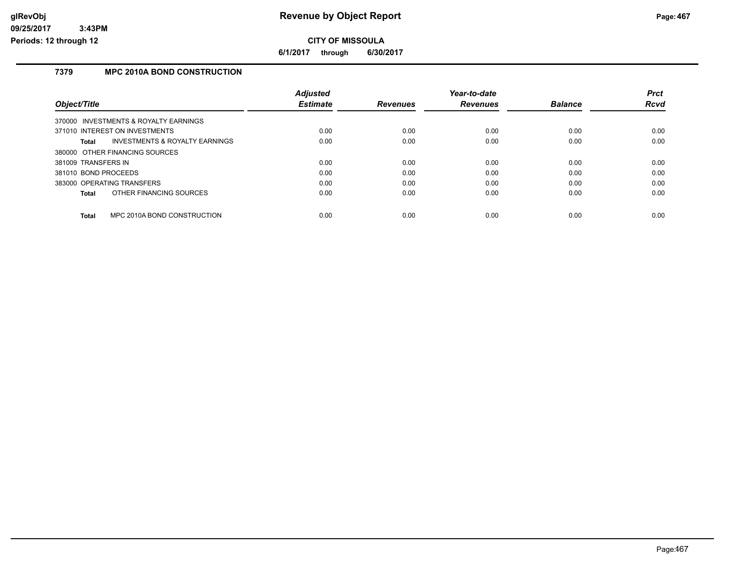**glRevObj**
**09/25/2017 3:43PM**
**Periods: 12 through 12**

# Revenue by Object Report

**CITY OF MISSOULA**

**6/1/2017 through 6/30/2017**

## 7379 MPC 2010A BOND CONSTRUCTION

| Object/Title | Adjusted Estimate | Revenues | Year-to-date Revenues | Balance | Prct Rcvd |
|---|---|---|---|---|---|
| 370000 INVESTMENTS & ROYALTY EARNINGS | | | | | |
| 371010 INTEREST ON INVESTMENTS | 0.00 | 0.00 | 0.00 | 0.00 | 0.00 |
| **Total** INVESTMENTS & ROYALTY EARNINGS | 0.00 | 0.00 | 0.00 | 0.00 | 0.00 |
| 380000 OTHER FINANCING SOURCES | | | | | |
| 381009 TRANSFERS IN | 0.00 | 0.00 | 0.00 | 0.00 | 0.00 |
| 381010 BOND PROCEEDS | 0.00 | 0.00 | 0.00 | 0.00 | 0.00 |
| 383000 OPERATING TRANSFERS | 0.00 | 0.00 | 0.00 | 0.00 | 0.00 |
| **Total** OTHER FINANCING SOURCES | 0.00 | 0.00 | 0.00 | 0.00 | 0.00 |
| **Total** MPC 2010A BOND CONSTRUCTION | 0.00 | 0.00 | 0.00 | 0.00 | 0.00 |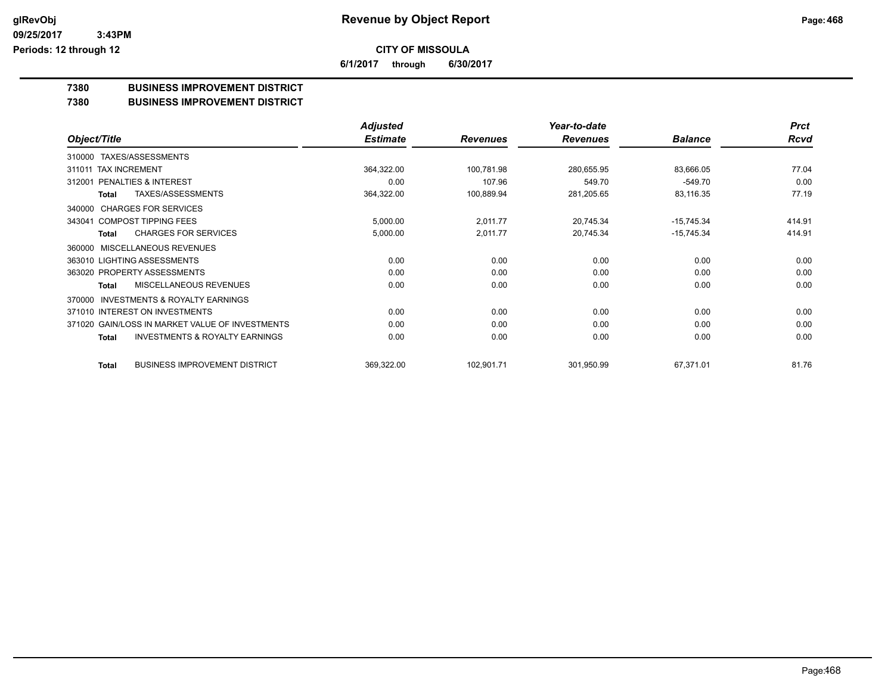**Revenue by Object Report**

**CITY OF MISSOULA**

**6/1/2017 through 6/30/2017**

glRevObj
09/25/2017 3:43PM
Periods: 12 through 12

## 7380 BUSINESS IMPROVEMENT DISTRICT
## 7380 BUSINESS IMPROVEMENT DISTRICT

| Object/Title | Adjusted Estimate | Revenues | Year-to-date Revenues | Balance | Prct Rcvd |
|---|---|---|---|---|---|
| 310000 TAXES/ASSESSMENTS | | | | | |
| 311011 TAX INCREMENT | 364,322.00 | 100,781.98 | 280,655.95 | 83,666.05 | 77.04 |
| 312001 PENALTIES & INTEREST | 0.00 | 107.96 | 549.70 | -549.70 | 0.00 |
| **Total** TAXES/ASSESSMENTS | 364,322.00 | 100,889.94 | 281,205.65 | 83,116.35 | 77.19 |
| 340000 CHARGES FOR SERVICES | | | | | |
| 343041 COMPOST TIPPING FEES | 5,000.00 | 2,011.77 | 20,745.34 | -15,745.34 | 414.91 |
| **Total** CHARGES FOR SERVICES | 5,000.00 | 2,011.77 | 20,745.34 | -15,745.34 | 414.91 |
| 360000 MISCELLANEOUS REVENUES | | | | | |
| 363010 LIGHTING ASSESSMENTS | 0.00 | 0.00 | 0.00 | 0.00 | 0.00 |
| 363020 PROPERTY ASSESSMENTS | 0.00 | 0.00 | 0.00 | 0.00 | 0.00 |
| **Total** MISCELLANEOUS REVENUES | 0.00 | 0.00 | 0.00 | 0.00 | 0.00 |
| 370000 INVESTMENTS & ROYALTY EARNINGS | | | | | |
| 371010 INTEREST ON INVESTMENTS | 0.00 | 0.00 | 0.00 | 0.00 | 0.00 |
| 371020 GAIN/LOSS IN MARKET VALUE OF INVESTMENTS | 0.00 | 0.00 | 0.00 | 0.00 | 0.00 |
| **Total** INVESTMENTS & ROYALTY EARNINGS | 0.00 | 0.00 | 0.00 | 0.00 | 0.00 |
| **Total** BUSINESS IMPROVEMENT DISTRICT | 369,322.00 | 102,901.71 | 301,950.99 | 67,371.01 | 81.76 |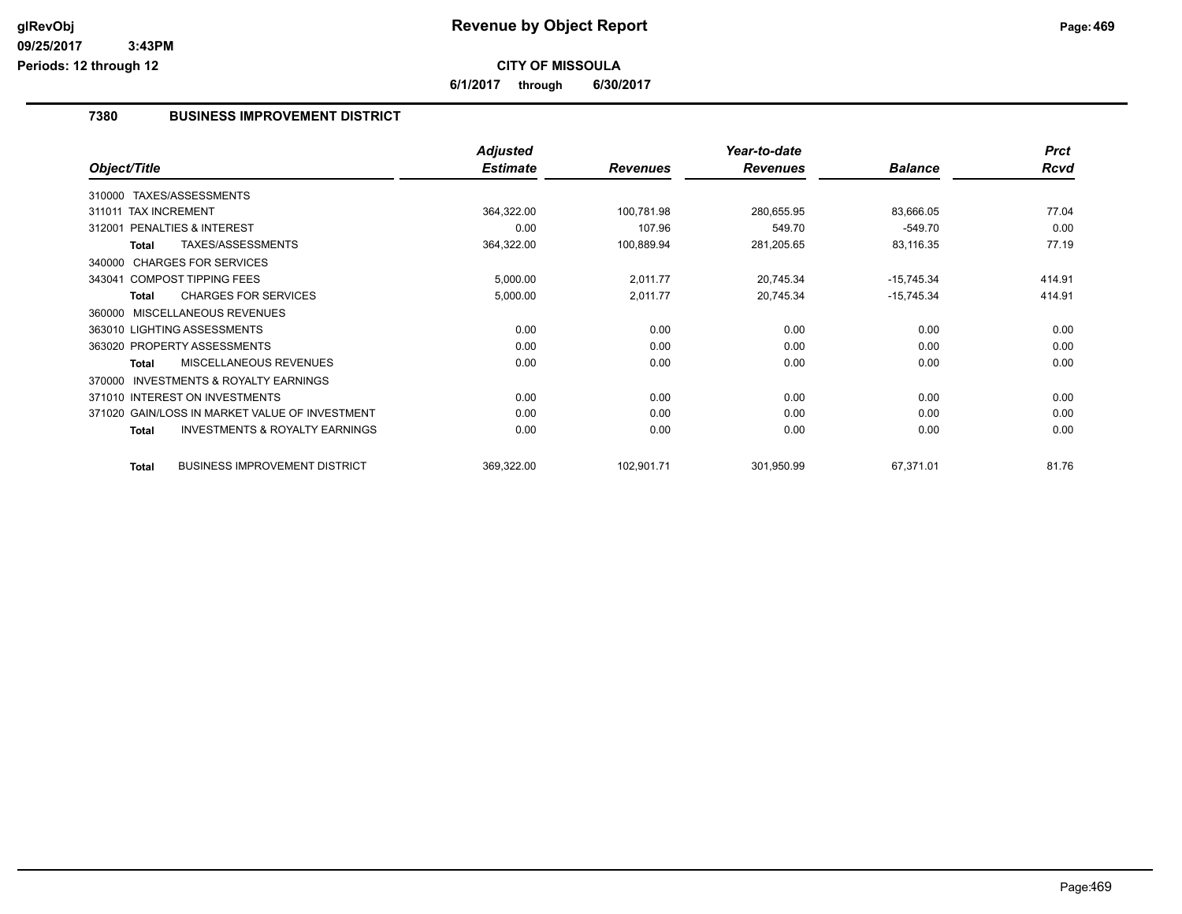**glRevObj**
**09/25/2017 3:43PM**
**Periods: 12 through 12**

# Revenue by Object Report

**CITY OF MISSOULA**

**6/1/2017 through 6/30/2017**

## 7380 BUSINESS IMPROVEMENT DISTRICT

| Object/Title | | Adjusted Estimate | Revenues | Year-to-date Revenues | Balance | Prct Rcvd |
|---|---|---|---|---|---|---|
| 310000 TAXES/ASSESSMENTS | | | | | | |
| 311011 TAX INCREMENT | | 364,322.00 | 100,781.98 | 280,655.95 | 83,666.05 | 77.04 |
| 312001 PENALTIES & INTEREST | | 0.00 | 107.96 | 549.70 | -549.70 | 0.00 |
| Total | TAXES/ASSESSMENTS | 364,322.00 | 100,889.94 | 281,205.65 | 83,116.35 | 77.19 |
| 340000 CHARGES FOR SERVICES | | | | | | |
| 343041 COMPOST TIPPING FEES | | 5,000.00 | 2,011.77 | 20,745.34 | -15,745.34 | 414.91 |
| Total | CHARGES FOR SERVICES | 5,000.00 | 2,011.77 | 20,745.34 | -15,745.34 | 414.91 |
| 360000 MISCELLANEOUS REVENUES | | | | | | |
| 363010 LIGHTING ASSESSMENTS | | 0.00 | 0.00 | 0.00 | 0.00 | 0.00 |
| 363020 PROPERTY ASSESSMENTS | | 0.00 | 0.00 | 0.00 | 0.00 | 0.00 |
| Total | MISCELLANEOUS REVENUES | 0.00 | 0.00 | 0.00 | 0.00 | 0.00 |
| 370000 INVESTMENTS & ROYALTY EARNINGS | | | | | | |
| 371010 INTEREST ON INVESTMENTS | | 0.00 | 0.00 | 0.00 | 0.00 | 0.00 |
| 371020 GAIN/LOSS IN MARKET VALUE OF INVESTMENT | | 0.00 | 0.00 | 0.00 | 0.00 | 0.00 |
| Total | INVESTMENTS & ROYALTY EARNINGS | 0.00 | 0.00 | 0.00 | 0.00 | 0.00 |
| Total | BUSINESS IMPROVEMENT DISTRICT | 369,322.00 | 102,901.71 | 301,950.99 | 67,371.01 | 81.76 |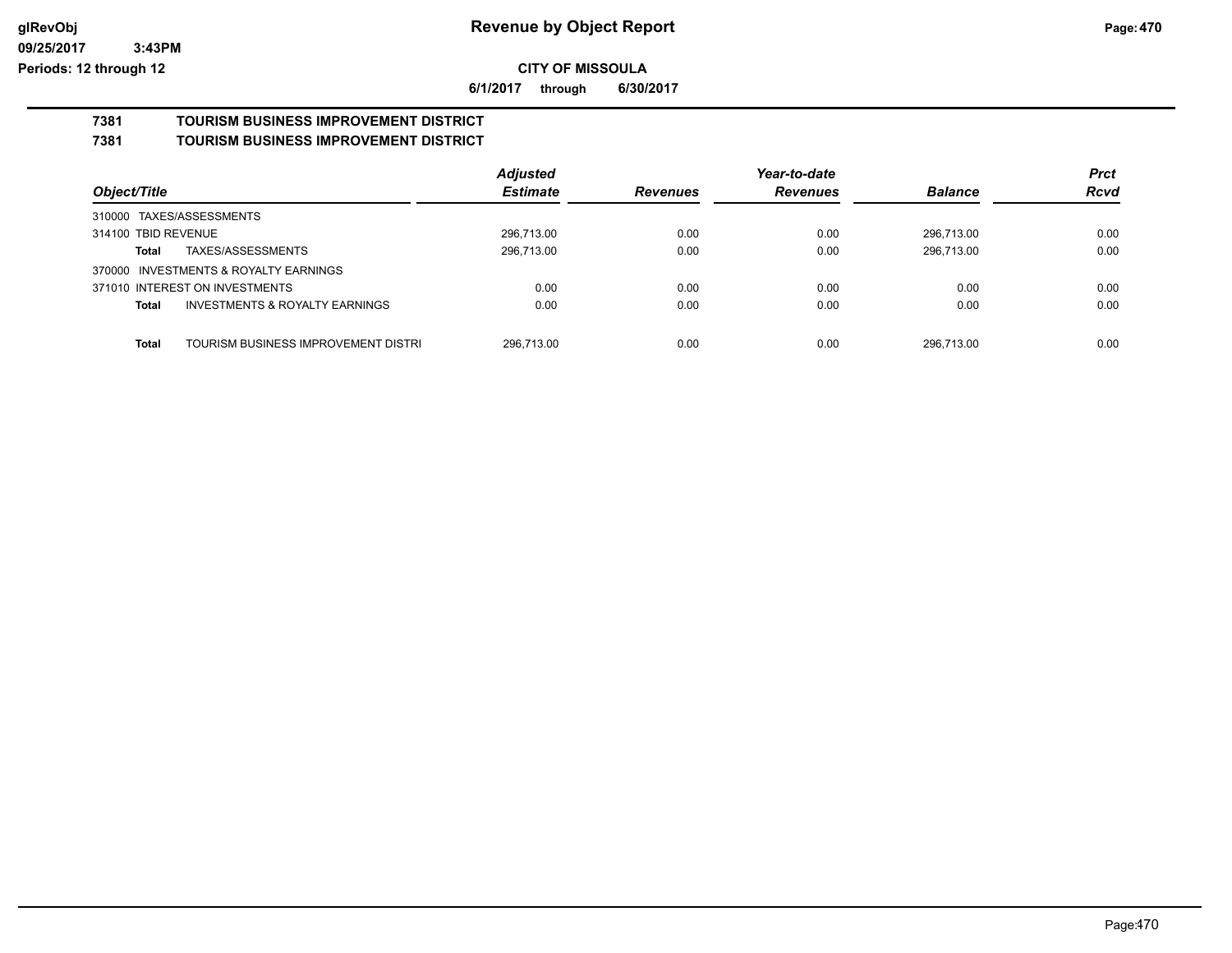# Revenue by Object Report

**CITY OF MISSOULA**

**6/1/2017 through 6/30/2017**

glRevObj
09/25/2017 3:43PM
Periods: 12 through 12

## 7381 TOURISM BUSINESS IMPROVEMENT DISTRICT
## 7381 TOURISM BUSINESS IMPROVEMENT DISTRICT

| Object/Title | Adjusted Estimate | Revenues | Year-to-date Revenues | Balance | Prct Rcvd |
|---|---|---|---|---|---|
| 310000 TAXES/ASSESSMENTS | | | | | |
| 314100 TBID REVENUE | 296,713.00 | 0.00 | 0.00 | 296,713.00 | 0.00 |
| **Total** TAXES/ASSESSMENTS | 296,713.00 | 0.00 | 0.00 | 296,713.00 | 0.00 |
| 370000 INVESTMENTS & ROYALTY EARNINGS | | | | | |
| 371010 INTEREST ON INVESTMENTS | 0.00 | 0.00 | 0.00 | 0.00 | 0.00 |
| **Total** INVESTMENTS & ROYALTY EARNINGS | 0.00 | 0.00 | 0.00 | 0.00 | 0.00 |
| **Total** TOURISM BUSINESS IMPROVEMENT DISTRI | 296,713.00 | 0.00 | 0.00 | 296,713.00 | 0.00 |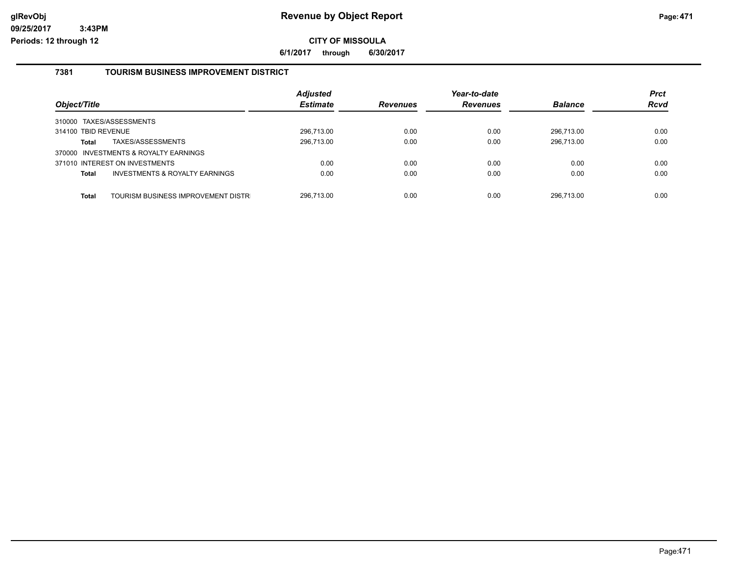# Revenue by Object Report

glRevObj
09/25/2017 3:43PM
Periods: 12 through 12

**CITY OF MISSOULA**

**6/1/2017 through 6/30/2017**

## 7381 TOURISM BUSINESS IMPROVEMENT DISTRICT

| Object/Title | Adjusted Estimate | Revenues | Year-to-date Revenues | Balance | Prct Rcvd |
|---|---|---|---|---|---|
| 310000 TAXES/ASSESSMENTS | | | | | |
| 314100 TBID REVENUE | 296,713.00 | 0.00 | 0.00 | 296,713.00 | 0.00 |
| **Total** TAXES/ASSESSMENTS | 296,713.00 | 0.00 | 0.00 | 296,713.00 | 0.00 |
| 370000 INVESTMENTS & ROYALTY EARNINGS | | | | | |
| 371010 INTEREST ON INVESTMENTS | 0.00 | 0.00 | 0.00 | 0.00 | 0.00 |
| **Total** INVESTMENTS & ROYALTY EARNINGS | 0.00 | 0.00 | 0.00 | 0.00 | 0.00 |
| **Total** TOURISM BUSINESS IMPROVEMENT DISTR | 296,713.00 | 0.00 | 0.00 | 296,713.00 | 0.00 |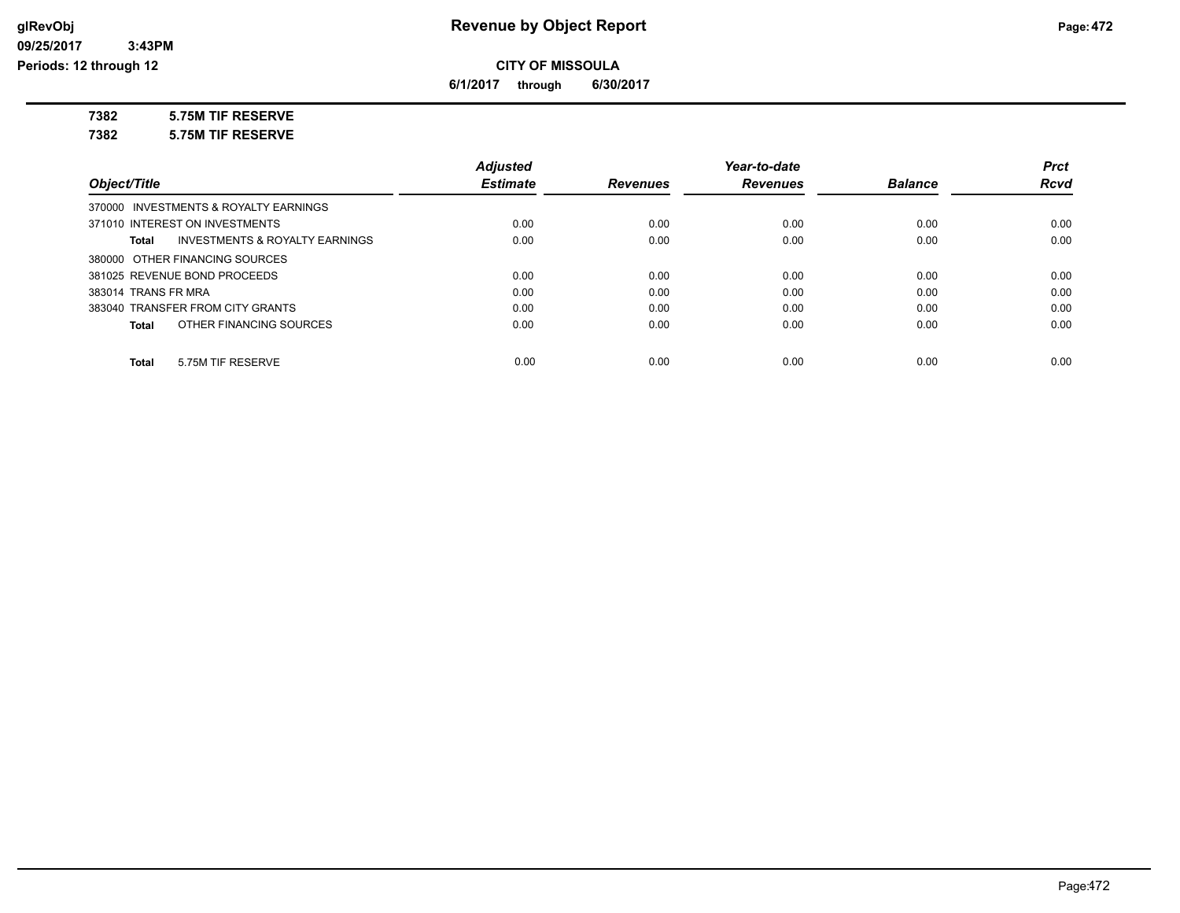# Revenue by Object Report

**CITY OF MISSOULA**

**6/1/2017 through 6/30/2017**

**7382 5.75M TIF RESERVE**

**7382 5.75M TIF RESERVE**

| Object/Title | Adjusted Estimate | Revenues | Year-to-date Revenues | Balance | Prct Rcvd |
|---|---|---|---|---|---|
| 370000 INVESTMENTS & ROYALTY EARNINGS | | | | | |
| 371010 INTEREST ON INVESTMENTS | 0.00 | 0.00 | 0.00 | 0.00 | 0.00 |
| **Total** INVESTMENTS & ROYALTY EARNINGS | 0.00 | 0.00 | 0.00 | 0.00 | 0.00 |
| 380000 OTHER FINANCING SOURCES | | | | | |
| 381025 REVENUE BOND PROCEEDS | 0.00 | 0.00 | 0.00 | 0.00 | 0.00 |
| 383014 TRANS FR MRA | 0.00 | 0.00 | 0.00 | 0.00 | 0.00 |
| 383040 TRANSFER FROM CITY GRANTS | 0.00 | 0.00 | 0.00 | 0.00 | 0.00 |
| **Total** OTHER FINANCING SOURCES | 0.00 | 0.00 | 0.00 | 0.00 | 0.00 |
| **Total** 5.75M TIF RESERVE | 0.00 | 0.00 | 0.00 | 0.00 | 0.00 |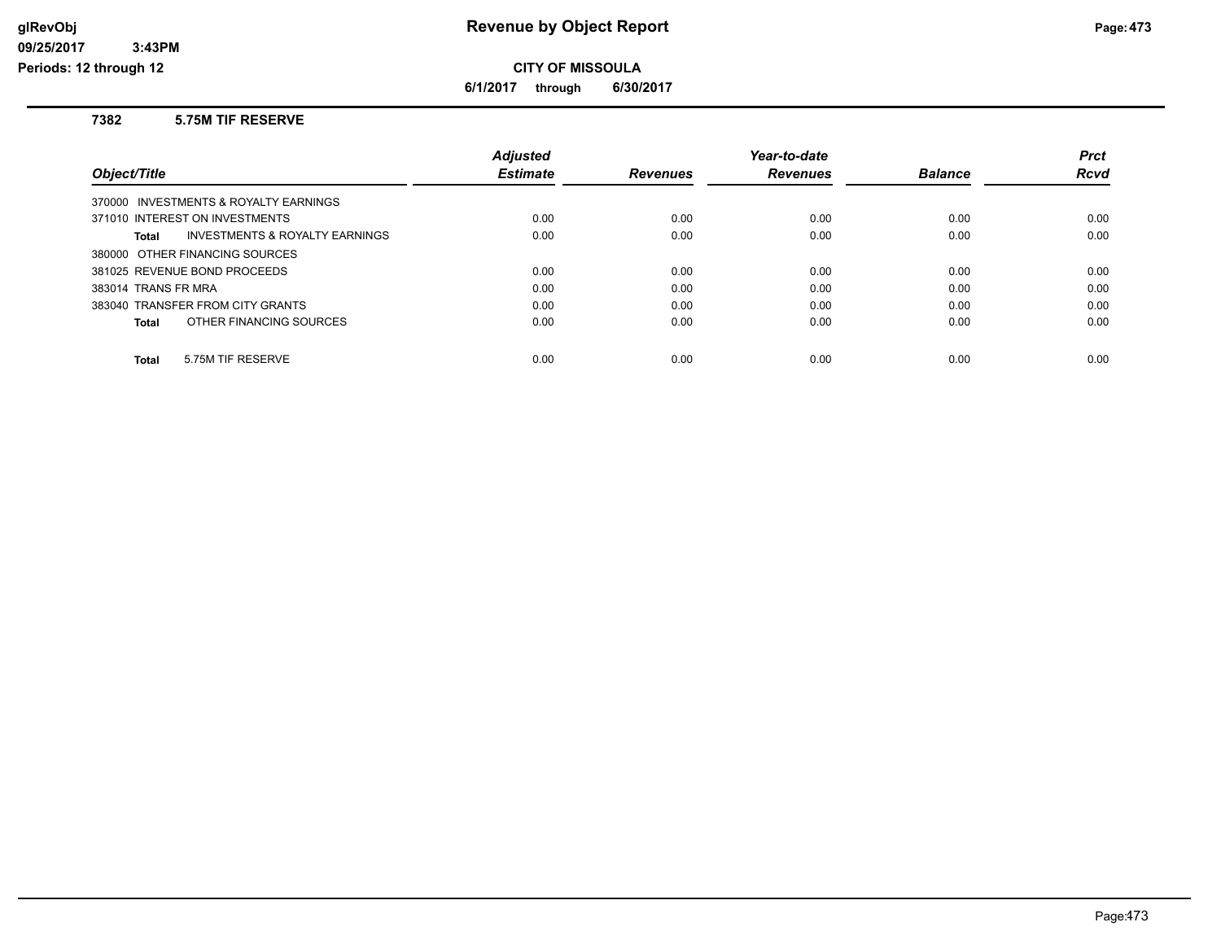glRevObj
09/25/2017 3:43PM
Periods: 12 through 12

# Revenue by Object Report

**CITY OF MISSOULA**

**6/1/2017 through 6/30/2017**

### 7382 5.75M TIF RESERVE

| Object/Title | Adjusted Estimate | Revenues | Year-to-date Revenues | Balance | Prct Rcvd |
|---|---|---|---|---|---|
| 370000 INVESTMENTS & ROYALTY EARNINGS | | | | | |
| 371010 INTEREST ON INVESTMENTS | 0.00 | 0.00 | 0.00 | 0.00 | 0.00 |
| **Total** INVESTMENTS & ROYALTY EARNINGS | 0.00 | 0.00 | 0.00 | 0.00 | 0.00 |
| 380000 OTHER FINANCING SOURCES | | | | | |
| 381025 REVENUE BOND PROCEEDS | 0.00 | 0.00 | 0.00 | 0.00 | 0.00 |
| 383014 TRANS FR MRA | 0.00 | 0.00 | 0.00 | 0.00 | 0.00 |
| 383040 TRANSFER FROM CITY GRANTS | 0.00 | 0.00 | 0.00 | 0.00 | 0.00 |
| **Total** OTHER FINANCING SOURCES | 0.00 | 0.00 | 0.00 | 0.00 | 0.00 |
| **Total** 5.75M TIF RESERVE | 0.00 | 0.00 | 0.00 | 0.00 | 0.00 |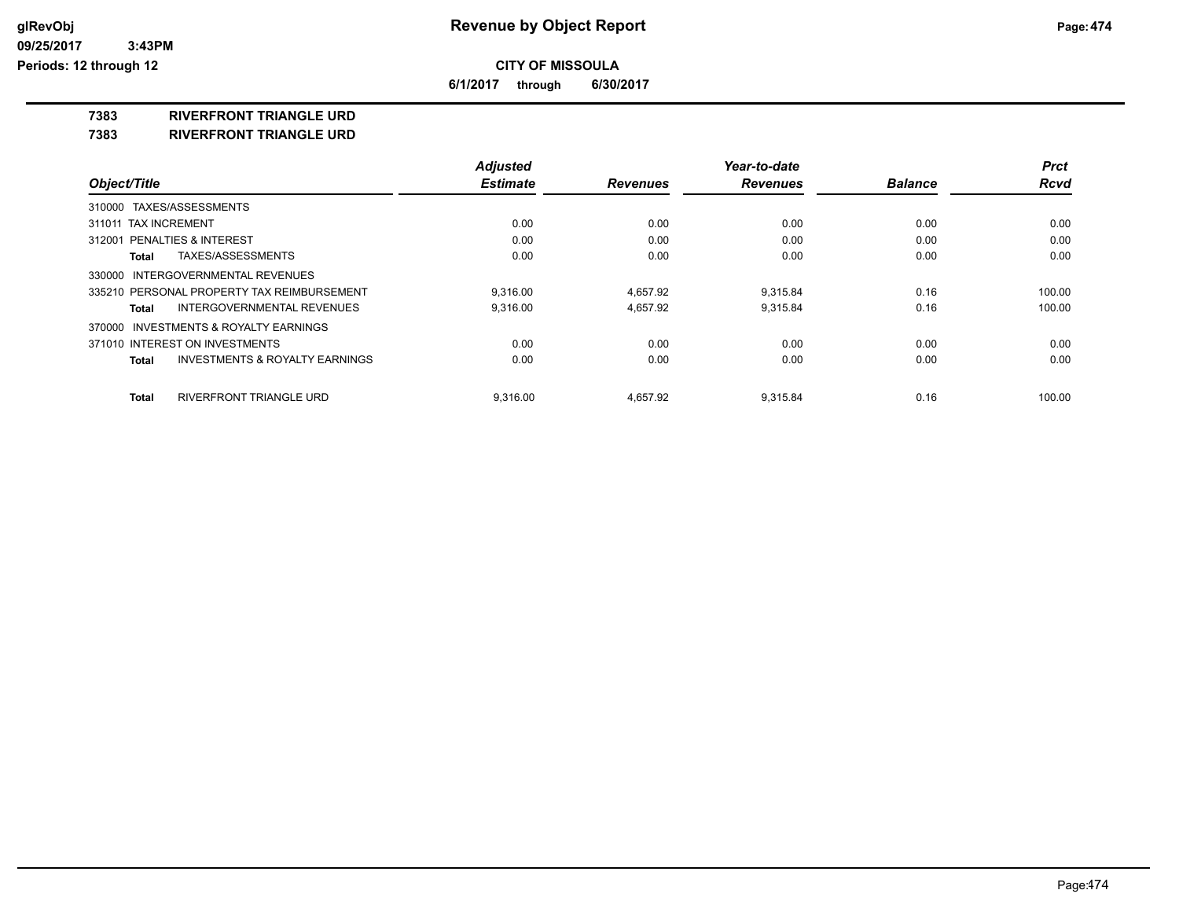# Revenue by Object Report

**CITY OF MISSOULA**

**6/1/2017 through 6/30/2017**

glRevObj
09/25/2017 3:43PM
Periods: 12 through 12

**7383 RIVERFRONT TRIANGLE URD**

**7383 RIVERFRONT TRIANGLE URD**

| Object/Title | Adjusted Estimate | Revenues | Year-to-date Revenues | Balance | Prct Rcvd |
|---|---|---|---|---|---|
| 310000 TAXES/ASSESSMENTS | | | | | |
| 311011 TAX INCREMENT | 0.00 | 0.00 | 0.00 | 0.00 | 0.00 |
| 312001 PENALTIES & INTEREST | 0.00 | 0.00 | 0.00 | 0.00 | 0.00 |
| **Total** TAXES/ASSESSMENTS | 0.00 | 0.00 | 0.00 | 0.00 | 0.00 |
| 330000 INTERGOVERNMENTAL REVENUES | | | | | |
| 335210 PERSONAL PROPERTY TAX REIMBURSEMENT | 9,316.00 | 4,657.92 | 9,315.84 | 0.16 | 100.00 |
| **Total** INTERGOVERNMENTAL REVENUES | 9,316.00 | 4,657.92 | 9,315.84 | 0.16 | 100.00 |
| 370000 INVESTMENTS & ROYALTY EARNINGS | | | | | |
| 371010 INTEREST ON INVESTMENTS | 0.00 | 0.00 | 0.00 | 0.00 | 0.00 |
| **Total** INVESTMENTS & ROYALTY EARNINGS | 0.00 | 0.00 | 0.00 | 0.00 | 0.00 |
| **Total** RIVERFRONT TRIANGLE URD | 9,316.00 | 4,657.92 | 9,315.84 | 0.16 | 100.00 |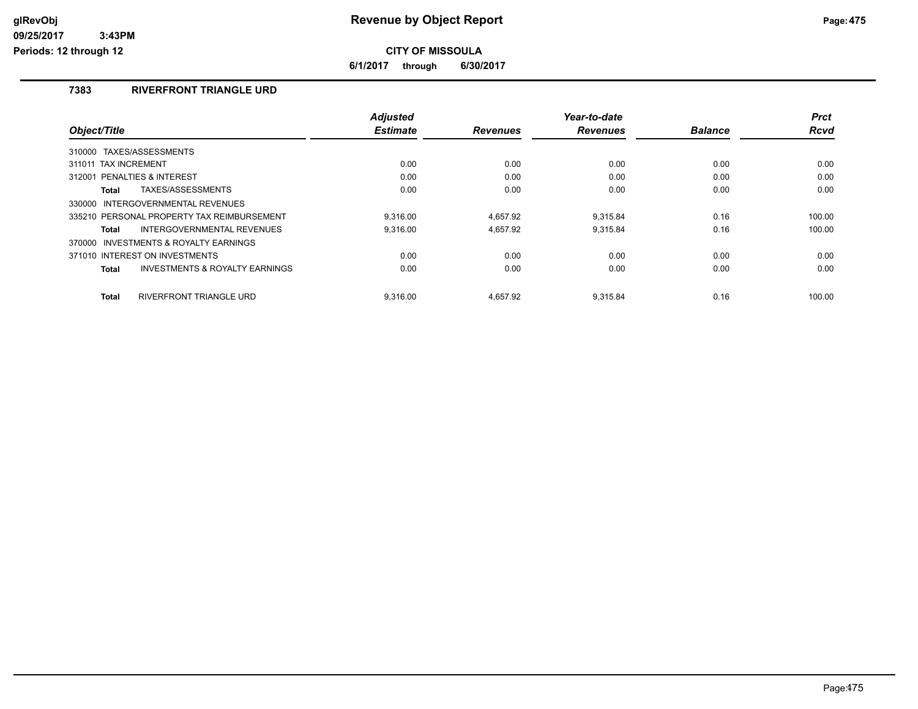# Revenue by Object Report

**CITY OF MISSOULA**

**6/1/2017 through 6/30/2017**

## 7383 RIVERFRONT TRIANGLE URD

| Object/Title | Adjusted Estimate | Revenues | Year-to-date Revenues | Balance | Prct Rcvd |
|---|---|---|---|---|---|
| 310000 TAXES/ASSESSMENTS | | | | | |
| 311011 TAX INCREMENT | 0.00 | 0.00 | 0.00 | 0.00 | 0.00 |
| 312001 PENALTIES & INTEREST | 0.00 | 0.00 | 0.00 | 0.00 | 0.00 |
| **Total** TAXES/ASSESSMENTS | 0.00 | 0.00 | 0.00 | 0.00 | 0.00 |
| 330000 INTERGOVERNMENTAL REVENUES | | | | | |
| 335210 PERSONAL PROPERTY TAX REIMBURSEMENT | 9,316.00 | 4,657.92 | 9,315.84 | 0.16 | 100.00 |
| **Total** INTERGOVERNMENTAL REVENUES | 9,316.00 | 4,657.92 | 9,315.84 | 0.16 | 100.00 |
| 370000 INVESTMENTS & ROYALTY EARNINGS | | | | | |
| 371010 INTEREST ON INVESTMENTS | 0.00 | 0.00 | 0.00 | 0.00 | 0.00 |
| **Total** INVESTMENTS & ROYALTY EARNINGS | 0.00 | 0.00 | 0.00 | 0.00 | 0.00 |
| **Total** RIVERFRONT TRIANGLE URD | 9,316.00 | 4,657.92 | 9,315.84 | 0.16 | 100.00 |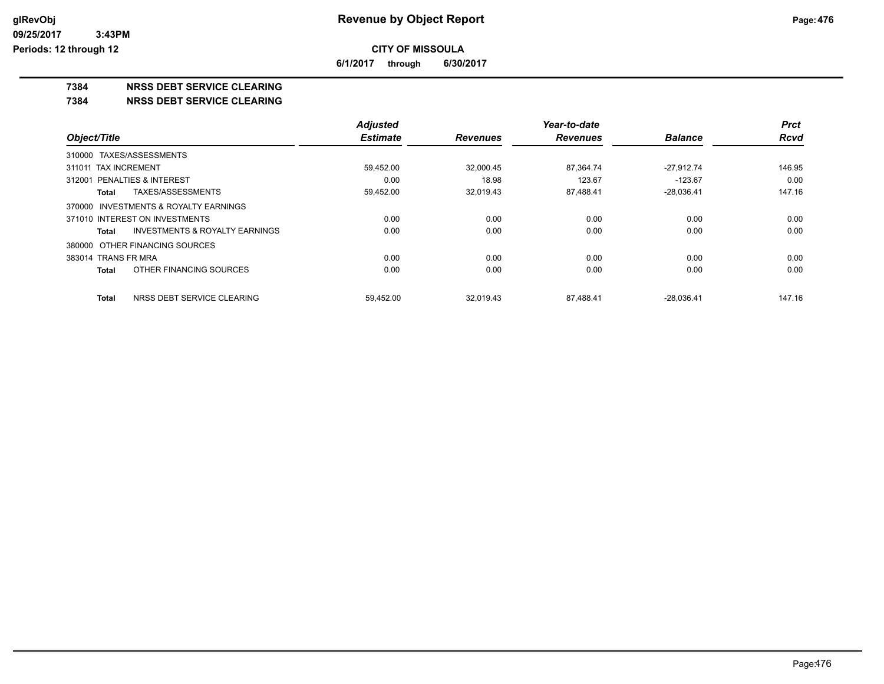# Revenue by Object Report

glRevObj
09/25/2017 3:43PM
Periods: 12 through 12

**CITY OF MISSOULA**

**6/1/2017 through 6/30/2017**

## 7384 NRSS DEBT SERVICE CLEARING

## 7384 NRSS DEBT SERVICE CLEARING

| Object/Title | Adjusted Estimate | Revenues | Year-to-date Revenues | Balance | Prct Rcvd |
|---|---|---|---|---|---|
| 310000 TAXES/ASSESSMENTS | | | | | |
| 311011 TAX INCREMENT | 59,452.00 | 32,000.45 | 87,364.74 | -27,912.74 | 146.95 |
| 312001 PENALTIES & INTEREST | 0.00 | 18.98 | 123.67 | -123.67 | 0.00 |
| **Total** TAXES/ASSESSMENTS | 59,452.00 | 32,019.43 | 87,488.41 | -28,036.41 | 147.16 |
| 370000 INVESTMENTS & ROYALTY EARNINGS | | | | | |
| 371010 INTEREST ON INVESTMENTS | 0.00 | 0.00 | 0.00 | 0.00 | 0.00 |
| **Total** INVESTMENTS & ROYALTY EARNINGS | 0.00 | 0.00 | 0.00 | 0.00 | 0.00 |
| 380000 OTHER FINANCING SOURCES | | | | | |
| 383014 TRANS FR MRA | 0.00 | 0.00 | 0.00 | 0.00 | 0.00 |
| **Total** OTHER FINANCING SOURCES | 0.00 | 0.00 | 0.00 | 0.00 | 0.00 |
| **Total** NRSS DEBT SERVICE CLEARING | 59,452.00 | 32,019.43 | 87,488.41 | -28,036.41 | 147.16 |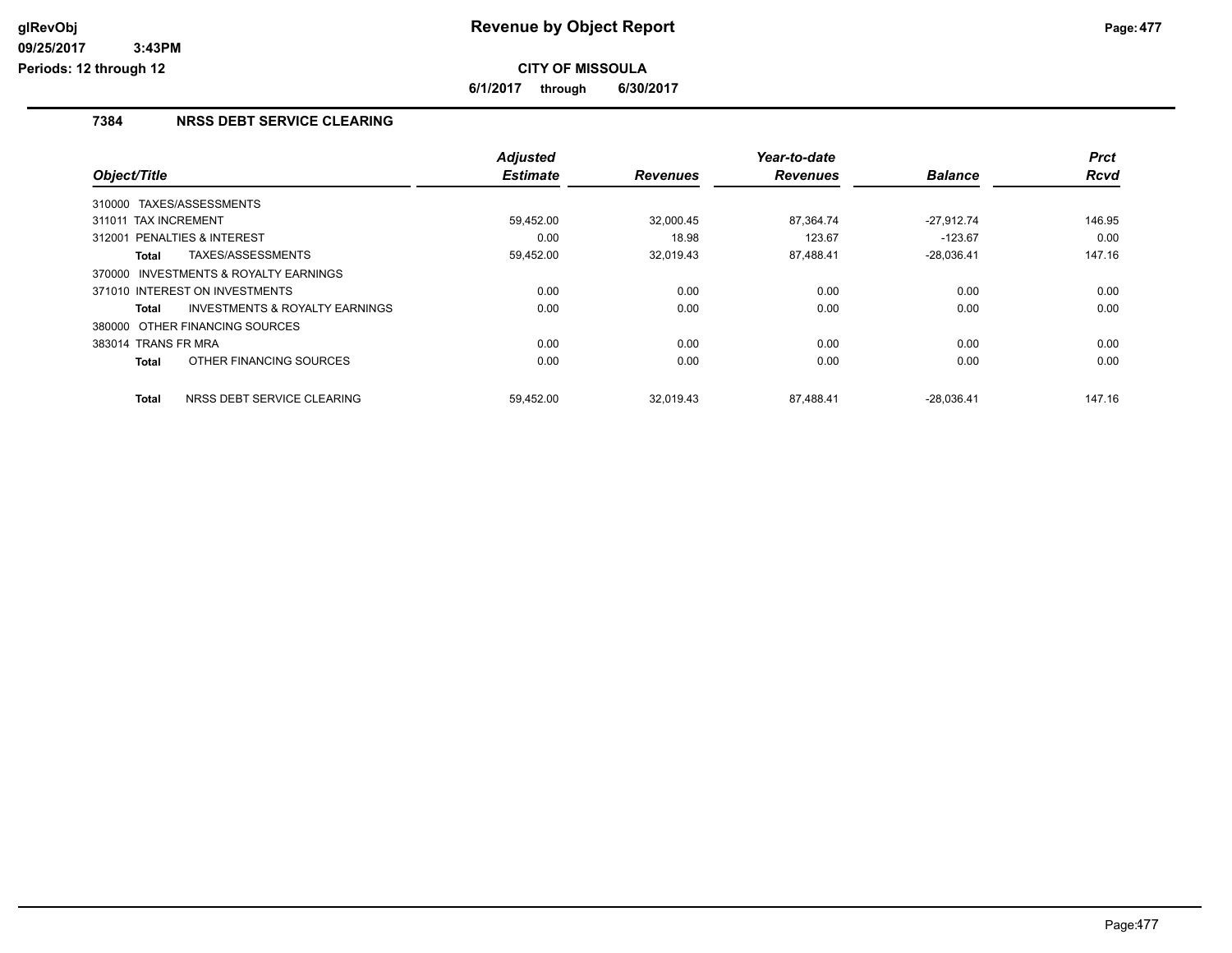**Revenue by Object Report**

**CITY OF MISSOULA**

**6/1/2017 through 6/30/2017**

## 7384 NRSS DEBT SERVICE CLEARING

| Object/Title | Adjusted Estimate | Revenues | Year-to-date Revenues | Balance | Prct Rcvd |
|---|---|---|---|---|---|
| 310000 TAXES/ASSESSMENTS | | | | | |
| 311011 TAX INCREMENT | 59,452.00 | 32,000.45 | 87,364.74 | -27,912.74 | 146.95 |
| 312001 PENALTIES & INTEREST | 0.00 | 18.98 | 123.67 | -123.67 | 0.00 |
| **Total** TAXES/ASSESSMENTS | 59,452.00 | 32,019.43 | 87,488.41 | -28,036.41 | 147.16 |
| 370000 INVESTMENTS & ROYALTY EARNINGS | | | | | |
| 371010 INTEREST ON INVESTMENTS | 0.00 | 0.00 | 0.00 | 0.00 | 0.00 |
| **Total** INVESTMENTS & ROYALTY EARNINGS | 0.00 | 0.00 | 0.00 | 0.00 | 0.00 |
| 380000 OTHER FINANCING SOURCES | | | | | |
| 383014 TRANS FR MRA | 0.00 | 0.00 | 0.00 | 0.00 | 0.00 |
| **Total** OTHER FINANCING SOURCES | 0.00 | 0.00 | 0.00 | 0.00 | 0.00 |
| **Total** NRSS DEBT SERVICE CLEARING | 59,452.00 | 32,019.43 | 87,488.41 | -28,036.41 | 147.16 |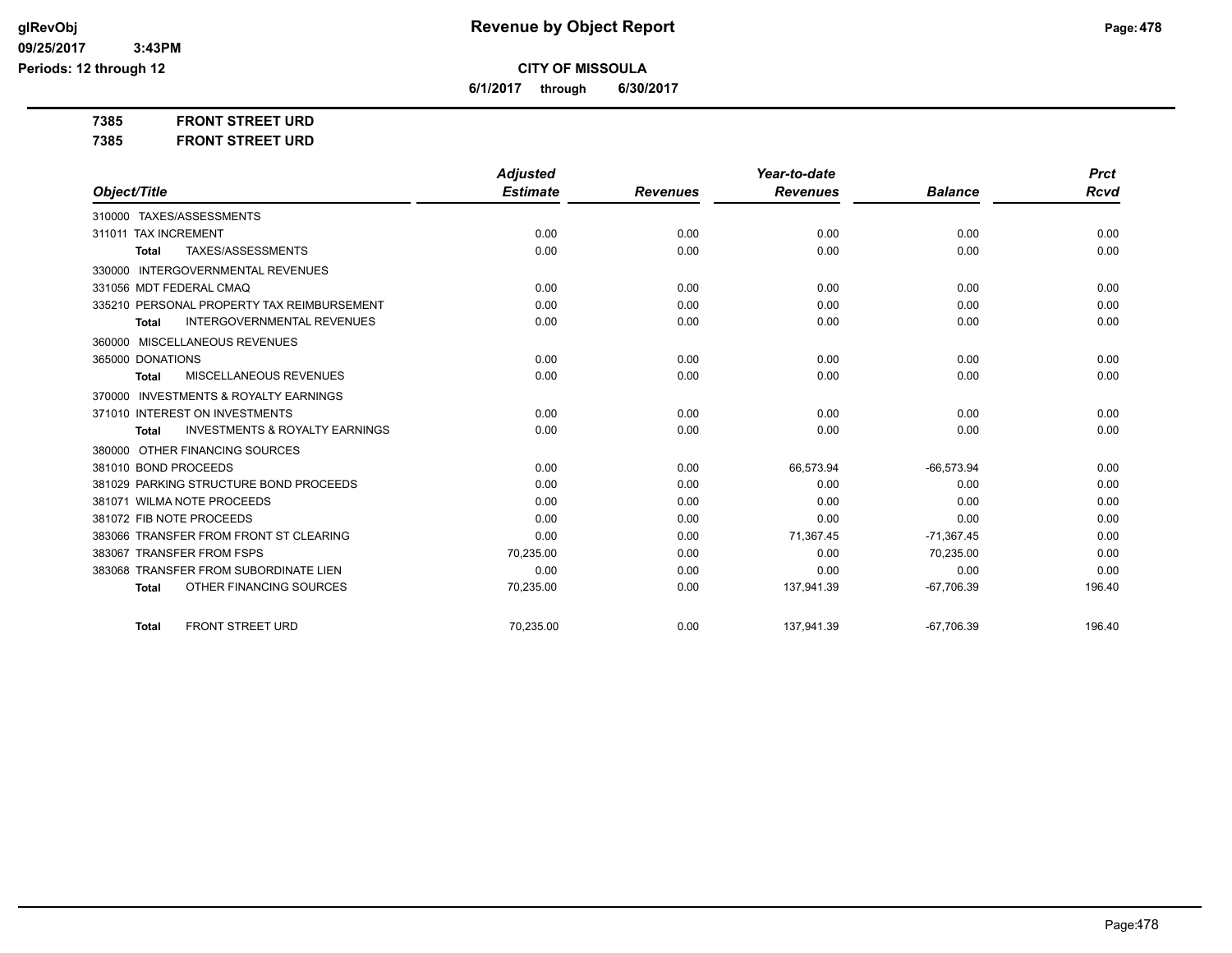# Revenue by Object Report

glRevObj
09/25/2017 3:43PM
Periods: 12 through 12

**CITY OF MISSOULA**

**6/1/2017 through 6/30/2017**

**7385 FRONT STREET URD**

**7385 FRONT STREET URD**

| Object/Title | Adjusted Estimate | Revenues | Year-to-date Revenues | Balance | Prct Rcvd |
|---|---|---|---|---|---|
| 310000 TAXES/ASSESSMENTS | | | | | |
| 311011 TAX INCREMENT | 0.00 | 0.00 | 0.00 | 0.00 | 0.00 |
| **Total** TAXES/ASSESSMENTS | 0.00 | 0.00 | 0.00 | 0.00 | 0.00 |
| 330000 INTERGOVERNMENTAL REVENUES | | | | | |
| 331056 MDT FEDERAL CMAQ | 0.00 | 0.00 | 0.00 | 0.00 | 0.00 |
| 335210 PERSONAL PROPERTY TAX REIMBURSEMENT | 0.00 | 0.00 | 0.00 | 0.00 | 0.00 |
| **Total** INTERGOVERNMENTAL REVENUES | 0.00 | 0.00 | 0.00 | 0.00 | 0.00 |
| 360000 MISCELLANEOUS REVENUES | | | | | |
| 365000 DONATIONS | 0.00 | 0.00 | 0.00 | 0.00 | 0.00 |
| **Total** MISCELLANEOUS REVENUES | 0.00 | 0.00 | 0.00 | 0.00 | 0.00 |
| 370000 INVESTMENTS & ROYALTY EARNINGS | | | | | |
| 371010 INTEREST ON INVESTMENTS | 0.00 | 0.00 | 0.00 | 0.00 | 0.00 |
| **Total** INVESTMENTS & ROYALTY EARNINGS | 0.00 | 0.00 | 0.00 | 0.00 | 0.00 |
| 380000 OTHER FINANCING SOURCES | | | | | |
| 381010 BOND PROCEEDS | 0.00 | 0.00 | 66,573.94 | -66,573.94 | 0.00 |
| 381029 PARKING STRUCTURE BOND PROCEEDS | 0.00 | 0.00 | 0.00 | 0.00 | 0.00 |
| 381071 WILMA NOTE PROCEEDS | 0.00 | 0.00 | 0.00 | 0.00 | 0.00 |
| 381072 FIB NOTE PROCEEDS | 0.00 | 0.00 | 0.00 | 0.00 | 0.00 |
| 383066 TRANSFER FROM FRONT ST CLEARING | 0.00 | 0.00 | 71,367.45 | -71,367.45 | 0.00 |
| 383067 TRANSFER FROM FSPS | 70,235.00 | 0.00 | 0.00 | 70,235.00 | 0.00 |
| 383068 TRANSFER FROM SUBORDINATE LIEN | 0.00 | 0.00 | 0.00 | 0.00 | 0.00 |
| **Total** OTHER FINANCING SOURCES | 70,235.00 | 0.00 | 137,941.39 | -67,706.39 | 196.40 |
| **Total** FRONT STREET URD | 70,235.00 | 0.00 | 137,941.39 | -67,706.39 | 196.40 |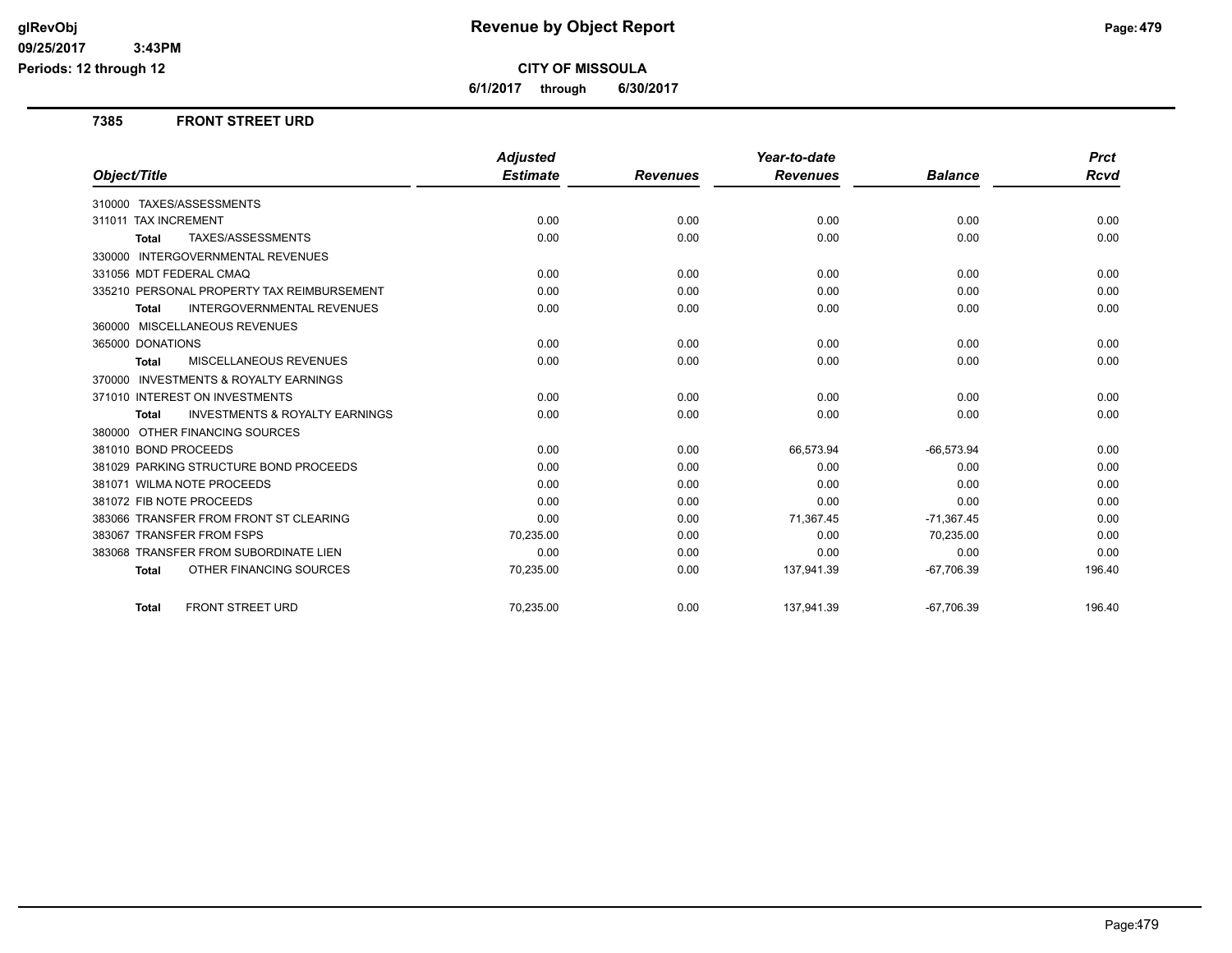# Revenue by Object Report

**CITY OF MISSOULA**

**6/1/2017 through 6/30/2017**

glRevObj
09/25/2017 3:43PM
Periods: 12 through 12

## 7385 FRONT STREET URD

| Object/Title | Adjusted Estimate | Revenues | Year-to-date Revenues | Balance | Prct Rcvd |
|---|---|---|---|---|---|
| 310000 TAXES/ASSESSMENTS | | | | | |
| 311011 TAX INCREMENT | 0.00 | 0.00 | 0.00 | 0.00 | 0.00 |
| **Total** TAXES/ASSESSMENTS | 0.00 | 0.00 | 0.00 | 0.00 | 0.00 |
| 330000 INTERGOVERNMENTAL REVENUES | | | | | |
| 331056 MDT FEDERAL CMAQ | 0.00 | 0.00 | 0.00 | 0.00 | 0.00 |
| 335210 PERSONAL PROPERTY TAX REIMBURSEMENT | 0.00 | 0.00 | 0.00 | 0.00 | 0.00 |
| **Total** INTERGOVERNMENTAL REVENUES | 0.00 | 0.00 | 0.00 | 0.00 | 0.00 |
| 360000 MISCELLANEOUS REVENUES | | | | | |
| 365000 DONATIONS | 0.00 | 0.00 | 0.00 | 0.00 | 0.00 |
| **Total** MISCELLANEOUS REVENUES | 0.00 | 0.00 | 0.00 | 0.00 | 0.00 |
| 370000 INVESTMENTS & ROYALTY EARNINGS | | | | | |
| 371010 INTEREST ON INVESTMENTS | 0.00 | 0.00 | 0.00 | 0.00 | 0.00 |
| **Total** INVESTMENTS & ROYALTY EARNINGS | 0.00 | 0.00 | 0.00 | 0.00 | 0.00 |
| 380000 OTHER FINANCING SOURCES | | | | | |
| 381010 BOND PROCEEDS | 0.00 | 0.00 | 66,573.94 | -66,573.94 | 0.00 |
| 381029 PARKING STRUCTURE BOND PROCEEDS | 0.00 | 0.00 | 0.00 | 0.00 | 0.00 |
| 381071 WILMA NOTE PROCEEDS | 0.00 | 0.00 | 0.00 | 0.00 | 0.00 |
| 381072 FIB NOTE PROCEEDS | 0.00 | 0.00 | 0.00 | 0.00 | 0.00 |
| 383066 TRANSFER FROM FRONT ST CLEARING | 0.00 | 0.00 | 71,367.45 | -71,367.45 | 0.00 |
| 383067 TRANSFER FROM FSPS | 70,235.00 | 0.00 | 0.00 | 70,235.00 | 0.00 |
| 383068 TRANSFER FROM SUBORDINATE LIEN | 0.00 | 0.00 | 0.00 | 0.00 | 0.00 |
| **Total** OTHER FINANCING SOURCES | 70,235.00 | 0.00 | 137,941.39 | -67,706.39 | 196.40 |
| **Total** FRONT STREET URD | 70,235.00 | 0.00 | 137,941.39 | -67,706.39 | 196.40 |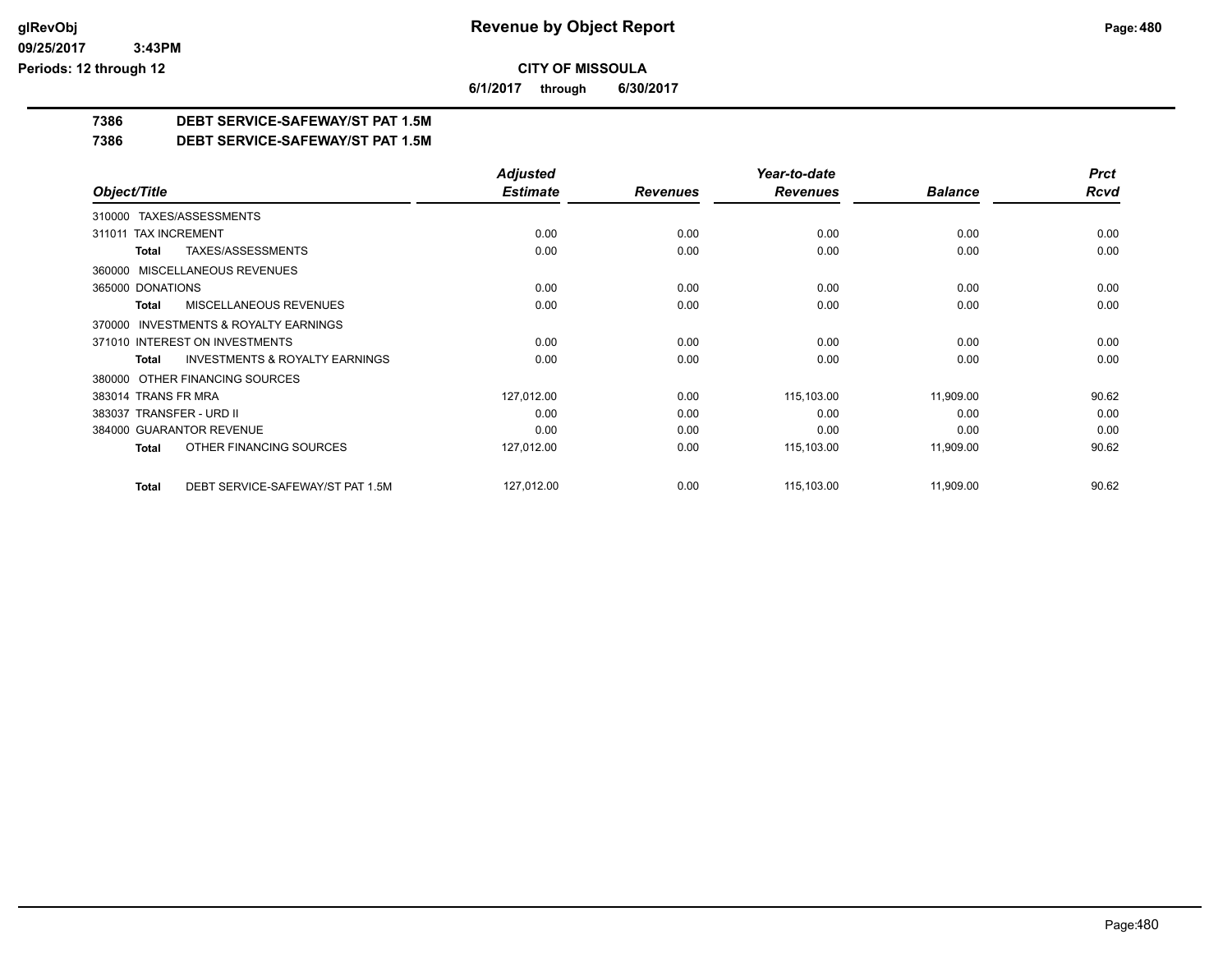# Revenue by Object Report

**CITY OF MISSOULA**

**6/1/2017 through 6/30/2017**

## 7386 DEBT SERVICE-SAFEWAY/ST PAT 1.5M

## 7386 DEBT SERVICE-SAFEWAY/ST PAT 1.5M

| Object/Title | Adjusted Estimate | Revenues | Year-to-date Revenues | Balance | Prct Rcvd |
|---|---|---|---|---|---|
| 310000 TAXES/ASSESSMENTS | | | | | |
| 311011 TAX INCREMENT | 0.00 | 0.00 | 0.00 | 0.00 | 0.00 |
| **Total** TAXES/ASSESSMENTS | 0.00 | 0.00 | 0.00 | 0.00 | 0.00 |
| 360000 MISCELLANEOUS REVENUES | | | | | |
| 365000 DONATIONS | 0.00 | 0.00 | 0.00 | 0.00 | 0.00 |
| **Total** MISCELLANEOUS REVENUES | 0.00 | 0.00 | 0.00 | 0.00 | 0.00 |
| 370000 INVESTMENTS & ROYALTY EARNINGS | | | | | |
| 371010 INTEREST ON INVESTMENTS | 0.00 | 0.00 | 0.00 | 0.00 | 0.00 |
| **Total** INVESTMENTS & ROYALTY EARNINGS | 0.00 | 0.00 | 0.00 | 0.00 | 0.00 |
| 380000 OTHER FINANCING SOURCES | | | | | |
| 383014 TRANS FR MRA | 127,012.00 | 0.00 | 115,103.00 | 11,909.00 | 90.62 |
| 383037 TRANSFER - URD II | 0.00 | 0.00 | 0.00 | 0.00 | 0.00 |
| 384000 GUARANTOR REVENUE | 0.00 | 0.00 | 0.00 | 0.00 | 0.00 |
| **Total** OTHER FINANCING SOURCES | 127,012.00 | 0.00 | 115,103.00 | 11,909.00 | 90.62 |
| **Total** DEBT SERVICE-SAFEWAY/ST PAT 1.5M | 127,012.00 | 0.00 | 115,103.00 | 11,909.00 | 90.62 |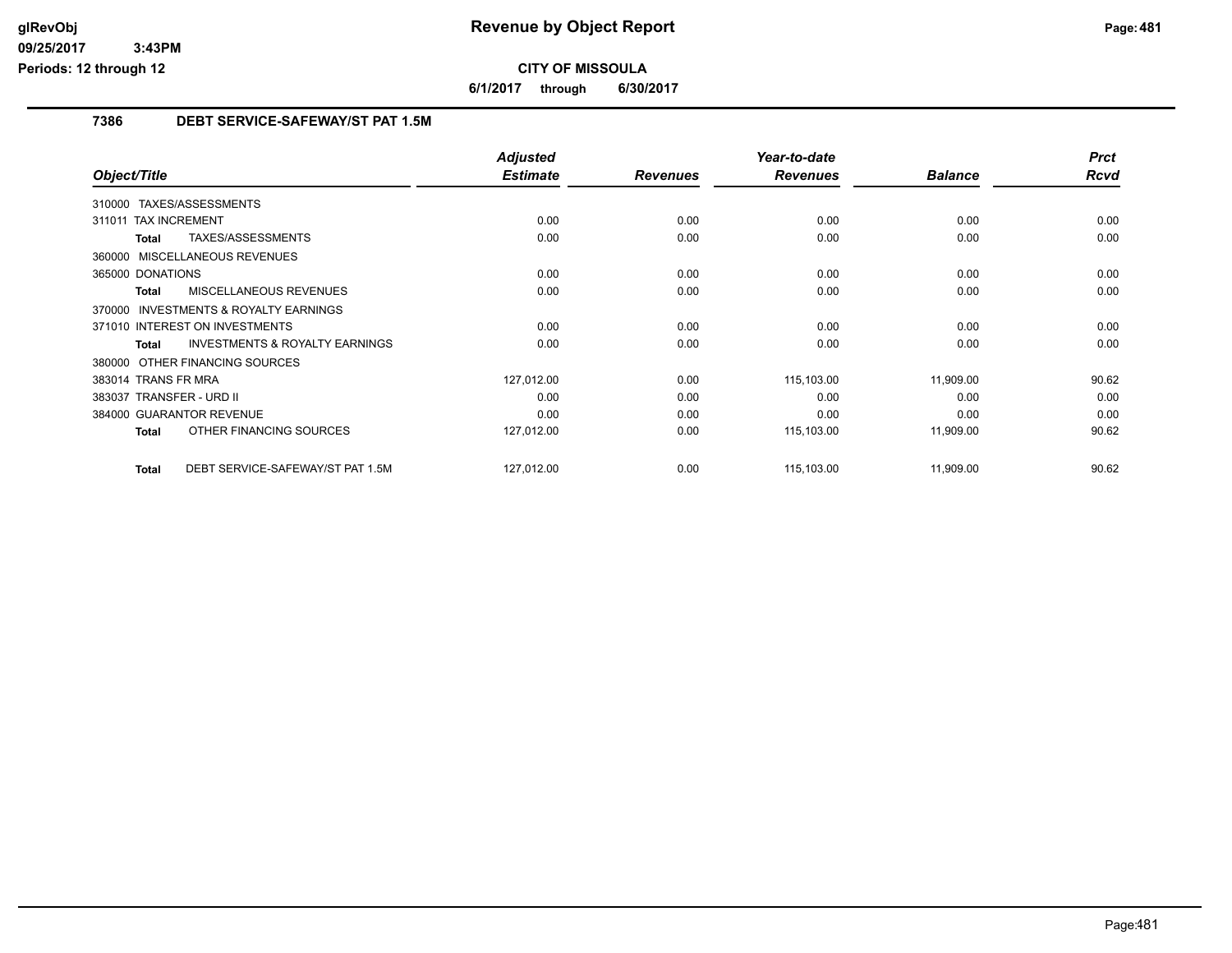# Revenue by Object Report

**CITY OF MISSOULA**

**6/1/2017 through 6/30/2017**

## 7386 DEBT SERVICE-SAFEWAY/ST PAT 1.5M

| Object/Title | Adjusted Estimate | Revenues | Year-to-date Revenues | Balance | Prct Rcvd |
|---|---|---|---|---|---|
| 310000 TAXES/ASSESSMENTS | | | | | |
| 311011 TAX INCREMENT | 0.00 | 0.00 | 0.00 | 0.00 | 0.00 |
| **Total** TAXES/ASSESSMENTS | 0.00 | 0.00 | 0.00 | 0.00 | 0.00 |
| 360000 MISCELLANEOUS REVENUES | | | | | |
| 365000 DONATIONS | 0.00 | 0.00 | 0.00 | 0.00 | 0.00 |
| **Total** MISCELLANEOUS REVENUES | 0.00 | 0.00 | 0.00 | 0.00 | 0.00 |
| 370000 INVESTMENTS & ROYALTY EARNINGS | | | | | |
| 371010 INTEREST ON INVESTMENTS | 0.00 | 0.00 | 0.00 | 0.00 | 0.00 |
| **Total** INVESTMENTS & ROYALTY EARNINGS | 0.00 | 0.00 | 0.00 | 0.00 | 0.00 |
| 380000 OTHER FINANCING SOURCES | | | | | |
| 383014 TRANS FR MRA | 127,012.00 | 0.00 | 115,103.00 | 11,909.00 | 90.62 |
| 383037 TRANSFER - URD II | 0.00 | 0.00 | 0.00 | 0.00 | 0.00 |
| 384000 GUARANTOR REVENUE | 0.00 | 0.00 | 0.00 | 0.00 | 0.00 |
| **Total** OTHER FINANCING SOURCES | 127,012.00 | 0.00 | 115,103.00 | 11,909.00 | 90.62 |
| **Total** DEBT SERVICE-SAFEWAY/ST PAT 1.5M | 127,012.00 | 0.00 | 115,103.00 | 11,909.00 | 90.62 |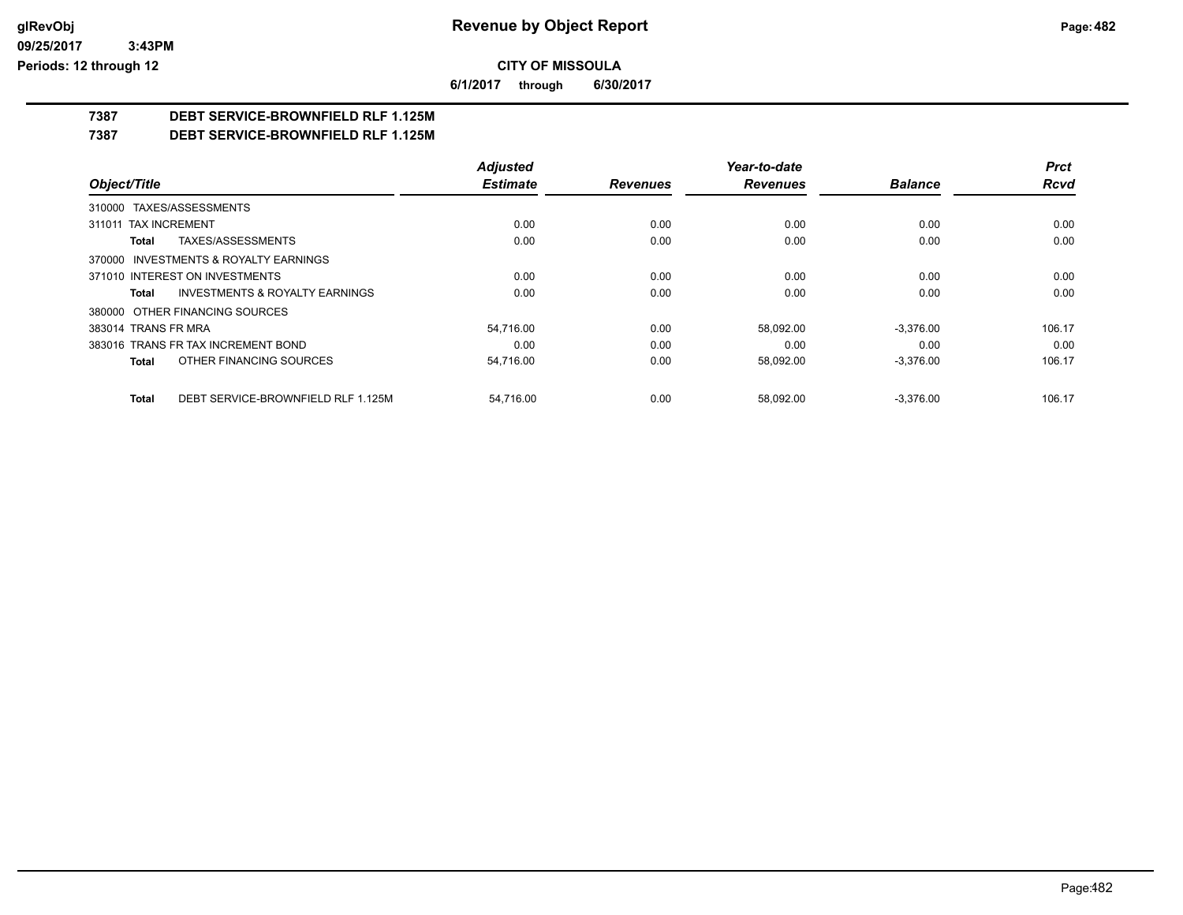**CITY OF MISSOULA**

**6/1/2017 through 6/30/2017**

## 7387 DEBT SERVICE-BROWNFIELD RLF 1.125M

## 7387 DEBT SERVICE-BROWNFIELD RLF 1.125M

| Object/Title | Adjusted Estimate | Revenues | Year-to-date Revenues | Balance | Prct Rcvd |
|---|---|---|---|---|---|
| 310000 TAXES/ASSESSMENTS | | | | | |
| 311011 TAX INCREMENT | 0.00 | 0.00 | 0.00 | 0.00 | 0.00 |
| **Total** TAXES/ASSESSMENTS | 0.00 | 0.00 | 0.00 | 0.00 | 0.00 |
| 370000 INVESTMENTS & ROYALTY EARNINGS | | | | | |
| 371010 INTEREST ON INVESTMENTS | 0.00 | 0.00 | 0.00 | 0.00 | 0.00 |
| **Total** INVESTMENTS & ROYALTY EARNINGS | 0.00 | 0.00 | 0.00 | 0.00 | 0.00 |
| 380000 OTHER FINANCING SOURCES | | | | | |
| 383014 TRANS FR MRA | 54,716.00 | 0.00 | 58,092.00 | -3,376.00 | 106.17 |
| 383016 TRANS FR TAX INCREMENT BOND | 0.00 | 0.00 | 0.00 | 0.00 | 0.00 |
| **Total** OTHER FINANCING SOURCES | 54,716.00 | 0.00 | 58,092.00 | -3,376.00 | 106.17 |
| **Total** DEBT SERVICE-BROWNFIELD RLF 1.125M | 54,716.00 | 0.00 | 58,092.00 | -3,376.00 | 106.17 |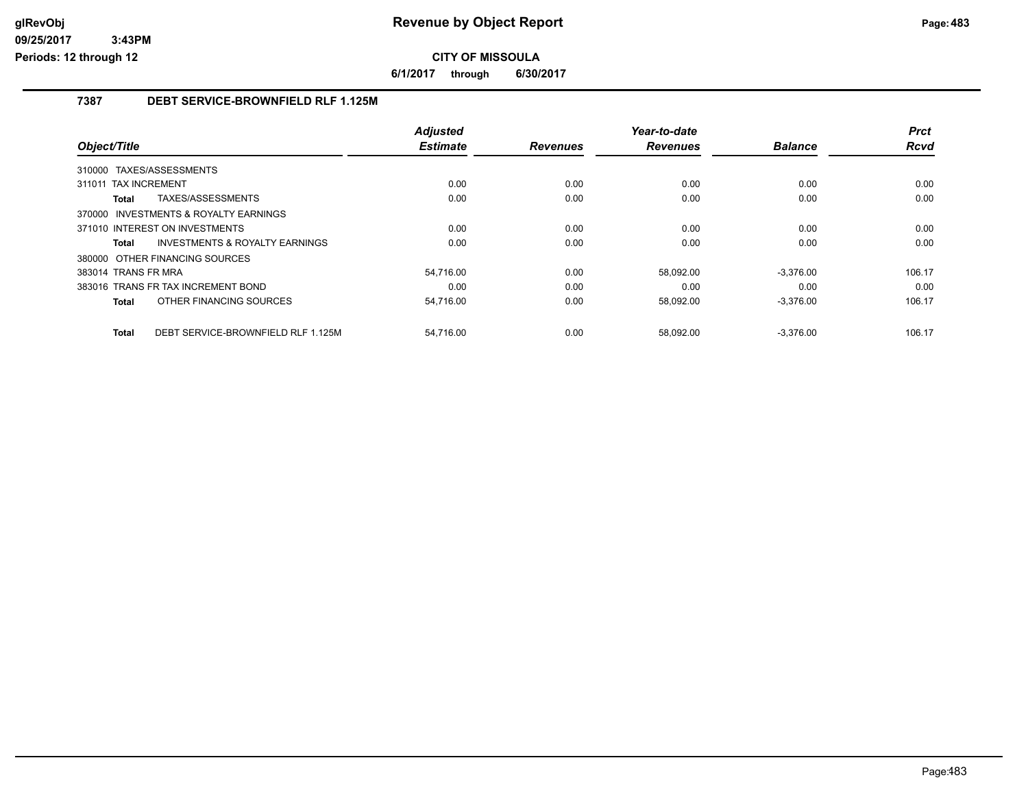# Revenue by Object Report

**CITY OF MISSOULA**

**6/1/2017 through 6/30/2017**

## 7387 DEBT SERVICE-BROWNFIELD RLF 1.125M

| Object/Title | Adjusted Estimate | Revenues | Year-to-date Revenues | Balance | Prct Rcvd |
|---|---|---|---|---|---|
| 310000 TAXES/ASSESSMENTS | | | | | |
| 311011 TAX INCREMENT | 0.00 | 0.00 | 0.00 | 0.00 | 0.00 |
| **Total** TAXES/ASSESSMENTS | 0.00 | 0.00 | 0.00 | 0.00 | 0.00 |
| 370000 INVESTMENTS & ROYALTY EARNINGS | | | | | |
| 371010 INTEREST ON INVESTMENTS | 0.00 | 0.00 | 0.00 | 0.00 | 0.00 |
| **Total** INVESTMENTS & ROYALTY EARNINGS | 0.00 | 0.00 | 0.00 | 0.00 | 0.00 |
| 380000 OTHER FINANCING SOURCES | | | | | |
| 383014 TRANS FR MRA | 54,716.00 | 0.00 | 58,092.00 | -3,376.00 | 106.17 |
| 383016 TRANS FR TAX INCREMENT BOND | 0.00 | 0.00 | 0.00 | 0.00 | 0.00 |
| **Total** OTHER FINANCING SOURCES | 54,716.00 | 0.00 | 58,092.00 | -3,376.00 | 106.17 |
| **Total** DEBT SERVICE-BROWNFIELD RLF 1.125M | 54,716.00 | 0.00 | 58,092.00 | -3,376.00 | 106.17 |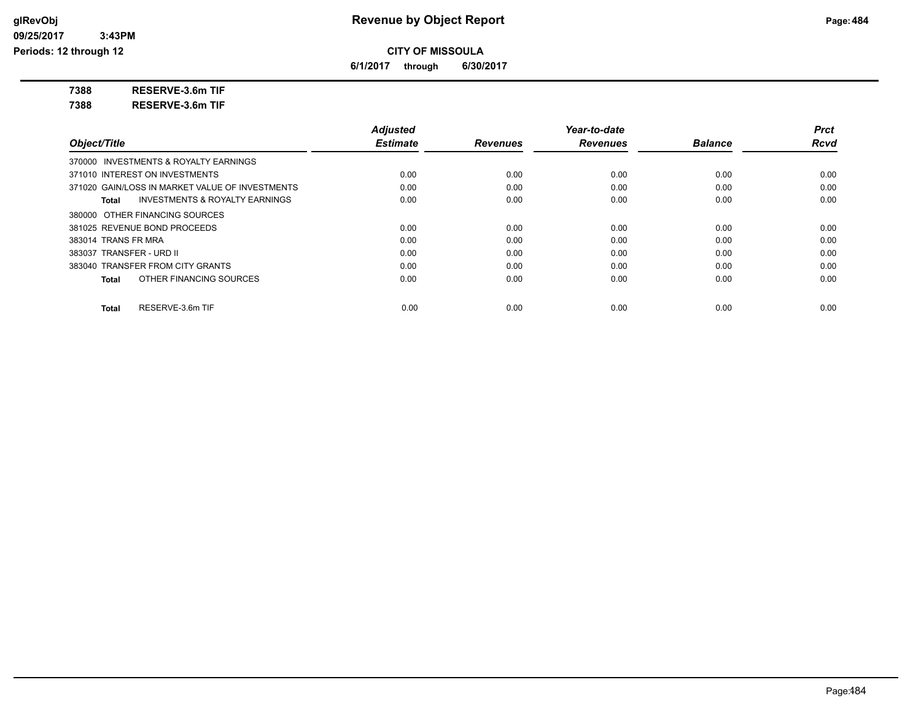**glRevObj**
**09/25/2017 3:43PM**
**Periods: 12 through 12**

# Revenue by Object Report

**CITY OF MISSOULA**

**6/1/2017 through 6/30/2017**

**7388 RESERVE-3.6m TIF**

**7388 RESERVE-3.6m TIF**

| Object/Title | Adjusted Estimate | Revenues | Year-to-date Revenues | Balance | Prct Rcvd |
|---|---|---|---|---|---|
| 370000 INVESTMENTS & ROYALTY EARNINGS | | | | | |
| 371010 INTEREST ON INVESTMENTS | 0.00 | 0.00 | 0.00 | 0.00 | 0.00 |
| 371020 GAIN/LOSS IN MARKET VALUE OF INVESTMENTS | 0.00 | 0.00 | 0.00 | 0.00 | 0.00 |
| **Total** INVESTMENTS & ROYALTY EARNINGS | 0.00 | 0.00 | 0.00 | 0.00 | 0.00 |
| 380000 OTHER FINANCING SOURCES | | | | | |
| 381025 REVENUE BOND PROCEEDS | 0.00 | 0.00 | 0.00 | 0.00 | 0.00 |
| 383014 TRANS FR MRA | 0.00 | 0.00 | 0.00 | 0.00 | 0.00 |
| 383037 TRANSFER - URD II | 0.00 | 0.00 | 0.00 | 0.00 | 0.00 |
| 383040 TRANSFER FROM CITY GRANTS | 0.00 | 0.00 | 0.00 | 0.00 | 0.00 |
| **Total** OTHER FINANCING SOURCES | 0.00 | 0.00 | 0.00 | 0.00 | 0.00 |
| **Total** RESERVE-3.6m TIF | 0.00 | 0.00 | 0.00 | 0.00 | 0.00 |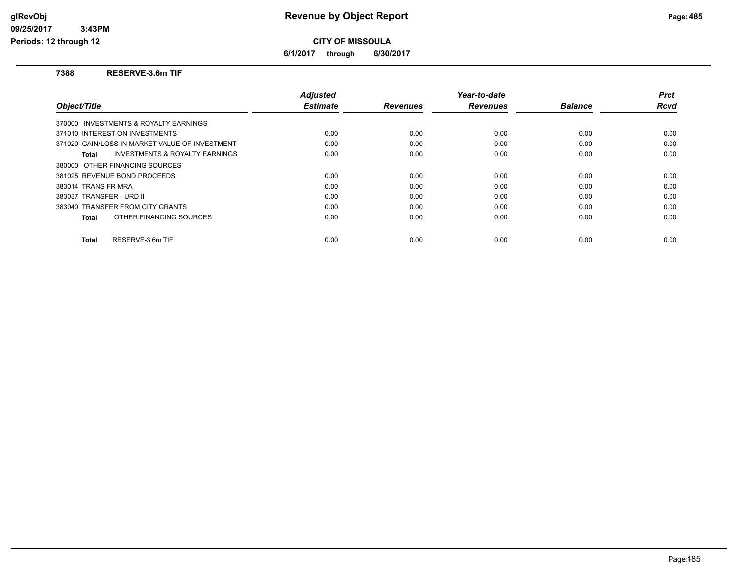# Revenue by Object Report

**CITY OF MISSOULA**

**6/1/2017 through 6/30/2017**

glRevObj
09/25/2017 3:43PM
Periods: 12 through 12

## 7388 RESERVE-3.6m TIF

| Object/Title | Adjusted Estimate | Revenues | Year-to-date Revenues | Balance | Prct Rcvd |
|---|---|---|---|---|---|
| 370000 INVESTMENTS & ROYALTY EARNINGS | | | | | |
| 371010 INTEREST ON INVESTMENTS | 0.00 | 0.00 | 0.00 | 0.00 | 0.00 |
| 371020 GAIN/LOSS IN MARKET VALUE OF INVESTMENT | 0.00 | 0.00 | 0.00 | 0.00 | 0.00 |
| **Total** INVESTMENTS & ROYALTY EARNINGS | 0.00 | 0.00 | 0.00 | 0.00 | 0.00 |
| 380000 OTHER FINANCING SOURCES | | | | | |
| 381025 REVENUE BOND PROCEEDS | 0.00 | 0.00 | 0.00 | 0.00 | 0.00 |
| 383014 TRANS FR MRA | 0.00 | 0.00 | 0.00 | 0.00 | 0.00 |
| 383037 TRANSFER - URD II | 0.00 | 0.00 | 0.00 | 0.00 | 0.00 |
| 383040 TRANSFER FROM CITY GRANTS | 0.00 | 0.00 | 0.00 | 0.00 | 0.00 |
| **Total** OTHER FINANCING SOURCES | 0.00 | 0.00 | 0.00 | 0.00 | 0.00 |
| **Total** RESERVE-3.6m TIF | 0.00 | 0.00 | 0.00 | 0.00 | 0.00 |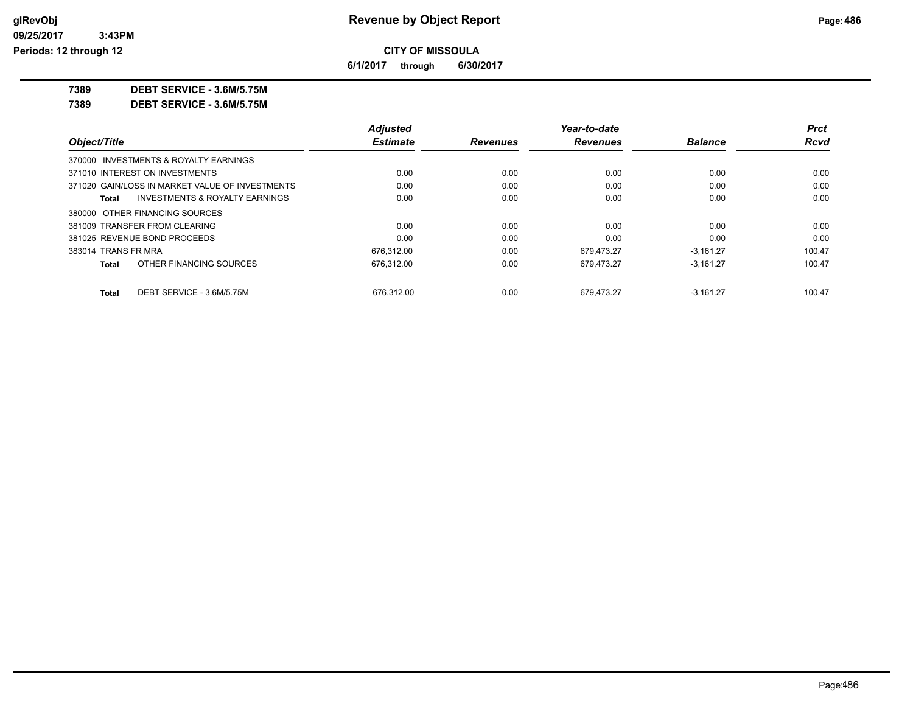# Revenue by Object Report

**CITY OF MISSOULA**

**6/1/2017 through 6/30/2017**

glRevObj
09/25/2017 3:43PM
Periods: 12 through 12

**7389 DEBT SERVICE - 3.6M/5.75M**

**7389 DEBT SERVICE - 3.6M/5.75M**

| Object/Title | Adjusted Estimate | Revenues | Year-to-date Revenues | Balance | Prct Rcvd |
|---|---|---|---|---|---|
| 370000 INVESTMENTS & ROYALTY EARNINGS | | | | | |
| 371010 INTEREST ON INVESTMENTS | 0.00 | 0.00 | 0.00 | 0.00 | 0.00 |
| 371020 GAIN/LOSS IN MARKET VALUE OF INVESTMENTS | 0.00 | 0.00 | 0.00 | 0.00 | 0.00 |
| **Total** INVESTMENTS & ROYALTY EARNINGS | 0.00 | 0.00 | 0.00 | 0.00 | 0.00 |
| 380000 OTHER FINANCING SOURCES | | | | | |
| 381009 TRANSFER FROM CLEARING | 0.00 | 0.00 | 0.00 | 0.00 | 0.00 |
| 381025 REVENUE BOND PROCEEDS | 0.00 | 0.00 | 0.00 | 0.00 | 0.00 |
| 383014 TRANS FR MRA | 676,312.00 | 0.00 | 679,473.27 | -3,161.27 | 100.47 |
| **Total** OTHER FINANCING SOURCES | 676,312.00 | 0.00 | 679,473.27 | -3,161.27 | 100.47 |
| **Total** DEBT SERVICE - 3.6M/5.75M | 676,312.00 | 0.00 | 679,473.27 | -3,161.27 | 100.47 |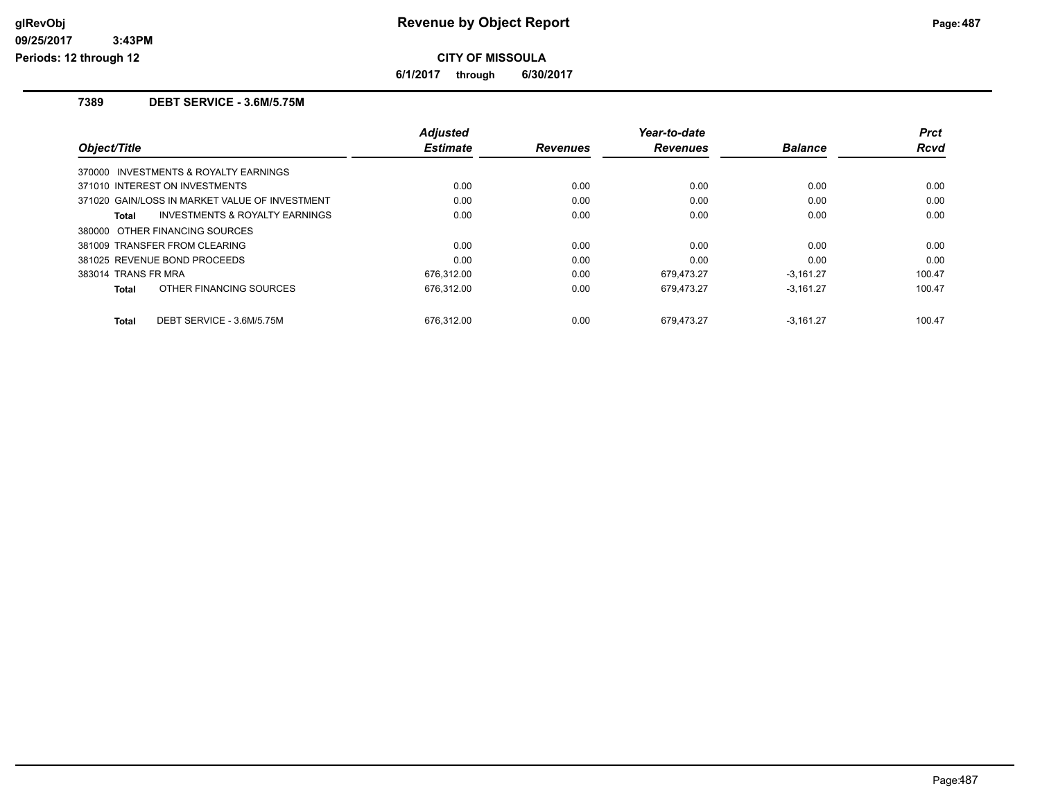# Revenue by Object Report

**CITY OF MISSOULA**

**6/1/2017 through 6/30/2017**

glRevObj
09/25/2017 3:43PM
Periods: 12 through 12

## 7389 DEBT SERVICE - 3.6M/5.75M

| Object/Title | Adjusted Estimate | Revenues | Year-to-date Revenues | Balance | Prct Rcvd |
|---|---|---|---|---|---|
| 370000 INVESTMENTS & ROYALTY EARNINGS | | | | | |
| 371010 INTEREST ON INVESTMENTS | 0.00 | 0.00 | 0.00 | 0.00 | 0.00 |
| 371020 GAIN/LOSS IN MARKET VALUE OF INVESTMENT | 0.00 | 0.00 | 0.00 | 0.00 | 0.00 |
| **Total** INVESTMENTS & ROYALTY EARNINGS | 0.00 | 0.00 | 0.00 | 0.00 | 0.00 |
| 380000 OTHER FINANCING SOURCES | | | | | |
| 381009 TRANSFER FROM CLEARING | 0.00 | 0.00 | 0.00 | 0.00 | 0.00 |
| 381025 REVENUE BOND PROCEEDS | 0.00 | 0.00 | 0.00 | 0.00 | 0.00 |
| 383014 TRANS FR MRA | 676,312.00 | 0.00 | 679,473.27 | -3,161.27 | 100.47 |
| **Total** OTHER FINANCING SOURCES | 676,312.00 | 0.00 | 679,473.27 | -3,161.27 | 100.47 |
| **Total** DEBT SERVICE - 3.6M/5.75M | 676,312.00 | 0.00 | 679,473.27 | -3,161.27 | 100.47 |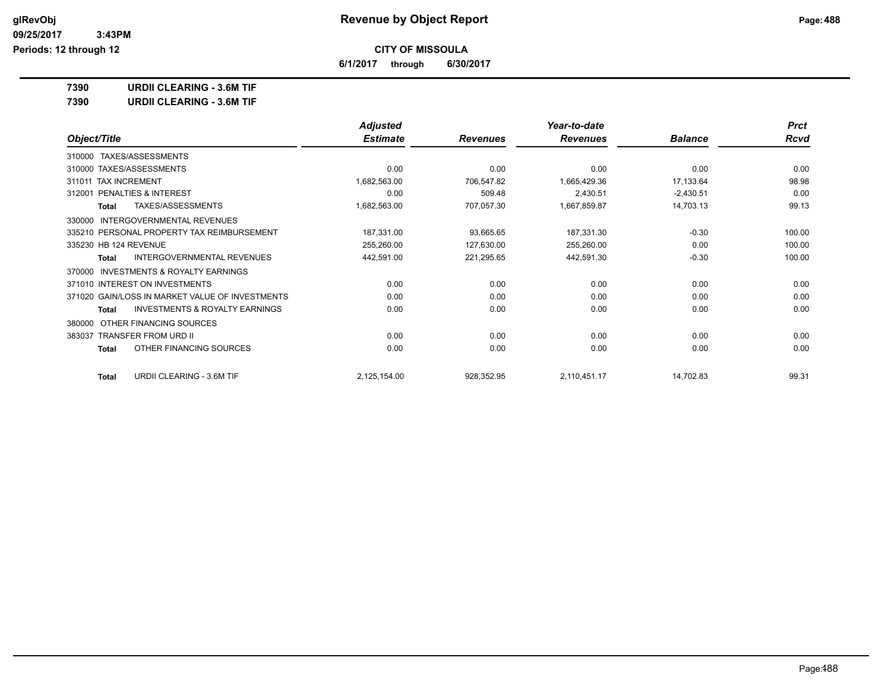**Revenue by Object Report**

glRevObj
09/25/2017 3:43PM
Periods: 12 through 12

**CITY OF MISSOULA**

**6/1/2017 through 6/30/2017**

**7390 URDII CLEARING - 3.6M TIF**

**7390 URDII CLEARING - 3.6M TIF**

| Object/Title | Adjusted Estimate | Revenues | Year-to-date Revenues | Balance | Prct Rcvd |
|---|---|---|---|---|---|
| 310000 TAXES/ASSESSMENTS | | | | | |
| 310000 TAXES/ASSESSMENTS | 0.00 | 0.00 | 0.00 | 0.00 | 0.00 |
| 311011 TAX INCREMENT | 1,682,563.00 | 706,547.82 | 1,665,429.36 | 17,133.64 | 98.98 |
| 312001 PENALTIES & INTEREST | 0.00 | 509.48 | 2,430.51 | -2,430.51 | 0.00 |
| **Total** TAXES/ASSESSMENTS | 1,682,563.00 | 707,057.30 | 1,667,859.87 | 14,703.13 | 99.13 |
| 330000 INTERGOVERNMENTAL REVENUES | | | | | |
| 335210 PERSONAL PROPERTY TAX REIMBURSEMENT | 187,331.00 | 93,665.65 | 187,331.30 | -0.30 | 100.00 |
| 335230 HB 124 REVENUE | 255,260.00 | 127,630.00 | 255,260.00 | 0.00 | 100.00 |
| **Total** INTERGOVERNMENTAL REVENUES | 442,591.00 | 221,295.65 | 442,591.30 | -0.30 | 100.00 |
| 370000 INVESTMENTS & ROYALTY EARNINGS | | | | | |
| 371010 INTEREST ON INVESTMENTS | 0.00 | 0.00 | 0.00 | 0.00 | 0.00 |
| 371020 GAIN/LOSS IN MARKET VALUE OF INVESTMENTS | 0.00 | 0.00 | 0.00 | 0.00 | 0.00 |
| **Total** INVESTMENTS & ROYALTY EARNINGS | 0.00 | 0.00 | 0.00 | 0.00 | 0.00 |
| 380000 OTHER FINANCING SOURCES | | | | | |
| 383037 TRANSFER FROM URD II | 0.00 | 0.00 | 0.00 | 0.00 | 0.00 |
| **Total** OTHER FINANCING SOURCES | 0.00 | 0.00 | 0.00 | 0.00 | 0.00 |
| **Total** URDII CLEARING - 3.6M TIF | 2,125,154.00 | 928,352.95 | 2,110,451.17 | 14,702.83 | 99.31 |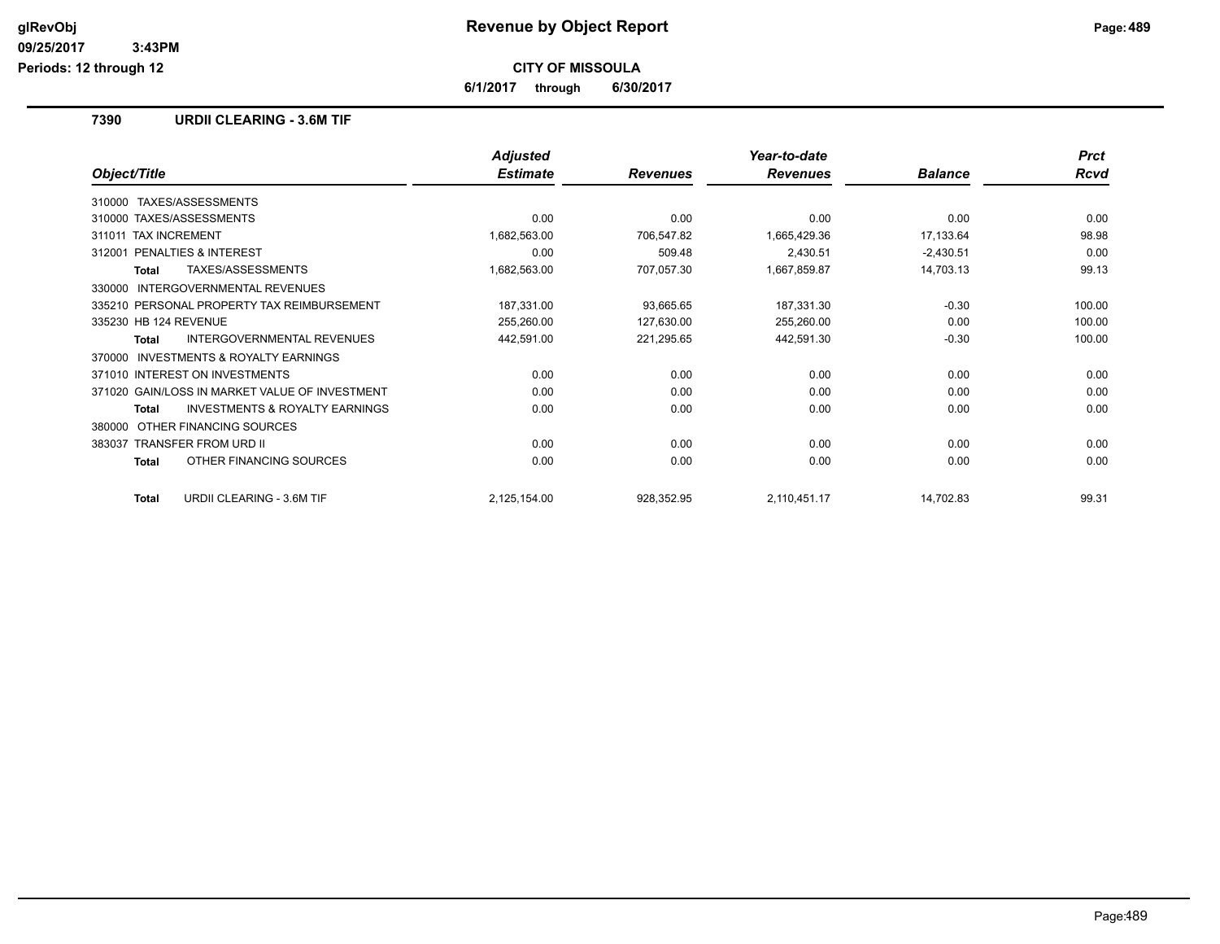# Revenue by Object Report

**CITY OF MISSOULA**

**6/1/2017 through 6/30/2017**

Periods: 12 through 12

## 7390 URDII CLEARING - 3.6M TIF

| Object/Title | Adjusted Estimate | Revenues | Year-to-date Revenues | Balance | Prct Rcvd |
|---|---|---|---|---|---|
| 310000 TAXES/ASSESSMENTS | | | | | |
| 310000 TAXES/ASSESSMENTS | 0.00 | 0.00 | 0.00 | 0.00 | 0.00 |
| 311011 TAX INCREMENT | 1,682,563.00 | 706,547.82 | 1,665,429.36 | 17,133.64 | 98.98 |
| 312001 PENALTIES & INTEREST | 0.00 | 509.48 | 2,430.51 | -2,430.51 | 0.00 |
| **Total** TAXES/ASSESSMENTS | 1,682,563.00 | 707,057.30 | 1,667,859.87 | 14,703.13 | 99.13 |
| 330000 INTERGOVERNMENTAL REVENUES | | | | | |
| 335210 PERSONAL PROPERTY TAX REIMBURSEMENT | 187,331.00 | 93,665.65 | 187,331.30 | -0.30 | 100.00 |
| 335230 HB 124 REVENUE | 255,260.00 | 127,630.00 | 255,260.00 | 0.00 | 100.00 |
| **Total** INTERGOVERNMENTAL REVENUES | 442,591.00 | 221,295.65 | 442,591.30 | -0.30 | 100.00 |
| 370000 INVESTMENTS & ROYALTY EARNINGS | | | | | |
| 371010 INTEREST ON INVESTMENTS | 0.00 | 0.00 | 0.00 | 0.00 | 0.00 |
| 371020 GAIN/LOSS IN MARKET VALUE OF INVESTMENT | 0.00 | 0.00 | 0.00 | 0.00 | 0.00 |
| **Total** INVESTMENTS & ROYALTY EARNINGS | 0.00 | 0.00 | 0.00 | 0.00 | 0.00 |
| 380000 OTHER FINANCING SOURCES | | | | | |
| 383037 TRANSFER FROM URD II | 0.00 | 0.00 | 0.00 | 0.00 | 0.00 |
| **Total** OTHER FINANCING SOURCES | 0.00 | 0.00 | 0.00 | 0.00 | 0.00 |
| **Total** URDII CLEARING - 3.6M TIF | 2,125,154.00 | 928,352.95 | 2,110,451.17 | 14,702.83 | 99.31 |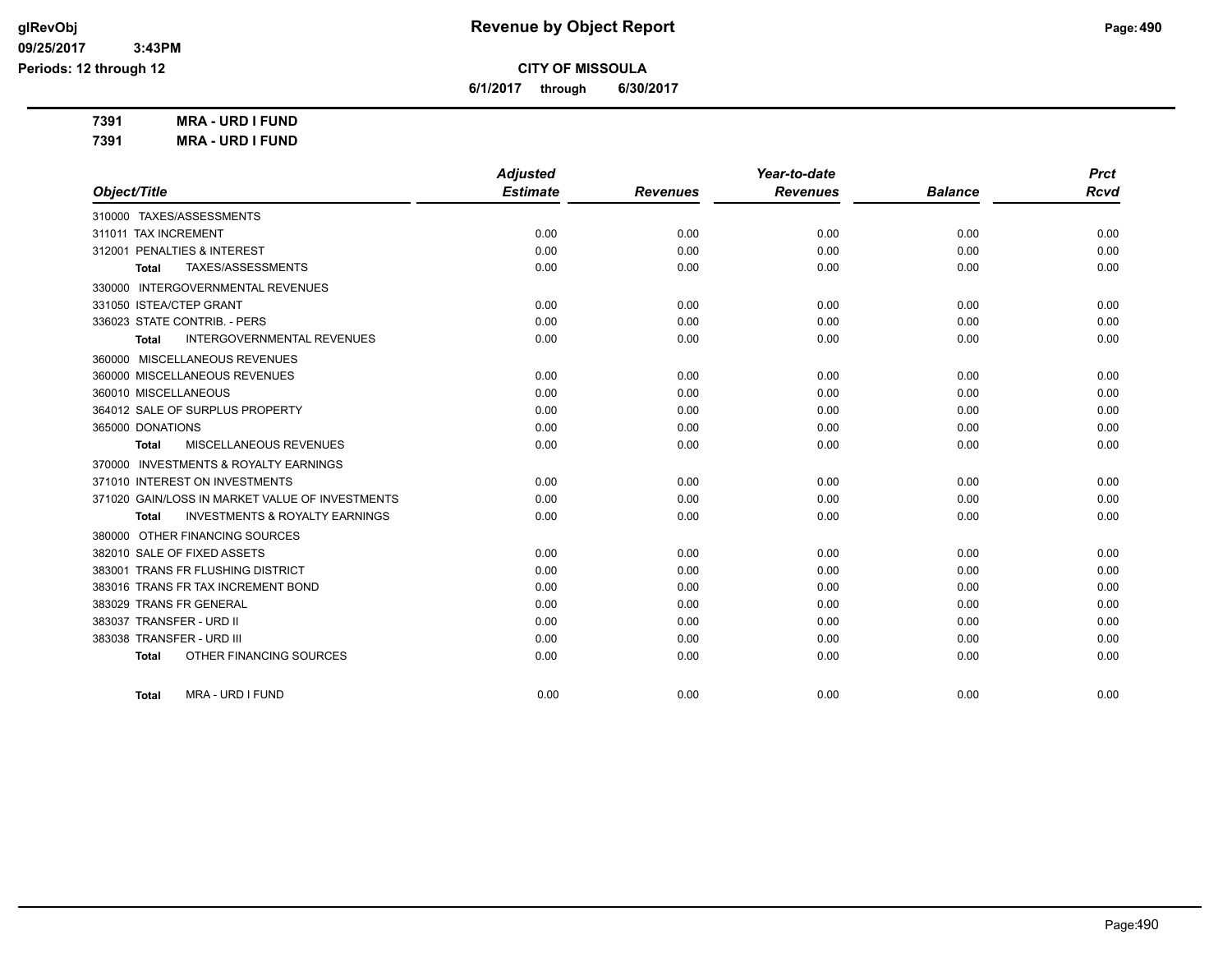# Revenue by Object Report

**CITY OF MISSOULA**

**6/1/2017 through 6/30/2017**

glRevObj
09/25/2017 3:43PM
Periods: 12 through 12

**7391 MRA - URD I FUND**

**7391 MRA - URD I FUND**

| Object/Title | Adjusted Estimate | Revenues | Year-to-date Revenues | Balance | Prct Rcvd |
|---|---|---|---|---|---|
| 310000 TAXES/ASSESSMENTS | | | | | |
| 311011 TAX INCREMENT | 0.00 | 0.00 | 0.00 | 0.00 | 0.00 |
| 312001 PENALTIES & INTEREST | 0.00 | 0.00 | 0.00 | 0.00 | 0.00 |
| **Total** TAXES/ASSESSMENTS | 0.00 | 0.00 | 0.00 | 0.00 | 0.00 |
| 330000 INTERGOVERNMENTAL REVENUES | | | | | |
| 331050 ISTEA/CTEP GRANT | 0.00 | 0.00 | 0.00 | 0.00 | 0.00 |
| 336023 STATE CONTRIB. - PERS | 0.00 | 0.00 | 0.00 | 0.00 | 0.00 |
| **Total** INTERGOVERNMENTAL REVENUES | 0.00 | 0.00 | 0.00 | 0.00 | 0.00 |
| 360000 MISCELLANEOUS REVENUES | | | | | |
| 360000 MISCELLANEOUS REVENUES | 0.00 | 0.00 | 0.00 | 0.00 | 0.00 |
| 360010 MISCELLANEOUS | 0.00 | 0.00 | 0.00 | 0.00 | 0.00 |
| 364012 SALE OF SURPLUS PROPERTY | 0.00 | 0.00 | 0.00 | 0.00 | 0.00 |
| 365000 DONATIONS | 0.00 | 0.00 | 0.00 | 0.00 | 0.00 |
| **Total** MISCELLANEOUS REVENUES | 0.00 | 0.00 | 0.00 | 0.00 | 0.00 |
| 370000 INVESTMENTS & ROYALTY EARNINGS | | | | | |
| 371010 INTEREST ON INVESTMENTS | 0.00 | 0.00 | 0.00 | 0.00 | 0.00 |
| 371020 GAIN/LOSS IN MARKET VALUE OF INVESTMENTS | 0.00 | 0.00 | 0.00 | 0.00 | 0.00 |
| **Total** INVESTMENTS & ROYALTY EARNINGS | 0.00 | 0.00 | 0.00 | 0.00 | 0.00 |
| 380000 OTHER FINANCING SOURCES | | | | | |
| 382010 SALE OF FIXED ASSETS | 0.00 | 0.00 | 0.00 | 0.00 | 0.00 |
| 383001 TRANS FR FLUSHING DISTRICT | 0.00 | 0.00 | 0.00 | 0.00 | 0.00 |
| 383016 TRANS FR TAX INCREMENT BOND | 0.00 | 0.00 | 0.00 | 0.00 | 0.00 |
| 383029 TRANS FR GENERAL | 0.00 | 0.00 | 0.00 | 0.00 | 0.00 |
| 383037 TRANSFER - URD II | 0.00 | 0.00 | 0.00 | 0.00 | 0.00 |
| 383038 TRANSFER - URD III | 0.00 | 0.00 | 0.00 | 0.00 | 0.00 |
| **Total** OTHER FINANCING SOURCES | 0.00 | 0.00 | 0.00 | 0.00 | 0.00 |
| **Total** MRA - URD I FUND | 0.00 | 0.00 | 0.00 | 0.00 | 0.00 |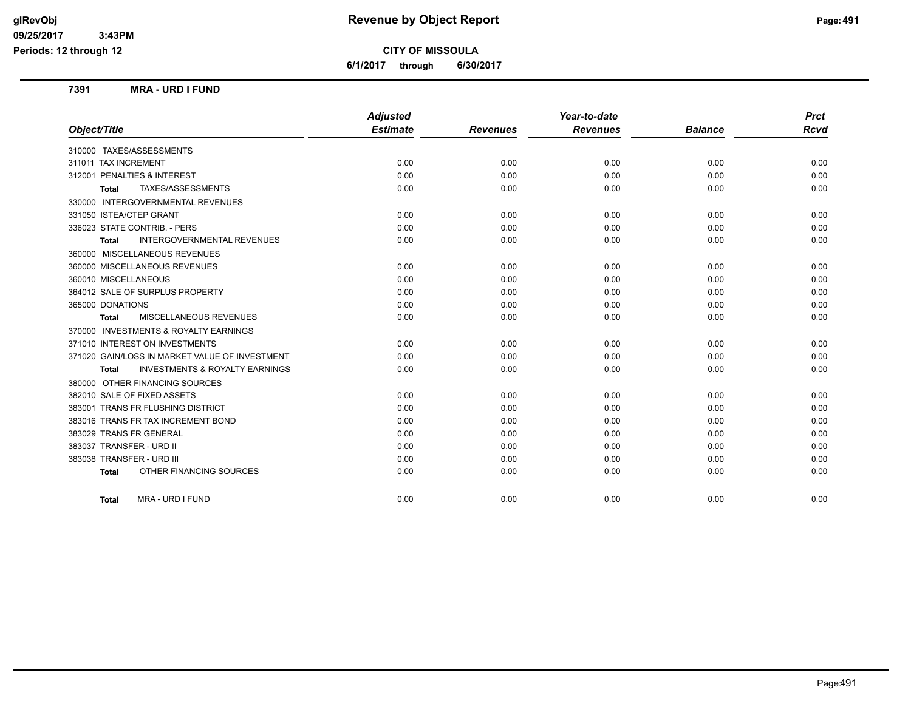# Revenue by Object Report

**CITY OF MISSOULA**

**6/1/2017 through 6/30/2017**

glRevObj
09/25/2017 3:43PM
Periods: 12 through 12

## 7391 MRA - URD I FUND

| Object/Title | Adjusted Estimate | Revenues | Year-to-date Revenues | Balance | Prct Rcvd |
|---|---|---|---|---|---|
| 310000 TAXES/ASSESSMENTS | | | | | |
| 311011 TAX INCREMENT | 0.00 | 0.00 | 0.00 | 0.00 | 0.00 |
| 312001 PENALTIES & INTEREST | 0.00 | 0.00 | 0.00 | 0.00 | 0.00 |
| **Total** TAXES/ASSESSMENTS | 0.00 | 0.00 | 0.00 | 0.00 | 0.00 |
| 330000 INTERGOVERNMENTAL REVENUES | | | | | |
| 331050 ISTEA/CTEP GRANT | 0.00 | 0.00 | 0.00 | 0.00 | 0.00 |
| 336023 STATE CONTRIB. - PERS | 0.00 | 0.00 | 0.00 | 0.00 | 0.00 |
| **Total** INTERGOVERNMENTAL REVENUES | 0.00 | 0.00 | 0.00 | 0.00 | 0.00 |
| 360000 MISCELLANEOUS REVENUES | | | | | |
| 360000 MISCELLANEOUS REVENUES | 0.00 | 0.00 | 0.00 | 0.00 | 0.00 |
| 360010 MISCELLANEOUS | 0.00 | 0.00 | 0.00 | 0.00 | 0.00 |
| 364012 SALE OF SURPLUS PROPERTY | 0.00 | 0.00 | 0.00 | 0.00 | 0.00 |
| 365000 DONATIONS | 0.00 | 0.00 | 0.00 | 0.00 | 0.00 |
| **Total** MISCELLANEOUS REVENUES | 0.00 | 0.00 | 0.00 | 0.00 | 0.00 |
| 370000 INVESTMENTS & ROYALTY EARNINGS | | | | | |
| 371010 INTEREST ON INVESTMENTS | 0.00 | 0.00 | 0.00 | 0.00 | 0.00 |
| 371020 GAIN/LOSS IN MARKET VALUE OF INVESTMENT | 0.00 | 0.00 | 0.00 | 0.00 | 0.00 |
| **Total** INVESTMENTS & ROYALTY EARNINGS | 0.00 | 0.00 | 0.00 | 0.00 | 0.00 |
| 380000 OTHER FINANCING SOURCES | | | | | |
| 382010 SALE OF FIXED ASSETS | 0.00 | 0.00 | 0.00 | 0.00 | 0.00 |
| 383001 TRANS FR FLUSHING DISTRICT | 0.00 | 0.00 | 0.00 | 0.00 | 0.00 |
| 383016 TRANS FR TAX INCREMENT BOND | 0.00 | 0.00 | 0.00 | 0.00 | 0.00 |
| 383029 TRANS FR GENERAL | 0.00 | 0.00 | 0.00 | 0.00 | 0.00 |
| 383037 TRANSFER - URD II | 0.00 | 0.00 | 0.00 | 0.00 | 0.00 |
| 383038 TRANSFER - URD III | 0.00 | 0.00 | 0.00 | 0.00 | 0.00 |
| **Total** OTHER FINANCING SOURCES | 0.00 | 0.00 | 0.00 | 0.00 | 0.00 |
| **Total** MRA - URD I FUND | 0.00 | 0.00 | 0.00 | 0.00 | 0.00 |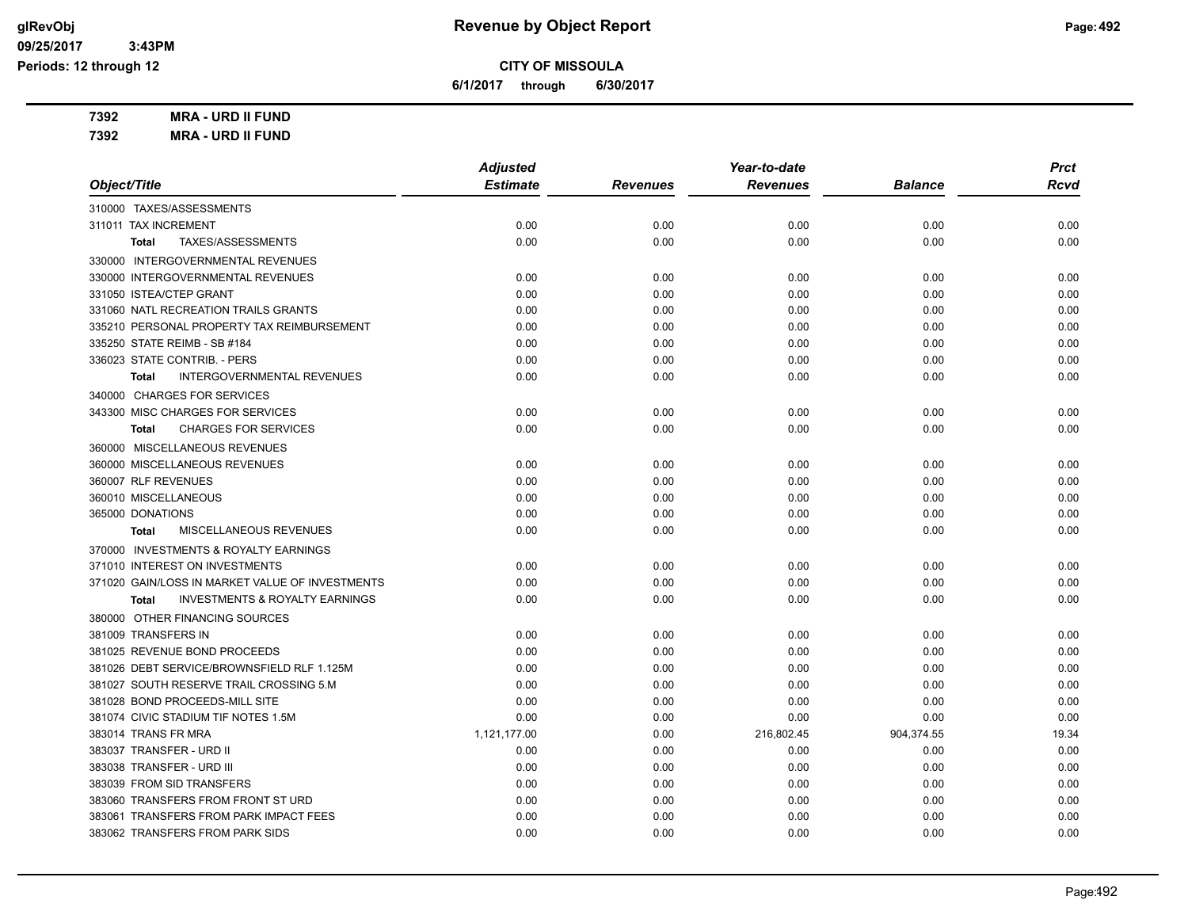# Revenue by Object Report

glRevObj
09/25/2017 3:43PM
Periods: 12 through 12

**CITY OF MISSOULA**

6/1/2017 through 6/30/2017

**7392 MRA - URD II FUND**
**7392 MRA - URD II FUND**

| Object/Title | Adjusted Estimate | Revenues | Year-to-date Revenues | Balance | Prct Rcvd |
|---|---|---|---|---|---|
| 310000 TAXES/ASSESSMENTS | | | | | |
| 311011 TAX INCREMENT | 0.00 | 0.00 | 0.00 | 0.00 | 0.00 |
| **Total** TAXES/ASSESSMENTS | 0.00 | 0.00 | 0.00 | 0.00 | 0.00 |
| 330000 INTERGOVERNMENTAL REVENUES | | | | | |
| 330000 INTERGOVERNMENTAL REVENUES | 0.00 | 0.00 | 0.00 | 0.00 | 0.00 |
| 331050 ISTEA/CTEP GRANT | 0.00 | 0.00 | 0.00 | 0.00 | 0.00 |
| 331060 NATL RECREATION TRAILS GRANTS | 0.00 | 0.00 | 0.00 | 0.00 | 0.00 |
| 335210 PERSONAL PROPERTY TAX REIMBURSEMENT | 0.00 | 0.00 | 0.00 | 0.00 | 0.00 |
| 335250 STATE REIMB - SB #184 | 0.00 | 0.00 | 0.00 | 0.00 | 0.00 |
| 336023 STATE CONTRIB. - PERS | 0.00 | 0.00 | 0.00 | 0.00 | 0.00 |
| **Total** INTERGOVERNMENTAL REVENUES | 0.00 | 0.00 | 0.00 | 0.00 | 0.00 |
| 340000 CHARGES FOR SERVICES | | | | | |
| 343300 MISC CHARGES FOR SERVICES | 0.00 | 0.00 | 0.00 | 0.00 | 0.00 |
| **Total** CHARGES FOR SERVICES | 0.00 | 0.00 | 0.00 | 0.00 | 0.00 |
| 360000 MISCELLANEOUS REVENUES | | | | | |
| 360000 MISCELLANEOUS REVENUES | 0.00 | 0.00 | 0.00 | 0.00 | 0.00 |
| 360007 RLF REVENUES | 0.00 | 0.00 | 0.00 | 0.00 | 0.00 |
| 360010 MISCELLANEOUS | 0.00 | 0.00 | 0.00 | 0.00 | 0.00 |
| 365000 DONATIONS | 0.00 | 0.00 | 0.00 | 0.00 | 0.00 |
| **Total** MISCELLANEOUS REVENUES | 0.00 | 0.00 | 0.00 | 0.00 | 0.00 |
| 370000 INVESTMENTS & ROYALTY EARNINGS | | | | | |
| 371010 INTEREST ON INVESTMENTS | 0.00 | 0.00 | 0.00 | 0.00 | 0.00 |
| 371020 GAIN/LOSS IN MARKET VALUE OF INVESTMENTS | 0.00 | 0.00 | 0.00 | 0.00 | 0.00 |
| **Total** INVESTMENTS & ROYALTY EARNINGS | 0.00 | 0.00 | 0.00 | 0.00 | 0.00 |
| 380000 OTHER FINANCING SOURCES | | | | | |
| 381009 TRANSFERS IN | 0.00 | 0.00 | 0.00 | 0.00 | 0.00 |
| 381025 REVENUE BOND PROCEEDS | 0.00 | 0.00 | 0.00 | 0.00 | 0.00 |
| 381026 DEBT SERVICE/BROWNSFIELD RLF 1.125M | 0.00 | 0.00 | 0.00 | 0.00 | 0.00 |
| 381027 SOUTH RESERVE TRAIL CROSSING 5.M | 0.00 | 0.00 | 0.00 | 0.00 | 0.00 |
| 381028 BOND PROCEEDS-MILL SITE | 0.00 | 0.00 | 0.00 | 0.00 | 0.00 |
| 381074 CIVIC STADIUM TIF NOTES 1.5M | 0.00 | 0.00 | 0.00 | 0.00 | 0.00 |
| 383014 TRANS FR MRA | 1,121,177.00 | 0.00 | 216,802.45 | 904,374.55 | 19.34 |
| 383037 TRANSFER - URD II | 0.00 | 0.00 | 0.00 | 0.00 | 0.00 |
| 383038 TRANSFER - URD III | 0.00 | 0.00 | 0.00 | 0.00 | 0.00 |
| 383039 FROM SID TRANSFERS | 0.00 | 0.00 | 0.00 | 0.00 | 0.00 |
| 383060 TRANSFERS FROM FRONT ST URD | 0.00 | 0.00 | 0.00 | 0.00 | 0.00 |
| 383061 TRANSFERS FROM PARK IMPACT FEES | 0.00 | 0.00 | 0.00 | 0.00 | 0.00 |
| 383062 TRANSFERS FROM PARK SIDS | 0.00 | 0.00 | 0.00 | 0.00 | 0.00 |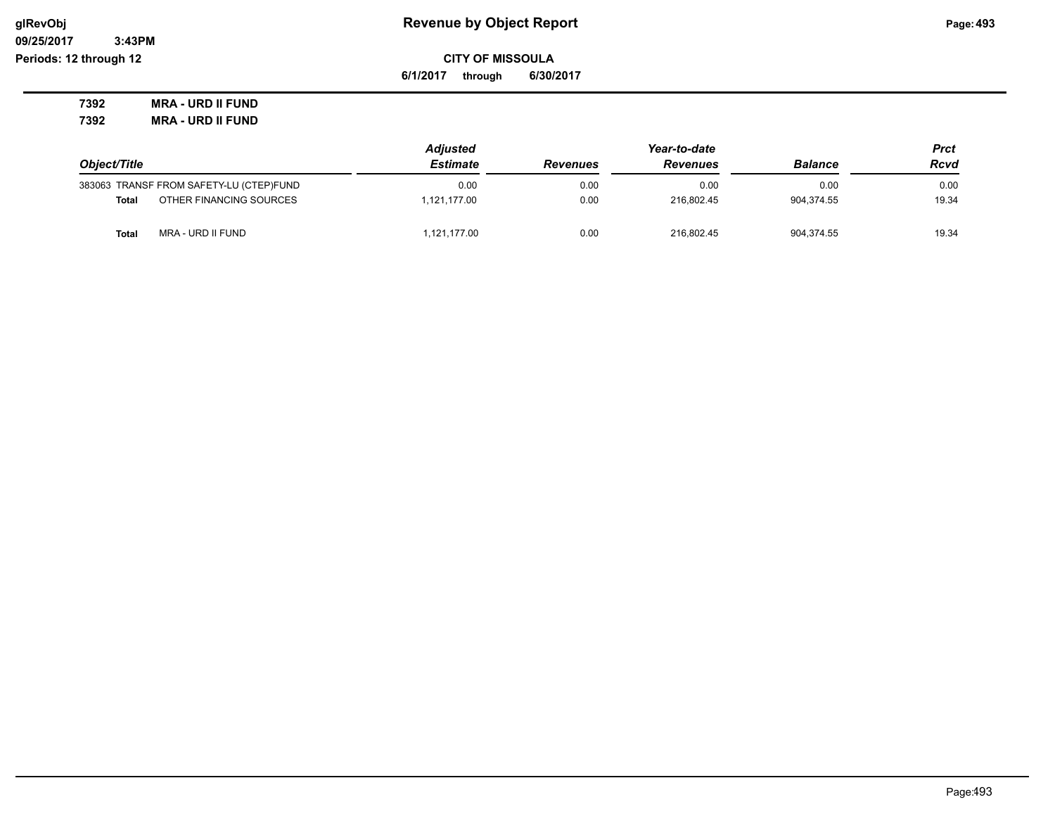**Revenue by Object Report**

glRevObj
09/25/2017 3:43PM
Periods: 12 through 12

**CITY OF MISSOULA**

6/1/2017 through 6/30/2017

**7392 MRA - URD II FUND**

**7392 MRA - URD II FUND**

| Object/Title | | Adjusted Estimate | Revenues | Year-to-date Revenues | Balance | Prct Rcvd |
|---|---|---|---|---|---|---|
| 383063 | TRANSF FROM SAFETY-LU (CTEP)FUND | 0.00 | 0.00 | 0.00 | 0.00 | 0.00 |
| Total | OTHER FINANCING SOURCES | 1,121,177.00 | 0.00 | 216,802.45 | 904,374.55 | 19.34 |
| Total | MRA - URD II FUND | 1,121,177.00 | 0.00 | 216,802.45 | 904,374.55 | 19.34 |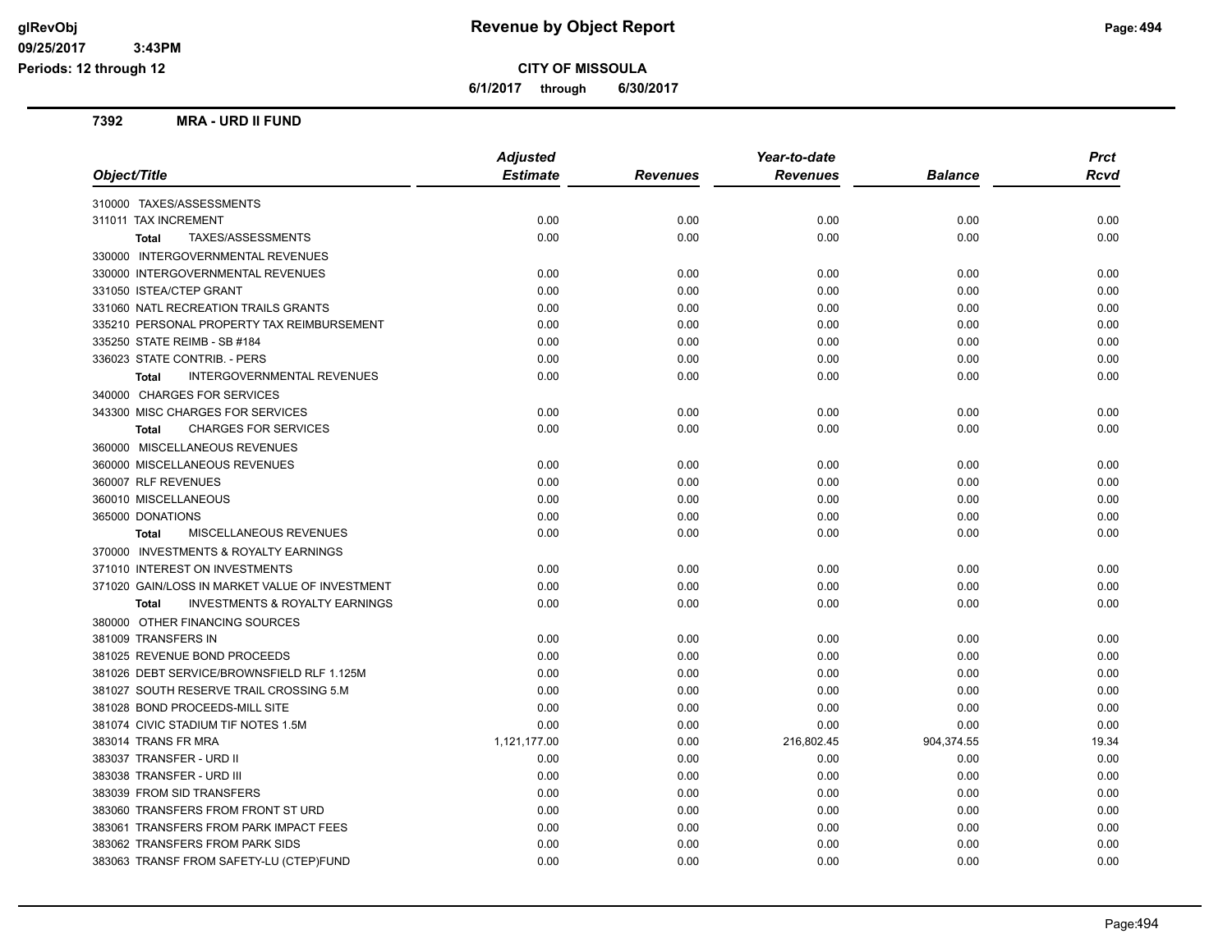# CITY OF MISSOULA

**6/1/2017 through 6/30/2017**

## 7392 MRA - URD II FUND

| Object/Title | Adjusted Estimate | Revenues | Year-to-date Revenues | Balance | Prct Rcvd |
|---|---|---|---|---|---|
| 310000 TAXES/ASSESSMENTS | | | | | |
| 311011 TAX INCREMENT | 0.00 | 0.00 | 0.00 | 0.00 | 0.00 |
| **Total** TAXES/ASSESSMENTS | 0.00 | 0.00 | 0.00 | 0.00 | 0.00 |
| 330000 INTERGOVERNMENTAL REVENUES | | | | | |
| 330000 INTERGOVERNMENTAL REVENUES | 0.00 | 0.00 | 0.00 | 0.00 | 0.00 |
| 331050 ISTEA/CTEP GRANT | 0.00 | 0.00 | 0.00 | 0.00 | 0.00 |
| 331060 NATL RECREATION TRAILS GRANTS | 0.00 | 0.00 | 0.00 | 0.00 | 0.00 |
| 335210 PERSONAL PROPERTY TAX REIMBURSEMENT | 0.00 | 0.00 | 0.00 | 0.00 | 0.00 |
| 335250 STATE REIMB - SB #184 | 0.00 | 0.00 | 0.00 | 0.00 | 0.00 |
| 336023 STATE CONTRIB. - PERS | 0.00 | 0.00 | 0.00 | 0.00 | 0.00 |
| **Total** INTERGOVERNMENTAL REVENUES | 0.00 | 0.00 | 0.00 | 0.00 | 0.00 |
| 340000 CHARGES FOR SERVICES | | | | | |
| 343300 MISC CHARGES FOR SERVICES | 0.00 | 0.00 | 0.00 | 0.00 | 0.00 |
| **Total** CHARGES FOR SERVICES | 0.00 | 0.00 | 0.00 | 0.00 | 0.00 |
| 360000 MISCELLANEOUS REVENUES | | | | | |
| 360000 MISCELLANEOUS REVENUES | 0.00 | 0.00 | 0.00 | 0.00 | 0.00 |
| 360007 RLF REVENUES | 0.00 | 0.00 | 0.00 | 0.00 | 0.00 |
| 360010 MISCELLANEOUS | 0.00 | 0.00 | 0.00 | 0.00 | 0.00 |
| 365000 DONATIONS | 0.00 | 0.00 | 0.00 | 0.00 | 0.00 |
| **Total** MISCELLANEOUS REVENUES | 0.00 | 0.00 | 0.00 | 0.00 | 0.00 |
| 370000 INVESTMENTS & ROYALTY EARNINGS | | | | | |
| 371010 INTEREST ON INVESTMENTS | 0.00 | 0.00 | 0.00 | 0.00 | 0.00 |
| 371020 GAIN/LOSS IN MARKET VALUE OF INVESTMENT | 0.00 | 0.00 | 0.00 | 0.00 | 0.00 |
| **Total** INVESTMENTS & ROYALTY EARNINGS | 0.00 | 0.00 | 0.00 | 0.00 | 0.00 |
| 380000 OTHER FINANCING SOURCES | | | | | |
| 381009 TRANSFERS IN | 0.00 | 0.00 | 0.00 | 0.00 | 0.00 |
| 381025 REVENUE BOND PROCEEDS | 0.00 | 0.00 | 0.00 | 0.00 | 0.00 |
| 381026 DEBT SERVICE/BROWNSFIELD RLF 1.125M | 0.00 | 0.00 | 0.00 | 0.00 | 0.00 |
| 381027 SOUTH RESERVE TRAIL CROSSING 5.M | 0.00 | 0.00 | 0.00 | 0.00 | 0.00 |
| 381028 BOND PROCEEDS-MILL SITE | 0.00 | 0.00 | 0.00 | 0.00 | 0.00 |
| 381074 CIVIC STADIUM TIF NOTES 1.5M | 0.00 | 0.00 | 0.00 | 0.00 | 0.00 |
| 383014 TRANS FR MRA | 1,121,177.00 | 0.00 | 216,802.45 | 904,374.55 | 19.34 |
| 383037 TRANSFER - URD II | 0.00 | 0.00 | 0.00 | 0.00 | 0.00 |
| 383038 TRANSFER - URD III | 0.00 | 0.00 | 0.00 | 0.00 | 0.00 |
| 383039 FROM SID TRANSFERS | 0.00 | 0.00 | 0.00 | 0.00 | 0.00 |
| 383060 TRANSFERS FROM FRONT ST URD | 0.00 | 0.00 | 0.00 | 0.00 | 0.00 |
| 383061 TRANSFERS FROM PARK IMPACT FEES | 0.00 | 0.00 | 0.00 | 0.00 | 0.00 |
| 383062 TRANSFERS FROM PARK SIDS | 0.00 | 0.00 | 0.00 | 0.00 | 0.00 |
| 383063 TRANSF FROM SAFETY-LU (CTEP)FUND | 0.00 | 0.00 | 0.00 | 0.00 | 0.00 |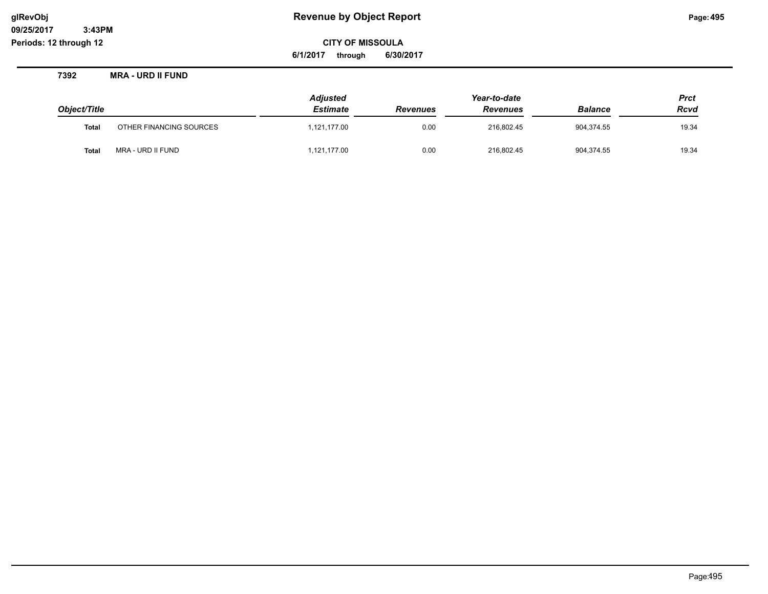# Revenue by Object Report

**CITY OF MISSOULA**

**6/1/2017 through 6/30/2017**

glRevObj
09/25/2017 3:43PM
Periods: 12 through 12

**7392 MRA - URD II FUND**

| Object/Title | | Adjusted Estimate | Revenues | Year-to-date Revenues | Balance | Prct Rcvd |
|---|---|---|---|---|---|---|
| **Total** | OTHER FINANCING SOURCES | 1,121,177.00 | 0.00 | 216,802.45 | 904,374.55 | 19.34 |
| **Total** | MRA - URD II FUND | 1,121,177.00 | 0.00 | 216,802.45 | 904,374.55 | 19.34 |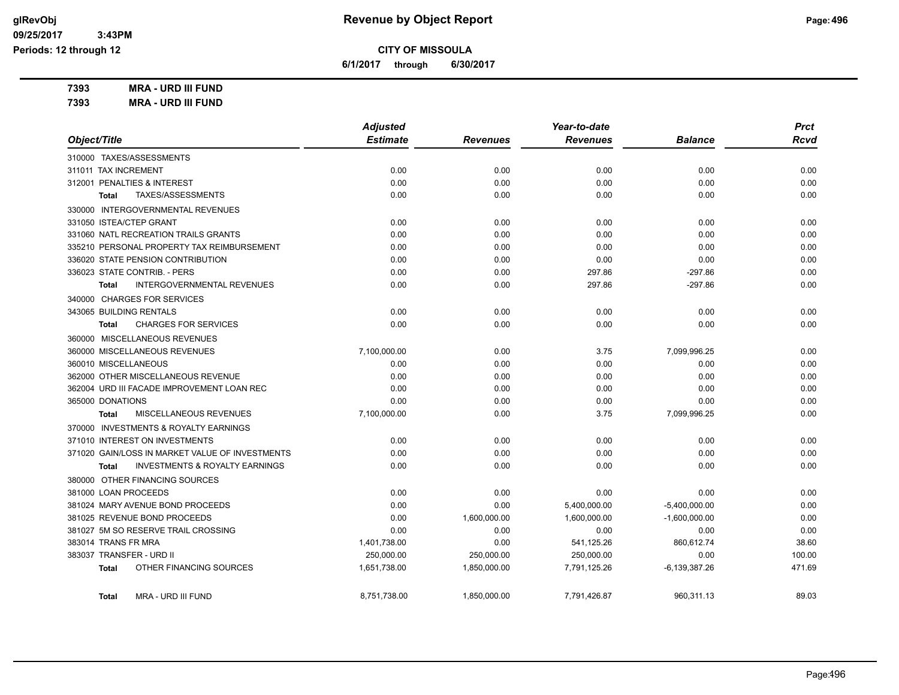**CITY OF MISSOULA**

**6/1/2017 through 6/30/2017**

**7393 MRA - URD III FUND**

**7393 MRA - URD III FUND**

| Object/Title | Adjusted Estimate | Revenues | Year-to-date Revenues | Balance | Prct Rcvd |
|---|---|---|---|---|---|
| 310000 TAXES/ASSESSMENTS | | | | | |
| 311011 TAX INCREMENT | 0.00 | 0.00 | 0.00 | 0.00 | 0.00 |
| 312001 PENALTIES & INTEREST | 0.00 | 0.00 | 0.00 | 0.00 | 0.00 |
| **Total** TAXES/ASSESSMENTS | 0.00 | 0.00 | 0.00 | 0.00 | 0.00 |
| 330000 INTERGOVERNMENTAL REVENUES | | | | | |
| 331050 ISTEA/CTEP GRANT | 0.00 | 0.00 | 0.00 | 0.00 | 0.00 |
| 331060 NATL RECREATION TRAILS GRANTS | 0.00 | 0.00 | 0.00 | 0.00 | 0.00 |
| 335210 PERSONAL PROPERTY TAX REIMBURSEMENT | 0.00 | 0.00 | 0.00 | 0.00 | 0.00 |
| 336020 STATE PENSION CONTRIBUTION | 0.00 | 0.00 | 0.00 | 0.00 | 0.00 |
| 336023 STATE CONTRIB. - PERS | 0.00 | 0.00 | 297.86 | -297.86 | 0.00 |
| **Total** INTERGOVERNMENTAL REVENUES | 0.00 | 0.00 | 297.86 | -297.86 | 0.00 |
| 340000 CHARGES FOR SERVICES | | | | | |
| 343065 BUILDING RENTALS | 0.00 | 0.00 | 0.00 | 0.00 | 0.00 |
| **Total** CHARGES FOR SERVICES | 0.00 | 0.00 | 0.00 | 0.00 | 0.00 |
| 360000 MISCELLANEOUS REVENUES | | | | | |
| 360000 MISCELLANEOUS REVENUES | 7,100,000.00 | 0.00 | 3.75 | 7,099,996.25 | 0.00 |
| 360010 MISCELLANEOUS | 0.00 | 0.00 | 0.00 | 0.00 | 0.00 |
| 362000 OTHER MISCELLANEOUS REVENUE | 0.00 | 0.00 | 0.00 | 0.00 | 0.00 |
| 362004 URD III FACADE IMPROVEMENT LOAN REC | 0.00 | 0.00 | 0.00 | 0.00 | 0.00 |
| 365000 DONATIONS | 0.00 | 0.00 | 0.00 | 0.00 | 0.00 |
| **Total** MISCELLANEOUS REVENUES | 7,100,000.00 | 0.00 | 3.75 | 7,099,996.25 | 0.00 |
| 370000 INVESTMENTS & ROYALTY EARNINGS | | | | | |
| 371010 INTEREST ON INVESTMENTS | 0.00 | 0.00 | 0.00 | 0.00 | 0.00 |
| 371020 GAIN/LOSS IN MARKET VALUE OF INVESTMENTS | 0.00 | 0.00 | 0.00 | 0.00 | 0.00 |
| **Total** INVESTMENTS & ROYALTY EARNINGS | 0.00 | 0.00 | 0.00 | 0.00 | 0.00 |
| 380000 OTHER FINANCING SOURCES | | | | | |
| 381000 LOAN PROCEEDS | 0.00 | 0.00 | 0.00 | 0.00 | 0.00 |
| 381024 MARY AVENUE BOND PROCEEDS | 0.00 | 0.00 | 5,400,000.00 | -5,400,000.00 | 0.00 |
| 381025 REVENUE BOND PROCEEDS | 0.00 | 1,600,000.00 | 1,600,000.00 | -1,600,000.00 | 0.00 |
| 381027 5M SO RESERVE TRAIL CROSSING | 0.00 | 0.00 | 0.00 | 0.00 | 0.00 |
| 383014 TRANS FR MRA | 1,401,738.00 | 0.00 | 541,125.26 | 860,612.74 | 38.60 |
| 383037 TRANSFER - URD II | 250,000.00 | 250,000.00 | 250,000.00 | 0.00 | 100.00 |
| **Total** OTHER FINANCING SOURCES | 1,651,738.00 | 1,850,000.00 | 7,791,125.26 | -6,139,387.26 | 471.69 |
| **Total** MRA - URD III FUND | 8,751,738.00 | 1,850,000.00 | 7,791,426.87 | 960,311.13 | 89.03 |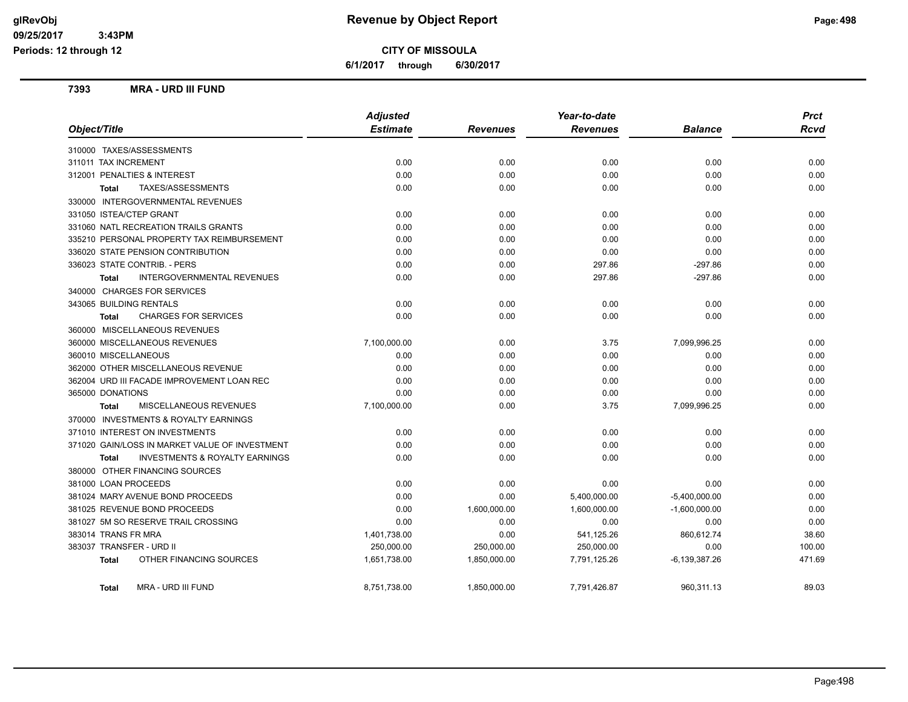# Revenue by Object Report

**CITY OF MISSOULA**

**6/1/2017 through 6/30/2017**

glRevObj
09/25/2017 3:43PM
Periods: 12 through 12

## 7393 MRA - URD III FUND

| Object/Title | Adjusted Estimate | Revenues | Year-to-date Revenues | Balance | Prct Rcvd |
|---|---|---|---|---|---|
| 310000 TAXES/ASSESSMENTS | | | | | |
| 311011 TAX INCREMENT | 0.00 | 0.00 | 0.00 | 0.00 | 0.00 |
| 312001 PENALTIES & INTEREST | 0.00 | 0.00 | 0.00 | 0.00 | 0.00 |
| **Total** TAXES/ASSESSMENTS | 0.00 | 0.00 | 0.00 | 0.00 | 0.00 |
| 330000 INTERGOVERNMENTAL REVENUES | | | | | |
| 331050 ISTEA/CTEP GRANT | 0.00 | 0.00 | 0.00 | 0.00 | 0.00 |
| 331060 NATL RECREATION TRAILS GRANTS | 0.00 | 0.00 | 0.00 | 0.00 | 0.00 |
| 335210 PERSONAL PROPERTY TAX REIMBURSEMENT | 0.00 | 0.00 | 0.00 | 0.00 | 0.00 |
| 336020 STATE PENSION CONTRIBUTION | 0.00 | 0.00 | 0.00 | 0.00 | 0.00 |
| 336023 STATE CONTRIB. - PERS | 0.00 | 0.00 | 297.86 | -297.86 | 0.00 |
| **Total** INTERGOVERNMENTAL REVENUES | 0.00 | 0.00 | 297.86 | -297.86 | 0.00 |
| 340000 CHARGES FOR SERVICES | | | | | |
| 343065 BUILDING RENTALS | 0.00 | 0.00 | 0.00 | 0.00 | 0.00 |
| **Total** CHARGES FOR SERVICES | 0.00 | 0.00 | 0.00 | 0.00 | 0.00 |
| 360000 MISCELLANEOUS REVENUES | | | | | |
| 360000 MISCELLANEOUS REVENUES | 7,100,000.00 | 0.00 | 3.75 | 7,099,996.25 | 0.00 |
| 360010 MISCELLANEOUS | 0.00 | 0.00 | 0.00 | 0.00 | 0.00 |
| 362000 OTHER MISCELLANEOUS REVENUE | 0.00 | 0.00 | 0.00 | 0.00 | 0.00 |
| 362004 URD III FACADE IMPROVEMENT LOAN REC | 0.00 | 0.00 | 0.00 | 0.00 | 0.00 |
| 365000 DONATIONS | 0.00 | 0.00 | 0.00 | 0.00 | 0.00 |
| **Total** MISCELLANEOUS REVENUES | 7,100,000.00 | 0.00 | 3.75 | 7,099,996.25 | 0.00 |
| 370000 INVESTMENTS & ROYALTY EARNINGS | | | | | |
| 371010 INTEREST ON INVESTMENTS | 0.00 | 0.00 | 0.00 | 0.00 | 0.00 |
| 371020 GAIN/LOSS IN MARKET VALUE OF INVESTMENT | 0.00 | 0.00 | 0.00 | 0.00 | 0.00 |
| **Total** INVESTMENTS & ROYALTY EARNINGS | 0.00 | 0.00 | 0.00 | 0.00 | 0.00 |
| 380000 OTHER FINANCING SOURCES | | | | | |
| 381000 LOAN PROCEEDS | 0.00 | 0.00 | 0.00 | 0.00 | 0.00 |
| 381024 MARY AVENUE BOND PROCEEDS | 0.00 | 0.00 | 5,400,000.00 | -5,400,000.00 | 0.00 |
| 381025 REVENUE BOND PROCEEDS | 0.00 | 1,600,000.00 | 1,600,000.00 | -1,600,000.00 | 0.00 |
| 381027 5M SO RESERVE TRAIL CROSSING | 0.00 | 0.00 | 0.00 | 0.00 | 0.00 |
| 383014 TRANS FR MRA | 1,401,738.00 | 0.00 | 541,125.26 | 860,612.74 | 38.60 |
| 383037 TRANSFER - URD II | 250,000.00 | 250,000.00 | 250,000.00 | 0.00 | 100.00 |
| **Total** OTHER FINANCING SOURCES | 1,651,738.00 | 1,850,000.00 | 7,791,125.26 | -6,139,387.26 | 471.69 |
| **Total** MRA - URD III FUND | 8,751,738.00 | 1,850,000.00 | 7,791,426.87 | 960,311.13 | 89.03 |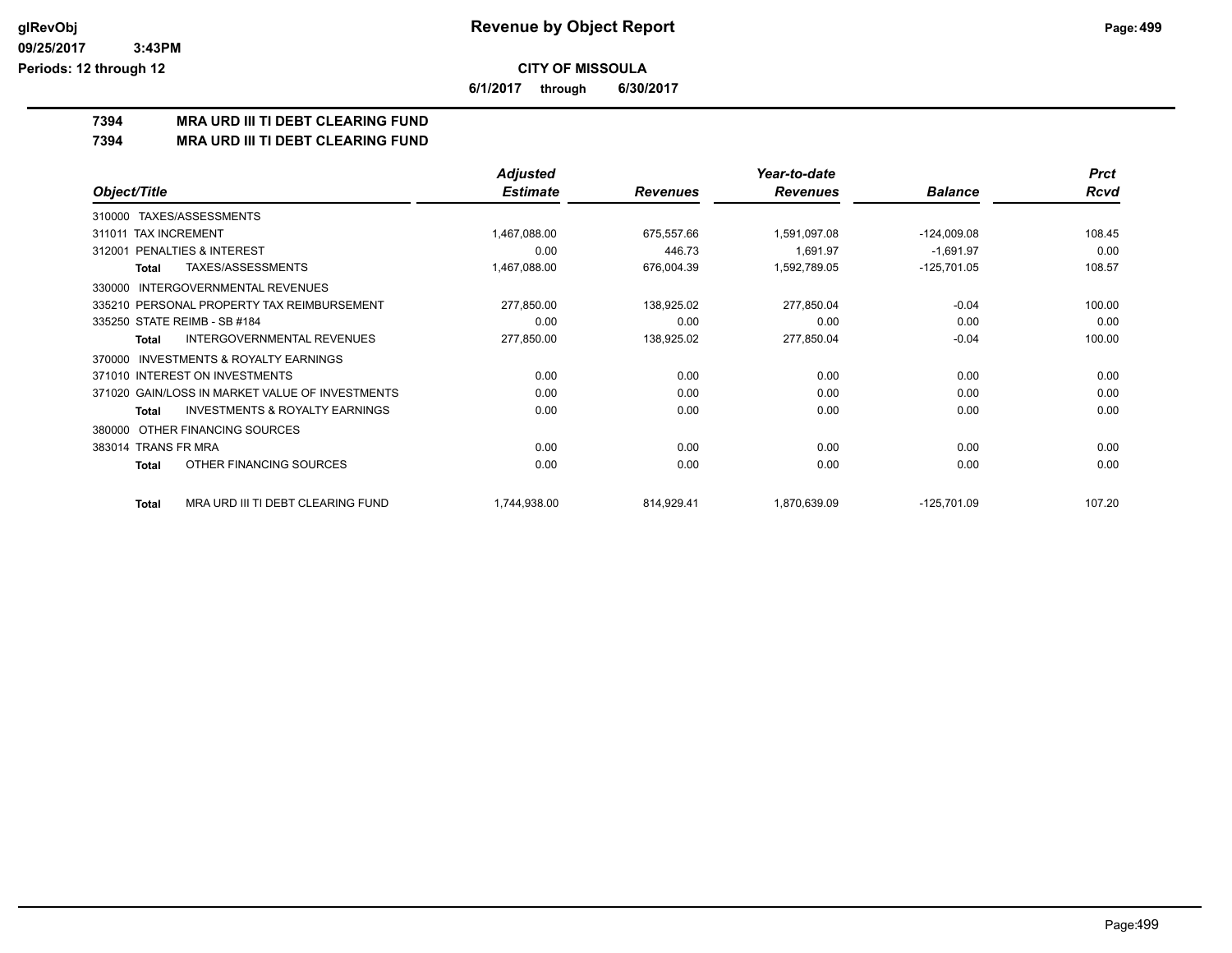# CITY OF MISSOULA

**6/1/2017 through 6/30/2017**

## 7394 MRA URD III TI DEBT CLEARING FUND

## 7394 MRA URD III TI DEBT CLEARING FUND

| Object/Title | Adjusted Estimate | Revenues | Year-to-date Revenues | Balance | Prct Rcvd |
|---|---|---|---|---|---|
| 310000 TAXES/ASSESSMENTS | | | | | |
| 311011 TAX INCREMENT | 1,467,088.00 | 675,557.66 | 1,591,097.08 | -124,009.08 | 108.45 |
| 312001 PENALTIES & INTEREST | 0.00 | 446.73 | 1,691.97 | -1,691.97 | 0.00 |
| **Total** TAXES/ASSESSMENTS | 1,467,088.00 | 676,004.39 | 1,592,789.05 | -125,701.05 | 108.57 |
| 330000 INTERGOVERNMENTAL REVENUES | | | | | |
| 335210 PERSONAL PROPERTY TAX REIMBURSEMENT | 277,850.00 | 138,925.02 | 277,850.04 | -0.04 | 100.00 |
| 335250 STATE REIMB - SB #184 | 0.00 | 0.00 | 0.00 | 0.00 | 0.00 |
| **Total** INTERGOVERNMENTAL REVENUES | 277,850.00 | 138,925.02 | 277,850.04 | -0.04 | 100.00 |
| 370000 INVESTMENTS & ROYALTY EARNINGS | | | | | |
| 371010 INTEREST ON INVESTMENTS | 0.00 | 0.00 | 0.00 | 0.00 | 0.00 |
| 371020 GAIN/LOSS IN MARKET VALUE OF INVESTMENTS | 0.00 | 0.00 | 0.00 | 0.00 | 0.00 |
| **Total** INVESTMENTS & ROYALTY EARNINGS | 0.00 | 0.00 | 0.00 | 0.00 | 0.00 |
| 380000 OTHER FINANCING SOURCES | | | | | |
| 383014 TRANS FR MRA | 0.00 | 0.00 | 0.00 | 0.00 | 0.00 |
| **Total** OTHER FINANCING SOURCES | 0.00 | 0.00 | 0.00 | 0.00 | 0.00 |
| **Total** MRA URD III TI DEBT CLEARING FUND | 1,744,938.00 | 814,929.41 | 1,870,639.09 | -125,701.09 | 107.20 |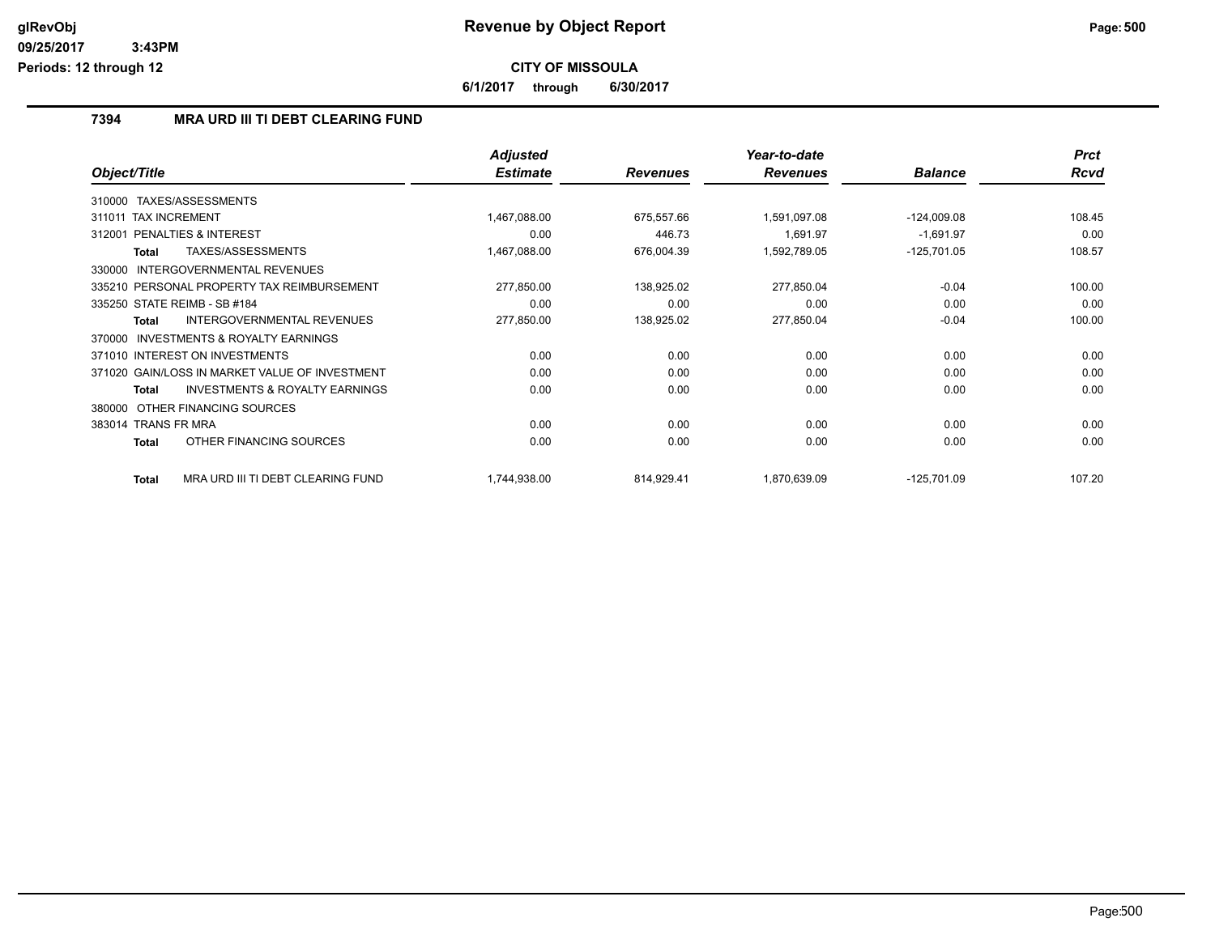# Revenue by Object Report

**CITY OF MISSOULA**

**6/1/2017 through 6/30/2017**

glRevObj
09/25/2017 3:43PM
Periods: 12 through 12

## 7394 MRA URD III TI DEBT CLEARING FUND

| Object/Title | Adjusted Estimate | Revenues | Year-to-date Revenues | Balance | Prct Rcvd |
|---|---|---|---|---|---|
| 310000 TAXES/ASSESSMENTS | | | | | |
| 311011 TAX INCREMENT | 1,467,088.00 | 675,557.66 | 1,591,097.08 | -124,009.08 | 108.45 |
| 312001 PENALTIES & INTEREST | 0.00 | 446.73 | 1,691.97 | -1,691.97 | 0.00 |
| **Total** TAXES/ASSESSMENTS | 1,467,088.00 | 676,004.39 | 1,592,789.05 | -125,701.05 | 108.57 |
| 330000 INTERGOVERNMENTAL REVENUES | | | | | |
| 335210 PERSONAL PROPERTY TAX REIMBURSEMENT | 277,850.00 | 138,925.02 | 277,850.04 | -0.04 | 100.00 |
| 335250 STATE REIMB - SB #184 | 0.00 | 0.00 | 0.00 | 0.00 | 0.00 |
| **Total** INTERGOVERNMENTAL REVENUES | 277,850.00 | 138,925.02 | 277,850.04 | -0.04 | 100.00 |
| 370000 INVESTMENTS & ROYALTY EARNINGS | | | | | |
| 371010 INTEREST ON INVESTMENTS | 0.00 | 0.00 | 0.00 | 0.00 | 0.00 |
| 371020 GAIN/LOSS IN MARKET VALUE OF INVESTMENT | 0.00 | 0.00 | 0.00 | 0.00 | 0.00 |
| **Total** INVESTMENTS & ROYALTY EARNINGS | 0.00 | 0.00 | 0.00 | 0.00 | 0.00 |
| 380000 OTHER FINANCING SOURCES | | | | | |
| 383014 TRANS FR MRA | 0.00 | 0.00 | 0.00 | 0.00 | 0.00 |
| **Total** OTHER FINANCING SOURCES | 0.00 | 0.00 | 0.00 | 0.00 | 0.00 |
| **Total** MRA URD III TI DEBT CLEARING FUND | 1,744,938.00 | 814,929.41 | 1,870,639.09 | -125,701.09 | 107.20 |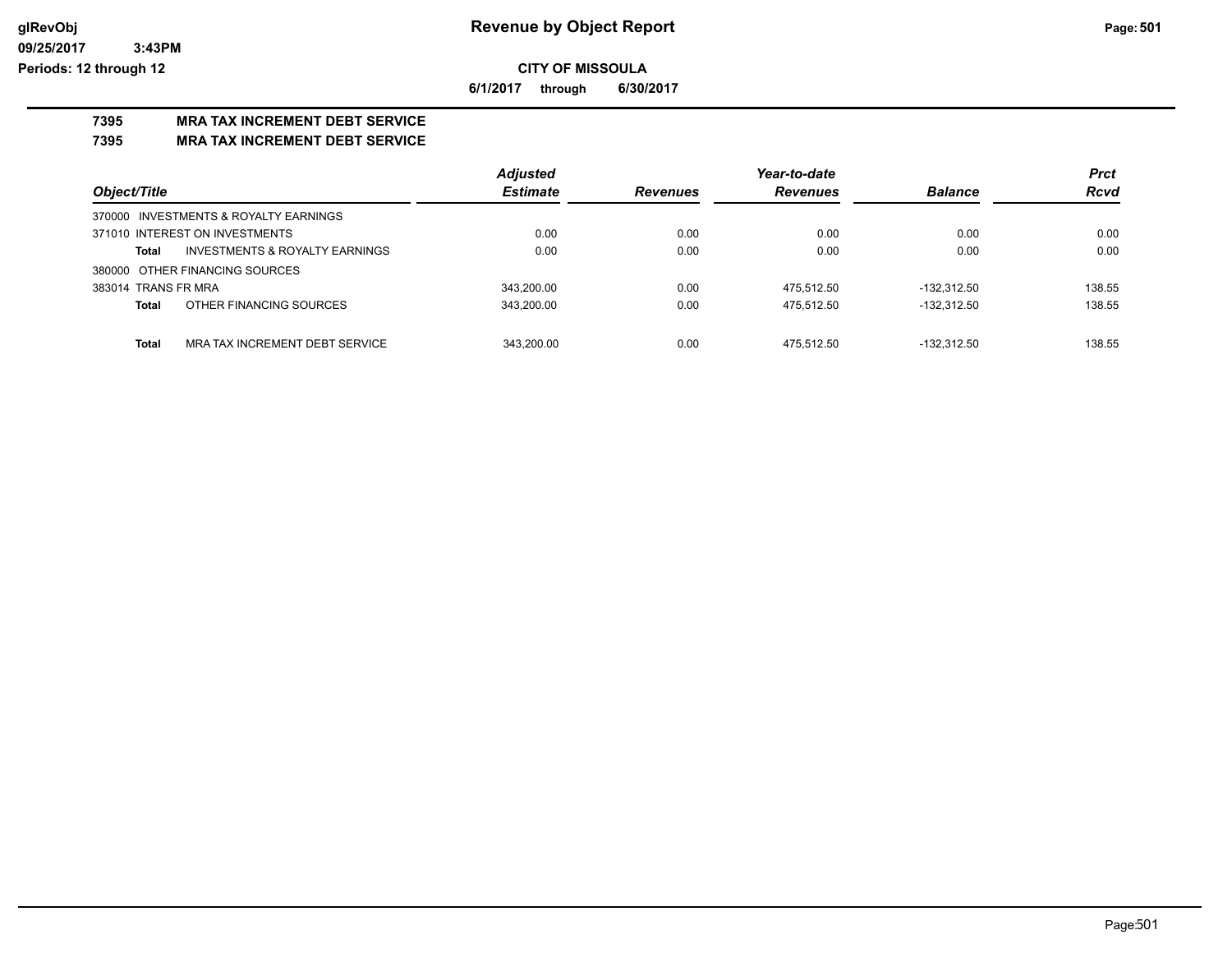# Revenue by Object Report

**CITY OF MISSOULA**

**6/1/2017 through 6/30/2017**

**7395 MRA TAX INCREMENT DEBT SERVICE**

**7395 MRA TAX INCREMENT DEBT SERVICE**

| Object/Title | Adjusted Estimate | Revenues | Year-to-date Revenues | Balance | Prct Rcvd |
|---|---|---|---|---|---|
| 370000 INVESTMENTS & ROYALTY EARNINGS | | | | | |
| 371010 INTEREST ON INVESTMENTS | 0.00 | 0.00 | 0.00 | 0.00 | 0.00 |
| **Total** INVESTMENTS & ROYALTY EARNINGS | 0.00 | 0.00 | 0.00 | 0.00 | 0.00 |
| 380000 OTHER FINANCING SOURCES | | | | | |
| 383014 TRANS FR MRA | 343,200.00 | 0.00 | 475,512.50 | -132,312.50 | 138.55 |
| **Total** OTHER FINANCING SOURCES | 343,200.00 | 0.00 | 475,512.50 | -132,312.50 | 138.55 |
| **Total** MRA TAX INCREMENT DEBT SERVICE | 343,200.00 | 0.00 | 475,512.50 | -132,312.50 | 138.55 |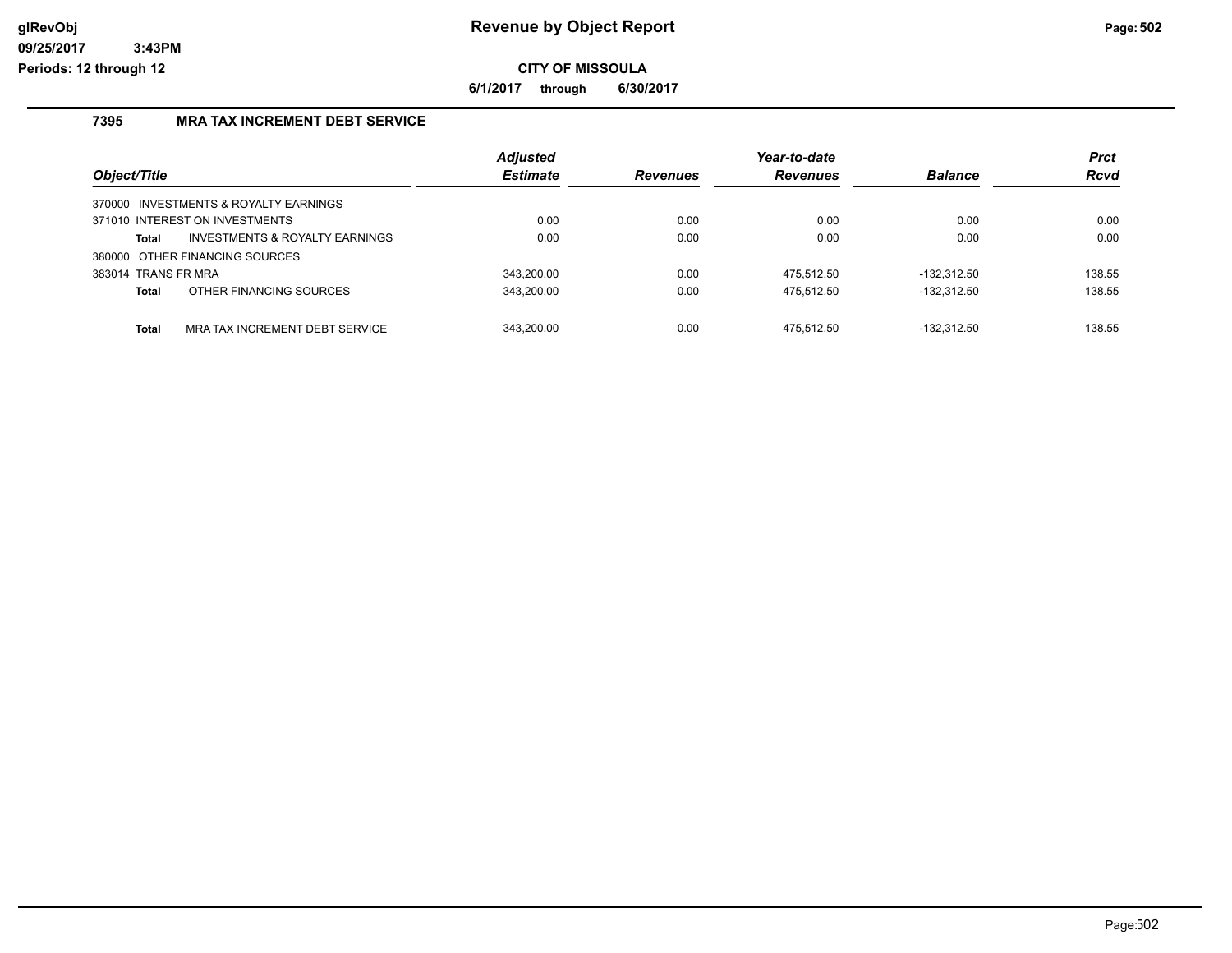# Revenue by Object Report

## CITY OF MISSOULA

**6/1/2017 through 6/30/2017**

### 7395 MRA TAX INCREMENT DEBT SERVICE

| Object/Title | Adjusted Estimate | Revenues | Year-to-date Revenues | Balance | Prct Rcvd |
|---|---|---|---|---|---|
| 370000 INVESTMENTS & ROYALTY EARNINGS | | | | | |
| 371010 INTEREST ON INVESTMENTS | 0.00 | 0.00 | 0.00 | 0.00 | 0.00 |
| **Total** INVESTMENTS & ROYALTY EARNINGS | 0.00 | 0.00 | 0.00 | 0.00 | 0.00 |
| 380000 OTHER FINANCING SOURCES | | | | | |
| 383014 TRANS FR MRA | 343,200.00 | 0.00 | 475,512.50 | -132,312.50 | 138.55 |
| **Total** OTHER FINANCING SOURCES | 343,200.00 | 0.00 | 475,512.50 | -132,312.50 | 138.55 |
| **Total** MRA TAX INCREMENT DEBT SERVICE | 343,200.00 | 0.00 | 475,512.50 | -132,312.50 | 138.55 |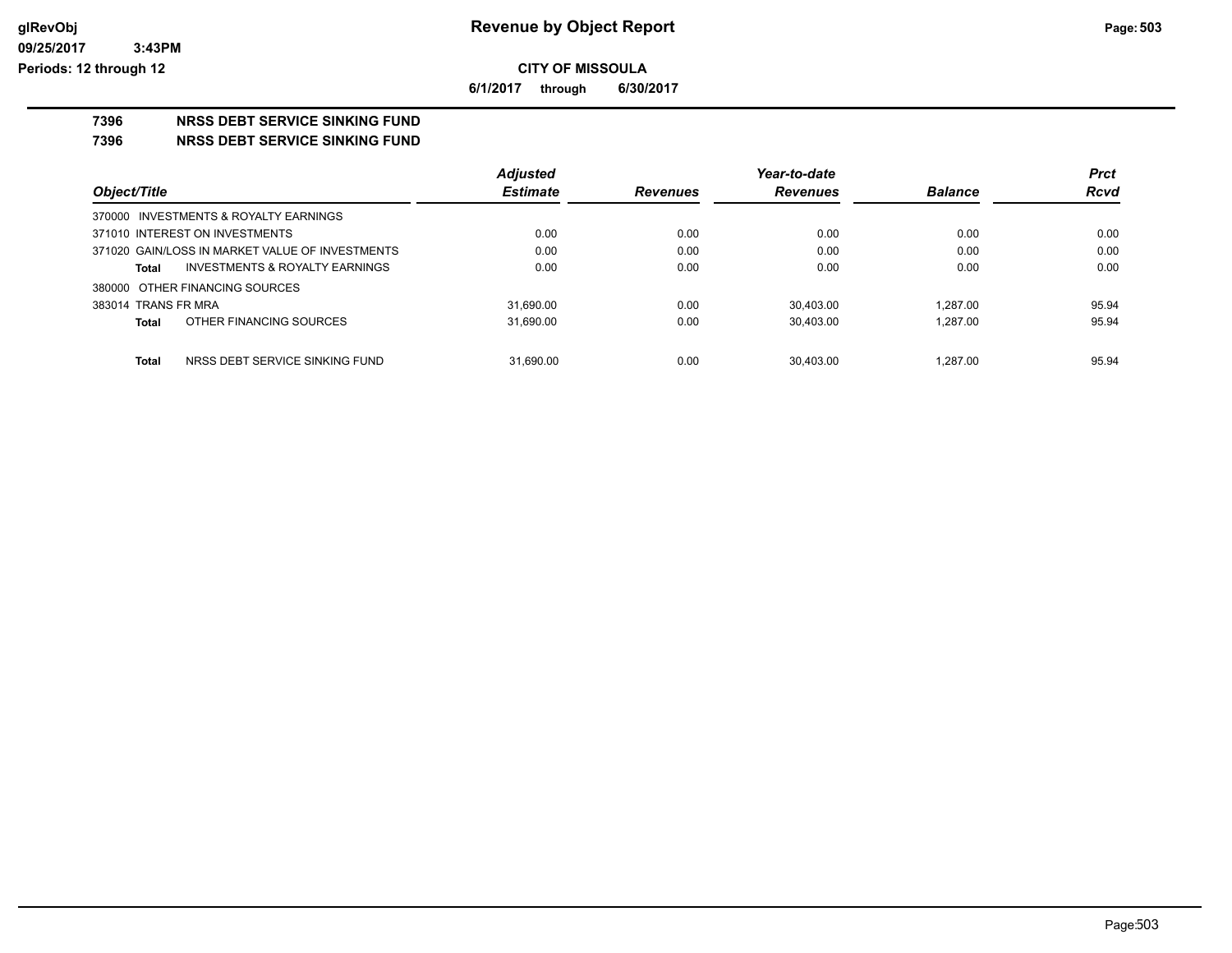**Revenue by Object Report**

**CITY OF MISSOULA**

**6/1/2017 through 6/30/2017**

glRevObj
09/25/2017 3:43PM
Periods: 12 through 12

## 7396 NRSS DEBT SERVICE SINKING FUND

## 7396 NRSS DEBT SERVICE SINKING FUND

| Object/Title | Adjusted Estimate | Revenues | Year-to-date Revenues | Balance | Prct Rcvd |
|---|---|---|---|---|---|
| 370000 INVESTMENTS & ROYALTY EARNINGS | | | | | |
| 371010 INTEREST ON INVESTMENTS | 0.00 | 0.00 | 0.00 | 0.00 | 0.00 |
| 371020 GAIN/LOSS IN MARKET VALUE OF INVESTMENTS | 0.00 | 0.00 | 0.00 | 0.00 | 0.00 |
| **Total** INVESTMENTS & ROYALTY EARNINGS | 0.00 | 0.00 | 0.00 | 0.00 | 0.00 |
| 380000 OTHER FINANCING SOURCES | | | | | |
| 383014 TRANS FR MRA | 31,690.00 | 0.00 | 30,403.00 | 1,287.00 | 95.94 |
| **Total** OTHER FINANCING SOURCES | 31,690.00 | 0.00 | 30,403.00 | 1,287.00 | 95.94 |
| **Total** NRSS DEBT SERVICE SINKING FUND | 31,690.00 | 0.00 | 30,403.00 | 1,287.00 | 95.94 |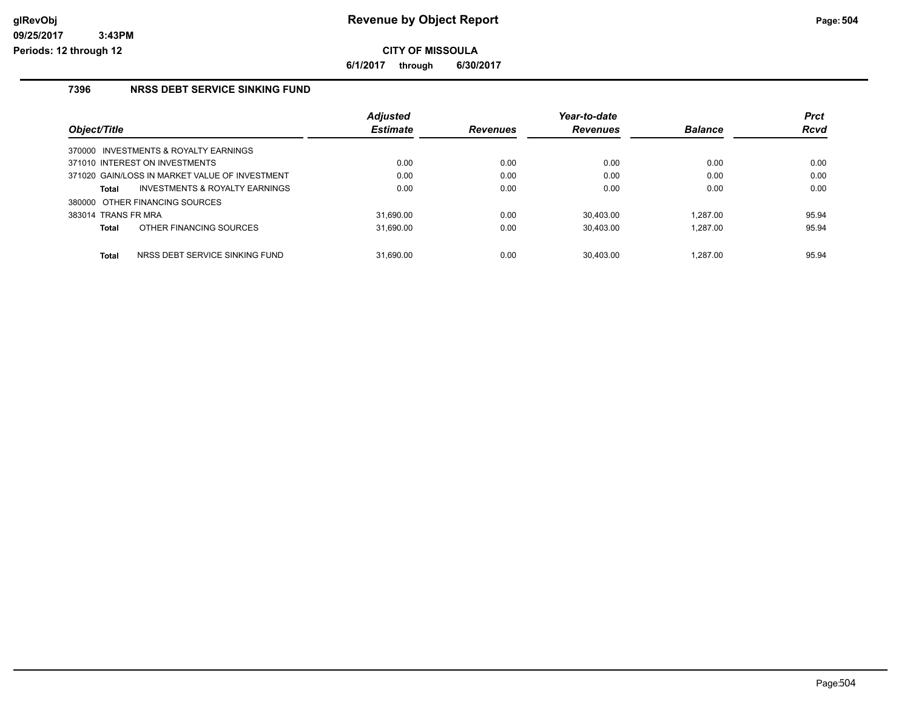# Revenue by Object Report

**CITY OF MISSOULA**

**6/1/2017 through 6/30/2017**

glRevObj
09/25/2017 3:43PM
Periods: 12 through 12

## 7396 NRSS DEBT SERVICE SINKING FUND

| Object/Title | Adjusted Estimate | Revenues | Year-to-date Revenues | Balance | Prct Rcvd |
|---|---|---|---|---|---|
| 370000 INVESTMENTS & ROYALTY EARNINGS | | | | | |
| 371010 INTEREST ON INVESTMENTS | 0.00 | 0.00 | 0.00 | 0.00 | 0.00 |
| 371020 GAIN/LOSS IN MARKET VALUE OF INVESTMENT | 0.00 | 0.00 | 0.00 | 0.00 | 0.00 |
| **Total** INVESTMENTS & ROYALTY EARNINGS | 0.00 | 0.00 | 0.00 | 0.00 | 0.00 |
| 380000 OTHER FINANCING SOURCES | | | | | |
| 383014 TRANS FR MRA | 31,690.00 | 0.00 | 30,403.00 | 1,287.00 | 95.94 |
| **Total** OTHER FINANCING SOURCES | 31,690.00 | 0.00 | 30,403.00 | 1,287.00 | 95.94 |
| **Total** NRSS DEBT SERVICE SINKING FUND | 31,690.00 | 0.00 | 30,403.00 | 1,287.00 | 95.94 |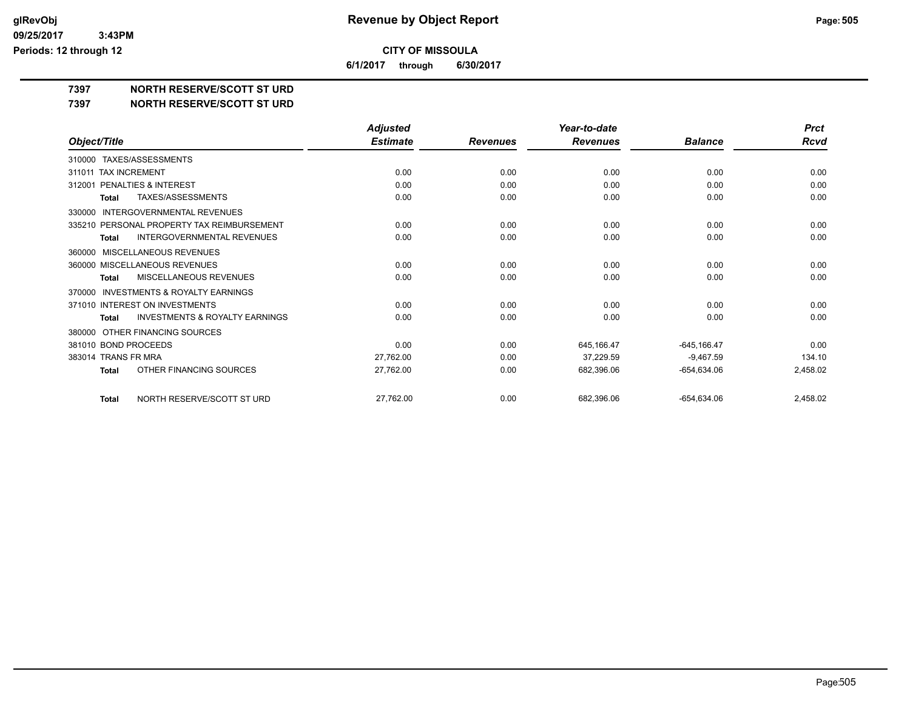# Revenue by Object Report

**CITY OF MISSOULA**

**6/1/2017 through 6/30/2017**

glRevObj
09/25/2017 3:43PM
Periods: 12 through 12

## 7397 NORTH RESERVE/SCOTT ST URD
## 7397 NORTH RESERVE/SCOTT ST URD

| Object/Title | Adjusted Estimate | Revenues | Year-to-date Revenues | Balance | Prct Rcvd |
|---|---|---|---|---|---|
| 310000 TAXES/ASSESSMENTS | | | | | |
| 311011 TAX INCREMENT | 0.00 | 0.00 | 0.00 | 0.00 | 0.00 |
| 312001 PENALTIES & INTEREST | 0.00 | 0.00 | 0.00 | 0.00 | 0.00 |
| **Total** TAXES/ASSESSMENTS | 0.00 | 0.00 | 0.00 | 0.00 | 0.00 |
| 330000 INTERGOVERNMENTAL REVENUES | | | | | |
| 335210 PERSONAL PROPERTY TAX REIMBURSEMENT | 0.00 | 0.00 | 0.00 | 0.00 | 0.00 |
| **Total** INTERGOVERNMENTAL REVENUES | 0.00 | 0.00 | 0.00 | 0.00 | 0.00 |
| 360000 MISCELLANEOUS REVENUES | | | | | |
| 360000 MISCELLANEOUS REVENUES | 0.00 | 0.00 | 0.00 | 0.00 | 0.00 |
| **Total** MISCELLANEOUS REVENUES | 0.00 | 0.00 | 0.00 | 0.00 | 0.00 |
| 370000 INVESTMENTS & ROYALTY EARNINGS | | | | | |
| 371010 INTEREST ON INVESTMENTS | 0.00 | 0.00 | 0.00 | 0.00 | 0.00 |
| **Total** INVESTMENTS & ROYALTY EARNINGS | 0.00 | 0.00 | 0.00 | 0.00 | 0.00 |
| 380000 OTHER FINANCING SOURCES | | | | | |
| 381010 BOND PROCEEDS | 0.00 | 0.00 | 645,166.47 | -645,166.47 | 0.00 |
| 383014 TRANS FR MRA | 27,762.00 | 0.00 | 37,229.59 | -9,467.59 | 134.10 |
| **Total** OTHER FINANCING SOURCES | 27,762.00 | 0.00 | 682,396.06 | -654,634.06 | 2,458.02 |
| **Total** NORTH RESERVE/SCOTT ST URD | 27,762.00 | 0.00 | 682,396.06 | -654,634.06 | 2,458.02 |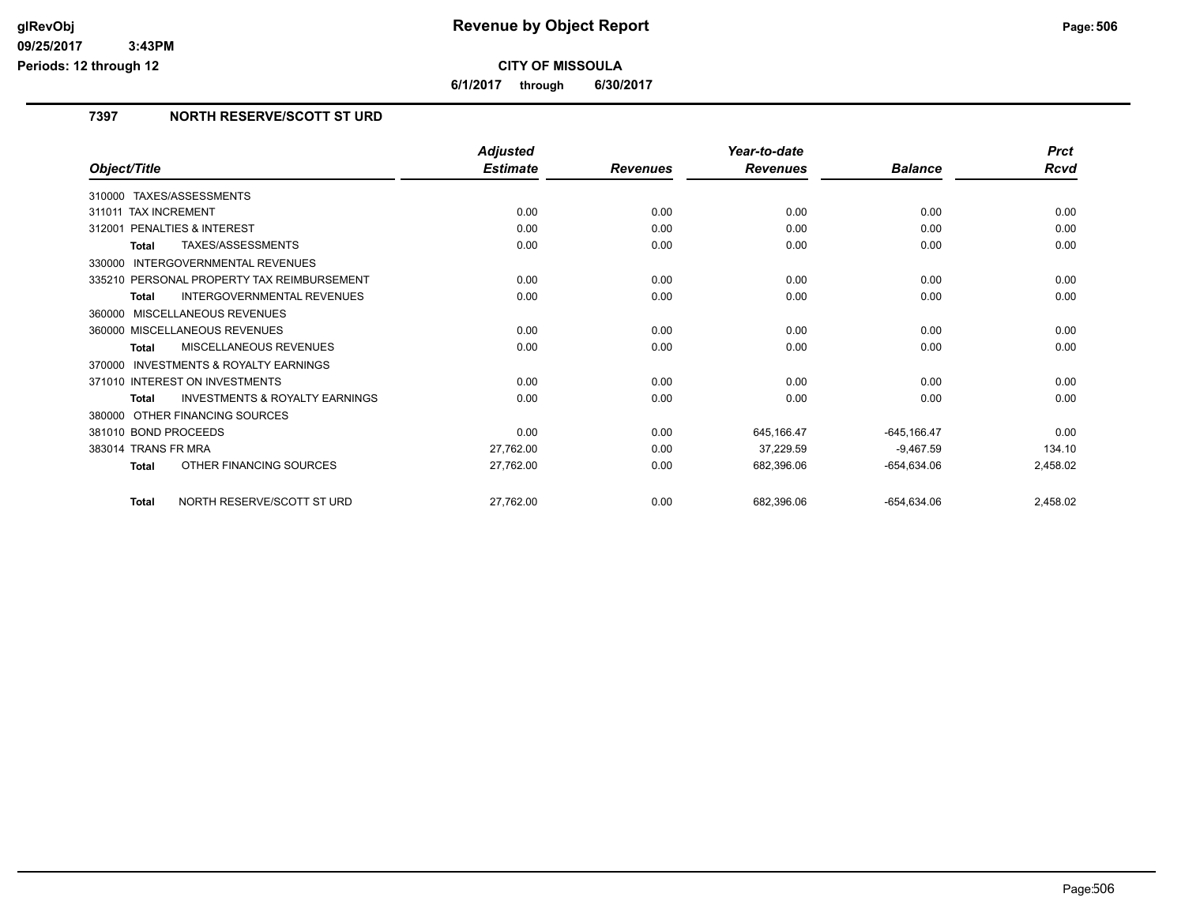# Revenue by Object Report

**CITY OF MISSOULA**

**6/1/2017 through 6/30/2017**

glRevObj
09/25/2017 3:43PM
Periods: 12 through 12

## 7397 NORTH RESERVE/SCOTT ST URD

| Object/Title | Adjusted Estimate | Revenues | Year-to-date Revenues | Balance | Prct Rcvd |
|---|---|---|---|---|---|
| 310000 TAXES/ASSESSMENTS | | | | | |
| 311011 TAX INCREMENT | 0.00 | 0.00 | 0.00 | 0.00 | 0.00 |
| 312001 PENALTIES & INTEREST | 0.00 | 0.00 | 0.00 | 0.00 | 0.00 |
| **Total** TAXES/ASSESSMENTS | 0.00 | 0.00 | 0.00 | 0.00 | 0.00 |
| 330000 INTERGOVERNMENTAL REVENUES | | | | | |
| 335210 PERSONAL PROPERTY TAX REIMBURSEMENT | 0.00 | 0.00 | 0.00 | 0.00 | 0.00 |
| **Total** INTERGOVERNMENTAL REVENUES | 0.00 | 0.00 | 0.00 | 0.00 | 0.00 |
| 360000 MISCELLANEOUS REVENUES | | | | | |
| 360000 MISCELLANEOUS REVENUES | 0.00 | 0.00 | 0.00 | 0.00 | 0.00 |
| **Total** MISCELLANEOUS REVENUES | 0.00 | 0.00 | 0.00 | 0.00 | 0.00 |
| 370000 INVESTMENTS & ROYALTY EARNINGS | | | | | |
| 371010 INTEREST ON INVESTMENTS | 0.00 | 0.00 | 0.00 | 0.00 | 0.00 |
| **Total** INVESTMENTS & ROYALTY EARNINGS | 0.00 | 0.00 | 0.00 | 0.00 | 0.00 |
| 380000 OTHER FINANCING SOURCES | | | | | |
| 381010 BOND PROCEEDS | 0.00 | 0.00 | 645,166.47 | -645,166.47 | 0.00 |
| 383014 TRANS FR MRA | 27,762.00 | 0.00 | 37,229.59 | -9,467.59 | 134.10 |
| **Total** OTHER FINANCING SOURCES | 27,762.00 | 0.00 | 682,396.06 | -654,634.06 | 2,458.02 |
| **Total** NORTH RESERVE/SCOTT ST URD | 27,762.00 | 0.00 | 682,396.06 | -654,634.06 | 2,458.02 |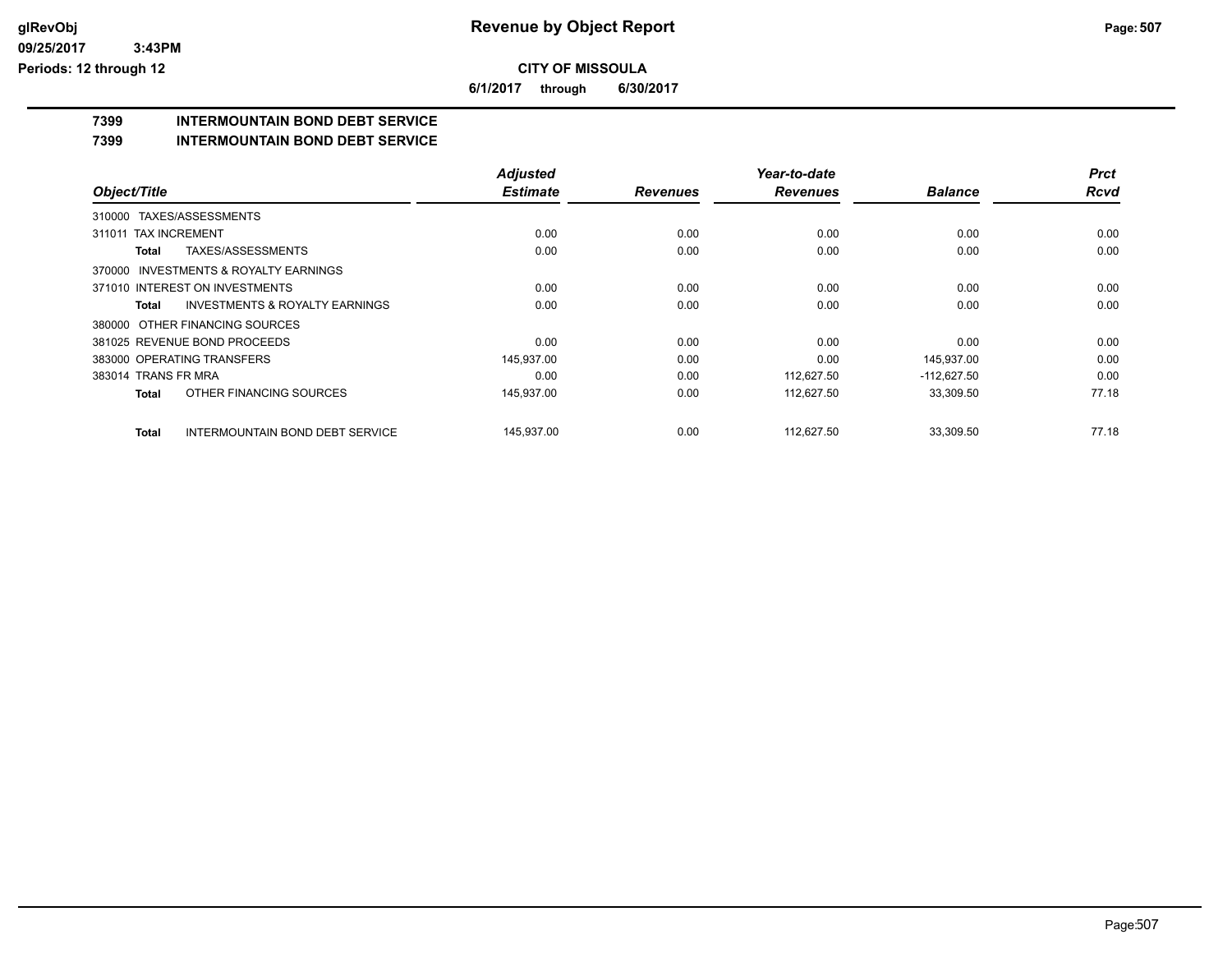**Revenue by Object Report**

**CITY OF MISSOULA**

**6/1/2017 through 6/30/2017**

glRevObj
09/25/2017 3:43PM
Periods: 12 through 12

## 7399 INTERMOUNTAIN BOND DEBT SERVICE

## 7399 INTERMOUNTAIN BOND DEBT SERVICE

| Object/Title | Adjusted Estimate | Revenues | Year-to-date Revenues | Balance | Prct Rcvd |
|---|---|---|---|---|---|
| 310000 TAXES/ASSESSMENTS | | | | | |
| 311011 TAX INCREMENT | 0.00 | 0.00 | 0.00 | 0.00 | 0.00 |
| **Total** TAXES/ASSESSMENTS | 0.00 | 0.00 | 0.00 | 0.00 | 0.00 |
| 370000 INVESTMENTS & ROYALTY EARNINGS | | | | | |
| 371010 INTEREST ON INVESTMENTS | 0.00 | 0.00 | 0.00 | 0.00 | 0.00 |
| **Total** INVESTMENTS & ROYALTY EARNINGS | 0.00 | 0.00 | 0.00 | 0.00 | 0.00 |
| 380000 OTHER FINANCING SOURCES | | | | | |
| 381025 REVENUE BOND PROCEEDS | 0.00 | 0.00 | 0.00 | 0.00 | 0.00 |
| 383000 OPERATING TRANSFERS | 145,937.00 | 0.00 | 0.00 | 145,937.00 | 0.00 |
| 383014 TRANS FR MRA | 0.00 | 0.00 | 112,627.50 | -112,627.50 | 0.00 |
| **Total** OTHER FINANCING SOURCES | 145,937.00 | 0.00 | 112,627.50 | 33,309.50 | 77.18 |
| **Total** INTERMOUNTAIN BOND DEBT SERVICE | 145,937.00 | 0.00 | 112,627.50 | 33,309.50 | 77.18 |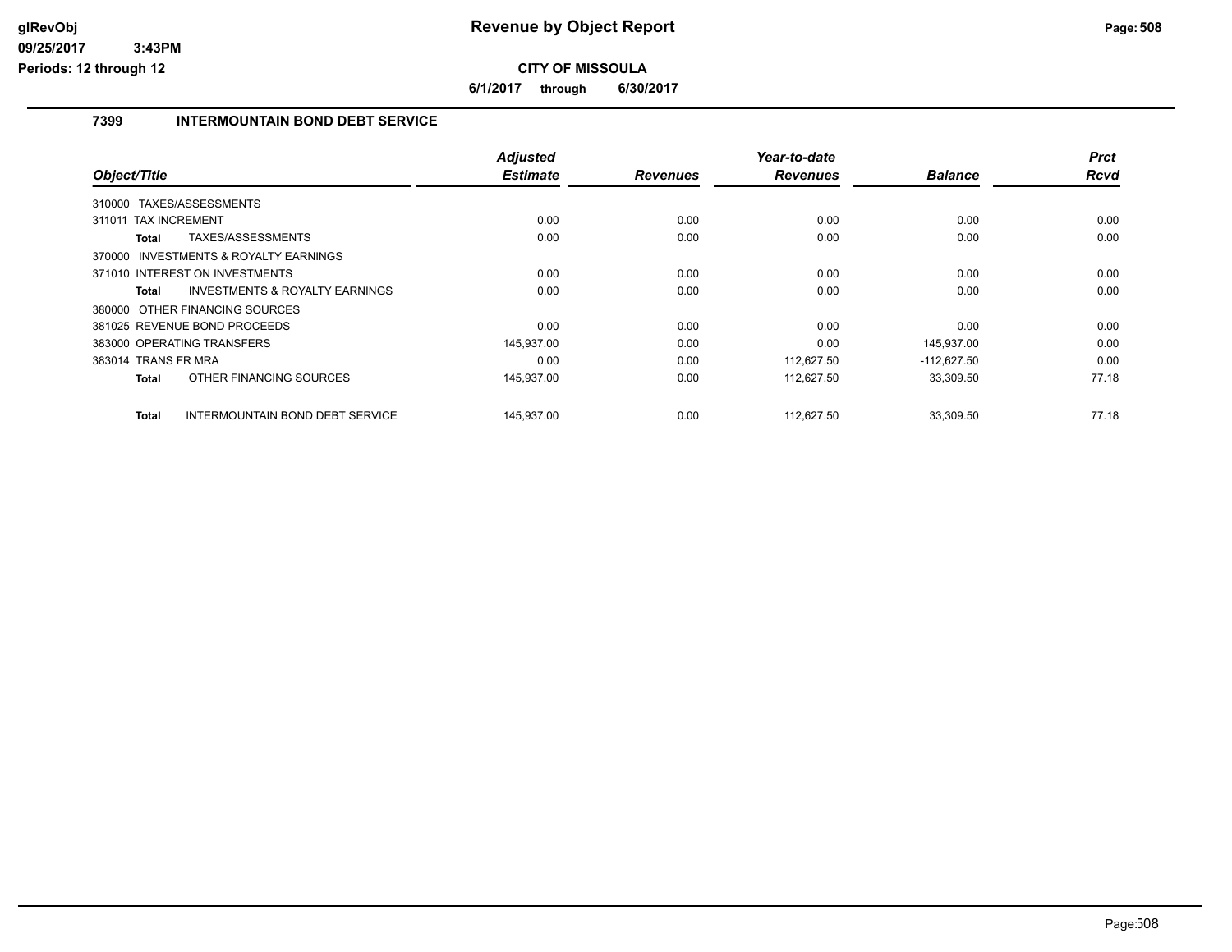# Revenue by Object Report

**CITY OF MISSOULA**

**6/1/2017 through 6/30/2017**

glRevObj
09/25/2017 3:43PM
Periods: 12 through 12

## 7399 INTERMOUNTAIN BOND DEBT SERVICE

| Object/Title | Adjusted Estimate | Revenues | Year-to-date Revenues | Balance | Prct Rcvd |
|---|---|---|---|---|---|
| 310000 TAXES/ASSESSMENTS | | | | | |
| 311011 TAX INCREMENT | 0.00 | 0.00 | 0.00 | 0.00 | 0.00 |
| **Total** TAXES/ASSESSMENTS | 0.00 | 0.00 | 0.00 | 0.00 | 0.00 |
| 370000 INVESTMENTS & ROYALTY EARNINGS | | | | | |
| 371010 INTEREST ON INVESTMENTS | 0.00 | 0.00 | 0.00 | 0.00 | 0.00 |
| **Total** INVESTMENTS & ROYALTY EARNINGS | 0.00 | 0.00 | 0.00 | 0.00 | 0.00 |
| 380000 OTHER FINANCING SOURCES | | | | | |
| 381025 REVENUE BOND PROCEEDS | 0.00 | 0.00 | 0.00 | 0.00 | 0.00 |
| 383000 OPERATING TRANSFERS | 145,937.00 | 0.00 | 0.00 | 145,937.00 | 0.00 |
| 383014 TRANS FR MRA | 0.00 | 0.00 | 112,627.50 | -112,627.50 | 0.00 |
| **Total** OTHER FINANCING SOURCES | 145,937.00 | 0.00 | 112,627.50 | 33,309.50 | 77.18 |
| **Total** INTERMOUNTAIN BOND DEBT SERVICE | 145,937.00 | 0.00 | 112,627.50 | 33,309.50 | 77.18 |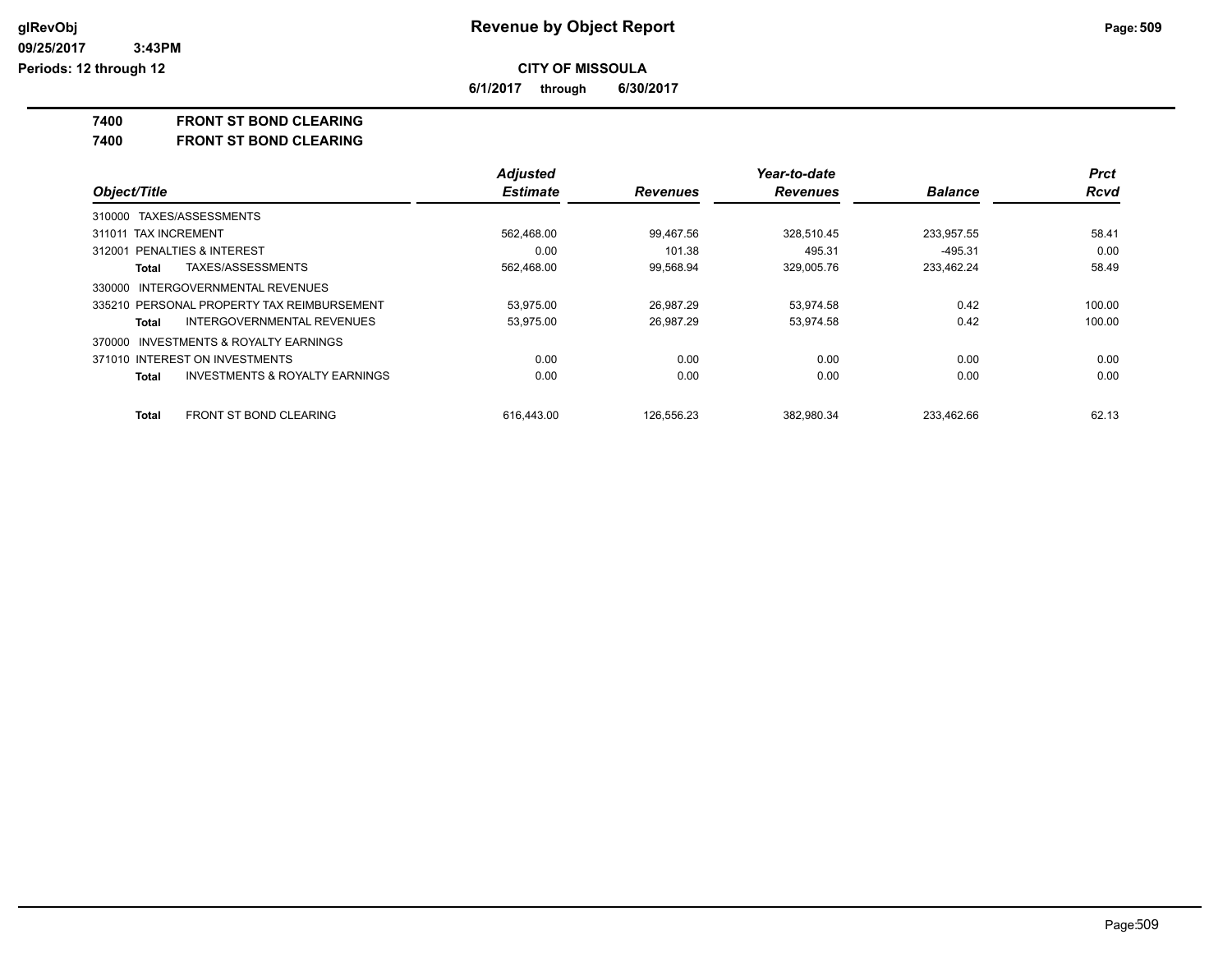# Revenue by Object Report

**CITY OF MISSOULA**

**6/1/2017 through 6/30/2017**

glRevObj
09/25/2017 3:43PM
Periods: 12 through 12

## 7400 FRONT ST BOND CLEARING

## 7400 FRONT ST BOND CLEARING

| Object/Title | Adjusted Estimate | Revenues | Year-to-date Revenues | Balance | Prct Rcvd |
|---|---|---|---|---|---|
| 310000 TAXES/ASSESSMENTS | | | | | |
| 311011 TAX INCREMENT | 562,468.00 | 99,467.56 | 328,510.45 | 233,957.55 | 58.41 |
| 312001 PENALTIES & INTEREST | 0.00 | 101.38 | 495.31 | -495.31 | 0.00 |
| **Total** TAXES/ASSESSMENTS | 562,468.00 | 99,568.94 | 329,005.76 | 233,462.24 | 58.49 |
| 330000 INTERGOVERNMENTAL REVENUES | | | | | |
| 335210 PERSONAL PROPERTY TAX REIMBURSEMENT | 53,975.00 | 26,987.29 | 53,974.58 | 0.42 | 100.00 |
| **Total** INTERGOVERNMENTAL REVENUES | 53,975.00 | 26,987.29 | 53,974.58 | 0.42 | 100.00 |
| 370000 INVESTMENTS & ROYALTY EARNINGS | | | | | |
| 371010 INTEREST ON INVESTMENTS | 0.00 | 0.00 | 0.00 | 0.00 | 0.00 |
| **Total** INVESTMENTS & ROYALTY EARNINGS | 0.00 | 0.00 | 0.00 | 0.00 | 0.00 |
| **Total** FRONT ST BOND CLEARING | 616,443.00 | 126,556.23 | 382,980.34 | 233,462.66 | 62.13 |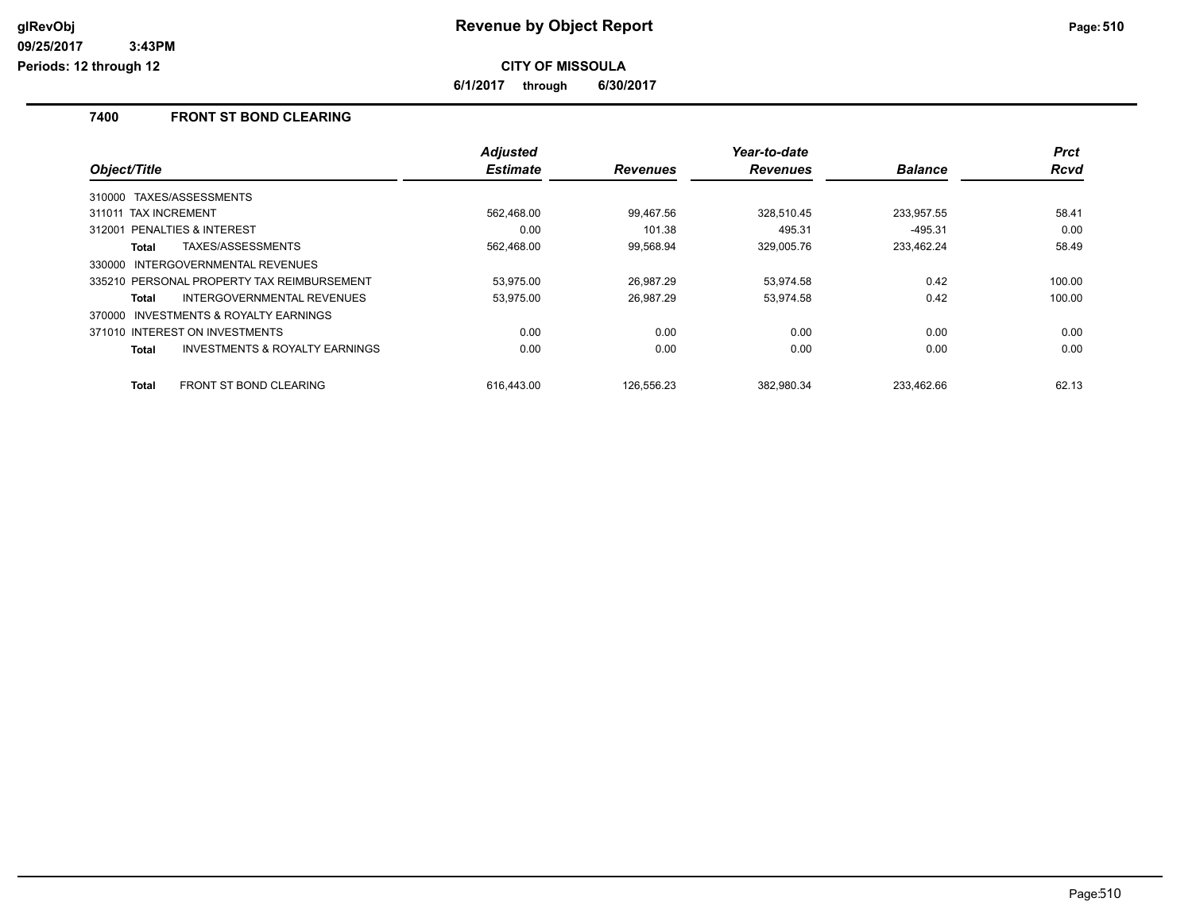# Revenue by Object Report

**CITY OF MISSOULA**

**6/1/2017 through 6/30/2017**

glRevObj
09/25/2017 3:43PM
Periods: 12 through 12

## 7400 FRONT ST BOND CLEARING

| Object/Title | Adjusted Estimate | Revenues | Year-to-date Revenues | Balance | Prct Rcvd |
|---|---|---|---|---|---|
| 310000 TAXES/ASSESSMENTS | | | | | |
| 311011 TAX INCREMENT | 562,468.00 | 99,467.56 | 328,510.45 | 233,957.55 | 58.41 |
| 312001 PENALTIES & INTEREST | 0.00 | 101.38 | 495.31 | -495.31 | 0.00 |
| **Total** TAXES/ASSESSMENTS | 562,468.00 | 99,568.94 | 329,005.76 | 233,462.24 | 58.49 |
| 330000 INTERGOVERNMENTAL REVENUES | | | | | |
| 335210 PERSONAL PROPERTY TAX REIMBURSEMENT | 53,975.00 | 26,987.29 | 53,974.58 | 0.42 | 100.00 |
| **Total** INTERGOVERNMENTAL REVENUES | 53,975.00 | 26,987.29 | 53,974.58 | 0.42 | 100.00 |
| 370000 INVESTMENTS & ROYALTY EARNINGS | | | | | |
| 371010 INTEREST ON INVESTMENTS | 0.00 | 0.00 | 0.00 | 0.00 | 0.00 |
| **Total** INVESTMENTS & ROYALTY EARNINGS | 0.00 | 0.00 | 0.00 | 0.00 | 0.00 |
| **Total** FRONT ST BOND CLEARING | 616,443.00 | 126,556.23 | 382,980.34 | 233,462.66 | 62.13 |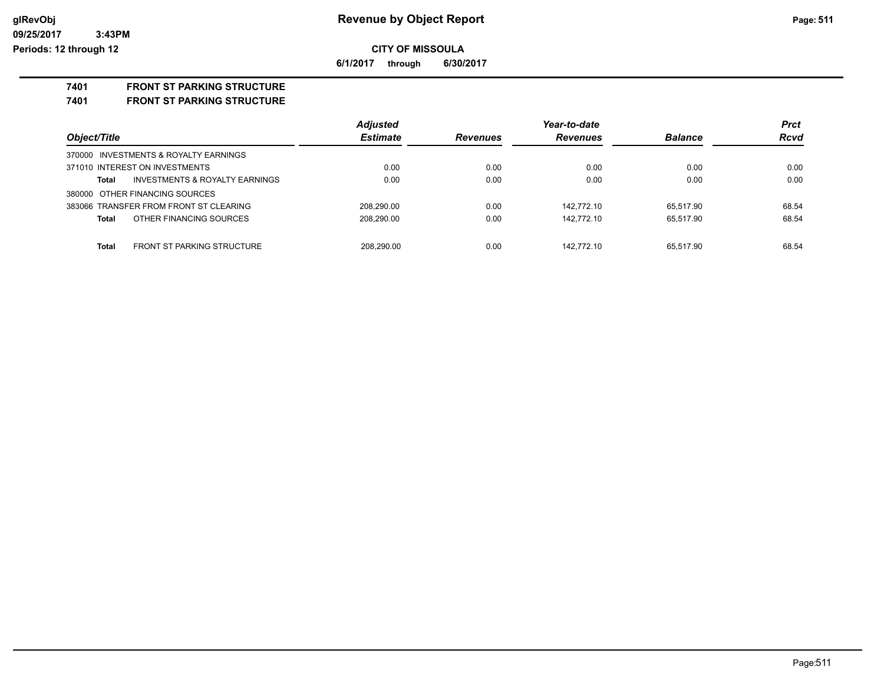**CITY OF MISSOULA**

**6/1/2017 through 6/30/2017**

**7401 FRONT ST PARKING STRUCTURE**

**7401 FRONT ST PARKING STRUCTURE**

| Object/Title | Adjusted Estimate | Revenues | Year-to-date Revenues | Balance | Prct Rcvd |
|---|---|---|---|---|---|
| 370000 INVESTMENTS & ROYALTY EARNINGS | | | | | |
| 371010 INTEREST ON INVESTMENTS | 0.00 | 0.00 | 0.00 | 0.00 | 0.00 |
| **Total** INVESTMENTS & ROYALTY EARNINGS | 0.00 | 0.00 | 0.00 | 0.00 | 0.00 |
| 380000 OTHER FINANCING SOURCES | | | | | |
| 383066 TRANSFER FROM FRONT ST CLEARING | 208,290.00 | 0.00 | 142,772.10 | 65,517.90 | 68.54 |
| **Total** OTHER FINANCING SOURCES | 208,290.00 | 0.00 | 142,772.10 | 65,517.90 | 68.54 |
| **Total** FRONT ST PARKING STRUCTURE | 208,290.00 | 0.00 | 142,772.10 | 65,517.90 | 68.54 |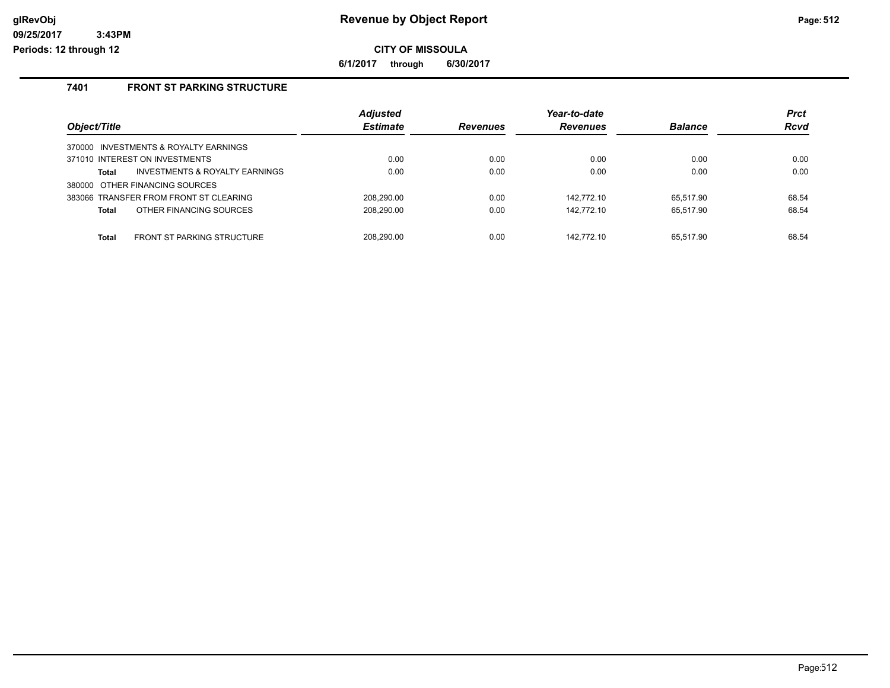# Revenue by Object Report

**CITY OF MISSOULA**

**6/1/2017 through 6/30/2017**

glRevObj
09/25/2017 3:43PM
Periods: 12 through 12

## 7401 FRONT ST PARKING STRUCTURE

| Object/Title | Adjusted Estimate | Revenues | Year-to-date Revenues | Balance | Prct Rcvd |
|---|---|---|---|---|---|
| 370000 INVESTMENTS & ROYALTY EARNINGS | | | | | |
| 371010 INTEREST ON INVESTMENTS | 0.00 | 0.00 | 0.00 | 0.00 | 0.00 |
| **Total** INVESTMENTS & ROYALTY EARNINGS | 0.00 | 0.00 | 0.00 | 0.00 | 0.00 |
| 380000 OTHER FINANCING SOURCES | | | | | |
| 383066 TRANSFER FROM FRONT ST CLEARING | 208,290.00 | 0.00 | 142,772.10 | 65,517.90 | 68.54 |
| **Total** OTHER FINANCING SOURCES | 208,290.00 | 0.00 | 142,772.10 | 65,517.90 | 68.54 |
| **Total** FRONT ST PARKING STRUCTURE | 208,290.00 | 0.00 | 142,772.10 | 65,517.90 | 68.54 |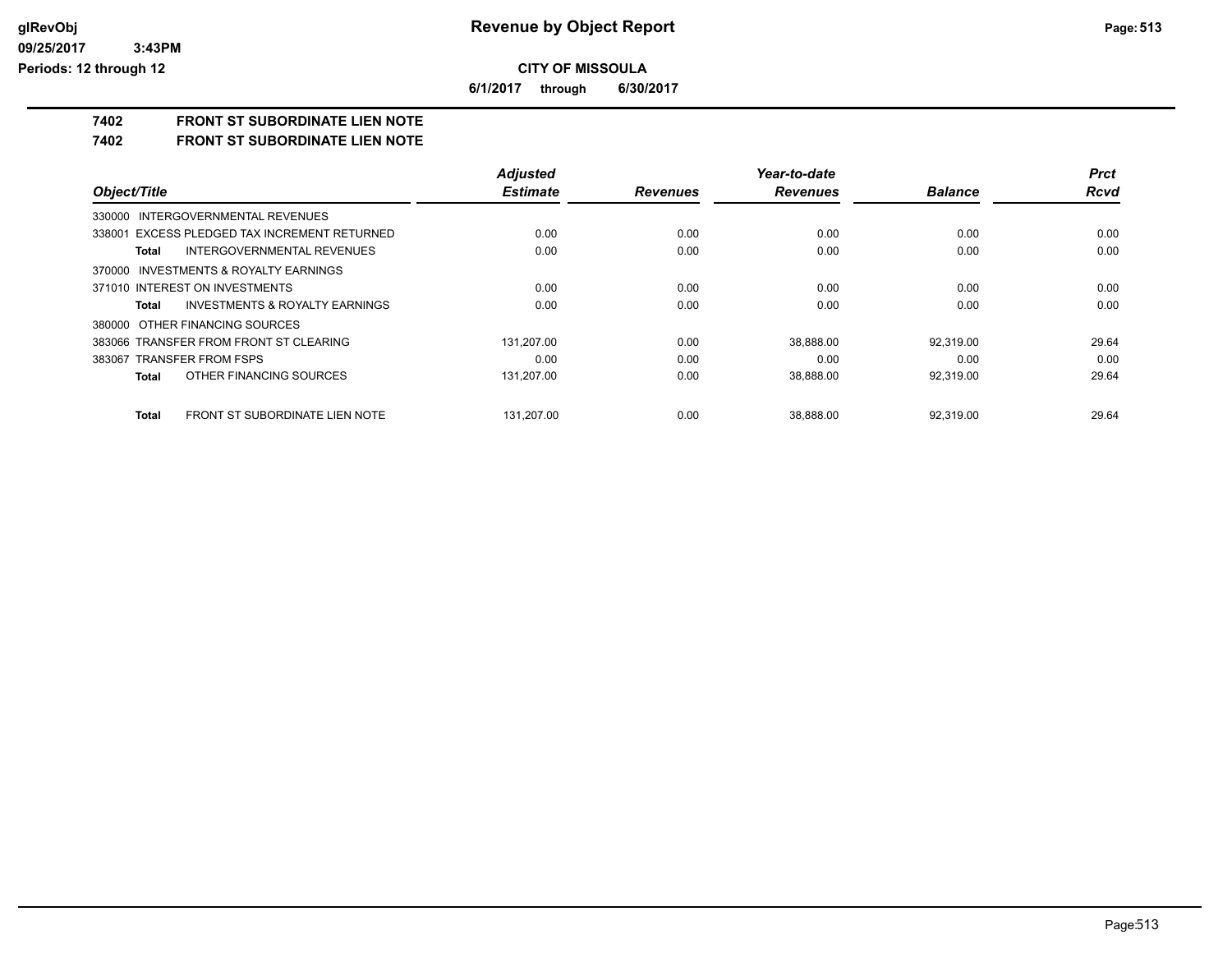**CITY OF MISSOULA**

**6/1/2017 through 6/30/2017**

## 7402 FRONT ST SUBORDINATE LIEN NOTE

## 7402 FRONT ST SUBORDINATE LIEN NOTE

| Object/Title | Adjusted Estimate | Revenues | Year-to-date Revenues | Balance | Prct Rcvd |
|---|---|---|---|---|---|
| 330000 INTERGOVERNMENTAL REVENUES | | | | | |
| 338001 EXCESS PLEDGED TAX INCREMENT RETURNED | 0.00 | 0.00 | 0.00 | 0.00 | 0.00 |
| **Total** INTERGOVERNMENTAL REVENUES | 0.00 | 0.00 | 0.00 | 0.00 | 0.00 |
| 370000 INVESTMENTS & ROYALTY EARNINGS | | | | | |
| 371010 INTEREST ON INVESTMENTS | 0.00 | 0.00 | 0.00 | 0.00 | 0.00 |
| **Total** INVESTMENTS & ROYALTY EARNINGS | 0.00 | 0.00 | 0.00 | 0.00 | 0.00 |
| 380000 OTHER FINANCING SOURCES | | | | | |
| 383066 TRANSFER FROM FRONT ST CLEARING | 131,207.00 | 0.00 | 38,888.00 | 92,319.00 | 29.64 |
| 383067 TRANSFER FROM FSPS | 0.00 | 0.00 | 0.00 | 0.00 | 0.00 |
| **Total** OTHER FINANCING SOURCES | 131,207.00 | 0.00 | 38,888.00 | 92,319.00 | 29.64 |
| **Total** FRONT ST SUBORDINATE LIEN NOTE | 131,207.00 | 0.00 | 38,888.00 | 92,319.00 | 29.64 |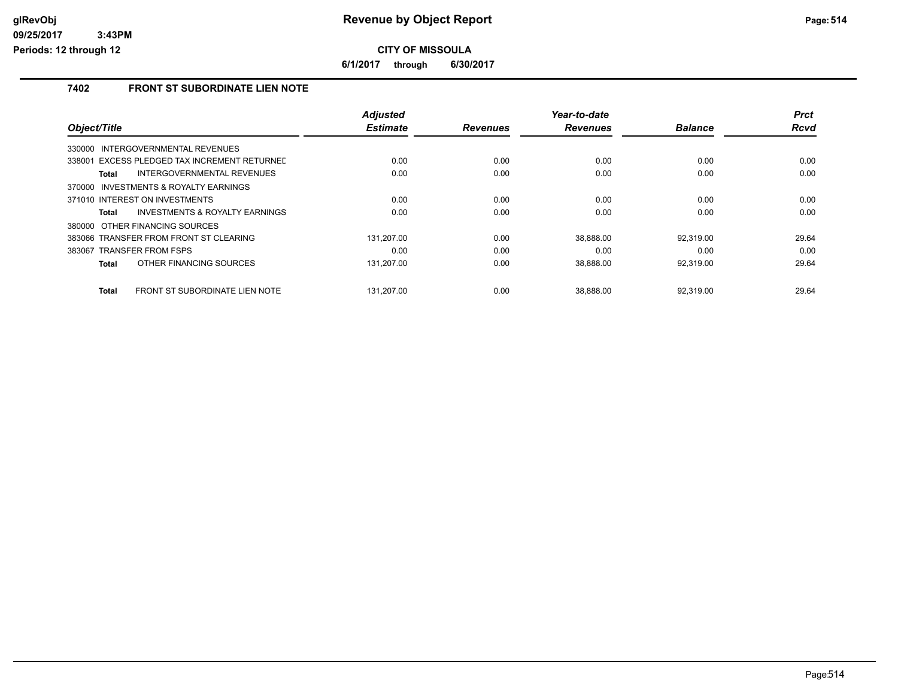# Revenue by Object Report

**CITY OF MISSOULA**

**6/1/2017 through 6/30/2017**

glRevObj
09/25/2017 3:43PM
Periods: 12 through 12

## 7402 FRONT ST SUBORDINATE LIEN NOTE

| Object/Title | Adjusted Estimate | Revenues | Year-to-date Revenues | Balance | Prct Rcvd |
|---|---|---|---|---|---|
| 330000 INTERGOVERNMENTAL REVENUES | | | | | |
| 338001 EXCESS PLEDGED TAX INCREMENT RETURNED | 0.00 | 0.00 | 0.00 | 0.00 | 0.00 |
| **Total** INTERGOVERNMENTAL REVENUES | 0.00 | 0.00 | 0.00 | 0.00 | 0.00 |
| 370000 INVESTMENTS & ROYALTY EARNINGS | | | | | |
| 371010 INTEREST ON INVESTMENTS | 0.00 | 0.00 | 0.00 | 0.00 | 0.00 |
| **Total** INVESTMENTS & ROYALTY EARNINGS | 0.00 | 0.00 | 0.00 | 0.00 | 0.00 |
| 380000 OTHER FINANCING SOURCES | | | | | |
| 383066 TRANSFER FROM FRONT ST CLEARING | 131,207.00 | 0.00 | 38,888.00 | 92,319.00 | 29.64 |
| 383067 TRANSFER FROM FSPS | 0.00 | 0.00 | 0.00 | 0.00 | 0.00 |
| **Total** OTHER FINANCING SOURCES | 131,207.00 | 0.00 | 38,888.00 | 92,319.00 | 29.64 |
| **Total** FRONT ST SUBORDINATE LIEN NOTE | 131,207.00 | 0.00 | 38,888.00 | 92,319.00 | 29.64 |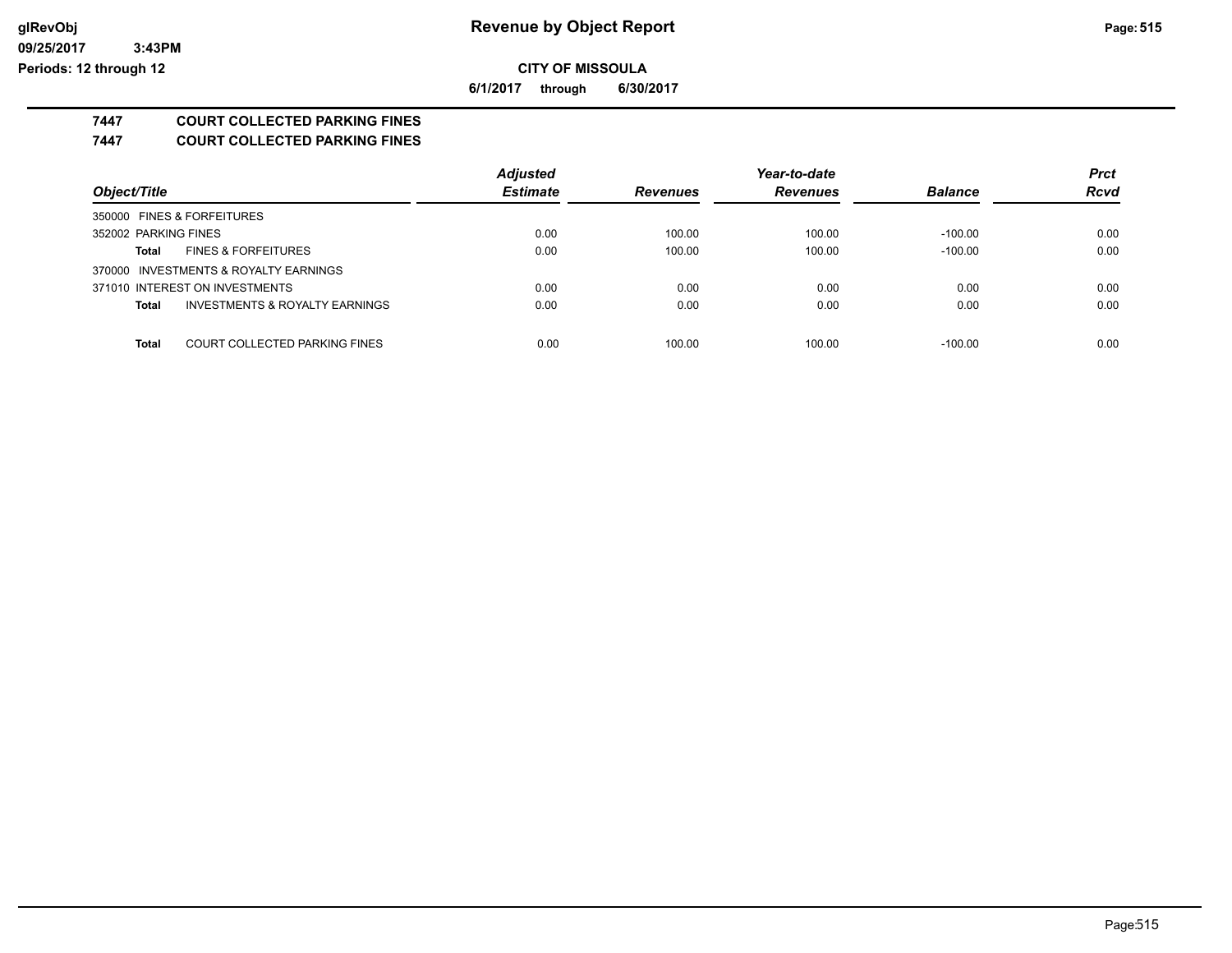**CITY OF MISSOULA**

**6/1/2017 through 6/30/2017**

# Revenue by Object Report

## 7447 COURT COLLECTED PARKING FINES

### 7447 COURT COLLECTED PARKING FINES

| Object/Title | Adjusted Estimate | Revenues | Year-to-date Revenues | Balance | Prct Rcvd |
|---|---|---|---|---|---|
| 350000 FINES & FORFEITURES | | | | | |
| 352002 PARKING FINES | 0.00 | 100.00 | 100.00 | -100.00 | 0.00 |
| **Total** FINES & FORFEITURES | 0.00 | 100.00 | 100.00 | -100.00 | 0.00 |
| 370000 INVESTMENTS & ROYALTY EARNINGS | | | | | |
| 371010 INTEREST ON INVESTMENTS | 0.00 | 0.00 | 0.00 | 0.00 | 0.00 |
| **Total** INVESTMENTS & ROYALTY EARNINGS | 0.00 | 0.00 | 0.00 | 0.00 | 0.00 |
| **Total** COURT COLLECTED PARKING FINES | 0.00 | 100.00 | 100.00 | -100.00 | 0.00 |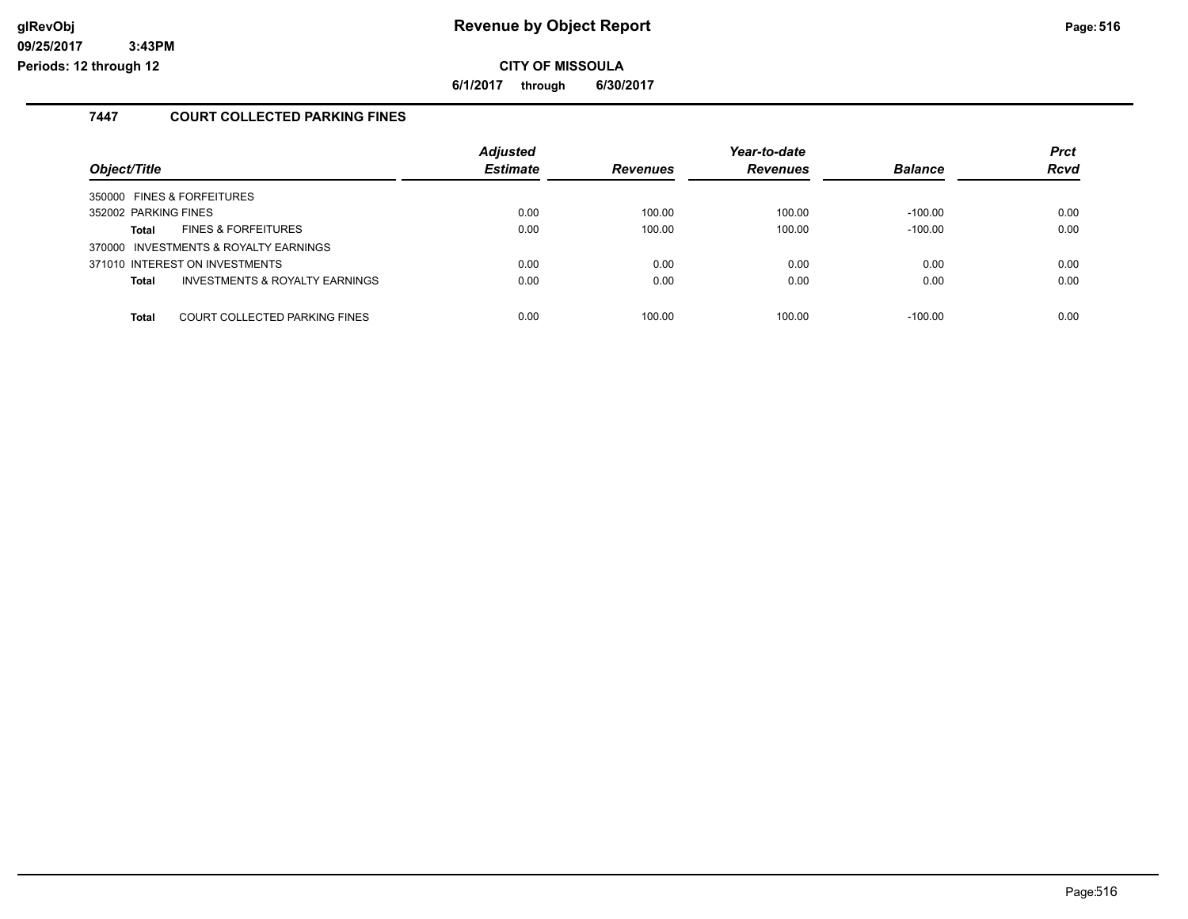# Revenue by Object Report

**CITY OF MISSOULA**

**6/1/2017 through 6/30/2017**

glRevObj
09/25/2017 3:43PM
Periods: 12 through 12

## 7447 COURT COLLECTED PARKING FINES

| Object/Title | Adjusted Estimate | Revenues | Year-to-date Revenues | Balance | Prct Rcvd |
|---|---|---|---|---|---|
| 350000 FINES & FORFEITURES | | | | | |
| 352002 PARKING FINES | 0.00 | 100.00 | 100.00 | -100.00 | 0.00 |
| **Total** FINES & FORFEITURES | 0.00 | 100.00 | 100.00 | -100.00 | 0.00 |
| 370000 INVESTMENTS & ROYALTY EARNINGS | | | | | |
| 371010 INTEREST ON INVESTMENTS | 0.00 | 0.00 | 0.00 | 0.00 | 0.00 |
| **Total** INVESTMENTS & ROYALTY EARNINGS | 0.00 | 0.00 | 0.00 | 0.00 | 0.00 |
| **Total** COURT COLLECTED PARKING FINES | 0.00 | 100.00 | 100.00 | -100.00 | 0.00 |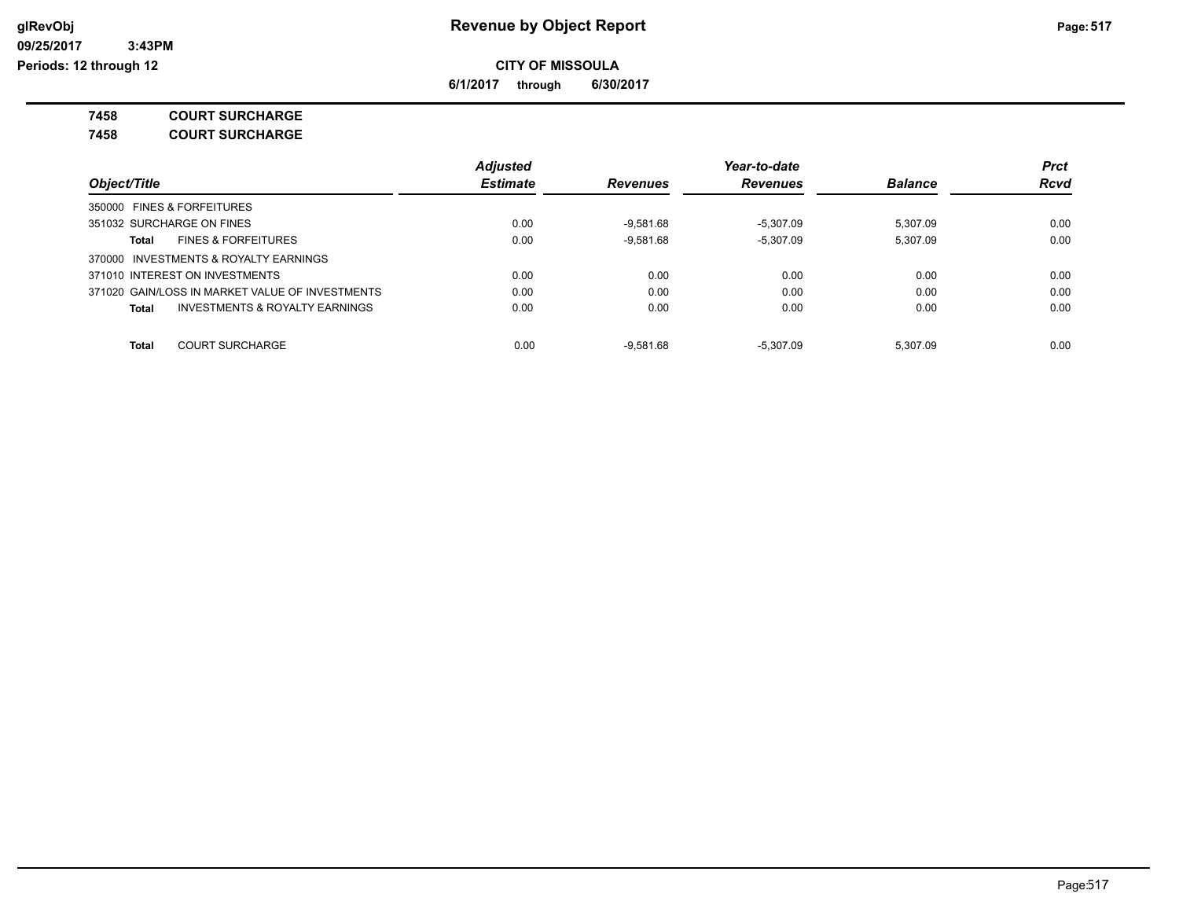**Revenue by Object Report**

**CITY OF MISSOULA**

**6/1/2017 through 6/30/2017**

**glRevObj**
**09/25/2017 3:43PM**
**Periods: 12 through 12**

**7458 COURT SURCHARGE**

**7458 COURT SURCHARGE**

| Object/Title | Adjusted Estimate | Revenues | Year-to-date Revenues | Balance | Prct Rcvd |
|---|---|---|---|---|---|
| 350000 FINES & FORFEITURES | | | | | |
| 351032 SURCHARGE ON FINES | 0.00 | -9,581.68 | -5,307.09 | 5,307.09 | 0.00 |
| **Total** FINES & FORFEITURES | 0.00 | -9,581.68 | -5,307.09 | 5,307.09 | 0.00 |
| 370000 INVESTMENTS & ROYALTY EARNINGS | | | | | |
| 371010 INTEREST ON INVESTMENTS | 0.00 | 0.00 | 0.00 | 0.00 | 0.00 |
| 371020 GAIN/LOSS IN MARKET VALUE OF INVESTMENTS | 0.00 | 0.00 | 0.00 | 0.00 | 0.00 |
| **Total** INVESTMENTS & ROYALTY EARNINGS | 0.00 | 0.00 | 0.00 | 0.00 | 0.00 |
| **Total** COURT SURCHARGE | 0.00 | -9,581.68 | -5,307.09 | 5,307.09 | 0.00 |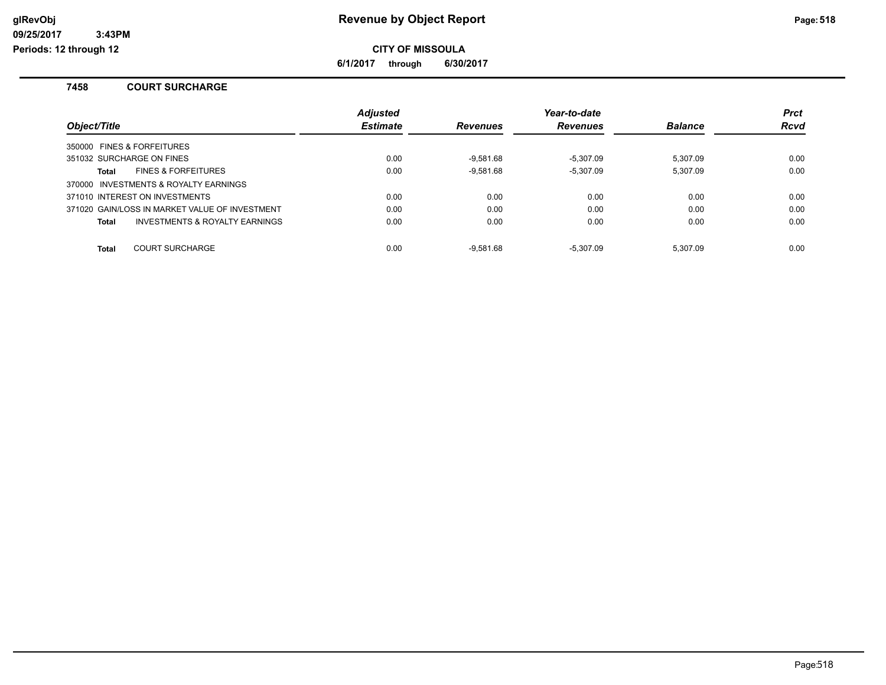# Revenue by Object Report

**CITY OF MISSOULA**

**6/1/2017 through 6/30/2017**

glRevObj
09/25/2017 3:43PM
Periods: 12 through 12

### 7458 COURT SURCHARGE

| Object/Title | | Adjusted Estimate | Revenues | Year-to-date Revenues | Balance | Prct Rcvd |
|---|---|---|---|---|---|---|
| 350000 FINES & FORFEITURES | | | | | | |
| 351032 SURCHARGE ON FINES | | 0.00 | -9,581.68 | -5,307.09 | 5,307.09 | 0.00 |
| **Total** | FINES & FORFEITURES | 0.00 | -9,581.68 | -5,307.09 | 5,307.09 | 0.00 |
| 370000 INVESTMENTS & ROYALTY EARNINGS | | | | | | |
| 371010 INTEREST ON INVESTMENTS | | 0.00 | 0.00 | 0.00 | 0.00 | 0.00 |
| 371020 GAIN/LOSS IN MARKET VALUE OF INVESTMENT | | 0.00 | 0.00 | 0.00 | 0.00 | 0.00 |
| **Total** | INVESTMENTS & ROYALTY EARNINGS | 0.00 | 0.00 | 0.00 | 0.00 | 0.00 |
| **Total** | COURT SURCHARGE | 0.00 | -9,581.68 | -5,307.09 | 5,307.09 | 0.00 |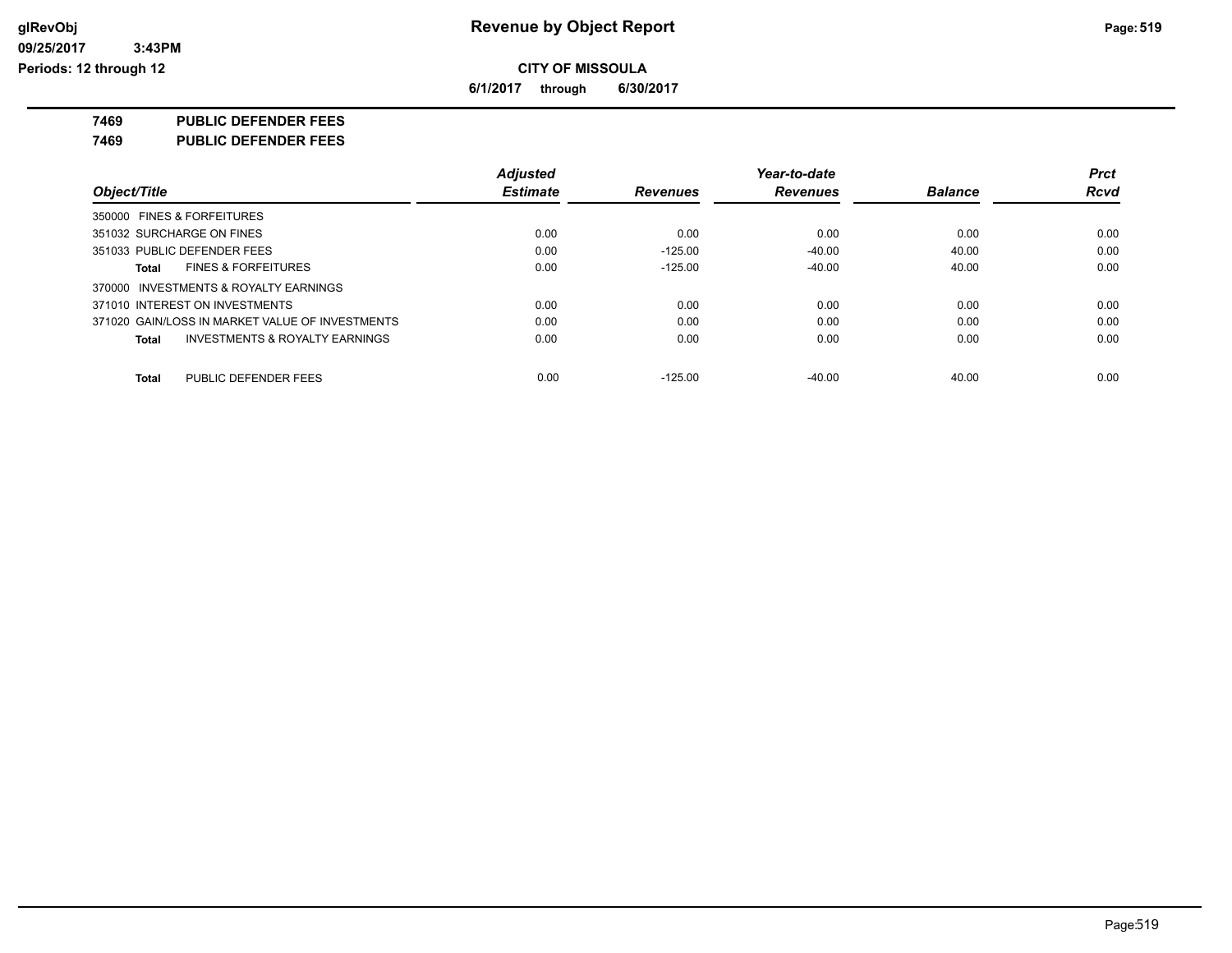**Revenue by Object Report**

**CITY OF MISSOULA**

**6/1/2017 through 6/30/2017**

**glRevObj**
**09/25/2017 3:43PM**
**Periods: 12 through 12**

## 7469 PUBLIC DEFENDER FEES

## 7469 PUBLIC DEFENDER FEES

| Object/Title | Adjusted Estimate | Revenues | Year-to-date Revenues | Balance | Prct Rcvd |
|---|---|---|---|---|---|
| 350000 FINES & FORFEITURES | | | | | |
| 351032 SURCHARGE ON FINES | 0.00 | 0.00 | 0.00 | 0.00 | 0.00 |
| 351033 PUBLIC DEFENDER FEES | 0.00 | -125.00 | -40.00 | 40.00 | 0.00 |
| **Total** FINES & FORFEITURES | 0.00 | -125.00 | -40.00 | 40.00 | 0.00 |
| 370000 INVESTMENTS & ROYALTY EARNINGS | | | | | |
| 371010 INTEREST ON INVESTMENTS | 0.00 | 0.00 | 0.00 | 0.00 | 0.00 |
| 371020 GAIN/LOSS IN MARKET VALUE OF INVESTMENTS | 0.00 | 0.00 | 0.00 | 0.00 | 0.00 |
| **Total** INVESTMENTS & ROYALTY EARNINGS | 0.00 | 0.00 | 0.00 | 0.00 | 0.00 |
| **Total** PUBLIC DEFENDER FEES | 0.00 | -125.00 | -40.00 | 40.00 | 0.00 |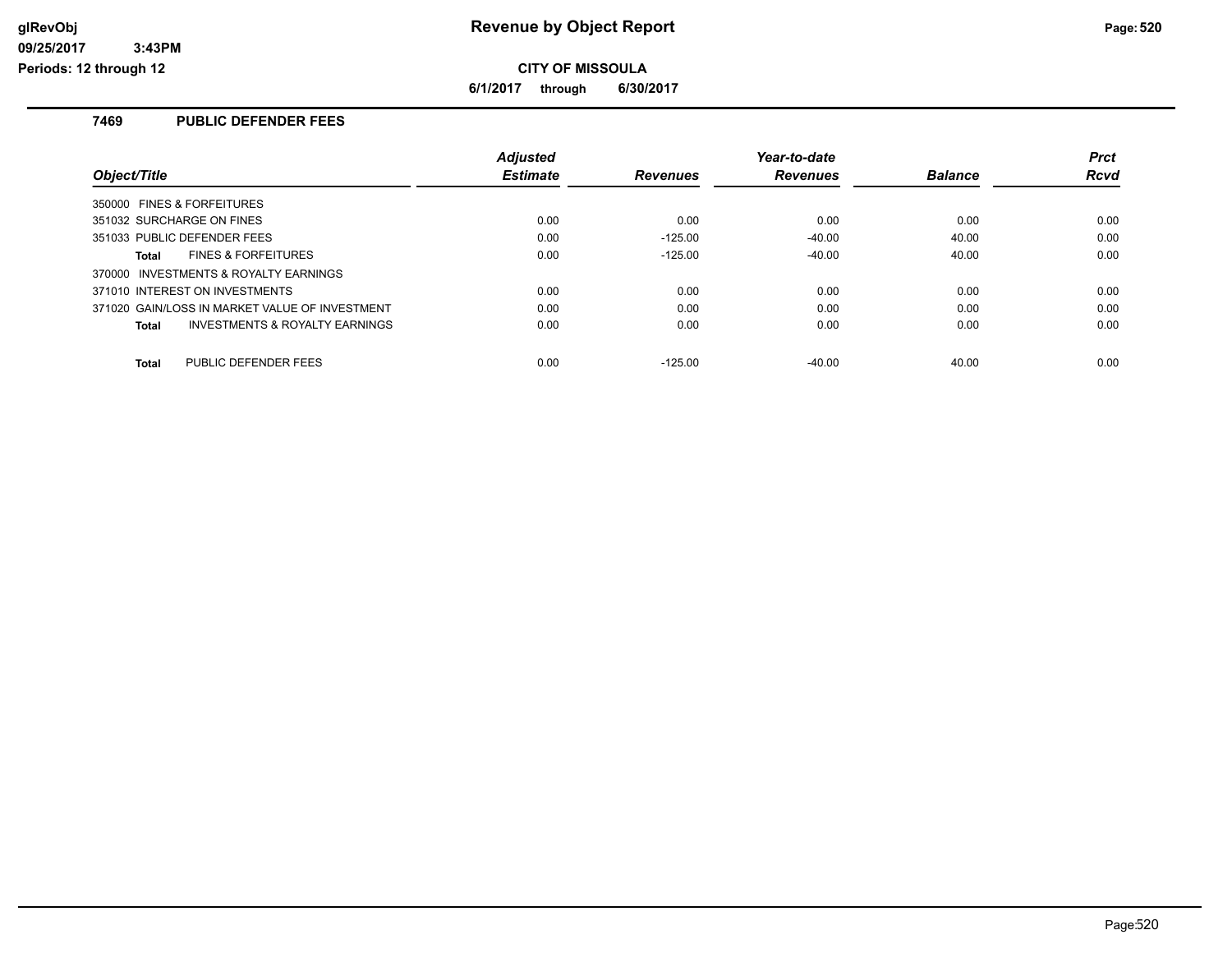# Revenue by Object Report

**CITY OF MISSOULA**

**6/1/2017 through 6/30/2017**

glRevObj
09/25/2017 3:43PM
Periods: 12 through 12

## 7469 PUBLIC DEFENDER FEES

| Object/Title | Adjusted Estimate | Revenues | Year-to-date Revenues | Balance | Prct Rcvd |
|---|---|---|---|---|---|
| 350000 FINES & FORFEITURES | | | | | |
| 351032 SURCHARGE ON FINES | 0.00 | 0.00 | 0.00 | 0.00 | 0.00 |
| 351033 PUBLIC DEFENDER FEES | 0.00 | -125.00 | -40.00 | 40.00 | 0.00 |
| **Total** FINES & FORFEITURES | 0.00 | -125.00 | -40.00 | 40.00 | 0.00 |
| 370000 INVESTMENTS & ROYALTY EARNINGS | | | | | |
| 371010 INTEREST ON INVESTMENTS | 0.00 | 0.00 | 0.00 | 0.00 | 0.00 |
| 371020 GAIN/LOSS IN MARKET VALUE OF INVESTMENT | 0.00 | 0.00 | 0.00 | 0.00 | 0.00 |
| **Total** INVESTMENTS & ROYALTY EARNINGS | 0.00 | 0.00 | 0.00 | 0.00 | 0.00 |
| **Total** PUBLIC DEFENDER FEES | 0.00 | -125.00 | -40.00 | 40.00 | 0.00 |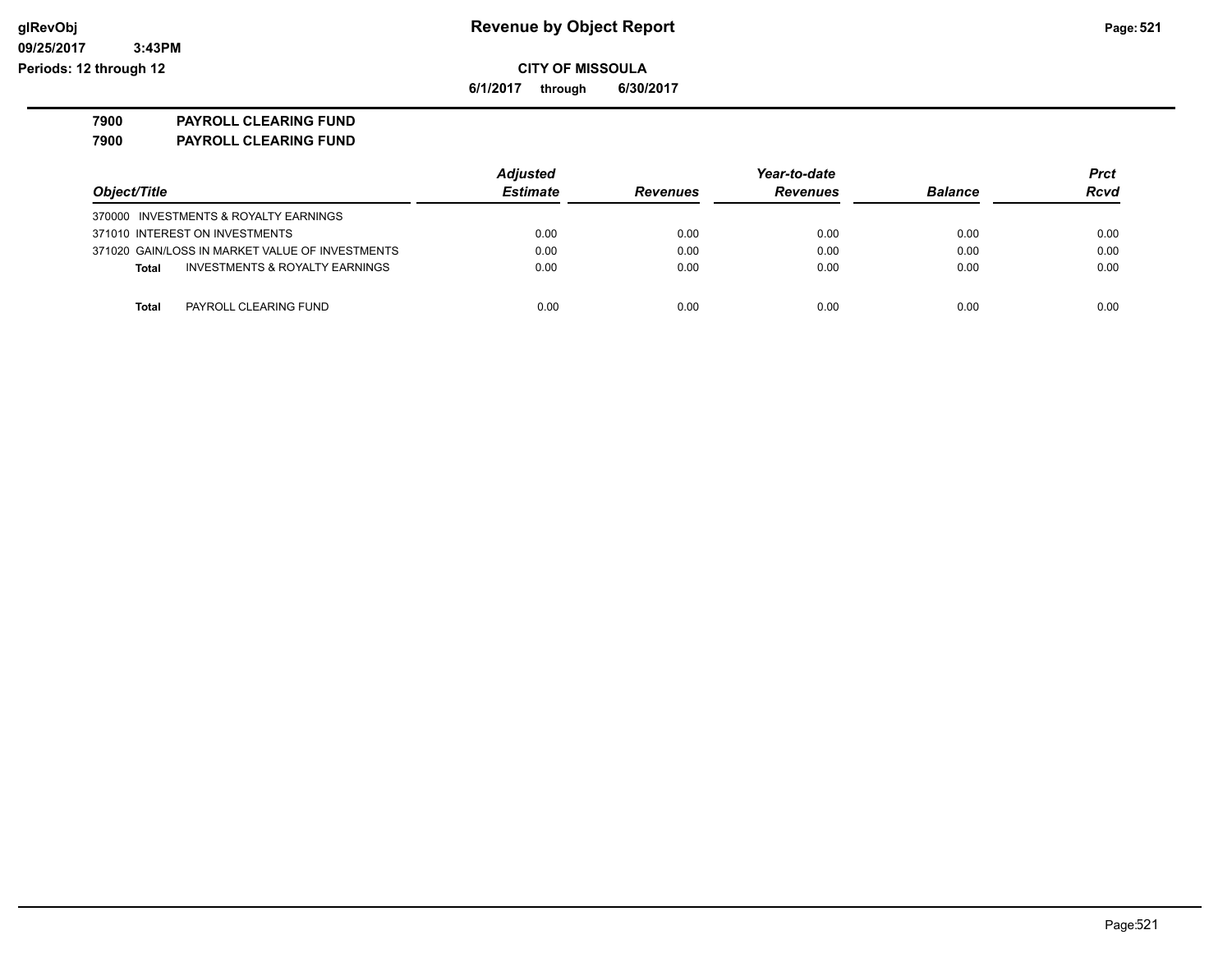# Revenue by Object Report

glRevObj
09/25/2017 3:43PM
Periods: 12 through 12

**CITY OF MISSOULA**

**6/1/2017 through 6/30/2017**

## 7900 PAYROLL CLEARING FUND
## 7900 PAYROLL CLEARING FUND

| Object/Title | Adjusted Estimate | Revenues | Year-to-date Revenues | Balance | Prct Rcvd |
|---|---|---|---|---|---|
| 370000 INVESTMENTS & ROYALTY EARNINGS | | | | | |
| 371010 INTEREST ON INVESTMENTS | 0.00 | 0.00 | 0.00 | 0.00 | 0.00 |
| 371020 GAIN/LOSS IN MARKET VALUE OF INVESTMENTS | 0.00 | 0.00 | 0.00 | 0.00 | 0.00 |
| **Total** INVESTMENTS & ROYALTY EARNINGS | 0.00 | 0.00 | 0.00 | 0.00 | 0.00 |
| **Total** PAYROLL CLEARING FUND | 0.00 | 0.00 | 0.00 | 0.00 | 0.00 |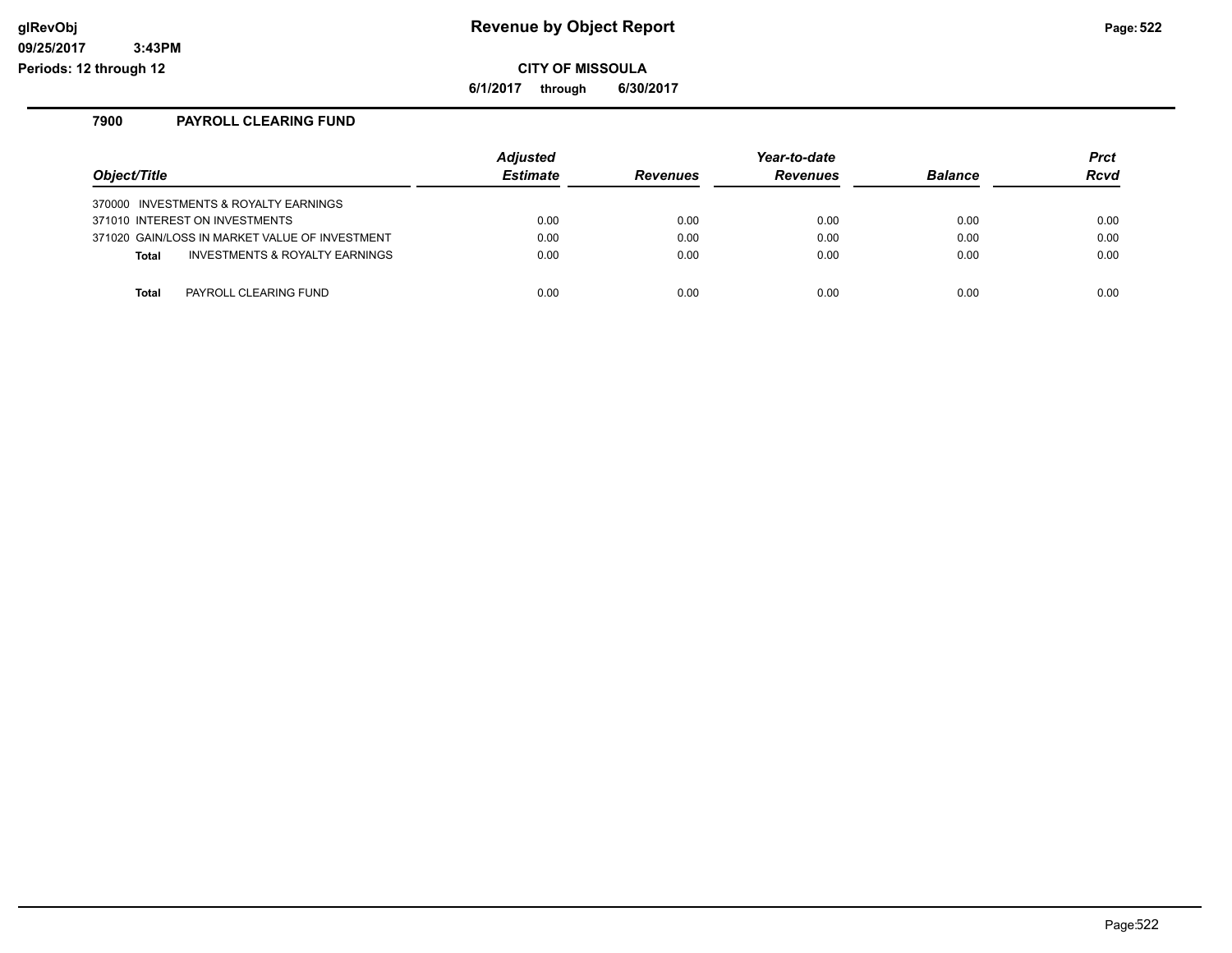# Revenue by Object Report

glRevObj
09/25/2017 3:43PM
Periods: 12 through 12

**CITY OF MISSOULA**

**6/1/2017 through 6/30/2017**

## 7900 PAYROLL CLEARING FUND

| Object/Title | Adjusted Estimate | Revenues | Year-to-date Revenues | Balance | Prct Rcvd |
|---|---|---|---|---|---|
| 370000 INVESTMENTS & ROYALTY EARNINGS | | | | | |
| 371010 INTEREST ON INVESTMENTS | 0.00 | 0.00 | 0.00 | 0.00 | 0.00 |
| 371020 GAIN/LOSS IN MARKET VALUE OF INVESTMENT | 0.00 | 0.00 | 0.00 | 0.00 | 0.00 |
| **Total** INVESTMENTS & ROYALTY EARNINGS | 0.00 | 0.00 | 0.00 | 0.00 | 0.00 |
| **Total** PAYROLL CLEARING FUND | 0.00 | 0.00 | 0.00 | 0.00 | 0.00 |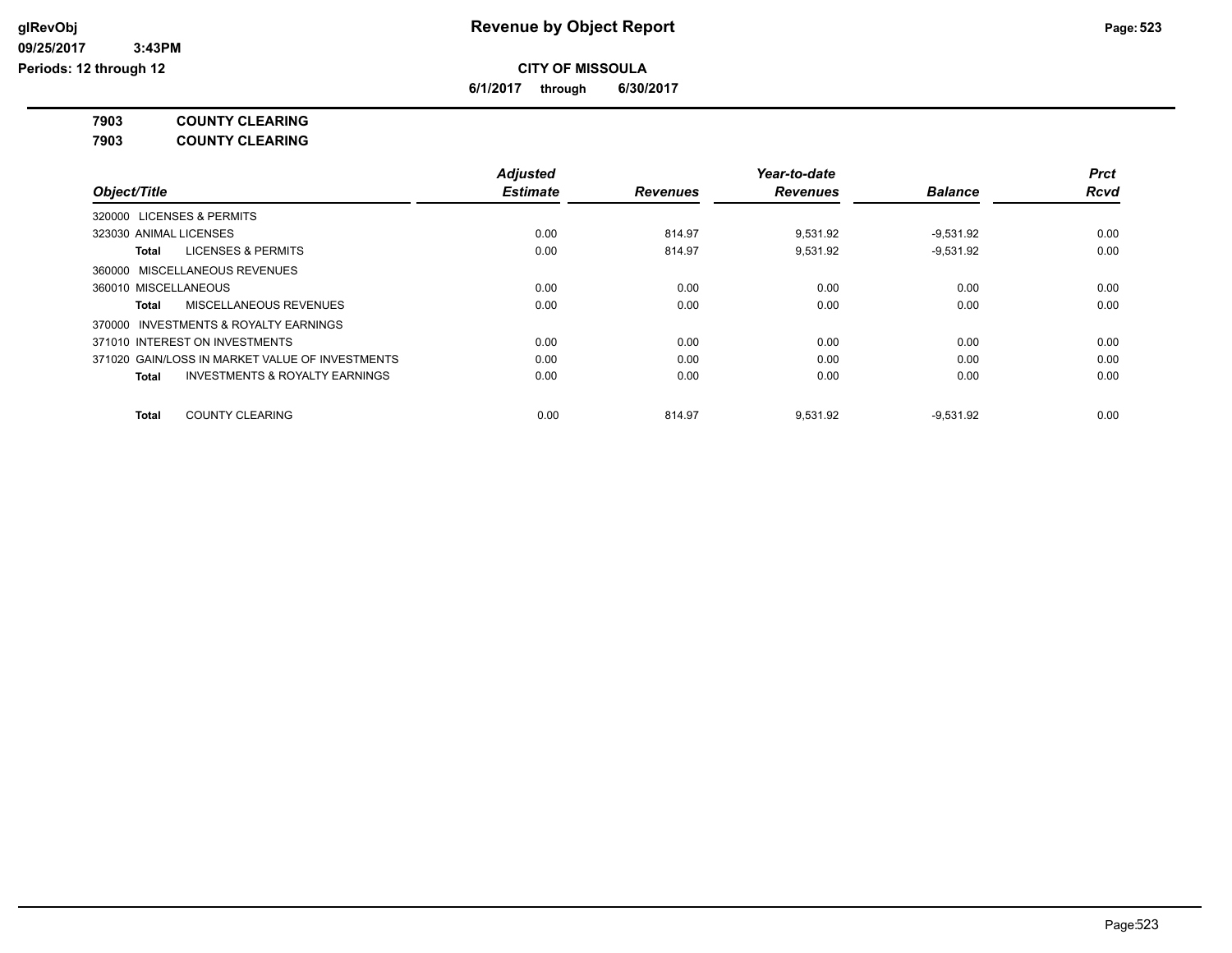# Revenue by Object Report

glRevObj
09/25/2017 3:43PM
Periods: 12 through 12

**CITY OF MISSOULA**

**6/1/2017 through 6/30/2017**

**7903 COUNTY CLEARING**

**7903 COUNTY CLEARING**

| Object/Title | Adjusted Estimate | Revenues | Year-to-date Revenues | Balance | Prct Rcvd |
|---|---|---|---|---|---|
| 320000 LICENSES & PERMITS | | | | | |
| 323030 ANIMAL LICENSES | 0.00 | 814.97 | 9,531.92 | -9,531.92 | 0.00 |
| **Total** LICENSES & PERMITS | 0.00 | 814.97 | 9,531.92 | -9,531.92 | 0.00 |
| 360000 MISCELLANEOUS REVENUES | | | | | |
| 360010 MISCELLANEOUS | 0.00 | 0.00 | 0.00 | 0.00 | 0.00 |
| **Total** MISCELLANEOUS REVENUES | 0.00 | 0.00 | 0.00 | 0.00 | 0.00 |
| 370000 INVESTMENTS & ROYALTY EARNINGS | | | | | |
| 371010 INTEREST ON INVESTMENTS | 0.00 | 0.00 | 0.00 | 0.00 | 0.00 |
| 371020 GAIN/LOSS IN MARKET VALUE OF INVESTMENTS | 0.00 | 0.00 | 0.00 | 0.00 | 0.00 |
| **Total** INVESTMENTS & ROYALTY EARNINGS | 0.00 | 0.00 | 0.00 | 0.00 | 0.00 |
| **Total** COUNTY CLEARING | 0.00 | 814.97 | 9,531.92 | -9,531.92 | 0.00 |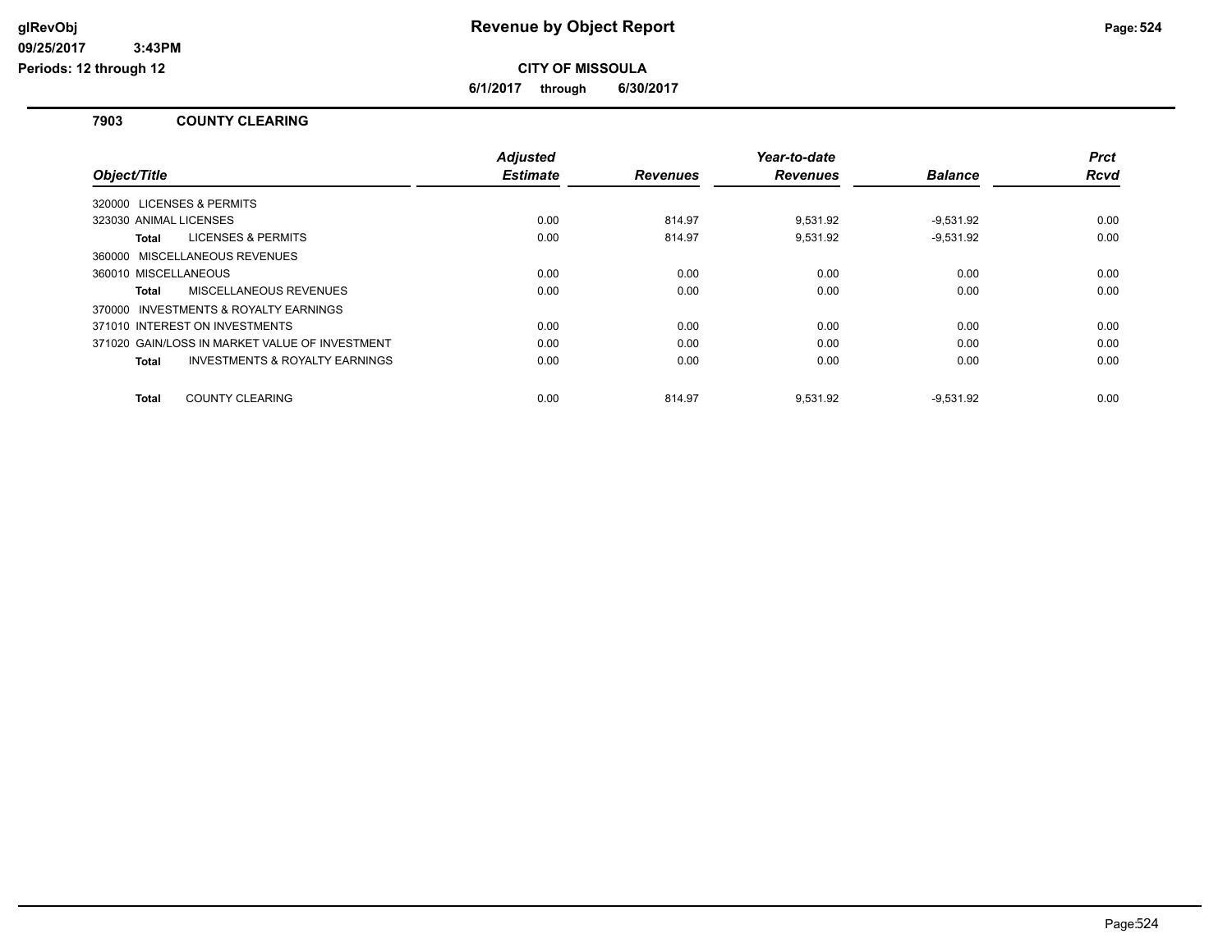# Revenue by Object Report

**CITY OF MISSOULA**

**6/1/2017 through 6/30/2017**

glRevObj
09/25/2017 3:43PM
Periods: 12 through 12

## 7903 COUNTY CLEARING

| Object/Title | Adjusted Estimate | Revenues | Year-to-date Revenues | Balance | Prct Rcvd |
|---|---|---|---|---|---|
| 320000 LICENSES & PERMITS | | | | | |
| 323030 ANIMAL LICENSES | 0.00 | 814.97 | 9,531.92 | -9,531.92 | 0.00 |
| **Total** LICENSES & PERMITS | 0.00 | 814.97 | 9,531.92 | -9,531.92 | 0.00 |
| 360000 MISCELLANEOUS REVENUES | | | | | |
| 360010 MISCELLANEOUS | 0.00 | 0.00 | 0.00 | 0.00 | 0.00 |
| **Total** MISCELLANEOUS REVENUES | 0.00 | 0.00 | 0.00 | 0.00 | 0.00 |
| 370000 INVESTMENTS & ROYALTY EARNINGS | | | | | |
| 371010 INTEREST ON INVESTMENTS | 0.00 | 0.00 | 0.00 | 0.00 | 0.00 |
| 371020 GAIN/LOSS IN MARKET VALUE OF INVESTMENT | 0.00 | 0.00 | 0.00 | 0.00 | 0.00 |
| **Total** INVESTMENTS & ROYALTY EARNINGS | 0.00 | 0.00 | 0.00 | 0.00 | 0.00 |
| **Total** COUNTY CLEARING | 0.00 | 814.97 | 9,531.92 | -9,531.92 | 0.00 |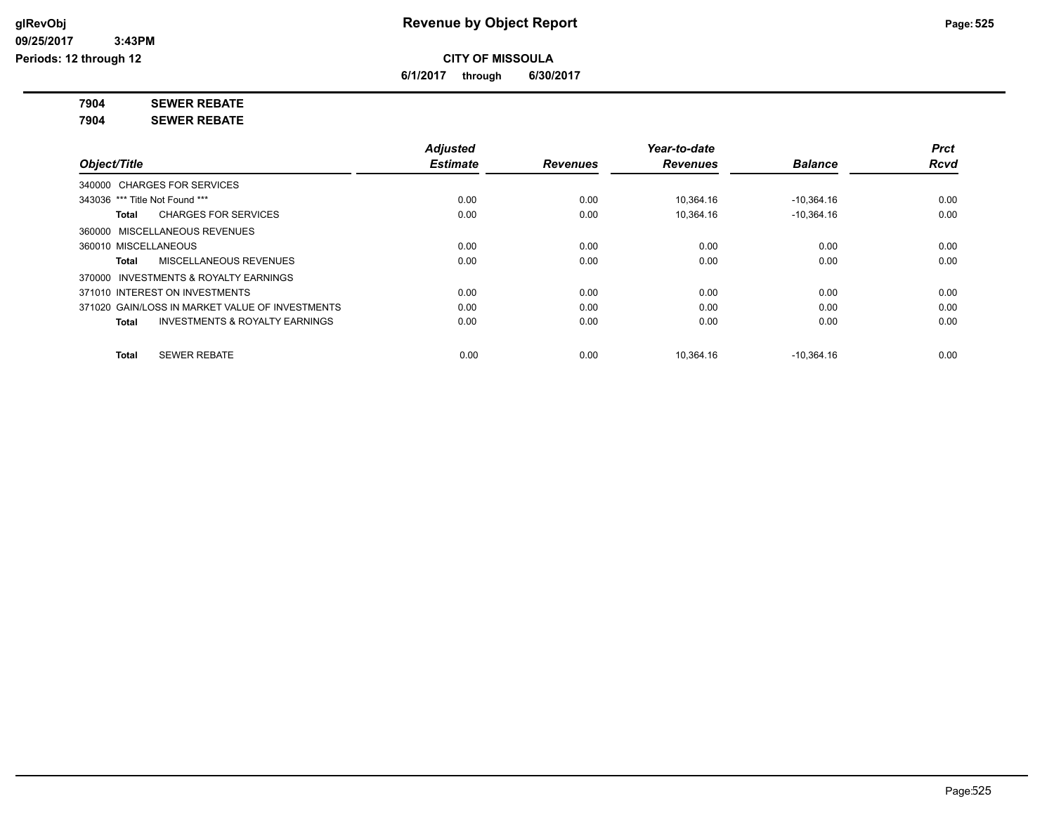**Revenue by Object Report**

**CITY OF MISSOULA**

**6/1/2017 through 6/30/2017**

glRevObj
09/25/2017 3:43PM
Periods: 12 through 12

**7904 SEWER REBATE**

**7904 SEWER REBATE**

| Object/Title | Adjusted Estimate | Revenues | Year-to-date Revenues | Balance | Prct Rcvd |
|---|---|---|---|---|---|
| 340000 CHARGES FOR SERVICES | | | | | |
| 343036 *** Title Not Found *** | 0.00 | 0.00 | 10,364.16 | -10,364.16 | 0.00 |
| **Total** CHARGES FOR SERVICES | 0.00 | 0.00 | 10,364.16 | -10,364.16 | 0.00 |
| 360000 MISCELLANEOUS REVENUES | | | | | |
| 360010 MISCELLANEOUS | 0.00 | 0.00 | 0.00 | 0.00 | 0.00 |
| **Total** MISCELLANEOUS REVENUES | 0.00 | 0.00 | 0.00 | 0.00 | 0.00 |
| 370000 INVESTMENTS & ROYALTY EARNINGS | | | | | |
| 371010 INTEREST ON INVESTMENTS | 0.00 | 0.00 | 0.00 | 0.00 | 0.00 |
| 371020 GAIN/LOSS IN MARKET VALUE OF INVESTMENTS | 0.00 | 0.00 | 0.00 | 0.00 | 0.00 |
| **Total** INVESTMENTS & ROYALTY EARNINGS | 0.00 | 0.00 | 0.00 | 0.00 | 0.00 |
| **Total** SEWER REBATE | 0.00 | 0.00 | 10,364.16 | -10,364.16 | 0.00 |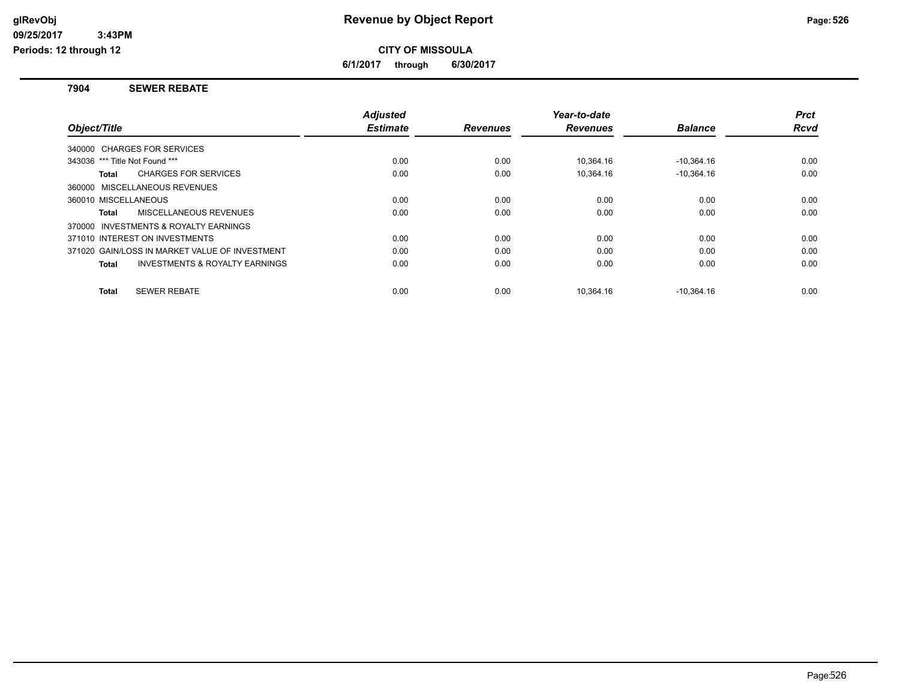**Revenue by Object Report**

**CITY OF MISSOULA**

**6/1/2017 through 6/30/2017**

glRevObj
09/25/2017 3:43PM
Periods: 12 through 12

## 7904 SEWER REBATE

| Object/Title | Adjusted Estimate | Revenues | Year-to-date Revenues | Balance | Prct Rcvd |
|---|---|---|---|---|---|
| 340000 CHARGES FOR SERVICES | | | | | |
| 343036 *** Title Not Found *** | 0.00 | 0.00 | 10,364.16 | -10,364.16 | 0.00 |
| **Total** CHARGES FOR SERVICES | 0.00 | 0.00 | 10,364.16 | -10,364.16 | 0.00 |
| 360000 MISCELLANEOUS REVENUES | | | | | |
| 360010 MISCELLANEOUS | 0.00 | 0.00 | 0.00 | 0.00 | 0.00 |
| **Total** MISCELLANEOUS REVENUES | 0.00 | 0.00 | 0.00 | 0.00 | 0.00 |
| 370000 INVESTMENTS & ROYALTY EARNINGS | | | | | |
| 371010 INTEREST ON INVESTMENTS | 0.00 | 0.00 | 0.00 | 0.00 | 0.00 |
| 371020 GAIN/LOSS IN MARKET VALUE OF INVESTMENT | 0.00 | 0.00 | 0.00 | 0.00 | 0.00 |
| **Total** INVESTMENTS & ROYALTY EARNINGS | 0.00 | 0.00 | 0.00 | 0.00 | 0.00 |
| **Total** SEWER REBATE | 0.00 | 0.00 | 10,364.16 | -10,364.16 | 0.00 |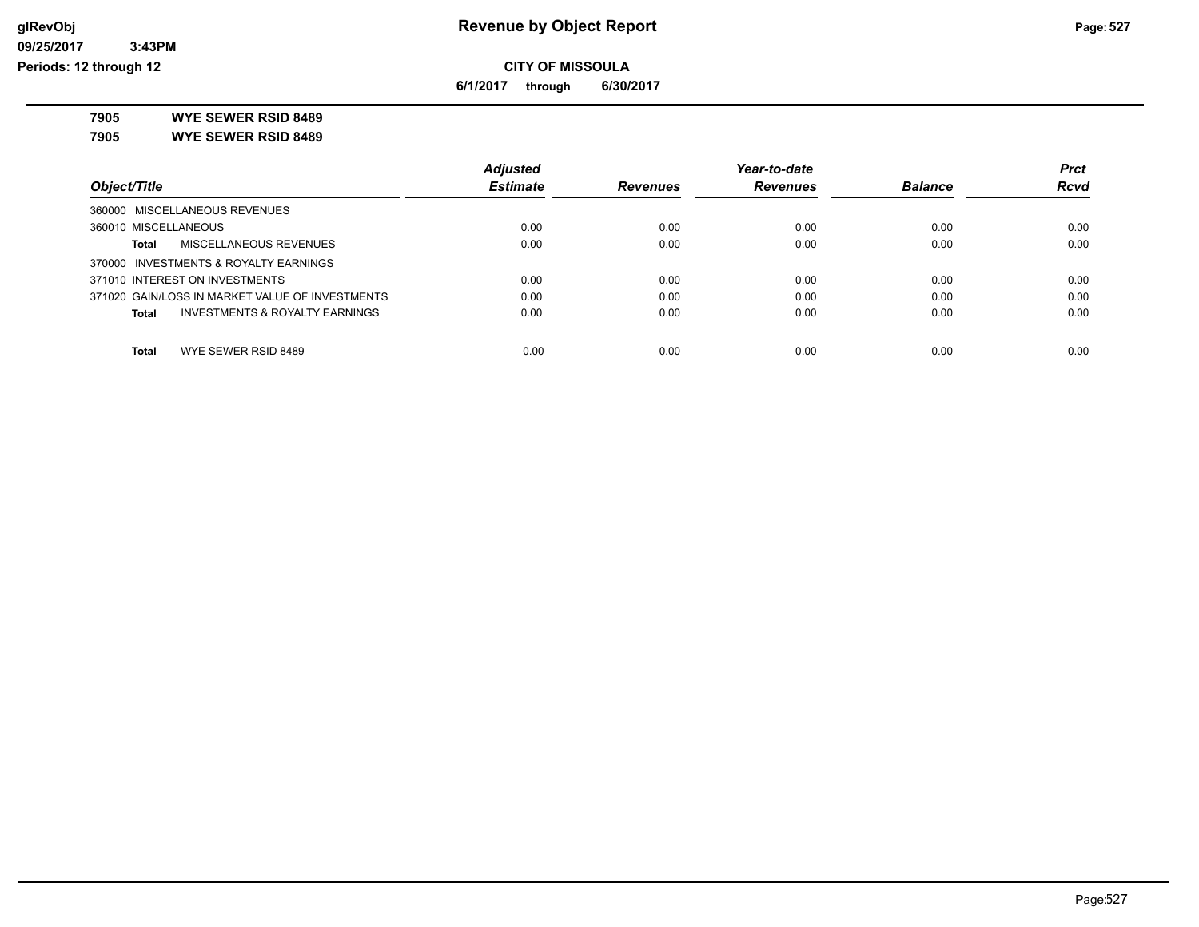# Revenue by Object Report

**CITY OF MISSOULA**

**6/1/2017 through 6/30/2017**

glRevObj
09/25/2017 3:43PM
Periods: 12 through 12

**7905 WYE SEWER RSID 8489**

**7905 WYE SEWER RSID 8489**

| Object/Title | Adjusted Estimate | Revenues | Year-to-date Revenues | Balance | Prct Rcvd |
|---|---|---|---|---|---|
| 360000 MISCELLANEOUS REVENUES | | | | | |
| 360010 MISCELLANEOUS | 0.00 | 0.00 | 0.00 | 0.00 | 0.00 |
| **Total** MISCELLANEOUS REVENUES | 0.00 | 0.00 | 0.00 | 0.00 | 0.00 |
| 370000 INVESTMENTS & ROYALTY EARNINGS | | | | | |
| 371010 INTEREST ON INVESTMENTS | 0.00 | 0.00 | 0.00 | 0.00 | 0.00 |
| 371020 GAIN/LOSS IN MARKET VALUE OF INVESTMENTS | 0.00 | 0.00 | 0.00 | 0.00 | 0.00 |
| **Total** INVESTMENTS & ROYALTY EARNINGS | 0.00 | 0.00 | 0.00 | 0.00 | 0.00 |
| **Total** WYE SEWER RSID 8489 | 0.00 | 0.00 | 0.00 | 0.00 | 0.00 |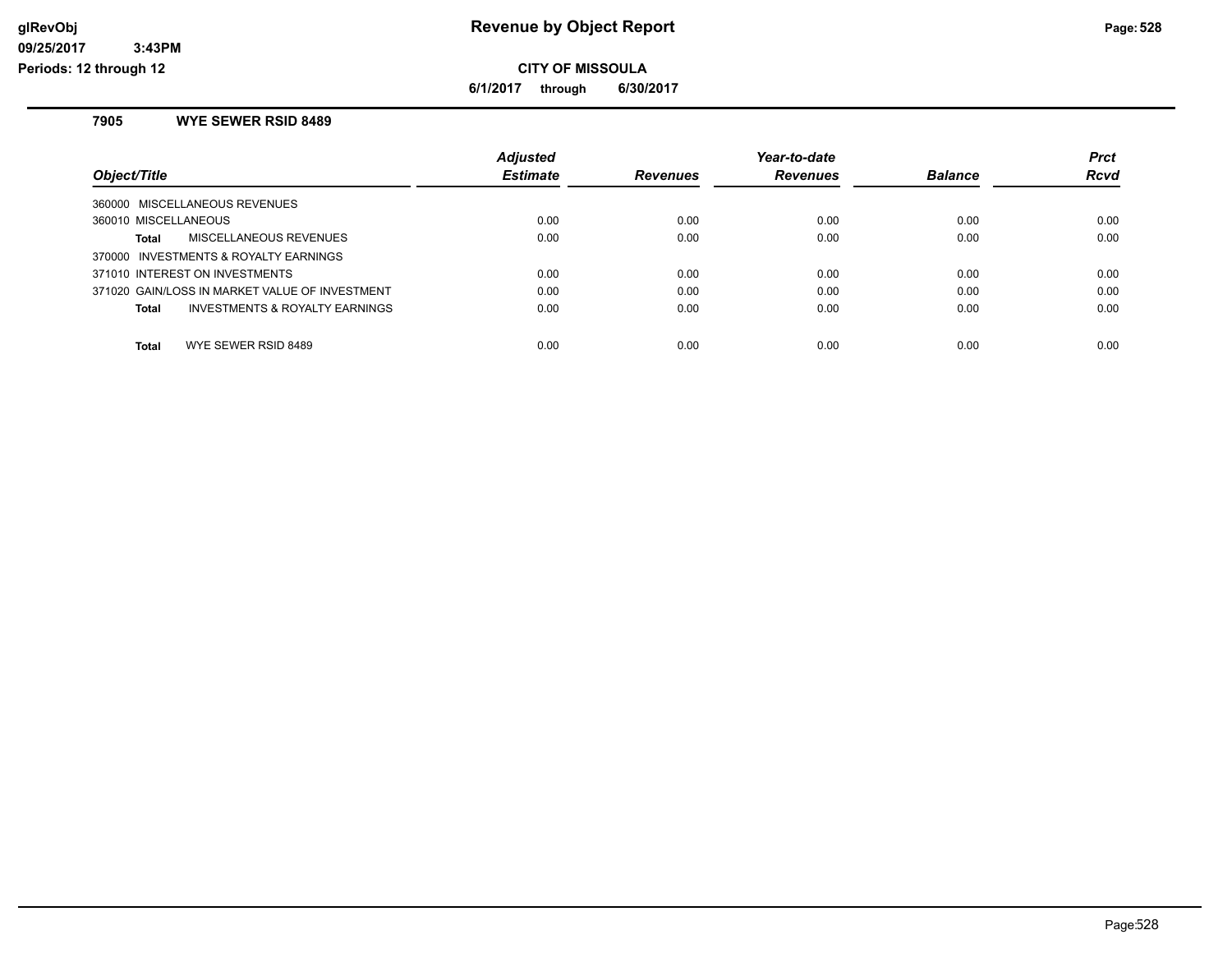**glRevObj**
**09/25/2017 3:43PM**
**Periods: 12 through 12**

# Revenue by Object Report

**CITY OF MISSOULA**

**6/1/2017 through 6/30/2017**

## 7905 WYE SEWER RSID 8489

| Object/Title | Adjusted Estimate | Revenues | Year-to-date Revenues | Balance | Prct Rcvd |
|---|---|---|---|---|---|
| 360000 MISCELLANEOUS REVENUES | | | | | |
| 360010 MISCELLANEOUS | 0.00 | 0.00 | 0.00 | 0.00 | 0.00 |
| **Total** MISCELLANEOUS REVENUES | 0.00 | 0.00 | 0.00 | 0.00 | 0.00 |
| 370000 INVESTMENTS & ROYALTY EARNINGS | | | | | |
| 371010 INTEREST ON INVESTMENTS | 0.00 | 0.00 | 0.00 | 0.00 | 0.00 |
| 371020 GAIN/LOSS IN MARKET VALUE OF INVESTMENT | 0.00 | 0.00 | 0.00 | 0.00 | 0.00 |
| **Total** INVESTMENTS & ROYALTY EARNINGS | 0.00 | 0.00 | 0.00 | 0.00 | 0.00 |
| **Total** WYE SEWER RSID 8489 | 0.00 | 0.00 | 0.00 | 0.00 | 0.00 |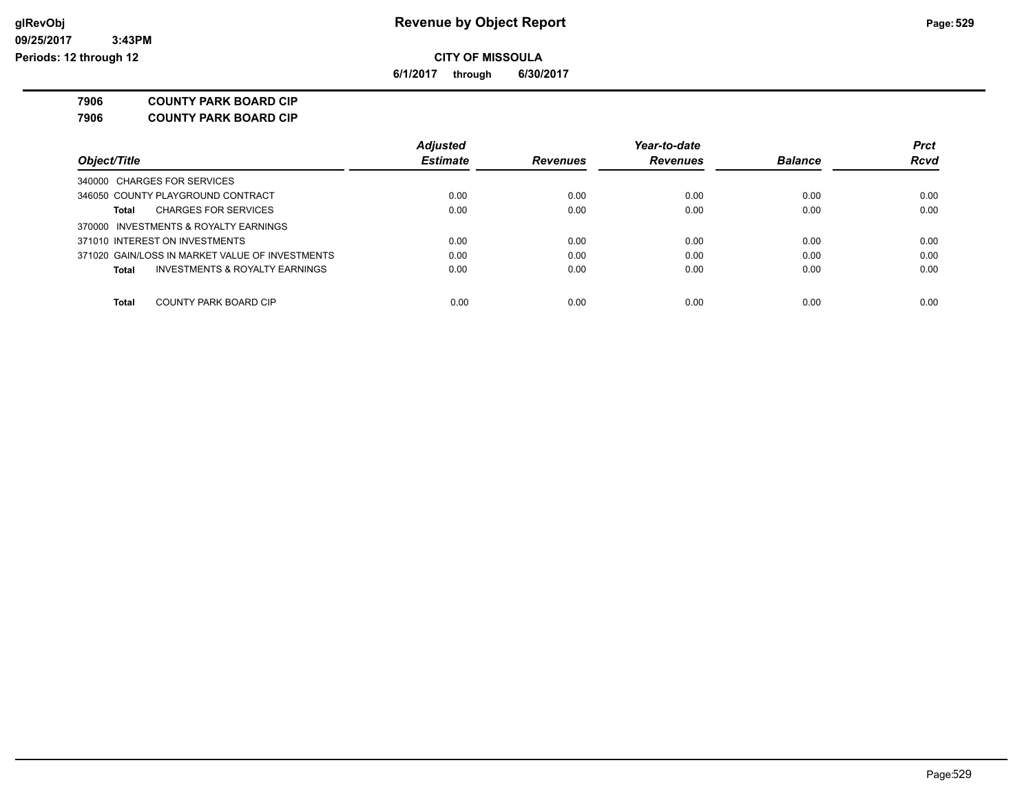# Revenue by Object Report

**CITY OF MISSOULA**

**6/1/2017 through 6/30/2017**

glRevObj
09/25/2017 3:43PM
Periods: 12 through 12

**7906 COUNTY PARK BOARD CIP**

**7906 COUNTY PARK BOARD CIP**

| Object/Title | Adjusted Estimate | Revenues | Year-to-date Revenues | Balance | Prct Rcvd |
|---|---|---|---|---|---|
| 340000 CHARGES FOR SERVICES | | | | | |
| 346050 COUNTY PLAYGROUND CONTRACT | 0.00 | 0.00 | 0.00 | 0.00 | 0.00 |
| **Total** CHARGES FOR SERVICES | 0.00 | 0.00 | 0.00 | 0.00 | 0.00 |
| 370000 INVESTMENTS & ROYALTY EARNINGS | | | | | |
| 371010 INTEREST ON INVESTMENTS | 0.00 | 0.00 | 0.00 | 0.00 | 0.00 |
| 371020 GAIN/LOSS IN MARKET VALUE OF INVESTMENTS | 0.00 | 0.00 | 0.00 | 0.00 | 0.00 |
| **Total** INVESTMENTS & ROYALTY EARNINGS | 0.00 | 0.00 | 0.00 | 0.00 | 0.00 |
| **Total** COUNTY PARK BOARD CIP | 0.00 | 0.00 | 0.00 | 0.00 | 0.00 |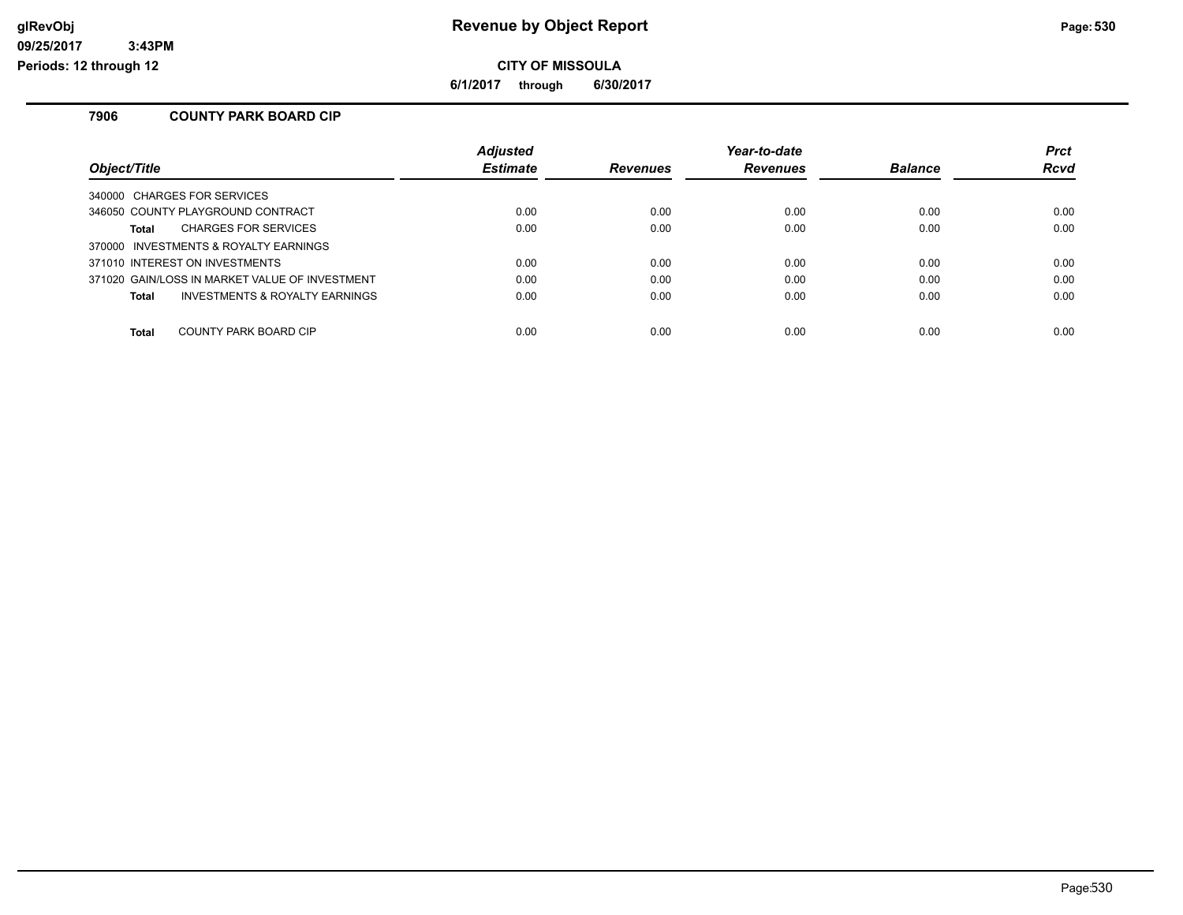# Revenue by Object Report

**CITY OF MISSOULA**

**6/1/2017 through 6/30/2017**

glRevObj
09/25/2017 3:43PM
Periods: 12 through 12

## 7906 COUNTY PARK BOARD CIP

| Object/Title | Adjusted Estimate | Revenues | Year-to-date Revenues | Balance | Prct Rcvd |
|---|---|---|---|---|---|
| 340000 CHARGES FOR SERVICES | | | | | |
| 346050 COUNTY PLAYGROUND CONTRACT | 0.00 | 0.00 | 0.00 | 0.00 | 0.00 |
| **Total** CHARGES FOR SERVICES | 0.00 | 0.00 | 0.00 | 0.00 | 0.00 |
| 370000 INVESTMENTS & ROYALTY EARNINGS | | | | | |
| 371010 INTEREST ON INVESTMENTS | 0.00 | 0.00 | 0.00 | 0.00 | 0.00 |
| 371020 GAIN/LOSS IN MARKET VALUE OF INVESTMENT | 0.00 | 0.00 | 0.00 | 0.00 | 0.00 |
| **Total** INVESTMENTS & ROYALTY EARNINGS | 0.00 | 0.00 | 0.00 | 0.00 | 0.00 |
| **Total** COUNTY PARK BOARD CIP | 0.00 | 0.00 | 0.00 | 0.00 | 0.00 |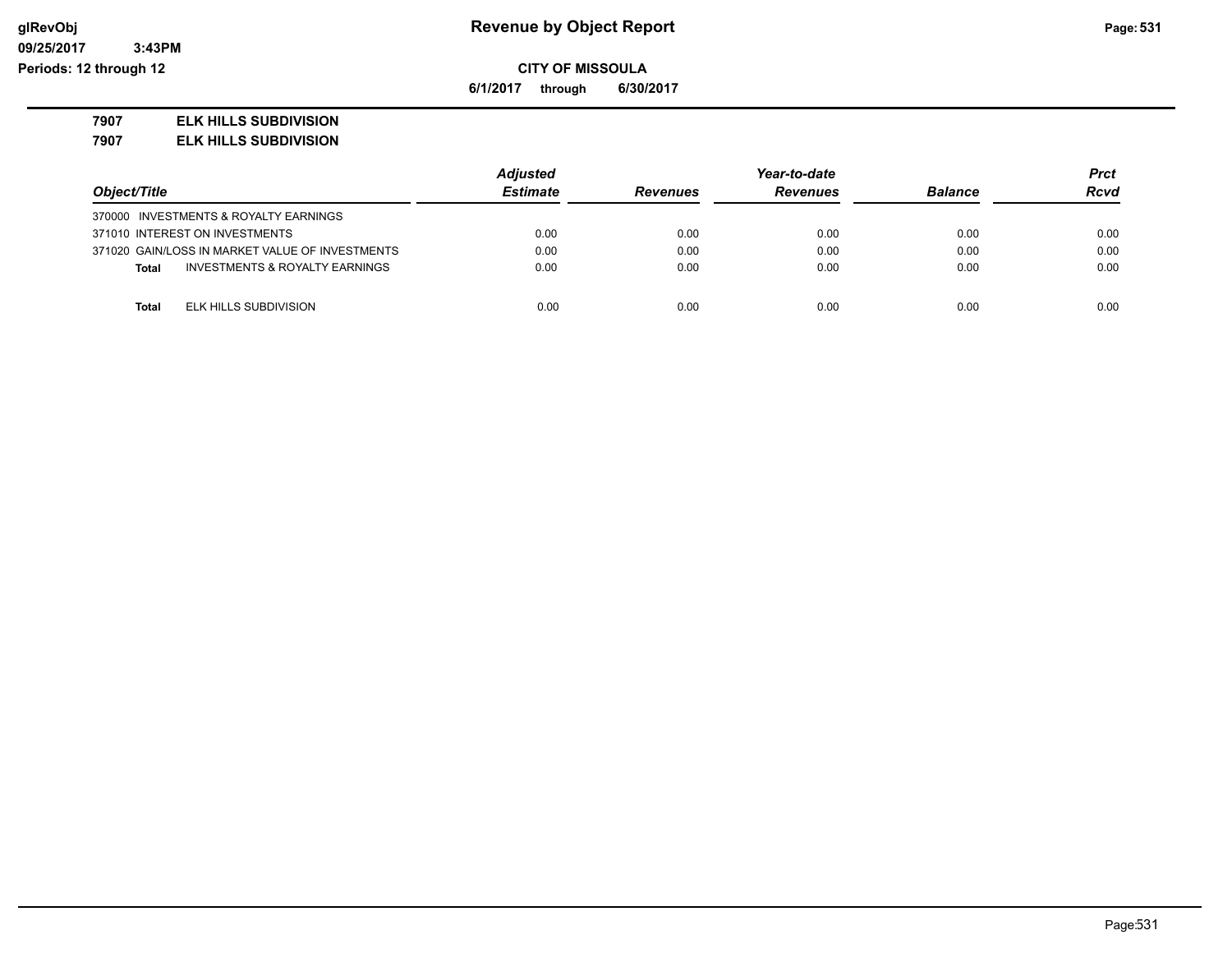**CITY OF MISSOULA**

**6/1/2017 through 6/30/2017**

**7907 ELK HILLS SUBDIVISION**

**7907 ELK HILLS SUBDIVISION**

| Object/Title | Adjusted Estimate | Revenues | Year-to-date Revenues | Balance | Prct Rcvd |
|---|---|---|---|---|---|
| 370000 INVESTMENTS & ROYALTY EARNINGS | | | | | |
| 371010 INTEREST ON INVESTMENTS | 0.00 | 0.00 | 0.00 | 0.00 | 0.00 |
| 371020 GAIN/LOSS IN MARKET VALUE OF INVESTMENTS | 0.00 | 0.00 | 0.00 | 0.00 | 0.00 |
| **Total** INVESTMENTS & ROYALTY EARNINGS | 0.00 | 0.00 | 0.00 | 0.00 | 0.00 |
| | | | | | |
| **Total** ELK HILLS SUBDIVISION | 0.00 | 0.00 | 0.00 | 0.00 | 0.00 |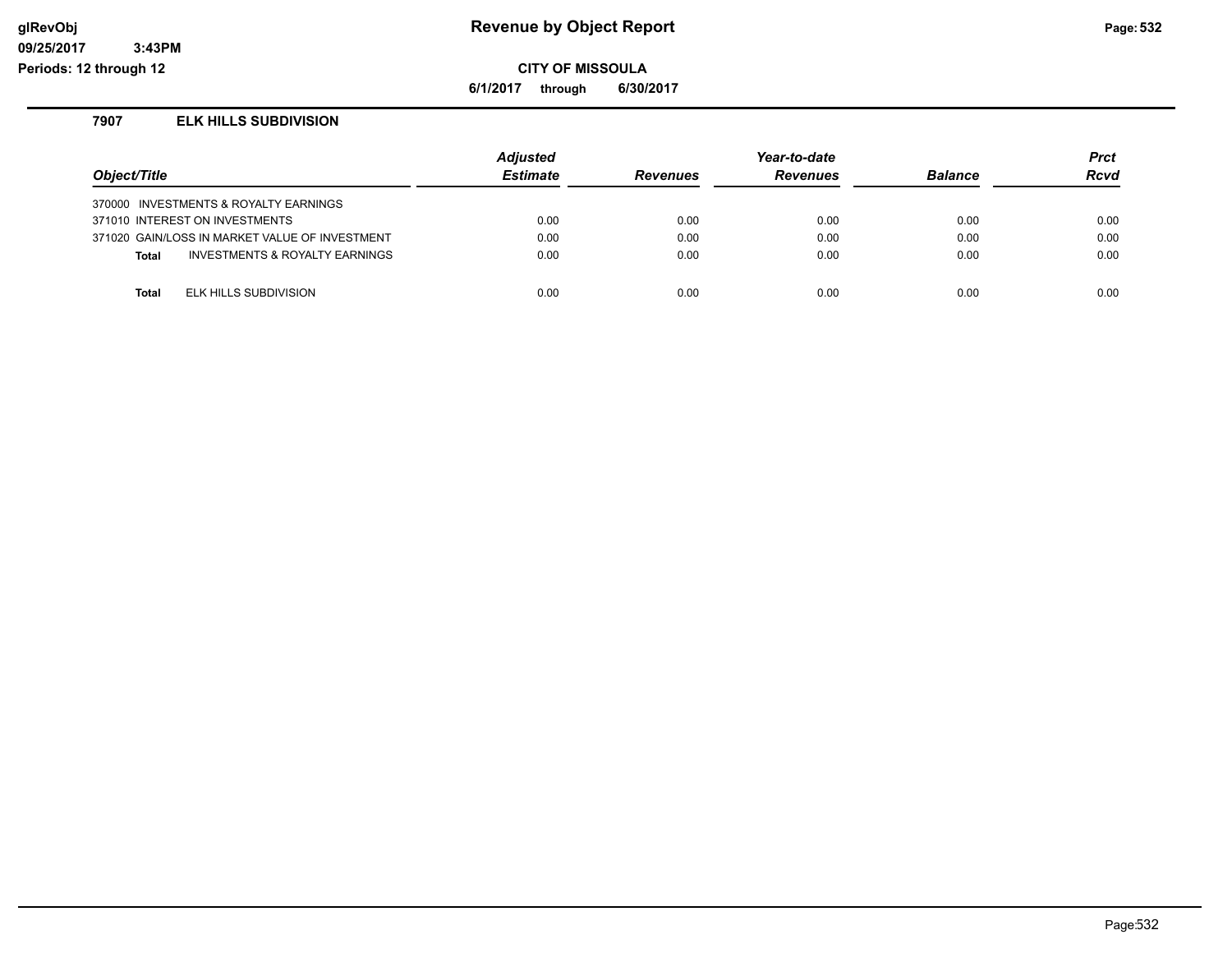**glRevObj** **Revenue by Object Report**

**09/25/2017 3:43PM**

**Periods: 12 through 12**

**CITY OF MISSOULA**

**6/1/2017 through 6/30/2017**

### 7907 ELK HILLS SUBDIVISION

| *Object/Title* | *Adjusted Estimate* | *Revenues* | *Year-to-date Revenues* | *Balance* | *Prct Rcvd* |
|---|---|---|---|---|---|
| 370000 INVESTMENTS & ROYALTY EARNINGS | | | | | |
| 371010 INTEREST ON INVESTMENTS | 0.00 | 0.00 | 0.00 | 0.00 | 0.00 |
| 371020 GAIN/LOSS IN MARKET VALUE OF INVESTMENT | 0.00 | 0.00 | 0.00 | 0.00 | 0.00 |
| **Total** INVESTMENTS & ROYALTY EARNINGS | 0.00 | 0.00 | 0.00 | 0.00 | 0.00 |
| **Total** ELK HILLS SUBDIVISION | 0.00 | 0.00 | 0.00 | 0.00 | 0.00 |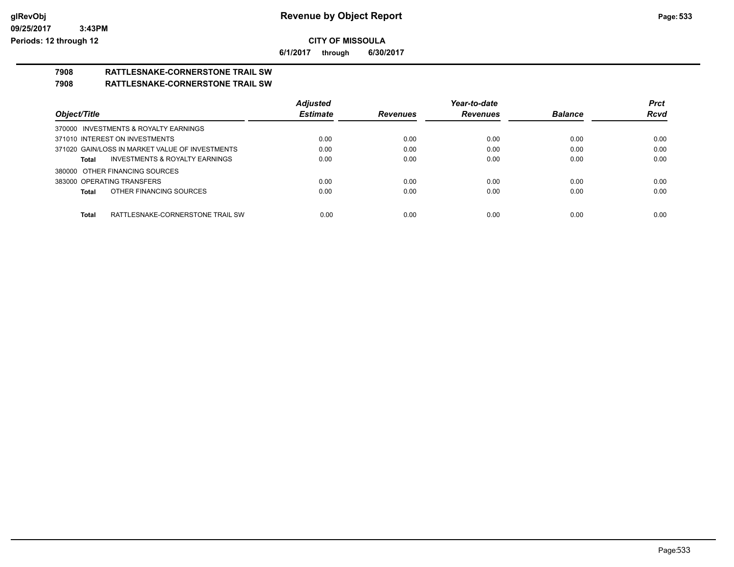# Revenue by Object Report

**CITY OF MISSOULA**

**6/1/2017 through 6/30/2017**

**7908 RATTLESNAKE-CORNERSTONE TRAIL SW**

**7908 RATTLESNAKE-CORNERSTONE TRAIL SW**

| Object/Title | Adjusted Estimate | Revenues | Year-to-date Revenues | Balance | Prct Rcvd |
|---|---|---|---|---|---|
| 370000 INVESTMENTS & ROYALTY EARNINGS | | | | | |
| 371010 INTEREST ON INVESTMENTS | 0.00 | 0.00 | 0.00 | 0.00 | 0.00 |
| 371020 GAIN/LOSS IN MARKET VALUE OF INVESTMENTS | 0.00 | 0.00 | 0.00 | 0.00 | 0.00 |
| **Total** INVESTMENTS & ROYALTY EARNINGS | 0.00 | 0.00 | 0.00 | 0.00 | 0.00 |
| 380000 OTHER FINANCING SOURCES | | | | | |
| 383000 OPERATING TRANSFERS | 0.00 | 0.00 | 0.00 | 0.00 | 0.00 |
| **Total** OTHER FINANCING SOURCES | 0.00 | 0.00 | 0.00 | 0.00 | 0.00 |
| **Total** RATTLESNAKE-CORNERSTONE TRAIL SW | 0.00 | 0.00 | 0.00 | 0.00 | 0.00 |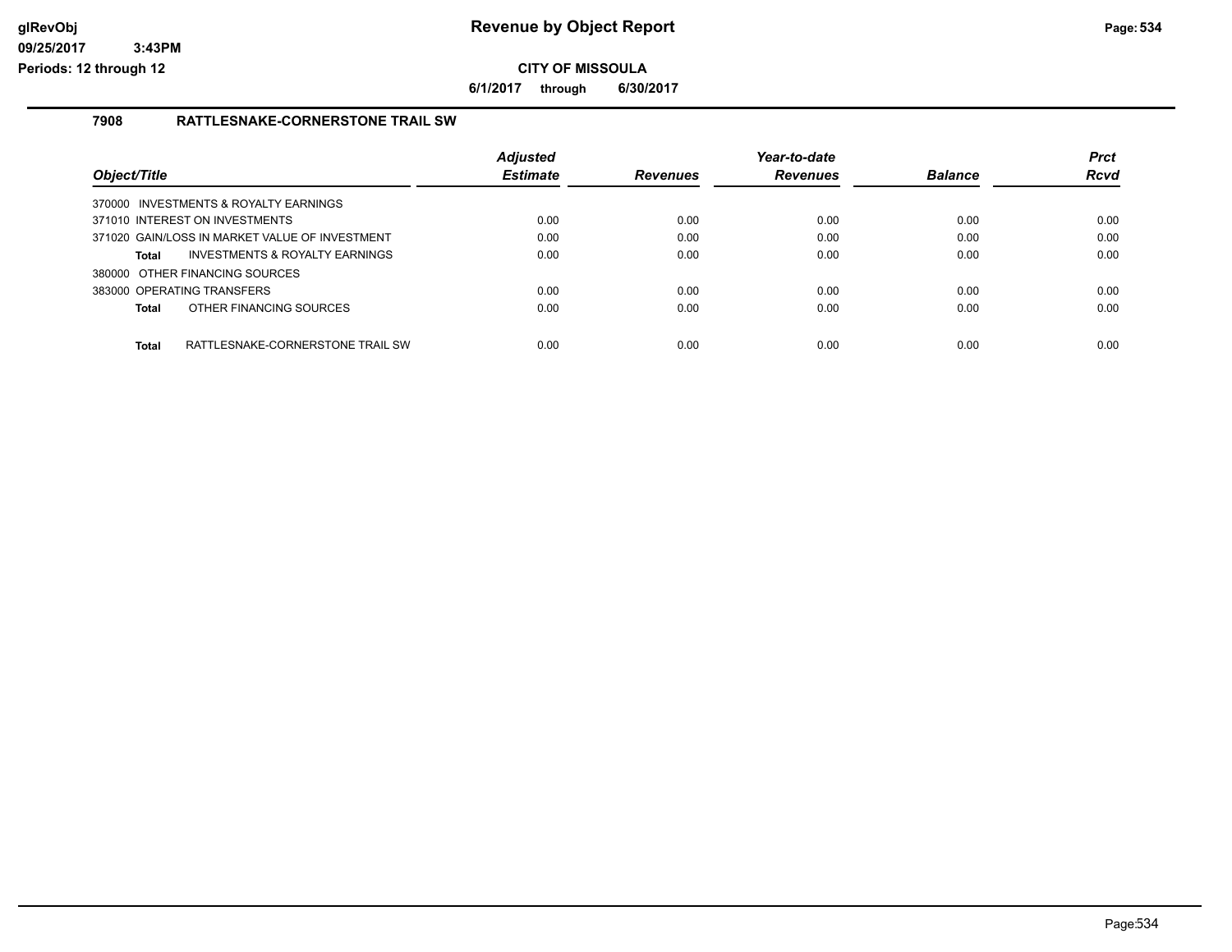# Revenue by Object Report

**CITY OF MISSOULA**

**6/1/2017 through 6/30/2017**

glRevObj
09/25/2017 3:43PM
Periods: 12 through 12

## 7908 RATTLESNAKE-CORNERSTONE TRAIL SW

| Object/Title | Adjusted Estimate | Revenues | Year-to-date Revenues | Balance | Prct Rcvd |
|---|---|---|---|---|---|
| 370000 INVESTMENTS & ROYALTY EARNINGS | | | | | |
| 371010 INTEREST ON INVESTMENTS | 0.00 | 0.00 | 0.00 | 0.00 | 0.00 |
| 371020 GAIN/LOSS IN MARKET VALUE OF INVESTMENT | 0.00 | 0.00 | 0.00 | 0.00 | 0.00 |
| **Total** INVESTMENTS & ROYALTY EARNINGS | 0.00 | 0.00 | 0.00 | 0.00 | 0.00 |
| 380000 OTHER FINANCING SOURCES | | | | | |
| 383000 OPERATING TRANSFERS | 0.00 | 0.00 | 0.00 | 0.00 | 0.00 |
| **Total** OTHER FINANCING SOURCES | 0.00 | 0.00 | 0.00 | 0.00 | 0.00 |
| **Total** RATTLESNAKE-CORNERSTONE TRAIL SW | 0.00 | 0.00 | 0.00 | 0.00 | 0.00 |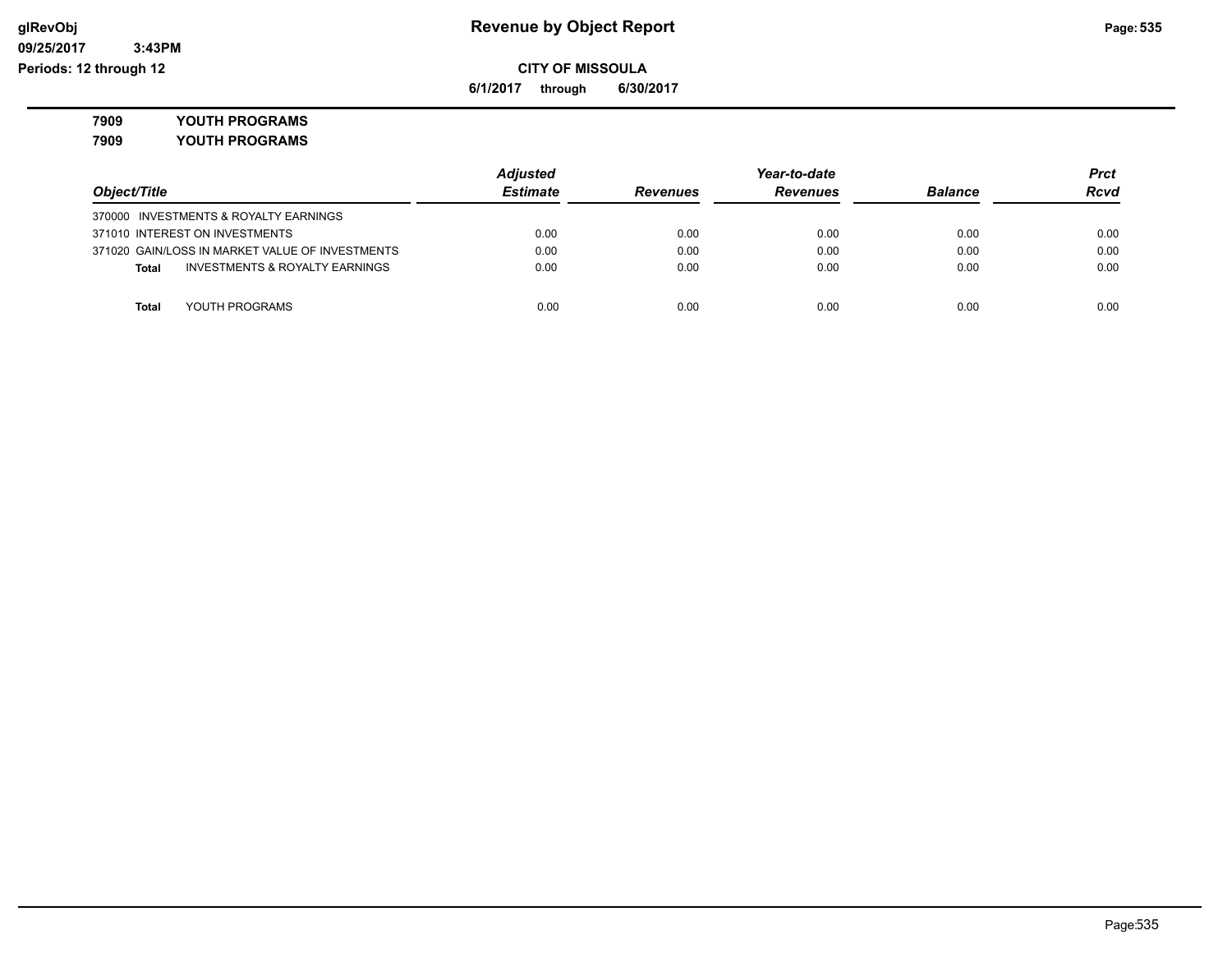# Revenue by Object Report

**CITY OF MISSOULA**

**6/1/2017 through 6/30/2017**

glRevObj
09/25/2017 3:43PM
Periods: 12 through 12

**7909 YOUTH PROGRAMS**

**7909 YOUTH PROGRAMS**

| Object/Title | Adjusted Estimate | Revenues | Year-to-date Revenues | Balance | Prct Rcvd |
|---|---|---|---|---|---|
| 370000 INVESTMENTS & ROYALTY EARNINGS | | | | | |
| 371010 INTEREST ON INVESTMENTS | 0.00 | 0.00 | 0.00 | 0.00 | 0.00 |
| 371020 GAIN/LOSS IN MARKET VALUE OF INVESTMENTS | 0.00 | 0.00 | 0.00 | 0.00 | 0.00 |
| **Total** INVESTMENTS & ROYALTY EARNINGS | 0.00 | 0.00 | 0.00 | 0.00 | 0.00 |
| **Total** YOUTH PROGRAMS | 0.00 | 0.00 | 0.00 | 0.00 | 0.00 |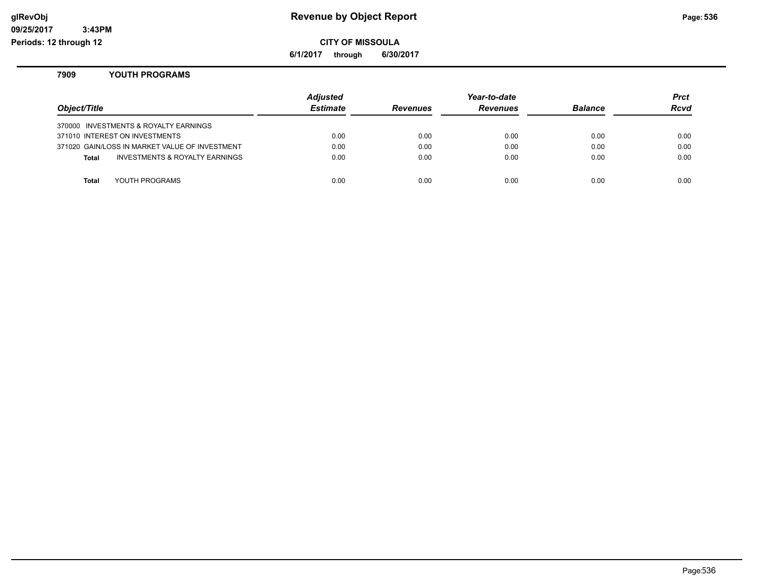# Revenue by Object Report

**CITY OF MISSOULA**

**6/1/2017 through 6/30/2017**

glRevObj
09/25/2017 3:43PM
Periods: 12 through 12

## 7909 YOUTH PROGRAMS

| Object/Title | Adjusted Estimate | Revenues | Year-to-date Revenues | Balance | Prct Rcvd |
|---|---|---|---|---|---|
| 370000 INVESTMENTS & ROYALTY EARNINGS | | | | | |
| 371010 INTEREST ON INVESTMENTS | 0.00 | 0.00 | 0.00 | 0.00 | 0.00 |
| 371020 GAIN/LOSS IN MARKET VALUE OF INVESTMENT | 0.00 | 0.00 | 0.00 | 0.00 | 0.00 |
| **Total** INVESTMENTS & ROYALTY EARNINGS | 0.00 | 0.00 | 0.00 | 0.00 | 0.00 |
| **Total** YOUTH PROGRAMS | 0.00 | 0.00 | 0.00 | 0.00 | 0.00 |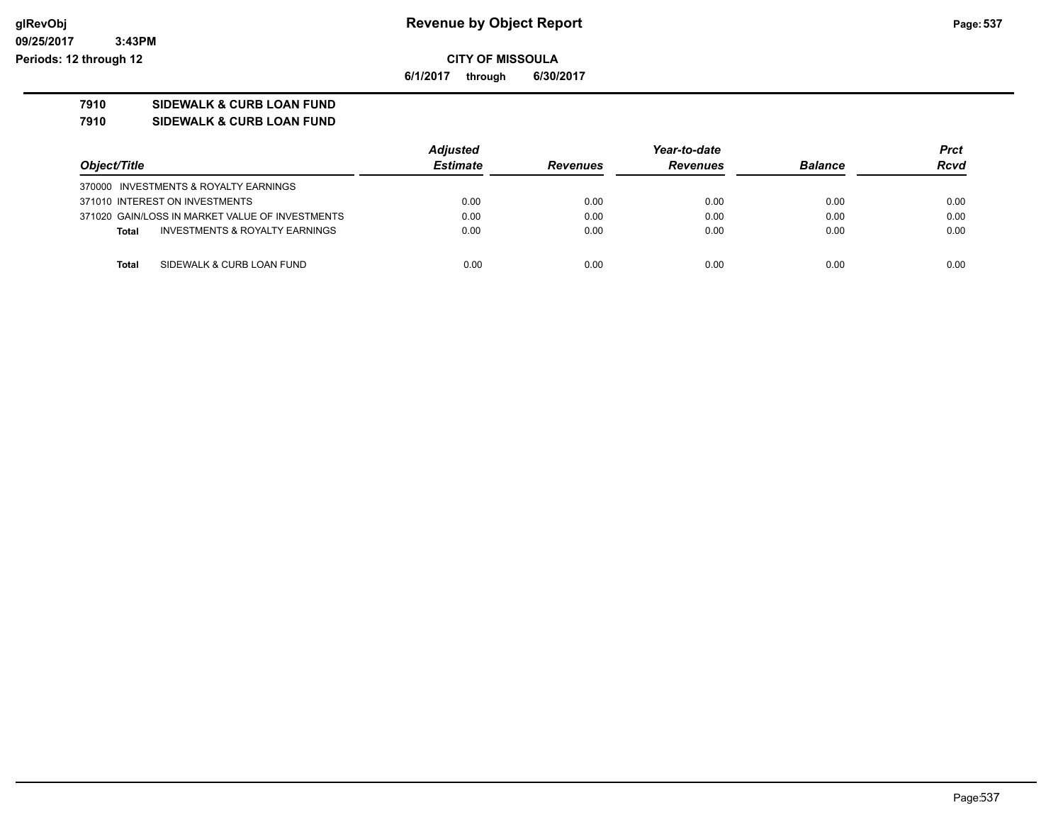# Revenue by Object Report

**CITY OF MISSOULA**

**6/1/2017 through 6/30/2017**

**7910 SIDEWALK & CURB LOAN FUND**

**7910 SIDEWALK & CURB LOAN FUND**

| Object/Title | Adjusted Estimate | Revenues | Year-to-date Revenues | Balance | Prct Rcvd |
|---|---|---|---|---|---|
| 370000 INVESTMENTS & ROYALTY EARNINGS | | | | | |
| 371010 INTEREST ON INVESTMENTS | 0.00 | 0.00 | 0.00 | 0.00 | 0.00 |
| 371020 GAIN/LOSS IN MARKET VALUE OF INVESTMENTS | 0.00 | 0.00 | 0.00 | 0.00 | 0.00 |
| **Total** INVESTMENTS & ROYALTY EARNINGS | 0.00 | 0.00 | 0.00 | 0.00 | 0.00 |
| **Total** SIDEWALK & CURB LOAN FUND | 0.00 | 0.00 | 0.00 | 0.00 | 0.00 |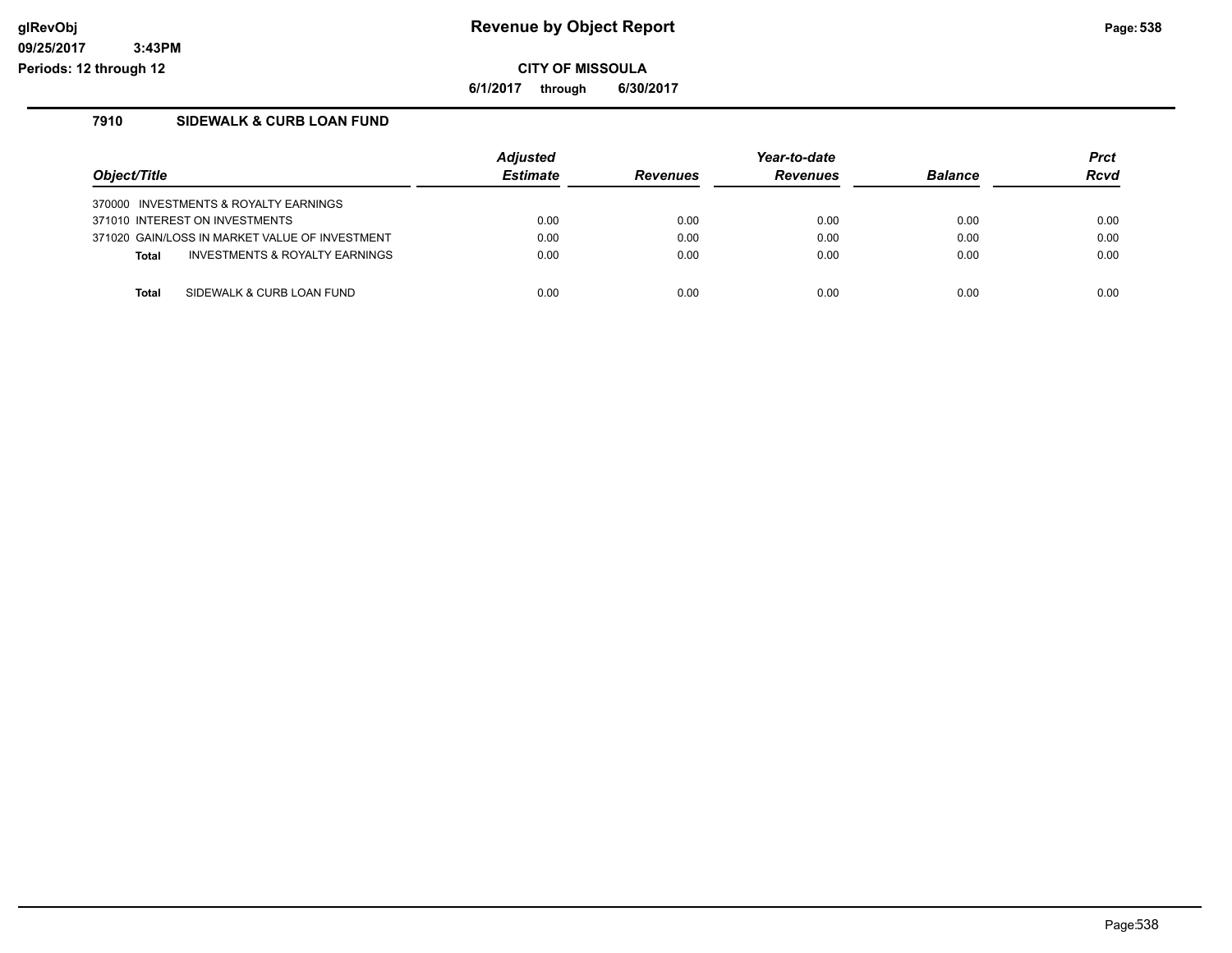**Revenue by Object Report**

**CITY OF MISSOULA**

**6/1/2017 through 6/30/2017**

glRevObj
09/25/2017 3:43PM
Periods: 12 through 12

### 7910 SIDEWALK & CURB LOAN FUND

| Object/Title | Adjusted Estimate | Revenues | Year-to-date Revenues | Balance | Prct Rcvd |
|---|---|---|---|---|---|
| 370000 INVESTMENTS & ROYALTY EARNINGS | | | | | |
| 371010 INTEREST ON INVESTMENTS | 0.00 | 0.00 | 0.00 | 0.00 | 0.00 |
| 371020 GAIN/LOSS IN MARKET VALUE OF INVESTMENT | 0.00 | 0.00 | 0.00 | 0.00 | 0.00 |
| **Total** INVESTMENTS & ROYALTY EARNINGS | 0.00 | 0.00 | 0.00 | 0.00 | 0.00 |
| **Total** SIDEWALK & CURB LOAN FUND | 0.00 | 0.00 | 0.00 | 0.00 | 0.00 |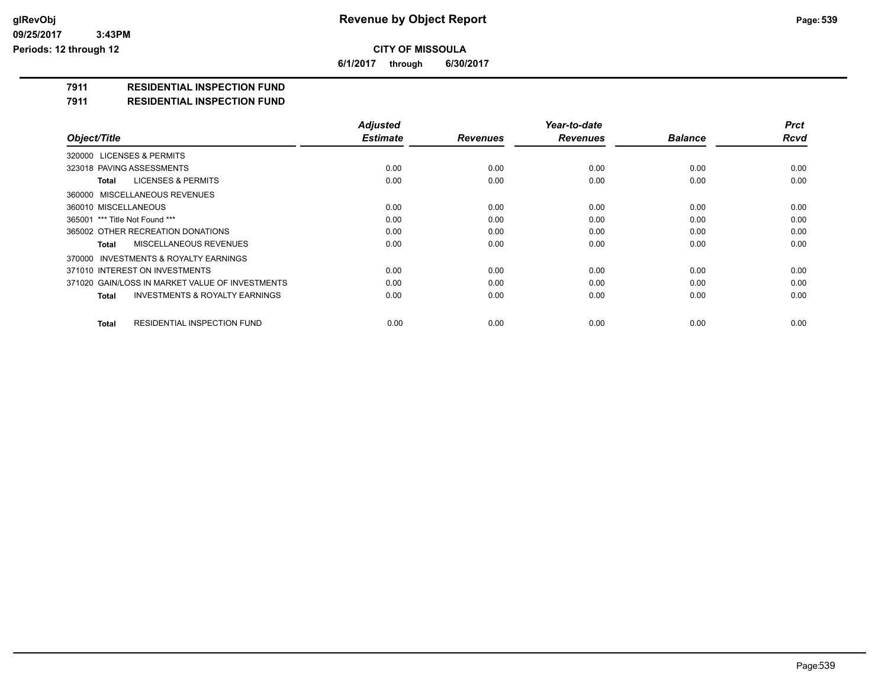# Revenue by Object Report

**CITY OF MISSOULA**

**6/1/2017 through 6/30/2017**

**7911 RESIDENTIAL INSPECTION FUND**

**7911 RESIDENTIAL INSPECTION FUND**

| Object/Title | Adjusted Estimate | Revenues | Year-to-date Revenues | Balance | Prct Rcvd |
|---|---|---|---|---|---|
| 320000 LICENSES & PERMITS | | | | | |
| 323018 PAVING ASSESSMENTS | 0.00 | 0.00 | 0.00 | 0.00 | 0.00 |
| **Total** LICENSES & PERMITS | 0.00 | 0.00 | 0.00 | 0.00 | 0.00 |
| 360000 MISCELLANEOUS REVENUES | | | | | |
| 360010 MISCELLANEOUS | 0.00 | 0.00 | 0.00 | 0.00 | 0.00 |
| 365001 *** Title Not Found *** | 0.00 | 0.00 | 0.00 | 0.00 | 0.00 |
| 365002 OTHER RECREATION DONATIONS | 0.00 | 0.00 | 0.00 | 0.00 | 0.00 |
| **Total** MISCELLANEOUS REVENUES | 0.00 | 0.00 | 0.00 | 0.00 | 0.00 |
| 370000 INVESTMENTS & ROYALTY EARNINGS | | | | | |
| 371010 INTEREST ON INVESTMENTS | 0.00 | 0.00 | 0.00 | 0.00 | 0.00 |
| 371020 GAIN/LOSS IN MARKET VALUE OF INVESTMENTS | 0.00 | 0.00 | 0.00 | 0.00 | 0.00 |
| **Total** INVESTMENTS & ROYALTY EARNINGS | 0.00 | 0.00 | 0.00 | 0.00 | 0.00 |
| **Total** RESIDENTIAL INSPECTION FUND | 0.00 | 0.00 | 0.00 | 0.00 | 0.00 |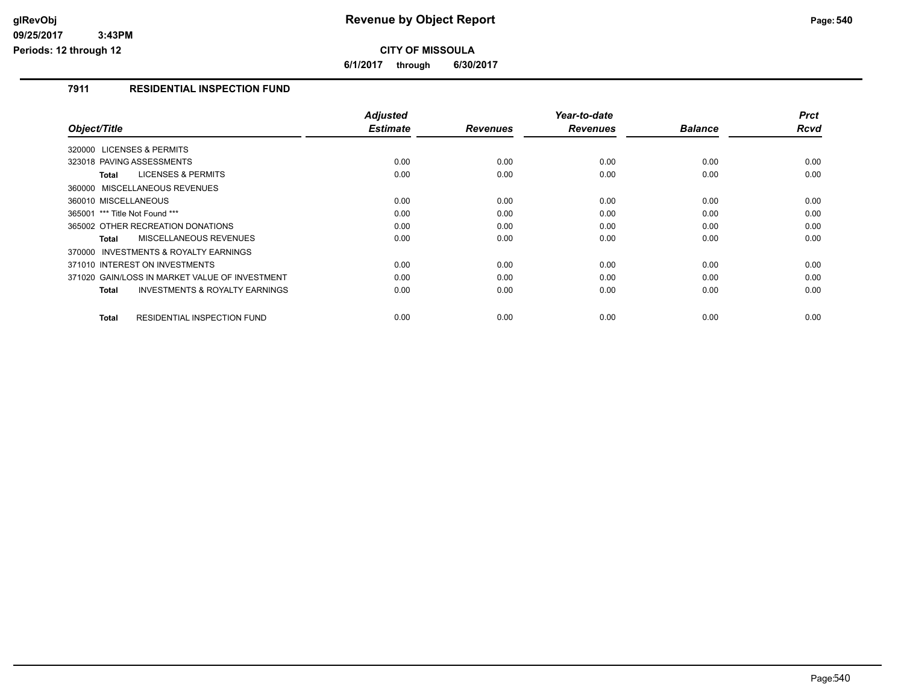# Revenue by Object Report

glRevObj
09/25/2017 3:43PM
Periods: 12 through 12

**CITY OF MISSOULA**

6/1/2017 through 6/30/2017

## 7911 RESIDENTIAL INSPECTION FUND

| Object/Title | Adjusted Estimate | Revenues | Year-to-date Revenues | Balance | Prct Rcvd |
|---|---|---|---|---|---|
| 320000 LICENSES & PERMITS | | | | | |
| 323018 PAVING ASSESSMENTS | 0.00 | 0.00 | 0.00 | 0.00 | 0.00 |
| **Total** LICENSES & PERMITS | 0.00 | 0.00 | 0.00 | 0.00 | 0.00 |
| 360000 MISCELLANEOUS REVENUES | | | | | |
| 360010 MISCELLANEOUS | 0.00 | 0.00 | 0.00 | 0.00 | 0.00 |
| 365001 *** Title Not Found *** | 0.00 | 0.00 | 0.00 | 0.00 | 0.00 |
| 365002 OTHER RECREATION DONATIONS | 0.00 | 0.00 | 0.00 | 0.00 | 0.00 |
| **Total** MISCELLANEOUS REVENUES | 0.00 | 0.00 | 0.00 | 0.00 | 0.00 |
| 370000 INVESTMENTS & ROYALTY EARNINGS | | | | | |
| 371010 INTEREST ON INVESTMENTS | 0.00 | 0.00 | 0.00 | 0.00 | 0.00 |
| 371020 GAIN/LOSS IN MARKET VALUE OF INVESTMENT | 0.00 | 0.00 | 0.00 | 0.00 | 0.00 |
| **Total** INVESTMENTS & ROYALTY EARNINGS | 0.00 | 0.00 | 0.00 | 0.00 | 0.00 |
| **Total** RESIDENTIAL INSPECTION FUND | 0.00 | 0.00 | 0.00 | 0.00 | 0.00 |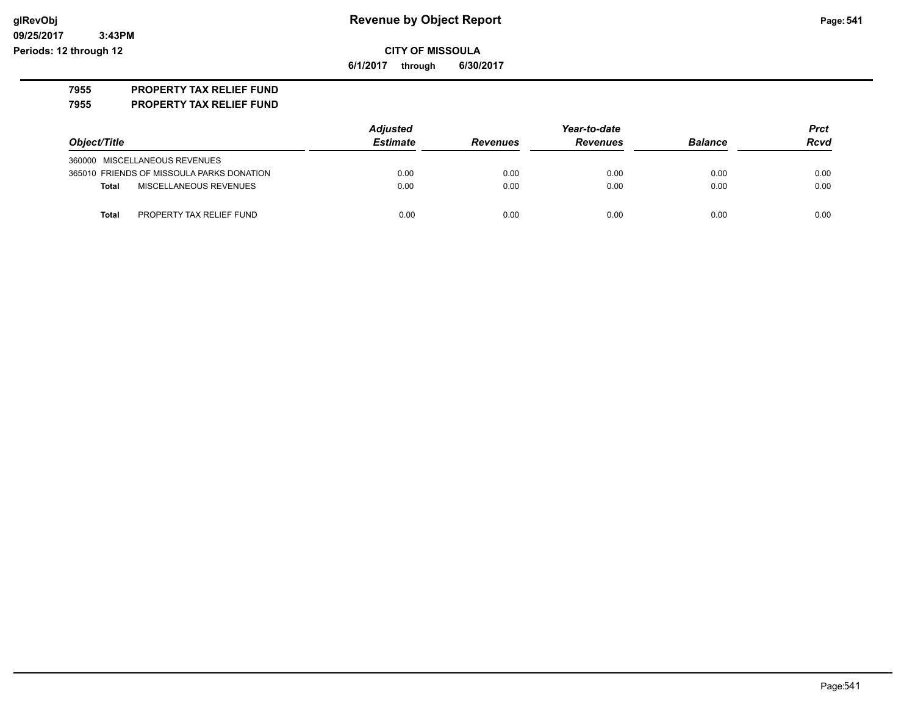**Revenue by Object Report**

**CITY OF MISSOULA**

**6/1/2017 through 6/30/2017**

glRevObj
09/25/2017 3:43PM
Periods: 12 through 12

## 7955 PROPERTY TAX RELIEF FUND
## 7955 PROPERTY TAX RELIEF FUND

| Object/Title | Adjusted Estimate | Revenues | Year-to-date Revenues | Balance | Prct Rcvd |
|---|---|---|---|---|---|
| 360000 MISCELLANEOUS REVENUES | | | | | |
| 365010 FRIENDS OF MISSOULA PARKS DONATION | 0.00 | 0.00 | 0.00 | 0.00 | 0.00 |
| **Total** MISCELLANEOUS REVENUES | 0.00 | 0.00 | 0.00 | 0.00 | 0.00 |
| **Total** PROPERTY TAX RELIEF FUND | 0.00 | 0.00 | 0.00 | 0.00 | 0.00 |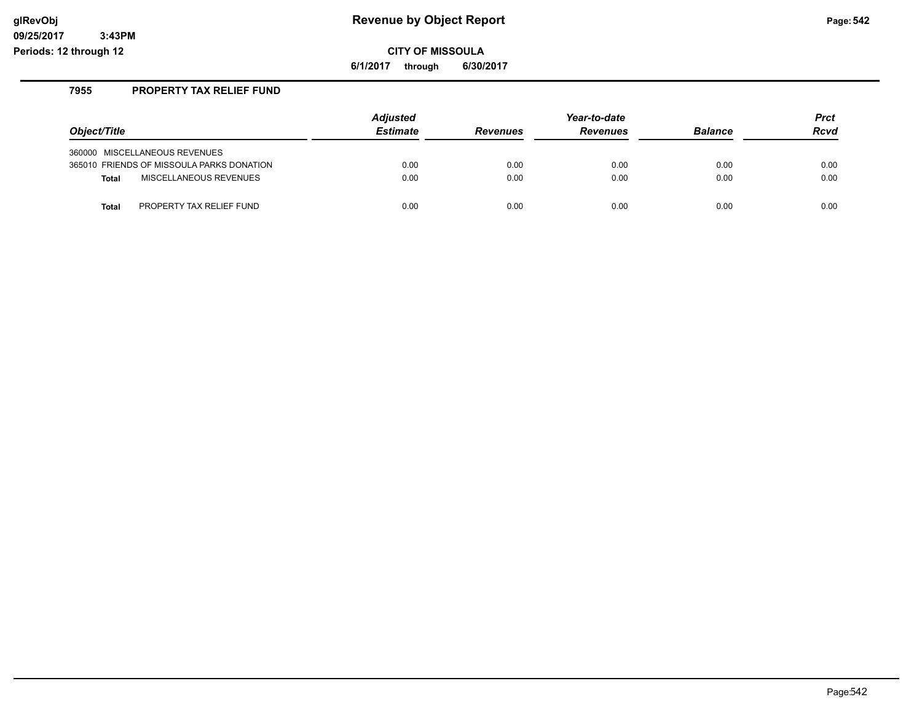# Revenue by Object Report

**CITY OF MISSOULA**

**6/1/2017 through 6/30/2017**

glRevObj
09/25/2017 3:43PM
Periods: 12 through 12

## 7955 PROPERTY TAX RELIEF FUND

| Object/Title | Adjusted Estimate | Revenues | Year-to-date Revenues | Balance | Prct Rcvd |
|---|---|---|---|---|---|
| 360000 MISCELLANEOUS REVENUES | | | | | |
| 365010 FRIENDS OF MISSOULA PARKS DONATION | 0.00 | 0.00 | 0.00 | 0.00 | 0.00 |
| **Total** MISCELLANEOUS REVENUES | 0.00 | 0.00 | 0.00 | 0.00 | 0.00 |
| **Total** PROPERTY TAX RELIEF FUND | 0.00 | 0.00 | 0.00 | 0.00 | 0.00 |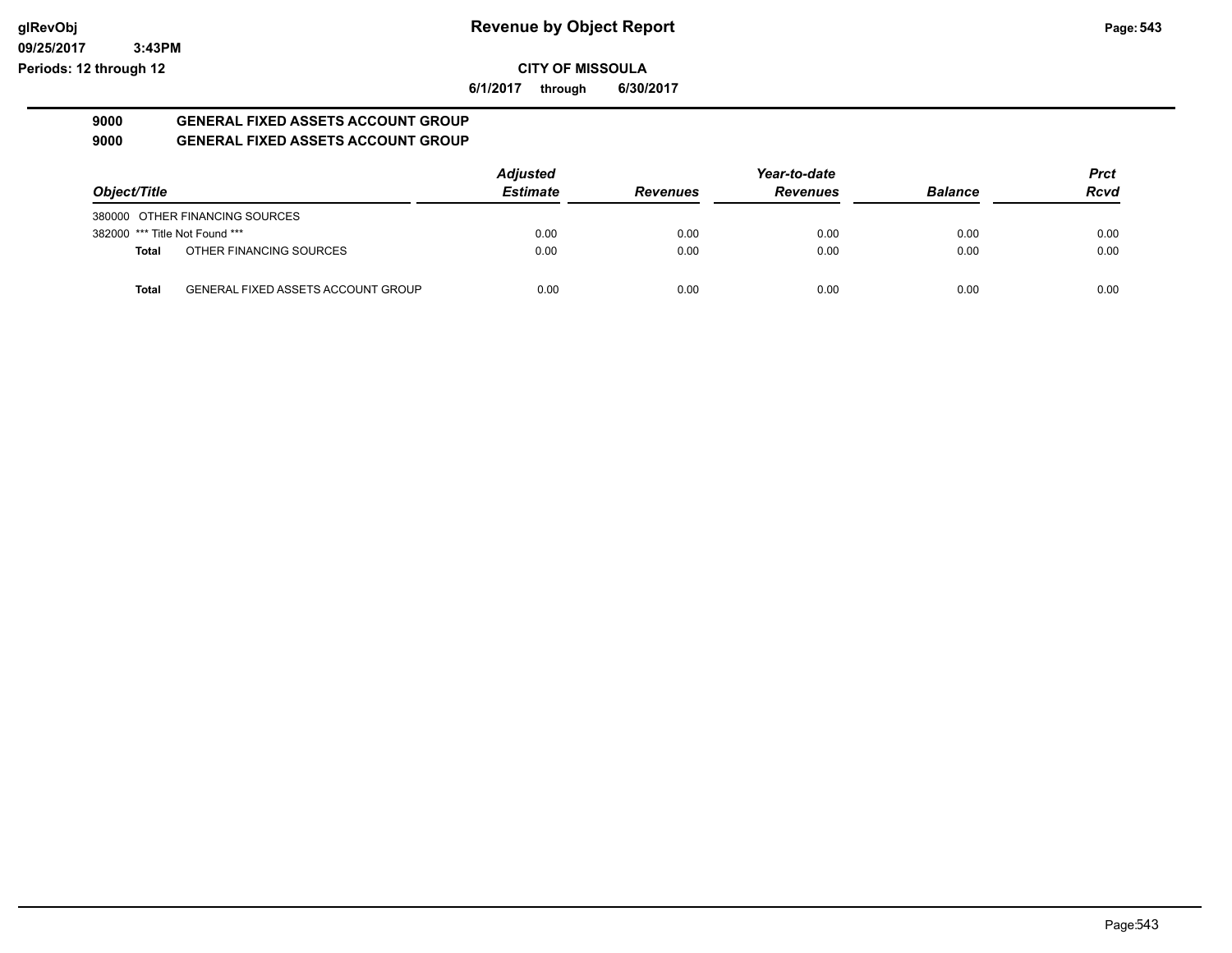# Revenue by Object Report

glRevObj
09/25/2017 3:43PM
Periods: 12 through 12

**CITY OF MISSOULA**

**6/1/2017 through 6/30/2017**

## 9000 GENERAL FIXED ASSETS ACCOUNT GROUP
## 9000 GENERAL FIXED ASSETS ACCOUNT GROUP

| Object/Title | | Adjusted Estimate | Revenues | Year-to-date Revenues | Balance | Prct Rcvd |
|---|---|---|---|---|---|---|
| 380000 OTHER FINANCING SOURCES | | | | | | |
| 382000 *** Title Not Found *** | | 0.00 | 0.00 | 0.00 | 0.00 | 0.00 |
| **Total** | OTHER FINANCING SOURCES | 0.00 | 0.00 | 0.00 | 0.00 | 0.00 |
| **Total** | GENERAL FIXED ASSETS ACCOUNT GROUP | 0.00 | 0.00 | 0.00 | 0.00 | 0.00 |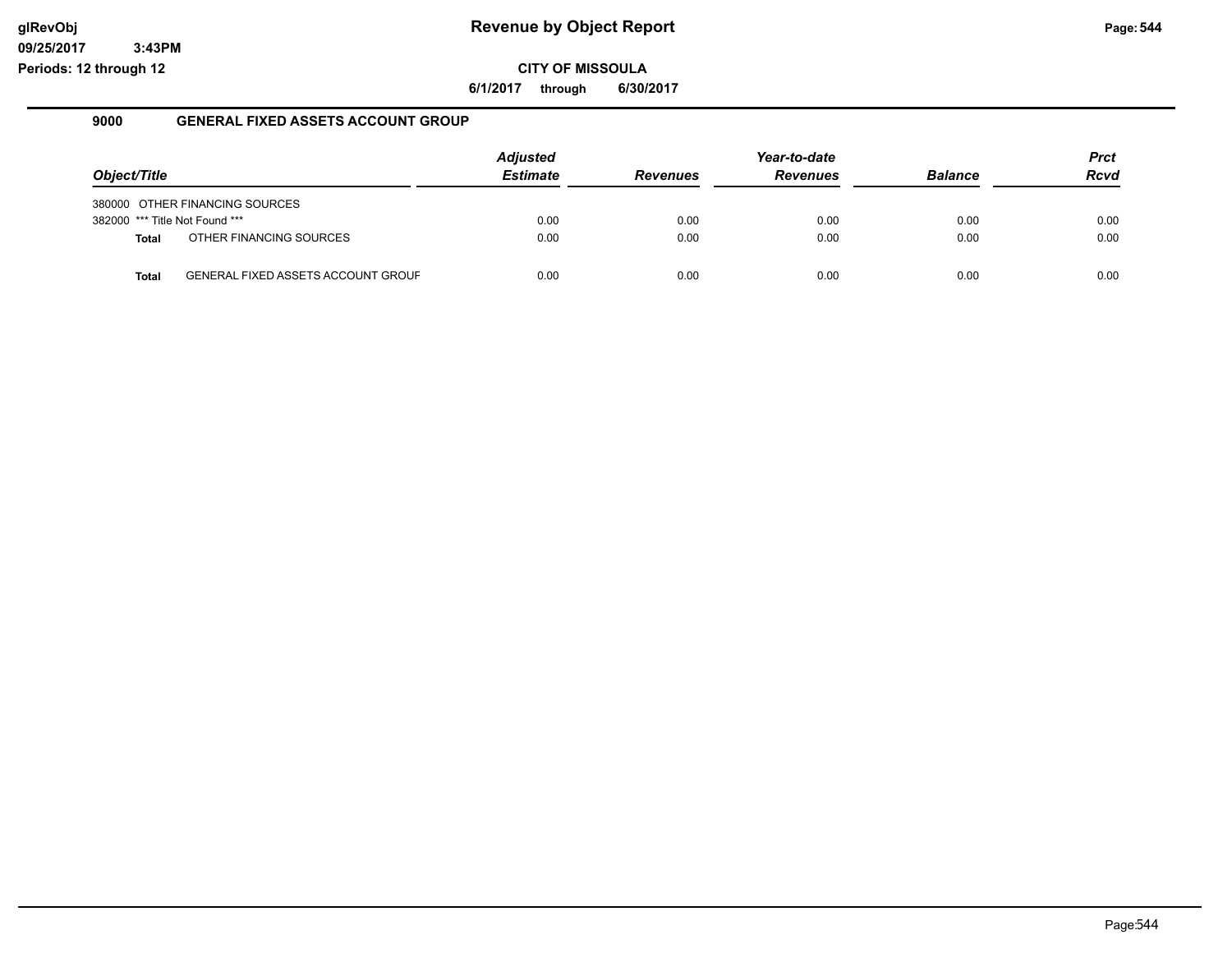# Revenue by Object Report

glRevObj
09/25/2017 3:43PM
Periods: 12 through 12

**CITY OF MISSOULA**

6/1/2017 through 6/30/2017

## 9000 GENERAL FIXED ASSETS ACCOUNT GROUP

| Object/Title | | Adjusted Estimate | Revenues | Year-to-date Revenues | Balance | Prct Rcvd |
|---|---|---|---|---|---|---|
| 380000 | OTHER FINANCING SOURCES | | | | | |
| 382000 | *** Title Not Found *** | 0.00 | 0.00 | 0.00 | 0.00 | 0.00 |
| **Total** | OTHER FINANCING SOURCES | 0.00 | 0.00 | 0.00 | 0.00 | 0.00 |
| **Total** | GENERAL FIXED ASSETS ACCOUNT GROUF | 0.00 | 0.00 | 0.00 | 0.00 | 0.00 |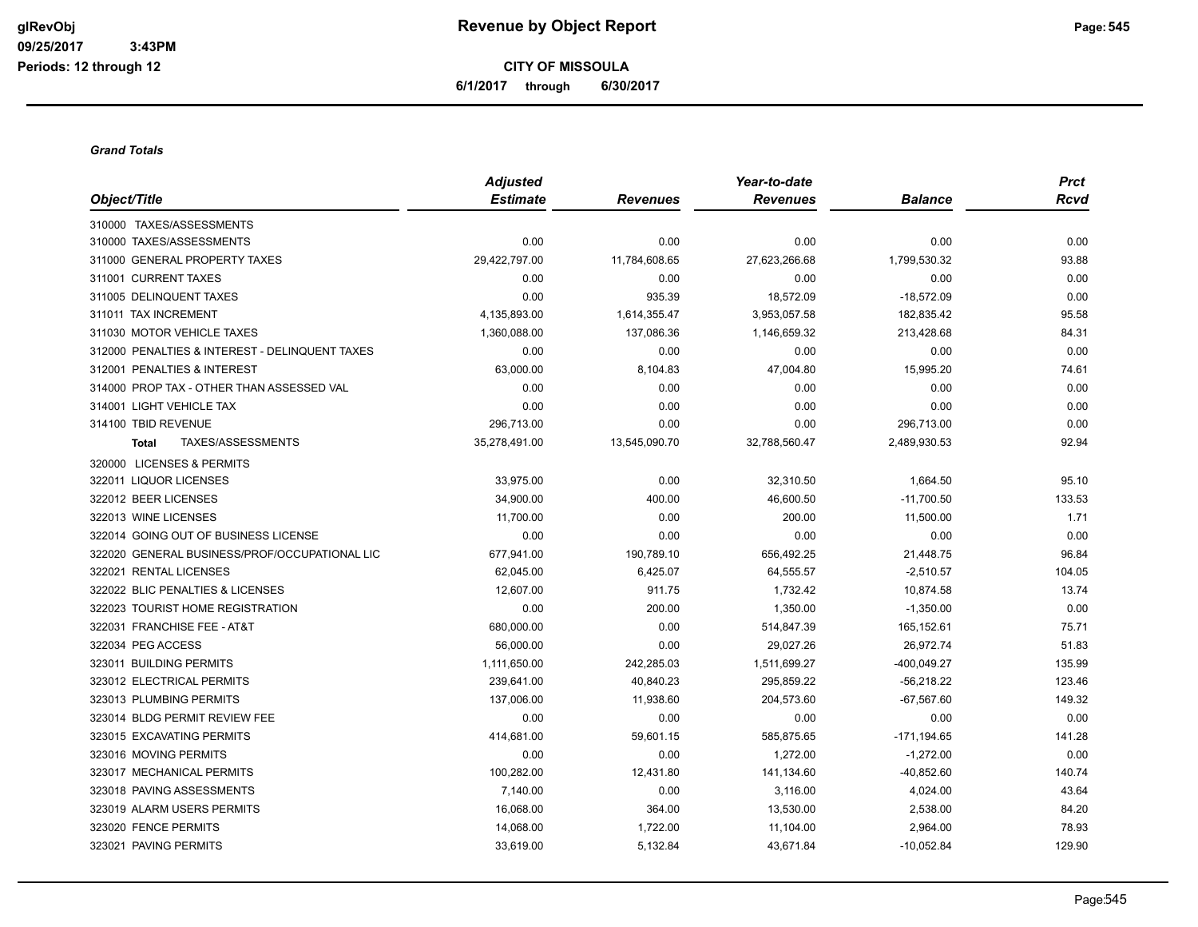# Revenue by Object Report

glRevObj
09/25/2017 3:43PM
Periods: 12 through 12

**CITY OF MISSOULA**

**6/1/2017 through 6/30/2017**

***Grand Totals***

| Object/Title | Adjusted Estimate | Revenues | Year-to-date Revenues | Balance | Prct Rcvd |
|---|---|---|---|---|---|
| 310000 TAXES/ASSESSMENTS | | | | | |
| 310000 TAXES/ASSESSMENTS | 0.00 | 0.00 | 0.00 | 0.00 | 0.00 |
| 311000 GENERAL PROPERTY TAXES | 29,422,797.00 | 11,784,608.65 | 27,623,266.68 | 1,799,530.32 | 93.88 |
| 311001 CURRENT TAXES | 0.00 | 0.00 | 0.00 | 0.00 | 0.00 |
| 311005 DELINQUENT TAXES | 0.00 | 935.39 | 18,572.09 | -18,572.09 | 0.00 |
| 311011 TAX INCREMENT | 4,135,893.00 | 1,614,355.47 | 3,953,057.58 | 182,835.42 | 95.58 |
| 311030 MOTOR VEHICLE TAXES | 1,360,088.00 | 137,086.36 | 1,146,659.32 | 213,428.68 | 84.31 |
| 312000 PENALTIES & INTEREST - DELINQUENT TAXES | 0.00 | 0.00 | 0.00 | 0.00 | 0.00 |
| 312001 PENALTIES & INTEREST | 63,000.00 | 8,104.83 | 47,004.80 | 15,995.20 | 74.61 |
| 314000 PROP TAX - OTHER THAN ASSESSED VAL | 0.00 | 0.00 | 0.00 | 0.00 | 0.00 |
| 314001 LIGHT VEHICLE TAX | 0.00 | 0.00 | 0.00 | 0.00 | 0.00 |
| 314100 TBID REVENUE | 296,713.00 | 0.00 | 0.00 | 296,713.00 | 0.00 |
| **Total** TAXES/ASSESSMENTS | 35,278,491.00 | 13,545,090.70 | 32,788,560.47 | 2,489,930.53 | 92.94 |
| 320000 LICENSES & PERMITS | | | | | |
| 322011 LIQUOR LICENSES | 33,975.00 | 0.00 | 32,310.50 | 1,664.50 | 95.10 |
| 322012 BEER LICENSES | 34,900.00 | 400.00 | 46,600.50 | -11,700.50 | 133.53 |
| 322013 WINE LICENSES | 11,700.00 | 0.00 | 200.00 | 11,500.00 | 1.71 |
| 322014 GOING OUT OF BUSINESS LICENSE | 0.00 | 0.00 | 0.00 | 0.00 | 0.00 |
| 322020 GENERAL BUSINESS/PROF/OCCUPATIONAL LIC | 677,941.00 | 190,789.10 | 656,492.25 | 21,448.75 | 96.84 |
| 322021 RENTAL LICENSES | 62,045.00 | 6,425.07 | 64,555.57 | -2,510.57 | 104.05 |
| 322022 BLIC PENALTIES & LICENSES | 12,607.00 | 911.75 | 1,732.42 | 10,874.58 | 13.74 |
| 322023 TOURIST HOME REGISTRATION | 0.00 | 200.00 | 1,350.00 | -1,350.00 | 0.00 |
| 322031 FRANCHISE FEE - AT&T | 680,000.00 | 0.00 | 514,847.39 | 165,152.61 | 75.71 |
| 322034 PEG ACCESS | 56,000.00 | 0.00 | 29,027.26 | 26,972.74 | 51.83 |
| 323011 BUILDING PERMITS | 1,111,650.00 | 242,285.03 | 1,511,699.27 | -400,049.27 | 135.99 |
| 323012 ELECTRICAL PERMITS | 239,641.00 | 40,840.23 | 295,859.22 | -56,218.22 | 123.46 |
| 323013 PLUMBING PERMITS | 137,006.00 | 11,938.60 | 204,573.60 | -67,567.60 | 149.32 |
| 323014 BLDG PERMIT REVIEW FEE | 0.00 | 0.00 | 0.00 | 0.00 | 0.00 |
| 323015 EXCAVATING PERMITS | 414,681.00 | 59,601.15 | 585,875.65 | -171,194.65 | 141.28 |
| 323016 MOVING PERMITS | 0.00 | 0.00 | 1,272.00 | -1,272.00 | 0.00 |
| 323017 MECHANICAL PERMITS | 100,282.00 | 12,431.80 | 141,134.60 | -40,852.60 | 140.74 |
| 323018 PAVING ASSESSMENTS | 7,140.00 | 0.00 | 3,116.00 | 4,024.00 | 43.64 |
| 323019 ALARM USERS PERMITS | 16,068.00 | 364.00 | 13,530.00 | 2,538.00 | 84.20 |
| 323020 FENCE PERMITS | 14,068.00 | 1,722.00 | 11,104.00 | 2,964.00 | 78.93 |
| 323021 PAVING PERMITS | 33,619.00 | 5,132.84 | 43,671.84 | -10,052.84 | 129.90 |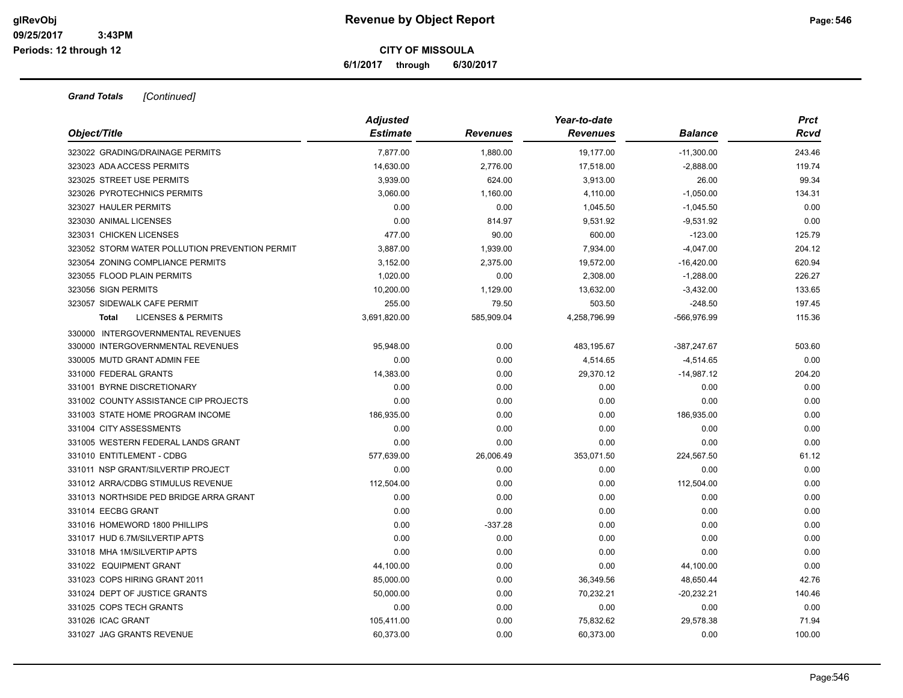**CITY OF MISSOULA**

**6/1/2017 through 6/30/2017**

***Grand Totals*** *[Continued]*

| Object/Title | Adjusted Estimate | Revenues | Year-to-date Revenues | Balance | Prct Rcvd |
|---|---|---|---|---|---|
| 323022 GRADING/DRAINAGE PERMITS | 7,877.00 | 1,880.00 | 19,177.00 | -11,300.00 | 243.46 |
| 323023 ADA ACCESS PERMITS | 14,630.00 | 2,776.00 | 17,518.00 | -2,888.00 | 119.74 |
| 323025 STREET USE PERMITS | 3,939.00 | 624.00 | 3,913.00 | 26.00 | 99.34 |
| 323026 PYROTECHNICS PERMITS | 3,060.00 | 1,160.00 | 4,110.00 | -1,050.00 | 134.31 |
| 323027 HAULER PERMITS | 0.00 | 0.00 | 1,045.50 | -1,045.50 | 0.00 |
| 323030 ANIMAL LICENSES | 0.00 | 814.97 | 9,531.92 | -9,531.92 | 0.00 |
| 323031 CHICKEN LICENSES | 477.00 | 90.00 | 600.00 | -123.00 | 125.79 |
| 323052 STORM WATER POLLUTION PREVENTION PERMIT | 3,887.00 | 1,939.00 | 7,934.00 | -4,047.00 | 204.12 |
| 323054 ZONING COMPLIANCE PERMITS | 3,152.00 | 2,375.00 | 19,572.00 | -16,420.00 | 620.94 |
| 323055 FLOOD PLAIN PERMITS | 1,020.00 | 0.00 | 2,308.00 | -1,288.00 | 226.27 |
| 323056 SIGN PERMITS | 10,200.00 | 1,129.00 | 13,632.00 | -3,432.00 | 133.65 |
| 323057 SIDEWALK CAFE PERMIT | 255.00 | 79.50 | 503.50 | -248.50 | 197.45 |
| **Total** LICENSES & PERMITS | 3,691,820.00 | 585,909.04 | 4,258,796.99 | -566,976.99 | 115.36 |
| 330000 INTERGOVERNMENTAL REVENUES | | | | | |
| 330000 INTERGOVERNMENTAL REVENUES | 95,948.00 | 0.00 | 483,195.67 | -387,247.67 | 503.60 |
| 330005 MUTD GRANT ADMIN FEE | 0.00 | 0.00 | 4,514.65 | -4,514.65 | 0.00 |
| 331000 FEDERAL GRANTS | 14,383.00 | 0.00 | 29,370.12 | -14,987.12 | 204.20 |
| 331001 BYRNE DISCRETIONARY | 0.00 | 0.00 | 0.00 | 0.00 | 0.00 |
| 331002 COUNTY ASSISTANCE CIP PROJECTS | 0.00 | 0.00 | 0.00 | 0.00 | 0.00 |
| 331003 STATE HOME PROGRAM INCOME | 186,935.00 | 0.00 | 0.00 | 186,935.00 | 0.00 |
| 331004 CITY ASSESSMENTS | 0.00 | 0.00 | 0.00 | 0.00 | 0.00 |
| 331005 WESTERN FEDERAL LANDS GRANT | 0.00 | 0.00 | 0.00 | 0.00 | 0.00 |
| 331010 ENTITLEMENT - CDBG | 577,639.00 | 26,006.49 | 353,071.50 | 224,567.50 | 61.12 |
| 331011 NSP GRANT/SILVERTIP PROJECT | 0.00 | 0.00 | 0.00 | 0.00 | 0.00 |
| 331012 ARRA/CDBG STIMULUS REVENUE | 112,504.00 | 0.00 | 0.00 | 112,504.00 | 0.00 |
| 331013 NORTHSIDE PED BRIDGE ARRA GRANT | 0.00 | 0.00 | 0.00 | 0.00 | 0.00 |
| 331014 EECBG GRANT | 0.00 | 0.00 | 0.00 | 0.00 | 0.00 |
| 331016 HOMEWORD 1800 PHILLIPS | 0.00 | -337.28 | 0.00 | 0.00 | 0.00 |
| 331017 HUD 6.7M/SILVERTIP APTS | 0.00 | 0.00 | 0.00 | 0.00 | 0.00 |
| 331018 MHA 1M/SILVERTIP APTS | 0.00 | 0.00 | 0.00 | 0.00 | 0.00 |
| 331022 EQUIPMENT GRANT | 44,100.00 | 0.00 | 0.00 | 44,100.00 | 0.00 |
| 331023 COPS HIRING GRANT 2011 | 85,000.00 | 0.00 | 36,349.56 | 48,650.44 | 42.76 |
| 331024 DEPT OF JUSTICE GRANTS | 50,000.00 | 0.00 | 70,232.21 | -20,232.21 | 140.46 |
| 331025 COPS TECH GRANTS | 0.00 | 0.00 | 0.00 | 0.00 | 0.00 |
| 331026 ICAC GRANT | 105,411.00 | 0.00 | 75,832.62 | 29,578.38 | 71.94 |
| 331027 JAG GRANTS REVENUE | 60,373.00 | 0.00 | 60,373.00 | 0.00 | 100.00 |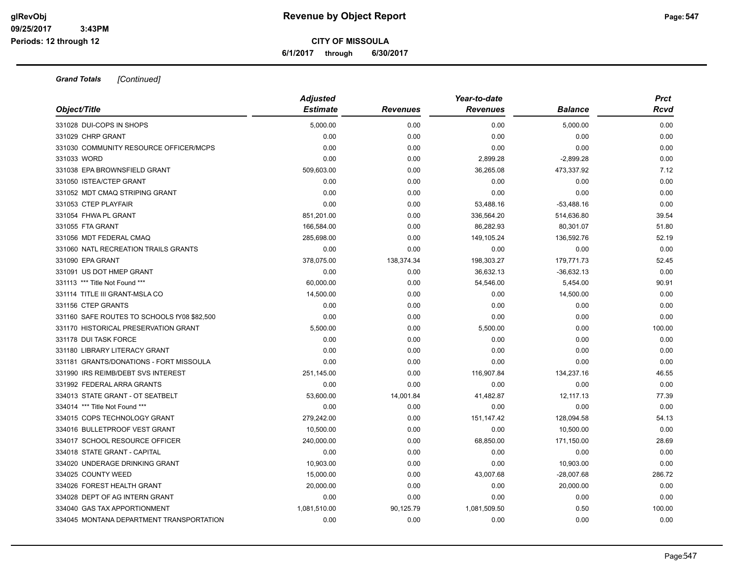**Revenue by Object Report**

**CITY OF MISSOULA**

**6/1/2017 through 6/30/2017**

*Grand Totals* *[Continued]*

| Object/Title | Adjusted Estimate | Revenues | Year-to-date Revenues | Balance | Prct Rcvd |
|---|---|---|---|---|---|
| 331028 DUI-COPS IN SHOPS | 5,000.00 | 0.00 | 0.00 | 5,000.00 | 0.00 |
| 331029 CHRP GRANT | 0.00 | 0.00 | 0.00 | 0.00 | 0.00 |
| 331030 COMMUNITY RESOURCE OFFICER/MCPS | 0.00 | 0.00 | 0.00 | 0.00 | 0.00 |
| 331033 WORD | 0.00 | 0.00 | 2,899.28 | -2,899.28 | 0.00 |
| 331038 EPA BROWNSFIELD GRANT | 509,603.00 | 0.00 | 36,265.08 | 473,337.92 | 7.12 |
| 331050 ISTEA/CTEP GRANT | 0.00 | 0.00 | 0.00 | 0.00 | 0.00 |
| 331052 MDT CMAQ STRIPING GRANT | 0.00 | 0.00 | 0.00 | 0.00 | 0.00 |
| 331053 CTEP PLAYFAIR | 0.00 | 0.00 | 53,488.16 | -53,488.16 | 0.00 |
| 331054 FHWA PL GRANT | 851,201.00 | 0.00 | 336,564.20 | 514,636.80 | 39.54 |
| 331055 FTA GRANT | 166,584.00 | 0.00 | 86,282.93 | 80,301.07 | 51.80 |
| 331056 MDT FEDERAL CMAQ | 285,698.00 | 0.00 | 149,105.24 | 136,592.76 | 52.19 |
| 331060 NATL RECREATION TRAILS GRANTS | 0.00 | 0.00 | 0.00 | 0.00 | 0.00 |
| 331090 EPA GRANT | 378,075.00 | 138,374.34 | 198,303.27 | 179,771.73 | 52.45 |
| 331091 US DOT HMEP GRANT | 0.00 | 0.00 | 36,632.13 | -36,632.13 | 0.00 |
| 331113 *** Title Not Found *** | 60,000.00 | 0.00 | 54,546.00 | 5,454.00 | 90.91 |
| 331114 TITLE III GRANT-MSLA CO | 14,500.00 | 0.00 | 0.00 | 14,500.00 | 0.00 |
| 331156 CTEP GRANTS | 0.00 | 0.00 | 0.00 | 0.00 | 0.00 |
| 331160 SAFE ROUTES TO SCHOOLS fY08 $82,500 | 0.00 | 0.00 | 0.00 | 0.00 | 0.00 |
| 331170 HISTORICAL PRESERVATION GRANT | 5,500.00 | 0.00 | 5,500.00 | 0.00 | 100.00 |
| 331178 DUI TASK FORCE | 0.00 | 0.00 | 0.00 | 0.00 | 0.00 |
| 331180 LIBRARY LITERACY GRANT | 0.00 | 0.00 | 0.00 | 0.00 | 0.00 |
| 331181 GRANTS/DONATIONS - FORT MISSOULA | 0.00 | 0.00 | 0.00 | 0.00 | 0.00 |
| 331990 IRS REIMB/DEBT SVS INTEREST | 251,145.00 | 0.00 | 116,907.84 | 134,237.16 | 46.55 |
| 331992 FEDERAL ARRA GRANTS | 0.00 | 0.00 | 0.00 | 0.00 | 0.00 |
| 334013 STATE GRANT - OT SEATBELT | 53,600.00 | 14,001.84 | 41,482.87 | 12,117.13 | 77.39 |
| 334014 *** Title Not Found *** | 0.00 | 0.00 | 0.00 | 0.00 | 0.00 |
| 334015 COPS TECHNOLOGY GRANT | 279,242.00 | 0.00 | 151,147.42 | 128,094.58 | 54.13 |
| 334016 BULLETPROOF VEST GRANT | 10,500.00 | 0.00 | 0.00 | 10,500.00 | 0.00 |
| 334017 SCHOOL RESOURCE OFFICER | 240,000.00 | 0.00 | 68,850.00 | 171,150.00 | 28.69 |
| 334018 STATE GRANT - CAPITAL | 0.00 | 0.00 | 0.00 | 0.00 | 0.00 |
| 334020 UNDERAGE DRINKING GRANT | 10,903.00 | 0.00 | 0.00 | 10,903.00 | 0.00 |
| 334025 COUNTY WEED | 15,000.00 | 0.00 | 43,007.68 | -28,007.68 | 286.72 |
| 334026 FOREST HEALTH GRANT | 20,000.00 | 0.00 | 0.00 | 20,000.00 | 0.00 |
| 334028 DEPT OF AG INTERN GRANT | 0.00 | 0.00 | 0.00 | 0.00 | 0.00 |
| 334040 GAS TAX APPORTIONMENT | 1,081,510.00 | 90,125.79 | 1,081,509.50 | 0.50 | 100.00 |
| 334045 MONTANA DEPARTMENT TRANSPORTATION | 0.00 | 0.00 | 0.00 | 0.00 | 0.00 |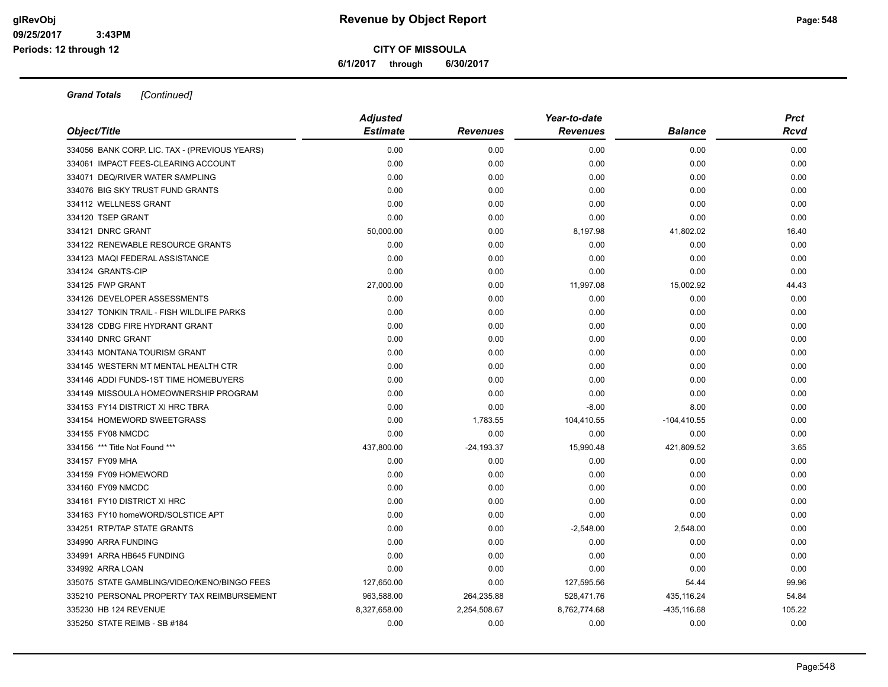**Grand Totals** *[Continued]*

| Object/Title | Adjusted Estimate | Revenues | Year-to-date Revenues | Balance | Prct Rcvd |
|---|---|---|---|---|---|
| 334056 BANK CORP. LIC. TAX - (PREVIOUS YEARS) | 0.00 | 0.00 | 0.00 | 0.00 | 0.00 |
| 334061 IMPACT FEES-CLEARING ACCOUNT | 0.00 | 0.00 | 0.00 | 0.00 | 0.00 |
| 334071 DEQ/RIVER WATER SAMPLING | 0.00 | 0.00 | 0.00 | 0.00 | 0.00 |
| 334076 BIG SKY TRUST FUND GRANTS | 0.00 | 0.00 | 0.00 | 0.00 | 0.00 |
| 334112 WELLNESS GRANT | 0.00 | 0.00 | 0.00 | 0.00 | 0.00 |
| 334120 TSEP GRANT | 0.00 | 0.00 | 0.00 | 0.00 | 0.00 |
| 334121 DNRC GRANT | 50,000.00 | 0.00 | 8,197.98 | 41,802.02 | 16.40 |
| 334122 RENEWABLE RESOURCE GRANTS | 0.00 | 0.00 | 0.00 | 0.00 | 0.00 |
| 334123 MAQI FEDERAL ASSISTANCE | 0.00 | 0.00 | 0.00 | 0.00 | 0.00 |
| 334124 GRANTS-CIP | 0.00 | 0.00 | 0.00 | 0.00 | 0.00 |
| 334125 FWP GRANT | 27,000.00 | 0.00 | 11,997.08 | 15,002.92 | 44.43 |
| 334126 DEVELOPER ASSESSMENTS | 0.00 | 0.00 | 0.00 | 0.00 | 0.00 |
| 334127 TONKIN TRAIL - FISH WILDLIFE PARKS | 0.00 | 0.00 | 0.00 | 0.00 | 0.00 |
| 334128 CDBG FIRE HYDRANT GRANT | 0.00 | 0.00 | 0.00 | 0.00 | 0.00 |
| 334140 DNRC GRANT | 0.00 | 0.00 | 0.00 | 0.00 | 0.00 |
| 334143 MONTANA TOURISM GRANT | 0.00 | 0.00 | 0.00 | 0.00 | 0.00 |
| 334145 WESTERN MT MENTAL HEALTH CTR | 0.00 | 0.00 | 0.00 | 0.00 | 0.00 |
| 334146 ADDI FUNDS-1ST TIME HOMEBUYERS | 0.00 | 0.00 | 0.00 | 0.00 | 0.00 |
| 334149 MISSOULA HOMEOWNERSHIP PROGRAM | 0.00 | 0.00 | 0.00 | 0.00 | 0.00 |
| 334153 FY14 DISTRICT XI HRC TBRA | 0.00 | 0.00 | -8.00 | 8.00 | 0.00 |
| 334154 HOMEWORD SWEETGRASS | 0.00 | 1,783.55 | 104,410.55 | -104,410.55 | 0.00 |
| 334155 FY08 NMCDC | 0.00 | 0.00 | 0.00 | 0.00 | 0.00 |
| 334156 *** Title Not Found *** | 437,800.00 | -24,193.37 | 15,990.48 | 421,809.52 | 3.65 |
| 334157 FY09 MHA | 0.00 | 0.00 | 0.00 | 0.00 | 0.00 |
| 334159 FY09 HOMEWORD | 0.00 | 0.00 | 0.00 | 0.00 | 0.00 |
| 334160 FY09 NMCDC | 0.00 | 0.00 | 0.00 | 0.00 | 0.00 |
| 334161 FY10 DISTRICT XI HRC | 0.00 | 0.00 | 0.00 | 0.00 | 0.00 |
| 334163 FY10 homeWORD/SOLSTICE APT | 0.00 | 0.00 | 0.00 | 0.00 | 0.00 |
| 334251 RTP/TAP STATE GRANTS | 0.00 | 0.00 | -2,548.00 | 2,548.00 | 0.00 |
| 334990 ARRA FUNDING | 0.00 | 0.00 | 0.00 | 0.00 | 0.00 |
| 334991 ARRA HB645 FUNDING | 0.00 | 0.00 | 0.00 | 0.00 | 0.00 |
| 334992 ARRA LOAN | 0.00 | 0.00 | 0.00 | 0.00 | 0.00 |
| 335075 STATE GAMBLING/VIDEO/KENO/BINGO FEES | 127,650.00 | 0.00 | 127,595.56 | 54.44 | 99.96 |
| 335210 PERSONAL PROPERTY TAX REIMBURSEMENT | 963,588.00 | 264,235.88 | 528,471.76 | 435,116.24 | 54.84 |
| 335230 HB 124 REVENUE | 8,327,658.00 | 2,254,508.67 | 8,762,774.68 | -435,116.68 | 105.22 |
| 335250 STATE REIMB - SB #184 | 0.00 | 0.00 | 0.00 | 0.00 | 0.00 |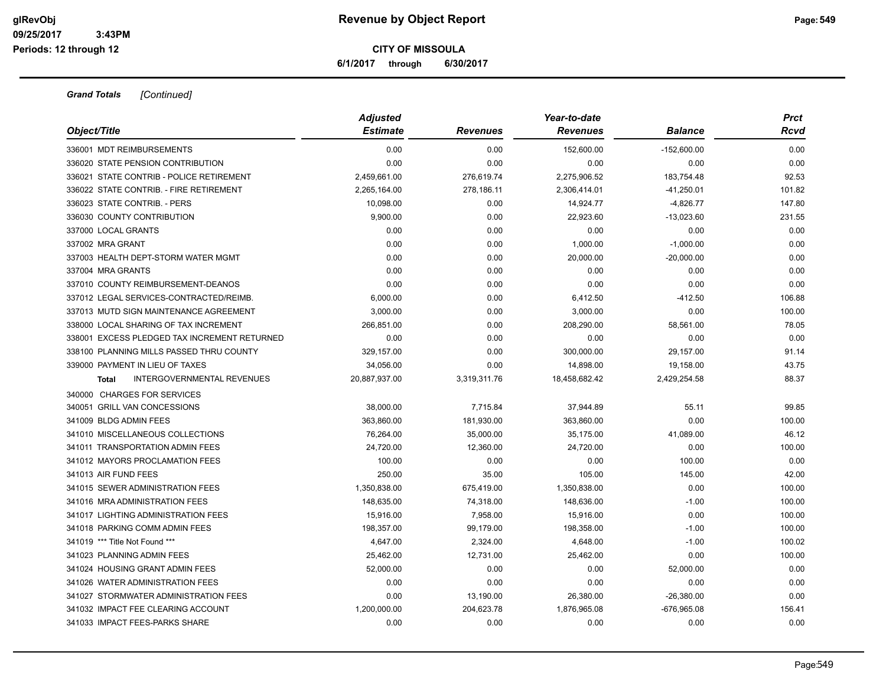**CITY OF MISSOULA**

**6/1/2017 through 6/30/2017**

***Grand Totals*** *[Continued]*

| Object/Title | Adjusted Estimate | Revenues | Year-to-date Revenues | Balance | Prct Rcvd |
|---|---|---|---|---|---|
| 336001 MDT REIMBURSEMENTS | 0.00 | 0.00 | 152,600.00 | -152,600.00 | 0.00 |
| 336020 STATE PENSION CONTRIBUTION | 0.00 | 0.00 | 0.00 | 0.00 | 0.00 |
| 336021 STATE CONTRIB - POLICE RETIREMENT | 2,459,661.00 | 276,619.74 | 2,275,906.52 | 183,754.48 | 92.53 |
| 336022 STATE CONTRIB. - FIRE RETIREMENT | 2,265,164.00 | 278,186.11 | 2,306,414.01 | -41,250.01 | 101.82 |
| 336023 STATE CONTRIB. - PERS | 10,098.00 | 0.00 | 14,924.77 | -4,826.77 | 147.80 |
| 336030 COUNTY CONTRIBUTION | 9,900.00 | 0.00 | 22,923.60 | -13,023.60 | 231.55 |
| 337000 LOCAL GRANTS | 0.00 | 0.00 | 0.00 | 0.00 | 0.00 |
| 337002 MRA GRANT | 0.00 | 0.00 | 1,000.00 | -1,000.00 | 0.00 |
| 337003 HEALTH DEPT-STORM WATER MGMT | 0.00 | 0.00 | 20,000.00 | -20,000.00 | 0.00 |
| 337004 MRA GRANTS | 0.00 | 0.00 | 0.00 | 0.00 | 0.00 |
| 337010 COUNTY REIMBURSEMENT-DEANOS | 0.00 | 0.00 | 0.00 | 0.00 | 0.00 |
| 337012 LEGAL SERVICES-CONTRACTED/REIMB. | 6,000.00 | 0.00 | 6,412.50 | -412.50 | 106.88 |
| 337013 MUTD SIGN MAINTENANCE AGREEMENT | 3,000.00 | 0.00 | 3,000.00 | 0.00 | 100.00 |
| 338000 LOCAL SHARING OF TAX INCREMENT | 266,851.00 | 0.00 | 208,290.00 | 58,561.00 | 78.05 |
| 338001 EXCESS PLEDGED TAX INCREMENT RETURNED | 0.00 | 0.00 | 0.00 | 0.00 | 0.00 |
| 338100 PLANNING MILLS PASSED THRU COUNTY | 329,157.00 | 0.00 | 300,000.00 | 29,157.00 | 91.14 |
| 339000 PAYMENT IN LIEU OF TAXES | 34,056.00 | 0.00 | 14,898.00 | 19,158.00 | 43.75 |
| **Total** INTERGOVERNMENTAL REVENUES | 20,887,937.00 | 3,319,311.76 | 18,458,682.42 | 2,429,254.58 | 88.37 |
| 340000 CHARGES FOR SERVICES | | | | | |
| 340051 GRILL VAN CONCESSIONS | 38,000.00 | 7,715.84 | 37,944.89 | 55.11 | 99.85 |
| 341009 BLDG ADMIN FEES | 363,860.00 | 181,930.00 | 363,860.00 | 0.00 | 100.00 |
| 341010 MISCELLANEOUS COLLECTIONS | 76,264.00 | 35,000.00 | 35,175.00 | 41,089.00 | 46.12 |
| 341011 TRANSPORTATION ADMIN FEES | 24,720.00 | 12,360.00 | 24,720.00 | 0.00 | 100.00 |
| 341012 MAYORS PROCLAMATION FEES | 100.00 | 0.00 | 0.00 | 100.00 | 0.00 |
| 341013 AIR FUND FEES | 250.00 | 35.00 | 105.00 | 145.00 | 42.00 |
| 341015 SEWER ADMINISTRATION FEES | 1,350,838.00 | 675,419.00 | 1,350,838.00 | 0.00 | 100.00 |
| 341016 MRA ADMINISTRATION FEES | 148,635.00 | 74,318.00 | 148,636.00 | -1.00 | 100.00 |
| 341017 LIGHTING ADMINISTRATION FEES | 15,916.00 | 7,958.00 | 15,916.00 | 0.00 | 100.00 |
| 341018 PARKING COMM ADMIN FEES | 198,357.00 | 99,179.00 | 198,358.00 | -1.00 | 100.00 |
| 341019 *** Title Not Found *** | 4,647.00 | 2,324.00 | 4,648.00 | -1.00 | 100.02 |
| 341023 PLANNING ADMIN FEES | 25,462.00 | 12,731.00 | 25,462.00 | 0.00 | 100.00 |
| 341024 HOUSING GRANT ADMIN FEES | 52,000.00 | 0.00 | 0.00 | 52,000.00 | 0.00 |
| 341026 WATER ADMINISTRATION FEES | 0.00 | 0.00 | 0.00 | 0.00 | 0.00 |
| 341027 STORMWATER ADMINISTRATION FEES | 0.00 | 13,190.00 | 26,380.00 | -26,380.00 | 0.00 |
| 341032 IMPACT FEE CLEARING ACCOUNT | 1,200,000.00 | 204,623.78 | 1,876,965.08 | -676,965.08 | 156.41 |
| 341033 IMPACT FEES-PARKS SHARE | 0.00 | 0.00 | 0.00 | 0.00 | 0.00 |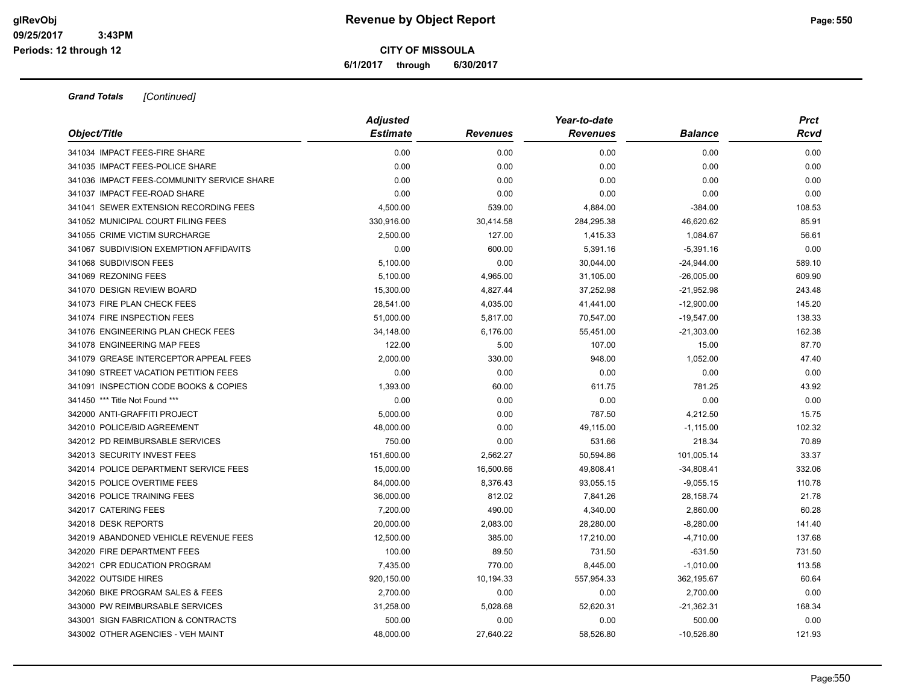**Revenue by Object Report**

**CITY OF MISSOULA**

**6/1/2017 through 6/30/2017**

***Grand Totals*** *[Continued]*

| *Object/Title* | *Adjusted Estimate* | *Revenues* | *Year-to-date Revenues* | *Balance* | *Prct Rcvd* |
|---|---|---|---|---|---|
| 341034 IMPACT FEES-FIRE SHARE | 0.00 | 0.00 | 0.00 | 0.00 | 0.00 |
| 341035 IMPACT FEES-POLICE SHARE | 0.00 | 0.00 | 0.00 | 0.00 | 0.00 |
| 341036 IMPACT FEES-COMMUNITY SERVICE SHARE | 0.00 | 0.00 | 0.00 | 0.00 | 0.00 |
| 341037 IMPACT FEE-ROAD SHARE | 0.00 | 0.00 | 0.00 | 0.00 | 0.00 |
| 341041 SEWER EXTENSION RECORDING FEES | 4,500.00 | 539.00 | 4,884.00 | -384.00 | 108.53 |
| 341052 MUNICIPAL COURT FILING FEES | 330,916.00 | 30,414.58 | 284,295.38 | 46,620.62 | 85.91 |
| 341055 CRIME VICTIM SURCHARGE | 2,500.00 | 127.00 | 1,415.33 | 1,084.67 | 56.61 |
| 341067 SUBDIVISION EXEMPTION AFFIDAVITS | 0.00 | 600.00 | 5,391.16 | -5,391.16 | 0.00 |
| 341068 SUBDIVISON FEES | 5,100.00 | 0.00 | 30,044.00 | -24,944.00 | 589.10 |
| 341069 REZONING FEES | 5,100.00 | 4,965.00 | 31,105.00 | -26,005.00 | 609.90 |
| 341070 DESIGN REVIEW BOARD | 15,300.00 | 4,827.44 | 37,252.98 | -21,952.98 | 243.48 |
| 341073 FIRE PLAN CHECK FEES | 28,541.00 | 4,035.00 | 41,441.00 | -12,900.00 | 145.20 |
| 341074 FIRE INSPECTION FEES | 51,000.00 | 5,817.00 | 70,547.00 | -19,547.00 | 138.33 |
| 341076 ENGINEERING PLAN CHECK FEES | 34,148.00 | 6,176.00 | 55,451.00 | -21,303.00 | 162.38 |
| 341078 ENGINEERING MAP FEES | 122.00 | 5.00 | 107.00 | 15.00 | 87.70 |
| 341079 GREASE INTERCEPTOR APPEAL FEES | 2,000.00 | 330.00 | 948.00 | 1,052.00 | 47.40 |
| 341090 STREET VACATION PETITION FEES | 0.00 | 0.00 | 0.00 | 0.00 | 0.00 |
| 341091 INSPECTION CODE BOOKS & COPIES | 1,393.00 | 60.00 | 611.75 | 781.25 | 43.92 |
| 341450 *** Title Not Found *** | 0.00 | 0.00 | 0.00 | 0.00 | 0.00 |
| 342000 ANTI-GRAFFITI PROJECT | 5,000.00 | 0.00 | 787.50 | 4,212.50 | 15.75 |
| 342010 POLICE/BID AGREEMENT | 48,000.00 | 0.00 | 49,115.00 | -1,115.00 | 102.32 |
| 342012 PD REIMBURSABLE SERVICES | 750.00 | 0.00 | 531.66 | 218.34 | 70.89 |
| 342013 SECURITY INVEST FEES | 151,600.00 | 2,562.27 | 50,594.86 | 101,005.14 | 33.37 |
| 342014 POLICE DEPARTMENT SERVICE FEES | 15,000.00 | 16,500.66 | 49,808.41 | -34,808.41 | 332.06 |
| 342015 POLICE OVERTIME FEES | 84,000.00 | 8,376.43 | 93,055.15 | -9,055.15 | 110.78 |
| 342016 POLICE TRAINING FEES | 36,000.00 | 812.02 | 7,841.26 | 28,158.74 | 21.78 |
| 342017 CATERING FEES | 7,200.00 | 490.00 | 4,340.00 | 2,860.00 | 60.28 |
| 342018 DESK REPORTS | 20,000.00 | 2,083.00 | 28,280.00 | -8,280.00 | 141.40 |
| 342019 ABANDONED VEHICLE REVENUE FEES | 12,500.00 | 385.00 | 17,210.00 | -4,710.00 | 137.68 |
| 342020 FIRE DEPARTMENT FEES | 100.00 | 89.50 | 731.50 | -631.50 | 731.50 |
| 342021 CPR EDUCATION PROGRAM | 7,435.00 | 770.00 | 8,445.00 | -1,010.00 | 113.58 |
| 342022 OUTSIDE HIRES | 920,150.00 | 10,194.33 | 557,954.33 | 362,195.67 | 60.64 |
| 342060 BIKE PROGRAM SALES & FEES | 2,700.00 | 0.00 | 0.00 | 2,700.00 | 0.00 |
| 343000 PW REIMBURSABLE SERVICES | 31,258.00 | 5,028.68 | 52,620.31 | -21,362.31 | 168.34 |
| 343001 SIGN FABRICATION & CONTRACTS | 500.00 | 0.00 | 0.00 | 500.00 | 0.00 |
| 343002 OTHER AGENCIES - VEH MAINT | 48,000.00 | 27,640.22 | 58,526.80 | -10,526.80 | 121.93 |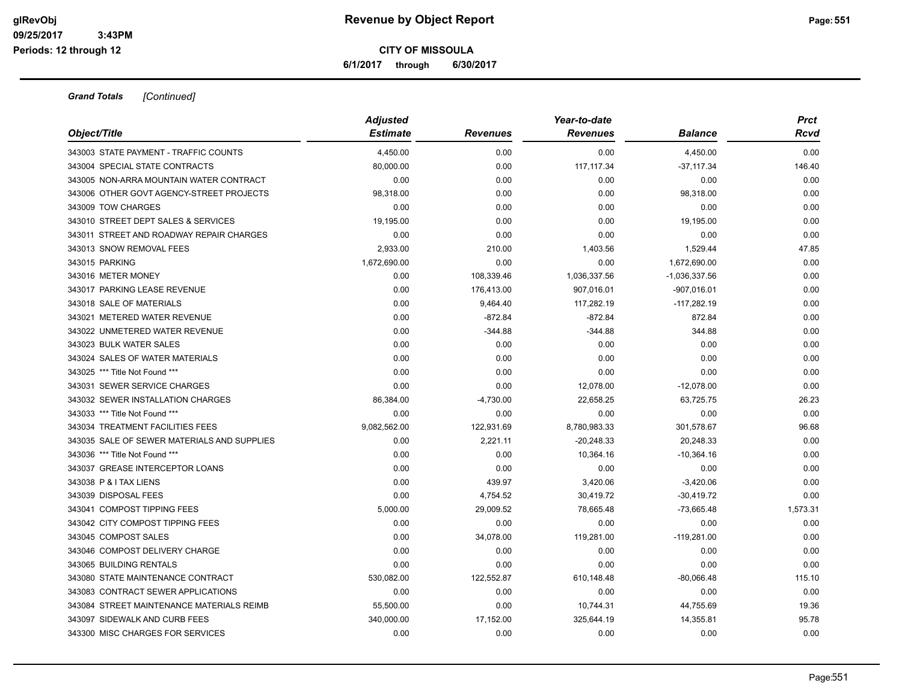**Grand Totals** *[Continued]*

| Object/Title | Adjusted Estimate | Revenues | Year-to-date Revenues | Balance | Prct Rcvd |
|---|---|---|---|---|---|
| 343003 STATE PAYMENT - TRAFFIC COUNTS | 4,450.00 | 0.00 | 0.00 | 4,450.00 | 0.00 |
| 343004 SPECIAL STATE CONTRACTS | 80,000.00 | 0.00 | 117,117.34 | -37,117.34 | 146.40 |
| 343005 NON-ARRA MOUNTAIN WATER CONTRACT | 0.00 | 0.00 | 0.00 | 0.00 | 0.00 |
| 343006 OTHER GOVT AGENCY-STREET PROJECTS | 98,318.00 | 0.00 | 0.00 | 98,318.00 | 0.00 |
| 343009 TOW CHARGES | 0.00 | 0.00 | 0.00 | 0.00 | 0.00 |
| 343010 STREET DEPT SALES & SERVICES | 19,195.00 | 0.00 | 0.00 | 19,195.00 | 0.00 |
| 343011 STREET AND ROADWAY REPAIR CHARGES | 0.00 | 0.00 | 0.00 | 0.00 | 0.00 |
| 343013 SNOW REMOVAL FEES | 2,933.00 | 210.00 | 1,403.56 | 1,529.44 | 47.85 |
| 343015 PARKING | 1,672,690.00 | 0.00 | 0.00 | 1,672,690.00 | 0.00 |
| 343016 METER MONEY | 0.00 | 108,339.46 | 1,036,337.56 | -1,036,337.56 | 0.00 |
| 343017 PARKING LEASE REVENUE | 0.00 | 176,413.00 | 907,016.01 | -907,016.01 | 0.00 |
| 343018 SALE OF MATERIALS | 0.00 | 9,464.40 | 117,282.19 | -117,282.19 | 0.00 |
| 343021 METERED WATER REVENUE | 0.00 | -872.84 | -872.84 | 872.84 | 0.00 |
| 343022 UNMETERED WATER REVENUE | 0.00 | -344.88 | -344.88 | 344.88 | 0.00 |
| 343023 BULK WATER SALES | 0.00 | 0.00 | 0.00 | 0.00 | 0.00 |
| 343024 SALES OF WATER MATERIALS | 0.00 | 0.00 | 0.00 | 0.00 | 0.00 |
| 343025 *** Title Not Found *** | 0.00 | 0.00 | 0.00 | 0.00 | 0.00 |
| 343031 SEWER SERVICE CHARGES | 0.00 | 0.00 | 12,078.00 | -12,078.00 | 0.00 |
| 343032 SEWER INSTALLATION CHARGES | 86,384.00 | -4,730.00 | 22,658.25 | 63,725.75 | 26.23 |
| 343033 *** Title Not Found *** | 0.00 | 0.00 | 0.00 | 0.00 | 0.00 |
| 343034 TREATMENT FACILITIES FEES | 9,082,562.00 | 122,931.69 | 8,780,983.33 | 301,578.67 | 96.68 |
| 343035 SALE OF SEWER MATERIALS AND SUPPLIES | 0.00 | 2,221.11 | -20,248.33 | 20,248.33 | 0.00 |
| 343036 *** Title Not Found *** | 0.00 | 0.00 | 10,364.16 | -10,364.16 | 0.00 |
| 343037 GREASE INTERCEPTOR LOANS | 0.00 | 0.00 | 0.00 | 0.00 | 0.00 |
| 343038 P & I TAX LIENS | 0.00 | 439.97 | 3,420.06 | -3,420.06 | 0.00 |
| 343039 DISPOSAL FEES | 0.00 | 4,754.52 | 30,419.72 | -30,419.72 | 0.00 |
| 343041 COMPOST TIPPING FEES | 5,000.00 | 29,009.52 | 78,665.48 | -73,665.48 | 1,573.31 |
| 343042 CITY COMPOST TIPPING FEES | 0.00 | 0.00 | 0.00 | 0.00 | 0.00 |
| 343045 COMPOST SALES | 0.00 | 34,078.00 | 119,281.00 | -119,281.00 | 0.00 |
| 343046 COMPOST DELIVERY CHARGE | 0.00 | 0.00 | 0.00 | 0.00 | 0.00 |
| 343065 BUILDING RENTALS | 0.00 | 0.00 | 0.00 | 0.00 | 0.00 |
| 343080 STATE MAINTENANCE CONTRACT | 530,082.00 | 122,552.87 | 610,148.48 | -80,066.48 | 115.10 |
| 343083 CONTRACT SEWER APPLICATIONS | 0.00 | 0.00 | 0.00 | 0.00 | 0.00 |
| 343084 STREET MAINTENANCE MATERIALS REIMB | 55,500.00 | 0.00 | 10,744.31 | 44,755.69 | 19.36 |
| 343097 SIDEWALK AND CURB FEES | 340,000.00 | 17,152.00 | 325,644.19 | 14,355.81 | 95.78 |
| 343300 MISC CHARGES FOR SERVICES | 0.00 | 0.00 | 0.00 | 0.00 | 0.00 |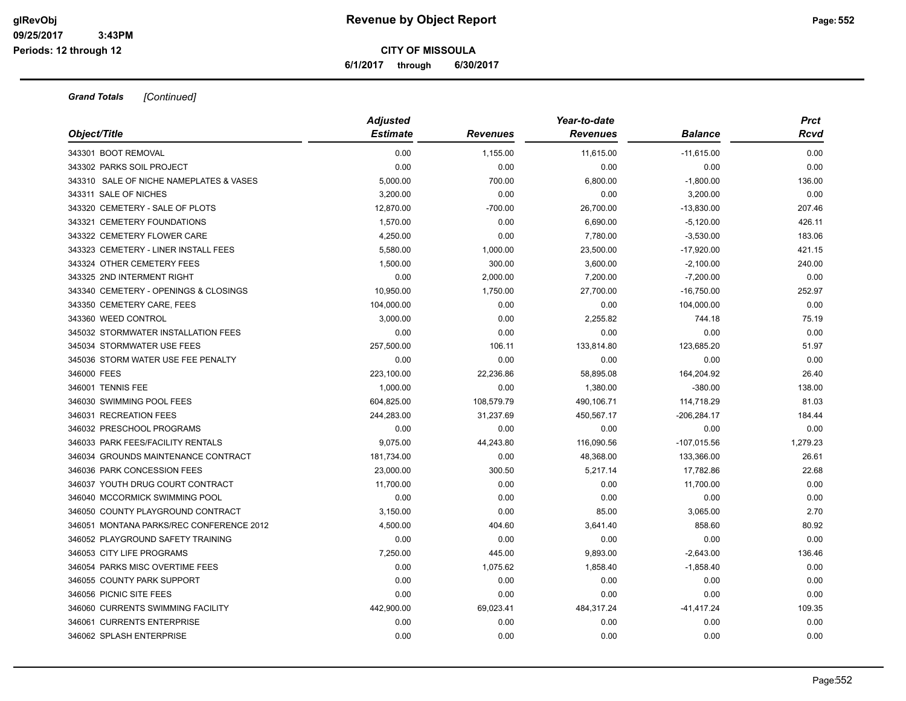# Revenue by Object Report

**CITY OF MISSOULA**

**6/1/2017 through 6/30/2017**

*Grand Totals [Continued]*

| Object/Title | Adjusted Estimate | Revenues | Year-to-date Revenues | Balance | Prct Rcvd |
|---|---|---|---|---|---|
| 343301 BOOT REMOVAL | 0.00 | 1,155.00 | 11,615.00 | -11,615.00 | 0.00 |
| 343302 PARKS SOIL PROJECT | 0.00 | 0.00 | 0.00 | 0.00 | 0.00 |
| 343310 SALE OF NICHE NAMEPLATES & VASES | 5,000.00 | 700.00 | 6,800.00 | -1,800.00 | 136.00 |
| 343311 SALE OF NICHES | 3,200.00 | 0.00 | 0.00 | 3,200.00 | 0.00 |
| 343320 CEMETERY - SALE OF PLOTS | 12,870.00 | -700.00 | 26,700.00 | -13,830.00 | 207.46 |
| 343321 CEMETERY FOUNDATIONS | 1,570.00 | 0.00 | 6,690.00 | -5,120.00 | 426.11 |
| 343322 CEMETERY FLOWER CARE | 4,250.00 | 0.00 | 7,780.00 | -3,530.00 | 183.06 |
| 343323 CEMETERY - LINER INSTALL FEES | 5,580.00 | 1,000.00 | 23,500.00 | -17,920.00 | 421.15 |
| 343324 OTHER CEMETERY FEES | 1,500.00 | 300.00 | 3,600.00 | -2,100.00 | 240.00 |
| 343325 2ND INTERMENT RIGHT | 0.00 | 2,000.00 | 7,200.00 | -7,200.00 | 0.00 |
| 343340 CEMETERY - OPENINGS & CLOSINGS | 10,950.00 | 1,750.00 | 27,700.00 | -16,750.00 | 252.97 |
| 343350 CEMETERY CARE, FEES | 104,000.00 | 0.00 | 0.00 | 104,000.00 | 0.00 |
| 343360 WEED CONTROL | 3,000.00 | 0.00 | 2,255.82 | 744.18 | 75.19 |
| 345032 STORMWATER INSTALLATION FEES | 0.00 | 0.00 | 0.00 | 0.00 | 0.00 |
| 345034 STORMWATER USE FEES | 257,500.00 | 106.11 | 133,814.80 | 123,685.20 | 51.97 |
| 345036 STORM WATER USE FEE PENALTY | 0.00 | 0.00 | 0.00 | 0.00 | 0.00 |
| 346000 FEES | 223,100.00 | 22,236.86 | 58,895.08 | 164,204.92 | 26.40 |
| 346001 TENNIS FEE | 1,000.00 | 0.00 | 1,380.00 | -380.00 | 138.00 |
| 346030 SWIMMING POOL FEES | 604,825.00 | 108,579.79 | 490,106.71 | 114,718.29 | 81.03 |
| 346031 RECREATION FEES | 244,283.00 | 31,237.69 | 450,567.17 | -206,284.17 | 184.44 |
| 346032 PRESCHOOL PROGRAMS | 0.00 | 0.00 | 0.00 | 0.00 | 0.00 |
| 346033 PARK FEES/FACILITY RENTALS | 9,075.00 | 44,243.80 | 116,090.56 | -107,015.56 | 1,279.23 |
| 346034 GROUNDS MAINTENANCE CONTRACT | 181,734.00 | 0.00 | 48,368.00 | 133,366.00 | 26.61 |
| 346036 PARK CONCESSION FEES | 23,000.00 | 300.50 | 5,217.14 | 17,782.86 | 22.68 |
| 346037 YOUTH DRUG COURT CONTRACT | 11,700.00 | 0.00 | 0.00 | 11,700.00 | 0.00 |
| 346040 MCCORMICK SWIMMING POOL | 0.00 | 0.00 | 0.00 | 0.00 | 0.00 |
| 346050 COUNTY PLAYGROUND CONTRACT | 3,150.00 | 0.00 | 85.00 | 3,065.00 | 2.70 |
| 346051 MONTANA PARKS/REC CONFERENCE 2012 | 4,500.00 | 404.60 | 3,641.40 | 858.60 | 80.92 |
| 346052 PLAYGROUND SAFETY TRAINING | 0.00 | 0.00 | 0.00 | 0.00 | 0.00 |
| 346053 CITY LIFE PROGRAMS | 7,250.00 | 445.00 | 9,893.00 | -2,643.00 | 136.46 |
| 346054 PARKS MISC OVERTIME FEES | 0.00 | 1,075.62 | 1,858.40 | -1,858.40 | 0.00 |
| 346055 COUNTY PARK SUPPORT | 0.00 | 0.00 | 0.00 | 0.00 | 0.00 |
| 346056 PICNIC SITE FEES | 0.00 | 0.00 | 0.00 | 0.00 | 0.00 |
| 346060 CURRENTS SWIMMING FACILITY | 442,900.00 | 69,023.41 | 484,317.24 | -41,417.24 | 109.35 |
| 346061 CURRENTS ENTERPRISE | 0.00 | 0.00 | 0.00 | 0.00 | 0.00 |
| 346062 SPLASH ENTERPRISE | 0.00 | 0.00 | 0.00 | 0.00 | 0.00 |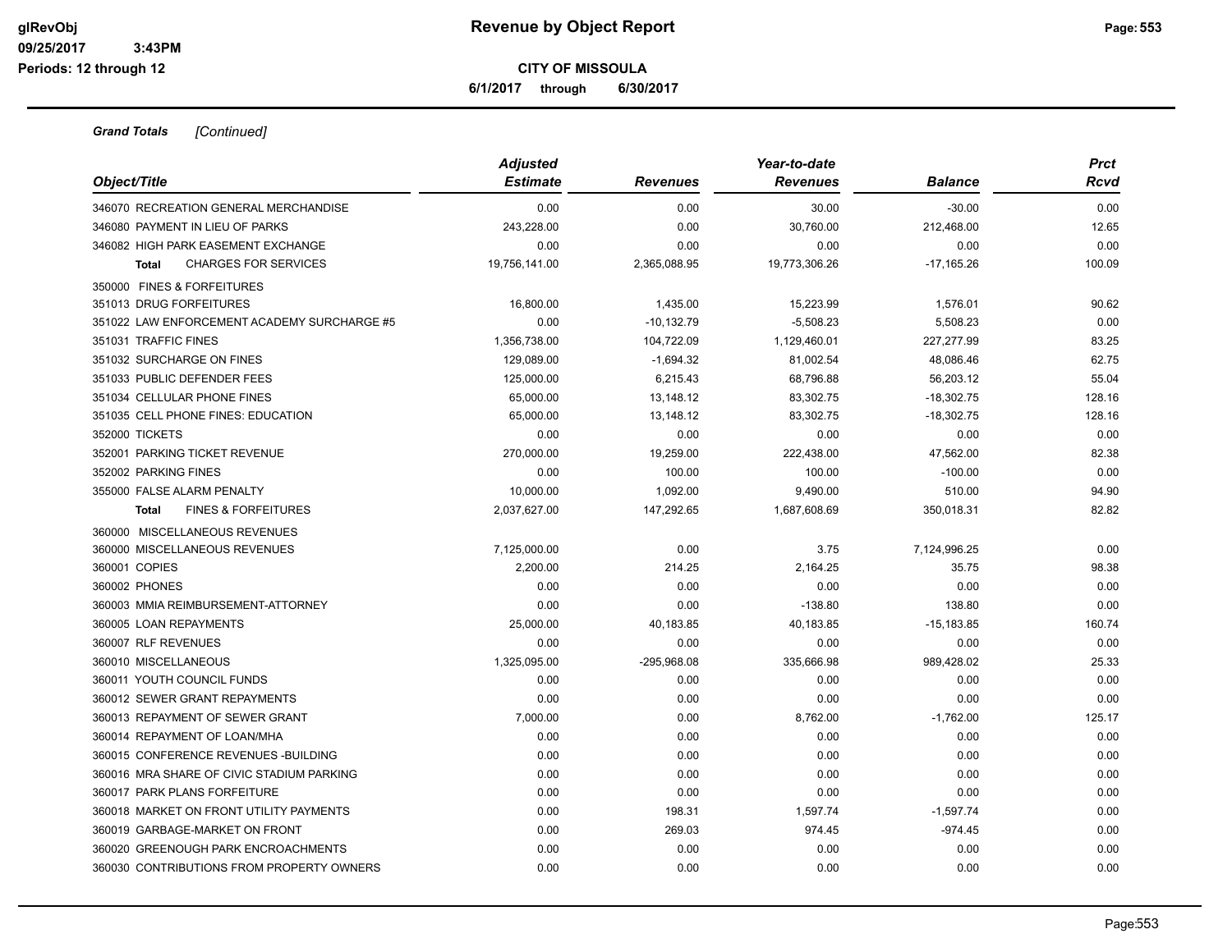**CITY OF MISSOULA**

**6/1/2017 through 6/30/2017**

***Grand Totals*** *[Continued]*

| Object/Title | Adjusted Estimate | Revenues | Year-to-date Revenues | Balance | Prct Rcvd |
|---|---|---|---|---|---|
| 346070 RECREATION GENERAL MERCHANDISE | 0.00 | 0.00 | 30.00 | -30.00 | 0.00 |
| 346080 PAYMENT IN LIEU OF PARKS | 243,228.00 | 0.00 | 30,760.00 | 212,468.00 | 12.65 |
| 346082 HIGH PARK EASEMENT EXCHANGE | 0.00 | 0.00 | 0.00 | 0.00 | 0.00 |
| **Total** CHARGES FOR SERVICES | 19,756,141.00 | 2,365,088.95 | 19,773,306.26 | -17,165.26 | 100.09 |
| 350000 FINES & FORFEITURES | | | | | |
| 351013 DRUG FORFEITURES | 16,800.00 | 1,435.00 | 15,223.99 | 1,576.01 | 90.62 |
| 351022 LAW ENFORCEMENT ACADEMY SURCHARGE #5 | 0.00 | -10,132.79 | -5,508.23 | 5,508.23 | 0.00 |
| 351031 TRAFFIC FINES | 1,356,738.00 | 104,722.09 | 1,129,460.01 | 227,277.99 | 83.25 |
| 351032 SURCHARGE ON FINES | 129,089.00 | -1,694.32 | 81,002.54 | 48,086.46 | 62.75 |
| 351033 PUBLIC DEFENDER FEES | 125,000.00 | 6,215.43 | 68,796.88 | 56,203.12 | 55.04 |
| 351034 CELLULAR PHONE FINES | 65,000.00 | 13,148.12 | 83,302.75 | -18,302.75 | 128.16 |
| 351035 CELL PHONE FINES: EDUCATION | 65,000.00 | 13,148.12 | 83,302.75 | -18,302.75 | 128.16 |
| 352000 TICKETS | 0.00 | 0.00 | 0.00 | 0.00 | 0.00 |
| 352001 PARKING TICKET REVENUE | 270,000.00 | 19,259.00 | 222,438.00 | 47,562.00 | 82.38 |
| 352002 PARKING FINES | 0.00 | 100.00 | 100.00 | -100.00 | 0.00 |
| 355000 FALSE ALARM PENALTY | 10,000.00 | 1,092.00 | 9,490.00 | 510.00 | 94.90 |
| **Total** FINES & FORFEITURES | 2,037,627.00 | 147,292.65 | 1,687,608.69 | 350,018.31 | 82.82 |
| 360000 MISCELLANEOUS REVENUES | | | | | |
| 360000 MISCELLANEOUS REVENUES | 7,125,000.00 | 0.00 | 3.75 | 7,124,996.25 | 0.00 |
| 360001 COPIES | 2,200.00 | 214.25 | 2,164.25 | 35.75 | 98.38 |
| 360002 PHONES | 0.00 | 0.00 | 0.00 | 0.00 | 0.00 |
| 360003 MMIA REIMBURSEMENT-ATTORNEY | 0.00 | 0.00 | -138.80 | 138.80 | 0.00 |
| 360005 LOAN REPAYMENTS | 25,000.00 | 40,183.85 | 40,183.85 | -15,183.85 | 160.74 |
| 360007 RLF REVENUES | 0.00 | 0.00 | 0.00 | 0.00 | 0.00 |
| 360010 MISCELLANEOUS | 1,325,095.00 | -295,968.08 | 335,666.98 | 989,428.02 | 25.33 |
| 360011 YOUTH COUNCIL FUNDS | 0.00 | 0.00 | 0.00 | 0.00 | 0.00 |
| 360012 SEWER GRANT REPAYMENTS | 0.00 | 0.00 | 0.00 | 0.00 | 0.00 |
| 360013 REPAYMENT OF SEWER GRANT | 7,000.00 | 0.00 | 8,762.00 | -1,762.00 | 125.17 |
| 360014 REPAYMENT OF LOAN/MHA | 0.00 | 0.00 | 0.00 | 0.00 | 0.00 |
| 360015 CONFERENCE REVENUES -BUILDING | 0.00 | 0.00 | 0.00 | 0.00 | 0.00 |
| 360016 MRA SHARE OF CIVIC STADIUM PARKING | 0.00 | 0.00 | 0.00 | 0.00 | 0.00 |
| 360017 PARK PLANS FORFEITURE | 0.00 | 0.00 | 0.00 | 0.00 | 0.00 |
| 360018 MARKET ON FRONT UTILITY PAYMENTS | 0.00 | 198.31 | 1,597.74 | -1,597.74 | 0.00 |
| 360019 GARBAGE-MARKET ON FRONT | 0.00 | 269.03 | 974.45 | -974.45 | 0.00 |
| 360020 GREENOUGH PARK ENCROACHMENTS | 0.00 | 0.00 | 0.00 | 0.00 | 0.00 |
| 360030 CONTRIBUTIONS FROM PROPERTY OWNERS | 0.00 | 0.00 | 0.00 | 0.00 | 0.00 |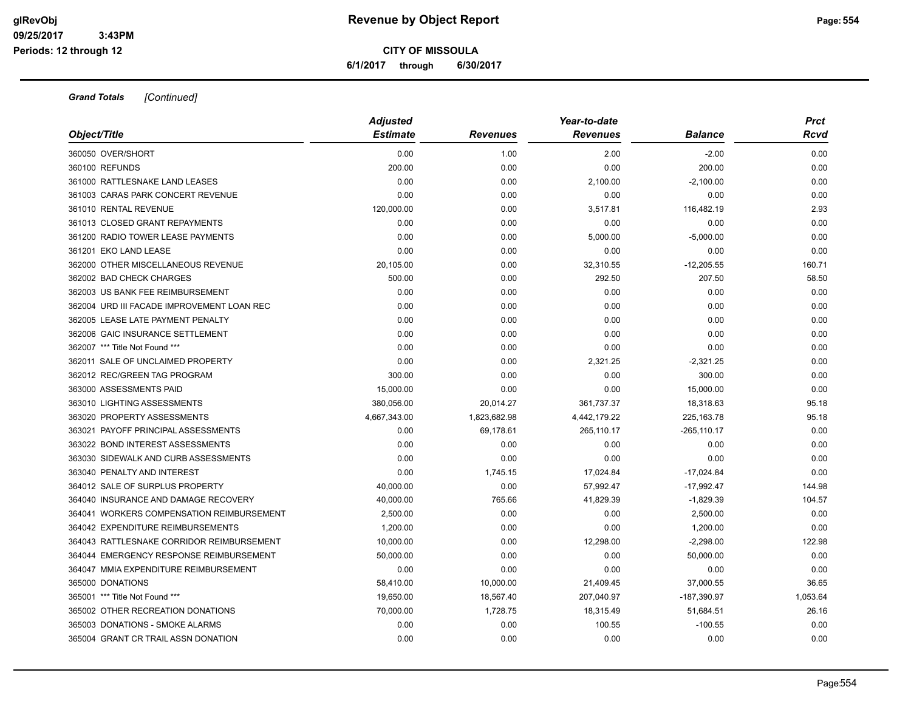**Revenue by Object Report**

**CITY OF MISSOULA**

**6/1/2017 through 6/30/2017**

glRevObj
09/25/2017 3:43PM
Periods: 12 through 12

***Grand Totals*** *[Continued]*

| Object/Title | Adjusted Estimate | Revenues | Year-to-date Revenues | Balance | Prct Rcvd |
|---|---|---|---|---|---|
| 360050 OVER/SHORT | 0.00 | 1.00 | 2.00 | -2.00 | 0.00 |
| 360100 REFUNDS | 200.00 | 0.00 | 0.00 | 200.00 | 0.00 |
| 361000 RATTLESNAKE LAND LEASES | 0.00 | 0.00 | 2,100.00 | -2,100.00 | 0.00 |
| 361003 CARAS PARK CONCERT REVENUE | 0.00 | 0.00 | 0.00 | 0.00 | 0.00 |
| 361010 RENTAL REVENUE | 120,000.00 | 0.00 | 3,517.81 | 116,482.19 | 2.93 |
| 361013 CLOSED GRANT REPAYMENTS | 0.00 | 0.00 | 0.00 | 0.00 | 0.00 |
| 361200 RADIO TOWER LEASE PAYMENTS | 0.00 | 0.00 | 5,000.00 | -5,000.00 | 0.00 |
| 361201 EKO LAND LEASE | 0.00 | 0.00 | 0.00 | 0.00 | 0.00 |
| 362000 OTHER MISCELLANEOUS REVENUE | 20,105.00 | 0.00 | 32,310.55 | -12,205.55 | 160.71 |
| 362002 BAD CHECK CHARGES | 500.00 | 0.00 | 292.50 | 207.50 | 58.50 |
| 362003 US BANK FEE REIMBURSEMENT | 0.00 | 0.00 | 0.00 | 0.00 | 0.00 |
| 362004 URD III FACADE IMPROVEMENT LOAN REC | 0.00 | 0.00 | 0.00 | 0.00 | 0.00 |
| 362005 LEASE LATE PAYMENT PENALTY | 0.00 | 0.00 | 0.00 | 0.00 | 0.00 |
| 362006 GAIC INSURANCE SETTLEMENT | 0.00 | 0.00 | 0.00 | 0.00 | 0.00 |
| 362007 *** Title Not Found *** | 0.00 | 0.00 | 0.00 | 0.00 | 0.00 |
| 362011 SALE OF UNCLAIMED PROPERTY | 0.00 | 0.00 | 2,321.25 | -2,321.25 | 0.00 |
| 362012 REC/GREEN TAG PROGRAM | 300.00 | 0.00 | 0.00 | 300.00 | 0.00 |
| 363000 ASSESSMENTS PAID | 15,000.00 | 0.00 | 0.00 | 15,000.00 | 0.00 |
| 363010 LIGHTING ASSESSMENTS | 380,056.00 | 20,014.27 | 361,737.37 | 18,318.63 | 95.18 |
| 363020 PROPERTY ASSESSMENTS | 4,667,343.00 | 1,823,682.98 | 4,442,179.22 | 225,163.78 | 95.18 |
| 363021 PAYOFF PRINCIPAL ASSESSMENTS | 0.00 | 69,178.61 | 265,110.17 | -265,110.17 | 0.00 |
| 363022 BOND INTEREST ASSESSMENTS | 0.00 | 0.00 | 0.00 | 0.00 | 0.00 |
| 363030 SIDEWALK AND CURB ASSESSMENTS | 0.00 | 0.00 | 0.00 | 0.00 | 0.00 |
| 363040 PENALTY AND INTEREST | 0.00 | 1,745.15 | 17,024.84 | -17,024.84 | 0.00 |
| 364012 SALE OF SURPLUS PROPERTY | 40,000.00 | 0.00 | 57,992.47 | -17,992.47 | 144.98 |
| 364040 INSURANCE AND DAMAGE RECOVERY | 40,000.00 | 765.66 | 41,829.39 | -1,829.39 | 104.57 |
| 364041 WORKERS COMPENSATION REIMBURSEMENT | 2,500.00 | 0.00 | 0.00 | 2,500.00 | 0.00 |
| 364042 EXPENDITURE REIMBURSEMENTS | 1,200.00 | 0.00 | 0.00 | 1,200.00 | 0.00 |
| 364043 RATTLESNAKE CORRIDOR REIMBURSEMENT | 10,000.00 | 0.00 | 12,298.00 | -2,298.00 | 122.98 |
| 364044 EMERGENCY RESPONSE REIMBURSEMENT | 50,000.00 | 0.00 | 0.00 | 50,000.00 | 0.00 |
| 364047 MMIA EXPENDITURE REIMBURSEMENT | 0.00 | 0.00 | 0.00 | 0.00 | 0.00 |
| 365000 DONATIONS | 58,410.00 | 10,000.00 | 21,409.45 | 37,000.55 | 36.65 |
| 365001 *** Title Not Found *** | 19,650.00 | 18,567.40 | 207,040.97 | -187,390.97 | 1,053.64 |
| 365002 OTHER RECREATION DONATIONS | 70,000.00 | 1,728.75 | 18,315.49 | 51,684.51 | 26.16 |
| 365003 DONATIONS - SMOKE ALARMS | 0.00 | 0.00 | 100.55 | -100.55 | 0.00 |
| 365004 GRANT CR TRAIL ASSN DONATION | 0.00 | 0.00 | 0.00 | 0.00 | 0.00 |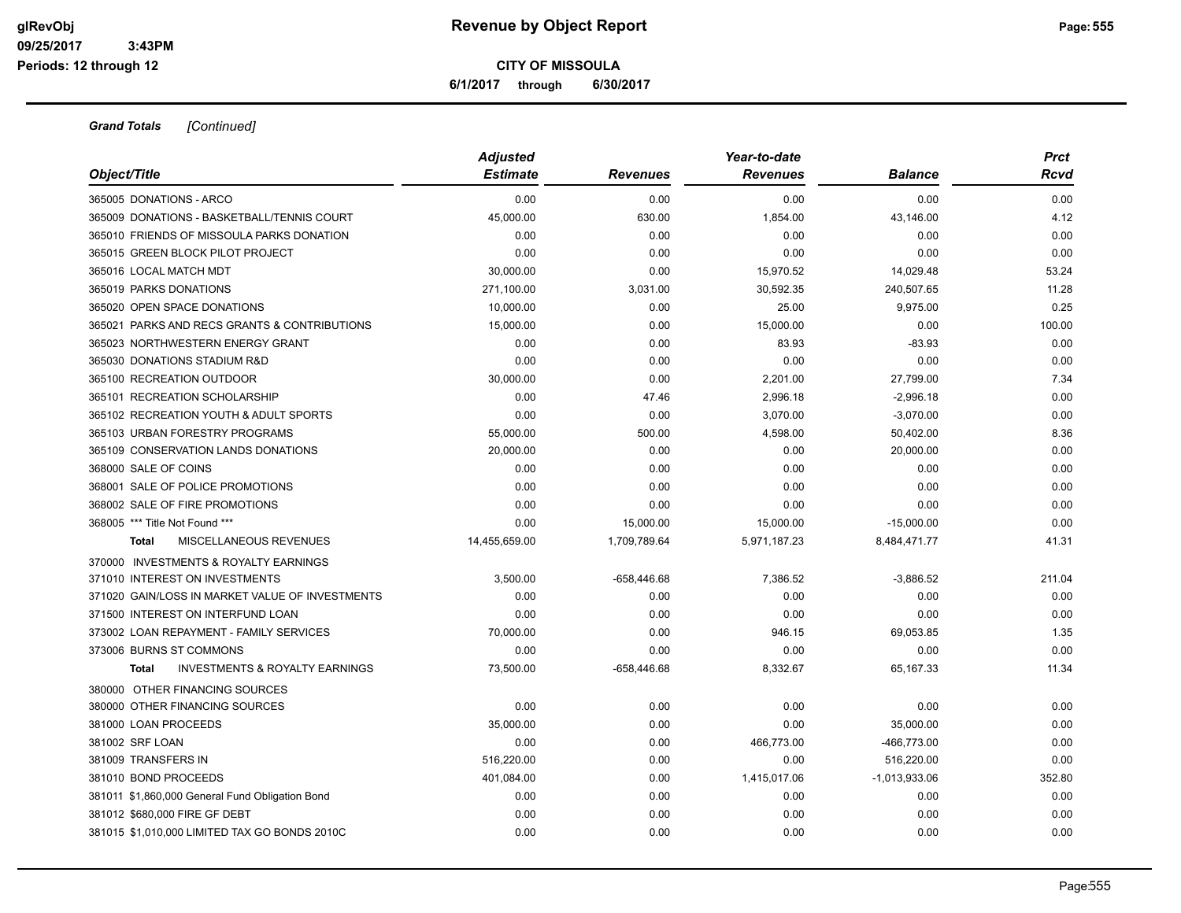# Revenue by Object Report

**CITY OF MISSOULA**

**6/1/2017 through 6/30/2017**

glRevObj
09/25/2017 3:43PM
Periods: 12 through 12

***Grand Totals*** *[Continued]*

| Object/Title | Adjusted Estimate | Revenues | Year-to-date Revenues | Balance | Prct Rcvd |
|---|---|---|---|---|---|
| 365005 DONATIONS - ARCO | 0.00 | 0.00 | 0.00 | 0.00 | 0.00 |
| 365009 DONATIONS - BASKETBALL/TENNIS COURT | 45,000.00 | 630.00 | 1,854.00 | 43,146.00 | 4.12 |
| 365010 FRIENDS OF MISSOULA PARKS DONATION | 0.00 | 0.00 | 0.00 | 0.00 | 0.00 |
| 365015 GREEN BLOCK PILOT PROJECT | 0.00 | 0.00 | 0.00 | 0.00 | 0.00 |
| 365016 LOCAL MATCH MDT | 30,000.00 | 0.00 | 15,970.52 | 14,029.48 | 53.24 |
| 365019 PARKS DONATIONS | 271,100.00 | 3,031.00 | 30,592.35 | 240,507.65 | 11.28 |
| 365020 OPEN SPACE DONATIONS | 10,000.00 | 0.00 | 25.00 | 9,975.00 | 0.25 |
| 365021 PARKS AND RECS GRANTS & CONTRIBUTIONS | 15,000.00 | 0.00 | 15,000.00 | 0.00 | 100.00 |
| 365023 NORTHWESTERN ENERGY GRANT | 0.00 | 0.00 | 83.93 | -83.93 | 0.00 |
| 365030 DONATIONS STADIUM R&D | 0.00 | 0.00 | 0.00 | 0.00 | 0.00 |
| 365100 RECREATION OUTDOOR | 30,000.00 | 0.00 | 2,201.00 | 27,799.00 | 7.34 |
| 365101 RECREATION SCHOLARSHIP | 0.00 | 47.46 | 2,996.18 | -2,996.18 | 0.00 |
| 365102 RECREATION YOUTH & ADULT SPORTS | 0.00 | 0.00 | 3,070.00 | -3,070.00 | 0.00 |
| 365103 URBAN FORESTRY PROGRAMS | 55,000.00 | 500.00 | 4,598.00 | 50,402.00 | 8.36 |
| 365109 CONSERVATION LANDS DONATIONS | 20,000.00 | 0.00 | 0.00 | 20,000.00 | 0.00 |
| 368000 SALE OF COINS | 0.00 | 0.00 | 0.00 | 0.00 | 0.00 |
| 368001 SALE OF POLICE PROMOTIONS | 0.00 | 0.00 | 0.00 | 0.00 | 0.00 |
| 368002 SALE OF FIRE PROMOTIONS | 0.00 | 0.00 | 0.00 | 0.00 | 0.00 |
| 368005 *** Title Not Found *** | 0.00 | 15,000.00 | 15,000.00 | -15,000.00 | 0.00 |
| **Total** MISCELLANEOUS REVENUES | 14,455,659.00 | 1,709,789.64 | 5,971,187.23 | 8,484,471.77 | 41.31 |
| 370000 INVESTMENTS & ROYALTY EARNINGS | | | | | |
| 371010 INTEREST ON INVESTMENTS | 3,500.00 | -658,446.68 | 7,386.52 | -3,886.52 | 211.04 |
| 371020 GAIN/LOSS IN MARKET VALUE OF INVESTMENTS | 0.00 | 0.00 | 0.00 | 0.00 | 0.00 |
| 371500 INTEREST ON INTERFUND LOAN | 0.00 | 0.00 | 0.00 | 0.00 | 0.00 |
| 373002 LOAN REPAYMENT - FAMILY SERVICES | 70,000.00 | 0.00 | 946.15 | 69,053.85 | 1.35 |
| 373006 BURNS ST COMMONS | 0.00 | 0.00 | 0.00 | 0.00 | 0.00 |
| **Total** INVESTMENTS & ROYALTY EARNINGS | 73,500.00 | -658,446.68 | 8,332.67 | 65,167.33 | 11.34 |
| 380000 OTHER FINANCING SOURCES | | | | | |
| 380000 OTHER FINANCING SOURCES | 0.00 | 0.00 | 0.00 | 0.00 | 0.00 |
| 381000 LOAN PROCEEDS | 35,000.00 | 0.00 | 0.00 | 35,000.00 | 0.00 |
| 381002 SRF LOAN | 0.00 | 0.00 | 466,773.00 | -466,773.00 | 0.00 |
| 381009 TRANSFERS IN | 516,220.00 | 0.00 | 0.00 | 516,220.00 | 0.00 |
| 381010 BOND PROCEEDS | 401,084.00 | 0.00 | 1,415,017.06 | -1,013,933.06 | 352.80 |
| 381011 $1,860,000 General Fund Obligation Bond | 0.00 | 0.00 | 0.00 | 0.00 | 0.00 |
| 381012 $680,000 FIRE GF DEBT | 0.00 | 0.00 | 0.00 | 0.00 | 0.00 |
| 381015 $1,010,000 LIMITED TAX GO BONDS 2010C | 0.00 | 0.00 | 0.00 | 0.00 | 0.00 |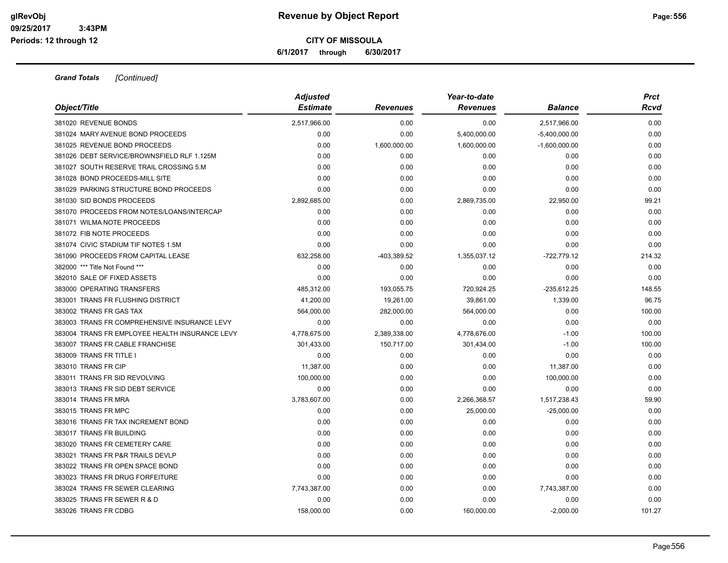**CITY OF MISSOULA**

**6/1/2017 through 6/30/2017**

***Grand Totals*** *[Continued]*

| *Object/Title* | *Adjusted Estimate* | *Revenues* | *Year-to-date Revenues* | *Balance* | *Prct Rcvd* |
|---|---|---|---|---|---|
| 381020 REVENUE BONDS | 2,517,966.00 | 0.00 | 0.00 | 2,517,966.00 | 0.00 |
| 381024 MARY AVENUE BOND PROCEEDS | 0.00 | 0.00 | 5,400,000.00 | -5,400,000.00 | 0.00 |
| 381025 REVENUE BOND PROCEEDS | 0.00 | 1,600,000.00 | 1,600,000.00 | -1,600,000.00 | 0.00 |
| 381026 DEBT SERVICE/BROWNSFIELD RLF 1.125M | 0.00 | 0.00 | 0.00 | 0.00 | 0.00 |
| 381027 SOUTH RESERVE TRAIL CROSSING 5.M | 0.00 | 0.00 | 0.00 | 0.00 | 0.00 |
| 381028 BOND PROCEEDS-MILL SITE | 0.00 | 0.00 | 0.00 | 0.00 | 0.00 |
| 381029 PARKING STRUCTURE BOND PROCEEDS | 0.00 | 0.00 | 0.00 | 0.00 | 0.00 |
| 381030 SID BONDS PROCEEDS | 2,892,685.00 | 0.00 | 2,869,735.00 | 22,950.00 | 99.21 |
| 381070 PROCEEDS FROM NOTES/LOANS/INTERCAP | 0.00 | 0.00 | 0.00 | 0.00 | 0.00 |
| 381071 WILMA NOTE PROCEEDS | 0.00 | 0.00 | 0.00 | 0.00 | 0.00 |
| 381072 FIB NOTE PROCEEDS | 0.00 | 0.00 | 0.00 | 0.00 | 0.00 |
| 381074 CIVIC STADIUM TIF NOTES 1.5M | 0.00 | 0.00 | 0.00 | 0.00 | 0.00 |
| 381090 PROCEEDS FROM CAPITAL LEASE | 632,258.00 | -403,389.52 | 1,355,037.12 | -722,779.12 | 214.32 |
| 382000 *** Title Not Found *** | 0.00 | 0.00 | 0.00 | 0.00 | 0.00 |
| 382010 SALE OF FIXED ASSETS | 0.00 | 0.00 | 0.00 | 0.00 | 0.00 |
| 383000 OPERATING TRANSFERS | 485,312.00 | 193,055.75 | 720,924.25 | -235,612.25 | 148.55 |
| 383001 TRANS FR FLUSHING DISTRICT | 41,200.00 | 19,261.00 | 39,861.00 | 1,339.00 | 96.75 |
| 383002 TRANS FR GAS TAX | 564,000.00 | 282,000.00 | 564,000.00 | 0.00 | 100.00 |
| 383003 TRANS FR COMPREHENSIVE INSURANCE LEVY | 0.00 | 0.00 | 0.00 | 0.00 | 0.00 |
| 383004 TRANS FR EMPLOYEE HEALTH INSURANCE LEVY | 4,778,675.00 | 2,389,338.00 | 4,778,676.00 | -1.00 | 100.00 |
| 383007 TRANS FR CABLE FRANCHISE | 301,433.00 | 150,717.00 | 301,434.00 | -1.00 | 100.00 |
| 383009 TRANS FR TITLE I | 0.00 | 0.00 | 0.00 | 0.00 | 0.00 |
| 383010 TRANS FR CIP | 11,387.00 | 0.00 | 0.00 | 11,387.00 | 0.00 |
| 383011 TRANS FR SID REVOLVING | 100,000.00 | 0.00 | 0.00 | 100,000.00 | 0.00 |
| 383013 TRANS FR SID DEBT SERVICE | 0.00 | 0.00 | 0.00 | 0.00 | 0.00 |
| 383014 TRANS FR MRA | 3,783,607.00 | 0.00 | 2,266,368.57 | 1,517,238.43 | 59.90 |
| 383015 TRANS FR MPC | 0.00 | 0.00 | 25,000.00 | -25,000.00 | 0.00 |
| 383016 TRANS FR TAX INCREMENT BOND | 0.00 | 0.00 | 0.00 | 0.00 | 0.00 |
| 383017 TRANS FR BUILDING | 0.00 | 0.00 | 0.00 | 0.00 | 0.00 |
| 383020 TRANS FR CEMETERY CARE | 0.00 | 0.00 | 0.00 | 0.00 | 0.00 |
| 383021 TRANS FR P&R TRAILS DEVLP | 0.00 | 0.00 | 0.00 | 0.00 | 0.00 |
| 383022 TRANS FR OPEN SPACE BOND | 0.00 | 0.00 | 0.00 | 0.00 | 0.00 |
| 383023 TRANS FR DRUG FORFEITURE | 0.00 | 0.00 | 0.00 | 0.00 | 0.00 |
| 383024 TRANS FR SEWER CLEARING | 7,743,387.00 | 0.00 | 0.00 | 7,743,387.00 | 0.00 |
| 383025 TRANS FR SEWER R & D | 0.00 | 0.00 | 0.00 | 0.00 | 0.00 |
| 383026 TRANS FR CDBG | 158,000.00 | 0.00 | 160,000.00 | -2,000.00 | 101.27 |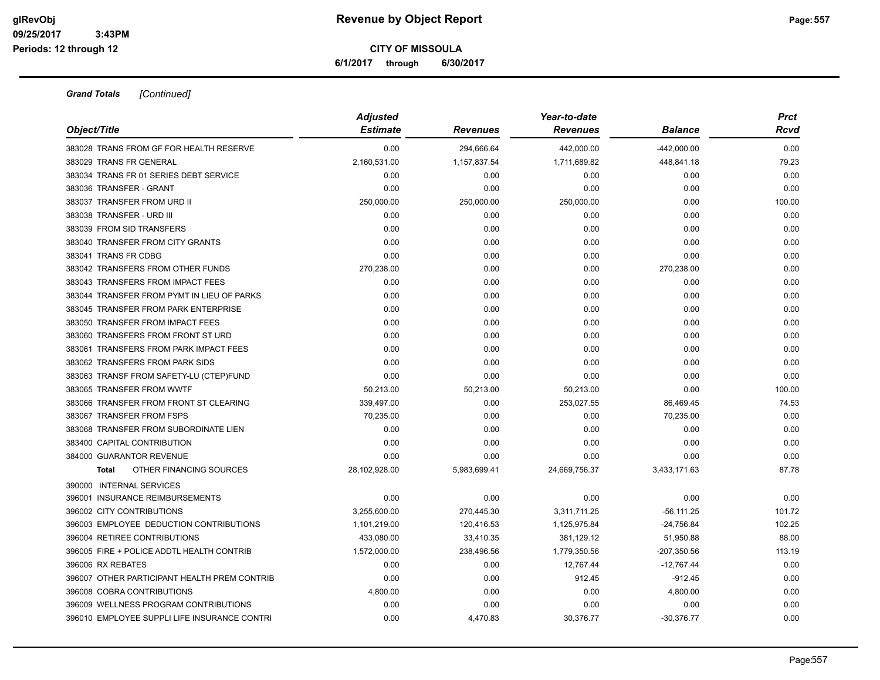**Revenue by Object Report**

**CITY OF MISSOULA**

**6/1/2017 through 6/30/2017**

glRevObj
09/25/2017 3:43PM
Periods: 12 through 12

***Grand Totals*** *[Continued]*

| Object/Title | Adjusted Estimate | Revenues | Year-to-date Revenues | Balance | Prct Rcvd |
|---|---|---|---|---|---|
| 383028 TRANS FROM GF FOR HEALTH RESERVE | 0.00 | 294,666.64 | 442,000.00 | -442,000.00 | 0.00 |
| 383029 TRANS FR GENERAL | 2,160,531.00 | 1,157,837.54 | 1,711,689.82 | 448,841.18 | 79.23 |
| 383034 TRANS FR 01 SERIES DEBT SERVICE | 0.00 | 0.00 | 0.00 | 0.00 | 0.00 |
| 383036 TRANSFER - GRANT | 0.00 | 0.00 | 0.00 | 0.00 | 0.00 |
| 383037 TRANSFER FROM URD II | 250,000.00 | 250,000.00 | 250,000.00 | 0.00 | 100.00 |
| 383038 TRANSFER - URD III | 0.00 | 0.00 | 0.00 | 0.00 | 0.00 |
| 383039 FROM SID TRANSFERS | 0.00 | 0.00 | 0.00 | 0.00 | 0.00 |
| 383040 TRANSFER FROM CITY GRANTS | 0.00 | 0.00 | 0.00 | 0.00 | 0.00 |
| 383041 TRANS FR CDBG | 0.00 | 0.00 | 0.00 | 0.00 | 0.00 |
| 383042 TRANSFERS FROM OTHER FUNDS | 270,238.00 | 0.00 | 0.00 | 270,238.00 | 0.00 |
| 383043 TRANSFERS FROM IMPACT FEES | 0.00 | 0.00 | 0.00 | 0.00 | 0.00 |
| 383044 TRANSFER FROM PYMT IN LIEU OF PARKS | 0.00 | 0.00 | 0.00 | 0.00 | 0.00 |
| 383045 TRANSFER FROM PARK ENTERPRISE | 0.00 | 0.00 | 0.00 | 0.00 | 0.00 |
| 383050 TRANSFER FROM IMPACT FEES | 0.00 | 0.00 | 0.00 | 0.00 | 0.00 |
| 383060 TRANSFERS FROM FRONT ST URD | 0.00 | 0.00 | 0.00 | 0.00 | 0.00 |
| 383061 TRANSFERS FROM PARK IMPACT FEES | 0.00 | 0.00 | 0.00 | 0.00 | 0.00 |
| 383062 TRANSFERS FROM PARK SIDS | 0.00 | 0.00 | 0.00 | 0.00 | 0.00 |
| 383063 TRANSF FROM SAFETY-LU (CTEP)FUND | 0.00 | 0.00 | 0.00 | 0.00 | 0.00 |
| 383065 TRANSFER FROM WWTF | 50,213.00 | 50,213.00 | 50,213.00 | 0.00 | 100.00 |
| 383066 TRANSFER FROM FRONT ST CLEARING | 339,497.00 | 0.00 | 253,027.55 | 86,469.45 | 74.53 |
| 383067 TRANSFER FROM FSPS | 70,235.00 | 0.00 | 0.00 | 70,235.00 | 0.00 |
| 383068 TRANSFER FROM SUBORDINATE LIEN | 0.00 | 0.00 | 0.00 | 0.00 | 0.00 |
| 383400 CAPITAL CONTRIBUTION | 0.00 | 0.00 | 0.00 | 0.00 | 0.00 |
| 384000 GUARANTOR REVENUE | 0.00 | 0.00 | 0.00 | 0.00 | 0.00 |
| **Total** OTHER FINANCING SOURCES | 28,102,928.00 | 5,983,699.41 | 24,669,756.37 | 3,433,171.63 | 87.78 |
| 390000 INTERNAL SERVICES | | | | | |
| 396001 INSURANCE REIMBURSEMENTS | 0.00 | 0.00 | 0.00 | 0.00 | 0.00 |
| 396002 CITY CONTRIBUTIONS | 3,255,600.00 | 270,445.30 | 3,311,711.25 | -56,111.25 | 101.72 |
| 396003 EMPLOYEE DEDUCTION CONTRIBUTIONS | 1,101,219.00 | 120,416.53 | 1,125,975.84 | -24,756.84 | 102.25 |
| 396004 RETIREE CONTRIBUTIONS | 433,080.00 | 33,410.35 | 381,129.12 | 51,950.88 | 88.00 |
| 396005 FIRE + POLICE ADDTL HEALTH CONTRIB | 1,572,000.00 | 238,496.56 | 1,779,350.56 | -207,350.56 | 113.19 |
| 396006 RX REBATES | 0.00 | 0.00 | 12,767.44 | -12,767.44 | 0.00 |
| 396007 OTHER PARTICIPANT HEALTH PREM CONTRIB | 0.00 | 0.00 | 912.45 | -912.45 | 0.00 |
| 396008 COBRA CONTRIBUTIONS | 4,800.00 | 0.00 | 0.00 | 4,800.00 | 0.00 |
| 396009 WELLNESS PROGRAM CONTRIBUTIONS | 0.00 | 0.00 | 0.00 | 0.00 | 0.00 |
| 396010 EMPLOYEE SUPPLI LIFE INSURANCE CONTRI | 0.00 | 4,470.83 | 30,376.77 | -30,376.77 | 0.00 |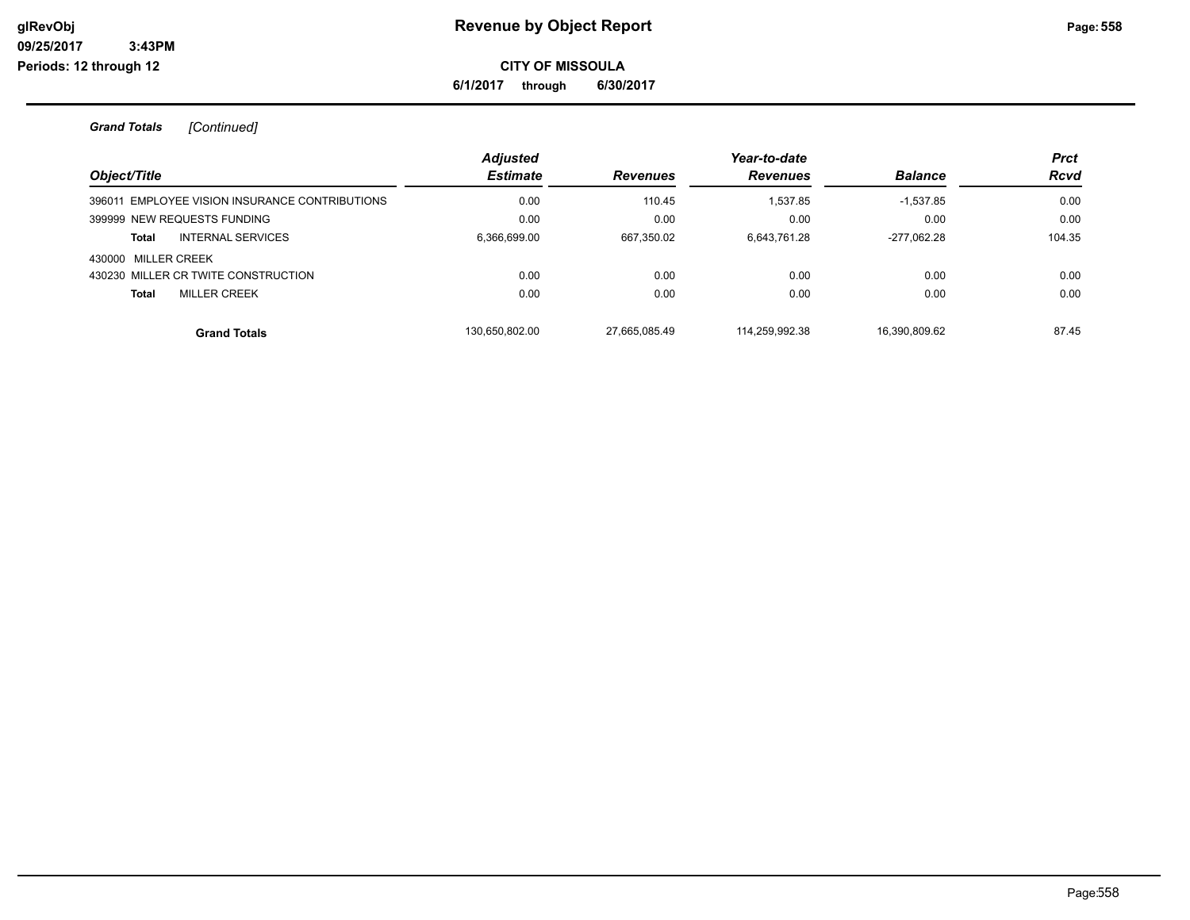*Grand Totals* *[Continued]*

| Object/Title | Adjusted Estimate | Revenues | Year-to-date Revenues | Balance | Prct Rcvd |
|---|---|---|---|---|---|
| 396011 EMPLOYEE VISION INSURANCE CONTRIBUTIONS | 0.00 | 110.45 | 1,537.85 | -1,537.85 | 0.00 |
| 399999 NEW REQUESTS FUNDING | 0.00 | 0.00 | 0.00 | 0.00 | 0.00 |
| **Total** INTERNAL SERVICES | 6,366,699.00 | 667,350.02 | 6,643,761.28 | -277,062.28 | 104.35 |
| 430000 MILLER CREEK | | | | | |
| 430230 MILLER CR TWITE CONSTRUCTION | 0.00 | 0.00 | 0.00 | 0.00 | 0.00 |
| **Total** MILLER CREEK | 0.00 | 0.00 | 0.00 | 0.00 | 0.00 |
| **Grand Totals** | 130,650,802.00 | 27,665,085.49 | 114,259,992.38 | 16,390,809.62 | 87.45 |